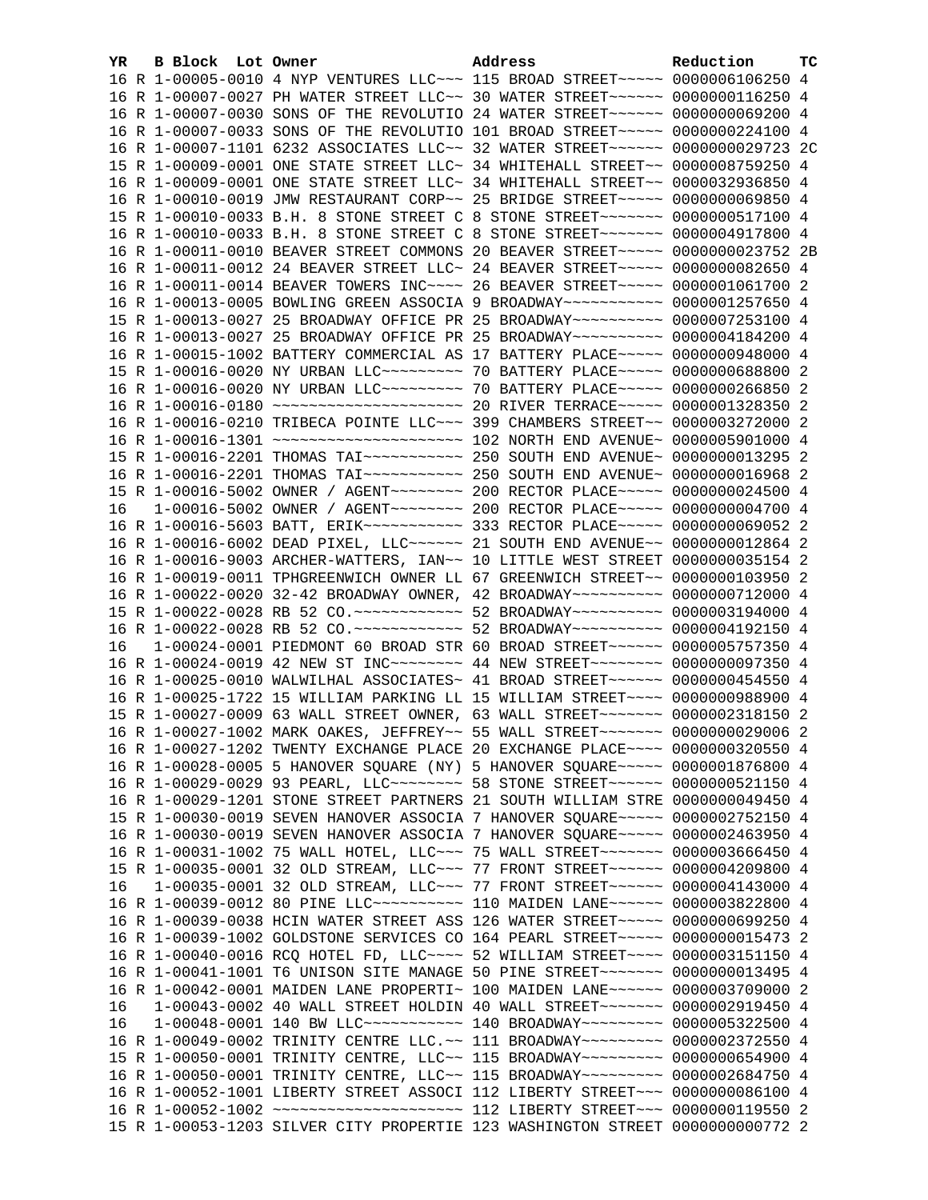| YR | B | Block | Lot | Owner | Address | Reduction | TC |
|---|---|---|---|---|---|---|---|
| 16 | R | 1-00005-0010 | | 4 NYP VENTURES LLC~~~ | 115 BROAD STREET~~~~~ | 0000006106250 | 4 |
| 16 | R | 1-00007-0027 | | PH WATER STREET LLC~~ | 30 WATER STREET~~~~~~ | 0000000116250 | 4 |
| 16 | R | 1-00007-0030 | | SONS OF THE REVOLUTIO | 24 WATER STREET~~~~~~ | 0000000069200 | 4 |
| 16 | R | 1-00007-0033 | | SONS OF THE REVOLUTIO | 101 BROAD STREET~~~~~ | 0000000224100 | 4 |
| 16 | R | 1-00007-1101 | | 6232 ASSOCIATES LLC~~ | 32 WATER STREET~~~~~~ | 0000000029723 | 2C |
| 15 | R | 1-00009-0001 | | ONE STATE STREET LLC~ | 34 WHITEHALL STREET~~ | 0000008759250 | 4 |
| 16 | R | 1-00009-0001 | | ONE STATE STREET LLC~ | 34 WHITEHALL STREET~~ | 0000032936850 | 4 |
| 16 | R | 1-00010-0019 | | JMW RESTAURANT CORP~~ | 25 BRIDGE STREET~~~~~ | 0000000069850 | 4 |
| 15 | R | 1-00010-0033 | | B.H. 8 STONE STREET C | 8 STONE STREET~~~~~~~ | 0000000517100 | 4 |
| 16 | R | 1-00010-0033 | | B.H. 8 STONE STREET C | 8 STONE STREET~~~~~~~ | 0000004917800 | 4 |
| 16 | R | 1-00011-0010 | | BEAVER STREET COMMONS | 20 BEAVER STREET~~~~~ | 0000000023752 | 2B |
| 16 | R | 1-00011-0012 | | 24 BEAVER STREET LLC~ | 24 BEAVER STREET~~~~~ | 0000000082650 | 4 |
| 16 | R | 1-00011-0014 | | BEAVER TOWERS INC~~~~ | 26 BEAVER STREET~~~~~ | 0000001061700 | 2 |
| 16 | R | 1-00013-0005 | | BOWLING GREEN ASSOCIA | 9 BROADWAY~~~~~~~~~~~ | 0000001257650 | 4 |
| 15 | R | 1-00013-0027 | | 25 BROADWAY OFFICE PR | 25 BROADWAY~~~~~~~~~~ | 0000007253100 | 4 |
| 16 | R | 1-00013-0027 | | 25 BROADWAY OFFICE PR | 25 BROADWAY~~~~~~~~~~ | 0000004184200 | 4 |
| 16 | R | 1-00015-1002 | | BATTERY COMMERCIAL AS | 17 BATTERY PLACE~~~~~ | 0000000948000 | 4 |
| 15 | R | 1-00016-0020 | | NY URBAN LLC~~~~~~~~~ | 70 BATTERY PLACE~~~~~ | 0000000688800 | 2 |
| 16 | R | 1-00016-0020 | | NY URBAN LLC~~~~~~~~~ | 70 BATTERY PLACE~~~~~ | 0000000266850 | 2 |
| 16 | R | 1-00016-0180 | | ~~~~~~~~~~~~~~~~~~~~~ | 20 RIVER TERRACE~~~~~ | 0000001328350 | 2 |
| 16 | R | 1-00016-0210 | | TRIBECA POINTE LLC~~~ | 399 CHAMBERS STREET~~ | 0000003272000 | 2 |
| 16 | R | 1-00016-1301 | | ~~~~~~~~~~~~~~~~~~~~~ | 102 NORTH END AVENUE~ | 0000005901000 | 4 |
| 15 | R | 1-00016-2201 | | THOMAS TAI~~~~~~~~~~~ | 250 SOUTH END AVENUE~ | 0000000013295 | 2 |
| 16 | R | 1-00016-2201 | | THOMAS TAI~~~~~~~~~~~ | 250 SOUTH END AVENUE~ | 0000000016968 | 2 |
| 15 | R | 1-00016-5002 | | OWNER / AGENT~~~~~~~~ | 200 RECTOR PLACE~~~~~ | 0000000024500 | 4 |
| 16 | | 1-00016-5002 | | OWNER / AGENT~~~~~~~~ | 200 RECTOR PLACE~~~~~ | 0000000004700 | 4 |
| 16 | R | 1-00016-5603 | | BATT, ERIK~~~~~~~~~~~ | 333 RECTOR PLACE~~~~~ | 0000000069052 | 2 |
| 16 | R | 1-00016-6002 | | DEAD PIXEL, LLC~~~~~~ | 21 SOUTH END AVENUE~~ | 0000000012864 | 2 |
| 16 | R | 1-00016-9003 | | ARCHER-WATTERS, IAN~~ | 10 LITTLE WEST STREET | 0000000035154 | 2 |
| 16 | R | 1-00019-0011 | | TPHGREENWICH OWNER LL | 67 GREENWICH STREET~~ | 0000000103950 | 2 |
| 16 | R | 1-00022-0020 | | 32-42 BROADWAY OWNER, | 42 BROADWAY~~~~~~~~~~ | 0000000712000 | 4 |
| 15 | R | 1-00022-0028 | | RB 52 CO.~~~~~~~~~~~~ | 52 BROADWAY~~~~~~~~~~ | 0000003194000 | 4 |
| 16 | R | 1-00022-0028 | | RB 52 CO.~~~~~~~~~~~~ | 52 BROADWAY~~~~~~~~~~ | 0000004192150 | 4 |
| 16 | | 1-00024-0001 | | PIEDMONT 60 BROAD STR | 60 BROAD STREET~~~~~~ | 0000005757350 | 4 |
| 16 | R | 1-00024-0019 | | 42 NEW ST INC~~~~~~~~ | 44 NEW STREET~~~~~~~~ | 0000000097350 | 4 |
| 16 | R | 1-00025-0010 | | WALWILHAL ASSOCIATES~ | 41 BROAD STREET~~~~~~ | 0000000454550 | 4 |
| 16 | R | 1-00025-1722 | | 15 WILLIAM PARKING LL | 15 WILLIAM STREET~~~~ | 0000000988900 | 4 |
| 15 | R | 1-00027-0009 | | 63 WALL STREET OWNER, | 63 WALL STREET~~~~~~~ | 0000002318150 | 2 |
| 16 | R | 1-00027-1002 | | MARK OAKES, JEFFREY~~ | 55 WALL STREET~~~~~~~ | 0000000029006 | 2 |
| 16 | R | 1-00027-1202 | | TWENTY EXCHANGE PLACE | 20 EXCHANGE PLACE~~~~ | 0000000320550 | 4 |
| 16 | R | 1-00028-0005 | | 5 HANOVER SQUARE (NY) | 5 HANOVER SQUARE~~~~~ | 0000001876800 | 4 |
| 16 | R | 1-00029-0029 | | 93 PEARL, LLC~~~~~~~~ | 58 STONE STREET~~~~~~ | 0000000521150 | 4 |
| 16 | R | 1-00029-1201 | | STONE STREET PARTNERS | 21 SOUTH WILLIAM STRE | 0000000049450 | 4 |
| 15 | R | 1-00030-0019 | | SEVEN HANOVER ASSOCIA | 7 HANOVER SQUARE~~~~~ | 0000002752150 | 4 |
| 16 | R | 1-00030-0019 | | SEVEN HANOVER ASSOCIA | 7 HANOVER SQUARE~~~~~ | 0000002463950 | 4 |
| 16 | R | 1-00031-1002 | | 75 WALL HOTEL, LLC~~~ | 75 WALL STREET~~~~~~~ | 0000003666450 | 4 |
| 15 | R | 1-00035-0001 | | 32 OLD STREAM, LLC~~~ | 77 FRONT STREET~~~~~~ | 0000004209800 | 4 |
| 16 | | 1-00035-0001 | | 32 OLD STREAM, LLC~~~ | 77 FRONT STREET~~~~~~ | 0000004143000 | 4 |
| 16 | R | 1-00039-0012 | | 80 PINE LLC~~~~~~~~~~ | 110 MAIDEN LANE~~~~~~ | 0000003822800 | 4 |
| 16 | R | 1-00039-0038 | | HCIN WATER STREET ASS | 126 WATER STREET~~~~~ | 0000000699250 | 4 |
| 16 | R | 1-00039-1002 | | GOLDSTONE SERVICES CO | 164 PEARL STREET~~~~~ | 0000000015473 | 2 |
| 16 | R | 1-00040-0016 | | RCQ HOTEL FD, LLC~~~~ | 52 WILLIAM STREET~~~~ | 0000003151150 | 4 |
| 16 | R | 1-00041-1001 | | T6 UNISON SITE MANAGE | 50 PINE STREET~~~~~~~ | 0000000013495 | 4 |
| 16 | R | 1-00042-0001 | | MAIDEN LANE PROPERTI~ | 100 MAIDEN LANE~~~~~~ | 0000003709000 | 2 |
| 16 | | 1-00043-0002 | | 40 WALL STREET HOLDIN | 40 WALL STREET~~~~~~~ | 0000002919450 | 4 |
| 16 | | 1-00048-0001 | | 140 BW LLC~~~~~~~~~~~ | 140 BROADWAY~~~~~~~~~ | 0000005322500 | 4 |
| 16 | R | 1-00049-0002 | | TRINITY CENTRE LLC.~~ | 111 BROADWAY~~~~~~~~~ | 0000002372550 | 4 |
| 15 | R | 1-00050-0001 | | TRINITY CENTRE, LLC~~ | 115 BROADWAY~~~~~~~~~ | 0000000654900 | 4 |
| 16 | R | 1-00050-0001 | | TRINITY CENTRE, LLC~~ | 115 BROADWAY~~~~~~~~~ | 0000002684750 | 4 |
| 16 | R | 1-00052-1001 | | LIBERTY STREET ASSOCI | 112 LIBERTY STREET~~~ | 0000000086100 | 4 |
| 16 | R | 1-00052-1002 | | ~~~~~~~~~~~~~~~~~~~~~ | 112 LIBERTY STREET~~~ | 0000000119550 | 2 |
| 15 | R | 1-00053-1203 | | SILVER CITY PROPERTIE | 123 WASHINGTON STREET | 0000000000772 | 2 |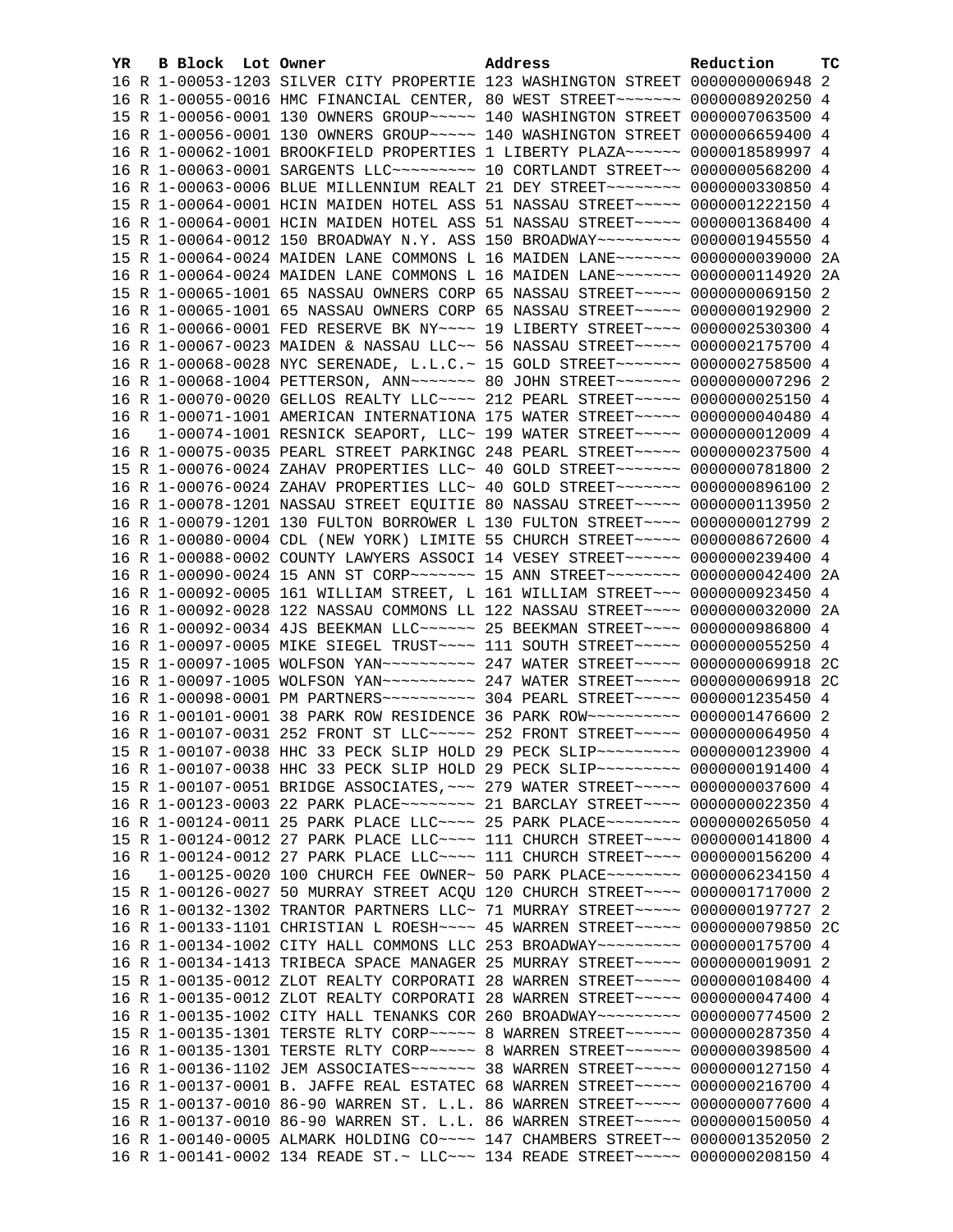| YR | B | Block | Lot | Owner | Address | Reduction | TC |
|---|---|---|---|---|---|---|---|
| 16 | R | 1-00053-1203 | | SILVER CITY PROPERTIE | 123 WASHINGTON STREET | 0000000006948 | 2 |
| 16 | R | 1-00055-0016 | | HMC FINANCIAL CENTER, | 80 WEST STREET~~~~~~~ | 0000008920250 | 4 |
| 15 | R | 1-00056-0001 | | 130 OWNERS GROUP~~~~~ | 140 WASHINGTON STREET | 0000007063500 | 4 |
| 16 | R | 1-00056-0001 | | 130 OWNERS GROUP~~~~~ | 140 WASHINGTON STREET | 0000006659400 | 4 |
| 16 | R | 1-00062-1001 | | BROOKFIELD PROPERTIES | 1 LIBERTY PLAZA~~~~~~ | 0000018589997 | 4 |
| 16 | R | 1-00063-0001 | | SARGENTS LLC~~~~~~~~~ | 10 CORTLANDT STREET~~ | 0000000568200 | 4 |
| 16 | R | 1-00063-0006 | | BLUE MILLENNIUM REALT | 21 DEY STREET~~~~~~~~ | 0000000330850 | 4 |
| 15 | R | 1-00064-0001 | | HCIN MAIDEN HOTEL ASS | 51 NASSAU STREET~~~~~ | 0000001222150 | 4 |
| 16 | R | 1-00064-0001 | | HCIN MAIDEN HOTEL ASS | 51 NASSAU STREET~~~~~ | 0000001368400 | 4 |
| 15 | R | 1-00064-0012 | | 150 BROADWAY N.Y. ASS | 150 BROADWAY~~~~~~~~~ | 0000001945550 | 4 |
| 15 | R | 1-00064-0024 | | MAIDEN LANE COMMONS L | 16 MAIDEN LANE~~~~~~~ | 0000000039000 | 2A |
| 16 | R | 1-00064-0024 | | MAIDEN LANE COMMONS L | 16 MAIDEN LANE~~~~~~~ | 0000000114920 | 2A |
| 15 | R | 1-00065-1001 | | 65 NASSAU OWNERS CORP | 65 NASSAU STREET~~~~~ | 0000000069150 | 2 |
| 16 | R | 1-00065-1001 | | 65 NASSAU OWNERS CORP | 65 NASSAU STREET~~~~~ | 0000000192900 | 2 |
| 16 | R | 1-00066-0001 | | FED RESERVE BK NY~~~~ | 19 LIBERTY STREET~~~~ | 0000002530300 | 4 |
| 16 | R | 1-00067-0023 | | MAIDEN & NASSAU LLC~~ | 56 NASSAU STREET~~~~~ | 0000002175700 | 4 |
| 16 | R | 1-00068-0028 | | NYC SERENADE, L.L.C.~ | 15 GOLD STREET~~~~~~~ | 0000002758500 | 4 |
| 16 | R | 1-00068-1004 | | PETTERSON, ANN~~~~~~~ | 80 JOHN STREET~~~~~~~ | 0000000007296 | 2 |
| 16 | R | 1-00070-0020 | | GELLOS REALTY LLC~~~~ | 212 PEARL STREET~~~~~ | 0000000025150 | 4 |
| 16 | R | 1-00071-1001 | | AMERICAN INTERNATIONA | 175 WATER STREET~~~~~ | 0000000040480 | 4 |
| 16 | | 1-00074-1001 | | RESNICK SEAPORT, LLC~ | 199 WATER STREET~~~~~ | 0000000012009 | 4 |
| 16 | R | 1-00075-0035 | | PEARL STREET PARKINGC | 248 PEARL STREET~~~~~ | 0000000237500 | 4 |
| 15 | R | 1-00076-0024 | | ZAHAV PROPERTIES LLC~ | 40 GOLD STREET~~~~~~~ | 0000000781800 | 2 |
| 16 | R | 1-00076-0024 | | ZAHAV PROPERTIES LLC~ | 40 GOLD STREET~~~~~~~ | 0000000896100 | 2 |
| 16 | R | 1-00078-1201 | | NASSAU STREET EQUITIE | 80 NASSAU STREET~~~~~ | 0000000113950 | 2 |
| 16 | R | 1-00079-1201 | | 130 FULTON BORROWER L | 130 FULTON STREET~~~~ | 0000000012799 | 2 |
| 16 | R | 1-00080-0004 | | CDL (NEW YORK) LIMITE | 55 CHURCH STREET~~~~~ | 0000008672600 | 4 |
| 16 | R | 1-00088-0002 | | COUNTY LAWYERS ASSOCI | 14 VESEY STREET~~~~~~ | 0000000239400 | 4 |
| 16 | R | 1-00090-0024 | | 15 ANN ST CORP~~~~~~~ | 15 ANN STREET~~~~~~~~ | 0000000042400 | 2A |
| 16 | R | 1-00092-0005 | | 161 WILLIAM STREET, L | 161 WILLIAM STREET~~~ | 0000000923450 | 4 |
| 16 | R | 1-00092-0028 | | 122 NASSAU COMMONS LL | 122 NASSAU STREET~~~~ | 0000000032000 | 2A |
| 16 | R | 1-00092-0034 | | 4JS BEEKMAN LLC~~~~~~ | 25 BEEKMAN STREET~~~~ | 0000000986800 | 4 |
| 16 | R | 1-00097-0005 | | MIKE SIEGEL TRUST~~~~ | 111 SOUTH STREET~~~~~ | 0000000055250 | 4 |
| 15 | R | 1-00097-1005 | | WOLFSON YAN~~~~~~~~~~ | 247 WATER STREET~~~~~ | 0000000069918 | 2C |
| 16 | R | 1-00097-1005 | | WOLFSON YAN~~~~~~~~~~ | 247 WATER STREET~~~~~ | 0000000069918 | 2C |
| 16 | R | 1-00098-0001 | | PM PARTNERS~~~~~~~~~~ | 304 PEARL STREET~~~~~ | 0000001235450 | 4 |
| 16 | R | 1-00101-0001 | | 38 PARK ROW RESIDENCE | 36 PARK ROW~~~~~~~~~~ | 0000001476600 | 2 |
| 16 | R | 1-00107-0031 | | 252 FRONT ST LLC~~~~~ | 252 FRONT STREET~~~~~ | 0000000064950 | 4 |
| 15 | R | 1-00107-0038 | | HHC 33 PECK SLIP HOLD | 29 PECK SLIP~~~~~~~~~ | 0000000123900 | 4 |
| 16 | R | 1-00107-0038 | | HHC 33 PECK SLIP HOLD | 29 PECK SLIP~~~~~~~~~ | 0000000191400 | 4 |
| 15 | R | 1-00107-0051 | | BRIDGE ASSOCIATES,~~~ | 279 WATER STREET~~~~~ | 0000000037600 | 4 |
| 16 | R | 1-00123-0003 | | 22 PARK PLACE~~~~~~~~ | 21 BARCLAY STREET~~~~ | 0000000022350 | 4 |
| 16 | R | 1-00124-0011 | | 25 PARK PLACE LLC~~~~ | 25 PARK PLACE~~~~~~~~ | 0000000265050 | 4 |
| 15 | R | 1-00124-0012 | | 27 PARK PLACE LLC~~~~ | 111 CHURCH STREET~~~~ | 0000000141800 | 4 |
| 16 | R | 1-00124-0012 | | 27 PARK PLACE LLC~~~~ | 111 CHURCH STREET~~~~ | 0000000156200 | 4 |
| 16 | | 1-00125-0020 | | 100 CHURCH FEE OWNER~ | 50 PARK PLACE~~~~~~~~ | 0000006234150 | 4 |
| 15 | R | 1-00126-0027 | | 50 MURRAY STREET ACQU | 120 CHURCH STREET~~~~ | 0000001717000 | 2 |
| 16 | R | 1-00132-1302 | | TRANTOR PARTNERS LLC~ | 71 MURRAY STREET~~~~~ | 0000000197727 | 2 |
| 16 | R | 1-00133-1101 | | CHRISTIAN L ROESH~~~~ | 45 WARREN STREET~~~~~ | 0000000079850 | 2C |
| 16 | R | 1-00134-1002 | | CITY HALL COMMONS LLC | 253 BROADWAY~~~~~~~~~ | 0000000175700 | 4 |
| 16 | R | 1-00134-1413 | | TRIBECA SPACE MANAGER | 25 MURRAY STREET~~~~~ | 0000000019091 | 2 |
| 15 | R | 1-00135-0012 | | ZLOT REALTY CORPORATI | 28 WARREN STREET~~~~~ | 0000000108400 | 4 |
| 16 | R | 1-00135-0012 | | ZLOT REALTY CORPORATI | 28 WARREN STREET~~~~~ | 0000000047400 | 4 |
| 16 | R | 1-00135-1002 | | CITY HALL TENANKS COR | 260 BROADWAY~~~~~~~~~ | 0000000774500 | 2 |
| 15 | R | 1-00135-1301 | | TERSTE RLTY CORP~~~~~ | 8 WARREN STREET~~~~~~ | 0000000287350 | 4 |
| 16 | R | 1-00135-1301 | | TERSTE RLTY CORP~~~~~ | 8 WARREN STREET~~~~~~ | 0000000398500 | 4 |
| 16 | R | 1-00136-1102 | | JEM ASSOCIATES~~~~~~~ | 38 WARREN STREET~~~~~ | 0000000127150 | 4 |
| 16 | R | 1-00137-0001 | | B. JAFFE REAL ESTATEC | 68 WARREN STREET~~~~~ | 0000000216700 | 4 |
| 15 | R | 1-00137-0010 | | 86-90 WARREN ST. L.L. | 86 WARREN STREET~~~~~ | 0000000077600 | 4 |
| 16 | R | 1-00137-0010 | | 86-90 WARREN ST. L.L. | 86 WARREN STREET~~~~~ | 0000000150050 | 4 |
| 16 | R | 1-00140-0005 | | ALMARK HOLDING CO~~~~ | 147 CHAMBERS STREET~~ | 0000001352050 | 2 |
| 16 | R | 1-00141-0002 | | 134 READE ST.~ LLC~~~ | 134 READE STREET~~~~~ | 0000000208150 | 4 |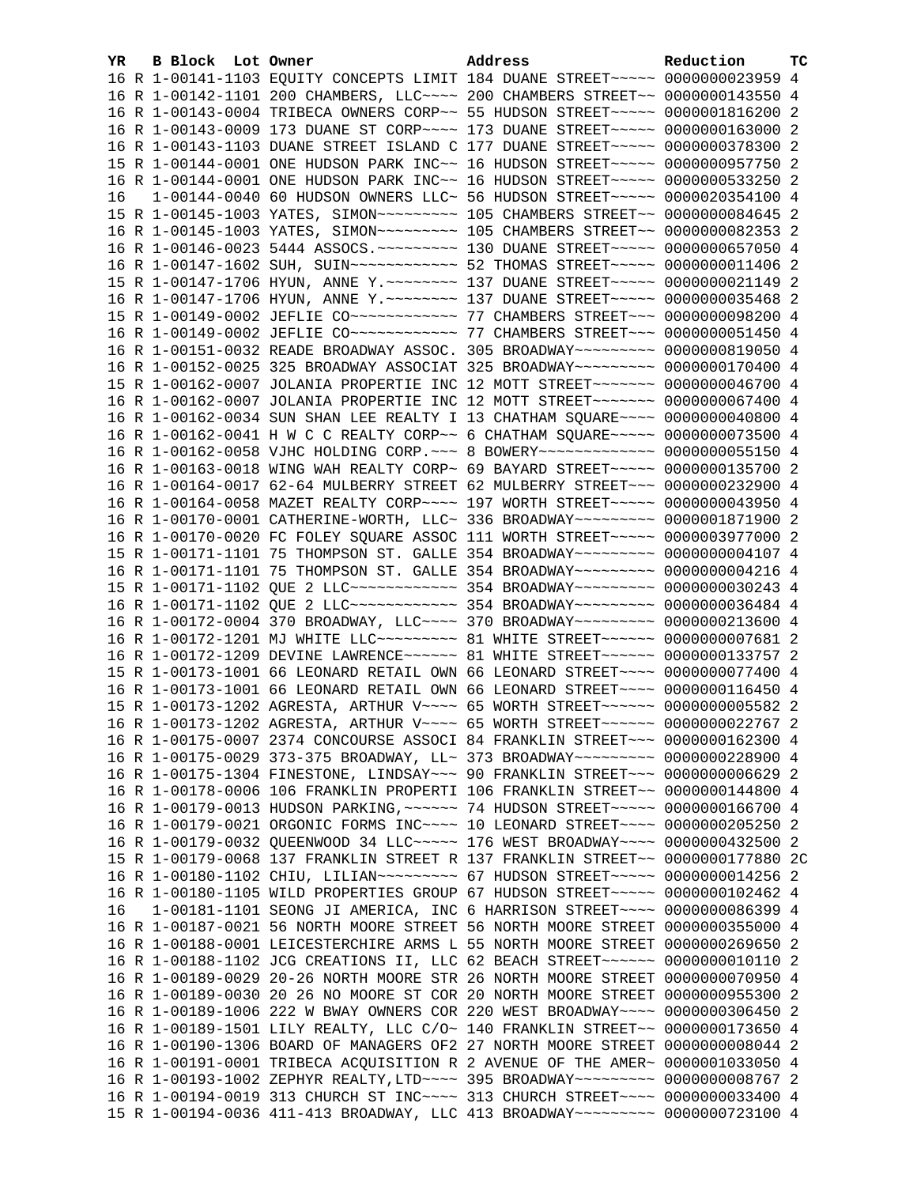| YR | B | Block | Lot | Owner | Address | Reduction | TC |
|---|---|---|---|---|---|---|---|
| 16 | R | 1-00141-1103 | | EQUITY CONCEPTS LIMIT | 184 DUANE STREET~~~~~ | 0000000023959 | 4 |
| 16 | R | 1-00142-1101 | | 200 CHAMBERS, LLC~~~~ | 200 CHAMBERS STREET~~ | 0000000143550 | 4 |
| 16 | R | 1-00143-0004 | | TRIBECA OWNERS CORP~~ | 55 HUDSON STREET~~~~~ | 0000001816200 | 2 |
| 16 | R | 1-00143-0009 | | 173 DUANE ST CORP~~~~ | 173 DUANE STREET~~~~~ | 0000000163000 | 2 |
| 16 | R | 1-00143-1103 | | DUANE STREET ISLAND C | 177 DUANE STREET~~~~~ | 0000000378300 | 2 |
| 15 | R | 1-00144-0001 | | ONE HUDSON PARK INC~~ | 16 HUDSON STREET~~~~~ | 0000000957750 | 2 |
| 16 | R | 1-00144-0001 | | ONE HUDSON PARK INC~~ | 16 HUDSON STREET~~~~~ | 0000000533250 | 2 |
| 16 | | 1-00144-0040 | | 60 HUDSON OWNERS LLC~ | 56 HUDSON STREET~~~~~ | 0000020354100 | 4 |
| 15 | R | 1-00145-1003 | | YATES, SIMON~~~~~~~~~ | 105 CHAMBERS STREET~~ | 0000000084645 | 2 |
| 16 | R | 1-00145-1003 | | YATES, SIMON~~~~~~~~~ | 105 CHAMBERS STREET~~ | 0000000082353 | 2 |
| 16 | R | 1-00146-0023 | | 5444 ASSOCS.~~~~~~~~~ | 130 DUANE STREET~~~~~ | 0000000657050 | 4 |
| 16 | R | 1-00147-1602 | | SUH, SUIN~~~~~~~~~~~~ | 52 THOMAS STREET~~~~~ | 0000000011406 | 2 |
| 15 | R | 1-00147-1706 | | HYUN, ANNE Y.~~~~~~~~ | 137 DUANE STREET~~~~~ | 0000000021149 | 2 |
| 16 | R | 1-00147-1706 | | HYUN, ANNE Y.~~~~~~~~ | 137 DUANE STREET~~~~~ | 0000000035468 | 2 |
| 15 | R | 1-00149-0002 | | JEFLIE CO~~~~~~~~~~~~ | 77 CHAMBERS STREET~~~ | 0000000098200 | 4 |
| 16 | R | 1-00149-0002 | | JEFLIE CO~~~~~~~~~~~~ | 77 CHAMBERS STREET~~~ | 0000000051450 | 4 |
| 16 | R | 1-00151-0032 | | READE BROADWAY ASSOC. | 305 BROADWAY~~~~~~~~~ | 0000000819050 | 4 |
| 16 | R | 1-00152-0025 | | 325 BROADWAY ASSOCIAT | 325 BROADWAY~~~~~~~~~ | 0000000170400 | 4 |
| 15 | R | 1-00162-0007 | | JOLANIA PROPERTIE INC | 12 MOTT STREET~~~~~~~ | 0000000046700 | 4 |
| 16 | R | 1-00162-0007 | | JOLANIA PROPERTIE INC | 12 MOTT STREET~~~~~~~ | 0000000067400 | 4 |
| 16 | R | 1-00162-0034 | | SUN SHAN LEE REALTY I | 13 CHATHAM SQUARE~~~~ | 0000000040800 | 4 |
| 16 | R | 1-00162-0041 | | H W C C REALTY CORP~~ | 6 CHATHAM SQUARE~~~~~ | 0000000073500 | 4 |
| 16 | R | 1-00162-0058 | | VJHC HOLDING CORP.~~~ | 8 BOWERY~~~~~~~~~~~~~ | 0000000055150 | 4 |
| 16 | R | 1-00163-0018 | | WING WAH REALTY CORP~ | 69 BAYARD STREET~~~~~ | 0000000135700 | 2 |
| 16 | R | 1-00164-0017 | | 62-64 MULBERRY STREET | 62 MULBERRY STREET~~~ | 0000000232900 | 4 |
| 16 | R | 1-00164-0058 | | MAZET REALTY CORP~~~~ | 197 WORTH STREET~~~~~ | 0000000043950 | 4 |
| 16 | R | 1-00170-0001 | | CATHERINE-WORTH, LLC~ | 336 BROADWAY~~~~~~~~~ | 0000001871900 | 2 |
| 16 | R | 1-00170-0020 | | FC FOLEY SQUARE ASSOC | 111 WORTH STREET~~~~~ | 0000003977000 | 2 |
| 15 | R | 1-00171-1101 | | 75 THOMPSON ST. GALLE | 354 BROADWAY~~~~~~~~~ | 0000000004107 | 4 |
| 16 | R | 1-00171-1101 | | 75 THOMPSON ST. GALLE | 354 BROADWAY~~~~~~~~~ | 0000000004216 | 4 |
| 15 | R | 1-00171-1102 | | QUE 2 LLC~~~~~~~~~~~~ | 354 BROADWAY~~~~~~~~~ | 0000000030243 | 4 |
| 16 | R | 1-00171-1102 | | QUE 2 LLC~~~~~~~~~~~~ | 354 BROADWAY~~~~~~~~~ | 0000000036484 | 4 |
| 16 | R | 1-00172-0004 | | 370 BROADWAY, LLC~~~~ | 370 BROADWAY~~~~~~~~~ | 0000000213600 | 4 |
| 16 | R | 1-00172-1201 | | MJ WHITE LLC~~~~~~~~~ | 81 WHITE STREET~~~~~~ | 0000000007681 | 2 |
| 16 | R | 1-00172-1209 | | DEVINE LAWRENCE~~~~~~ | 81 WHITE STREET~~~~~~ | 0000000133757 | 2 |
| 15 | R | 1-00173-1001 | | 66 LEONARD RETAIL OWN | 66 LEONARD STREET~~~~ | 0000000077400 | 4 |
| 16 | R | 1-00173-1001 | | 66 LEONARD RETAIL OWN | 66 LEONARD STREET~~~~ | 0000000116450 | 4 |
| 15 | R | 1-00173-1202 | | AGRESTA, ARTHUR V~~~~ | 65 WORTH STREET~~~~~~ | 0000000005582 | 2 |
| 16 | R | 1-00173-1202 | | AGRESTA, ARTHUR V~~~~ | 65 WORTH STREET~~~~~~ | 0000000022767 | 2 |
| 16 | R | 1-00175-0007 | | 2374 CONCOURSE ASSOCI | 84 FRANKLIN STREET~~~ | 0000000162300 | 4 |
| 16 | R | 1-00175-0029 | | 373-375 BROADWAY, LL~ | 373 BROADWAY~~~~~~~~~ | 0000000228900 | 4 |
| 16 | R | 1-00175-1304 | | FINESTONE, LINDSAY~~~ | 90 FRANKLIN STREET~~~ | 0000000006629 | 2 |
| 16 | R | 1-00178-0006 | | 106 FRANKLIN PROPERTI | 106 FRANKLIN STREET~~ | 0000000144800 | 4 |
| 16 | R | 1-00179-0013 | | HUDSON PARKING,~~~~~~ | 74 HUDSON STREET~~~~~ | 0000000166700 | 4 |
| 16 | R | 1-00179-0021 | | ORGONIC FORMS INC~~~~ | 10 LEONARD STREET~~~~ | 0000000205250 | 2 |
| 16 | R | 1-00179-0032 | | QUEENWOOD 34 LLC~~~~~ | 176 WEST BROADWAY~~~~ | 0000000432500 | 2 |
| 15 | R | 1-00179-0068 | | 137 FRANKLIN STREET R | 137 FRANKLIN STREET~~ | 0000000177880 | 2C |
| 16 | R | 1-00180-1102 | | CHIU, LILIAN~~~~~~~~~ | 67 HUDSON STREET~~~~~ | 0000000014256 | 2 |
| 16 | R | 1-00180-1105 | | WILD PROPERTIES GROUP | 67 HUDSON STREET~~~~~ | 0000000102462 | 4 |
| 16 | | 1-00181-1101 | | SEONG JI AMERICA, INC | 6 HARRISON STREET~~~~ | 0000000086399 | 4 |
| 16 | R | 1-00187-0021 | | 56 NORTH MOORE STREET | 56 NORTH MOORE STREET | 0000000355000 | 4 |
| 16 | R | 1-00188-0001 | | LEICESTERCHIRE ARMS L | 55 NORTH MOORE STREET | 0000000269650 | 2 |
| 16 | R | 1-00188-1102 | | JCG CREATIONS II, LLC | 62 BEACH STREET~~~~~~ | 0000000010110 | 2 |
| 16 | R | 1-00189-0029 | | 20-26 NORTH MOORE STR | 26 NORTH MOORE STREET | 0000000070950 | 4 |
| 16 | R | 1-00189-0030 | | 20 26 NO MOORE ST COR | 20 NORTH MOORE STREET | 0000000955300 | 2 |
| 16 | R | 1-00189-1006 | | 222 W BWAY OWNERS COR | 220 WEST BROADWAY~~~~ | 0000000306450 | 2 |
| 16 | R | 1-00189-1501 | | LILY REALTY, LLC C/O~ | 140 FRANKLIN STREET~~ | 0000000173650 | 4 |
| 16 | R | 1-00190-1306 | | BOARD OF MANAGERS OF2 | 27 NORTH MOORE STREET | 0000000008044 | 2 |
| 16 | R | 1-00191-0001 | | TRIBECA ACQUISITION R | 2 AVENUE OF THE AMER~ | 0000001033050 | 4 |
| 16 | R | 1-00193-1002 | | ZEPHYR REALTY,LTD~~~~ | 395 BROADWAY~~~~~~~~~ | 0000000008767 | 2 |
| 16 | R | 1-00194-0019 | | 313 CHURCH ST INC~~~~ | 313 CHURCH STREET~~~~ | 0000000033400 | 4 |
| 15 | R | 1-00194-0036 | | 411-413 BROADWAY, LLC | 413 BROADWAY~~~~~~~~~ | 0000000723100 | 4 |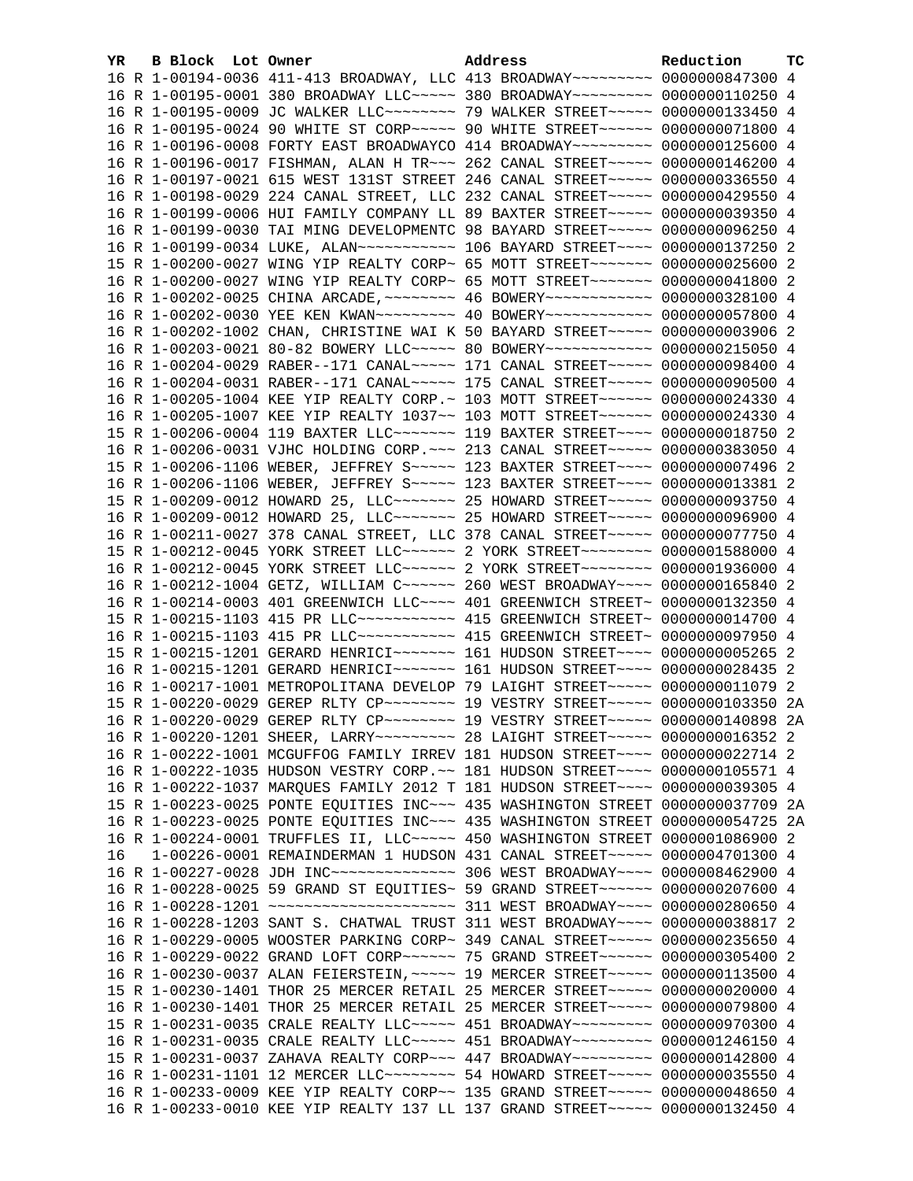| YR | B | Block | Lot | Owner | Address | Reduction | TC |
|---|---|---|---|---|---|---|---|
| 16 | R | 1-00194-0036 | | 411-413 BROADWAY, LLC | 413 BROADWAY~~~~~~~~~ | 0000000847300 | 4 |
| 16 | R | 1-00195-0001 | | 380 BROADWAY LLC~~~~~ | 380 BROADWAY~~~~~~~~~ | 0000000110250 | 4 |
| 16 | R | 1-00195-0009 | | JC WALKER LLC~~~~~~~~ | 79 WALKER STREET~~~~~ | 0000000133450 | 4 |
| 16 | R | 1-00195-0024 | | 90 WHITE ST CORP~~~~~ | 90 WHITE STREET~~~~~~ | 0000000071800 | 4 |
| 16 | R | 1-00196-0008 | | FORTY EAST BROADWAYCO | 414 BROADWAY~~~~~~~~~ | 0000000125600 | 4 |
| 16 | R | 1-00196-0017 | | FISHMAN, ALAN H TR~~~ | 262 CANAL STREET~~~~~ | 0000000146200 | 4 |
| 16 | R | 1-00197-0021 | | 615 WEST 131ST STREET | 246 CANAL STREET~~~~~ | 0000000336550 | 4 |
| 16 | R | 1-00198-0029 | | 224 CANAL STREET, LLC | 232 CANAL STREET~~~~~ | 0000000429550 | 4 |
| 16 | R | 1-00199-0006 | | HUI FAMILY COMPANY LL | 89 BAXTER STREET~~~~~ | 0000000039350 | 4 |
| 16 | R | 1-00199-0030 | | TAI MING DEVELOPMENTC | 98 BAYARD STREET~~~~~ | 0000000096250 | 4 |
| 16 | R | 1-00199-0034 | | LUKE, ALAN~~~~~~~~~~~ | 106 BAYARD STREET~~~~ | 0000000137250 | 2 |
| 15 | R | 1-00200-0027 | | WING YIP REALTY CORP~ | 65 MOTT STREET~~~~~~~ | 0000000025600 | 2 |
| 16 | R | 1-00200-0027 | | WING YIP REALTY CORP~ | 65 MOTT STREET~~~~~~~ | 0000000041800 | 2 |
| 16 | R | 1-00202-0025 | | CHINA ARCADE,~~~~~~~~ | 46 BOWERY~~~~~~~~~~~~ | 0000000328100 | 4 |
| 16 | R | 1-00202-0030 | | YEE KEN KWAN~~~~~~~~~ | 40 BOWERY~~~~~~~~~~~~ | 0000000057800 | 4 |
| 16 | R | 1-00202-1002 | | CHAN, CHRISTINE WAI K | 50 BAYARD STREET~~~~~ | 0000000003906 | 2 |
| 16 | R | 1-00203-0021 | | 80-82 BOWERY LLC~~~~~ | 80 BOWERY~~~~~~~~~~~~ | 0000000215050 | 4 |
| 16 | R | 1-00204-0029 | | RABER--171 CANAL~~~~~ | 171 CANAL STREET~~~~~ | 0000000098400 | 4 |
| 16 | R | 1-00204-0031 | | RABER--171 CANAL~~~~~ | 175 CANAL STREET~~~~~ | 0000000090500 | 4 |
| 16 | R | 1-00205-1004 | | KEE YIP REALTY CORP.~ | 103 MOTT STREET~~~~~~ | 0000000024330 | 4 |
| 16 | R | 1-00205-1007 | | KEE YIP REALTY 1037~~ | 103 MOTT STREET~~~~~~ | 0000000024330 | 4 |
| 15 | R | 1-00206-0004 | | 119 BAXTER LLC~~~~~~~ | 119 BAXTER STREET~~~~ | 0000000018750 | 2 |
| 16 | R | 1-00206-0031 | | VJHC HOLDING CORP.~~~ | 213 CANAL STREET~~~~~ | 0000000383050 | 4 |
| 15 | R | 1-00206-1106 | | WEBER, JEFFREY S~~~~~ | 123 BAXTER STREET~~~~ | 0000000007496 | 2 |
| 16 | R | 1-00206-1106 | | WEBER, JEFFREY S~~~~~ | 123 BAXTER STREET~~~~ | 0000000013381 | 2 |
| 15 | R | 1-00209-0012 | | HOWARD 25, LLC~~~~~~~ | 25 HOWARD STREET~~~~~ | 0000000093750 | 4 |
| 16 | R | 1-00209-0012 | | HOWARD 25, LLC~~~~~~~ | 25 HOWARD STREET~~~~~ | 0000000096900 | 4 |
| 16 | R | 1-00211-0027 | | 378 CANAL STREET, LLC | 378 CANAL STREET~~~~~ | 0000000077750 | 4 |
| 15 | R | 1-00212-0045 | | YORK STREET LLC~~~~~~ | 2 YORK STREET~~~~~~~~ | 0000001588000 | 4 |
| 16 | R | 1-00212-0045 | | YORK STREET LLC~~~~~~ | 2 YORK STREET~~~~~~~~ | 0000001936000 | 4 |
| 16 | R | 1-00212-1004 | | GETZ, WILLIAM C~~~~~~ | 260 WEST BROADWAY~~~~ | 0000000165840 | 2 |
| 16 | R | 1-00214-0003 | | 401 GREENWICH LLC~~~~ | 401 GREENWICH STREET~ | 0000000132350 | 4 |
| 15 | R | 1-00215-1103 | | 415 PR LLC~~~~~~~~~~~ | 415 GREENWICH STREET~ | 0000000014700 | 4 |
| 16 | R | 1-00215-1103 | | 415 PR LLC~~~~~~~~~~~ | 415 GREENWICH STREET~ | 0000000097950 | 4 |
| 15 | R | 1-00215-1201 | | GERARD HENRICI~~~~~~~ | 161 HUDSON STREET~~~~ | 0000000005265 | 2 |
| 16 | R | 1-00215-1201 | | GERARD HENRICI~~~~~~~ | 161 HUDSON STREET~~~~ | 0000000028435 | 2 |
| 16 | R | 1-00217-1001 | | METROPOLITANA DEVELOP | 79 LAIGHT STREET~~~~~ | 0000000011079 | 2 |
| 15 | R | 1-00220-0029 | | GEREP RLTY CP~~~~~~~~ | 19 VESTRY STREET~~~~~ | 0000000103350 | 2A |
| 16 | R | 1-00220-0029 | | GEREP RLTY CP~~~~~~~~ | 19 VESTRY STREET~~~~~ | 0000000140898 | 2A |
| 16 | R | 1-00220-1201 | | SHEER, LARRY~~~~~~~~~ | 28 LAIGHT STREET~~~~~ | 0000000016352 | 2 |
| 16 | R | 1-00222-1001 | | MCGUFFOG FAMILY IRREV | 181 HUDSON STREET~~~~ | 0000000022714 | 2 |
| 16 | R | 1-00222-1035 | | HUDSON VESTRY CORP.~~ | 181 HUDSON STREET~~~~ | 0000000105571 | 4 |
| 16 | R | 1-00222-1037 | | MARQUES FAMILY 2012 T | 181 HUDSON STREET~~~~ | 0000000039305 | 4 |
| 15 | R | 1-00223-0025 | | PONTE EQUITIES INC~~~ | 435 WASHINGTON STREET | 0000000037709 | 2A |
| 16 | R | 1-00223-0025 | | PONTE EQUITIES INC~~~ | 435 WASHINGTON STREET | 0000000054725 | 2A |
| 16 | R | 1-00224-0001 | | TRUFFLES II, LLC~~~~~ | 450 WASHINGTON STREET | 0000001086900 | 2 |
| 16 | | 1-00226-0001 | | REMAINDERMAN 1 HUDSON | 431 CANAL STREET~~~~~ | 0000004701300 | 4 |
| 16 | R | 1-00227-0028 | | JDH INC~~~~~~~~~~~~~~ | 306 WEST BROADWAY~~~~ | 0000008462900 | 4 |
| 16 | R | 1-00228-0025 | | 59 GRAND ST EQUITIES~ | 59 GRAND STREET~~~~~~ | 0000000207600 | 4 |
| 16 | R | 1-00228-1201 | | ~~~~~~~~~~~~~~~~~~~~~ | 311 WEST BROADWAY~~~~ | 0000000280650 | 4 |
| 16 | R | 1-00228-1203 | | SANT S. CHATWAL TRUST | 311 WEST BROADWAY~~~~ | 0000000038817 | 2 |
| 16 | R | 1-00229-0005 | | WOOSTER PARKING CORP~ | 349 CANAL STREET~~~~~ | 0000000235650 | 4 |
| 16 | R | 1-00229-0022 | | GRAND LOFT CORP~~~~~~ | 75 GRAND STREET~~~~~~ | 0000000305400 | 2 |
| 16 | R | 1-00230-0037 | | ALAN FEIERSTEIN,~~~~~ | 19 MERCER STREET~~~~~ | 0000000113500 | 4 |
| 15 | R | 1-00230-1401 | | THOR 25 MERCER RETAIL | 25 MERCER STREET~~~~~ | 0000000020000 | 4 |
| 16 | R | 1-00230-1401 | | THOR 25 MERCER RETAIL | 25 MERCER STREET~~~~~ | 0000000079800 | 4 |
| 15 | R | 1-00231-0035 | | CRALE REALTY LLC~~~~~ | 451 BROADWAY~~~~~~~~~ | 0000000970300 | 4 |
| 16 | R | 1-00231-0035 | | CRALE REALTY LLC~~~~~ | 451 BROADWAY~~~~~~~~~ | 0000001246150 | 4 |
| 15 | R | 1-00231-0037 | | ZAHAVA REALTY CORP~~~ | 447 BROADWAY~~~~~~~~~ | 0000000142800 | 4 |
| 16 | R | 1-00231-1101 | | 12 MERCER LLC~~~~~~~~ | 54 HOWARD STREET~~~~~ | 0000000035550 | 4 |
| 16 | R | 1-00233-0009 | | KEE YIP REALTY CORP~~ | 135 GRAND STREET~~~~~ | 0000000048650 | 4 |
| 16 | R | 1-00233-0010 | | KEE YIP REALTY 137 LL | 137 GRAND STREET~~~~~ | 0000000132450 | 4 |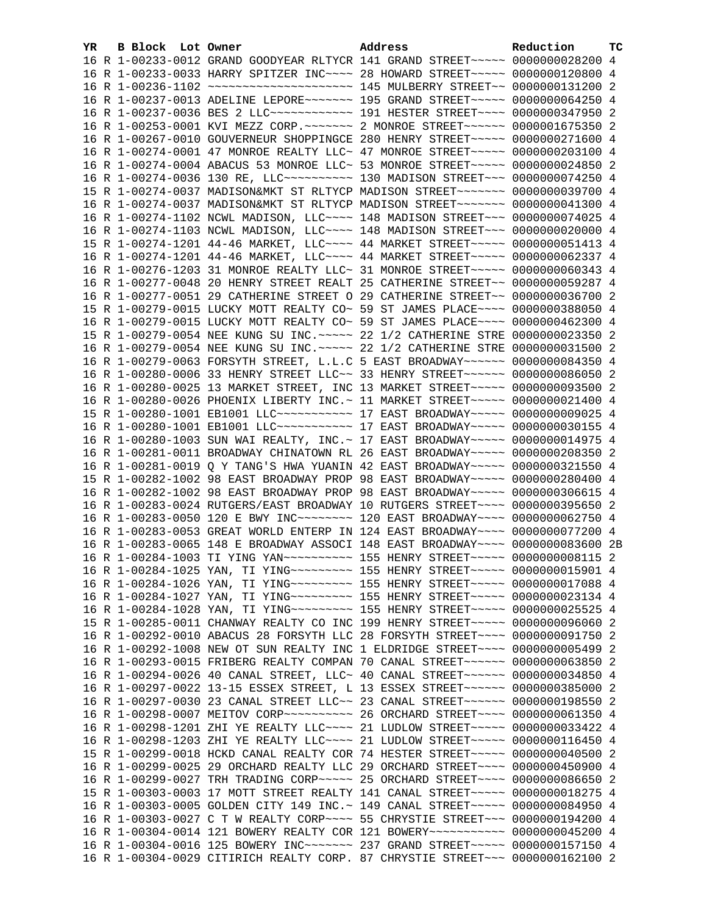| YR | B | Block | Lot | Owner | Address | Reduction | TC |
|---|---|---|---|---|---|---|---|
| 16 | R | 1-00233-0012 | | GRAND GOODYEAR RLTYCR | 141 GRAND STREET~~~~~ | 0000000028200 | 4 |
| 16 | R | 1-00233-0033 | | HARRY SPITZER INC~~~~ | 28 HOWARD STREET~~~~~ | 0000000120800 | 4 |
| 16 | R | 1-00236-1102 | | ~~~~~~~~~~~~~~~~~~~~~ | 145 MULBERRY STREET~~ | 0000000131200 | 2 |
| 16 | R | 1-00237-0013 | | ADELINE LEPORE~~~~~~~ | 195 GRAND STREET~~~~~ | 0000000064250 | 4 |
| 16 | R | 1-00237-0036 | | BES 2 LLC~~~~~~~~~~~~ | 191 HESTER STREET~~~~ | 0000000347950 | 2 |
| 16 | R | 1-00253-0001 | | KVI MEZZ CORP.~~~~~~~ | 2 MONROE STREET~~~~~~ | 0000001675350 | 2 |
| 16 | R | 1-00267-0010 | | GOUVERNEUR SHOPPINGCE | 280 HENRY STREET~~~~~ | 0000000271600 | 4 |
| 16 | R | 1-00274-0001 | | 47 MONROE REALTY LLC~ | 47 MONROE STREET~~~~~ | 0000000203100 | 4 |
| 16 | R | 1-00274-0004 | | ABACUS 53 MONROE LLC~ | 53 MONROE STREET~~~~~ | 0000000024850 | 2 |
| 16 | R | 1-00274-0036 | | 130 RE, LLC~~~~~~~~~~ | 130 MADISON STREET~~~ | 0000000074250 | 4 |
| 15 | R | 1-00274-0037 | | MADISON&MKT ST RLTYCP | MADISON STREET~~~~~~~ | 0000000039700 | 4 |
| 16 | R | 1-00274-0037 | | MADISON&MKT ST RLTYCP | MADISON STREET~~~~~~~ | 0000000041300 | 4 |
| 16 | R | 1-00274-1102 | | NCWL MADISON, LLC~~~~ | 148 MADISON STREET~~~ | 0000000074025 | 4 |
| 16 | R | 1-00274-1103 | | NCWL MADISON, LLC~~~~ | 148 MADISON STREET~~~ | 0000000020000 | 4 |
| 15 | R | 1-00274-1201 | | 44-46 MARKET, LLC~~~~ | 44 MARKET STREET~~~~~ | 0000000051413 | 4 |
| 16 | R | 1-00274-1201 | | 44-46 MARKET, LLC~~~~ | 44 MARKET STREET~~~~~ | 0000000062337 | 4 |
| 16 | R | 1-00276-1203 | | 31 MONROE REALTY LLC~ | 31 MONROE STREET~~~~~ | 0000000060343 | 4 |
| 16 | R | 1-00277-0048 | | 20 HENRY STREET REALT | 25 CATHERINE STREET~~ | 0000000059287 | 4 |
| 16 | R | 1-00277-0051 | | 29 CATHERINE STREET O | 29 CATHERINE STREET~~ | 0000000036700 | 2 |
| 15 | R | 1-00279-0015 | | LUCKY MOTT REALTY CO~ | 59 ST JAMES PLACE~~~~ | 0000000388050 | 4 |
| 16 | R | 1-00279-0015 | | LUCKY MOTT REALTY CO~ | 59 ST JAMES PLACE~~~~ | 0000000462300 | 4 |
| 15 | R | 1-00279-0054 | | NEE KUNG SU INC.~~~~~ | 22 1/2 CATHERINE STRE | 0000000023350 | 2 |
| 16 | R | 1-00279-0054 | | NEE KUNG SU INC.~~~~~ | 22 1/2 CATHERINE STRE | 0000000031500 | 2 |
| 16 | R | 1-00279-0063 | | FORSYTH STREET, L.L.C | 5 EAST BROADWAY~~~~~~ | 0000000084350 | 4 |
| 16 | R | 1-00280-0006 | | 33 HENRY STREET LLC~~ | 33 HENRY STREET~~~~~~ | 0000000086050 | 2 |
| 16 | R | 1-00280-0025 | | 13 MARKET STREET, INC | 13 MARKET STREET~~~~~ | 0000000093500 | 2 |
| 16 | R | 1-00280-0026 | | PHOENIX LIBERTY INC.~ | 11 MARKET STREET~~~~~ | 0000000021400 | 4 |
| 15 | R | 1-00280-1001 | | EB1001 LLC~~~~~~~~~~~ | 17 EAST BROADWAY~~~~~ | 0000000009025 | 4 |
| 16 | R | 1-00280-1001 | | EB1001 LLC~~~~~~~~~~~ | 17 EAST BROADWAY~~~~~ | 0000000030155 | 4 |
| 16 | R | 1-00280-1003 | | SUN WAI REALTY, INC.~ | 17 EAST BROADWAY~~~~~ | 0000000014975 | 4 |
| 16 | R | 1-00281-0011 | | BROADWAY CHINATOWN RL | 26 EAST BROADWAY~~~~~ | 0000000208350 | 2 |
| 16 | R | 1-00281-0019 | | Q Y TANG'S HWA YUANIN | 42 EAST BROADWAY~~~~~ | 0000000321550 | 4 |
| 15 | R | 1-00282-1002 | | 98 EAST BROADWAY PROP | 98 EAST BROADWAY~~~~~ | 0000000280400 | 4 |
| 16 | R | 1-00282-1002 | | 98 EAST BROADWAY PROP | 98 EAST BROADWAY~~~~~ | 0000000306615 | 4 |
| 16 | R | 1-00283-0024 | | RUTGERS/EAST BROADWAY | 10 RUTGERS STREET~~~~ | 0000000395650 | 2 |
| 16 | R | 1-00283-0050 | | 120 E BWY INC~~~~~~~~ | 120 EAST BROADWAY~~~~ | 0000000062750 | 4 |
| 16 | R | 1-00283-0053 | | GREAT WORLD ENTERP IN | 124 EAST BROADWAY~~~~ | 0000000077200 | 4 |
| 16 | R | 1-00283-0065 | | 148 E BROADWAY ASSOCI | 148 EAST BROADWAY~~~~ | 0000000083600 | 2B |
| 16 | R | 1-00284-1003 | | TI YING YAN~~~~~~~~~~ | 155 HENRY STREET~~~~~ | 0000000008115 | 2 |
| 16 | R | 1-00284-1025 | | YAN, TI YING~~~~~~~~~ | 155 HENRY STREET~~~~~ | 0000000015901 | 4 |
| 16 | R | 1-00284-1026 | | YAN, TI YING~~~~~~~~~ | 155 HENRY STREET~~~~~ | 0000000017088 | 4 |
| 16 | R | 1-00284-1027 | | YAN, TI YING~~~~~~~~~ | 155 HENRY STREET~~~~~ | 0000000023134 | 4 |
| 16 | R | 1-00284-1028 | | YAN, TI YING~~~~~~~~~ | 155 HENRY STREET~~~~~ | 0000000025525 | 4 |
| 15 | R | 1-00285-0011 | | CHANWAY REALTY CO INC | 199 HENRY STREET~~~~~ | 0000000096060 | 2 |
| 16 | R | 1-00292-0010 | | ABACUS 28 FORSYTH LLC | 28 FORSYTH STREET~~~~ | 0000000091750 | 2 |
| 16 | R | 1-00292-1008 | | NEW OT SUN REALTY INC | 1 ELDRIDGE STREET~~~~ | 0000000005499 | 2 |
| 16 | R | 1-00293-0015 | | FRIBERG REALTY COMPAN | 70 CANAL STREET~~~~~~ | 0000000063850 | 2 |
| 16 | R | 1-00294-0026 | | 40 CANAL STREET, LLC~ | 40 CANAL STREET~~~~~~ | 0000000034850 | 4 |
| 16 | R | 1-00297-0022 | | 13-15 ESSEX STREET, L | 13 ESSEX STREET~~~~~~ | 0000000385000 | 2 |
| 16 | R | 1-00297-0030 | | 23 CANAL STREET LLC~~ | 23 CANAL STREET~~~~~~ | 0000000198550 | 2 |
| 16 | R | 1-00298-0007 | | MEITOV CORP~~~~~~~~~~ | 26 ORCHARD STREET~~~~ | 0000000061350 | 4 |
| 16 | R | 1-00298-1201 | | ZHI YE REALTY LLC~~~~ | 21 LUDLOW STREET~~~~~ | 0000000033422 | 4 |
| 16 | R | 1-00298-1203 | | ZHI YE REALTY LLC~~~~ | 21 LUDLOW STREET~~~~~ | 0000000116450 | 4 |
| 15 | R | 1-00299-0018 | | HCKD CANAL REALTY COR | 74 HESTER STREET~~~~~ | 0000000040500 | 2 |
| 16 | R | 1-00299-0025 | | 29 ORCHARD REALTY LLC | 29 ORCHARD STREET~~~~ | 0000000450900 | 4 |
| 16 | R | 1-00299-0027 | | TRH TRADING CORP~~~~~ | 25 ORCHARD STREET~~~~ | 0000000086650 | 2 |
| 15 | R | 1-00303-0003 | | 17 MOTT STREET REALTY | 141 CANAL STREET~~~~~ | 0000000018275 | 4 |
| 16 | R | 1-00303-0005 | | GOLDEN CITY 149 INC.~ | 149 CANAL STREET~~~~~ | 0000000084950 | 4 |
| 16 | R | 1-00303-0027 | | C T W REALTY CORP~~~~ | 55 CHRYSTIE STREET~~~ | 0000000194200 | 4 |
| 16 | R | 1-00304-0014 | | 121 BOWERY REALTY COR | 121 BOWERY~~~~~~~~~~~ | 0000000045200 | 4 |
| 16 | R | 1-00304-0016 | | 125 BOWERY INC~~~~~~~ | 237 GRAND STREET~~~~~ | 0000000157150 | 4 |
| 16 | R | 1-00304-0029 | | CITIRICH REALTY CORP. | 87 CHRYSTIE STREET~~~ | 0000000162100 | 2 |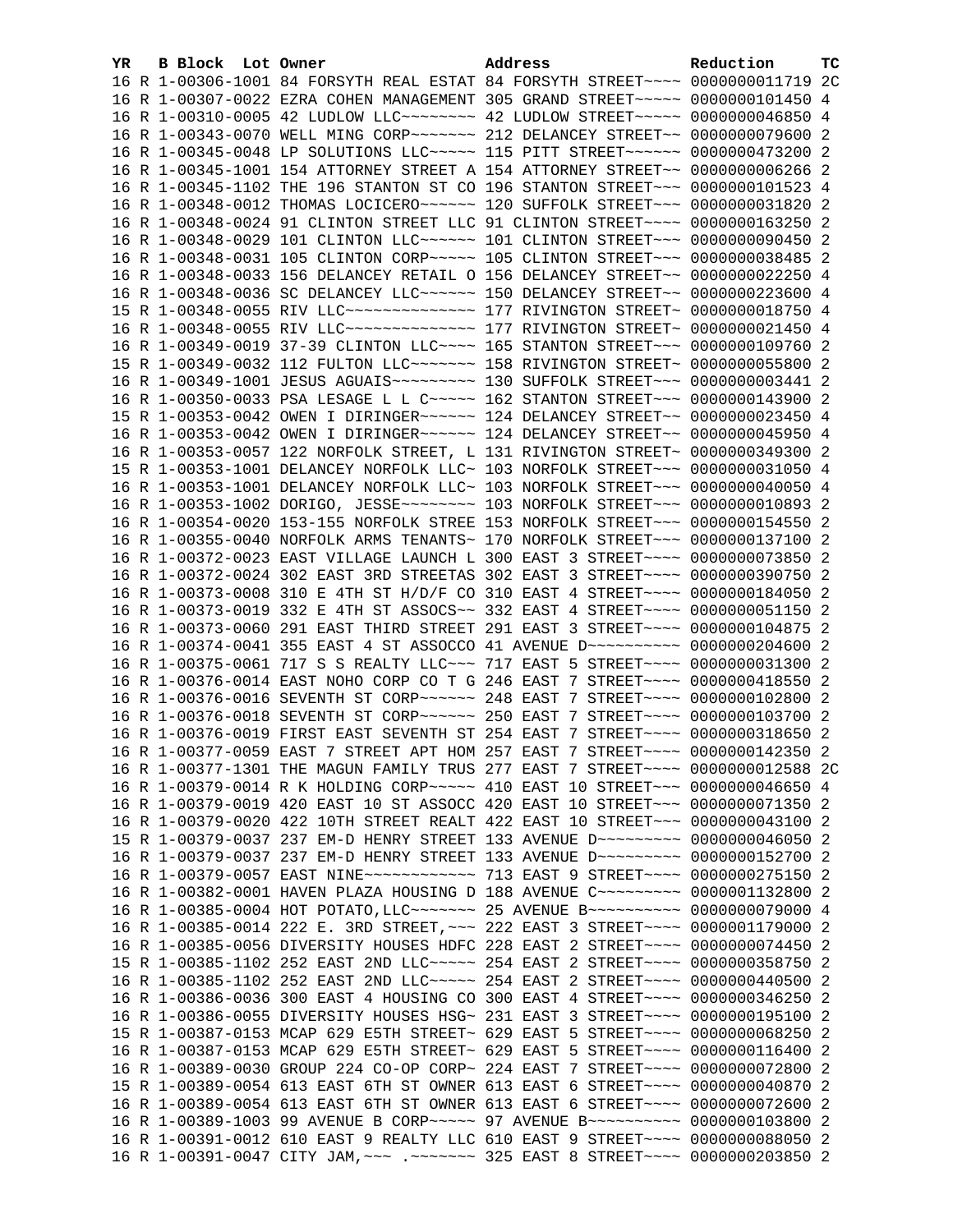| YR | B | Block | Lot | Owner | Address | Reduction | TC |
|---|---|---|---|---|---|---|---|
| 16 | R | 1-00306-1001 | | 84 FORSYTH REAL ESTAT | 84 FORSYTH STREET~~~~ | 0000000011719 | 2C |
| 16 | R | 1-00307-0022 | | EZRA COHEN MANAGEMENT | 305 GRAND STREET~~~~~ | 0000000101450 | 4 |
| 16 | R | 1-00310-0005 | | 42 LUDLOW LLC~~~~~~~~ | 42 LUDLOW STREET~~~~~ | 0000000046850 | 4 |
| 16 | R | 1-00343-0070 | | WELL MING CORP~~~~~~~ | 212 DELANCEY STREET~~ | 0000000079600 | 2 |
| 16 | R | 1-00345-0048 | | LP SOLUTIONS LLC~~~~~ | 115 PITT STREET~~~~~~ | 0000000473200 | 2 |
| 16 | R | 1-00345-1001 | | 154 ATTORNEY STREET A | 154 ATTORNEY STREET~~ | 0000000006266 | 2 |
| 16 | R | 1-00345-1102 | | THE 196 STANTON ST CO | 196 STANTON STREET~~~ | 0000000101523 | 4 |
| 16 | R | 1-00348-0012 | | THOMAS LOCICERO~~~~~~ | 120 SUFFOLK STREET~~~ | 0000000031820 | 2 |
| 16 | R | 1-00348-0024 | | 91 CLINTON STREET LLC | 91 CLINTON STREET~~~~ | 0000000163250 | 2 |
| 16 | R | 1-00348-0029 | | 101 CLINTON LLC~~~~~~ | 101 CLINTON STREET~~~ | 0000000090450 | 2 |
| 16 | R | 1-00348-0031 | | 105 CLINTON CORP~~~~~ | 105 CLINTON STREET~~~ | 0000000038485 | 2 |
| 16 | R | 1-00348-0033 | | 156 DELANCEY RETAIL O | 156 DELANCEY STREET~~ | 0000000022250 | 4 |
| 16 | R | 1-00348-0036 | | SC DELANCEY LLC~~~~~~ | 150 DELANCEY STREET~~ | 0000000223600 | 4 |
| 15 | R | 1-00348-0055 | | RIV LLC~~~~~~~~~~~~~~ | 177 RIVINGTON STREET~ | 0000000018750 | 4 |
| 16 | R | 1-00348-0055 | | RIV LLC~~~~~~~~~~~~~~ | 177 RIVINGTON STREET~ | 0000000021450 | 4 |
| 16 | R | 1-00349-0019 | | 37-39 CLINTON LLC~~~~ | 165 STANTON STREET~~~ | 0000000109760 | 2 |
| 15 | R | 1-00349-0032 | | 112 FULTON LLC~~~~~~~ | 158 RIVINGTON STREET~ | 0000000055800 | 2 |
| 16 | R | 1-00349-1001 | | JESUS AGUAIS~~~~~~~~~ | 130 SUFFOLK STREET~~~ | 0000000003441 | 2 |
| 16 | R | 1-00350-0033 | | PSA LESAGE L L C~~~~~ | 162 STANTON STREET~~~ | 0000000143900 | 2 |
| 15 | R | 1-00353-0042 | | OWEN I DIRINGER~~~~~~ | 124 DELANCEY STREET~~ | 0000000023450 | 4 |
| 16 | R | 1-00353-0042 | | OWEN I DIRINGER~~~~~~ | 124 DELANCEY STREET~~ | 0000000045950 | 4 |
| 16 | R | 1-00353-0057 | | 122 NORFOLK STREET, L | 131 RIVINGTON STREET~ | 0000000349300 | 2 |
| 15 | R | 1-00353-1001 | | DELANCEY NORFOLK LLC~ | 103 NORFOLK STREET~~~ | 0000000031050 | 4 |
| 16 | R | 1-00353-1001 | | DELANCEY NORFOLK LLC~ | 103 NORFOLK STREET~~~ | 0000000040050 | 4 |
| 16 | R | 1-00353-1002 | | DORIGO, JESSE~~~~~~~~ | 103 NORFOLK STREET~~~ | 0000000010893 | 2 |
| 16 | R | 1-00354-0020 | | 153-155 NORFOLK STREE | 153 NORFOLK STREET~~~ | 0000000154550 | 2 |
| 16 | R | 1-00355-0040 | | NORFOLK ARMS TENANTS~ | 170 NORFOLK STREET~~~ | 0000000137100 | 2 |
| 16 | R | 1-00372-0023 | | EAST VILLAGE LAUNCH L | 300 EAST 3 STREET~~~~ | 0000000073850 | 2 |
| 16 | R | 1-00372-0024 | | 302 EAST 3RD STREETAS | 302 EAST 3 STREET~~~~ | 0000000390750 | 2 |
| 16 | R | 1-00373-0008 | | 310 E 4TH ST H/D/F CO | 310 EAST 4 STREET~~~~ | 0000000184050 | 2 |
| 16 | R | 1-00373-0019 | | 332 E 4TH ST ASSOCS~~ | 332 EAST 4 STREET~~~~ | 0000000051150 | 2 |
| 16 | R | 1-00373-0060 | | 291 EAST THIRD STREET | 291 EAST 3 STREET~~~~ | 0000000104875 | 2 |
| 16 | R | 1-00374-0041 | | 355 EAST 4 ST ASSOCCO | 41 AVENUE D~~~~~~~~~~ | 0000000204600 | 2 |
| 16 | R | 1-00375-0061 | | 717 S S REALTY LLC~~~ | 717 EAST 5 STREET~~~~ | 0000000031300 | 2 |
| 16 | R | 1-00376-0014 | | EAST NOHO CORP CO T G | 246 EAST 7 STREET~~~~ | 0000000418550 | 2 |
| 16 | R | 1-00376-0016 | | SEVENTH ST CORP~~~~~~ | 248 EAST 7 STREET~~~~ | 0000000102800 | 2 |
| 16 | R | 1-00376-0018 | | SEVENTH ST CORP~~~~~~ | 250 EAST 7 STREET~~~~ | 0000000103700 | 2 |
| 16 | R | 1-00376-0019 | | FIRST EAST SEVENTH ST | 254 EAST 7 STREET~~~~ | 0000000318650 | 2 |
| 16 | R | 1-00377-0059 | | EAST 7 STREET APT HOM | 257 EAST 7 STREET~~~~ | 0000000142350 | 2 |
| 16 | R | 1-00377-1301 | | THE MAGUN FAMILY TRUS | 277 EAST 7 STREET~~~~ | 0000000012588 | 2C |
| 16 | R | 1-00379-0014 | | R K HOLDING CORP~~~~~ | 410 EAST 10 STREET~~~ | 0000000046650 | 4 |
| 16 | R | 1-00379-0019 | | 420 EAST 10 ST ASSOCC | 420 EAST 10 STREET~~~ | 0000000071350 | 2 |
| 16 | R | 1-00379-0020 | | 422 10TH STREET REALT | 422 EAST 10 STREET~~~ | 0000000043100 | 2 |
| 15 | R | 1-00379-0037 | | 237 EM-D HENRY STREET | 133 AVENUE D~~~~~~~~~ | 0000000046050 | 2 |
| 16 | R | 1-00379-0037 | | 237 EM-D HENRY STREET | 133 AVENUE D~~~~~~~~~ | 0000000152700 | 2 |
| 16 | R | 1-00379-0057 | | EAST NINE~~~~~~~~~~~~ | 713 EAST 9 STREET~~~~ | 0000000275150 | 2 |
| 16 | R | 1-00382-0001 | | HAVEN PLAZA HOUSING D | 188 AVENUE C~~~~~~~~~ | 0000001132800 | 2 |
| 16 | R | 1-00385-0004 | | HOT POTATO,LLC~~~~~~~ | 25 AVENUE B~~~~~~~~~~ | 0000000079000 | 4 |
| 16 | R | 1-00385-0014 | | 222 E. 3RD STREET,~~~ | 222 EAST 3 STREET~~~~ | 0000001179000 | 2 |
| 16 | R | 1-00385-0056 | | DIVERSITY HOUSES HDFC | 228 EAST 2 STREET~~~~ | 0000000074450 | 2 |
| 15 | R | 1-00385-1102 | | 252 EAST 2ND LLC~~~~~ | 254 EAST 2 STREET~~~~ | 0000000358750 | 2 |
| 16 | R | 1-00385-1102 | | 252 EAST 2ND LLC~~~~~ | 254 EAST 2 STREET~~~~ | 0000000440500 | 2 |
| 16 | R | 1-00386-0036 | | 300 EAST 4 HOUSING CO | 300 EAST 4 STREET~~~~ | 0000000346250 | 2 |
| 16 | R | 1-00386-0055 | | DIVERSITY HOUSES HSG~ | 231 EAST 3 STREET~~~~ | 0000000195100 | 2 |
| 15 | R | 1-00387-0153 | | MCAP 629 E5TH STREET~ | 629 EAST 5 STREET~~~~ | 0000000068250 | 2 |
| 16 | R | 1-00387-0153 | | MCAP 629 E5TH STREET~ | 629 EAST 5 STREET~~~~ | 0000000116400 | 2 |
| 16 | R | 1-00389-0030 | | GROUP 224 CO-OP CORP~ | 224 EAST 7 STREET~~~~ | 0000000072800 | 2 |
| 15 | R | 1-00389-0054 | | 613 EAST 6TH ST OWNER | 613 EAST 6 STREET~~~~ | 0000000040870 | 2 |
| 16 | R | 1-00389-0054 | | 613 EAST 6TH ST OWNER | 613 EAST 6 STREET~~~~ | 0000000072600 | 2 |
| 16 | R | 1-00389-1003 | | 99 AVENUE B CORP~~~~~ | 97 AVENUE B~~~~~~~~~~ | 0000000103800 | 2 |
| 16 | R | 1-00391-0012 | | 610 EAST 9 REALTY LLC | 610 EAST 9 STREET~~~~ | 0000000088050 | 2 |
| 16 | R | 1-00391-0047 | | CITY JAM,~~~ .~~~~~~~ | 325 EAST 8 STREET~~~~ | 0000000203850 | 2 |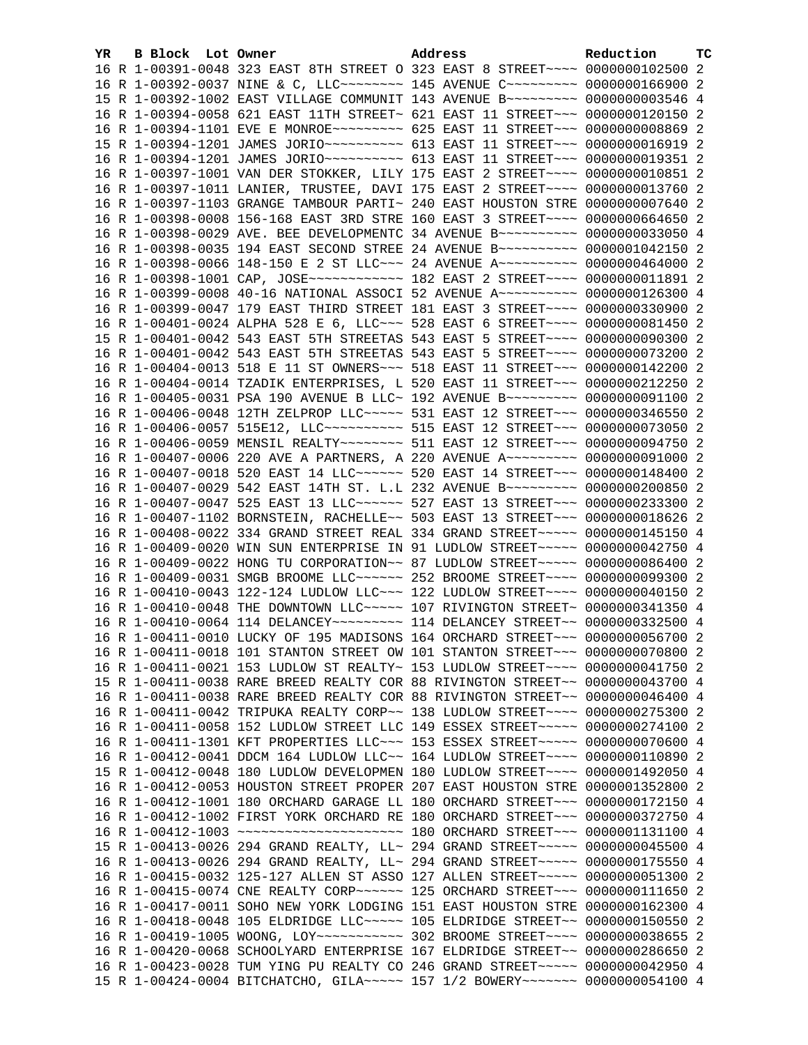| YR | B | Block | Lot | Owner | Address | Reduction | TC |
|---|---|---|---|---|---|---|---|
| 16 | R | 1-00391-0048 | | 323 EAST 8TH STREET O | 323 EAST 8 STREET~~~~ | 0000000102500 | 2 |
| 16 | R | 1-00392-0037 | | NINE & C, LLC~~~~~~~~ | 145 AVENUE C~~~~~~~~~ | 0000000166900 | 2 |
| 15 | R | 1-00392-1002 | | EAST VILLAGE COMMUNIT | 143 AVENUE B~~~~~~~~~ | 0000000003546 | 4 |
| 16 | R | 1-00394-0058 | | 621 EAST 11TH STREET~ | 621 EAST 11 STREET~~~ | 0000000120150 | 2 |
| 16 | R | 1-00394-1101 | | EVE E MONROE~~~~~~~~~ | 625 EAST 11 STREET~~~ | 0000000008869 | 2 |
| 15 | R | 1-00394-1201 | | JAMES JORIO~~~~~~~~~~ | 613 EAST 11 STREET~~~ | 0000000016919 | 2 |
| 16 | R | 1-00394-1201 | | JAMES JORIO~~~~~~~~~~ | 613 EAST 11 STREET~~~ | 0000000019351 | 2 |
| 16 | R | 1-00397-1001 | | VAN DER STOKKER, LILY | 175 EAST 2 STREET~~~~ | 0000000010851 | 2 |
| 16 | R | 1-00397-1011 | | LANIER, TRUSTEE, DAVI | 175 EAST 2 STREET~~~~ | 0000000013760 | 2 |
| 16 | R | 1-00397-1103 | | GRANGE TAMBOUR PARTI~ | 240 EAST HOUSTON STRE | 0000000007640 | 2 |
| 16 | R | 1-00398-0008 | | 156-168 EAST 3RD STRE | 160 EAST 3 STREET~~~~ | 0000000664650 | 2 |
| 16 | R | 1-00398-0029 | | AVE. BEE DEVELOPMENTC | 34 AVENUE B~~~~~~~~~~ | 0000000033050 | 4 |
| 16 | R | 1-00398-0035 | | 194 EAST SECOND STREE | 24 AVENUE B~~~~~~~~~~ | 0000001042150 | 2 |
| 16 | R | 1-00398-0066 | | 148-150 E 2 ST LLC~~~ | 24 AVENUE A~~~~~~~~~~ | 0000000464000 | 2 |
| 16 | R | 1-00398-1001 | | CAP, JOSE~~~~~~~~~~~~ | 182 EAST 2 STREET~~~~ | 0000000011891 | 2 |
| 16 | R | 1-00399-0008 | | 40-16 NATIONAL ASSOCI | 52 AVENUE A~~~~~~~~~~ | 0000000126300 | 4 |
| 16 | R | 1-00399-0047 | | 179 EAST THIRD STREET | 181 EAST 3 STREET~~~~ | 0000000330900 | 2 |
| 16 | R | 1-00401-0024 | | ALPHA 528 E 6, LLC~~~ | 528 EAST 6 STREET~~~~ | 0000000081450 | 2 |
| 15 | R | 1-00401-0042 | | 543 EAST 5TH STREETAS | 543 EAST 5 STREET~~~~ | 0000000090300 | 2 |
| 16 | R | 1-00401-0042 | | 543 EAST 5TH STREETAS | 543 EAST 5 STREET~~~~ | 0000000073200 | 2 |
| 16 | R | 1-00404-0013 | | 518 E 11 ST OWNERS~~~ | 518 EAST 11 STREET~~~ | 0000000142200 | 2 |
| 16 | R | 1-00404-0014 | | TZADIK ENTERPRISES, L | 520 EAST 11 STREET~~~ | 0000000212250 | 2 |
| 16 | R | 1-00405-0031 | | PSA 190 AVENUE B LLC~ | 192 AVENUE B~~~~~~~~~ | 0000000091100 | 2 |
| 16 | R | 1-00406-0048 | | 12TH ZELPROP LLC~~~~~ | 531 EAST 12 STREET~~~ | 0000000346550 | 2 |
| 16 | R | 1-00406-0057 | | 515E12, LLC~~~~~~~~~~ | 515 EAST 12 STREET~~~ | 0000000073050 | 2 |
| 16 | R | 1-00406-0059 | | MENSIL REALTY~~~~~~~~ | 511 EAST 12 STREET~~~ | 0000000094750 | 2 |
| 16 | R | 1-00407-0006 | | 220 AVE A PARTNERS, A | 220 AVENUE A~~~~~~~~~ | 0000000091000 | 2 |
| 16 | R | 1-00407-0018 | | 520 EAST 14 LLC~~~~~~ | 520 EAST 14 STREET~~~ | 0000000148400 | 2 |
| 16 | R | 1-00407-0029 | | 542 EAST 14TH ST. L.L | 232 AVENUE B~~~~~~~~~ | 0000000200850 | 2 |
| 16 | R | 1-00407-0047 | | 525 EAST 13 LLC~~~~~~ | 527 EAST 13 STREET~~~ | 0000000233300 | 2 |
| 16 | R | 1-00407-1102 | | BORNSTEIN, RACHELLE~~ | 503 EAST 13 STREET~~~ | 0000000018626 | 2 |
| 16 | R | 1-00408-0022 | | 334 GRAND STREET REAL | 334 GRAND STREET~~~~~ | 0000000145150 | 4 |
| 16 | R | 1-00409-0020 | | WIN SUN ENTERPRISE IN | 91 LUDLOW STREET~~~~~ | 0000000042750 | 4 |
| 16 | R | 1-00409-0022 | | HONG TU CORPORATION~~ | 87 LUDLOW STREET~~~~~ | 0000000086400 | 2 |
| 16 | R | 1-00409-0031 | | SMGB BROOME LLC~~~~~~ | 252 BROOME STREET~~~~ | 0000000099300 | 2 |
| 16 | R | 1-00410-0043 | | 122-124 LUDLOW LLC~~~ | 122 LUDLOW STREET~~~~ | 0000000040150 | 2 |
| 16 | R | 1-00410-0048 | | THE DOWNTOWN LLC~~~~~ | 107 RIVINGTON STREET~ | 0000000341350 | 4 |
| 16 | R | 1-00410-0064 | | 114 DELANCEY~~~~~~~~~ | 114 DELANCEY STREET~~ | 0000000332500 | 4 |
| 16 | R | 1-00411-0010 | | LUCKY OF 195 MADISONS | 164 ORCHARD STREET~~~ | 0000000056700 | 2 |
| 16 | R | 1-00411-0018 | | 101 STANTON STREET OW | 101 STANTON STREET~~~ | 0000000070800 | 2 |
| 16 | R | 1-00411-0021 | | 153 LUDLOW ST REALTY~ | 153 LUDLOW STREET~~~~ | 0000000041750 | 2 |
| 15 | R | 1-00411-0038 | | RARE BREED REALTY COR | 88 RIVINGTON STREET~~ | 0000000043700 | 4 |
| 16 | R | 1-00411-0038 | | RARE BREED REALTY COR | 88 RIVINGTON STREET~~ | 0000000046400 | 4 |
| 16 | R | 1-00411-0042 | | TRIPUKA REALTY CORP~~ | 138 LUDLOW STREET~~~~ | 0000000275300 | 2 |
| 16 | R | 1-00411-0058 | | 152 LUDLOW STREET LLC | 149 ESSEX STREET~~~~~ | 0000000274100 | 2 |
| 16 | R | 1-00411-1301 | | KFT PROPERTIES LLC~~~ | 153 ESSEX STREET~~~~~ | 0000000070600 | 4 |
| 16 | R | 1-00412-0041 | | DDCM 164 LUDLOW LLC~~ | 164 LUDLOW STREET~~~~ | 0000000110890 | 2 |
| 15 | R | 1-00412-0048 | | 180 LUDLOW DEVELOPMEN | 180 LUDLOW STREET~~~~ | 0000001492050 | 4 |
| 16 | R | 1-00412-0053 | | HOUSTON STREET PROPER | 207 EAST HOUSTON STRE | 0000001352800 | 2 |
| 16 | R | 1-00412-1001 | | 180 ORCHARD GARAGE LL | 180 ORCHARD STREET~~~ | 0000000172150 | 4 |
| 16 | R | 1-00412-1002 | | FIRST YORK ORCHARD RE | 180 ORCHARD STREET~~~ | 0000000372750 | 4 |
| 16 | R | 1-00412-1003 | | ~~~~~~~~~~~~~~~~~~~~~ | 180 ORCHARD STREET~~~ | 0000001131100 | 4 |
| 15 | R | 1-00413-0026 | | 294 GRAND REALTY, LL~ | 294 GRAND STREET~~~~~ | 0000000045500 | 4 |
| 16 | R | 1-00413-0026 | | 294 GRAND REALTY, LL~ | 294 GRAND STREET~~~~~ | 0000000145550 | 4 |
| 16 | R | 1-00415-0032 | | 125-127 ALLEN ST ASSO | 127 ALLEN STREET~~~~~ | 0000000051300 | 2 |
| 16 | R | 1-00415-0074 | | CNE REALTY CORP~~~~~~ | 125 ORCHARD STREET~~~ | 0000000111650 | 2 |
| 16 | R | 1-00417-0011 | | SOHO NEW YORK LODGING | 151 EAST HOUSTON STRE | 0000000162300 | 4 |
| 16 | R | 1-00418-0048 | | 105 ELDRIDGE LLC~~~~~ | 105 ELDRIDGE STREET~~ | 0000000150550 | 2 |
| 16 | R | 1-00419-1005 | | WOONG, LOY~~~~~~~~~~~ | 302 BROOME STREET~~~~ | 0000000038655 | 2 |
| 16 | R | 1-00420-0068 | | SCHOOLYARD ENTERPRISE | 167 ELDRIDGE STREET~~ | 0000000286650 | 2 |
| 16 | R | 1-00423-0028 | | TUM YING PU REALTY CO | 246 GRAND STREET~~~~~ | 0000000042950 | 4 |
| 15 | R | 1-00424-0004 | | BITCHATCHO, GILA~~~~~ | 157 1/2 BOWERY~~~~~~~ | 0000000054100 | 4 |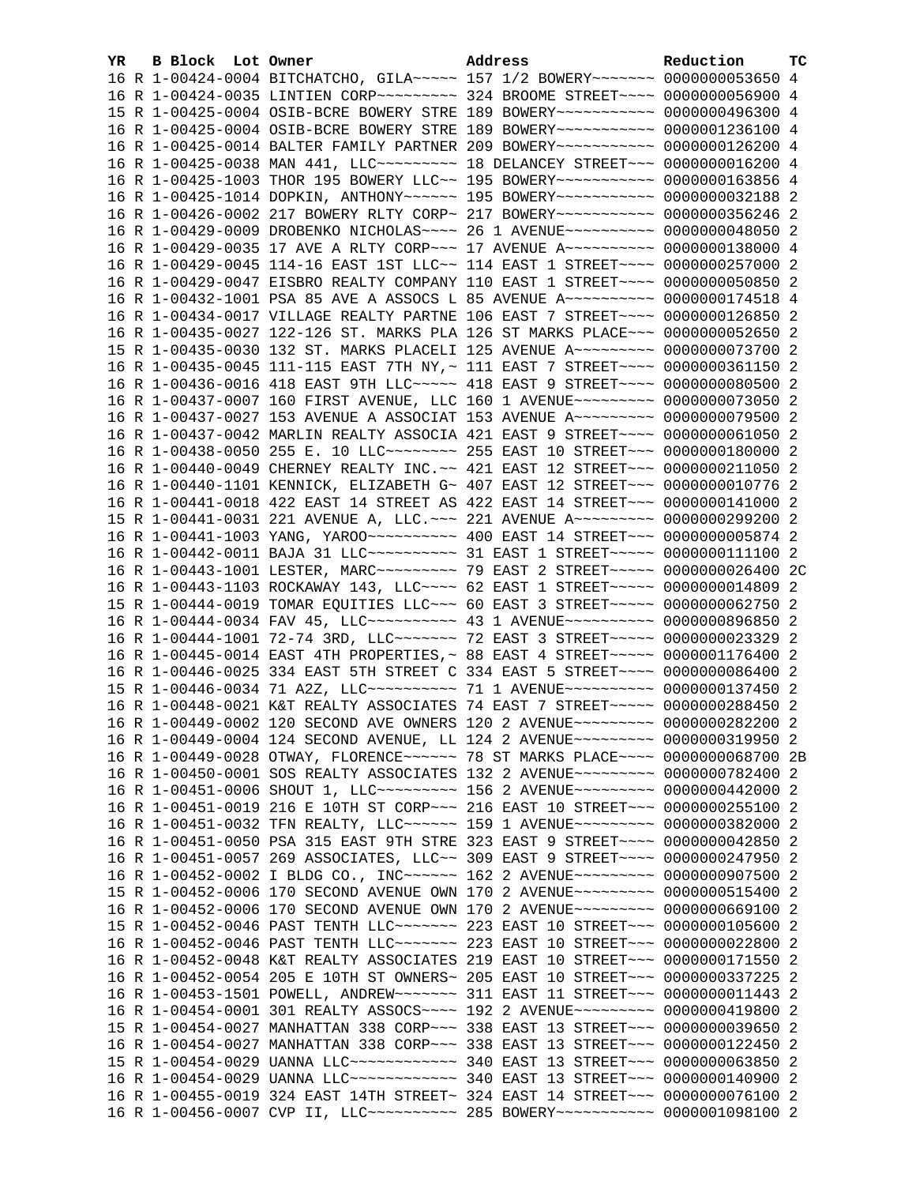| YR | B | Block | Lot | Owner | Address | Reduction | TC |
|---|---|---|---|---|---|---|---|
| 16 | R | 1-00424-0004 | | BITCHATCHO, GILA~~~~~ | 157 1/2 BOWERY~~~~~~~ | 0000000053650 | 4 |
| 16 | R | 1-00424-0035 | | LINTIEN CORP~~~~~~~~~ | 324 BROOME STREET~~~~ | 0000000056900 | 4 |
| 15 | R | 1-00425-0004 | | OSIB-BCRE BOWERY STRE | 189 BOWERY~~~~~~~~~~~ | 0000000496300 | 4 |
| 16 | R | 1-00425-0004 | | OSIB-BCRE BOWERY STRE | 189 BOWERY~~~~~~~~~~~ | 0000001236100 | 4 |
| 16 | R | 1-00425-0014 | | BALTER FAMILY PARTNER | 209 BOWERY~~~~~~~~~~~ | 0000000126200 | 4 |
| 16 | R | 1-00425-0038 | | MAN 441, LLC~~~~~~~~~ | 18 DELANCEY STREET~~~ | 0000000016200 | 4 |
| 16 | R | 1-00425-1003 | | THOR 195 BOWERY LLC~~ | 195 BOWERY~~~~~~~~~~~ | 0000000163856 | 4 |
| 16 | R | 1-00425-1014 | | DOPKIN, ANTHONY~~~~~~ | 195 BOWERY~~~~~~~~~~~ | 0000000032188 | 2 |
| 16 | R | 1-00426-0002 | | 217 BOWERY RLTY CORP~ | 217 BOWERY~~~~~~~~~~~ | 0000000356246 | 2 |
| 16 | R | 1-00429-0009 | | DROBENKO NICHOLAS~~~~ | 26 1 AVENUE~~~~~~~~~~ | 0000000048050 | 2 |
| 16 | R | 1-00429-0035 | | 17 AVE A RLTY CORP~~~ | 17 AVENUE A~~~~~~~~~~ | 0000000138000 | 4 |
| 16 | R | 1-00429-0045 | | 114-16 EAST 1ST LLC~~ | 114 EAST 1 STREET~~~~ | 0000000257000 | 2 |
| 16 | R | 1-00429-0047 | | EISBRO REALTY COMPANY | 110 EAST 1 STREET~~~~ | 0000000050850 | 2 |
| 16 | R | 1-00432-1001 | | PSA 85 AVE A ASSOCS L | 85 AVENUE A~~~~~~~~~~ | 0000000174518 | 4 |
| 16 | R | 1-00434-0017 | | VILLAGE REALTY PARTNE | 106 EAST 7 STREET~~~~ | 0000000126850 | 2 |
| 16 | R | 1-00435-0027 | | 122-126 ST. MARKS PLA | 126 ST MARKS PLACE~~~ | 0000000052650 | 2 |
| 15 | R | 1-00435-0030 | | 132 ST. MARKS PLACELI | 125 AVENUE A~~~~~~~~~ | 0000000073700 | 2 |
| 16 | R | 1-00435-0045 | | 111-115 EAST 7TH NY,~ | 111 EAST 7 STREET~~~~ | 0000000361150 | 2 |
| 16 | R | 1-00436-0016 | | 418 EAST 9TH LLC~~~~~ | 418 EAST 9 STREET~~~~ | 0000000080500 | 2 |
| 16 | R | 1-00437-0007 | | 160 FIRST AVENUE, LLC | 160 1 AVENUE~~~~~~~~~ | 0000000073050 | 2 |
| 16 | R | 1-00437-0027 | | 153 AVENUE A ASSOCIAT | 153 AVENUE A~~~~~~~~~ | 0000000079500 | 2 |
| 16 | R | 1-00437-0042 | | MARLIN REALTY ASSOCIA | 421 EAST 9 STREET~~~~ | 0000000061050 | 2 |
| 16 | R | 1-00438-0050 | | 255 E. 10 LLC~~~~~~~~ | 255 EAST 10 STREET~~~ | 0000000180000 | 2 |
| 16 | R | 1-00440-0049 | | CHERNEY REALTY INC.~~ | 421 EAST 12 STREET~~~ | 0000000211050 | 2 |
| 16 | R | 1-00440-1101 | | KENNICK, ELIZABETH G~ | 407 EAST 12 STREET~~~ | 0000000010776 | 2 |
| 16 | R | 1-00441-0018 | | 422 EAST 14 STREET AS | 422 EAST 14 STREET~~~ | 0000000141000 | 2 |
| 15 | R | 1-00441-0031 | | 221 AVENUE A, LLC.~~~ | 221 AVENUE A~~~~~~~~~ | 0000000299200 | 2 |
| 16 | R | 1-00441-1003 | | YANG, YAROO~~~~~~~~~~ | 400 EAST 14 STREET~~~ | 0000000005874 | 2 |
| 16 | R | 1-00442-0011 | | BAJA 31 LLC~~~~~~~~~~ | 31 EAST 1 STREET~~~~~ | 0000000111100 | 2 |
| 16 | R | 1-00443-1001 | | LESTER, MARC~~~~~~~~~ | 79 EAST 2 STREET~~~~~ | 0000000026400 | 2C |
| 16 | R | 1-00443-1103 | | ROCKAWAY 143, LLC~~~~ | 62 EAST 1 STREET~~~~~ | 0000000014809 | 2 |
| 15 | R | 1-00444-0019 | | TOMAR EQUITIES LLC~~~ | 60 EAST 3 STREET~~~~~ | 0000000062750 | 2 |
| 16 | R | 1-00444-0034 | | FAV 45, LLC~~~~~~~~~~ | 43 1 AVENUE~~~~~~~~~~ | 0000000896850 | 2 |
| 16 | R | 1-00444-1001 | | 72-74 3RD, LLC~~~~~~~ | 72 EAST 3 STREET~~~~~ | 0000000023329 | 2 |
| 16 | R | 1-00445-0014 | | EAST 4TH PROPERTIES,~ | 88 EAST 4 STREET~~~~~ | 0000001176400 | 2 |
| 16 | R | 1-00446-0025 | | 334 EAST 5TH STREET C | 334 EAST 5 STREET~~~~ | 0000000086400 | 2 |
| 15 | R | 1-00446-0034 | | 71 A2Z, LLC~~~~~~~~~~ | 71 1 AVENUE~~~~~~~~~~ | 0000000137450 | 2 |
| 16 | R | 1-00448-0021 | | K&T REALTY ASSOCIATES | 74 EAST 7 STREET~~~~~ | 0000000288450 | 2 |
| 16 | R | 1-00449-0002 | | 120 SECOND AVE OWNERS | 120 2 AVENUE~~~~~~~~~ | 0000000282200 | 2 |
| 16 | R | 1-00449-0004 | | 124 SECOND AVENUE, LL | 124 2 AVENUE~~~~~~~~~ | 0000000319950 | 2 |
| 16 | R | 1-00449-0028 | | OTWAY, FLORENCE~~~~~~ | 78 ST MARKS PLACE~~~~ | 0000000068700 | 2B |
| 16 | R | 1-00450-0001 | | SOS REALTY ASSOCIATES | 132 2 AVENUE~~~~~~~~~ | 0000000782400 | 2 |
| 16 | R | 1-00451-0006 | | SHOUT 1, LLC~~~~~~~~~ | 156 2 AVENUE~~~~~~~~~ | 0000000442000 | 2 |
| 16 | R | 1-00451-0019 | | 216 E 10TH ST CORP~~~ | 216 EAST 10 STREET~~~ | 0000000255100 | 2 |
| 16 | R | 1-00451-0032 | | TFN REALTY, LLC~~~~~~ | 159 1 AVENUE~~~~~~~~~ | 0000000382000 | 2 |
| 16 | R | 1-00451-0050 | | PSA 315 EAST 9TH STRE | 323 EAST 9 STREET~~~~ | 0000000042850 | 2 |
| 16 | R | 1-00451-0057 | | 269 ASSOCIATES, LLC~~ | 309 EAST 9 STREET~~~~ | 0000000247950 | 2 |
| 16 | R | 1-00452-0002 | | I BLDG CO., INC~~~~~~ | 162 2 AVENUE~~~~~~~~~ | 0000000907500 | 2 |
| 15 | R | 1-00452-0006 | | 170 SECOND AVENUE OWN | 170 2 AVENUE~~~~~~~~~ | 0000000515400 | 2 |
| 16 | R | 1-00452-0006 | | 170 SECOND AVENUE OWN | 170 2 AVENUE~~~~~~~~~ | 0000000669100 | 2 |
| 15 | R | 1-00452-0046 | | PAST TENTH LLC~~~~~~~ | 223 EAST 10 STREET~~~ | 0000000105600 | 2 |
| 16 | R | 1-00452-0046 | | PAST TENTH LLC~~~~~~~ | 223 EAST 10 STREET~~~ | 0000000022800 | 2 |
| 16 | R | 1-00452-0048 | | K&T REALTY ASSOCIATES | 219 EAST 10 STREET~~~ | 0000000171550 | 2 |
| 16 | R | 1-00452-0054 | | 205 E 10TH ST OWNERS~ | 205 EAST 10 STREET~~~ | 0000000337225 | 2 |
| 16 | R | 1-00453-1501 | | POWELL, ANDREW~~~~~~~ | 311 EAST 11 STREET~~~ | 0000000011443 | 2 |
| 16 | R | 1-00454-0001 | | 301 REALTY ASSOCS~~~~ | 192 2 AVENUE~~~~~~~~~ | 0000000419800 | 2 |
| 15 | R | 1-00454-0027 | | MANHATTAN 338 CORP~~~ | 338 EAST 13 STREET~~~ | 0000000039650 | 2 |
| 16 | R | 1-00454-0027 | | MANHATTAN 338 CORP~~~ | 338 EAST 13 STREET~~~ | 0000000122450 | 2 |
| 15 | R | 1-00454-0029 | | UANNA LLC~~~~~~~~~~~~ | 340 EAST 13 STREET~~~ | 0000000063850 | 2 |
| 16 | R | 1-00454-0029 | | UANNA LLC~~~~~~~~~~~~ | 340 EAST 13 STREET~~~ | 0000000140900 | 2 |
| 16 | R | 1-00455-0019 | | 324 EAST 14TH STREET~ | 324 EAST 14 STREET~~~ | 0000000076100 | 2 |
| 16 | R | 1-00456-0007 | | CVP II, LLC~~~~~~~~~~ | 285 BOWERY~~~~~~~~~~~ | 0000001098100 | 2 |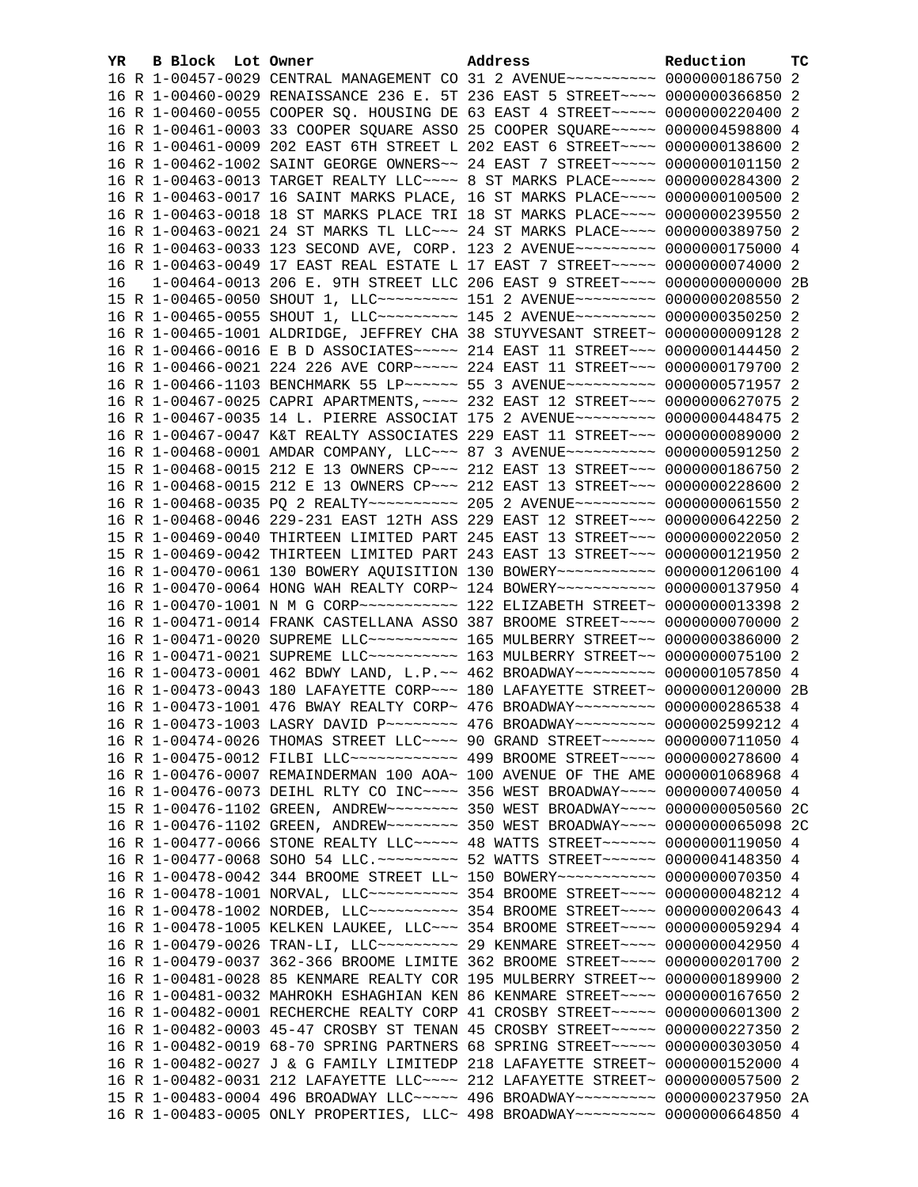| YR | B | Block | Lot | Owner | Address | Reduction | TC |
|---|---|---|---|---|---|---|---|
| 16 | R | 1-00457-0029 | | CENTRAL MANAGEMENT CO | 31 2 AVENUE~~~~~~~~~~ | 0000000186750 | 2 |
| 16 | R | 1-00460-0029 | | RENAISSANCE 236 E. 5T | 236 EAST 5 STREET~~~~ | 0000000366850 | 2 |
| 16 | R | 1-00460-0055 | | COOPER SQ. HOUSING DE | 63 EAST 4 STREET~~~~~ | 0000000220400 | 2 |
| 16 | R | 1-00461-0003 | | 33 COOPER SQUARE ASSO | 25 COOPER SQUARE~~~~~ | 0000004598800 | 4 |
| 16 | R | 1-00461-0009 | | 202 EAST 6TH STREET L | 202 EAST 6 STREET~~~~ | 0000000138600 | 2 |
| 16 | R | 1-00462-1002 | | SAINT GEORGE OWNERS~~ | 24 EAST 7 STREET~~~~~ | 0000000101150 | 2 |
| 16 | R | 1-00463-0013 | | TARGET REALTY LLC~~~~ | 8 ST MARKS PLACE~~~~~ | 0000000284300 | 2 |
| 16 | R | 1-00463-0017 | | 16 SAINT MARKS PLACE, | 16 ST MARKS PLACE~~~~ | 0000000100500 | 2 |
| 16 | R | 1-00463-0018 | | 18 ST MARKS PLACE TRI | 18 ST MARKS PLACE~~~~ | 0000000239550 | 2 |
| 16 | R | 1-00463-0021 | | 24 ST MARKS TL LLC~~~ | 24 ST MARKS PLACE~~~~ | 0000000389750 | 2 |
| 16 | R | 1-00463-0033 | | 123 SECOND AVE, CORP. | 123 2 AVENUE~~~~~~~~~ | 0000000175000 | 4 |
| 16 | R | 1-00463-0049 | | 17 EAST REAL ESTATE L | 17 EAST 7 STREET~~~~~ | 0000000074000 | 2 |
| 16 | | 1-00464-0013 | | 206 E. 9TH STREET LLC | 206 EAST 9 STREET~~~~ | 0000000000000 | 2B |
| 15 | R | 1-00465-0050 | | SHOUT 1, LLC~~~~~~~~~ | 151 2 AVENUE~~~~~~~~~ | 0000000208550 | 2 |
| 16 | R | 1-00465-0055 | | SHOUT 1, LLC~~~~~~~~~ | 145 2 AVENUE~~~~~~~~~ | 0000000350250 | 2 |
| 16 | R | 1-00465-1001 | | ALDRIDGE, JEFFREY CHA | 38 STUYVESANT STREET~ | 0000000009128 | 2 |
| 16 | R | 1-00466-0016 | | E B D ASSOCIATES~~~~~ | 214 EAST 11 STREET~~~ | 0000000144450 | 2 |
| 16 | R | 1-00466-0021 | | 224 226 AVE CORP~~~~~ | 224 EAST 11 STREET~~~ | 0000000179700 | 2 |
| 16 | R | 1-00466-1103 | | BENCHMARK 55 LP~~~~~~ | 55 3 AVENUE~~~~~~~~~~ | 0000000571957 | 2 |
| 16 | R | 1-00467-0025 | | CAPRI APARTMENTS,~~~~ | 232 EAST 12 STREET~~~ | 0000000627075 | 2 |
| 16 | R | 1-00467-0035 | | 14 L. PIERRE ASSOCIAT | 175 2 AVENUE~~~~~~~~~ | 0000000448475 | 2 |
| 16 | R | 1-00467-0047 | | K&T REALTY ASSOCIATES | 229 EAST 11 STREET~~~ | 0000000089000 | 2 |
| 16 | R | 1-00468-0001 | | AMDAR COMPANY, LLC~~~ | 87 3 AVENUE~~~~~~~~~~ | 0000000591250 | 2 |
| 15 | R | 1-00468-0015 | | 212 E 13 OWNERS CP~~~ | 212 EAST 13 STREET~~~ | 0000000186750 | 2 |
| 16 | R | 1-00468-0015 | | 212 E 13 OWNERS CP~~~ | 212 EAST 13 STREET~~~ | 0000000228600 | 2 |
| 16 | R | 1-00468-0035 | | PQ 2 REALTY~~~~~~~~~~ | 205 2 AVENUE~~~~~~~~~ | 0000000061550 | 2 |
| 16 | R | 1-00468-0046 | | 229-231 EAST 12TH ASS | 229 EAST 12 STREET~~~ | 0000000642250 | 2 |
| 15 | R | 1-00469-0040 | | THIRTEEN LIMITED PART | 245 EAST 13 STREET~~~ | 0000000022050 | 2 |
| 15 | R | 1-00469-0042 | | THIRTEEN LIMITED PART | 243 EAST 13 STREET~~~ | 0000000121950 | 2 |
| 16 | R | 1-00470-0061 | | 130 BOWERY AQUISITION | 130 BOWERY~~~~~~~~~~~ | 0000001206100 | 4 |
| 16 | R | 1-00470-0064 | | HONG WAH REALTY CORP~ | 124 BOWERY~~~~~~~~~~~ | 0000000137950 | 4 |
| 16 | R | 1-00470-1001 | | N M G CORP~~~~~~~~~~~ | 122 ELIZABETH STREET~ | 0000000013398 | 2 |
| 16 | R | 1-00471-0014 | | FRANK CASTELLANA ASSO | 387 BROOME STREET~~~~ | 0000000070000 | 2 |
| 16 | R | 1-00471-0020 | | SUPREME LLC~~~~~~~~~~ | 165 MULBERRY STREET~~ | 0000000386000 | 2 |
| 16 | R | 1-00471-0021 | | SUPREME LLC~~~~~~~~~~ | 163 MULBERRY STREET~~ | 0000000075100 | 2 |
| 16 | R | 1-00473-0001 | | 462 BDWY LAND, L.P.~~ | 462 BROADWAY~~~~~~~~~ | 0000001057850 | 4 |
| 16 | R | 1-00473-0043 | | 180 LAFAYETTE CORP~~~ | 180 LAFAYETTE STREET~ | 0000000120000 | 2B |
| 16 | R | 1-00473-1001 | | 476 BWAY REALTY CORP~ | 476 BROADWAY~~~~~~~~~ | 0000000286538 | 4 |
| 16 | R | 1-00473-1003 | | LASRY DAVID P~~~~~~~~ | 476 BROADWAY~~~~~~~~~ | 0000002599212 | 4 |
| 16 | R | 1-00474-0026 | | THOMAS STREET LLC~~~~ | 90 GRAND STREET~~~~~~ | 0000000711050 | 4 |
| 16 | R | 1-00475-0012 | | FILBI LLC~~~~~~~~~~~~ | 499 BROOME STREET~~~~ | 0000000278600 | 4 |
| 16 | R | 1-00476-0007 | | REMAINDERMAN 100 AOA~ | 100 AVENUE OF THE AME | 0000001068968 | 4 |
| 16 | R | 1-00476-0073 | | DEIHL RLTY CO INC~~~~ | 356 WEST BROADWAY~~~~ | 0000000740050 | 4 |
| 15 | R | 1-00476-1102 | | GREEN, ANDREW~~~~~~~~ | 350 WEST BROADWAY~~~~ | 0000000050560 | 2C |
| 16 | R | 1-00476-1102 | | GREEN, ANDREW~~~~~~~~ | 350 WEST BROADWAY~~~~ | 0000000065098 | 2C |
| 16 | R | 1-00477-0066 | | STONE REALTY LLC~~~~~ | 48 WATTS STREET~~~~~~ | 0000000119050 | 4 |
| 16 | R | 1-00477-0068 | | SOHO 54 LLC.~~~~~~~~~ | 52 WATTS STREET~~~~~~ | 0000004148350 | 4 |
| 16 | R | 1-00478-0042 | | 344 BROOME STREET LL~ | 150 BOWERY~~~~~~~~~~~ | 0000000070350 | 4 |
| 16 | R | 1-00478-1001 | | NORVAL, LLC~~~~~~~~~~ | 354 BROOME STREET~~~~ | 0000000048212 | 4 |
| 16 | R | 1-00478-1002 | | NORDEB, LLC~~~~~~~~~~ | 354 BROOME STREET~~~~ | 0000000020643 | 4 |
| 16 | R | 1-00478-1005 | | KELKEN LAUKEE, LLC~~~ | 354 BROOME STREET~~~~ | 0000000059294 | 4 |
| 16 | R | 1-00479-0026 | | TRAN-LI, LLC~~~~~~~~~ | 29 KENMARE STREET~~~~ | 0000000042950 | 4 |
| 16 | R | 1-00479-0037 | | 362-366 BROOME LIMITE | 362 BROOME STREET~~~~ | 0000000201700 | 2 |
| 16 | R | 1-00481-0028 | | 85 KENMARE REALTY COR | 195 MULBERRY STREET~~ | 0000000189900 | 2 |
| 16 | R | 1-00481-0032 | | MAHROKH ESHAGHIAN KEN | 86 KENMARE STREET~~~~ | 0000000167650 | 2 |
| 16 | R | 1-00482-0001 | | RECHERCHE REALTY CORP | 41 CROSBY STREET~~~~~ | 0000000601300 | 2 |
| 16 | R | 1-00482-0003 | | 45-47 CROSBY ST TENAN | 45 CROSBY STREET~~~~~ | 0000000227350 | 2 |
| 16 | R | 1-00482-0019 | | 68-70 SPRING PARTNERS | 68 SPRING STREET~~~~~ | 0000000303050 | 4 |
| 16 | R | 1-00482-0027 | | J & G FAMILY LIMITEDP | 218 LAFAYETTE STREET~ | 0000000152000 | 4 |
| 16 | R | 1-00482-0031 | | 212 LAFAYETTE LLC~~~~ | 212 LAFAYETTE STREET~ | 0000000057500 | 2 |
| 15 | R | 1-00483-0004 | | 496 BROADWAY LLC~~~~~ | 496 BROADWAY~~~~~~~~~ | 0000000237950 | 2A |
| 16 | R | 1-00483-0005 | | ONLY PROPERTIES, LLC~ | 498 BROADWAY~~~~~~~~~ | 0000000664850 | 4 |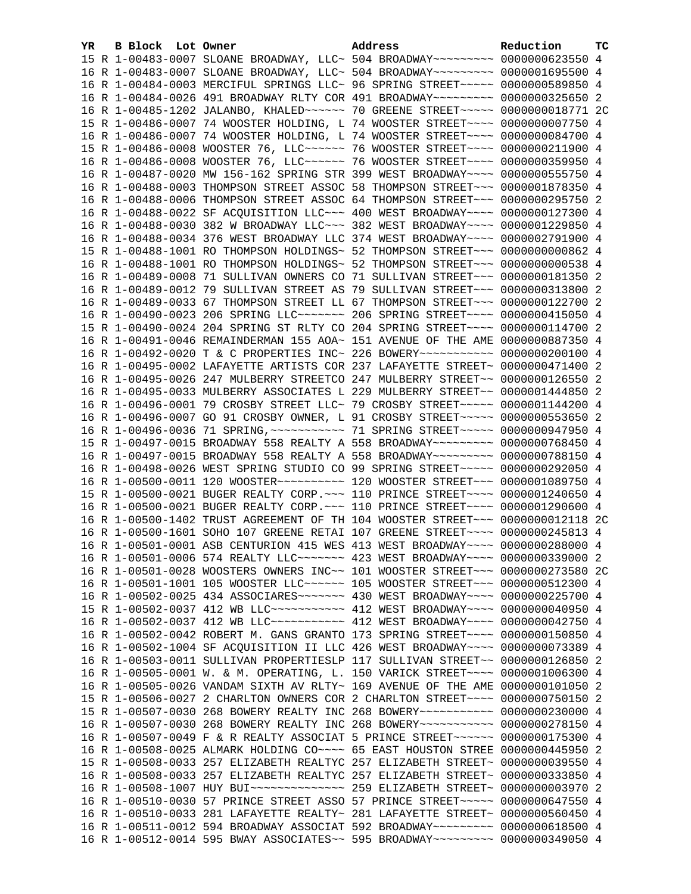| YR | B | Block | Lot | Owner | Address | Reduction | TC |
|---|---|---|---|---|---|---|---|
| 15 | R | 1-00483-0007 | | SLOANE BROADWAY, LLC~ | 504 BROADWAY~~~~~~~~~ | 0000000623550 | 4 |
| 16 | R | 1-00483-0007 | | SLOANE BROADWAY, LLC~ | 504 BROADWAY~~~~~~~~~ | 0000001695500 | 4 |
| 16 | R | 1-00484-0003 | | MERCIFUL SPRINGS LLC~ | 96 SPRING STREET~~~~~ | 0000000589850 | 4 |
| 16 | R | 1-00484-0026 | | 491 BROADWAY RLTY COR | 491 BROADWAY~~~~~~~~~ | 0000000325650 | 2 |
| 16 | R | 1-00485-1202 | | JALANBO, KHALED~~~~~~ | 70 GREENE STREET~~~~~ | 0000000018771 | 2C |
| 15 | R | 1-00486-0007 | | 74 WOOSTER HOLDING, L | 74 WOOSTER STREET~~~~ | 0000000007750 | 4 |
| 16 | R | 1-00486-0007 | | 74 WOOSTER HOLDING, L | 74 WOOSTER STREET~~~~ | 0000000084700 | 4 |
| 15 | R | 1-00486-0008 | | WOOSTER 76, LLC~~~~~~ | 76 WOOSTER STREET~~~~ | 0000000211900 | 4 |
| 16 | R | 1-00486-0008 | | WOOSTER 76, LLC~~~~~~ | 76 WOOSTER STREET~~~~ | 0000000359950 | 4 |
| 16 | R | 1-00487-0020 | | MW 156-162 SPRING STR | 399 WEST BROADWAY~~~~ | 0000000555750 | 4 |
| 16 | R | 1-00488-0003 | | THOMPSON STREET ASSOC | 58 THOMPSON STREET~~~ | 0000001878350 | 4 |
| 16 | R | 1-00488-0006 | | THOMPSON STREET ASSOC | 64 THOMPSON STREET~~~ | 0000000295750 | 2 |
| 16 | R | 1-00488-0022 | | SF ACQUISITION LLC~~~ | 400 WEST BROADWAY~~~~ | 0000000127300 | 4 |
| 16 | R | 1-00488-0030 | | 382 W BROADWAY LLC~~~ | 382 WEST BROADWAY~~~~ | 0000001229850 | 4 |
| 16 | R | 1-00488-0034 | | 376 WEST BROADWAY LLC | 374 WEST BROADWAY~~~~ | 0000002791900 | 4 |
| 15 | R | 1-00488-1001 | | RO THOMPSON HOLDINGS~ | 52 THOMPSON STREET~~~ | 0000000000862 | 4 |
| 16 | R | 1-00488-1001 | | RO THOMPSON HOLDINGS~ | 52 THOMPSON STREET~~~ | 0000000000538 | 4 |
| 16 | R | 1-00489-0008 | | 71 SULLIVAN OWNERS CO | 71 SULLIVAN STREET~~~ | 0000000181350 | 2 |
| 16 | R | 1-00489-0012 | | 79 SULLIVAN STREET AS | 79 SULLIVAN STREET~~~ | 0000000313800 | 2 |
| 16 | R | 1-00489-0033 | | 67 THOMPSON STREET LL | 67 THOMPSON STREET~~~ | 0000000122700 | 2 |
| 16 | R | 1-00490-0023 | | 206 SPRING LLC~~~~~~~ | 206 SPRING STREET~~~~ | 0000000415050 | 4 |
| 15 | R | 1-00490-0024 | | 204 SPRING ST RLTY CO | 204 SPRING STREET~~~~ | 0000000114700 | 2 |
| 16 | R | 1-00491-0046 | | REMAINDERMAN 155 AOA~ | 151 AVENUE OF THE AME | 0000000887350 | 4 |
| 16 | R | 1-00492-0020 | | T & C PROPERTIES INC~ | 226 BOWERY~~~~~~~~~~~ | 0000000200100 | 4 |
| 16 | R | 1-00495-0002 | | LAFAYETTE ARTISTS COR | 237 LAFAYETTE STREET~ | 0000000471400 | 2 |
| 16 | R | 1-00495-0026 | | 247 MULBERRY STREETCO | 247 MULBERRY STREET~~ | 0000000126550 | 2 |
| 16 | R | 1-00495-0033 | | MULBERRY ASSOCIATES L | 229 MULBERRY STREET~~ | 0000001444850 | 2 |
| 16 | R | 1-00496-0001 | | 79 CROSBY STREET LLC~ | 79 CROSBY STREET~~~~~ | 0000001144200 | 4 |
| 16 | R | 1-00496-0007 | | GO 91 CROSBY OWNER, L | 91 CROSBY STREET~~~~~ | 0000000553650 | 2 |
| 16 | R | 1-00496-0036 | | 71 SPRING,~~~~~~~~~~~ | 71 SPRING STREET~~~~~ | 0000000947950 | 4 |
| 15 | R | 1-00497-0015 | | BROADWAY 558 REALTY A | 558 BROADWAY~~~~~~~~~ | 0000000768450 | 4 |
| 16 | R | 1-00497-0015 | | BROADWAY 558 REALTY A | 558 BROADWAY~~~~~~~~~ | 0000000788150 | 4 |
| 16 | R | 1-00498-0026 | | WEST SPRING STUDIO CO | 99 SPRING STREET~~~~~ | 0000000292050 | 4 |
| 16 | R | 1-00500-0011 | | 120 WOOSTER~~~~~~~~~~ | 120 WOOSTER STREET~~~ | 0000001089750 | 4 |
| 15 | R | 1-00500-0021 | | BUGER REALTY CORP.~~~ | 110 PRINCE STREET~~~~ | 0000001240650 | 4 |
| 16 | R | 1-00500-0021 | | BUGER REALTY CORP.~~~ | 110 PRINCE STREET~~~~ | 0000001290600 | 4 |
| 16 | R | 1-00500-1402 | | TRUST AGREEMENT OF TH | 104 WOOSTER STREET~~~ | 0000000012118 | 2C |
| 16 | R | 1-00500-1601 | | SOHO 107 GREENE RETAI | 107 GREENE STREET~~~~ | 0000000245813 | 4 |
| 16 | R | 1-00501-0001 | | ASB CENTURION 415 WES | 413 WEST BROADWAY~~~~ | 0000000288000 | 4 |
| 16 | R | 1-00501-0006 | | 574 REALTY LLC~~~~~~~ | 423 WEST BROADWAY~~~~ | 0000000339000 | 2 |
| 16 | R | 1-00501-0028 | | WOOSTERS OWNERS INC~~ | 101 WOOSTER STREET~~~ | 0000000273580 | 2C |
| 16 | R | 1-00501-1001 | | 105 WOOSTER LLC~~~~~~ | 105 WOOSTER STREET~~~ | 0000000512300 | 4 |
| 16 | R | 1-00502-0025 | | 434 ASSOCIARES~~~~~~~ | 430 WEST BROADWAY~~~~ | 0000000225700 | 4 |
| 15 | R | 1-00502-0037 | | 412 WB LLC~~~~~~~~~~~ | 412 WEST BROADWAY~~~~ | 0000000040950 | 4 |
| 16 | R | 1-00502-0037 | | 412 WB LLC~~~~~~~~~~~ | 412 WEST BROADWAY~~~~ | 0000000042750 | 4 |
| 16 | R | 1-00502-0042 | | ROBERT M. GANS GRANTO | 173 SPRING STREET~~~~ | 0000000150850 | 4 |
| 16 | R | 1-00502-1004 | | SF ACQUISITION II LLC | 426 WEST BROADWAY~~~~ | 0000000073389 | 4 |
| 16 | R | 1-00503-0011 | | SULLIVAN PROPERTIESLP | 117 SULLIVAN STREET~~ | 0000000126850 | 2 |
| 16 | R | 1-00505-0001 | | W. & M. OPERATING, L. | 150 VARICK STREET~~~~ | 0000001006300 | 4 |
| 16 | R | 1-00505-0026 | | VANDAM SIXTH AV RLTY~ | 169 AVENUE OF THE AME | 0000000101050 | 2 |
| 15 | R | 1-00506-0027 | | 2 CHARLTON OWNERS COR | 2 CHARLTON STREET~~~~ | 0000000750150 | 2 |
| 15 | R | 1-00507-0030 | | 268 BOWERY REALTY INC | 268 BOWERY~~~~~~~~~~~ | 0000000230000 | 4 |
| 16 | R | 1-00507-0030 | | 268 BOWERY REALTY INC | 268 BOWERY~~~~~~~~~~~ | 0000000278150 | 4 |
| 16 | R | 1-00507-0049 | | F & R REALTY ASSOCIAT | 5 PRINCE STREET~~~~~~ | 0000000175300 | 4 |
| 16 | R | 1-00508-0025 | | ALMARK HOLDING CO~~~~ | 65 EAST HOUSTON STREE | 0000000445950 | 2 |
| 15 | R | 1-00508-0033 | | 257 ELIZABETH REALTYC | 257 ELIZABETH STREET~ | 0000000039550 | 4 |
| 16 | R | 1-00508-0033 | | 257 ELIZABETH REALTYC | 257 ELIZABETH STREET~ | 0000000333850 | 4 |
| 16 | R | 1-00508-1007 | | HUY BUI~~~~~~~~~~~~~~ | 259 ELIZABETH STREET~ | 0000000003970 | 2 |
| 16 | R | 1-00510-0030 | | 57 PRINCE STREET ASSO | 57 PRINCE STREET~~~~~ | 0000000647550 | 4 |
| 16 | R | 1-00510-0033 | | 281 LAFAYETTE REALTY~ | 281 LAFAYETTE STREET~ | 0000000560450 | 4 |
| 16 | R | 1-00511-0012 | | 594 BROADWAY ASSOCIAT | 592 BROADWAY~~~~~~~~~ | 0000000618500 | 4 |
| 16 | R | 1-00512-0014 | | 595 BWAY ASSOCIATES~~ | 595 BROADWAY~~~~~~~~~ | 0000000349050 | 4 |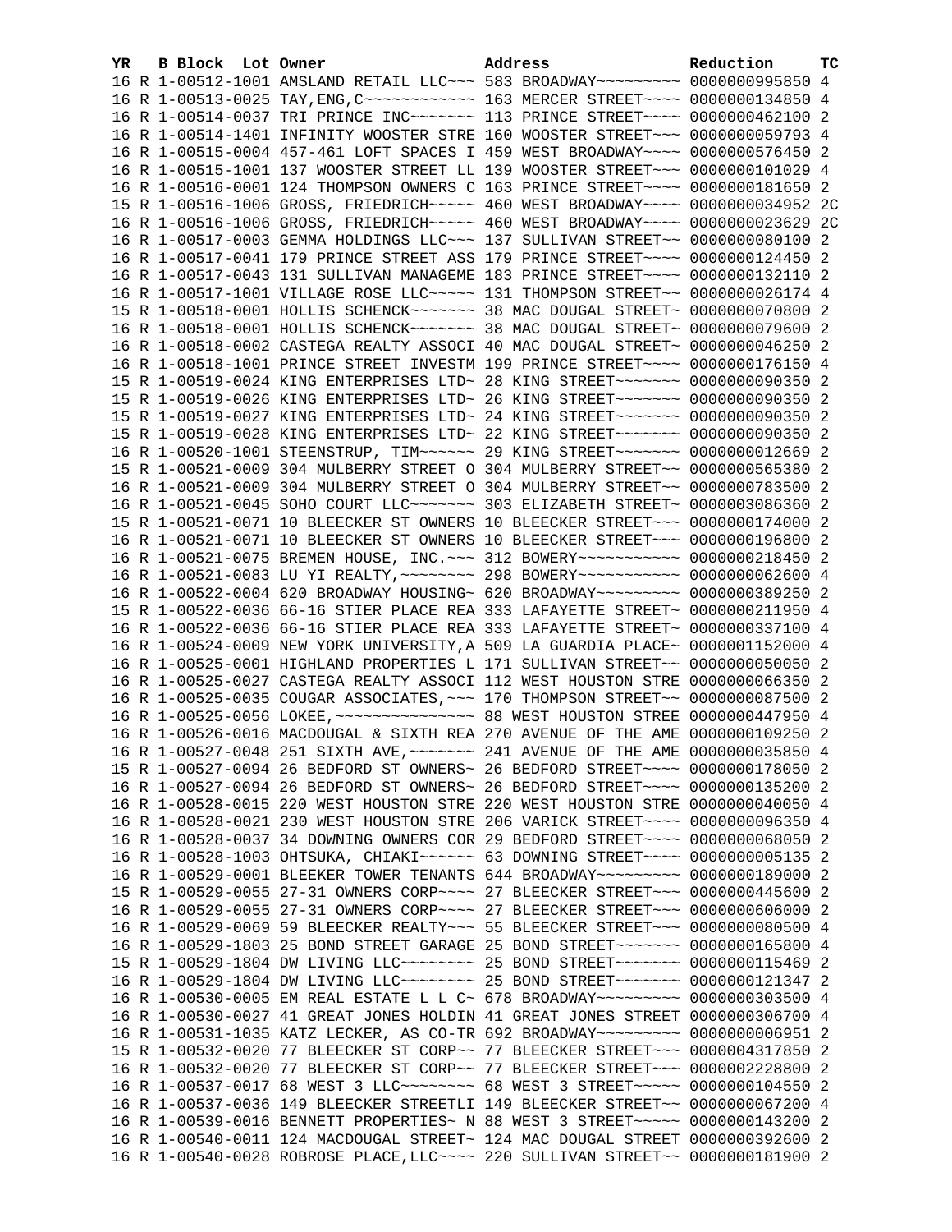| YR | B | Block | Lot | Owner | Address | Reduction | TC |
|---|---|---|---|---|---|---|---|
| 16 | R | 1-00512-1001 | | AMSLAND RETAIL LLC~~~ | 583 BROADWAY~~~~~~~~~ | 0000000995850 | 4 |
| 16 | R | 1-00513-0025 | | TAY,ENG,C~~~~~~~~~~~~ | 163 MERCER STREET~~~~ | 0000000134850 | 4 |
| 16 | R | 1-00514-0037 | | TRI PRINCE INC~~~~~~~ | 113 PRINCE STREET~~~~ | 0000000462100 | 2 |
| 16 | R | 1-00514-1401 | | INFINITY WOOSTER STRE | 160 WOOSTER STREET~~~ | 0000000059793 | 4 |
| 16 | R | 1-00515-0004 | | 457-461 LOFT SPACES I | 459 WEST BROADWAY~~~~ | 0000000576450 | 2 |
| 16 | R | 1-00515-1001 | | 137 WOOSTER STREET LL | 139 WOOSTER STREET~~~ | 0000000101029 | 4 |
| 16 | R | 1-00516-0001 | | 124 THOMPSON OWNERS C | 163 PRINCE STREET~~~~ | 0000000181650 | 2 |
| 15 | R | 1-00516-1006 | | GROSS, FRIEDRICH~~~~~ | 460 WEST BROADWAY~~~~ | 0000000034952 | 2C |
| 16 | R | 1-00516-1006 | | GROSS, FRIEDRICH~~~~~ | 460 WEST BROADWAY~~~~ | 0000000023629 | 2C |
| 16 | R | 1-00517-0003 | | GEMMA HOLDINGS LLC~~~ | 137 SULLIVAN STREET~~ | 0000000080100 | 2 |
| 16 | R | 1-00517-0041 | | 179 PRINCE STREET ASS | 179 PRINCE STREET~~~~ | 0000000124450 | 2 |
| 16 | R | 1-00517-0043 | | 131 SULLIVAN MANAGEME | 183 PRINCE STREET~~~~ | 0000000132110 | 2 |
| 16 | R | 1-00517-1001 | | VILLAGE ROSE LLC~~~~~ | 131 THOMPSON STREET~~ | 0000000026174 | 4 |
| 15 | R | 1-00518-0001 | | HOLLIS SCHENCK~~~~~~~ | 38 MAC DOUGAL STREET~ | 0000000070800 | 2 |
| 16 | R | 1-00518-0001 | | HOLLIS SCHENCK~~~~~~~ | 38 MAC DOUGAL STREET~ | 0000000079600 | 2 |
| 16 | R | 1-00518-0002 | | CASTEGA REALTY ASSOCI | 40 MAC DOUGAL STREET~ | 0000000046250 | 2 |
| 16 | R | 1-00518-1001 | | PRINCE STREET INVESTM | 199 PRINCE STREET~~~~ | 0000000176150 | 4 |
| 15 | R | 1-00519-0024 | | KING ENTERPRISES LTD~ | 28 KING STREET~~~~~~~ | 0000000090350 | 2 |
| 15 | R | 1-00519-0026 | | KING ENTERPRISES LTD~ | 26 KING STREET~~~~~~~ | 0000000090350 | 2 |
| 15 | R | 1-00519-0027 | | KING ENTERPRISES LTD~ | 24 KING STREET~~~~~~~ | 0000000090350 | 2 |
| 15 | R | 1-00519-0028 | | KING ENTERPRISES LTD~ | 22 KING STREET~~~~~~~ | 0000000090350 | 2 |
| 16 | R | 1-00520-1001 | | STEENSTRUP, TIM~~~~~~ | 29 KING STREET~~~~~~~ | 0000000012669 | 2 |
| 15 | R | 1-00521-0009 | | 304 MULBERRY STREET O | 304 MULBERRY STREET~~ | 0000000565380 | 2 |
| 16 | R | 1-00521-0009 | | 304 MULBERRY STREET O | 304 MULBERRY STREET~~ | 0000000783500 | 2 |
| 16 | R | 1-00521-0045 | | SOHO COURT LLC~~~~~~~ | 303 ELIZABETH STREET~ | 0000003086360 | 2 |
| 15 | R | 1-00521-0071 | | 10 BLEECKER ST OWNERS | 10 BLEECKER STREET~~~ | 0000000174000 | 2 |
| 16 | R | 1-00521-0071 | | 10 BLEECKER ST OWNERS | 10 BLEECKER STREET~~~ | 0000000196800 | 2 |
| 16 | R | 1-00521-0075 | | BREMEN HOUSE, INC.~~~ | 312 BOWERY~~~~~~~~~~~ | 0000000218450 | 2 |
| 16 | R | 1-00521-0083 | | LU YI REALTY,~~~~~~~~ | 298 BOWERY~~~~~~~~~~~ | 0000000062600 | 4 |
| 16 | R | 1-00522-0004 | | 620 BROADWAY HOUSING~ | 620 BROADWAY~~~~~~~~~ | 0000000389250 | 2 |
| 15 | R | 1-00522-0036 | | 66-16 STIER PLACE REA | 333 LAFAYETTE STREET~ | 0000000211950 | 4 |
| 16 | R | 1-00522-0036 | | 66-16 STIER PLACE REA | 333 LAFAYETTE STREET~ | 0000000337100 | 4 |
| 16 | R | 1-00524-0009 | | NEW YORK UNIVERSITY,A | 509 LA GUARDIA PLACE~ | 0000001152000 | 4 |
| 16 | R | 1-00525-0001 | | HIGHLAND PROPERTIES L | 171 SULLIVAN STREET~~ | 0000000050050 | 2 |
| 16 | R | 1-00525-0027 | | CASTEGA REALTY ASSOCI | 112 WEST HOUSTON STRE | 0000000066350 | 2 |
| 16 | R | 1-00525-0035 | | COUGAR ASSOCIATES,~~~ | 170 THOMPSON STREET~~ | 0000000087500 | 2 |
| 16 | R | 1-00525-0056 | | LOKEE,~~~~~~~~~~~~~~~ | 88 WEST HOUSTON STREE | 0000000447950 | 4 |
| 16 | R | 1-00526-0016 | | MACDOUGAL & SIXTH REA | 270 AVENUE OF THE AME | 0000000109250 | 2 |
| 16 | R | 1-00527-0048 | | 251 SIXTH AVE,~~~~~~~ | 241 AVENUE OF THE AME | 0000000035850 | 4 |
| 15 | R | 1-00527-0094 | | 26 BEDFORD ST OWNERS~ | 26 BEDFORD STREET~~~~ | 0000000178050 | 2 |
| 16 | R | 1-00527-0094 | | 26 BEDFORD ST OWNERS~ | 26 BEDFORD STREET~~~~ | 0000000135200 | 2 |
| 16 | R | 1-00528-0015 | | 220 WEST HOUSTON STRE | 220 WEST HOUSTON STRE | 0000000040050 | 4 |
| 16 | R | 1-00528-0021 | | 230 WEST HOUSTON STRE | 206 VARICK STREET~~~~ | 0000000096350 | 4 |
| 16 | R | 1-00528-0037 | | 34 DOWNING OWNERS COR | 29 BEDFORD STREET~~~~ | 0000000068050 | 2 |
| 16 | R | 1-00528-1003 | | OHTSUKA, CHIAKI~~~~~~ | 63 DOWNING STREET~~~~ | 0000000005135 | 2 |
| 16 | R | 1-00529-0001 | | BLEEKER TOWER TENANTS | 644 BROADWAY~~~~~~~~~ | 0000000189000 | 2 |
| 15 | R | 1-00529-0055 | | 27-31 OWNERS CORP~~~~ | 27 BLEECKER STREET~~~ | 0000000445600 | 2 |
| 16 | R | 1-00529-0055 | | 27-31 OWNERS CORP~~~~ | 27 BLEECKER STREET~~~ | 0000000606000 | 2 |
| 16 | R | 1-00529-0069 | | 59 BLEECKER REALTY~~~ | 55 BLEECKER STREET~~~ | 0000000080500 | 4 |
| 16 | R | 1-00529-1803 | | 25 BOND STREET GARAGE | 25 BOND STREET~~~~~~~ | 0000000165800 | 4 |
| 15 | R | 1-00529-1804 | | DW LIVING LLC~~~~~~~~ | 25 BOND STREET~~~~~~~ | 0000000115469 | 2 |
| 16 | R | 1-00529-1804 | | DW LIVING LLC~~~~~~~~ | 25 BOND STREET~~~~~~~ | 0000000121347 | 2 |
| 16 | R | 1-00530-0005 | | EM REAL ESTATE L L C~ | 678 BROADWAY~~~~~~~~~ | 0000000303500 | 4 |
| 16 | R | 1-00530-0027 | | 41 GREAT JONES HOLDIN | 41 GREAT JONES STREET | 0000000306700 | 4 |
| 16 | R | 1-00531-1035 | | KATZ LECKER, AS CO-TR | 692 BROADWAY~~~~~~~~~ | 0000000006951 | 2 |
| 15 | R | 1-00532-0020 | | 77 BLEECKER ST CORP~~ | 77 BLEECKER STREET~~~ | 0000004317850 | 2 |
| 16 | R | 1-00532-0020 | | 77 BLEECKER ST CORP~~ | 77 BLEECKER STREET~~~ | 0000002228800 | 2 |
| 16 | R | 1-00537-0017 | | 68 WEST 3 LLC~~~~~~~~ | 68 WEST 3 STREET~~~~~ | 0000000104550 | 2 |
| 16 | R | 1-00537-0036 | | 149 BLEECKER STREETLI | 149 BLEECKER STREET~~ | 0000000067200 | 4 |
| 16 | R | 1-00539-0016 | | BENNETT PROPERTIES~ N | 88 WEST 3 STREET~~~~~ | 0000000143200 | 2 |
| 16 | R | 1-00540-0011 | | 124 MACDOUGAL STREET~ | 124 MAC DOUGAL STREET | 0000000392600 | 2 |
| 16 | R | 1-00540-0028 | | ROBROSE PLACE,LLC~~~~ | 220 SULLIVAN STREET~~ | 0000000181900 | 2 |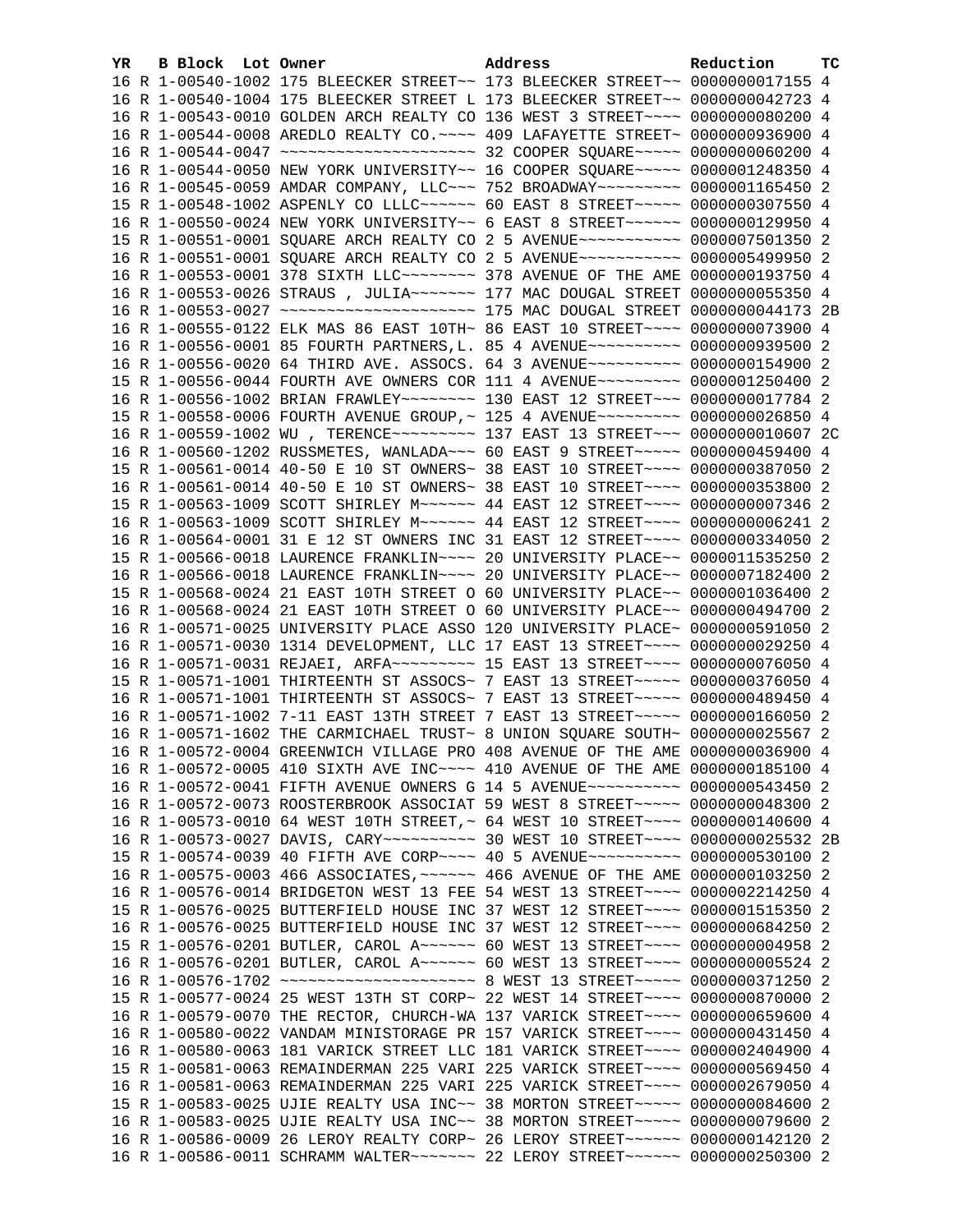| YR | B | Block | Lot | Owner | Address | Reduction | TC |
|---|---|---|---|---|---|---|---|
| 16 | R | 1-00540-1002 | | 175 BLEECKER STREET~~ | 173 BLEECKER STREET~~ | 0000000017155 | 4 |
| 16 | R | 1-00540-1004 | | 175 BLEECKER STREET L | 173 BLEECKER STREET~~ | 0000000042723 | 4 |
| 16 | R | 1-00543-0010 | | GOLDEN ARCH REALTY CO | 136 WEST 3 STREET~~~~ | 0000000080200 | 4 |
| 16 | R | 1-00544-0008 | | AREDLO REALTY CO.~~~~ | 409 LAFAYETTE STREET~ | 0000000936900 | 4 |
| 16 | R | 1-00544-0047 | | ~~~~~~~~~~~~~~~~~~~~~ | 32 COOPER SQUARE~~~~~ | 0000000060200 | 4 |
| 16 | R | 1-00544-0050 | | NEW YORK UNIVERSITY~~ | 16 COOPER SQUARE~~~~~ | 0000001248350 | 4 |
| 16 | R | 1-00545-0059 | | AMDAR COMPANY, LLC~~~ | 752 BROADWAY~~~~~~~~~ | 0000001165450 | 2 |
| 15 | R | 1-00548-1002 | | ASPENLY CO LLLC~~~~~~ | 60 EAST 8 STREET~~~~~ | 0000000307550 | 4 |
| 16 | R | 1-00550-0024 | | NEW YORK UNIVERSITY~~ | 6 EAST 8 STREET~~~~~~ | 0000000129950 | 4 |
| 15 | R | 1-00551-0001 | | SQUARE ARCH REALTY CO | 2 5 AVENUE~~~~~~~~~~~ | 0000007501350 | 2 |
| 16 | R | 1-00551-0001 | | SQUARE ARCH REALTY CO | 2 5 AVENUE~~~~~~~~~~~ | 0000005499950 | 2 |
| 16 | R | 1-00553-0001 | | 378 SIXTH LLC~~~~~~~~ | 378 AVENUE OF THE AME | 0000000193750 | 4 |
| 16 | R | 1-00553-0026 | | STRAUS , JULIA~~~~~~~ | 177 MAC DOUGAL STREET | 0000000055350 | 4 |
| 16 | R | 1-00553-0027 | | ~~~~~~~~~~~~~~~~~~~~~ | 175 MAC DOUGAL STREET | 0000000044173 | 2B |
| 16 | R | 1-00555-0122 | | ELK MAS 86 EAST 10TH~ | 86 EAST 10 STREET~~~~ | 0000000073900 | 4 |
| 16 | R | 1-00556-0001 | | 85 FOURTH PARTNERS,L. | 85 4 AVENUE~~~~~~~~~~ | 0000000939500 | 2 |
| 16 | R | 1-00556-0020 | | 64 THIRD AVE. ASSOCS. | 64 3 AVENUE~~~~~~~~~~ | 0000000154900 | 2 |
| 15 | R | 1-00556-0044 | | FOURTH AVE OWNERS COR | 111 4 AVENUE~~~~~~~~~ | 0000001250400 | 2 |
| 16 | R | 1-00556-1002 | | BRIAN FRAWLEY~~~~~~~~ | 130 EAST 12 STREET~~~ | 0000000017784 | 2 |
| 15 | R | 1-00558-0006 | | FOURTH AVENUE GROUP,~ | 125 4 AVENUE~~~~~~~~~ | 0000000026850 | 4 |
| 16 | R | 1-00559-1002 | | WU , TERENCE~~~~~~~~~ | 137 EAST 13 STREET~~~ | 0000000010607 | 2C |
| 16 | R | 1-00560-1202 | | RUSSMETES, WANLADA~~~ | 60 EAST 9 STREET~~~~~ | 0000000459400 | 4 |
| 15 | R | 1-00561-0014 | | 40-50 E 10 ST OWNERS~ | 38 EAST 10 STREET~~~~ | 0000000387050 | 2 |
| 16 | R | 1-00561-0014 | | 40-50 E 10 ST OWNERS~ | 38 EAST 10 STREET~~~~ | 0000000353800 | 2 |
| 15 | R | 1-00563-1009 | | SCOTT SHIRLEY M~~~~~~ | 44 EAST 12 STREET~~~~ | 0000000007346 | 2 |
| 16 | R | 1-00563-1009 | | SCOTT SHIRLEY M~~~~~~ | 44 EAST 12 STREET~~~~ | 0000000006241 | 2 |
| 16 | R | 1-00564-0001 | | 31 E 12 ST OWNERS INC | 31 EAST 12 STREET~~~~ | 0000000334050 | 2 |
| 15 | R | 1-00566-0018 | | LAURENCE FRANKLIN~~~~ | 20 UNIVERSITY PLACE~~ | 0000011535250 | 2 |
| 16 | R | 1-00566-0018 | | LAURENCE FRANKLIN~~~~ | 20 UNIVERSITY PLACE~~ | 0000007182400 | 2 |
| 15 | R | 1-00568-0024 | | 21 EAST 10TH STREET O | 60 UNIVERSITY PLACE~~ | 0000001036400 | 2 |
| 16 | R | 1-00568-0024 | | 21 EAST 10TH STREET O | 60 UNIVERSITY PLACE~~ | 0000000494700 | 2 |
| 16 | R | 1-00571-0025 | | UNIVERSITY PLACE ASSO | 120 UNIVERSITY PLACE~ | 0000000591050 | 2 |
| 16 | R | 1-00571-0030 | | 1314 DEVELOPMENT, LLC | 17 EAST 13 STREET~~~~ | 0000000029250 | 4 |
| 16 | R | 1-00571-0031 | | REJAEI, ARFA~~~~~~~~~ | 15 EAST 13 STREET~~~~ | 0000000076050 | 4 |
| 15 | R | 1-00571-1001 | | THIRTEENTH ST ASSOCS~ | 7 EAST 13 STREET~~~~~ | 0000000376050 | 4 |
| 16 | R | 1-00571-1001 | | THIRTEENTH ST ASSOCS~ | 7 EAST 13 STREET~~~~~ | 0000000489450 | 4 |
| 16 | R | 1-00571-1002 | | 7-11 EAST 13TH STREET | 7 EAST 13 STREET~~~~~ | 0000000166050 | 2 |
| 16 | R | 1-00571-1602 | | THE CARMICHAEL TRUST~ | 8 UNION SQUARE SOUTH~ | 0000000025567 | 2 |
| 16 | R | 1-00572-0004 | | GREENWICH VILLAGE PRO | 408 AVENUE OF THE AME | 0000000036900 | 4 |
| 16 | R | 1-00572-0005 | | 410 SIXTH AVE INC~~~~ | 410 AVENUE OF THE AME | 0000000185100 | 4 |
| 16 | R | 1-00572-0041 | | FIFTH AVENUE OWNERS G | 14 5 AVENUE~~~~~~~~~~ | 0000000543450 | 2 |
| 16 | R | 1-00572-0073 | | ROOSTERBROOK ASSOCIAT | 59 WEST 8 STREET~~~~~ | 0000000048300 | 2 |
| 16 | R | 1-00573-0010 | | 64 WEST 10TH STREET,~ | 64 WEST 10 STREET~~~~ | 0000000140600 | 4 |
| 16 | R | 1-00573-0027 | | DAVIS, CARY~~~~~~~~~~ | 30 WEST 10 STREET~~~~ | 0000000025532 | 2B |
| 15 | R | 1-00574-0039 | | 40 FIFTH AVE CORP~~~~ | 40 5 AVENUE~~~~~~~~~~ | 0000000530100 | 2 |
| 16 | R | 1-00575-0003 | | 466 ASSOCIATES,~~~~~~ | 466 AVENUE OF THE AME | 0000000103250 | 2 |
| 16 | R | 1-00576-0014 | | BRIDGETON WEST 13 FEE | 54 WEST 13 STREET~~~~ | 0000002214250 | 4 |
| 15 | R | 1-00576-0025 | | BUTTERFIELD HOUSE INC | 37 WEST 12 STREET~~~~ | 0000001515350 | 2 |
| 16 | R | 1-00576-0025 | | BUTTERFIELD HOUSE INC | 37 WEST 12 STREET~~~~ | 0000000684250 | 2 |
| 15 | R | 1-00576-0201 | | BUTLER, CAROL A~~~~~~ | 60 WEST 13 STREET~~~~ | 0000000004958 | 2 |
| 16 | R | 1-00576-0201 | | BUTLER, CAROL A~~~~~~ | 60 WEST 13 STREET~~~~ | 0000000005524 | 2 |
| 16 | R | 1-00576-1702 | | ~~~~~~~~~~~~~~~~~~~~~ | 8 WEST 13 STREET~~~~~ | 0000000371250 | 2 |
| 15 | R | 1-00577-0024 | | 25 WEST 13TH ST CORP~ | 22 WEST 14 STREET~~~~ | 0000000870000 | 2 |
| 16 | R | 1-00579-0070 | | THE RECTOR, CHURCH-WA | 137 VARICK STREET~~~~ | 0000000659600 | 4 |
| 16 | R | 1-00580-0022 | | VANDAM MINISTORAGE PR | 157 VARICK STREET~~~~ | 0000000431450 | 4 |
| 16 | R | 1-00580-0063 | | 181 VARICK STREET LLC | 181 VARICK STREET~~~~ | 0000002404900 | 4 |
| 15 | R | 1-00581-0063 | | REMAINDERMAN 225 VARI | 225 VARICK STREET~~~~ | 0000000569450 | 4 |
| 16 | R | 1-00581-0063 | | REMAINDERMAN 225 VARI | 225 VARICK STREET~~~~ | 0000002679050 | 4 |
| 15 | R | 1-00583-0025 | | UJIE REALTY USA INC~~ | 38 MORTON STREET~~~~~ | 0000000084600 | 2 |
| 16 | R | 1-00583-0025 | | UJIE REALTY USA INC~~ | 38 MORTON STREET~~~~~ | 0000000079600 | 2 |
| 16 | R | 1-00586-0009 | | 26 LEROY REALTY CORP~ | 26 LEROY STREET~~~~~~ | 0000000142120 | 2 |
| 16 | R | 1-00586-0011 | | SCHRAMM WALTER~~~~~~~ | 22 LEROY STREET~~~~~~ | 0000000250300 | 2 |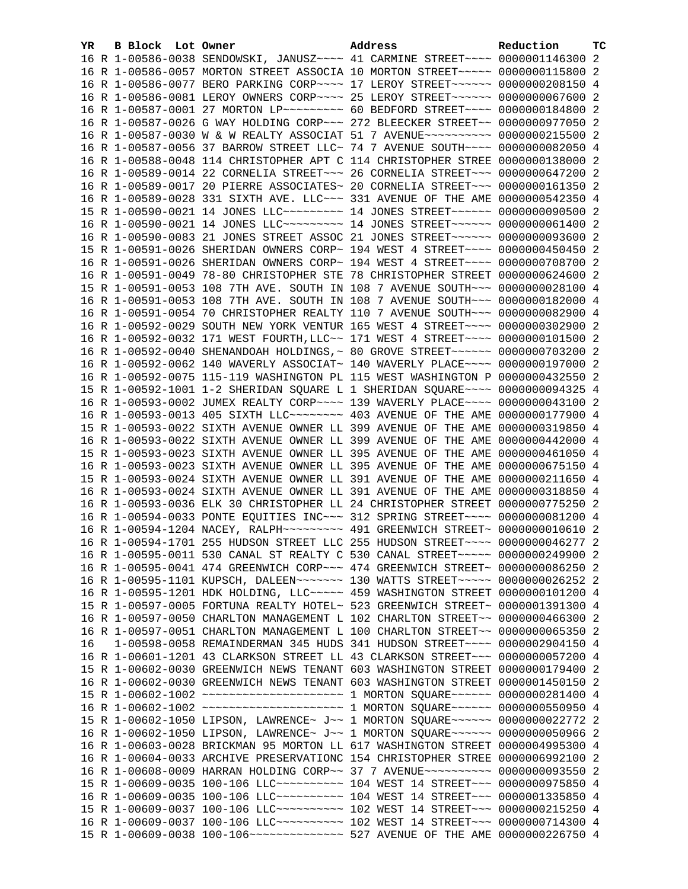| YR | B | Block | Lot | Owner | Address | Reduction | TC |
|---|---|---|---|---|---|---|---|
| 16 | R | 1-00586-0038 | | SENDOWSKI, JANUSZ~~~~ | 41 CARMINE STREET~~~~ | 0000001146300 | 2 |
| 16 | R | 1-00586-0057 | | MORTON STREET ASSOCIA | 10 MORTON STREET~~~~~ | 0000000115800 | 2 |
| 16 | R | 1-00586-0077 | | BERO PARKING CORP~~~~ | 17 LEROY STREET~~~~~~ | 0000000208150 | 4 |
| 16 | R | 1-00586-0081 | | LEROY OWNERS CORP~~~~ | 25 LEROY STREET~~~~~~ | 0000000067600 | 2 |
| 16 | R | 1-00587-0001 | | 27 MORTON LP~~~~~~~~~ | 60 BEDFORD STREET~~~~ | 0000000184800 | 2 |
| 16 | R | 1-00587-0026 | | G WAY HOLDING CORP~~~ | 272 BLEECKER STREET~~ | 0000000977050 | 2 |
| 16 | R | 1-00587-0030 | | W & W REALTY ASSOCIAT | 51 7 AVENUE~~~~~~~~~~ | 0000000215500 | 2 |
| 16 | R | 1-00587-0056 | | 37 BARROW STREET LLC~ | 74 7 AVENUE SOUTH~~~~ | 0000000082050 | 4 |
| 16 | R | 1-00588-0048 | | 114 CHRISTOPHER APT C | 114 CHRISTOPHER STREE | 0000000138000 | 2 |
| 16 | R | 1-00589-0014 | | 22 CORNELIA STREET~~~ | 26 CORNELIA STREET~~~ | 0000000647200 | 2 |
| 16 | R | 1-00589-0017 | | 20 PIERRE ASSOCIATES~ | 20 CORNELIA STREET~~~ | 0000000161350 | 2 |
| 16 | R | 1-00589-0028 | | 331 SIXTH AVE. LLC~~~ | 331 AVENUE OF THE AME | 0000000542350 | 4 |
| 15 | R | 1-00590-0021 | | 14 JONES LLC~~~~~~~~~ | 14 JONES STREET~~~~~~ | 0000000090500 | 2 |
| 16 | R | 1-00590-0021 | | 14 JONES LLC~~~~~~~~~ | 14 JONES STREET~~~~~~ | 0000000061400 | 2 |
| 16 | R | 1-00590-0083 | | 21 JONES STREET ASSOC | 21 JONES STREET~~~~~~ | 0000000093600 | 2 |
| 15 | R | 1-00591-0026 | | SHERIDAN OWNERS CORP~ | 194 WEST 4 STREET~~~~ | 0000000450450 | 2 |
| 16 | R | 1-00591-0026 | | SHERIDAN OWNERS CORP~ | 194 WEST 4 STREET~~~~ | 0000000708700 | 2 |
| 16 | R | 1-00591-0049 | | 78-80 CHRISTOPHER STE | 78 CHRISTOPHER STREET | 0000000624600 | 2 |
| 15 | R | 1-00591-0053 | | 108 7TH AVE. SOUTH IN | 108 7 AVENUE SOUTH~~~ | 0000000028100 | 4 |
| 16 | R | 1-00591-0053 | | 108 7TH AVE. SOUTH IN | 108 7 AVENUE SOUTH~~~ | 0000000182000 | 4 |
| 16 | R | 1-00591-0054 | | 70 CHRISTOPHER REALTY | 110 7 AVENUE SOUTH~~~ | 0000000082900 | 4 |
| 16 | R | 1-00592-0029 | | SOUTH NEW YORK VENTUR | 165 WEST 4 STREET~~~~ | 0000000302900 | 2 |
| 16 | R | 1-00592-0032 | | 171 WEST FOURTH,LLC~~ | 171 WEST 4 STREET~~~~ | 0000000101500 | 2 |
| 16 | R | 1-00592-0040 | | SHENANDOAH HOLDINGS,~ | 80 GROVE STREET~~~~~~ | 0000000703200 | 2 |
| 16 | R | 1-00592-0062 | | 140 WAVERLY ASSOCIAT~ | 140 WAVERLY PLACE~~~~ | 0000000197000 | 2 |
| 16 | R | 1-00592-0075 | | 115-119 WASHINGTON PL | 115 WEST WASHINGTON P | 0000000432550 | 2 |
| 15 | R | 1-00592-1001 | | 1-2 SHERIDAN SQUARE L | 1 SHERIDAN SQUARE~~~~ | 0000000094325 | 4 |
| 16 | R | 1-00593-0002 | | JUMEX REALTY CORP~~~~ | 139 WAVERLY PLACE~~~~ | 0000000043100 | 2 |
| 16 | R | 1-00593-0013 | | 405 SIXTH LLC~~~~~~~~ | 403 AVENUE OF THE AME | 0000000177900 | 4 |
| 15 | R | 1-00593-0022 | | SIXTH AVENUE OWNER LL | 399 AVENUE OF THE AME | 0000000319850 | 4 |
| 16 | R | 1-00593-0022 | | SIXTH AVENUE OWNER LL | 399 AVENUE OF THE AME | 0000000442000 | 4 |
| 15 | R | 1-00593-0023 | | SIXTH AVENUE OWNER LL | 395 AVENUE OF THE AME | 0000000461050 | 4 |
| 16 | R | 1-00593-0023 | | SIXTH AVENUE OWNER LL | 395 AVENUE OF THE AME | 0000000675150 | 4 |
| 15 | R | 1-00593-0024 | | SIXTH AVENUE OWNER LL | 391 AVENUE OF THE AME | 0000000211650 | 4 |
| 16 | R | 1-00593-0024 | | SIXTH AVENUE OWNER LL | 391 AVENUE OF THE AME | 0000000318850 | 4 |
| 16 | R | 1-00593-0036 | | ELK 30 CHRISTOPHER LL | 24 CHRISTOPHER STREET | 0000000775250 | 2 |
| 16 | R | 1-00594-0033 | | PONTE EQUITIES INC~~~ | 312 SPRING STREET~~~~ | 0000000081200 | 4 |
| 16 | R | 1-00594-1204 | | NACEY, RALPH~~~~~~~~~ | 491 GREENWICH STREET~ | 0000000010610 | 2 |
| 16 | R | 1-00594-1701 | | 255 HUDSON STREET LLC | 255 HUDSON STREET~~~~ | 0000000046277 | 2 |
| 16 | R | 1-00595-0011 | | 530 CANAL ST REALTY C | 530 CANAL STREET~~~~~ | 0000000249900 | 2 |
| 16 | R | 1-00595-0041 | | 474 GREENWICH CORP~~~ | 474 GREENWICH STREET~ | 0000000086250 | 2 |
| 16 | R | 1-00595-1101 | | KUPSCH, DALEEN~~~~~~~ | 130 WATTS STREET~~~~~ | 0000000026252 | 2 |
| 16 | R | 1-00595-1201 | | HDK HOLDING, LLC~~~~~ | 459 WASHINGTON STREET | 0000000101200 | 4 |
| 15 | R | 1-00597-0005 | | FORTUNA REALTY HOTEL~ | 523 GREENWICH STREET~ | 0000001391300 | 4 |
| 16 | R | 1-00597-0050 | | CHARLTON MANAGEMENT L | 102 CHARLTON STREET~~ | 0000000466300 | 2 |
| 16 | R | 1-00597-0051 | | CHARLTON MANAGEMENT L | 100 CHARLTON STREET~~ | 0000000065350 | 2 |
| 16 | | 1-00598-0058 | | REMAINDERMAN 345 HUDS | 341 HUDSON STREET~~~~ | 0000002904150 | 4 |
| 16 | R | 1-00601-1201 | | 43 CLARKSON STREET LL | 43 CLARKSON STREET~~~ | 0000000057200 | 4 |
| 15 | R | 1-00602-0030 | | GREENWICH NEWS TENANT | 603 WASHINGTON STREET | 0000000179400 | 2 |
| 16 | R | 1-00602-0030 | | GREENWICH NEWS TENANT | 603 WASHINGTON STREET | 0000001450150 | 2 |
| 15 | R | 1-00602-1002 | | ~~~~~~~~~~~~~~~~~~~~~ | 1 MORTON SQUARE~~~~~~ | 0000000281400 | 4 |
| 16 | R | 1-00602-1002 | | ~~~~~~~~~~~~~~~~~~~~~ | 1 MORTON SQUARE~~~~~~ | 0000000550950 | 4 |
| 15 | R | 1-00602-1050 | | LIPSON, LAWRENCE~ J~~ | 1 MORTON SQUARE~~~~~~ | 0000000022772 | 2 |
| 16 | R | 1-00602-1050 | | LIPSON, LAWRENCE~ J~~ | 1 MORTON SQUARE~~~~~~ | 0000000050966 | 2 |
| 16 | R | 1-00603-0028 | | BRICKMAN 95 MORTON LL | 617 WASHINGTON STREET | 0000004995300 | 4 |
| 16 | R | 1-00604-0033 | | ARCHIVE PRESERVATIONC | 154 CHRISTOPHER STREE | 0000006992100 | 2 |
| 16 | R | 1-00608-0009 | | HARRAN HOLDING CORP~~ | 37 7 AVENUE~~~~~~~~~~ | 0000000093550 | 2 |
| 15 | R | 1-00609-0035 | | 100-106 LLC~~~~~~~~~~ | 104 WEST 14 STREET~~~ | 0000000975850 | 4 |
| 16 | R | 1-00609-0035 | | 100-106 LLC~~~~~~~~~~ | 104 WEST 14 STREET~~~ | 0000001335850 | 4 |
| 15 | R | 1-00609-0037 | | 100-106 LLC~~~~~~~~~~ | 102 WEST 14 STREET~~~ | 0000000215250 | 4 |
| 16 | R | 1-00609-0037 | | 100-106 LLC~~~~~~~~~~ | 102 WEST 14 STREET~~~ | 0000000714300 | 4 |
| 15 | R | 1-00609-0038 | | 100-106~~~~~~~~~~~~~~ | 527 AVENUE OF THE AME | 0000000226750 | 4 |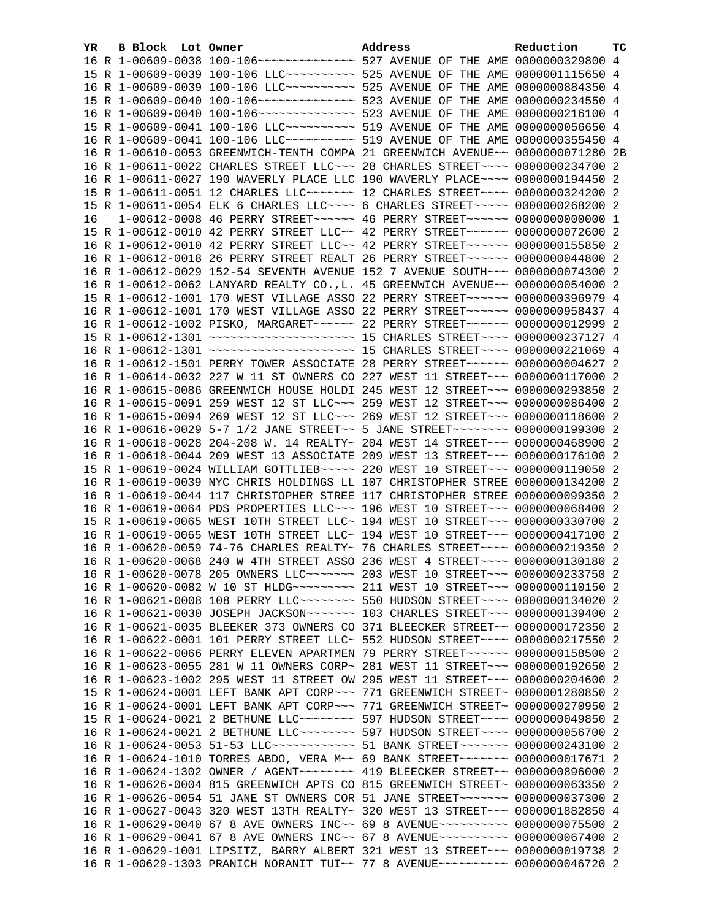| YR | B | Block | Lot | Owner | Address | Reduction | TC |
|---|---|---|---|---|---|---|---|
| 16 | R | 1-00609-0038 | | 100-106~~~~~~~~~~~~~~ | 527 AVENUE OF THE AME | 0000000329800 | 4 |
| 15 | R | 1-00609-0039 | | 100-106 LLC~~~~~~~~~~ | 525 AVENUE OF THE AME | 0000001115650 | 4 |
| 16 | R | 1-00609-0039 | | 100-106 LLC~~~~~~~~~~ | 525 AVENUE OF THE AME | 0000000884350 | 4 |
| 15 | R | 1-00609-0040 | | 100-106~~~~~~~~~~~~~~ | 523 AVENUE OF THE AME | 0000000234550 | 4 |
| 16 | R | 1-00609-0040 | | 100-106~~~~~~~~~~~~~~ | 523 AVENUE OF THE AME | 0000000216100 | 4 |
| 15 | R | 1-00609-0041 | | 100-106 LLC~~~~~~~~~~ | 519 AVENUE OF THE AME | 0000000056650 | 4 |
| 16 | R | 1-00609-0041 | | 100-106 LLC~~~~~~~~~~ | 519 AVENUE OF THE AME | 0000000355450 | 4 |
| 16 | R | 1-00610-0053 | | GREENWICH-TENTH COMPA | 21 GREENWICH AVENUE~~ | 0000000071280 | 2B |
| 16 | R | 1-00611-0022 | | CHARLES STREET LLC~~~ | 28 CHARLES STREET~~~~ | 0000000234700 | 2 |
| 16 | R | 1-00611-0027 | | 190 WAVERLY PLACE LLC | 190 WAVERLY PLACE~~~~ | 0000000194450 | 2 |
| 15 | R | 1-00611-0051 | | 12 CHARLES LLC~~~~~~~ | 12 CHARLES STREET~~~~ | 0000000324200 | 2 |
| 15 | R | 1-00611-0054 | | ELK 6 CHARLES LLC~~~~ | 6 CHARLES STREET~~~~~ | 0000000268200 | 2 |
| 16 | | 1-00612-0008 | | 46 PERRY STREET~~~~~~ | 46 PERRY STREET~~~~~~ | 0000000000000 | 1 |
| 15 | R | 1-00612-0010 | | 42 PERRY STREET LLC~~ | 42 PERRY STREET~~~~~~ | 0000000072600 | 2 |
| 16 | R | 1-00612-0010 | | 42 PERRY STREET LLC~~ | 42 PERRY STREET~~~~~~ | 0000000155850 | 2 |
| 16 | R | 1-00612-0018 | | 26 PERRY STREET REALT | 26 PERRY STREET~~~~~~ | 0000000044800 | 2 |
| 16 | R | 1-00612-0029 | | 152-54 SEVENTH AVENUE | 152 7 AVENUE SOUTH~~~ | 0000000074300 | 2 |
| 16 | R | 1-00612-0062 | | LANYARD REALTY CO.,L. | 45 GREENWICH AVENUE~~ | 0000000054000 | 2 |
| 15 | R | 1-00612-1001 | | 170 WEST VILLAGE ASSO | 22 PERRY STREET~~~~~~ | 0000000396979 | 4 |
| 16 | R | 1-00612-1001 | | 170 WEST VILLAGE ASSO | 22 PERRY STREET~~~~~~ | 0000000958437 | 4 |
| 16 | R | 1-00612-1002 | | PISKO, MARGARET~~~~~~ | 22 PERRY STREET~~~~~~ | 0000000012999 | 2 |
| 15 | R | 1-00612-1301 | | ~~~~~~~~~~~~~~~~~~~~~ | 15 CHARLES STREET~~~~ | 0000000237127 | 4 |
| 16 | R | 1-00612-1301 | | ~~~~~~~~~~~~~~~~~~~~~ | 15 CHARLES STREET~~~~ | 0000000221069 | 4 |
| 16 | R | 1-00612-1501 | | PERRY TOWER ASSOCIATE | 28 PERRY STREET~~~~~~ | 0000000004627 | 2 |
| 16 | R | 1-00614-0032 | | 227 W 11 ST OWNERS CO | 227 WEST 11 STREET~~~ | 0000000117000 | 2 |
| 16 | R | 1-00615-0086 | | GREENWICH HOUSE HOLDI | 245 WEST 12 STREET~~~ | 0000000293850 | 2 |
| 16 | R | 1-00615-0091 | | 259 WEST 12 ST LLC~~~ | 259 WEST 12 STREET~~~ | 0000000086400 | 2 |
| 16 | R | 1-00615-0094 | | 269 WEST 12 ST LLC~~~ | 269 WEST 12 STREET~~~ | 0000000118600 | 2 |
| 16 | R | 1-00616-0029 | | 5-7 1/2 JANE STREET~~ | 5 JANE STREET~~~~~~~~ | 0000000199300 | 2 |
| 16 | R | 1-00618-0028 | | 204-208 W. 14 REALTY~ | 204 WEST 14 STREET~~~ | 0000000468900 | 2 |
| 16 | R | 1-00618-0044 | | 209 WEST 13 ASSOCIATE | 209 WEST 13 STREET~~~ | 0000000176100 | 2 |
| 15 | R | 1-00619-0024 | | WILLIAM GOTTLIEB~~~~~ | 220 WEST 10 STREET~~~ | 0000000119050 | 2 |
| 16 | R | 1-00619-0039 | | NYC CHRIS HOLDINGS LL | 107 CHRISTOPHER STREE | 0000000134200 | 2 |
| 16 | R | 1-00619-0044 | | 117 CHRISTOPHER STREE | 117 CHRISTOPHER STREE | 0000000099350 | 2 |
| 16 | R | 1-00619-0064 | | PDS PROPERTIES LLC~~~ | 196 WEST 10 STREET~~~ | 0000000068400 | 2 |
| 15 | R | 1-00619-0065 | | WEST 10TH STREET LLC~ | 194 WEST 10 STREET~~~ | 0000000330700 | 2 |
| 16 | R | 1-00619-0065 | | WEST 10TH STREET LLC~ | 194 WEST 10 STREET~~~ | 0000000417100 | 2 |
| 16 | R | 1-00620-0059 | | 74-76 CHARLES REALTY~ | 76 CHARLES STREET~~~~ | 0000000219350 | 2 |
| 16 | R | 1-00620-0068 | | 240 W 4TH STREET ASSO | 236 WEST 4 STREET~~~~ | 0000000130180 | 2 |
| 16 | R | 1-00620-0078 | | 205 OWNERS LLC~~~~~~~ | 203 WEST 10 STREET~~~ | 0000000233750 | 2 |
| 16 | R | 1-00620-0082 | | W 10 ST HLDG~~~~~~~~~ | 211 WEST 10 STREET~~~ | 0000000110150 | 2 |
| 16 | R | 1-00621-0008 | | 108 PERRY LLC~~~~~~~~ | 550 HUDSON STREET~~~~ | 0000000134020 | 2 |
| 16 | R | 1-00621-0030 | | JOSEPH JACKSON~~~~~~~ | 103 CHARLES STREET~~~ | 0000000139400 | 2 |
| 16 | R | 1-00621-0035 | | BLEEKER 373 OWNERS CO | 371 BLEECKER STREET~~ | 0000000172350 | 2 |
| 16 | R | 1-00622-0001 | | 101 PERRY STREET LLC~ | 552 HUDSON STREET~~~~ | 0000000217550 | 2 |
| 16 | R | 1-00622-0066 | | PERRY ELEVEN APARTMEN | 79 PERRY STREET~~~~~~ | 0000000158500 | 2 |
| 16 | R | 1-00623-0055 | | 281 W 11 OWNERS CORP~ | 281 WEST 11 STREET~~~ | 0000000192650 | 2 |
| 16 | R | 1-00623-1002 | | 295 WEST 11 STREET OW | 295 WEST 11 STREET~~~ | 0000000204600 | 2 |
| 15 | R | 1-00624-0001 | | LEFT BANK APT CORP~~~ | 771 GREENWICH STREET~ | 0000001280850 | 2 |
| 16 | R | 1-00624-0001 | | LEFT BANK APT CORP~~~ | 771 GREENWICH STREET~ | 0000000270950 | 2 |
| 15 | R | 1-00624-0021 | | 2 BETHUNE LLC~~~~~~~~ | 597 HUDSON STREET~~~~ | 0000000049850 | 2 |
| 16 | R | 1-00624-0021 | | 2 BETHUNE LLC~~~~~~~~ | 597 HUDSON STREET~~~~ | 0000000056700 | 2 |
| 16 | R | 1-00624-0053 | | 51-53 LLC~~~~~~~~~~~~ | 51 BANK STREET~~~~~~~ | 0000000243100 | 2 |
| 16 | R | 1-00624-1010 | | TORRES ABDO, VERA M~~ | 69 BANK STREET~~~~~~~ | 0000000017671 | 2 |
| 16 | R | 1-00624-1302 | | OWNER / AGENT~~~~~~~~ | 419 BLEECKER STREET~~ | 0000000896000 | 2 |
| 16 | R | 1-00626-0004 | | 815 GREENWICH APTS CO | 815 GREENWICH STREET~ | 0000000063350 | 2 |
| 16 | R | 1-00626-0054 | | 51 JANE ST OWNERS COR | 51 JANE STREET~~~~~~~ | 0000000037300 | 2 |
| 16 | R | 1-00627-0043 | | 320 WEST 13TH REALTY~ | 320 WEST 13 STREET~~~ | 0000001882850 | 4 |
| 16 | R | 1-00629-0040 | | 67 8 AVE OWNERS INC~~ | 69 8 AVENUE~~~~~~~~~~ | 0000000075500 | 2 |
| 16 | R | 1-00629-0041 | | 67 8 AVE OWNERS INC~~ | 67 8 AVENUE~~~~~~~~~~ | 0000000067400 | 2 |
| 16 | R | 1-00629-1001 | | LIPSITZ, BARRY ALBERT | 321 WEST 13 STREET~~~ | 0000000019738 | 2 |
| 16 | R | 1-00629-1303 | | PRANICH NORANIT TUI~~ | 77 8 AVENUE~~~~~~~~~~ | 0000000046720 | 2 |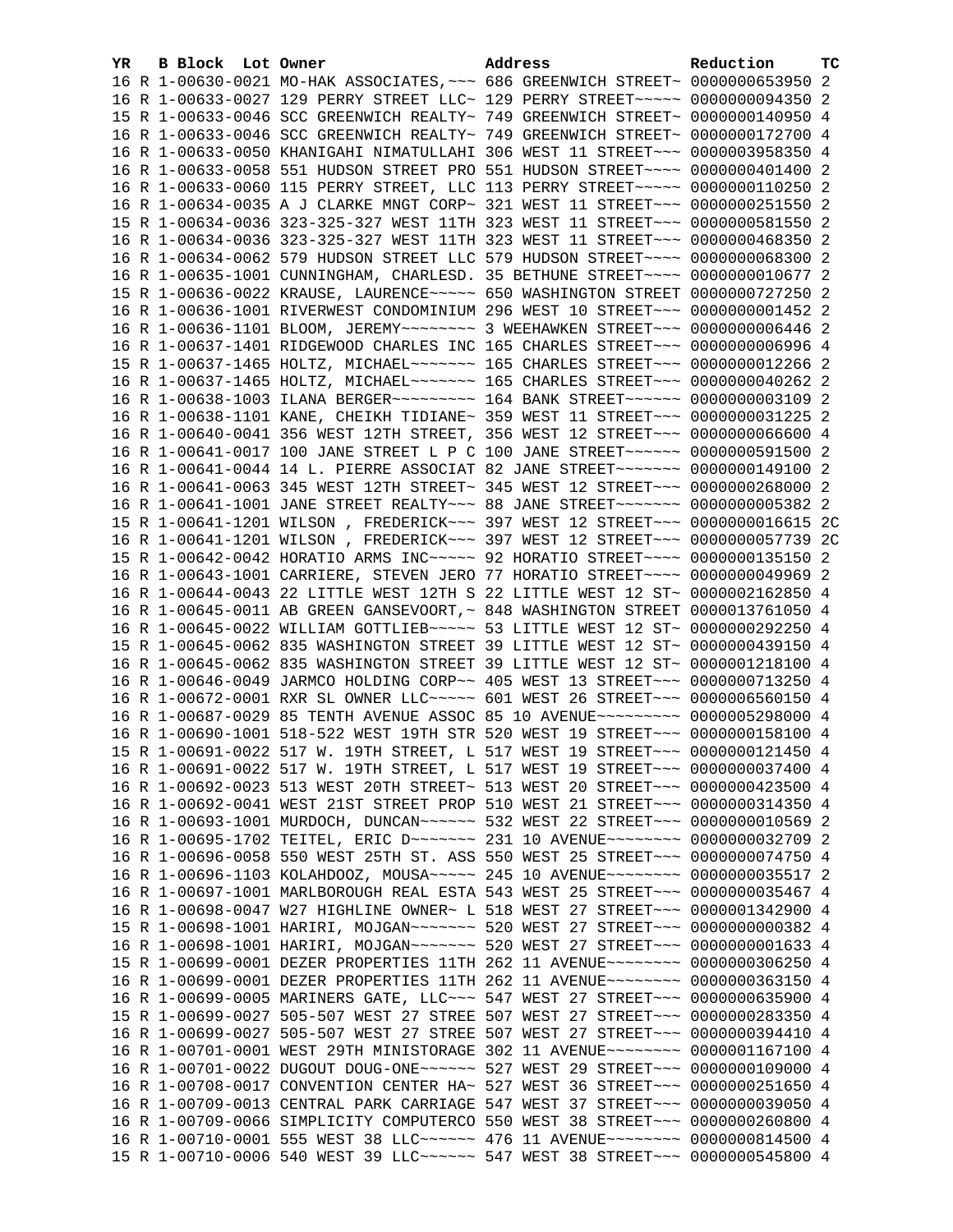| YR | B | Block | Lot | Owner | Address | Reduction | TC |
|---|---|---|---|---|---|---|---|
| 16 | R | 1-00630-0021 | | MO-HAK ASSOCIATES,~~~ | 686 GREENWICH STREET~ | 0000000653950 | 2 |
| 16 | R | 1-00633-0027 | | 129 PERRY STREET LLC~ | 129 PERRY STREET~~~~~ | 0000000094350 | 2 |
| 15 | R | 1-00633-0046 | | SCC GREENWICH REALTY~ | 749 GREENWICH STREET~ | 0000000140950 | 4 |
| 16 | R | 1-00633-0046 | | SCC GREENWICH REALTY~ | 749 GREENWICH STREET~ | 0000000172700 | 4 |
| 16 | R | 1-00633-0050 | | KHANIGAHI NIMATULLAHI | 306 WEST 11 STREET~~~ | 0000003958350 | 4 |
| 16 | R | 1-00633-0058 | | 551 HUDSON STREET PRO | 551 HUDSON STREET~~~~ | 0000000401400 | 2 |
| 16 | R | 1-00633-0060 | | 115 PERRY STREET, LLC | 113 PERRY STREET~~~~~ | 0000000110250 | 2 |
| 16 | R | 1-00634-0035 | | A J CLARKE MNGT CORP~ | 321 WEST 11 STREET~~~ | 0000000251550 | 2 |
| 15 | R | 1-00634-0036 | | 323-325-327 WEST 11TH | 323 WEST 11 STREET~~~ | 0000000581550 | 2 |
| 16 | R | 1-00634-0036 | | 323-325-327 WEST 11TH | 323 WEST 11 STREET~~~ | 0000000468350 | 2 |
| 16 | R | 1-00634-0062 | | 579 HUDSON STREET LLC | 579 HUDSON STREET~~~~ | 0000000068300 | 2 |
| 16 | R | 1-00635-1001 | | CUNNINGHAM, CHARLESD. | 35 BETHUNE STREET~~~~ | 0000000010677 | 2 |
| 15 | R | 1-00636-0022 | | KRAUSE, LAURENCE~~~~~ | 650 WASHINGTON STREET | 0000000727250 | 2 |
| 16 | R | 1-00636-1001 | | RIVERWEST CONDOMINIUM | 296 WEST 10 STREET~~~ | 0000000001452 | 2 |
| 16 | R | 1-00636-1101 | | BLOOM, JEREMY~~~~~~~~ | 3 WEEHAWKEN STREET~~~ | 0000000006446 | 2 |
| 16 | R | 1-00637-1401 | | RIDGEWOOD CHARLES INC | 165 CHARLES STREET~~~ | 0000000006996 | 4 |
| 15 | R | 1-00637-1465 | | HOLTZ, MICHAEL~~~~~~~ | 165 CHARLES STREET~~~ | 0000000012266 | 2 |
| 16 | R | 1-00637-1465 | | HOLTZ, MICHAEL~~~~~~~ | 165 CHARLES STREET~~~ | 0000000040262 | 2 |
| 16 | R | 1-00638-1003 | | ILANA BERGER~~~~~~~~~ | 164 BANK STREET~~~~~~ | 0000000003109 | 2 |
| 16 | R | 1-00638-1101 | | KANE, CHEIKH TIDIANE~ | 359 WEST 11 STREET~~~ | 0000000031225 | 2 |
| 16 | R | 1-00640-0041 | | 356 WEST 12TH STREET, | 356 WEST 12 STREET~~~ | 0000000066600 | 4 |
| 16 | R | 1-00641-0017 | | 100 JANE STREET L P C | 100 JANE STREET~~~~~~ | 0000000591500 | 2 |
| 16 | R | 1-00641-0044 | | 14 L. PIERRE ASSOCIAT | 82 JANE STREET~~~~~~~ | 0000000149100 | 2 |
| 16 | R | 1-00641-0063 | | 345 WEST 12TH STREET~ | 345 WEST 12 STREET~~~ | 0000000268000 | 2 |
| 16 | R | 1-00641-1001 | | JANE STREET REALTY~~~ | 88 JANE STREET~~~~~~~ | 0000000005382 | 2 |
| 15 | R | 1-00641-1201 | | WILSON , FREDERICK~~~ | 397 WEST 12 STREET~~~ | 0000000016615 | 2C |
| 16 | R | 1-00641-1201 | | WILSON , FREDERICK~~~ | 397 WEST 12 STREET~~~ | 0000000057739 | 2C |
| 15 | R | 1-00642-0042 | | HORATIO ARMS INC~~~~~ | 92 HORATIO STREET~~~~ | 0000000135150 | 2 |
| 16 | R | 1-00643-1001 | | CARRIERE, STEVEN JERO | 77 HORATIO STREET~~~~ | 0000000049969 | 2 |
| 16 | R | 1-00644-0043 | | 22 LITTLE WEST 12TH S | 22 LITTLE WEST 12 ST~ | 0000002162850 | 4 |
| 16 | R | 1-00645-0011 | | AB GREEN GANSEVOORT,~ | 848 WASHINGTON STREET | 0000013761050 | 4 |
| 16 | R | 1-00645-0022 | | WILLIAM GOTTLIEB~~~~~ | 53 LITTLE WEST 12 ST~ | 0000000292250 | 4 |
| 15 | R | 1-00645-0062 | | 835 WASHINGTON STREET | 39 LITTLE WEST 12 ST~ | 0000000439150 | 4 |
| 16 | R | 1-00645-0062 | | 835 WASHINGTON STREET | 39 LITTLE WEST 12 ST~ | 0000001218100 | 4 |
| 16 | R | 1-00646-0049 | | JARMCO HOLDING CORP~~ | 405 WEST 13 STREET~~~ | 0000000713250 | 4 |
| 16 | R | 1-00672-0001 | | RXR SL OWNER LLC~~~~~ | 601 WEST 26 STREET~~~ | 0000006560150 | 4 |
| 16 | R | 1-00687-0029 | | 85 TENTH AVENUE ASSOC | 85 10 AVENUE~~~~~~~~~ | 0000005298000 | 4 |
| 16 | R | 1-00690-1001 | | 518-522 WEST 19TH STR | 520 WEST 19 STREET~~~ | 0000000158100 | 4 |
| 15 | R | 1-00691-0022 | | 517 W. 19TH STREET, L | 517 WEST 19 STREET~~~ | 0000000121450 | 4 |
| 16 | R | 1-00691-0022 | | 517 W. 19TH STREET, L | 517 WEST 19 STREET~~~ | 0000000037400 | 4 |
| 16 | R | 1-00692-0023 | | 513 WEST 20TH STREET~ | 513 WEST 20 STREET~~~ | 0000000423500 | 4 |
| 16 | R | 1-00692-0041 | | WEST 21ST STREET PROP | 510 WEST 21 STREET~~~ | 0000000314350 | 4 |
| 16 | R | 1-00693-1001 | | MURDOCH, DUNCAN~~~~~~ | 532 WEST 22 STREET~~~ | 0000000010569 | 2 |
| 16 | R | 1-00695-1702 | | TEITEL, ERIC D~~~~~~~ | 231 10 AVENUE~~~~~~~~ | 0000000032709 | 2 |
| 16 | R | 1-00696-0058 | | 550 WEST 25TH ST. ASS | 550 WEST 25 STREET~~~ | 0000000074750 | 4 |
| 16 | R | 1-00696-1103 | | KOLAHDOOZ, MOUSA~~~~~ | 245 10 AVENUE~~~~~~~~ | 0000000035517 | 2 |
| 16 | R | 1-00697-1001 | | MARLBOROUGH REAL ESTA | 543 WEST 25 STREET~~~ | 0000000035467 | 4 |
| 16 | R | 1-00698-0047 | | W27 HIGHLINE OWNER~ L | 518 WEST 27 STREET~~~ | 0000001342900 | 4 |
| 15 | R | 1-00698-1001 | | HARIRI, MOJGAN~~~~~~~ | 520 WEST 27 STREET~~~ | 0000000000382 | 4 |
| 16 | R | 1-00698-1001 | | HARIRI, MOJGAN~~~~~~~ | 520 WEST 27 STREET~~~ | 0000000001633 | 4 |
| 15 | R | 1-00699-0001 | | DEZER PROPERTIES 11TH | 262 11 AVENUE~~~~~~~~ | 0000000306250 | 4 |
| 16 | R | 1-00699-0001 | | DEZER PROPERTIES 11TH | 262 11 AVENUE~~~~~~~~ | 0000000363150 | 4 |
| 16 | R | 1-00699-0005 | | MARINERS GATE, LLC~~~ | 547 WEST 27 STREET~~~ | 0000000635900 | 4 |
| 15 | R | 1-00699-0027 | | 505-507 WEST 27 STREE | 507 WEST 27 STREET~~~ | 0000000283350 | 4 |
| 16 | R | 1-00699-0027 | | 505-507 WEST 27 STREE | 507 WEST 27 STREET~~~ | 0000000394410 | 4 |
| 16 | R | 1-00701-0001 | | WEST 29TH MINISTORAGE | 302 11 AVENUE~~~~~~~~ | 0000001167100 | 4 |
| 16 | R | 1-00701-0022 | | DUGOUT DOUG-ONE~~~~~~ | 527 WEST 29 STREET~~~ | 0000000109000 | 4 |
| 16 | R | 1-00708-0017 | | CONVENTION CENTER HA~ | 527 WEST 36 STREET~~~ | 0000000251650 | 4 |
| 16 | R | 1-00709-0013 | | CENTRAL PARK CARRIAGE | 547 WEST 37 STREET~~~ | 0000000039050 | 4 |
| 16 | R | 1-00709-0066 | | SIMPLICITY COMPUTERCO | 550 WEST 38 STREET~~~ | 0000000260800 | 4 |
| 16 | R | 1-00710-0001 | | 555 WEST 38 LLC~~~~~~ | 476 11 AVENUE~~~~~~~~ | 0000000814500 | 4 |
| 15 | R | 1-00710-0006 | | 540 WEST 39 LLC~~~~~~ | 547 WEST 38 STREET~~~ | 0000000545800 | 4 |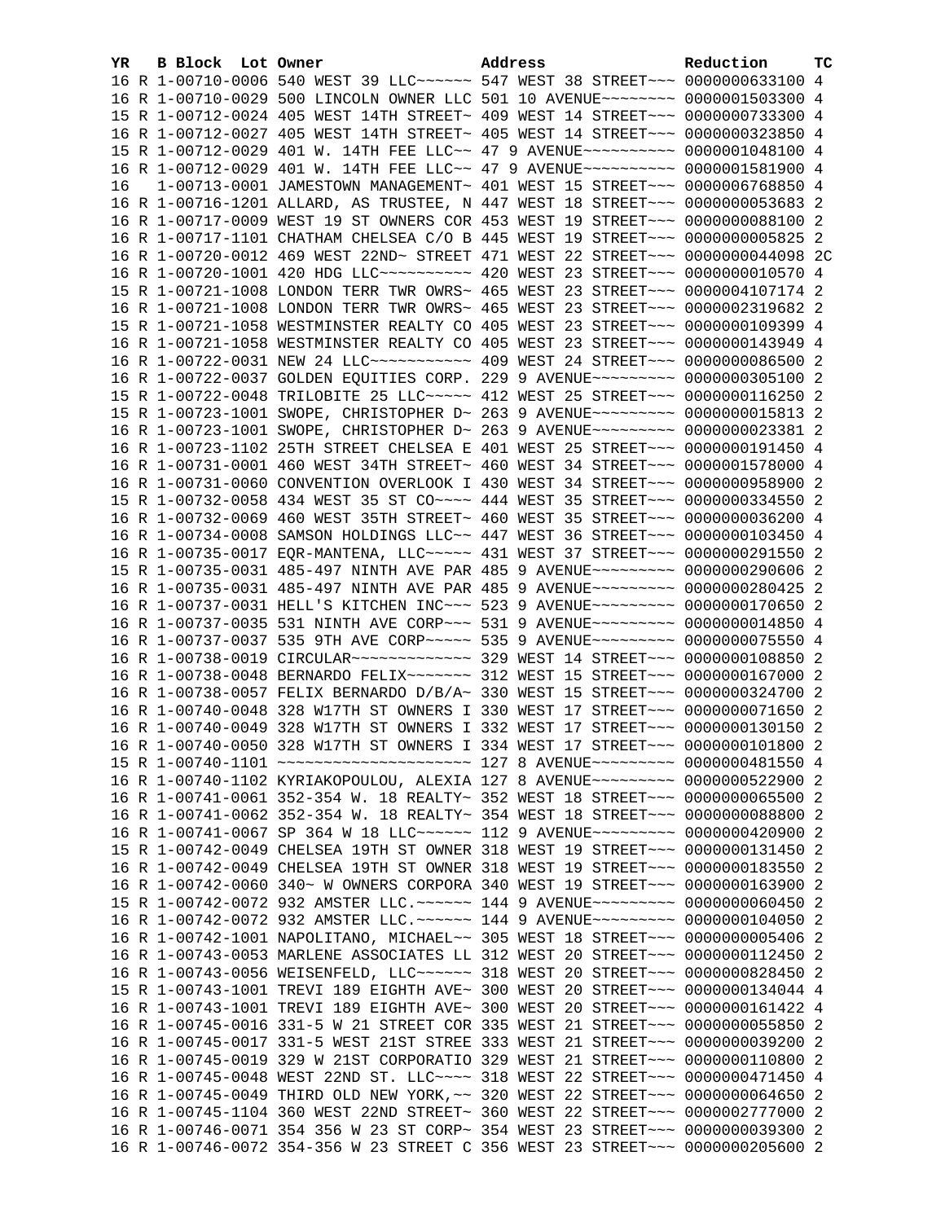| YR | B | Block | Lot | Owner | Address | Reduction | TC |
|---|---|---|---|---|---|---|---|
| 16 | R | 1-00710-0006 | | 540 WEST 39 LLC~~~~~~ | 547 WEST 38 STREET~~~ | 0000000633100 | 4 |
| 16 | R | 1-00710-0029 | | 500 LINCOLN OWNER LLC | 501 10 AVENUE~~~~~~~~ | 0000001503300 | 4 |
| 15 | R | 1-00712-0024 | | 405 WEST 14TH STREET~ | 409 WEST 14 STREET~~~ | 0000000733300 | 4 |
| 16 | R | 1-00712-0027 | | 405 WEST 14TH STREET~ | 405 WEST 14 STREET~~~ | 0000000323850 | 4 |
| 15 | R | 1-00712-0029 | | 401 W. 14TH FEE LLC~~ | 47 9 AVENUE~~~~~~~~~~ | 0000001048100 | 4 |
| 16 | R | 1-00712-0029 | | 401 W. 14TH FEE LLC~~ | 47 9 AVENUE~~~~~~~~~~ | 0000001581900 | 4 |
| 16 | | 1-00713-0001 | | JAMESTOWN MANAGEMENT~ | 401 WEST 15 STREET~~~ | 0000006768850 | 4 |
| 16 | R | 1-00716-1201 | | ALLARD, AS TRUSTEE, N | 447 WEST 18 STREET~~~ | 0000000053683 | 2 |
| 16 | R | 1-00717-0009 | | WEST 19 ST OWNERS COR | 453 WEST 19 STREET~~~ | 0000000088100 | 2 |
| 16 | R | 1-00717-1101 | | CHATHAM CHELSEA C/O B | 445 WEST 19 STREET~~~ | 0000000005825 | 2 |
| 16 | R | 1-00720-0012 | | 469 WEST 22ND~ STREET | 471 WEST 22 STREET~~~ | 0000000044098 | 2C |
| 16 | R | 1-00720-1001 | | 420 HDG LLC~~~~~~~~~~ | 420 WEST 23 STREET~~~ | 0000000010570 | 4 |
| 15 | R | 1-00721-1008 | | LONDON TERR TWR OWRS~ | 465 WEST 23 STREET~~~ | 0000004107174 | 2 |
| 16 | R | 1-00721-1008 | | LONDON TERR TWR OWRS~ | 465 WEST 23 STREET~~~ | 0000002319682 | 2 |
| 15 | R | 1-00721-1058 | | WESTMINSTER REALTY CO | 405 WEST 23 STREET~~~ | 0000000109399 | 4 |
| 16 | R | 1-00721-1058 | | WESTMINSTER REALTY CO | 405 WEST 23 STREET~~~ | 0000000143949 | 4 |
| 16 | R | 1-00722-0031 | | NEW 24 LLC~~~~~~~~~~~ | 409 WEST 24 STREET~~~ | 0000000086500 | 2 |
| 16 | R | 1-00722-0037 | | GOLDEN EQUITIES CORP. | 229 9 AVENUE~~~~~~~~~ | 0000000305100 | 2 |
| 15 | R | 1-00722-0048 | | TRILOBITE 25 LLC~~~~~ | 412 WEST 25 STREET~~~ | 0000000116250 | 2 |
| 15 | R | 1-00723-1001 | | SWOPE, CHRISTOPHER D~ | 263 9 AVENUE~~~~~~~~~ | 0000000015813 | 2 |
| 16 | R | 1-00723-1001 | | SWOPE, CHRISTOPHER D~ | 263 9 AVENUE~~~~~~~~~ | 0000000023381 | 2 |
| 16 | R | 1-00723-1102 | | 25TH STREET CHELSEA E | 401 WEST 25 STREET~~~ | 0000000191450 | 4 |
| 16 | R | 1-00731-0001 | | 460 WEST 34TH STREET~ | 460 WEST 34 STREET~~~ | 0000001578000 | 4 |
| 16 | R | 1-00731-0060 | | CONVENTION OVERLOOK I | 430 WEST 34 STREET~~~ | 0000000958900 | 2 |
| 15 | R | 1-00732-0058 | | 434 WEST 35 ST CO~~~~ | 444 WEST 35 STREET~~~ | 0000000334550 | 2 |
| 16 | R | 1-00732-0069 | | 460 WEST 35TH STREET~ | 460 WEST 35 STREET~~~ | 0000000036200 | 4 |
| 16 | R | 1-00734-0008 | | SAMSON HOLDINGS LLC~~ | 447 WEST 36 STREET~~~ | 0000000103450 | 4 |
| 16 | R | 1-00735-0017 | | EQR-MANTENA, LLC~~~~~ | 431 WEST 37 STREET~~~ | 0000000291550 | 2 |
| 15 | R | 1-00735-0031 | | 485-497 NINTH AVE PAR | 485 9 AVENUE~~~~~~~~~ | 0000000290606 | 2 |
| 16 | R | 1-00735-0031 | | 485-497 NINTH AVE PAR | 485 9 AVENUE~~~~~~~~~ | 0000000280425 | 2 |
| 16 | R | 1-00737-0031 | | HELL'S KITCHEN INC~~~ | 523 9 AVENUE~~~~~~~~~ | 0000000170650 | 2 |
| 16 | R | 1-00737-0035 | | 531 NINTH AVE CORP~~~ | 531 9 AVENUE~~~~~~~~~ | 0000000014850 | 4 |
| 16 | R | 1-00737-0037 | | 535 9TH AVE CORP~~~~~ | 535 9 AVENUE~~~~~~~~~ | 0000000075550 | 4 |
| 16 | R | 1-00738-0019 | | CIRCULAR~~~~~~~~~~~~~ | 329 WEST 14 STREET~~~ | 0000000108850 | 2 |
| 16 | R | 1-00738-0048 | | BERNARDO FELIX~~~~~~~ | 312 WEST 15 STREET~~~ | 0000000167000 | 2 |
| 16 | R | 1-00738-0057 | | FELIX BERNARDO D/B/A~ | 330 WEST 15 STREET~~~ | 0000000324700 | 2 |
| 16 | R | 1-00740-0048 | | 328 W17TH ST OWNERS I | 330 WEST 17 STREET~~~ | 0000000071650 | 2 |
| 16 | R | 1-00740-0049 | | 328 W17TH ST OWNERS I | 332 WEST 17 STREET~~~ | 0000000130150 | 2 |
| 16 | R | 1-00740-0050 | | 328 W17TH ST OWNERS I | 334 WEST 17 STREET~~~ | 0000000101800 | 2 |
| 15 | R | 1-00740-1101 | | ~~~~~~~~~~~~~~~~~~~~~ | 127 8 AVENUE~~~~~~~~~ | 0000000481550 | 4 |
| 16 | R | 1-00740-1102 | | KYRIAKOPOULOU, ALEXIA | 127 8 AVENUE~~~~~~~~~ | 0000000522900 | 2 |
| 16 | R | 1-00741-0061 | | 352-354 W. 18 REALTY~ | 352 WEST 18 STREET~~~ | 0000000065500 | 2 |
| 16 | R | 1-00741-0062 | | 352-354 W. 18 REALTY~ | 354 WEST 18 STREET~~~ | 0000000088800 | 2 |
| 16 | R | 1-00741-0067 | | SP 364 W 18 LLC~~~~~~ | 112 9 AVENUE~~~~~~~~~ | 0000000420900 | 2 |
| 15 | R | 1-00742-0049 | | CHELSEA 19TH ST OWNER | 318 WEST 19 STREET~~~ | 0000000131450 | 2 |
| 16 | R | 1-00742-0049 | | CHELSEA 19TH ST OWNER | 318 WEST 19 STREET~~~ | 0000000183550 | 2 |
| 16 | R | 1-00742-0060 | | 340~ W OWNERS CORPORA | 340 WEST 19 STREET~~~ | 0000000163900 | 2 |
| 15 | R | 1-00742-0072 | | 932 AMSTER LLC.~~~~~~ | 144 9 AVENUE~~~~~~~~~ | 0000000060450 | 2 |
| 16 | R | 1-00742-0072 | | 932 AMSTER LLC.~~~~~~ | 144 9 AVENUE~~~~~~~~~ | 0000000104050 | 2 |
| 16 | R | 1-00742-1001 | | NAPOLITANO, MICHAEL~~ | 305 WEST 18 STREET~~~ | 0000000005406 | 2 |
| 16 | R | 1-00743-0053 | | MARLENE ASSOCIATES LL | 312 WEST 20 STREET~~~ | 0000000112450 | 2 |
| 16 | R | 1-00743-0056 | | WEISENFELD, LLC~~~~~~ | 318 WEST 20 STREET~~~ | 0000000828450 | 2 |
| 15 | R | 1-00743-1001 | | TREVI 189 EIGHTH AVE~ | 300 WEST 20 STREET~~~ | 0000000134044 | 4 |
| 16 | R | 1-00743-1001 | | TREVI 189 EIGHTH AVE~ | 300 WEST 20 STREET~~~ | 0000000161422 | 4 |
| 16 | R | 1-00745-0016 | | 331-5 W 21 STREET COR | 335 WEST 21 STREET~~~ | 0000000055850 | 2 |
| 16 | R | 1-00745-0017 | | 331-5 WEST 21ST STREE | 333 WEST 21 STREET~~~ | 0000000039200 | 2 |
| 16 | R | 1-00745-0019 | | 329 W 21ST CORPORATIO | 329 WEST 21 STREET~~~ | 0000000110800 | 2 |
| 16 | R | 1-00745-0048 | | WEST 22ND ST. LLC~~~~ | 318 WEST 22 STREET~~~ | 0000000471450 | 4 |
| 16 | R | 1-00745-0049 | | THIRD OLD NEW YORK,~~ | 320 WEST 22 STREET~~~ | 0000000064650 | 2 |
| 16 | R | 1-00745-1104 | | 360 WEST 22ND STREET~ | 360 WEST 22 STREET~~~ | 0000002777000 | 2 |
| 16 | R | 1-00746-0071 | | 354 356 W 23 ST CORP~ | 354 WEST 23 STREET~~~ | 0000000039300 | 2 |
| 16 | R | 1-00746-0072 | | 354-356 W 23 STREET C | 356 WEST 23 STREET~~~ | 0000000205600 | 2 |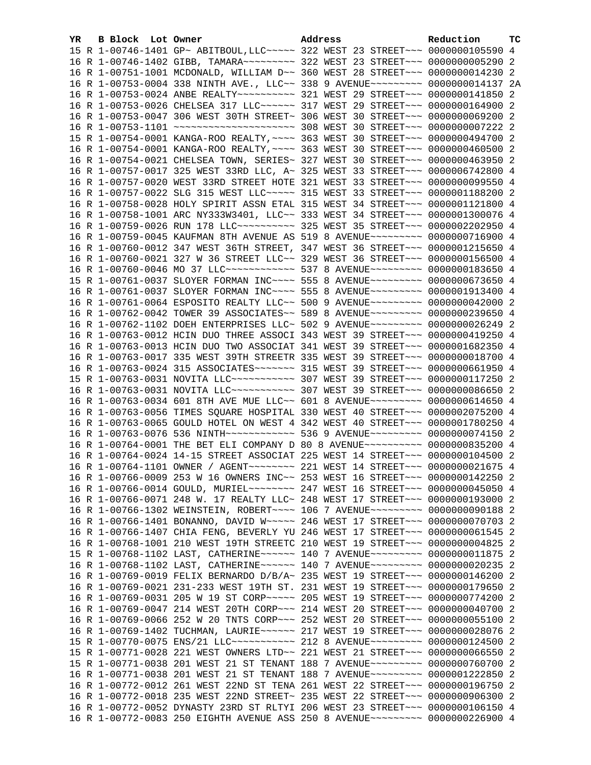| YR | B | Block | Lot | Owner | Address | Reduction | TC |
|---|---|---|---|---|---|---|---|
| 15 | R | 1-00746-1401 | | GP~ ABITBOUL,LLC~~~~~ | 322 WEST 23 STREET~~~ | 0000000105590 | 4 |
| 16 | R | 1-00746-1402 | | GIBB, TAMARA~~~~~~~~~ | 322 WEST 23 STREET~~~ | 0000000005290 | 2 |
| 16 | R | 1-00751-1001 | | MCDONALD, WILLIAM D~~ | 360 WEST 28 STREET~~~ | 0000000014230 | 2 |
| 16 | R | 1-00753-0004 | | 338 NINTH AVE., LLC~~ | 338 9 AVENUE~~~~~~~~~ | 0000000014137 | 2A |
| 16 | R | 1-00753-0024 | | ANBE REALTY~~~~~~~~~~ | 321 WEST 29 STREET~~~ | 0000000141850 | 2 |
| 16 | R | 1-00753-0026 | | CHELSEA 317 LLC~~~~~~ | 317 WEST 29 STREET~~~ | 0000000164900 | 2 |
| 16 | R | 1-00753-0047 | | 306 WEST 30TH STREET~ | 306 WEST 30 STREET~~~ | 0000000069200 | 2 |
| 16 | R | 1-00753-1101 | | ~~~~~~~~~~~~~~~~~~~~~ | 308 WEST 30 STREET~~~ | 0000000007222 | 2 |
| 15 | R | 1-00754-0001 | | KANGA-ROO REALTY,~~~~ | 363 WEST 30 STREET~~~ | 0000000494700 | 2 |
| 16 | R | 1-00754-0001 | | KANGA-ROO REALTY,~~~~ | 363 WEST 30 STREET~~~ | 0000000460500 | 2 |
| 16 | R | 1-00754-0021 | | CHELSEA TOWN, SERIES~ | 327 WEST 30 STREET~~~ | 0000000463950 | 2 |
| 16 | R | 1-00757-0017 | | 325 WEST 33RD LLC, A~ | 325 WEST 33 STREET~~~ | 0000006742800 | 4 |
| 16 | R | 1-00757-0020 | | WEST 33RD STREET HOTE | 321 WEST 33 STREET~~~ | 0000000099550 | 4 |
| 16 | R | 1-00757-0022 | | SLG 315 WEST LLC~~~~~ | 315 WEST 33 STREET~~~ | 0000001188200 | 2 |
| 16 | R | 1-00758-0028 | | HOLY SPIRIT ASSN ETAL | 315 WEST 34 STREET~~~ | 0000001121800 | 4 |
| 16 | R | 1-00758-1001 | | ARC NY333W3401, LLC~~ | 333 WEST 34 STREET~~~ | 0000001300076 | 4 |
| 16 | R | 1-00759-0026 | | RUN 178 LLC~~~~~~~~~~ | 325 WEST 35 STREET~~~ | 0000002202950 | 4 |
| 16 | R | 1-00759-0045 | | KAUFMAN 8TH AVENUE AS | 519 8 AVENUE~~~~~~~~~ | 0000000716900 | 4 |
| 16 | R | 1-00760-0012 | | 347 WEST 36TH STREET, | 347 WEST 36 STREET~~~ | 0000001215650 | 4 |
| 16 | R | 1-00760-0021 | | 327 W 36 STREET LLC~~ | 329 WEST 36 STREET~~~ | 0000000156500 | 4 |
| 16 | R | 1-00760-0046 | | MO 37 LLC~~~~~~~~~~~~ | 537 8 AVENUE~~~~~~~~~ | 0000000183650 | 4 |
| 15 | R | 1-00761-0037 | | SLOYER FORMAN INC~~~~ | 555 8 AVENUE~~~~~~~~~ | 0000000673650 | 4 |
| 16 | R | 1-00761-0037 | | SLOYER FORMAN INC~~~~ | 555 8 AVENUE~~~~~~~~~ | 0000001913400 | 4 |
| 16 | R | 1-00761-0064 | | ESPOSITO REALTY LLC~~ | 500 9 AVENUE~~~~~~~~~ | 0000000042000 | 2 |
| 16 | R | 1-00762-0042 | | TOWER 39 ASSOCIATES~~ | 589 8 AVENUE~~~~~~~~~ | 0000000239650 | 4 |
| 16 | R | 1-00762-1102 | | DOEH ENTERPRISES LLC~ | 502 9 AVENUE~~~~~~~~~ | 0000000026249 | 2 |
| 16 | R | 1-00763-0012 | | HCIN DUO THREE ASSOCI | 343 WEST 39 STREET~~~ | 0000000419250 | 4 |
| 16 | R | 1-00763-0013 | | HCIN DUO TWO ASSOCIAT | 341 WEST 39 STREET~~~ | 0000001682350 | 4 |
| 16 | R | 1-00763-0017 | | 335 WEST 39TH STREETR | 335 WEST 39 STREET~~~ | 0000000018700 | 4 |
| 16 | R | 1-00763-0024 | | 315 ASSOCIATES~~~~~~~ | 315 WEST 39 STREET~~~ | 0000000661950 | 4 |
| 15 | R | 1-00763-0031 | | NOVITA LLC~~~~~~~~~~~ | 307 WEST 39 STREET~~~ | 0000000117250 | 2 |
| 16 | R | 1-00763-0031 | | NOVITA LLC~~~~~~~~~~~ | 307 WEST 39 STREET~~~ | 0000000086650 | 2 |
| 16 | R | 1-00763-0034 | | 601 8TH AVE MUE LLC~~ | 601 8 AVENUE~~~~~~~~~ | 0000000614650 | 4 |
| 16 | R | 1-00763-0056 | | TIMES SQUARE HOSPITAL | 330 WEST 40 STREET~~~ | 0000002075200 | 4 |
| 16 | R | 1-00763-0065 | | GOULD HOTEL ON WEST 4 | 342 WEST 40 STREET~~~ | 0000001780250 | 4 |
| 16 | R | 1-00763-0076 | | 536 NINTH~~~~~~~~~~~~ | 536 9 AVENUE~~~~~~~~~ | 0000000074150 | 2 |
| 16 | R | 1-00764-0001 | | THE BET ELI COMPANY D | 80 8 AVENUE~~~~~~~~~~ | 0000000835200 | 4 |
| 16 | R | 1-00764-0024 | | 14-15 STREET ASSOCIAT | 225 WEST 14 STREET~~~ | 0000000104500 | 2 |
| 16 | R | 1-00764-1101 | | OWNER / AGENT~~~~~~~~ | 221 WEST 14 STREET~~~ | 0000000021675 | 4 |
| 16 | R | 1-00766-0009 | | 253 W 16 OWNERS INC~~ | 253 WEST 16 STREET~~~ | 0000000142250 | 2 |
| 16 | R | 1-00766-0014 | | GOULD, MURIEL~~~~~~~~ | 247 WEST 16 STREET~~~ | 0000000045050 | 4 |
| 16 | R | 1-00766-0071 | | 248 W. 17 REALTY LLC~ | 248 WEST 17 STREET~~~ | 0000000193000 | 2 |
| 16 | R | 1-00766-1302 | | WEINSTEIN, ROBERT~~~~ | 106 7 AVENUE~~~~~~~~~ | 0000000090188 | 2 |
| 16 | R | 1-00766-1401 | | BONANNO, DAVID W~~~~~ | 246 WEST 17 STREET~~~ | 0000000070703 | 2 |
| 16 | R | 1-00766-1407 | | CHIA FENG, BEVERLY YU | 246 WEST 17 STREET~~~ | 0000000061545 | 2 |
| 16 | R | 1-00768-1001 | | 210 WEST 19TH STREETC | 210 WEST 19 STREET~~~ | 0000000004825 | 2 |
| 15 | R | 1-00768-1102 | | LAST, CATHERINE~~~~~~ | 140 7 AVENUE~~~~~~~~~ | 0000000011875 | 2 |
| 16 | R | 1-00768-1102 | | LAST, CATHERINE~~~~~~ | 140 7 AVENUE~~~~~~~~~ | 0000000020235 | 2 |
| 16 | R | 1-00769-0019 | | FELIX BERNARDO D/B/A~ | 235 WEST 19 STREET~~~ | 0000000146200 | 2 |
| 16 | R | 1-00769-0021 | | 231-233 WEST 19TH ST. | 231 WEST 19 STREET~~~ | 0000000179650 | 2 |
| 16 | R | 1-00769-0031 | | 205 W 19 ST CORP~~~~~ | 205 WEST 19 STREET~~~ | 0000000774200 | 2 |
| 16 | R | 1-00769-0047 | | 214 WEST 20TH CORP~~~ | 214 WEST 20 STREET~~~ | 0000000040700 | 2 |
| 16 | R | 1-00769-0066 | | 252 W 20 TNTS CORP~~~ | 252 WEST 20 STREET~~~ | 0000000055100 | 2 |
| 16 | R | 1-00769-1402 | | TUCHMAN, LAURIE~~~~~~ | 217 WEST 19 STREET~~~ | 0000000028076 | 2 |
| 15 | R | 1-00770-0075 | | ENS/21 LLC~~~~~~~~~~~ | 212 8 AVENUE~~~~~~~~~ | 0000000124500 | 2 |
| 15 | R | 1-00771-0028 | | 221 WEST OWNERS LTD~~ | 221 WEST 21 STREET~~~ | 0000000066550 | 2 |
| 15 | R | 1-00771-0038 | | 201 WEST 21 ST TENANT | 188 7 AVENUE~~~~~~~~~ | 0000000760700 | 2 |
| 16 | R | 1-00771-0038 | | 201 WEST 21 ST TENANT | 188 7 AVENUE~~~~~~~~~ | 0000001222850 | 2 |
| 16 | R | 1-00772-0012 | | 261 WEST 22ND ST TENA | 261 WEST 22 STREET~~~ | 0000000196750 | 2 |
| 16 | R | 1-00772-0018 | | 235 WEST 22ND STREET~ | 235 WEST 22 STREET~~~ | 0000000906300 | 2 |
| 16 | R | 1-00772-0052 | | DYNASTY 23RD ST RLTYI | 206 WEST 23 STREET~~~ | 0000000106150 | 4 |
| 16 | R | 1-00772-0083 | | 250 EIGHTH AVENUE ASS | 250 8 AVENUE~~~~~~~~~ | 0000000226900 | 4 |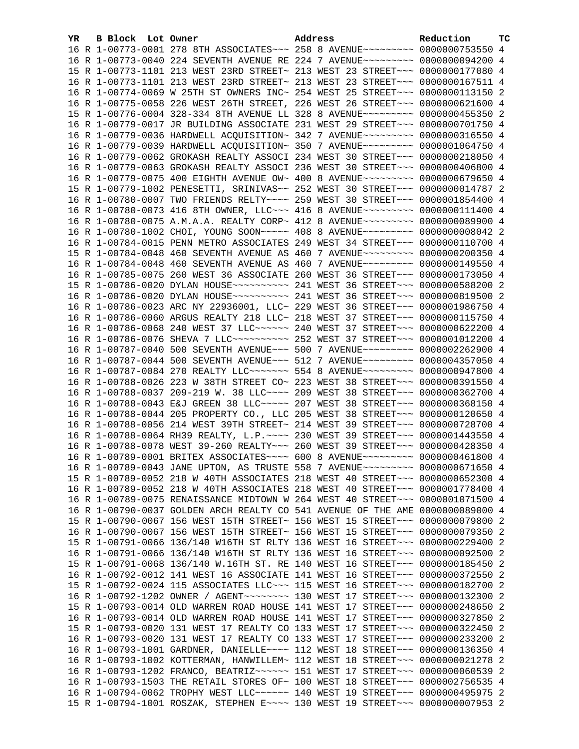| YR | B | Block | Lot | Owner | Address | Reduction | TC |
|---|---|---|---|---|---|---|---|
| 16 | R | 1-00773-0001 | | 278 8TH ASSOCIATES~~~ | 258 8 AVENUE~~~~~~~~~ | 0000000753550 | 4 |
| 16 | R | 1-00773-0040 | | 224 SEVENTH AVENUE RE | 224 7 AVENUE~~~~~~~~~ | 0000000094200 | 4 |
| 15 | R | 1-00773-1101 | | 213 WEST 23RD STREET~ | 213 WEST 23 STREET~~~ | 0000000177080 | 4 |
| 16 | R | 1-00773-1101 | | 213 WEST 23RD STREET~ | 213 WEST 23 STREET~~~ | 0000000167511 | 4 |
| 16 | R | 1-00774-0069 | | W 25TH ST OWNERS INC~ | 254 WEST 25 STREET~~~ | 0000000113150 | 2 |
| 16 | R | 1-00775-0058 | | 226 WEST 26TH STREET, | 226 WEST 26 STREET~~~ | 0000000621600 | 4 |
| 15 | R | 1-00776-0004 | | 328-334 8TH AVENUE LL | 328 8 AVENUE~~~~~~~~~ | 0000000455350 | 2 |
| 16 | R | 1-00779-0017 | | JR BUILDING ASSOCIATE | 231 WEST 29 STREET~~~ | 0000000701750 | 4 |
| 16 | R | 1-00779-0036 | | HARDWELL ACQUISITION~ | 342 7 AVENUE~~~~~~~~~ | 0000000316550 | 4 |
| 16 | R | 1-00779-0039 | | HARDWELL ACQUISITION~ | 350 7 AVENUE~~~~~~~~~ | 0000001064750 | 4 |
| 16 | R | 1-00779-0062 | | GROKASH REALTY ASSOCI | 234 WEST 30 STREET~~~ | 0000000218050 | 4 |
| 16 | R | 1-00779-0063 | | GROKASH REALTY ASSOCI | 236 WEST 30 STREET~~~ | 0000000406800 | 4 |
| 16 | R | 1-00779-0075 | | 400 EIGHTH AVENUE OW~ | 400 8 AVENUE~~~~~~~~~ | 0000000679650 | 4 |
| 15 | R | 1-00779-1002 | | PENESETTI, SRINIVAS~~ | 252 WEST 30 STREET~~~ | 0000000014787 | 2 |
| 16 | R | 1-00780-0007 | | TWO FRIENDS RELTY~~~~ | 259 WEST 30 STREET~~~ | 0000001854400 | 4 |
| 16 | R | 1-00780-0073 | | 416 8TH OWNER, LLC~~~ | 416 8 AVENUE~~~~~~~~~ | 0000000111400 | 4 |
| 16 | R | 1-00780-0075 | | A.M.A.A. REALTY CORP~ | 412 8 AVENUE~~~~~~~~~ | 0000000089900 | 4 |
| 16 | R | 1-00780-1002 | | CHOI, YOUNG SOON~~~~~ | 408 8 AVENUE~~~~~~~~~ | 0000000008042 | 2 |
| 16 | R | 1-00784-0015 | | PENN METRO ASSOCIATES | 249 WEST 34 STREET~~~ | 0000000110700 | 4 |
| 15 | R | 1-00784-0048 | | 460 SEVENTH AVENUE AS | 460 7 AVENUE~~~~~~~~~ | 0000000200350 | 4 |
| 16 | R | 1-00784-0048 | | 460 SEVENTH AVENUE AS | 460 7 AVENUE~~~~~~~~~ | 0000000149550 | 4 |
| 16 | R | 1-00785-0075 | | 260 WEST 36 ASSOCIATE | 260 WEST 36 STREET~~~ | 0000000173050 | 4 |
| 15 | R | 1-00786-0020 | | DYLAN HOUSE~~~~~~~~~~ | 241 WEST 36 STREET~~~ | 0000000588200 | 2 |
| 16 | R | 1-00786-0020 | | DYLAN HOUSE~~~~~~~~~~ | 241 WEST 36 STREET~~~ | 0000000819500 | 2 |
| 16 | R | 1-00786-0023 | | ARC NY 22936001, LLC~ | 229 WEST 36 STREET~~~ | 0000001986750 | 4 |
| 16 | R | 1-00786-0060 | | ARGUS REALTY 218 LLC~ | 218 WEST 37 STREET~~~ | 0000000115750 | 4 |
| 16 | R | 1-00786-0068 | | 240 WEST 37 LLC~~~~~~ | 240 WEST 37 STREET~~~ | 0000000622200 | 4 |
| 16 | R | 1-00786-0076 | | SHEVA 7 LLC~~~~~~~~~~ | 252 WEST 37 STREET~~~ | 0000001012200 | 4 |
| 16 | R | 1-00787-0040 | | 500 SEVENTH AVENUE~~~ | 500 7 AVENUE~~~~~~~~~ | 0000002262900 | 4 |
| 16 | R | 1-00787-0044 | | 500 SEVENTH AVENUE~~~ | 512 7 AVENUE~~~~~~~~~ | 0000004357050 | 4 |
| 16 | R | 1-00787-0084 | | 270 REALTY LLC~~~~~~~ | 554 8 AVENUE~~~~~~~~~ | 0000000947800 | 4 |
| 16 | R | 1-00788-0026 | | 223 W 38TH STREET CO~ | 223 WEST 38 STREET~~~ | 0000000391550 | 4 |
| 16 | R | 1-00788-0037 | | 209-219 W. 38 LLC~~~~ | 209 WEST 38 STREET~~~ | 0000000362700 | 4 |
| 16 | R | 1-00788-0043 | | E&J GREEN 38 LLC~~~~~ | 207 WEST 38 STREET~~~ | 0000000368150 | 4 |
| 16 | R | 1-00788-0044 | | 205 PROPERTY CO., LLC | 205 WEST 38 STREET~~~ | 0000000120650 | 4 |
| 16 | R | 1-00788-0056 | | 214 WEST 39TH STREET~ | 214 WEST 39 STREET~~~ | 0000000728700 | 4 |
| 16 | R | 1-00788-0064 | | RH39 REALTY, L.P.~~~~ | 230 WEST 39 STREET~~~ | 0000001443550 | 4 |
| 16 | R | 1-00788-0078 | | WEST 39-260 REALTY~~~ | 260 WEST 39 STREET~~~ | 0000000428350 | 4 |
| 16 | R | 1-00789-0001 | | BRITEX ASSOCIATES~~~~ | 600 8 AVENUE~~~~~~~~~ | 0000000461800 | 4 |
| 16 | R | 1-00789-0043 | | JANE UPTON, AS TRUSTE | 558 7 AVENUE~~~~~~~~~ | 0000000671650 | 4 |
| 15 | R | 1-00789-0052 | | 218 W 40TH ASSOCIATES | 218 WEST 40 STREET~~~ | 0000000652300 | 4 |
| 16 | R | 1-00789-0052 | | 218 W 40TH ASSOCIATES | 218 WEST 40 STREET~~~ | 0000001778400 | 4 |
| 16 | R | 1-00789-0075 | | RENAISSANCE MIDTOWN W | 264 WEST 40 STREET~~~ | 0000001071500 | 4 |
| 16 | R | 1-00790-0037 | | GOLDEN ARCH REALTY CO | 541 AVENUE OF THE AME | 0000000089000 | 4 |
| 15 | R | 1-00790-0067 | | 156 WEST 15TH STREET~ | 156 WEST 15 STREET~~~ | 0000000079800 | 2 |
| 16 | R | 1-00790-0067 | | 156 WEST 15TH STREET~ | 156 WEST 15 STREET~~~ | 0000000079350 | 2 |
| 15 | R | 1-00791-0066 | | 136/140 W16TH ST RLTY | 136 WEST 16 STREET~~~ | 0000000229400 | 2 |
| 16 | R | 1-00791-0066 | | 136/140 W16TH ST RLTY | 136 WEST 16 STREET~~~ | 0000000092500 | 2 |
| 15 | R | 1-00791-0068 | | 136/140 W.16TH ST. RE | 140 WEST 16 STREET~~~ | 0000000185450 | 2 |
| 16 | R | 1-00792-0012 | | 141 WEST 16 ASSOCIATE | 141 WEST 16 STREET~~~ | 0000000372550 | 2 |
| 15 | R | 1-00792-0024 | | 115 ASSOCIATES LLC~~~ | 115 WEST 16 STREET~~~ | 0000000182700 | 2 |
| 16 | R | 1-00792-1202 | | OWNER / AGENT~~~~~~~~ | 130 WEST 17 STREET~~~ | 0000000132300 | 2 |
| 15 | R | 1-00793-0014 | | OLD WARREN ROAD HOUSE | 141 WEST 17 STREET~~~ | 0000000248650 | 2 |
| 16 | R | 1-00793-0014 | | OLD WARREN ROAD HOUSE | 141 WEST 17 STREET~~~ | 0000000327850 | 2 |
| 15 | R | 1-00793-0020 | | 131 WEST 17 REALTY CO | 133 WEST 17 STREET~~~ | 0000000322450 | 2 |
| 16 | R | 1-00793-0020 | | 131 WEST 17 REALTY CO | 133 WEST 17 STREET~~~ | 0000000233200 | 2 |
| 16 | R | 1-00793-1001 | | GARDNER, DANIELLE~~~~ | 112 WEST 18 STREET~~~ | 0000000136350 | 4 |
| 16 | R | 1-00793-1002 | | KOTTERMAN, HANWILLEM~ | 112 WEST 18 STREET~~~ | 0000000021278 | 2 |
| 16 | R | 1-00793-1202 | | FRANCO, BEATRIZ~~~~~~ | 151 WEST 17 STREET~~~ | 0000000060539 | 2 |
| 16 | R | 1-00793-1503 | | THE RETAIL STORES OF~ | 100 WEST 18 STREET~~~ | 0000002756535 | 4 |
| 16 | R | 1-00794-0062 | | TROPHY WEST LLC~~~~~~ | 140 WEST 19 STREET~~~ | 0000000495975 | 2 |
| 15 | R | 1-00794-1001 | | ROSZAK, STEPHEN E~~~~ | 130 WEST 19 STREET~~~ | 0000000007953 | 2 |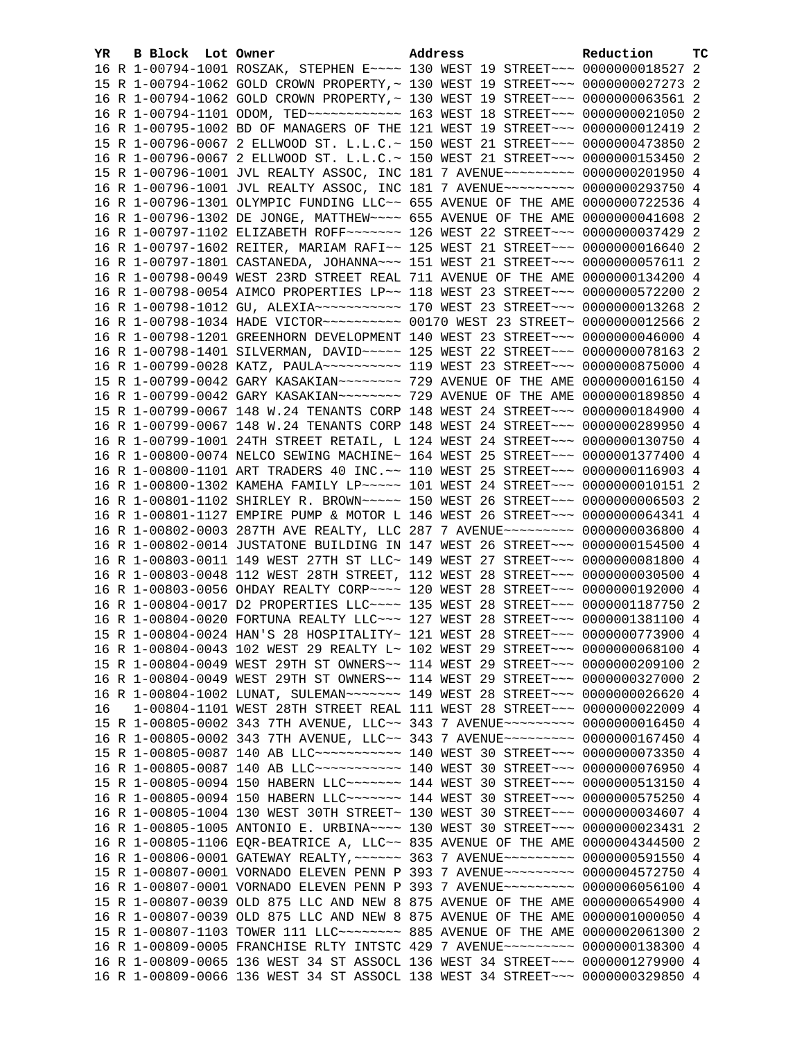| YR | B | Block | Lot | Owner | Address | Reduction | TC |
|---|---|---|---|---|---|---|---|
| 16 | R | 1-00794-1001 | | ROSZAK, STEPHEN E~~~~ | 130 WEST 19 STREET~~~ | 0000000018527 | 2 |
| 15 | R | 1-00794-1062 | | GOLD CROWN PROPERTY,~ | 130 WEST 19 STREET~~~ | 0000000027273 | 2 |
| 16 | R | 1-00794-1062 | | GOLD CROWN PROPERTY,~ | 130 WEST 19 STREET~~~ | 0000000063561 | 2 |
| 16 | R | 1-00794-1101 | | ODOM, TED~~~~~~~~~~~~ | 163 WEST 18 STREET~~~ | 0000000021050 | 2 |
| 16 | R | 1-00795-1002 | | BD OF MANAGERS OF THE | 121 WEST 19 STREET~~~ | 0000000012419 | 2 |
| 15 | R | 1-00796-0067 | | 2 ELLWOOD ST. L.L.C.~ | 150 WEST 21 STREET~~~ | 0000000473850 | 2 |
| 16 | R | 1-00796-0067 | | 2 ELLWOOD ST. L.L.C.~ | 150 WEST 21 STREET~~~ | 0000000153450 | 2 |
| 15 | R | 1-00796-1001 | | JVL REALTY ASSOC, INC | 181 7 AVENUE~~~~~~~~~ | 0000000201950 | 4 |
| 16 | R | 1-00796-1001 | | JVL REALTY ASSOC, INC | 181 7 AVENUE~~~~~~~~~ | 0000000293750 | 4 |
| 16 | R | 1-00796-1301 | | OLYMPIC FUNDING LLC~~ | 655 AVENUE OF THE AME | 0000000722536 | 4 |
| 16 | R | 1-00796-1302 | | DE JONGE, MATTHEW~~~~ | 655 AVENUE OF THE AME | 0000000041608 | 2 |
| 16 | R | 1-00797-1102 | | ELIZABETH ROFF~~~~~~~ | 126 WEST 22 STREET~~~ | 0000000037429 | 2 |
| 16 | R | 1-00797-1602 | | REITER, MARIAM RAFI~~ | 125 WEST 21 STREET~~~ | 0000000016640 | 2 |
| 16 | R | 1-00797-1801 | | CASTANEDA, JOHANNA~~~ | 151 WEST 21 STREET~~~ | 0000000057611 | 2 |
| 16 | R | 1-00798-0049 | | WEST 23RD STREET REAL | 711 AVENUE OF THE AME | 0000000134200 | 4 |
| 16 | R | 1-00798-0054 | | AIMCO PROPERTIES LP~~ | 118 WEST 23 STREET~~~ | 0000000572200 | 2 |
| 16 | R | 1-00798-1012 | | GU, ALEXIA~~~~~~~~~~~ | 170 WEST 23 STREET~~~ | 0000000013268 | 2 |
| 16 | R | 1-00798-1034 | | HADE VICTOR~~~~~~~~~~ | 00170 WEST 23 STREET~ | 0000000012566 | 2 |
| 16 | R | 1-00798-1201 | | GREENHORN DEVELOPMENT | 140 WEST 23 STREET~~~ | 0000000046000 | 4 |
| 16 | R | 1-00798-1401 | | SILVERMAN, DAVID~~~~~ | 125 WEST 22 STREET~~~ | 0000000078163 | 2 |
| 16 | R | 1-00799-0028 | | KATZ, PAULA~~~~~~~~~~ | 119 WEST 23 STREET~~~ | 0000000875000 | 4 |
| 15 | R | 1-00799-0042 | | GARY KASAKIAN~~~~~~~~ | 729 AVENUE OF THE AME | 0000000016150 | 4 |
| 16 | R | 1-00799-0042 | | GARY KASAKIAN~~~~~~~~ | 729 AVENUE OF THE AME | 0000000189850 | 4 |
| 15 | R | 1-00799-0067 | | 148 W.24 TENANTS CORP | 148 WEST 24 STREET~~~ | 0000000184900 | 4 |
| 16 | R | 1-00799-0067 | | 148 W.24 TENANTS CORP | 148 WEST 24 STREET~~~ | 0000000289950 | 4 |
| 16 | R | 1-00799-1001 | | 24TH STREET RETAIL, L | 124 WEST 24 STREET~~~ | 0000000130750 | 4 |
| 16 | R | 1-00800-0074 | | NELCO SEWING MACHINE~ | 164 WEST 25 STREET~~~ | 0000001377400 | 4 |
| 16 | R | 1-00800-1101 | | ART TRADERS 40 INC.~~ | 110 WEST 25 STREET~~~ | 0000000116903 | 4 |
| 16 | R | 1-00800-1302 | | KAMEHA FAMILY LP~~~~~ | 101 WEST 24 STREET~~~ | 0000000010151 | 2 |
| 16 | R | 1-00801-1102 | | SHIRLEY R. BROWN~~~~~ | 150 WEST 26 STREET~~~ | 0000000006503 | 2 |
| 16 | R | 1-00801-1127 | | EMPIRE PUMP & MOTOR L | 146 WEST 26 STREET~~~ | 0000000064341 | 4 |
| 16 | R | 1-00802-0003 | | 287TH AVE REALTY, LLC | 287 7 AVENUE~~~~~~~~~ | 0000000036800 | 4 |
| 16 | R | 1-00802-0014 | | JUSTATONE BUILDING IN | 147 WEST 26 STREET~~~ | 0000000154500 | 4 |
| 16 | R | 1-00803-0011 | | 149 WEST 27TH ST LLC~ | 149 WEST 27 STREET~~~ | 0000000081800 | 4 |
| 16 | R | 1-00803-0048 | | 112 WEST 28TH STREET, | 112 WEST 28 STREET~~~ | 0000000030500 | 4 |
| 16 | R | 1-00803-0056 | | OHDAY REALTY CORP~~~~ | 120 WEST 28 STREET~~~ | 0000000192000 | 4 |
| 16 | R | 1-00804-0017 | | D2 PROPERTIES LLC~~~~ | 135 WEST 28 STREET~~~ | 0000001187750 | 2 |
| 16 | R | 1-00804-0020 | | FORTUNA REALTY LLC~~~ | 127 WEST 28 STREET~~~ | 0000001381100 | 4 |
| 15 | R | 1-00804-0024 | | HAN'S 28 HOSPITALITY~ | 121 WEST 28 STREET~~~ | 0000000773900 | 4 |
| 16 | R | 1-00804-0043 | | 102 WEST 29 REALTY L~ | 102 WEST 29 STREET~~~ | 0000000068100 | 4 |
| 15 | R | 1-00804-0049 | | WEST 29TH ST OWNERS~~ | 114 WEST 29 STREET~~~ | 0000000209100 | 2 |
| 16 | R | 1-00804-0049 | | WEST 29TH ST OWNERS~~ | 114 WEST 29 STREET~~~ | 0000000327000 | 2 |
| 16 | R | 1-00804-1002 | | LUNAT, SULEMAN~~~~~~~ | 149 WEST 28 STREET~~~ | 0000000026620 | 4 |
| 16 | | 1-00804-1101 | | WEST 28TH STREET REAL | 111 WEST 28 STREET~~~ | 0000000022009 | 4 |
| 15 | R | 1-00805-0002 | | 343 7TH AVENUE, LLC~~ | 343 7 AVENUE~~~~~~~~~ | 0000000016450 | 4 |
| 16 | R | 1-00805-0002 | | 343 7TH AVENUE, LLC~~ | 343 7 AVENUE~~~~~~~~~ | 0000000167450 | 4 |
| 15 | R | 1-00805-0087 | | 140 AB LLC~~~~~~~~~~~ | 140 WEST 30 STREET~~~ | 0000000073350 | 4 |
| 16 | R | 1-00805-0087 | | 140 AB LLC~~~~~~~~~~~ | 140 WEST 30 STREET~~~ | 0000000076950 | 4 |
| 15 | R | 1-00805-0094 | | 150 HABERN LLC~~~~~~~ | 144 WEST 30 STREET~~~ | 0000000513150 | 4 |
| 16 | R | 1-00805-0094 | | 150 HABERN LLC~~~~~~~ | 144 WEST 30 STREET~~~ | 0000000575250 | 4 |
| 16 | R | 1-00805-1004 | | 130 WEST 30TH STREET~ | 130 WEST 30 STREET~~~ | 0000000034607 | 4 |
| 16 | R | 1-00805-1005 | | ANTONIO E. URBINA~~~~ | 130 WEST 30 STREET~~~ | 0000000023431 | 2 |
| 16 | R | 1-00805-1106 | | EQR-BEATRICE A, LLC~~ | 835 AVENUE OF THE AME | 0000004344500 | 2 |
| 16 | R | 1-00806-0001 | | GATEWAY REALTY,~~~~~~ | 363 7 AVENUE~~~~~~~~~ | 0000000591550 | 4 |
| 15 | R | 1-00807-0001 | | VORNADO ELEVEN PENN P | 393 7 AVENUE~~~~~~~~~ | 0000004572750 | 4 |
| 16 | R | 1-00807-0001 | | VORNADO ELEVEN PENN P | 393 7 AVENUE~~~~~~~~~ | 0000006056100 | 4 |
| 15 | R | 1-00807-0039 | | OLD 875 LLC AND NEW 8 | 875 AVENUE OF THE AME | 0000000654900 | 4 |
| 16 | R | 1-00807-0039 | | OLD 875 LLC AND NEW 8 | 875 AVENUE OF THE AME | 0000001000050 | 4 |
| 15 | R | 1-00807-1103 | | TOWER 111 LLC~~~~~~~~ | 885 AVENUE OF THE AME | 0000002061300 | 2 |
| 16 | R | 1-00809-0005 | | FRANCHISE RLTY INTSTC | 429 7 AVENUE~~~~~~~~~ | 0000000138300 | 4 |
| 16 | R | 1-00809-0065 | | 136 WEST 34 ST ASSOCL | 136 WEST 34 STREET~~~ | 0000001279900 | 4 |
| 16 | R | 1-00809-0066 | | 136 WEST 34 ST ASSOCL | 138 WEST 34 STREET~~~ | 0000000329850 | 4 |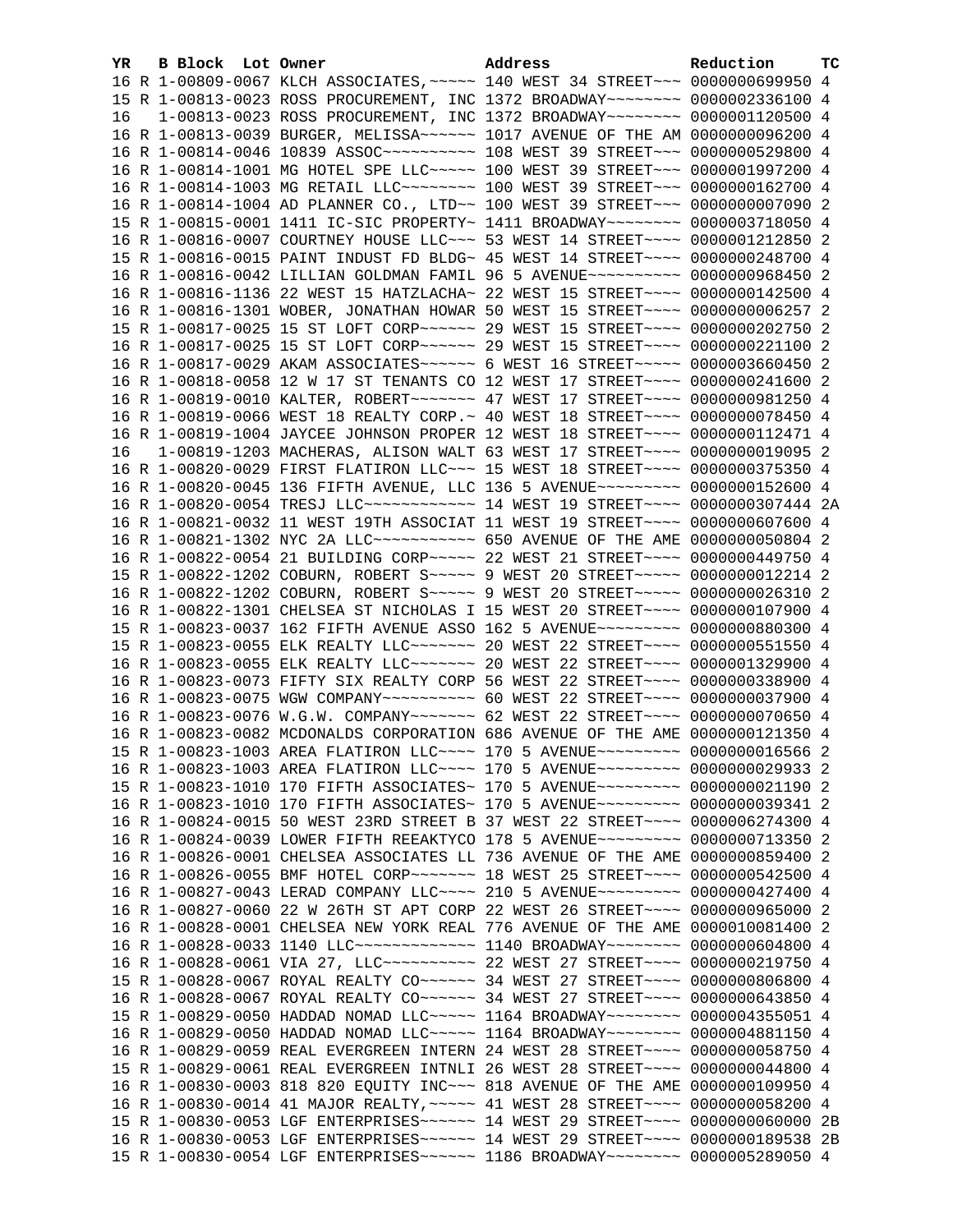| YR | B | Block | Lot | Owner | Address | Reduction | TC |
|---|---|---|---|---|---|---|---|
| 16 | R | 1-00809-0067 | | KLCH ASSOCIATES,~~~~~ | 140 WEST 34 STREET~~~ | 0000000699950 | 4 |
| 15 | R | 1-00813-0023 | | ROSS PROCUREMENT, INC | 1372 BROADWAY~~~~~~~~ | 0000002336100 | 4 |
| 16 | | 1-00813-0023 | | ROSS PROCUREMENT, INC | 1372 BROADWAY~~~~~~~~ | 0000001120500 | 4 |
| 16 | R | 1-00813-0039 | | BURGER, MELISSA~~~~~~ | 1017 AVENUE OF THE AM | 0000000096200 | 4 |
| 16 | R | 1-00814-0046 | | 10839 ASSOC~~~~~~~~~~ | 108 WEST 39 STREET~~~ | 0000000529800 | 4 |
| 16 | R | 1-00814-1001 | | MG HOTEL SPE LLC~~~~~ | 100 WEST 39 STREET~~~ | 0000001997200 | 4 |
| 16 | R | 1-00814-1003 | | MG RETAIL LLC~~~~~~~~ | 100 WEST 39 STREET~~~ | 0000000162700 | 4 |
| 16 | R | 1-00814-1004 | | AD PLANNER CO., LTD~~ | 100 WEST 39 STREET~~~ | 0000000007090 | 2 |
| 15 | R | 1-00815-0001 | | 1411 IC-SIC PROPERTY~ | 1411 BROADWAY~~~~~~~~ | 0000003718050 | 4 |
| 16 | R | 1-00816-0007 | | COURTNEY HOUSE LLC~~~ | 53 WEST 14 STREET~~~~ | 0000001212850 | 2 |
| 15 | R | 1-00816-0015 | | PAINT INDUST FD BLDG~ | 45 WEST 14 STREET~~~~ | 0000000248700 | 4 |
| 16 | R | 1-00816-0042 | | LILLIAN GOLDMAN FAMIL | 96 5 AVENUE~~~~~~~~~~ | 0000000968450 | 2 |
| 16 | R | 1-00816-1136 | | 22 WEST 15 HATZLACHA~ | 22 WEST 15 STREET~~~~ | 0000000142500 | 4 |
| 16 | R | 1-00816-1301 | | WOBER, JONATHAN HOWAR | 50 WEST 15 STREET~~~~ | 0000000006257 | 2 |
| 15 | R | 1-00817-0025 | | 15 ST LOFT CORP~~~~~~ | 29 WEST 15 STREET~~~~ | 0000000202750 | 2 |
| 16 | R | 1-00817-0025 | | 15 ST LOFT CORP~~~~~~ | 29 WEST 15 STREET~~~~ | 0000000221100 | 2 |
| 16 | R | 1-00817-0029 | | AKAM ASSOCIATES~~~~~~ | 6 WEST 16 STREET~~~~~ | 0000003660450 | 2 |
| 16 | R | 1-00818-0058 | | 12 W 17 ST TENANTS CO | 12 WEST 17 STREET~~~~ | 0000000241600 | 2 |
| 16 | R | 1-00819-0010 | | KALTER, ROBERT~~~~~~~ | 47 WEST 17 STREET~~~~ | 0000000981250 | 4 |
| 16 | R | 1-00819-0066 | | WEST 18 REALTY CORP.~ | 40 WEST 18 STREET~~~~ | 0000000078450 | 4 |
| 16 | R | 1-00819-1004 | | JAYCEE JOHNSON PROPER | 12 WEST 18 STREET~~~~ | 0000000112471 | 4 |
| 16 | | 1-00819-1203 | | MACHERAS, ALISON WALT | 63 WEST 17 STREET~~~~ | 0000000019095 | 2 |
| 16 | R | 1-00820-0029 | | FIRST FLATIRON LLC~~~ | 15 WEST 18 STREET~~~~ | 0000000375350 | 4 |
| 16 | R | 1-00820-0045 | | 136 FIFTH AVENUE, LLC | 136 5 AVENUE~~~~~~~~~ | 0000000152600 | 4 |
| 16 | R | 1-00820-0054 | | TRESJ LLC~~~~~~~~~~~~ | 14 WEST 19 STREET~~~~ | 0000000307444 | 2A |
| 16 | R | 1-00821-0032 | | 11 WEST 19TH ASSOCIAT | 11 WEST 19 STREET~~~~ | 0000000607600 | 4 |
| 16 | R | 1-00821-1302 | | NYC 2A LLC~~~~~~~~~~~ | 650 AVENUE OF THE AME | 0000000050804 | 2 |
| 16 | R | 1-00822-0054 | | 21 BUILDING CORP~~~~~ | 22 WEST 21 STREET~~~~ | 0000000449750 | 4 |
| 15 | R | 1-00822-1202 | | COBURN, ROBERT S~~~~~ | 9 WEST 20 STREET~~~~~ | 0000000012214 | 2 |
| 16 | R | 1-00822-1202 | | COBURN, ROBERT S~~~~~ | 9 WEST 20 STREET~~~~~ | 0000000026310 | 2 |
| 16 | R | 1-00822-1301 | | CHELSEA ST NICHOLAS I | 15 WEST 20 STREET~~~~ | 0000000107900 | 4 |
| 15 | R | 1-00823-0037 | | 162 FIFTH AVENUE ASSO | 162 5 AVENUE~~~~~~~~~ | 0000000880300 | 4 |
| 15 | R | 1-00823-0055 | | ELK REALTY LLC~~~~~~~ | 20 WEST 22 STREET~~~~ | 0000000551550 | 4 |
| 16 | R | 1-00823-0055 | | ELK REALTY LLC~~~~~~~ | 20 WEST 22 STREET~~~~ | 0000001329900 | 4 |
| 16 | R | 1-00823-0073 | | FIFTY SIX REALTY CORP | 56 WEST 22 STREET~~~~ | 0000000338900 | 4 |
| 16 | R | 1-00823-0075 | | WGW COMPANY~~~~~~~~~~ | 60 WEST 22 STREET~~~~ | 0000000037900 | 4 |
| 16 | R | 1-00823-0076 | | W.G.W. COMPANY~~~~~~~ | 62 WEST 22 STREET~~~~ | 0000000070650 | 4 |
| 16 | R | 1-00823-0082 | | MCDONALDS CORPORATION | 686 AVENUE OF THE AME | 0000000121350 | 4 |
| 15 | R | 1-00823-1003 | | AREA FLATIRON LLC~~~~ | 170 5 AVENUE~~~~~~~~~ | 0000000016566 | 2 |
| 16 | R | 1-00823-1003 | | AREA FLATIRON LLC~~~~ | 170 5 AVENUE~~~~~~~~~ | 0000000029933 | 2 |
| 15 | R | 1-00823-1010 | | 170 FIFTH ASSOCIATES~ | 170 5 AVENUE~~~~~~~~~ | 0000000021190 | 2 |
| 16 | R | 1-00823-1010 | | 170 FIFTH ASSOCIATES~ | 170 5 AVENUE~~~~~~~~~ | 0000000039341 | 2 |
| 16 | R | 1-00824-0015 | | 50 WEST 23RD STREET B | 37 WEST 22 STREET~~~~ | 0000006274300 | 4 |
| 16 | R | 1-00824-0039 | | LOWER FIFTH REEAKTYCO | 178 5 AVENUE~~~~~~~~~ | 0000000713350 | 2 |
| 16 | R | 1-00826-0001 | | CHELSEA ASSOCIATES LL | 736 AVENUE OF THE AME | 0000000859400 | 2 |
| 16 | R | 1-00826-0055 | | BMF HOTEL CORP~~~~~~~ | 18 WEST 25 STREET~~~~ | 0000000542500 | 4 |
| 16 | R | 1-00827-0043 | | LERAD COMPANY LLC~~~~ | 210 5 AVENUE~~~~~~~~~ | 0000000427400 | 4 |
| 16 | R | 1-00827-0060 | | 22 W 26TH ST APT CORP | 22 WEST 26 STREET~~~~ | 0000000965000 | 2 |
| 16 | R | 1-00828-0001 | | CHELSEA NEW YORK REAL | 776 AVENUE OF THE AME | 0000010081400 | 2 |
| 16 | R | 1-00828-0033 | | 1140 LLC~~~~~~~~~~~~~ | 1140 BROADWAY~~~~~~~~ | 0000000604800 | 4 |
| 16 | R | 1-00828-0061 | | VIA 27, LLC~~~~~~~~~~ | 22 WEST 27 STREET~~~~ | 0000000219750 | 4 |
| 15 | R | 1-00828-0067 | | ROYAL REALTY CO~~~~~~ | 34 WEST 27 STREET~~~~ | 0000000806800 | 4 |
| 16 | R | 1-00828-0067 | | ROYAL REALTY CO~~~~~~ | 34 WEST 27 STREET~~~~ | 0000000643850 | 4 |
| 15 | R | 1-00829-0050 | | HADDAD NOMAD LLC~~~~~ | 1164 BROADWAY~~~~~~~~ | 0000004355051 | 4 |
| 16 | R | 1-00829-0050 | | HADDAD NOMAD LLC~~~~~ | 1164 BROADWAY~~~~~~~~ | 0000004881150 | 4 |
| 16 | R | 1-00829-0059 | | REAL EVERGREEN INTERN | 24 WEST 28 STREET~~~~ | 0000000058750 | 4 |
| 15 | R | 1-00829-0061 | | REAL EVERGREEN INTNLI | 26 WEST 28 STREET~~~~ | 0000000044800 | 4 |
| 16 | R | 1-00830-0003 | | 818 820 EQUITY INC~~~ | 818 AVENUE OF THE AME | 0000000109950 | 4 |
| 16 | R | 1-00830-0014 | | 41 MAJOR REALTY,~~~~~ | 41 WEST 28 STREET~~~~ | 0000000058200 | 4 |
| 15 | R | 1-00830-0053 | | LGF ENTERPRISES~~~~~~ | 14 WEST 29 STREET~~~~ | 0000000060000 | 2B |
| 16 | R | 1-00830-0053 | | LGF ENTERPRISES~~~~~~ | 14 WEST 29 STREET~~~~ | 0000000189538 | 2B |
| 15 | R | 1-00830-0054 | | LGF ENTERPRISES~~~~~~ | 1186 BROADWAY~~~~~~~~ | 0000005289050 | 4 |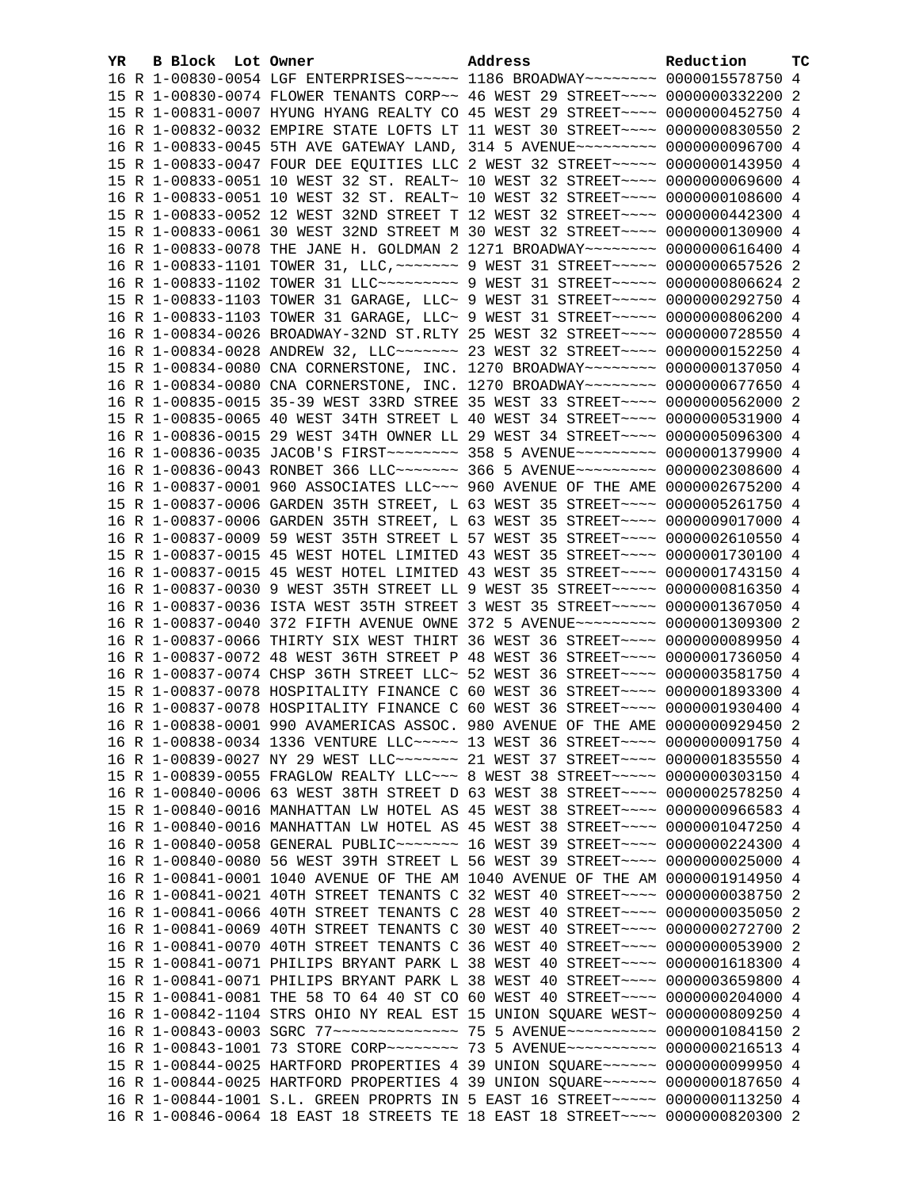| YR | B | Block | Lot | Owner | Address | Reduction | TC |
|---|---|---|---|---|---|---|---|
| 16 | R | 1-00830-0054 | | LGF ENTERPRISES~~~~~~ | 1186 BROADWAY~~~~~~~~ | 0000015578750 | 4 |
| 15 | R | 1-00830-0074 | | FLOWER TENANTS CORP~~ | 46 WEST 29 STREET~~~~ | 0000000332200 | 2 |
| 15 | R | 1-00831-0007 | | HYUNG HYANG REALTY CO | 45 WEST 29 STREET~~~~ | 0000000452750 | 4 |
| 16 | R | 1-00832-0032 | | EMPIRE STATE LOFTS LT | 11 WEST 30 STREET~~~~ | 0000000830550 | 2 |
| 16 | R | 1-00833-0045 | | 5TH AVE GATEWAY LAND, | 314 5 AVENUE~~~~~~~~~ | 0000000096700 | 4 |
| 15 | R | 1-00833-0047 | | FOUR DEE EQUITIES LLC | 2 WEST 32 STREET~~~~~ | 0000000143950 | 4 |
| 15 | R | 1-00833-0051 | | 10 WEST 32 ST. REALT~ | 10 WEST 32 STREET~~~~ | 0000000069600 | 4 |
| 16 | R | 1-00833-0051 | | 10 WEST 32 ST. REALT~ | 10 WEST 32 STREET~~~~ | 0000000108600 | 4 |
| 15 | R | 1-00833-0052 | | 12 WEST 32ND STREET T | 12 WEST 32 STREET~~~~ | 0000000442300 | 4 |
| 15 | R | 1-00833-0061 | | 30 WEST 32ND STREET M | 30 WEST 32 STREET~~~~ | 0000000130900 | 4 |
| 16 | R | 1-00833-0078 | | THE JANE H. GOLDMAN 2 | 1271 BROADWAY~~~~~~~~ | 0000000616400 | 4 |
| 16 | R | 1-00833-1101 | | TOWER 31, LLC,~~~~~~~ | 9 WEST 31 STREET~~~~~ | 0000000657526 | 2 |
| 16 | R | 1-00833-1102 | | TOWER 31 LLC~~~~~~~~~ | 9 WEST 31 STREET~~~~~ | 0000000806624 | 2 |
| 15 | R | 1-00833-1103 | | TOWER 31 GARAGE, LLC~ | 9 WEST 31 STREET~~~~~ | 0000000292750 | 4 |
| 16 | R | 1-00833-1103 | | TOWER 31 GARAGE, LLC~ | 9 WEST 31 STREET~~~~~ | 0000000806200 | 4 |
| 16 | R | 1-00834-0026 | | BROADWAY-32ND ST.RLTY | 25 WEST 32 STREET~~~~ | 0000000728550 | 4 |
| 16 | R | 1-00834-0028 | | ANDREW 32, LLC~~~~~~~ | 23 WEST 32 STREET~~~~ | 0000000152250 | 4 |
| 15 | R | 1-00834-0080 | | CNA CORNERSTONE, INC. | 1270 BROADWAY~~~~~~~~ | 0000000137050 | 4 |
| 16 | R | 1-00834-0080 | | CNA CORNERSTONE, INC. | 1270 BROADWAY~~~~~~~~ | 0000000677650 | 4 |
| 16 | R | 1-00835-0015 | | 35-39 WEST 33RD STREE | 35 WEST 33 STREET~~~~ | 0000000562000 | 2 |
| 15 | R | 1-00835-0065 | | 40 WEST 34TH STREET L | 40 WEST 34 STREET~~~~ | 0000000531900 | 4 |
| 16 | R | 1-00836-0015 | | 29 WEST 34TH OWNER LL | 29 WEST 34 STREET~~~~ | 0000005096300 | 4 |
| 16 | R | 1-00836-0035 | | JACOB'S FIRST~~~~~~~~ | 358 5 AVENUE~~~~~~~~~ | 0000001379900 | 4 |
| 16 | R | 1-00836-0043 | | RONBET 366 LLC~~~~~~~ | 366 5 AVENUE~~~~~~~~~ | 0000002308600 | 4 |
| 16 | R | 1-00837-0001 | | 960 ASSOCIATES LLC~~~ | 960 AVENUE OF THE AME | 0000002675200 | 4 |
| 15 | R | 1-00837-0006 | | GARDEN 35TH STREET, L | 63 WEST 35 STREET~~~~ | 0000005261750 | 4 |
| 16 | R | 1-00837-0006 | | GARDEN 35TH STREET, L | 63 WEST 35 STREET~~~~ | 0000009017000 | 4 |
| 16 | R | 1-00837-0009 | | 59 WEST 35TH STREET L | 57 WEST 35 STREET~~~~ | 0000002610550 | 4 |
| 15 | R | 1-00837-0015 | | 45 WEST HOTEL LIMITED | 43 WEST 35 STREET~~~~ | 0000001730100 | 4 |
| 16 | R | 1-00837-0015 | | 45 WEST HOTEL LIMITED | 43 WEST 35 STREET~~~~ | 0000001743150 | 4 |
| 16 | R | 1-00837-0030 | | 9 WEST 35TH STREET LL | 9 WEST 35 STREET~~~~~ | 0000000816350 | 4 |
| 16 | R | 1-00837-0036 | | ISTA WEST 35TH STREET | 3 WEST 35 STREET~~~~~ | 0000001367050 | 4 |
| 16 | R | 1-00837-0040 | | 372 FIFTH AVENUE OWNE | 372 5 AVENUE~~~~~~~~~ | 0000001309300 | 2 |
| 16 | R | 1-00837-0066 | | THIRTY SIX WEST THIRT | 36 WEST 36 STREET~~~~ | 0000000089950 | 4 |
| 16 | R | 1-00837-0072 | | 48 WEST 36TH STREET P | 48 WEST 36 STREET~~~~ | 0000001736050 | 4 |
| 16 | R | 1-00837-0074 | | CHSP 36TH STREET LLC~ | 52 WEST 36 STREET~~~~ | 0000003581750 | 4 |
| 15 | R | 1-00837-0078 | | HOSPITALITY FINANCE C | 60 WEST 36 STREET~~~~ | 0000001893300 | 4 |
| 16 | R | 1-00837-0078 | | HOSPITALITY FINANCE C | 60 WEST 36 STREET~~~~ | 0000001930400 | 4 |
| 16 | R | 1-00838-0001 | | 990 AVAMERICAS ASSOC. | 980 AVENUE OF THE AME | 0000000929450 | 2 |
| 16 | R | 1-00838-0034 | | 1336 VENTURE LLC~~~~~ | 13 WEST 36 STREET~~~~ | 0000000091750 | 4 |
| 16 | R | 1-00839-0027 | | NY 29 WEST LLC~~~~~~~ | 21 WEST 37 STREET~~~~ | 0000001835550 | 4 |
| 15 | R | 1-00839-0055 | | FRAGLOW REALTY LLC~~~ | 8 WEST 38 STREET~~~~~ | 0000000303150 | 4 |
| 16 | R | 1-00840-0006 | | 63 WEST 38TH STREET D | 63 WEST 38 STREET~~~~ | 0000002578250 | 4 |
| 15 | R | 1-00840-0016 | | MANHATTAN LW HOTEL AS | 45 WEST 38 STREET~~~~ | 0000000966583 | 4 |
| 16 | R | 1-00840-0016 | | MANHATTAN LW HOTEL AS | 45 WEST 38 STREET~~~~ | 0000001047250 | 4 |
| 16 | R | 1-00840-0058 | | GENERAL PUBLIC~~~~~~~ | 16 WEST 39 STREET~~~~ | 0000000224300 | 4 |
| 16 | R | 1-00840-0080 | | 56 WEST 39TH STREET L | 56 WEST 39 STREET~~~~ | 0000000025000 | 4 |
| 16 | R | 1-00841-0001 | | 1040 AVENUE OF THE AM | 1040 AVENUE OF THE AM | 0000001914950 | 4 |
| 16 | R | 1-00841-0021 | | 40TH STREET TENANTS C | 32 WEST 40 STREET~~~~ | 0000000038750 | 2 |
| 16 | R | 1-00841-0066 | | 40TH STREET TENANTS C | 28 WEST 40 STREET~~~~ | 0000000035050 | 2 |
| 16 | R | 1-00841-0069 | | 40TH STREET TENANTS C | 30 WEST 40 STREET~~~~ | 0000000272700 | 2 |
| 16 | R | 1-00841-0070 | | 40TH STREET TENANTS C | 36 WEST 40 STREET~~~~ | 0000000053900 | 2 |
| 15 | R | 1-00841-0071 | | PHILIPS BRYANT PARK L | 38 WEST 40 STREET~~~~ | 0000001618300 | 4 |
| 16 | R | 1-00841-0071 | | PHILIPS BRYANT PARK L | 38 WEST 40 STREET~~~~ | 0000003659800 | 4 |
| 15 | R | 1-00841-0081 | | THE 58 TO 64 40 ST CO | 60 WEST 40 STREET~~~~ | 0000000204000 | 4 |
| 16 | R | 1-00842-1104 | | STRS OHIO NY REAL EST | 15 UNION SQUARE WEST~ | 0000000809250 | 4 |
| 16 | R | 1-00843-0003 | | SGRC 77~~~~~~~~~~~~~~ | 75 5 AVENUE~~~~~~~~~~ | 0000001084150 | 2 |
| 16 | R | 1-00843-1001 | | 73 STORE CORP~~~~~~~~ | 73 5 AVENUE~~~~~~~~~~ | 0000000216513 | 4 |
| 15 | R | 1-00844-0025 | | HARTFORD PROPERTIES 4 | 39 UNION SQUARE~~~~~~ | 0000000099950 | 4 |
| 16 | R | 1-00844-0025 | | HARTFORD PROPERTIES 4 | 39 UNION SQUARE~~~~~~ | 0000000187650 | 4 |
| 16 | R | 1-00844-1001 | | S.L. GREEN PROPRTS IN | 5 EAST 16 STREET~~~~~ | 0000000113250 | 4 |
| 16 | R | 1-00846-0064 | | 18 EAST 18 STREETS TE | 18 EAST 18 STREET~~~~ | 0000000820300 | 2 |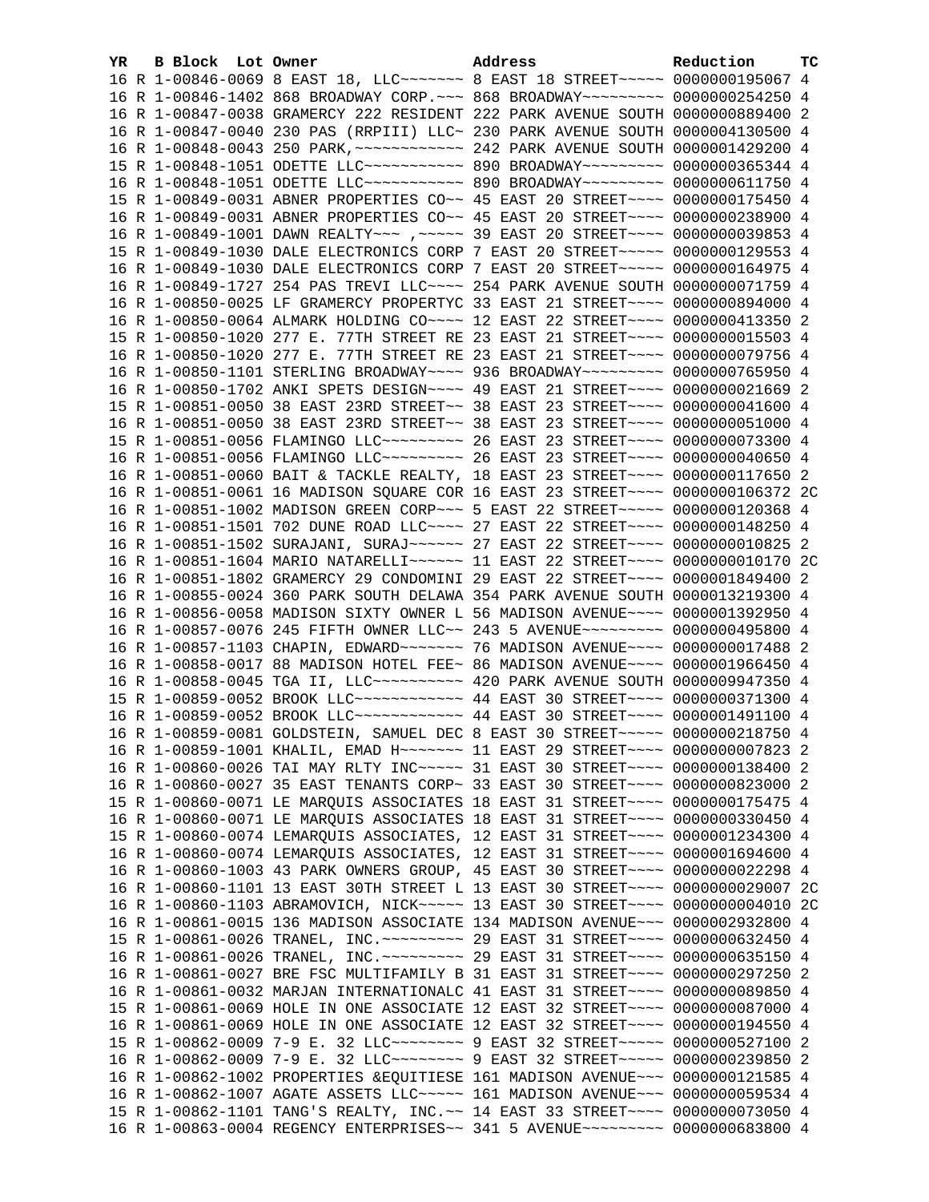| YR | B | Block | Lot | Owner | Address | Reduction | TC |
|---|---|---|---|---|---|---|---|
| 16 | R | 1-00846-0069 | | 8 EAST 18, LLC~~~~~~~ | 8 EAST 18 STREET~~~~~ | 0000000195067 | 4 |
| 16 | R | 1-00846-1402 | | 868 BROADWAY CORP.~~~ | 868 BROADWAY~~~~~~~~~ | 0000000254250 | 4 |
| 16 | R | 1-00847-0038 | | GRAMERCY 222 RESIDENT | 222 PARK AVENUE SOUTH | 0000000889400 | 2 |
| 16 | R | 1-00847-0040 | | 230 PAS (RRPIII) LLC~ | 230 PARK AVENUE SOUTH | 0000004130500 | 4 |
| 16 | R | 1-00848-0043 | | 250 PARK,~~~~~~~~~~~~ | 242 PARK AVENUE SOUTH | 0000001429200 | 4 |
| 15 | R | 1-00848-1051 | | ODETTE LLC~~~~~~~~~~~ | 890 BROADWAY~~~~~~~~~ | 0000000365344 | 4 |
| 16 | R | 1-00848-1051 | | ODETTE LLC~~~~~~~~~~~ | 890 BROADWAY~~~~~~~~~ | 0000000611750 | 4 |
| 15 | R | 1-00849-0031 | | ABNER PROPERTIES CO~~ | 45 EAST 20 STREET~~~~ | 0000000175450 | 4 |
| 16 | R | 1-00849-0031 | | ABNER PROPERTIES CO~~ | 45 EAST 20 STREET~~~~ | 0000000238900 | 4 |
| 16 | R | 1-00849-1001 | | DAWN REALTY~~~ ,~~~~~ | 39 EAST 20 STREET~~~~ | 0000000039853 | 4 |
| 15 | R | 1-00849-1030 | | DALE ELECTRONICS CORP | 7 EAST 20 STREET~~~~~ | 0000000129553 | 4 |
| 16 | R | 1-00849-1030 | | DALE ELECTRONICS CORP | 7 EAST 20 STREET~~~~~ | 0000000164975 | 4 |
| 16 | R | 1-00849-1727 | | 254 PAS TREVI LLC~~~~ | 254 PARK AVENUE SOUTH | 0000000071759 | 4 |
| 16 | R | 1-00850-0025 | | LF GRAMERCY PROPERTYC | 33 EAST 21 STREET~~~~ | 0000000894000 | 4 |
| 16 | R | 1-00850-0064 | | ALMARK HOLDING CO~~~~ | 12 EAST 22 STREET~~~~ | 0000000413350 | 2 |
| 15 | R | 1-00850-1020 | | 277 E. 77TH STREET RE | 23 EAST 21 STREET~~~~ | 0000000015503 | 4 |
| 16 | R | 1-00850-1020 | | 277 E. 77TH STREET RE | 23 EAST 21 STREET~~~~ | 0000000079756 | 4 |
| 16 | R | 1-00850-1101 | | STERLING BROADWAY~~~~ | 936 BROADWAY~~~~~~~~~ | 0000000765950 | 4 |
| 16 | R | 1-00850-1702 | | ANKI SPETS DESIGN~~~~ | 49 EAST 21 STREET~~~~ | 0000000021669 | 2 |
| 15 | R | 1-00851-0050 | | 38 EAST 23RD STREET~~ | 38 EAST 23 STREET~~~~ | 0000000041600 | 4 |
| 16 | R | 1-00851-0050 | | 38 EAST 23RD STREET~~ | 38 EAST 23 STREET~~~~ | 0000000051000 | 4 |
| 15 | R | 1-00851-0056 | | FLAMINGO LLC~~~~~~~~~ | 26 EAST 23 STREET~~~~ | 0000000073300 | 4 |
| 16 | R | 1-00851-0056 | | FLAMINGO LLC~~~~~~~~~ | 26 EAST 23 STREET~~~~ | 0000000040650 | 4 |
| 16 | R | 1-00851-0060 | | BAIT & TACKLE REALTY, | 18 EAST 23 STREET~~~~ | 0000000117650 | 2 |
| 16 | R | 1-00851-0061 | | 16 MADISON SQUARE COR | 16 EAST 23 STREET~~~~ | 0000000106372 | 2C |
| 16 | R | 1-00851-1002 | | MADISON GREEN CORP~~~ | 5 EAST 22 STREET~~~~~ | 0000000120368 | 4 |
| 16 | R | 1-00851-1501 | | 702 DUNE ROAD LLC~~~~ | 27 EAST 22 STREET~~~~ | 0000000148250 | 4 |
| 16 | R | 1-00851-1502 | | SURAJANI, SURAJ~~~~~~ | 27 EAST 22 STREET~~~~ | 0000000010825 | 2 |
| 16 | R | 1-00851-1604 | | MARIO NATARELLI~~~~~~ | 11 EAST 22 STREET~~~~ | 0000000010170 | 2C |
| 16 | R | 1-00851-1802 | | GRAMERCY 29 CONDOMINI | 29 EAST 22 STREET~~~~ | 0000001849400 | 2 |
| 16 | R | 1-00855-0024 | | 360 PARK SOUTH DELAWA | 354 PARK AVENUE SOUTH | 0000013219300 | 4 |
| 16 | R | 1-00856-0058 | | MADISON SIXTY OWNER L | 56 MADISON AVENUE~~~~ | 0000001392950 | 4 |
| 16 | R | 1-00857-0076 | | 245 FIFTH OWNER LLC~~ | 243 5 AVENUE~~~~~~~~~ | 0000000495800 | 4 |
| 16 | R | 1-00857-1103 | | CHAPIN, EDWARD~~~~~~~ | 76 MADISON AVENUE~~~~ | 0000000017488 | 2 |
| 16 | R | 1-00858-0017 | | 88 MADISON HOTEL FEE~ | 86 MADISON AVENUE~~~~ | 0000001966450 | 4 |
| 16 | R | 1-00858-0045 | | TGA II, LLC~~~~~~~~~~ | 420 PARK AVENUE SOUTH | 0000009947350 | 4 |
| 15 | R | 1-00859-0052 | | BROOK LLC~~~~~~~~~~~~ | 44 EAST 30 STREET~~~~ | 0000000371300 | 4 |
| 16 | R | 1-00859-0052 | | BROOK LLC~~~~~~~~~~~~ | 44 EAST 30 STREET~~~~ | 0000001491100 | 4 |
| 16 | R | 1-00859-0081 | | GOLDSTEIN, SAMUEL DEC | 8 EAST 30 STREET~~~~~ | 0000000218750 | 4 |
| 16 | R | 1-00859-1001 | | KHALIL, EMAD H~~~~~~~ | 11 EAST 29 STREET~~~~ | 0000000007823 | 2 |
| 16 | R | 1-00860-0026 | | TAI MAY RLTY INC~~~~~ | 31 EAST 30 STREET~~~~ | 0000000138400 | 2 |
| 16 | R | 1-00860-0027 | | 35 EAST TENANTS CORP~ | 33 EAST 30 STREET~~~~ | 0000000823000 | 2 |
| 15 | R | 1-00860-0071 | | LE MARQUIS ASSOCIATES | 18 EAST 31 STREET~~~~ | 0000000175475 | 4 |
| 16 | R | 1-00860-0071 | | LE MARQUIS ASSOCIATES | 18 EAST 31 STREET~~~~ | 0000000330450 | 4 |
| 15 | R | 1-00860-0074 | | LEMARQUIS ASSOCIATES, | 12 EAST 31 STREET~~~~ | 0000001234300 | 4 |
| 16 | R | 1-00860-0074 | | LEMARQUIS ASSOCIATES, | 12 EAST 31 STREET~~~~ | 0000001694600 | 4 |
| 16 | R | 1-00860-1003 | | 43 PARK OWNERS GROUP, | 45 EAST 30 STREET~~~~ | 0000000022298 | 4 |
| 16 | R | 1-00860-1101 | | 13 EAST 30TH STREET L | 13 EAST 30 STREET~~~~ | 0000000029007 | 2C |
| 16 | R | 1-00860-1103 | | ABRAMOVICH, NICK~~~~~ | 13 EAST 30 STREET~~~~ | 0000000004010 | 2C |
| 16 | R | 1-00861-0015 | | 136 MADISON ASSOCIATE | 134 MADISON AVENUE~~~ | 0000002932800 | 4 |
| 15 | R | 1-00861-0026 | | TRANEL, INC.~~~~~~~~~ | 29 EAST 31 STREET~~~~ | 0000000632450 | 4 |
| 16 | R | 1-00861-0026 | | TRANEL, INC.~~~~~~~~~ | 29 EAST 31 STREET~~~~ | 0000000635150 | 4 |
| 16 | R | 1-00861-0027 | | BRE FSC MULTIFAMILY B | 31 EAST 31 STREET~~~~ | 0000000297250 | 2 |
| 16 | R | 1-00861-0032 | | MARJAN INTERNATIONALC | 41 EAST 31 STREET~~~~ | 0000000089850 | 4 |
| 15 | R | 1-00861-0069 | | HOLE IN ONE ASSOCIATE | 12 EAST 32 STREET~~~~ | 0000000087000 | 4 |
| 16 | R | 1-00861-0069 | | HOLE IN ONE ASSOCIATE | 12 EAST 32 STREET~~~~ | 0000000194550 | 4 |
| 15 | R | 1-00862-0009 | | 7-9 E. 32 LLC~~~~~~~~ | 9 EAST 32 STREET~~~~~ | 0000000527100 | 2 |
| 16 | R | 1-00862-0009 | | 7-9 E. 32 LLC~~~~~~~~ | 9 EAST 32 STREET~~~~~ | 0000000239850 | 2 |
| 16 | R | 1-00862-1002 | | PROPERTIES &EQUITIESE | 161 MADISON AVENUE~~~ | 0000000121585 | 4 |
| 16 | R | 1-00862-1007 | | AGATE ASSETS LLC~~~~~ | 161 MADISON AVENUE~~~ | 0000000059534 | 4 |
| 15 | R | 1-00862-1101 | | TANG'S REALTY, INC.~~ | 14 EAST 33 STREET~~~~ | 0000000073050 | 4 |
| 16 | R | 1-00863-0004 | | REGENCY ENTERPRISES~~ | 341 5 AVENUE~~~~~~~~~ | 0000000683800 | 4 |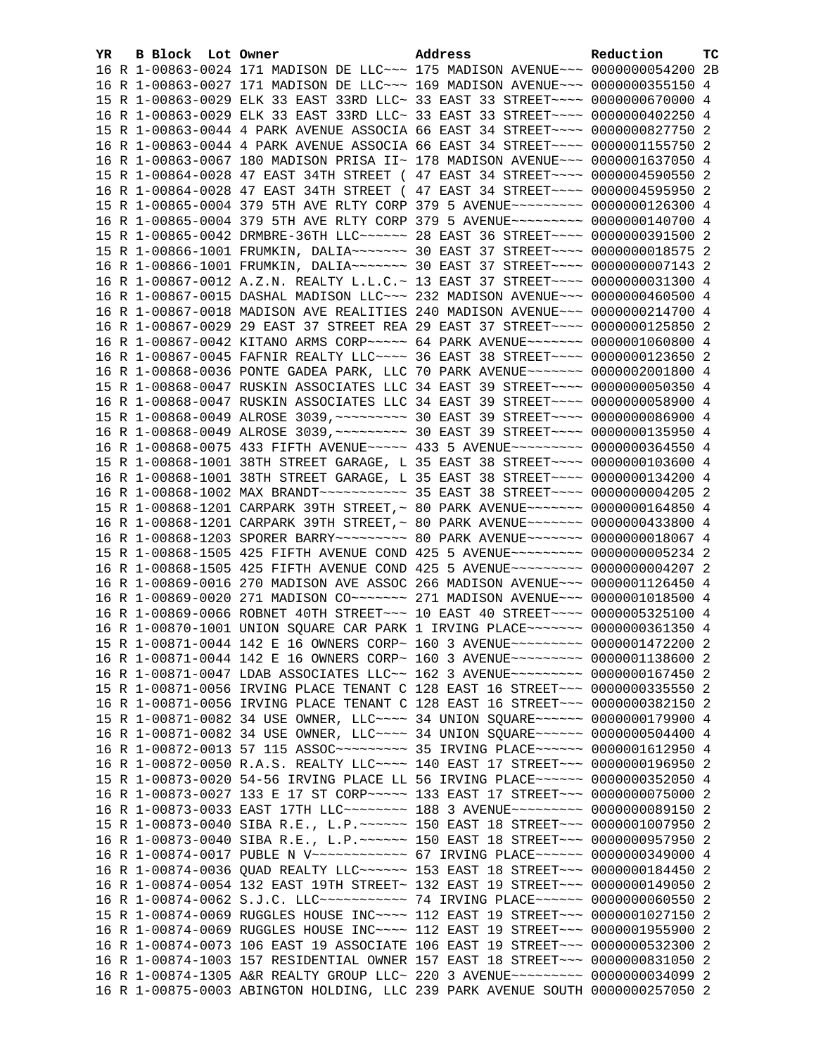| YR | B | Block | Lot | Owner | Address | Reduction | TC |
|---|---|---|---|---|---|---|---|
| 16 | R | 1-00863-0024 | | 171 MADISON DE LLC~~~ | 175 MADISON AVENUE~~~ | 0000000054200 | 2B |
| 16 | R | 1-00863-0027 | | 171 MADISON DE LLC~~~ | 169 MADISON AVENUE~~~ | 0000000355150 | 4 |
| 15 | R | 1-00863-0029 | | ELK 33 EAST 33RD LLC~ | 33 EAST 33 STREET~~~~ | 0000000670000 | 4 |
| 16 | R | 1-00863-0029 | | ELK 33 EAST 33RD LLC~ | 33 EAST 33 STREET~~~~ | 0000000402250 | 4 |
| 15 | R | 1-00863-0044 | | 4 PARK AVENUE ASSOCIA | 66 EAST 34 STREET~~~~ | 0000000827750 | 2 |
| 16 | R | 1-00863-0044 | | 4 PARK AVENUE ASSOCIA | 66 EAST 34 STREET~~~~ | 0000001155750 | 2 |
| 16 | R | 1-00863-0067 | | 180 MADISON PRISA II~ | 178 MADISON AVENUE~~~ | 0000001637050 | 4 |
| 15 | R | 1-00864-0028 | | 47 EAST 34TH STREET ( | 47 EAST 34 STREET~~~~ | 0000004590550 | 2 |
| 16 | R | 1-00864-0028 | | 47 EAST 34TH STREET ( | 47 EAST 34 STREET~~~~ | 0000004595950 | 2 |
| 15 | R | 1-00865-0004 | | 379 5TH AVE RLTY CORP | 379 5 AVENUE~~~~~~~~~ | 0000000126300 | 4 |
| 16 | R | 1-00865-0004 | | 379 5TH AVE RLTY CORP | 379 5 AVENUE~~~~~~~~~ | 0000000140700 | 4 |
| 15 | R | 1-00865-0042 | | DRMBRE-36TH LLC~~~~~~ | 28 EAST 36 STREET~~~~ | 0000000391500 | 2 |
| 15 | R | 1-00866-1001 | | FRUMKIN, DALIA~~~~~~~ | 30 EAST 37 STREET~~~~ | 0000000018575 | 2 |
| 16 | R | 1-00866-1001 | | FRUMKIN, DALIA~~~~~~~ | 30 EAST 37 STREET~~~~ | 0000000007143 | 2 |
| 16 | R | 1-00867-0012 | | A.Z.N. REALTY L.L.C.~ | 13 EAST 37 STREET~~~~ | 0000000031300 | 4 |
| 16 | R | 1-00867-0015 | | DASHAL MADISON LLC~~~ | 232 MADISON AVENUE~~~ | 0000000460500 | 4 |
| 16 | R | 1-00867-0018 | | MADISON AVE REALITIES | 240 MADISON AVENUE~~~ | 0000000214700 | 4 |
| 16 | R | 1-00867-0029 | | 29 EAST 37 STREET REA | 29 EAST 37 STREET~~~~ | 0000000125850 | 2 |
| 16 | R | 1-00867-0042 | | KITANO ARMS CORP~~~~~ | 64 PARK AVENUE~~~~~~~ | 0000001060800 | 4 |
| 16 | R | 1-00867-0045 | | FAFNIR REALTY LLC~~~~ | 36 EAST 38 STREET~~~~ | 0000000123650 | 2 |
| 16 | R | 1-00868-0036 | | PONTE GADEA PARK, LLC | 70 PARK AVENUE~~~~~~~ | 0000002001800 | 4 |
| 15 | R | 1-00868-0047 | | RUSKIN ASSOCIATES LLC | 34 EAST 39 STREET~~~~ | 0000000050350 | 4 |
| 16 | R | 1-00868-0047 | | RUSKIN ASSOCIATES LLC | 34 EAST 39 STREET~~~~ | 0000000058900 | 4 |
| 15 | R | 1-00868-0049 | | ALROSE 3039,~~~~~~~~~ | 30 EAST 39 STREET~~~~ | 0000000086900 | 4 |
| 16 | R | 1-00868-0049 | | ALROSE 3039,~~~~~~~~~ | 30 EAST 39 STREET~~~~ | 0000000135950 | 4 |
| 16 | R | 1-00868-0075 | | 433 FIFTH AVENUE~~~~~ | 433 5 AVENUE~~~~~~~~~ | 0000000364550 | 4 |
| 15 | R | 1-00868-1001 | | 38TH STREET GARAGE, L | 35 EAST 38 STREET~~~~ | 0000000103600 | 4 |
| 16 | R | 1-00868-1001 | | 38TH STREET GARAGE, L | 35 EAST 38 STREET~~~~ | 0000000134200 | 4 |
| 16 | R | 1-00868-1002 | | MAX BRANDT~~~~~~~~~~~ | 35 EAST 38 STREET~~~~ | 0000000004205 | 2 |
| 15 | R | 1-00868-1201 | | CARPARK 39TH STREET,~ | 80 PARK AVENUE~~~~~~~ | 0000000164850 | 4 |
| 16 | R | 1-00868-1201 | | CARPARK 39TH STREET,~ | 80 PARK AVENUE~~~~~~~ | 0000000433800 | 4 |
| 16 | R | 1-00868-1203 | | SPORER BARRY~~~~~~~~~ | 80 PARK AVENUE~~~~~~~ | 0000000018067 | 4 |
| 15 | R | 1-00868-1505 | | 425 FIFTH AVENUE COND | 425 5 AVENUE~~~~~~~~~ | 0000000005234 | 2 |
| 16 | R | 1-00868-1505 | | 425 FIFTH AVENUE COND | 425 5 AVENUE~~~~~~~~~ | 0000000004207 | 2 |
| 16 | R | 1-00869-0016 | | 270 MADISON AVE ASSOC | 266 MADISON AVENUE~~~ | 0000001126450 | 4 |
| 16 | R | 1-00869-0020 | | 271 MADISON CO~~~~~~~ | 271 MADISON AVENUE~~~ | 0000001018500 | 4 |
| 16 | R | 1-00869-0066 | | ROBNET 40TH STREET~~~ | 10 EAST 40 STREET~~~~ | 0000005325100 | 4 |
| 16 | R | 1-00870-1001 | | UNION SQUARE CAR PARK | 1 IRVING PLACE~~~~~~~ | 0000000361350 | 4 |
| 15 | R | 1-00871-0044 | | 142 E 16 OWNERS CORP~ | 160 3 AVENUE~~~~~~~~~ | 0000001472200 | 2 |
| 16 | R | 1-00871-0044 | | 142 E 16 OWNERS CORP~ | 160 3 AVENUE~~~~~~~~~ | 0000001138600 | 2 |
| 16 | R | 1-00871-0047 | | LDAB ASSOCIATES LLC~~ | 162 3 AVENUE~~~~~~~~~ | 0000000167450 | 2 |
| 15 | R | 1-00871-0056 | | IRVING PLACE TENANT C | 128 EAST 16 STREET~~~ | 0000000335550 | 2 |
| 16 | R | 1-00871-0056 | | IRVING PLACE TENANT C | 128 EAST 16 STREET~~~ | 0000000382150 | 2 |
| 15 | R | 1-00871-0082 | | 34 USE OWNER, LLC~~~~ | 34 UNION SQUARE~~~~~~ | 0000000179900 | 4 |
| 16 | R | 1-00871-0082 | | 34 USE OWNER, LLC~~~~ | 34 UNION SQUARE~~~~~~ | 0000000504400 | 4 |
| 16 | R | 1-00872-0013 | | 57 115 ASSOC~~~~~~~~~ | 35 IRVING PLACE~~~~~~ | 0000001612950 | 4 |
| 16 | R | 1-00872-0050 | | R.A.S. REALTY LLC~~~~ | 140 EAST 17 STREET~~~ | 0000000196950 | 2 |
| 15 | R | 1-00873-0020 | | 54-56 IRVING PLACE LL | 56 IRVING PLACE~~~~~~ | 0000000352050 | 4 |
| 16 | R | 1-00873-0027 | | 133 E 17 ST CORP~~~~~ | 133 EAST 17 STREET~~~ | 0000000075000 | 2 |
| 16 | R | 1-00873-0033 | | EAST 17TH LLC~~~~~~~~ | 188 3 AVENUE~~~~~~~~~ | 0000000089150 | 2 |
| 15 | R | 1-00873-0040 | | SIBA R.E., L.P.~~~~~~ | 150 EAST 18 STREET~~~ | 0000001007950 | 2 |
| 16 | R | 1-00873-0040 | | SIBA R.E., L.P.~~~~~~ | 150 EAST 18 STREET~~~ | 0000000957950 | 2 |
| 16 | R | 1-00874-0017 | | PUBLE N V~~~~~~~~~~~~ | 67 IRVING PLACE~~~~~~ | 0000000349000 | 4 |
| 16 | R | 1-00874-0036 | | QUAD REALTY LLC~~~~~~ | 153 EAST 18 STREET~~~ | 0000000184450 | 2 |
| 16 | R | 1-00874-0054 | | 132 EAST 19TH STREET~ | 132 EAST 19 STREET~~~ | 0000000149050 | 2 |
| 16 | R | 1-00874-0062 | | S.J.C. LLC~~~~~~~~~~~ | 74 IRVING PLACE~~~~~~ | 0000000060550 | 2 |
| 15 | R | 1-00874-0069 | | RUGGLES HOUSE INC~~~~ | 112 EAST 19 STREET~~~ | 0000001027150 | 2 |
| 16 | R | 1-00874-0069 | | RUGGLES HOUSE INC~~~~ | 112 EAST 19 STREET~~~ | 0000001955900 | 2 |
| 16 | R | 1-00874-0073 | | 106 EAST 19 ASSOCIATE | 106 EAST 19 STREET~~~ | 0000000532300 | 2 |
| 16 | R | 1-00874-1003 | | 157 RESIDENTIAL OWNER | 157 EAST 18 STREET~~~ | 0000000831050 | 2 |
| 16 | R | 1-00874-1305 | | A&R REALTY GROUP LLC~ | 220 3 AVENUE~~~~~~~~~ | 0000000034099 | 2 |
| 16 | R | 1-00875-0003 | | ABINGTON HOLDING, LLC | 239 PARK AVENUE SOUTH | 0000000257050 | 2 |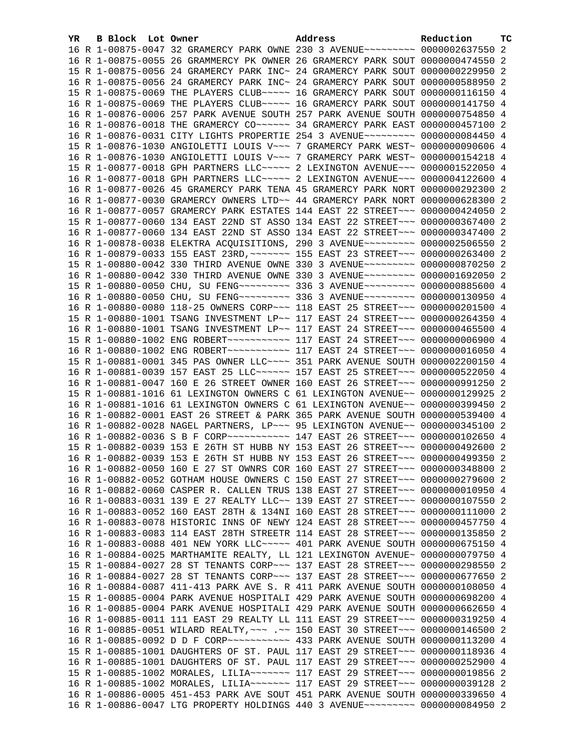| YR | B | Block | Lot | Owner | Address | Reduction | TC |
|---|---|---|---|---|---|---|---|
| 16 | R | 1-00875-0047 | | 32 GRAMERCY PARK OWNE | 230 3 AVENUE~~~~~~~~~ | 0000002637550 | 2 |
| 16 | R | 1-00875-0055 | | 26 GRAMMERCY PK OWNER | 26 GRAMERCY PARK SOUT | 0000000474550 | 2 |
| 15 | R | 1-00875-0056 | | 24 GRAMERCY PARK INC~ | 24 GRAMERCY PARK SOUT | 0000000229950 | 2 |
| 16 | R | 1-00875-0056 | | 24 GRAMERCY PARK INC~ | 24 GRAMERCY PARK SOUT | 0000000588950 | 2 |
| 15 | R | 1-00875-0069 | | THE PLAYERS CLUB~~~~~ | 16 GRAMERCY PARK SOUT | 0000000116150 | 4 |
| 16 | R | 1-00875-0069 | | THE PLAYERS CLUB~~~~~ | 16 GRAMERCY PARK SOUT | 0000000141750 | 4 |
| 16 | R | 1-00876-0006 | | 257 PARK AVENUE SOUTH | 257 PARK AVENUE SOUTH | 0000000754850 | 4 |
| 16 | R | 1-00876-0018 | | THE GRAMERCY CO~~~~~~ | 34 GRAMERCY PARK EAST | 0000000457100 | 2 |
| 16 | R | 1-00876-0031 | | CITY LIGHTS PROPERTIE | 254 3 AVENUE~~~~~~~~~ | 0000000084450 | 4 |
| 15 | R | 1-00876-1030 | | ANGIOLETTI LOUIS V~~~ | 7 GRAMERCY PARK WEST~ | 0000000090606 | 4 |
| 16 | R | 1-00876-1030 | | ANGIOLETTI LOUIS V~~~ | 7 GRAMERCY PARK WEST~ | 0000000154218 | 4 |
| 15 | R | 1-00877-0018 | | GPH PARTNERS LLC~~~~~ | 2 LEXINGTON AVENUE~~~ | 0000001522050 | 4 |
| 16 | R | 1-00877-0018 | | GPH PARTNERS LLC~~~~~ | 2 LEXINGTON AVENUE~~~ | 0000004122600 | 4 |
| 16 | R | 1-00877-0026 | | 45 GRAMERCY PARK TENA | 45 GRAMERCY PARK NORT | 0000000292300 | 2 |
| 16 | R | 1-00877-0030 | | GRAMERCY OWNERS LTD~~ | 44 GRAMERCY PARK NORT | 0000000628300 | 2 |
| 16 | R | 1-00877-0057 | | GRAMERCY PARK ESTATES | 144 EAST 22 STREET~~~ | 0000000424050 | 2 |
| 15 | R | 1-00877-0060 | | 134 EAST 22ND ST ASSO | 134 EAST 22 STREET~~~ | 0000000367400 | 2 |
| 16 | R | 1-00877-0060 | | 134 EAST 22ND ST ASSO | 134 EAST 22 STREET~~~ | 0000000347400 | 2 |
| 16 | R | 1-00878-0038 | | ELEKTRA ACQUISITIONS, | 290 3 AVENUE~~~~~~~~~ | 0000002506550 | 2 |
| 16 | R | 1-00879-0033 | | 155 EAST 23RD,~~~~~~~ | 155 EAST 23 STREET~~~ | 0000000263400 | 2 |
| 15 | R | 1-00880-0042 | | 330 THIRD AVENUE OWNE | 330 3 AVENUE~~~~~~~~~ | 0000000870250 | 2 |
| 16 | R | 1-00880-0042 | | 330 THIRD AVENUE OWNE | 330 3 AVENUE~~~~~~~~~ | 0000001692050 | 2 |
| 15 | R | 1-00880-0050 | | CHU, SU FENG~~~~~~~~~ | 336 3 AVENUE~~~~~~~~~ | 0000000885600 | 4 |
| 16 | R | 1-00880-0050 | | CHU, SU FENG~~~~~~~~~ | 336 3 AVENUE~~~~~~~~~ | 0000000130950 | 4 |
| 16 | R | 1-00880-0080 | | 118-25 OWNERS CORP~~~ | 118 EAST 25 STREET~~~ | 0000000201500 | 4 |
| 15 | R | 1-00880-1001 | | TSANG INVESTMENT LP~~ | 117 EAST 24 STREET~~~ | 0000000264350 | 4 |
| 16 | R | 1-00880-1001 | | TSANG INVESTMENT LP~~ | 117 EAST 24 STREET~~~ | 0000000465500 | 4 |
| 15 | R | 1-00880-1002 | | ENG ROBERT~~~~~~~~~~~ | 117 EAST 24 STREET~~~ | 0000000006900 | 4 |
| 16 | R | 1-00880-1002 | | ENG ROBERT~~~~~~~~~~~ | 117 EAST 24 STREET~~~ | 0000000016050 | 4 |
| 15 | R | 1-00881-0001 | | 345 PAS OWNER LLC~~~~ | 351 PARK AVENUE SOUTH | 0000002200150 | 4 |
| 16 | R | 1-00881-0039 | | 157 EAST 25 LLC~~~~~~ | 157 EAST 25 STREET~~~ | 0000000522050 | 4 |
| 16 | R | 1-00881-0047 | | 160 E 26 STREET OWNER | 160 EAST 26 STREET~~~ | 0000000991250 | 2 |
| 15 | R | 1-00881-1016 | | 61 LEXINGTON OWNERS C | 61 LEXINGTON AVENUE~~ | 0000000129925 | 2 |
| 16 | R | 1-00881-1016 | | 61 LEXINGTON OWNERS C | 61 LEXINGTON AVENUE~~ | 0000000399450 | 2 |
| 16 | R | 1-00882-0001 | | EAST 26 STREET & PARK | 365 PARK AVENUE SOUTH | 0000000539400 | 4 |
| 16 | R | 1-00882-0028 | | NAGEL PARTNERS, LP~~~ | 95 LEXINGTON AVENUE~~ | 0000000345100 | 2 |
| 16 | R | 1-00882-0036 | | S B F CORP~~~~~~~~~~~ | 147 EAST 26 STREET~~~ | 0000000102650 | 4 |
| 15 | R | 1-00882-0039 | | 153 E 26TH ST HUBB NY | 153 EAST 26 STREET~~~ | 0000000492600 | 2 |
| 16 | R | 1-00882-0039 | | 153 E 26TH ST HUBB NY | 153 EAST 26 STREET~~~ | 0000000499350 | 2 |
| 16 | R | 1-00882-0050 | | 160 E 27 ST OWNRS COR | 160 EAST 27 STREET~~~ | 0000000348800 | 2 |
| 16 | R | 1-00882-0052 | | GOTHAM HOUSE OWNERS C | 150 EAST 27 STREET~~~ | 0000000279600 | 2 |
| 16 | R | 1-00882-0060 | | CASPER R. CALLEN TRUS | 138 EAST 27 STREET~~~ | 0000000010950 | 4 |
| 16 | R | 1-00883-0031 | | 139 E 27 REALTY LLC~~ | 139 EAST 27 STREET~~~ | 0000000107550 | 2 |
| 16 | R | 1-00883-0052 | | 160 EAST 28TH & 134NI | 160 EAST 28 STREET~~~ | 0000000111000 | 2 |
| 16 | R | 1-00883-0078 | | HISTORIC INNS OF NEWY | 124 EAST 28 STREET~~~ | 0000000457750 | 4 |
| 16 | R | 1-00883-0083 | | 114 EAST 28TH STREETR | 114 EAST 28 STREET~~~ | 0000000135850 | 2 |
| 16 | R | 1-00883-0088 | | 401 NEW YORK LLC~~~~~ | 401 PARK AVENUE SOUTH | 0000000675150 | 4 |
| 16 | R | 1-00884-0025 | | MARTHAMITE REALTY, LL | 121 LEXINGTON AVENUE~ | 0000000079750 | 4 |
| 15 | R | 1-00884-0027 | | 28 ST TENANTS CORP~~~ | 137 EAST 28 STREET~~~ | 0000000298550 | 2 |
| 16 | R | 1-00884-0027 | | 28 ST TENANTS CORP~~~ | 137 EAST 28 STREET~~~ | 0000000677650 | 2 |
| 16 | R | 1-00884-0087 | | 411-413 PARK AVE S. R | 411 PARK AVENUE SOUTH | 0000000108050 | 4 |
| 15 | R | 1-00885-0004 | | PARK AVENUE HOSPITALI | 429 PARK AVENUE SOUTH | 0000000698200 | 4 |
| 16 | R | 1-00885-0004 | | PARK AVENUE HOSPITALI | 429 PARK AVENUE SOUTH | 0000000662650 | 4 |
| 16 | R | 1-00885-0011 | | 111 EAST 29 REALTY LL | 111 EAST 29 STREET~~~ | 0000000319250 | 4 |
| 16 | R | 1-00885-0051 | | WILARD REALTY,~~~ .~~ | 150 EAST 30 STREET~~~ | 0000000146500 | 2 |
| 16 | R | 1-00885-0092 | | D D F CORP~~~~~~~~~~~ | 433 PARK AVENUE SOUTH | 0000000113200 | 4 |
| 15 | R | 1-00885-1001 | | DAUGHTERS OF ST. PAUL | 117 EAST 29 STREET~~~ | 0000000118936 | 4 |
| 16 | R | 1-00885-1001 | | DAUGHTERS OF ST. PAUL | 117 EAST 29 STREET~~~ | 0000000252900 | 4 |
| 15 | R | 1-00885-1002 | | MORALES, LILIA~~~~~~~ | 117 EAST 29 STREET~~~ | 0000000019856 | 2 |
| 16 | R | 1-00885-1002 | | MORALES, LILIA~~~~~~~ | 117 EAST 29 STREET~~~ | 0000000039128 | 2 |
| 16 | R | 1-00886-0005 | | 451-453 PARK AVE SOUT | 451 PARK AVENUE SOUTH | 0000000339650 | 4 |
| 16 | R | 1-00886-0047 | | LTG PROPERTY HOLDINGS | 440 3 AVENUE~~~~~~~~~ | 0000000084950 | 2 |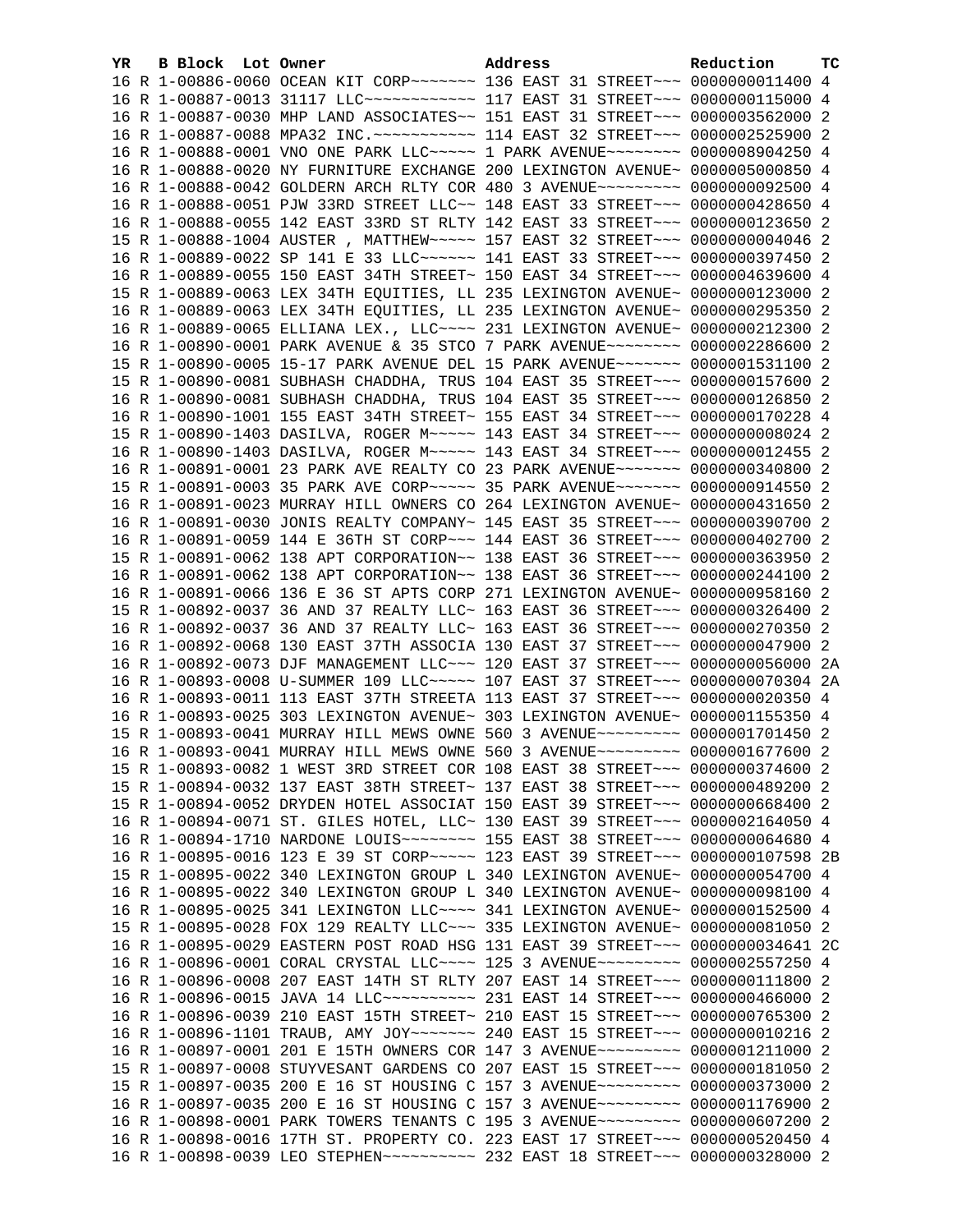| YR | B | Block | Lot | Owner | Address | Reduction | TC |
|---|---|---|---|---|---|---|---|
| 16 | R | 1-00886-0060 | | OCEAN KIT CORP~~~~~~~ | 136 EAST 31 STREET~~~ | 0000000011400 | 4 |
| 16 | R | 1-00887-0013 | | 31117 LLC~~~~~~~~~~~~ | 117 EAST 31 STREET~~~ | 0000000115000 | 4 |
| 16 | R | 1-00887-0030 | | MHP LAND ASSOCIATES~~ | 151 EAST 31 STREET~~~ | 0000003562000 | 2 |
| 16 | R | 1-00887-0088 | | MPA32 INC.~~~~~~~~~~~ | 114 EAST 32 STREET~~~ | 0000002525900 | 2 |
| 16 | R | 1-00888-0001 | | VNO ONE PARK LLC~~~~~ | 1 PARK AVENUE~~~~~~~~ | 0000008904250 | 4 |
| 16 | R | 1-00888-0020 | | NY FURNITURE EXCHANGE | 200 LEXINGTON AVENUE~ | 0000005000850 | 4 |
| 16 | R | 1-00888-0042 | | GOLDERN ARCH RLTY COR | 480 3 AVENUE~~~~~~~~~ | 0000000092500 | 4 |
| 16 | R | 1-00888-0051 | | PJW 33RD STREET LLC~~ | 148 EAST 33 STREET~~~ | 0000000428650 | 4 |
| 16 | R | 1-00888-0055 | | 142 EAST 33RD ST RLTY | 142 EAST 33 STREET~~~ | 0000000123650 | 2 |
| 15 | R | 1-00888-1004 | | AUSTER , MATTHEW~~~~~ | 157 EAST 32 STREET~~~ | 0000000004046 | 2 |
| 16 | R | 1-00889-0022 | | SP 141 E 33 LLC~~~~~~ | 141 EAST 33 STREET~~~ | 0000000397450 | 2 |
| 16 | R | 1-00889-0055 | | 150 EAST 34TH STREET~ | 150 EAST 34 STREET~~~ | 0000004639600 | 4 |
| 15 | R | 1-00889-0063 | | LEX 34TH EQUITIES, LL | 235 LEXINGTON AVENUE~ | 0000000123000 | 2 |
| 16 | R | 1-00889-0063 | | LEX 34TH EQUITIES, LL | 235 LEXINGTON AVENUE~ | 0000000295350 | 2 |
| 16 | R | 1-00889-0065 | | ELLIANA LEX., LLC~~~~ | 231 LEXINGTON AVENUE~ | 0000000212300 | 2 |
| 16 | R | 1-00890-0001 | | PARK AVENUE & 35 STCO | 7 PARK AVENUE~~~~~~~~ | 0000002286600 | 2 |
| 15 | R | 1-00890-0005 | | 15-17 PARK AVENUE DEL | 15 PARK AVENUE~~~~~~~ | 0000001531100 | 2 |
| 15 | R | 1-00890-0081 | | SUBHASH CHADDHA, TRUS | 104 EAST 35 STREET~~~ | 0000000157600 | 2 |
| 16 | R | 1-00890-0081 | | SUBHASH CHADDHA, TRUS | 104 EAST 35 STREET~~~ | 0000000126850 | 2 |
| 16 | R | 1-00890-1001 | | 155 EAST 34TH STREET~ | 155 EAST 34 STREET~~~ | 0000000170228 | 4 |
| 15 | R | 1-00890-1403 | | DASILVA, ROGER M~~~~~ | 143 EAST 34 STREET~~~ | 0000000008024 | 2 |
| 16 | R | 1-00890-1403 | | DASILVA, ROGER M~~~~~ | 143 EAST 34 STREET~~~ | 0000000012455 | 2 |
| 16 | R | 1-00891-0001 | | 23 PARK AVE REALTY CO | 23 PARK AVENUE~~~~~~~ | 0000000340800 | 2 |
| 15 | R | 1-00891-0003 | | 35 PARK AVE CORP~~~~~ | 35 PARK AVENUE~~~~~~~ | 0000000914550 | 2 |
| 16 | R | 1-00891-0023 | | MURRAY HILL OWNERS CO | 264 LEXINGTON AVENUE~ | 0000000431650 | 2 |
| 16 | R | 1-00891-0030 | | JONIS REALTY COMPANY~ | 145 EAST 35 STREET~~~ | 0000000390700 | 2 |
| 16 | R | 1-00891-0059 | | 144 E 36TH ST CORP~~~ | 144 EAST 36 STREET~~~ | 0000000402700 | 2 |
| 15 | R | 1-00891-0062 | | 138 APT CORPORATION~~ | 138 EAST 36 STREET~~~ | 0000000363950 | 2 |
| 16 | R | 1-00891-0062 | | 138 APT CORPORATION~~ | 138 EAST 36 STREET~~~ | 0000000244100 | 2 |
| 16 | R | 1-00891-0066 | | 136 E 36 ST APTS CORP | 271 LEXINGTON AVENUE~ | 0000000958160 | 2 |
| 15 | R | 1-00892-0037 | | 36 AND 37 REALTY LLC~ | 163 EAST 36 STREET~~~ | 0000000326400 | 2 |
| 16 | R | 1-00892-0037 | | 36 AND 37 REALTY LLC~ | 163 EAST 36 STREET~~~ | 0000000270350 | 2 |
| 16 | R | 1-00892-0068 | | 130 EAST 37TH ASSOCIA | 130 EAST 37 STREET~~~ | 0000000047900 | 2 |
| 16 | R | 1-00892-0073 | | DJF MANAGEMENT LLC~~~ | 120 EAST 37 STREET~~~ | 0000000056000 | 2A |
| 16 | R | 1-00893-0008 | | U-SUMMER 109 LLC~~~~~ | 107 EAST 37 STREET~~~ | 0000000070304 | 2A |
| 16 | R | 1-00893-0011 | | 113 EAST 37TH STREETA | 113 EAST 37 STREET~~~ | 0000000020350 | 4 |
| 16 | R | 1-00893-0025 | | 303 LEXINGTON AVENUE~ | 303 LEXINGTON AVENUE~ | 0000001155350 | 4 |
| 15 | R | 1-00893-0041 | | MURRAY HILL MEWS OWNE | 560 3 AVENUE~~~~~~~~~ | 0000001701450 | 2 |
| 16 | R | 1-00893-0041 | | MURRAY HILL MEWS OWNE | 560 3 AVENUE~~~~~~~~~ | 0000001677600 | 2 |
| 15 | R | 1-00893-0082 | | 1 WEST 3RD STREET COR | 108 EAST 38 STREET~~~ | 0000000374600 | 2 |
| 15 | R | 1-00894-0032 | | 137 EAST 38TH STREET~ | 137 EAST 38 STREET~~~ | 0000000489200 | 2 |
| 15 | R | 1-00894-0052 | | DRYDEN HOTEL ASSOCIAT | 150 EAST 39 STREET~~~ | 0000000668400 | 2 |
| 16 | R | 1-00894-0071 | | ST. GILES HOTEL, LLC~ | 130 EAST 39 STREET~~~ | 0000002164050 | 4 |
| 16 | R | 1-00894-1710 | | NARDONE LOUIS~~~~~~~~ | 155 EAST 38 STREET~~~ | 0000000064680 | 4 |
| 16 | R | 1-00895-0016 | | 123 E 39 ST CORP~~~~~ | 123 EAST 39 STREET~~~ | 0000000107598 | 2B |
| 15 | R | 1-00895-0022 | | 340 LEXINGTON GROUP L | 340 LEXINGTON AVENUE~ | 0000000054700 | 4 |
| 16 | R | 1-00895-0022 | | 340 LEXINGTON GROUP L | 340 LEXINGTON AVENUE~ | 0000000098100 | 4 |
| 16 | R | 1-00895-0025 | | 341 LEXINGTON LLC~~~~ | 341 LEXINGTON AVENUE~ | 0000000152500 | 4 |
| 15 | R | 1-00895-0028 | | FOX 129 REALTY LLC~~~ | 335 LEXINGTON AVENUE~ | 0000000081050 | 2 |
| 16 | R | 1-00895-0029 | | EASTERN POST ROAD HSG | 131 EAST 39 STREET~~~ | 0000000034641 | 2C |
| 16 | R | 1-00896-0001 | | CORAL CRYSTAL LLC~~~~ | 125 3 AVENUE~~~~~~~~~ | 0000002557250 | 4 |
| 16 | R | 1-00896-0008 | | 207 EAST 14TH ST RLTY | 207 EAST 14 STREET~~~ | 0000000111800 | 2 |
| 16 | R | 1-00896-0015 | | JAVA 14 LLC~~~~~~~~~~ | 231 EAST 14 STREET~~~ | 0000000466000 | 2 |
| 16 | R | 1-00896-0039 | | 210 EAST 15TH STREET~ | 210 EAST 15 STREET~~~ | 0000000765300 | 2 |
| 16 | R | 1-00896-1101 | | TRAUB, AMY JOY~~~~~~~ | 240 EAST 15 STREET~~~ | 0000000010216 | 2 |
| 16 | R | 1-00897-0001 | | 201 E 15TH OWNERS COR | 147 3 AVENUE~~~~~~~~~ | 0000001211000 | 2 |
| 15 | R | 1-00897-0008 | | STUYVESANT GARDENS CO | 207 EAST 15 STREET~~~ | 0000000181050 | 2 |
| 15 | R | 1-00897-0035 | | 200 E 16 ST HOUSING C | 157 3 AVENUE~~~~~~~~~ | 0000000373000 | 2 |
| 16 | R | 1-00897-0035 | | 200 E 16 ST HOUSING C | 157 3 AVENUE~~~~~~~~~ | 0000001176900 | 2 |
| 16 | R | 1-00898-0001 | | PARK TOWERS TENANTS C | 195 3 AVENUE~~~~~~~~~ | 0000000607200 | 2 |
| 16 | R | 1-00898-0016 | | 17TH ST. PROPERTY CO. | 223 EAST 17 STREET~~~ | 0000000520450 | 4 |
| 16 | R | 1-00898-0039 | | LEO STEPHEN~~~~~~~~~~ | 232 EAST 18 STREET~~~ | 0000000328000 | 2 |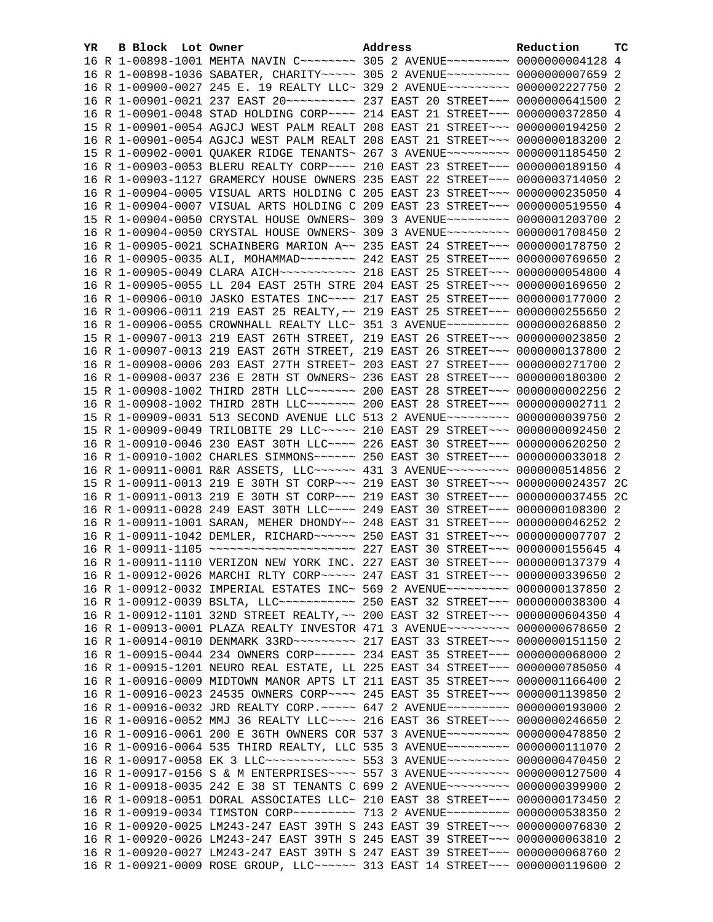| YR | B | Block | Lot | Owner | Address | Reduction | TC |
|---|---|---|---|---|---|---|---|
| 16 | R | 1-00898-1001 | | MEHTA NAVIN C~~~~~~~~ | 305 2 AVENUE~~~~~~~~~ | 0000000004128 | 4 |
| 16 | R | 1-00898-1036 | | SABATER, CHARITY~~~~~ | 305 2 AVENUE~~~~~~~~~ | 0000000007659 | 2 |
| 16 | R | 1-00900-0027 | | 245 E. 19 REALTY LLC~ | 329 2 AVENUE~~~~~~~~~ | 0000002227750 | 2 |
| 16 | R | 1-00901-0021 | | 237 EAST 20~~~~~~~~~~ | 237 EAST 20 STREET~~~ | 0000000641500 | 2 |
| 16 | R | 1-00901-0048 | | STAD HOLDING CORP~~~~ | 214 EAST 21 STREET~~~ | 0000000372850 | 4 |
| 15 | R | 1-00901-0054 | | AGJCJ WEST PALM REALT | 208 EAST 21 STREET~~~ | 0000000194250 | 2 |
| 16 | R | 1-00901-0054 | | AGJCJ WEST PALM REALT | 208 EAST 21 STREET~~~ | 0000000183200 | 2 |
| 15 | R | 1-00902-0001 | | QUAKER RIDGE TENANTS~ | 267 3 AVENUE~~~~~~~~~ | 0000001185450 | 2 |
| 16 | R | 1-00903-0053 | | BLERU REALTY CORP~~~~ | 210 EAST 23 STREET~~~ | 0000000189150 | 4 |
| 16 | R | 1-00903-1127 | | GRAMERCY HOUSE OWNERS | 235 EAST 22 STREET~~~ | 0000003714050 | 2 |
| 16 | R | 1-00904-0005 | | VISUAL ARTS HOLDING C | 205 EAST 23 STREET~~~ | 0000000235050 | 4 |
| 16 | R | 1-00904-0007 | | VISUAL ARTS HOLDING C | 209 EAST 23 STREET~~~ | 0000000519550 | 4 |
| 15 | R | 1-00904-0050 | | CRYSTAL HOUSE OWNERS~ | 309 3 AVENUE~~~~~~~~~ | 0000001203700 | 2 |
| 16 | R | 1-00904-0050 | | CRYSTAL HOUSE OWNERS~ | 309 3 AVENUE~~~~~~~~~ | 0000001708450 | 2 |
| 16 | R | 1-00905-0021 | | SCHAINBERG MARION A~~ | 235 EAST 24 STREET~~~ | 0000000178750 | 2 |
| 16 | R | 1-00905-0035 | | ALI, MOHAMMAD~~~~~~~~ | 242 EAST 25 STREET~~~ | 0000000769650 | 2 |
| 16 | R | 1-00905-0049 | | CLARA AICH~~~~~~~~~~~ | 218 EAST 25 STREET~~~ | 0000000054800 | 4 |
| 16 | R | 1-00905-0055 | | LL 204 EAST 25TH STRE | 204 EAST 25 STREET~~~ | 0000000169650 | 2 |
| 16 | R | 1-00906-0010 | | JASKO ESTATES INC~~~~ | 217 EAST 25 STREET~~~ | 0000000177000 | 2 |
| 16 | R | 1-00906-0011 | | 219 EAST 25 REALTY,~~ | 219 EAST 25 STREET~~~ | 0000000255650 | 2 |
| 16 | R | 1-00906-0055 | | CROWNHALL REALTY LLC~ | 351 3 AVENUE~~~~~~~~~ | 0000000268850 | 2 |
| 15 | R | 1-00907-0013 | | 219 EAST 26TH STREET, | 219 EAST 26 STREET~~~ | 0000000023850 | 2 |
| 16 | R | 1-00907-0013 | | 219 EAST 26TH STREET, | 219 EAST 26 STREET~~~ | 0000000137800 | 2 |
| 16 | R | 1-00908-0006 | | 203 EAST 27TH STREET~ | 203 EAST 27 STREET~~~ | 0000000271700 | 2 |
| 16 | R | 1-00908-0037 | | 236 E 28TH ST OWNERS~ | 236 EAST 28 STREET~~~ | 0000000180300 | 2 |
| 15 | R | 1-00908-1002 | | THIRD 28TH LLC~~~~~~~ | 200 EAST 28 STREET~~~ | 0000000002256 | 2 |
| 16 | R | 1-00908-1002 | | THIRD 28TH LLC~~~~~~~ | 200 EAST 28 STREET~~~ | 0000000002711 | 2 |
| 15 | R | 1-00909-0031 | | 513 SECOND AVENUE LLC | 513 2 AVENUE~~~~~~~~~ | 0000000039750 | 2 |
| 15 | R | 1-00909-0049 | | TRILOBITE 29 LLC~~~~~ | 210 EAST 29 STREET~~~ | 0000000092450 | 2 |
| 16 | R | 1-00910-0046 | | 230 EAST 30TH LLC~~~~ | 226 EAST 30 STREET~~~ | 0000000620250 | 2 |
| 16 | R | 1-00910-1002 | | CHARLES SIMMONS~~~~~~ | 250 EAST 30 STREET~~~ | 0000000033018 | 2 |
| 16 | R | 1-00911-0001 | | R&R ASSETS, LLC~~~~~~ | 431 3 AVENUE~~~~~~~~~ | 0000000514856 | 2 |
| 15 | R | 1-00911-0013 | | 219 E 30TH ST CORP~~~ | 219 EAST 30 STREET~~~ | 0000000024357 | 2C |
| 16 | R | 1-00911-0013 | | 219 E 30TH ST CORP~~~ | 219 EAST 30 STREET~~~ | 0000000037455 | 2C |
| 16 | R | 1-00911-0028 | | 249 EAST 30TH LLC~~~~ | 249 EAST 30 STREET~~~ | 0000000108300 | 2 |
| 16 | R | 1-00911-1001 | | SARAN, MEHER DHONDY~~ | 248 EAST 31 STREET~~~ | 0000000046252 | 2 |
| 16 | R | 1-00911-1042 | | DEMLER, RICHARD~~~~~~ | 250 EAST 31 STREET~~~ | 0000000007707 | 2 |
| 16 | R | 1-00911-1105 | | ~~~~~~~~~~~~~~~~~~~~~ | 227 EAST 30 STREET~~~ | 0000000155645 | 4 |
| 16 | R | 1-00911-1110 | | VERIZON NEW YORK INC. | 227 EAST 30 STREET~~~ | 0000000137379 | 4 |
| 16 | R | 1-00912-0026 | | MARCHI RLTY CORP~~~~~ | 247 EAST 31 STREET~~~ | 0000000339650 | 2 |
| 16 | R | 1-00912-0032 | | IMPERIAL ESTATES INC~ | 569 2 AVENUE~~~~~~~~~ | 0000000137850 | 2 |
| 16 | R | 1-00912-0039 | | BSLTA, LLC~~~~~~~~~~~ | 250 EAST 32 STREET~~~ | 0000000038300 | 4 |
| 16 | R | 1-00912-1101 | | 32ND STREET REALTY,~~ | 200 EAST 32 STREET~~~ | 0000000604350 | 4 |
| 16 | R | 1-00913-0001 | | PLAZA REALTY INVESTOR | 471 3 AVENUE~~~~~~~~~ | 0000000678650 | 2 |
| 16 | R | 1-00914-0010 | | DENMARK 33RD~~~~~~~~~ | 217 EAST 33 STREET~~~ | 0000000151150 | 2 |
| 16 | R | 1-00915-0044 | | 234 OWNERS CORP~~~~~~ | 234 EAST 35 STREET~~~ | 0000000068000 | 2 |
| 16 | R | 1-00915-1201 | | NEURO REAL ESTATE, LL | 225 EAST 34 STREET~~~ | 0000000785050 | 4 |
| 16 | R | 1-00916-0009 | | MIDTOWN MANOR APTS LT | 211 EAST 35 STREET~~~ | 0000001166400 | 2 |
| 16 | R | 1-00916-0023 | | 24535 OWNERS CORP~~~~ | 245 EAST 35 STREET~~~ | 0000001139850 | 2 |
| 16 | R | 1-00916-0032 | | JRD REALTY CORP.~~~~~ | 647 2 AVENUE~~~~~~~~~ | 0000000193000 | 2 |
| 16 | R | 1-00916-0052 | | MMJ 36 REALTY LLC~~~~ | 216 EAST 36 STREET~~~ | 0000000246650 | 2 |
| 16 | R | 1-00916-0061 | | 200 E 36TH OWNERS COR | 537 3 AVENUE~~~~~~~~~ | 0000000478850 | 2 |
| 16 | R | 1-00916-0064 | | 535 THIRD REALTY, LLC | 535 3 AVENUE~~~~~~~~~ | 0000000111070 | 2 |
| 16 | R | 1-00917-0058 | | EK 3 LLC~~~~~~~~~~~~~ | 553 3 AVENUE~~~~~~~~~ | 0000000470450 | 2 |
| 16 | R | 1-00917-0156 | | S & M ENTERPRISES~~~~ | 557 3 AVENUE~~~~~~~~~ | 0000000127500 | 4 |
| 16 | R | 1-00918-0035 | | 242 E 38 ST TENANTS C | 699 2 AVENUE~~~~~~~~~ | 0000000399900 | 2 |
| 16 | R | 1-00918-0051 | | DORAL ASSOCIATES LLC~ | 210 EAST 38 STREET~~~ | 0000000173450 | 2 |
| 16 | R | 1-00919-0034 | | TIMSTON CORP~~~~~~~~~ | 713 2 AVENUE~~~~~~~~~ | 0000000538350 | 2 |
| 16 | R | 1-00920-0025 | | LM243-247 EAST 39TH S | 243 EAST 39 STREET~~~ | 0000000076830 | 2 |
| 16 | R | 1-00920-0026 | | LM243-247 EAST 39TH S | 245 EAST 39 STREET~~~ | 0000000063810 | 2 |
| 16 | R | 1-00920-0027 | | LM243-247 EAST 39TH S | 247 EAST 39 STREET~~~ | 0000000068760 | 2 |
| 16 | R | 1-00921-0009 | | ROSE GROUP, LLC~~~~~~ | 313 EAST 14 STREET~~~ | 0000000119600 | 2 |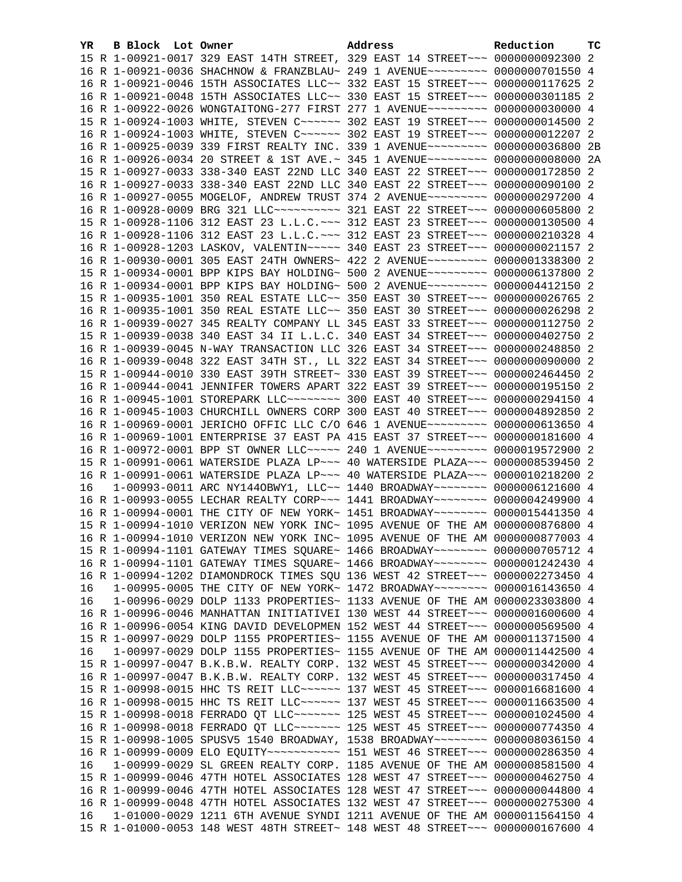| YR | B | Block | Lot | Owner | Address | Reduction | TC |
|---|---|---|---|---|---|---|---|
| 15 | R | 1-00921-0017 | | 329 EAST 14TH STREET, | 329 EAST 14 STREET~~~ | 0000000092300 | 2 |
| 16 | R | 1-00921-0036 | | SHACHNOW & FRANZBLAU~ | 249 1 AVENUE~~~~~~~~~ | 0000000701550 | 4 |
| 16 | R | 1-00921-0046 | | 15TH ASSOCIATES LLC~~ | 332 EAST 15 STREET~~~ | 0000000117625 | 2 |
| 16 | R | 1-00921-0048 | | 15TH ASSOCIATES LLC~~ | 330 EAST 15 STREET~~~ | 0000000301185 | 2 |
| 16 | R | 1-00922-0026 | | WONGTAITONG-277 FIRST | 277 1 AVENUE~~~~~~~~~ | 0000000030000 | 4 |
| 15 | R | 1-00924-1003 | | WHITE, STEVEN C~~~~~~ | 302 EAST 19 STREET~~~ | 0000000014500 | 2 |
| 16 | R | 1-00924-1003 | | WHITE, STEVEN C~~~~~~ | 302 EAST 19 STREET~~~ | 0000000012207 | 2 |
| 16 | R | 1-00925-0039 | | 339 FIRST REALTY INC. | 339 1 AVENUE~~~~~~~~~ | 0000000036800 | 2B |
| 16 | R | 1-00926-0034 | | 20 STREET & 1ST AVE.~ | 345 1 AVENUE~~~~~~~~~ | 0000000008000 | 2A |
| 15 | R | 1-00927-0033 | | 338-340 EAST 22ND LLC | 340 EAST 22 STREET~~~ | 0000000172850 | 2 |
| 16 | R | 1-00927-0033 | | 338-340 EAST 22ND LLC | 340 EAST 22 STREET~~~ | 0000000090100 | 2 |
| 16 | R | 1-00927-0055 | | MOGELOF, ANDREW TRUST | 374 2 AVENUE~~~~~~~~~ | 0000000297200 | 4 |
| 16 | R | 1-00928-0009 | | BRG 321 LLC~~~~~~~~~~ | 321 EAST 22 STREET~~~ | 0000000605800 | 2 |
| 15 | R | 1-00928-1106 | | 312 EAST 23 L.L.C.~~~ | 312 EAST 23 STREET~~~ | 0000000130500 | 4 |
| 16 | R | 1-00928-1106 | | 312 EAST 23 L.L.C.~~~ | 312 EAST 23 STREET~~~ | 0000000210328 | 4 |
| 16 | R | 1-00928-1203 | | LASKOV, VALENTIN~~~~~ | 340 EAST 23 STREET~~~ | 0000000021157 | 2 |
| 16 | R | 1-00930-0001 | | 305 EAST 24TH OWNERS~ | 422 2 AVENUE~~~~~~~~~ | 0000001338300 | 2 |
| 15 | R | 1-00934-0001 | | BPP KIPS BAY HOLDING~ | 500 2 AVENUE~~~~~~~~~ | 0000006137800 | 2 |
| 16 | R | 1-00934-0001 | | BPP KIPS BAY HOLDING~ | 500 2 AVENUE~~~~~~~~~ | 0000004412150 | 2 |
| 15 | R | 1-00935-1001 | | 350 REAL ESTATE LLC~~ | 350 EAST 30 STREET~~~ | 0000000026765 | 2 |
| 16 | R | 1-00935-1001 | | 350 REAL ESTATE LLC~~ | 350 EAST 30 STREET~~~ | 0000000026298 | 2 |
| 16 | R | 1-00939-0027 | | 345 REALTY COMPANY LL | 345 EAST 33 STREET~~~ | 0000000112750 | 2 |
| 15 | R | 1-00939-0038 | | 340 EAST 34 II L.L.C. | 340 EAST 34 STREET~~~ | 0000000402750 | 2 |
| 16 | R | 1-00939-0045 | | N-WAY TRANSACTION LLC | 326 EAST 34 STREET~~~ | 0000000248850 | 2 |
| 16 | R | 1-00939-0048 | | 322 EAST 34TH ST., LL | 322 EAST 34 STREET~~~ | 0000000090000 | 2 |
| 15 | R | 1-00944-0010 | | 330 EAST 39TH STREET~ | 330 EAST 39 STREET~~~ | 0000002464450 | 2 |
| 16 | R | 1-00944-0041 | | JENNIFER TOWERS APART | 322 EAST 39 STREET~~~ | 0000000195150 | 2 |
| 16 | R | 1-00945-1001 | | STOREPARK LLC~~~~~~~~ | 300 EAST 40 STREET~~~ | 0000000294150 | 4 |
| 16 | R | 1-00945-1003 | | CHURCHILL OWNERS CORP | 300 EAST 40 STREET~~~ | 0000004892850 | 2 |
| 16 | R | 1-00969-0001 | | JERICHO OFFIC LLC C/O | 646 1 AVENUE~~~~~~~~~ | 0000000613650 | 4 |
| 16 | R | 1-00969-1001 | | ENTERPRISE 37 EAST PA | 415 EAST 37 STREET~~~ | 0000000181600 | 4 |
| 16 | R | 1-00972-0001 | | BPP ST OWNER LLC~~~~~ | 240 1 AVENUE~~~~~~~~~ | 0000019572900 | 2 |
| 15 | R | 1-00991-0061 | | WATERSIDE PLAZA LP~~~ | 40 WATERSIDE PLAZA~~~ | 0000008539450 | 2 |
| 16 | R | 1-00991-0061 | | WATERSIDE PLAZA LP~~~ | 40 WATERSIDE PLAZA~~~ | 0000010218200 | 2 |
| 16 | | 1-00993-0011 | | ARC NY1440BWY1, LLC~~ | 1440 BROADWAY~~~~~~~~ | 0000006121600 | 4 |
| 16 | R | 1-00993-0055 | | LECHAR REALTY CORP~~~ | 1441 BROADWAY~~~~~~~~ | 0000004249900 | 4 |
| 16 | R | 1-00994-0001 | | THE CITY OF NEW YORK~ | 1451 BROADWAY~~~~~~~~ | 0000015441350 | 4 |
| 15 | R | 1-00994-1010 | | VERIZON NEW YORK INC~ | 1095 AVENUE OF THE AM | 0000000876800 | 4 |
| 16 | R | 1-00994-1010 | | VERIZON NEW YORK INC~ | 1095 AVENUE OF THE AM | 0000000877003 | 4 |
| 15 | R | 1-00994-1101 | | GATEWAY TIMES SQUARE~ | 1466 BROADWAY~~~~~~~~ | 0000000705712 | 4 |
| 16 | R | 1-00994-1101 | | GATEWAY TIMES SQUARE~ | 1466 BROADWAY~~~~~~~~ | 0000001242430 | 4 |
| 16 | R | 1-00994-1202 | | DIAMONDROCK TIMES SQU | 136 WEST 42 STREET~~~ | 0000002273450 | 4 |
| 16 | | 1-00995-0005 | | THE CITY OF NEW YORK~ | 1472 BROADWAY~~~~~~~~ | 0000016143650 | 4 |
| 16 | | 1-00996-0029 | | DOLP 1133 PROPERTIES~ | 1133 AVENUE OF THE AM | 0000023303800 | 4 |
| 16 | R | 1-00996-0046 | | MANHATTAN INITIATIVEI | 130 WEST 44 STREET~~~ | 0000001600600 | 4 |
| 16 | R | 1-00996-0054 | | KING DAVID DEVELOPMEN | 152 WEST 44 STREET~~~ | 0000000569500 | 4 |
| 15 | R | 1-00997-0029 | | DOLP 1155 PROPERTIES~ | 1155 AVENUE OF THE AM | 0000011371500 | 4 |
| 16 | | 1-00997-0029 | | DOLP 1155 PROPERTIES~ | 1155 AVENUE OF THE AM | 0000011442500 | 4 |
| 15 | R | 1-00997-0047 | | B.K.B.W. REALTY CORP. | 132 WEST 45 STREET~~~ | 0000000342000 | 4 |
| 16 | R | 1-00997-0047 | | B.K.B.W. REALTY CORP. | 132 WEST 45 STREET~~~ | 0000000317450 | 4 |
| 15 | R | 1-00998-0015 | | HHC TS REIT LLC~~~~~~ | 137 WEST 45 STREET~~~ | 0000016681600 | 4 |
| 16 | R | 1-00998-0015 | | HHC TS REIT LLC~~~~~~ | 137 WEST 45 STREET~~~ | 0000011663500 | 4 |
| 15 | R | 1-00998-0018 | | FERRADO QT LLC~~~~~~~ | 125 WEST 45 STREET~~~ | 0000001024500 | 4 |
| 16 | R | 1-00998-0018 | | FERRADO QT LLC~~~~~~~ | 125 WEST 45 STREET~~~ | 0000000774350 | 4 |
| 15 | R | 1-00998-1005 | | SPUSV5 1540 BROADWAY, | 1538 BROADWAY~~~~~~~~ | 0000008036150 | 4 |
| 16 | R | 1-00999-0009 | | ELO EQUITY~~~~~~~~~~~ | 151 WEST 46 STREET~~~ | 0000000286350 | 4 |
| 16 | | 1-00999-0029 | | SL GREEN REALTY CORP. | 1185 AVENUE OF THE AM | 0000008581500 | 4 |
| 15 | R | 1-00999-0046 | | 47TH HOTEL ASSOCIATES | 128 WEST 47 STREET~~~ | 0000000462750 | 4 |
| 16 | R | 1-00999-0046 | | 47TH HOTEL ASSOCIATES | 128 WEST 47 STREET~~~ | 0000000044800 | 4 |
| 16 | R | 1-00999-0048 | | 47TH HOTEL ASSOCIATES | 132 WEST 47 STREET~~~ | 0000000275300 | 4 |
| 16 | | 1-01000-0029 | | 1211 6TH AVENUE SYNDI | 1211 AVENUE OF THE AM | 0000011564150 | 4 |
| 15 | R | 1-01000-0053 | | 148 WEST 48TH STREET~ | 148 WEST 48 STREET~~~ | 0000000167600 | 4 |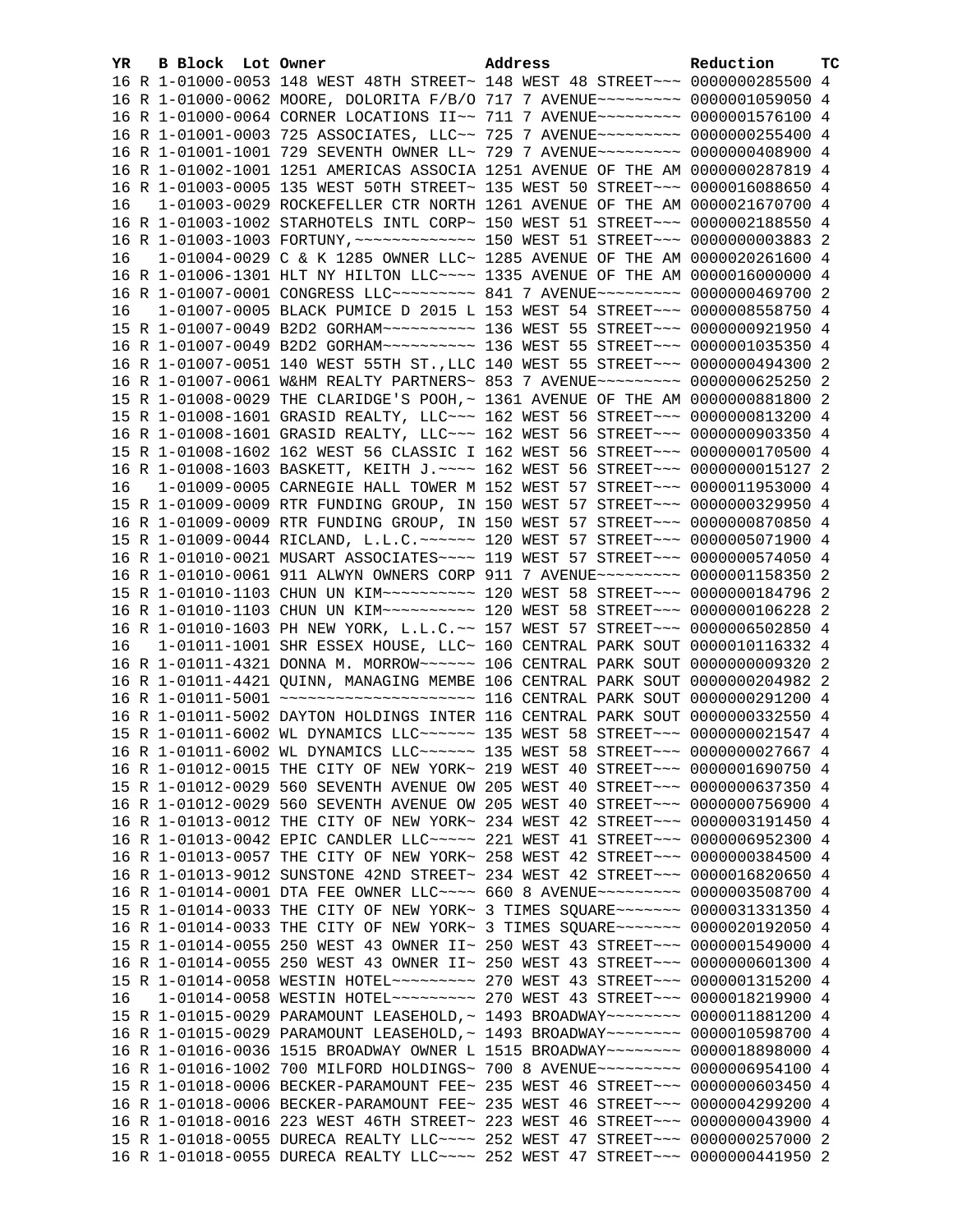| YR | B | Block | Lot | Owner | Address | Reduction | TC |
|---|---|---|---|---|---|---|---|
| 16 | R | 1-01000-0053 | | 148 WEST 48TH STREET~ | 148 WEST 48 STREET~~~ | 0000000285500 | 4 |
| 16 | R | 1-01000-0062 | | MOORE, DOLORITA F/B/O | 717 7 AVENUE~~~~~~~~~ | 0000001059050 | 4 |
| 16 | R | 1-01000-0064 | | CORNER LOCATIONS II~~ | 711 7 AVENUE~~~~~~~~~ | 0000001576100 | 4 |
| 16 | R | 1-01001-0003 | | 725 ASSOCIATES, LLC~~ | 725 7 AVENUE~~~~~~~~~ | 0000000255400 | 4 |
| 16 | R | 1-01001-1001 | | 729 SEVENTH OWNER LL~ | 729 7 AVENUE~~~~~~~~~ | 0000000408900 | 4 |
| 16 | R | 1-01002-1001 | | 1251 AMERICAS ASSOCIA | 1251 AVENUE OF THE AM | 0000000287819 | 4 |
| 16 | R | 1-01003-0005 | | 135 WEST 50TH STREET~ | 135 WEST 50 STREET~~~ | 0000016088650 | 4 |
| 16 | | 1-01003-0029 | | ROCKEFELLER CTR NORTH | 1261 AVENUE OF THE AM | 0000021670700 | 4 |
| 16 | R | 1-01003-1002 | | STARHOTELS INTL CORP~ | 150 WEST 51 STREET~~~ | 0000002188550 | 4 |
| 16 | R | 1-01003-1003 | | FORTUNY,~~~~~~~~~~~~~ | 150 WEST 51 STREET~~~ | 0000000003883 | 2 |
| 16 | | 1-01004-0029 | | C & K 1285 OWNER LLC~ | 1285 AVENUE OF THE AM | 0000020261600 | 4 |
| 16 | R | 1-01006-1301 | | HLT NY HILTON LLC~~~~ | 1335 AVENUE OF THE AM | 0000016000000 | 4 |
| 16 | R | 1-01007-0001 | | CONGRESS LLC~~~~~~~~~ | 841 7 AVENUE~~~~~~~~~ | 0000000469700 | 2 |
| 16 | | 1-01007-0005 | | BLACK PUMICE D 2015 L | 153 WEST 54 STREET~~~ | 0000008558750 | 4 |
| 15 | R | 1-01007-0049 | | B2D2 GORHAM~~~~~~~~~~ | 136 WEST 55 STREET~~~ | 0000000921950 | 4 |
| 16 | R | 1-01007-0049 | | B2D2 GORHAM~~~~~~~~~~ | 136 WEST 55 STREET~~~ | 0000001035350 | 4 |
| 16 | R | 1-01007-0051 | | 140 WEST 55TH ST.,LLC | 140 WEST 55 STREET~~~ | 0000000494300 | 2 |
| 16 | R | 1-01007-0061 | | W&HM REALTY PARTNERS~ | 853 7 AVENUE~~~~~~~~~ | 0000000625250 | 2 |
| 15 | R | 1-01008-0029 | | THE CLARIDGE'S POOH,~ | 1361 AVENUE OF THE AM | 0000000881800 | 2 |
| 15 | R | 1-01008-1601 | | GRASID REALTY, LLC~~~ | 162 WEST 56 STREET~~~ | 0000000813200 | 4 |
| 16 | R | 1-01008-1601 | | GRASID REALTY, LLC~~~ | 162 WEST 56 STREET~~~ | 0000000903350 | 4 |
| 15 | R | 1-01008-1602 | | 162 WEST 56 CLASSIC I | 162 WEST 56 STREET~~~ | 0000000170500 | 4 |
| 16 | R | 1-01008-1603 | | BASKETT, KEITH J.~~~~ | 162 WEST 56 STREET~~~ | 0000000015127 | 2 |
| 16 | | 1-01009-0005 | | CARNEGIE HALL TOWER M | 152 WEST 57 STREET~~~ | 0000011953000 | 4 |
| 15 | R | 1-01009-0009 | | RTR FUNDING GROUP, IN | 150 WEST 57 STREET~~~ | 0000000329950 | 4 |
| 16 | R | 1-01009-0009 | | RTR FUNDING GROUP, IN | 150 WEST 57 STREET~~~ | 0000000870850 | 4 |
| 15 | R | 1-01009-0044 | | RICLAND, L.L.C.~~~~~~ | 120 WEST 57 STREET~~~ | 0000005071900 | 4 |
| 16 | R | 1-01010-0021 | | MUSART ASSOCIATES~~~~ | 119 WEST 57 STREET~~~ | 0000000574050 | 4 |
| 16 | R | 1-01010-0061 | | 911 ALWYN OWNERS CORP | 911 7 AVENUE~~~~~~~~~ | 0000001158350 | 2 |
| 15 | R | 1-01010-1103 | | CHUN UN KIM~~~~~~~~~~ | 120 WEST 58 STREET~~~ | 0000000184796 | 2 |
| 16 | R | 1-01010-1103 | | CHUN UN KIM~~~~~~~~~~ | 120 WEST 58 STREET~~~ | 0000000106228 | 2 |
| 16 | R | 1-01010-1603 | | PH NEW YORK, L.L.C.~~ | 157 WEST 57 STREET~~~ | 0000006502850 | 4 |
| 16 | | 1-01011-1001 | | SHR ESSEX HOUSE, LLC~ | 160 CENTRAL PARK SOUT | 0000010116332 | 4 |
| 16 | R | 1-01011-4321 | | DONNA M. MORROW~~~~~~ | 106 CENTRAL PARK SOUT | 0000000009320 | 2 |
| 16 | R | 1-01011-4421 | | QUINN, MANAGING MEMBE | 106 CENTRAL PARK SOUT | 0000000204982 | 2 |
| 16 | R | 1-01011-5001 | | ~~~~~~~~~~~~~~~~~~~~~ | 116 CENTRAL PARK SOUT | 0000000291200 | 4 |
| 16 | R | 1-01011-5002 | | DAYTON HOLDINGS INTER | 116 CENTRAL PARK SOUT | 0000000332550 | 4 |
| 15 | R | 1-01011-6002 | | WL DYNAMICS LLC~~~~~~ | 135 WEST 58 STREET~~~ | 0000000021547 | 4 |
| 16 | R | 1-01011-6002 | | WL DYNAMICS LLC~~~~~~ | 135 WEST 58 STREET~~~ | 0000000027667 | 4 |
| 16 | R | 1-01012-0015 | | THE CITY OF NEW YORK~ | 219 WEST 40 STREET~~~ | 0000001690750 | 4 |
| 15 | R | 1-01012-0029 | | 560 SEVENTH AVENUE OW | 205 WEST 40 STREET~~~ | 0000000637350 | 4 |
| 16 | R | 1-01012-0029 | | 560 SEVENTH AVENUE OW | 205 WEST 40 STREET~~~ | 0000000756900 | 4 |
| 16 | R | 1-01013-0012 | | THE CITY OF NEW YORK~ | 234 WEST 42 STREET~~~ | 0000003191450 | 4 |
| 16 | R | 1-01013-0042 | | EPIC CANDLER LLC~~~~~ | 221 WEST 41 STREET~~~ | 0000006952300 | 4 |
| 16 | R | 1-01013-0057 | | THE CITY OF NEW YORK~ | 258 WEST 42 STREET~~~ | 0000000384500 | 4 |
| 16 | R | 1-01013-9012 | | SUNSTONE 42ND STREET~ | 234 WEST 42 STREET~~~ | 0000016820650 | 4 |
| 16 | R | 1-01014-0001 | | DTA FEE OWNER LLC~~~~ | 660 8 AVENUE~~~~~~~~~ | 0000003508700 | 4 |
| 15 | R | 1-01014-0033 | | THE CITY OF NEW YORK~ | 3 TIMES SQUARE~~~~~~~ | 0000031331350 | 4 |
| 16 | R | 1-01014-0033 | | THE CITY OF NEW YORK~ | 3 TIMES SQUARE~~~~~~~ | 0000020192050 | 4 |
| 15 | R | 1-01014-0055 | | 250 WEST 43 OWNER II~ | 250 WEST 43 STREET~~~ | 0000001549000 | 4 |
| 16 | R | 1-01014-0055 | | 250 WEST 43 OWNER II~ | 250 WEST 43 STREET~~~ | 0000000601300 | 4 |
| 15 | R | 1-01014-0058 | | WESTIN HOTEL~~~~~~~~~ | 270 WEST 43 STREET~~~ | 0000001315200 | 4 |
| 16 | | 1-01014-0058 | | WESTIN HOTEL~~~~~~~~~ | 270 WEST 43 STREET~~~ | 0000018219900 | 4 |
| 15 | R | 1-01015-0029 | | PARAMOUNT LEASEHOLD,~ | 1493 BROADWAY~~~~~~~~ | 0000011881200 | 4 |
| 16 | R | 1-01015-0029 | | PARAMOUNT LEASEHOLD,~ | 1493 BROADWAY~~~~~~~~ | 0000010598700 | 4 |
| 16 | R | 1-01016-0036 | | 1515 BROADWAY OWNER L | 1515 BROADWAY~~~~~~~~ | 0000018898000 | 4 |
| 16 | R | 1-01016-1002 | | 700 MILFORD HOLDINGS~ | 700 8 AVENUE~~~~~~~~~ | 0000006954100 | 4 |
| 15 | R | 1-01018-0006 | | BECKER-PARAMOUNT FEE~ | 235 WEST 46 STREET~~~ | 0000000603450 | 4 |
| 16 | R | 1-01018-0006 | | BECKER-PARAMOUNT FEE~ | 235 WEST 46 STREET~~~ | 0000004299200 | 4 |
| 16 | R | 1-01018-0016 | | 223 WEST 46TH STREET~ | 223 WEST 46 STREET~~~ | 0000000043900 | 4 |
| 15 | R | 1-01018-0055 | | DURECA REALTY LLC~~~~ | 252 WEST 47 STREET~~~ | 0000000257000 | 2 |
| 16 | R | 1-01018-0055 | | DURECA REALTY LLC~~~~ | 252 WEST 47 STREET~~~ | 0000000441950 | 2 |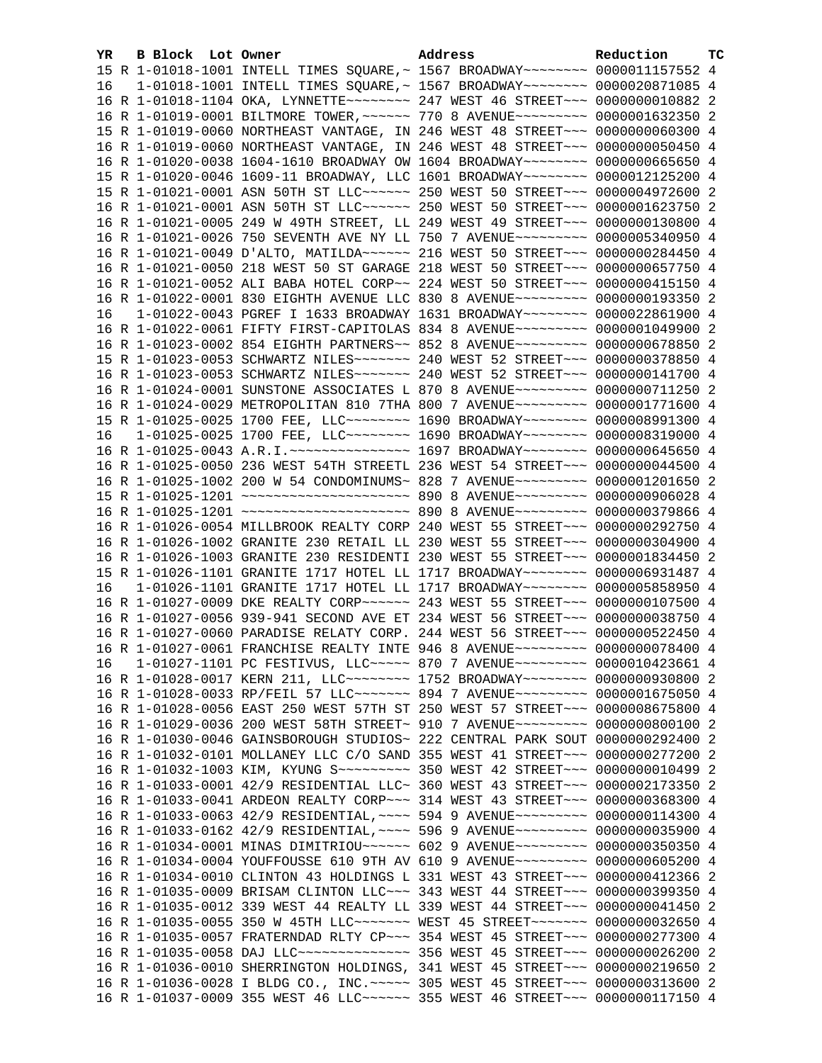| YR | B | Block | Lot | Owner | Address | Reduction | TC |
|---|---|---|---|---|---|---|---|
| 15 | R | 1-01018-1001 | | INTELL TIMES SQUARE,~ | 1567 BROADWAY~~~~~~~~ | 0000011157552 | 4 |
| 16 | | 1-01018-1001 | | INTELL TIMES SQUARE,~ | 1567 BROADWAY~~~~~~~~ | 0000020871085 | 4 |
| 16 | R | 1-01018-1104 | | OKA, LYNNETTE~~~~~~~~ | 247 WEST 46 STREET~~~ | 0000000010882 | 2 |
| 16 | R | 1-01019-0001 | | BILTMORE TOWER,~~~~~~ | 770 8 AVENUE~~~~~~~~~ | 0000001632350 | 2 |
| 15 | R | 1-01019-0060 | | NORTHEAST VANTAGE, IN | 246 WEST 48 STREET~~~ | 0000000060300 | 4 |
| 16 | R | 1-01019-0060 | | NORTHEAST VANTAGE, IN | 246 WEST 48 STREET~~~ | 0000000050450 | 4 |
| 16 | R | 1-01020-0038 | | 1604-1610 BROADWAY OW | 1604 BROADWAY~~~~~~~~ | 0000000665650 | 4 |
| 15 | R | 1-01020-0046 | | 1609-11 BROADWAY, LLC | 1601 BROADWAY~~~~~~~~ | 0000012125200 | 4 |
| 15 | R | 1-01021-0001 | | ASN 50TH ST LLC~~~~~~ | 250 WEST 50 STREET~~~ | 0000004972600 | 2 |
| 16 | R | 1-01021-0001 | | ASN 50TH ST LLC~~~~~~ | 250 WEST 50 STREET~~~ | 0000001623750 | 2 |
| 16 | R | 1-01021-0005 | | 249 W 49TH STREET, LL | 249 WEST 49 STREET~~~ | 0000000130800 | 4 |
| 16 | R | 1-01021-0026 | | 750 SEVENTH AVE NY LL | 750 7 AVENUE~~~~~~~~~ | 0000005340950 | 4 |
| 16 | R | 1-01021-0049 | | D'ALTO, MATILDA~~~~~~ | 216 WEST 50 STREET~~~ | 0000000284450 | 4 |
| 16 | R | 1-01021-0050 | | 218 WEST 50 ST GARAGE | 218 WEST 50 STREET~~~ | 0000000657750 | 4 |
| 16 | R | 1-01021-0052 | | ALI BABA HOTEL CORP~~ | 224 WEST 50 STREET~~~ | 0000000415150 | 4 |
| 16 | R | 1-01022-0001 | | 830 EIGHTH AVENUE LLC | 830 8 AVENUE~~~~~~~~~ | 0000000193350 | 2 |
| 16 | | 1-01022-0043 | | PGREF I 1633 BROADWAY | 1631 BROADWAY~~~~~~~~ | 0000022861900 | 4 |
| 16 | R | 1-01022-0061 | | FIFTY FIRST-CAPITOLAS | 834 8 AVENUE~~~~~~~~~ | 0000001049900 | 2 |
| 16 | R | 1-01023-0002 | | 854 EIGHTH PARTNERS~~ | 852 8 AVENUE~~~~~~~~~ | 0000000678850 | 2 |
| 15 | R | 1-01023-0053 | | SCHWARTZ NILES~~~~~~~ | 240 WEST 52 STREET~~~ | 0000000378850 | 4 |
| 16 | R | 1-01023-0053 | | SCHWARTZ NILES~~~~~~~ | 240 WEST 52 STREET~~~ | 0000000141700 | 4 |
| 16 | R | 1-01024-0001 | | SUNSTONE ASSOCIATES L | 870 8 AVENUE~~~~~~~~~ | 0000000711250 | 2 |
| 16 | R | 1-01024-0029 | | METROPOLITAN 810 7THA | 800 7 AVENUE~~~~~~~~~ | 0000001771600 | 4 |
| 15 | R | 1-01025-0025 | | 1700 FEE, LLC~~~~~~~~ | 1690 BROADWAY~~~~~~~~ | 0000008991300 | 4 |
| 16 | | 1-01025-0025 | | 1700 FEE, LLC~~~~~~~~ | 1690 BROADWAY~~~~~~~~ | 0000008319000 | 4 |
| 16 | R | 1-01025-0043 | | A.R.I.~~~~~~~~~~~~~~~ | 1697 BROADWAY~~~~~~~~ | 0000000645650 | 4 |
| 16 | R | 1-01025-0050 | | 236 WEST 54TH STREETL | 236 WEST 54 STREET~~~ | 0000000044500 | 4 |
| 16 | R | 1-01025-1002 | | 200 W 54 CONDOMINUMS~ | 828 7 AVENUE~~~~~~~~~ | 0000001201650 | 2 |
| 15 | R | 1-01025-1201 | | ~~~~~~~~~~~~~~~~~~~~~ | 890 8 AVENUE~~~~~~~~~ | 0000000906028 | 4 |
| 16 | R | 1-01025-1201 | | ~~~~~~~~~~~~~~~~~~~~~ | 890 8 AVENUE~~~~~~~~~ | 0000000379866 | 4 |
| 16 | R | 1-01026-0054 | | MILLBROOK REALTY CORP | 240 WEST 55 STREET~~~ | 0000000292750 | 4 |
| 16 | R | 1-01026-1002 | | GRANITE 230 RETAIL LL | 230 WEST 55 STREET~~~ | 0000000304900 | 4 |
| 16 | R | 1-01026-1003 | | GRANITE 230 RESIDENTI | 230 WEST 55 STREET~~~ | 0000001834450 | 2 |
| 15 | R | 1-01026-1101 | | GRANITE 1717 HOTEL LL | 1717 BROADWAY~~~~~~~~ | 0000006931487 | 4 |
| 16 | | 1-01026-1101 | | GRANITE 1717 HOTEL LL | 1717 BROADWAY~~~~~~~~ | 0000005858950 | 4 |
| 16 | R | 1-01027-0009 | | DKE REALTY CORP~~~~~~ | 243 WEST 55 STREET~~~ | 0000000107500 | 4 |
| 16 | R | 1-01027-0056 | | 939-941 SECOND AVE ET | 234 WEST 56 STREET~~~ | 0000000038750 | 4 |
| 16 | R | 1-01027-0060 | | PARADISE RELATY CORP. | 244 WEST 56 STREET~~~ | 0000000522450 | 4 |
| 16 | R | 1-01027-0061 | | FRANCHISE REALTY INTE | 946 8 AVENUE~~~~~~~~~ | 0000000078400 | 4 |
| 16 | | 1-01027-1101 | | PC FESTIVUS, LLC~~~~~ | 870 7 AVENUE~~~~~~~~~ | 0000010423661 | 4 |
| 16 | R | 1-01028-0017 | | KERN 211, LLC~~~~~~~~ | 1752 BROADWAY~~~~~~~~ | 0000000930800 | 2 |
| 16 | R | 1-01028-0033 | | RP/FEIL 57 LLC~~~~~~~ | 894 7 AVENUE~~~~~~~~~ | 0000001675050 | 4 |
| 16 | R | 1-01028-0056 | | EAST 250 WEST 57TH ST | 250 WEST 57 STREET~~~ | 0000008675800 | 4 |
| 16 | R | 1-01029-0036 | | 200 WEST 58TH STREET~ | 910 7 AVENUE~~~~~~~~~ | 0000000800100 | 2 |
| 16 | R | 1-01030-0046 | | GAINSBOROUGH STUDIOS~ | 222 CENTRAL PARK SOUT | 0000000292400 | 2 |
| 16 | R | 1-01032-0101 | | MOLLANEY LLC C/O SAND | 355 WEST 41 STREET~~~ | 0000000277200 | 2 |
| 16 | R | 1-01032-1003 | | KIM, KYUNG S~~~~~~~~~ | 350 WEST 42 STREET~~~ | 0000000010499 | 2 |
| 16 | R | 1-01033-0001 | | 42/9 RESIDENTIAL LLC~ | 360 WEST 43 STREET~~~ | 0000002173350 | 2 |
| 16 | R | 1-01033-0041 | | ARDEON REALTY CORP~~~ | 314 WEST 43 STREET~~~ | 0000000368300 | 4 |
| 16 | R | 1-01033-0063 | | 42/9 RESIDENTIAL,~~~~ | 594 9 AVENUE~~~~~~~~~ | 0000000114300 | 4 |
| 16 | R | 1-01033-0162 | | 42/9 RESIDENTIAL,~~~~ | 596 9 AVENUE~~~~~~~~~ | 0000000035900 | 4 |
| 16 | R | 1-01034-0001 | | MINAS DIMITRIOU~~~~~~ | 602 9 AVENUE~~~~~~~~~ | 0000000350350 | 4 |
| 16 | R | 1-01034-0004 | | YOUFFOUSSE 610 9TH AV | 610 9 AVENUE~~~~~~~~~ | 0000000605200 | 4 |
| 16 | R | 1-01034-0010 | | CLINTON 43 HOLDINGS L | 331 WEST 43 STREET~~~ | 0000000412366 | 2 |
| 16 | R | 1-01035-0009 | | BRISAM CLINTON LLC~~~ | 343 WEST 44 STREET~~~ | 0000000399350 | 4 |
| 16 | R | 1-01035-0012 | | 339 WEST 44 REALTY LL | 339 WEST 44 STREET~~~ | 0000000041450 | 2 |
| 16 | R | 1-01035-0055 | | 350 W 45TH LLC~~~~~~~ | WEST 45 STREET~~~~~~~ | 0000000032650 | 4 |
| 16 | R | 1-01035-0057 | | FRATERNDAD RLTY CP~~~ | 354 WEST 45 STREET~~~ | 0000000277300 | 4 |
| 16 | R | 1-01035-0058 | | DAJ LLC~~~~~~~~~~~~~~ | 356 WEST 45 STREET~~~ | 0000000026200 | 2 |
| 16 | R | 1-01036-0010 | | SHERRINGTON HOLDINGS, | 341 WEST 45 STREET~~~ | 0000000219650 | 2 |
| 16 | R | 1-01036-0028 | | I BLDG CO., INC.~~~~~ | 305 WEST 45 STREET~~~ | 0000000313600 | 2 |
| 16 | R | 1-01037-0009 | | 355 WEST 46 LLC~~~~~~ | 355 WEST 46 STREET~~~ | 0000000117150 | 4 |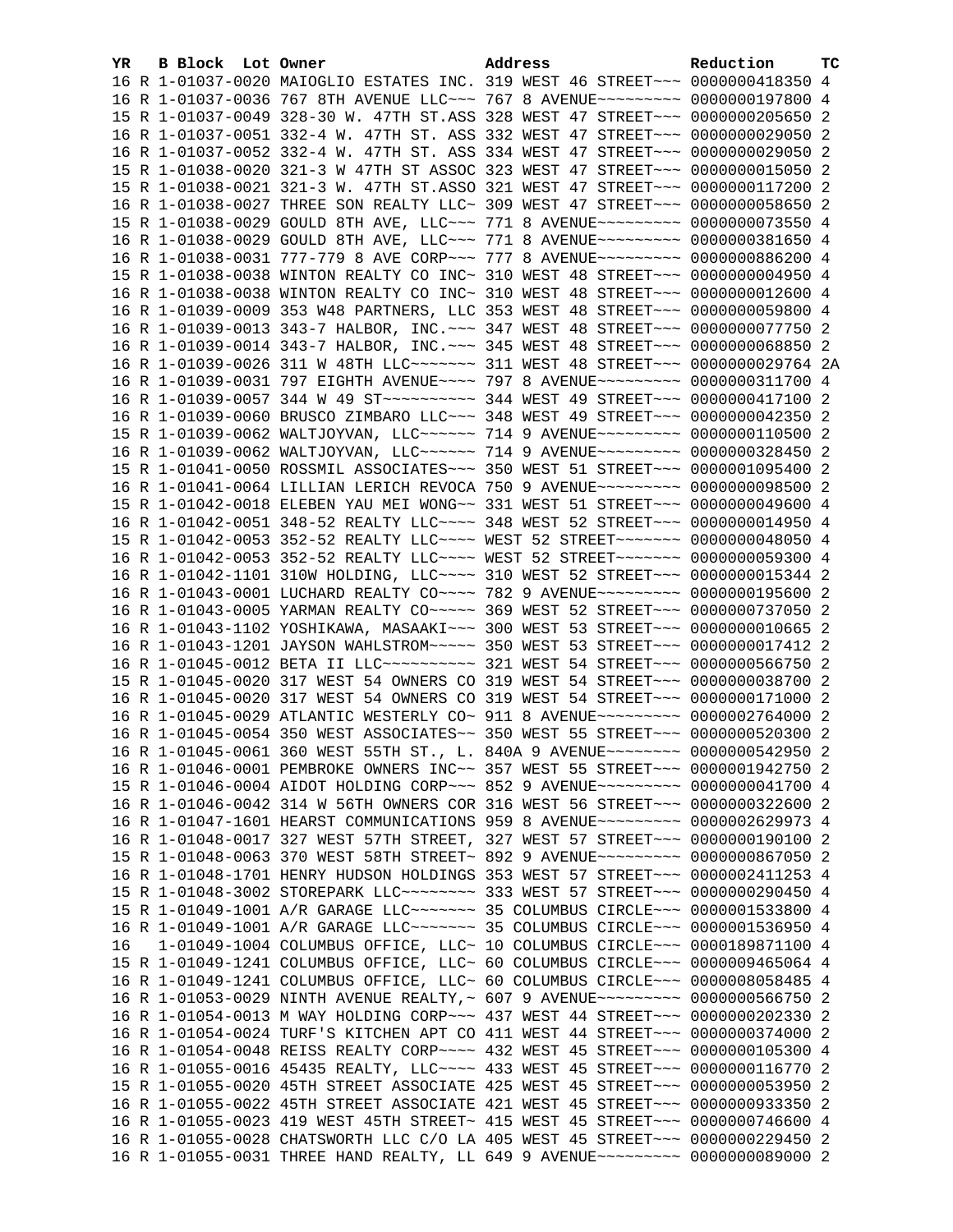| YR | B | Block | Lot | Owner | Address | Reduction | TC |
|---|---|---|---|---|---|---|---|
| 16 | R | 1-01037-0020 | | MAIOGLIO ESTATES INC. | 319 WEST 46 STREET~~~ | 0000000418350 | 4 |
| 16 | R | 1-01037-0036 | | 767 8TH AVENUE LLC~~~ | 767 8 AVENUE~~~~~~~~~ | 0000000197800 | 4 |
| 15 | R | 1-01037-0049 | | 328-30 W. 47TH ST.ASS | 328 WEST 47 STREET~~~ | 0000000205650 | 2 |
| 16 | R | 1-01037-0051 | | 332-4 W. 47TH ST. ASS | 332 WEST 47 STREET~~~ | 0000000029050 | 2 |
| 16 | R | 1-01037-0052 | | 332-4 W. 47TH ST. ASS | 334 WEST 47 STREET~~~ | 0000000029050 | 2 |
| 15 | R | 1-01038-0020 | | 321-3 W 47TH ST ASSOC | 323 WEST 47 STREET~~~ | 0000000015050 | 2 |
| 15 | R | 1-01038-0021 | | 321-3 W. 47TH ST.ASSO | 321 WEST 47 STREET~~~ | 0000000117200 | 2 |
| 16 | R | 1-01038-0027 | | THREE SON REALTY LLC~ | 309 WEST 47 STREET~~~ | 0000000058650 | 2 |
| 15 | R | 1-01038-0029 | | GOULD 8TH AVE, LLC~~~ | 771 8 AVENUE~~~~~~~~~ | 0000000073550 | 4 |
| 16 | R | 1-01038-0029 | | GOULD 8TH AVE, LLC~~~ | 771 8 AVENUE~~~~~~~~~ | 0000000381650 | 4 |
| 16 | R | 1-01038-0031 | | 777-779 8 AVE CORP~~~ | 777 8 AVENUE~~~~~~~~~ | 0000000886200 | 4 |
| 15 | R | 1-01038-0038 | | WINTON REALTY CO INC~ | 310 WEST 48 STREET~~~ | 0000000004950 | 4 |
| 16 | R | 1-01038-0038 | | WINTON REALTY CO INC~ | 310 WEST 48 STREET~~~ | 0000000012600 | 4 |
| 16 | R | 1-01039-0009 | | 353 W48 PARTNERS, LLC | 353 WEST 48 STREET~~~ | 0000000059800 | 4 |
| 16 | R | 1-01039-0013 | | 343-7 HALBOR, INC.~~~ | 347 WEST 48 STREET~~~ | 0000000077750 | 2 |
| 16 | R | 1-01039-0014 | | 343-7 HALBOR, INC.~~~ | 345 WEST 48 STREET~~~ | 0000000068850 | 2 |
| 16 | R | 1-01039-0026 | | 311 W 48TH LLC~~~~~~~ | 311 WEST 48 STREET~~~ | 0000000029764 | 2A |
| 16 | R | 1-01039-0031 | | 797 EIGHTH AVENUE~~~~ | 797 8 AVENUE~~~~~~~~~ | 0000000311700 | 4 |
| 16 | R | 1-01039-0057 | | 344 W 49 ST~~~~~~~~~~ | 344 WEST 49 STREET~~~ | 0000000417100 | 2 |
| 16 | R | 1-01039-0060 | | BRUSCO ZIMBARO LLC~~~ | 348 WEST 49 STREET~~~ | 0000000042350 | 2 |
| 15 | R | 1-01039-0062 | | WALTJOYVAN, LLC~~~~~~ | 714 9 AVENUE~~~~~~~~~ | 0000000110500 | 2 |
| 16 | R | 1-01039-0062 | | WALTJOYVAN, LLC~~~~~~ | 714 9 AVENUE~~~~~~~~~ | 0000000328450 | 2 |
| 15 | R | 1-01041-0050 | | ROSSMIL ASSOCIATES~~~ | 350 WEST 51 STREET~~~ | 0000001095400 | 2 |
| 16 | R | 1-01041-0064 | | LILLIAN LERICH REVOCA | 750 9 AVENUE~~~~~~~~~ | 0000000098500 | 2 |
| 15 | R | 1-01042-0018 | | ELEBEN YAU MEI WONG~~ | 331 WEST 51 STREET~~~ | 0000000049600 | 4 |
| 16 | R | 1-01042-0051 | | 348-52 REALTY LLC~~~~ | 348 WEST 52 STREET~~~ | 0000000014950 | 4 |
| 15 | R | 1-01042-0053 | | 352-52 REALTY LLC~~~~ | WEST 52 STREET~~~~~~~ | 0000000048050 | 4 |
| 16 | R | 1-01042-0053 | | 352-52 REALTY LLC~~~~ | WEST 52 STREET~~~~~~~ | 0000000059300 | 4 |
| 16 | R | 1-01042-1101 | | 310W HOLDING, LLC~~~~ | 310 WEST 52 STREET~~~ | 0000000015344 | 2 |
| 16 | R | 1-01043-0001 | | LUCHARD REALTY CO~~~~ | 782 9 AVENUE~~~~~~~~~ | 0000000195600 | 2 |
| 16 | R | 1-01043-0005 | | YARMAN REALTY CO~~~~~ | 369 WEST 52 STREET~~~ | 0000000737050 | 2 |
| 16 | R | 1-01043-1102 | | YOSHIKAWA, MASAAKI~~~ | 300 WEST 53 STREET~~~ | 0000000010665 | 2 |
| 16 | R | 1-01043-1201 | | JAYSON WAHLSTROM~~~~~ | 350 WEST 53 STREET~~~ | 0000000017412 | 2 |
| 16 | R | 1-01045-0012 | | BETA II LLC~~~~~~~~~~ | 321 WEST 54 STREET~~~ | 0000000566750 | 2 |
| 15 | R | 1-01045-0020 | | 317 WEST 54 OWNERS CO | 319 WEST 54 STREET~~~ | 0000000038700 | 2 |
| 16 | R | 1-01045-0020 | | 317 WEST 54 OWNERS CO | 319 WEST 54 STREET~~~ | 0000000171000 | 2 |
| 16 | R | 1-01045-0029 | | ATLANTIC WESTERLY CO~ | 911 8 AVENUE~~~~~~~~~ | 0000002764000 | 2 |
| 16 | R | 1-01045-0054 | | 350 WEST ASSOCIATES~~ | 350 WEST 55 STREET~~~ | 0000000520300 | 2 |
| 16 | R | 1-01045-0061 | | 360 WEST 55TH ST., L. | 840A 9 AVENUE~~~~~~~~ | 0000000542950 | 2 |
| 16 | R | 1-01046-0001 | | PEMBROKE OWNERS INC~~ | 357 WEST 55 STREET~~~ | 0000001942750 | 2 |
| 15 | R | 1-01046-0004 | | AIDOT HOLDING CORP~~~ | 852 9 AVENUE~~~~~~~~~ | 0000000041700 | 4 |
| 16 | R | 1-01046-0042 | | 314 W 56TH OWNERS COR | 316 WEST 56 STREET~~~ | 0000000322600 | 2 |
| 16 | R | 1-01047-1601 | | HEARST COMMUNICATIONS | 959 8 AVENUE~~~~~~~~~ | 0000002629973 | 4 |
| 16 | R | 1-01048-0017 | | 327 WEST 57TH STREET, | 327 WEST 57 STREET~~~ | 0000000190100 | 2 |
| 15 | R | 1-01048-0063 | | 370 WEST 58TH STREET~ | 892 9 AVENUE~~~~~~~~~ | 0000000867050 | 2 |
| 16 | R | 1-01048-1701 | | HENRY HUDSON HOLDINGS | 353 WEST 57 STREET~~~ | 0000002411253 | 4 |
| 15 | R | 1-01048-3002 | | STOREPARK LLC~~~~~~~~ | 333 WEST 57 STREET~~~ | 0000000290450 | 4 |
| 15 | R | 1-01049-1001 | | A/R GARAGE LLC~~~~~~~ | 35 COLUMBUS CIRCLE~~~ | 0000001533800 | 4 |
| 16 | R | 1-01049-1001 | | A/R GARAGE LLC~~~~~~~ | 35 COLUMBUS CIRCLE~~~ | 0000001536950 | 4 |
| 16 | | 1-01049-1004 | | COLUMBUS OFFICE, LLC~ | 10 COLUMBUS CIRCLE~~~ | 0000189871100 | 4 |
| 15 | R | 1-01049-1241 | | COLUMBUS OFFICE, LLC~ | 60 COLUMBUS CIRCLE~~~ | 0000009465064 | 4 |
| 16 | R | 1-01049-1241 | | COLUMBUS OFFICE, LLC~ | 60 COLUMBUS CIRCLE~~~ | 0000008058485 | 4 |
| 16 | R | 1-01053-0029 | | NINTH AVENUE REALTY,~ | 607 9 AVENUE~~~~~~~~~ | 0000000566750 | 2 |
| 16 | R | 1-01054-0013 | | M WAY HOLDING CORP~~~ | 437 WEST 44 STREET~~~ | 0000000202330 | 2 |
| 16 | R | 1-01054-0024 | | TURF'S KITCHEN APT CO | 411 WEST 44 STREET~~~ | 0000000374000 | 2 |
| 16 | R | 1-01054-0048 | | REISS REALTY CORP~~~~ | 432 WEST 45 STREET~~~ | 0000000105300 | 4 |
| 16 | R | 1-01055-0016 | | 45435 REALTY, LLC~~~~ | 433 WEST 45 STREET~~~ | 0000000116770 | 2 |
| 15 | R | 1-01055-0020 | | 45TH STREET ASSOCIATE | 425 WEST 45 STREET~~~ | 0000000053950 | 2 |
| 16 | R | 1-01055-0022 | | 45TH STREET ASSOCIATE | 421 WEST 45 STREET~~~ | 0000000933350 | 2 |
| 16 | R | 1-01055-0023 | | 419 WEST 45TH STREET~ | 415 WEST 45 STREET~~~ | 0000000746600 | 4 |
| 16 | R | 1-01055-0028 | | CHATSWORTH LLC C/O LA | 405 WEST 45 STREET~~~ | 0000000229450 | 2 |
| 16 | R | 1-01055-0031 | | THREE HAND REALTY, LL | 649 9 AVENUE~~~~~~~~~ | 0000000089000 | 2 |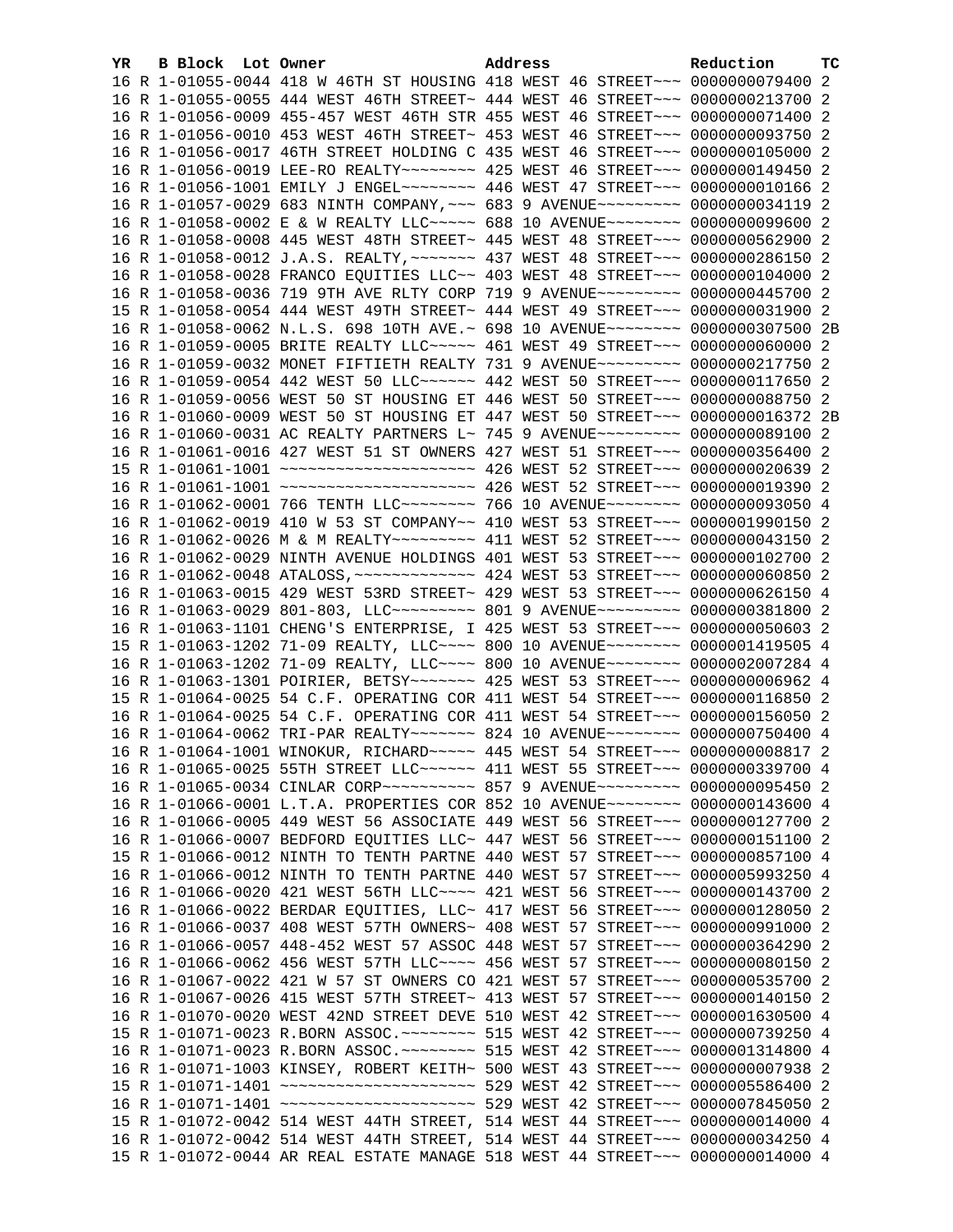| YR | B | Block | Lot | Owner | Address | Reduction | TC |
|---|---|---|---|---|---|---|---|
| 16 | R | 1-01055-0044 | | 418 W 46TH ST HOUSING | 418 WEST 46 STREET~~~ | 0000000079400 | 2 |
| 16 | R | 1-01055-0055 | | 444 WEST 46TH STREET~ | 444 WEST 46 STREET~~~ | 0000000213700 | 2 |
| 16 | R | 1-01056-0009 | | 455-457 WEST 46TH STR | 455 WEST 46 STREET~~~ | 0000000071400 | 2 |
| 16 | R | 1-01056-0010 | | 453 WEST 46TH STREET~ | 453 WEST 46 STREET~~~ | 0000000093750 | 2 |
| 16 | R | 1-01056-0017 | | 46TH STREET HOLDING C | 435 WEST 46 STREET~~~ | 0000000105000 | 2 |
| 16 | R | 1-01056-0019 | | LEE-RO REALTY~~~~~~~~ | 425 WEST 46 STREET~~~ | 0000000149450 | 2 |
| 16 | R | 1-01056-1001 | | EMILY J ENGEL~~~~~~~~ | 446 WEST 47 STREET~~~ | 0000000010166 | 2 |
| 16 | R | 1-01057-0029 | | 683 NINTH COMPANY,~~~ | 683 9 AVENUE~~~~~~~~~ | 0000000034119 | 2 |
| 16 | R | 1-01058-0002 | | E & W REALTY LLC~~~~~ | 688 10 AVENUE~~~~~~~~ | 0000000099600 | 2 |
| 16 | R | 1-01058-0008 | | 445 WEST 48TH STREET~ | 445 WEST 48 STREET~~~ | 0000000562900 | 2 |
| 16 | R | 1-01058-0012 | | J.A.S. REALTY,~~~~~~~ | 437 WEST 48 STREET~~~ | 0000000286150 | 2 |
| 16 | R | 1-01058-0028 | | FRANCO EQUITIES LLC~~ | 403 WEST 48 STREET~~~ | 0000000104000 | 2 |
| 16 | R | 1-01058-0036 | | 719 9TH AVE RLTY CORP | 719 9 AVENUE~~~~~~~~~ | 0000000445700 | 2 |
| 15 | R | 1-01058-0054 | | 444 WEST 49TH STREET~ | 444 WEST 49 STREET~~~ | 0000000031900 | 2 |
| 16 | R | 1-01058-0062 | | N.L.S. 698 10TH AVE.~ | 698 10 AVENUE~~~~~~~~ | 0000000307500 | 2B |
| 16 | R | 1-01059-0005 | | BRITE REALTY LLC~~~~~ | 461 WEST 49 STREET~~~ | 0000000060000 | 2 |
| 16 | R | 1-01059-0032 | | MONET FIFTIETH REALTY | 731 9 AVENUE~~~~~~~~~ | 0000000217750 | 2 |
| 16 | R | 1-01059-0054 | | 442 WEST 50 LLC~~~~~~ | 442 WEST 50 STREET~~~ | 0000000117650 | 2 |
| 16 | R | 1-01059-0056 | | WEST 50 ST HOUSING ET | 446 WEST 50 STREET~~~ | 0000000088750 | 2 |
| 16 | R | 1-01060-0009 | | WEST 50 ST HOUSING ET | 447 WEST 50 STREET~~~ | 0000000016372 | 2B |
| 16 | R | 1-01060-0031 | | AC REALTY PARTNERS L~ | 745 9 AVENUE~~~~~~~~~ | 0000000089100 | 2 |
| 16 | R | 1-01061-0016 | | 427 WEST 51 ST OWNERS | 427 WEST 51 STREET~~~ | 0000000356400 | 2 |
| 15 | R | 1-01061-1001 | | ~~~~~~~~~~~~~~~~~~~~~ | 426 WEST 52 STREET~~~ | 0000000020639 | 2 |
| 16 | R | 1-01061-1001 | | ~~~~~~~~~~~~~~~~~~~~~ | 426 WEST 52 STREET~~~ | 0000000019390 | 2 |
| 16 | R | 1-01062-0001 | | 766 TENTH LLC~~~~~~~~ | 766 10 AVENUE~~~~~~~~ | 0000000093050 | 4 |
| 16 | R | 1-01062-0019 | | 410 W 53 ST COMPANY~~ | 410 WEST 53 STREET~~~ | 0000001990150 | 2 |
| 16 | R | 1-01062-0026 | | M & M REALTY~~~~~~~~~ | 411 WEST 52 STREET~~~ | 0000000043150 | 2 |
| 16 | R | 1-01062-0029 | | NINTH AVENUE HOLDINGS | 401 WEST 53 STREET~~~ | 0000000102700 | 2 |
| 16 | R | 1-01062-0048 | | ATALOSS,~~~~~~~~~~~~~ | 424 WEST 53 STREET~~~ | 0000000060850 | 2 |
| 16 | R | 1-01063-0015 | | 429 WEST 53RD STREET~ | 429 WEST 53 STREET~~~ | 0000000626150 | 4 |
| 16 | R | 1-01063-0029 | | 801-803, LLC~~~~~~~~~ | 801 9 AVENUE~~~~~~~~~ | 0000000381800 | 2 |
| 16 | R | 1-01063-1101 | | CHENG'S ENTERPRISE, I | 425 WEST 53 STREET~~~ | 0000000050603 | 2 |
| 15 | R | 1-01063-1202 | | 71-09 REALTY, LLC~~~~ | 800 10 AVENUE~~~~~~~~ | 0000001419505 | 4 |
| 16 | R | 1-01063-1202 | | 71-09 REALTY, LLC~~~~ | 800 10 AVENUE~~~~~~~~ | 0000002007284 | 4 |
| 16 | R | 1-01063-1301 | | POIRIER, BETSY~~~~~~~ | 425 WEST 53 STREET~~~ | 0000000006962 | 4 |
| 15 | R | 1-01064-0025 | | 54 C.F. OPERATING COR | 411 WEST 54 STREET~~~ | 0000000116850 | 2 |
| 16 | R | 1-01064-0025 | | 54 C.F. OPERATING COR | 411 WEST 54 STREET~~~ | 0000000156050 | 2 |
| 16 | R | 1-01064-0062 | | TRI-PAR REALTY~~~~~~~ | 824 10 AVENUE~~~~~~~~ | 0000000750400 | 4 |
| 16 | R | 1-01064-1001 | | WINOKUR, RICHARD~~~~~ | 445 WEST 54 STREET~~~ | 0000000008817 | 2 |
| 16 | R | 1-01065-0025 | | 55TH STREET LLC~~~~~~ | 411 WEST 55 STREET~~~ | 0000000339700 | 4 |
| 16 | R | 1-01065-0034 | | CINLAR CORP~~~~~~~~~~ | 857 9 AVENUE~~~~~~~~~ | 0000000095450 | 2 |
| 16 | R | 1-01066-0001 | | L.T.A. PROPERTIES COR | 852 10 AVENUE~~~~~~~~ | 0000000143600 | 4 |
| 16 | R | 1-01066-0005 | | 449 WEST 56 ASSOCIATE | 449 WEST 56 STREET~~~ | 0000000127700 | 2 |
| 16 | R | 1-01066-0007 | | BEDFORD EQUITIES LLC~ | 447 WEST 56 STREET~~~ | 0000000151100 | 2 |
| 15 | R | 1-01066-0012 | | NINTH TO TENTH PARTNE | 440 WEST 57 STREET~~~ | 0000000857100 | 4 |
| 16 | R | 1-01066-0012 | | NINTH TO TENTH PARTNE | 440 WEST 57 STREET~~~ | 0000005993250 | 4 |
| 16 | R | 1-01066-0020 | | 421 WEST 56TH LLC~~~~ | 421 WEST 56 STREET~~~ | 0000000143700 | 2 |
| 16 | R | 1-01066-0022 | | BERDAR EQUITIES, LLC~ | 417 WEST 56 STREET~~~ | 0000000128050 | 2 |
| 16 | R | 1-01066-0037 | | 408 WEST 57TH OWNERS~ | 408 WEST 57 STREET~~~ | 0000000991000 | 2 |
| 16 | R | 1-01066-0057 | | 448-452 WEST 57 ASSOC | 448 WEST 57 STREET~~~ | 0000000364290 | 2 |
| 16 | R | 1-01066-0062 | | 456 WEST 57TH LLC~~~~ | 456 WEST 57 STREET~~~ | 0000000080150 | 2 |
| 16 | R | 1-01067-0022 | | 421 W 57 ST OWNERS CO | 421 WEST 57 STREET~~~ | 0000000535700 | 2 |
| 16 | R | 1-01067-0026 | | 415 WEST 57TH STREET~ | 413 WEST 57 STREET~~~ | 0000000140150 | 2 |
| 16 | R | 1-01070-0020 | | WEST 42ND STREET DEVE | 510 WEST 42 STREET~~~ | 0000001630500 | 4 |
| 15 | R | 1-01071-0023 | | R.BORN ASSOC.~~~~~~~~ | 515 WEST 42 STREET~~~ | 0000000739250 | 4 |
| 16 | R | 1-01071-0023 | | R.BORN ASSOC.~~~~~~~~ | 515 WEST 42 STREET~~~ | 0000001314800 | 4 |
| 16 | R | 1-01071-1003 | | KINSEY, ROBERT KEITH~ | 500 WEST 43 STREET~~~ | 0000000007938 | 2 |
| 15 | R | 1-01071-1401 | | ~~~~~~~~~~~~~~~~~~~~~ | 529 WEST 42 STREET~~~ | 0000005586400 | 2 |
| 16 | R | 1-01071-1401 | | ~~~~~~~~~~~~~~~~~~~~~ | 529 WEST 42 STREET~~~ | 0000007845050 | 2 |
| 15 | R | 1-01072-0042 | | 514 WEST 44TH STREET, | 514 WEST 44 STREET~~~ | 0000000014000 | 4 |
| 16 | R | 1-01072-0042 | | 514 WEST 44TH STREET, | 514 WEST 44 STREET~~~ | 0000000034250 | 4 |
| 15 | R | 1-01072-0044 | | AR REAL ESTATE MANAGE | 518 WEST 44 STREET~~~ | 0000000014000 | 4 |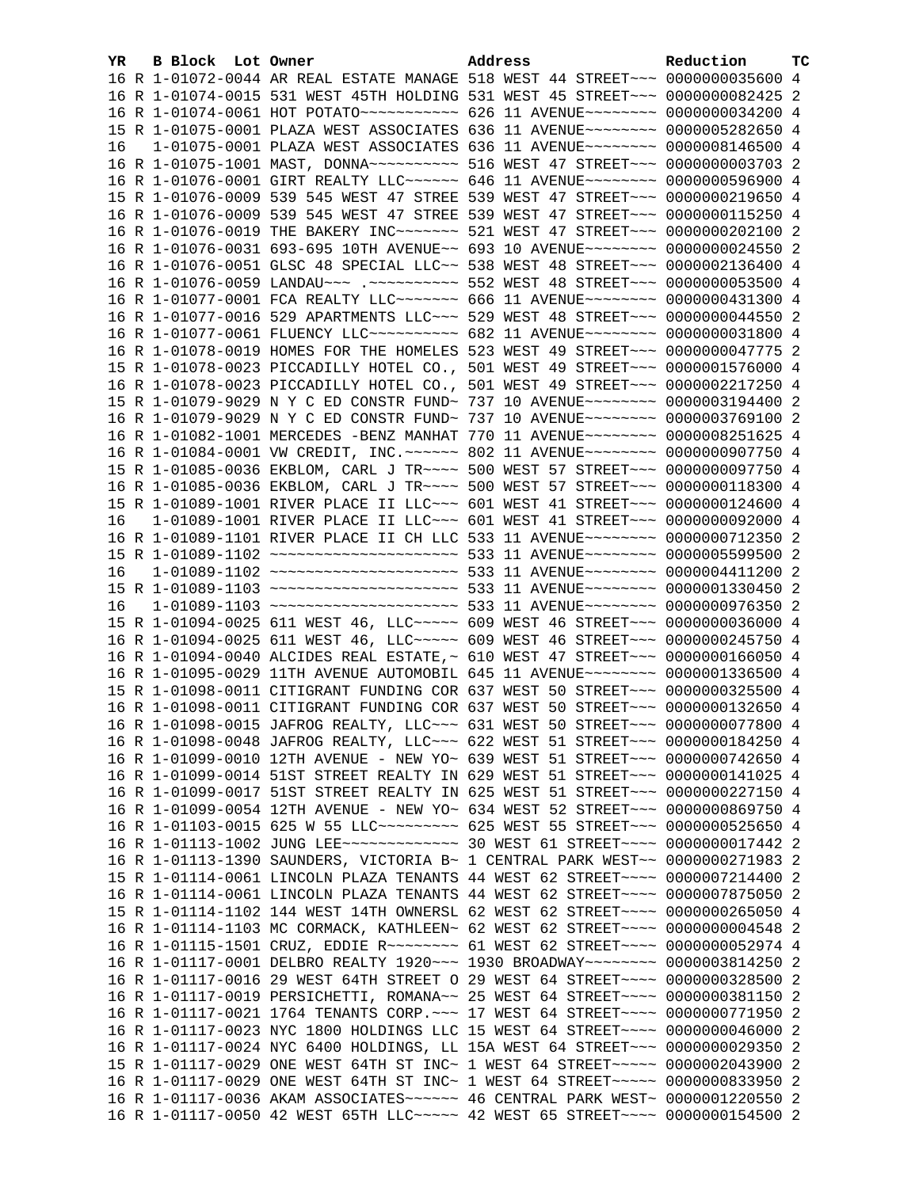| YR | B | Block | Lot | Owner | Address | Reduction | TC |
|---|---|---|---|---|---|---|---|
| 16 | R | 1-01072-0044 | | AR REAL ESTATE MANAGE | 518 WEST 44 STREET~~~ | 0000000035600 | 4 |
| 16 | R | 1-01074-0015 | | 531 WEST 45TH HOLDING | 531 WEST 45 STREET~~~ | 0000000082425 | 2 |
| 16 | R | 1-01074-0061 | | HOT POTATO~~~~~~~~~~~ | 626 11 AVENUE~~~~~~~~ | 0000000034200 | 4 |
| 15 | R | 1-01075-0001 | | PLAZA WEST ASSOCIATES | 636 11 AVENUE~~~~~~~~ | 0000005282650 | 4 |
| 16 | | 1-01075-0001 | | PLAZA WEST ASSOCIATES | 636 11 AVENUE~~~~~~~~ | 0000008146500 | 4 |
| 16 | R | 1-01075-1001 | | MAST, DONNA~~~~~~~~~~ | 516 WEST 47 STREET~~~ | 0000000003703 | 2 |
| 16 | R | 1-01076-0001 | | GIRT REALTY LLC~~~~~~ | 646 11 AVENUE~~~~~~~~ | 0000000596900 | 4 |
| 15 | R | 1-01076-0009 | | 539 545 WEST 47 STREE | 539 WEST 47 STREET~~~ | 0000000219650 | 4 |
| 16 | R | 1-01076-0009 | | 539 545 WEST 47 STREE | 539 WEST 47 STREET~~~ | 0000000115250 | 4 |
| 16 | R | 1-01076-0019 | | THE BAKERY INC~~~~~~~ | 521 WEST 47 STREET~~~ | 0000000202100 | 2 |
| 16 | R | 1-01076-0031 | | 693-695 10TH AVENUE~~ | 693 10 AVENUE~~~~~~~~ | 0000000024550 | 2 |
| 16 | R | 1-01076-0051 | | GLSC 48 SPECIAL LLC~~ | 538 WEST 48 STREET~~~ | 0000002136400 | 4 |
| 16 | R | 1-01076-0059 | | LANDAU~~~ .~~~~~~~~~~ | 552 WEST 48 STREET~~~ | 0000000053500 | 4 |
| 16 | R | 1-01077-0001 | | FCA REALTY LLC~~~~~~~ | 666 11 AVENUE~~~~~~~~ | 0000000431300 | 4 |
| 16 | R | 1-01077-0016 | | 529 APARTMENTS LLC~~~ | 529 WEST 48 STREET~~~ | 0000000044550 | 2 |
| 16 | R | 1-01077-0061 | | FLUENCY LLC~~~~~~~~~~ | 682 11 AVENUE~~~~~~~~ | 0000000031800 | 4 |
| 16 | R | 1-01078-0019 | | HOMES FOR THE HOMELES | 523 WEST 49 STREET~~~ | 0000000047775 | 2 |
| 15 | R | 1-01078-0023 | | PICCADILLY HOTEL CO., | 501 WEST 49 STREET~~~ | 0000001576000 | 4 |
| 16 | R | 1-01078-0023 | | PICCADILLY HOTEL CO., | 501 WEST 49 STREET~~~ | 0000002217250 | 4 |
| 15 | R | 1-01079-9029 | | N Y C ED CONSTR FUND~ | 737 10 AVENUE~~~~~~~~ | 0000003194400 | 2 |
| 16 | R | 1-01079-9029 | | N Y C ED CONSTR FUND~ | 737 10 AVENUE~~~~~~~~ | 0000003769100 | 2 |
| 16 | R | 1-01082-1001 | | MERCEDES -BENZ MANHAT | 770 11 AVENUE~~~~~~~~ | 0000008251625 | 4 |
| 16 | R | 1-01084-0001 | | VW CREDIT, INC.~~~~~~ | 802 11 AVENUE~~~~~~~~ | 0000000907750 | 4 |
| 15 | R | 1-01085-0036 | | EKBLOM, CARL J TR~~~~ | 500 WEST 57 STREET~~~ | 0000000097750 | 4 |
| 16 | R | 1-01085-0036 | | EKBLOM, CARL J TR~~~~ | 500 WEST 57 STREET~~~ | 0000000118300 | 4 |
| 15 | R | 1-01089-1001 | | RIVER PLACE II LLC~~~ | 601 WEST 41 STREET~~~ | 0000000124600 | 4 |
| 16 | | 1-01089-1001 | | RIVER PLACE II LLC~~~ | 601 WEST 41 STREET~~~ | 0000000092000 | 4 |
| 16 | R | 1-01089-1101 | | RIVER PLACE II CH LLC | 533 11 AVENUE~~~~~~~~ | 0000000712350 | 2 |
| 15 | R | 1-01089-1102 | | ~~~~~~~~~~~~~~~~~~~~~ | 533 11 AVENUE~~~~~~~~ | 0000005599500 | 2 |
| 16 | | 1-01089-1102 | | ~~~~~~~~~~~~~~~~~~~~~ | 533 11 AVENUE~~~~~~~~ | 0000004411200 | 2 |
| 15 | R | 1-01089-1103 | | ~~~~~~~~~~~~~~~~~~~~~ | 533 11 AVENUE~~~~~~~~ | 0000001330450 | 2 |
| 16 | | 1-01089-1103 | | ~~~~~~~~~~~~~~~~~~~~~ | 533 11 AVENUE~~~~~~~~ | 0000000976350 | 2 |
| 15 | R | 1-01094-0025 | | 611 WEST 46, LLC~~~~~ | 609 WEST 46 STREET~~~ | 0000000036000 | 4 |
| 16 | R | 1-01094-0025 | | 611 WEST 46, LLC~~~~~ | 609 WEST 46 STREET~~~ | 0000000245750 | 4 |
| 16 | R | 1-01094-0040 | | ALCIDES REAL ESTATE,~ | 610 WEST 47 STREET~~~ | 0000000166050 | 4 |
| 16 | R | 1-01095-0029 | | 11TH AVENUE AUTOMOBIL | 645 11 AVENUE~~~~~~~~ | 0000001336500 | 4 |
| 15 | R | 1-01098-0011 | | CITIGRANT FUNDING COR | 637 WEST 50 STREET~~~ | 0000000325500 | 4 |
| 16 | R | 1-01098-0011 | | CITIGRANT FUNDING COR | 637 WEST 50 STREET~~~ | 0000000132650 | 4 |
| 16 | R | 1-01098-0015 | | JAFROG REALTY, LLC~~~ | 631 WEST 50 STREET~~~ | 0000000077800 | 4 |
| 16 | R | 1-01098-0048 | | JAFROG REALTY, LLC~~~ | 622 WEST 51 STREET~~~ | 0000000184250 | 4 |
| 16 | R | 1-01099-0010 | | 12TH AVENUE - NEW YO~ | 639 WEST 51 STREET~~~ | 0000000742650 | 4 |
| 16 | R | 1-01099-0014 | | 51ST STREET REALTY IN | 629 WEST 51 STREET~~~ | 0000000141025 | 4 |
| 16 | R | 1-01099-0017 | | 51ST STREET REALTY IN | 625 WEST 51 STREET~~~ | 0000000227150 | 4 |
| 16 | R | 1-01099-0054 | | 12TH AVENUE - NEW YO~ | 634 WEST 52 STREET~~~ | 0000000869750 | 4 |
| 16 | R | 1-01103-0015 | | 625 W 55 LLC~~~~~~~~~ | 625 WEST 55 STREET~~~ | 0000000525650 | 4 |
| 16 | R | 1-01113-1002 | | JUNG LEE~~~~~~~~~~~~~ | 30 WEST 61 STREET~~~~ | 0000000017442 | 2 |
| 16 | R | 1-01113-1390 | | SAUNDERS, VICTORIA B~ | 1 CENTRAL PARK WEST~~ | 0000000271983 | 2 |
| 15 | R | 1-01114-0061 | | LINCOLN PLAZA TENANTS | 44 WEST 62 STREET~~~~ | 0000007214400 | 2 |
| 16 | R | 1-01114-0061 | | LINCOLN PLAZA TENANTS | 44 WEST 62 STREET~~~~ | 0000007875050 | 2 |
| 15 | R | 1-01114-1102 | | 144 WEST 14TH OWNERSL | 62 WEST 62 STREET~~~~ | 0000000265050 | 4 |
| 16 | R | 1-01114-1103 | | MC CORMACK, KATHLEEN~ | 62 WEST 62 STREET~~~~ | 0000000004548 | 2 |
| 16 | R | 1-01115-1501 | | CRUZ, EDDIE R~~~~~~~~ | 61 WEST 62 STREET~~~~ | 0000000052974 | 4 |
| 16 | R | 1-01117-0001 | | DELBRO REALTY 1920~~~ | 1930 BROADWAY~~~~~~~~ | 0000003814250 | 2 |
| 16 | R | 1-01117-0016 | | 29 WEST 64TH STREET O | 29 WEST 64 STREET~~~~ | 0000000328500 | 2 |
| 16 | R | 1-01117-0019 | | PERSICHETTI, ROMANA~~ | 25 WEST 64 STREET~~~~ | 0000000381150 | 2 |
| 16 | R | 1-01117-0021 | | 1764 TENANTS CORP.~~~ | 17 WEST 64 STREET~~~~ | 0000000771950 | 2 |
| 16 | R | 1-01117-0023 | | NYC 1800 HOLDINGS LLC | 15 WEST 64 STREET~~~~ | 0000000046000 | 2 |
| 16 | R | 1-01117-0024 | | NYC 6400 HOLDINGS, LL | 15A WEST 64 STREET~~~ | 0000000029350 | 2 |
| 15 | R | 1-01117-0029 | | ONE WEST 64TH ST INC~ | 1 WEST 64 STREET~~~~~ | 0000002043900 | 2 |
| 16 | R | 1-01117-0029 | | ONE WEST 64TH ST INC~ | 1 WEST 64 STREET~~~~~ | 0000000833950 | 2 |
| 16 | R | 1-01117-0036 | | AKAM ASSOCIATES~~~~~~ | 46 CENTRAL PARK WEST~ | 0000001220550 | 2 |
| 16 | R | 1-01117-0050 | | 42 WEST 65TH LLC~~~~~ | 42 WEST 65 STREET~~~~ | 0000000154500 | 2 |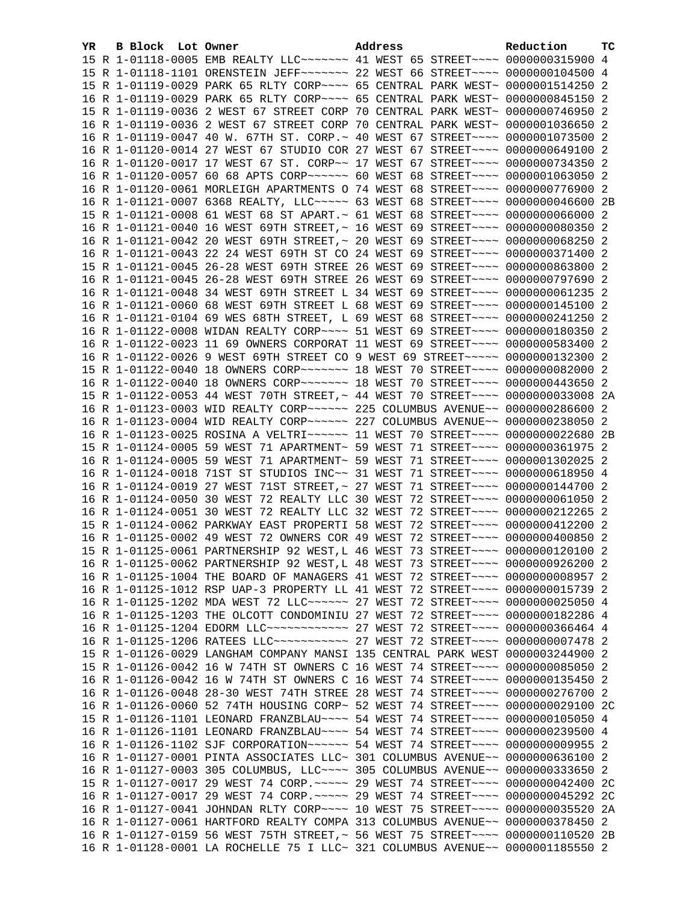| YR | B | Block | Lot | Owner | Address | Reduction | TC |
|---|---|---|---|---|---|---|---|
| 15 | R | 1-01118-0005 | | EMB REALTY LLC~~~~~~~ | 41 WEST 65 STREET~~~~ | 0000000315900 | 4 |
| 15 | R | 1-01118-1101 | | ORENSTEIN JEFF~~~~~~~ | 22 WEST 66 STREET~~~~ | 0000000104500 | 4 |
| 15 | R | 1-01119-0029 | | PARK 65 RLTY CORP~~~~ | 65 CENTRAL PARK WEST~ | 0000001514250 | 2 |
| 16 | R | 1-01119-0029 | | PARK 65 RLTY CORP~~~~ | 65 CENTRAL PARK WEST~ | 0000000845150 | 2 |
| 15 | R | 1-01119-0036 | | 2 WEST 67 STREET CORP | 70 CENTRAL PARK WEST~ | 0000000746950 | 2 |
| 16 | R | 1-01119-0036 | | 2 WEST 67 STREET CORP | 70 CENTRAL PARK WEST~ | 0000001036650 | 2 |
| 16 | R | 1-01119-0047 | | 40 W. 67TH ST. CORP.~ | 40 WEST 67 STREET~~~~ | 0000001073500 | 2 |
| 16 | R | 1-01120-0014 | | 27 WEST 67 STUDIO COR | 27 WEST 67 STREET~~~~ | 0000000649100 | 2 |
| 16 | R | 1-01120-0017 | | 17 WEST 67 ST. CORP~~ | 17 WEST 67 STREET~~~~ | 0000000734350 | 2 |
| 16 | R | 1-01120-0057 | | 60 68 APTS CORP~~~~~~ | 60 WEST 68 STREET~~~~ | 0000001063050 | 2 |
| 16 | R | 1-01120-0061 | | MORLEIGH APARTMENTS O | 74 WEST 68 STREET~~~~ | 0000000776900 | 2 |
| 16 | R | 1-01121-0007 | | 6368 REALTY, LLC~~~~~ | 63 WEST 68 STREET~~~~ | 0000000046600 | 2B |
| 15 | R | 1-01121-0008 | | 61 WEST 68 ST APART.~ | 61 WEST 68 STREET~~~~ | 0000000066000 | 2 |
| 16 | R | 1-01121-0040 | | 16 WEST 69TH STREET,~ | 16 WEST 69 STREET~~~~ | 0000000080350 | 2 |
| 16 | R | 1-01121-0042 | | 20 WEST 69TH STREET,~ | 20 WEST 69 STREET~~~~ | 0000000068250 | 2 |
| 16 | R | 1-01121-0043 | | 22 24 WEST 69TH ST CO | 24 WEST 69 STREET~~~~ | 0000000371400 | 2 |
| 15 | R | 1-01121-0045 | | 26-28 WEST 69TH STREE | 26 WEST 69 STREET~~~~ | 0000000863800 | 2 |
| 16 | R | 1-01121-0045 | | 26-28 WEST 69TH STREE | 26 WEST 69 STREET~~~~ | 0000000797690 | 2 |
| 16 | R | 1-01121-0048 | | 34 WEST 69TH STREET L | 34 WEST 69 STREET~~~~ | 0000000061235 | 2 |
| 16 | R | 1-01121-0060 | | 68 WEST 69TH STREET L | 68 WEST 69 STREET~~~~ | 0000000145100 | 2 |
| 16 | R | 1-01121-0104 | | 69 WES 68TH STREET, L | 69 WEST 68 STREET~~~~ | 0000000241250 | 2 |
| 16 | R | 1-01122-0008 | | WIDAN REALTY CORP~~~~ | 51 WEST 69 STREET~~~~ | 0000000180350 | 2 |
| 16 | R | 1-01122-0023 | | 11 69 OWNERS CORPORAT | 11 WEST 69 STREET~~~~ | 0000000583400 | 2 |
| 16 | R | 1-01122-0026 | | 9 WEST 69TH STREET CO | 9 WEST 69 STREET~~~~~ | 0000000132300 | 2 |
| 15 | R | 1-01122-0040 | | 18 OWNERS CORP~~~~~~~ | 18 WEST 70 STREET~~~~ | 0000000082000 | 2 |
| 16 | R | 1-01122-0040 | | 18 OWNERS CORP~~~~~~~ | 18 WEST 70 STREET~~~~ | 0000000443650 | 2 |
| 15 | R | 1-01122-0053 | | 44 WEST 70TH STREET,~ | 44 WEST 70 STREET~~~~ | 0000000033008 | 2A |
| 16 | R | 1-01123-0003 | | WID REALTY CORP~~~~~~ | 225 COLUMBUS AVENUE~~ | 0000000286600 | 2 |
| 16 | R | 1-01123-0004 | | WID REALTY CORP~~~~~~ | 227 COLUMBUS AVENUE~~ | 0000000238050 | 2 |
| 16 | R | 1-01123-0025 | | ROSINA A VELTRI~~~~~~ | 11 WEST 70 STREET~~~~ | 0000000022680 | 2B |
| 15 | R | 1-01124-0005 | | 59 WEST 71 APARTMENT~ | 59 WEST 71 STREET~~~~ | 0000000361975 | 2 |
| 16 | R | 1-01124-0005 | | 59 WEST 71 APARTMENT~ | 59 WEST 71 STREET~~~~ | 0000001302025 | 2 |
| 16 | R | 1-01124-0018 | | 71ST ST STUDIOS INC~~ | 31 WEST 71 STREET~~~~ | 0000000618950 | 4 |
| 16 | R | 1-01124-0019 | | 27 WEST 71ST STREET,~ | 27 WEST 71 STREET~~~~ | 0000000144700 | 2 |
| 16 | R | 1-01124-0050 | | 30 WEST 72 REALTY LLC | 30 WEST 72 STREET~~~~ | 0000000061050 | 2 |
| 16 | R | 1-01124-0051 | | 30 WEST 72 REALTY LLC | 32 WEST 72 STREET~~~~ | 0000000212265 | 2 |
| 15 | R | 1-01124-0062 | | PARKWAY EAST PROPERTI | 58 WEST 72 STREET~~~~ | 0000000412200 | 2 |
| 16 | R | 1-01125-0002 | | 49 WEST 72 OWNERS COR | 49 WEST 72 STREET~~~~ | 0000000400850 | 2 |
| 15 | R | 1-01125-0061 | | PARTNERSHIP 92 WEST,L | 46 WEST 73 STREET~~~~ | 0000000120100 | 2 |
| 16 | R | 1-01125-0062 | | PARTNERSHIP 92 WEST,L | 48 WEST 73 STREET~~~~ | 0000000926200 | 2 |
| 16 | R | 1-01125-1004 | | THE BOARD OF MANAGERS | 41 WEST 72 STREET~~~~ | 0000000008957 | 2 |
| 16 | R | 1-01125-1012 | | RSP UAP-3 PROPERTY LL | 41 WEST 72 STREET~~~~ | 0000000015739 | 2 |
| 16 | R | 1-01125-1202 | | MDA WEST 72 LLC~~~~~~ | 27 WEST 72 STREET~~~~ | 0000000025050 | 4 |
| 16 | R | 1-01125-1203 | | THE OLCOTT CONDOMINIU | 27 WEST 72 STREET~~~~ | 0000000182286 | 4 |
| 16 | R | 1-01125-1204 | | EDORM LLC~~~~~~~~~~~~ | 27 WEST 72 STREET~~~~ | 0000000366464 | 4 |
| 16 | R | 1-01125-1206 | | RATEES LLC~~~~~~~~~~~ | 27 WEST 72 STREET~~~~ | 0000000007478 | 2 |
| 15 | R | 1-01126-0029 | | LANGHAM COMPANY MANSI | 135 CENTRAL PARK WEST | 0000003244900 | 2 |
| 15 | R | 1-01126-0042 | | 16 W 74TH ST OWNERS C | 16 WEST 74 STREET~~~~ | 0000000085050 | 2 |
| 16 | R | 1-01126-0042 | | 16 W 74TH ST OWNERS C | 16 WEST 74 STREET~~~~ | 0000000135450 | 2 |
| 16 | R | 1-01126-0048 | | 28-30 WEST 74TH STREE | 28 WEST 74 STREET~~~~ | 0000000276700 | 2 |
| 16 | R | 1-01126-0060 | | 52 74TH HOUSING CORP~ | 52 WEST 74 STREET~~~~ | 0000000029100 | 2C |
| 15 | R | 1-01126-1101 | | LEONARD FRANZBLAU~~~~ | 54 WEST 74 STREET~~~~ | 0000000105050 | 4 |
| 16 | R | 1-01126-1101 | | LEONARD FRANZBLAU~~~~ | 54 WEST 74 STREET~~~~ | 0000000239500 | 4 |
| 16 | R | 1-01126-1102 | | SJF CORPORATION~~~~~~ | 54 WEST 74 STREET~~~~ | 0000000009955 | 2 |
| 16 | R | 1-01127-0001 | | PINTA ASSOCIATES LLC~ | 301 COLUMBUS AVENUE~~ | 0000000636100 | 2 |
| 16 | R | 1-01127-0003 | | 305 COLUMBUS, LLC~~~~ | 305 COLUMBUS AVENUE~~ | 0000000333650 | 2 |
| 15 | R | 1-01127-0017 | | 29 WEST 74 CORP.~~~~~ | 29 WEST 74 STREET~~~~ | 0000000042400 | 2C |
| 16 | R | 1-01127-0017 | | 29 WEST 74 CORP.~~~~~ | 29 WEST 74 STREET~~~~ | 0000000045292 | 2C |
| 16 | R | 1-01127-0041 | | JOHNDAN RLTY CORP~~~~ | 10 WEST 75 STREET~~~~ | 0000000035520 | 2A |
| 16 | R | 1-01127-0061 | | HARTFORD REALTY COMPA | 313 COLUMBUS AVENUE~~ | 0000000378450 | 2 |
| 16 | R | 1-01127-0159 | | 56 WEST 75TH STREET,~ | 56 WEST 75 STREET~~~~ | 0000000110520 | 2B |
| 16 | R | 1-01128-0001 | | LA ROCHELLE 75 I LLC~ | 321 COLUMBUS AVENUE~~ | 0000001185550 | 2 |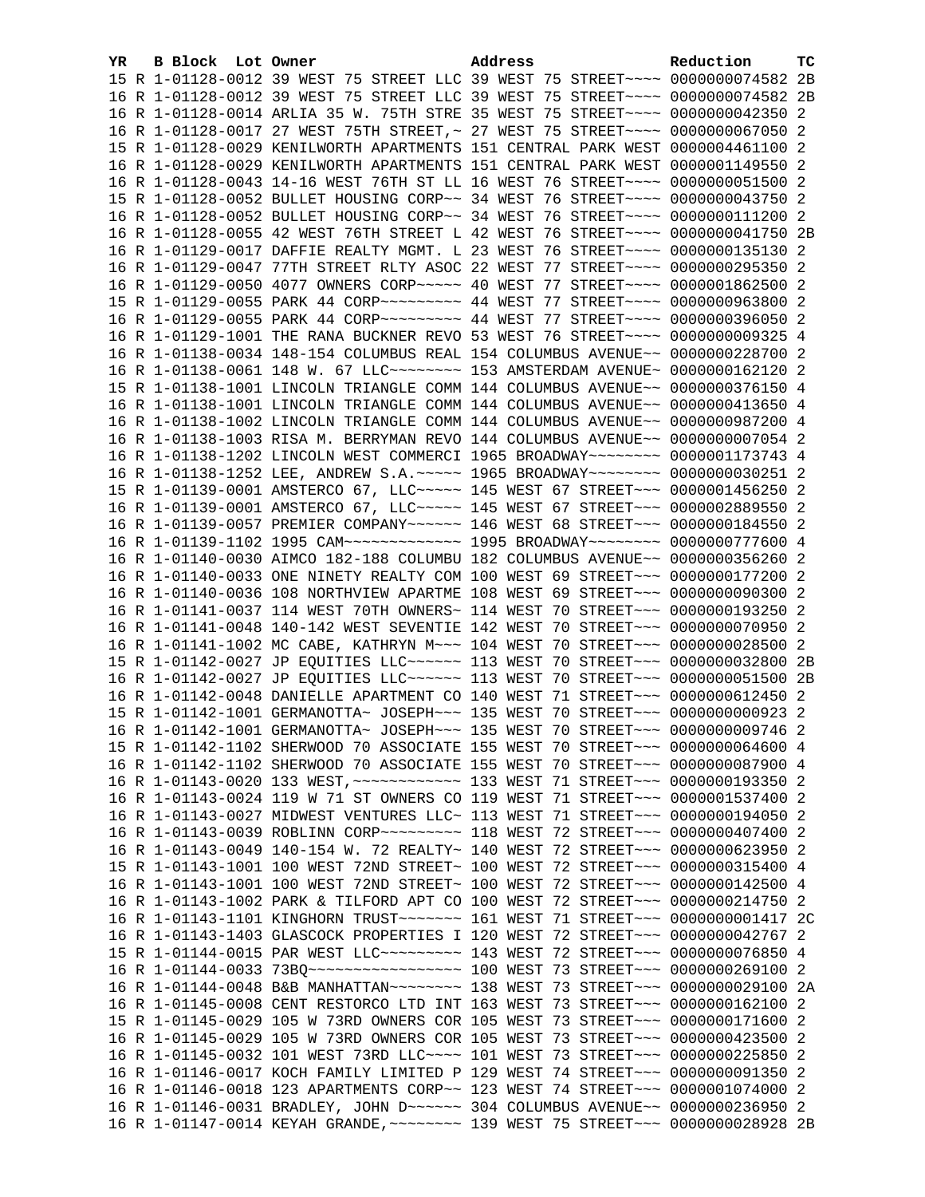| YR | B | Block | Lot | Owner | Address | Reduction | TC |
|---|---|---|---|---|---|---|---|
| 15 | R | 1-01128-0012 | | 39 WEST 75 STREET LLC | 39 WEST 75 STREET~~~~ | 0000000074582 | 2B |
| 16 | R | 1-01128-0012 | | 39 WEST 75 STREET LLC | 39 WEST 75 STREET~~~~ | 0000000074582 | 2B |
| 16 | R | 1-01128-0014 | | ARLIA 35 W. 75TH STRE | 35 WEST 75 STREET~~~~ | 0000000042350 | 2 |
| 16 | R | 1-01128-0017 | | 27 WEST 75TH STREET,~ | 27 WEST 75 STREET~~~~ | 0000000067050 | 2 |
| 15 | R | 1-01128-0029 | | KENILWORTH APARTMENTS | 151 CENTRAL PARK WEST | 0000004461100 | 2 |
| 16 | R | 1-01128-0029 | | KENILWORTH APARTMENTS | 151 CENTRAL PARK WEST | 0000001149550 | 2 |
| 16 | R | 1-01128-0043 | | 14-16 WEST 76TH ST LL | 16 WEST 76 STREET~~~~ | 0000000051500 | 2 |
| 15 | R | 1-01128-0052 | | BULLET HOUSING CORP~~ | 34 WEST 76 STREET~~~~ | 0000000043750 | 2 |
| 16 | R | 1-01128-0052 | | BULLET HOUSING CORP~~ | 34 WEST 76 STREET~~~~ | 0000000111200 | 2 |
| 16 | R | 1-01128-0055 | | 42 WEST 76TH STREET L | 42 WEST 76 STREET~~~~ | 0000000041750 | 2B |
| 16 | R | 1-01129-0017 | | DAFFIE REALTY MGMT. L | 23 WEST 76 STREET~~~~ | 0000000135130 | 2 |
| 16 | R | 1-01129-0047 | | 77TH STREET RLTY ASOC | 22 WEST 77 STREET~~~~ | 0000000295350 | 2 |
| 16 | R | 1-01129-0050 | | 4077 OWNERS CORP~~~~~ | 40 WEST 77 STREET~~~~ | 0000001862500 | 2 |
| 15 | R | 1-01129-0055 | | PARK 44 CORP~~~~~~~~~ | 44 WEST 77 STREET~~~~ | 0000000963800 | 2 |
| 16 | R | 1-01129-0055 | | PARK 44 CORP~~~~~~~~~ | 44 WEST 77 STREET~~~~ | 0000000396050 | 2 |
| 16 | R | 1-01129-1001 | | THE RANA BUCKNER REVO | 53 WEST 76 STREET~~~~ | 0000000009325 | 4 |
| 16 | R | 1-01138-0034 | | 148-154 COLUMBUS REAL | 154 COLUMBUS AVENUE~~ | 0000000228700 | 2 |
| 16 | R | 1-01138-0061 | | 148 W. 67 LLC~~~~~~~~ | 153 AMSTERDAM AVENUE~ | 0000000162120 | 2 |
| 15 | R | 1-01138-1001 | | LINCOLN TRIANGLE COMM | 144 COLUMBUS AVENUE~~ | 0000000376150 | 4 |
| 16 | R | 1-01138-1001 | | LINCOLN TRIANGLE COMM | 144 COLUMBUS AVENUE~~ | 0000000413650 | 4 |
| 16 | R | 1-01138-1002 | | LINCOLN TRIANGLE COMM | 144 COLUMBUS AVENUE~~ | 0000000987200 | 4 |
| 16 | R | 1-01138-1003 | | RISA M. BERRYMAN REVO | 144 COLUMBUS AVENUE~~ | 0000000007054 | 2 |
| 16 | R | 1-01138-1202 | | LINCOLN WEST COMMERCI | 1965 BROADWAY~~~~~~~~ | 0000001173743 | 4 |
| 16 | R | 1-01138-1252 | | LEE, ANDREW S.A.~~~~~ | 1965 BROADWAY~~~~~~~~ | 0000000030251 | 2 |
| 15 | R | 1-01139-0001 | | AMSTERCO 67, LLC~~~~~ | 145 WEST 67 STREET~~~ | 0000001456250 | 2 |
| 16 | R | 1-01139-0001 | | AMSTERCO 67, LLC~~~~~ | 145 WEST 67 STREET~~~ | 0000002889550 | 2 |
| 16 | R | 1-01139-0057 | | PREMIER COMPANY~~~~~~ | 146 WEST 68 STREET~~~ | 0000000184550 | 2 |
| 16 | R | 1-01139-1102 | | 1995 CAM~~~~~~~~~~~~~ | 1995 BROADWAY~~~~~~~~ | 0000000777600 | 4 |
| 16 | R | 1-01140-0030 | | AIMCO 182-188 COLUMBU | 182 COLUMBUS AVENUE~~ | 0000000356260 | 2 |
| 16 | R | 1-01140-0033 | | ONE NINETY REALTY COM | 100 WEST 69 STREET~~~ | 0000000177200 | 2 |
| 16 | R | 1-01140-0036 | | 108 NORTHVIEW APARTME | 108 WEST 69 STREET~~~ | 0000000090300 | 2 |
| 16 | R | 1-01141-0037 | | 114 WEST 70TH OWNERS~ | 114 WEST 70 STREET~~~ | 0000000193250 | 2 |
| 16 | R | 1-01141-0048 | | 140-142 WEST SEVENTIE | 142 WEST 70 STREET~~~ | 0000000070950 | 2 |
| 16 | R | 1-01141-1002 | | MC CABE, KATHRYN M~~~ | 104 WEST 70 STREET~~~ | 0000000028500 | 2 |
| 15 | R | 1-01142-0027 | | JP EQUITIES LLC~~~~~~ | 113 WEST 70 STREET~~~ | 0000000032800 | 2B |
| 16 | R | 1-01142-0027 | | JP EQUITIES LLC~~~~~~ | 113 WEST 70 STREET~~~ | 0000000051500 | 2B |
| 16 | R | 1-01142-0048 | | DANIELLE APARTMENT CO | 140 WEST 71 STREET~~~ | 0000000612450 | 2 |
| 15 | R | 1-01142-1001 | | GERMANOTTA~ JOSEPH~~~ | 135 WEST 70 STREET~~~ | 0000000000923 | 2 |
| 16 | R | 1-01142-1001 | | GERMANOTTA~ JOSEPH~~~ | 135 WEST 70 STREET~~~ | 0000000009746 | 2 |
| 15 | R | 1-01142-1102 | | SHERWOOD 70 ASSOCIATE | 155 WEST 70 STREET~~~ | 0000000064600 | 4 |
| 16 | R | 1-01142-1102 | | SHERWOOD 70 ASSOCIATE | 155 WEST 70 STREET~~~ | 0000000087900 | 4 |
| 16 | R | 1-01143-0020 | | 133 WEST,~~~~~~~~~~~~ | 133 WEST 71 STREET~~~ | 0000000193350 | 2 |
| 16 | R | 1-01143-0024 | | 119 W 71 ST OWNERS CO | 119 WEST 71 STREET~~~ | 0000001537400 | 2 |
| 16 | R | 1-01143-0027 | | MIDWEST VENTURES LLC~ | 113 WEST 71 STREET~~~ | 0000000194050 | 2 |
| 16 | R | 1-01143-0039 | | ROBLINN CORP~~~~~~~~~ | 118 WEST 72 STREET~~~ | 0000000407400 | 2 |
| 16 | R | 1-01143-0049 | | 140-154 W. 72 REALTY~ | 140 WEST 72 STREET~~~ | 0000000623950 | 2 |
| 15 | R | 1-01143-1001 | | 100 WEST 72ND STREET~ | 100 WEST 72 STREET~~~ | 0000000315400 | 4 |
| 16 | R | 1-01143-1001 | | 100 WEST 72ND STREET~ | 100 WEST 72 STREET~~~ | 0000000142500 | 4 |
| 16 | R | 1-01143-1002 | | PARK & TILFORD APT CO | 100 WEST 72 STREET~~~ | 0000000214750 | 2 |
| 16 | R | 1-01143-1101 | | KINGHORN TRUST~~~~~~~ | 161 WEST 71 STREET~~~ | 0000000001417 | 2C |
| 16 | R | 1-01143-1403 | | GLASCOCK PROPERTIES I | 120 WEST 72 STREET~~~ | 0000000042767 | 2 |
| 15 | R | 1-01144-0015 | | PAR WEST LLC~~~~~~~~~ | 143 WEST 72 STREET~~~ | 0000000076850 | 4 |
| 16 | R | 1-01144-0033 | | 73BQ~~~~~~~~~~~~~~~~~ | 100 WEST 73 STREET~~~ | 0000000269100 | 2 |
| 16 | R | 1-01144-0048 | | B&B MANHATTAN~~~~~~~~ | 138 WEST 73 STREET~~~ | 0000000029100 | 2A |
| 16 | R | 1-01145-0008 | | CENT RESTORCO LTD INT | 163 WEST 73 STREET~~~ | 0000000162100 | 2 |
| 15 | R | 1-01145-0029 | | 105 W 73RD OWNERS COR | 105 WEST 73 STREET~~~ | 0000000171600 | 2 |
| 16 | R | 1-01145-0029 | | 105 W 73RD OWNERS COR | 105 WEST 73 STREET~~~ | 0000000423500 | 2 |
| 16 | R | 1-01145-0032 | | 101 WEST 73RD LLC~~~~ | 101 WEST 73 STREET~~~ | 0000000225850 | 2 |
| 16 | R | 1-01146-0017 | | KOCH FAMILY LIMITED P | 129 WEST 74 STREET~~~ | 0000000091350 | 2 |
| 16 | R | 1-01146-0018 | | 123 APARTMENTS CORP~~ | 123 WEST 74 STREET~~~ | 0000001074000 | 2 |
| 16 | R | 1-01146-0031 | | BRADLEY, JOHN D~~~~~~ | 304 COLUMBUS AVENUE~~ | 0000000236950 | 2 |
| 16 | R | 1-01147-0014 | | KEYAH GRANDE,~~~~~~~~ | 139 WEST 75 STREET~~~ | 0000000028928 | 2B |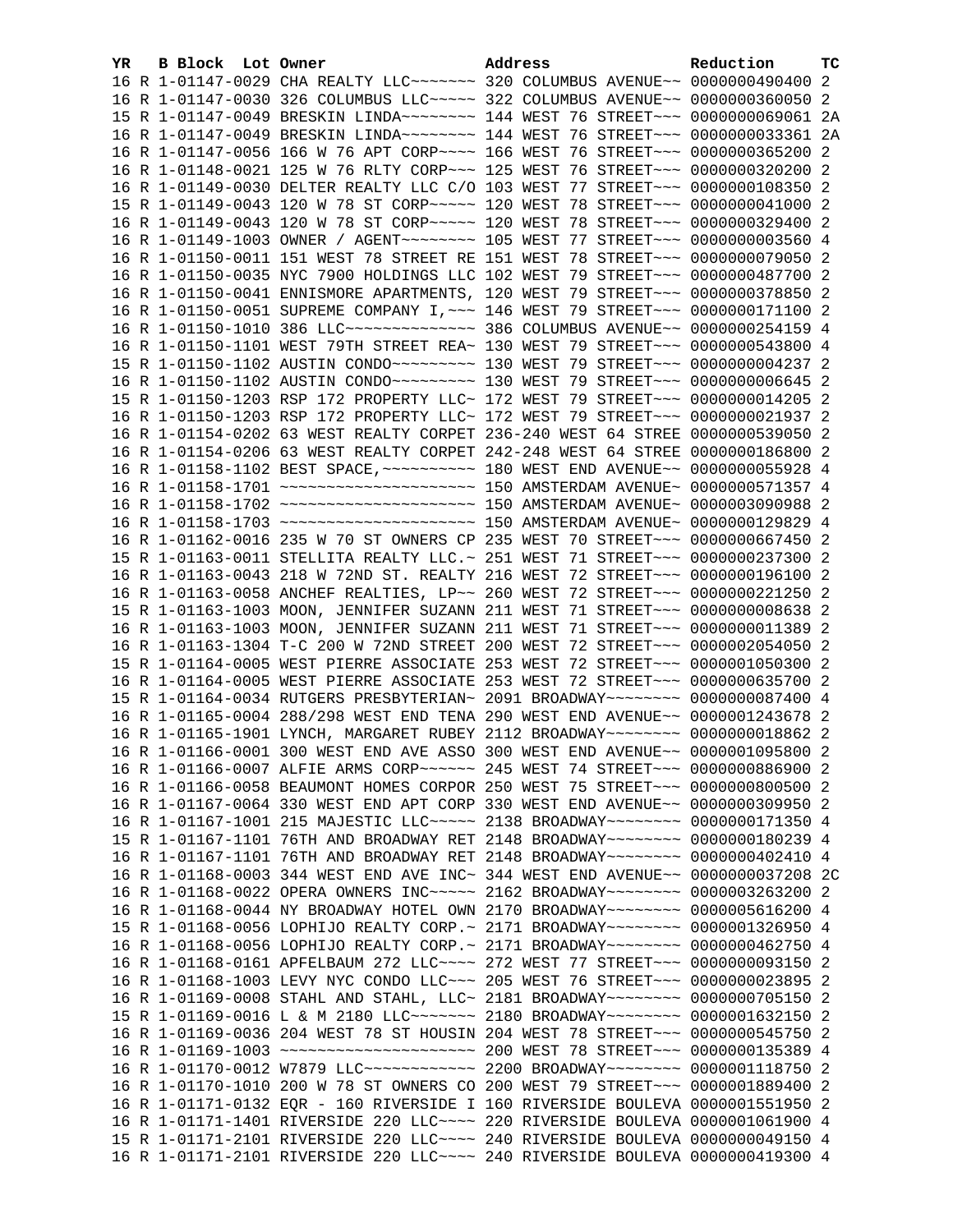| YR | B | Block | Lot | Owner | Address | Reduction | TC |
|---|---|---|---|---|---|---|---|
| 16 | R | 1-01147-0029 | | CHA REALTY LLC~~~~~~~ | 320 COLUMBUS AVENUE~~ | 0000000490400 | 2 |
| 16 | R | 1-01147-0030 | | 326 COLUMBUS LLC~~~~~ | 322 COLUMBUS AVENUE~~ | 0000000360050 | 2 |
| 15 | R | 1-01147-0049 | | BRESKIN LINDA~~~~~~~~ | 144 WEST 76 STREET~~~ | 0000000069061 | 2A |
| 16 | R | 1-01147-0049 | | BRESKIN LINDA~~~~~~~~ | 144 WEST 76 STREET~~~ | 0000000033361 | 2A |
| 16 | R | 1-01147-0056 | | 166 W 76 APT CORP~~~~ | 166 WEST 76 STREET~~~ | 0000000365200 | 2 |
| 16 | R | 1-01148-0021 | | 125 W 76 RLTY CORP~~~ | 125 WEST 76 STREET~~~ | 0000000320200 | 2 |
| 16 | R | 1-01149-0030 | | DELTER REALTY LLC C/O | 103 WEST 77 STREET~~~ | 0000000108350 | 2 |
| 15 | R | 1-01149-0043 | | 120 W 78 ST CORP~~~~~ | 120 WEST 78 STREET~~~ | 0000000041000 | 2 |
| 16 | R | 1-01149-0043 | | 120 W 78 ST CORP~~~~~ | 120 WEST 78 STREET~~~ | 0000000329400 | 2 |
| 16 | R | 1-01149-1003 | | OWNER / AGENT~~~~~~~~ | 105 WEST 77 STREET~~~ | 0000000003560 | 4 |
| 16 | R | 1-01150-0011 | | 151 WEST 78 STREET RE | 151 WEST 78 STREET~~~ | 0000000079050 | 2 |
| 16 | R | 1-01150-0035 | | NYC 7900 HOLDINGS LLC | 102 WEST 79 STREET~~~ | 0000000487700 | 2 |
| 16 | R | 1-01150-0041 | | ENNISMORE APARTMENTS, | 120 WEST 79 STREET~~~ | 0000000378850 | 2 |
| 16 | R | 1-01150-0051 | | SUPREME COMPANY I,~~~ | 146 WEST 79 STREET~~~ | 0000000171100 | 2 |
| 16 | R | 1-01150-1010 | | 386 LLC~~~~~~~~~~~~~~ | 386 COLUMBUS AVENUE~~ | 0000000254159 | 4 |
| 16 | R | 1-01150-1101 | | WEST 79TH STREET REA~ | 130 WEST 79 STREET~~~ | 0000000543800 | 4 |
| 15 | R | 1-01150-1102 | | AUSTIN CONDO~~~~~~~~~ | 130 WEST 79 STREET~~~ | 0000000004237 | 2 |
| 16 | R | 1-01150-1102 | | AUSTIN CONDO~~~~~~~~~ | 130 WEST 79 STREET~~~ | 0000000006645 | 2 |
| 15 | R | 1-01150-1203 | | RSP 172 PROPERTY LLC~ | 172 WEST 79 STREET~~~ | 0000000014205 | 2 |
| 16 | R | 1-01150-1203 | | RSP 172 PROPERTY LLC~ | 172 WEST 79 STREET~~~ | 0000000021937 | 2 |
| 16 | R | 1-01154-0202 | | 63 WEST REALTY CORPET | 236-240 WEST 64 STREE | 0000000539050 | 2 |
| 16 | R | 1-01154-0206 | | 63 WEST REALTY CORPET | 242-248 WEST 64 STREE | 0000000186800 | 2 |
| 16 | R | 1-01158-1102 | | BEST SPACE,~~~~~~~~~~ | 180 WEST END AVENUE~~ | 0000000055928 | 4 |
| 16 | R | 1-01158-1701 | | ~~~~~~~~~~~~~~~~~~~~~ | 150 AMSTERDAM AVENUE~ | 0000000571357 | 4 |
| 16 | R | 1-01158-1702 | | ~~~~~~~~~~~~~~~~~~~~~ | 150 AMSTERDAM AVENUE~ | 0000003090988 | 2 |
| 16 | R | 1-01158-1703 | | ~~~~~~~~~~~~~~~~~~~~~ | 150 AMSTERDAM AVENUE~ | 0000000129829 | 4 |
| 16 | R | 1-01162-0016 | | 235 W 70 ST OWNERS CP | 235 WEST 70 STREET~~~ | 0000000667450 | 2 |
| 15 | R | 1-01163-0011 | | STELLITA REALTY LLC.~ | 251 WEST 71 STREET~~~ | 0000000237300 | 2 |
| 16 | R | 1-01163-0043 | | 218 W 72ND ST. REALTY | 216 WEST 72 STREET~~~ | 0000000196100 | 2 |
| 16 | R | 1-01163-0058 | | ANCHEF REALTIES, LP~~ | 260 WEST 72 STREET~~~ | 0000000221250 | 2 |
| 15 | R | 1-01163-1003 | | MOON, JENNIFER SUZANN | 211 WEST 71 STREET~~~ | 0000000008638 | 2 |
| 16 | R | 1-01163-1003 | | MOON, JENNIFER SUZANN | 211 WEST 71 STREET~~~ | 0000000011389 | 2 |
| 16 | R | 1-01163-1304 | | T-C 200 W 72ND STREET | 200 WEST 72 STREET~~~ | 0000002054050 | 2 |
| 15 | R | 1-01164-0005 | | WEST PIERRE ASSOCIATE | 253 WEST 72 STREET~~~ | 0000001050300 | 2 |
| 16 | R | 1-01164-0005 | | WEST PIERRE ASSOCIATE | 253 WEST 72 STREET~~~ | 0000000635700 | 2 |
| 15 | R | 1-01164-0034 | | RUTGERS PRESBYTERIAN~ | 2091 BROADWAY~~~~~~~~ | 0000000087400 | 4 |
| 16 | R | 1-01165-0004 | | 288/298 WEST END TENA | 290 WEST END AVENUE~~ | 0000001243678 | 2 |
| 16 | R | 1-01165-1901 | | LYNCH, MARGARET RUBEY | 2112 BROADWAY~~~~~~~~ | 0000000018862 | 2 |
| 16 | R | 1-01166-0001 | | 300 WEST END AVE ASSO | 300 WEST END AVENUE~~ | 0000001095800 | 2 |
| 16 | R | 1-01166-0007 | | ALFIE ARMS CORP~~~~~~ | 245 WEST 74 STREET~~~ | 0000000886900 | 2 |
| 16 | R | 1-01166-0058 | | BEAUMONT HOMES CORPOR | 250 WEST 75 STREET~~~ | 0000000800500 | 2 |
| 16 | R | 1-01167-0064 | | 330 WEST END APT CORP | 330 WEST END AVENUE~~ | 0000000309950 | 2 |
| 16 | R | 1-01167-1001 | | 215 MAJESTIC LLC~~~~~ | 2138 BROADWAY~~~~~~~~ | 0000000171350 | 4 |
| 15 | R | 1-01167-1101 | | 76TH AND BROADWAY RET | 2148 BROADWAY~~~~~~~~ | 0000000180239 | 4 |
| 16 | R | 1-01167-1101 | | 76TH AND BROADWAY RET | 2148 BROADWAY~~~~~~~~ | 0000000402410 | 4 |
| 16 | R | 1-01168-0003 | | 344 WEST END AVE INC~ | 344 WEST END AVENUE~~ | 0000000037208 | 2C |
| 16 | R | 1-01168-0022 | | OPERA OWNERS INC~~~~~ | 2162 BROADWAY~~~~~~~~ | 0000003263200 | 2 |
| 16 | R | 1-01168-0044 | | NY BROADWAY HOTEL OWN | 2170 BROADWAY~~~~~~~~ | 0000005616200 | 4 |
| 15 | R | 1-01168-0056 | | LOPHIJO REALTY CORP.~ | 2171 BROADWAY~~~~~~~~ | 0000001326950 | 4 |
| 16 | R | 1-01168-0056 | | LOPHIJO REALTY CORP.~ | 2171 BROADWAY~~~~~~~~ | 0000000462750 | 4 |
| 16 | R | 1-01168-0161 | | APFELBAUM 272 LLC~~~~ | 272 WEST 77 STREET~~~ | 0000000093150 | 2 |
| 16 | R | 1-01168-1003 | | LEVY NYC CONDO LLC~~~ | 205 WEST 76 STREET~~~ | 0000000023895 | 2 |
| 16 | R | 1-01169-0008 | | STAHL AND STAHL, LLC~ | 2181 BROADWAY~~~~~~~~ | 0000000705150 | 2 |
| 15 | R | 1-01169-0016 | | L & M 2180 LLC~~~~~~~ | 2180 BROADWAY~~~~~~~~ | 0000001632150 | 2 |
| 16 | R | 1-01169-0036 | | 204 WEST 78 ST HOUSIN | 204 WEST 78 STREET~~~ | 0000000545750 | 2 |
| 16 | R | 1-01169-1003 | | ~~~~~~~~~~~~~~~~~~~~~ | 200 WEST 78 STREET~~~ | 0000000135389 | 4 |
| 16 | R | 1-01170-0012 | | W7879 LLC~~~~~~~~~~~~ | 2200 BROADWAY~~~~~~~~ | 0000001118750 | 2 |
| 16 | R | 1-01170-1010 | | 200 W 78 ST OWNERS CO | 200 WEST 79 STREET~~~ | 0000001889400 | 2 |
| 16 | R | 1-01171-0132 | | EQR - 160 RIVERSIDE I | 160 RIVERSIDE BOULEVA | 0000001551950 | 2 |
| 16 | R | 1-01171-1401 | | RIVERSIDE 220 LLC~~~~ | 220 RIVERSIDE BOULEVA | 0000001061900 | 4 |
| 15 | R | 1-01171-2101 | | RIVERSIDE 220 LLC~~~~ | 240 RIVERSIDE BOULEVA | 0000000049150 | 4 |
| 16 | R | 1-01171-2101 | | RIVERSIDE 220 LLC~~~~ | 240 RIVERSIDE BOULEVA | 0000000419300 | 4 |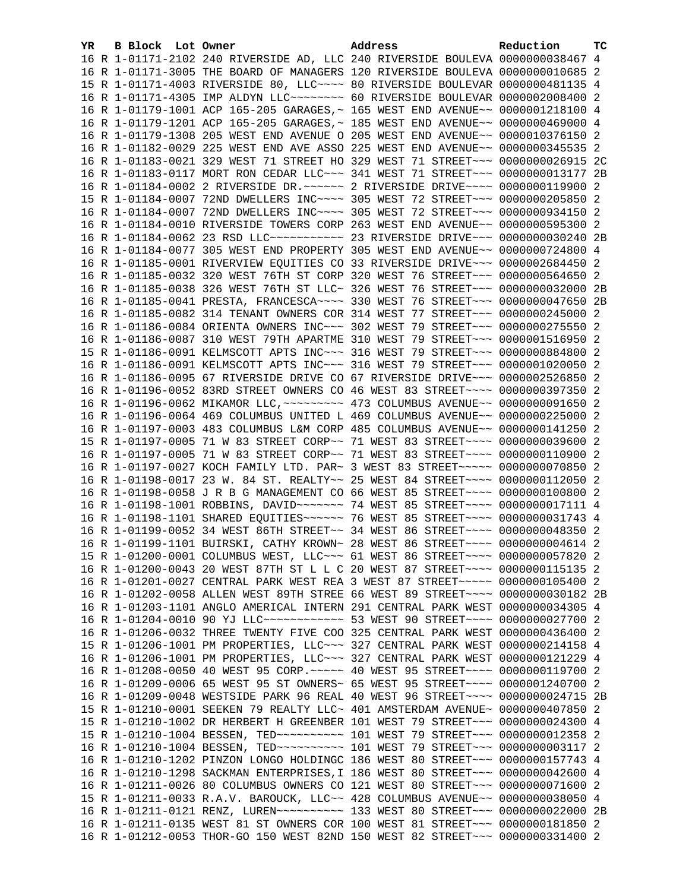| YR | B | Block | Lot | Owner | Address | Reduction | TC |
|---|---|---|---|---|---|---|---|
| 16 | R | 1-01171-2102 | | 240 RIVERSIDE AD, LLC | 240 RIVERSIDE BOULEVA | 0000000038467 | 4 |
| 16 | R | 1-01171-3005 | | THE BOARD OF MANAGERS | 120 RIVERSIDE BOULEVA | 0000000010685 | 2 |
| 15 | R | 1-01171-4003 | | RIVERSIDE 80, LLC~~~~ | 80 RIVERSIDE BOULEVAR | 0000000481135 | 4 |
| 16 | R | 1-01171-4305 | | IMP ALDYN LLC~~~~~~~~ | 60 RIVERSIDE BOULEVAR | 0000002008400 | 2 |
| 16 | R | 1-01179-1001 | | ACP 165-205 GARAGES,~ | 165 WEST END AVENUE~~ | 0000001218100 | 4 |
| 16 | R | 1-01179-1201 | | ACP 165-205 GARAGES,~ | 185 WEST END AVENUE~~ | 0000000469000 | 4 |
| 16 | R | 1-01179-1308 | | 205 WEST END AVENUE O | 205 WEST END AVENUE~~ | 0000010376150 | 2 |
| 16 | R | 1-01182-0029 | | 225 WEST END AVE ASSO | 225 WEST END AVENUE~~ | 0000000345535 | 2 |
| 16 | R | 1-01183-0021 | | 329 WEST 71 STREET HO | 329 WEST 71 STREET~~~ | 0000000026915 | 2C |
| 16 | R | 1-01183-0117 | | MORT RON CEDAR LLC~~~ | 341 WEST 71 STREET~~~ | 0000000013177 | 2B |
| 16 | R | 1-01184-0002 | | 2 RIVERSIDE DR.~~~~~~ | 2 RIVERSIDE DRIVE~~~~ | 0000000119900 | 2 |
| 15 | R | 1-01184-0007 | | 72ND DWELLERS INC~~~~ | 305 WEST 72 STREET~~~ | 0000000205850 | 2 |
| 16 | R | 1-01184-0007 | | 72ND DWELLERS INC~~~~ | 305 WEST 72 STREET~~~ | 0000000934150 | 2 |
| 16 | R | 1-01184-0010 | | RIVERSIDE TOWERS CORP | 263 WEST END AVENUE~~ | 0000000595300 | 2 |
| 16 | R | 1-01184-0062 | | 23 RSD LLC~~~~~~~~~~~ | 23 RIVERSIDE DRIVE~~~ | 0000000030240 | 2B |
| 16 | R | 1-01184-0077 | | 305 WEST END PROPERTY | 305 WEST END AVENUE~~ | 0000000724800 | 4 |
| 16 | R | 1-01185-0001 | | RIVERVIEW EQUITIES CO | 33 RIVERSIDE DRIVE~~~ | 0000002684450 | 2 |
| 16 | R | 1-01185-0032 | | 320 WEST 76TH ST CORP | 320 WEST 76 STREET~~~ | 0000000564650 | 2 |
| 16 | R | 1-01185-0038 | | 326 WEST 76TH ST LLC~ | 326 WEST 76 STREET~~~ | 0000000032000 | 2B |
| 16 | R | 1-01185-0041 | | PRESTA, FRANCESCA~~~~ | 330 WEST 76 STREET~~~ | 0000000047650 | 2B |
| 16 | R | 1-01185-0082 | | 314 TENANT OWNERS COR | 314 WEST 77 STREET~~~ | 0000000245000 | 2 |
| 16 | R | 1-01186-0084 | | ORIENTA OWNERS INC~~~ | 302 WEST 79 STREET~~~ | 0000000275550 | 2 |
| 16 | R | 1-01186-0087 | | 310 WEST 79TH APARTME | 310 WEST 79 STREET~~~ | 0000001516950 | 2 |
| 15 | R | 1-01186-0091 | | KELMSCOTT APTS INC~~~ | 316 WEST 79 STREET~~~ | 0000000884800 | 2 |
| 16 | R | 1-01186-0091 | | KELMSCOTT APTS INC~~~ | 316 WEST 79 STREET~~~ | 0000001020050 | 2 |
| 16 | R | 1-01186-0095 | | 67 RIVERSIDE DRIVE CO | 67 RIVERSIDE DRIVE~~~ | 0000002526850 | 2 |
| 16 | R | 1-01196-0052 | | 83RD STREET OWNERS CO | 46 WEST 83 STREET~~~~ | 0000000397350 | 2 |
| 16 | R | 1-01196-0062 | | MIKAMOR LLC,~~~~~~~~~ | 473 COLUMBUS AVENUE~~ | 0000000091650 | 2 |
| 16 | R | 1-01196-0064 | | 469 COLUMBUS UNITED L | 469 COLUMBUS AVENUE~~ | 0000000225000 | 2 |
| 16 | R | 1-01197-0003 | | 483 COLUMBUS L&M CORP | 485 COLUMBUS AVENUE~~ | 0000000141250 | 2 |
| 15 | R | 1-01197-0005 | | 71 W 83 STREET CORP~~ | 71 WEST 83 STREET~~~~ | 0000000039600 | 2 |
| 16 | R | 1-01197-0005 | | 71 W 83 STREET CORP~~ | 71 WEST 83 STREET~~~~ | 0000000110900 | 2 |
| 16 | R | 1-01197-0027 | | KOCH FAMILY LTD. PAR~ | 3 WEST 83 STREET~~~~~ | 0000000070850 | 2 |
| 16 | R | 1-01198-0017 | | 23 W. 84 ST. REALTY~~ | 25 WEST 84 STREET~~~~ | 0000000112050 | 2 |
| 16 | R | 1-01198-0058 | | J R B G MANAGEMENT CO | 66 WEST 85 STREET~~~~ | 0000000100800 | 2 |
| 16 | R | 1-01198-1001 | | ROBBINS, DAVID~~~~~~~ | 74 WEST 85 STREET~~~~ | 0000000017111 | 4 |
| 16 | R | 1-01198-1101 | | SHARED EQUITIES~~~~~~ | 76 WEST 85 STREET~~~~ | 0000000031743 | 4 |
| 16 | R | 1-01199-0052 | | 34 WEST 86TH STREET~~ | 34 WEST 86 STREET~~~~ | 0000000048350 | 2 |
| 16 | R | 1-01199-1101 | | BUIRSKI, CATHY KROWN~ | 28 WEST 86 STREET~~~~ | 0000000004614 | 2 |
| 15 | R | 1-01200-0001 | | COLUMBUS WEST, LLC~~~ | 61 WEST 86 STREET~~~~ | 0000000057820 | 2 |
| 16 | R | 1-01200-0043 | | 20 WEST 87TH ST L L C | 20 WEST 87 STREET~~~~ | 0000000115135 | 2 |
| 16 | R | 1-01201-0027 | | CENTRAL PARK WEST REA | 3 WEST 87 STREET~~~~~ | 0000000105400 | 2 |
| 16 | R | 1-01202-0058 | | ALLEN WEST 89TH STREE | 66 WEST 89 STREET~~~~ | 0000000030182 | 2B |
| 16 | R | 1-01203-1101 | | ANGLO AMERICAL INTERN | 291 CENTRAL PARK WEST | 0000000034305 | 4 |
| 16 | R | 1-01204-0010 | | 90 YJ LLC~~~~~~~~~~~~ | 53 WEST 90 STREET~~~~ | 0000000027700 | 2 |
| 16 | R | 1-01206-0032 | | THREE TWENTY FIVE COO | 325 CENTRAL PARK WEST | 0000000436400 | 2 |
| 15 | R | 1-01206-1001 | | PM PROPERTIES, LLC~~~ | 327 CENTRAL PARK WEST | 0000000214158 | 4 |
| 16 | R | 1-01206-1001 | | PM PROPERTIES, LLC~~~ | 327 CENTRAL PARK WEST | 0000000121229 | 4 |
| 16 | R | 1-01208-0050 | | 40 WEST 95 CORP.~~~~~ | 40 WEST 95 STREET~~~~ | 0000000119700 | 2 |
| 16 | R | 1-01209-0006 | | 65 WEST 95 ST OWNERS~ | 65 WEST 95 STREET~~~~ | 0000001240700 | 2 |
| 16 | R | 1-01209-0048 | | WESTSIDE PARK 96 REAL | 40 WEST 96 STREET~~~~ | 0000000024715 | 2B |
| 15 | R | 1-01210-0001 | | SEEKEN 79 REALTY LLC~ | 401 AMSTERDAM AVENUE~ | 0000000407850 | 2 |
| 15 | R | 1-01210-1002 | | DR HERBERT H GREENBER | 101 WEST 79 STREET~~~ | 0000000024300 | 4 |
| 15 | R | 1-01210-1004 | | BESSEN, TED~~~~~~~~~~ | 101 WEST 79 STREET~~~ | 0000000012358 | 2 |
| 16 | R | 1-01210-1004 | | BESSEN, TED~~~~~~~~~~ | 101 WEST 79 STREET~~~ | 0000000003117 | 2 |
| 16 | R | 1-01210-1202 | | PINZON LONGO HOLDINGC | 186 WEST 80 STREET~~~ | 0000000157743 | 4 |
| 16 | R | 1-01210-1298 | | SACKMAN ENTERPRISES,I | 186 WEST 80 STREET~~~ | 0000000042600 | 4 |
| 16 | R | 1-01211-0026 | | 80 COLUMBUS OWNERS CO | 121 WEST 80 STREET~~~ | 0000000071600 | 2 |
| 15 | R | 1-01211-0033 | | R.A.V. BAROUCK, LLC~~ | 428 COLUMBUS AVENUE~~ | 0000000038050 | 4 |
| 16 | R | 1-01211-0121 | | RENZ, LUREN~~~~~~~~~~ | 133 WEST 80 STREET~~~ | 0000000022000 | 2B |
| 16 | R | 1-01211-0135 | | WEST 81 ST OWNERS COR | 100 WEST 81 STREET~~~ | 0000000181850 | 2 |
| 16 | R | 1-01212-0053 | | THOR-GO 150 WEST 82ND | 150 WEST 82 STREET~~~ | 0000000331400 | 2 |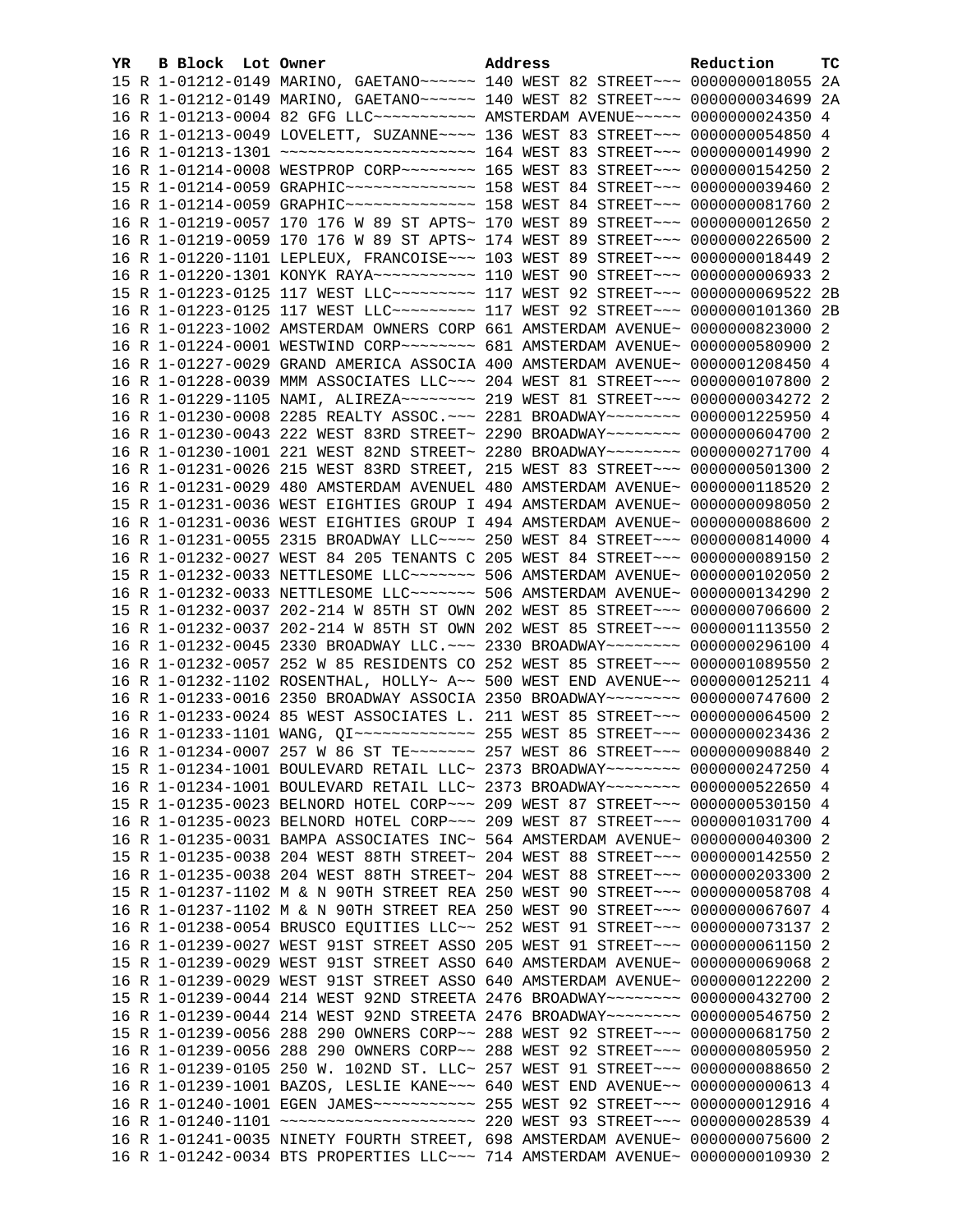| YR | B | Block | Lot | Owner | Address | Reduction | TC |
|---|---|---|---|---|---|---|---|
| 15 | R | 1-01212-0149 | | MARINO, GAETANO~~~~~~ | 140 WEST 82 STREET~~~ | 0000000018055 | 2A |
| 16 | R | 1-01212-0149 | | MARINO, GAETANO~~~~~~ | 140 WEST 82 STREET~~~ | 0000000034699 | 2A |
| 16 | R | 1-01213-0004 | | 82 GFG LLC~~~~~~~~~~~ | AMSTERDAM AVENUE~~~~~ | 0000000024350 | 4 |
| 16 | R | 1-01213-0049 | | LOVELETT, SUZANNE~~~~ | 136 WEST 83 STREET~~~ | 0000000054850 | 4 |
| 16 | R | 1-01213-1301 | | ~~~~~~~~~~~~~~~~~~~~~ | 164 WEST 83 STREET~~~ | 0000000014990 | 2 |
| 16 | R | 1-01214-0008 | | WESTPROP CORP~~~~~~~~ | 165 WEST 83 STREET~~~ | 0000000154250 | 2 |
| 15 | R | 1-01214-0059 | | GRAPHIC~~~~~~~~~~~~~~ | 158 WEST 84 STREET~~~ | 0000000039460 | 2 |
| 16 | R | 1-01214-0059 | | GRAPHIC~~~~~~~~~~~~~~ | 158 WEST 84 STREET~~~ | 0000000081760 | 2 |
| 16 | R | 1-01219-0057 | | 170 176 W 89 ST APTS~ | 170 WEST 89 STREET~~~ | 0000000012650 | 2 |
| 16 | R | 1-01219-0059 | | 170 176 W 89 ST APTS~ | 174 WEST 89 STREET~~~ | 0000000226500 | 2 |
| 16 | R | 1-01220-1101 | | LEPLEUX, FRANCOISE~~~ | 103 WEST 89 STREET~~~ | 0000000018449 | 2 |
| 16 | R | 1-01220-1301 | | KONYK RAYA~~~~~~~~~~~ | 110 WEST 90 STREET~~~ | 0000000006933 | 2 |
| 15 | R | 1-01223-0125 | | 117 WEST LLC~~~~~~~~~ | 117 WEST 92 STREET~~~ | 0000000069522 | 2B |
| 16 | R | 1-01223-0125 | | 117 WEST LLC~~~~~~~~~ | 117 WEST 92 STREET~~~ | 0000000101360 | 2B |
| 16 | R | 1-01223-1002 | | AMSTERDAM OWNERS CORP | 661 AMSTERDAM AVENUE~ | 0000000823000 | 2 |
| 16 | R | 1-01224-0001 | | WESTWIND CORP~~~~~~~~ | 681 AMSTERDAM AVENUE~ | 0000000580900 | 2 |
| 16 | R | 1-01227-0029 | | GRAND AMERICA ASSOCIA | 400 AMSTERDAM AVENUE~ | 0000001208450 | 4 |
| 16 | R | 1-01228-0039 | | MMM ASSOCIATES LLC~~~ | 204 WEST 81 STREET~~~ | 0000000107800 | 2 |
| 16 | R | 1-01229-1105 | | NAMI, ALIREZA~~~~~~~~ | 219 WEST 81 STREET~~~ | 0000000034272 | 2 |
| 16 | R | 1-01230-0008 | | 2285 REALTY ASSOC.~~~ | 2281 BROADWAY~~~~~~~~ | 0000001225950 | 4 |
| 16 | R | 1-01230-0043 | | 222 WEST 83RD STREET~ | 2290 BROADWAY~~~~~~~~ | 0000000604700 | 2 |
| 16 | R | 1-01230-1001 | | 221 WEST 82ND STREET~ | 2280 BROADWAY~~~~~~~~ | 0000000271700 | 4 |
| 16 | R | 1-01231-0026 | | 215 WEST 83RD STREET, | 215 WEST 83 STREET~~~ | 0000000501300 | 2 |
| 16 | R | 1-01231-0029 | | 480 AMSTERDAM AVENUEL | 480 AMSTERDAM AVENUE~ | 0000000118520 | 2 |
| 15 | R | 1-01231-0036 | | WEST EIGHTIES GROUP I | 494 AMSTERDAM AVENUE~ | 0000000098050 | 2 |
| 16 | R | 1-01231-0036 | | WEST EIGHTIES GROUP I | 494 AMSTERDAM AVENUE~ | 0000000088600 | 2 |
| 16 | R | 1-01231-0055 | | 2315 BROADWAY LLC~~~~ | 250 WEST 84 STREET~~~ | 0000000814000 | 4 |
| 16 | R | 1-01232-0027 | | WEST 84 205 TENANTS C | 205 WEST 84 STREET~~~ | 0000000089150 | 2 |
| 15 | R | 1-01232-0033 | | NETTLESOME LLC~~~~~~~ | 506 AMSTERDAM AVENUE~ | 0000000102050 | 2 |
| 16 | R | 1-01232-0033 | | NETTLESOME LLC~~~~~~~ | 506 AMSTERDAM AVENUE~ | 0000000134290 | 2 |
| 15 | R | 1-01232-0037 | | 202-214 W 85TH ST OWN | 202 WEST 85 STREET~~~ | 0000000706600 | 2 |
| 16 | R | 1-01232-0037 | | 202-214 W 85TH ST OWN | 202 WEST 85 STREET~~~ | 0000001113550 | 2 |
| 16 | R | 1-01232-0045 | | 2330 BROADWAY LLC.~~~ | 2330 BROADWAY~~~~~~~~ | 0000000296100 | 4 |
| 16 | R | 1-01232-0057 | | 252 W 85 RESIDENTS CO | 252 WEST 85 STREET~~~ | 0000001089550 | 2 |
| 16 | R | 1-01232-1102 | | ROSENTHAL, HOLLY~ A~~ | 500 WEST END AVENUE~~ | 0000000125211 | 4 |
| 16 | R | 1-01233-0016 | | 2350 BROADWAY ASSOCIA | 2350 BROADWAY~~~~~~~~ | 0000000747600 | 2 |
| 16 | R | 1-01233-0024 | | 85 WEST ASSOCIATES L. | 211 WEST 85 STREET~~~ | 0000000064500 | 2 |
| 16 | R | 1-01233-1101 | | WANG, QI~~~~~~~~~~~~~ | 255 WEST 85 STREET~~~ | 0000000023436 | 2 |
| 16 | R | 1-01234-0007 | | 257 W 86 ST TE~~~~~~~ | 257 WEST 86 STREET~~~ | 0000000908840 | 2 |
| 15 | R | 1-01234-1001 | | BOULEVARD RETAIL LLC~ | 2373 BROADWAY~~~~~~~~ | 0000000247250 | 4 |
| 16 | R | 1-01234-1001 | | BOULEVARD RETAIL LLC~ | 2373 BROADWAY~~~~~~~~ | 0000000522650 | 4 |
| 15 | R | 1-01235-0023 | | BELNORD HOTEL CORP~~~ | 209 WEST 87 STREET~~~ | 0000000530150 | 4 |
| 16 | R | 1-01235-0023 | | BELNORD HOTEL CORP~~~ | 209 WEST 87 STREET~~~ | 0000001031700 | 4 |
| 16 | R | 1-01235-0031 | | BAMPA ASSOCIATES INC~ | 564 AMSTERDAM AVENUE~ | 0000000040300 | 2 |
| 15 | R | 1-01235-0038 | | 204 WEST 88TH STREET~ | 204 WEST 88 STREET~~~ | 0000000142550 | 2 |
| 16 | R | 1-01235-0038 | | 204 WEST 88TH STREET~ | 204 WEST 88 STREET~~~ | 0000000203300 | 2 |
| 15 | R | 1-01237-1102 | | M & N 90TH STREET REA | 250 WEST 90 STREET~~~ | 0000000058708 | 4 |
| 16 | R | 1-01237-1102 | | M & N 90TH STREET REA | 250 WEST 90 STREET~~~ | 0000000067607 | 4 |
| 16 | R | 1-01238-0054 | | BRUSCO EQUITIES LLC~~ | 252 WEST 91 STREET~~~ | 0000000073137 | 2 |
| 16 | R | 1-01239-0027 | | WEST 91ST STREET ASSO | 205 WEST 91 STREET~~~ | 0000000061150 | 2 |
| 15 | R | 1-01239-0029 | | WEST 91ST STREET ASSO | 640 AMSTERDAM AVENUE~ | 0000000069068 | 2 |
| 16 | R | 1-01239-0029 | | WEST 91ST STREET ASSO | 640 AMSTERDAM AVENUE~ | 0000000122200 | 2 |
| 15 | R | 1-01239-0044 | | 214 WEST 92ND STREETA | 2476 BROADWAY~~~~~~~~ | 0000000432700 | 2 |
| 16 | R | 1-01239-0044 | | 214 WEST 92ND STREETA | 2476 BROADWAY~~~~~~~~ | 0000000546750 | 2 |
| 15 | R | 1-01239-0056 | | 288 290 OWNERS CORP~~ | 288 WEST 92 STREET~~~ | 0000000681750 | 2 |
| 16 | R | 1-01239-0056 | | 288 290 OWNERS CORP~~ | 288 WEST 92 STREET~~~ | 0000000805950 | 2 |
| 16 | R | 1-01239-0105 | | 250 W. 102ND ST. LLC~ | 257 WEST 91 STREET~~~ | 0000000088650 | 2 |
| 16 | R | 1-01239-1001 | | BAZOS, LESLIE KANE~~~ | 640 WEST END AVENUE~~ | 0000000000613 | 4 |
| 16 | R | 1-01240-1001 | | EGEN JAMES~~~~~~~~~~~ | 255 WEST 92 STREET~~~ | 0000000012916 | 4 |
| 16 | R | 1-01240-1101 | | ~~~~~~~~~~~~~~~~~~~~~ | 220 WEST 93 STREET~~~ | 0000000028539 | 4 |
| 16 | R | 1-01241-0035 | | NINETY FOURTH STREET, | 698 AMSTERDAM AVENUE~ | 0000000075600 | 2 |
| 16 | R | 1-01242-0034 | | BTS PROPERTIES LLC~~~ | 714 AMSTERDAM AVENUE~ | 0000000010930 | 2 |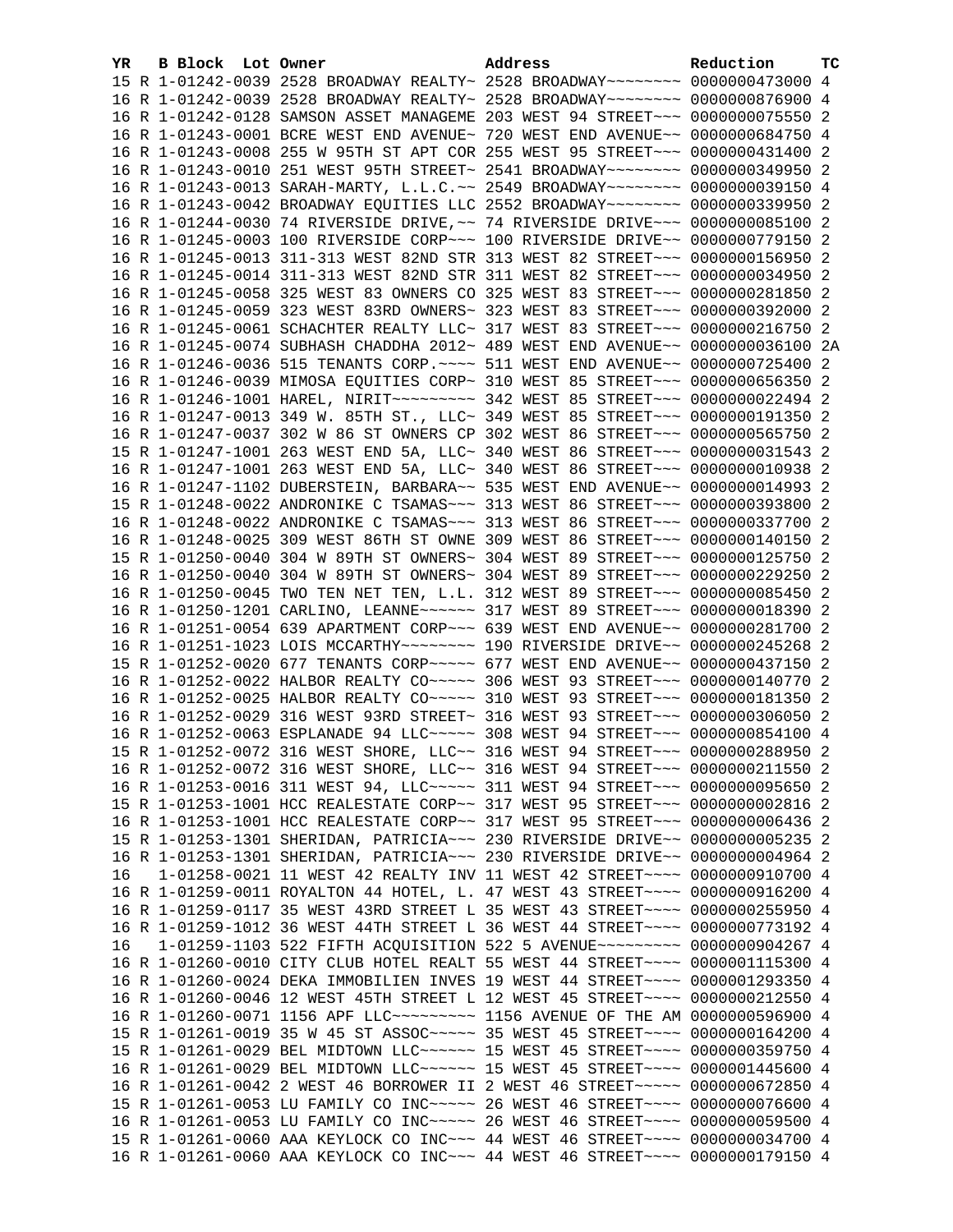| YR | B | Block | Lot | Owner | Address | Reduction | TC |
|---|---|---|---|---|---|---|---|
| 15 | R | 1-01242-0039 | | 2528 BROADWAY REALTY~ | 2528 BROADWAY~~~~~~~~ | 0000000473000 | 4 |
| 16 | R | 1-01242-0039 | | 2528 BROADWAY REALTY~ | 2528 BROADWAY~~~~~~~~ | 0000000876900 | 4 |
| 16 | R | 1-01242-0128 | | SAMSON ASSET MANAGEME | 203 WEST 94 STREET~~~ | 0000000075550 | 2 |
| 16 | R | 1-01243-0001 | | BCRE WEST END AVENUE~ | 720 WEST END AVENUE~~ | 0000000684750 | 4 |
| 16 | R | 1-01243-0008 | | 255 W 95TH ST APT COR | 255 WEST 95 STREET~~~ | 0000000431400 | 2 |
| 16 | R | 1-01243-0010 | | 251 WEST 95TH STREET~ | 2541 BROADWAY~~~~~~~~ | 0000000349950 | 2 |
| 16 | R | 1-01243-0013 | | SARAH-MARTY, L.L.C.~~ | 2549 BROADWAY~~~~~~~~ | 0000000039150 | 4 |
| 16 | R | 1-01243-0042 | | BROADWAY EQUITIES LLC | 2552 BROADWAY~~~~~~~~ | 0000000339950 | 2 |
| 16 | R | 1-01244-0030 | | 74 RIVERSIDE DRIVE,~~ | 74 RIVERSIDE DRIVE~~~ | 0000000085100 | 2 |
| 16 | R | 1-01245-0003 | | 100 RIVERSIDE CORP~~~ | 100 RIVERSIDE DRIVE~~ | 0000000779150 | 2 |
| 16 | R | 1-01245-0013 | | 311-313 WEST 82ND STR | 313 WEST 82 STREET~~~ | 0000000156950 | 2 |
| 16 | R | 1-01245-0014 | | 311-313 WEST 82ND STR | 311 WEST 82 STREET~~~ | 0000000034950 | 2 |
| 16 | R | 1-01245-0058 | | 325 WEST 83 OWNERS CO | 325 WEST 83 STREET~~~ | 0000000281850 | 2 |
| 16 | R | 1-01245-0059 | | 323 WEST 83RD OWNERS~ | 323 WEST 83 STREET~~~ | 0000000392000 | 2 |
| 16 | R | 1-01245-0061 | | SCHACHTER REALTY LLC~ | 317 WEST 83 STREET~~~ | 0000000216750 | 2 |
| 16 | R | 1-01245-0074 | | SUBHASH CHADDHA 2012~ | 489 WEST END AVENUE~~ | 0000000036100 | 2A |
| 16 | R | 1-01246-0036 | | 515 TENANTS CORP.~~~~ | 511 WEST END AVENUE~~ | 0000000725400 | 2 |
| 16 | R | 1-01246-0039 | | MIMOSA EQUITIES CORP~ | 310 WEST 85 STREET~~~ | 0000000656350 | 2 |
| 16 | R | 1-01246-1001 | | HAREL, NIRIT~~~~~~~~~ | 342 WEST 85 STREET~~~ | 0000000022494 | 2 |
| 16 | R | 1-01247-0013 | | 349 W. 85TH ST., LLC~ | 349 WEST 85 STREET~~~ | 0000000191350 | 2 |
| 16 | R | 1-01247-0037 | | 302 W 86 ST OWNERS CP | 302 WEST 86 STREET~~~ | 0000000565750 | 2 |
| 15 | R | 1-01247-1001 | | 263 WEST END 5A, LLC~ | 340 WEST 86 STREET~~~ | 0000000031543 | 2 |
| 16 | R | 1-01247-1001 | | 263 WEST END 5A, LLC~ | 340 WEST 86 STREET~~~ | 0000000010938 | 2 |
| 16 | R | 1-01247-1102 | | DUBERSTEIN, BARBARA~~ | 535 WEST END AVENUE~~ | 0000000014993 | 2 |
| 15 | R | 1-01248-0022 | | ANDRONIKE C TSAMAS~~~ | 313 WEST 86 STREET~~~ | 0000000393800 | 2 |
| 16 | R | 1-01248-0022 | | ANDRONIKE C TSAMAS~~~ | 313 WEST 86 STREET~~~ | 0000000337700 | 2 |
| 16 | R | 1-01248-0025 | | 309 WEST 86TH ST OWNE | 309 WEST 86 STREET~~~ | 0000000140150 | 2 |
| 15 | R | 1-01250-0040 | | 304 W 89TH ST OWNERS~ | 304 WEST 89 STREET~~~ | 0000000125750 | 2 |
| 16 | R | 1-01250-0040 | | 304 W 89TH ST OWNERS~ | 304 WEST 89 STREET~~~ | 0000000229250 | 2 |
| 16 | R | 1-01250-0045 | | TWO TEN NET TEN, L.L. | 312 WEST 89 STREET~~~ | 0000000085450 | 2 |
| 16 | R | 1-01250-1201 | | CARLINO, LEANNE~~~~~~ | 317 WEST 89 STREET~~~ | 0000000018390 | 2 |
| 16 | R | 1-01251-0054 | | 639 APARTMENT CORP~~~ | 639 WEST END AVENUE~~ | 0000000281700 | 2 |
| 16 | R | 1-01251-1023 | | LOIS MCCARTHY~~~~~~~~ | 190 RIVERSIDE DRIVE~~ | 0000000245268 | 2 |
| 15 | R | 1-01252-0020 | | 677 TENANTS CORP~~~~~ | 677 WEST END AVENUE~~ | 0000000437150 | 2 |
| 16 | R | 1-01252-0022 | | HALBOR REALTY CO~~~~~ | 306 WEST 93 STREET~~~ | 0000000140770 | 2 |
| 16 | R | 1-01252-0025 | | HALBOR REALTY CO~~~~~ | 310 WEST 93 STREET~~~ | 0000000181350 | 2 |
| 16 | R | 1-01252-0029 | | 316 WEST 93RD STREET~ | 316 WEST 93 STREET~~~ | 0000000306050 | 2 |
| 16 | R | 1-01252-0063 | | ESPLANADE 94 LLC~~~~~ | 308 WEST 94 STREET~~~ | 0000000854100 | 4 |
| 15 | R | 1-01252-0072 | | 316 WEST SHORE, LLC~~ | 316 WEST 94 STREET~~~ | 0000000288950 | 2 |
| 16 | R | 1-01252-0072 | | 316 WEST SHORE, LLC~~ | 316 WEST 94 STREET~~~ | 0000000211550 | 2 |
| 16 | R | 1-01253-0016 | | 311 WEST 94, LLC~~~~~ | 311 WEST 94 STREET~~~ | 0000000095650 | 2 |
| 15 | R | 1-01253-1001 | | HCC REALESTATE CORP~~ | 317 WEST 95 STREET~~~ | 0000000002816 | 2 |
| 16 | R | 1-01253-1001 | | HCC REALESTATE CORP~~ | 317 WEST 95 STREET~~~ | 0000000006436 | 2 |
| 15 | R | 1-01253-1301 | | SHERIDAN, PATRICIA~~~ | 230 RIVERSIDE DRIVE~~ | 0000000005235 | 2 |
| 16 | R | 1-01253-1301 | | SHERIDAN, PATRICIA~~~ | 230 RIVERSIDE DRIVE~~ | 0000000004964 | 2 |
| 16 | | 1-01258-0021 | | 11 WEST 42 REALTY INV | 11 WEST 42 STREET~~~~ | 0000000910700 | 4 |
| 16 | R | 1-01259-0011 | | ROYALTON 44 HOTEL, L. | 47 WEST 43 STREET~~~~ | 0000000916200 | 4 |
| 16 | R | 1-01259-0117 | | 35 WEST 43RD STREET L | 35 WEST 43 STREET~~~~ | 0000000255950 | 4 |
| 16 | R | 1-01259-1012 | | 36 WEST 44TH STREET L | 36 WEST 44 STREET~~~~ | 0000000773192 | 4 |
| 16 | | 1-01259-1103 | | 522 FIFTH ACQUISITION | 522 5 AVENUE~~~~~~~~~ | 0000000904267 | 4 |
| 16 | R | 1-01260-0010 | | CITY CLUB HOTEL REALT | 55 WEST 44 STREET~~~~ | 0000001115300 | 4 |
| 16 | R | 1-01260-0024 | | DEKA IMMOBILIEN INVES | 19 WEST 44 STREET~~~~ | 0000001293350 | 4 |
| 16 | R | 1-01260-0046 | | 12 WEST 45TH STREET L | 12 WEST 45 STREET~~~~ | 0000000212550 | 4 |
| 16 | R | 1-01260-0071 | | 1156 APF LLC~~~~~~~~~ | 1156 AVENUE OF THE AM | 0000000596900 | 4 |
| 15 | R | 1-01261-0019 | | 35 W 45 ST ASSOC~~~~~ | 35 WEST 45 STREET~~~~ | 0000000164200 | 4 |
| 15 | R | 1-01261-0029 | | BEL MIDTOWN LLC~~~~~~ | 15 WEST 45 STREET~~~~ | 0000000359750 | 4 |
| 16 | R | 1-01261-0029 | | BEL MIDTOWN LLC~~~~~~ | 15 WEST 45 STREET~~~~ | 0000001445600 | 4 |
| 16 | R | 1-01261-0042 | | 2 WEST 46 BORROWER II | 2 WEST 46 STREET~~~~~ | 0000000672850 | 4 |
| 15 | R | 1-01261-0053 | | LU FAMILY CO INC~~~~~ | 26 WEST 46 STREET~~~~ | 0000000076600 | 4 |
| 16 | R | 1-01261-0053 | | LU FAMILY CO INC~~~~~ | 26 WEST 46 STREET~~~~ | 0000000059500 | 4 |
| 15 | R | 1-01261-0060 | | AAA KEYLOCK CO INC~~~ | 44 WEST 46 STREET~~~~ | 0000000034700 | 4 |
| 16 | R | 1-01261-0060 | | AAA KEYLOCK CO INC~~~ | 44 WEST 46 STREET~~~~ | 0000000179150 | 4 |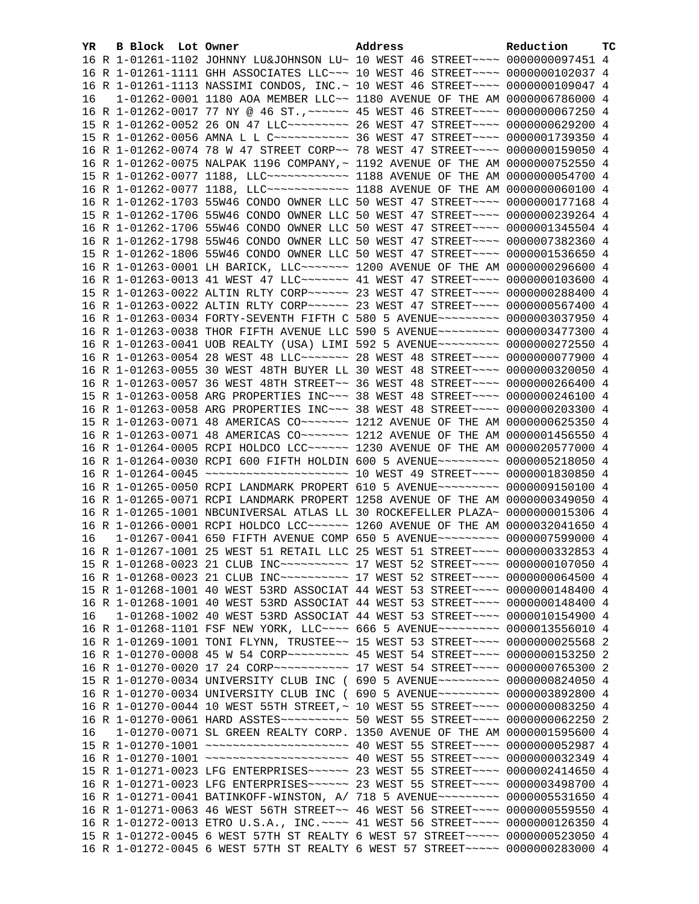| YR | B | Block | Lot | Owner | Address | Reduction | TC |
|---|---|---|---|---|---|---|---|
| 16 | R | 1-01261-1102 | | JOHNNY LU&JOHNSON LU~ | 10 WEST 46 STREET~~~~ | 0000000097451 | 4 |
| 16 | R | 1-01261-1111 | | GHH ASSOCIATES LLC~~~ | 10 WEST 46 STREET~~~~ | 0000000102037 | 4 |
| 16 | R | 1-01261-1113 | | NASSIMI CONDOS, INC.~ | 10 WEST 46 STREET~~~~ | 0000000109047 | 4 |
| 16 | | 1-01262-0001 | | 1180 AOA MEMBER LLC~~ | 1180 AVENUE OF THE AM | 0000006786000 | 4 |
| 16 | R | 1-01262-0017 | | 77 NY @ 46 ST.,~~~~~~ | 45 WEST 46 STREET~~~~ | 0000000067250 | 4 |
| 15 | R | 1-01262-0052 | | 26 ON 47 LLC~~~~~~~~~ | 26 WEST 47 STREET~~~~ | 0000000629200 | 4 |
| 15 | R | 1-01262-0056 | | AMNA L L C~~~~~~~~~~~ | 36 WEST 47 STREET~~~~ | 0000001739350 | 4 |
| 16 | R | 1-01262-0074 | | 78 W 47 STREET CORP~~ | 78 WEST 47 STREET~~~~ | 0000000159050 | 4 |
| 16 | R | 1-01262-0075 | | NALPAK 1196 COMPANY,~ | 1192 AVENUE OF THE AM | 0000000752550 | 4 |
| 15 | R | 1-01262-0077 | | 1188, LLC~~~~~~~~~~~~ | 1188 AVENUE OF THE AM | 0000000054700 | 4 |
| 16 | R | 1-01262-0077 | | 1188, LLC~~~~~~~~~~~~ | 1188 AVENUE OF THE AM | 0000000060100 | 4 |
| 16 | R | 1-01262-1703 | | 55W46 CONDO OWNER LLC | 50 WEST 47 STREET~~~~ | 0000000177168 | 4 |
| 15 | R | 1-01262-1706 | | 55W46 CONDO OWNER LLC | 50 WEST 47 STREET~~~~ | 0000000239264 | 4 |
| 16 | R | 1-01262-1706 | | 55W46 CONDO OWNER LLC | 50 WEST 47 STREET~~~~ | 0000001345504 | 4 |
| 16 | R | 1-01262-1798 | | 55W46 CONDO OWNER LLC | 50 WEST 47 STREET~~~~ | 0000007382360 | 4 |
| 15 | R | 1-01262-1806 | | 55W46 CONDO OWNER LLC | 50 WEST 47 STREET~~~~ | 0000001536650 | 4 |
| 16 | R | 1-01263-0001 | | LH BARICK, LLC~~~~~~~ | 1200 AVENUE OF THE AM | 0000000296600 | 4 |
| 16 | R | 1-01263-0013 | | 41 WEST 47 LLC~~~~~~~ | 41 WEST 47 STREET~~~~ | 0000000103600 | 4 |
| 15 | R | 1-01263-0022 | | ALTIN RLTY CORP~~~~~~ | 23 WEST 47 STREET~~~~ | 0000000288400 | 4 |
| 16 | R | 1-01263-0022 | | ALTIN RLTY CORP~~~~~~ | 23 WEST 47 STREET~~~~ | 0000000567400 | 4 |
| 16 | R | 1-01263-0034 | | FORTY-SEVENTH FIFTH C | 580 5 AVENUE~~~~~~~~~ | 0000003037950 | 4 |
| 16 | R | 1-01263-0038 | | THOR FIFTH AVENUE LLC | 590 5 AVENUE~~~~~~~~~ | 0000003477300 | 4 |
| 16 | R | 1-01263-0041 | | UOB REALTY (USA) LIMI | 592 5 AVENUE~~~~~~~~~ | 0000000272550 | 4 |
| 16 | R | 1-01263-0054 | | 28 WEST 48 LLC~~~~~~~ | 28 WEST 48 STREET~~~~ | 0000000077900 | 4 |
| 16 | R | 1-01263-0055 | | 30 WEST 48TH BUYER LL | 30 WEST 48 STREET~~~~ | 0000000320050 | 4 |
| 16 | R | 1-01263-0057 | | 36 WEST 48TH STREET~~ | 36 WEST 48 STREET~~~~ | 0000000266400 | 4 |
| 15 | R | 1-01263-0058 | | ARG PROPERTIES INC~~~ | 38 WEST 48 STREET~~~~ | 0000000246100 | 4 |
| 16 | R | 1-01263-0058 | | ARG PROPERTIES INC~~~ | 38 WEST 48 STREET~~~~ | 0000000203300 | 4 |
| 15 | R | 1-01263-0071 | | 48 AMERICAS CO~~~~~~~ | 1212 AVENUE OF THE AM | 0000000625350 | 4 |
| 16 | R | 1-01263-0071 | | 48 AMERICAS CO~~~~~~~ | 1212 AVENUE OF THE AM | 0000001456550 | 4 |
| 16 | R | 1-01264-0005 | | RCPI HOLDCO LCC~~~~~~ | 1230 AVENUE OF THE AM | 0000020577000 | 4 |
| 16 | R | 1-01264-0030 | | RCPI 600 FIFTH HOLDIN | 600 5 AVENUE~~~~~~~~~ | 0000005218050 | 4 |
| 16 | R | 1-01264-0045 | | ~~~~~~~~~~~~~~~~~~~~~ | 10 WEST 49 STREET~~~~ | 0000001830850 | 4 |
| 16 | R | 1-01265-0050 | | RCPI LANDMARK PROPERT | 610 5 AVENUE~~~~~~~~~ | 0000009150100 | 4 |
| 16 | R | 1-01265-0071 | | RCPI LANDMARK PROPERT | 1258 AVENUE OF THE AM | 0000000349050 | 4 |
| 16 | R | 1-01265-1001 | | NBCUNIVERSAL ATLAS LL | 30 ROCKEFELLER PLAZA~ | 0000000015306 | 4 |
| 16 | R | 1-01266-0001 | | RCPI HOLDCO LCC~~~~~~ | 1260 AVENUE OF THE AM | 0000032041650 | 4 |
| 16 | | 1-01267-0041 | | 650 FIFTH AVENUE COMP | 650 5 AVENUE~~~~~~~~~ | 0000007599000 | 4 |
| 16 | R | 1-01267-1001 | | 25 WEST 51 RETAIL LLC | 25 WEST 51 STREET~~~~ | 0000000332853 | 4 |
| 15 | R | 1-01268-0023 | | 21 CLUB INC~~~~~~~~~~ | 17 WEST 52 STREET~~~~ | 0000000107050 | 4 |
| 16 | R | 1-01268-0023 | | 21 CLUB INC~~~~~~~~~~ | 17 WEST 52 STREET~~~~ | 0000000064500 | 4 |
| 15 | R | 1-01268-1001 | | 40 WEST 53RD ASSOCIAT | 44 WEST 53 STREET~~~~ | 0000000148400 | 4 |
| 16 | R | 1-01268-1001 | | 40 WEST 53RD ASSOCIAT | 44 WEST 53 STREET~~~~ | 0000000148400 | 4 |
| 16 | | 1-01268-1002 | | 40 WEST 53RD ASSOCIAT | 44 WEST 53 STREET~~~~ | 0000010154900 | 4 |
| 16 | R | 1-01268-1101 | | FSF NEW YORK, LLC~~~~ | 666 5 AVENUE~~~~~~~~~ | 0000013556010 | 4 |
| 16 | R | 1-01269-1001 | | TONI FLYNN, TRUSTEE~~ | 15 WEST 53 STREET~~~~ | 0000000025568 | 2 |
| 16 | R | 1-01270-0008 | | 45 W 54 CORP~~~~~~~~~ | 45 WEST 54 STREET~~~~ | 0000000153250 | 2 |
| 16 | R | 1-01270-0020 | | 17 24 CORP~~~~~~~~~~~ | 17 WEST 54 STREET~~~~ | 0000000765300 | 2 |
| 15 | R | 1-01270-0034 | | UNIVERSITY CLUB INC ( | 690 5 AVENUE~~~~~~~~~ | 0000000824050 | 4 |
| 16 | R | 1-01270-0034 | | UNIVERSITY CLUB INC ( | 690 5 AVENUE~~~~~~~~~ | 0000003892800 | 4 |
| 16 | R | 1-01270-0044 | | 10 WEST 55TH STREET,~ | 10 WEST 55 STREET~~~~ | 0000000083250 | 4 |
| 16 | R | 1-01270-0061 | | HARD ASSTES~~~~~~~~~~ | 50 WEST 55 STREET~~~~ | 0000000062250 | 2 |
| 16 | | 1-01270-0071 | | SL GREEN REALTY CORP. | 1350 AVENUE OF THE AM | 0000001595600 | 4 |
| 15 | R | 1-01270-1001 | | ~~~~~~~~~~~~~~~~~~~~~ | 40 WEST 55 STREET~~~~ | 0000000052987 | 4 |
| 16 | R | 1-01270-1001 | | ~~~~~~~~~~~~~~~~~~~~~ | 40 WEST 55 STREET~~~~ | 0000000032349 | 4 |
| 15 | R | 1-01271-0023 | | LFG ENTERPRISES~~~~~~ | 23 WEST 55 STREET~~~~ | 0000002414650 | 4 |
| 16 | R | 1-01271-0023 | | LFG ENTERPRISES~~~~~~ | 23 WEST 55 STREET~~~~ | 0000003498700 | 4 |
| 16 | R | 1-01271-0041 | | BATINKOFF-WINSTON, A/ | 718 5 AVENUE~~~~~~~~~ | 0000005531650 | 4 |
| 16 | R | 1-01271-0063 | | 46 WEST 56TH STREET~~ | 46 WEST 56 STREET~~~~ | 0000000559550 | 4 |
| 16 | R | 1-01272-0013 | | ETRO U.S.A., INC.~~~~ | 41 WEST 56 STREET~~~~ | 0000000126350 | 4 |
| 15 | R | 1-01272-0045 | | 6 WEST 57TH ST REALTY | 6 WEST 57 STREET~~~~~ | 0000000523050 | 4 |
| 16 | R | 1-01272-0045 | | 6 WEST 57TH ST REALTY | 6 WEST 57 STREET~~~~~ | 0000000283000 | 4 |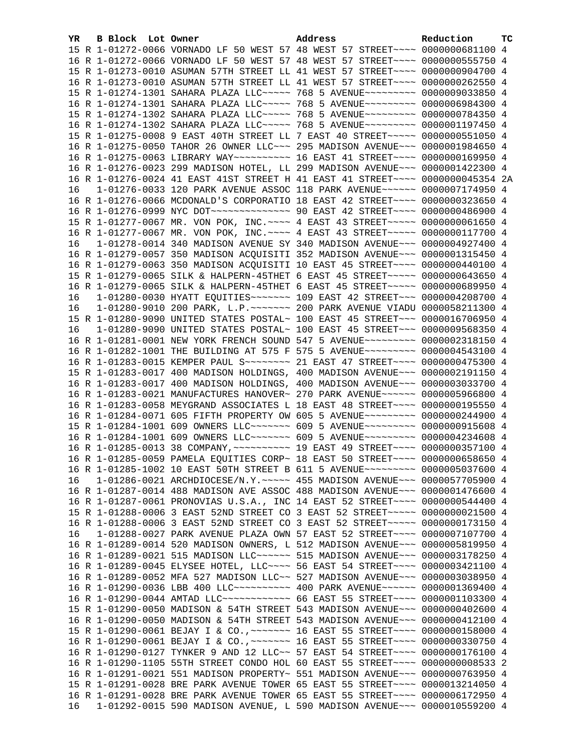| YR | B | Block | Lot | Owner | Address | Reduction | TC |
|---|---|---|---|---|---|---|---|
| 15 | R | 1-01272-0066 | | VORNADO LF 50 WEST 57 | 48 WEST 57 STREET~~~~ | 0000000681100 | 4 |
| 16 | R | 1-01272-0066 | | VORNADO LF 50 WEST 57 | 48 WEST 57 STREET~~~~ | 0000000555750 | 4 |
| 15 | R | 1-01273-0010 | | ASUMAN 57TH STREET LL | 41 WEST 57 STREET~~~~ | 0000000904700 | 4 |
| 16 | R | 1-01273-0010 | | ASUMAN 57TH STREET LL | 41 WEST 57 STREET~~~~ | 0000000262550 | 4 |
| 15 | R | 1-01274-1301 | | SAHARA PLAZA LLC~~~~~ | 768 5 AVENUE~~~~~~~~~ | 0000009033850 | 4 |
| 16 | R | 1-01274-1301 | | SAHARA PLAZA LLC~~~~~ | 768 5 AVENUE~~~~~~~~~ | 0000006984300 | 4 |
| 15 | R | 1-01274-1302 | | SAHARA PLAZA LLC~~~~~ | 768 5 AVENUE~~~~~~~~~ | 0000000784350 | 4 |
| 16 | R | 1-01274-1302 | | SAHARA PLAZA LLC~~~~~ | 768 5 AVENUE~~~~~~~~~ | 0000001197450 | 4 |
| 15 | R | 1-01275-0008 | | 9 EAST 40TH STREET LL | 7 EAST 40 STREET~~~~~ | 0000000551050 | 4 |
| 16 | R | 1-01275-0050 | | TAHOR 26 OWNER LLC~~~ | 295 MADISON AVENUE~~~ | 0000001984650 | 4 |
| 16 | R | 1-01275-0063 | | LIBRARY WAY~~~~~~~~~~ | 16 EAST 41 STREET~~~~ | 0000000169950 | 4 |
| 16 | R | 1-01276-0023 | | 299 MADISON HOTEL, LL | 299 MADISON AVENUE~~~ | 0000001422300 | 4 |
| 16 | R | 1-01276-0024 | | 41 EAST 41ST STREET H | 41 EAST 41 STREET~~~~ | 0000000045354 | 2A |
| 16 | | 1-01276-0033 | | 120 PARK AVENUE ASSOC | 118 PARK AVENUE~~~~~~ | 0000007174950 | 4 |
| 16 | R | 1-01276-0066 | | MCDONALD'S CORPORATIO | 18 EAST 42 STREET~~~~ | 0000000323650 | 4 |
| 16 | R | 1-01276-0999 | | NYC DOT~~~~~~~~~~~~~~ | 90 EAST 42 STREET~~~~ | 0000000486900 | 4 |
| 15 | R | 1-01277-0067 | | MR. VON POK, INC.~~~~ | 4 EAST 43 STREET~~~~~ | 0000000061650 | 4 |
| 16 | R | 1-01277-0067 | | MR. VON POK, INC.~~~~ | 4 EAST 43 STREET~~~~~ | 0000000117700 | 4 |
| 16 | | 1-01278-0014 | | 340 MADISON AVENUE SY | 340 MADISON AVENUE~~~ | 0000004927400 | 4 |
| 16 | R | 1-01279-0057 | | 350 MADISON ACQUISITI | 352 MADISON AVENUE~~~ | 0000001315450 | 4 |
| 16 | R | 1-01279-0063 | | 350 MADISON ACQUISITI | 10 EAST 45 STREET~~~~ | 0000000440100 | 4 |
| 15 | R | 1-01279-0065 | | SILK & HALPERN-45THET | 6 EAST 45 STREET~~~~~ | 0000000643650 | 4 |
| 16 | R | 1-01279-0065 | | SILK & HALPERN-45THET | 6 EAST 45 STREET~~~~~ | 0000000689950 | 4 |
| 16 | | 1-01280-0030 | | HYATT EQUITIES~~~~~~~ | 109 EAST 42 STREET~~~ | 0000004208700 | 4 |
| 16 | | 1-01280-9010 | | 200 PARK, L.P.~~~~~~~ | 200 PARK AVENUE VIADU | 0000058211300 | 4 |
| 15 | R | 1-01280-9090 | | UNITED STATES POSTAL~ | 100 EAST 45 STREET~~~ | 0000016706950 | 4 |
| 16 | | 1-01280-9090 | | UNITED STATES POSTAL~ | 100 EAST 45 STREET~~~ | 0000009568350 | 4 |
| 16 | R | 1-01281-0001 | | NEW YORK FRENCH SOUND | 547 5 AVENUE~~~~~~~~~ | 0000002318150 | 4 |
| 16 | R | 1-01282-1001 | | THE BUILDING AT 575 F | 575 5 AVENUE~~~~~~~~~ | 0000004543100 | 4 |
| 16 | R | 1-01283-0015 | | KEMPER PAUL S~~~~~~~~ | 21 EAST 47 STREET~~~~ | 0000000475300 | 4 |
| 15 | R | 1-01283-0017 | | 400 MADISON HOLDINGS, | 400 MADISON AVENUE~~~ | 0000002191150 | 4 |
| 16 | R | 1-01283-0017 | | 400 MADISON HOLDINGS, | 400 MADISON AVENUE~~~ | 0000003033700 | 4 |
| 16 | R | 1-01283-0021 | | MANUFACTURES HANOVER~ | 270 PARK AVENUE~~~~~~ | 0000005966800 | 4 |
| 16 | R | 1-01283-0058 | | MEYGRAND ASSOCIATES L | 18 EAST 48 STREET~~~~ | 0000000195550 | 4 |
| 16 | R | 1-01284-0071 | | 605 FIFTH PROPERTY OW | 605 5 AVENUE~~~~~~~~~ | 0000000244900 | 4 |
| 15 | R | 1-01284-1001 | | 609 OWNERS LLC~~~~~~~ | 609 5 AVENUE~~~~~~~~~ | 0000000915608 | 4 |
| 16 | R | 1-01284-1001 | | 609 OWNERS LLC~~~~~~~ | 609 5 AVENUE~~~~~~~~~ | 0000004234608 | 4 |
| 16 | R | 1-01285-0013 | | 38 COMPANY,~~~~~~~~~~ | 19 EAST 49 STREET~~~~ | 0000000357100 | 4 |
| 16 | R | 1-01285-0059 | | PAMELA EQUITIES CORP~ | 18 EAST 50 STREET~~~~ | 0000000658650 | 4 |
| 16 | R | 1-01285-1002 | | 10 EAST 50TH STREET B | 611 5 AVENUE~~~~~~~~~ | 0000005037600 | 4 |
| 16 | | 1-01286-0021 | | ARCHDIOCESE/N.Y.~~~~~ | 455 MADISON AVENUE~~~ | 0000057705900 | 4 |
| 16 | R | 1-01287-0014 | | 488 MADISON AVE ASSOC | 488 MADISON AVENUE~~~ | 0000001476600 | 4 |
| 16 | R | 1-01287-0061 | | PRONOVIAS U.S.A., INC | 14 EAST 52 STREET~~~~ | 0000000544400 | 4 |
| 15 | R | 1-01288-0006 | | 3 EAST 52ND STREET CO | 3 EAST 52 STREET~~~~~ | 0000000021500 | 4 |
| 16 | R | 1-01288-0006 | | 3 EAST 52ND STREET CO | 3 EAST 52 STREET~~~~~ | 0000000173150 | 4 |
| 16 | | 1-01288-0027 | | PARK AVENUE PLAZA OWN | 57 EAST 52 STREET~~~~ | 0000007107700 | 4 |
| 16 | R | 1-01289-0014 | | 520 MADISON OWNERS, L | 512 MADISON AVENUE~~~ | 0000005819950 | 4 |
| 16 | R | 1-01289-0021 | | 515 MADISON LLC~~~~~~ | 515 MADISON AVENUE~~~ | 0000003178250 | 4 |
| 16 | R | 1-01289-0045 | | ELYSEE HOTEL, LLC~~~~ | 56 EAST 54 STREET~~~~ | 0000003421100 | 4 |
| 16 | R | 1-01289-0052 | | MFA 527 MADISON LLC~~ | 527 MADISON AVENUE~~~ | 0000003038950 | 4 |
| 16 | R | 1-01290-0036 | | LBB 400 LLC~~~~~~~~~~ | 400 PARK AVENUE~~~~~~ | 0000001369400 | 4 |
| 16 | R | 1-01290-0044 | | AMTAD LLC~~~~~~~~~~~~ | 66 EAST 55 STREET~~~~ | 0000001103300 | 4 |
| 15 | R | 1-01290-0050 | | MADISON & 54TH STREET | 543 MADISON AVENUE~~~ | 0000000402600 | 4 |
| 16 | R | 1-01290-0050 | | MADISON & 54TH STREET | 543 MADISON AVENUE~~~ | 0000000412100 | 4 |
| 15 | R | 1-01290-0061 | | BEJAY I & CO.,~~~~~~~ | 16 EAST 55 STREET~~~~ | 0000000158000 | 4 |
| 16 | R | 1-01290-0061 | | BEJAY I & CO.,~~~~~~~ | 16 EAST 55 STREET~~~~ | 0000000330750 | 4 |
| 16 | R | 1-01290-0127 | | TYNKER 9 AND 12 LLC~~ | 57 EAST 54 STREET~~~~ | 0000000176100 | 4 |
| 16 | R | 1-01290-1105 | | 55TH STREET CONDO HOL | 60 EAST 55 STREET~~~~ | 0000000008533 | 2 |
| 16 | R | 1-01291-0021 | | 551 MADISON PROPERTY~ | 551 MADISON AVENUE~~~ | 0000000763950 | 4 |
| 15 | R | 1-01291-0028 | | BRE PARK AVENUE TOWER | 65 EAST 55 STREET~~~~ | 0000013214050 | 4 |
| 16 | R | 1-01291-0028 | | BRE PARK AVENUE TOWER | 65 EAST 55 STREET~~~~ | 0000006172950 | 4 |
| 16 | | 1-01292-0015 | | 590 MADISON AVENUE, L | 590 MADISON AVENUE~~~ | 0000010559200 | 4 |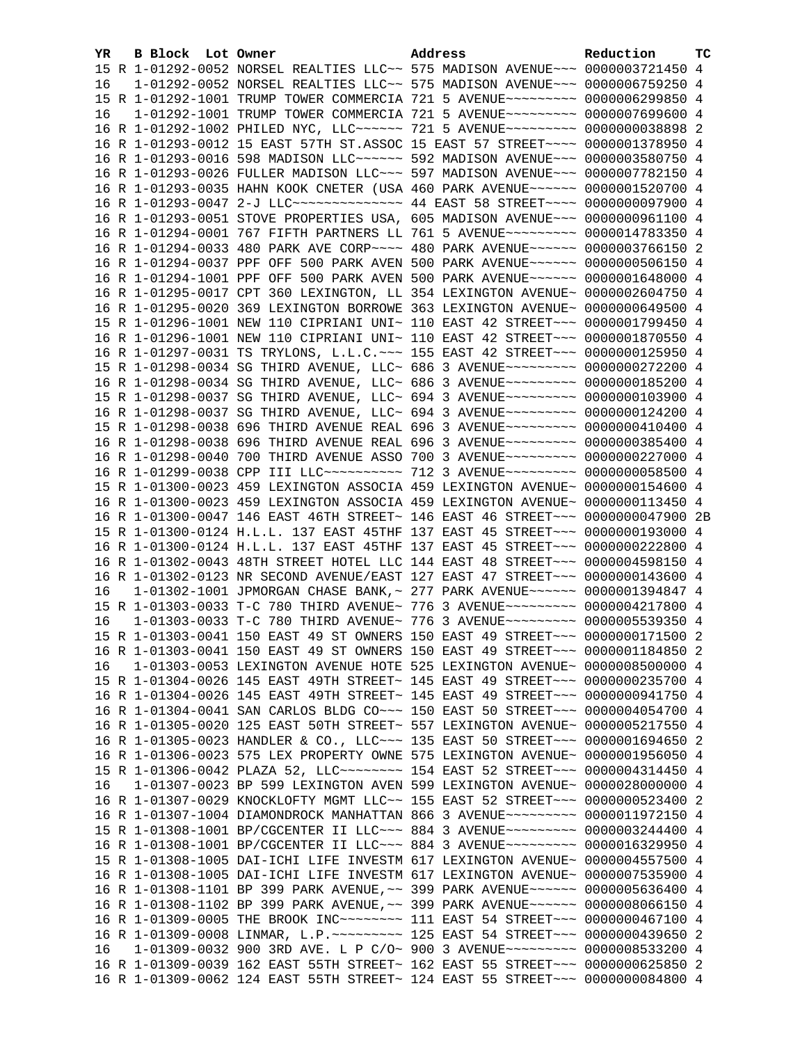| YR | B | Block | Lot | Owner | Address | Reduction | TC |
|---|---|---|---|---|---|---|---|
| 15 | R | 1-01292-0052 | | NORSEL REALTIES LLC~~ | 575 MADISON AVENUE~~~ | 0000003721450 | 4 |
| 16 | | 1-01292-0052 | | NORSEL REALTIES LLC~~ | 575 MADISON AVENUE~~~ | 0000006759250 | 4 |
| 15 | R | 1-01292-1001 | | TRUMP TOWER COMMERCIA | 721 5 AVENUE~~~~~~~~~ | 0000006299850 | 4 |
| 16 | | 1-01292-1001 | | TRUMP TOWER COMMERCIA | 721 5 AVENUE~~~~~~~~~ | 0000007699600 | 4 |
| 16 | R | 1-01292-1002 | | PHILED NYC, LLC~~~~~~ | 721 5 AVENUE~~~~~~~~~ | 0000000038898 | 2 |
| 16 | R | 1-01293-0012 | | 15 EAST 57TH ST.ASSOC | 15 EAST 57 STREET~~~~ | 0000001378950 | 4 |
| 16 | R | 1-01293-0016 | | 598 MADISON LLC~~~~~~ | 592 MADISON AVENUE~~~ | 0000003580750 | 4 |
| 16 | R | 1-01293-0026 | | FULLER MADISON LLC~~~ | 597 MADISON AVENUE~~~ | 0000007782150 | 4 |
| 16 | R | 1-01293-0035 | | HAHN KOOK CNETER (USA | 460 PARK AVENUE~~~~~~ | 0000001520700 | 4 |
| 16 | R | 1-01293-0047 | | 2-J LLC~~~~~~~~~~~~~~ | 44 EAST 58 STREET~~~~ | 0000000097900 | 4 |
| 16 | R | 1-01293-0051 | | STOVE PROPERTIES USA, | 605 MADISON AVENUE~~~ | 0000000961100 | 4 |
| 16 | R | 1-01294-0001 | | 767 FIFTH PARTNERS LL | 761 5 AVENUE~~~~~~~~~ | 0000014783350 | 4 |
| 16 | R | 1-01294-0033 | | 480 PARK AVE CORP~~~~ | 480 PARK AVENUE~~~~~~ | 0000003766150 | 2 |
| 16 | R | 1-01294-0037 | | PPF OFF 500 PARK AVEN | 500 PARK AVENUE~~~~~~ | 0000000506150 | 4 |
| 16 | R | 1-01294-1001 | | PPF OFF 500 PARK AVEN | 500 PARK AVENUE~~~~~~ | 0000001648000 | 4 |
| 16 | R | 1-01295-0017 | | CPT 360 LEXINGTON, LL | 354 LEXINGTON AVENUE~ | 0000002604750 | 4 |
| 16 | R | 1-01295-0020 | | 369 LEXINGTON BORROWE | 363 LEXINGTON AVENUE~ | 0000000649500 | 4 |
| 15 | R | 1-01296-1001 | | NEW 110 CIPRIANI UNI~ | 110 EAST 42 STREET~~~ | 0000001799450 | 4 |
| 16 | R | 1-01296-1001 | | NEW 110 CIPRIANI UNI~ | 110 EAST 42 STREET~~~ | 0000001870550 | 4 |
| 16 | R | 1-01297-0031 | | TS TRYLONS, L.L.C.~~~ | 155 EAST 42 STREET~~~ | 0000000125950 | 4 |
| 15 | R | 1-01298-0034 | | SG THIRD AVENUE, LLC~ | 686 3 AVENUE~~~~~~~~~ | 0000000272200 | 4 |
| 16 | R | 1-01298-0034 | | SG THIRD AVENUE, LLC~ | 686 3 AVENUE~~~~~~~~~ | 0000000185200 | 4 |
| 15 | R | 1-01298-0037 | | SG THIRD AVENUE, LLC~ | 694 3 AVENUE~~~~~~~~~ | 0000000103900 | 4 |
| 16 | R | 1-01298-0037 | | SG THIRD AVENUE, LLC~ | 694 3 AVENUE~~~~~~~~~ | 0000000124200 | 4 |
| 15 | R | 1-01298-0038 | | 696 THIRD AVENUE REAL | 696 3 AVENUE~~~~~~~~~ | 0000000410400 | 4 |
| 16 | R | 1-01298-0038 | | 696 THIRD AVENUE REAL | 696 3 AVENUE~~~~~~~~~ | 0000000385400 | 4 |
| 16 | R | 1-01298-0040 | | 700 THIRD AVENUE ASSO | 700 3 AVENUE~~~~~~~~~ | 0000000227000 | 4 |
| 16 | R | 1-01299-0038 | | CPP III LLC~~~~~~~~~~ | 712 3 AVENUE~~~~~~~~~ | 0000000058500 | 4 |
| 15 | R | 1-01300-0023 | | 459 LEXINGTON ASSOCIA | 459 LEXINGTON AVENUE~ | 0000000154600 | 4 |
| 16 | R | 1-01300-0023 | | 459 LEXINGTON ASSOCIA | 459 LEXINGTON AVENUE~ | 0000000113450 | 4 |
| 16 | R | 1-01300-0047 | | 146 EAST 46TH STREET~ | 146 EAST 46 STREET~~~ | 0000000047900 | 2B |
| 15 | R | 1-01300-0124 | | H.L.L. 137 EAST 45THF | 137 EAST 45 STREET~~~ | 0000000193000 | 4 |
| 16 | R | 1-01300-0124 | | H.L.L. 137 EAST 45THF | 137 EAST 45 STREET~~~ | 0000000222800 | 4 |
| 16 | R | 1-01302-0043 | | 48TH STREET HOTEL LLC | 144 EAST 48 STREET~~~ | 0000004598150 | 4 |
| 16 | R | 1-01302-0123 | | NR SECOND AVENUE/EAST | 127 EAST 47 STREET~~~ | 0000000143600 | 4 |
| 16 | | 1-01302-1001 | | JPMORGAN CHASE BANK,~ | 277 PARK AVENUE~~~~~~ | 0000001394847 | 4 |
| 15 | R | 1-01303-0033 | | T-C 780 THIRD AVENUE~ | 776 3 AVENUE~~~~~~~~~ | 0000004217800 | 4 |
| 16 | | 1-01303-0033 | | T-C 780 THIRD AVENUE~ | 776 3 AVENUE~~~~~~~~~ | 0000005539350 | 4 |
| 15 | R | 1-01303-0041 | | 150 EAST 49 ST OWNERS | 150 EAST 49 STREET~~~ | 0000000171500 | 2 |
| 16 | R | 1-01303-0041 | | 150 EAST 49 ST OWNERS | 150 EAST 49 STREET~~~ | 0000001184850 | 2 |
| 16 | | 1-01303-0053 | | LEXINGTON AVENUE HOTE | 525 LEXINGTON AVENUE~ | 0000008500000 | 4 |
| 15 | R | 1-01304-0026 | | 145 EAST 49TH STREET~ | 145 EAST 49 STREET~~~ | 0000000235700 | 4 |
| 16 | R | 1-01304-0026 | | 145 EAST 49TH STREET~ | 145 EAST 49 STREET~~~ | 0000000941750 | 4 |
| 16 | R | 1-01304-0041 | | SAN CARLOS BLDG CO~~~ | 150 EAST 50 STREET~~~ | 0000004054700 | 4 |
| 16 | R | 1-01305-0020 | | 125 EAST 50TH STREET~ | 557 LEXINGTON AVENUE~ | 0000005217550 | 4 |
| 16 | R | 1-01305-0023 | | HANDLER & CO., LLC~~~ | 135 EAST 50 STREET~~~ | 0000001694650 | 2 |
| 16 | R | 1-01306-0023 | | 575 LEX PROPERTY OWNE | 575 LEXINGTON AVENUE~ | 0000001956050 | 4 |
| 15 | R | 1-01306-0042 | | PLAZA 52, LLC~~~~~~~~ | 154 EAST 52 STREET~~~ | 0000004314450 | 4 |
| 16 | | 1-01307-0023 | | BP 599 LEXINGTON AVEN | 599 LEXINGTON AVENUE~ | 0000028000000 | 4 |
| 16 | R | 1-01307-0029 | | KNOCKLOFTY MGMT LLC~~ | 155 EAST 52 STREET~~~ | 0000000523400 | 2 |
| 16 | R | 1-01307-1004 | | DIAMONDROCK MANHATTAN | 866 3 AVENUE~~~~~~~~~ | 0000011972150 | 4 |
| 15 | R | 1-01308-1001 | | BP/CGCENTER II LLC~~~ | 884 3 AVENUE~~~~~~~~~ | 0000003244400 | 4 |
| 16 | R | 1-01308-1001 | | BP/CGCENTER II LLC~~~ | 884 3 AVENUE~~~~~~~~~ | 0000016329950 | 4 |
| 15 | R | 1-01308-1005 | | DAI-ICHI LIFE INVESTM | 617 LEXINGTON AVENUE~ | 0000004557500 | 4 |
| 16 | R | 1-01308-1005 | | DAI-ICHI LIFE INVESTM | 617 LEXINGTON AVENUE~ | 0000007535900 | 4 |
| 16 | R | 1-01308-1101 | | BP 399 PARK AVENUE,~~ | 399 PARK AVENUE~~~~~~ | 0000005636400 | 4 |
| 16 | R | 1-01308-1102 | | BP 399 PARK AVENUE,~~ | 399 PARK AVENUE~~~~~~ | 0000008066150 | 4 |
| 16 | R | 1-01309-0005 | | THE BROOK INC~~~~~~~~ | 111 EAST 54 STREET~~~ | 0000000467100 | 4 |
| 16 | R | 1-01309-0008 | | LINMAR, L.P.~~~~~~~~~ | 125 EAST 54 STREET~~~ | 0000000439650 | 2 |
| 16 | | 1-01309-0032 | | 900 3RD AVE. L P C/O~ | 900 3 AVENUE~~~~~~~~~ | 0000008533200 | 4 |
| 16 | R | 1-01309-0039 | | 162 EAST 55TH STREET~ | 162 EAST 55 STREET~~~ | 0000000625850 | 2 |
| 16 | R | 1-01309-0062 | | 124 EAST 55TH STREET~ | 124 EAST 55 STREET~~~ | 0000000084800 | 4 |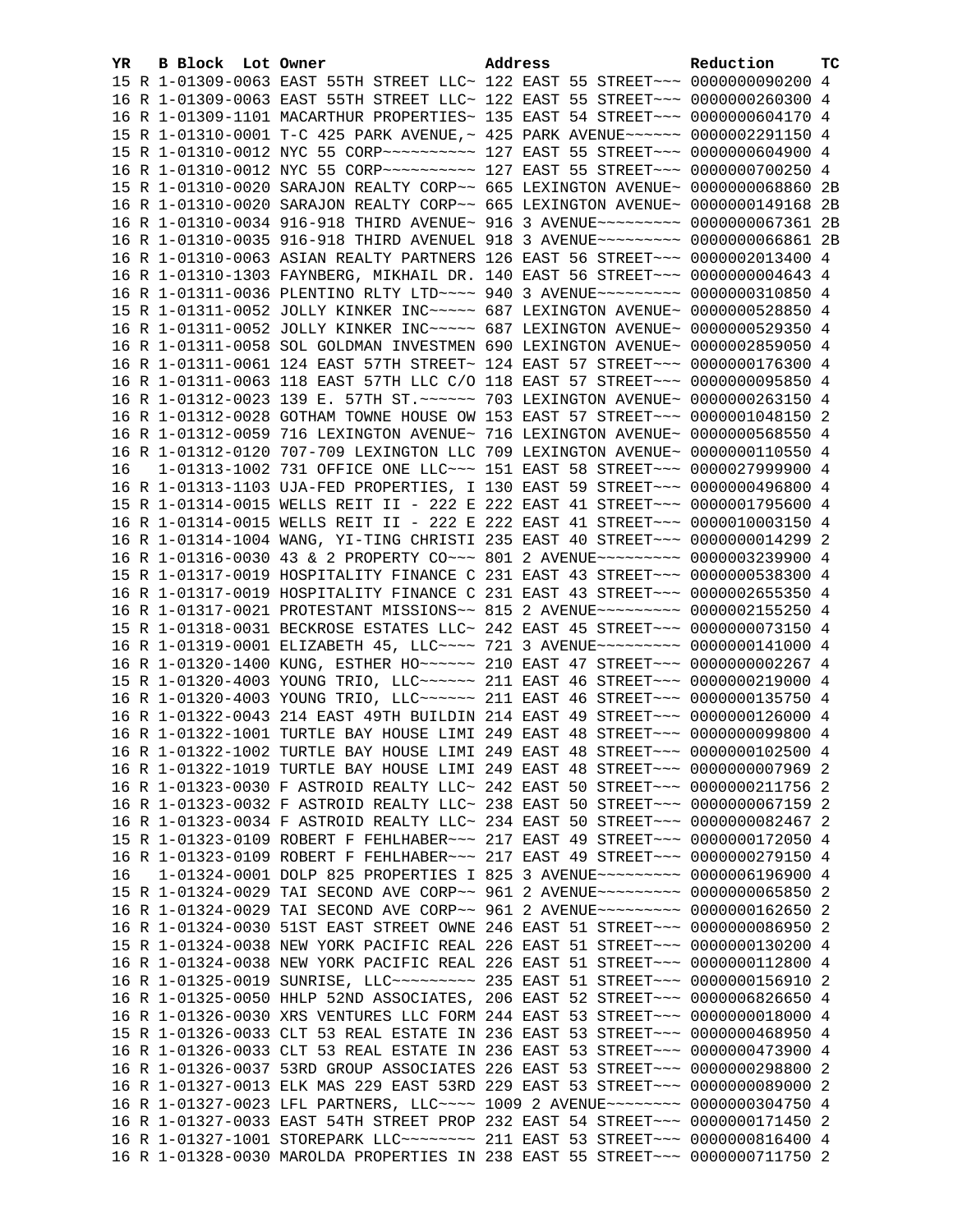| YR | B | Block | Lot | Owner | Address | Reduction | TC |
|---|---|---|---|---|---|---|---|
| 15 | R | 1-01309-0063 | | EAST 55TH STREET LLC~ | 122 EAST 55 STREET~~~ | 0000000090200 | 4 |
| 16 | R | 1-01309-0063 | | EAST 55TH STREET LLC~ | 122 EAST 55 STREET~~~ | 0000000260300 | 4 |
| 16 | R | 1-01309-1101 | | MACARTHUR PROPERTIES~ | 135 EAST 54 STREET~~~ | 0000000604170 | 4 |
| 15 | R | 1-01310-0001 | | T-C 425 PARK AVENUE,~ | 425 PARK AVENUE~~~~~~ | 0000002291150 | 4 |
| 15 | R | 1-01310-0012 | | NYC 55 CORP~~~~~~~~~~ | 127 EAST 55 STREET~~~ | 0000000604900 | 4 |
| 16 | R | 1-01310-0012 | | NYC 55 CORP~~~~~~~~~~ | 127 EAST 55 STREET~~~ | 0000000700250 | 4 |
| 15 | R | 1-01310-0020 | | SARAJON REALTY CORP~~ | 665 LEXINGTON AVENUE~ | 0000000068860 | 2B |
| 16 | R | 1-01310-0020 | | SARAJON REALTY CORP~~ | 665 LEXINGTON AVENUE~ | 0000000149168 | 2B |
| 16 | R | 1-01310-0034 | | 916-918 THIRD AVENUE~ | 916 3 AVENUE~~~~~~~~~ | 0000000067361 | 2B |
| 16 | R | 1-01310-0035 | | 916-918 THIRD AVENUEL | 918 3 AVENUE~~~~~~~~~ | 0000000066861 | 2B |
| 16 | R | 1-01310-0063 | | ASIAN REALTY PARTNERS | 126 EAST 56 STREET~~~ | 0000002013400 | 4 |
| 16 | R | 1-01310-1303 | | FAYNBERG, MIKHAIL DR. | 140 EAST 56 STREET~~~ | 0000000004643 | 4 |
| 16 | R | 1-01311-0036 | | PLENTINO RLTY LTD~~~~ | 940 3 AVENUE~~~~~~~~~ | 0000000310850 | 4 |
| 15 | R | 1-01311-0052 | | JOLLY KINKER INC~~~~~ | 687 LEXINGTON AVENUE~ | 0000000528850 | 4 |
| 16 | R | 1-01311-0052 | | JOLLY KINKER INC~~~~~ | 687 LEXINGTON AVENUE~ | 0000000529350 | 4 |
| 16 | R | 1-01311-0058 | | SOL GOLDMAN INVESTMEN | 690 LEXINGTON AVENUE~ | 0000002859050 | 4 |
| 16 | R | 1-01311-0061 | | 124 EAST 57TH STREET~ | 124 EAST 57 STREET~~~ | 0000000176300 | 4 |
| 16 | R | 1-01311-0063 | | 118 EAST 57TH LLC C/O | 118 EAST 57 STREET~~~ | 0000000095850 | 4 |
| 16 | R | 1-01312-0023 | | 139 E. 57TH ST.~~~~~~ | 703 LEXINGTON AVENUE~ | 0000000263150 | 4 |
| 16 | R | 1-01312-0028 | | GOTHAM TOWNE HOUSE OW | 153 EAST 57 STREET~~~ | 0000001048150 | 2 |
| 16 | R | 1-01312-0059 | | 716 LEXINGTON AVENUE~ | 716 LEXINGTON AVENUE~ | 0000000568550 | 4 |
| 16 | R | 1-01312-0120 | | 707-709 LEXINGTON LLC | 709 LEXINGTON AVENUE~ | 0000000110550 | 4 |
| 16 | | 1-01313-1002 | | 731 OFFICE ONE LLC~~~ | 151 EAST 58 STREET~~~ | 0000027999900 | 4 |
| 16 | R | 1-01313-1103 | | UJA-FED PROPERTIES, I | 130 EAST 59 STREET~~~ | 0000000496800 | 4 |
| 15 | R | 1-01314-0015 | | WELLS REIT II - 222 E | 222 EAST 41 STREET~~~ | 0000001795600 | 4 |
| 16 | R | 1-01314-0015 | | WELLS REIT II - 222 E | 222 EAST 41 STREET~~~ | 0000010003150 | 4 |
| 16 | R | 1-01314-1004 | | WANG, YI-TING CHRISTI | 235 EAST 40 STREET~~~ | 0000000014299 | 2 |
| 16 | R | 1-01316-0030 | | 43 & 2 PROPERTY CO~~~ | 801 2 AVENUE~~~~~~~~~ | 0000003239900 | 4 |
| 15 | R | 1-01317-0019 | | HOSPITALITY FINANCE C | 231 EAST 43 STREET~~~ | 0000000538300 | 4 |
| 16 | R | 1-01317-0019 | | HOSPITALITY FINANCE C | 231 EAST 43 STREET~~~ | 0000002655350 | 4 |
| 16 | R | 1-01317-0021 | | PROTESTANT MISSIONS~~ | 815 2 AVENUE~~~~~~~~~ | 0000002155250 | 4 |
| 15 | R | 1-01318-0031 | | BECKROSE ESTATES LLC~ | 242 EAST 45 STREET~~~ | 0000000073150 | 4 |
| 16 | R | 1-01319-0001 | | ELIZABETH 45, LLC~~~~ | 721 3 AVENUE~~~~~~~~~ | 0000000141000 | 4 |
| 16 | R | 1-01320-1400 | | KUNG, ESTHER HO~~~~~~ | 210 EAST 47 STREET~~~ | 0000000002267 | 4 |
| 15 | R | 1-01320-4003 | | YOUNG TRIO, LLC~~~~~~ | 211 EAST 46 STREET~~~ | 0000000219000 | 4 |
| 16 | R | 1-01320-4003 | | YOUNG TRIO, LLC~~~~~~ | 211 EAST 46 STREET~~~ | 0000000135750 | 4 |
| 16 | R | 1-01322-0043 | | 214 EAST 49TH BUILDIN | 214 EAST 49 STREET~~~ | 0000000126000 | 4 |
| 16 | R | 1-01322-1001 | | TURTLE BAY HOUSE LIMI | 249 EAST 48 STREET~~~ | 0000000099800 | 4 |
| 16 | R | 1-01322-1002 | | TURTLE BAY HOUSE LIMI | 249 EAST 48 STREET~~~ | 0000000102500 | 4 |
| 16 | R | 1-01322-1019 | | TURTLE BAY HOUSE LIMI | 249 EAST 48 STREET~~~ | 0000000007969 | 2 |
| 16 | R | 1-01323-0030 | | F ASTROID REALTY LLC~ | 242 EAST 50 STREET~~~ | 0000000211756 | 2 |
| 16 | R | 1-01323-0032 | | F ASTROID REALTY LLC~ | 238 EAST 50 STREET~~~ | 0000000067159 | 2 |
| 16 | R | 1-01323-0034 | | F ASTROID REALTY LLC~ | 234 EAST 50 STREET~~~ | 0000000082467 | 2 |
| 15 | R | 1-01323-0109 | | ROBERT F FEHLHABER~~~ | 217 EAST 49 STREET~~~ | 0000000172050 | 4 |
| 16 | R | 1-01323-0109 | | ROBERT F FEHLHABER~~~ | 217 EAST 49 STREET~~~ | 0000000279150 | 4 |
| 16 | | 1-01324-0001 | | DOLP 825 PROPERTIES I | 825 3 AVENUE~~~~~~~~~ | 0000006196900 | 4 |
| 15 | R | 1-01324-0029 | | TAI SECOND AVE CORP~~ | 961 2 AVENUE~~~~~~~~~ | 0000000065850 | 2 |
| 16 | R | 1-01324-0029 | | TAI SECOND AVE CORP~~ | 961 2 AVENUE~~~~~~~~~ | 0000000162650 | 2 |
| 16 | R | 1-01324-0030 | | 51ST EAST STREET OWNE | 246 EAST 51 STREET~~~ | 0000000086950 | 2 |
| 15 | R | 1-01324-0038 | | NEW YORK PACIFIC REAL | 226 EAST 51 STREET~~~ | 0000000130200 | 4 |
| 16 | R | 1-01324-0038 | | NEW YORK PACIFIC REAL | 226 EAST 51 STREET~~~ | 0000000112800 | 4 |
| 16 | R | 1-01325-0019 | | SUNRISE, LLC~~~~~~~~~ | 235 EAST 51 STREET~~~ | 0000000156910 | 2 |
| 16 | R | 1-01325-0050 | | HHLP 52ND ASSOCIATES, | 206 EAST 52 STREET~~~ | 0000006826650 | 4 |
| 16 | R | 1-01326-0030 | | XRS VENTURES LLC FORM | 244 EAST 53 STREET~~~ | 0000000018000 | 4 |
| 15 | R | 1-01326-0033 | | CLT 53 REAL ESTATE IN | 236 EAST 53 STREET~~~ | 0000000468950 | 4 |
| 16 | R | 1-01326-0033 | | CLT 53 REAL ESTATE IN | 236 EAST 53 STREET~~~ | 0000000473900 | 4 |
| 16 | R | 1-01326-0037 | | 53RD GROUP ASSOCIATES | 226 EAST 53 STREET~~~ | 0000000298800 | 2 |
| 16 | R | 1-01327-0013 | | ELK MAS 229 EAST 53RD | 229 EAST 53 STREET~~~ | 0000000089000 | 2 |
| 16 | R | 1-01327-0023 | | LFL PARTNERS, LLC~~~~ | 1009 2 AVENUE~~~~~~~~ | 0000000304750 | 4 |
| 16 | R | 1-01327-0033 | | EAST 54TH STREET PROP | 232 EAST 54 STREET~~~ | 0000000171450 | 2 |
| 16 | R | 1-01327-1001 | | STOREPARK LLC~~~~~~~~ | 211 EAST 53 STREET~~~ | 0000000816400 | 4 |
| 16 | R | 1-01328-0030 | | MAROLDA PROPERTIES IN | 238 EAST 55 STREET~~~ | 0000000711750 | 2 |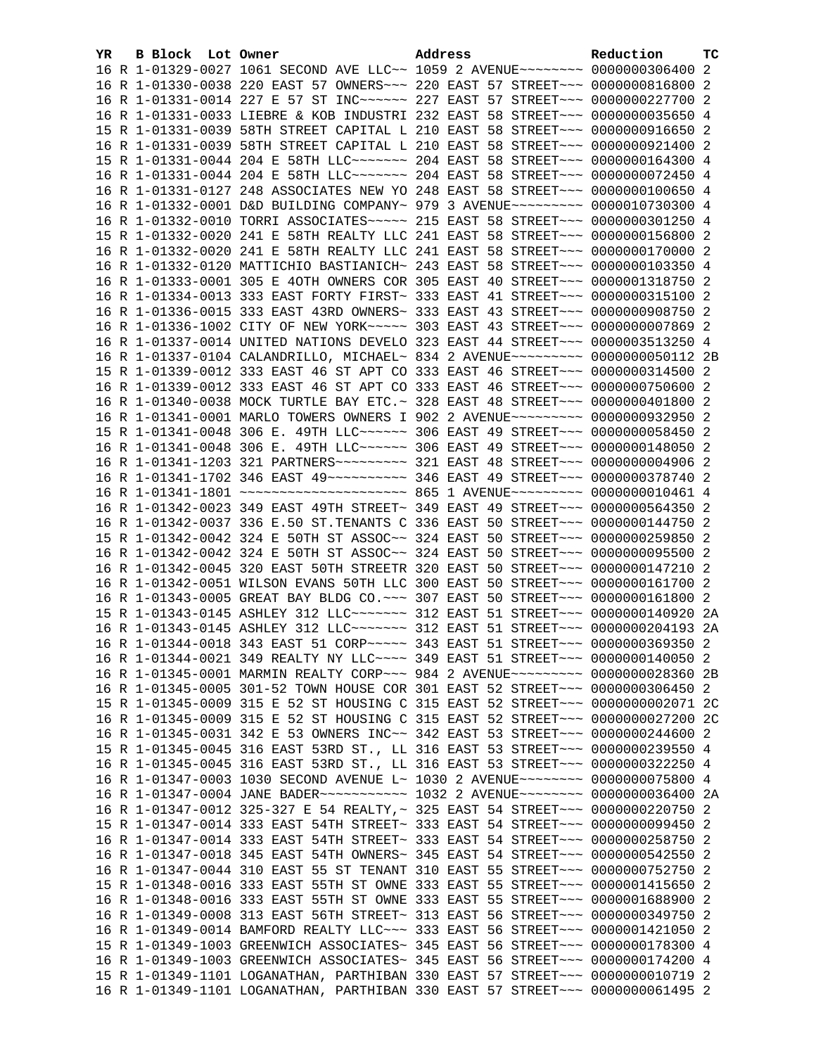| YR | B | Block | Lot | Owner | Address | Reduction | TC |
|---|---|---|---|---|---|---|---|
| 16 | R | 1-01329-0027 | | 1061 SECOND AVE LLC~~ | 1059 2 AVENUE~~~~~~~~ | 0000000306400 | 2 |
| 16 | R | 1-01330-0038 | | 220 EAST 57 OWNERS~~~ | 220 EAST 57 STREET~~~ | 0000000816800 | 2 |
| 16 | R | 1-01331-0014 | | 227 E 57 ST INC~~~~~~ | 227 EAST 57 STREET~~~ | 0000000227700 | 2 |
| 16 | R | 1-01331-0033 | | LIEBRE & KOB INDUSTRI | 232 EAST 58 STREET~~~ | 0000000035650 | 4 |
| 15 | R | 1-01331-0039 | | 58TH STREET CAPITAL L | 210 EAST 58 STREET~~~ | 0000000916650 | 2 |
| 16 | R | 1-01331-0039 | | 58TH STREET CAPITAL L | 210 EAST 58 STREET~~~ | 0000000921400 | 2 |
| 15 | R | 1-01331-0044 | | 204 E 58TH LLC~~~~~~~ | 204 EAST 58 STREET~~~ | 0000000164300 | 4 |
| 16 | R | 1-01331-0044 | | 204 E 58TH LLC~~~~~~~ | 204 EAST 58 STREET~~~ | 0000000072450 | 4 |
| 16 | R | 1-01331-0127 | | 248 ASSOCIATES NEW YO | 248 EAST 58 STREET~~~ | 0000000100650 | 4 |
| 16 | R | 1-01332-0001 | | D&D BUILDING COMPANY~ | 979 3 AVENUE~~~~~~~~~ | 0000010730300 | 4 |
| 16 | R | 1-01332-0010 | | TORRI ASSOCIATES~~~~~ | 215 EAST 58 STREET~~~ | 0000000301250 | 4 |
| 15 | R | 1-01332-0020 | | 241 E 58TH REALTY LLC | 241 EAST 58 STREET~~~ | 0000000156800 | 2 |
| 16 | R | 1-01332-0020 | | 241 E 58TH REALTY LLC | 241 EAST 58 STREET~~~ | 0000000170000 | 2 |
| 16 | R | 1-01332-0120 | | MATTICHIO BASTIANICH~ | 243 EAST 58 STREET~~~ | 0000000103350 | 4 |
| 16 | R | 1-01333-0001 | | 305 E 4OTH OWNERS COR | 305 EAST 40 STREET~~~ | 0000001318750 | 2 |
| 16 | R | 1-01334-0013 | | 333 EAST FORTY FIRST~ | 333 EAST 41 STREET~~~ | 0000000315100 | 2 |
| 16 | R | 1-01336-0015 | | 333 EAST 43RD OWNERS~ | 333 EAST 43 STREET~~~ | 0000000908750 | 2 |
| 16 | R | 1-01336-1002 | | CITY OF NEW YORK~~~~~ | 303 EAST 43 STREET~~~ | 0000000007869 | 2 |
| 16 | R | 1-01337-0014 | | UNITED NATIONS DEVELO | 323 EAST 44 STREET~~~ | 0000003513250 | 4 |
| 16 | R | 1-01337-0104 | | CALANDRILLO, MICHAEL~ | 834 2 AVENUE~~~~~~~~~ | 0000000050112 | 2B |
| 15 | R | 1-01339-0012 | | 333 EAST 46 ST APT CO | 333 EAST 46 STREET~~~ | 0000000314500 | 2 |
| 16 | R | 1-01339-0012 | | 333 EAST 46 ST APT CO | 333 EAST 46 STREET~~~ | 0000000750600 | 2 |
| 16 | R | 1-01340-0038 | | MOCK TURTLE BAY ETC.~ | 328 EAST 48 STREET~~~ | 0000000401800 | 2 |
| 16 | R | 1-01341-0001 | | MARLO TOWERS OWNERS I | 902 2 AVENUE~~~~~~~~~ | 0000000932950 | 2 |
| 15 | R | 1-01341-0048 | | 306 E. 49TH LLC~~~~~~ | 306 EAST 49 STREET~~~ | 0000000058450 | 2 |
| 16 | R | 1-01341-0048 | | 306 E. 49TH LLC~~~~~~ | 306 EAST 49 STREET~~~ | 0000000148050 | 2 |
| 16 | R | 1-01341-1203 | | 321 PARTNERS~~~~~~~~~ | 321 EAST 48 STREET~~~ | 0000000004906 | 2 |
| 16 | R | 1-01341-1702 | | 346 EAST 49~~~~~~~~~~ | 346 EAST 49 STREET~~~ | 0000000378740 | 2 |
| 16 | R | 1-01341-1801 | | ~~~~~~~~~~~~~~~~~~~~~ | 865 1 AVENUE~~~~~~~~~ | 0000000010461 | 4 |
| 16 | R | 1-01342-0023 | | 349 EAST 49TH STREET~ | 349 EAST 49 STREET~~~ | 0000000564350 | 2 |
| 16 | R | 1-01342-0037 | | 336 E.50 ST.TENANTS C | 336 EAST 50 STREET~~~ | 0000000144750 | 2 |
| 15 | R | 1-01342-0042 | | 324 E 50TH ST ASSOC~~ | 324 EAST 50 STREET~~~ | 0000000259850 | 2 |
| 16 | R | 1-01342-0042 | | 324 E 50TH ST ASSOC~~ | 324 EAST 50 STREET~~~ | 0000000095500 | 2 |
| 16 | R | 1-01342-0045 | | 320 EAST 50TH STREETR | 320 EAST 50 STREET~~~ | 0000000147210 | 2 |
| 16 | R | 1-01342-0051 | | WILSON EVANS 50TH LLC | 300 EAST 50 STREET~~~ | 0000000161700 | 2 |
| 16 | R | 1-01343-0005 | | GREAT BAY BLDG CO.~~~ | 307 EAST 50 STREET~~~ | 0000000161800 | 2 |
| 15 | R | 1-01343-0145 | | ASHLEY 312 LLC~~~~~~~ | 312 EAST 51 STREET~~~ | 0000000140920 | 2A |
| 16 | R | 1-01343-0145 | | ASHLEY 312 LLC~~~~~~~ | 312 EAST 51 STREET~~~ | 0000000204193 | 2A |
| 16 | R | 1-01344-0018 | | 343 EAST 51 CORP~~~~~ | 343 EAST 51 STREET~~~ | 0000000369350 | 2 |
| 16 | R | 1-01344-0021 | | 349 REALTY NY LLC~~~~ | 349 EAST 51 STREET~~~ | 0000000140050 | 2 |
| 16 | R | 1-01345-0001 | | MARMIN REALTY CORP~~~ | 984 2 AVENUE~~~~~~~~~ | 0000000028360 | 2B |
| 16 | R | 1-01345-0005 | | 301-52 TOWN HOUSE COR | 301 EAST 52 STREET~~~ | 0000000306450 | 2 |
| 15 | R | 1-01345-0009 | | 315 E 52 ST HOUSING C | 315 EAST 52 STREET~~~ | 0000000002071 | 2C |
| 16 | R | 1-01345-0009 | | 315 E 52 ST HOUSING C | 315 EAST 52 STREET~~~ | 0000000027200 | 2C |
| 16 | R | 1-01345-0031 | | 342 E 53 OWNERS INC~~ | 342 EAST 53 STREET~~~ | 0000000244600 | 2 |
| 15 | R | 1-01345-0045 | | 316 EAST 53RD ST., LL | 316 EAST 53 STREET~~~ | 0000000239550 | 4 |
| 16 | R | 1-01345-0045 | | 316 EAST 53RD ST., LL | 316 EAST 53 STREET~~~ | 0000000322250 | 4 |
| 16 | R | 1-01347-0003 | | 1030 SECOND AVENUE L~ | 1030 2 AVENUE~~~~~~~~ | 0000000075800 | 4 |
| 16 | R | 1-01347-0004 | | JANE BADER~~~~~~~~~~~ | 1032 2 AVENUE~~~~~~~~ | 0000000036400 | 2A |
| 16 | R | 1-01347-0012 | | 325-327 E 54 REALTY,~ | 325 EAST 54 STREET~~~ | 0000000220750 | 2 |
| 15 | R | 1-01347-0014 | | 333 EAST 54TH STREET~ | 333 EAST 54 STREET~~~ | 0000000099450 | 2 |
| 16 | R | 1-01347-0014 | | 333 EAST 54TH STREET~ | 333 EAST 54 STREET~~~ | 0000000258750 | 2 |
| 16 | R | 1-01347-0018 | | 345 EAST 54TH OWNERS~ | 345 EAST 54 STREET~~~ | 0000000542550 | 2 |
| 16 | R | 1-01347-0044 | | 310 EAST 55 ST TENANT | 310 EAST 55 STREET~~~ | 0000000752750 | 2 |
| 15 | R | 1-01348-0016 | | 333 EAST 55TH ST OWNE | 333 EAST 55 STREET~~~ | 0000001415650 | 2 |
| 16 | R | 1-01348-0016 | | 333 EAST 55TH ST OWNE | 333 EAST 55 STREET~~~ | 0000001688900 | 2 |
| 16 | R | 1-01349-0008 | | 313 EAST 56TH STREET~ | 313 EAST 56 STREET~~~ | 0000000349750 | 2 |
| 16 | R | 1-01349-0014 | | BAMFORD REALTY LLC~~~ | 333 EAST 56 STREET~~~ | 0000001421050 | 2 |
| 15 | R | 1-01349-1003 | | GREENWICH ASSOCIATES~ | 345 EAST 56 STREET~~~ | 0000000178300 | 4 |
| 16 | R | 1-01349-1003 | | GREENWICH ASSOCIATES~ | 345 EAST 56 STREET~~~ | 0000000174200 | 4 |
| 15 | R | 1-01349-1101 | | LOGANATHAN, PARTHIBAN | 330 EAST 57 STREET~~~ | 0000000010719 | 2 |
| 16 | R | 1-01349-1101 | | LOGANATHAN, PARTHIBAN | 330 EAST 57 STREET~~~ | 0000000061495 | 2 |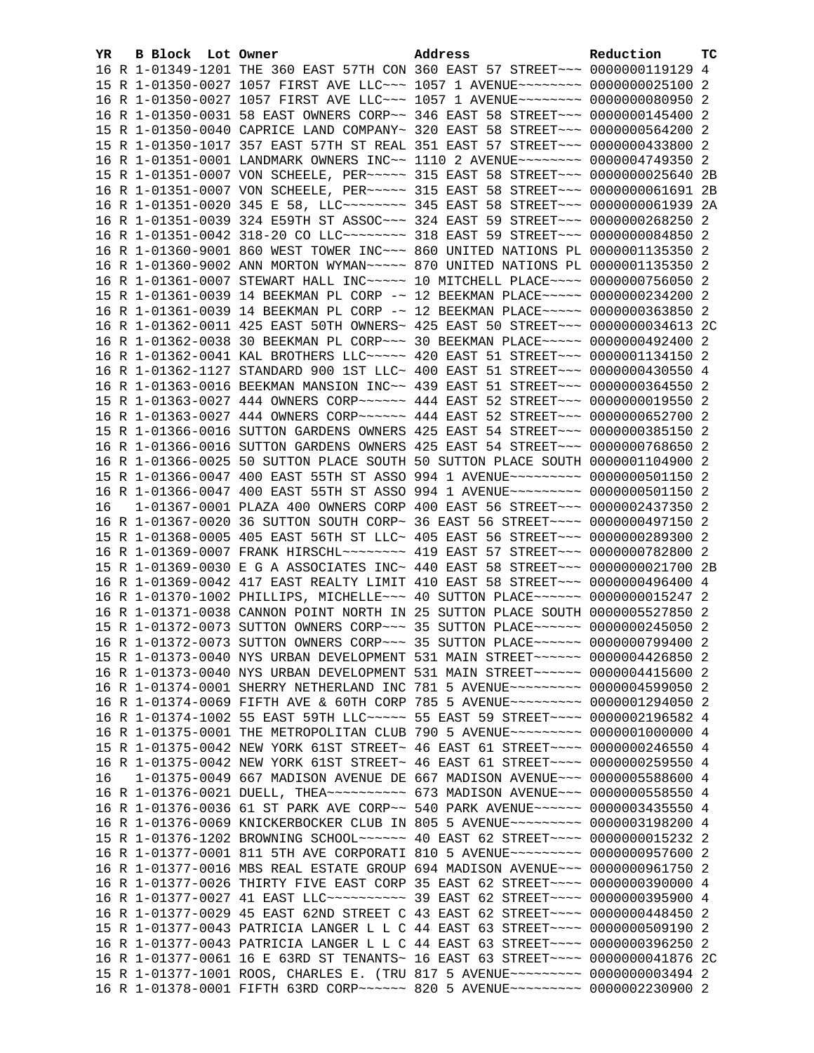| YR | B | Block | Lot | Owner | Address | Reduction | TC |
|---|---|---|---|---|---|---|---|
| 16 | R | 1-01349-1201 | | THE 360 EAST 57TH CON | 360 EAST 57 STREET~~~ | 0000000119129 | 4 |
| 15 | R | 1-01350-0027 | | 1057 FIRST AVE LLC~~~ | 1057 1 AVENUE~~~~~~~~ | 0000000025100 | 2 |
| 16 | R | 1-01350-0027 | | 1057 FIRST AVE LLC~~~ | 1057 1 AVENUE~~~~~~~~ | 0000000080950 | 2 |
| 16 | R | 1-01350-0031 | | 58 EAST OWNERS CORP~~ | 346 EAST 58 STREET~~~ | 0000000145400 | 2 |
| 15 | R | 1-01350-0040 | | CAPRICE LAND COMPANY~ | 320 EAST 58 STREET~~~ | 0000000564200 | 2 |
| 15 | R | 1-01350-1017 | | 357 EAST 57TH ST REAL | 351 EAST 57 STREET~~~ | 0000000433800 | 2 |
| 16 | R | 1-01351-0001 | | LANDMARK OWNERS INC~~ | 1110 2 AVENUE~~~~~~~~ | 0000004749350 | 2 |
| 15 | R | 1-01351-0007 | | VON SCHEELE, PER~~~~~ | 315 EAST 58 STREET~~~ | 0000000025640 | 2B |
| 16 | R | 1-01351-0007 | | VON SCHEELE, PER~~~~~ | 315 EAST 58 STREET~~~ | 0000000061691 | 2B |
| 16 | R | 1-01351-0020 | | 345 E 58, LLC~~~~~~~~ | 345 EAST 58 STREET~~~ | 0000000061939 | 2A |
| 16 | R | 1-01351-0039 | | 324 E59TH ST ASSOC~~~ | 324 EAST 59 STREET~~~ | 0000000268250 | 2 |
| 16 | R | 1-01351-0042 | | 318-20 CO LLC~~~~~~~~ | 318 EAST 59 STREET~~~ | 0000000084850 | 2 |
| 16 | R | 1-01360-9001 | | 860 WEST TOWER INC~~~ | 860 UNITED NATIONS PL | 0000001135350 | 2 |
| 16 | R | 1-01360-9002 | | ANN MORTON WYMAN~~~~~ | 870 UNITED NATIONS PL | 0000001135350 | 2 |
| 16 | R | 1-01361-0007 | | STEWART HALL INC~~~~~ | 10 MITCHELL PLACE~~~~ | 0000000756050 | 2 |
| 15 | R | 1-01361-0039 | | 14 BEEKMAN PL CORP -~ | 12 BEEKMAN PLACE~~~~~ | 0000000234200 | 2 |
| 16 | R | 1-01361-0039 | | 14 BEEKMAN PL CORP -~ | 12 BEEKMAN PLACE~~~~~ | 0000000363850 | 2 |
| 16 | R | 1-01362-0011 | | 425 EAST 50TH OWNERS~ | 425 EAST 50 STREET~~~ | 0000000034613 | 2C |
| 16 | R | 1-01362-0038 | | 30 BEEKMAN PL CORP~~~ | 30 BEEKMAN PLACE~~~~~ | 0000000492400 | 2 |
| 16 | R | 1-01362-0041 | | KAL BROTHERS LLC~~~~~ | 420 EAST 51 STREET~~~ | 0000001134150 | 2 |
| 16 | R | 1-01362-1127 | | STANDARD 900 1ST LLC~ | 400 EAST 51 STREET~~~ | 0000000430550 | 4 |
| 16 | R | 1-01363-0016 | | BEEKMAN MANSION INC~~ | 439 EAST 51 STREET~~~ | 0000000364550 | 2 |
| 15 | R | 1-01363-0027 | | 444 OWNERS CORP~~~~~~ | 444 EAST 52 STREET~~~ | 0000000019550 | 2 |
| 16 | R | 1-01363-0027 | | 444 OWNERS CORP~~~~~~ | 444 EAST 52 STREET~~~ | 0000000652700 | 2 |
| 15 | R | 1-01366-0016 | | SUTTON GARDENS OWNERS | 425 EAST 54 STREET~~~ | 0000000385150 | 2 |
| 16 | R | 1-01366-0016 | | SUTTON GARDENS OWNERS | 425 EAST 54 STREET~~~ | 0000000768650 | 2 |
| 16 | R | 1-01366-0025 | | 50 SUTTON PLACE SOUTH | 50 SUTTON PLACE SOUTH | 0000001104900 | 2 |
| 15 | R | 1-01366-0047 | | 400 EAST 55TH ST ASSO | 994 1 AVENUE~~~~~~~~~ | 0000000501150 | 2 |
| 16 | R | 1-01366-0047 | | 400 EAST 55TH ST ASSO | 994 1 AVENUE~~~~~~~~~ | 0000000501150 | 2 |
| 16 | | 1-01367-0001 | | PLAZA 400 OWNERS CORP | 400 EAST 56 STREET~~~ | 0000002437350 | 2 |
| 16 | R | 1-01367-0020 | | 36 SUTTON SOUTH CORP~ | 36 EAST 56 STREET~~~~ | 0000000497150 | 2 |
| 15 | R | 1-01368-0005 | | 405 EAST 56TH ST LLC~ | 405 EAST 56 STREET~~~ | 0000000289300 | 2 |
| 16 | R | 1-01369-0007 | | FRANK HIRSCHL~~~~~~~~ | 419 EAST 57 STREET~~~ | 0000000782800 | 2 |
| 15 | R | 1-01369-0030 | | E G A ASSOCIATES INC~ | 440 EAST 58 STREET~~~ | 0000000021700 | 2B |
| 16 | R | 1-01369-0042 | | 417 EAST REALTY LIMIT | 410 EAST 58 STREET~~~ | 0000000496400 | 4 |
| 16 | R | 1-01370-1002 | | PHILLIPS, MICHELLE~~~ | 40 SUTTON PLACE~~~~~~ | 0000000015247 | 2 |
| 16 | R | 1-01371-0038 | | CANNON POINT NORTH IN | 25 SUTTON PLACE SOUTH | 0000005527850 | 2 |
| 15 | R | 1-01372-0073 | | SUTTON OWNERS CORP~~~ | 35 SUTTON PLACE~~~~~~ | 0000000245050 | 2 |
| 16 | R | 1-01372-0073 | | SUTTON OWNERS CORP~~~ | 35 SUTTON PLACE~~~~~~ | 0000000799400 | 2 |
| 15 | R | 1-01373-0040 | | NYS URBAN DEVELOPMENT | 531 MAIN STREET~~~~~~ | 0000004426850 | 2 |
| 16 | R | 1-01373-0040 | | NYS URBAN DEVELOPMENT | 531 MAIN STREET~~~~~~ | 0000004415600 | 2 |
| 16 | R | 1-01374-0001 | | SHERRY NETHERLAND INC | 781 5 AVENUE~~~~~~~~~ | 0000004599050 | 2 |
| 16 | R | 1-01374-0069 | | FIFTH AVE & 60TH CORP | 785 5 AVENUE~~~~~~~~~ | 0000001294050 | 2 |
| 16 | R | 1-01374-1002 | | 55 EAST 59TH LLC~~~~~ | 55 EAST 59 STREET~~~~ | 0000002196582 | 4 |
| 16 | R | 1-01375-0001 | | THE METROPOLITAN CLUB | 790 5 AVENUE~~~~~~~~~ | 0000001000000 | 4 |
| 15 | R | 1-01375-0042 | | NEW YORK 61ST STREET~ | 46 EAST 61 STREET~~~~ | 0000000246550 | 4 |
| 16 | R | 1-01375-0042 | | NEW YORK 61ST STREET~ | 46 EAST 61 STREET~~~~ | 0000000259550 | 4 |
| 16 | | 1-01375-0049 | | 667 MADISON AVENUE DE | 667 MADISON AVENUE~~~ | 0000005588600 | 4 |
| 16 | R | 1-01376-0021 | | DUELL, THEA~~~~~~~~~~ | 673 MADISON AVENUE~~~ | 0000000558550 | 4 |
| 16 | R | 1-01376-0036 | | 61 ST PARK AVE CORP~~ | 540 PARK AVENUE~~~~~~ | 0000003435550 | 4 |
| 16 | R | 1-01376-0069 | | KNICKERBOCKER CLUB IN | 805 5 AVENUE~~~~~~~~~ | 0000003198200 | 4 |
| 15 | R | 1-01376-1202 | | BROWNING SCHOOL~~~~~~ | 40 EAST 62 STREET~~~~ | 0000000015232 | 2 |
| 16 | R | 1-01377-0001 | | 811 5TH AVE CORPORATI | 810 5 AVENUE~~~~~~~~~ | 0000000957600 | 2 |
| 16 | R | 1-01377-0016 | | MBS REAL ESTATE GROUP | 694 MADISON AVENUE~~~ | 0000000961750 | 2 |
| 16 | R | 1-01377-0026 | | THIRTY FIVE EAST CORP | 35 EAST 62 STREET~~~~ | 0000000390000 | 4 |
| 16 | R | 1-01377-0027 | | 41 EAST LLC~~~~~~~~~~ | 39 EAST 62 STREET~~~~ | 0000000395900 | 4 |
| 16 | R | 1-01377-0029 | | 45 EAST 62ND STREET C | 43 EAST 62 STREET~~~~ | 0000000448450 | 2 |
| 15 | R | 1-01377-0043 | | PATRICIA LANGER L L C | 44 EAST 63 STREET~~~~ | 0000000509190 | 2 |
| 16 | R | 1-01377-0043 | | PATRICIA LANGER L L C | 44 EAST 63 STREET~~~~ | 0000000396250 | 2 |
| 16 | R | 1-01377-0061 | | 16 E 63RD ST TENANTS~ | 16 EAST 63 STREET~~~~ | 0000000041876 | 2C |
| 15 | R | 1-01377-1001 | | ROOS, CHARLES E. (TRU | 817 5 AVENUE~~~~~~~~~ | 0000000003494 | 2 |
| 16 | R | 1-01378-0001 | | FIFTH 63RD CORP~~~~~~ | 820 5 AVENUE~~~~~~~~~ | 0000002230900 | 2 |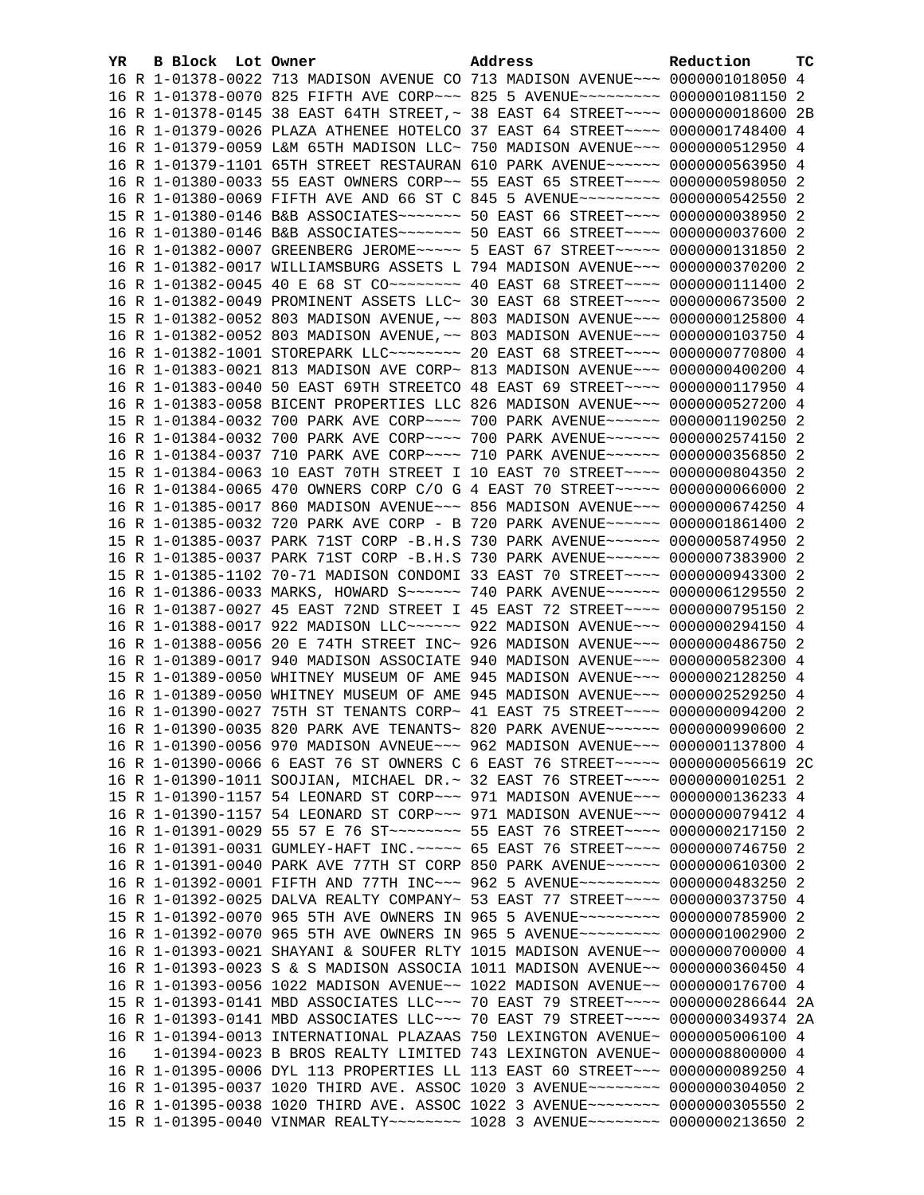| YR | B | Block | Lot | Owner | Address | Reduction | TC |
|---|---|---|---|---|---|---|---|
| 16 | R | 1-01378-0022 | | 713 MADISON AVENUE CO | 713 MADISON AVENUE~~~ | 0000001018050 | 4 |
| 16 | R | 1-01378-0070 | | 825 FIFTH AVE CORP~~~ | 825 5 AVENUE~~~~~~~~~ | 0000001081150 | 2 |
| 16 | R | 1-01378-0145 | | 38 EAST 64TH STREET,~ | 38 EAST 64 STREET~~~~ | 0000000018600 | 2B |
| 16 | R | 1-01379-0026 | | PLAZA ATHENEE HOTELCO | 37 EAST 64 STREET~~~~ | 0000001748400 | 4 |
| 16 | R | 1-01379-0059 | | L&M 65TH MADISON LLC~ | 750 MADISON AVENUE~~~ | 0000000512950 | 4 |
| 16 | R | 1-01379-1101 | | 65TH STREET RESTAURAN | 610 PARK AVENUE~~~~~~ | 0000000563950 | 4 |
| 16 | R | 1-01380-0033 | | 55 EAST OWNERS CORP~~ | 55 EAST 65 STREET~~~~ | 0000000598050 | 2 |
| 16 | R | 1-01380-0069 | | FIFTH AVE AND 66 ST C | 845 5 AVENUE~~~~~~~~~ | 0000000542550 | 2 |
| 15 | R | 1-01380-0146 | | B&B ASSOCIATES~~~~~~~ | 50 EAST 66 STREET~~~~ | 0000000038950 | 2 |
| 16 | R | 1-01380-0146 | | B&B ASSOCIATES~~~~~~~ | 50 EAST 66 STREET~~~~ | 0000000037600 | 2 |
| 16 | R | 1-01382-0007 | | GREENBERG JEROME~~~~~ | 5 EAST 67 STREET~~~~~ | 0000000131850 | 2 |
| 16 | R | 1-01382-0017 | | WILLIAMSBURG ASSETS L | 794 MADISON AVENUE~~~ | 0000000370200 | 2 |
| 16 | R | 1-01382-0045 | | 40 E 68 ST CO~~~~~~~~ | 40 EAST 68 STREET~~~~ | 0000000111400 | 2 |
| 16 | R | 1-01382-0049 | | PROMINENT ASSETS LLC~ | 30 EAST 68 STREET~~~~ | 0000000673500 | 2 |
| 15 | R | 1-01382-0052 | | 803 MADISON AVENUE,~~ | 803 MADISON AVENUE~~~ | 0000000125800 | 4 |
| 16 | R | 1-01382-0052 | | 803 MADISON AVENUE,~~ | 803 MADISON AVENUE~~~ | 0000000103750 | 4 |
| 16 | R | 1-01382-1001 | | STOREPARK LLC~~~~~~~~ | 20 EAST 68 STREET~~~~ | 0000000770800 | 4 |
| 16 | R | 1-01383-0021 | | 813 MADISON AVE CORP~ | 813 MADISON AVENUE~~~ | 0000000400200 | 4 |
| 16 | R | 1-01383-0040 | | 50 EAST 69TH STREETCO | 48 EAST 69 STREET~~~~ | 0000000117950 | 4 |
| 16 | R | 1-01383-0058 | | BICENT PROPERTIES LLC | 826 MADISON AVENUE~~~ | 0000000527200 | 4 |
| 15 | R | 1-01384-0032 | | 700 PARK AVE CORP~~~~ | 700 PARK AVENUE~~~~~~ | 0000001190250 | 2 |
| 16 | R | 1-01384-0032 | | 700 PARK AVE CORP~~~~ | 700 PARK AVENUE~~~~~~ | 0000002574150 | 2 |
| 16 | R | 1-01384-0037 | | 710 PARK AVE CORP~~~~ | 710 PARK AVENUE~~~~~~ | 0000000356850 | 2 |
| 15 | R | 1-01384-0063 | | 10 EAST 70TH STREET I | 10 EAST 70 STREET~~~~ | 0000000804350 | 2 |
| 16 | R | 1-01384-0065 | | 470 OWNERS CORP C/O G | 4 EAST 70 STREET~~~~~ | 0000000066000 | 2 |
| 16 | R | 1-01385-0017 | | 860 MADISON AVENUE~~~ | 856 MADISON AVENUE~~~ | 0000000674250 | 4 |
| 16 | R | 1-01385-0032 | | 720 PARK AVE CORP - B | 720 PARK AVENUE~~~~~~ | 0000001861400 | 2 |
| 15 | R | 1-01385-0037 | | PARK 71ST CORP -B.H.S | 730 PARK AVENUE~~~~~~ | 0000005874950 | 2 |
| 16 | R | 1-01385-0037 | | PARK 71ST CORP -B.H.S | 730 PARK AVENUE~~~~~~ | 0000007383900 | 2 |
| 15 | R | 1-01385-1102 | | 70-71 MADISON CONDOMI | 33 EAST 70 STREET~~~~ | 0000000943300 | 2 |
| 16 | R | 1-01386-0033 | | MARKS, HOWARD S~~~~~~ | 740 PARK AVENUE~~~~~~ | 0000006129550 | 2 |
| 16 | R | 1-01387-0027 | | 45 EAST 72ND STREET I | 45 EAST 72 STREET~~~~ | 0000000795150 | 2 |
| 16 | R | 1-01388-0017 | | 922 MADISON LLC~~~~~~ | 922 MADISON AVENUE~~~ | 0000000294150 | 4 |
| 16 | R | 1-01388-0056 | | 20 E 74TH STREET INC~ | 926 MADISON AVENUE~~~ | 0000000486750 | 2 |
| 16 | R | 1-01389-0017 | | 940 MADISON ASSOCIATE | 940 MADISON AVENUE~~~ | 0000000582300 | 4 |
| 15 | R | 1-01389-0050 | | WHITNEY MUSEUM OF AME | 945 MADISON AVENUE~~~ | 0000002128250 | 4 |
| 16 | R | 1-01389-0050 | | WHITNEY MUSEUM OF AME | 945 MADISON AVENUE~~~ | 0000002529250 | 4 |
| 16 | R | 1-01390-0027 | | 75TH ST TENANTS CORP~ | 41 EAST 75 STREET~~~~ | 0000000094200 | 2 |
| 16 | R | 1-01390-0035 | | 820 PARK AVE TENANTS~ | 820 PARK AVENUE~~~~~~ | 0000000990600 | 2 |
| 16 | R | 1-01390-0056 | | 970 MADISON AVNEUE~~~ | 962 MADISON AVENUE~~~ | 0000001137800 | 4 |
| 16 | R | 1-01390-0066 | | 6 EAST 76 ST OWNERS C | 6 EAST 76 STREET~~~~~ | 0000000056619 | 2C |
| 16 | R | 1-01390-1011 | | SOOJIAN, MICHAEL DR.~ | 32 EAST 76 STREET~~~~ | 0000000010251 | 2 |
| 15 | R | 1-01390-1157 | | 54 LEONARD ST CORP~~~ | 971 MADISON AVENUE~~~ | 0000000136233 | 4 |
| 16 | R | 1-01390-1157 | | 54 LEONARD ST CORP~~~ | 971 MADISON AVENUE~~~ | 0000000079412 | 4 |
| 16 | R | 1-01391-0029 | | 55 57 E 76 ST~~~~~~~~ | 55 EAST 76 STREET~~~~ | 0000000217150 | 2 |
| 16 | R | 1-01391-0031 | | GUMLEY-HAFT INC.~~~~~ | 65 EAST 76 STREET~~~~ | 0000000746750 | 2 |
| 16 | R | 1-01391-0040 | | PARK AVE 77TH ST CORP | 850 PARK AVENUE~~~~~~ | 0000000610300 | 2 |
| 16 | R | 1-01392-0001 | | FIFTH AND 77TH INC~~~ | 962 5 AVENUE~~~~~~~~~ | 0000000483250 | 2 |
| 16 | R | 1-01392-0025 | | DALVA REALTY COMPANY~ | 53 EAST 77 STREET~~~~ | 0000000373750 | 4 |
| 15 | R | 1-01392-0070 | | 965 5TH AVE OWNERS IN | 965 5 AVENUE~~~~~~~~~ | 0000000785900 | 2 |
| 16 | R | 1-01392-0070 | | 965 5TH AVE OWNERS IN | 965 5 AVENUE~~~~~~~~~ | 0000001002900 | 2 |
| 16 | R | 1-01393-0021 | | SHAYANI & SOUFER RLTY | 1015 MADISON AVENUE~~ | 0000000700000 | 4 |
| 16 | R | 1-01393-0023 | | S & S MADISON ASSOCIA | 1011 MADISON AVENUE~~ | 0000000360450 | 4 |
| 16 | R | 1-01393-0056 | | 1022 MADISON AVENUE~~ | 1022 MADISON AVENUE~~ | 0000000176700 | 4 |
| 15 | R | 1-01393-0141 | | MBD ASSOCIATES LLC~~~ | 70 EAST 79 STREET~~~~ | 0000000286644 | 2A |
| 16 | R | 1-01393-0141 | | MBD ASSOCIATES LLC~~~ | 70 EAST 79 STREET~~~~ | 0000000349374 | 2A |
| 16 | R | 1-01394-0013 | | INTERNATIONAL PLAZAAS | 750 LEXINGTON AVENUE~ | 0000005006100 | 4 |
| 16 | | 1-01394-0023 | | B BROS REALTY LIMITED | 743 LEXINGTON AVENUE~ | 0000008800000 | 4 |
| 16 | R | 1-01395-0006 | | DYL 113 PROPERTIES LL | 113 EAST 60 STREET~~~ | 0000000089250 | 4 |
| 16 | R | 1-01395-0037 | | 1020 THIRD AVE. ASSOC | 1020 3 AVENUE~~~~~~~~ | 0000000304050 | 2 |
| 16 | R | 1-01395-0038 | | 1020 THIRD AVE. ASSOC | 1022 3 AVENUE~~~~~~~~ | 0000000305550 | 2 |
| 15 | R | 1-01395-0040 | | VINMAR REALTY~~~~~~~~ | 1028 3 AVENUE~~~~~~~~ | 0000000213650 | 2 |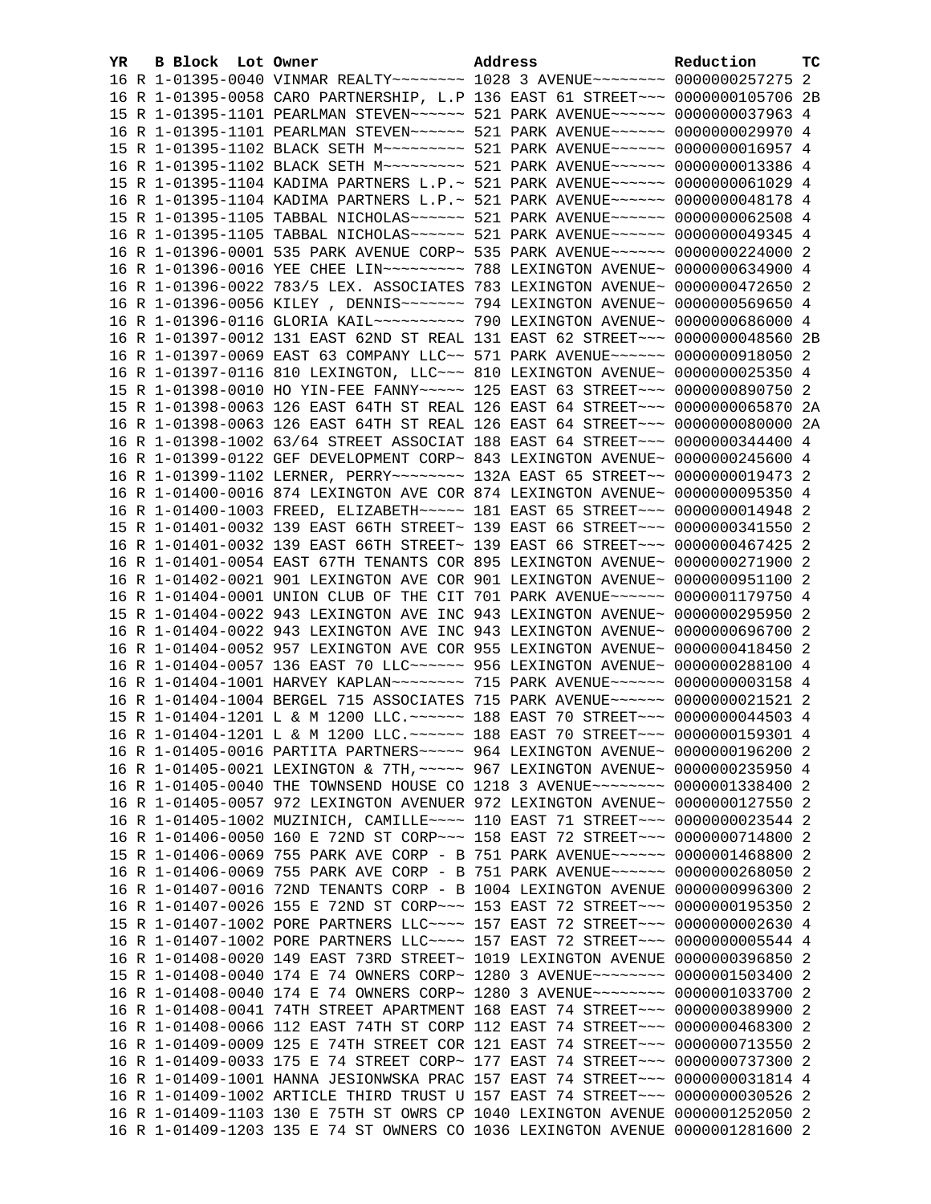| YR | B | Block | Lot | Owner | Address | Reduction | TC |
|---|---|---|---|---|---|---|---|
| 16 | R | 1-01395-0040 | | VINMAR REALTY~~~~~~~~ | 1028 3 AVENUE~~~~~~~~ | 0000000257275 | 2 |
| 16 | R | 1-01395-0058 | | CARO PARTNERSHIP, L.P | 136 EAST 61 STREET~~~ | 0000000105706 | 2B |
| 15 | R | 1-01395-1101 | | PEARLMAN STEVEN~~~~~~ | 521 PARK AVENUE~~~~~~ | 0000000037963 | 4 |
| 16 | R | 1-01395-1101 | | PEARLMAN STEVEN~~~~~~ | 521 PARK AVENUE~~~~~~ | 0000000029970 | 4 |
| 15 | R | 1-01395-1102 | | BLACK SETH M~~~~~~~~~ | 521 PARK AVENUE~~~~~~ | 0000000016957 | 4 |
| 16 | R | 1-01395-1102 | | BLACK SETH M~~~~~~~~~ | 521 PARK AVENUE~~~~~~ | 0000000013386 | 4 |
| 15 | R | 1-01395-1104 | | KADIMA PARTNERS L.P.~ | 521 PARK AVENUE~~~~~~ | 0000000061029 | 4 |
| 16 | R | 1-01395-1104 | | KADIMA PARTNERS L.P.~ | 521 PARK AVENUE~~~~~~ | 0000000048178 | 4 |
| 15 | R | 1-01395-1105 | | TABBAL NICHOLAS~~~~~~ | 521 PARK AVENUE~~~~~~ | 0000000062508 | 4 |
| 16 | R | 1-01395-1105 | | TABBAL NICHOLAS~~~~~~ | 521 PARK AVENUE~~~~~~ | 0000000049345 | 4 |
| 16 | R | 1-01396-0001 | | 535 PARK AVENUE CORP~ | 535 PARK AVENUE~~~~~~ | 0000000224000 | 2 |
| 16 | R | 1-01396-0016 | | YEE CHEE LIN~~~~~~~~~ | 788 LEXINGTON AVENUE~ | 0000000634900 | 4 |
| 16 | R | 1-01396-0022 | | 783/5 LEX. ASSOCIATES | 783 LEXINGTON AVENUE~ | 0000000472650 | 2 |
| 16 | R | 1-01396-0056 | | KILEY , DENNIS~~~~~~~ | 794 LEXINGTON AVENUE~ | 0000000569650 | 4 |
| 16 | R | 1-01396-0116 | | GLORIA KAIL~~~~~~~~~~ | 790 LEXINGTON AVENUE~ | 0000000686000 | 4 |
| 16 | R | 1-01397-0012 | | 131 EAST 62ND ST REAL | 131 EAST 62 STREET~~~ | 0000000048560 | 2B |
| 16 | R | 1-01397-0069 | | EAST 63 COMPANY LLC~~ | 571 PARK AVENUE~~~~~~ | 0000000918050 | 2 |
| 16 | R | 1-01397-0116 | | 810 LEXINGTON, LLC~~~ | 810 LEXINGTON AVENUE~ | 0000000025350 | 4 |
| 15 | R | 1-01398-0010 | | HO YIN-FEE FANNY~~~~~ | 125 EAST 63 STREET~~~ | 0000000890750 | 2 |
| 15 | R | 1-01398-0063 | | 126 EAST 64TH ST REAL | 126 EAST 64 STREET~~~ | 0000000065870 | 2A |
| 16 | R | 1-01398-0063 | | 126 EAST 64TH ST REAL | 126 EAST 64 STREET~~~ | 0000000080000 | 2A |
| 16 | R | 1-01398-1002 | | 63/64 STREET ASSOCIAT | 188 EAST 64 STREET~~~ | 0000000344400 | 4 |
| 16 | R | 1-01399-0122 | | GEF DEVELOPMENT CORP~ | 843 LEXINGTON AVENUE~ | 0000000245600 | 4 |
| 16 | R | 1-01399-1102 | | LERNER, PERRY~~~~~~~~ | 132A EAST 65 STREET~~ | 0000000019473 | 2 |
| 16 | R | 1-01400-0016 | | 874 LEXINGTON AVE COR | 874 LEXINGTON AVENUE~ | 0000000095350 | 4 |
| 16 | R | 1-01400-1003 | | FREED, ELIZABETH~~~~~ | 181 EAST 65 STREET~~~ | 0000000014948 | 2 |
| 15 | R | 1-01401-0032 | | 139 EAST 66TH STREET~ | 139 EAST 66 STREET~~~ | 0000000341550 | 2 |
| 16 | R | 1-01401-0032 | | 139 EAST 66TH STREET~ | 139 EAST 66 STREET~~~ | 0000000467425 | 2 |
| 16 | R | 1-01401-0054 | | EAST 67TH TENANTS COR | 895 LEXINGTON AVENUE~ | 0000000271900 | 2 |
| 16 | R | 1-01402-0021 | | 901 LEXINGTON AVE COR | 901 LEXINGTON AVENUE~ | 0000000951100 | 2 |
| 16 | R | 1-01404-0001 | | UNION CLUB OF THE CIT | 701 PARK AVENUE~~~~~~ | 0000001179750 | 4 |
| 15 | R | 1-01404-0022 | | 943 LEXINGTON AVE INC | 943 LEXINGTON AVENUE~ | 0000000295950 | 2 |
| 16 | R | 1-01404-0022 | | 943 LEXINGTON AVE INC | 943 LEXINGTON AVENUE~ | 0000000696700 | 2 |
| 16 | R | 1-01404-0052 | | 957 LEXINGTON AVE COR | 955 LEXINGTON AVENUE~ | 0000000418450 | 2 |
| 16 | R | 1-01404-0057 | | 136 EAST 70 LLC~~~~~~ | 956 LEXINGTON AVENUE~ | 0000000288100 | 4 |
| 16 | R | 1-01404-1001 | | HARVEY KAPLAN~~~~~~~~ | 715 PARK AVENUE~~~~~~ | 0000000003158 | 4 |
| 16 | R | 1-01404-1004 | | BERGEL 715 ASSOCIATES | 715 PARK AVENUE~~~~~~ | 0000000021521 | 2 |
| 15 | R | 1-01404-1201 | | L & M 1200 LLC.~~~~~~ | 188 EAST 70 STREET~~~ | 0000000044503 | 4 |
| 16 | R | 1-01404-1201 | | L & M 1200 LLC.~~~~~~ | 188 EAST 70 STREET~~~ | 0000000159301 | 4 |
| 16 | R | 1-01405-0016 | | PARTITA PARTNERS~~~~~ | 964 LEXINGTON AVENUE~ | 0000000196200 | 2 |
| 16 | R | 1-01405-0021 | | LEXINGTON & 7TH,~~~~~ | 967 LEXINGTON AVENUE~ | 0000000235950 | 4 |
| 16 | R | 1-01405-0040 | | THE TOWNSEND HOUSE CO | 1218 3 AVENUE~~~~~~~~ | 0000001338400 | 2 |
| 16 | R | 1-01405-0057 | | 972 LEXINGTON AVENUER | 972 LEXINGTON AVENUE~ | 0000000127550 | 2 |
| 16 | R | 1-01405-1002 | | MUZINICH, CAMILLE~~~~ | 110 EAST 71 STREET~~~ | 0000000023544 | 2 |
| 16 | R | 1-01406-0050 | | 160 E 72ND ST CORP~~~ | 158 EAST 72 STREET~~~ | 0000000714800 | 2 |
| 15 | R | 1-01406-0069 | | 755 PARK AVE CORP - B | 751 PARK AVENUE~~~~~~ | 0000001468800 | 2 |
| 16 | R | 1-01406-0069 | | 755 PARK AVE CORP - B | 751 PARK AVENUE~~~~~~ | 0000000268050 | 2 |
| 16 | R | 1-01407-0016 | | 72ND TENANTS CORP - B | 1004 LEXINGTON AVENUE | 0000000996300 | 2 |
| 16 | R | 1-01407-0026 | | 155 E 72ND ST CORP~~~ | 153 EAST 72 STREET~~~ | 0000000195350 | 2 |
| 15 | R | 1-01407-1002 | | PORE PARTNERS LLC~~~~ | 157 EAST 72 STREET~~~ | 0000000002630 | 4 |
| 16 | R | 1-01407-1002 | | PORE PARTNERS LLC~~~~ | 157 EAST 72 STREET~~~ | 0000000005544 | 4 |
| 16 | R | 1-01408-0020 | | 149 EAST 73RD STREET~ | 1019 LEXINGTON AVENUE | 0000000396850 | 2 |
| 15 | R | 1-01408-0040 | | 174 E 74 OWNERS CORP~ | 1280 3 AVENUE~~~~~~~~ | 0000001503400 | 2 |
| 16 | R | 1-01408-0040 | | 174 E 74 OWNERS CORP~ | 1280 3 AVENUE~~~~~~~~ | 0000001033700 | 2 |
| 16 | R | 1-01408-0041 | | 74TH STREET APARTMENT | 168 EAST 74 STREET~~~ | 0000000389900 | 2 |
| 16 | R | 1-01408-0066 | | 112 EAST 74TH ST CORP | 112 EAST 74 STREET~~~ | 0000000468300 | 2 |
| 16 | R | 1-01409-0009 | | 125 E 74TH STREET COR | 121 EAST 74 STREET~~~ | 0000000713550 | 2 |
| 16 | R | 1-01409-0033 | | 175 E 74 STREET CORP~ | 177 EAST 74 STREET~~~ | 0000000737300 | 2 |
| 16 | R | 1-01409-1001 | | HANNA JESIONWSKA PRAC | 157 EAST 74 STREET~~~ | 0000000031814 | 4 |
| 16 | R | 1-01409-1002 | | ARTICLE THIRD TRUST U | 157 EAST 74 STREET~~~ | 0000000030526 | 2 |
| 16 | R | 1-01409-1103 | | 130 E 75TH ST OWRS CP | 1040 LEXINGTON AVENUE | 0000001252050 | 2 |
| 16 | R | 1-01409-1203 | | 135 E 74 ST OWNERS CO | 1036 LEXINGTON AVENUE | 0000001281600 | 2 |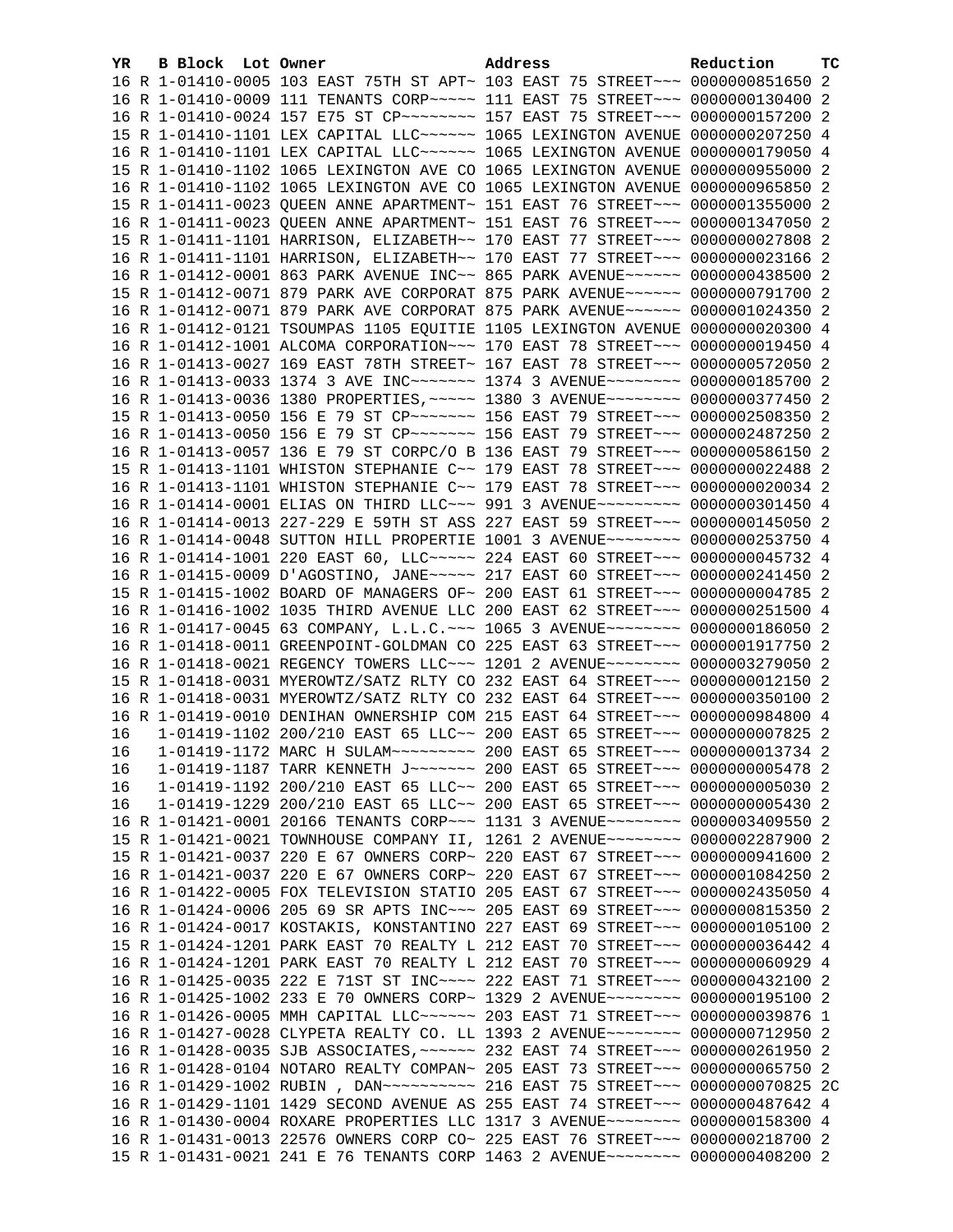| YR | B | Block | Lot | Owner | Address | Reduction | TC |
|---|---|---|---|---|---|---|---|
| 16 | R | 1-01410-0005 | | 103 EAST 75TH ST APT~ | 103 EAST 75 STREET~~~ | 0000000851650 | 2 |
| 16 | R | 1-01410-0009 | | 111 TENANTS CORP~~~~~ | 111 EAST 75 STREET~~~ | 0000000130400 | 2 |
| 16 | R | 1-01410-0024 | | 157 E75 ST CP~~~~~~~~ | 157 EAST 75 STREET~~~ | 0000000157200 | 2 |
| 15 | R | 1-01410-1101 | | LEX CAPITAL LLC~~~~~~ | 1065 LEXINGTON AVENUE | 0000000207250 | 4 |
| 16 | R | 1-01410-1101 | | LEX CAPITAL LLC~~~~~~ | 1065 LEXINGTON AVENUE | 0000000179050 | 4 |
| 15 | R | 1-01410-1102 | | 1065 LEXINGTON AVE CO | 1065 LEXINGTON AVENUE | 0000000955000 | 2 |
| 16 | R | 1-01410-1102 | | 1065 LEXINGTON AVE CO | 1065 LEXINGTON AVENUE | 0000000965850 | 2 |
| 15 | R | 1-01411-0023 | | QUEEN ANNE APARTMENT~ | 151 EAST 76 STREET~~~ | 0000001355000 | 2 |
| 16 | R | 1-01411-0023 | | QUEEN ANNE APARTMENT~ | 151 EAST 76 STREET~~~ | 0000001347050 | 2 |
| 15 | R | 1-01411-1101 | | HARRISON, ELIZABETH~~ | 170 EAST 77 STREET~~~ | 0000000027808 | 2 |
| 16 | R | 1-01411-1101 | | HARRISON, ELIZABETH~~ | 170 EAST 77 STREET~~~ | 0000000023166 | 2 |
| 16 | R | 1-01412-0001 | | 863 PARK AVENUE INC~~ | 865 PARK AVENUE~~~~~~ | 0000000438500 | 2 |
| 15 | R | 1-01412-0071 | | 879 PARK AVE CORPORAT | 875 PARK AVENUE~~~~~~ | 0000000791700 | 2 |
| 16 | R | 1-01412-0071 | | 879 PARK AVE CORPORAT | 875 PARK AVENUE~~~~~~ | 0000001024350 | 2 |
| 16 | R | 1-01412-0121 | | TSOUMPAS 1105 EQUITIE | 1105 LEXINGTON AVENUE | 0000000020300 | 4 |
| 16 | R | 1-01412-1001 | | ALCOMA CORPORATION~~~ | 170 EAST 78 STREET~~~ | 0000000019450 | 4 |
| 16 | R | 1-01413-0027 | | 169 EAST 78TH STREET~ | 167 EAST 78 STREET~~~ | 0000000572050 | 2 |
| 16 | R | 1-01413-0033 | | 1374 3 AVE INC~~~~~~~ | 1374 3 AVENUE~~~~~~~~ | 0000000185700 | 2 |
| 16 | R | 1-01413-0036 | | 1380 PROPERTIES,~~~~~ | 1380 3 AVENUE~~~~~~~~ | 0000000377450 | 2 |
| 15 | R | 1-01413-0050 | | 156 E 79 ST CP~~~~~~~ | 156 EAST 79 STREET~~~ | 0000002508350 | 2 |
| 16 | R | 1-01413-0050 | | 156 E 79 ST CP~~~~~~~ | 156 EAST 79 STREET~~~ | 0000002487250 | 2 |
| 16 | R | 1-01413-0057 | | 136 E 79 ST CORPC/O B | 136 EAST 79 STREET~~~ | 0000000586150 | 2 |
| 15 | R | 1-01413-1101 | | WHISTON STEPHANIE C~~ | 179 EAST 78 STREET~~~ | 0000000022488 | 2 |
| 16 | R | 1-01413-1101 | | WHISTON STEPHANIE C~~ | 179 EAST 78 STREET~~~ | 0000000020034 | 2 |
| 16 | R | 1-01414-0001 | | ELIAS ON THIRD LLC~~~ | 991 3 AVENUE~~~~~~~~~ | 0000000301450 | 4 |
| 16 | R | 1-01414-0013 | | 227-229 E 59TH ST ASS | 227 EAST 59 STREET~~~ | 0000000145050 | 2 |
| 16 | R | 1-01414-0048 | | SUTTON HILL PROPERTIE | 1001 3 AVENUE~~~~~~~~ | 0000000253750 | 4 |
| 16 | R | 1-01414-1001 | | 220 EAST 60, LLC~~~~~ | 224 EAST 60 STREET~~~ | 0000000045732 | 4 |
| 16 | R | 1-01415-0009 | | D'AGOSTINO, JANE~~~~~ | 217 EAST 60 STREET~~~ | 0000000241450 | 2 |
| 15 | R | 1-01415-1002 | | BOARD OF MANAGERS OF~ | 200 EAST 61 STREET~~~ | 0000000004785 | 2 |
| 16 | R | 1-01416-1002 | | 1035 THIRD AVENUE LLC | 200 EAST 62 STREET~~~ | 0000000251500 | 4 |
| 16 | R | 1-01417-0045 | | 63 COMPANY, L.L.C.~~~ | 1065 3 AVENUE~~~~~~~~ | 0000000186050 | 2 |
| 16 | R | 1-01418-0011 | | GREENPOINT-GOLDMAN CO | 225 EAST 63 STREET~~~ | 0000001917750 | 2 |
| 16 | R | 1-01418-0021 | | REGENCY TOWERS LLC~~~ | 1201 2 AVENUE~~~~~~~~ | 0000003279050 | 2 |
| 15 | R | 1-01418-0031 | | MYEROWTZ/SATZ RLTY CO | 232 EAST 64 STREET~~~ | 0000000012150 | 2 |
| 16 | R | 1-01418-0031 | | MYEROWTZ/SATZ RLTY CO | 232 EAST 64 STREET~~~ | 0000000350100 | 2 |
| 16 | R | 1-01419-0010 | | DENIHAN OWNERSHIP COM | 215 EAST 64 STREET~~~ | 0000000984800 | 4 |
| 16 | | 1-01419-1102 | | 200/210 EAST 65 LLC~~ | 200 EAST 65 STREET~~~ | 0000000007825 | 2 |
| 16 | | 1-01419-1172 | | MARC H SULAM~~~~~~~~~ | 200 EAST 65 STREET~~~ | 0000000013734 | 2 |
| 16 | | 1-01419-1187 | | TARR KENNETH J~~~~~~~ | 200 EAST 65 STREET~~~ | 0000000005478 | 2 |
| 16 | | 1-01419-1192 | | 200/210 EAST 65 LLC~~ | 200 EAST 65 STREET~~~ | 0000000005030 | 2 |
| 16 | | 1-01419-1229 | | 200/210 EAST 65 LLC~~ | 200 EAST 65 STREET~~~ | 0000000005430 | 2 |
| 16 | R | 1-01421-0001 | | 20166 TENANTS CORP~~~ | 1131 3 AVENUE~~~~~~~~ | 0000003409550 | 2 |
| 15 | R | 1-01421-0021 | | TOWNHOUSE COMPANY II, | 1261 2 AVENUE~~~~~~~~ | 0000002287900 | 2 |
| 15 | R | 1-01421-0037 | | 220 E 67 OWNERS CORP~ | 220 EAST 67 STREET~~~ | 0000000941600 | 2 |
| 16 | R | 1-01421-0037 | | 220 E 67 OWNERS CORP~ | 220 EAST 67 STREET~~~ | 0000001084250 | 2 |
| 16 | R | 1-01422-0005 | | FOX TELEVISION STATIO | 205 EAST 67 STREET~~~ | 0000002435050 | 4 |
| 16 | R | 1-01424-0006 | | 205 69 SR APTS INC~~~ | 205 EAST 69 STREET~~~ | 0000000815350 | 2 |
| 16 | R | 1-01424-0017 | | KOSTAKIS, KONSTANTINO | 227 EAST 69 STREET~~~ | 0000000105100 | 2 |
| 15 | R | 1-01424-1201 | | PARK EAST 70 REALTY L | 212 EAST 70 STREET~~~ | 0000000036442 | 4 |
| 16 | R | 1-01424-1201 | | PARK EAST 70 REALTY L | 212 EAST 70 STREET~~~ | 0000000060929 | 4 |
| 16 | R | 1-01425-0035 | | 222 E 71ST ST INC~~~~ | 222 EAST 71 STREET~~~ | 0000000432100 | 2 |
| 16 | R | 1-01425-1002 | | 233 E 70 OWNERS CORP~ | 1329 2 AVENUE~~~~~~~~ | 0000000195100 | 2 |
| 16 | R | 1-01426-0005 | | MMH CAPITAL LLC~~~~~~ | 203 EAST 71 STREET~~~ | 0000000039876 | 1 |
| 16 | R | 1-01427-0028 | | CLYPETA REALTY CO. LL | 1393 2 AVENUE~~~~~~~~ | 0000000712950 | 2 |
| 16 | R | 1-01428-0035 | | SJB ASSOCIATES,~~~~~~ | 232 EAST 74 STREET~~~ | 0000000261950 | 2 |
| 16 | R | 1-01428-0104 | | NOTARO REALTY COMPAN~ | 205 EAST 73 STREET~~~ | 0000000065750 | 2 |
| 16 | R | 1-01429-1002 | | RUBIN , DAN~~~~~~~~~~ | 216 EAST 75 STREET~~~ | 0000000070825 | 2C |
| 16 | R | 1-01429-1101 | | 1429 SECOND AVENUE AS | 255 EAST 74 STREET~~~ | 0000000487642 | 4 |
| 16 | R | 1-01430-0004 | | ROXARE PROPERTIES LLC | 1317 3 AVENUE~~~~~~~~ | 0000000158300 | 4 |
| 16 | R | 1-01431-0013 | | 22576 OWNERS CORP CO~ | 225 EAST 76 STREET~~~ | 0000000218700 | 2 |
| 15 | R | 1-01431-0021 | | 241 E 76 TENANTS CORP | 1463 2 AVENUE~~~~~~~~ | 0000000408200 | 2 |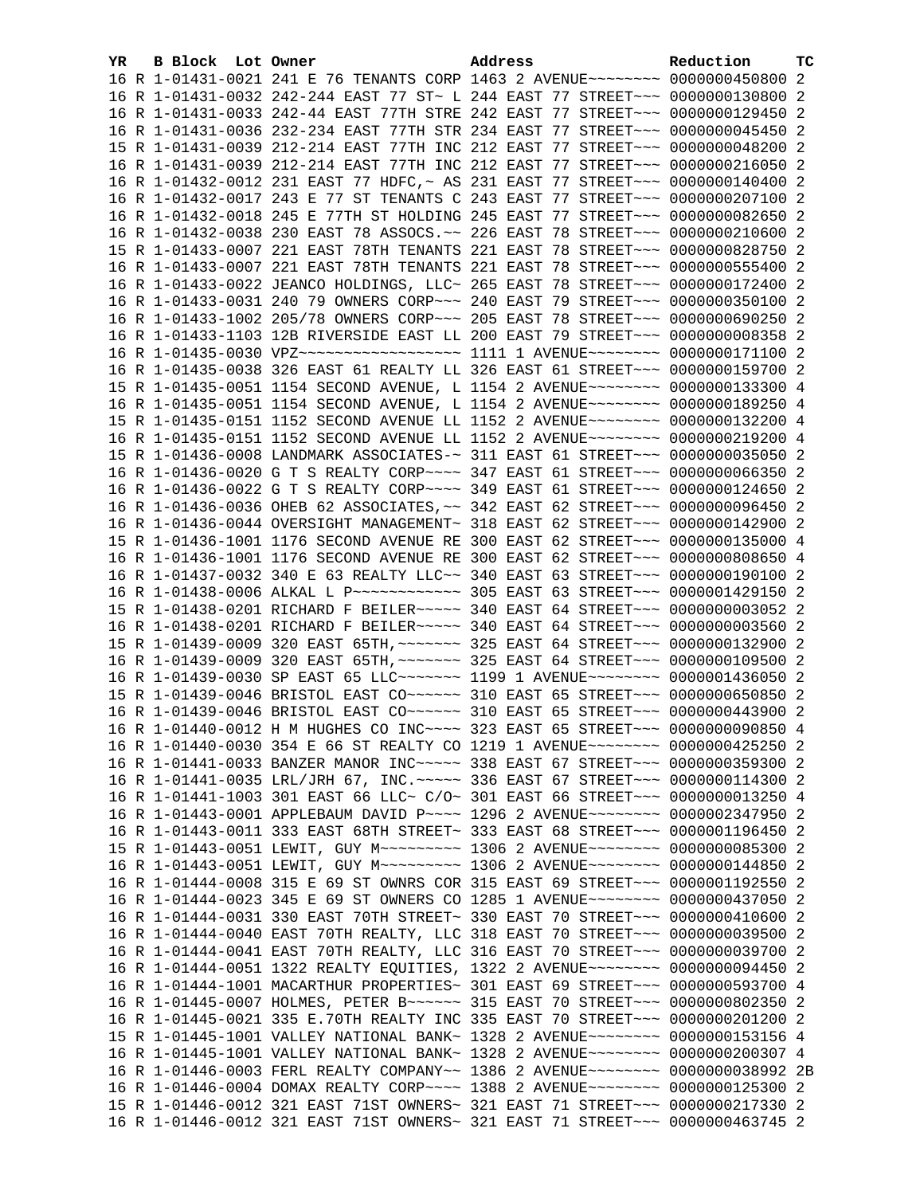| YR | B | Block | Lot | Owner | Address | Reduction | TC |
|---|---|---|---|---|---|---|---|
| 16 | R | 1-01431-0021 | | 241 E 76 TENANTS CORP | 1463 2 AVENUE~~~~~~~~ | 0000000450800 | 2 |
| 16 | R | 1-01431-0032 | | 242-244 EAST 77 ST~ L | 244 EAST 77 STREET~~~ | 0000000130800 | 2 |
| 16 | R | 1-01431-0033 | | 242-44 EAST 77TH STRE | 242 EAST 77 STREET~~~ | 0000000129450 | 2 |
| 16 | R | 1-01431-0036 | | 232-234 EAST 77TH STR | 234 EAST 77 STREET~~~ | 0000000045450 | 2 |
| 15 | R | 1-01431-0039 | | 212-214 EAST 77TH INC | 212 EAST 77 STREET~~~ | 0000000048200 | 2 |
| 16 | R | 1-01431-0039 | | 212-214 EAST 77TH INC | 212 EAST 77 STREET~~~ | 0000000216050 | 2 |
| 16 | R | 1-01432-0012 | | 231 EAST 77 HDFC,~ AS | 231 EAST 77 STREET~~~ | 0000000140400 | 2 |
| 16 | R | 1-01432-0017 | | 243 E 77 ST TENANTS C | 243 EAST 77 STREET~~~ | 0000000207100 | 2 |
| 16 | R | 1-01432-0018 | | 245 E 77TH ST HOLDING | 245 EAST 77 STREET~~~ | 0000000082650 | 2 |
| 16 | R | 1-01432-0038 | | 230 EAST 78 ASSOCS.~~ | 226 EAST 78 STREET~~~ | 0000000210600 | 2 |
| 15 | R | 1-01433-0007 | | 221 EAST 78TH TENANTS | 221 EAST 78 STREET~~~ | 0000000828750 | 2 |
| 16 | R | 1-01433-0007 | | 221 EAST 78TH TENANTS | 221 EAST 78 STREET~~~ | 0000000555400 | 2 |
| 16 | R | 1-01433-0022 | | JEANCO HOLDINGS, LLC~ | 265 EAST 78 STREET~~~ | 0000000172400 | 2 |
| 16 | R | 1-01433-0031 | | 240 79 OWNERS CORP~~~ | 240 EAST 79 STREET~~~ | 0000000350100 | 2 |
| 16 | R | 1-01433-1002 | | 205/78 OWNERS CORP~~~ | 205 EAST 78 STREET~~~ | 0000000690250 | 2 |
| 16 | R | 1-01433-1103 | | 12B RIVERSIDE EAST LL | 200 EAST 79 STREET~~~ | 0000000008358 | 2 |
| 16 | R | 1-01435-0030 | | VPZ~~~~~~~~~~~~~~~~~~ | 1111 1 AVENUE~~~~~~~~ | 0000000171100 | 2 |
| 16 | R | 1-01435-0038 | | 326 EAST 61 REALTY LL | 326 EAST 61 STREET~~~ | 0000000159700 | 2 |
| 15 | R | 1-01435-0051 | | 1154 SECOND AVENUE, L | 1154 2 AVENUE~~~~~~~~ | 0000000133300 | 4 |
| 16 | R | 1-01435-0051 | | 1154 SECOND AVENUE, L | 1154 2 AVENUE~~~~~~~~ | 0000000189250 | 4 |
| 15 | R | 1-01435-0151 | | 1152 SECOND AVENUE LL | 1152 2 AVENUE~~~~~~~~ | 0000000132200 | 4 |
| 16 | R | 1-01435-0151 | | 1152 SECOND AVENUE LL | 1152 2 AVENUE~~~~~~~~ | 0000000219200 | 4 |
| 15 | R | 1-01436-0008 | | LANDMARK ASSOCIATES-~ | 311 EAST 61 STREET~~~ | 0000000035050 | 2 |
| 16 | R | 1-01436-0020 | | G T S REALTY CORP~~~~ | 347 EAST 61 STREET~~~ | 0000000066350 | 2 |
| 16 | R | 1-01436-0022 | | G T S REALTY CORP~~~~ | 349 EAST 61 STREET~~~ | 0000000124650 | 2 |
| 16 | R | 1-01436-0036 | | OHEB 62 ASSOCIATES,~~ | 342 EAST 62 STREET~~~ | 0000000096450 | 2 |
| 16 | R | 1-01436-0044 | | OVERSIGHT MANAGEMENT~ | 318 EAST 62 STREET~~~ | 0000000142900 | 2 |
| 15 | R | 1-01436-1001 | | 1176 SECOND AVENUE RE | 300 EAST 62 STREET~~~ | 0000000135000 | 4 |
| 16 | R | 1-01436-1001 | | 1176 SECOND AVENUE RE | 300 EAST 62 STREET~~~ | 0000000808650 | 4 |
| 16 | R | 1-01437-0032 | | 340 E 63 REALTY LLC~~ | 340 EAST 63 STREET~~~ | 0000000190100 | 2 |
| 16 | R | 1-01438-0006 | | ALKAL L P~~~~~~~~~~~~ | 305 EAST 63 STREET~~~ | 0000001429150 | 2 |
| 15 | R | 1-01438-0201 | | RICHARD F BEILER~~~~~ | 340 EAST 64 STREET~~~ | 0000000003052 | 2 |
| 16 | R | 1-01438-0201 | | RICHARD F BEILER~~~~~ | 340 EAST 64 STREET~~~ | 0000000003560 | 2 |
| 15 | R | 1-01439-0009 | | 320 EAST 65TH,~~~~~~~ | 325 EAST 64 STREET~~~ | 0000000132900 | 2 |
| 16 | R | 1-01439-0009 | | 320 EAST 65TH,~~~~~~~ | 325 EAST 64 STREET~~~ | 0000000109500 | 2 |
| 16 | R | 1-01439-0030 | | SP EAST 65 LLC~~~~~~~ | 1199 1 AVENUE~~~~~~~~ | 0000001436050 | 2 |
| 15 | R | 1-01439-0046 | | BRISTOL EAST CO~~~~~~ | 310 EAST 65 STREET~~~ | 0000000650850 | 2 |
| 16 | R | 1-01439-0046 | | BRISTOL EAST CO~~~~~~ | 310 EAST 65 STREET~~~ | 0000000443900 | 2 |
| 16 | R | 1-01440-0012 | | H M HUGHES CO INC~~~~ | 323 EAST 65 STREET~~~ | 0000000090850 | 4 |
| 16 | R | 1-01440-0030 | | 354 E 66 ST REALTY CO | 1219 1 AVENUE~~~~~~~~ | 0000000425250 | 2 |
| 16 | R | 1-01441-0033 | | BANZER MANOR INC~~~~~ | 338 EAST 67 STREET~~~ | 0000000359300 | 2 |
| 16 | R | 1-01441-0035 | | LRL/JRH 67, INC.~~~~~ | 336 EAST 67 STREET~~~ | 0000000114300 | 2 |
| 16 | R | 1-01441-1003 | | 301 EAST 66 LLC~ C/O~ | 301 EAST 66 STREET~~~ | 0000000013250 | 4 |
| 16 | R | 1-01443-0001 | | APPLEBAUM DAVID P~~~~ | 1296 2 AVENUE~~~~~~~~ | 0000002347950 | 2 |
| 16 | R | 1-01443-0011 | | 333 EAST 68TH STREET~ | 333 EAST 68 STREET~~~ | 0000001196450 | 2 |
| 15 | R | 1-01443-0051 | | LEWIT, GUY M~~~~~~~~~ | 1306 2 AVENUE~~~~~~~~ | 0000000085300 | 2 |
| 16 | R | 1-01443-0051 | | LEWIT, GUY M~~~~~~~~~ | 1306 2 AVENUE~~~~~~~~ | 0000000144850 | 2 |
| 16 | R | 1-01444-0008 | | 315 E 69 ST OWNRS COR | 315 EAST 69 STREET~~~ | 0000001192550 | 2 |
| 16 | R | 1-01444-0023 | | 345 E 69 ST OWNERS CO | 1285 1 AVENUE~~~~~~~~ | 0000000437050 | 2 |
| 16 | R | 1-01444-0031 | | 330 EAST 70TH STREET~ | 330 EAST 70 STREET~~~ | 0000000410600 | 2 |
| 16 | R | 1-01444-0040 | | EAST 70TH REALTY, LLC | 318 EAST 70 STREET~~~ | 0000000039500 | 2 |
| 16 | R | 1-01444-0041 | | EAST 70TH REALTY, LLC | 316 EAST 70 STREET~~~ | 0000000039700 | 2 |
| 16 | R | 1-01444-0051 | | 1322 REALTY EQUITIES, | 1322 2 AVENUE~~~~~~~~ | 0000000094450 | 2 |
| 16 | R | 1-01444-1001 | | MACARTHUR PROPERTIES~ | 301 EAST 69 STREET~~~ | 0000000593700 | 4 |
| 16 | R | 1-01445-0007 | | HOLMES, PETER B~~~~~~ | 315 EAST 70 STREET~~~ | 0000000802350 | 2 |
| 16 | R | 1-01445-0021 | | 335 E.70TH REALTY INC | 335 EAST 70 STREET~~~ | 0000000201200 | 2 |
| 15 | R | 1-01445-1001 | | VALLEY NATIONAL BANK~ | 1328 2 AVENUE~~~~~~~~ | 0000000153156 | 4 |
| 16 | R | 1-01445-1001 | | VALLEY NATIONAL BANK~ | 1328 2 AVENUE~~~~~~~~ | 0000000200307 | 4 |
| 16 | R | 1-01446-0003 | | FERL REALTY COMPANY~~ | 1386 2 AVENUE~~~~~~~~ | 0000000038992 | 2B |
| 16 | R | 1-01446-0004 | | DOMAX REALTY CORP~~~~ | 1388 2 AVENUE~~~~~~~~ | 0000000125300 | 2 |
| 15 | R | 1-01446-0012 | | 321 EAST 71ST OWNERS~ | 321 EAST 71 STREET~~~ | 0000000217330 | 2 |
| 16 | R | 1-01446-0012 | | 321 EAST 71ST OWNERS~ | 321 EAST 71 STREET~~~ | 0000000463745 | 2 |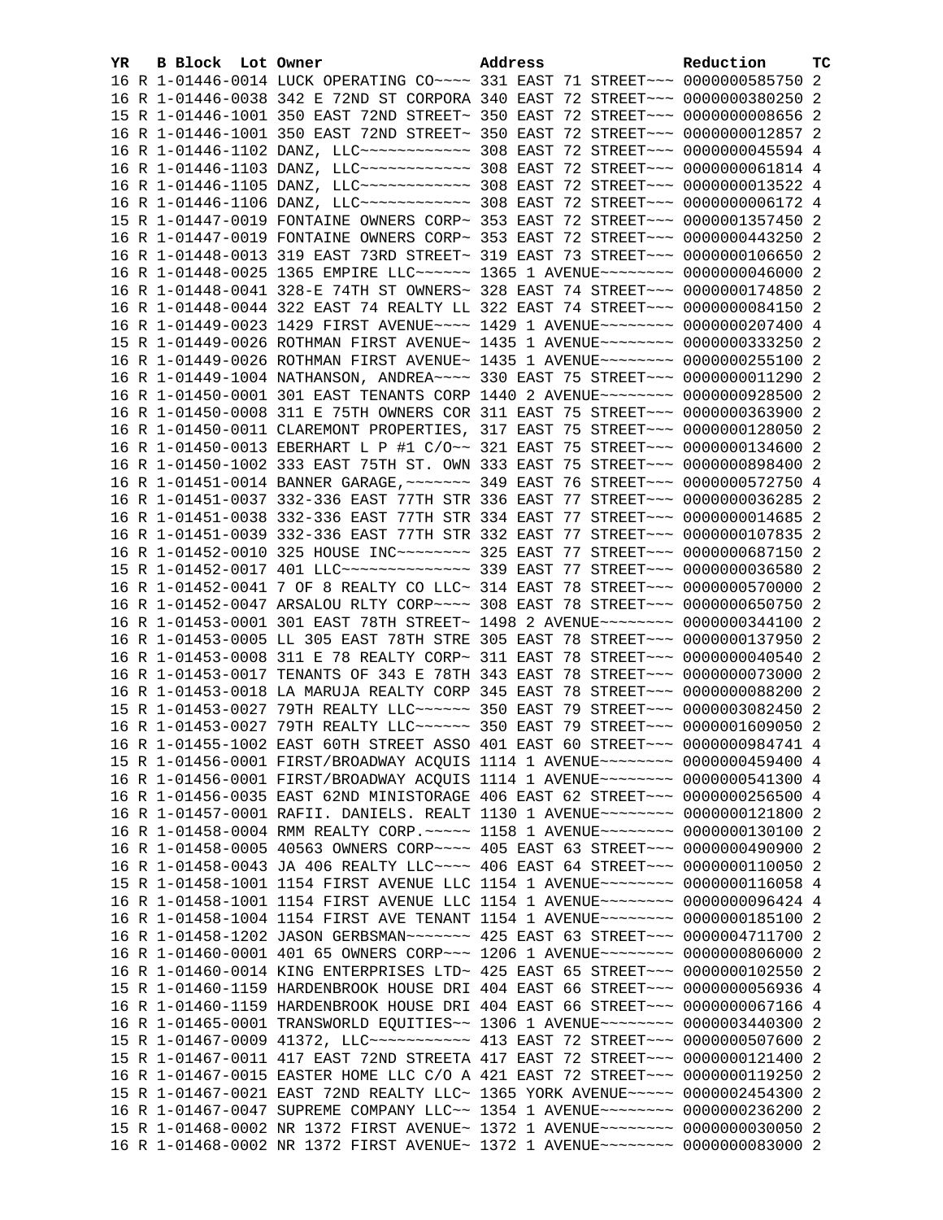| YR | B | Block | Lot | Owner | Address | Reduction | TC |
|---|---|---|---|---|---|---|---|
| 16 | R | 1-01446-0014 | | LUCK OPERATING CO~~~~ | 331 EAST 71 STREET~~~ | 0000000585750 | 2 |
| 16 | R | 1-01446-0038 | | 342 E 72ND ST CORPORA | 340 EAST 72 STREET~~~ | 0000000380250 | 2 |
| 15 | R | 1-01446-1001 | | 350 EAST 72ND STREET~ | 350 EAST 72 STREET~~~ | 0000000008656 | 2 |
| 16 | R | 1-01446-1001 | | 350 EAST 72ND STREET~ | 350 EAST 72 STREET~~~ | 0000000012857 | 2 |
| 16 | R | 1-01446-1102 | | DANZ, LLC~~~~~~~~~~~~ | 308 EAST 72 STREET~~~ | 0000000045594 | 4 |
| 16 | R | 1-01446-1103 | | DANZ, LLC~~~~~~~~~~~~ | 308 EAST 72 STREET~~~ | 0000000061814 | 4 |
| 16 | R | 1-01446-1105 | | DANZ, LLC~~~~~~~~~~~~ | 308 EAST 72 STREET~~~ | 0000000013522 | 4 |
| 16 | R | 1-01446-1106 | | DANZ, LLC~~~~~~~~~~~~ | 308 EAST 72 STREET~~~ | 0000000006172 | 4 |
| 15 | R | 1-01447-0019 | | FONTAINE OWNERS CORP~ | 353 EAST 72 STREET~~~ | 0000001357450 | 2 |
| 16 | R | 1-01447-0019 | | FONTAINE OWNERS CORP~ | 353 EAST 72 STREET~~~ | 0000000443250 | 2 |
| 16 | R | 1-01448-0013 | | 319 EAST 73RD STREET~ | 319 EAST 73 STREET~~~ | 0000000106650 | 2 |
| 16 | R | 1-01448-0025 | | 1365 EMPIRE LLC~~~~~~ | 1365 1 AVENUE~~~~~~~~ | 0000000046000 | 2 |
| 16 | R | 1-01448-0041 | | 328-E 74TH ST OWNERS~ | 328 EAST 74 STREET~~~ | 0000000174850 | 2 |
| 16 | R | 1-01448-0044 | | 322 EAST 74 REALTY LL | 322 EAST 74 STREET~~~ | 0000000084150 | 2 |
| 16 | R | 1-01449-0023 | | 1429 FIRST AVENUE~~~~ | 1429 1 AVENUE~~~~~~~~ | 0000000207400 | 4 |
| 15 | R | 1-01449-0026 | | ROTHMAN FIRST AVENUE~ | 1435 1 AVENUE~~~~~~~~ | 0000000333250 | 2 |
| 16 | R | 1-01449-0026 | | ROTHMAN FIRST AVENUE~ | 1435 1 AVENUE~~~~~~~~ | 0000000255100 | 2 |
| 16 | R | 1-01449-1004 | | NATHANSON, ANDREA~~~~ | 330 EAST 75 STREET~~~ | 0000000011290 | 2 |
| 16 | R | 1-01450-0001 | | 301 EAST TENANTS CORP | 1440 2 AVENUE~~~~~~~~ | 0000000928500 | 2 |
| 16 | R | 1-01450-0008 | | 311 E 75TH OWNERS COR | 311 EAST 75 STREET~~~ | 0000000363900 | 2 |
| 16 | R | 1-01450-0011 | | CLAREMONT PROPERTIES, | 317 EAST 75 STREET~~~ | 0000000128050 | 2 |
| 16 | R | 1-01450-0013 | | EBERHART L P #1 C/O~~ | 321 EAST 75 STREET~~~ | 0000000134600 | 2 |
| 16 | R | 1-01450-1002 | | 333 EAST 75TH ST. OWN | 333 EAST 75 STREET~~~ | 0000000898400 | 2 |
| 16 | R | 1-01451-0014 | | BANNER GARAGE,~~~~~~~ | 349 EAST 76 STREET~~~ | 0000000572750 | 4 |
| 16 | R | 1-01451-0037 | | 332-336 EAST 77TH STR | 336 EAST 77 STREET~~~ | 0000000036285 | 2 |
| 16 | R | 1-01451-0038 | | 332-336 EAST 77TH STR | 334 EAST 77 STREET~~~ | 0000000014685 | 2 |
| 16 | R | 1-01451-0039 | | 332-336 EAST 77TH STR | 332 EAST 77 STREET~~~ | 0000000107835 | 2 |
| 16 | R | 1-01452-0010 | | 325 HOUSE INC~~~~~~~~ | 325 EAST 77 STREET~~~ | 0000000687150 | 2 |
| 15 | R | 1-01452-0017 | | 401 LLC~~~~~~~~~~~~~~ | 339 EAST 77 STREET~~~ | 0000000036580 | 2 |
| 16 | R | 1-01452-0041 | | 7 OF 8 REALTY CO LLC~ | 314 EAST 78 STREET~~~ | 0000000570000 | 2 |
| 16 | R | 1-01452-0047 | | ARSALOU RLTY CORP~~~~ | 308 EAST 78 STREET~~~ | 0000000650750 | 2 |
| 16 | R | 1-01453-0001 | | 301 EAST 78TH STREET~ | 1498 2 AVENUE~~~~~~~~ | 0000000344100 | 2 |
| 16 | R | 1-01453-0005 | | LL 305 EAST 78TH STRE | 305 EAST 78 STREET~~~ | 0000000137950 | 2 |
| 16 | R | 1-01453-0008 | | 311 E 78 REALTY CORP~ | 311 EAST 78 STREET~~~ | 0000000040540 | 2 |
| 16 | R | 1-01453-0017 | | TENANTS OF 343 E 78TH | 343 EAST 78 STREET~~~ | 0000000073000 | 2 |
| 16 | R | 1-01453-0018 | | LA MARUJA REALTY CORP | 345 EAST 78 STREET~~~ | 0000000088200 | 2 |
| 15 | R | 1-01453-0027 | | 79TH REALTY LLC~~~~~~ | 350 EAST 79 STREET~~~ | 0000003082450 | 2 |
| 16 | R | 1-01453-0027 | | 79TH REALTY LLC~~~~~~ | 350 EAST 79 STREET~~~ | 0000001609050 | 2 |
| 16 | R | 1-01455-1002 | | EAST 60TH STREET ASSO | 401 EAST 60 STREET~~~ | 0000000984741 | 4 |
| 15 | R | 1-01456-0001 | | FIRST/BROADWAY ACQUIS | 1114 1 AVENUE~~~~~~~~ | 0000000459400 | 4 |
| 16 | R | 1-01456-0001 | | FIRST/BROADWAY ACQUIS | 1114 1 AVENUE~~~~~~~~ | 0000000541300 | 4 |
| 16 | R | 1-01456-0035 | | EAST 62ND MINISTORAGE | 406 EAST 62 STREET~~~ | 0000000256500 | 4 |
| 16 | R | 1-01457-0001 | | RAFII. DANIELS. REALT | 1130 1 AVENUE~~~~~~~~ | 0000000121800 | 2 |
| 16 | R | 1-01458-0004 | | RMM REALTY CORP.~~~~~ | 1158 1 AVENUE~~~~~~~~ | 0000000130100 | 2 |
| 16 | R | 1-01458-0005 | | 40563 OWNERS CORP~~~~ | 405 EAST 63 STREET~~~ | 0000000490900 | 2 |
| 16 | R | 1-01458-0043 | | JA 406 REALTY LLC~~~~ | 406 EAST 64 STREET~~~ | 0000000110050 | 2 |
| 15 | R | 1-01458-1001 | | 1154 FIRST AVENUE LLC | 1154 1 AVENUE~~~~~~~~ | 0000000116058 | 4 |
| 16 | R | 1-01458-1001 | | 1154 FIRST AVENUE LLC | 1154 1 AVENUE~~~~~~~~ | 0000000096424 | 4 |
| 16 | R | 1-01458-1004 | | 1154 FIRST AVE TENANT | 1154 1 AVENUE~~~~~~~~ | 0000000185100 | 2 |
| 16 | R | 1-01458-1202 | | JASON GERBSMAN~~~~~~~ | 425 EAST 63 STREET~~~ | 0000004711700 | 2 |
| 16 | R | 1-01460-0001 | | 401 65 OWNERS CORP~~~ | 1206 1 AVENUE~~~~~~~~ | 0000000806000 | 2 |
| 16 | R | 1-01460-0014 | | KING ENTERPRISES LTD~ | 425 EAST 65 STREET~~~ | 0000000102550 | 2 |
| 15 | R | 1-01460-1159 | | HARDENBROOK HOUSE DRI | 404 EAST 66 STREET~~~ | 0000000056936 | 4 |
| 16 | R | 1-01460-1159 | | HARDENBROOK HOUSE DRI | 404 EAST 66 STREET~~~ | 0000000067166 | 4 |
| 16 | R | 1-01465-0001 | | TRANSWORLD EQUITIES~~ | 1306 1 AVENUE~~~~~~~~ | 0000003440300 | 2 |
| 15 | R | 1-01467-0009 | | 41372, LLC~~~~~~~~~~~ | 413 EAST 72 STREET~~~ | 0000000507600 | 2 |
| 15 | R | 1-01467-0011 | | 417 EAST 72ND STREETA | 417 EAST 72 STREET~~~ | 0000000121400 | 2 |
| 16 | R | 1-01467-0015 | | EASTER HOME LLC C/O A | 421 EAST 72 STREET~~~ | 0000000119250 | 2 |
| 15 | R | 1-01467-0021 | | EAST 72ND REALTY LLC~ | 1365 YORK AVENUE~~~~~ | 0000002454300 | 2 |
| 16 | R | 1-01467-0047 | | SUPREME COMPANY LLC~~ | 1354 1 AVENUE~~~~~~~~ | 0000000236200 | 2 |
| 15 | R | 1-01468-0002 | | NR 1372 FIRST AVENUE~ | 1372 1 AVENUE~~~~~~~~ | 0000000030050 | 2 |
| 16 | R | 1-01468-0002 | | NR 1372 FIRST AVENUE~ | 1372 1 AVENUE~~~~~~~~ | 0000000083000 | 2 |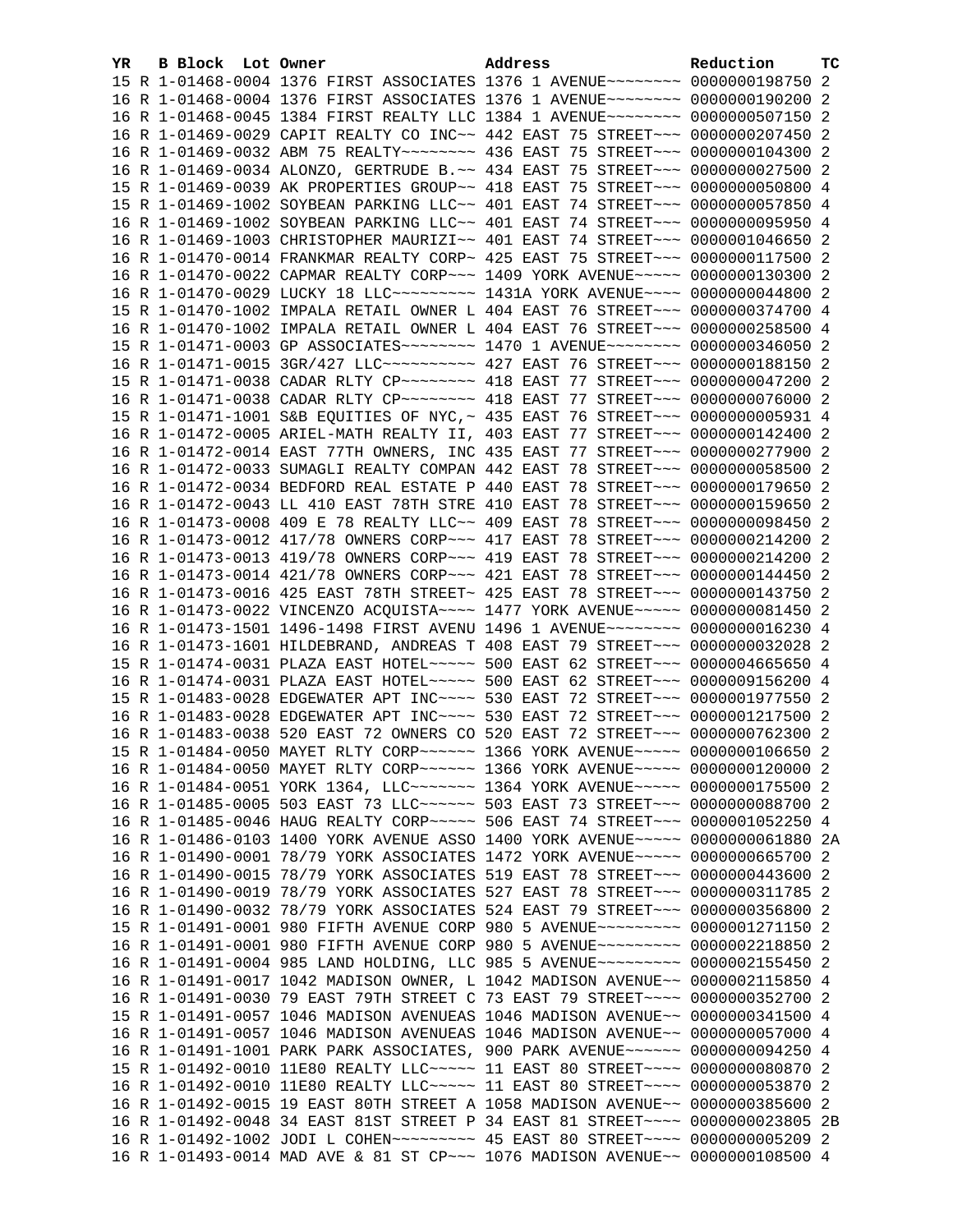| YR | B | Block | Lot | Owner | Address | Reduction | TC |
|---|---|---|---|---|---|---|---|
| 15 | R | 1-01468-0004 | | 1376 FIRST ASSOCIATES | 1376 1 AVENUE~~~~~~~~ | 0000000198750 | 2 |
| 16 | R | 1-01468-0004 | | 1376 FIRST ASSOCIATES | 1376 1 AVENUE~~~~~~~~ | 0000000190200 | 2 |
| 16 | R | 1-01468-0045 | | 1384 FIRST REALTY LLC | 1384 1 AVENUE~~~~~~~~ | 0000000507150 | 2 |
| 16 | R | 1-01469-0029 | | CAPIT REALTY CO INC~~ | 442 EAST 75 STREET~~~ | 0000000207450 | 2 |
| 16 | R | 1-01469-0032 | | ABM 75 REALTY~~~~~~~~ | 436 EAST 75 STREET~~~ | 0000000104300 | 2 |
| 16 | R | 1-01469-0034 | | ALONZO, GERTRUDE B.~~ | 434 EAST 75 STREET~~~ | 0000000027500 | 2 |
| 15 | R | 1-01469-0039 | | AK PROPERTIES GROUP~~ | 418 EAST 75 STREET~~~ | 0000000050800 | 4 |
| 15 | R | 1-01469-1002 | | SOYBEAN PARKING LLC~~ | 401 EAST 74 STREET~~~ | 0000000057850 | 4 |
| 16 | R | 1-01469-1002 | | SOYBEAN PARKING LLC~~ | 401 EAST 74 STREET~~~ | 0000000095950 | 4 |
| 16 | R | 1-01469-1003 | | CHRISTOPHER MAURIZI~~ | 401 EAST 74 STREET~~~ | 0000001046650 | 2 |
| 16 | R | 1-01470-0014 | | FRANKMAR REALTY CORP~ | 425 EAST 75 STREET~~~ | 0000000117500 | 2 |
| 16 | R | 1-01470-0022 | | CAPMAR REALTY CORP~~~ | 1409 YORK AVENUE~~~~~ | 0000000130300 | 2 |
| 16 | R | 1-01470-0029 | | LUCKY 18 LLC~~~~~~~~~ | 1431A YORK AVENUE~~~~ | 0000000044800 | 2 |
| 15 | R | 1-01470-1002 | | IMPALA RETAIL OWNER L | 404 EAST 76 STREET~~~ | 0000000374700 | 4 |
| 16 | R | 1-01470-1002 | | IMPALA RETAIL OWNER L | 404 EAST 76 STREET~~~ | 0000000258500 | 4 |
| 15 | R | 1-01471-0003 | | GP ASSOCIATES~~~~~~~~ | 1470 1 AVENUE~~~~~~~~ | 0000000346050 | 2 |
| 16 | R | 1-01471-0015 | | 3GR/427 LLC~~~~~~~~~~ | 427 EAST 76 STREET~~~ | 0000000188150 | 2 |
| 15 | R | 1-01471-0038 | | CADAR RLTY CP~~~~~~~~ | 418 EAST 77 STREET~~~ | 0000000047200 | 2 |
| 16 | R | 1-01471-0038 | | CADAR RLTY CP~~~~~~~~ | 418 EAST 77 STREET~~~ | 0000000076000 | 2 |
| 15 | R | 1-01471-1001 | | S&B EQUITIES OF NYC,~ | 435 EAST 76 STREET~~~ | 0000000005931 | 4 |
| 16 | R | 1-01472-0005 | | ARIEL-MATH REALTY II, | 403 EAST 77 STREET~~~ | 0000000142400 | 2 |
| 16 | R | 1-01472-0014 | | EAST 77TH OWNERS, INC | 435 EAST 77 STREET~~~ | 0000000277900 | 2 |
| 16 | R | 1-01472-0033 | | SUMAGLI REALTY COMPAN | 442 EAST 78 STREET~~~ | 0000000058500 | 2 |
| 16 | R | 1-01472-0034 | | BEDFORD REAL ESTATE P | 440 EAST 78 STREET~~~ | 0000000179650 | 2 |
| 16 | R | 1-01472-0043 | | LL 410 EAST 78TH STRE | 410 EAST 78 STREET~~~ | 0000000159650 | 2 |
| 16 | R | 1-01473-0008 | | 409 E 78 REALTY LLC~~ | 409 EAST 78 STREET~~~ | 0000000098450 | 2 |
| 16 | R | 1-01473-0012 | | 417/78 OWNERS CORP~~~ | 417 EAST 78 STREET~~~ | 0000000214200 | 2 |
| 16 | R | 1-01473-0013 | | 419/78 OWNERS CORP~~~ | 419 EAST 78 STREET~~~ | 0000000214200 | 2 |
| 16 | R | 1-01473-0014 | | 421/78 OWNERS CORP~~~ | 421 EAST 78 STREET~~~ | 0000000144450 | 2 |
| 16 | R | 1-01473-0016 | | 425 EAST 78TH STREET~ | 425 EAST 78 STREET~~~ | 0000000143750 | 2 |
| 16 | R | 1-01473-0022 | | VINCENZO ACQUISTA~~~~ | 1477 YORK AVENUE~~~~~ | 0000000081450 | 2 |
| 16 | R | 1-01473-1501 | | 1496-1498 FIRST AVENU | 1496 1 AVENUE~~~~~~~~ | 0000000016230 | 4 |
| 16 | R | 1-01473-1601 | | HILDEBRAND, ANDREAS T | 408 EAST 79 STREET~~~ | 0000000032028 | 2 |
| 15 | R | 1-01474-0031 | | PLAZA EAST HOTEL~~~~~ | 500 EAST 62 STREET~~~ | 0000004665650 | 4 |
| 16 | R | 1-01474-0031 | | PLAZA EAST HOTEL~~~~~ | 500 EAST 62 STREET~~~ | 0000009156200 | 4 |
| 15 | R | 1-01483-0028 | | EDGEWATER APT INC~~~~ | 530 EAST 72 STREET~~~ | 0000001977550 | 2 |
| 16 | R | 1-01483-0028 | | EDGEWATER APT INC~~~~ | 530 EAST 72 STREET~~~ | 0000001217500 | 2 |
| 16 | R | 1-01483-0038 | | 520 EAST 72 OWNERS CO | 520 EAST 72 STREET~~~ | 0000000762300 | 2 |
| 15 | R | 1-01484-0050 | | MAYET RLTY CORP~~~~~~ | 1366 YORK AVENUE~~~~~ | 0000000106650 | 2 |
| 16 | R | 1-01484-0050 | | MAYET RLTY CORP~~~~~~ | 1366 YORK AVENUE~~~~~ | 0000000120000 | 2 |
| 16 | R | 1-01484-0051 | | YORK 1364, LLC~~~~~~~ | 1364 YORK AVENUE~~~~~ | 0000000175500 | 2 |
| 16 | R | 1-01485-0005 | | 503 EAST 73 LLC~~~~~~ | 503 EAST 73 STREET~~~ | 0000000088700 | 2 |
| 16 | R | 1-01485-0046 | | HAUG REALTY CORP~~~~~ | 506 EAST 74 STREET~~~ | 0000001052250 | 4 |
| 16 | R | 1-01486-0103 | | 1400 YORK AVENUE ASSO | 1400 YORK AVENUE~~~~~ | 0000000061880 | 2A |
| 16 | R | 1-01490-0001 | | 78/79 YORK ASSOCIATES | 1472 YORK AVENUE~~~~~ | 0000000665700 | 2 |
| 16 | R | 1-01490-0015 | | 78/79 YORK ASSOCIATES | 519 EAST 78 STREET~~~ | 0000000443600 | 2 |
| 16 | R | 1-01490-0019 | | 78/79 YORK ASSOCIATES | 527 EAST 78 STREET~~~ | 0000000311785 | 2 |
| 16 | R | 1-01490-0032 | | 78/79 YORK ASSOCIATES | 524 EAST 79 STREET~~~ | 0000000356800 | 2 |
| 15 | R | 1-01491-0001 | | 980 FIFTH AVENUE CORP | 980 5 AVENUE~~~~~~~~~ | 0000001271150 | 2 |
| 16 | R | 1-01491-0001 | | 980 FIFTH AVENUE CORP | 980 5 AVENUE~~~~~~~~~ | 0000002218850 | 2 |
| 16 | R | 1-01491-0004 | | 985 LAND HOLDING, LLC | 985 5 AVENUE~~~~~~~~~ | 0000002155450 | 2 |
| 16 | R | 1-01491-0017 | | 1042 MADISON OWNER, L | 1042 MADISON AVENUE~~ | 0000002115850 | 4 |
| 16 | R | 1-01491-0030 | | 79 EAST 79TH STREET C | 73 EAST 79 STREET~~~~ | 0000000352700 | 2 |
| 15 | R | 1-01491-0057 | | 1046 MADISON AVENUEAS | 1046 MADISON AVENUE~~ | 0000000341500 | 4 |
| 16 | R | 1-01491-0057 | | 1046 MADISON AVENUEAS | 1046 MADISON AVENUE~~ | 0000000057000 | 4 |
| 16 | R | 1-01491-1001 | | PARK PARK ASSOCIATES, | 900 PARK AVENUE~~~~~~ | 0000000094250 | 4 |
| 15 | R | 1-01492-0010 | | 11E80 REALTY LLC~~~~~ | 11 EAST 80 STREET~~~~ | 0000000080870 | 2 |
| 16 | R | 1-01492-0010 | | 11E80 REALTY LLC~~~~~ | 11 EAST 80 STREET~~~~ | 0000000053870 | 2 |
| 16 | R | 1-01492-0015 | | 19 EAST 80TH STREET A | 1058 MADISON AVENUE~~ | 0000000385600 | 2 |
| 16 | R | 1-01492-0048 | | 34 EAST 81ST STREET P | 34 EAST 81 STREET~~~~ | 0000000023805 | 2B |
| 16 | R | 1-01492-1002 | | JODI L COHEN~~~~~~~~~ | 45 EAST 80 STREET~~~~ | 0000000005209 | 2 |
| 16 | R | 1-01493-0014 | | MAD AVE & 81 ST CP~~~ | 1076 MADISON AVENUE~~ | 0000000108500 | 4 |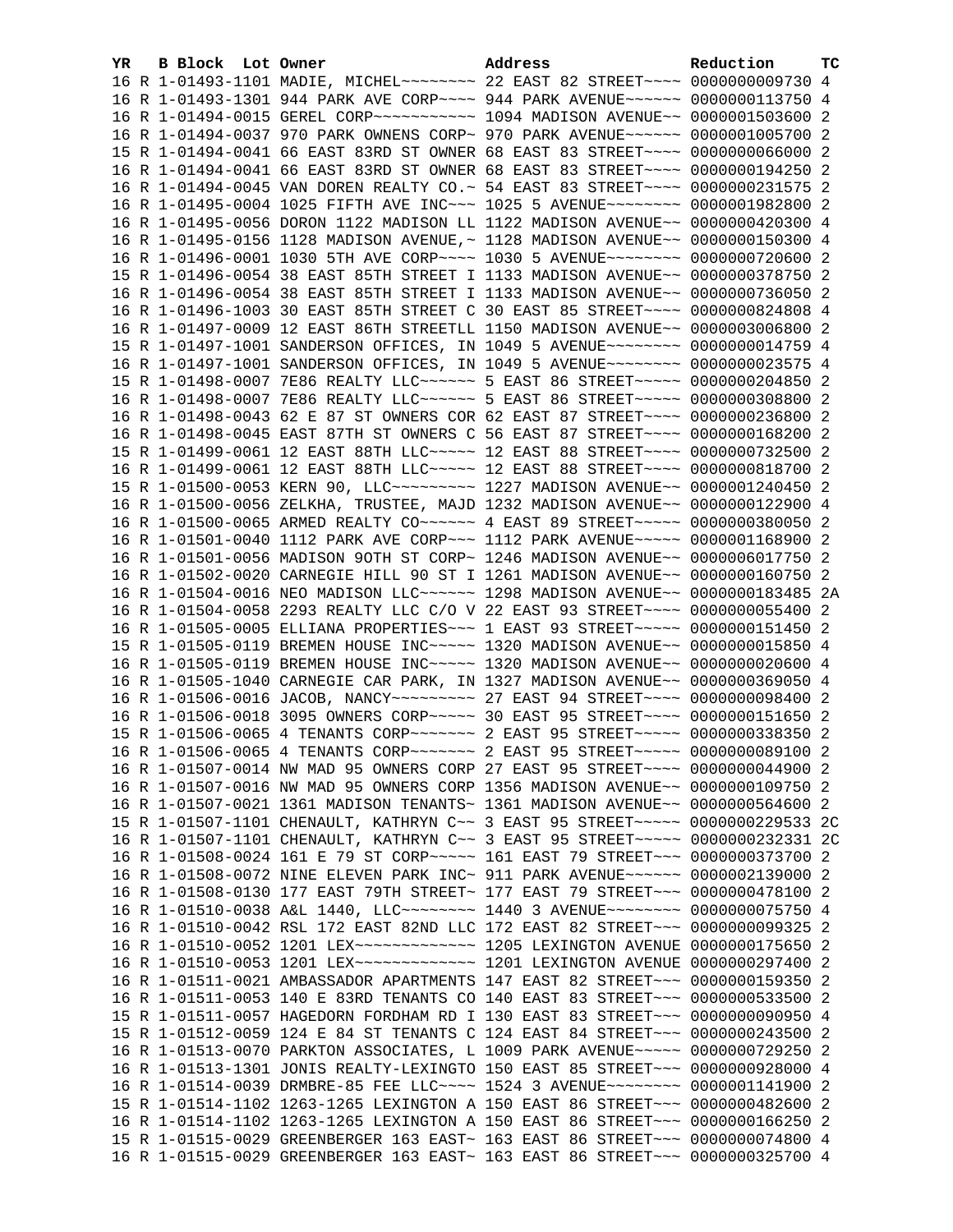| YR | B | Block | Lot | Owner | Address | Reduction | TC |
|---|---|---|---|---|---|---|---|
| 16 | R | 1-01493-1101 | | MADIE, MICHEL~~~~~~~~ | 22 EAST 82 STREET~~~~ | 0000000009730 | 4 |
| 16 | R | 1-01493-1301 | | 944 PARK AVE CORP~~~~ | 944 PARK AVENUE~~~~~~ | 0000000113750 | 4 |
| 16 | R | 1-01494-0015 | | GEREL CORP~~~~~~~~~~~ | 1094 MADISON AVENUE~~ | 0000001503600 | 2 |
| 16 | R | 1-01494-0037 | | 970 PARK OWNENS CORP~ | 970 PARK AVENUE~~~~~~ | 0000001005700 | 2 |
| 15 | R | 1-01494-0041 | | 66 EAST 83RD ST OWNER | 68 EAST 83 STREET~~~~ | 0000000066000 | 2 |
| 16 | R | 1-01494-0041 | | 66 EAST 83RD ST OWNER | 68 EAST 83 STREET~~~~ | 0000000194250 | 2 |
| 16 | R | 1-01494-0045 | | VAN DOREN REALTY CO.~ | 54 EAST 83 STREET~~~~ | 0000000231575 | 2 |
| 16 | R | 1-01495-0004 | | 1025 FIFTH AVE INC~~~ | 1025 5 AVENUE~~~~~~~~ | 0000001982800 | 2 |
| 16 | R | 1-01495-0056 | | DORON 1122 MADISON LL | 1122 MADISON AVENUE~~ | 0000000420300 | 4 |
| 16 | R | 1-01495-0156 | | 1128 MADISON AVENUE,~ | 1128 MADISON AVENUE~~ | 0000000150300 | 4 |
| 16 | R | 1-01496-0001 | | 1030 5TH AVE CORP~~~~ | 1030 5 AVENUE~~~~~~~~ | 0000000720600 | 2 |
| 15 | R | 1-01496-0054 | | 38 EAST 85TH STREET I | 1133 MADISON AVENUE~~ | 0000000378750 | 2 |
| 16 | R | 1-01496-0054 | | 38 EAST 85TH STREET I | 1133 MADISON AVENUE~~ | 0000000736050 | 2 |
| 16 | R | 1-01496-1003 | | 30 EAST 85TH STREET C | 30 EAST 85 STREET~~~~ | 0000000824808 | 4 |
| 16 | R | 1-01497-0009 | | 12 EAST 86TH STREETLL | 1150 MADISON AVENUE~~ | 0000003006800 | 2 |
| 15 | R | 1-01497-1001 | | SANDERSON OFFICES, IN | 1049 5 AVENUE~~~~~~~~ | 0000000014759 | 4 |
| 16 | R | 1-01497-1001 | | SANDERSON OFFICES, IN | 1049 5 AVENUE~~~~~~~~ | 0000000023575 | 4 |
| 15 | R | 1-01498-0007 | | 7E86 REALTY LLC~~~~~~ | 5 EAST 86 STREET~~~~~ | 0000000204850 | 2 |
| 16 | R | 1-01498-0007 | | 7E86 REALTY LLC~~~~~~ | 5 EAST 86 STREET~~~~~ | 0000000308800 | 2 |
| 16 | R | 1-01498-0043 | | 62 E 87 ST OWNERS COR | 62 EAST 87 STREET~~~~ | 0000000236800 | 2 |
| 16 | R | 1-01498-0045 | | EAST 87TH ST OWNERS C | 56 EAST 87 STREET~~~~ | 0000000168200 | 2 |
| 15 | R | 1-01499-0061 | | 12 EAST 88TH LLC~~~~~ | 12 EAST 88 STREET~~~~ | 0000000732500 | 2 |
| 16 | R | 1-01499-0061 | | 12 EAST 88TH LLC~~~~~ | 12 EAST 88 STREET~~~~ | 0000000818700 | 2 |
| 15 | R | 1-01500-0053 | | KERN 90, LLC~~~~~~~~~ | 1227 MADISON AVENUE~~ | 0000001240450 | 2 |
| 16 | R | 1-01500-0056 | | ZELKHA, TRUSTEE, MAJD | 1232 MADISON AVENUE~~ | 0000000122900 | 4 |
| 16 | R | 1-01500-0065 | | ARMED REALTY CO~~~~~~ | 4 EAST 89 STREET~~~~~ | 0000000380050 | 2 |
| 16 | R | 1-01501-0040 | | 1112 PARK AVE CORP~~~ | 1112 PARK AVENUE~~~~~ | 0000001168900 | 2 |
| 16 | R | 1-01501-0056 | | MADISON 90TH ST CORP~ | 1246 MADISON AVENUE~~ | 0000006017750 | 2 |
| 16 | R | 1-01502-0020 | | CARNEGIE HILL 90 ST I | 1261 MADISON AVENUE~~ | 0000000160750 | 2 |
| 16 | R | 1-01504-0016 | | NEO MADISON LLC~~~~~~ | 1298 MADISON AVENUE~~ | 0000000183485 | 2A |
| 16 | R | 1-01504-0058 | | 2293 REALTY LLC C/O V | 22 EAST 93 STREET~~~~ | 0000000055400 | 2 |
| 16 | R | 1-01505-0005 | | ELLIANA PROPERTIES~~~ | 1 EAST 93 STREET~~~~~ | 0000000151450 | 2 |
| 15 | R | 1-01505-0119 | | BREMEN HOUSE INC~~~~~ | 1320 MADISON AVENUE~~ | 0000000015850 | 4 |
| 16 | R | 1-01505-0119 | | BREMEN HOUSE INC~~~~~ | 1320 MADISON AVENUE~~ | 0000000020600 | 4 |
| 16 | R | 1-01505-1040 | | CARNEGIE CAR PARK, IN | 1327 MADISON AVENUE~~ | 0000000369050 | 4 |
| 16 | R | 1-01506-0016 | | JACOB, NANCY~~~~~~~~~ | 27 EAST 94 STREET~~~~ | 0000000098400 | 2 |
| 16 | R | 1-01506-0018 | | 3095 OWNERS CORP~~~~~ | 30 EAST 95 STREET~~~~ | 0000000151650 | 2 |
| 15 | R | 1-01506-0065 | | 4 TENANTS CORP~~~~~~~ | 2 EAST 95 STREET~~~~~ | 0000000338350 | 2 |
| 16 | R | 1-01506-0065 | | 4 TENANTS CORP~~~~~~~ | 2 EAST 95 STREET~~~~~ | 0000000089100 | 2 |
| 16 | R | 1-01507-0014 | | NW MAD 95 OWNERS CORP | 27 EAST 95 STREET~~~~ | 0000000044900 | 2 |
| 16 | R | 1-01507-0016 | | NW MAD 95 OWNERS CORP | 1356 MADISON AVENUE~~ | 0000000109750 | 2 |
| 16 | R | 1-01507-0021 | | 1361 MADISON TENANTS~ | 1361 MADISON AVENUE~~ | 0000000564600 | 2 |
| 15 | R | 1-01507-1101 | | CHENAULT, KATHRYN C~~ | 3 EAST 95 STREET~~~~~ | 0000000229533 | 2C |
| 16 | R | 1-01507-1101 | | CHENAULT, KATHRYN C~~ | 3 EAST 95 STREET~~~~~ | 0000000232331 | 2C |
| 16 | R | 1-01508-0024 | | 161 E 79 ST CORP~~~~~ | 161 EAST 79 STREET~~~ | 0000000373700 | 2 |
| 16 | R | 1-01508-0072 | | NINE ELEVEN PARK INC~ | 911 PARK AVENUE~~~~~~ | 0000002139000 | 2 |
| 16 | R | 1-01508-0130 | | 177 EAST 79TH STREET~ | 177 EAST 79 STREET~~~ | 0000000478100 | 2 |
| 16 | R | 1-01510-0038 | | A&L 1440, LLC~~~~~~~~ | 1440 3 AVENUE~~~~~~~~ | 0000000075750 | 4 |
| 16 | R | 1-01510-0042 | | RSL 172 EAST 82ND LLC | 172 EAST 82 STREET~~~ | 0000000099325 | 2 |
| 16 | R | 1-01510-0052 | | 1201 LEX~~~~~~~~~~~~~ | 1205 LEXINGTON AVENUE | 0000000175650 | 2 |
| 16 | R | 1-01510-0053 | | 1201 LEX~~~~~~~~~~~~~ | 1201 LEXINGTON AVENUE | 0000000297400 | 2 |
| 16 | R | 1-01511-0021 | | AMBASSADOR APARTMENTS | 147 EAST 82 STREET~~~ | 0000000159350 | 2 |
| 16 | R | 1-01511-0053 | | 140 E 83RD TENANTS CO | 140 EAST 83 STREET~~~ | 0000000533500 | 2 |
| 15 | R | 1-01511-0057 | | HAGEDORN FORDHAM RD I | 130 EAST 83 STREET~~~ | 0000000090950 | 4 |
| 15 | R | 1-01512-0059 | | 124 E 84 ST TENANTS C | 124 EAST 84 STREET~~~ | 0000000243500 | 2 |
| 16 | R | 1-01513-0070 | | PARKTON ASSOCIATES, L | 1009 PARK AVENUE~~~~~ | 0000000729250 | 2 |
| 16 | R | 1-01513-1301 | | JONIS REALTY-LEXINGTO | 150 EAST 85 STREET~~~ | 0000000928000 | 4 |
| 16 | R | 1-01514-0039 | | DRMBRE-85 FEE LLC~~~~ | 1524 3 AVENUE~~~~~~~~ | 0000001141900 | 2 |
| 15 | R | 1-01514-1102 | | 1263-1265 LEXINGTON A | 150 EAST 86 STREET~~~ | 0000000482600 | 2 |
| 16 | R | 1-01514-1102 | | 1263-1265 LEXINGTON A | 150 EAST 86 STREET~~~ | 0000000166250 | 2 |
| 15 | R | 1-01515-0029 | | GREENBERGER 163 EAST~ | 163 EAST 86 STREET~~~ | 0000000074800 | 4 |
| 16 | R | 1-01515-0029 | | GREENBERGER 163 EAST~ | 163 EAST 86 STREET~~~ | 0000000325700 | 4 |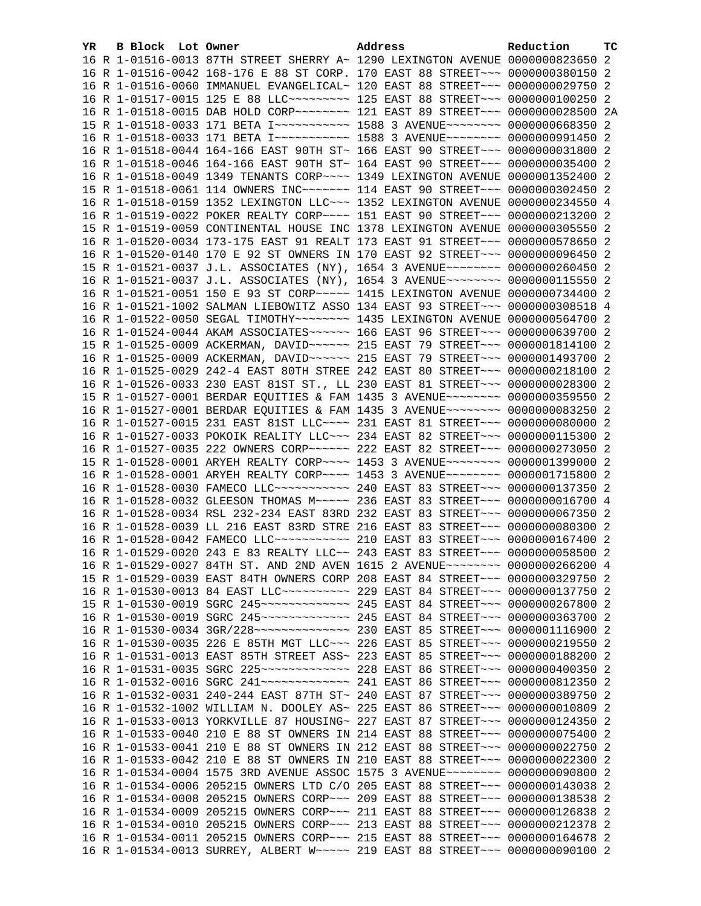| YR | B | Block | Lot | Owner | Address | Reduction | TC |
|---|---|---|---|---|---|---|---|
| 16 | R | 1-01516-0013 | | 87TH STREET SHERRY A~ | 1290 LEXINGTON AVENUE | 0000000823650 | 2 |
| 16 | R | 1-01516-0042 | | 168-176 E 88 ST CORP. | 170 EAST 88 STREET~~~ | 0000000380150 | 2 |
| 16 | R | 1-01516-0060 | | IMMANUEL EVANGELICAL~ | 120 EAST 88 STREET~~~ | 0000000029750 | 2 |
| 16 | R | 1-01517-0015 | | 125 E 88 LLC~~~~~~~~~ | 125 EAST 88 STREET~~~ | 0000000100250 | 2 |
| 16 | R | 1-01518-0015 | | DAB HOLD CORP~~~~~~~~ | 121 EAST 89 STREET~~~ | 0000000028500 | 2A |
| 15 | R | 1-01518-0033 | | 171 BETA I~~~~~~~~~~~ | 1588 3 AVENUE~~~~~~~~ | 0000000668350 | 2 |
| 16 | R | 1-01518-0033 | | 171 BETA I~~~~~~~~~~~ | 1588 3 AVENUE~~~~~~~~ | 0000000991450 | 2 |
| 16 | R | 1-01518-0044 | | 164-166 EAST 90TH ST~ | 166 EAST 90 STREET~~~ | 0000000031800 | 2 |
| 16 | R | 1-01518-0046 | | 164-166 EAST 90TH ST~ | 164 EAST 90 STREET~~~ | 0000000035400 | 2 |
| 16 | R | 1-01518-0049 | | 1349 TENANTS CORP~~~~ | 1349 LEXINGTON AVENUE | 0000001352400 | 2 |
| 15 | R | 1-01518-0061 | | 114 OWNERS INC~~~~~~~ | 114 EAST 90 STREET~~~ | 0000000302450 | 2 |
| 16 | R | 1-01518-0159 | | 1352 LEXINGTON LLC~~~ | 1352 LEXINGTON AVENUE | 0000000234550 | 4 |
| 16 | R | 1-01519-0022 | | POKER REALTY CORP~~~~ | 151 EAST 90 STREET~~~ | 0000000213200 | 2 |
| 15 | R | 1-01519-0059 | | CONTINENTAL HOUSE INC | 1378 LEXINGTON AVENUE | 0000000305550 | 2 |
| 16 | R | 1-01520-0034 | | 173-175 EAST 91 REALT | 173 EAST 91 STREET~~~ | 0000000578650 | 2 |
| 16 | R | 1-01520-0140 | | 170 E 92 ST OWNERS IN | 170 EAST 92 STREET~~~ | 0000000096450 | 2 |
| 15 | R | 1-01521-0037 | | J.L. ASSOCIATES (NY), | 1654 3 AVENUE~~~~~~~~ | 0000000260450 | 2 |
| 16 | R | 1-01521-0037 | | J.L. ASSOCIATES (NY), | 1654 3 AVENUE~~~~~~~~ | 0000000115550 | 2 |
| 16 | R | 1-01521-0051 | | 150 E 93 ST CORP~~~~~ | 1415 LEXINGTON AVENUE | 0000000734400 | 2 |
| 16 | R | 1-01521-1002 | | SALMAN LIEBOWITZ ASSO | 134 EAST 93 STREET~~~ | 0000000308518 | 4 |
| 16 | R | 1-01522-0050 | | SEGAL TIMOTHY~~~~~~~~ | 1435 LEXINGTON AVENUE | 0000000564700 | 2 |
| 16 | R | 1-01524-0044 | | AKAM ASSOCIATES~~~~~~ | 166 EAST 96 STREET~~~ | 0000000639700 | 2 |
| 15 | R | 1-01525-0009 | | ACKERMAN, DAVID~~~~~~ | 215 EAST 79 STREET~~~ | 0000001814100 | 2 |
| 16 | R | 1-01525-0009 | | ACKERMAN, DAVID~~~~~~ | 215 EAST 79 STREET~~~ | 0000001493700 | 2 |
| 16 | R | 1-01525-0029 | | 242-4 EAST 80TH STREE | 242 EAST 80 STREET~~~ | 0000000218100 | 2 |
| 16 | R | 1-01526-0033 | | 230 EAST 81ST ST., LL | 230 EAST 81 STREET~~~ | 0000000028300 | 2 |
| 15 | R | 1-01527-0001 | | BERDAR EQUITIES & FAM | 1435 3 AVENUE~~~~~~~~ | 0000000359550 | 2 |
| 16 | R | 1-01527-0001 | | BERDAR EQUITIES & FAM | 1435 3 AVENUE~~~~~~~~ | 0000000083250 | 2 |
| 16 | R | 1-01527-0015 | | 231 EAST 81ST LLC~~~~ | 231 EAST 81 STREET~~~ | 0000000080000 | 2 |
| 16 | R | 1-01527-0033 | | POKOIK REALTY LLC~~~ | 234 EAST 82 STREET~~~ | 0000000115300 | 2 |
| 16 | R | 1-01527-0035 | | 222 OWNERS CORP~~~~~~ | 222 EAST 82 STREET~~~ | 0000000273050 | 2 |
| 15 | R | 1-01528-0001 | | ARYEH REALTY CORP~~~~ | 1453 3 AVENUE~~~~~~~~ | 0000001399000 | 2 |
| 16 | R | 1-01528-0001 | | ARYEH REALTY CORP~~~~ | 1453 3 AVENUE~~~~~~~~ | 0000001715800 | 2 |
| 16 | R | 1-01528-0030 | | FAMECO LLC~~~~~~~~~~~ | 240 EAST 83 STREET~~~ | 0000000137350 | 2 |
| 16 | R | 1-01528-0032 | | GLEESON THOMAS M~~~~~ | 236 EAST 83 STREET~~~ | 0000000016700 | 4 |
| 16 | R | 1-01528-0034 | | RSL 232-234 EAST 83RD | 232 EAST 83 STREET~~~ | 0000000067350 | 2 |
| 16 | R | 1-01528-0039 | | LL 216 EAST 83RD STRE | 216 EAST 83 STREET~~~ | 0000000080300 | 2 |
| 16 | R | 1-01528-0042 | | FAMECO LLC~~~~~~~~~~~ | 210 EAST 83 STREET~~~ | 0000000167400 | 2 |
| 16 | R | 1-01529-0020 | | 243 E 83 REALTY LLC~~ | 243 EAST 83 STREET~~~ | 0000000058500 | 2 |
| 16 | R | 1-01529-0027 | | 84TH ST. AND 2ND AVEN | 1615 2 AVENUE~~~~~~~~ | 0000000266200 | 4 |
| 15 | R | 1-01529-0039 | | EAST 84TH OWNERS CORP | 208 EAST 84 STREET~~~ | 0000000329750 | 2 |
| 16 | R | 1-01530-0013 | | 84 EAST LLC~~~~~~~~~~ | 229 EAST 84 STREET~~~ | 0000000137750 | 2 |
| 15 | R | 1-01530-0019 | | SGRC 245~~~~~~~~~~~~~ | 245 EAST 84 STREET~~~ | 0000000267800 | 2 |
| 16 | R | 1-01530-0019 | | SGRC 245~~~~~~~~~~~~~ | 245 EAST 84 STREET~~~ | 0000000363700 | 2 |
| 16 | R | 1-01530-0034 | | 3GR/228~~~~~~~~~~~~~~ | 230 EAST 85 STREET~~~ | 0000001116900 | 2 |
| 16 | R | 1-01530-0035 | | 226 E 85TH MGT LLC~~~ | 226 EAST 85 STREET~~~ | 0000000219550 | 2 |
| 16 | R | 1-01531-0013 | | EAST 85TH STREET ASS~ | 223 EAST 85 STREET~~~ | 0000000188200 | 2 |
| 16 | R | 1-01531-0035 | | SGRC 225~~~~~~~~~~~~~ | 228 EAST 86 STREET~~~ | 0000000400350 | 2 |
| 16 | R | 1-01532-0016 | | SGRC 241~~~~~~~~~~~~~ | 241 EAST 86 STREET~~~ | 0000000812350 | 2 |
| 16 | R | 1-01532-0031 | | 240-244 EAST 87TH ST~ | 240 EAST 87 STREET~~~ | 0000000389750 | 2 |
| 16 | R | 1-01532-1002 | | WILLIAM N. DOOLEY AS~ | 225 EAST 86 STREET~~~ | 0000000010809 | 2 |
| 16 | R | 1-01533-0013 | | YORKVILLE 87 HOUSING~ | 227 EAST 87 STREET~~~ | 0000000124350 | 2 |
| 16 | R | 1-01533-0040 | | 210 E 88 ST OWNERS IN | 214 EAST 88 STREET~~~ | 0000000075400 | 2 |
| 16 | R | 1-01533-0041 | | 210 E 88 ST OWNERS IN | 212 EAST 88 STREET~~~ | 0000000022750 | 2 |
| 16 | R | 1-01533-0042 | | 210 E 88 ST OWNERS IN | 210 EAST 88 STREET~~~ | 0000000022300 | 2 |
| 16 | R | 1-01534-0004 | | 1575 3RD AVENUE ASSOC | 1575 3 AVENUE~~~~~~~~ | 0000000090800 | 2 |
| 16 | R | 1-01534-0006 | | 205215 OWNERS LTD C/O | 205 EAST 88 STREET~~~ | 0000000143038 | 2 |
| 16 | R | 1-01534-0008 | | 205215 OWNERS CORP~~~ | 209 EAST 88 STREET~~~ | 0000000138538 | 2 |
| 16 | R | 1-01534-0009 | | 205215 OWNERS CORP~~~ | 211 EAST 88 STREET~~~ | 0000000126838 | 2 |
| 16 | R | 1-01534-0010 | | 205215 OWNERS CORP~~~ | 213 EAST 88 STREET~~~ | 0000000212378 | 2 |
| 16 | R | 1-01534-0011 | | 205215 OWNERS CORP~~~ | 215 EAST 88 STREET~~~ | 0000000164678 | 2 |
| 16 | R | 1-01534-0013 | | SURREY, ALBERT W~~~~~ | 219 EAST 88 STREET~~~ | 0000000090100 | 2 |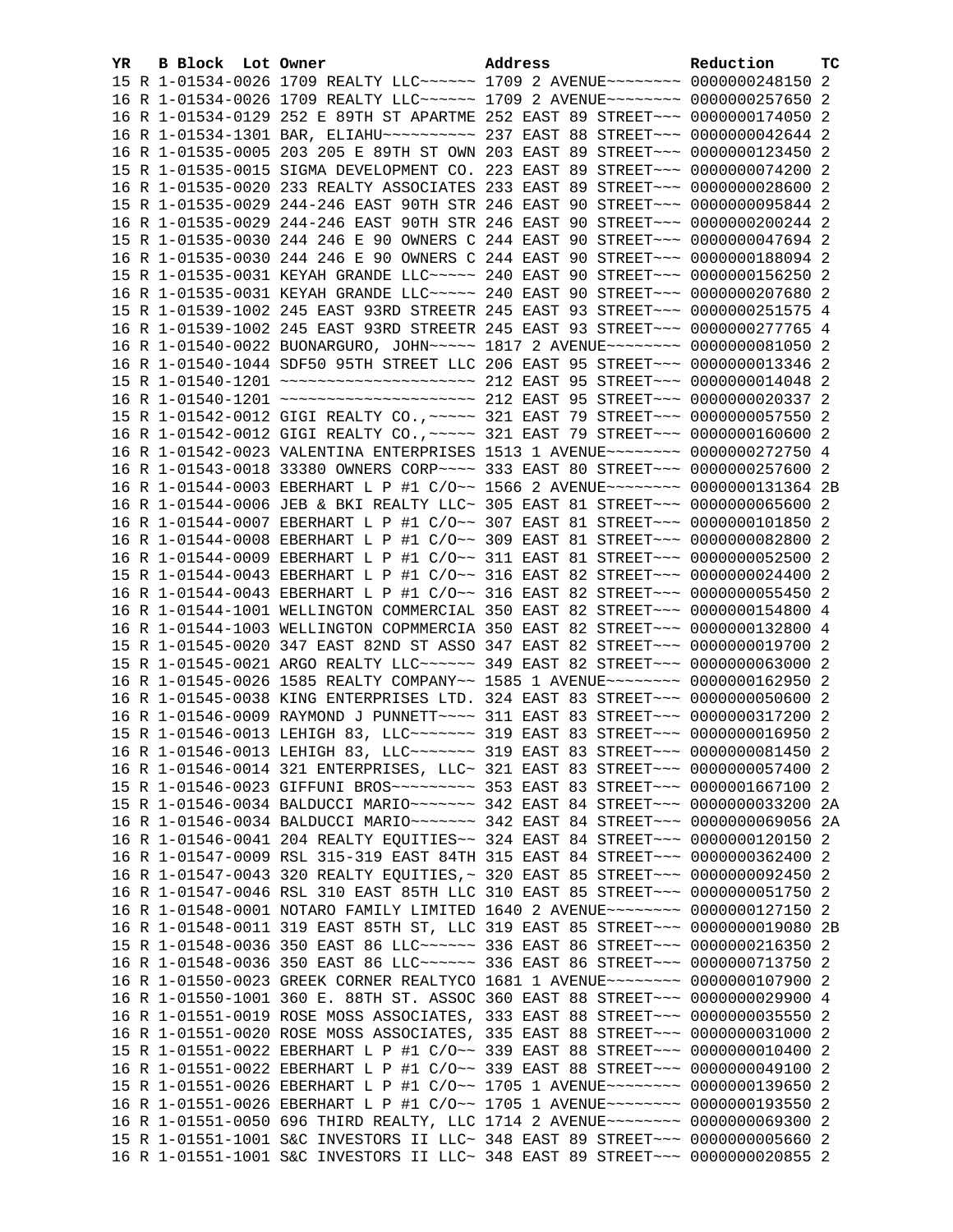| YR | B | Block | Lot | Owner | Address | Reduction | TC |
|---|---|---|---|---|---|---|---|
| 15 | R | 1-01534-0026 | | 1709 REALTY LLC~~~~~~ | 1709 2 AVENUE~~~~~~~~ | 0000000248150 | 2 |
| 16 | R | 1-01534-0026 | | 1709 REALTY LLC~~~~~~ | 1709 2 AVENUE~~~~~~~~ | 0000000257650 | 2 |
| 16 | R | 1-01534-0129 | | 252 E 89TH ST APARTME | 252 EAST 89 STREET~~~ | 0000000174050 | 2 |
| 16 | R | 1-01534-1301 | | BAR, ELIAHU~~~~~~~~~~ | 237 EAST 88 STREET~~~ | 0000000042644 | 2 |
| 16 | R | 1-01535-0005 | | 203 205 E 89TH ST OWN | 203 EAST 89 STREET~~~ | 0000000123450 | 2 |
| 15 | R | 1-01535-0015 | | SIGMA DEVELOPMENT CO. | 223 EAST 89 STREET~~~ | 0000000074200 | 2 |
| 16 | R | 1-01535-0020 | | 233 REALTY ASSOCIATES | 233 EAST 89 STREET~~~ | 0000000028600 | 2 |
| 15 | R | 1-01535-0029 | | 244-246 EAST 90TH STR | 246 EAST 90 STREET~~~ | 0000000095844 | 2 |
| 16 | R | 1-01535-0029 | | 244-246 EAST 90TH STR | 246 EAST 90 STREET~~~ | 0000000200244 | 2 |
| 15 | R | 1-01535-0030 | | 244 246 E 90 OWNERS C | 244 EAST 90 STREET~~~ | 0000000047694 | 2 |
| 16 | R | 1-01535-0030 | | 244 246 E 90 OWNERS C | 244 EAST 90 STREET~~~ | 0000000188094 | 2 |
| 15 | R | 1-01535-0031 | | KEYAH GRANDE LLC~~~~~ | 240 EAST 90 STREET~~~ | 0000000156250 | 2 |
| 16 | R | 1-01535-0031 | | KEYAH GRANDE LLC~~~~~ | 240 EAST 90 STREET~~~ | 0000000207680 | 2 |
| 15 | R | 1-01539-1002 | | 245 EAST 93RD STREETR | 245 EAST 93 STREET~~~ | 0000000251575 | 4 |
| 16 | R | 1-01539-1002 | | 245 EAST 93RD STREETR | 245 EAST 93 STREET~~~ | 0000000277765 | 4 |
| 16 | R | 1-01540-0022 | | BUONARGURO, JOHN~~~~~ | 1817 2 AVENUE~~~~~~~~ | 0000000081050 | 2 |
| 16 | R | 1-01540-1044 | | SDF50 95TH STREET LLC | 206 EAST 95 STREET~~~ | 0000000013346 | 2 |
| 15 | R | 1-01540-1201 | | ~~~~~~~~~~~~~~~~~~~~~ | 212 EAST 95 STREET~~~ | 0000000014048 | 2 |
| 16 | R | 1-01540-1201 | | ~~~~~~~~~~~~~~~~~~~~~ | 212 EAST 95 STREET~~~ | 0000000020337 | 2 |
| 15 | R | 1-01542-0012 | | GIGI REALTY CO.,~~~~~ | 321 EAST 79 STREET~~~ | 0000000057550 | 2 |
| 16 | R | 1-01542-0012 | | GIGI REALTY CO.,~~~~~ | 321 EAST 79 STREET~~~ | 0000000160600 | 2 |
| 16 | R | 1-01542-0023 | | VALENTINA ENTERPRISES | 1513 1 AVENUE~~~~~~~~ | 0000000272750 | 4 |
| 16 | R | 1-01543-0018 | | 33380 OWNERS CORP~~~~ | 333 EAST 80 STREET~~~ | 0000000257600 | 2 |
| 16 | R | 1-01544-0003 | | EBERHART L P #1 C/O~~ | 1566 2 AVENUE~~~~~~~~ | 0000000131364 | 2B |
| 16 | R | 1-01544-0006 | | JEB & BKI REALTY LLC~ | 305 EAST 81 STREET~~~ | 0000000065600 | 2 |
| 16 | R | 1-01544-0007 | | EBERHART L P #1 C/O~~ | 307 EAST 81 STREET~~~ | 0000000101850 | 2 |
| 16 | R | 1-01544-0008 | | EBERHART L P #1 C/O~~ | 309 EAST 81 STREET~~~ | 0000000082800 | 2 |
| 16 | R | 1-01544-0009 | | EBERHART L P #1 C/O~~ | 311 EAST 81 STREET~~~ | 0000000052500 | 2 |
| 15 | R | 1-01544-0043 | | EBERHART L P #1 C/O~~ | 316 EAST 82 STREET~~~ | 0000000024400 | 2 |
| 16 | R | 1-01544-0043 | | EBERHART L P #1 C/O~~ | 316 EAST 82 STREET~~~ | 0000000055450 | 2 |
| 16 | R | 1-01544-1001 | | WELLINGTON COMMERCIAL | 350 EAST 82 STREET~~~ | 0000000154800 | 4 |
| 16 | R | 1-01544-1003 | | WELLINGTON COPMMERCIA | 350 EAST 82 STREET~~~ | 0000000132800 | 4 |
| 15 | R | 1-01545-0020 | | 347 EAST 82ND ST ASSO | 347 EAST 82 STREET~~~ | 0000000019700 | 2 |
| 15 | R | 1-01545-0021 | | ARGO REALTY LLC~~~~~~ | 349 EAST 82 STREET~~~ | 0000000063000 | 2 |
| 16 | R | 1-01545-0026 | | 1585 REALTY COMPANY~~ | 1585 1 AVENUE~~~~~~~~ | 0000000162950 | 2 |
| 16 | R | 1-01545-0038 | | KING ENTERPRISES LTD. | 324 EAST 83 STREET~~~ | 0000000050600 | 2 |
| 16 | R | 1-01546-0009 | | RAYMOND J PUNNETT~~~~ | 311 EAST 83 STREET~~~ | 0000000317200 | 2 |
| 15 | R | 1-01546-0013 | | LEHIGH 83, LLC~~~~~~~ | 319 EAST 83 STREET~~~ | 0000000016950 | 2 |
| 16 | R | 1-01546-0013 | | LEHIGH 83, LLC~~~~~~~ | 319 EAST 83 STREET~~~ | 0000000081450 | 2 |
| 16 | R | 1-01546-0014 | | 321 ENTERPRISES, LLC~ | 321 EAST 83 STREET~~~ | 0000000057400 | 2 |
| 15 | R | 1-01546-0023 | | GIFFUNI BROS~~~~~~~~~ | 353 EAST 83 STREET~~~ | 0000001667100 | 2 |
| 15 | R | 1-01546-0034 | | BALDUCCI MARIO~~~~~~~ | 342 EAST 84 STREET~~~ | 0000000033200 | 2A |
| 16 | R | 1-01546-0034 | | BALDUCCI MARIO~~~~~~~ | 342 EAST 84 STREET~~~ | 0000000069056 | 2A |
| 16 | R | 1-01546-0041 | | 204 REALTY EQUITIES~~ | 324 EAST 84 STREET~~~ | 0000000120150 | 2 |
| 16 | R | 1-01547-0009 | | RSL 315-319 EAST 84TH | 315 EAST 84 STREET~~~ | 0000000362400 | 2 |
| 16 | R | 1-01547-0043 | | 320 REALTY EQUITIES,~ | 320 EAST 85 STREET~~~ | 0000000092450 | 2 |
| 16 | R | 1-01547-0046 | | RSL 310 EAST 85TH LLC | 310 EAST 85 STREET~~~ | 0000000051750 | 2 |
| 16 | R | 1-01548-0001 | | NOTARO FAMILY LIMITED | 1640 2 AVENUE~~~~~~~~ | 0000000127150 | 2 |
| 16 | R | 1-01548-0011 | | 319 EAST 85TH ST, LLC | 319 EAST 85 STREET~~~ | 0000000019080 | 2B |
| 15 | R | 1-01548-0036 | | 350 EAST 86 LLC~~~~~~ | 336 EAST 86 STREET~~~ | 0000000216350 | 2 |
| 16 | R | 1-01548-0036 | | 350 EAST 86 LLC~~~~~~ | 336 EAST 86 STREET~~~ | 0000000713750 | 2 |
| 16 | R | 1-01550-0023 | | GREEK CORNER REALTYCO | 1681 1 AVENUE~~~~~~~~ | 0000000107900 | 2 |
| 16 | R | 1-01550-1001 | | 360 E. 88TH ST. ASSOC | 360 EAST 88 STREET~~~ | 0000000029900 | 4 |
| 16 | R | 1-01551-0019 | | ROSE MOSS ASSOCIATES, | 333 EAST 88 STREET~~~ | 0000000035550 | 2 |
| 16 | R | 1-01551-0020 | | ROSE MOSS ASSOCIATES, | 335 EAST 88 STREET~~~ | 0000000031000 | 2 |
| 15 | R | 1-01551-0022 | | EBERHART L P #1 C/O~~ | 339 EAST 88 STREET~~~ | 0000000010400 | 2 |
| 16 | R | 1-01551-0022 | | EBERHART L P #1 C/O~~ | 339 EAST 88 STREET~~~ | 0000000049100 | 2 |
| 15 | R | 1-01551-0026 | | EBERHART L P #1 C/O~~ | 1705 1 AVENUE~~~~~~~~ | 0000000139650 | 2 |
| 16 | R | 1-01551-0026 | | EBERHART L P #1 C/O~~ | 1705 1 AVENUE~~~~~~~~ | 0000000193550 | 2 |
| 16 | R | 1-01551-0050 | | 696 THIRD REALTY, LLC | 1714 2 AVENUE~~~~~~~~ | 0000000069300 | 2 |
| 15 | R | 1-01551-1001 | | S&C INVESTORS II LLC~ | 348 EAST 89 STREET~~~ | 0000000005660 | 2 |
| 16 | R | 1-01551-1001 | | S&C INVESTORS II LLC~ | 348 EAST 89 STREET~~~ | 0000000020855 | 2 |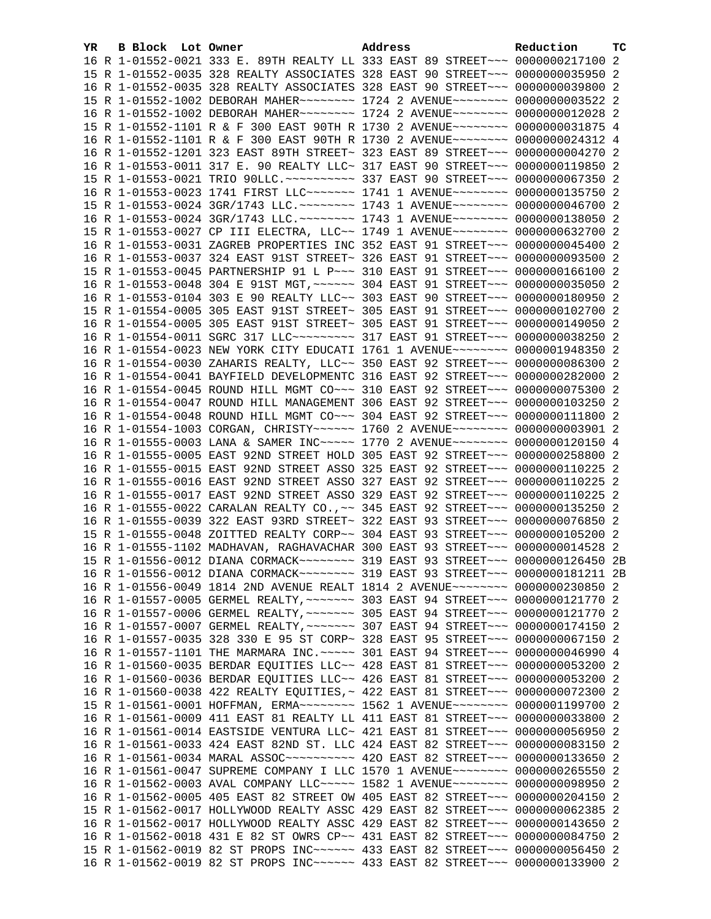| YR | B | Block | Lot | Owner | Address | Reduction | TC |
|---|---|---|---|---|---|---|---|
| 16 | R | 1-01552-0021 | | 333 E. 89TH REALTY LL | 333 EAST 89 STREET~~~ | 0000000217100 | 2 |
| 15 | R | 1-01552-0035 | | 328 REALTY ASSOCIATES | 328 EAST 90 STREET~~~ | 0000000035950 | 2 |
| 16 | R | 1-01552-0035 | | 328 REALTY ASSOCIATES | 328 EAST 90 STREET~~~ | 0000000039800 | 2 |
| 15 | R | 1-01552-1002 | | DEBORAH MAHER~~~~~~~~ | 1724 2 AVENUE~~~~~~~~ | 0000000003522 | 2 |
| 16 | R | 1-01552-1002 | | DEBORAH MAHER~~~~~~~~ | 1724 2 AVENUE~~~~~~~~ | 0000000012028 | 2 |
| 15 | R | 1-01552-1101 | | R & F 300 EAST 90TH R | 1730 2 AVENUE~~~~~~~~ | 0000000031875 | 4 |
| 16 | R | 1-01552-1101 | | R & F 300 EAST 90TH R | 1730 2 AVENUE~~~~~~~~ | 0000000024312 | 4 |
| 16 | R | 1-01552-1201 | | 323 EAST 89TH STREET~ | 323 EAST 89 STREET~~~ | 0000000004270 | 2 |
| 16 | R | 1-01553-0011 | | 317 E. 90 REALTY LLC~ | 317 EAST 90 STREET~~~ | 0000000119850 | 2 |
| 15 | R | 1-01553-0021 | | TRIO 90LLC.~~~~~~~~~~ | 337 EAST 90 STREET~~~ | 0000000067350 | 2 |
| 16 | R | 1-01553-0023 | | 1741 FIRST LLC~~~~~~~ | 1741 1 AVENUE~~~~~~~~ | 0000000135750 | 2 |
| 15 | R | 1-01553-0024 | | 3GR/1743 LLC.~~~~~~~~ | 1743 1 AVENUE~~~~~~~~ | 0000000046700 | 2 |
| 16 | R | 1-01553-0024 | | 3GR/1743 LLC.~~~~~~~~ | 1743 1 AVENUE~~~~~~~~ | 0000000138050 | 2 |
| 15 | R | 1-01553-0027 | | CP III ELECTRA, LLC~~ | 1749 1 AVENUE~~~~~~~~ | 0000000632700 | 2 |
| 16 | R | 1-01553-0031 | | ZAGREB PROPERTIES INC | 352 EAST 91 STREET~~~ | 0000000045400 | 2 |
| 16 | R | 1-01553-0037 | | 324 EAST 91ST STREET~ | 326 EAST 91 STREET~~~ | 0000000093500 | 2 |
| 15 | R | 1-01553-0045 | | PARTNERSHIP 91 L P~~~ | 310 EAST 91 STREET~~~ | 0000000166100 | 2 |
| 16 | R | 1-01553-0048 | | 304 E 91ST MGT,~~~~~~ | 304 EAST 91 STREET~~~ | 0000000035050 | 2 |
| 16 | R | 1-01553-0104 | | 303 E 90 REALTY LLC~~ | 303 EAST 90 STREET~~~ | 0000000180950 | 2 |
| 15 | R | 1-01554-0005 | | 305 EAST 91ST STREET~ | 305 EAST 91 STREET~~~ | 0000000102700 | 2 |
| 16 | R | 1-01554-0005 | | 305 EAST 91ST STREET~ | 305 EAST 91 STREET~~~ | 0000000149050 | 2 |
| 16 | R | 1-01554-0011 | | SGRC 317 LLC~~~~~~~~~ | 317 EAST 91 STREET~~~ | 0000000038250 | 2 |
| 16 | R | 1-01554-0023 | | NEW YORK CITY EDUCATI | 1761 1 AVENUE~~~~~~~~ | 0000001948350 | 2 |
| 16 | R | 1-01554-0030 | | ZAHARIS REALTY, LLC~~ | 350 EAST 92 STREET~~~ | 0000000086300 | 2 |
| 16 | R | 1-01554-0041 | | BAYFIELD DEVELOPMENTC | 316 EAST 92 STREET~~~ | 0000000282000 | 2 |
| 16 | R | 1-01554-0045 | | ROUND HILL MGMT CO~~~ | 310 EAST 92 STREET~~~ | 0000000075300 | 2 |
| 16 | R | 1-01554-0047 | | ROUND HILL MANAGEMENT | 306 EAST 92 STREET~~~ | 0000000103250 | 2 |
| 16 | R | 1-01554-0048 | | ROUND HILL MGMT CO~~~ | 304 EAST 92 STREET~~~ | 0000000111800 | 2 |
| 16 | R | 1-01554-1003 | | CORGAN, CHRISTY~~~~~~ | 1760 2 AVENUE~~~~~~~~ | 0000000003901 | 2 |
| 16 | R | 1-01555-0003 | | LANA & SAMER INC~~~~~ | 1770 2 AVENUE~~~~~~~~ | 0000000120150 | 4 |
| 16 | R | 1-01555-0005 | | EAST 92ND STREET HOLD | 305 EAST 92 STREET~~~ | 0000000258800 | 2 |
| 16 | R | 1-01555-0015 | | EAST 92ND STREET ASSO | 325 EAST 92 STREET~~~ | 0000000110225 | 2 |
| 16 | R | 1-01555-0016 | | EAST 92ND STREET ASSO | 327 EAST 92 STREET~~~ | 0000000110225 | 2 |
| 16 | R | 1-01555-0017 | | EAST 92ND STREET ASSO | 329 EAST 92 STREET~~~ | 0000000110225 | 2 |
| 16 | R | 1-01555-0022 | | CARALAN REALTY CO.,~~ | 345 EAST 92 STREET~~~ | 0000000135250 | 2 |
| 16 | R | 1-01555-0039 | | 322 EAST 93RD STREET~ | 322 EAST 93 STREET~~~ | 0000000076850 | 2 |
| 15 | R | 1-01555-0048 | | ZOITTED REALTY CORP~~ | 304 EAST 93 STREET~~~ | 0000000105200 | 2 |
| 16 | R | 1-01555-1102 | | MADHAVAN, RAGHAVACHAR | 300 EAST 93 STREET~~~ | 0000000014528 | 2 |
| 15 | R | 1-01556-0012 | | DIANA CORMACK~~~~~~~~ | 319 EAST 93 STREET~~~ | 0000000126450 | 2B |
| 16 | R | 1-01556-0012 | | DIANA CORMACK~~~~~~~~ | 319 EAST 93 STREET~~~ | 0000000181211 | 2B |
| 16 | R | 1-01556-0049 | | 1814 2ND AVENUE REALT | 1814 2 AVENUE~~~~~~~~ | 0000000230850 | 2 |
| 16 | R | 1-01557-0005 | | GERMEL REALTY,~~~~~~~ | 303 EAST 94 STREET~~~ | 0000000121770 | 2 |
| 16 | R | 1-01557-0006 | | GERMEL REALTY,~~~~~~~ | 305 EAST 94 STREET~~~ | 0000000121770 | 2 |
| 16 | R | 1-01557-0007 | | GERMEL REALTY,~~~~~~~ | 307 EAST 94 STREET~~~ | 0000000174150 | 2 |
| 16 | R | 1-01557-0035 | | 328 330 E 95 ST CORP~ | 328 EAST 95 STREET~~~ | 0000000067150 | 2 |
| 16 | R | 1-01557-1101 | | THE MARMARA INC.~~~~~ | 301 EAST 94 STREET~~~ | 0000000046990 | 4 |
| 16 | R | 1-01560-0035 | | BERDAR EQUITIES LLC~~ | 428 EAST 81 STREET~~~ | 0000000053200 | 2 |
| 16 | R | 1-01560-0036 | | BERDAR EQUITIES LLC~~ | 426 EAST 81 STREET~~~ | 0000000053200 | 2 |
| 16 | R | 1-01560-0038 | | 422 REALTY EQUITIES,~ | 422 EAST 81 STREET~~~ | 0000000072300 | 2 |
| 15 | R | 1-01561-0001 | | HOFFMAN, ERMA~~~~~~~~ | 1562 1 AVENUE~~~~~~~~ | 0000001199700 | 2 |
| 16 | R | 1-01561-0009 | | 411 EAST 81 REALTY LL | 411 EAST 81 STREET~~~ | 0000000033800 | 2 |
| 16 | R | 1-01561-0014 | | EASTSIDE VENTURA LLC~ | 421 EAST 81 STREET~~~ | 0000000056950 | 2 |
| 16 | R | 1-01561-0033 | | 424 EAST 82ND ST. LLC | 424 EAST 82 STREET~~~ | 0000000083150 | 2 |
| 16 | R | 1-01561-0034 | | MARAL ASSOC~~~~~~~~~~ | 420 EAST 82 STREET~~~ | 0000000133650 | 2 |
| 16 | R | 1-01561-0047 | | SUPREME COMPANY I LLC | 1570 1 AVENUE~~~~~~~~ | 0000000265550 | 2 |
| 16 | R | 1-01562-0003 | | AVAL COMPANY LLC~~~~~ | 1582 1 AVENUE~~~~~~~~ | 0000000098950 | 2 |
| 16 | R | 1-01562-0005 | | 405 EAST 82 STREET OW | 405 EAST 82 STREET~~~ | 0000000204150 | 2 |
| 15 | R | 1-01562-0017 | | HOLLYWOOD REALTY ASSC | 429 EAST 82 STREET~~~ | 0000000062385 | 2 |
| 16 | R | 1-01562-0017 | | HOLLYWOOD REALTY ASSC | 429 EAST 82 STREET~~~ | 0000000143650 | 2 |
| 16 | R | 1-01562-0018 | | 431 E 82 ST OWRS CP~~ | 431 EAST 82 STREET~~~ | 0000000084750 | 2 |
| 15 | R | 1-01562-0019 | | 82 ST PROPS INC~~~~~~ | 433 EAST 82 STREET~~~ | 0000000056450 | 2 |
| 16 | R | 1-01562-0019 | | 82 ST PROPS INC~~~~~~ | 433 EAST 82 STREET~~~ | 0000000133900 | 2 |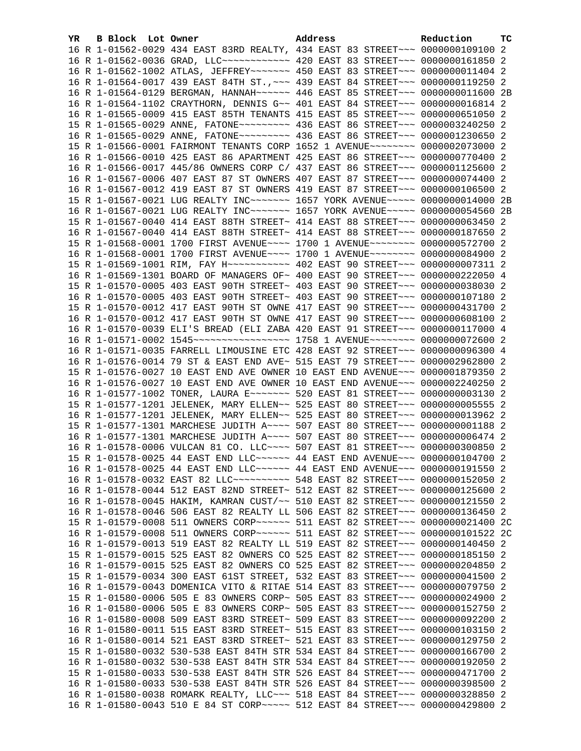| YR | B | Block | Lot | Owner | Address | Reduction | TC |
|---|---|---|---|---|---|---|---|
| 16 | R | 1-01562-0029 | | 434 EAST 83RD REALTY, | 434 EAST 83 STREET~~~ | 0000000109100 | 2 |
| 16 | R | 1-01562-0036 | | GRAD, LLC~~~~~~~~~~~~ | 420 EAST 83 STREET~~~ | 0000000161850 | 2 |
| 16 | R | 1-01562-1002 | | ATLAS, JEFFREY~~~~~~~ | 450 EAST 83 STREET~~~ | 0000000011404 | 2 |
| 16 | R | 1-01564-0017 | | 439 EAST 84TH ST.,~~~ | 439 EAST 84 STREET~~~ | 0000000119250 | 2 |
| 16 | R | 1-01564-0129 | | BERGMAN, HANNAH~~~~~~ | 446 EAST 85 STREET~~~ | 0000000011600 | 2B |
| 16 | R | 1-01564-1102 | | CRAYTHORN, DENNIS G~~ | 401 EAST 84 STREET~~~ | 0000000016814 | 2 |
| 16 | R | 1-01565-0009 | | 415 EAST 85TH TENANTS | 415 EAST 85 STREET~~~ | 0000000651050 | 2 |
| 15 | R | 1-01565-0029 | | ANNE, FATONE~~~~~~~~~ | 436 EAST 86 STREET~~~ | 0000003240250 | 2 |
| 16 | R | 1-01565-0029 | | ANNE, FATONE~~~~~~~~~ | 436 EAST 86 STREET~~~ | 0000001230650 | 2 |
| 15 | R | 1-01566-0001 | | FAIRMONT TENANTS CORP | 1652 1 AVENUE~~~~~~~~ | 0000002073000 | 2 |
| 16 | R | 1-01566-0010 | | 425 EAST 86 APARTMENT | 425 EAST 86 STREET~~~ | 0000000770400 | 2 |
| 16 | R | 1-01566-0017 | | 445/86 OWNERS CORP C/ | 437 EAST 86 STREET~~~ | 0000001125600 | 2 |
| 16 | R | 1-01567-0006 | | 407 EAST 87 ST OWNERS | 407 EAST 87 STREET~~~ | 0000000074400 | 2 |
| 16 | R | 1-01567-0012 | | 419 EAST 87 ST OWNERS | 419 EAST 87 STREET~~~ | 0000000106500 | 2 |
| 15 | R | 1-01567-0021 | | LUG REALTY INC~~~~~~~ | 1657 YORK AVENUE~~~~~ | 0000000014000 | 2B |
| 16 | R | 1-01567-0021 | | LUG REALTY INC~~~~~~~ | 1657 YORK AVENUE~~~~~ | 0000000054560 | 2B |
| 15 | R | 1-01567-0040 | | 414 EAST 88TH STREET~ | 414 EAST 88 STREET~~~ | 0000000063450 | 2 |
| 16 | R | 1-01567-0040 | | 414 EAST 88TH STREET~ | 414 EAST 88 STREET~~~ | 0000000187650 | 2 |
| 15 | R | 1-01568-0001 | | 1700 FIRST AVENUE~~~~ | 1700 1 AVENUE~~~~~~~~ | 0000000572700 | 2 |
| 16 | R | 1-01568-0001 | | 1700 FIRST AVENUE~~~~ | 1700 1 AVENUE~~~~~~~~ | 0000000084900 | 2 |
| 15 | R | 1-01569-1001 | | RIM, FAY H~~~~~~~~~~~ | 402 EAST 90 STREET~~~ | 0000000007311 | 2 |
| 16 | R | 1-01569-1301 | | BOARD OF MANAGERS OF~ | 400 EAST 90 STREET~~~ | 0000000222050 | 4 |
| 15 | R | 1-01570-0005 | | 403 EAST 90TH STREET~ | 403 EAST 90 STREET~~~ | 0000000038030 | 2 |
| 16 | R | 1-01570-0005 | | 403 EAST 90TH STREET~ | 403 EAST 90 STREET~~~ | 0000000107180 | 2 |
| 15 | R | 1-01570-0012 | | 417 EAST 90TH ST OWNE | 417 EAST 90 STREET~~~ | 0000000431700 | 2 |
| 16 | R | 1-01570-0012 | | 417 EAST 90TH ST OWNE | 417 EAST 90 STREET~~~ | 0000000608100 | 2 |
| 16 | R | 1-01570-0039 | | ELI'S BREAD (ELI ZABA | 420 EAST 91 STREET~~~ | 0000000117000 | 4 |
| 16 | R | 1-01571-0002 | | 1545~~~~~~~~~~~~~~~~~ | 1758 1 AVENUE~~~~~~~~ | 0000000072600 | 2 |
| 16 | R | 1-01571-0035 | | FARRELL LIMOUSINE ETC | 428 EAST 92 STREET~~~ | 0000000096300 | 4 |
| 16 | R | 1-01576-0014 | | 79 ST & EAST END AVE~ | 515 EAST 79 STREET~~~ | 0000002962800 | 2 |
| 15 | R | 1-01576-0027 | | 10 EAST END AVE OWNER | 10 EAST END AVENUE~~~ | 0000001879350 | 2 |
| 16 | R | 1-01576-0027 | | 10 EAST END AVE OWNER | 10 EAST END AVENUE~~~ | 0000002240250 | 2 |
| 16 | R | 1-01577-1002 | | TONER, LAURA E~~~~~~~ | 520 EAST 81 STREET~~~ | 0000000003130 | 2 |
| 15 | R | 1-01577-1201 | | JELENEK, MARY ELLEN~~ | 525 EAST 80 STREET~~~ | 0000000005555 | 2 |
| 16 | R | 1-01577-1201 | | JELENEK, MARY ELLEN~~ | 525 EAST 80 STREET~~~ | 0000000013962 | 2 |
| 15 | R | 1-01577-1301 | | MARCHESE JUDITH A~~~~ | 507 EAST 80 STREET~~~ | 0000000001188 | 2 |
| 16 | R | 1-01577-1301 | | MARCHESE JUDITH A~~~~ | 507 EAST 80 STREET~~~ | 0000000006474 | 2 |
| 16 | R | 1-01578-0006 | | VULCAN 81 CO. LLC~~~~ | 507 EAST 81 STREET~~~ | 0000000300850 | 2 |
| 15 | R | 1-01578-0025 | | 44 EAST END LLC~~~~~~ | 44 EAST END AVENUE~~~ | 0000000104700 | 2 |
| 16 | R | 1-01578-0025 | | 44 EAST END LLC~~~~~~ | 44 EAST END AVENUE~~~ | 0000000191550 | 2 |
| 16 | R | 1-01578-0032 | | EAST 82 LLC~~~~~~~~~~ | 548 EAST 82 STREET~~~ | 0000000152050 | 2 |
| 16 | R | 1-01578-0044 | | 512 EAST 82ND STREET~ | 512 EAST 82 STREET~~~ | 0000000125600 | 2 |
| 16 | R | 1-01578-0045 | | HAKIM, KAMRAN CUST/~~ | 510 EAST 82 STREET~~~ | 0000000121550 | 2 |
| 16 | R | 1-01578-0046 | | 506 EAST 82 REALTY LL | 506 EAST 82 STREET~~~ | 0000000136450 | 2 |
| 15 | R | 1-01579-0008 | | 511 OWNERS CORP~~~~~~ | 511 EAST 82 STREET~~~ | 0000000021400 | 2C |
| 16 | R | 1-01579-0008 | | 511 OWNERS CORP~~~~~~ | 511 EAST 82 STREET~~~ | 0000000101522 | 2C |
| 16 | R | 1-01579-0013 | | 519 EAST 82 REALTY LL | 519 EAST 82 STREET~~~ | 0000000140450 | 2 |
| 15 | R | 1-01579-0015 | | 525 EAST 82 OWNERS CO | 525 EAST 82 STREET~~~ | 0000000185150 | 2 |
| 16 | R | 1-01579-0015 | | 525 EAST 82 OWNERS CO | 525 EAST 82 STREET~~~ | 0000000204850 | 2 |
| 15 | R | 1-01579-0034 | | 300 EAST 61ST STREET, | 532 EAST 83 STREET~~~ | 0000000041500 | 2 |
| 16 | R | 1-01579-0043 | | DOMENICA VITO & RITAE | 514 EAST 83 STREET~~~ | 0000000079750 | 2 |
| 15 | R | 1-01580-0006 | | 505 E 83 OWNERS CORP~ | 505 EAST 83 STREET~~~ | 0000000024900 | 2 |
| 16 | R | 1-01580-0006 | | 505 E 83 OWNERS CORP~ | 505 EAST 83 STREET~~~ | 0000000152750 | 2 |
| 16 | R | 1-01580-0008 | | 509 EAST 83RD STREET~ | 509 EAST 83 STREET~~~ | 0000000092200 | 2 |
| 16 | R | 1-01580-0011 | | 515 EAST 83RD STREET~ | 515 EAST 83 STREET~~~ | 0000000103150 | 2 |
| 16 | R | 1-01580-0014 | | 521 EAST 83RD STREET~ | 521 EAST 83 STREET~~~ | 0000000129750 | 2 |
| 15 | R | 1-01580-0032 | | 530-538 EAST 84TH STR | 534 EAST 84 STREET~~~ | 0000000166700 | 2 |
| 16 | R | 1-01580-0032 | | 530-538 EAST 84TH STR | 534 EAST 84 STREET~~~ | 0000000192050 | 2 |
| 15 | R | 1-01580-0033 | | 530-538 EAST 84TH STR | 526 EAST 84 STREET~~~ | 0000000471700 | 2 |
| 16 | R | 1-01580-0033 | | 530-538 EAST 84TH STR | 526 EAST 84 STREET~~~ | 0000000398500 | 2 |
| 16 | R | 1-01580-0038 | | ROMARK REALTY, LLC~~~ | 518 EAST 84 STREET~~~ | 0000000328850 | 2 |
| 16 | R | 1-01580-0043 | | 510 E 84 ST CORP~~~~~ | 512 EAST 84 STREET~~~ | 0000000429800 | 2 |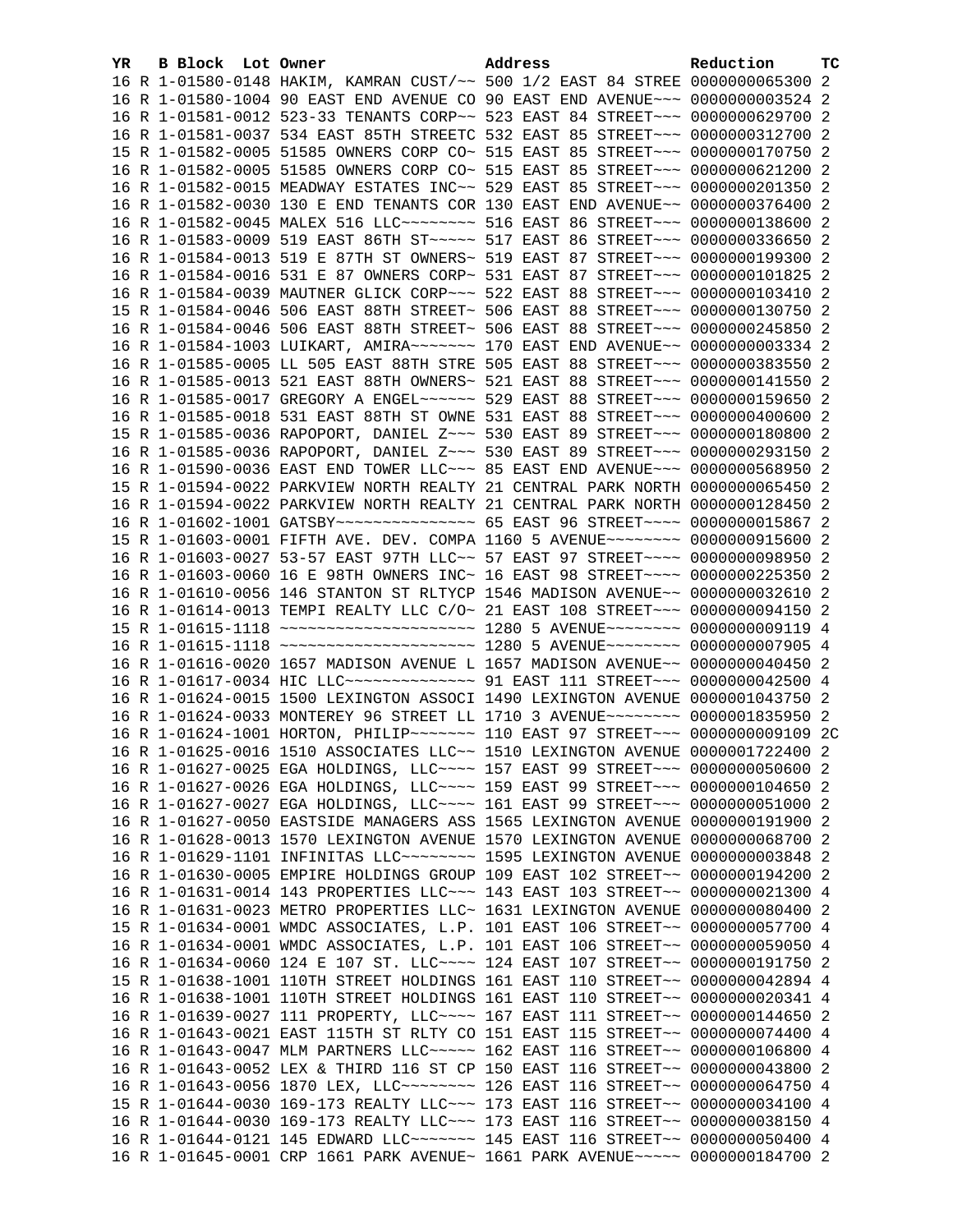| YR | B | Block | Lot | Owner | Address | Reduction | TC |
|---|---|---|---|---|---|---|---|
| 16 | R | 1-01580-0148 | | HAKIM, KAMRAN CUST/~~ | 500 1/2 EAST 84 STREE | 0000000065300 | 2 |
| 16 | R | 1-01580-1004 | | 90 EAST END AVENUE CO | 90 EAST END AVENUE~~~ | 0000000003524 | 2 |
| 16 | R | 1-01581-0012 | | 523-33 TENANTS CORP~~ | 523 EAST 84 STREET~~~ | 0000000629700 | 2 |
| 16 | R | 1-01581-0037 | | 534 EAST 85TH STREETC | 532 EAST 85 STREET~~~ | 0000000312700 | 2 |
| 15 | R | 1-01582-0005 | | 51585 OWNERS CORP CO~ | 515 EAST 85 STREET~~~ | 0000000170750 | 2 |
| 16 | R | 1-01582-0005 | | 51585 OWNERS CORP CO~ | 515 EAST 85 STREET~~~ | 0000000621200 | 2 |
| 16 | R | 1-01582-0015 | | MEADWAY ESTATES INC~~ | 529 EAST 85 STREET~~~ | 0000000201350 | 2 |
| 16 | R | 1-01582-0030 | | 130 E END TENANTS COR | 130 EAST END AVENUE~~ | 0000000376400 | 2 |
| 16 | R | 1-01582-0045 | | MALEX 516 LLC~~~~~~~~ | 516 EAST 86 STREET~~~ | 0000000138600 | 2 |
| 16 | R | 1-01583-0009 | | 519 EAST 86TH ST~~~~~ | 517 EAST 86 STREET~~~ | 0000000336650 | 2 |
| 16 | R | 1-01584-0013 | | 519 E 87TH ST OWNERS~ | 519 EAST 87 STREET~~~ | 0000000199300 | 2 |
| 16 | R | 1-01584-0016 | | 531 E 87 OWNERS CORP~ | 531 EAST 87 STREET~~~ | 0000000101825 | 2 |
| 16 | R | 1-01584-0039 | | MAUTNER GLICK CORP~~~ | 522 EAST 88 STREET~~~ | 0000000103410 | 2 |
| 15 | R | 1-01584-0046 | | 506 EAST 88TH STREET~ | 506 EAST 88 STREET~~~ | 0000000130750 | 2 |
| 16 | R | 1-01584-0046 | | 506 EAST 88TH STREET~ | 506 EAST 88 STREET~~~ | 0000000245850 | 2 |
| 16 | R | 1-01584-1003 | | LUIKART, AMIRA~~~~~~~ | 170 EAST END AVENUE~~ | 0000000003334 | 2 |
| 16 | R | 1-01585-0005 | | LL 505 EAST 88TH STRE | 505 EAST 88 STREET~~~ | 0000000383550 | 2 |
| 16 | R | 1-01585-0013 | | 521 EAST 88TH OWNERS~ | 521 EAST 88 STREET~~~ | 0000000141550 | 2 |
| 16 | R | 1-01585-0017 | | GREGORY A ENGEL~~~~~~ | 529 EAST 88 STREET~~~ | 0000000159650 | 2 |
| 16 | R | 1-01585-0018 | | 531 EAST 88TH ST OWNE | 531 EAST 88 STREET~~~ | 0000000400600 | 2 |
| 15 | R | 1-01585-0036 | | RAPOPORT, DANIEL Z~~~ | 530 EAST 89 STREET~~~ | 0000000180800 | 2 |
| 16 | R | 1-01585-0036 | | RAPOPORT, DANIEL Z~~~ | 530 EAST 89 STREET~~~ | 0000000293150 | 2 |
| 16 | R | 1-01590-0036 | | EAST END TOWER LLC~~~ | 85 EAST END AVENUE~~~ | 0000000568950 | 2 |
| 15 | R | 1-01594-0022 | | PARKVIEW NORTH REALTY | 21 CENTRAL PARK NORTH | 0000000065450 | 2 |
| 16 | R | 1-01594-0022 | | PARKVIEW NORTH REALTY | 21 CENTRAL PARK NORTH | 0000000128450 | 2 |
| 16 | R | 1-01602-1001 | | GATSBY~~~~~~~~~~~~~~~ | 65 EAST 96 STREET~~~~ | 0000000015867 | 2 |
| 15 | R | 1-01603-0001 | | FIFTH AVE. DEV. COMPA | 1160 5 AVENUE~~~~~~~~ | 0000000915600 | 2 |
| 16 | R | 1-01603-0027 | | 53-57 EAST 97TH LLC~~ | 57 EAST 97 STREET~~~~ | 0000000098950 | 2 |
| 16 | R | 1-01603-0060 | | 16 E 98TH OWNERS INC~ | 16 EAST 98 STREET~~~~ | 0000000225350 | 2 |
| 16 | R | 1-01610-0056 | | 146 STANTON ST RLTYCP | 1546 MADISON AVENUE~~ | 0000000032610 | 2 |
| 16 | R | 1-01614-0013 | | TEMPI REALTY LLC C/O~ | 21 EAST 108 STREET~~~ | 0000000094150 | 2 |
| 15 | R | 1-01615-1118 | | ~~~~~~~~~~~~~~~~~~~~~ | 1280 5 AVENUE~~~~~~~~ | 0000000009119 | 4 |
| 16 | R | 1-01615-1118 | | ~~~~~~~~~~~~~~~~~~~~~ | 1280 5 AVENUE~~~~~~~~ | 0000000007905 | 4 |
| 16 | R | 1-01616-0020 | | 1657 MADISON AVENUE L | 1657 MADISON AVENUE~~ | 0000000040450 | 2 |
| 16 | R | 1-01617-0034 | | HIC LLC~~~~~~~~~~~~~~ | 91 EAST 111 STREET~~~ | 0000000042500 | 4 |
| 16 | R | 1-01624-0015 | | 1500 LEXINGTON ASSOCI | 1490 LEXINGTON AVENUE | 0000001043750 | 2 |
| 16 | R | 1-01624-0033 | | MONTEREY 96 STREET LL | 1710 3 AVENUE~~~~~~~~ | 0000001835950 | 2 |
| 16 | R | 1-01624-1001 | | HORTON, PHILIP~~~~~~~ | 110 EAST 97 STREET~~~ | 0000000009109 | 2C |
| 16 | R | 1-01625-0016 | | 1510 ASSOCIATES LLC~~ | 1510 LEXINGTON AVENUE | 0000001722400 | 2 |
| 16 | R | 1-01627-0025 | | EGA HOLDINGS, LLC~~~~ | 157 EAST 99 STREET~~~ | 0000000050600 | 2 |
| 16 | R | 1-01627-0026 | | EGA HOLDINGS, LLC~~~~ | 159 EAST 99 STREET~~~ | 0000000104650 | 2 |
| 16 | R | 1-01627-0027 | | EGA HOLDINGS, LLC~~~~ | 161 EAST 99 STREET~~~ | 0000000051000 | 2 |
| 16 | R | 1-01627-0050 | | EASTSIDE MANAGERS ASS | 1565 LEXINGTON AVENUE | 0000000191900 | 2 |
| 16 | R | 1-01628-0013 | | 1570 LEXINGTON AVENUE | 1570 LEXINGTON AVENUE | 0000000068700 | 2 |
| 16 | R | 1-01629-1101 | | INFINITAS LLC~~~~~~~~ | 1595 LEXINGTON AVENUE | 0000000003848 | 2 |
| 16 | R | 1-01630-0005 | | EMPIRE HOLDINGS GROUP | 109 EAST 102 STREET~~ | 0000000194200 | 2 |
| 16 | R | 1-01631-0014 | | 143 PROPERTIES LLC~~~ | 143 EAST 103 STREET~~ | 0000000021300 | 4 |
| 16 | R | 1-01631-0023 | | METRO PROPERTIES LLC~ | 1631 LEXINGTON AVENUE | 0000000080400 | 2 |
| 15 | R | 1-01634-0001 | | WMDC ASSOCIATES, L.P. | 101 EAST 106 STREET~~ | 0000000057700 | 4 |
| 16 | R | 1-01634-0001 | | WMDC ASSOCIATES, L.P. | 101 EAST 106 STREET~~ | 0000000059050 | 4 |
| 16 | R | 1-01634-0060 | | 124 E 107 ST. LLC~~~~ | 124 EAST 107 STREET~~ | 0000000191750 | 2 |
| 15 | R | 1-01638-1001 | | 110TH STREET HOLDINGS | 161 EAST 110 STREET~~ | 0000000042894 | 4 |
| 16 | R | 1-01638-1001 | | 110TH STREET HOLDINGS | 161 EAST 110 STREET~~ | 0000000020341 | 4 |
| 16 | R | 1-01639-0027 | | 111 PROPERTY, LLC~~~~ | 167 EAST 111 STREET~~ | 0000000144650 | 2 |
| 16 | R | 1-01643-0021 | | EAST 115TH ST RLTY CO | 151 EAST 115 STREET~~ | 0000000074400 | 4 |
| 16 | R | 1-01643-0047 | | MLM PARTNERS LLC~~~~~ | 162 EAST 116 STREET~~ | 0000000106800 | 4 |
| 16 | R | 1-01643-0052 | | LEX & THIRD 116 ST CP | 150 EAST 116 STREET~~ | 0000000043800 | 2 |
| 16 | R | 1-01643-0056 | | 1870 LEX, LLC~~~~~~~~ | 126 EAST 116 STREET~~ | 0000000064750 | 4 |
| 15 | R | 1-01644-0030 | | 169-173 REALTY LLC~~~ | 173 EAST 116 STREET~~ | 0000000034100 | 4 |
| 16 | R | 1-01644-0030 | | 169-173 REALTY LLC~~~ | 173 EAST 116 STREET~~ | 0000000038150 | 4 |
| 16 | R | 1-01644-0121 | | 145 EDWARD LLC~~~~~~~ | 145 EAST 116 STREET~~ | 0000000050400 | 4 |
| 16 | R | 1-01645-0001 | | CRP 1661 PARK AVENUE~ | 1661 PARK AVENUE~~~~~ | 0000000184700 | 2 |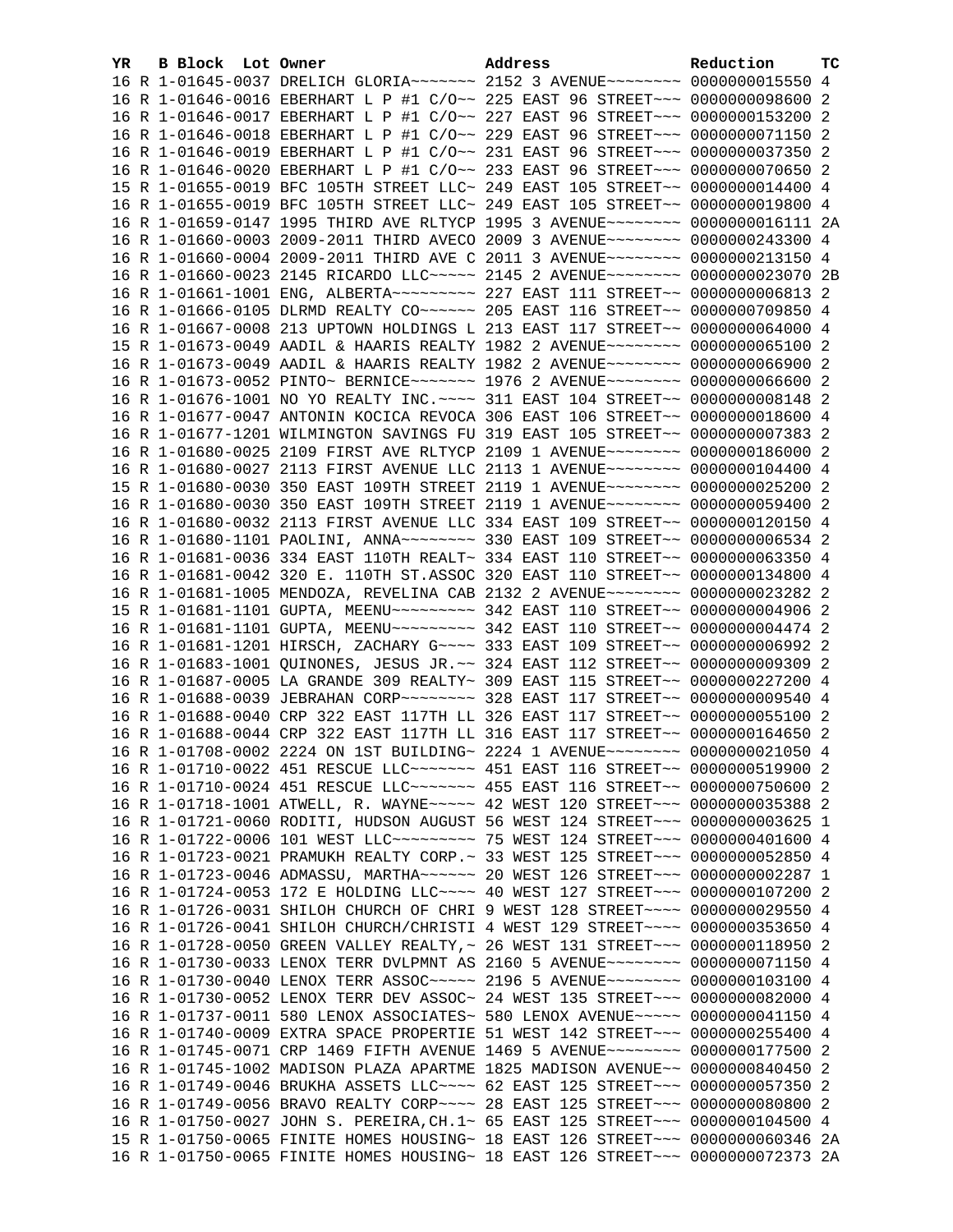| YR | B | Block | Lot | Owner | Address | Reduction | TC |
|---|---|---|---|---|---|---|---|
| 16 | R | 1-01645-0037 | | DRELICH GLORIA~~~~~~~ | 2152 3 AVENUE~~~~~~~~ | 0000000015550 | 4 |
| 16 | R | 1-01646-0016 | | EBERHART L P #1 C/O~~ | 225 EAST 96 STREET~~~ | 0000000098600 | 2 |
| 16 | R | 1-01646-0017 | | EBERHART L P #1 C/O~~ | 227 EAST 96 STREET~~~ | 0000000153200 | 2 |
| 16 | R | 1-01646-0018 | | EBERHART L P #1 C/O~~ | 229 EAST 96 STREET~~~ | 0000000071150 | 2 |
| 16 | R | 1-01646-0019 | | EBERHART L P #1 C/O~~ | 231 EAST 96 STREET~~~ | 0000000037350 | 2 |
| 16 | R | 1-01646-0020 | | EBERHART L P #1 C/O~~ | 233 EAST 96 STREET~~~ | 0000000070650 | 2 |
| 15 | R | 1-01655-0019 | | BFC 105TH STREET LLC~ | 249 EAST 105 STREET~~ | 0000000014400 | 4 |
| 16 | R | 1-01655-0019 | | BFC 105TH STREET LLC~ | 249 EAST 105 STREET~~ | 0000000019800 | 4 |
| 16 | R | 1-01659-0147 | | 1995 THIRD AVE RLTYCP | 1995 3 AVENUE~~~~~~~~ | 0000000016111 | 2A |
| 16 | R | 1-01660-0003 | | 2009-2011 THIRD AVECO | 2009 3 AVENUE~~~~~~~~ | 0000000243300 | 4 |
| 16 | R | 1-01660-0004 | | 2009-2011 THIRD AVE C | 2011 3 AVENUE~~~~~~~~ | 0000000213150 | 4 |
| 16 | R | 1-01660-0023 | | 2145 RICARDO LLC~~~~~ | 2145 2 AVENUE~~~~~~~~ | 0000000023070 | 2B |
| 16 | R | 1-01661-1001 | | ENG, ALBERTA~~~~~~~~~ | 227 EAST 111 STREET~~ | 0000000006813 | 2 |
| 16 | R | 1-01666-0105 | | DLRMD REALTY CO~~~~~~ | 205 EAST 116 STREET~~ | 0000000709850 | 4 |
| 16 | R | 1-01667-0008 | | 213 UPTOWN HOLDINGS L | 213 EAST 117 STREET~~ | 0000000064000 | 4 |
| 15 | R | 1-01673-0049 | | AADIL & HAARIS REALTY | 1982 2 AVENUE~~~~~~~~ | 0000000065100 | 2 |
| 16 | R | 1-01673-0049 | | AADIL & HAARIS REALTY | 1982 2 AVENUE~~~~~~~~ | 0000000066900 | 2 |
| 16 | R | 1-01673-0052 | | PINTO~ BERNICE~~~~~~~ | 1976 2 AVENUE~~~~~~~~ | 0000000066600 | 2 |
| 16 | R | 1-01676-1001 | | NO YO REALTY INC.~~~~ | 311 EAST 104 STREET~~ | 0000000008148 | 2 |
| 16 | R | 1-01677-0047 | | ANTONIN KOCICA REVOCA | 306 EAST 106 STREET~~ | 0000000018600 | 4 |
| 16 | R | 1-01677-1201 | | WILMINGTON SAVINGS FU | 319 EAST 105 STREET~~ | 0000000007383 | 2 |
| 16 | R | 1-01680-0025 | | 2109 FIRST AVE RLTYCP | 2109 1 AVENUE~~~~~~~~ | 0000000186000 | 2 |
| 16 | R | 1-01680-0027 | | 2113 FIRST AVENUE LLC | 2113 1 AVENUE~~~~~~~~ | 0000000104400 | 4 |
| 15 | R | 1-01680-0030 | | 350 EAST 109TH STREET | 2119 1 AVENUE~~~~~~~~ | 0000000025200 | 2 |
| 16 | R | 1-01680-0030 | | 350 EAST 109TH STREET | 2119 1 AVENUE~~~~~~~~ | 0000000059400 | 2 |
| 16 | R | 1-01680-0032 | | 2113 FIRST AVENUE LLC | 334 EAST 109 STREET~~ | 0000000120150 | 4 |
| 16 | R | 1-01680-1101 | | PAOLINI, ANNA~~~~~~~~ | 330 EAST 109 STREET~~ | 0000000006534 | 2 |
| 16 | R | 1-01681-0036 | | 334 EAST 110TH REALT~ | 334 EAST 110 STREET~~ | 0000000063350 | 4 |
| 16 | R | 1-01681-0042 | | 320 E. 110TH ST.ASSOC | 320 EAST 110 STREET~~ | 0000000134800 | 4 |
| 16 | R | 1-01681-1005 | | MENDOZA, REVELINA CAB | 2132 2 AVENUE~~~~~~~~ | 0000000023282 | 2 |
| 15 | R | 1-01681-1101 | | GUPTA, MEENU~~~~~~~~~ | 342 EAST 110 STREET~~ | 0000000004906 | 2 |
| 16 | R | 1-01681-1101 | | GUPTA, MEENU~~~~~~~~~ | 342 EAST 110 STREET~~ | 0000000004474 | 2 |
| 16 | R | 1-01681-1201 | | HIRSCH, ZACHARY G~~~~ | 333 EAST 109 STREET~~ | 0000000006992 | 2 |
| 16 | R | 1-01683-1001 | | QUINONES, JESUS JR.~~ | 324 EAST 112 STREET~~ | 0000000009309 | 2 |
| 16 | R | 1-01687-0005 | | LA GRANDE 309 REALTY~ | 309 EAST 115 STREET~~ | 0000000227200 | 4 |
| 16 | R | 1-01688-0039 | | JEBRAHAN CORP~~~~~~~~ | 328 EAST 117 STREET~~ | 0000000009540 | 4 |
| 16 | R | 1-01688-0040 | | CRP 322 EAST 117TH LL | 326 EAST 117 STREET~~ | 0000000055100 | 2 |
| 16 | R | 1-01688-0044 | | CRP 322 EAST 117TH LL | 316 EAST 117 STREET~~ | 0000000164650 | 2 |
| 16 | R | 1-01708-0002 | | 2224 ON 1ST BUILDING~ | 2224 1 AVENUE~~~~~~~~ | 0000000021050 | 4 |
| 16 | R | 1-01710-0022 | | 451 RESCUE LLC~~~~~~~ | 451 EAST 116 STREET~~ | 0000000519900 | 2 |
| 16 | R | 1-01710-0024 | | 451 RESCUE LLC~~~~~~~ | 455 EAST 116 STREET~~ | 0000000750600 | 2 |
| 16 | R | 1-01718-1001 | | ATWELL, R. WAYNE~~~~~ | 42 WEST 120 STREET~~~ | 0000000035388 | 2 |
| 16 | R | 1-01721-0060 | | RODITI, HUDSON AUGUST | 56 WEST 124 STREET~~~ | 0000000003625 | 1 |
| 16 | R | 1-01722-0006 | | 101 WEST LLC~~~~~~~~~ | 75 WEST 124 STREET~~~ | 0000000401600 | 4 |
| 16 | R | 1-01723-0021 | | PRAMUKH REALTY CORP.~ | 33 WEST 125 STREET~~~ | 0000000052850 | 4 |
| 16 | R | 1-01723-0046 | | ADMASSU, MARTHA~~~~~~ | 20 WEST 126 STREET~~~ | 0000000002287 | 1 |
| 16 | R | 1-01724-0053 | | 172 E HOLDING LLC~~~~ | 40 WEST 127 STREET~~~ | 0000000107200 | 2 |
| 16 | R | 1-01726-0031 | | SHILOH CHURCH OF CHRI | 9 WEST 128 STREET~~~~ | 0000000029550 | 4 |
| 16 | R | 1-01726-0041 | | SHILOH CHURCH/CHRISTI | 4 WEST 129 STREET~~~~ | 0000000353650 | 4 |
| 16 | R | 1-01728-0050 | | GREEN VALLEY REALTY,~ | 26 WEST 131 STREET~~~ | 0000000118950 | 2 |
| 16 | R | 1-01730-0033 | | LENOX TERR DVLPMNT AS | 2160 5 AVENUE~~~~~~~~ | 0000000071150 | 4 |
| 16 | R | 1-01730-0040 | | LENOX TERR ASSOC~~~~~ | 2196 5 AVENUE~~~~~~~~ | 0000000103100 | 4 |
| 16 | R | 1-01730-0052 | | LENOX TERR DEV ASSOC~ | 24 WEST 135 STREET~~~ | 0000000082000 | 4 |
| 16 | R | 1-01737-0011 | | 580 LENOX ASSOCIATES~ | 580 LENOX AVENUE~~~~~ | 0000000041150 | 4 |
| 16 | R | 1-01740-0009 | | EXTRA SPACE PROPERTIE | 51 WEST 142 STREET~~~ | 0000000255400 | 4 |
| 16 | R | 1-01745-0071 | | CRP 1469 FIFTH AVENUE | 1469 5 AVENUE~~~~~~~~ | 0000000177500 | 2 |
| 16 | R | 1-01745-1002 | | MADISON PLAZA APARTME | 1825 MADISON AVENUE~~ | 0000000840450 | 2 |
| 16 | R | 1-01749-0046 | | BRUKHA ASSETS LLC~~~~ | 62 EAST 125 STREET~~~ | 0000000057350 | 2 |
| 16 | R | 1-01749-0056 | | BRAVO REALTY CORP~~~~ | 28 EAST 125 STREET~~~ | 0000000080800 | 2 |
| 16 | R | 1-01750-0027 | | JOHN S. PEREIRA,CH.1~ | 65 EAST 125 STREET~~~ | 0000000104500 | 4 |
| 15 | R | 1-01750-0065 | | FINITE HOMES HOUSING~ | 18 EAST 126 STREET~~~ | 0000000060346 | 2A |
| 16 | R | 1-01750-0065 | | FINITE HOMES HOUSING~ | 18 EAST 126 STREET~~~ | 0000000072373 | 2A |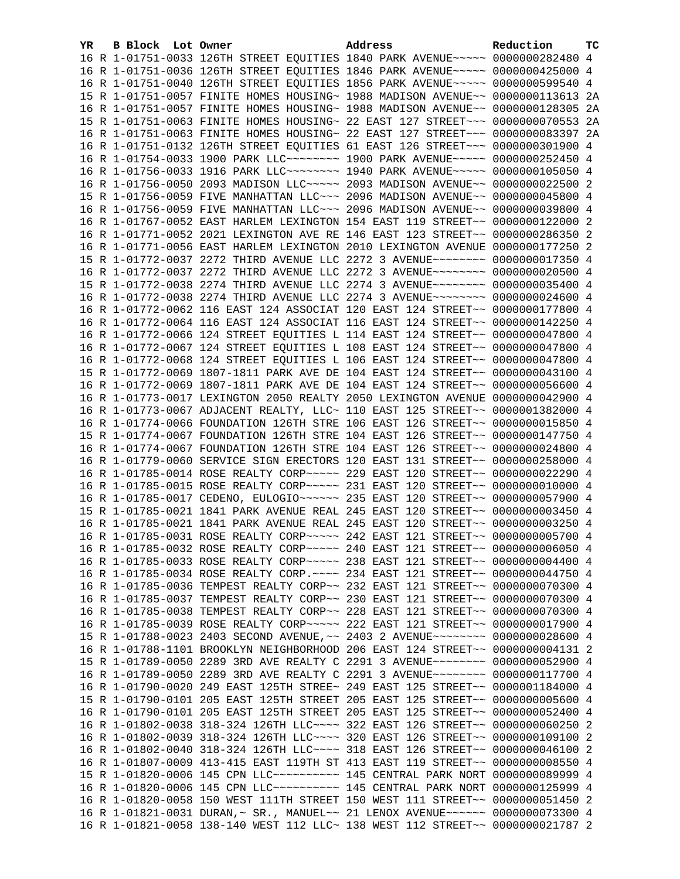| YR | B | Block | Lot | Owner | Address | Reduction | TC |
|---|---|---|---|---|---|---|---|
| 16 | R | 1-01751-0033 | | 126TH STREET EQUITIES | 1840 PARK AVENUE~~~~~ | 0000000282480 | 4 |
| 16 | R | 1-01751-0036 | | 126TH STREET EQUITIES | 1846 PARK AVENUE~~~~~ | 0000000425000 | 4 |
| 16 | R | 1-01751-0040 | | 126TH STREET EQUITIES | 1856 PARK AVENUE~~~~~ | 0000000599540 | 4 |
| 15 | R | 1-01751-0057 | | FINITE HOMES HOUSING~ | 1988 MADISON AVENUE~~ | 0000000113613 | 2A |
| 16 | R | 1-01751-0057 | | FINITE HOMES HOUSING~ | 1988 MADISON AVENUE~~ | 0000000128305 | 2A |
| 15 | R | 1-01751-0063 | | FINITE HOMES HOUSING~ | 22 EAST 127 STREET~~~ | 0000000070553 | 2A |
| 16 | R | 1-01751-0063 | | FINITE HOMES HOUSING~ | 22 EAST 127 STREET~~~ | 0000000083397 | 2A |
| 16 | R | 1-01751-0132 | | 126TH STREET EQUITIES | 61 EAST 126 STREET~~~ | 0000000301900 | 4 |
| 16 | R | 1-01754-0033 | | 1900 PARK LLC~~~~~~~~ | 1900 PARK AVENUE~~~~~ | 0000000252450 | 4 |
| 16 | R | 1-01756-0033 | | 1916 PARK LLC~~~~~~~~ | 1940 PARK AVENUE~~~~~ | 0000000105050 | 4 |
| 16 | R | 1-01756-0050 | | 2093 MADISON LLC~~~~~ | 2093 MADISON AVENUE~~ | 0000000022500 | 2 |
| 15 | R | 1-01756-0059 | | FIVE MANHATTAN LLC~~~ | 2096 MADISON AVENUE~~ | 0000000045800 | 4 |
| 16 | R | 1-01756-0059 | | FIVE MANHATTAN LLC~~~ | 2096 MADISON AVENUE~~ | 0000000039800 | 4 |
| 16 | R | 1-01767-0052 | | EAST HARLEM LEXINGTON | 154 EAST 119 STREET~~ | 0000000122000 | 2 |
| 16 | R | 1-01771-0052 | | 2021 LEXINGTON AVE RE | 146 EAST 123 STREET~~ | 0000000286350 | 2 |
| 16 | R | 1-01771-0056 | | EAST HARLEM LEXINGTON | 2010 LEXINGTON AVENUE | 0000000177250 | 2 |
| 15 | R | 1-01772-0037 | | 2272 THIRD AVENUE LLC | 2272 3 AVENUE~~~~~~~~ | 0000000017350 | 4 |
| 16 | R | 1-01772-0037 | | 2272 THIRD AVENUE LLC | 2272 3 AVENUE~~~~~~~~ | 0000000020500 | 4 |
| 15 | R | 1-01772-0038 | | 2274 THIRD AVENUE LLC | 2274 3 AVENUE~~~~~~~~ | 0000000035400 | 4 |
| 16 | R | 1-01772-0038 | | 2274 THIRD AVENUE LLC | 2274 3 AVENUE~~~~~~~~ | 0000000024600 | 4 |
| 16 | R | 1-01772-0062 | | 116 EAST 124 ASSOCIAT | 120 EAST 124 STREET~~ | 0000000177800 | 4 |
| 16 | R | 1-01772-0064 | | 116 EAST 124 ASSOCIAT | 116 EAST 124 STREET~~ | 0000000142250 | 4 |
| 16 | R | 1-01772-0066 | | 124 STREET EQUITIES L | 114 EAST 124 STREET~~ | 0000000047800 | 4 |
| 16 | R | 1-01772-0067 | | 124 STREET EQUITIES L | 108 EAST 124 STREET~~ | 0000000047800 | 4 |
| 16 | R | 1-01772-0068 | | 124 STREET EQUITIES L | 106 EAST 124 STREET~~ | 0000000047800 | 4 |
| 15 | R | 1-01772-0069 | | 1807-1811 PARK AVE DE | 104 EAST 124 STREET~~ | 0000000043100 | 4 |
| 16 | R | 1-01772-0069 | | 1807-1811 PARK AVE DE | 104 EAST 124 STREET~~ | 0000000056600 | 4 |
| 16 | R | 1-01773-0017 | | LEXINGTON 2050 REALTY | 2050 LEXINGTON AVENUE | 0000000042900 | 4 |
| 16 | R | 1-01773-0067 | | ADJACENT REALTY, LLC~ | 110 EAST 125 STREET~~ | 0000001382000 | 4 |
| 16 | R | 1-01774-0066 | | FOUNDATION 126TH STRE | 106 EAST 126 STREET~~ | 0000000015850 | 4 |
| 15 | R | 1-01774-0067 | | FOUNDATION 126TH STRE | 104 EAST 126 STREET~~ | 0000000147750 | 4 |
| 16 | R | 1-01774-0067 | | FOUNDATION 126TH STRE | 104 EAST 126 STREET~~ | 0000000024800 | 4 |
| 16 | R | 1-01779-0060 | | SERVICE SIGN ERECTORS | 120 EAST 131 STREET~~ | 0000000258000 | 4 |
| 16 | R | 1-01785-0014 | | ROSE REALTY CORP~~~~~ | 229 EAST 120 STREET~~ | 0000000022290 | 4 |
| 16 | R | 1-01785-0015 | | ROSE REALTY CORP~~~~~ | 231 EAST 120 STREET~~ | 0000000010000 | 4 |
| 16 | R | 1-01785-0017 | | CEDENO, EULOGIO~~~~~~ | 235 EAST 120 STREET~~ | 0000000057900 | 4 |
| 15 | R | 1-01785-0021 | | 1841 PARK AVENUE REAL | 245 EAST 120 STREET~~ | 0000000003450 | 4 |
| 16 | R | 1-01785-0021 | | 1841 PARK AVENUE REAL | 245 EAST 120 STREET~~ | 0000000003250 | 4 |
| 16 | R | 1-01785-0031 | | ROSE REALTY CORP~~~~~ | 242 EAST 121 STREET~~ | 0000000005700 | 4 |
| 16 | R | 1-01785-0032 | | ROSE REALTY CORP~~~~~ | 240 EAST 121 STREET~~ | 0000000006050 | 4 |
| 16 | R | 1-01785-0033 | | ROSE REALTY CORP~~~~~ | 238 EAST 121 STREET~~ | 0000000004400 | 4 |
| 16 | R | 1-01785-0034 | | ROSE REALTY CORP.~~~~ | 234 EAST 121 STREET~~ | 0000000044750 | 4 |
| 16 | R | 1-01785-0036 | | TEMPEST REALTY CORP~~ | 232 EAST 121 STREET~~ | 0000000070300 | 4 |
| 16 | R | 1-01785-0037 | | TEMPEST REALTY CORP~~ | 230 EAST 121 STREET~~ | 0000000070300 | 4 |
| 16 | R | 1-01785-0038 | | TEMPEST REALTY CORP~~ | 228 EAST 121 STREET~~ | 0000000070300 | 4 |
| 16 | R | 1-01785-0039 | | ROSE REALTY CORP~~~~~ | 222 EAST 121 STREET~~ | 0000000017900 | 4 |
| 15 | R | 1-01788-0023 | | 2403 SECOND AVENUE,~~ | 2403 2 AVENUE~~~~~~~~ | 0000000028600 | 4 |
| 16 | R | 1-01788-1101 | | BROOKLYN NEIGHBORHOOD | 206 EAST 124 STREET~~ | 0000000004131 | 2 |
| 15 | R | 1-01789-0050 | | 2289 3RD AVE REALTY C | 2291 3 AVENUE~~~~~~~~ | 0000000052900 | 4 |
| 16 | R | 1-01789-0050 | | 2289 3RD AVE REALTY C | 2291 3 AVENUE~~~~~~~~ | 0000000117700 | 4 |
| 16 | R | 1-01790-0020 | | 249 EAST 125TH STREE~ | 249 EAST 125 STREET~~ | 0000001184000 | 4 |
| 15 | R | 1-01790-0101 | | 205 EAST 125TH STREET | 205 EAST 125 STREET~~ | 0000000005600 | 4 |
| 16 | R | 1-01790-0101 | | 205 EAST 125TH STREET | 205 EAST 125 STREET~~ | 0000000052400 | 4 |
| 16 | R | 1-01802-0038 | | 318-324 126TH LLC~~~~ | 322 EAST 126 STREET~~ | 0000000060250 | 2 |
| 16 | R | 1-01802-0039 | | 318-324 126TH LLC~~~~ | 320 EAST 126 STREET~~ | 0000000109100 | 2 |
| 16 | R | 1-01802-0040 | | 318-324 126TH LLC~~~~ | 318 EAST 126 STREET~~ | 0000000046100 | 2 |
| 16 | R | 1-01807-0009 | | 413-415 EAST 119TH ST | 413 EAST 119 STREET~~ | 0000000008550 | 4 |
| 15 | R | 1-01820-0006 | | 145 CPN LLC~~~~~~~~~~ | 145 CENTRAL PARK NORT | 0000000089999 | 4 |
| 16 | R | 1-01820-0006 | | 145 CPN LLC~~~~~~~~~~ | 145 CENTRAL PARK NORT | 0000000125999 | 4 |
| 16 | R | 1-01820-0058 | | 150 WEST 111TH STREET | 150 WEST 111 STREET~~ | 0000000051450 | 2 |
| 16 | R | 1-01821-0031 | | DURAN,~ SR., MANUEL~~ | 21 LENOX AVENUE~~~~~~ | 0000000073300 | 4 |
| 16 | R | 1-01821-0058 | | 138-140 WEST 112 LLC~ | 138 WEST 112 STREET~~ | 0000000021787 | 2 |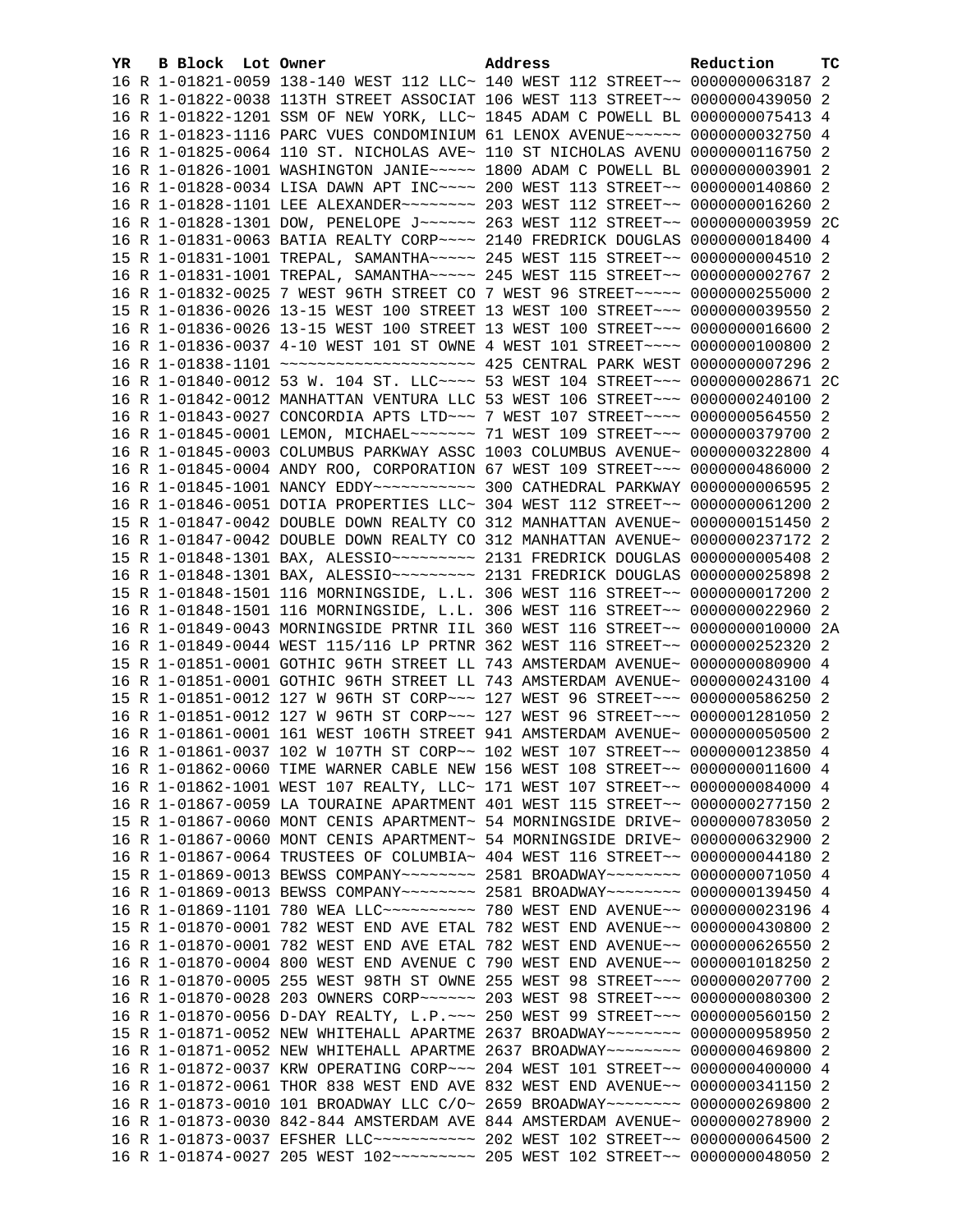| YR | B | Block | Lot | Owner | Address | Reduction | TC |
|---|---|---|---|---|---|---|---|
| 16 | R | 1-01821-0059 | | 138-140 WEST 112 LLC~ | 140 WEST 112 STREET~~ | 0000000063187 | 2 |
| 16 | R | 1-01822-0038 | | 113TH STREET ASSOCIAT | 106 WEST 113 STREET~~ | 0000000439050 | 2 |
| 16 | R | 1-01822-1201 | | SSM OF NEW YORK, LLC~ | 1845 ADAM C POWELL BL | 0000000075413 | 4 |
| 16 | R | 1-01823-1116 | | PARC VUES CONDOMINIUM | 61 LENOX AVENUE~~~~~~ | 0000000032750 | 4 |
| 16 | R | 1-01825-0064 | | 110 ST. NICHOLAS AVE~ | 110 ST NICHOLAS AVENU | 0000000116750 | 2 |
| 16 | R | 1-01826-1001 | | WASHINGTON JANIE~~~~~ | 1800 ADAM C POWELL BL | 0000000003901 | 2 |
| 16 | R | 1-01828-0034 | | LISA DAWN APT INC~~~~ | 200 WEST 113 STREET~~ | 0000000140860 | 2 |
| 16 | R | 1-01828-1101 | | LEE ALEXANDER~~~~~~~~ | 203 WEST 112 STREET~~ | 0000000016260 | 2 |
| 16 | R | 1-01828-1301 | | DOW, PENELOPE J~~~~~~ | 263 WEST 112 STREET~~ | 0000000003959 | 2C |
| 16 | R | 1-01831-0063 | | BATIA REALTY CORP~~~~ | 2140 FREDRICK DOUGLAS | 0000000018400 | 4 |
| 15 | R | 1-01831-1001 | | TREPAL, SAMANTHA~~~~~ | 245 WEST 115 STREET~~ | 0000000004510 | 2 |
| 16 | R | 1-01831-1001 | | TREPAL, SAMANTHA~~~~~ | 245 WEST 115 STREET~~ | 0000000002767 | 2 |
| 16 | R | 1-01832-0025 | | 7 WEST 96TH STREET CO | 7 WEST 96 STREET~~~~~ | 0000000255000 | 2 |
| 15 | R | 1-01836-0026 | | 13-15 WEST 100 STREET | 13 WEST 100 STREET~~~ | 0000000039550 | 2 |
| 16 | R | 1-01836-0026 | | 13-15 WEST 100 STREET | 13 WEST 100 STREET~~~ | 0000000016600 | 2 |
| 16 | R | 1-01836-0037 | | 4-10 WEST 101 ST OWNE | 4 WEST 101 STREET~~~~ | 0000000100800 | 2 |
| 16 | R | 1-01838-1101 | | ~~~~~~~~~~~~~~~~~~~~~ | 425 CENTRAL PARK WEST | 0000000007296 | 2 |
| 16 | R | 1-01840-0012 | | 53 W. 104 ST. LLC~~~~ | 53 WEST 104 STREET~~~ | 0000000028671 | 2C |
| 16 | R | 1-01842-0012 | | MANHATTAN VENTURA LLC | 53 WEST 106 STREET~~~ | 0000000240100 | 2 |
| 16 | R | 1-01843-0027 | | CONCORDIA APTS LTD~~~ | 7 WEST 107 STREET~~~~ | 0000000564550 | 2 |
| 16 | R | 1-01845-0001 | | LEMON, MICHAEL~~~~~~~ | 71 WEST 109 STREET~~~ | 0000000379700 | 2 |
| 16 | R | 1-01845-0003 | | COLUMBUS PARKWAY ASSC | 1003 COLUMBUS AVENUE~ | 0000000322800 | 4 |
| 16 | R | 1-01845-0004 | | ANDY ROO, CORPORATION | 67 WEST 109 STREET~~~ | 0000000486000 | 2 |
| 16 | R | 1-01845-1001 | | NANCY EDDY~~~~~~~~~~~ | 300 CATHEDRAL PARKWAY | 0000000006595 | 2 |
| 16 | R | 1-01846-0051 | | DOTIA PROPERTIES LLC~ | 304 WEST 112 STREET~~ | 0000000061200 | 2 |
| 15 | R | 1-01847-0042 | | DOUBLE DOWN REALTY CO | 312 MANHATTAN AVENUE~ | 0000000151450 | 2 |
| 16 | R | 1-01847-0042 | | DOUBLE DOWN REALTY CO | 312 MANHATTAN AVENUE~ | 0000000237172 | 2 |
| 15 | R | 1-01848-1301 | | BAX, ALESSIO~~~~~~~~~ | 2131 FREDRICK DOUGLAS | 0000000005408 | 2 |
| 16 | R | 1-01848-1301 | | BAX, ALESSIO~~~~~~~~~ | 2131 FREDRICK DOUGLAS | 0000000025898 | 2 |
| 15 | R | 1-01848-1501 | | 116 MORNINGSIDE, L.L. | 306 WEST 116 STREET~~ | 0000000017200 | 2 |
| 16 | R | 1-01848-1501 | | 116 MORNINGSIDE, L.L. | 306 WEST 116 STREET~~ | 0000000022960 | 2 |
| 16 | R | 1-01849-0043 | | MORNINGSIDE PRTNR IIL | 360 WEST 116 STREET~~ | 0000000010000 | 2A |
| 16 | R | 1-01849-0044 | | WEST 115/116 LP PRTNR | 362 WEST 116 STREET~~ | 0000000252320 | 2 |
| 15 | R | 1-01851-0001 | | GOTHIC 96TH STREET LL | 743 AMSTERDAM AVENUE~ | 0000000080900 | 4 |
| 16 | R | 1-01851-0001 | | GOTHIC 96TH STREET LL | 743 AMSTERDAM AVENUE~ | 0000000243100 | 4 |
| 15 | R | 1-01851-0012 | | 127 W 96TH ST CORP~~~ | 127 WEST 96 STREET~~~ | 0000000586250 | 2 |
| 16 | R | 1-01851-0012 | | 127 W 96TH ST CORP~~~ | 127 WEST 96 STREET~~~ | 0000001281050 | 2 |
| 16 | R | 1-01861-0001 | | 161 WEST 106TH STREET | 941 AMSTERDAM AVENUE~ | 0000000050500 | 2 |
| 16 | R | 1-01861-0037 | | 102 W 107TH ST CORP~~ | 102 WEST 107 STREET~~ | 0000000123850 | 4 |
| 16 | R | 1-01862-0060 | | TIME WARNER CABLE NEW | 156 WEST 108 STREET~~ | 0000000011600 | 4 |
| 16 | R | 1-01862-1001 | | WEST 107 REALTY, LLC~ | 171 WEST 107 STREET~~ | 0000000084000 | 4 |
| 16 | R | 1-01867-0059 | | LA TOURAINE APARTMENT | 401 WEST 115 STREET~~ | 0000000277150 | 2 |
| 15 | R | 1-01867-0060 | | MONT CENIS APARTMENT~ | 54 MORNINGSIDE DRIVE~ | 0000000783050 | 2 |
| 16 | R | 1-01867-0060 | | MONT CENIS APARTMENT~ | 54 MORNINGSIDE DRIVE~ | 0000000632900 | 2 |
| 16 | R | 1-01867-0064 | | TRUSTEES OF COLUMBIA~ | 404 WEST 116 STREET~~ | 0000000044180 | 2 |
| 15 | R | 1-01869-0013 | | BEWSS COMPANY~~~~~~~~ | 2581 BROADWAY~~~~~~~~ | 0000000071050 | 4 |
| 16 | R | 1-01869-0013 | | BEWSS COMPANY~~~~~~~~ | 2581 BROADWAY~~~~~~~~ | 0000000139450 | 4 |
| 16 | R | 1-01869-1101 | | 780 WEA LLC~~~~~~~~~~ | 780 WEST END AVENUE~~ | 0000000023196 | 4 |
| 15 | R | 1-01870-0001 | | 782 WEST END AVE ETAL | 782 WEST END AVENUE~~ | 0000000430800 | 2 |
| 16 | R | 1-01870-0001 | | 782 WEST END AVE ETAL | 782 WEST END AVENUE~~ | 0000000626550 | 2 |
| 16 | R | 1-01870-0004 | | 800 WEST END AVENUE C | 790 WEST END AVENUE~~ | 0000001018250 | 2 |
| 16 | R | 1-01870-0005 | | 255 WEST 98TH ST OWNE | 255 WEST 98 STREET~~~ | 0000000207700 | 2 |
| 16 | R | 1-01870-0028 | | 203 OWNERS CORP~~~~~~ | 203 WEST 98 STREET~~~ | 0000000080300 | 2 |
| 16 | R | 1-01870-0056 | | D-DAY REALTY, L.P.~~~ | 250 WEST 99 STREET~~~ | 0000000560150 | 2 |
| 15 | R | 1-01871-0052 | | NEW WHITEHALL APARTME | 2637 BROADWAY~~~~~~~~ | 0000000958950 | 2 |
| 16 | R | 1-01871-0052 | | NEW WHITEHALL APARTME | 2637 BROADWAY~~~~~~~~ | 0000000469800 | 2 |
| 16 | R | 1-01872-0037 | | KRW OPERATING CORP~~~ | 204 WEST 101 STREET~~ | 0000000400000 | 4 |
| 16 | R | 1-01872-0061 | | THOR 838 WEST END AVE | 832 WEST END AVENUE~~ | 0000000341150 | 2 |
| 16 | R | 1-01873-0010 | | 101 BROADWAY LLC C/O~ | 2659 BROADWAY~~~~~~~~ | 0000000269800 | 2 |
| 16 | R | 1-01873-0030 | | 842-844 AMSTERDAM AVE | 844 AMSTERDAM AVENUE~ | 0000000278900 | 2 |
| 16 | R | 1-01873-0037 | | EFSHER LLC~~~~~~~~~~~ | 202 WEST 102 STREET~~ | 0000000064500 | 2 |
| 16 | R | 1-01874-0027 | | 205 WEST 102~~~~~~~~~ | 205 WEST 102 STREET~~ | 0000000048050 | 2 |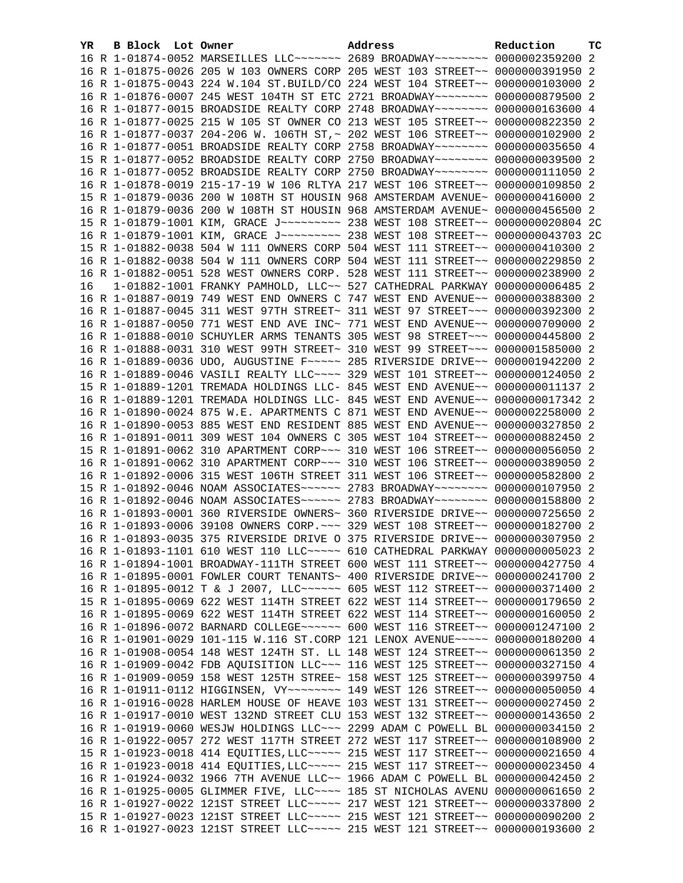| YR | B | Block | Lot | Owner | Address | Reduction | TC |
|---|---|---|---|---|---|---|---|
| 16 | R | 1-01874-0052 | | MARSEILLES LLC~~~~~~~ | 2689 BROADWAY~~~~~~~~ | 0000002359200 | 2 |
| 16 | R | 1-01875-0026 | | 205 W 103 OWNERS CORP | 205 WEST 103 STREET~~ | 0000000391950 | 2 |
| 16 | R | 1-01875-0043 | | 224 W.104 ST.BUILD/CO | 224 WEST 104 STREET~~ | 0000000103000 | 2 |
| 16 | R | 1-01876-0007 | | 245 WEST 104TH ST ETC | 2721 BROADWAY~~~~~~~~ | 0000000879500 | 2 |
| 16 | R | 1-01877-0015 | | BROADSIDE REALTY CORP | 2748 BROADWAY~~~~~~~~ | 0000000163600 | 4 |
| 16 | R | 1-01877-0025 | | 215 W 105 ST OWNER CO | 213 WEST 105 STREET~~ | 0000000822350 | 2 |
| 16 | R | 1-01877-0037 | | 204-206 W. 106TH ST,~ | 202 WEST 106 STREET~~ | 0000000102900 | 2 |
| 16 | R | 1-01877-0051 | | BROADSIDE REALTY CORP | 2758 BROADWAY~~~~~~~~ | 0000000035650 | 4 |
| 15 | R | 1-01877-0052 | | BROADSIDE REALTY CORP | 2750 BROADWAY~~~~~~~~ | 0000000039500 | 2 |
| 16 | R | 1-01877-0052 | | BROADSIDE REALTY CORP | 2750 BROADWAY~~~~~~~~ | 0000000111050 | 2 |
| 16 | R | 1-01878-0019 | | 215-17-19 W 106 RLTYA | 217 WEST 106 STREET~~ | 0000000109850 | 2 |
| 15 | R | 1-01879-0036 | | 200 W 108TH ST HOUSIN | 968 AMSTERDAM AVENUE~ | 0000000416000 | 2 |
| 16 | R | 1-01879-0036 | | 200 W 108TH ST HOUSIN | 968 AMSTERDAM AVENUE~ | 0000000456500 | 2 |
| 15 | R | 1-01879-1001 | | KIM, GRACE J~~~~~~~~~ | 238 WEST 108 STREET~~ | 0000000020804 | 2C |
| 16 | R | 1-01879-1001 | | KIM, GRACE J~~~~~~~~~ | 238 WEST 108 STREET~~ | 0000000043703 | 2C |
| 15 | R | 1-01882-0038 | | 504 W 111 OWNERS CORP | 504 WEST 111 STREET~~ | 0000000410300 | 2 |
| 16 | R | 1-01882-0038 | | 504 W 111 OWNERS CORP | 504 WEST 111 STREET~~ | 0000000229850 | 2 |
| 16 | R | 1-01882-0051 | | 528 WEST OWNERS CORP. | 528 WEST 111 STREET~~ | 0000000238900 | 2 |
| 16 | | 1-01882-1001 | | FRANKY PAMHOLD, LLC~~ | 527 CATHEDRAL PARKWAY | 0000000006485 | 2 |
| 16 | R | 1-01887-0019 | | 749 WEST END OWNERS C | 747 WEST END AVENUE~~ | 0000000388300 | 2 |
| 16 | R | 1-01887-0045 | | 311 WEST 97TH STREET~ | 311 WEST 97 STREET~~~ | 0000000392300 | 2 |
| 16 | R | 1-01887-0050 | | 771 WEST END AVE INC~ | 771 WEST END AVENUE~~ | 0000000709000 | 2 |
| 16 | R | 1-01888-0010 | | SCHUYLER ARMS TENANTS | 305 WEST 98 STREET~~~ | 0000000445800 | 2 |
| 16 | R | 1-01888-0031 | | 310 WEST 99TH STREET~ | 310 WEST 99 STREET~~~ | 0000001585000 | 2 |
| 16 | R | 1-01889-0036 | | UDO, AUGUSTINE F~~~~~ | 285 RIVERSIDE DRIVE~~ | 0000001942200 | 2 |
| 16 | R | 1-01889-0046 | | VASILI REALTY LLC~~~~ | 329 WEST 101 STREET~~ | 0000000124050 | 2 |
| 15 | R | 1-01889-1201 | | TREMADA HOLDINGS LLC- | 845 WEST END AVENUE~~ | 0000000011137 | 2 |
| 16 | R | 1-01889-1201 | | TREMADA HOLDINGS LLC- | 845 WEST END AVENUE~~ | 0000000017342 | 2 |
| 16 | R | 1-01890-0024 | | 875 W.E. APARTMENTS C | 871 WEST END AVENUE~~ | 0000002258000 | 2 |
| 16 | R | 1-01890-0053 | | 885 WEST END RESIDENT | 885 WEST END AVENUE~~ | 0000000327850 | 2 |
| 16 | R | 1-01891-0011 | | 309 WEST 104 OWNERS C | 305 WEST 104 STREET~~ | 0000000882450 | 2 |
| 15 | R | 1-01891-0062 | | 310 APARTMENT CORP~~~ | 310 WEST 106 STREET~~ | 0000000056050 | 2 |
| 16 | R | 1-01891-0062 | | 310 APARTMENT CORP~~~ | 310 WEST 106 STREET~~ | 0000000389050 | 2 |
| 16 | R | 1-01892-0006 | | 315 WEST 106TH STREET | 311 WEST 106 STREET~~ | 0000000582800 | 2 |
| 15 | R | 1-01892-0046 | | NOAM ASSOCIATES~~~~~~ | 2783 BROADWAY~~~~~~~~ | 0000000107950 | 2 |
| 16 | R | 1-01892-0046 | | NOAM ASSOCIATES~~~~~~ | 2783 BROADWAY~~~~~~~~ | 0000000158800 | 2 |
| 16 | R | 1-01893-0001 | | 360 RIVERSIDE OWNERS~ | 360 RIVERSIDE DRIVE~~ | 0000000725650 | 2 |
| 16 | R | 1-01893-0006 | | 39108 OWNERS CORP.~~~ | 329 WEST 108 STREET~~ | 0000000182700 | 2 |
| 16 | R | 1-01893-0035 | | 375 RIVERSIDE DRIVE O | 375 RIVERSIDE DRIVE~~ | 0000000307950 | 2 |
| 16 | R | 1-01893-1101 | | 610 WEST 110 LLC~~~~~ | 610 CATHEDRAL PARKWAY | 0000000005023 | 2 |
| 16 | R | 1-01894-1001 | | BROADWAY-111TH STREET | 600 WEST 111 STREET~~ | 0000000427750 | 4 |
| 16 | R | 1-01895-0001 | | FOWLER COURT TENANTS~ | 400 RIVERSIDE DRIVE~~ | 0000000241700 | 2 |
| 16 | R | 1-01895-0012 | | T & J 2007, LLC~~~~~~ | 605 WEST 112 STREET~~ | 0000000371400 | 2 |
| 15 | R | 1-01895-0069 | | 622 WEST 114TH STREET | 622 WEST 114 STREET~~ | 0000000179650 | 2 |
| 16 | R | 1-01895-0069 | | 622 WEST 114TH STREET | 622 WEST 114 STREET~~ | 0000000160050 | 2 |
| 16 | R | 1-01896-0072 | | BARNARD COLLEGE~~~~~~ | 600 WEST 116 STREET~~ | 0000001247100 | 2 |
| 16 | R | 1-01901-0029 | | 101-115 W.116 ST.CORP | 121 LENOX AVENUE~~~~~ | 0000000180200 | 4 |
| 16 | R | 1-01908-0054 | | 148 WEST 124TH ST. LL | 148 WEST 124 STREET~~ | 0000000061350 | 2 |
| 16 | R | 1-01909-0042 | | FDB AQUISITION LLC~~~ | 116 WEST 125 STREET~~ | 0000000327150 | 4 |
| 16 | R | 1-01909-0059 | | 158 WEST 125TH STREE~ | 158 WEST 125 STREET~~ | 0000000399750 | 4 |
| 16 | R | 1-01911-0112 | | HIGGINSEN, VY~~~~~~~~ | 149 WEST 126 STREET~~ | 0000000050050 | 4 |
| 16 | R | 1-01916-0028 | | HARLEM HOUSE OF HEAVE | 103 WEST 131 STREET~~ | 0000000027450 | 2 |
| 16 | R | 1-01917-0010 | | WEST 132ND STREET CLU | 153 WEST 132 STREET~~ | 0000000143650 | 2 |
| 16 | R | 1-01919-0060 | | WESJW HOLDINGS LLC~~~ | 2299 ADAM C POWELL BL | 0000000034150 | 2 |
| 16 | R | 1-01922-0057 | | 272 WEST 117TH STREET | 272 WEST 117 STREET~~ | 0000000108900 | 2 |
| 15 | R | 1-01923-0018 | | 414 EQUITIES,LLC~~~~~ | 215 WEST 117 STREET~~ | 0000000021650 | 4 |
| 16 | R | 1-01923-0018 | | 414 EQUITIES,LLC~~~~~ | 215 WEST 117 STREET~~ | 0000000023450 | 4 |
| 16 | R | 1-01924-0032 | | 1966 7TH AVENUE LLC~~ | 1966 ADAM C POWELL BL | 0000000042450 | 2 |
| 16 | R | 1-01925-0005 | | GLIMMER FIVE, LLC~~~~ | 185 ST NICHOLAS AVENU | 0000000061650 | 2 |
| 16 | R | 1-01927-0022 | | 121ST STREET LLC~~~~~ | 217 WEST 121 STREET~~ | 0000000337800 | 2 |
| 15 | R | 1-01927-0023 | | 121ST STREET LLC~~~~~ | 215 WEST 121 STREET~~ | 0000000090200 | 2 |
| 16 | R | 1-01927-0023 | | 121ST STREET LLC~~~~~ | 215 WEST 121 STREET~~ | 0000000193600 | 2 |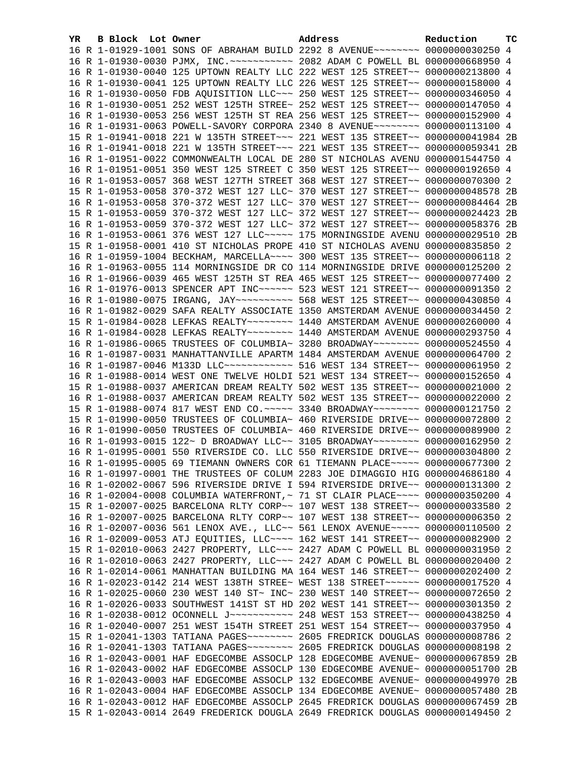| YR | B | Block | Lot | Owner | Address | Reduction | TC |
|---|---|---|---|---|---|---|---|
| 16 | R | 1-01929-1001 | | SONS OF ABRAHAM BUILD | 2292 8 AVENUE~~~~~~~~ | 0000000030250 | 4 |
| 16 | R | 1-01930-0030 | | PJMX, INC.~~~~~~~~~~~ | 2082 ADAM C POWELL BL | 0000000668950 | 4 |
| 16 | R | 1-01930-0040 | | 125 UPTOWN REALTY LLC | 222 WEST 125 STREET~~ | 0000000213800 | 4 |
| 16 | R | 1-01930-0041 | | 125 UPTOWN REALTY LLC | 226 WEST 125 STREET~~ | 0000000158000 | 4 |
| 16 | R | 1-01930-0050 | | FDB AQUISITION LLC~~~ | 250 WEST 125 STREET~~ | 0000000346050 | 4 |
| 16 | R | 1-01930-0051 | | 252 WEST 125TH STREE~ | 252 WEST 125 STREET~~ | 0000000147050 | 4 |
| 16 | R | 1-01930-0053 | | 256 WEST 125TH ST REA | 256 WEST 125 STREET~~ | 0000000152900 | 4 |
| 16 | R | 1-01931-0063 | | POWELL-SAVORY CORPORA | 2340 8 AVENUE~~~~~~~~ | 0000000113100 | 4 |
| 15 | R | 1-01941-0018 | | 221 W 135TH STREET~~~ | 221 WEST 135 STREET~~ | 0000000041984 | 2B |
| 16 | R | 1-01941-0018 | | 221 W 135TH STREET~~~ | 221 WEST 135 STREET~~ | 0000000059341 | 2B |
| 16 | R | 1-01951-0022 | | COMMONWEALTH LOCAL DE | 280 ST NICHOLAS AVENU | 0000001544750 | 4 |
| 16 | R | 1-01951-0051 | | 350 WEST 125 STREET C | 350 WEST 125 STREET~~ | 0000000192650 | 4 |
| 16 | R | 1-01953-0057 | | 368 WEST 127TH STREET | 368 WEST 127 STREET~~ | 0000000070300 | 2 |
| 15 | R | 1-01953-0058 | | 370-372 WEST 127 LLC~ | 370 WEST 127 STREET~~ | 0000000048578 | 2B |
| 16 | R | 1-01953-0058 | | 370-372 WEST 127 LLC~ | 370 WEST 127 STREET~~ | 0000000084464 | 2B |
| 15 | R | 1-01953-0059 | | 370-372 WEST 127 LLC~ | 372 WEST 127 STREET~~ | 0000000024423 | 2B |
| 16 | R | 1-01953-0059 | | 370-372 WEST 127 LLC~ | 372 WEST 127 STREET~~ | 0000000058376 | 2B |
| 16 | R | 1-01953-0061 | | 376 WEST 127 LLC~~~~~ | 175 MORNINGSIDE AVENU | 0000000029510 | 2B |
| 15 | R | 1-01958-0001 | | 410 ST NICHOLAS PROPE | 410 ST NICHOLAS AVENU | 0000000835850 | 2 |
| 16 | R | 1-01959-1004 | | BECKHAM, MARCELLA~~~~ | 300 WEST 135 STREET~~ | 0000000006118 | 2 |
| 16 | R | 1-01963-0055 | | 114 MORNINGSIDE DR CO | 114 MORNINGSIDE DRIVE | 0000000125200 | 2 |
| 16 | R | 1-01966-0039 | | 465 WEST 125TH ST REA | 465 WEST 125 STREET~~ | 0000000077400 | 2 |
| 16 | R | 1-01976-0013 | | SPENCER APT INC~~~~~~ | 523 WEST 121 STREET~~ | 0000000091350 | 2 |
| 16 | R | 1-01980-0075 | | IRGANG, JAY~~~~~~~~~~ | 568 WEST 125 STREET~~ | 0000000430850 | 4 |
| 16 | R | 1-01982-0029 | | SAFA REALTY ASSOCIATE | 1350 AMSTERDAM AVENUE | 0000000034450 | 2 |
| 15 | R | 1-01984-0028 | | LEFKAS REALTY~~~~~~~~ | 1440 AMSTERDAM AVENUE | 0000000260000 | 4 |
| 16 | R | 1-01984-0028 | | LEFKAS REALTY~~~~~~~~ | 1440 AMSTERDAM AVENUE | 0000000293750 | 4 |
| 16 | R | 1-01986-0065 | | TRUSTEES OF COLUMBIA~ | 3280 BROADWAY~~~~~~~~ | 0000000524550 | 4 |
| 16 | R | 1-01987-0031 | | MANHATTANVILLE APARTM | 1484 AMSTERDAM AVENUE | 0000000064700 | 2 |
| 16 | R | 1-01987-0046 | | M133D LLC~~~~~~~~~~~~ | 516 WEST 134 STREET~~ | 0000000061950 | 2 |
| 16 | R | 1-01988-0014 | | WEST ONE TWELVE HOLDI | 521 WEST 134 STREET~~ | 0000000152650 | 4 |
| 15 | R | 1-01988-0037 | | AMERICAN DREAM REALTY | 502 WEST 135 STREET~~ | 0000000021000 | 2 |
| 16 | R | 1-01988-0037 | | AMERICAN DREAM REALTY | 502 WEST 135 STREET~~ | 0000000022000 | 2 |
| 15 | R | 1-01988-0074 | | 817 WEST END CO.~~~~~ | 3340 BROADWAY~~~~~~~~ | 0000000121750 | 2 |
| 15 | R | 1-01990-0050 | | TRUSTEES OF COLUMBIA~ | 460 RIVERSIDE DRIVE~~ | 0000000072800 | 2 |
| 16 | R | 1-01990-0050 | | TRUSTEES OF COLUMBIA~ | 460 RIVERSIDE DRIVE~~ | 0000000089900 | 2 |
| 16 | R | 1-01993-0015 | | 122~ D BROADWAY LLC~~ | 3105 BROADWAY~~~~~~~~ | 0000000162950 | 2 |
| 16 | R | 1-01995-0001 | | 550 RIVERSIDE CO. LLC | 550 RIVERSIDE DRIVE~~ | 0000000304800 | 2 |
| 16 | R | 1-01995-0005 | | 69 TIEMANN OWNERS COR | 61 TIEMANN PLACE~~~~~ | 0000000677300 | 2 |
| 16 | R | 1-01997-0001 | | THE TRUSTEES OF COLUM | 2283 JOE DIMAGGIO HIG | 0000004686180 | 4 |
| 16 | R | 1-02002-0067 | | 596 RIVERSIDE DRIVE I | 594 RIVERSIDE DRIVE~~ | 0000000131300 | 2 |
| 16 | R | 1-02004-0008 | | COLUMBIA WATERFRONT,~ | 71 ST CLAIR PLACE~~~~ | 0000000350200 | 4 |
| 15 | R | 1-02007-0025 | | BARCELONA RLTY CORP~~ | 107 WEST 138 STREET~~ | 0000000033580 | 2 |
| 16 | R | 1-02007-0025 | | BARCELONA RLTY CORP~~ | 107 WEST 138 STREET~~ | 0000000006350 | 2 |
| 16 | R | 1-02007-0036 | | 561 LENOX AVE., LLC~~ | 561 LENOX AVENUE~~~~~ | 0000000110500 | 2 |
| 16 | R | 1-02009-0053 | | ATJ EQUITIES, LLC~~~~ | 162 WEST 141 STREET~~ | 0000000082900 | 2 |
| 15 | R | 1-02010-0063 | | 2427 PROPERTY, LLC~~~ | 2427 ADAM C POWELL BL | 0000000031950 | 2 |
| 16 | R | 1-02010-0063 | | 2427 PROPERTY, LLC~~~ | 2427 ADAM C POWELL BL | 0000000020400 | 2 |
| 16 | R | 1-02014-0061 | | MANHATTAN BUILDING MA | 164 WEST 146 STREET~~ | 0000000202400 | 2 |
| 16 | R | 1-02023-0142 | | 214 WEST 138TH STREE~ | WEST 138 STREET~~~~~~ | 0000000017520 | 4 |
| 16 | R | 1-02025-0060 | | 230 WEST 140 ST~ INC~ | 230 WEST 140 STREET~~ | 0000000072650 | 2 |
| 16 | R | 1-02026-0033 | | SOUTHWEST 141ST ST HD | 202 WEST 141 STREET~~ | 0000000301350 | 2 |
| 16 | R | 1-02038-0012 | | OCONNELL J~~~~~~~~~~~ | 248 WEST 153 STREET~~ | 0000000438250 | 4 |
| 16 | R | 1-02040-0007 | | 251 WEST 154TH STREET | 251 WEST 154 STREET~~ | 0000000037950 | 4 |
| 15 | R | 1-02041-1303 | | TATIANA PAGES~~~~~~~~ | 2605 FREDRICK DOUGLAS | 0000000008786 | 2 |
| 16 | R | 1-02041-1303 | | TATIANA PAGES~~~~~~~~ | 2605 FREDRICK DOUGLAS | 0000000008198 | 2 |
| 16 | R | 1-02043-0001 | | HAF EDGECOMBE ASSOCLP | 128 EDGECOMBE AVENUE~ | 0000000067859 | 2B |
| 16 | R | 1-02043-0002 | | HAF EDGECOMBE ASSOCLP | 130 EDGECOMBE AVENUE~ | 0000000051700 | 2B |
| 16 | R | 1-02043-0003 | | HAF EDGECOMBE ASSOCLP | 132 EDGECOMBE AVENUE~ | 0000000049970 | 2B |
| 16 | R | 1-02043-0004 | | HAF EDGECOMBE ASSOCLP | 134 EDGECOMBE AVENUE~ | 0000000057480 | 2B |
| 16 | R | 1-02043-0012 | | HAF EDGECOMBE ASSOCLP | 2645 FREDRICK DOUGLAS | 0000000067459 | 2B |
| 15 | R | 1-02043-0014 | | 2649 FREDERICK DOUGLA | 2649 FREDRICK DOUGLAS | 0000000149450 | 2 |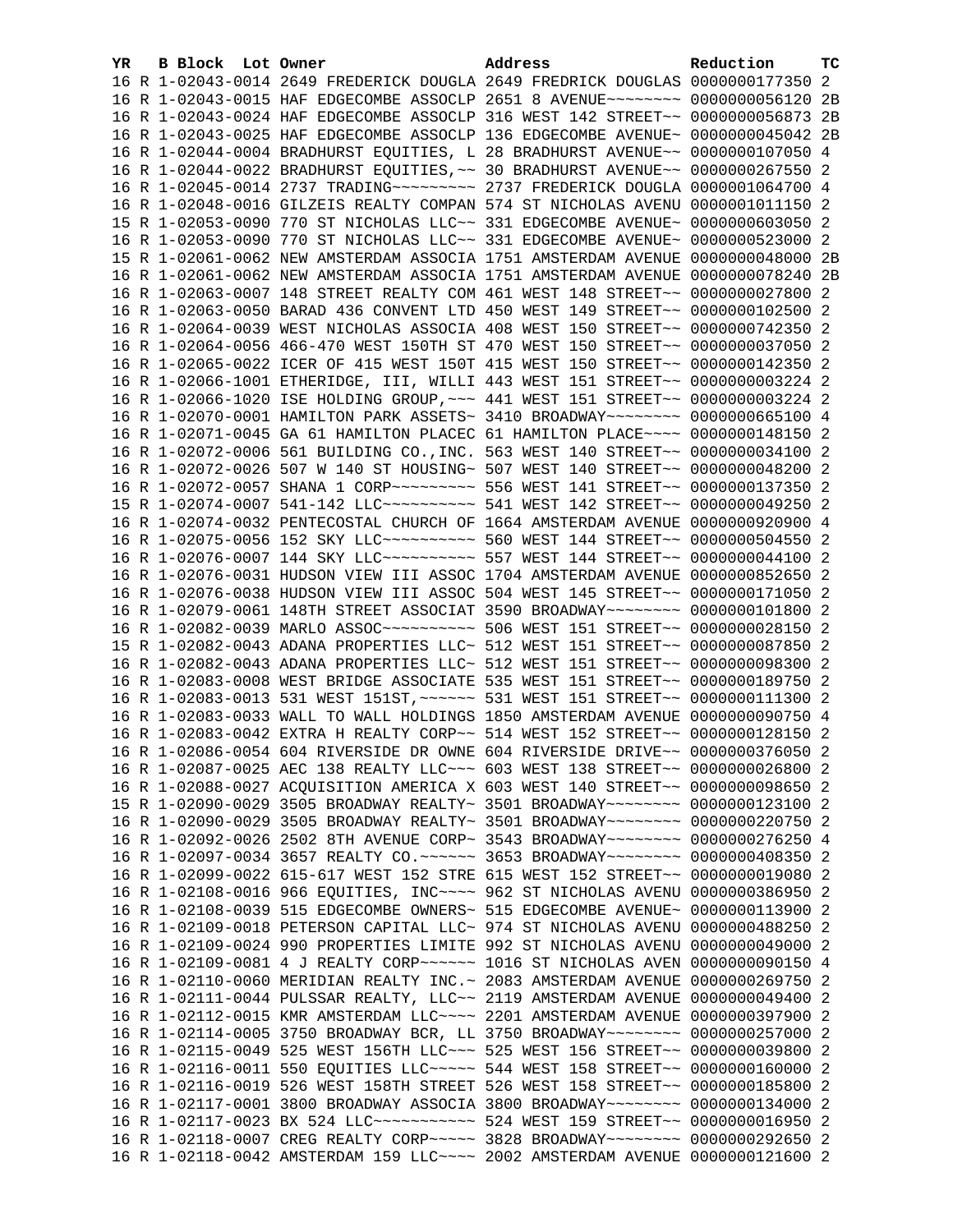| YR | B | Block | Lot | Owner | Address | Reduction | TC |
|---|---|---|---|---|---|---|---|
| 16 | R | 1-02043-0014 | | 2649 FREDERICK DOUGLA | 2649 FREDRICK DOUGLAS | 0000000177350 | 2 |
| 16 | R | 1-02043-0015 | | HAF EDGECOMBE ASSOCLP | 2651 8 AVENUE~~~~~~~~ | 0000000056120 | 2B |
| 16 | R | 1-02043-0024 | | HAF EDGECOMBE ASSOCLP | 316 WEST 142 STREET~~ | 0000000056873 | 2B |
| 16 | R | 1-02043-0025 | | HAF EDGECOMBE ASSOCLP | 136 EDGECOMBE AVENUE~ | 0000000045042 | 2B |
| 16 | R | 1-02044-0004 | | BRADHURST EQUITIES, L | 28 BRADHURST AVENUE~~ | 0000000107050 | 4 |
| 16 | R | 1-02044-0022 | | BRADHURST EQUITIES,~~ | 30 BRADHURST AVENUE~~ | 0000000267550 | 2 |
| 16 | R | 1-02045-0014 | | 2737 TRADING~~~~~~~~~ | 2737 FREDERICK DOUGLA | 0000001064700 | 4 |
| 16 | R | 1-02048-0016 | | GILZEIS REALTY COMPAN | 574 ST NICHOLAS AVENU | 0000001011150 | 2 |
| 15 | R | 1-02053-0090 | | 770 ST NICHOLAS LLC~~ | 331 EDGECOMBE AVENUE~ | 0000000603050 | 2 |
| 16 | R | 1-02053-0090 | | 770 ST NICHOLAS LLC~~ | 331 EDGECOMBE AVENUE~ | 0000000523000 | 2 |
| 15 | R | 1-02061-0062 | | NEW AMSTERDAM ASSOCIA | 1751 AMSTERDAM AVENUE | 0000000048000 | 2B |
| 16 | R | 1-02061-0062 | | NEW AMSTERDAM ASSOCIA | 1751 AMSTERDAM AVENUE | 0000000078240 | 2B |
| 16 | R | 1-02063-0007 | | 148 STREET REALTY COM | 461 WEST 148 STREET~~ | 0000000027800 | 2 |
| 16 | R | 1-02063-0050 | | BARAD 436 CONVENT LTD | 450 WEST 149 STREET~~ | 0000000102500 | 2 |
| 16 | R | 1-02064-0039 | | WEST NICHOLAS ASSOCIA | 408 WEST 150 STREET~~ | 0000000742350 | 2 |
| 16 | R | 1-02064-0056 | | 466-470 WEST 150TH ST | 470 WEST 150 STREET~~ | 0000000037050 | 2 |
| 16 | R | 1-02065-0022 | | ICER OF 415 WEST 150T | 415 WEST 150 STREET~~ | 0000000142350 | 2 |
| 16 | R | 1-02066-1001 | | ETHERIDGE, III, WILLI | 443 WEST 151 STREET~~ | 0000000003224 | 2 |
| 16 | R | 1-02066-1020 | | ISE HOLDING GROUP,~~~ | 441 WEST 151 STREET~~ | 0000000003224 | 2 |
| 16 | R | 1-02070-0001 | | HAMILTON PARK ASSETS~ | 3410 BROADWAY~~~~~~~~ | 0000000665100 | 4 |
| 16 | R | 1-02071-0045 | | GA 61 HAMILTON PLACEC | 61 HAMILTON PLACE~~~~ | 0000000148150 | 2 |
| 16 | R | 1-02072-0006 | | 561 BUILDING CO.,INC. | 563 WEST 140 STREET~~ | 0000000034100 | 2 |
| 16 | R | 1-02072-0026 | | 507 W 140 ST HOUSING~ | 507 WEST 140 STREET~~ | 0000000048200 | 2 |
| 16 | R | 1-02072-0057 | | SHANA 1 CORP~~~~~~~~~ | 556 WEST 141 STREET~~ | 0000000137350 | 2 |
| 15 | R | 1-02074-0007 | | 541-142 LLC~~~~~~~~~~ | 541 WEST 142 STREET~~ | 0000000049250 | 2 |
| 16 | R | 1-02074-0032 | | PENTECOSTAL CHURCH OF | 1664 AMSTERDAM AVENUE | 0000000920900 | 4 |
| 16 | R | 1-02075-0056 | | 152 SKY LLC~~~~~~~~~~ | 560 WEST 144 STREET~~ | 0000000504550 | 2 |
| 16 | R | 1-02076-0007 | | 144 SKY LLC~~~~~~~~~~ | 557 WEST 144 STREET~~ | 0000000044100 | 2 |
| 16 | R | 1-02076-0031 | | HUDSON VIEW III ASSOC | 1704 AMSTERDAM AVENUE | 0000000852650 | 2 |
| 16 | R | 1-02076-0038 | | HUDSON VIEW III ASSOC | 504 WEST 145 STREET~~ | 0000000171050 | 2 |
| 16 | R | 1-02079-0061 | | 148TH STREET ASSOCIAT | 3590 BROADWAY~~~~~~~~ | 0000000101800 | 2 |
| 16 | R | 1-02082-0039 | | MARLO ASSOC~~~~~~~~~~ | 506 WEST 151 STREET~~ | 0000000028150 | 2 |
| 15 | R | 1-02082-0043 | | ADANA PROPERTIES LLC~ | 512 WEST 151 STREET~~ | 0000000087850 | 2 |
| 16 | R | 1-02082-0043 | | ADANA PROPERTIES LLC~ | 512 WEST 151 STREET~~ | 0000000098300 | 2 |
| 16 | R | 1-02083-0008 | | WEST BRIDGE ASSOCIATE | 535 WEST 151 STREET~~ | 0000000189750 | 2 |
| 16 | R | 1-02083-0013 | | 531 WEST 151ST,~~~~~~ | 531 WEST 151 STREET~~ | 0000000111300 | 2 |
| 16 | R | 1-02083-0033 | | WALL TO WALL HOLDINGS | 1850 AMSTERDAM AVENUE | 0000000090750 | 4 |
| 16 | R | 1-02083-0042 | | EXTRA H REALTY CORP~~ | 514 WEST 152 STREET~~ | 0000000128150 | 2 |
| 16 | R | 1-02086-0054 | | 604 RIVERSIDE DR OWNE | 604 RIVERSIDE DRIVE~~ | 0000000376050 | 2 |
| 16 | R | 1-02087-0025 | | AEC 138 REALTY LLC~~~ | 603 WEST 138 STREET~~ | 0000000026800 | 2 |
| 16 | R | 1-02088-0027 | | ACQUISITION AMERICA X | 603 WEST 140 STREET~~ | 0000000098650 | 2 |
| 15 | R | 1-02090-0029 | | 3505 BROADWAY REALTY~ | 3501 BROADWAY~~~~~~~~ | 0000000123100 | 2 |
| 16 | R | 1-02090-0029 | | 3505 BROADWAY REALTY~ | 3501 BROADWAY~~~~~~~~ | 0000000220750 | 2 |
| 16 | R | 1-02092-0026 | | 2502 8TH AVENUE CORP~ | 3543 BROADWAY~~~~~~~~ | 0000000276250 | 4 |
| 16 | R | 1-02097-0034 | | 3657 REALTY CO.~~~~~~ | 3653 BROADWAY~~~~~~~~ | 0000000408350 | 2 |
| 16 | R | 1-02099-0022 | | 615-617 WEST 152 STRE | 615 WEST 152 STREET~~ | 0000000019080 | 2 |
| 16 | R | 1-02108-0016 | | 966 EQUITIES, INC~~~~ | 962 ST NICHOLAS AVENU | 0000000386950 | 2 |
| 16 | R | 1-02108-0039 | | 515 EDGECOMBE OWNERS~ | 515 EDGECOMBE AVENUE~ | 0000000113900 | 2 |
| 16 | R | 1-02109-0018 | | PETERSON CAPITAL LLC~ | 974 ST NICHOLAS AVENU | 0000000488250 | 2 |
| 16 | R | 1-02109-0024 | | 990 PROPERTIES LIMITE | 992 ST NICHOLAS AVENU | 0000000049000 | 2 |
| 16 | R | 1-02109-0081 | | 4 J REALTY CORP~~~~~~ | 1016 ST NICHOLAS AVEN | 0000000090150 | 4 |
| 16 | R | 1-02110-0060 | | MERIDIAN REALTY INC.~ | 2083 AMSTERDAM AVENUE | 0000000269750 | 2 |
| 16 | R | 1-02111-0044 | | PULSSAR REALTY, LLC~~ | 2119 AMSTERDAM AVENUE | 0000000049400 | 2 |
| 16 | R | 1-02112-0015 | | KMR AMSTERDAM LLC~~~~ | 2201 AMSTERDAM AVENUE | 0000000397900 | 2 |
| 16 | R | 1-02114-0005 | | 3750 BROADWAY BCR, LL | 3750 BROADWAY~~~~~~~~ | 0000000257000 | 2 |
| 16 | R | 1-02115-0049 | | 525 WEST 156TH LLC~~~ | 525 WEST 156 STREET~~ | 0000000039800 | 2 |
| 16 | R | 1-02116-0011 | | 550 EQUITIES LLC~~~~~ | 544 WEST 158 STREET~~ | 0000000160000 | 2 |
| 16 | R | 1-02116-0019 | | 526 WEST 158TH STREET | 526 WEST 158 STREET~~ | 0000000185800 | 2 |
| 16 | R | 1-02117-0001 | | 3800 BROADWAY ASSOCIA | 3800 BROADWAY~~~~~~~~ | 0000000134000 | 2 |
| 16 | R | 1-02117-0023 | | BX 524 LLC~~~~~~~~~~~ | 524 WEST 159 STREET~~ | 0000000016950 | 2 |
| 16 | R | 1-02118-0007 | | CREG REALTY CORP~~~~~ | 3828 BROADWAY~~~~~~~~ | 0000000292650 | 2 |
| 16 | R | 1-02118-0042 | | AMSTERDAM 159 LLC~~~~ | 2002 AMSTERDAM AVENUE | 0000000121600 | 2 |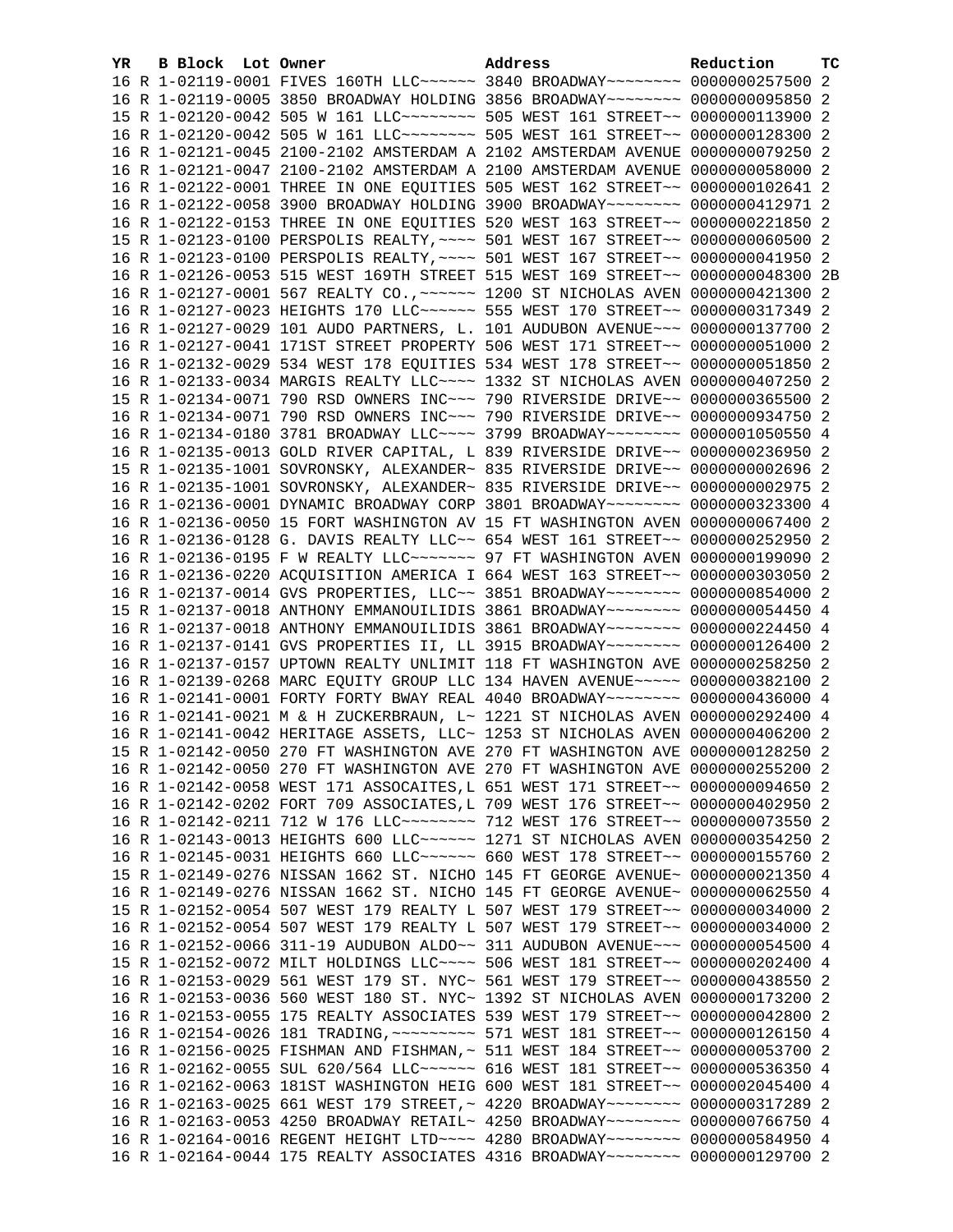| YR | B | Block | Lot | Owner | Address | Reduction | TC |
|---|---|---|---|---|---|---|---|
| 16 | R | 1-02119-0001 | | FIVES 160TH LLC~~~~~~ | 3840 BROADWAY~~~~~~~~ | 0000000257500 | 2 |
| 16 | R | 1-02119-0005 | | 3850 BROADWAY HOLDING | 3856 BROADWAY~~~~~~~~ | 0000000095850 | 2 |
| 15 | R | 1-02120-0042 | | 505 W 161 LLC~~~~~~~~ | 505 WEST 161 STREET~~ | 0000000113900 | 2 |
| 16 | R | 1-02120-0042 | | 505 W 161 LLC~~~~~~~~ | 505 WEST 161 STREET~~ | 0000000128300 | 2 |
| 16 | R | 1-02121-0045 | | 2100-2102 AMSTERDAM A | 2102 AMSTERDAM AVENUE | 0000000079250 | 2 |
| 16 | R | 1-02121-0047 | | 2100-2102 AMSTERDAM A | 2100 AMSTERDAM AVENUE | 0000000058000 | 2 |
| 16 | R | 1-02122-0001 | | THREE IN ONE EQUITIES | 505 WEST 162 STREET~~ | 0000000102641 | 2 |
| 16 | R | 1-02122-0058 | | 3900 BROADWAY HOLDING | 3900 BROADWAY~~~~~~~~ | 0000000412971 | 2 |
| 16 | R | 1-02122-0153 | | THREE IN ONE EQUITIES | 520 WEST 163 STREET~~ | 0000000221850 | 2 |
| 15 | R | 1-02123-0100 | | PERSPOLIS REALTY,~~~~ | 501 WEST 167 STREET~~ | 0000000060500 | 2 |
| 16 | R | 1-02123-0100 | | PERSPOLIS REALTY,~~~~ | 501 WEST 167 STREET~~ | 0000000041950 | 2 |
| 16 | R | 1-02126-0053 | | 515 WEST 169TH STREET | 515 WEST 169 STREET~~ | 0000000048300 | 2B |
| 16 | R | 1-02127-0001 | | 567 REALTY CO.,~~~~~~ | 1200 ST NICHOLAS AVEN | 0000000421300 | 2 |
| 16 | R | 1-02127-0023 | | HEIGHTS 170 LLC~~~~~~ | 555 WEST 170 STREET~~ | 0000000317349 | 2 |
| 16 | R | 1-02127-0029 | | 101 AUDO PARTNERS, L. | 101 AUDUBON AVENUE~~~ | 0000000137700 | 2 |
| 16 | R | 1-02127-0041 | | 171ST STREET PROPERTY | 506 WEST 171 STREET~~ | 0000000051000 | 2 |
| 16 | R | 1-02132-0029 | | 534 WEST 178 EQUITIES | 534 WEST 178 STREET~~ | 0000000051850 | 2 |
| 16 | R | 1-02133-0034 | | MARGIS REALTY LLC~~~~ | 1332 ST NICHOLAS AVEN | 0000000407250 | 2 |
| 15 | R | 1-02134-0071 | | 790 RSD OWNERS INC~~~ | 790 RIVERSIDE DRIVE~~ | 0000000365500 | 2 |
| 16 | R | 1-02134-0071 | | 790 RSD OWNERS INC~~~ | 790 RIVERSIDE DRIVE~~ | 0000000934750 | 2 |
| 16 | R | 1-02134-0180 | | 3781 BROADWAY LLC~~~~ | 3799 BROADWAY~~~~~~~~ | 0000001050550 | 4 |
| 16 | R | 1-02135-0013 | | GOLD RIVER CAPITAL, L | 839 RIVERSIDE DRIVE~~ | 0000000236950 | 2 |
| 15 | R | 1-02135-1001 | | SOVRONSKY, ALEXANDER~ | 835 RIVERSIDE DRIVE~~ | 0000000002696 | 2 |
| 16 | R | 1-02135-1001 | | SOVRONSKY, ALEXANDER~ | 835 RIVERSIDE DRIVE~~ | 0000000002975 | 2 |
| 16 | R | 1-02136-0001 | | DYNAMIC BROADWAY CORP | 3801 BROADWAY~~~~~~~~ | 0000000323300 | 4 |
| 16 | R | 1-02136-0050 | | 15 FORT WASHINGTON AV | 15 FT WASHINGTON AVEN | 0000000067400 | 2 |
| 16 | R | 1-02136-0128 | | G. DAVIS REALTY LLC~~ | 654 WEST 161 STREET~~ | 0000000252950 | 2 |
| 16 | R | 1-02136-0195 | | F W REALTY LLC~~~~~~~ | 97 FT WASHINGTON AVEN | 0000000199090 | 2 |
| 16 | R | 1-02136-0220 | | ACQUISITION AMERICA I | 664 WEST 163 STREET~~ | 0000000303050 | 2 |
| 16 | R | 1-02137-0014 | | GVS PROPERTIES, LLC~~ | 3851 BROADWAY~~~~~~~~ | 0000000854000 | 2 |
| 15 | R | 1-02137-0018 | | ANTHONY EMMANOUILIDIS | 3861 BROADWAY~~~~~~~~ | 0000000054450 | 4 |
| 16 | R | 1-02137-0018 | | ANTHONY EMMANOUILIDIS | 3861 BROADWAY~~~~~~~~ | 0000000224450 | 4 |
| 16 | R | 1-02137-0141 | | GVS PROPERTIES II, LL | 3915 BROADWAY~~~~~~~~ | 0000000126400 | 2 |
| 16 | R | 1-02137-0157 | | UPTOWN REALTY UNLIMIT | 118 FT WASHINGTON AVE | 0000000258250 | 2 |
| 16 | R | 1-02139-0268 | | MARC EQUITY GROUP LLC | 134 HAVEN AVENUE~~~~~ | 0000000382100 | 2 |
| 16 | R | 1-02141-0001 | | FORTY FORTY BWAY REAL | 4040 BROADWAY~~~~~~~~ | 0000000436000 | 4 |
| 16 | R | 1-02141-0021 | | M & H ZUCKERBRAUN, L~ | 1221 ST NICHOLAS AVEN | 0000000292400 | 4 |
| 16 | R | 1-02141-0042 | | HERITAGE ASSETS, LLC~ | 1253 ST NICHOLAS AVEN | 0000000406200 | 2 |
| 15 | R | 1-02142-0050 | | 270 FT WASHINGTON AVE | 270 FT WASHINGTON AVE | 0000000128250 | 2 |
| 16 | R | 1-02142-0050 | | 270 FT WASHINGTON AVE | 270 FT WASHINGTON AVE | 0000000255200 | 2 |
| 16 | R | 1-02142-0058 | | WEST 171 ASSOCAITES,L | 651 WEST 171 STREET~~ | 0000000094650 | 2 |
| 16 | R | 1-02142-0202 | | FORT 709 ASSOCIATES,L | 709 WEST 176 STREET~~ | 0000000402950 | 2 |
| 16 | R | 1-02142-0211 | | 712 W 176 LLC~~~~~~~~ | 712 WEST 176 STREET~~ | 0000000073550 | 2 |
| 16 | R | 1-02143-0013 | | HEIGHTS 600 LLC~~~~~~ | 1271 ST NICHOLAS AVEN | 0000000354250 | 2 |
| 16 | R | 1-02145-0031 | | HEIGHTS 660 LLC~~~~~~ | 660 WEST 178 STREET~~ | 0000000155760 | 2 |
| 15 | R | 1-02149-0276 | | NISSAN 1662 ST. NICHO | 145 FT GEORGE AVENUE~ | 0000000021350 | 4 |
| 16 | R | 1-02149-0276 | | NISSAN 1662 ST. NICHO | 145 FT GEORGE AVENUE~ | 0000000062550 | 4 |
| 15 | R | 1-02152-0054 | | 507 WEST 179 REALTY L | 507 WEST 179 STREET~~ | 0000000034000 | 2 |
| 16 | R | 1-02152-0054 | | 507 WEST 179 REALTY L | 507 WEST 179 STREET~~ | 0000000034000 | 2 |
| 16 | R | 1-02152-0066 | | 311-19 AUDUBON ALDO~~ | 311 AUDUBON AVENUE~~~ | 0000000054500 | 4 |
| 15 | R | 1-02152-0072 | | MILT HOLDINGS LLC~~~~ | 506 WEST 181 STREET~~ | 0000000202400 | 4 |
| 16 | R | 1-02153-0029 | | 561 WEST 179 ST. NYC~ | 561 WEST 179 STREET~~ | 0000000438550 | 2 |
| 16 | R | 1-02153-0036 | | 560 WEST 180 ST. NYC~ | 1392 ST NICHOLAS AVEN | 0000000173200 | 2 |
| 16 | R | 1-02153-0055 | | 175 REALTY ASSOCIATES | 539 WEST 179 STREET~~ | 0000000042800 | 2 |
| 16 | R | 1-02154-0026 | | 181 TRADING,~~~~~~~~~ | 571 WEST 181 STREET~~ | 0000000126150 | 4 |
| 16 | R | 1-02156-0025 | | FISHMAN AND FISHMAN,~ | 511 WEST 184 STREET~~ | 0000000053700 | 2 |
| 16 | R | 1-02162-0055 | | SUL 620/564 LLC~~~~~~ | 616 WEST 181 STREET~~ | 0000000536350 | 4 |
| 16 | R | 1-02162-0063 | | 181ST WASHINGTON HEIG | 600 WEST 181 STREET~~ | 0000002045400 | 4 |
| 16 | R | 1-02163-0025 | | 661 WEST 179 STREET,~ | 4220 BROADWAY~~~~~~~~ | 0000000317289 | 2 |
| 16 | R | 1-02163-0053 | | 4250 BROADWAY RETAIL~ | 4250 BROADWAY~~~~~~~~ | 0000000766750 | 4 |
| 16 | R | 1-02164-0016 | | REGENT HEIGHT LTD~~~~ | 4280 BROADWAY~~~~~~~~ | 0000000584950 | 4 |
| 16 | R | 1-02164-0044 | | 175 REALTY ASSOCIATES | 4316 BROADWAY~~~~~~~~ | 0000000129700 | 2 |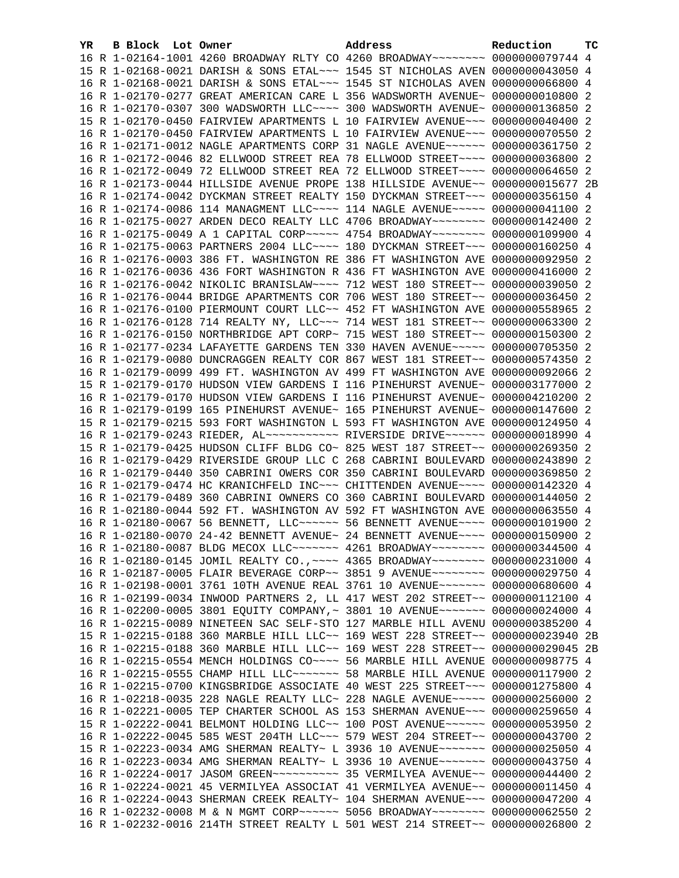| YR | B | Block | Lot | Owner | Address | Reduction | TC |
|---|---|---|---|---|---|---|---|
| 16 | R | 1-02164-1001 | | 4260 BROADWAY RLTY CO | 4260 BROADWAY~~~~~~~~ | 0000000079744 | 4 |
| 15 | R | 1-02168-0021 | | DARISH & SONS ETAL~~~ | 1545 ST NICHOLAS AVEN | 0000000043050 | 4 |
| 16 | R | 1-02168-0021 | | DARISH & SONS ETAL~~~ | 1545 ST NICHOLAS AVEN | 0000000066800 | 4 |
| 16 | R | 1-02170-0277 | | GREAT AMERICAN CARE L | 356 WADSWORTH AVENUE~ | 0000000010800 | 2 |
| 16 | R | 1-02170-0307 | | 300 WADSWORTH LLC~~~~ | 300 WADSWORTH AVENUE~ | 0000000136850 | 2 |
| 15 | R | 1-02170-0450 | | FAIRVIEW APARTMENTS L | 10 FAIRVIEW AVENUE~~~ | 0000000040400 | 2 |
| 16 | R | 1-02170-0450 | | FAIRVIEW APARTMENTS L | 10 FAIRVIEW AVENUE~~~ | 0000000070550 | 2 |
| 16 | R | 1-02171-0012 | | NAGLE APARTMENTS CORP | 31 NAGLE AVENUE~~~~~~ | 0000000361750 | 2 |
| 16 | R | 1-02172-0046 | | 82 ELLWOOD STREET REA | 78 ELLWOOD STREET~~~~ | 0000000036800 | 2 |
| 16 | R | 1-02172-0049 | | 72 ELLWOOD STREET REA | 72 ELLWOOD STREET~~~~ | 0000000064650 | 2 |
| 16 | R | 1-02173-0044 | | HILLSIDE AVENUE PROPE | 138 HILLSIDE AVENUE~~ | 0000000015677 | 2B |
| 16 | R | 1-02174-0042 | | DYCKMAN STREET REALTY | 150 DYCKMAN STREET~~~ | 0000000356150 | 4 |
| 16 | R | 1-02174-0086 | | 114 MANAGMENT LLC~~~~ | 114 NAGLE AVENUE~~~~~ | 0000000041100 | 2 |
| 16 | R | 1-02175-0027 | | ARDEN DECO REALTY LLC | 4706 BROADWAY~~~~~~~~ | 0000000142400 | 2 |
| 16 | R | 1-02175-0049 | | A 1 CAPITAL CORP~~~~~ | 4754 BROADWAY~~~~~~~~ | 0000000109900 | 4 |
| 16 | R | 1-02175-0063 | | PARTNERS 2004 LLC~~~~ | 180 DYCKMAN STREET~~~ | 0000000160250 | 4 |
| 16 | R | 1-02176-0003 | | 386 FT. WASHINGTON RE | 386 FT WASHINGTON AVE | 0000000092950 | 2 |
| 16 | R | 1-02176-0036 | | 436 FORT WASHINGTON R | 436 FT WASHINGTON AVE | 0000000416000 | 2 |
| 16 | R | 1-02176-0042 | | NIKOLIC BRANISLAW~~~~ | 712 WEST 180 STREET~~ | 0000000039050 | 2 |
| 16 | R | 1-02176-0044 | | BRIDGE APARTMENTS COR | 706 WEST 180 STREET~~ | 0000000036450 | 2 |
| 16 | R | 1-02176-0100 | | PIERMOUNT COURT LLC~~ | 452 FT WASHINGTON AVE | 0000000558965 | 2 |
| 16 | R | 1-02176-0128 | | 714 REALTY NY, LLC~~~ | 714 WEST 181 STREET~~ | 0000000063300 | 2 |
| 16 | R | 1-02176-0150 | | NORTHBRIDGE APT CORP~ | 715 WEST 180 STREET~~ | 0000000150300 | 2 |
| 16 | R | 1-02177-0234 | | LAFAYETTE GARDENS TEN | 330 HAVEN AVENUE~~~~~ | 0000000705350 | 2 |
| 16 | R | 1-02179-0080 | | DUNCRAGGEN REALTY COR | 867 WEST 181 STREET~~ | 0000000574350 | 2 |
| 16 | R | 1-02179-0099 | | 499 FT. WASHINGTON AV | 499 FT WASHINGTON AVE | 0000000092066 | 2 |
| 15 | R | 1-02179-0170 | | HUDSON VIEW GARDENS I | 116 PINEHURST AVENUE~ | 0000003177000 | 2 |
| 16 | R | 1-02179-0170 | | HUDSON VIEW GARDENS I | 116 PINEHURST AVENUE~ | 0000004210200 | 2 |
| 16 | R | 1-02179-0199 | | 165 PINEHURST AVENUE~ | 165 PINEHURST AVENUE~ | 0000000147600 | 2 |
| 15 | R | 1-02179-0215 | | 593 FORT WASHINGTON L | 593 FT WASHINGTON AVE | 0000000124950 | 4 |
| 16 | R | 1-02179-0243 | | RIEDER, AL~~~~~~~~~~~ | RIVERSIDE DRIVE~~~~~~ | 0000000018990 | 4 |
| 15 | R | 1-02179-0425 | | HUDSON CLIFF BLDG CO~ | 825 WEST 187 STREET~~ | 0000000269350 | 2 |
| 16 | R | 1-02179-0429 | | RIVERSIDE GROUP LLC C | 268 CABRINI BOULEVARD | 0000000243890 | 2 |
| 16 | R | 1-02179-0440 | | 350 CABRINI OWERS COR | 350 CABRINI BOULEVARD | 0000000369850 | 2 |
| 16 | R | 1-02179-0474 | | HC KRANICHFELD INC~~~ | CHITTENDEN AVENUE~~~~ | 0000000142320 | 4 |
| 16 | R | 1-02179-0489 | | 360 CABRINI OWNERS CO | 360 CABRINI BOULEVARD | 0000000144050 | 2 |
| 16 | R | 1-02180-0044 | | 592 FT. WASHINGTON AV | 592 FT WASHINGTON AVE | 0000000063550 | 4 |
| 16 | R | 1-02180-0067 | | 56 BENNETT, LLC~~~~~~ | 56 BENNETT AVENUE~~~~ | 0000000101900 | 2 |
| 16 | R | 1-02180-0070 | | 24-42 BENNETT AVENUE~ | 24 BENNETT AVENUE~~~~ | 0000000150900 | 2 |
| 16 | R | 1-02180-0087 | | BLDG MECOX LLC~~~~~~~ | 4261 BROADWAY~~~~~~~~ | 0000000344500 | 4 |
| 16 | R | 1-02180-0145 | | JOMIL REALTY CO.,~~~~ | 4365 BROADWAY~~~~~~~~ | 0000000231000 | 4 |
| 16 | R | 1-02187-0005 | | FLAIR BEVERAGE CORP~~ | 3851 9 AVENUE~~~~~~~~ | 0000000029750 | 4 |
| 16 | R | 1-02198-0001 | | 3761 10TH AVENUE REAL | 3761 10 AVENUE~~~~~~~ | 0000000680600 | 4 |
| 16 | R | 1-02199-0034 | | INWOOD PARTNERS 2, LL | 417 WEST 202 STREET~~ | 0000000112100 | 4 |
| 16 | R | 1-02200-0005 | | 3801 EQUITY COMPANY,~ | 3801 10 AVENUE~~~~~~~ | 0000000024000 | 4 |
| 16 | R | 1-02215-0089 | | NINETEEN SAC SELF-STO | 127 MARBLE HILL AVENU | 0000000385200 | 4 |
| 15 | R | 1-02215-0188 | | 360 MARBLE HILL LLC~~ | 169 WEST 228 STREET~~ | 0000000023940 | 2B |
| 16 | R | 1-02215-0188 | | 360 MARBLE HILL LLC~~ | 169 WEST 228 STREET~~ | 0000000029045 | 2B |
| 16 | R | 1-02215-0554 | | MENCH HOLDINGS CO~~~~ | 56 MARBLE HILL AVENUE | 0000000098775 | 4 |
| 16 | R | 1-02215-0555 | | CHAMP HILL LLC~~~~~~~ | 58 MARBLE HILL AVENUE | 0000000117900 | 2 |
| 16 | R | 1-02215-0700 | | KINGSBRIDGE ASSOCIATE | 40 WEST 225 STREET~~~ | 0000001275800 | 4 |
| 16 | R | 1-02218-0035 | | 228 NAGLE REALTY LLC~ | 228 NAGLE AVENUE~~~~~ | 0000000256000 | 2 |
| 16 | R | 1-02221-0005 | | TEP CHARTER SCHOOL AS | 153 SHERMAN AVENUE~~~ | 0000000259650 | 4 |
| 15 | R | 1-02222-0041 | | BELMONT HOLDING LLC~~ | 100 POST AVENUE~~~~~~ | 0000000053950 | 2 |
| 16 | R | 1-02222-0045 | | 585 WEST 204TH LLC~~~ | 579 WEST 204 STREET~~ | 0000000043700 | 2 |
| 15 | R | 1-02223-0034 | | AMG SHERMAN REALTY~ L | 3936 10 AVENUE~~~~~~~ | 0000000025050 | 4 |
| 16 | R | 1-02223-0034 | | AMG SHERMAN REALTY~ L | 3936 10 AVENUE~~~~~~~ | 0000000043750 | 4 |
| 16 | R | 1-02224-0017 | | JASOM GREEN~~~~~~~~~~ | 35 VERMILYEA AVENUE~~ | 0000000044400 | 2 |
| 16 | R | 1-02224-0021 | | 45 VERMILYEA ASSOCIAT | 41 VERMILYEA AVENUE~~ | 0000000011450 | 4 |
| 16 | R | 1-02224-0043 | | SHERMAN CREEK REALTY~ | 104 SHERMAN AVENUE~~~ | 0000000047200 | 4 |
| 16 | R | 1-02232-0008 | | M & N MGMT CORP~~~~~~ | 5056 BROADWAY~~~~~~~~ | 0000000062550 | 2 |
| 16 | R | 1-02232-0016 | | 214TH STREET REALTY L | 501 WEST 214 STREET~~ | 0000000026800 | 2 |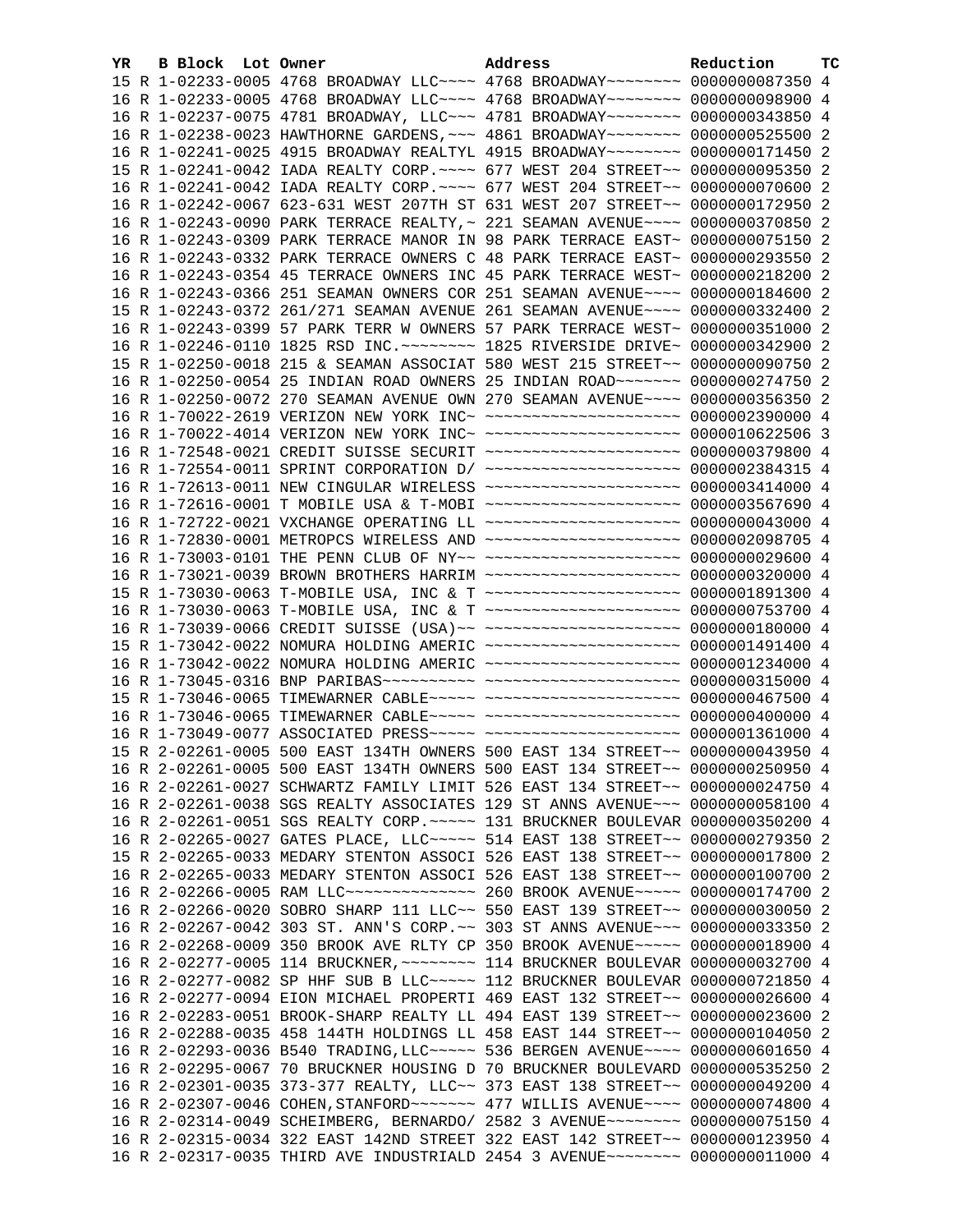| YR | B | Block | Lot | Owner | Address | Reduction | TC |
|---|---|---|---|---|---|---|---|
| 15 | R | 1-02233-0005 | | 4768 BROADWAY LLC~~~~ | 4768 BROADWAY~~~~~~~~ | 0000000087350 | 4 |
| 16 | R | 1-02233-0005 | | 4768 BROADWAY LLC~~~~ | 4768 BROADWAY~~~~~~~~ | 0000000098900 | 4 |
| 16 | R | 1-02237-0075 | | 4781 BROADWAY, LLC~~~ | 4781 BROADWAY~~~~~~~~ | 0000000343850 | 4 |
| 16 | R | 1-02238-0023 | | HAWTHORNE GARDENS,~~~ | 4861 BROADWAY~~~~~~~~ | 0000000525500 | 2 |
| 16 | R | 1-02241-0025 | | 4915 BROADWAY REALTYL | 4915 BROADWAY~~~~~~~~ | 0000000171450 | 2 |
| 15 | R | 1-02241-0042 | | IADA REALTY CORP.~~~~ | 677 WEST 204 STREET~~ | 0000000095350 | 2 |
| 16 | R | 1-02241-0042 | | IADA REALTY CORP.~~~~ | 677 WEST 204 STREET~~ | 0000000070600 | 2 |
| 16 | R | 1-02242-0067 | | 623-631 WEST 207TH ST | 631 WEST 207 STREET~~ | 0000000172950 | 2 |
| 16 | R | 1-02243-0090 | | PARK TERRACE REALTY,~ | 221 SEAMAN AVENUE~~~~ | 0000000370850 | 2 |
| 16 | R | 1-02243-0309 | | PARK TERRACE MANOR IN | 98 PARK TERRACE EAST~ | 0000000075150 | 2 |
| 16 | R | 1-02243-0332 | | PARK TERRACE OWNERS C | 48 PARK TERRACE EAST~ | 0000000293550 | 2 |
| 16 | R | 1-02243-0354 | | 45 TERRACE OWNERS INC | 45 PARK TERRACE WEST~ | 0000000218200 | 2 |
| 16 | R | 1-02243-0366 | | 251 SEAMAN OWNERS COR | 251 SEAMAN AVENUE~~~~ | 0000000184600 | 2 |
| 15 | R | 1-02243-0372 | | 261/271 SEAMAN AVENUE | 261 SEAMAN AVENUE~~~~ | 0000000332400 | 2 |
| 16 | R | 1-02243-0399 | | 57 PARK TERR W OWNERS | 57 PARK TERRACE WEST~ | 0000000351000 | 2 |
| 16 | R | 1-02246-0110 | | 1825 RSD INC.~~~~~~~~ | 1825 RIVERSIDE DRIVE~ | 0000000342900 | 2 |
| 15 | R | 1-02250-0018 | | 215 & SEAMAN ASSOCIAT | 580 WEST 215 STREET~~ | 0000000090750 | 2 |
| 16 | R | 1-02250-0054 | | 25 INDIAN ROAD OWNERS | 25 INDIAN ROAD~~~~~~~ | 0000000274750 | 2 |
| 16 | R | 1-02250-0072 | | 270 SEAMAN AVENUE OWN | 270 SEAMAN AVENUE~~~~ | 0000000356350 | 2 |
| 16 | R | 1-70022-2619 | | VERIZON NEW YORK INC~ | ~~~~~~~~~~~~~~~~~~~~~ | 0000002390000 | 4 |
| 16 | R | 1-70022-4014 | | VERIZON NEW YORK INC~ | ~~~~~~~~~~~~~~~~~~~~~ | 0000010622506 | 3 |
| 16 | R | 1-72548-0021 | | CREDIT SUISSE SECURIT | ~~~~~~~~~~~~~~~~~~~~~ | 0000000379800 | 4 |
| 16 | R | 1-72554-0011 | | SPRINT CORPORATION D/ | ~~~~~~~~~~~~~~~~~~~~~ | 0000002384315 | 4 |
| 16 | R | 1-72613-0011 | | NEW CINGULAR WIRELESS | ~~~~~~~~~~~~~~~~~~~~~ | 0000003414000 | 4 |
| 16 | R | 1-72616-0001 | | T MOBILE USA & T-MOBI | ~~~~~~~~~~~~~~~~~~~~~ | 0000003567690 | 4 |
| 16 | R | 1-72722-0021 | | VXCHANGE OPERATING LL | ~~~~~~~~~~~~~~~~~~~~~ | 0000000043000 | 4 |
| 16 | R | 1-72830-0001 | | METROPCS WIRELESS AND | ~~~~~~~~~~~~~~~~~~~~~ | 0000002098705 | 4 |
| 16 | R | 1-73003-0101 | | THE PENN CLUB OF NY~~ | ~~~~~~~~~~~~~~~~~~~~~ | 0000000029600 | 4 |
| 16 | R | 1-73021-0039 | | BROWN BROTHERS HARRIM | ~~~~~~~~~~~~~~~~~~~~~ | 0000000320000 | 4 |
| 15 | R | 1-73030-0063 | | T-MOBILE USA, INC & T | ~~~~~~~~~~~~~~~~~~~~~ | 0000001891300 | 4 |
| 16 | R | 1-73030-0063 | | T-MOBILE USA, INC & T | ~~~~~~~~~~~~~~~~~~~~~ | 0000000753700 | 4 |
| 16 | R | 1-73039-0066 | | CREDIT SUISSE (USA)~~ | ~~~~~~~~~~~~~~~~~~~~~ | 0000000180000 | 4 |
| 15 | R | 1-73042-0022 | | NOMURA HOLDING AMERIC | ~~~~~~~~~~~~~~~~~~~~~ | 0000001491400 | 4 |
| 16 | R | 1-73042-0022 | | NOMURA HOLDING AMERIC | ~~~~~~~~~~~~~~~~~~~~~ | 0000001234000 | 4 |
| 16 | R | 1-73045-0316 | | BNP PARIBAS~~~~~~~~~~ | ~~~~~~~~~~~~~~~~~~~~~ | 0000000315000 | 4 |
| 15 | R | 1-73046-0065 | | TIMEWARNER CABLE~~~~~ | ~~~~~~~~~~~~~~~~~~~~~ | 0000000467500 | 4 |
| 16 | R | 1-73046-0065 | | TIMEWARNER CABLE~~~~~ | ~~~~~~~~~~~~~~~~~~~~~ | 0000000400000 | 4 |
| 16 | R | 1-73049-0077 | | ASSOCIATED PRESS~~~~~ | ~~~~~~~~~~~~~~~~~~~~~ | 0000001361000 | 4 |
| 15 | R | 2-02261-0005 | | 500 EAST 134TH OWNERS | 500 EAST 134 STREET~~ | 0000000043950 | 4 |
| 16 | R | 2-02261-0005 | | 500 EAST 134TH OWNERS | 500 EAST 134 STREET~~ | 0000000250950 | 4 |
| 16 | R | 2-02261-0027 | | SCHWARTZ FAMILY LIMIT | 526 EAST 134 STREET~~ | 0000000024750 | 4 |
| 16 | R | 2-02261-0038 | | SGS REALTY ASSOCIATES | 129 ST ANNS AVENUE~~~ | 0000000058100 | 4 |
| 16 | R | 2-02261-0051 | | SGS REALTY CORP.~~~~~ | 131 BRUCKNER BOULEVAR | 0000000350200 | 4 |
| 16 | R | 2-02265-0027 | | GATES PLACE, LLC~~~~~ | 514 EAST 138 STREET~~ | 0000000279350 | 2 |
| 15 | R | 2-02265-0033 | | MEDARY STENTON ASSOCI | 526 EAST 138 STREET~~ | 0000000017800 | 2 |
| 16 | R | 2-02265-0033 | | MEDARY STENTON ASSOCI | 526 EAST 138 STREET~~ | 0000000100700 | 2 |
| 16 | R | 2-02266-0005 | | RAM LLC~~~~~~~~~~~~~~ | 260 BROOK AVENUE~~~~~ | 0000000174700 | 2 |
| 16 | R | 2-02266-0020 | | SOBRO SHARP 111 LLC~~ | 550 EAST 139 STREET~~ | 0000000030050 | 2 |
| 16 | R | 2-02267-0042 | | 303 ST. ANN'S CORP.~~ | 303 ST ANNS AVENUE~~~ | 0000000033350 | 2 |
| 16 | R | 2-02268-0009 | | 350 BROOK AVE RLTY CP | 350 BROOK AVENUE~~~~~ | 0000000018900 | 4 |
| 16 | R | 2-02277-0005 | | 114 BRUCKNER,~~~~~~~~ | 114 BRUCKNER BOULEVAR | 0000000032700 | 4 |
| 16 | R | 2-02277-0082 | | SP HHF SUB B LLC~~~~~ | 112 BRUCKNER BOULEVAR | 0000000721850 | 4 |
| 16 | R | 2-02277-0094 | | EION MICHAEL PROPERTI | 469 EAST 132 STREET~~ | 0000000026600 | 4 |
| 16 | R | 2-02283-0051 | | BROOK-SHARP REALTY LL | 494 EAST 139 STREET~~ | 0000000023600 | 2 |
| 16 | R | 2-02288-0035 | | 458 144TH HOLDINGS LL | 458 EAST 144 STREET~~ | 0000000104050 | 2 |
| 16 | R | 2-02293-0036 | | B540 TRADING,LLC~~~~~ | 536 BERGEN AVENUE~~~~ | 0000000601650 | 4 |
| 16 | R | 2-02295-0067 | | 70 BRUCKNER HOUSING D | 70 BRUCKNER BOULEVARD | 0000000535250 | 2 |
| 16 | R | 2-02301-0035 | | 373-377 REALTY, LLC~~ | 373 EAST 138 STREET~~ | 0000000049200 | 4 |
| 16 | R | 2-02307-0046 | | COHEN,STANFORD~~~~~~~ | 477 WILLIS AVENUE~~~~ | 0000000074800 | 4 |
| 16 | R | 2-02314-0049 | | SCHEIMBERG, BERNARDO/ | 2582 3 AVENUE~~~~~~~~ | 0000000075150 | 4 |
| 16 | R | 2-02315-0034 | | 322 EAST 142ND STREET | 322 EAST 142 STREET~~ | 0000000123950 | 4 |
| 16 | R | 2-02317-0035 | | THIRD AVE INDUSTRIALD | 2454 3 AVENUE~~~~~~~~ | 0000000011000 | 4 |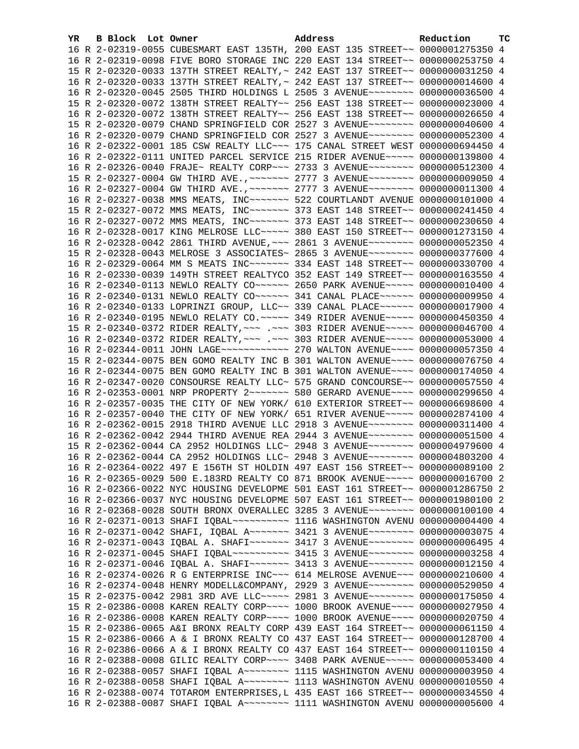| YR | B | Block | Lot | Owner | Address | Reduction | TC |
|---|---|---|---|---|---|---|---|
| 16 | R | 2-02319-0055 | | CUBESMART EAST 135TH, | 200 EAST 135 STREET~~ | 0000001275350 | 4 |
| 16 | R | 2-02319-0098 | | FIVE BORO STORAGE INC | 220 EAST 134 STREET~~ | 0000000253750 | 4 |
| 15 | R | 2-02320-0033 | | 137TH STREET REALTY,~ | 242 EAST 137 STREET~~ | 0000000031250 | 4 |
| 16 | R | 2-02320-0033 | | 137TH STREET REALTY,~ | 242 EAST 137 STREET~~ | 0000000014600 | 4 |
| 16 | R | 2-02320-0045 | | 2505 THIRD HOLDINGS L | 2505 3 AVENUE~~~~~~~~ | 0000000036500 | 4 |
| 15 | R | 2-02320-0072 | | 138TH STREET REALTY~~ | 256 EAST 138 STREET~~ | 0000000023000 | 4 |
| 16 | R | 2-02320-0072 | | 138TH STREET REALTY~~ | 256 EAST 138 STREET~~ | 0000000026650 | 4 |
| 15 | R | 2-02320-0079 | | CHAND SPRINGFIELD COR | 2527 3 AVENUE~~~~~~~~ | 0000000040600 | 4 |
| 16 | R | 2-02320-0079 | | CHAND SPRINGFIELD COR | 2527 3 AVENUE~~~~~~~~ | 0000000052300 | 4 |
| 16 | R | 2-02322-0001 | | 185 CSW REALTY LLC~~~ | 175 CANAL STREET WEST | 0000000694450 | 4 |
| 16 | R | 2-02322-0111 | | UNITED PARCEL SERVICE | 215 RIDER AVENUE~~~~~ | 0000000139800 | 4 |
| 16 | R | 2-02326-0040 | | FRAJE~ REALTY CORP~~~ | 2733 3 AVENUE~~~~~~~~ | 0000000512300 | 4 |
| 15 | R | 2-02327-0004 | | GW THIRD AVE.,~~~~~~~ | 2777 3 AVENUE~~~~~~~~ | 0000000009050 | 4 |
| 16 | R | 2-02327-0004 | | GW THIRD AVE.,~~~~~~~ | 2777 3 AVENUE~~~~~~~~ | 0000000011300 | 4 |
| 16 | R | 2-02327-0038 | | MMS MEATS, INC~~~~~~~ | 522 COURTLANDT AVENUE | 0000000101000 | 4 |
| 15 | R | 2-02327-0072 | | MMS MEATS, INC~~~~~~~ | 373 EAST 148 STREET~~ | 0000000241450 | 4 |
| 16 | R | 2-02327-0072 | | MMS MEATS, INC~~~~~~~ | 373 EAST 148 STREET~~ | 0000000230650 | 4 |
| 16 | R | 2-02328-0017 | | KING MELROSE LLC~~~~~ | 380 EAST 150 STREET~~ | 0000001273150 | 4 |
| 16 | R | 2-02328-0042 | | 2861 THIRD AVENUE,~~~ | 2861 3 AVENUE~~~~~~~~ | 0000000052350 | 4 |
| 15 | R | 2-02328-0043 | | MELROSE 3 ASSOCIATES~ | 2865 3 AVENUE~~~~~~~~ | 0000000377600 | 4 |
| 16 | R | 2-02329-0064 | | MM S MEATS INC~~~~~~~ | 334 EAST 148 STREET~~ | 0000000330700 | 4 |
| 16 | R | 2-02330-0039 | | 149TH STREET REALTYCO | 352 EAST 149 STREET~~ | 0000000163550 | 4 |
| 16 | R | 2-02340-0113 | | NEWLO REALTY CO~~~~~~ | 2650 PARK AVENUE~~~~~ | 0000000010400 | 4 |
| 16 | R | 2-02340-0131 | | NEWLO REALTY CO~~~~~~ | 341 CANAL PLACE~~~~~~ | 0000000009950 | 4 |
| 16 | R | 2-02340-0133 | | LOPRINZI GROUP, LLC~~ | 339 CANAL PLACE~~~~~~ | 0000000017900 | 4 |
| 16 | R | 2-02340-0195 | | NEWLO RELATY CO.~~~~~ | 349 RIDER AVENUE~~~~~ | 0000000450350 | 4 |
| 15 | R | 2-02340-0372 | | RIDER REALTY,~~~ .~~~ | 303 RIDER AVENUE~~~~~ | 0000000046700 | 4 |
| 16 | R | 2-02340-0372 | | RIDER REALTY,~~~ .~~~ | 303 RIDER AVENUE~~~~~ | 0000000053000 | 4 |
| 16 | R | 2-02344-0011 | | JOHN LAGE~~~~~~~~~~~~ | 270 WALTON AVENUE~~~~ | 0000000057350 | 4 |
| 15 | R | 2-02344-0075 | | BEN GOMO REALTY INC B | 301 WALTON AVENUE~~~~ | 0000000076750 | 4 |
| 16 | R | 2-02344-0075 | | BEN GOMO REALTY INC B | 301 WALTON AVENUE~~~~ | 0000000174050 | 4 |
| 16 | R | 2-02347-0020 | | CONSOURSE REALTY LLC~ | 575 GRAND CONCOURSE~~ | 0000000057550 | 4 |
| 16 | R | 2-02353-0001 | | NRP PROPERTY 2~~~~~~~ | 580 GERARD AVENUE~~~~ | 0000000299650 | 4 |
| 16 | R | 2-02357-0035 | | THE CITY OF NEW YORK/ | 610 EXTERIOR STREET~~ | 0000006698600 | 4 |
| 16 | R | 2-02357-0040 | | THE CITY OF NEW YORK/ | 651 RIVER AVENUE~~~~~ | 0000002874100 | 4 |
| 16 | R | 2-02362-0015 | | 2918 THIRD AVENUE LLC | 2918 3 AVENUE~~~~~~~~ | 0000000311400 | 4 |
| 16 | R | 2-02362-0042 | | 2944 THIRD AVENUE REA | 2944 3 AVENUE~~~~~~~~ | 0000000051500 | 4 |
| 15 | R | 2-02362-0044 | | CA 2952 HOLDINGS LLC~ | 2948 3 AVENUE~~~~~~~~ | 0000004979600 | 4 |
| 16 | R | 2-02362-0044 | | CA 2952 HOLDINGS LLC~ | 2948 3 AVENUE~~~~~~~~ | 0000004803200 | 4 |
| 16 | R | 2-02364-0022 | | 497 E 156TH ST HOLDIN | 497 EAST 156 STREET~~ | 0000000089100 | 2 |
| 16 | R | 2-02365-0029 | | 500 E.183RD REALTY CO | 871 BROOK AVENUE~~~~~ | 0000000016700 | 2 |
| 16 | R | 2-02366-0022 | | NYC HOUSING DEVELOPME | 501 EAST 161 STREET~~ | 0000001286750 | 2 |
| 16 | R | 2-02366-0037 | | NYC HOUSING DEVELOPME | 507 EAST 161 STREET~~ | 0000001980100 | 2 |
| 16 | R | 2-02368-0028 | | SOUTH BRONX OVERALLEC | 3285 3 AVENUE~~~~~~~~ | 0000000100100 | 4 |
| 16 | R | 2-02371-0013 | | SHAFI IQBAL~~~~~~~~~~ | 1116 WASHINGTON AVENU | 0000000004400 | 4 |
| 16 | R | 2-02371-0042 | | SHAFI, IQBAL A~~~~~~~ | 3421 3 AVENUE~~~~~~~~ | 0000000003075 | 4 |
| 16 | R | 2-02371-0043 | | IQBAL A. SHAFI~~~~~~~ | 3417 3 AVENUE~~~~~~~~ | 0000000006495 | 4 |
| 16 | R | 2-02371-0045 | | SHAFI IQBAL~~~~~~~~~~ | 3415 3 AVENUE~~~~~~~~ | 0000000003258 | 4 |
| 16 | R | 2-02371-0046 | | IQBAL A. SHAFI~~~~~~~ | 3413 3 AVENUE~~~~~~~~ | 0000000012150 | 4 |
| 16 | R | 2-02374-0026 | | R G ENTERPRISE INC~~~ | 614 MELROSE AVENUE~~~ | 0000000210600 | 4 |
| 16 | R | 2-02374-0048 | | HENRY MODELL&COMPANY, | 2929 3 AVENUE~~~~~~~~ | 0000000529050 | 4 |
| 15 | R | 2-02375-0042 | | 2981 3RD AVE LLC~~~~~ | 2981 3 AVENUE~~~~~~~~ | 0000000175050 | 4 |
| 15 | R | 2-02386-0008 | | KAREN REALTY CORP~~~~ | 1000 BROOK AVENUE~~~~ | 0000000027950 | 4 |
| 16 | R | 2-02386-0008 | | KAREN REALTY CORP~~~~ | 1000 BROOK AVENUE~~~~ | 0000000020750 | 4 |
| 15 | R | 2-02386-0065 | | A&I BRONX REALTY CORP | 439 EAST 164 STREET~~ | 0000000061150 | 4 |
| 15 | R | 2-02386-0066 | | A & I BRONX REALTY CO | 437 EAST 164 STREET~~ | 0000000128700 | 4 |
| 16 | R | 2-02386-0066 | | A & I BRONX REALTY CO | 437 EAST 164 STREET~~ | 0000000110150 | 4 |
| 16 | R | 2-02388-0008 | | GILIC REALTY CORP~~~~ | 3408 PARK AVENUE~~~~~ | 0000000053400 | 4 |
| 16 | R | 2-02388-0057 | | SHAFI IQBAL A~~~~~~~~ | 1115 WASHINGTON AVENU | 0000000003950 | 4 |
| 16 | R | 2-02388-0058 | | SHAFI IQBAL A~~~~~~~~ | 1113 WASHINGTON AVENU | 0000000010550 | 4 |
| 16 | R | 2-02388-0074 | | TOTAROM ENTERPRISES,L | 435 EAST 166 STREET~~ | 0000000034550 | 4 |
| 16 | R | 2-02388-0087 | | SHAFI IQBAL A~~~~~~~~ | 1111 WASHINGTON AVENU | 0000000005600 | 4 |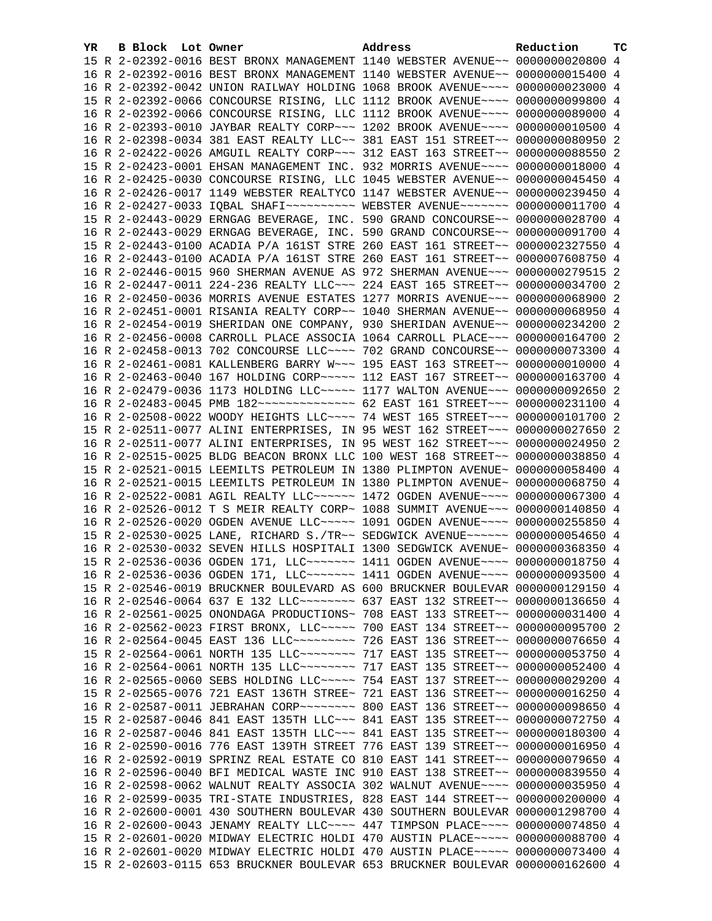| YR | B | Block | Lot | Owner | Address | Reduction | TC |
|---|---|---|---|---|---|---|---|
| 15 | R | 2-02392-0016 | | BEST BRONX MANAGEMENT | 1140 WEBSTER AVENUE~~ | 0000000020800 | 4 |
| 16 | R | 2-02392-0016 | | BEST BRONX MANAGEMENT | 1140 WEBSTER AVENUE~~ | 0000000015400 | 4 |
| 16 | R | 2-02392-0042 | | UNION RAILWAY HOLDING | 1068 BROOK AVENUE~~~~ | 0000000023000 | 4 |
| 15 | R | 2-02392-0066 | | CONCOURSE RISING, LLC | 1112 BROOK AVENUE~~~~ | 0000000099800 | 4 |
| 16 | R | 2-02392-0066 | | CONCOURSE RISING, LLC | 1112 BROOK AVENUE~~~~ | 0000000089000 | 4 |
| 16 | R | 2-02393-0010 | | JAYBAR REALTY CORP~~~ | 1202 BROOK AVENUE~~~~ | 0000000010500 | 4 |
| 16 | R | 2-02398-0034 | | 381 EAST REALTY LLC~~ | 381 EAST 151 STREET~~ | 0000000080950 | 2 |
| 16 | R | 2-02422-0026 | | AMGUIL REALTY CORP~~~ | 312 EAST 163 STREET~~ | 0000000088550 | 2 |
| 15 | R | 2-02423-0001 | | EHSAN MANAGEMENT INC. | 932 MORRIS AVENUE~~~~ | 0000000018000 | 4 |
| 16 | R | 2-02425-0030 | | CONCOURSE RISING, LLC | 1045 WEBSTER AVENUE~~ | 0000000045450 | 4 |
| 16 | R | 2-02426-0017 | | 1149 WEBSTER REALTYCO | 1147 WEBSTER AVENUE~~ | 0000000239450 | 4 |
| 16 | R | 2-02427-0033 | | IQBAL SHAFI~~~~~~~~~~ | WEBSTER AVENUE~~~~~~~ | 0000000011700 | 4 |
| 15 | R | 2-02443-0029 | | ERNGAG BEVERAGE, INC. | 590 GRAND CONCOURSE~~ | 0000000028700 | 4 |
| 16 | R | 2-02443-0029 | | ERNGAG BEVERAGE, INC. | 590 GRAND CONCOURSE~~ | 0000000091700 | 4 |
| 15 | R | 2-02443-0100 | | ACADIA P/A 161ST STRE | 260 EAST 161 STREET~~ | 0000002327550 | 4 |
| 16 | R | 2-02443-0100 | | ACADIA P/A 161ST STRE | 260 EAST 161 STREET~~ | 0000007608750 | 4 |
| 16 | R | 2-02446-0015 | | 960 SHERMAN AVENUE AS | 972 SHERMAN AVENUE~~~ | 0000000279515 | 2 |
| 16 | R | 2-02447-0011 | | 224-236 REALTY LLC~~~ | 224 EAST 165 STREET~~ | 0000000034700 | 2 |
| 16 | R | 2-02450-0036 | | MORRIS AVENUE ESTATES | 1277 MORRIS AVENUE~~~ | 0000000068900 | 2 |
| 16 | R | 2-02451-0001 | | RISANIA REALTY CORP~~ | 1040 SHERMAN AVENUE~~ | 0000000068950 | 4 |
| 16 | R | 2-02454-0019 | | SHERIDAN ONE COMPANY, | 930 SHERIDAN AVENUE~~ | 0000000234200 | 2 |
| 16 | R | 2-02456-0008 | | CARROLL PLACE ASSOCIA | 1064 CARROLL PLACE~~~ | 0000000164700 | 2 |
| 16 | R | 2-02458-0013 | | 702 CONCOURSE LLC~~~~ | 702 GRAND CONCOURSE~~ | 0000000073300 | 4 |
| 16 | R | 2-02461-0081 | | KALLENBERG BARRY W~~~ | 195 EAST 163 STREET~~ | 0000000010000 | 4 |
| 16 | R | 2-02463-0040 | | 167 HOLDING CORP~~~~~ | 112 EAST 167 STREET~~ | 0000000163700 | 4 |
| 16 | R | 2-02479-0036 | | 1173 HOLDING LLC~~~~~ | 1177 WALTON AVENUE~~~ | 0000000092650 | 2 |
| 16 | R | 2-02483-0045 | | PMB 182~~~~~~~~~~~~~~ | 62 EAST 161 STREET~~~ | 0000000231100 | 4 |
| 16 | R | 2-02508-0022 | | WOODY HEIGHTS LLC~~~~ | 74 WEST 165 STREET~~~ | 0000000101700 | 2 |
| 15 | R | 2-02511-0077 | | ALINI ENTERPRISES, IN | 95 WEST 162 STREET~~~ | 0000000027650 | 2 |
| 16 | R | 2-02511-0077 | | ALINI ENTERPRISES, IN | 95 WEST 162 STREET~~~ | 0000000024950 | 2 |
| 16 | R | 2-02515-0025 | | BLDG BEACON BRONX LLC | 100 WEST 168 STREET~~ | 0000000038850 | 4 |
| 15 | R | 2-02521-0015 | | LEEMILTS PETROLEUM IN | 1380 PLIMPTON AVENUE~ | 0000000058400 | 4 |
| 16 | R | 2-02521-0015 | | LEEMILTS PETROLEUM IN | 1380 PLIMPTON AVENUE~ | 0000000068750 | 4 |
| 16 | R | 2-02522-0081 | | AGIL REALTY LLC~~~~~~ | 1472 OGDEN AVENUE~~~~ | 0000000067300 | 4 |
| 16 | R | 2-02526-0012 | | T S MEIR REALTY CORP~ | 1088 SUMMIT AVENUE~~~ | 0000000140850 | 4 |
| 16 | R | 2-02526-0020 | | OGDEN AVENUE LLC~~~~~ | 1091 OGDEN AVENUE~~~~ | 0000000255850 | 4 |
| 15 | R | 2-02530-0025 | | LANE, RICHARD S./TR~~ | SEDGWICK AVENUE~~~~~~ | 0000000054650 | 4 |
| 16 | R | 2-02530-0032 | | SEVEN HILLS HOSPITALI | 1300 SEDGWICK AVENUE~ | 0000000368350 | 4 |
| 15 | R | 2-02536-0036 | | OGDEN 171, LLC~~~~~~~ | 1411 OGDEN AVENUE~~~~ | 0000000018750 | 4 |
| 16 | R | 2-02536-0036 | | OGDEN 171, LLC~~~~~~~ | 1411 OGDEN AVENUE~~~~ | 0000000093500 | 4 |
| 15 | R | 2-02546-0019 | | BRUCKNER BOULEVARD AS | 600 BRUCKNER BOULEVAR | 0000000129150 | 4 |
| 16 | R | 2-02546-0064 | | 637 E 132 LLC~~~~~~~~ | 637 EAST 132 STREET~~ | 0000000136650 | 4 |
| 16 | R | 2-02561-0025 | | ONONDAGA PRODUCTIONS~ | 708 EAST 133 STREET~~ | 0000000031400 | 4 |
| 16 | R | 2-02562-0023 | | FIRST BRONX, LLC~~~~~ | 700 EAST 134 STREET~~ | 0000000095700 | 2 |
| 16 | R | 2-02564-0045 | | EAST 136 LLC~~~~~~~~~ | 726 EAST 136 STREET~~ | 0000000076650 | 4 |
| 15 | R | 2-02564-0061 | | NORTH 135 LLC~~~~~~~~ | 717 EAST 135 STREET~~ | 0000000053750 | 4 |
| 16 | R | 2-02564-0061 | | NORTH 135 LLC~~~~~~~~ | 717 EAST 135 STREET~~ | 0000000052400 | 4 |
| 16 | R | 2-02565-0060 | | SEBS HOLDING LLC~~~~~ | 754 EAST 137 STREET~~ | 0000000029200 | 4 |
| 15 | R | 2-02565-0076 | | 721 EAST 136TH STREE~ | 721 EAST 136 STREET~~ | 0000000016250 | 4 |
| 16 | R | 2-02587-0011 | | JEBRAHAN CORP~~~~~~~~ | 800 EAST 136 STREET~~ | 0000000098650 | 4 |
| 15 | R | 2-02587-0046 | | 841 EAST 135TH LLC~~~ | 841 EAST 135 STREET~~ | 0000000072750 | 4 |
| 16 | R | 2-02587-0046 | | 841 EAST 135TH LLC~~~ | 841 EAST 135 STREET~~ | 0000000180300 | 4 |
| 16 | R | 2-02590-0016 | | 776 EAST 139TH STREET | 776 EAST 139 STREET~~ | 0000000016950 | 4 |
| 16 | R | 2-02592-0019 | | SPRINZ REAL ESTATE CO | 810 EAST 141 STREET~~ | 0000000079650 | 4 |
| 16 | R | 2-02596-0040 | | BFI MEDICAL WASTE INC | 910 EAST 138 STREET~~ | 0000000839550 | 4 |
| 16 | R | 2-02598-0062 | | WALNUT REALTY ASSOCIA | 302 WALNUT AVENUE~~~~ | 0000000035950 | 4 |
| 16 | R | 2-02599-0035 | | TRI-STATE INDUSTRIES, | 828 EAST 144 STREET~~ | 0000000200000 | 4 |
| 16 | R | 2-02600-0001 | | 430 SOUTHERN BOULEVAR | 430 SOUTHERN BOULEVAR | 0000001298700 | 4 |
| 16 | R | 2-02600-0043 | | JENAMY REALTY LLC~~~~ | 447 TIMPSON PLACE~~~~ | 0000000074850 | 4 |
| 15 | R | 2-02601-0020 | | MIDWAY ELECTRIC HOLDI | 470 AUSTIN PLACE~~~~~ | 0000000088700 | 4 |
| 16 | R | 2-02601-0020 | | MIDWAY ELECTRIC HOLDI | 470 AUSTIN PLACE~~~~~ | 0000000073400 | 4 |
| 15 | R | 2-02603-0115 | | 653 BRUCKNER BOULEVAR | 653 BRUCKNER BOULEVAR | 0000000162600 | 4 |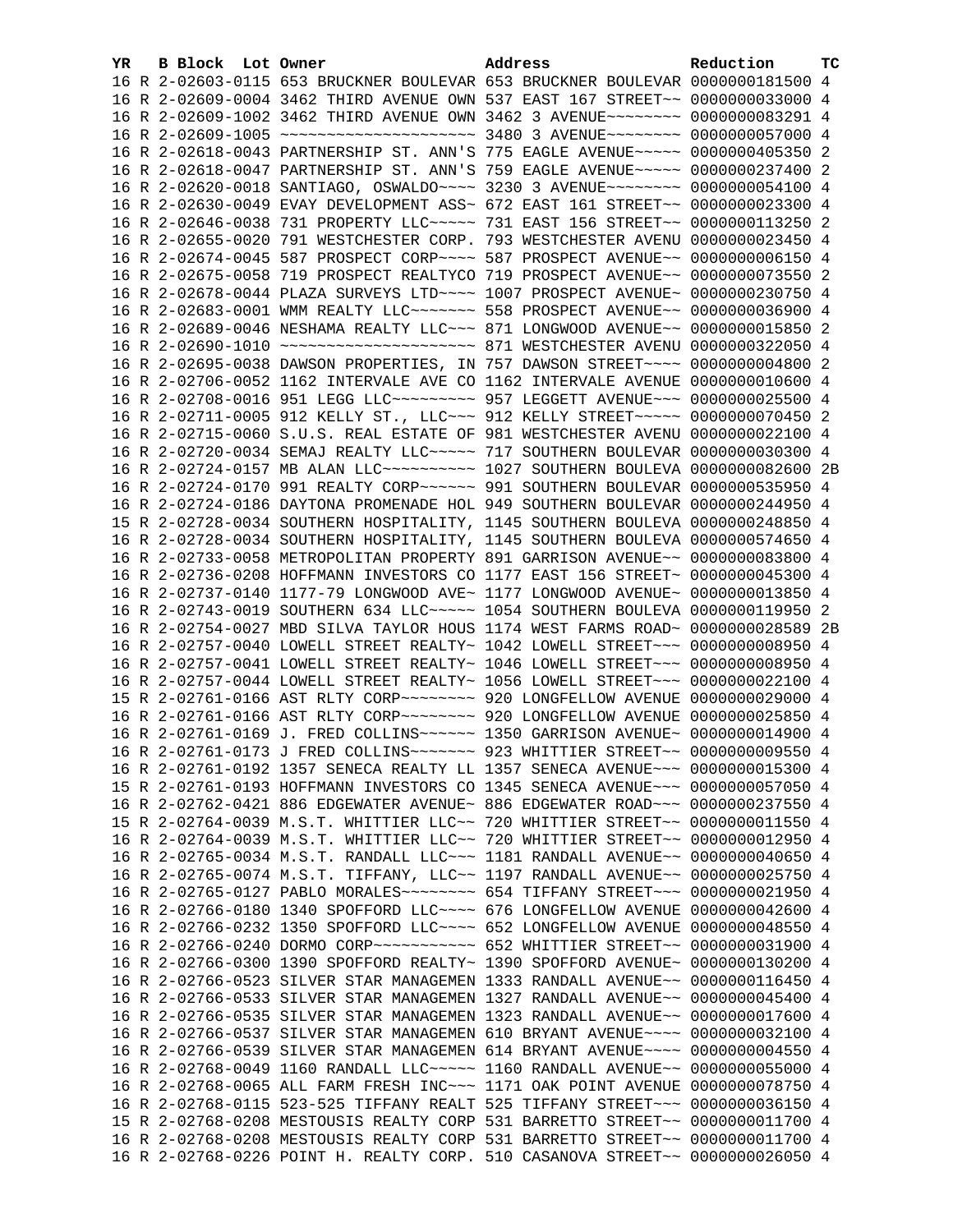| YR | B | Block | Lot | Owner | Address | Reduction | TC |
|---|---|---|---|---|---|---|---|
| 16 | R | 2-02603-0115 | | 653 BRUCKNER BOULEVAR | 653 BRUCKNER BOULEVAR | 0000000181500 | 4 |
| 16 | R | 2-02609-0004 | | 3462 THIRD AVENUE OWN | 537 EAST 167 STREET~~ | 0000000033000 | 4 |
| 16 | R | 2-02609-1002 | | 3462 THIRD AVENUE OWN | 3462 3 AVENUE~~~~~~~~ | 0000000083291 | 4 |
| 16 | R | 2-02609-1005 | | ~~~~~~~~~~~~~~~~~~~~~ | 3480 3 AVENUE~~~~~~~~ | 0000000057000 | 4 |
| 16 | R | 2-02618-0043 | | PARTNERSHIP ST. ANN'S | 775 EAGLE AVENUE~~~~~ | 0000000405350 | 2 |
| 16 | R | 2-02618-0047 | | PARTNERSHIP ST. ANN'S | 759 EAGLE AVENUE~~~~~ | 0000000237400 | 2 |
| 16 | R | 2-02620-0018 | | SANTIAGO, OSWALDO~~~~ | 3230 3 AVENUE~~~~~~~~ | 0000000054100 | 4 |
| 16 | R | 2-02630-0049 | | EVAY DEVELOPMENT ASS~ | 672 EAST 161 STREET~~ | 0000000023300 | 4 |
| 16 | R | 2-02646-0038 | | 731 PROPERTY LLC~~~~~ | 731 EAST 156 STREET~~ | 0000000113250 | 2 |
| 16 | R | 2-02655-0020 | | 791 WESTCHESTER CORP. | 793 WESTCHESTER AVENU | 0000000023450 | 4 |
| 16 | R | 2-02674-0045 | | 587 PROSPECT CORP~~~~ | 587 PROSPECT AVENUE~~ | 0000000006150 | 4 |
| 16 | R | 2-02675-0058 | | 719 PROSPECT REALTYCO | 719 PROSPECT AVENUE~~ | 0000000073550 | 2 |
| 16 | R | 2-02678-0044 | | PLAZA SURVEYS LTD~~~~ | 1007 PROSPECT AVENUE~ | 0000000230750 | 4 |
| 16 | R | 2-02683-0001 | | WMM REALTY LLC~~~~~~~ | 558 PROSPECT AVENUE~~ | 0000000036900 | 4 |
| 16 | R | 2-02689-0046 | | NESHAMA REALTY LLC~~~ | 871 LONGWOOD AVENUE~~ | 0000000015850 | 2 |
| 16 | R | 2-02690-1010 | | ~~~~~~~~~~~~~~~~~~~~~ | 871 WESTCHESTER AVENU | 0000000322050 | 4 |
| 16 | R | 2-02695-0038 | | DAWSON PROPERTIES, IN | 757 DAWSON STREET~~~~ | 0000000004800 | 2 |
| 16 | R | 2-02706-0052 | | 1162 INTERVALE AVE CO | 1162 INTERVALE AVENUE | 0000000010600 | 4 |
| 16 | R | 2-02708-0016 | | 951 LEGG LLC~~~~~~~~~ | 957 LEGGETT AVENUE~~~ | 0000000025500 | 4 |
| 16 | R | 2-02711-0005 | | 912 KELLY ST., LLC~~~ | 912 KELLY STREET~~~~~ | 0000000070450 | 2 |
| 16 | R | 2-02715-0060 | | S.U.S. REAL ESTATE OF | 981 WESTCHESTER AVENU | 0000000022100 | 4 |
| 16 | R | 2-02720-0034 | | SEMAJ REALTY LLC~~~~~ | 717 SOUTHERN BOULEVAR | 0000000030300 | 4 |
| 16 | R | 2-02724-0157 | | MB ALAN LLC~~~~~~~~~~ | 1027 SOUTHERN BOULEVA | 0000000082600 | 2B |
| 16 | R | 2-02724-0170 | | 991 REALTY CORP~~~~~~ | 991 SOUTHERN BOULEVAR | 0000000535950 | 4 |
| 16 | R | 2-02724-0186 | | DAYTONA PROMENADE HOL | 949 SOUTHERN BOULEVAR | 0000000244950 | 4 |
| 15 | R | 2-02728-0034 | | SOUTHERN HOSPITALITY, | 1145 SOUTHERN BOULEVA | 0000000248850 | 4 |
| 16 | R | 2-02728-0034 | | SOUTHERN HOSPITALITY, | 1145 SOUTHERN BOULEVA | 0000000574650 | 4 |
| 16 | R | 2-02733-0058 | | METROPOLITAN PROPERTY | 891 GARRISON AVENUE~~ | 0000000083800 | 4 |
| 16 | R | 2-02736-0208 | | HOFFMANN INVESTORS CO | 1177 EAST 156 STREET~ | 0000000045300 | 4 |
| 16 | R | 2-02737-0140 | | 1177-79 LONGWOOD AVE~ | 1177 LONGWOOD AVENUE~ | 0000000013850 | 4 |
| 16 | R | 2-02743-0019 | | SOUTHERN 634 LLC~~~~~ | 1054 SOUTHERN BOULEVA | 0000000119950 | 2 |
| 16 | R | 2-02754-0027 | | MBD SILVA TAYLOR HOUS | 1174 WEST FARMS ROAD~ | 0000000028589 | 2B |
| 16 | R | 2-02757-0040 | | LOWELL STREET REALTY~ | 1042 LOWELL STREET~~~ | 0000000008950 | 4 |
| 16 | R | 2-02757-0041 | | LOWELL STREET REALTY~ | 1046 LOWELL STREET~~~ | 0000000008950 | 4 |
| 16 | R | 2-02757-0044 | | LOWELL STREET REALTY~ | 1056 LOWELL STREET~~~ | 0000000022100 | 4 |
| 15 | R | 2-02761-0166 | | AST RLTY CORP~~~~~~~~ | 920 LONGFELLOW AVENUE | 0000000029000 | 4 |
| 16 | R | 2-02761-0166 | | AST RLTY CORP~~~~~~~~ | 920 LONGFELLOW AVENUE | 0000000025850 | 4 |
| 16 | R | 2-02761-0169 | | J. FRED COLLINS~~~~~~ | 1350 GARRISON AVENUE~ | 0000000014900 | 4 |
| 16 | R | 2-02761-0173 | | J FRED COLLINS~~~~~~~ | 923 WHITTIER STREET~~ | 0000000009550 | 4 |
| 16 | R | 2-02761-0192 | | 1357 SENECA REALTY LL | 1357 SENECA AVENUE~~~ | 0000000015300 | 4 |
| 15 | R | 2-02761-0193 | | HOFFMANN INVESTORS CO | 1345 SENECA AVENUE~~~ | 0000000057050 | 4 |
| 16 | R | 2-02762-0421 | | 886 EDGEWATER AVENUE~ | 886 EDGEWATER ROAD~~~ | 0000000237550 | 4 |
| 15 | R | 2-02764-0039 | | M.S.T. WHITTIER LLC~~ | 720 WHITTIER STREET~~ | 0000000011550 | 4 |
| 16 | R | 2-02764-0039 | | M.S.T. WHITTIER LLC~~ | 720 WHITTIER STREET~~ | 0000000012950 | 4 |
| 16 | R | 2-02765-0034 | | M.S.T. RANDALL LLC~~~ | 1181 RANDALL AVENUE~~ | 0000000040650 | 4 |
| 16 | R | 2-02765-0074 | | M.S.T. TIFFANY, LLC~~ | 1197 RANDALL AVENUE~~ | 0000000025750 | 4 |
| 16 | R | 2-02765-0127 | | PABLO MORALES~~~~~~~~ | 654 TIFFANY STREET~~~ | 0000000021950 | 4 |
| 16 | R | 2-02766-0180 | | 1340 SPOFFORD LLC~~~~ | 676 LONGFELLOW AVENUE | 0000000042600 | 4 |
| 16 | R | 2-02766-0232 | | 1350 SPOFFORD LLC~~~~ | 652 LONGFELLOW AVENUE | 0000000048550 | 4 |
| 16 | R | 2-02766-0240 | | DORMO CORP~~~~~~~~~~~ | 652 WHITTIER STREET~~ | 0000000031900 | 4 |
| 16 | R | 2-02766-0300 | | 1390 SPOFFORD REALTY~ | 1390 SPOFFORD AVENUE~ | 0000000130200 | 4 |
| 16 | R | 2-02766-0523 | | SILVER STAR MANAGEMEN | 1333 RANDALL AVENUE~~ | 0000000116450 | 4 |
| 16 | R | 2-02766-0533 | | SILVER STAR MANAGEMEN | 1327 RANDALL AVENUE~~ | 0000000045400 | 4 |
| 16 | R | 2-02766-0535 | | SILVER STAR MANAGEMEN | 1323 RANDALL AVENUE~~ | 0000000017600 | 4 |
| 16 | R | 2-02766-0537 | | SILVER STAR MANAGEMEN | 610 BRYANT AVENUE~~~~ | 0000000032100 | 4 |
| 16 | R | 2-02766-0539 | | SILVER STAR MANAGEMEN | 614 BRYANT AVENUE~~~~ | 0000000004550 | 4 |
| 16 | R | 2-02768-0049 | | 1160 RANDALL LLC~~~~~ | 1160 RANDALL AVENUE~~ | 0000000055000 | 4 |
| 16 | R | 2-02768-0065 | | ALL FARM FRESH INC~~~ | 1171 OAK POINT AVENUE | 0000000078750 | 4 |
| 16 | R | 2-02768-0115 | | 523-525 TIFFANY REALT | 525 TIFFANY STREET~~~ | 0000000036150 | 4 |
| 15 | R | 2-02768-0208 | | MESTOUSIS REALTY CORP | 531 BARRETTO STREET~~ | 0000000011700 | 4 |
| 16 | R | 2-02768-0208 | | MESTOUSIS REALTY CORP | 531 BARRETTO STREET~~ | 0000000011700 | 4 |
| 16 | R | 2-02768-0226 | | POINT H. REALTY CORP. | 510 CASANOVA STREET~~ | 0000000026050 | 4 |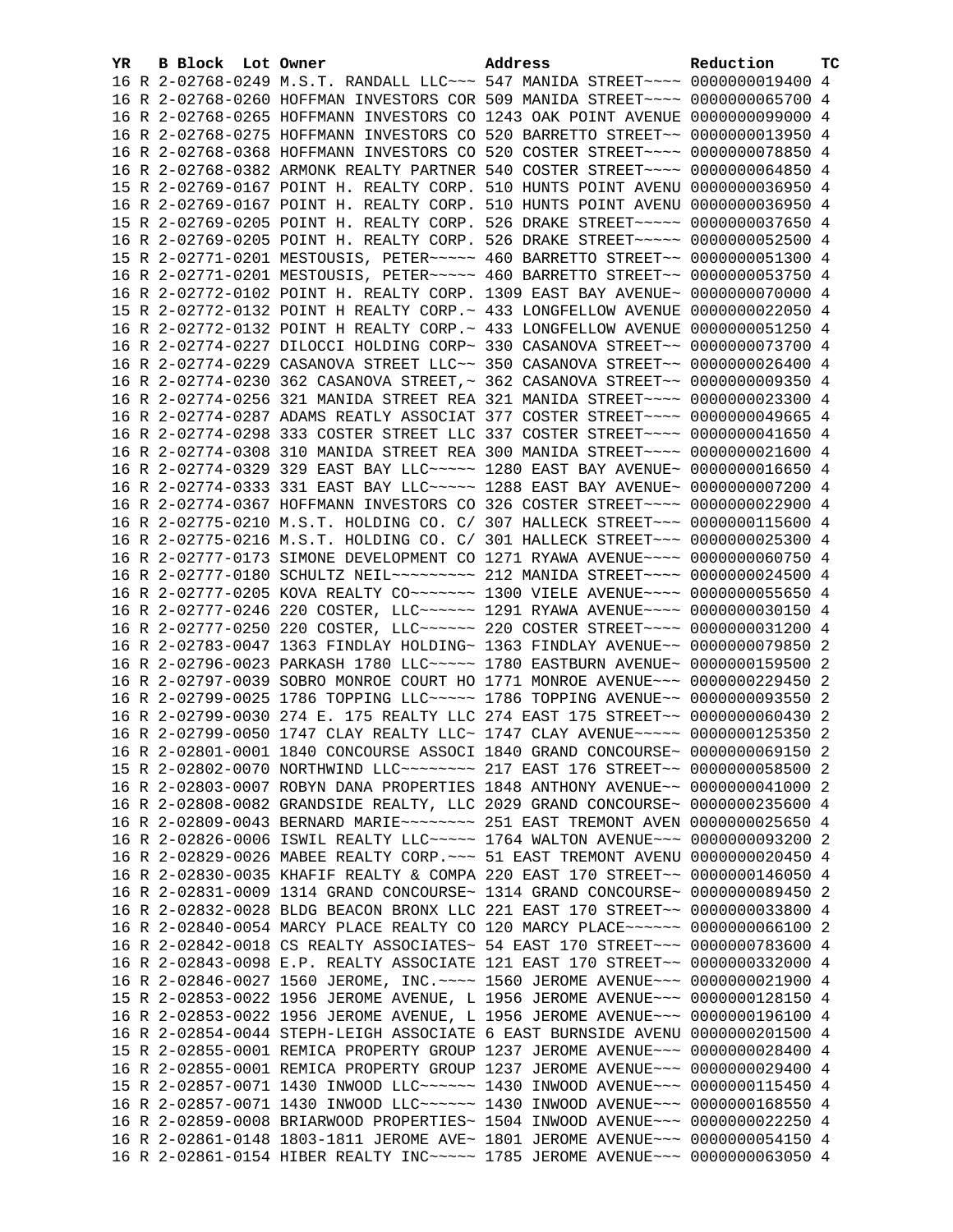| YR | B | Block | Lot | Owner | Address | Reduction | TC |
|---|---|---|---|---|---|---|---|
| 16 | R | 2-02768-0249 | | M.S.T. RANDALL LLC~~~ | 547 MANIDA STREET~~~~ | 0000000019400 | 4 |
| 16 | R | 2-02768-0260 | | HOFFMAN INVESTORS COR | 509 MANIDA STREET~~~~ | 0000000065700 | 4 |
| 16 | R | 2-02768-0265 | | HOFFMANN INVESTORS CO | 1243 OAK POINT AVENUE | 0000000099000 | 4 |
| 16 | R | 2-02768-0275 | | HOFFMANN INVESTORS CO | 520 BARRETTO STREET~~ | 0000000013950 | 4 |
| 16 | R | 2-02768-0368 | | HOFFMANN INVESTORS CO | 520 COSTER STREET~~~~ | 0000000078850 | 4 |
| 16 | R | 2-02768-0382 | | ARMONK REALTY PARTNER | 540 COSTER STREET~~~~ | 0000000064850 | 4 |
| 15 | R | 2-02769-0167 | | POINT H. REALTY CORP. | 510 HUNTS POINT AVENU | 0000000036950 | 4 |
| 16 | R | 2-02769-0167 | | POINT H. REALTY CORP. | 510 HUNTS POINT AVENU | 0000000036950 | 4 |
| 15 | R | 2-02769-0205 | | POINT H. REALTY CORP. | 526 DRAKE STREET~~~~~ | 0000000037650 | 4 |
| 16 | R | 2-02769-0205 | | POINT H. REALTY CORP. | 526 DRAKE STREET~~~~~ | 0000000052500 | 4 |
| 15 | R | 2-02771-0201 | | MESTOUSIS, PETER~~~~~ | 460 BARRETTO STREET~~ | 0000000051300 | 4 |
| 16 | R | 2-02771-0201 | | MESTOUSIS, PETER~~~~~ | 460 BARRETTO STREET~~ | 0000000053750 | 4 |
| 16 | R | 2-02772-0102 | | POINT H. REALTY CORP. | 1309 EAST BAY AVENUE~ | 0000000070000 | 4 |
| 15 | R | 2-02772-0132 | | POINT H REALTY CORP.~ | 433 LONGFELLOW AVENUE | 0000000022050 | 4 |
| 16 | R | 2-02772-0132 | | POINT H REALTY CORP.~ | 433 LONGFELLOW AVENUE | 0000000051250 | 4 |
| 16 | R | 2-02774-0227 | | DILOCCI HOLDING CORP~ | 330 CASANOVA STREET~~ | 0000000073700 | 4 |
| 16 | R | 2-02774-0229 | | CASANOVA STREET LLC~~ | 350 CASANOVA STREET~~ | 0000000026400 | 4 |
| 16 | R | 2-02774-0230 | | 362 CASANOVA STREET,~ | 362 CASANOVA STREET~~ | 0000000009350 | 4 |
| 16 | R | 2-02774-0256 | | 321 MANIDA STREET REA | 321 MANIDA STREET~~~~ | 0000000023300 | 4 |
| 16 | R | 2-02774-0287 | | ADAMS REATLY ASSOCIAT | 377 COSTER STREET~~~~ | 0000000049665 | 4 |
| 16 | R | 2-02774-0298 | | 333 COSTER STREET LLC | 337 COSTER STREET~~~~ | 0000000041650 | 4 |
| 16 | R | 2-02774-0308 | | 310 MANIDA STREET REA | 300 MANIDA STREET~~~~ | 0000000021600 | 4 |
| 16 | R | 2-02774-0329 | | 329 EAST BAY LLC~~~~~ | 1280 EAST BAY AVENUE~ | 0000000016650 | 4 |
| 16 | R | 2-02774-0333 | | 331 EAST BAY LLC~~~~~ | 1288 EAST BAY AVENUE~ | 0000000007200 | 4 |
| 16 | R | 2-02774-0367 | | HOFFMANN INVESTORS CO | 326 COSTER STREET~~~~ | 0000000022900 | 4 |
| 16 | R | 2-02775-0210 | | M.S.T. HOLDING CO. C/ | 307 HALLECK STREET~~~ | 0000000115600 | 4 |
| 16 | R | 2-02775-0216 | | M.S.T. HOLDING CO. C/ | 301 HALLECK STREET~~~ | 0000000025300 | 4 |
| 16 | R | 2-02777-0173 | | SIMONE DEVELOPMENT CO | 1271 RYAWA AVENUE~~~~ | 0000000060750 | 4 |
| 16 | R | 2-02777-0180 | | SCHULTZ NEIL~~~~~~~~~ | 212 MANIDA STREET~~~~ | 0000000024500 | 4 |
| 16 | R | 2-02777-0205 | | KOVA REALTY CO~~~~~~~ | 1300 VIELE AVENUE~~~~ | 0000000055650 | 4 |
| 16 | R | 2-02777-0246 | | 220 COSTER, LLC~~~~~~ | 1291 RYAWA AVENUE~~~~ | 0000000030150 | 4 |
| 16 | R | 2-02777-0250 | | 220 COSTER, LLC~~~~~~ | 220 COSTER STREET~~~~ | 0000000031200 | 4 |
| 16 | R | 2-02783-0047 | | 1363 FINDLAY HOLDING~ | 1363 FINDLAY AVENUE~~ | 0000000079850 | 2 |
| 16 | R | 2-02796-0023 | | PARKASH 1780 LLC~~~~~ | 1780 EASTBURN AVENUE~ | 0000000159500 | 2 |
| 16 | R | 2-02797-0039 | | SOBRO MONROE COURT HO | 1771 MONROE AVENUE~~~ | 0000000229450 | 2 |
| 16 | R | 2-02799-0025 | | 1786 TOPPING LLC~~~~~ | 1786 TOPPING AVENUE~~ | 0000000093550 | 2 |
| 16 | R | 2-02799-0030 | | 274 E. 175 REALTY LLC | 274 EAST 175 STREET~~ | 0000000060430 | 2 |
| 16 | R | 2-02799-0050 | | 1747 CLAY REALTY LLC~ | 1747 CLAY AVENUE~~~~~ | 0000000125350 | 2 |
| 16 | R | 2-02801-0001 | | 1840 CONCOURSE ASSOCI | 1840 GRAND CONCOURSE~ | 0000000069150 | 2 |
| 15 | R | 2-02802-0070 | | NORTHWIND LLC~~~~~~~~ | 217 EAST 176 STREET~~ | 0000000058500 | 2 |
| 16 | R | 2-02803-0007 | | ROBYN DANA PROPERTIES | 1848 ANTHONY AVENUE~~ | 0000000041000 | 2 |
| 16 | R | 2-02808-0082 | | GRANDSIDE REALTY, LLC | 2029 GRAND CONCOURSE~ | 0000000235600 | 4 |
| 16 | R | 2-02809-0043 | | BERNARD MARIE~~~~~~~~ | 251 EAST TREMONT AVEN | 0000000025650 | 4 |
| 16 | R | 2-02826-0006 | | ISWIL REALTY LLC~~~~~ | 1764 WALTON AVENUE~~~ | 0000000093200 | 2 |
| 16 | R | 2-02829-0026 | | MABEE REALTY CORP.~~~ | 51 EAST TREMONT AVENU | 0000000020450 | 4 |
| 16 | R | 2-02830-0035 | | KHAFIF REALTY & COMPA | 220 EAST 170 STREET~~ | 0000000146050 | 4 |
| 16 | R | 2-02831-0009 | | 1314 GRAND CONCOURSE~ | 1314 GRAND CONCOURSE~ | 0000000089450 | 2 |
| 16 | R | 2-02832-0028 | | BLDG BEACON BRONX LLC | 221 EAST 170 STREET~~ | 0000000033800 | 4 |
| 16 | R | 2-02840-0054 | | MARCY PLACE REALTY CO | 120 MARCY PLACE~~~~~~ | 0000000066100 | 2 |
| 16 | R | 2-02842-0018 | | CS REALTY ASSOCIATES~ | 54 EAST 170 STREET~~~ | 0000000783600 | 4 |
| 16 | R | 2-02843-0098 | | E.P. REALTY ASSOCIATE | 121 EAST 170 STREET~~ | 0000000332000 | 4 |
| 16 | R | 2-02846-0027 | | 1560 JEROME, INC.~~~~ | 1560 JEROME AVENUE~~~ | 0000000021900 | 4 |
| 15 | R | 2-02853-0022 | | 1956 JEROME AVENUE, L | 1956 JEROME AVENUE~~~ | 0000000128150 | 4 |
| 16 | R | 2-02853-0022 | | 1956 JEROME AVENUE, L | 1956 JEROME AVENUE~~~ | 0000000196100 | 4 |
| 16 | R | 2-02854-0044 | | STEPH-LEIGH ASSOCIATE | 6 EAST BURNSIDE AVENU | 0000000201500 | 4 |
| 15 | R | 2-02855-0001 | | REMICA PROPERTY GROUP | 1237 JEROME AVENUE~~~ | 0000000028400 | 4 |
| 16 | R | 2-02855-0001 | | REMICA PROPERTY GROUP | 1237 JEROME AVENUE~~~ | 0000000029400 | 4 |
| 15 | R | 2-02857-0071 | | 1430 INWOOD LLC~~~~~~ | 1430 INWOOD AVENUE~~~ | 0000000115450 | 4 |
| 16 | R | 2-02857-0071 | | 1430 INWOOD LLC~~~~~~ | 1430 INWOOD AVENUE~~~ | 0000000168550 | 4 |
| 16 | R | 2-02859-0008 | | BRIARWOOD PROPERTIES~ | 1504 INWOOD AVENUE~~~ | 0000000022250 | 4 |
| 16 | R | 2-02861-0148 | | 1803-1811 JEROME AVE~ | 1801 JEROME AVENUE~~~ | 0000000054150 | 4 |
| 16 | R | 2-02861-0154 | | HIBER REALTY INC~~~~~ | 1785 JEROME AVENUE~~~ | 0000000063050 | 4 |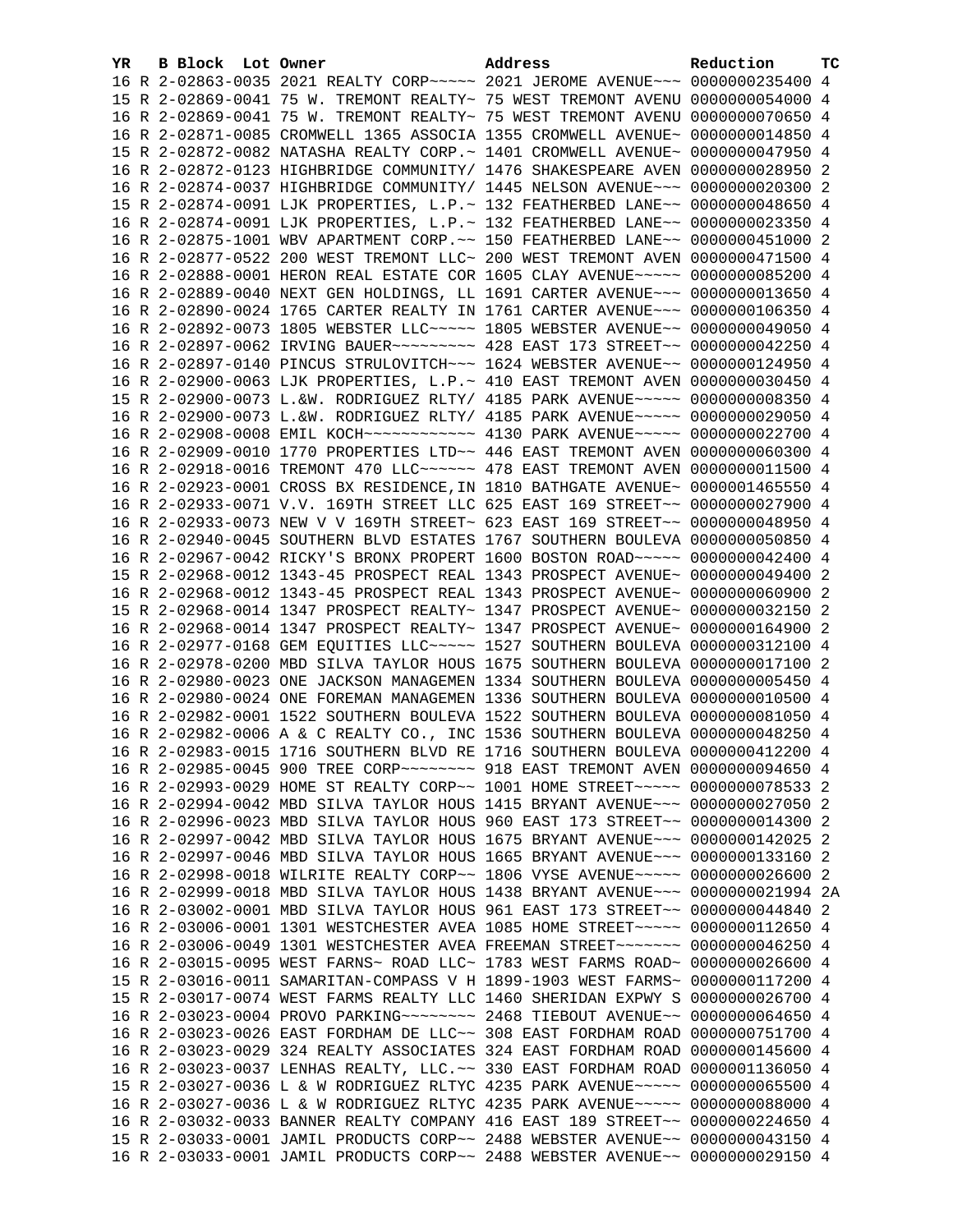| YR | B | Block | Lot | Owner | Address | Reduction | TC |
|---|---|---|---|---|---|---|---|
| 16 | R | 2-02863-0035 | | 2021 REALTY CORP~~~~~ | 2021 JEROME AVENUE~~~ | 0000000235400 | 4 |
| 15 | R | 2-02869-0041 | | 75 W. TREMONT REALTY~ | 75 WEST TREMONT AVENU | 0000000054000 | 4 |
| 16 | R | 2-02869-0041 | | 75 W. TREMONT REALTY~ | 75 WEST TREMONT AVENU | 0000000070650 | 4 |
| 16 | R | 2-02871-0085 | | CROMWELL 1365 ASSOCIA | 1355 CROMWELL AVENUE~ | 0000000014850 | 4 |
| 15 | R | 2-02872-0082 | | NATASHA REALTY CORP.~ | 1401 CROMWELL AVENUE~ | 0000000047950 | 4 |
| 16 | R | 2-02872-0123 | | HIGHBRIDGE COMMUNITY/ | 1476 SHAKESPEARE AVEN | 0000000028950 | 2 |
| 16 | R | 2-02874-0037 | | HIGHBRIDGE COMMUNITY/ | 1445 NELSON AVENUE~~~ | 0000000020300 | 2 |
| 15 | R | 2-02874-0091 | | LJK PROPERTIES, L.P.~ | 132 FEATHERBED LANE~~ | 0000000048650 | 4 |
| 16 | R | 2-02874-0091 | | LJK PROPERTIES, L.P.~ | 132 FEATHERBED LANE~~ | 0000000023350 | 4 |
| 16 | R | 2-02875-1001 | | WBV APARTMENT CORP.~~ | 150 FEATHERBED LANE~~ | 0000000451000 | 2 |
| 16 | R | 2-02877-0522 | | 200 WEST TREMONT LLC~ | 200 WEST TREMONT AVEN | 0000000471500 | 4 |
| 16 | R | 2-02888-0001 | | HERON REAL ESTATE COR | 1605 CLAY AVENUE~~~~~ | 0000000085200 | 4 |
| 16 | R | 2-02889-0040 | | NEXT GEN HOLDINGS, LL | 1691 CARTER AVENUE~~~ | 0000000013650 | 4 |
| 16 | R | 2-02890-0024 | | 1765 CARTER REALTY IN | 1761 CARTER AVENUE~~~ | 0000000106350 | 4 |
| 16 | R | 2-02892-0073 | | 1805 WEBSTER LLC~~~~~ | 1805 WEBSTER AVENUE~~ | 0000000049050 | 4 |
| 16 | R | 2-02897-0062 | | IRVING BAUER~~~~~~~~~ | 428 EAST 173 STREET~~ | 0000000042250 | 4 |
| 16 | R | 2-02897-0140 | | PINCUS STRULOVITCH~~~ | 1624 WEBSTER AVENUE~~ | 0000000124950 | 4 |
| 16 | R | 2-02900-0063 | | LJK PROPERTIES, L.P.~ | 410 EAST TREMONT AVEN | 0000000030450 | 4 |
| 15 | R | 2-02900-0073 | | L.&W. RODRIGUEZ RLTY/ | 4185 PARK AVENUE~~~~~ | 0000000008350 | 4 |
| 16 | R | 2-02900-0073 | | L.&W. RODRIGUEZ RLTY/ | 4185 PARK AVENUE~~~~~ | 0000000029050 | 4 |
| 16 | R | 2-02908-0008 | | EMIL KOCH~~~~~~~~~~~~ | 4130 PARK AVENUE~~~~~ | 0000000022700 | 4 |
| 16 | R | 2-02909-0010 | | 1770 PROPERTIES LTD~~ | 446 EAST TREMONT AVEN | 0000000060300 | 4 |
| 16 | R | 2-02918-0016 | | TREMONT 470 LLC~~~~~~ | 478 EAST TREMONT AVEN | 0000000011500 | 4 |
| 16 | R | 2-02923-0001 | | CROSS BX RESIDENCE,IN | 1810 BATHGATE AVENUE~ | 0000001465550 | 4 |
| 16 | R | 2-02933-0071 | | V.V. 169TH STREET LLC | 625 EAST 169 STREET~~ | 0000000027900 | 4 |
| 16 | R | 2-02933-0073 | | NEW V V 169TH STREET~ | 623 EAST 169 STREET~~ | 0000000048950 | 4 |
| 16 | R | 2-02940-0045 | | SOUTHERN BLVD ESTATES | 1767 SOUTHERN BOULEVA | 0000000050850 | 4 |
| 16 | R | 2-02967-0042 | | RICKY'S BRONX PROPERT | 1600 BOSTON ROAD~~~~~ | 0000000042400 | 4 |
| 15 | R | 2-02968-0012 | | 1343-45 PROSPECT REAL | 1343 PROSPECT AVENUE~ | 0000000049400 | 2 |
| 16 | R | 2-02968-0012 | | 1343-45 PROSPECT REAL | 1343 PROSPECT AVENUE~ | 0000000060900 | 2 |
| 15 | R | 2-02968-0014 | | 1347 PROSPECT REALTY~ | 1347 PROSPECT AVENUE~ | 0000000032150 | 2 |
| 16 | R | 2-02968-0014 | | 1347 PROSPECT REALTY~ | 1347 PROSPECT AVENUE~ | 0000000164900 | 2 |
| 16 | R | 2-02977-0168 | | GEM EQUITIES LLC~~~~~ | 1527 SOUTHERN BOULEVA | 0000000312100 | 4 |
| 16 | R | 2-02978-0200 | | MBD SILVA TAYLOR HOUS | 1675 SOUTHERN BOULEVA | 0000000017100 | 2 |
| 16 | R | 2-02980-0023 | | ONE JACKSON MANAGEMEN | 1334 SOUTHERN BOULEVA | 0000000005450 | 4 |
| 16 | R | 2-02980-0024 | | ONE FOREMAN MANAGEMEN | 1336 SOUTHERN BOULEVA | 0000000010500 | 4 |
| 16 | R | 2-02982-0001 | | 1522 SOUTHERN BOULEVA | 1522 SOUTHERN BOULEVA | 0000000081050 | 4 |
| 16 | R | 2-02982-0006 | | A & C REALTY CO., INC | 1536 SOUTHERN BOULEVA | 0000000048250 | 4 |
| 16 | R | 2-02983-0015 | | 1716 SOUTHERN BLVD RE | 1716 SOUTHERN BOULEVA | 0000000412200 | 4 |
| 16 | R | 2-02985-0045 | | 900 TREE CORP~~~~~~~~ | 918 EAST TREMONT AVEN | 0000000094650 | 4 |
| 16 | R | 2-02993-0029 | | HOME ST REALTY CORP~~ | 1001 HOME STREET~~~~~ | 0000000078533 | 2 |
| 16 | R | 2-02994-0042 | | MBD SILVA TAYLOR HOUS | 1415 BRYANT AVENUE~~~ | 0000000027050 | 2 |
| 16 | R | 2-02996-0023 | | MBD SILVA TAYLOR HOUS | 960 EAST 173 STREET~~ | 0000000014300 | 2 |
| 16 | R | 2-02997-0042 | | MBD SILVA TAYLOR HOUS | 1675 BRYANT AVENUE~~~ | 0000000142025 | 2 |
| 16 | R | 2-02997-0046 | | MBD SILVA TAYLOR HOUS | 1665 BRYANT AVENUE~~~ | 0000000133160 | 2 |
| 16 | R | 2-02998-0018 | | WILRITE REALTY CORP~~ | 1806 VYSE AVENUE~~~~~ | 0000000026600 | 2 |
| 16 | R | 2-02999-0018 | | MBD SILVA TAYLOR HOUS | 1438 BRYANT AVENUE~~~ | 0000000021994 | 2A |
| 16 | R | 2-03002-0001 | | MBD SILVA TAYLOR HOUS | 961 EAST 173 STREET~~ | 0000000044840 | 2 |
| 16 | R | 2-03006-0001 | | 1301 WESTCHESTER AVEA | 1085 HOME STREET~~~~~ | 0000000112650 | 4 |
| 16 | R | 2-03006-0049 | | 1301 WESTCHESTER AVEA | FREEMAN STREET~~~~~~~ | 0000000046250 | 4 |
| 16 | R | 2-03015-0095 | | WEST FARNS~ ROAD LLC~ | 1783 WEST FARMS ROAD~ | 0000000026600 | 4 |
| 15 | R | 2-03016-0011 | | SAMARITAN-COMPASS V H | 1899-1903 WEST FARMS~ | 0000000117200 | 4 |
| 15 | R | 2-03017-0074 | | WEST FARMS REALTY LLC | 1460 SHERIDAN EXPWY S | 0000000026700 | 4 |
| 16 | R | 2-03023-0004 | | PROVO PARKING~~~~~~~~ | 2468 TIEBOUT AVENUE~~ | 0000000064650 | 4 |
| 16 | R | 2-03023-0026 | | EAST FORDHAM DE LLC~~ | 308 EAST FORDHAM ROAD | 0000000751700 | 4 |
| 16 | R | 2-03023-0029 | | 324 REALTY ASSOCIATES | 324 EAST FORDHAM ROAD | 0000000145600 | 4 |
| 16 | R | 2-03023-0037 | | LENHAS REALTY, LLC.~~ | 330 EAST FORDHAM ROAD | 0000001136050 | 4 |
| 15 | R | 2-03027-0036 | | L & W RODRIGUEZ RLTYC | 4235 PARK AVENUE~~~~~ | 0000000065500 | 4 |
| 16 | R | 2-03027-0036 | | L & W RODRIGUEZ RLTYC | 4235 PARK AVENUE~~~~~ | 0000000088000 | 4 |
| 16 | R | 2-03032-0033 | | BANNER REALTY COMPANY | 416 EAST 189 STREET~~ | 0000000224650 | 4 |
| 15 | R | 2-03033-0001 | | JAMIL PRODUCTS CORP~~ | 2488 WEBSTER AVENUE~~ | 0000000043150 | 4 |
| 16 | R | 2-03033-0001 | | JAMIL PRODUCTS CORP~~ | 2488 WEBSTER AVENUE~~ | 0000000029150 | 4 |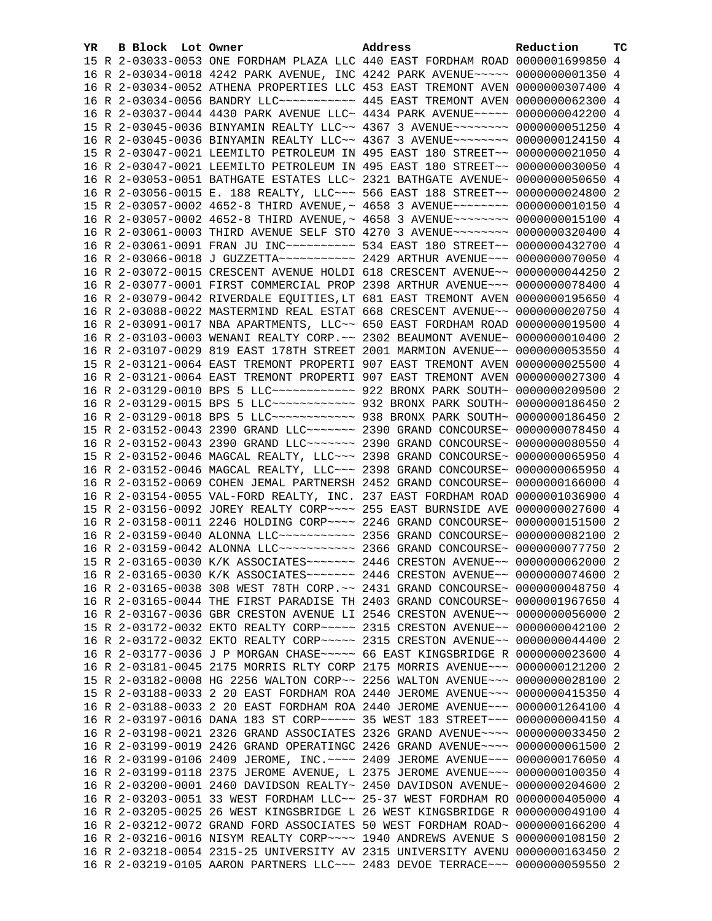| YR | B | Block | Lot | Owner | Address | Reduction | TC |
|---|---|---|---|---|---|---|---|
| 15 | R | 2-03033-0053 | | ONE FORDHAM PLAZA LLC | 440 EAST FORDHAM ROAD | 0000001699850 | 4 |
| 16 | R | 2-03034-0018 | | 4242 PARK AVENUE, INC | 4242 PARK AVENUE~~~~~ | 0000000001350 | 4 |
| 16 | R | 2-03034-0052 | | ATHENA PROPERTIES LLC | 453 EAST TREMONT AVEN | 0000000307400 | 4 |
| 16 | R | 2-03034-0056 | | BANDRY LLC~~~~~~~~~~~ | 445 EAST TREMONT AVEN | 0000000062300 | 4 |
| 16 | R | 2-03037-0044 | | 4430 PARK AVENUE LLC~ | 4434 PARK AVENUE~~~~~ | 0000000042200 | 4 |
| 15 | R | 2-03045-0036 | | BINYAMIN REALTY LLC~~ | 4367 3 AVENUE~~~~~~~~ | 0000000051250 | 4 |
| 16 | R | 2-03045-0036 | | BINYAMIN REALTY LLC~~ | 4367 3 AVENUE~~~~~~~~ | 0000000124150 | 4 |
| 15 | R | 2-03047-0021 | | LEEMILTO PETROLEUM IN | 495 EAST 180 STREET~~ | 0000000021050 | 4 |
| 16 | R | 2-03047-0021 | | LEEMILTO PETROLEUM IN | 495 EAST 180 STREET~~ | 0000000030050 | 4 |
| 16 | R | 2-03053-0051 | | BATHGATE ESTATES LLC~ | 2321 BATHGATE AVENUE~ | 0000000050650 | 4 |
| 16 | R | 2-03056-0015 | | E. 188 REALTY, LLC~~~ | 566 EAST 188 STREET~~ | 0000000024800 | 2 |
| 15 | R | 2-03057-0002 | | 4652-8 THIRD AVENUE,~ | 4658 3 AVENUE~~~~~~~~ | 0000000010150 | 4 |
| 16 | R | 2-03057-0002 | | 4652-8 THIRD AVENUE,~ | 4658 3 AVENUE~~~~~~~~ | 0000000015100 | 4 |
| 16 | R | 2-03061-0003 | | THIRD AVENUE SELF STO | 4270 3 AVENUE~~~~~~~~ | 0000000320400 | 4 |
| 16 | R | 2-03061-0091 | | FRAN JU INC~~~~~~~~~~ | 534 EAST 180 STREET~~ | 0000000432700 | 4 |
| 16 | R | 2-03066-0018 | | J GUZZETTA~~~~~~~~~~~ | 2429 ARTHUR AVENUE~~~ | 0000000070050 | 4 |
| 16 | R | 2-03072-0015 | | CRESCENT AVENUE HOLDI | 618 CRESCENT AVENUE~~ | 0000000044250 | 2 |
| 16 | R | 2-03077-0001 | | FIRST COMMERCIAL PROP | 2398 ARTHUR AVENUE~~~ | 0000000078400 | 4 |
| 16 | R | 2-03079-0042 | | RIVERDALE EQUITIES,LT | 681 EAST TREMONT AVEN | 0000000195650 | 4 |
| 16 | R | 2-03088-0022 | | MASTERMIND REAL ESTAT | 668 CRESCENT AVENUE~~ | 0000000020750 | 4 |
| 16 | R | 2-03091-0017 | | NBA APARTMENTS, LLC~~ | 650 EAST FORDHAM ROAD | 0000000019500 | 4 |
| 16 | R | 2-03103-0003 | | WENANI REALTY CORP.~~ | 2302 BEAUMONT AVENUE~ | 0000000010400 | 2 |
| 16 | R | 2-03107-0029 | | 819 EAST 178TH STREET | 2001 MARMION AVENUE~~ | 0000000053550 | 4 |
| 15 | R | 2-03121-0064 | | EAST TREMONT PROPERTI | 907 EAST TREMONT AVEN | 0000000025500 | 4 |
| 16 | R | 2-03121-0064 | | EAST TREMONT PROPERTI | 907 EAST TREMONT AVEN | 0000000027300 | 4 |
| 16 | R | 2-03129-0010 | | BPS 5 LLC~~~~~~~~~~~~ | 922 BRONX PARK SOUTH~ | 0000000209500 | 2 |
| 16 | R | 2-03129-0015 | | BPS 5 LLC~~~~~~~~~~~~ | 932 BRONX PARK SOUTH~ | 0000000186450 | 2 |
| 16 | R | 2-03129-0018 | | BPS 5 LLC~~~~~~~~~~~~ | 938 BRONX PARK SOUTH~ | 0000000186450 | 2 |
| 15 | R | 2-03152-0043 | | 2390 GRAND LLC~~~~~~~ | 2390 GRAND CONCOURSE~ | 0000000078450 | 4 |
| 16 | R | 2-03152-0043 | | 2390 GRAND LLC~~~~~~~ | 2390 GRAND CONCOURSE~ | 0000000080550 | 4 |
| 15 | R | 2-03152-0046 | | MAGCAL REALTY, LLC~~~ | 2398 GRAND CONCOURSE~ | 0000000065950 | 4 |
| 16 | R | 2-03152-0046 | | MAGCAL REALTY, LLC~~~ | 2398 GRAND CONCOURSE~ | 0000000065950 | 4 |
| 16 | R | 2-03152-0069 | | COHEN JEMAL PARTNERSH | 2452 GRAND CONCOURSE~ | 0000000166000 | 4 |
| 16 | R | 2-03154-0055 | | VAL-FORD REALTY, INC. | 237 EAST FORDHAM ROAD | 0000001036900 | 4 |
| 15 | R | 2-03156-0092 | | JOREY REALTY CORP~~~~ | 255 EAST BURNSIDE AVE | 0000000027600 | 4 |
| 16 | R | 2-03158-0011 | | 2246 HOLDING CORP~~~~ | 2246 GRAND CONCOURSE~ | 0000000151500 | 2 |
| 16 | R | 2-03159-0040 | | ALONNA LLC~~~~~~~~~~~ | 2356 GRAND CONCOURSE~ | 0000000082100 | 2 |
| 16 | R | 2-03159-0042 | | ALONNA LLC~~~~~~~~~~~ | 2366 GRAND CONCOURSE~ | 0000000077750 | 2 |
| 15 | R | 2-03165-0030 | | K/K ASSOCIATES~~~~~~~ | 2446 CRESTON AVENUE~~ | 0000000062000 | 2 |
| 16 | R | 2-03165-0030 | | K/K ASSOCIATES~~~~~~~ | 2446 CRESTON AVENUE~~ | 0000000074600 | 2 |
| 16 | R | 2-03165-0038 | | 308 WEST 78TH CORP.~~ | 2431 GRAND CONCOURSE~ | 0000000048750 | 4 |
| 16 | R | 2-03165-0044 | | THE FIRST PARADISE TH | 2403 GRAND CONCOURSE~ | 0000001967650 | 4 |
| 16 | R | 2-03167-0036 | | GBR CRESTON AVENUE LI | 2546 CRESTON AVENUE~~ | 0000000056000 | 2 |
| 15 | R | 2-03172-0032 | | EKTO REALTY CORP~~~~~ | 2315 CRESTON AVENUE~~ | 0000000042100 | 2 |
| 16 | R | 2-03172-0032 | | EKTO REALTY CORP~~~~~ | 2315 CRESTON AVENUE~~ | 0000000044400 | 2 |
| 16 | R | 2-03177-0036 | | J P MORGAN CHASE~~~~~ | 66 EAST KINGSBRIDGE R | 0000000023600 | 4 |
| 16 | R | 2-03181-0045 | | 2175 MORRIS RLTY CORP | 2175 MORRIS AVENUE~~~ | 0000000121200 | 2 |
| 15 | R | 2-03182-0008 | | HG 2256 WALTON CORP~~ | 2256 WALTON AVENUE~~~ | 0000000028100 | 2 |
| 15 | R | 2-03188-0033 | | 2 20 EAST FORDHAM ROA | 2440 JEROME AVENUE~~~ | 0000000415350 | 4 |
| 16 | R | 2-03188-0033 | | 2 20 EAST FORDHAM ROA | 2440 JEROME AVENUE~~~ | 0000001264100 | 4 |
| 16 | R | 2-03197-0016 | | DANA 183 ST CORP~~~~~ | 35 WEST 183 STREET~~~ | 0000000004150 | 4 |
| 16 | R | 2-03198-0021 | | 2326 GRAND ASSOCIATES | 2326 GRAND AVENUE~~~~ | 0000000033450 | 2 |
| 16 | R | 2-03199-0019 | | 2426 GRAND OPERATINGC | 2426 GRAND AVENUE~~~~ | 0000000061500 | 2 |
| 16 | R | 2-03199-0106 | | 2409 JEROME, INC.~~~~ | 2409 JEROME AVENUE~~~ | 0000000176050 | 4 |
| 16 | R | 2-03199-0118 | | 2375 JEROME AVENUE, L | 2375 JEROME AVENUE~~~ | 0000000100350 | 4 |
| 16 | R | 2-03200-0001 | | 2460 DAVIDSON REALTY~ | 2450 DAVIDSON AVENUE~ | 0000000204600 | 2 |
| 16 | R | 2-03203-0051 | | 33 WEST FORDHAM LLC~~ | 25-37 WEST FORDHAM RO | 0000000405000 | 4 |
| 16 | R | 2-03205-0025 | | 26 WEST KINGSBRIDGE L | 26 WEST KINGSBRIDGE R | 0000000049100 | 4 |
| 16 | R | 2-03212-0072 | | GRAND FORD ASSOCIATES | 50 WEST FORDHAM ROAD~ | 0000000166200 | 4 |
| 16 | R | 2-03216-0016 | | NISYM REALTY CORP~~~~ | 1940 ANDREWS AVENUE S | 0000000108150 | 2 |
| 16 | R | 2-03218-0054 | | 2315-25 UNIVERSITY AV | 2315 UNIVERSITY AVENU | 0000000163450 | 2 |
| 16 | R | 2-03219-0105 | | AARON PARTNERS LLC~~~ | 2483 DEVOE TERRACE~~~ | 0000000059550 | 2 |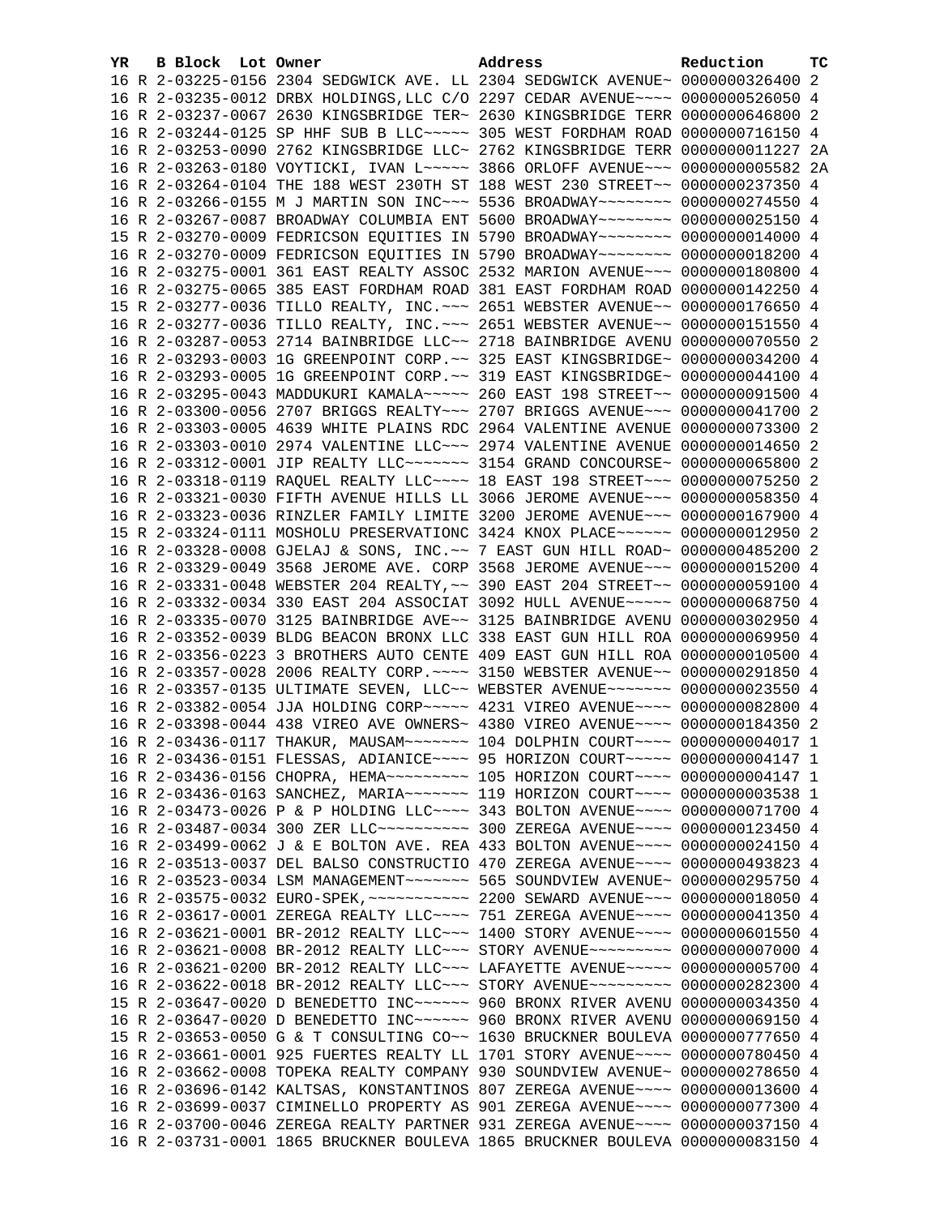| YR | B | Block | Lot | Owner | Address | Reduction | TC |
|---|---|---|---|---|---|---|---|
| 16 | R | 2-03225-0156 | | 2304 SEDGWICK AVE. LL | 2304 SEDGWICK AVENUE~ | 0000000326400 | 2 |
| 16 | R | 2-03235-0012 | | DRBX HOLDINGS,LLC C/O | 2297 CEDAR AVENUE~~~~ | 0000000526050 | 4 |
| 16 | R | 2-03237-0067 | | 2630 KINGSBRIDGE TER~ | 2630 KINGSBRIDGE TERR | 0000000646800 | 2 |
| 16 | R | 2-03244-0125 | | SP HHF SUB B LLC~~~~~ | 305 WEST FORDHAM ROAD | 0000000716150 | 4 |
| 16 | R | 2-03253-0090 | | 2762 KINGSBRIDGE LLC~ | 2762 KINGSBRIDGE TERR | 0000000011227 | 2A |
| 16 | R | 2-03263-0180 | | VOYTICKI, IVAN L~~~~~ | 3866 ORLOFF AVENUE~~~ | 0000000005582 | 2A |
| 16 | R | 2-03264-0104 | | THE 188 WEST 230TH ST | 188 WEST 230 STREET~~ | 0000000237350 | 4 |
| 16 | R | 2-03266-0155 | | M J MARTIN SON INC~~~ | 5536 BROADWAY~~~~~~~~ | 0000000274550 | 4 |
| 16 | R | 2-03267-0087 | | BROADWAY COLUMBIA ENT | 5600 BROADWAY~~~~~~~~ | 0000000025150 | 4 |
| 15 | R | 2-03270-0009 | | FEDRICSON EQUITIES IN | 5790 BROADWAY~~~~~~~~ | 0000000014000 | 4 |
| 16 | R | 2-03270-0009 | | FEDRICSON EQUITIES IN | 5790 BROADWAY~~~~~~~~ | 0000000018200 | 4 |
| 16 | R | 2-03275-0001 | | 361 EAST REALTY ASSOC | 2532 MARION AVENUE~~~ | 0000000180800 | 4 |
| 16 | R | 2-03275-0065 | | 385 EAST FORDHAM ROAD | 381 EAST FORDHAM ROAD | 0000000142250 | 4 |
| 15 | R | 2-03277-0036 | | TILLO REALTY, INC.~~~ | 2651 WEBSTER AVENUE~~ | 0000000176650 | 4 |
| 16 | R | 2-03277-0036 | | TILLO REALTY, INC.~~~ | 2651 WEBSTER AVENUE~~ | 0000000151550 | 4 |
| 16 | R | 2-03287-0053 | | 2714 BAINBRIDGE LLC~~ | 2718 BAINBRIDGE AVENU | 0000000070550 | 2 |
| 16 | R | 2-03293-0003 | | 1G GREENPOINT CORP.~~ | 325 EAST KINGSBRIDGE~ | 0000000034200 | 4 |
| 16 | R | 2-03293-0005 | | 1G GREENPOINT CORP.~~ | 319 EAST KINGSBRIDGE~ | 0000000044100 | 4 |
| 16 | R | 2-03295-0043 | | MADDUKURI KAMALA~~~~~ | 260 EAST 198 STREET~~ | 0000000091500 | 4 |
| 16 | R | 2-03300-0056 | | 2707 BRIGGS REALTY~~~ | 2707 BRIGGS AVENUE~~~ | 0000000041700 | 2 |
| 16 | R | 2-03303-0005 | | 4639 WHITE PLAINS RDC | 2964 VALENTINE AVENUE | 0000000073300 | 2 |
| 16 | R | 2-03303-0010 | | 2974 VALENTINE LLC~~~ | 2974 VALENTINE AVENUE | 0000000014650 | 2 |
| 16 | R | 2-03312-0001 | | JIP REALTY LLC~~~~~~~ | 3154 GRAND CONCOURSE~ | 0000000065800 | 2 |
| 16 | R | 2-03318-0119 | | RAQUEL REALTY LLC~~~~ | 18 EAST 198 STREET~~~ | 0000000075250 | 2 |
| 16 | R | 2-03321-0030 | | FIFTH AVENUE HILLS LL | 3066 JEROME AVENUE~~~ | 0000000058350 | 4 |
| 16 | R | 2-03323-0036 | | RINZLER FAMILY LIMITE | 3200 JEROME AVENUE~~~ | 0000000167900 | 4 |
| 15 | R | 2-03324-0111 | | MOSHOLU PRESERVATIONC | 3424 KNOX PLACE~~~~~~ | 0000000012950 | 2 |
| 16 | R | 2-03328-0008 | | GJELAJ & SONS, INC.~~ | 7 EAST GUN HILL ROAD~ | 0000000485200 | 2 |
| 16 | R | 2-03329-0049 | | 3568 JEROME AVE. CORP | 3568 JEROME AVENUE~~~ | 0000000015200 | 4 |
| 16 | R | 2-03331-0048 | | WEBSTER 204 REALTY,~~ | 390 EAST 204 STREET~~ | 0000000059100 | 4 |
| 16 | R | 2-03332-0034 | | 330 EAST 204 ASSOCIAT | 3092 HULL AVENUE~~~~~ | 0000000068750 | 4 |
| 16 | R | 2-03335-0070 | | 3125 BAINBRIDGE AVE~~ | 3125 BAINBRIDGE AVENU | 0000000302950 | 4 |
| 16 | R | 2-03352-0039 | | BLDG BEACON BRONX LLC | 338 EAST GUN HILL ROA | 0000000069950 | 4 |
| 16 | R | 2-03356-0223 | | 3 BROTHERS AUTO CENTE | 409 EAST GUN HILL ROA | 0000000010500 | 4 |
| 16 | R | 2-03357-0028 | | 2006 REALTY CORP.~~~~ | 3150 WEBSTER AVENUE~~ | 0000000291850 | 4 |
| 16 | R | 2-03357-0135 | | ULTIMATE SEVEN, LLC~~ | WEBSTER AVENUE~~~~~~~ | 0000000023550 | 4 |
| 16 | R | 2-03382-0054 | | JJA HOLDING CORP~~~~~ | 4231 VIREO AVENUE~~~~ | 0000000082800 | 4 |
| 16 | R | 2-03398-0044 | | 438 VIREO AVE OWNERS~ | 4380 VIREO AVENUE~~~~ | 0000000184350 | 2 |
| 16 | R | 2-03436-0117 | | THAKUR, MAUSAM~~~~~~~ | 104 DOLPHIN COURT~~~~ | 0000000004017 | 1 |
| 16 | R | 2-03436-0151 | | FLESSAS, ADIANICE~~~~ | 95 HORIZON COURT~~~~~ | 0000000004147 | 1 |
| 16 | R | 2-03436-0156 | | CHOPRA, HEMA~~~~~~~~~ | 105 HORIZON COURT~~~~ | 0000000004147 | 1 |
| 16 | R | 2-03436-0163 | | SANCHEZ, MARIA~~~~~~~ | 119 HORIZON COURT~~~~ | 0000000003538 | 1 |
| 16 | R | 2-03473-0026 | | P & P HOLDING LLC~~~~ | 343 BOLTON AVENUE~~~~ | 0000000071700 | 4 |
| 16 | R | 2-03487-0034 | | 300 ZER LLC~~~~~~~~~~ | 300 ZEREGA AVENUE~~~~ | 0000000123450 | 4 |
| 16 | R | 2-03499-0062 | | J & E BOLTON AVE. REA | 433 BOLTON AVENUE~~~~ | 0000000024150 | 4 |
| 16 | R | 2-03513-0037 | | DEL BALSO CONSTRUCTIO | 470 ZEREGA AVENUE~~~~ | 0000000493823 | 4 |
| 16 | R | 2-03523-0034 | | LSM MANAGEMENT~~~~~~~ | 565 SOUNDVIEW AVENUE~ | 0000000295750 | 4 |
| 16 | R | 2-03575-0032 | | EURO-SPEK,~~~~~~~~~~~ | 2200 SEWARD AVENUE~~~ | 0000000018050 | 4 |
| 16 | R | 2-03617-0001 | | ZEREGA REALTY LLC~~~~ | 751 ZEREGA AVENUE~~~~ | 0000000041350 | 4 |
| 16 | R | 2-03621-0001 | | BR-2012 REALTY LLC~~~ | 1400 STORY AVENUE~~~~ | 0000000601550 | 4 |
| 16 | R | 2-03621-0008 | | BR-2012 REALTY LLC~~~ | STORY AVENUE~~~~~~~~~ | 0000000007000 | 4 |
| 16 | R | 2-03621-0200 | | BR-2012 REALTY LLC~~~ | LAFAYETTE AVENUE~~~~~ | 0000000005700 | 4 |
| 16 | R | 2-03622-0018 | | BR-2012 REALTY LLC~~~ | STORY AVENUE~~~~~~~~~ | 0000000282300 | 4 |
| 15 | R | 2-03647-0020 | | D BENEDETTO INC~~~~~~ | 960 BRONX RIVER AVENU | 0000000034350 | 4 |
| 16 | R | 2-03647-0020 | | D BENEDETTO INC~~~~~~ | 960 BRONX RIVER AVENU | 0000000069150 | 4 |
| 15 | R | 2-03653-0050 | | G & T CONSULTING CO~~ | 1630 BRUCKNER BOULEVA | 0000000777650 | 4 |
| 16 | R | 2-03661-0001 | | 925 FUERTES REALTY LL | 1701 STORY AVENUE~~~~ | 0000000780450 | 4 |
| 16 | R | 2-03662-0008 | | TOPEKA REALTY COMPANY | 930 SOUNDVIEW AVENUE~ | 0000000278650 | 4 |
| 16 | R | 2-03696-0142 | | KALTSAS, KONSTANTINOS | 807 ZEREGA AVENUE~~~~ | 0000000013600 | 4 |
| 16 | R | 2-03699-0037 | | CIMINELLO PROPERTY AS | 901 ZEREGA AVENUE~~~~ | 0000000077300 | 4 |
| 16 | R | 2-03700-0046 | | ZEREGA REALTY PARTNER | 931 ZEREGA AVENUE~~~~ | 0000000037150 | 4 |
| 16 | R | 2-03731-0001 | | 1865 BRUCKNER BOULEVA | 1865 BRUCKNER BOULEVA | 0000000083150 | 4 |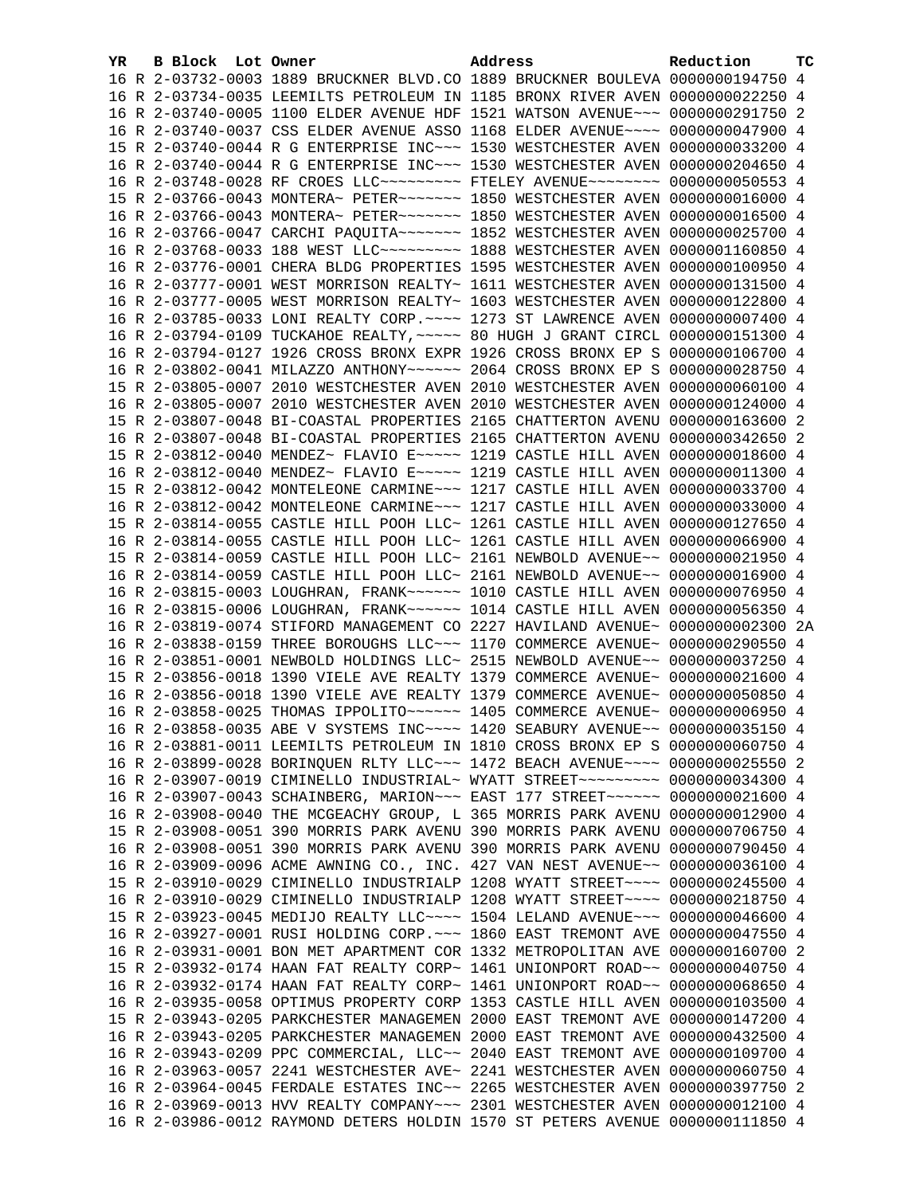| YR | B | Block | Lot | Owner | Address | Reduction | TC |
|---|---|---|---|---|---|---|---|
| 16 | R | 2-03732-0003 | | 1889 BRUCKNER BLVD.CO | 1889 BRUCKNER BOULEVA | 0000000194750 | 4 |
| 16 | R | 2-03734-0035 | | LEEMILTS PETROLEUM IN | 1185 BRONX RIVER AVEN | 0000000022250 | 4 |
| 16 | R | 2-03740-0005 | | 1100 ELDER AVENUE HDF | 1521 WATSON AVENUE~~~ | 0000000291750 | 2 |
| 16 | R | 2-03740-0037 | | CSS ELDER AVENUE ASSO | 1168 ELDER AVENUE~~~~ | 0000000047900 | 4 |
| 15 | R | 2-03740-0044 | | R G ENTERPRISE INC~~~ | 1530 WESTCHESTER AVEN | 0000000033200 | 4 |
| 16 | R | 2-03740-0044 | | R G ENTERPRISE INC~~~ | 1530 WESTCHESTER AVEN | 0000000204650 | 4 |
| 16 | R | 2-03748-0028 | | RF CROES LLC~~~~~~~~~ | FTELEY AVENUE~~~~~~~~ | 0000000050553 | 4 |
| 15 | R | 2-03766-0043 | | MONTERA~ PETER~~~~~~~ | 1850 WESTCHESTER AVEN | 0000000016000 | 4 |
| 16 | R | 2-03766-0043 | | MONTERA~ PETER~~~~~~~ | 1850 WESTCHESTER AVEN | 0000000016500 | 4 |
| 16 | R | 2-03766-0047 | | CARCHI PAQUITA~~~~~~~ | 1852 WESTCHESTER AVEN | 0000000025700 | 4 |
| 16 | R | 2-03768-0033 | | 188 WEST LLC~~~~~~~~~ | 1888 WESTCHESTER AVEN | 0000001160850 | 4 |
| 16 | R | 2-03776-0001 | | CHERA BLDG PROPERTIES | 1595 WESTCHESTER AVEN | 0000000100950 | 4 |
| 16 | R | 2-03777-0001 | | WEST MORRISON REALTY~ | 1611 WESTCHESTER AVEN | 0000000131500 | 4 |
| 16 | R | 2-03777-0005 | | WEST MORRISON REALTY~ | 1603 WESTCHESTER AVEN | 0000000122800 | 4 |
| 16 | R | 2-03785-0033 | | LONI REALTY CORP.~~~~ | 1273 ST LAWRENCE AVEN | 0000000007400 | 4 |
| 16 | R | 2-03794-0109 | | TUCKAHOE REALTY,~~~~~ | 80 HUGH J GRANT CIRCL | 0000000151300 | 4 |
| 16 | R | 2-03794-0127 | | 1926 CROSS BRONX EXPR | 1926 CROSS BRONX EP S | 0000000106700 | 4 |
| 16 | R | 2-03802-0041 | | MILAZZO ANTHONY~~~~~~ | 2064 CROSS BRONX EP S | 0000000028750 | 4 |
| 15 | R | 2-03805-0007 | | 2010 WESTCHESTER AVEN | 2010 WESTCHESTER AVEN | 0000000060100 | 4 |
| 16 | R | 2-03805-0007 | | 2010 WESTCHESTER AVEN | 2010 WESTCHESTER AVEN | 0000000124000 | 4 |
| 15 | R | 2-03807-0048 | | BI-COASTAL PROPERTIES | 2165 CHATTERTON AVENU | 0000000163600 | 2 |
| 16 | R | 2-03807-0048 | | BI-COASTAL PROPERTIES | 2165 CHATTERTON AVENU | 0000000342650 | 2 |
| 15 | R | 2-03812-0040 | | MENDEZ~ FLAVIO E~~~~~ | 1219 CASTLE HILL AVEN | 0000000018600 | 4 |
| 16 | R | 2-03812-0040 | | MENDEZ~ FLAVIO E~~~~~ | 1219 CASTLE HILL AVEN | 0000000011300 | 4 |
| 15 | R | 2-03812-0042 | | MONTELEONE CARMINE~~~ | 1217 CASTLE HILL AVEN | 0000000033700 | 4 |
| 16 | R | 2-03812-0042 | | MONTELEONE CARMINE~~~ | 1217 CASTLE HILL AVEN | 0000000033000 | 4 |
| 15 | R | 2-03814-0055 | | CASTLE HILL POOH LLC~ | 1261 CASTLE HILL AVEN | 0000000127650 | 4 |
| 16 | R | 2-03814-0055 | | CASTLE HILL POOH LLC~ | 1261 CASTLE HILL AVEN | 0000000066900 | 4 |
| 15 | R | 2-03814-0059 | | CASTLE HILL POOH LLC~ | 2161 NEWBOLD AVENUE~~ | 0000000021950 | 4 |
| 16 | R | 2-03814-0059 | | CASTLE HILL POOH LLC~ | 2161 NEWBOLD AVENUE~~ | 0000000016900 | 4 |
| 16 | R | 2-03815-0003 | | LOUGHRAN, FRANK~~~~~~ | 1010 CASTLE HILL AVEN | 0000000076950 | 4 |
| 16 | R | 2-03815-0006 | | LOUGHRAN, FRANK~~~~~~ | 1014 CASTLE HILL AVEN | 0000000056350 | 4 |
| 16 | R | 2-03819-0074 | | STIFORD MANAGEMENT CO | 2227 HAVILAND AVENUE~ | 0000000002300 | 2A |
| 16 | R | 2-03838-0159 | | THREE BOROUGHS LLC~~~ | 1170 COMMERCE AVENUE~ | 0000000290550 | 4 |
| 16 | R | 2-03851-0001 | | NEWBOLD HOLDINGS LLC~ | 2515 NEWBOLD AVENUE~~ | 0000000037250 | 4 |
| 15 | R | 2-03856-0018 | | 1390 VIELE AVE REALTY | 1379 COMMERCE AVENUE~ | 0000000021600 | 4 |
| 16 | R | 2-03856-0018 | | 1390 VIELE AVE REALTY | 1379 COMMERCE AVENUE~ | 0000000050850 | 4 |
| 16 | R | 2-03858-0025 | | THOMAS IPPOLITO~~~~~~ | 1405 COMMERCE AVENUE~ | 0000000006950 | 4 |
| 16 | R | 2-03858-0035 | | ABE V SYSTEMS INC~~~~ | 1420 SEABURY AVENUE~~ | 0000000035150 | 4 |
| 16 | R | 2-03881-0011 | | LEEMILTS PETROLEUM IN | 1810 CROSS BRONX EP S | 0000000060750 | 4 |
| 16 | R | 2-03899-0028 | | BORINQUEN RLTY LLC~~~ | 1472 BEACH AVENUE~~~~ | 0000000025550 | 2 |
| 16 | R | 2-03907-0019 | | CIMINELLO INDUSTRIAL~ | WYATT STREET~~~~~~~~~ | 0000000034300 | 4 |
| 16 | R | 2-03907-0043 | | SCHAINBERG, MARION~~~ | EAST 177 STREET~~~~~~ | 0000000021600 | 4 |
| 16 | R | 2-03908-0040 | | THE MCGEACHY GROUP, L | 365 MORRIS PARK AVENU | 0000000012900 | 4 |
| 15 | R | 2-03908-0051 | | 390 MORRIS PARK AVENU | 390 MORRIS PARK AVENU | 0000000706750 | 4 |
| 16 | R | 2-03908-0051 | | 390 MORRIS PARK AVENU | 390 MORRIS PARK AVENU | 0000000790450 | 4 |
| 16 | R | 2-03909-0096 | | ACME AWNING CO., INC. | 427 VAN NEST AVENUE~~ | 0000000036100 | 4 |
| 15 | R | 2-03910-0029 | | CIMINELLO INDUSTRIALP | 1208 WYATT STREET~~~~ | 0000000245500 | 4 |
| 16 | R | 2-03910-0029 | | CIMINELLO INDUSTRIALP | 1208 WYATT STREET~~~~ | 0000000218750 | 4 |
| 15 | R | 2-03923-0045 | | MEDIJO REALTY LLC~~~~ | 1504 LELAND AVENUE~~~ | 0000000046600 | 4 |
| 16 | R | 2-03927-0001 | | RUSI HOLDING CORP.~~~ | 1860 EAST TREMONT AVE | 0000000047550 | 4 |
| 16 | R | 2-03931-0001 | | BON MET APARTMENT COR | 1332 METROPOLITAN AVE | 0000000160700 | 2 |
| 15 | R | 2-03932-0174 | | HAAN FAT REALTY CORP~ | 1461 UNIONPORT ROAD~~ | 0000000040750 | 4 |
| 16 | R | 2-03932-0174 | | HAAN FAT REALTY CORP~ | 1461 UNIONPORT ROAD~~ | 0000000068650 | 4 |
| 16 | R | 2-03935-0058 | | OPTIMUS PROPERTY CORP | 1353 CASTLE HILL AVEN | 0000000103500 | 4 |
| 15 | R | 2-03943-0205 | | PARKCHESTER MANAGEMEN | 2000 EAST TREMONT AVE | 0000000147200 | 4 |
| 16 | R | 2-03943-0205 | | PARKCHESTER MANAGEMEN | 2000 EAST TREMONT AVE | 0000000432500 | 4 |
| 16 | R | 2-03943-0209 | | PPC COMMERCIAL, LLC~~ | 2040 EAST TREMONT AVE | 0000000109700 | 4 |
| 16 | R | 2-03963-0057 | | 2241 WESTCHESTER AVE~ | 2241 WESTCHESTER AVEN | 0000000060750 | 4 |
| 16 | R | 2-03964-0045 | | FERDALE ESTATES INC~~ | 2265 WESTCHESTER AVEN | 0000000397750 | 2 |
| 16 | R | 2-03969-0013 | | HVV REALTY COMPANY~~~ | 2301 WESTCHESTER AVEN | 0000000012100 | 4 |
| 16 | R | 2-03986-0012 | | RAYMOND DETERS HOLDIN | 1570 ST PETERS AVENUE | 0000000111850 | 4 |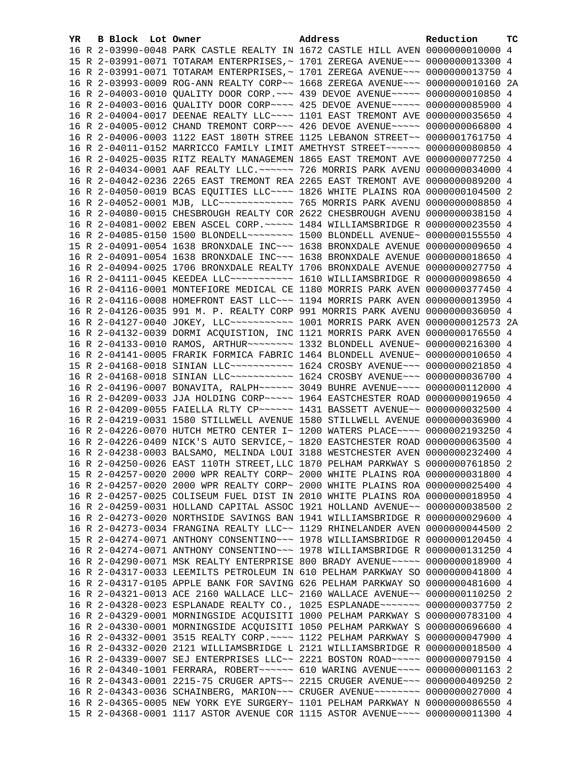| YR | B | Block | Lot | Owner | Address | Reduction | TC |
|---|---|---|---|---|---|---|---|
| 16 | R | 2-03990-0048 | | PARK CASTLE REALTY IN | 1672 CASTLE HILL AVEN | 0000000010000 | 4 |
| 15 | R | 2-03991-0071 | | TOTARAM ENTERPRISES,~ | 1701 ZEREGA AVENUE~~~ | 0000000013300 | 4 |
| 16 | R | 2-03991-0071 | | TOTARAM ENTERPRISES,~ | 1701 ZEREGA AVENUE~~~ | 0000000013750 | 4 |
| 16 | R | 2-03993-0009 | | ROG-ANN REALTY CORP~~ | 1668 ZEREGA AVENUE~~~ | 0000000010160 | 2A |
| 16 | R | 2-04003-0010 | | QUALITY DOOR CORP.~~~ | 439 DEVOE AVENUE~~~~~ | 0000000010850 | 4 |
| 16 | R | 2-04003-0016 | | QUALITY DOOR CORP~~~~ | 425 DEVOE AVENUE~~~~~ | 0000000085900 | 4 |
| 16 | R | 2-04004-0017 | | DEENAE REALTY LLC~~~~ | 1101 EAST TREMONT AVE | 0000000035650 | 4 |
| 16 | R | 2-04005-0012 | | CHAND TREMONT CORP~~~ | 426 DEVOE AVENUE~~~~~ | 0000000066800 | 4 |
| 16 | R | 2-04006-0003 | | 1122 EAST 180TH STREE | 1125 LEBANON STREET~~ | 0000001761750 | 4 |
| 16 | R | 2-04011-0152 | | MARRICCO FAMILY LIMIT | AMETHYST STREET~~~~~~ | 0000000080850 | 4 |
| 16 | R | 2-04025-0035 | | RITZ REALTY MANAGEMEN | 1865 EAST TREMONT AVE | 0000000077250 | 4 |
| 16 | R | 2-04034-0001 | | AAF REALTY LLC.~~~~~~ | 726 MORRIS PARK AVENU | 0000000034000 | 4 |
| 16 | R | 2-04042-0236 | | 2265 EAST TREMONT REA | 2265 EAST TREMONT AVE | 0000000089200 | 4 |
| 16 | R | 2-04050-0019 | | BCAS EQUITIES LLC~~~~ | 1826 WHITE PLAINS ROA | 0000000104500 | 2 |
| 16 | R | 2-04052-0001 | | MJB, LLC~~~~~~~~~~~~~ | 765 MORRIS PARK AVENU | 0000000008850 | 4 |
| 16 | R | 2-04080-0015 | | CHESBROUGH REALTY COR | 2622 CHESBROUGH AVENU | 0000000038150 | 4 |
| 16 | R | 2-04081-0002 | | EBEN ASCEL CORP.~~~~~ | 1484 WILLIAMSBRIDGE R | 0000000023550 | 4 |
| 16 | R | 2-04085-0150 | | 1500 BLONDELL~~~~~~~~ | 1500 BLONDELL AVENUE~ | 0000000155550 | 4 |
| 15 | R | 2-04091-0054 | | 1638 BRONXDALE INC~~~ | 1638 BRONXDALE AVENUE | 0000000009650 | 4 |
| 16 | R | 2-04091-0054 | | 1638 BRONXDALE INC~~~ | 1638 BRONXDALE AVENUE | 0000000018650 | 4 |
| 16 | R | 2-04094-0025 | | 1706 BRONXDALE REALTY | 1706 BRONXDALE AVENUE | 0000000027750 | 4 |
| 16 | R | 2-04111-0045 | | KEEDEA LLC~~~~~~~~~~~ | 1610 WILLIAMSBRIDGE R | 0000000098650 | 4 |
| 16 | R | 2-04116-0001 | | MONTEFIORE MEDICAL CE | 1180 MORRIS PARK AVEN | 0000000377450 | 4 |
| 16 | R | 2-04116-0008 | | HOMEFRONT EAST LLC~~~ | 1194 MORRIS PARK AVEN | 0000000013950 | 4 |
| 16 | R | 2-04126-0035 | | 991 M. P. REALTY CORP | 991 MORRIS PARK AVENU | 0000000036050 | 4 |
| 16 | R | 2-04127-0040 | | JOKEY, LLC~~~~~~~~~~~ | 1001 MORRIS PARK AVEN | 0000000012573 | 2A |
| 16 | R | 2-04132-0039 | | DORMI ACQUISTION, INC | 1121 MORRIS PARK AVEN | 0000000176550 | 4 |
| 16 | R | 2-04133-0010 | | RAMOS, ARTHUR~~~~~~~~ | 1332 BLONDELL AVENUE~ | 0000000216300 | 4 |
| 16 | R | 2-04141-0005 | | FRARIK FORMICA FABRIC | 1464 BLONDELL AVENUE~ | 0000000010650 | 4 |
| 15 | R | 2-04168-0018 | | SINIAN LLC~~~~~~~~~~~ | 1624 CROSBY AVENUE~~~ | 0000000021850 | 4 |
| 16 | R | 2-04168-0018 | | SINIAN LLC~~~~~~~~~~~ | 1624 CROSBY AVENUE~~~ | 0000000036700 | 4 |
| 16 | R | 2-04196-0007 | | BONAVITA, RALPH~~~~~~ | 3049 BUHRE AVENUE~~~~ | 0000000112000 | 4 |
| 16 | R | 2-04209-0033 | | JJA HOLDING CORP~~~~~ | 1964 EASTCHESTER ROAD | 0000000019650 | 4 |
| 16 | R | 2-04209-0055 | | FAIELLA RLTY CP~~~~~~ | 1431 BASSETT AVENUE~~ | 0000000032500 | 4 |
| 16 | R | 2-04219-0031 | | 1580 STILLWELL AVENUE | 1580 STILLWELL AVENUE | 0000000036900 | 4 |
| 16 | R | 2-04226-0070 | | HUTCH METRO CENTER I~ | 1200 WATERS PLACE~~~~ | 0000002193250 | 4 |
| 16 | R | 2-04226-0409 | | NICK'S AUTO SERVICE,~ | 1820 EASTCHESTER ROAD | 0000000063500 | 4 |
| 16 | R | 2-04238-0003 | | BALSAMO, MELINDA LOUI | 3188 WESTCHESTER AVEN | 0000000232400 | 4 |
| 16 | R | 2-04250-0026 | | EAST 110TH STREET,LLC | 1870 PELHAM PARKWAY S | 0000000761850 | 2 |
| 15 | R | 2-04257-0020 | | 2000 WPR REALTY CORP~ | 2000 WHITE PLAINS ROA | 0000000031800 | 4 |
| 16 | R | 2-04257-0020 | | 2000 WPR REALTY CORP~ | 2000 WHITE PLAINS ROA | 0000000025400 | 4 |
| 16 | R | 2-04257-0025 | | COLISEUM FUEL DIST IN | 2010 WHITE PLAINS ROA | 0000000018950 | 4 |
| 16 | R | 2-04259-0031 | | HOLLAND CAPITAL ASSOC | 1921 HOLLAND AVENUE~~ | 0000000038500 | 2 |
| 16 | R | 2-04273-0020 | | NORTHSIDE SAVINGS BAN | 1941 WILLIAMSBRIDGE R | 0000000029600 | 4 |
| 16 | R | 2-04273-0034 | | FRANGINA REALTY LLC~~ | 1129 RHINELANDER AVEN | 0000000044500 | 2 |
| 15 | R | 2-04274-0071 | | ANTHONY CONSENTINO~~~ | 1978 WILLIAMSBRIDGE R | 0000000120450 | 4 |
| 16 | R | 2-04274-0071 | | ANTHONY CONSENTINO~~~ | 1978 WILLIAMSBRIDGE R | 0000000131250 | 4 |
| 16 | R | 2-04290-0071 | | MSK REALTY ENTERPRISE | 800 BRADY AVENUE~~~~~ | 0000000018900 | 4 |
| 16 | R | 2-04317-0033 | | LEEMILTS PETROLEUM IN | 610 PELHAM PARKWAY SO | 0000000041800 | 4 |
| 16 | R | 2-04317-0105 | | APPLE BANK FOR SAVING | 626 PELHAM PARKWAY SO | 0000000481600 | 4 |
| 16 | R | 2-04321-0013 | | ACE 2160 WALLACE LLC~ | 2160 WALLACE AVENUE~~ | 0000000110250 | 2 |
| 16 | R | 2-04328-0023 | | ESPLANADE REALTY CO., | 1025 ESPLANADE~~~~~~~ | 0000000037750 | 2 |
| 16 | R | 2-04329-0001 | | MORNINGSIDE ACQUISITI | 1000 PELHAM PARKWAY S | 0000000783100 | 4 |
| 16 | R | 2-04330-0001 | | MORNINGSIDE ACQUISITI | 1050 PELHAM PARKWAY S | 0000000696600 | 4 |
| 16 | R | 2-04332-0001 | | 3515 REALTY CORP.~~~~ | 1122 PELHAM PARKWAY S | 0000000047900 | 4 |
| 16 | R | 2-04332-0020 | | 2121 WILLIAMSBRIDGE L | 2121 WILLIAMSBRIDGE R | 0000000018500 | 4 |
| 16 | R | 2-04339-0007 | | SEJ ENTERPRISES LLC~~ | 2221 BOSTON ROAD~~~~~ | 0000000079150 | 4 |
| 16 | R | 2-04340-1001 | | FERRARA, ROBERT~~~~~~ | 610 WARING AVENUE~~~~ | 0000000001163 | 2 |
| 16 | R | 2-04343-0001 | | 2215-75 CRUGER APTS~~ | 2215 CRUGER AVENUE~~~ | 0000000409250 | 2 |
| 16 | R | 2-04343-0036 | | SCHAINBERG, MARION~~~ | CRUGER AVENUE~~~~~~~~ | 0000000027000 | 4 |
| 16 | R | 2-04365-0005 | | NEW YORK EYE SURGERY~ | 1101 PELHAM PARKWAY N | 0000000086550 | 4 |
| 15 | R | 2-04368-0001 | | 1117 ASTOR AVENUE COR | 1115 ASTOR AVENUE~~~~ | 0000000011300 | 4 |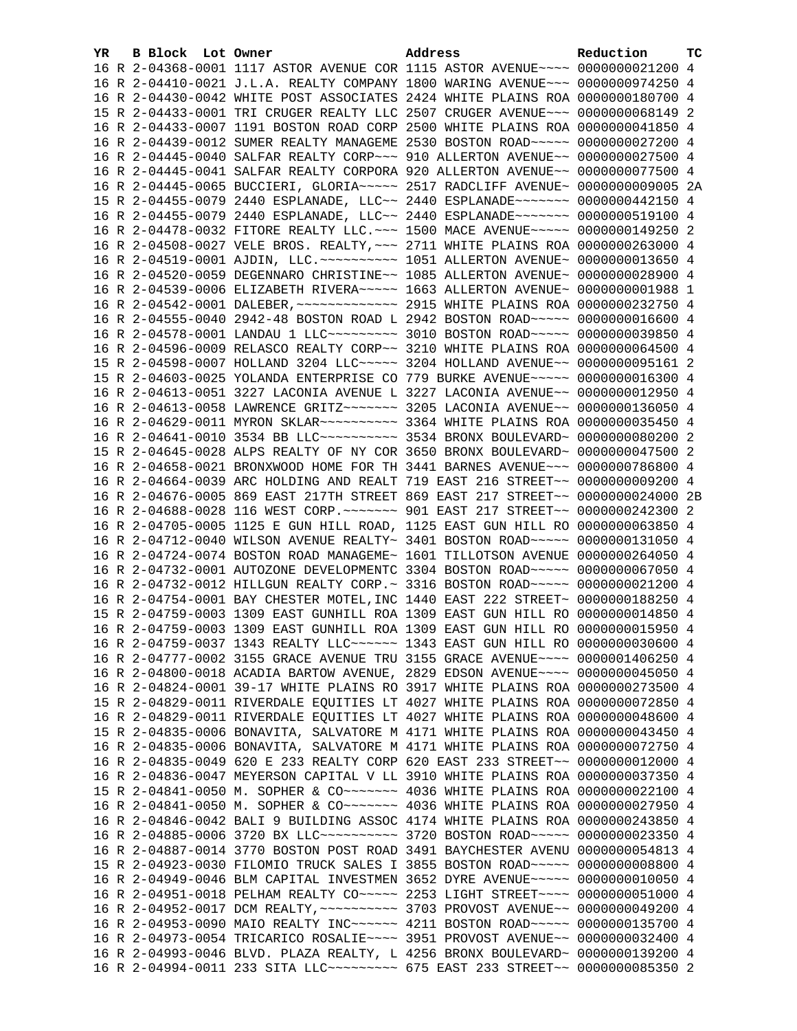| YR | B | Block | Lot | Owner | Address | Reduction | TC |
|---|---|---|---|---|---|---|---|
| 16 | R | 2-04368-0001 | | 1117 ASTOR AVENUE COR | 1115 ASTOR AVENUE~~~~ | 0000000021200 | 4 |
| 16 | R | 2-04410-0021 | | J.L.A. REALTY COMPANY | 1800 WARING AVENUE~~~ | 0000000974250 | 4 |
| 16 | R | 2-04430-0042 | | WHITE POST ASSOCIATES | 2424 WHITE PLAINS ROA | 0000000180700 | 4 |
| 15 | R | 2-04433-0001 | | TRI CRUGER REALTY LLC | 2507 CRUGER AVENUE~~~ | 0000000068149 | 2 |
| 16 | R | 2-04433-0007 | | 1191 BOSTON ROAD CORP | 2500 WHITE PLAINS ROA | 0000000041850 | 4 |
| 16 | R | 2-04439-0012 | | SUMER REALTY MANAGEME | 2530 BOSTON ROAD~~~~~ | 0000000027200 | 4 |
| 16 | R | 2-04445-0040 | | SALFAR REALTY CORP~~~ | 910 ALLERTON AVENUE~~ | 0000000027500 | 4 |
| 16 | R | 2-04445-0041 | | SALFAR REALTY CORPORA | 920 ALLERTON AVENUE~~ | 0000000077500 | 4 |
| 16 | R | 2-04445-0065 | | BUCCIERI, GLORIA~~~~~ | 2517 RADCLIFF AVENUE~ | 0000000009005 | 2A |
| 15 | R | 2-04455-0079 | | 2440 ESPLANADE, LLC~~ | 2440 ESPLANADE~~~~~~~ | 0000000442150 | 4 |
| 16 | R | 2-04455-0079 | | 2440 ESPLANADE, LLC~~ | 2440 ESPLANADE~~~~~~~ | 0000000519100 | 4 |
| 16 | R | 2-04478-0032 | | FITORE REALTY LLC.~~~ | 1500 MACE AVENUE~~~~~ | 0000000149250 | 2 |
| 16 | R | 2-04508-0027 | | VELE BROS. REALTY,~~~ | 2711 WHITE PLAINS ROA | 0000000263000 | 4 |
| 16 | R | 2-04519-0001 | | AJDIN, LLC.~~~~~~~~~~ | 1051 ALLERTON AVENUE~ | 0000000013650 | 4 |
| 16 | R | 2-04520-0059 | | DEGENNARO CHRISTINE~~ | 1085 ALLERTON AVENUE~ | 0000000028900 | 4 |
| 16 | R | 2-04539-0006 | | ELIZABETH RIVERA~~~~~ | 1663 ALLERTON AVENUE~ | 0000000001988 | 1 |
| 16 | R | 2-04542-0001 | | DALEBER,~~~~~~~~~~~~~ | 2915 WHITE PLAINS ROA | 0000000232750 | 4 |
| 16 | R | 2-04555-0040 | | 2942-48 BOSTON ROAD L | 2942 BOSTON ROAD~~~~~ | 0000000016600 | 4 |
| 16 | R | 2-04578-0001 | | LANDAU 1 LLC~~~~~~~~~ | 3010 BOSTON ROAD~~~~~ | 0000000039850 | 4 |
| 16 | R | 2-04596-0009 | | RELASCO REALTY CORP~~ | 3210 WHITE PLAINS ROA | 0000000064500 | 4 |
| 15 | R | 2-04598-0007 | | HOLLAND 3204 LLC~~~~~ | 3204 HOLLAND AVENUE~~ | 0000000095161 | 2 |
| 15 | R | 2-04603-0025 | | YOLANDA ENTERPRISE CO | 779 BURKE AVENUE~~~~~ | 0000000016300 | 4 |
| 16 | R | 2-04613-0051 | | 3227 LACONIA AVENUE L | 3227 LACONIA AVENUE~~ | 0000000012950 | 4 |
| 16 | R | 2-04613-0058 | | LAWRENCE GRITZ~~~~~~~ | 3205 LACONIA AVENUE~~ | 0000000136050 | 4 |
| 16 | R | 2-04629-0011 | | MYRON SKLAR~~~~~~~~~~ | 3364 WHITE PLAINS ROA | 0000000035450 | 4 |
| 16 | R | 2-04641-0010 | | 3534 BB LLC~~~~~~~~~~ | 3534 BRONX BOULEVARD~ | 0000000080200 | 2 |
| 15 | R | 2-04645-0028 | | ALPS REALTY OF NY COR | 3650 BRONX BOULEVARD~ | 0000000047500 | 2 |
| 16 | R | 2-04658-0021 | | BRONXWOOD HOME FOR TH | 3441 BARNES AVENUE~~~ | 0000000786800 | 4 |
| 16 | R | 2-04664-0039 | | ARC HOLDING AND REALT | 719 EAST 216 STREET~~ | 0000000009200 | 4 |
| 16 | R | 2-04676-0005 | | 869 EAST 217TH STREET | 869 EAST 217 STREET~~ | 0000000024000 | 2B |
| 16 | R | 2-04688-0028 | | 116 WEST CORP.~~~~~~~ | 901 EAST 217 STREET~~ | 0000000242300 | 2 |
| 16 | R | 2-04705-0005 | | 1125 E GUN HILL ROAD, | 1125 EAST GUN HILL RO | 0000000063850 | 4 |
| 16 | R | 2-04712-0040 | | WILSON AVENUE REALTY~ | 3401 BOSTON ROAD~~~~~ | 0000000131050 | 4 |
| 16 | R | 2-04724-0074 | | BOSTON ROAD MANAGEME~ | 1601 TILLOTSON AVENUE | 0000000264050 | 4 |
| 16 | R | 2-04732-0001 | | AUTOZONE DEVELOPMENTC | 3304 BOSTON ROAD~~~~~ | 0000000067050 | 4 |
| 16 | R | 2-04732-0012 | | HILLGUN REALTY CORP.~ | 3316 BOSTON ROAD~~~~~ | 0000000021200 | 4 |
| 16 | R | 2-04754-0001 | | BAY CHESTER MOTEL,INC | 1440 EAST 222 STREET~ | 0000000188250 | 4 |
| 15 | R | 2-04759-0003 | | 1309 EAST GUNHILL ROA | 1309 EAST GUN HILL RO | 0000000014850 | 4 |
| 16 | R | 2-04759-0003 | | 1309 EAST GUNHILL ROA | 1309 EAST GUN HILL RO | 0000000015950 | 4 |
| 16 | R | 2-04759-0037 | | 1343 REALTY LLC~~~~~~ | 1343 EAST GUN HILL RO | 0000000030600 | 4 |
| 16 | R | 2-04777-0002 | | 3155 GRACE AVENUE TRU | 3155 GRACE AVENUE~~~~ | 0000001406250 | 4 |
| 16 | R | 2-04800-0018 | | ACADIA BARTOW AVENUE, | 2829 EDSON AVENUE~~~~ | 0000000045050 | 4 |
| 16 | R | 2-04824-0001 | | 39-17 WHITE PLAINS RO | 3917 WHITE PLAINS ROA | 0000000273500 | 4 |
| 15 | R | 2-04829-0011 | | RIVERDALE EQUITIES LT | 4027 WHITE PLAINS ROA | 0000000072850 | 4 |
| 16 | R | 2-04829-0011 | | RIVERDALE EQUITIES LT | 4027 WHITE PLAINS ROA | 0000000048600 | 4 |
| 15 | R | 2-04835-0006 | | BONAVITA, SALVATORE M | 4171 WHITE PLAINS ROA | 0000000043450 | 4 |
| 16 | R | 2-04835-0006 | | BONAVITA, SALVATORE M | 4171 WHITE PLAINS ROA | 0000000072750 | 4 |
| 16 | R | 2-04835-0049 | | 620 E 233 REALTY CORP | 620 EAST 233 STREET~~ | 0000000012000 | 4 |
| 16 | R | 2-04836-0047 | | MEYERSON CAPITAL V LL | 3910 WHITE PLAINS ROA | 0000000037350 | 4 |
| 15 | R | 2-04841-0050 | | M. SOPHER & CO~~~~~~~ | 4036 WHITE PLAINS ROA | 0000000022100 | 4 |
| 16 | R | 2-04841-0050 | | M. SOPHER & CO~~~~~~~ | 4036 WHITE PLAINS ROA | 0000000027950 | 4 |
| 16 | R | 2-04846-0042 | | BALI 9 BUILDING ASSOC | 4174 WHITE PLAINS ROA | 0000000243850 | 4 |
| 16 | R | 2-04885-0006 | | 3720 BX LLC~~~~~~~~~~ | 3720 BOSTON ROAD~~~~~ | 0000000023350 | 4 |
| 16 | R | 2-04887-0014 | | 3770 BOSTON POST ROAD | 3491 BAYCHESTER AVENU | 0000000054813 | 4 |
| 15 | R | 2-04923-0030 | | FILOMIO TRUCK SALES I | 3855 BOSTON ROAD~~~~~ | 0000000008800 | 4 |
| 16 | R | 2-04949-0046 | | BLM CAPITAL INVESTMEN | 3652 DYRE AVENUE~~~~~ | 0000000010050 | 4 |
| 16 | R | 2-04951-0018 | | PELHAM REALTY CO~~~~~ | 2253 LIGHT STREET~~~~ | 0000000051000 | 4 |
| 16 | R | 2-04952-0017 | | DCM REALTY,~~~~~~~~~~ | 3703 PROVOST AVENUE~~ | 0000000049200 | 4 |
| 16 | R | 2-04953-0090 | | MAIO REALTY INC~~~~~~ | 4211 BOSTON ROAD~~~~~ | 0000000135700 | 4 |
| 16 | R | 2-04973-0054 | | TRICARICO ROSALIE~~~~ | 3951 PROVOST AVENUE~~ | 0000000032400 | 4 |
| 16 | R | 2-04993-0046 | | BLVD. PLAZA REALTY, L | 4256 BRONX BOULEVARD~ | 0000000139200 | 4 |
| 16 | R | 2-04994-0011 | | 233 SITA LLC~~~~~~~~~ | 675 EAST 233 STREET~~ | 0000000085350 | 2 |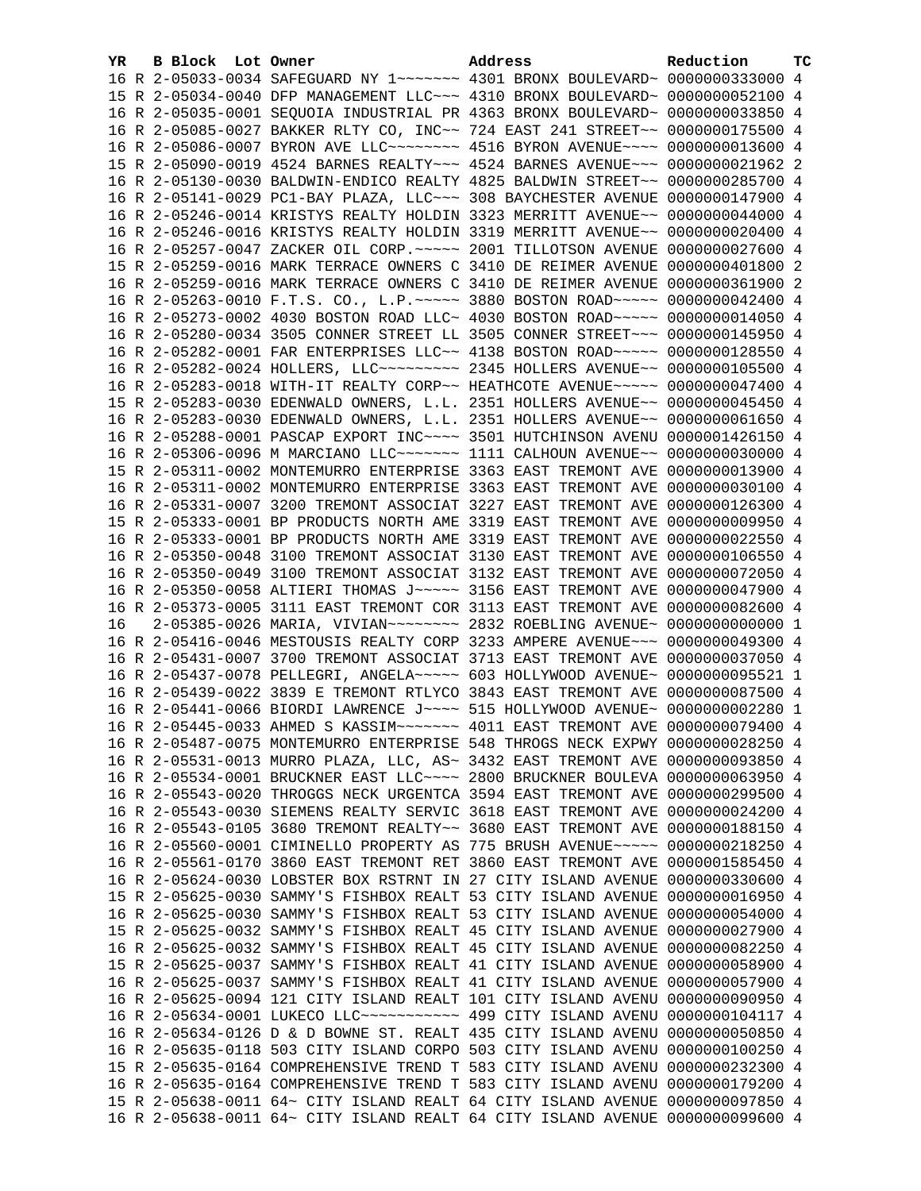| YR | B | Block | Lot | Owner | Address | Reduction | TC |
|---|---|---|---|---|---|---|---|
| 16 | R | 2-05033-0034 | | SAFEGUARD NY 1~~~~~~~ | 4301 BRONX BOULEVARD~ | 0000000333000 | 4 |
| 15 | R | 2-05034-0040 | | DFP MANAGEMENT LLC~~~ | 4310 BRONX BOULEVARD~ | 0000000052100 | 4 |
| 16 | R | 2-05035-0001 | | SEQUOIA INDUSTRIAL PR | 4363 BRONX BOULEVARD~ | 0000000033850 | 4 |
| 16 | R | 2-05085-0027 | | BAKKER RLTY CO, INC~~ | 724 EAST 241 STREET~~ | 0000000175500 | 4 |
| 16 | R | 2-05086-0007 | | BYRON AVE LLC~~~~~~~~ | 4516 BYRON AVENUE~~~~ | 0000000013600 | 4 |
| 15 | R | 2-05090-0019 | | 4524 BARNES REALTY~~~ | 4524 BARNES AVENUE~~~ | 0000000021962 | 2 |
| 16 | R | 2-05130-0030 | | BALDWIN-ENDICO REALTY | 4825 BALDWIN STREET~~ | 0000000285700 | 4 |
| 16 | R | 2-05141-0029 | | PC1-BAY PLAZA, LLC~~~ | 308 BAYCHESTER AVENUE | 0000000147900 | 4 |
| 16 | R | 2-05246-0014 | | KRISTYS REALTY HOLDIN | 3323 MERRITT AVENUE~~ | 0000000044000 | 4 |
| 16 | R | 2-05246-0016 | | KRISTYS REALTY HOLDIN | 3319 MERRITT AVENUE~~ | 0000000020400 | 4 |
| 16 | R | 2-05257-0047 | | ZACKER OIL CORP.~~~~~ | 2001 TILLOTSON AVENUE | 0000000027600 | 4 |
| 15 | R | 2-05259-0016 | | MARK TERRACE OWNERS C | 3410 DE REIMER AVENUE | 0000000401800 | 2 |
| 16 | R | 2-05259-0016 | | MARK TERRACE OWNERS C | 3410 DE REIMER AVENUE | 0000000361900 | 2 |
| 16 | R | 2-05263-0010 | | F.T.S. CO., L.P.~~~~~ | 3880 BOSTON ROAD~~~~~ | 0000000042400 | 4 |
| 16 | R | 2-05273-0002 | | 4030 BOSTON ROAD LLC~ | 4030 BOSTON ROAD~~~~~ | 0000000014050 | 4 |
| 16 | R | 2-05280-0034 | | 3505 CONNER STREET LL | 3505 CONNER STREET~~~ | 0000000145950 | 4 |
| 16 | R | 2-05282-0001 | | FAR ENTERPRISES LLC~~ | 4138 BOSTON ROAD~~~~~ | 0000000128550 | 4 |
| 16 | R | 2-05282-0024 | | HOLLERS, LLC~~~~~~~~~ | 2345 HOLLERS AVENUE~~ | 0000000105500 | 4 |
| 16 | R | 2-05283-0018 | | WITH-IT REALTY CORP~~ | HEATHCOTE AVENUE~~~~~ | 0000000047400 | 4 |
| 15 | R | 2-05283-0030 | | EDENWALD OWNERS, L.L. | 2351 HOLLERS AVENUE~~ | 0000000045450 | 4 |
| 16 | R | 2-05283-0030 | | EDENWALD OWNERS, L.L. | 2351 HOLLERS AVENUE~~ | 0000000061650 | 4 |
| 16 | R | 2-05288-0001 | | PASCAP EXPORT INC~~~~ | 3501 HUTCHINSON AVENU | 0000001426150 | 4 |
| 16 | R | 2-05306-0096 | | M MARCIANO LLC~~~~~~~ | 1111 CALHOUN AVENUE~~ | 0000000030000 | 4 |
| 15 | R | 2-05311-0002 | | MONTEMURRO ENTERPRISE | 3363 EAST TREMONT AVE | 0000000013900 | 4 |
| 16 | R | 2-05311-0002 | | MONTEMURRO ENTERPRISE | 3363 EAST TREMONT AVE | 0000000030100 | 4 |
| 16 | R | 2-05331-0007 | | 3200 TREMONT ASSOCIAT | 3227 EAST TREMONT AVE | 0000000126300 | 4 |
| 15 | R | 2-05333-0001 | | BP PRODUCTS NORTH AME | 3319 EAST TREMONT AVE | 0000000009950 | 4 |
| 16 | R | 2-05333-0001 | | BP PRODUCTS NORTH AME | 3319 EAST TREMONT AVE | 0000000022550 | 4 |
| 16 | R | 2-05350-0048 | | 3100 TREMONT ASSOCIAT | 3130 EAST TREMONT AVE | 0000000106550 | 4 |
| 16 | R | 2-05350-0049 | | 3100 TREMONT ASSOCIAT | 3132 EAST TREMONT AVE | 0000000072050 | 4 |
| 16 | R | 2-05350-0058 | | ALTIERI THOMAS J~~~~~ | 3156 EAST TREMONT AVE | 0000000047900 | 4 |
| 16 | R | 2-05373-0005 | | 3111 EAST TREMONT COR | 3113 EAST TREMONT AVE | 0000000082600 | 4 |
| 16 | | 2-05385-0026 | | MARIA, VIVIAN~~~~~~~~ | 2832 ROEBLING AVENUE~ | 0000000000000 | 1 |
| 16 | R | 2-05416-0046 | | MESTOUSIS REALTY CORP | 3233 AMPERE AVENUE~~~ | 0000000049300 | 4 |
| 16 | R | 2-05431-0007 | | 3700 TREMONT ASSOCIAT | 3713 EAST TREMONT AVE | 0000000037050 | 4 |
| 16 | R | 2-05437-0078 | | PELLEGRI, ANGELA~~~~~ | 603 HOLLYWOOD AVENUE~ | 0000000095521 | 1 |
| 16 | R | 2-05439-0022 | | 3839 E TREMONT RTLYCO | 3843 EAST TREMONT AVE | 0000000087500 | 4 |
| 16 | R | 2-05441-0066 | | BIORDI LAWRENCE J~~~~ | 515 HOLLYWOOD AVENUE~ | 0000000002280 | 1 |
| 16 | R | 2-05445-0033 | | AHMED S KASSIM~~~~~~~ | 4011 EAST TREMONT AVE | 0000000079400 | 4 |
| 16 | R | 2-05487-0075 | | MONTEMURRO ENTERPRISE | 548 THROGS NECK EXPWY | 0000000028250 | 4 |
| 16 | R | 2-05531-0013 | | MURRO PLAZA, LLC, AS~ | 3432 EAST TREMONT AVE | 0000000093850 | 4 |
| 16 | R | 2-05534-0001 | | BRUCKNER EAST LLC~~~~ | 2800 BRUCKNER BOULEVA | 0000000063950 | 4 |
| 16 | R | 2-05543-0020 | | THROGGS NECK URGENTCA | 3594 EAST TREMONT AVE | 0000000299500 | 4 |
| 16 | R | 2-05543-0030 | | SIEMENS REALTY SERVIC | 3618 EAST TREMONT AVE | 0000000024200 | 4 |
| 16 | R | 2-05543-0105 | | 3680 TREMONT REALTY~~ | 3680 EAST TREMONT AVE | 0000000188150 | 4 |
| 16 | R | 2-05560-0001 | | CIMINELLO PROPERTY AS | 775 BRUSH AVENUE~~~~~ | 0000000218250 | 4 |
| 16 | R | 2-05561-0170 | | 3860 EAST TREMONT RET | 3860 EAST TREMONT AVE | 0000001585450 | 4 |
| 16 | R | 2-05624-0030 | | LOBSTER BOX RSTRNT IN | 27 CITY ISLAND AVENUE | 0000000330600 | 4 |
| 15 | R | 2-05625-0030 | | SAMMY'S FISHBOX REALT | 53 CITY ISLAND AVENUE | 0000000016950 | 4 |
| 16 | R | 2-05625-0030 | | SAMMY'S FISHBOX REALT | 53 CITY ISLAND AVENUE | 0000000054000 | 4 |
| 15 | R | 2-05625-0032 | | SAMMY'S FISHBOX REALT | 45 CITY ISLAND AVENUE | 0000000027900 | 4 |
| 16 | R | 2-05625-0032 | | SAMMY'S FISHBOX REALT | 45 CITY ISLAND AVENUE | 0000000082250 | 4 |
| 15 | R | 2-05625-0037 | | SAMMY'S FISHBOX REALT | 41 CITY ISLAND AVENUE | 0000000058900 | 4 |
| 16 | R | 2-05625-0037 | | SAMMY'S FISHBOX REALT | 41 CITY ISLAND AVENUE | 0000000057900 | 4 |
| 16 | R | 2-05625-0094 | | 121 CITY ISLAND REALT | 101 CITY ISLAND AVENU | 0000000090950 | 4 |
| 16 | R | 2-05634-0001 | | LUKECO LLC~~~~~~~~~~~ | 499 CITY ISLAND AVENU | 0000000104117 | 4 |
| 16 | R | 2-05634-0126 | | D & D BOWNE ST. REALT | 435 CITY ISLAND AVENU | 0000000050850 | 4 |
| 16 | R | 2-05635-0118 | | 503 CITY ISLAND CORPO | 503 CITY ISLAND AVENU | 0000000100250 | 4 |
| 15 | R | 2-05635-0164 | | COMPREHENSIVE TREND T | 583 CITY ISLAND AVENU | 0000000232300 | 4 |
| 16 | R | 2-05635-0164 | | COMPREHENSIVE TREND T | 583 CITY ISLAND AVENU | 0000000179200 | 4 |
| 15 | R | 2-05638-0011 | | 64~ CITY ISLAND REALT | 64 CITY ISLAND AVENUE | 0000000097850 | 4 |
| 16 | R | 2-05638-0011 | | 64~ CITY ISLAND REALT | 64 CITY ISLAND AVENUE | 0000000099600 | 4 |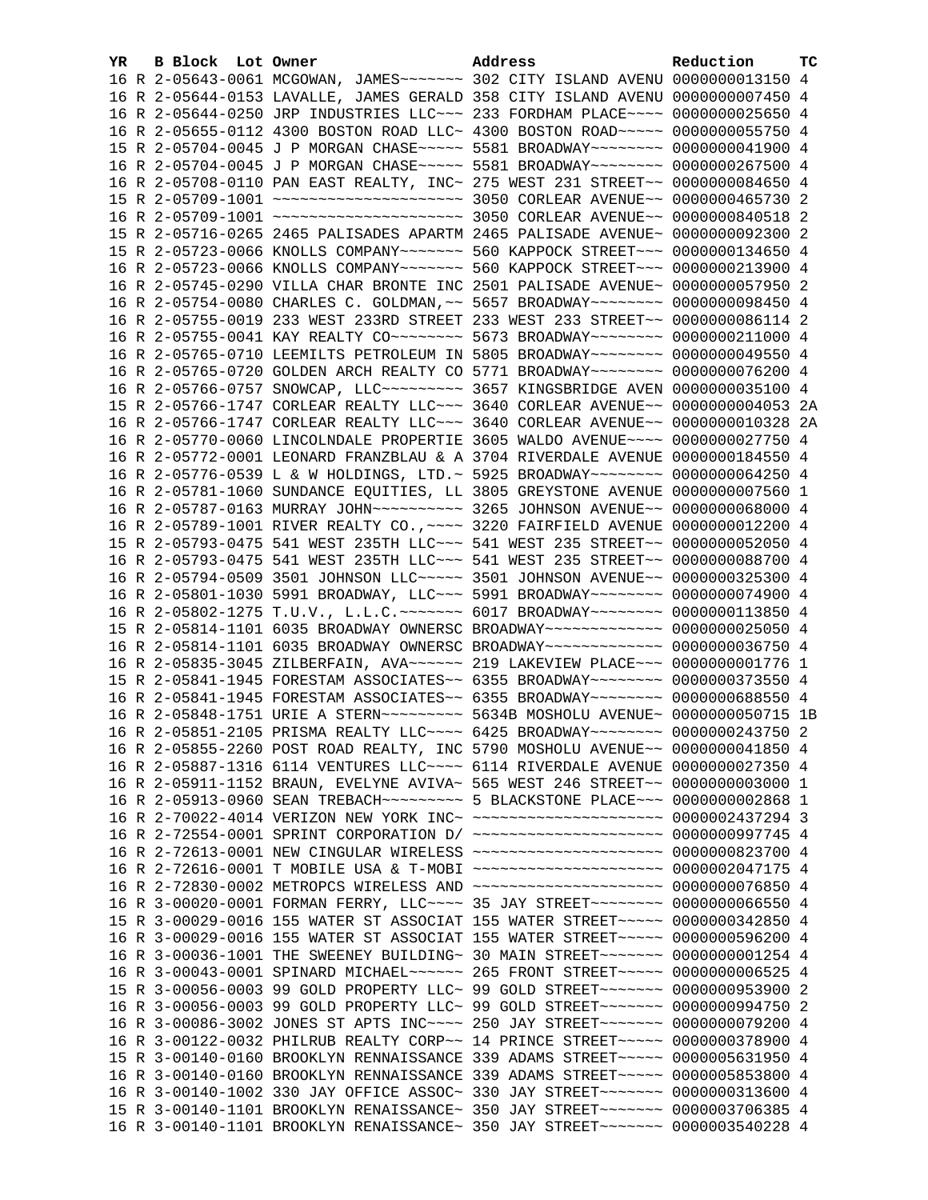| YR | B | Block | Lot | Owner | Address | Reduction | TC |
|---|---|---|---|---|---|---|---|
| 16 | R | 2-05643-0061 | | MCGOWAN, JAMES~~~~~~~ | 302 CITY ISLAND AVENU | 0000000013150 | 4 |
| 16 | R | 2-05644-0153 | | LAVALLE, JAMES GERALD | 358 CITY ISLAND AVENU | 0000000007450 | 4 |
| 16 | R | 2-05644-0250 | | JRP INDUSTRIES LLC~~~ | 233 FORDHAM PLACE~~~~ | 0000000025650 | 4 |
| 16 | R | 2-05655-0112 | | 4300 BOSTON ROAD LLC~ | 4300 BOSTON ROAD~~~~~ | 0000000055750 | 4 |
| 15 | R | 2-05704-0045 | | J P MORGAN CHASE~~~~~ | 5581 BROADWAY~~~~~~~~ | 0000000041900 | 4 |
| 16 | R | 2-05704-0045 | | J P MORGAN CHASE~~~~~ | 5581 BROADWAY~~~~~~~~ | 0000000267500 | 4 |
| 16 | R | 2-05708-0110 | | PAN EAST REALTY, INC~ | 275 WEST 231 STREET~~ | 0000000084650 | 4 |
| 15 | R | 2-05709-1001 | | ~~~~~~~~~~~~~~~~~~~~~ | 3050 CORLEAR AVENUE~~ | 0000000465730 | 2 |
| 16 | R | 2-05709-1001 | | ~~~~~~~~~~~~~~~~~~~~~ | 3050 CORLEAR AVENUE~~ | 0000000840518 | 2 |
| 15 | R | 2-05716-0265 | | 2465 PALISADES APARTM | 2465 PALISADE AVENUE~ | 0000000092300 | 2 |
| 15 | R | 2-05723-0066 | | KNOLLS COMPANY~~~~~~~ | 560 KAPPOCK STREET~~~ | 0000000134650 | 4 |
| 16 | R | 2-05723-0066 | | KNOLLS COMPANY~~~~~~~ | 560 KAPPOCK STREET~~~ | 0000000213900 | 4 |
| 16 | R | 2-05745-0290 | | VILLA CHAR BRONTE INC | 2501 PALISADE AVENUE~ | 0000000057950 | 2 |
| 16 | R | 2-05754-0080 | | CHARLES C. GOLDMAN,~~ | 5657 BROADWAY~~~~~~~~ | 0000000098450 | 4 |
| 16 | R | 2-05755-0019 | | 233 WEST 233RD STREET | 233 WEST 233 STREET~~ | 0000000086114 | 2 |
| 16 | R | 2-05755-0041 | | KAY REALTY CO~~~~~~~~ | 5673 BROADWAY~~~~~~~~ | 0000000211000 | 4 |
| 16 | R | 2-05765-0710 | | LEEMILTS PETROLEUM IN | 5805 BROADWAY~~~~~~~~ | 0000000049550 | 4 |
| 16 | R | 2-05765-0720 | | GOLDEN ARCH REALTY CO | 5771 BROADWAY~~~~~~~~ | 0000000076200 | 4 |
| 16 | R | 2-05766-0757 | | SNOWCAP, LLC~~~~~~~~~ | 3657 KINGSBRIDGE AVEN | 0000000035100 | 4 |
| 15 | R | 2-05766-1747 | | CORLEAR REALTY LLC~~~ | 3640 CORLEAR AVENUE~~ | 0000000004053 | 2A |
| 16 | R | 2-05766-1747 | | CORLEAR REALTY LLC~~~ | 3640 CORLEAR AVENUE~~ | 0000000010328 | 2A |
| 16 | R | 2-05770-0060 | | LINCOLNDALE PROPERTIE | 3605 WALDO AVENUE~~~~ | 0000000027750 | 4 |
| 16 | R | 2-05772-0001 | | LEONARD FRANZBLAU & A | 3704 RIVERDALE AVENUE | 0000000184550 | 4 |
| 16 | R | 2-05776-0539 | | L & W HOLDINGS, LTD.~ | 5925 BROADWAY~~~~~~~~ | 0000000064250 | 4 |
| 16 | R | 2-05781-1060 | | SUNDANCE EQUITIES, LL | 3805 GREYSTONE AVENUE | 0000000007560 | 1 |
| 16 | R | 2-05787-0163 | | MURRAY JOHN~~~~~~~~~~ | 3265 JOHNSON AVENUE~~ | 0000000068000 | 4 |
| 16 | R | 2-05789-1001 | | RIVER REALTY CO.,~~~~ | 3220 FAIRFIELD AVENUE | 0000000012200 | 4 |
| 15 | R | 2-05793-0475 | | 541 WEST 235TH LLC~~~ | 541 WEST 235 STREET~~ | 0000000052050 | 4 |
| 16 | R | 2-05793-0475 | | 541 WEST 235TH LLC~~~ | 541 WEST 235 STREET~~ | 0000000088700 | 4 |
| 16 | R | 2-05794-0509 | | 3501 JOHNSON LLC~~~~~ | 3501 JOHNSON AVENUE~~ | 0000000325300 | 4 |
| 16 | R | 2-05801-1030 | | 5991 BROADWAY, LLC~~~ | 5991 BROADWAY~~~~~~~~ | 0000000074900 | 4 |
| 16 | R | 2-05802-1275 | | T.U.V., L.L.C.~~~~~~~ | 6017 BROADWAY~~~~~~~~ | 0000000113850 | 4 |
| 15 | R | 2-05814-1101 | | 6035 BROADWAY OWNERSC | BROADWAY~~~~~~~~~~~~~ | 0000000025050 | 4 |
| 16 | R | 2-05814-1101 | | 6035 BROADWAY OWNERSC | BROADWAY~~~~~~~~~~~~~ | 0000000036750 | 4 |
| 16 | R | 2-05835-3045 | | ZILBERFAIN, AVA~~~~~~ | 219 LAKEVIEW PLACE~~~ | 0000000001776 | 1 |
| 15 | R | 2-05841-1945 | | FORESTAM ASSOCIATES~~ | 6355 BROADWAY~~~~~~~~ | 0000000373550 | 4 |
| 16 | R | 2-05841-1945 | | FORESTAM ASSOCIATES~~ | 6355 BROADWAY~~~~~~~~ | 0000000688550 | 4 |
| 16 | R | 2-05848-1751 | | URIE A STERN~~~~~~~~~ | 5634B MOSHOLU AVENUE~ | 0000000050715 | 1B |
| 16 | R | 2-05851-2105 | | PRISMA REALTY LLC~~~~ | 6425 BROADWAY~~~~~~~~ | 0000000243750 | 2 |
| 16 | R | 2-05855-2260 | | POST ROAD REALTY, INC | 5790 MOSHOLU AVENUE~~ | 0000000041850 | 4 |
| 16 | R | 2-05887-1316 | | 6114 VENTURES LLC~~~~ | 6114 RIVERDALE AVENUE | 0000000027350 | 4 |
| 16 | R | 2-05911-1152 | | BRAUN, EVELYNE AVIVA~ | 565 WEST 246 STREET~~ | 0000000003000 | 1 |
| 16 | R | 2-05913-0960 | | SEAN TREBACH~~~~~~~~~ | 5 BLACKSTONE PLACE~~~ | 0000000002868 | 1 |
| 16 | R | 2-70022-4014 | | VERIZON NEW YORK INC~ | ~~~~~~~~~~~~~~~~~~~~~ | 0000002437294 | 3 |
| 16 | R | 2-72554-0001 | | SPRINT CORPORATION D/ | ~~~~~~~~~~~~~~~~~~~~~ | 0000000997745 | 4 |
| 16 | R | 2-72613-0001 | | NEW CINGULAR WIRELESS | ~~~~~~~~~~~~~~~~~~~~~ | 0000000823700 | 4 |
| 16 | R | 2-72616-0001 | | T MOBILE USA & T-MOBI | ~~~~~~~~~~~~~~~~~~~~~ | 0000002047175 | 4 |
| 16 | R | 2-72830-0002 | | METROPCS WIRELESS AND | ~~~~~~~~~~~~~~~~~~~~~ | 0000000076850 | 4 |
| 16 | R | 3-00020-0001 | | FORMAN FERRY, LLC~~~~ | 35 JAY STREET~~~~~~~~ | 0000000066550 | 4 |
| 15 | R | 3-00029-0016 | | 155 WATER ST ASSOCIAT | 155 WATER STREET~~~~~ | 0000000342850 | 4 |
| 16 | R | 3-00029-0016 | | 155 WATER ST ASSOCIAT | 155 WATER STREET~~~~~ | 0000000596200 | 4 |
| 16 | R | 3-00036-1001 | | THE SWEENEY BUILDING~ | 30 MAIN STREET~~~~~~~ | 0000000001254 | 4 |
| 16 | R | 3-00043-0001 | | SPINARD MICHAEL~~~~~~ | 265 FRONT STREET~~~~~ | 0000000006525 | 4 |
| 15 | R | 3-00056-0003 | | 99 GOLD PROPERTY LLC~ | 99 GOLD STREET~~~~~~~ | 0000000953900 | 2 |
| 16 | R | 3-00056-0003 | | 99 GOLD PROPERTY LLC~ | 99 GOLD STREET~~~~~~~ | 0000000994750 | 2 |
| 16 | R | 3-00086-3002 | | JONES ST APTS INC~~~~ | 250 JAY STREET~~~~~~~ | 0000000079200 | 4 |
| 16 | R | 3-00122-0032 | | PHILRUB REALTY CORP~~ | 14 PRINCE STREET~~~~~ | 0000000378900 | 4 |
| 15 | R | 3-00140-0160 | | BROOKLYN RENNAISSANCE | 339 ADAMS STREET~~~~~ | 0000005631950 | 4 |
| 16 | R | 3-00140-0160 | | BROOKLYN RENNAISSANCE | 339 ADAMS STREET~~~~~ | 0000005853800 | 4 |
| 16 | R | 3-00140-1002 | | 330 JAY OFFICE ASSOC~ | 330 JAY STREET~~~~~~~ | 0000000313600 | 4 |
| 15 | R | 3-00140-1101 | | BROOKLYN RENAISSANCE~ | 350 JAY STREET~~~~~~~ | 0000003706385 | 4 |
| 16 | R | 3-00140-1101 | | BROOKLYN RENAISSANCE~ | 350 JAY STREET~~~~~~~ | 0000003540228 | 4 |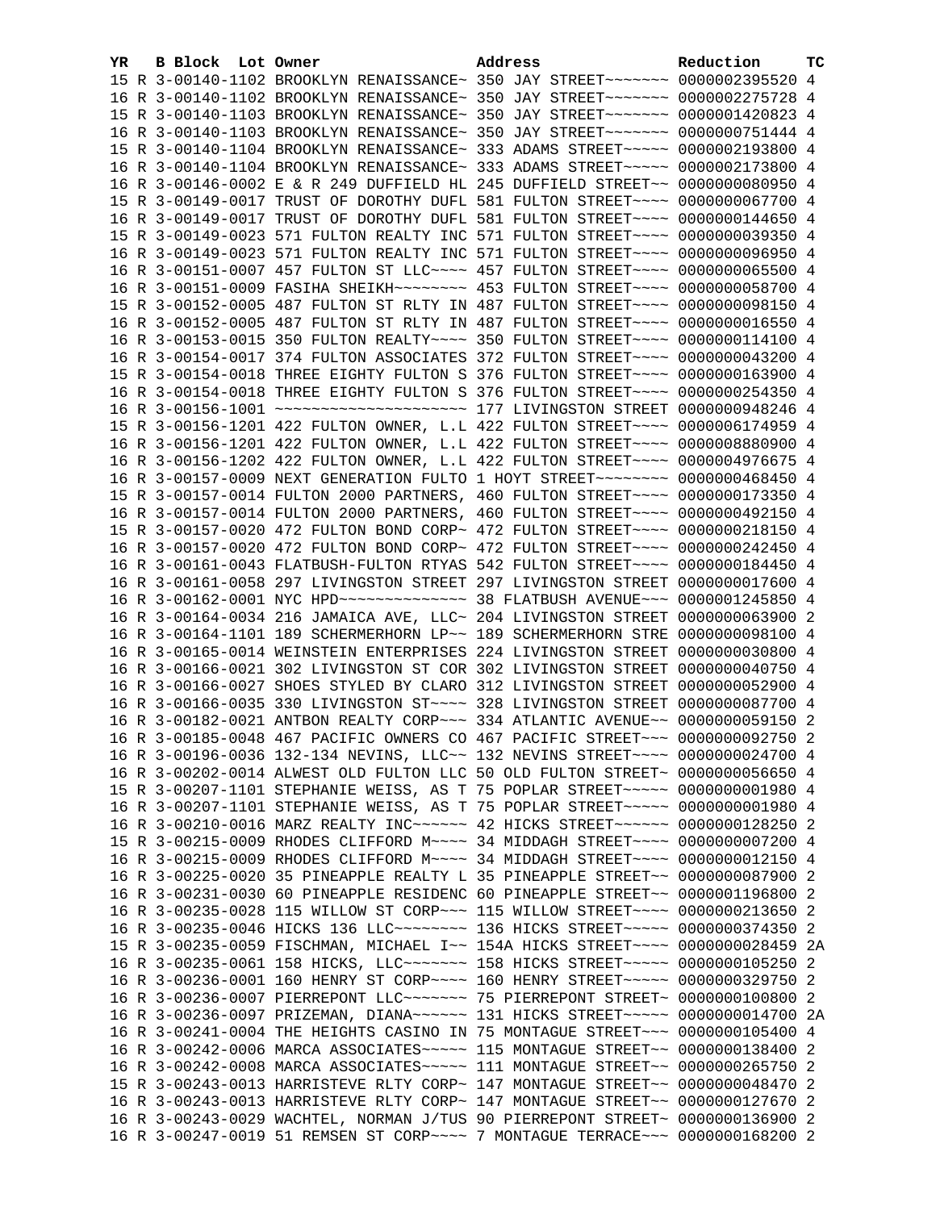| YR | B | Block | Lot | Owner | Address | Reduction | TC |
|---|---|---|---|---|---|---|---|
| 15 | R | 3-00140-1102 | | BROOKLYN RENAISSANCE~ | 350 JAY STREET~~~~~~~ | 0000002395520 | 4 |
| 16 | R | 3-00140-1102 | | BROOKLYN RENAISSANCE~ | 350 JAY STREET~~~~~~~ | 0000002275728 | 4 |
| 15 | R | 3-00140-1103 | | BROOKLYN RENAISSANCE~ | 350 JAY STREET~~~~~~~ | 0000001420823 | 4 |
| 16 | R | 3-00140-1103 | | BROOKLYN RENAISSANCE~ | 350 JAY STREET~~~~~~~ | 0000000751444 | 4 |
| 15 | R | 3-00140-1104 | | BROOKLYN RENAISSANCE~ | 333 ADAMS STREET~~~~~ | 0000002193800 | 4 |
| 16 | R | 3-00140-1104 | | BROOKLYN RENAISSANCE~ | 333 ADAMS STREET~~~~~ | 0000002173800 | 4 |
| 16 | R | 3-00146-0002 | | E & R 249 DUFFIELD HL | 245 DUFFIELD STREET~~ | 0000000080950 | 4 |
| 15 | R | 3-00149-0017 | | TRUST OF DOROTHY DUFL | 581 FULTON STREET~~~~ | 0000000067700 | 4 |
| 16 | R | 3-00149-0017 | | TRUST OF DOROTHY DUFL | 581 FULTON STREET~~~~ | 0000000144650 | 4 |
| 15 | R | 3-00149-0023 | | 571 FULTON REALTY INC | 571 FULTON STREET~~~~ | 0000000039350 | 4 |
| 16 | R | 3-00149-0023 | | 571 FULTON REALTY INC | 571 FULTON STREET~~~~ | 0000000096950 | 4 |
| 16 | R | 3-00151-0007 | | 457 FULTON ST LLC~~~~ | 457 FULTON STREET~~~~ | 0000000065500 | 4 |
| 16 | R | 3-00151-0009 | | FASIHA SHEIKH~~~~~~~~ | 453 FULTON STREET~~~~ | 0000000058700 | 4 |
| 15 | R | 3-00152-0005 | | 487 FULTON ST RLTY IN | 487 FULTON STREET~~~~ | 0000000098150 | 4 |
| 16 | R | 3-00152-0005 | | 487 FULTON ST RLTY IN | 487 FULTON STREET~~~~ | 0000000016550 | 4 |
| 16 | R | 3-00153-0015 | | 350 FULTON REALTY~~~~ | 350 FULTON STREET~~~~ | 0000000114100 | 4 |
| 16 | R | 3-00154-0017 | | 374 FULTON ASSOCIATES | 372 FULTON STREET~~~~ | 0000000043200 | 4 |
| 15 | R | 3-00154-0018 | | THREE EIGHTY FULTON S | 376 FULTON STREET~~~~ | 0000000163900 | 4 |
| 16 | R | 3-00154-0018 | | THREE EIGHTY FULTON S | 376 FULTON STREET~~~~ | 0000000254350 | 4 |
| 16 | R | 3-00156-1001 | | ~~~~~~~~~~~~~~~~~~~~~ | 177 LIVINGSTON STREET | 0000000948246 | 4 |
| 15 | R | 3-00156-1201 | | 422 FULTON OWNER, L.L | 422 FULTON STREET~~~~ | 0000006174959 | 4 |
| 16 | R | 3-00156-1201 | | 422 FULTON OWNER, L.L | 422 FULTON STREET~~~~ | 0000008880900 | 4 |
| 16 | R | 3-00156-1202 | | 422 FULTON OWNER, L.L | 422 FULTON STREET~~~~ | 0000004976675 | 4 |
| 16 | R | 3-00157-0009 | | NEXT GENERATION FULTO | 1 HOYT STREET~~~~~~~~ | 0000000468450 | 4 |
| 15 | R | 3-00157-0014 | | FULTON 2000 PARTNERS, | 460 FULTON STREET~~~~ | 0000000173350 | 4 |
| 16 | R | 3-00157-0014 | | FULTON 2000 PARTNERS, | 460 FULTON STREET~~~~ | 0000000492150 | 4 |
| 15 | R | 3-00157-0020 | | 472 FULTON BOND CORP~ | 472 FULTON STREET~~~~ | 0000000218150 | 4 |
| 16 | R | 3-00157-0020 | | 472 FULTON BOND CORP~ | 472 FULTON STREET~~~~ | 0000000242450 | 4 |
| 16 | R | 3-00161-0043 | | FLATBUSH-FULTON RTYAS | 542 FULTON STREET~~~~ | 0000000184450 | 4 |
| 16 | R | 3-00161-0058 | | 297 LIVINGSTON STREET | 297 LIVINGSTON STREET | 0000000017600 | 4 |
| 16 | R | 3-00162-0001 | | NYC HPD~~~~~~~~~~~~~~ | 38 FLATBUSH AVENUE~~~ | 0000001245850 | 4 |
| 16 | R | 3-00164-0034 | | 216 JAMAICA AVE, LLC~ | 204 LIVINGSTON STREET | 0000000063900 | 2 |
| 16 | R | 3-00164-1101 | | 189 SCHERMERHORN LP~~ | 189 SCHERMERHORN STRE | 0000000098100 | 4 |
| 16 | R | 3-00165-0014 | | WEINSTEIN ENTERPRISES | 224 LIVINGSTON STREET | 0000000030800 | 4 |
| 16 | R | 3-00166-0021 | | 302 LIVINGSTON ST COR | 302 LIVINGSTON STREET | 0000000040750 | 4 |
| 16 | R | 3-00166-0027 | | SHOES STYLED BY CLARO | 312 LIVINGSTON STREET | 0000000052900 | 4 |
| 16 | R | 3-00166-0035 | | 330 LIVINGSTON ST~~~~ | 328 LIVINGSTON STREET | 0000000087700 | 4 |
| 16 | R | 3-00182-0021 | | ANTBON REALTY CORP~~~ | 334 ATLANTIC AVENUE~~ | 0000000059150 | 2 |
| 16 | R | 3-00185-0048 | | 467 PACIFIC OWNERS CO | 467 PACIFIC STREET~~~ | 0000000092750 | 2 |
| 16 | R | 3-00196-0036 | | 132-134 NEVINS, LLC~~ | 132 NEVINS STREET~~~~ | 0000000024700 | 4 |
| 16 | R | 3-00202-0014 | | ALWEST OLD FULTON LLC | 50 OLD FULTON STREET~ | 0000000056650 | 4 |
| 15 | R | 3-00207-1101 | | STEPHANIE WEISS, AS T | 75 POPLAR STREET~~~~~ | 0000000001980 | 4 |
| 16 | R | 3-00207-1101 | | STEPHANIE WEISS, AS T | 75 POPLAR STREET~~~~~ | 0000000001980 | 4 |
| 16 | R | 3-00210-0016 | | MARZ REALTY INC~~~~~~ | 42 HICKS STREET~~~~~~ | 0000000128250 | 2 |
| 15 | R | 3-00215-0009 | | RHODES CLIFFORD M~~~~ | 34 MIDDAGH STREET~~~~ | 0000000007200 | 4 |
| 16 | R | 3-00215-0009 | | RHODES CLIFFORD M~~~~ | 34 MIDDAGH STREET~~~~ | 0000000012150 | 4 |
| 16 | R | 3-00225-0020 | | 35 PINEAPPLE REALTY L | 35 PINEAPPLE STREET~~ | 0000000087900 | 2 |
| 16 | R | 3-00231-0030 | | 60 PINEAPPLE RESIDENC | 60 PINEAPPLE STREET~~ | 0000001196800 | 2 |
| 16 | R | 3-00235-0028 | | 115 WILLOW ST CORP~~~ | 115 WILLOW STREET~~~~ | 0000000213650 | 2 |
| 16 | R | 3-00235-0046 | | HICKS 136 LLC~~~~~~~~ | 136 HICKS STREET~~~~~ | 0000000374350 | 2 |
| 15 | R | 3-00235-0059 | | FISCHMAN, MICHAEL I~~ | 154A HICKS STREET~~~~ | 0000000028459 | 2A |
| 16 | R | 3-00235-0061 | | 158 HICKS, LLC~~~~~~~ | 158 HICKS STREET~~~~~ | 0000000105250 | 2 |
| 16 | R | 3-00236-0001 | | 160 HENRY ST CORP~~~~ | 160 HENRY STREET~~~~~ | 0000000329750 | 2 |
| 16 | R | 3-00236-0007 | | PIERREPONT LLC~~~~~~~ | 75 PIERREPONT STREET~ | 0000000100800 | 2 |
| 16 | R | 3-00236-0097 | | PRIZEMAN, DIANA~~~~~~ | 131 HICKS STREET~~~~~ | 0000000014700 | 2A |
| 16 | R | 3-00241-0004 | | THE HEIGHTS CASINO IN | 75 MONTAGUE STREET~~~ | 0000000105400 | 4 |
| 16 | R | 3-00242-0006 | | MARCA ASSOCIATES~~~~~ | 115 MONTAGUE STREET~~ | 0000000138400 | 2 |
| 16 | R | 3-00242-0008 | | MARCA ASSOCIATES~~~~~ | 111 MONTAGUE STREET~~ | 0000000265750 | 2 |
| 15 | R | 3-00243-0013 | | HARRISTEVE RLTY CORP~ | 147 MONTAGUE STREET~~ | 0000000048470 | 2 |
| 16 | R | 3-00243-0013 | | HARRISTEVE RLTY CORP~ | 147 MONTAGUE STREET~~ | 0000000127670 | 2 |
| 16 | R | 3-00243-0029 | | WACHTEL, NORMAN J/TUS | 90 PIERREPONT STREET~ | 0000000136900 | 2 |
| 16 | R | 3-00247-0019 | | 51 REMSEN ST CORP~~~~ | 7 MONTAGUE TERRACE~~~ | 0000000168200 | 2 |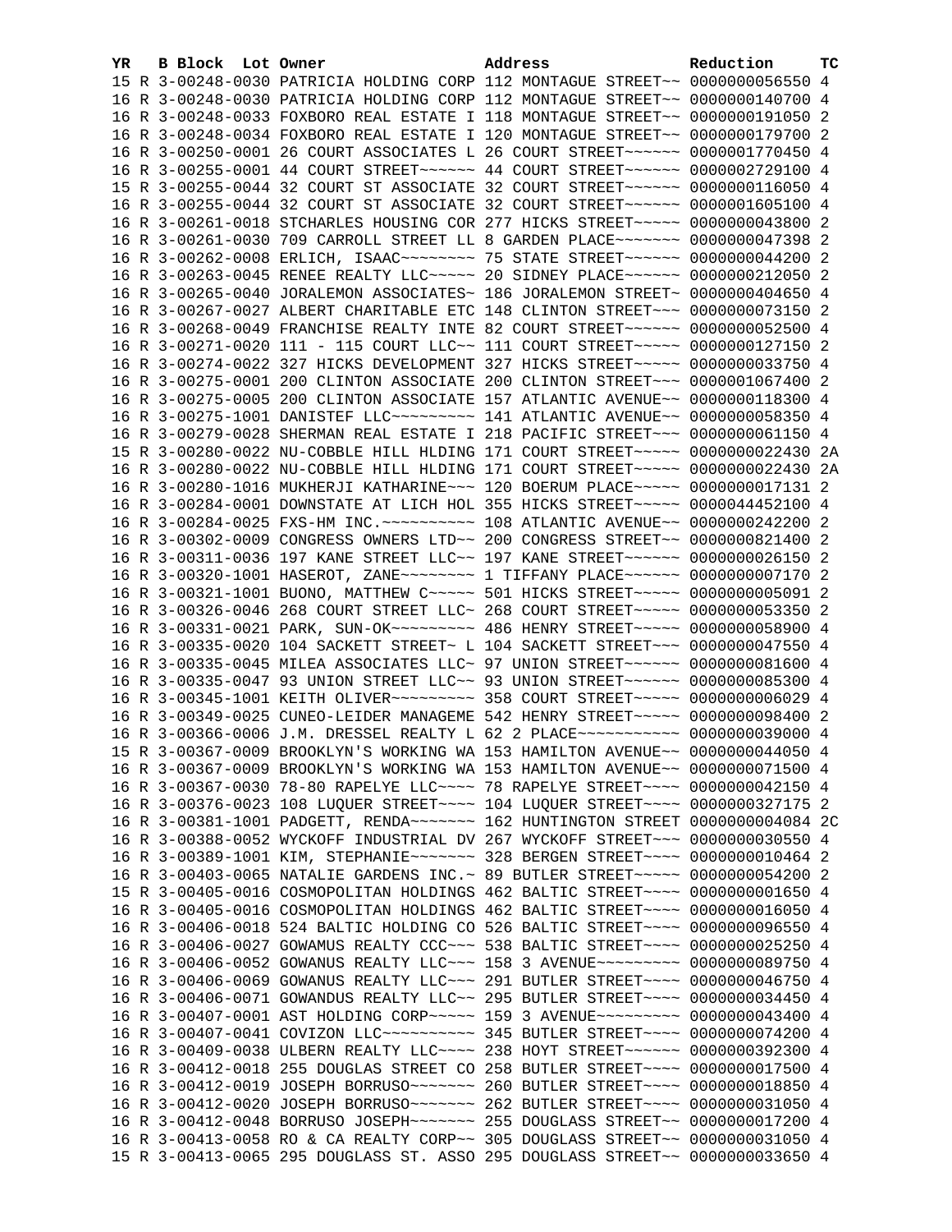| YR | B | Block | Lot | Owner | Address | Reduction | TC |
|---|---|---|---|---|---|---|---|
| 15 | R | 3-00248-0030 | | PATRICIA HOLDING CORP | 112 MONTAGUE STREET~~ | 0000000056550 | 4 |
| 16 | R | 3-00248-0030 | | PATRICIA HOLDING CORP | 112 MONTAGUE STREET~~ | 0000000140700 | 4 |
| 16 | R | 3-00248-0033 | | FOXBORO REAL ESTATE I | 118 MONTAGUE STREET~~ | 0000000191050 | 2 |
| 16 | R | 3-00248-0034 | | FOXBORO REAL ESTATE I | 120 MONTAGUE STREET~~ | 0000000179700 | 2 |
| 16 | R | 3-00250-0001 | | 26 COURT ASSOCIATES L | 26 COURT STREET~~~~~~ | 0000001770450 | 4 |
| 16 | R | 3-00255-0001 | | 44 COURT STREET~~~~~~ | 44 COURT STREET~~~~~~ | 0000002729100 | 4 |
| 15 | R | 3-00255-0044 | | 32 COURT ST ASSOCIATE | 32 COURT STREET~~~~~~ | 0000000116050 | 4 |
| 16 | R | 3-00255-0044 | | 32 COURT ST ASSOCIATE | 32 COURT STREET~~~~~~ | 0000001605100 | 4 |
| 16 | R | 3-00261-0018 | | STCHARLES HOUSING COR | 277 HICKS STREET~~~~~ | 0000000043800 | 2 |
| 16 | R | 3-00261-0030 | | 709 CARROLL STREET LL | 8 GARDEN PLACE~~~~~~~ | 0000000047398 | 2 |
| 16 | R | 3-00262-0008 | | ERLICH, ISAAC~~~~~~~~ | 75 STATE STREET~~~~~~ | 0000000044200 | 2 |
| 16 | R | 3-00263-0045 | | RENEE REALTY LLC~~~~~ | 20 SIDNEY PLACE~~~~~~ | 0000000212050 | 2 |
| 16 | R | 3-00265-0040 | | JORALEMON ASSOCIATES~ | 186 JORALEMON STREET~ | 0000000404650 | 4 |
| 16 | R | 3-00267-0027 | | ALBERT CHARITABLE ETC | 148 CLINTON STREET~~~ | 0000000073150 | 2 |
| 16 | R | 3-00268-0049 | | FRANCHISE REALTY INTE | 82 COURT STREET~~~~~~ | 0000000052500 | 4 |
| 16 | R | 3-00271-0020 | | 111 - 115 COURT LLC~~ | 111 COURT STREET~~~~~ | 0000000127150 | 2 |
| 16 | R | 3-00274-0022 | | 327 HICKS DEVELOPMENT | 327 HICKS STREET~~~~~ | 0000000033750 | 4 |
| 16 | R | 3-00275-0001 | | 200 CLINTON ASSOCIATE | 200 CLINTON STREET~~~ | 0000001067400 | 2 |
| 16 | R | 3-00275-0005 | | 200 CLINTON ASSOCIATE | 157 ATLANTIC AVENUE~~ | 0000000118300 | 4 |
| 16 | R | 3-00275-1001 | | DANISTEF LLC~~~~~~~~~ | 141 ATLANTIC AVENUE~~ | 0000000058350 | 4 |
| 16 | R | 3-00279-0028 | | SHERMAN REAL ESTATE I | 218 PACIFIC STREET~~~ | 0000000061150 | 4 |
| 15 | R | 3-00280-0022 | | NU-COBBLE HILL HLDING | 171 COURT STREET~~~~~ | 0000000022430 | 2A |
| 16 | R | 3-00280-0022 | | NU-COBBLE HILL HLDING | 171 COURT STREET~~~~~ | 0000000022430 | 2A |
| 16 | R | 3-00280-1016 | | MUKHERJI KATHARINE~~~ | 120 BOERUM PLACE~~~~~ | 0000000017131 | 2 |
| 16 | R | 3-00284-0001 | | DOWNSTATE AT LICH HOL | 355 HICKS STREET~~~~~ | 0000044452100 | 4 |
| 16 | R | 3-00284-0025 | | FXS-HM INC.~~~~~~~~~~ | 108 ATLANTIC AVENUE~~ | 0000000242200 | 2 |
| 16 | R | 3-00302-0009 | | CONGRESS OWNERS LTD~~ | 200 CONGRESS STREET~~ | 0000000821400 | 2 |
| 16 | R | 3-00311-0036 | | 197 KANE STREET LLC~~ | 197 KANE STREET~~~~~~ | 0000000026150 | 2 |
| 16 | R | 3-00320-1001 | | HASEROT, ZANE~~~~~~~~ | 1 TIFFANY PLACE~~~~~~ | 0000000007170 | 2 |
| 16 | R | 3-00321-1001 | | BUONO, MATTHEW C~~~~~ | 501 HICKS STREET~~~~~ | 0000000005091 | 2 |
| 16 | R | 3-00326-0046 | | 268 COURT STREET LLC~ | 268 COURT STREET~~~~~ | 0000000053350 | 2 |
| 16 | R | 3-00331-0021 | | PARK, SUN-OK~~~~~~~~~ | 486 HENRY STREET~~~~~ | 0000000058900 | 4 |
| 16 | R | 3-00335-0020 | | 104 SACKETT STREET~ L | 104 SACKETT STREET~~~ | 0000000047550 | 4 |
| 16 | R | 3-00335-0045 | | MILEA ASSOCIATES LLC~ | 97 UNION STREET~~~~~~ | 0000000081600 | 4 |
| 16 | R | 3-00335-0047 | | 93 UNION STREET LLC~~ | 93 UNION STREET~~~~~~ | 0000000085300 | 4 |
| 16 | R | 3-00345-1001 | | KEITH OLIVER~~~~~~~~~ | 358 COURT STREET~~~~~ | 0000000006029 | 4 |
| 16 | R | 3-00349-0025 | | CUNEO-LEIDER MANAGEME | 542 HENRY STREET~~~~~ | 0000000098400 | 2 |
| 16 | R | 3-00366-0006 | | J.M. DRESSEL REALTY L | 62 2 PLACE~~~~~~~~~~~ | 0000000039000 | 4 |
| 15 | R | 3-00367-0009 | | BROOKLYN'S WORKING WA | 153 HAMILTON AVENUE~~ | 0000000044050 | 4 |
| 16 | R | 3-00367-0009 | | BROOKLYN'S WORKING WA | 153 HAMILTON AVENUE~~ | 0000000071500 | 4 |
| 16 | R | 3-00367-0030 | | 78-80 RAPELYE LLC~~~~ | 78 RAPELYE STREET~~~~ | 0000000042150 | 4 |
| 16 | R | 3-00376-0023 | | 108 LUQUER STREET~~~~ | 104 LUQUER STREET~~~~ | 0000000327175 | 2 |
| 16 | R | 3-00381-1001 | | PADGETT, RENDA~~~~~~~ | 162 HUNTINGTON STREET | 0000000004084 | 2C |
| 16 | R | 3-00388-0052 | | WYCKOFF INDUSTRIAL DV | 267 WYCKOFF STREET~~~ | 0000000030550 | 4 |
| 16 | R | 3-00389-1001 | | KIM, STEPHANIE~~~~~~~ | 328 BERGEN STREET~~~~ | 0000000010464 | 2 |
| 16 | R | 3-00403-0065 | | NATALIE GARDENS INC.~ | 89 BUTLER STREET~~~~~ | 0000000054200 | 2 |
| 15 | R | 3-00405-0016 | | COSMOPOLITAN HOLDINGS | 462 BALTIC STREET~~~~ | 0000000001650 | 4 |
| 16 | R | 3-00405-0016 | | COSMOPOLITAN HOLDINGS | 462 BALTIC STREET~~~~ | 0000000016050 | 4 |
| 16 | R | 3-00406-0018 | | 524 BALTIC HOLDING CO | 526 BALTIC STREET~~~~ | 0000000096550 | 4 |
| 16 | R | 3-00406-0027 | | GOWAMUS REALTY CCC~~~ | 538 BALTIC STREET~~~~ | 0000000025250 | 4 |
| 16 | R | 3-00406-0052 | | GOWANUS REALTY LLC~~~ | 158 3 AVENUE~~~~~~~~~ | 0000000089750 | 4 |
| 16 | R | 3-00406-0069 | | GOWANUS REALTY LLC~~~ | 291 BUTLER STREET~~~~ | 0000000046750 | 4 |
| 16 | R | 3-00406-0071 | | GOWANDUS REALTY LLC~~ | 295 BUTLER STREET~~~~ | 0000000034450 | 4 |
| 16 | R | 3-00407-0001 | | AST HOLDING CORP~~~~~ | 159 3 AVENUE~~~~~~~~~ | 0000000043400 | 4 |
| 16 | R | 3-00407-0041 | | COVIZON LLC~~~~~~~~~~ | 345 BUTLER STREET~~~~ | 0000000074200 | 4 |
| 16 | R | 3-00409-0038 | | ULBERN REALTY LLC~~~~ | 238 HOYT STREET~~~~~~ | 0000000392300 | 4 |
| 16 | R | 3-00412-0018 | | 255 DOUGLAS STREET CO | 258 BUTLER STREET~~~~ | 0000000017500 | 4 |
| 16 | R | 3-00412-0019 | | JOSEPH BORRUSO~~~~~~~ | 260 BUTLER STREET~~~~ | 0000000018850 | 4 |
| 16 | R | 3-00412-0020 | | JOSEPH BORRUSO~~~~~~~ | 262 BUTLER STREET~~~~ | 0000000031050 | 4 |
| 16 | R | 3-00412-0048 | | BORRUSO JOSEPH~~~~~~~ | 255 DOUGLASS STREET~~ | 0000000017200 | 4 |
| 16 | R | 3-00413-0058 | | RO & CA REALTY CORP~~ | 305 DOUGLASS STREET~~ | 0000000031050 | 4 |
| 15 | R | 3-00413-0065 | | 295 DOUGLASS ST. ASSO | 295 DOUGLASS STREET~~ | 0000000033650 | 4 |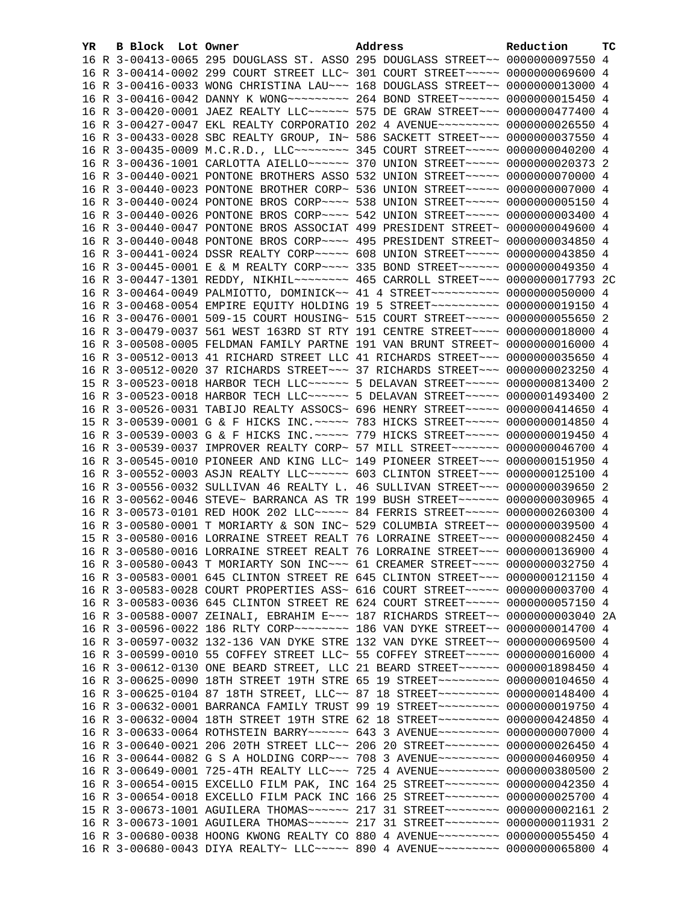| YR | B | Block | Lot | Owner | Address | Reduction | TC |
|---|---|---|---|---|---|---|---|
| 16 | R | 3-00413-0065 | | 295 DOUGLASS ST. ASSO | 295 DOUGLASS STREET~~ | 0000000097550 | 4 |
| 16 | R | 3-00414-0002 | | 299 COURT STREET LLC~ | 301 COURT STREET~~~~~ | 0000000069600 | 4 |
| 16 | R | 3-00416-0033 | | WONG CHRISTINA LAU~~~ | 168 DOUGLASS STREET~~ | 0000000013000 | 4 |
| 16 | R | 3-00416-0042 | | DANNY K WONG~~~~~~~~~ | 264 BOND STREET~~~~~~ | 0000000015450 | 4 |
| 16 | R | 3-00420-0001 | | JAEZ REALTY LLC~~~~~~ | 575 DE GRAW STREET~~~ | 0000000477400 | 4 |
| 16 | R | 3-00427-0047 | | EKL REALTY CORPORATIO | 202 4 AVENUE~~~~~~~~~ | 0000000026550 | 4 |
| 16 | R | 3-00433-0028 | | SBC REALTY GROUP, IN~ | 586 SACKETT STREET~~~ | 0000000037550 | 4 |
| 16 | R | 3-00435-0009 | | M.C.R.D., LLC~~~~~~~~ | 345 COURT STREET~~~~~ | 0000000040200 | 4 |
| 16 | R | 3-00436-1001 | | CARLOTTA AIELLO~~~~~~ | 370 UNION STREET~~~~~ | 0000000020373 | 2 |
| 16 | R | 3-00440-0021 | | PONTONE BROTHERS ASSO | 532 UNION STREET~~~~~ | 0000000070000 | 4 |
| 16 | R | 3-00440-0023 | | PONTONE BROTHER CORP~ | 536 UNION STREET~~~~~ | 0000000007000 | 4 |
| 16 | R | 3-00440-0024 | | PONTONE BROS CORP~~~~ | 538 UNION STREET~~~~~ | 0000000005150 | 4 |
| 16 | R | 3-00440-0026 | | PONTONE BROS CORP~~~~ | 542 UNION STREET~~~~~ | 0000000003400 | 4 |
| 16 | R | 3-00440-0047 | | PONTONE BROS ASSOCIAT | 499 PRESIDENT STREET~ | 0000000049600 | 4 |
| 16 | R | 3-00440-0048 | | PONTONE BROS CORP~~~~ | 495 PRESIDENT STREET~ | 0000000034850 | 4 |
| 16 | R | 3-00441-0024 | | DSSR REALTY CORP~~~~~ | 608 UNION STREET~~~~~ | 0000000043850 | 4 |
| 16 | R | 3-00445-0001 | | E & M REALTY CORP~~~~ | 335 BOND STREET~~~~~~ | 0000000049350 | 4 |
| 16 | R | 3-00447-1301 | | REDDY, NIKHIL~~~~~~~~ | 465 CARROLL STREET~~~ | 0000000017793 | 2C |
| 16 | R | 3-00464-0049 | | PALMIOTTO, DOMINICK~~ | 41 4 STREET~~~~~~~~~~ | 0000000050000 | 4 |
| 16 | R | 3-00468-0054 | | EMPIRE EQUITY HOLDING | 19 5 STREET~~~~~~~~~~ | 0000000019150 | 4 |
| 16 | R | 3-00476-0001 | | 509-15 COURT HOUSING~ | 515 COURT STREET~~~~~ | 0000000055650 | 2 |
| 16 | R | 3-00479-0037 | | 561 WEST 163RD ST RTY | 191 CENTRE STREET~~~~ | 0000000018000 | 4 |
| 16 | R | 3-00508-0005 | | FELDMAN FAMILY PARTNE | 191 VAN BRUNT STREET~ | 0000000016000 | 4 |
| 16 | R | 3-00512-0013 | | 41 RICHARD STREET LLC | 41 RICHARDS STREET~~~ | 0000000035650 | 4 |
| 16 | R | 3-00512-0020 | | 37 RICHARDS STREET~~~ | 37 RICHARDS STREET~~~ | 0000000023250 | 4 |
| 15 | R | 3-00523-0018 | | HARBOR TECH LLC~~~~~~ | 5 DELAVAN STREET~~~~~ | 0000000813400 | 2 |
| 16 | R | 3-00523-0018 | | HARBOR TECH LLC~~~~~~ | 5 DELAVAN STREET~~~~~ | 0000001493400 | 2 |
| 16 | R | 3-00526-0031 | | TABIJO REALTY ASSOCS~ | 696 HENRY STREET~~~~~ | 0000000414650 | 4 |
| 15 | R | 3-00539-0001 | | G & F HICKS INC.~~~~~ | 783 HICKS STREET~~~~~ | 0000000014850 | 4 |
| 16 | R | 3-00539-0003 | | G & F HICKS INC.~~~~~ | 779 HICKS STREET~~~~~ | 0000000019450 | 4 |
| 16 | R | 3-00539-0037 | | IMPROVER REALTY CORP~ | 57 MILL STREET~~~~~~~ | 0000000046700 | 4 |
| 16 | R | 3-00545-0010 | | PIONEER AND KING LLC~ | 149 PIONEER STREET~~~ | 0000000151950 | 4 |
| 16 | R | 3-00552-0003 | | ASJN REALTY LLC~~~~~~ | 603 CLINTON STREET~~~ | 0000000125100 | 4 |
| 16 | R | 3-00556-0032 | | SULLIVAN 46 REALTY L. | 46 SULLIVAN STREET~~~ | 0000000039650 | 2 |
| 16 | R | 3-00562-0046 | | STEVE~ BARRANCA AS TR | 199 BUSH STREET~~~~~~ | 0000000030965 | 4 |
| 16 | R | 3-00573-0101 | | RED HOOK 202 LLC~~~~~ | 84 FERRIS STREET~~~~~ | 0000000260300 | 4 |
| 16 | R | 3-00580-0001 | | T MORIARTY & SON INC~ | 529 COLUMBIA STREET~~ | 0000000039500 | 4 |
| 15 | R | 3-00580-0016 | | LORRAINE STREET REALT | 76 LORRAINE STREET~~~ | 0000000082450 | 4 |
| 16 | R | 3-00580-0016 | | LORRAINE STREET REALT | 76 LORRAINE STREET~~~ | 0000000136900 | 4 |
| 16 | R | 3-00580-0043 | | T MORIARTY SON INC~~~ | 61 CREAMER STREET~~~~ | 0000000032750 | 4 |
| 16 | R | 3-00583-0001 | | 645 CLINTON STREET RE | 645 CLINTON STREET~~~ | 0000000121150 | 4 |
| 16 | R | 3-00583-0028 | | COURT PROPERTIES ASS~ | 616 COURT STREET~~~~~ | 0000000003700 | 4 |
| 16 | R | 3-00583-0036 | | 645 CLINTON STREET RE | 624 COURT STREET~~~~~ | 0000000057150 | 4 |
| 16 | R | 3-00588-0007 | | ZEINALI, EBRAHIM E~~~ | 187 RICHARDS STREET~~ | 0000000003040 | 2A |
| 16 | R | 3-00596-0022 | | 186 RLTY CORP~~~~~~~~ | 186 VAN DYKE STREET~~ | 0000000014700 | 4 |
| 16 | R | 3-00597-0032 | | 132-136 VAN DYKE STRE | 132 VAN DYKE STREET~~ | 0000000069500 | 4 |
| 16 | R | 3-00599-0010 | | 55 COFFEY STREET LLC~ | 55 COFFEY STREET~~~~~ | 0000000016000 | 4 |
| 16 | R | 3-00612-0130 | | ONE BEARD STREET, LLC | 21 BEARD STREET~~~~~~ | 0000001898450 | 4 |
| 16 | R | 3-00625-0090 | | 18TH STREET 19TH STRE | 65 19 STREET~~~~~~~~~ | 0000000104650 | 4 |
| 16 | R | 3-00625-0104 | | 87 18TH STREET, LLC~~ | 87 18 STREET~~~~~~~~~ | 0000000148400 | 4 |
| 16 | R | 3-00632-0001 | | BARRANCA FAMILY TRUST | 99 19 STREET~~~~~~~~~ | 0000000019750 | 4 |
| 16 | R | 3-00632-0004 | | 18TH STREET 19TH STRE | 62 18 STREET~~~~~~~~~ | 0000000424850 | 4 |
| 16 | R | 3-00633-0064 | | ROTHSTEIN BARRY~~~~~~ | 643 3 AVENUE~~~~~~~~~ | 0000000007000 | 4 |
| 16 | R | 3-00640-0021 | | 206 20TH STREET LLC~~ | 206 20 STREET~~~~~~~~ | 0000000026450 | 4 |
| 16 | R | 3-00644-0082 | | G S A HOLDING CORP~~~ | 708 3 AVENUE~~~~~~~~~ | 0000000460950 | 4 |
| 16 | R | 3-00649-0001 | | 725-4TH REALTY LLC~~~ | 725 4 AVENUE~~~~~~~~~ | 0000000380500 | 2 |
| 16 | R | 3-00654-0015 | | EXCELLO FILM PAK, INC | 164 25 STREET~~~~~~~~ | 0000000042350 | 4 |
| 16 | R | 3-00654-0018 | | EXCELLO FILM PACK INC | 166 25 STREET~~~~~~~~ | 0000000025700 | 4 |
| 15 | R | 3-00673-1001 | | AGUILERA THOMAS~~~~~~ | 217 31 STREET~~~~~~~~ | 0000000002161 | 2 |
| 16 | R | 3-00673-1001 | | AGUILERA THOMAS~~~~~~ | 217 31 STREET~~~~~~~~ | 0000000011931 | 2 |
| 16 | R | 3-00680-0038 | | HOONG KWONG REALTY CO | 880 4 AVENUE~~~~~~~~~ | 0000000055450 | 4 |
| 16 | R | 3-00680-0043 | | DIYA REALTY~ LLC~~~~~ | 890 4 AVENUE~~~~~~~~~ | 0000000065800 | 4 |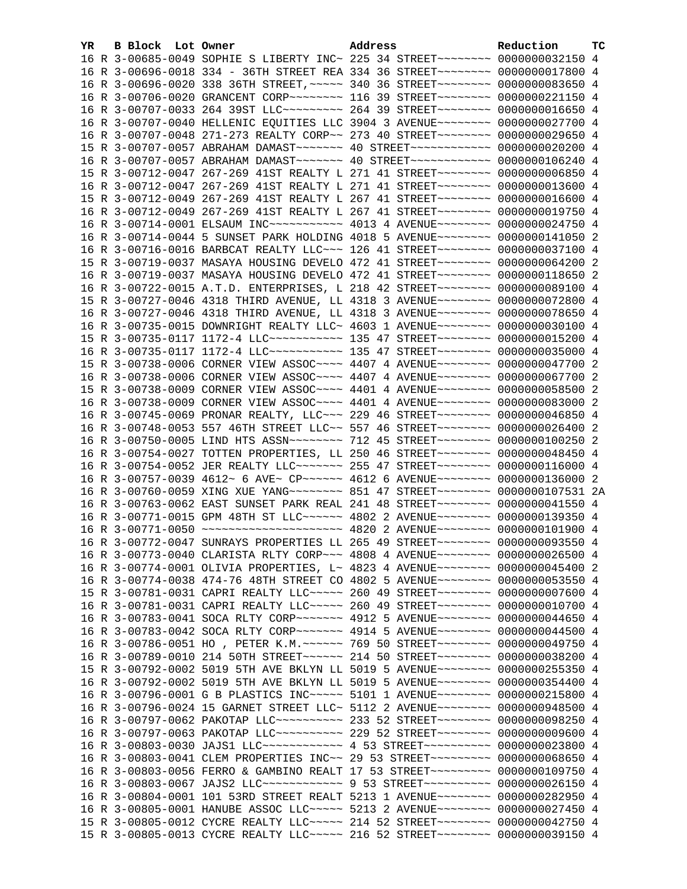| YR | B | Block | Lot | Owner | Address | Reduction | TC |
|---|---|---|---|---|---|---|---|
| 16 | R | 3-00685-0049 | | SOPHIE S LIBERTY INC~ | 225 34 STREET~~~~~~~~ | 0000000032150 | 4 |
| 16 | R | 3-00696-0018 | | 334 - 36TH STREET REA | 334 36 STREET~~~~~~~~ | 0000000017800 | 4 |
| 16 | R | 3-00696-0020 | | 338 36TH STREET,~~~~~ | 340 36 STREET~~~~~~~~ | 0000000083650 | 4 |
| 16 | R | 3-00706-0020 | | GRANCENT CORP~~~~~~~~ | 116 39 STREET~~~~~~~~ | 0000000221150 | 4 |
| 16 | R | 3-00707-0033 | | 264 39ST LLC~~~~~~~~~ | 264 39 STREET~~~~~~~~ | 0000000016650 | 4 |
| 16 | R | 3-00707-0040 | | HELLENIC EQUITIES LLC | 3904 3 AVENUE~~~~~~~~ | 0000000027700 | 4 |
| 16 | R | 3-00707-0048 | | 271-273 REALTY CORP~~ | 273 40 STREET~~~~~~~~ | 0000000029650 | 4 |
| 15 | R | 3-00707-0057 | | ABRAHAM DAMAST~~~~~~~ | 40 STREET~~~~~~~~~~~~ | 0000000020200 | 4 |
| 16 | R | 3-00707-0057 | | ABRAHAM DAMAST~~~~~~~ | 40 STREET~~~~~~~~~~~~ | 0000000106240 | 4 |
| 15 | R | 3-00712-0047 | | 267-269 41ST REALTY L | 271 41 STREET~~~~~~~~ | 0000000006850 | 4 |
| 16 | R | 3-00712-0047 | | 267-269 41ST REALTY L | 271 41 STREET~~~~~~~~ | 0000000013600 | 4 |
| 15 | R | 3-00712-0049 | | 267-269 41ST REALTY L | 267 41 STREET~~~~~~~~ | 0000000016600 | 4 |
| 16 | R | 3-00712-0049 | | 267-269 41ST REALTY L | 267 41 STREET~~~~~~~~ | 0000000019750 | 4 |
| 16 | R | 3-00714-0001 | | ELSAUM INC~~~~~~~~~~~ | 4013 4 AVENUE~~~~~~~~ | 0000000024750 | 4 |
| 16 | R | 3-00714-0044 | | 5 SUNSET PARK HOLDING | 4018 5 AVENUE~~~~~~~~ | 0000000141050 | 2 |
| 16 | R | 3-00716-0016 | | BARBCAT REALTY LLC~~~ | 126 41 STREET~~~~~~~~ | 0000000037100 | 4 |
| 15 | R | 3-00719-0037 | | MASAYA HOUSING DEVELO | 472 41 STREET~~~~~~~~ | 0000000064200 | 2 |
| 16 | R | 3-00719-0037 | | MASAYA HOUSING DEVELO | 472 41 STREET~~~~~~~~ | 0000000118650 | 2 |
| 16 | R | 3-00722-0015 | | A.T.D. ENTERPRISES, L | 218 42 STREET~~~~~~~~ | 0000000089100 | 4 |
| 15 | R | 3-00727-0046 | | 4318 THIRD AVENUE, LL | 4318 3 AVENUE~~~~~~~~ | 0000000072800 | 4 |
| 16 | R | 3-00727-0046 | | 4318 THIRD AVENUE, LL | 4318 3 AVENUE~~~~~~~~ | 0000000078650 | 4 |
| 16 | R | 3-00735-0015 | | DOWNRIGHT REALTY LLC~ | 4603 1 AVENUE~~~~~~~~ | 0000000030100 | 4 |
| 15 | R | 3-00735-0117 | | 1172-4 LLC~~~~~~~~~~~ | 135 47 STREET~~~~~~~~ | 0000000015200 | 4 |
| 16 | R | 3-00735-0117 | | 1172-4 LLC~~~~~~~~~~~ | 135 47 STREET~~~~~~~~ | 0000000035000 | 4 |
| 15 | R | 3-00738-0006 | | CORNER VIEW ASSOC~~~~ | 4407 4 AVENUE~~~~~~~~ | 0000000047700 | 2 |
| 16 | R | 3-00738-0006 | | CORNER VIEW ASSOC~~~~ | 4407 4 AVENUE~~~~~~~~ | 0000000067700 | 2 |
| 15 | R | 3-00738-0009 | | CORNER VIEW ASSOC~~~~ | 4401 4 AVENUE~~~~~~~~ | 0000000058500 | 2 |
| 16 | R | 3-00738-0009 | | CORNER VIEW ASSOC~~~~ | 4401 4 AVENUE~~~~~~~~ | 0000000083000 | 2 |
| 16 | R | 3-00745-0069 | | PRONAR REALTY, LLC~~~ | 229 46 STREET~~~~~~~~ | 0000000046850 | 4 |
| 16 | R | 3-00748-0053 | | 557 46TH STREET LLC~~ | 557 46 STREET~~~~~~~~ | 0000000026400 | 2 |
| 16 | R | 3-00750-0005 | | LIND HTS ASSN~~~~~~~~ | 712 45 STREET~~~~~~~~ | 0000000100250 | 2 |
| 16 | R | 3-00754-0027 | | TOTTEN PROPERTIES, LL | 250 46 STREET~~~~~~~~ | 0000000048450 | 4 |
| 16 | R | 3-00754-0052 | | JER REALTY LLC~~~~~~~ | 255 47 STREET~~~~~~~~ | 0000000116000 | 4 |
| 16 | R | 3-00757-0039 | | 4612~ 6 AVE~ CP~~~~~~ | 4612 6 AVENUE~~~~~~~~ | 0000000136000 | 2 |
| 16 | R | 3-00760-0059 | | XING XUE YANG~~~~~~~~ | 851 47 STREET~~~~~~~~ | 0000000107531 | 2A |
| 16 | R | 3-00763-0062 | | EAST SUNSET PARK REAL | 241 48 STREET~~~~~~~~ | 0000000041550 | 4 |
| 16 | R | 3-00771-0015 | | GPM 48TH ST LLC~~~~~~ | 4802 2 AVENUE~~~~~~~~ | 0000000139350 | 4 |
| 16 | R | 3-00771-0050 | | ~~~~~~~~~~~~~~~~~~~~~ | 4820 2 AVENUE~~~~~~~~ | 0000000101900 | 4 |
| 16 | R | 3-00772-0047 | | SUNRAYS PROPERTIES LL | 265 49 STREET~~~~~~~~ | 0000000093550 | 4 |
| 16 | R | 3-00773-0040 | | CLARISTA RLTY CORP~~~ | 4808 4 AVENUE~~~~~~~~ | 0000000026500 | 4 |
| 16 | R | 3-00774-0001 | | OLIVIA PROPERTIES, L~ | 4823 4 AVENUE~~~~~~~~ | 0000000045400 | 2 |
| 16 | R | 3-00774-0038 | | 474-76 48TH STREET CO | 4802 5 AVENUE~~~~~~~~ | 0000000053550 | 4 |
| 15 | R | 3-00781-0031 | | CAPRI REALTY LLC~~~~~ | 260 49 STREET~~~~~~~~ | 0000000007600 | 4 |
| 16 | R | 3-00781-0031 | | CAPRI REALTY LLC~~~~~ | 260 49 STREET~~~~~~~~ | 0000000010700 | 4 |
| 16 | R | 3-00783-0041 | | SOCA RLTY CORP~~~~~~~ | 4912 5 AVENUE~~~~~~~~ | 0000000044650 | 4 |
| 16 | R | 3-00783-0042 | | SOCA RLTY CORP~~~~~~~ | 4914 5 AVENUE~~~~~~~~ | 0000000044500 | 4 |
| 16 | R | 3-00786-0051 | | HO , PETER K.M.~~~~~~ | 769 50 STREET~~~~~~~~ | 0000000049750 | 4 |
| 16 | R | 3-00789-0010 | | 214 50TH STREET~~~~~~ | 214 50 STREET~~~~~~~~ | 0000000038200 | 4 |
| 15 | R | 3-00792-0002 | | 5019 5TH AVE BKLYN LL | 5019 5 AVENUE~~~~~~~~ | 0000000255350 | 4 |
| 16 | R | 3-00792-0002 | | 5019 5TH AVE BKLYN LL | 5019 5 AVENUE~~~~~~~~ | 0000000354400 | 4 |
| 16 | R | 3-00796-0001 | | G B PLASTICS INC~~~~~ | 5101 1 AVENUE~~~~~~~~ | 0000000215800 | 4 |
| 16 | R | 3-00796-0024 | | 15 GARNET STREET LLC~ | 5112 2 AVENUE~~~~~~~~ | 0000000948500 | 4 |
| 16 | R | 3-00797-0062 | | PAKOTAP LLC~~~~~~~~~~ | 233 52 STREET~~~~~~~~ | 0000000098250 | 4 |
| 16 | R | 3-00797-0063 | | PAKOTAP LLC~~~~~~~~~~ | 229 52 STREET~~~~~~~~ | 0000000009600 | 4 |
| 16 | R | 3-00803-0030 | | JAJS1 LLC~~~~~~~~~~~~ | 4 53 STREET~~~~~~~~~~ | 0000000023800 | 4 |
| 16 | R | 3-00803-0041 | | CLEM PROPERTIES INC~~ | 29 53 STREET~~~~~~~~~ | 0000000068650 | 4 |
| 16 | R | 3-00803-0056 | | FERRO & GAMBINO REALT | 17 53 STREET~~~~~~~~~ | 0000000109750 | 4 |
| 16 | R | 3-00803-0067 | | JAJS2 LLC~~~~~~~~~~~~ | 9 53 STREET~~~~~~~~~~ | 0000000026150 | 4 |
| 16 | R | 3-00804-0001 | | 101 53RD STREET REALT | 5213 1 AVENUE~~~~~~~~ | 0000000282950 | 4 |
| 16 | R | 3-00805-0001 | | HANUBE ASSOC LLC~~~~~ | 5213 2 AVENUE~~~~~~~~ | 0000000027450 | 4 |
| 15 | R | 3-00805-0012 | | CYCRE REALTY LLC~~~~~ | 214 52 STREET~~~~~~~~ | 0000000042750 | 4 |
| 15 | R | 3-00805-0013 | | CYCRE REALTY LLC~~~~~ | 216 52 STREET~~~~~~~~ | 0000000039150 | 4 |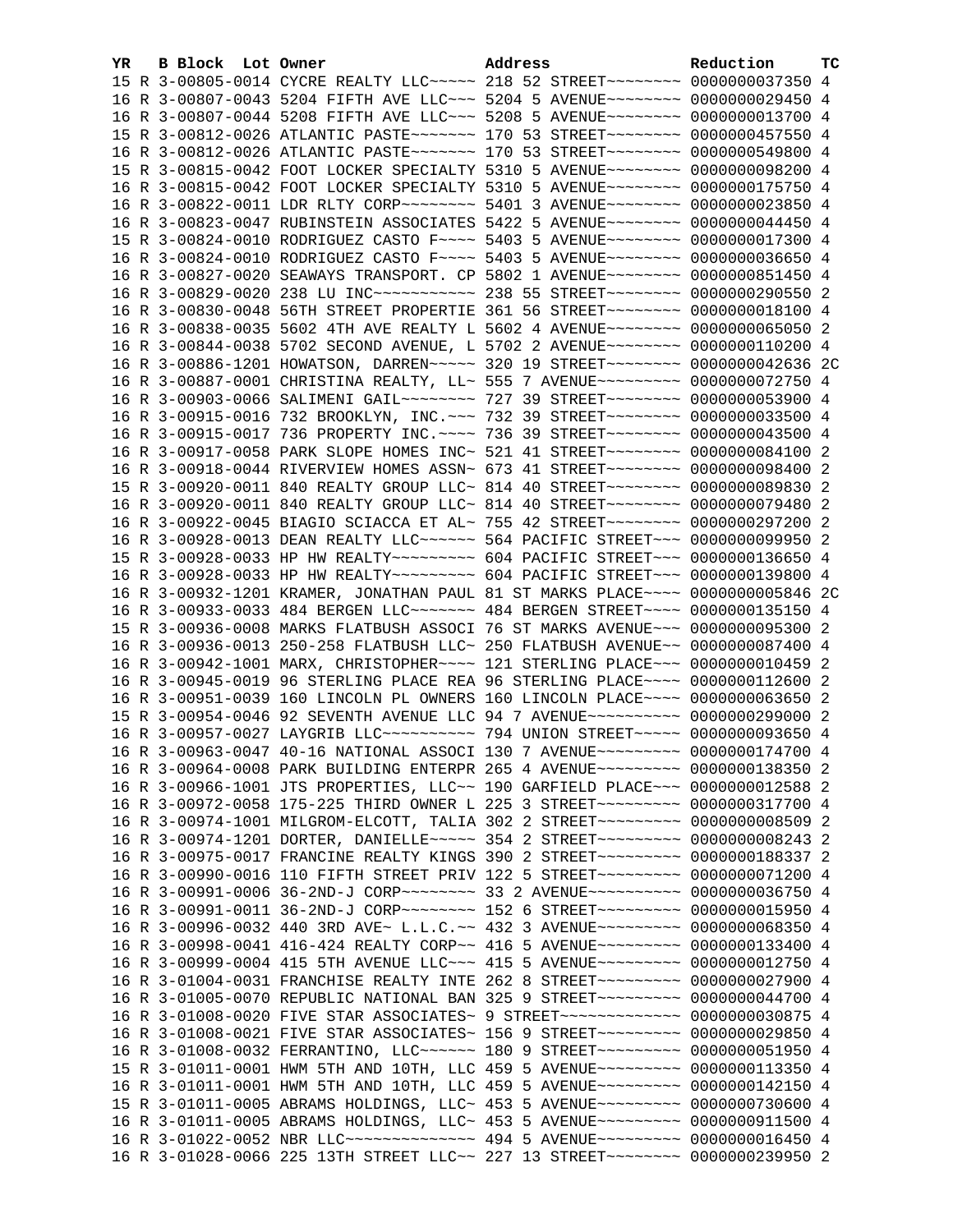| YR | B | Block | Lot | Owner | Address | Reduction | TC |
|---|---|---|---|---|---|---|---|
| 15 | R | 3-00805-0014 | | CYCRE REALTY LLC~~~~~ | 218 52 STREET~~~~~~~~ | 0000000037350 | 4 |
| 16 | R | 3-00807-0043 | | 5204 FIFTH AVE LLC~~~ | 5204 5 AVENUE~~~~~~~~ | 0000000029450 | 4 |
| 16 | R | 3-00807-0044 | | 5208 FIFTH AVE LLC~~~ | 5208 5 AVENUE~~~~~~~~ | 0000000013700 | 4 |
| 15 | R | 3-00812-0026 | | ATLANTIC PASTE~~~~~~~ | 170 53 STREET~~~~~~~~ | 0000000457550 | 4 |
| 16 | R | 3-00812-0026 | | ATLANTIC PASTE~~~~~~~ | 170 53 STREET~~~~~~~~ | 0000000549800 | 4 |
| 15 | R | 3-00815-0042 | | FOOT LOCKER SPECIALTY | 5310 5 AVENUE~~~~~~~~ | 0000000098200 | 4 |
| 16 | R | 3-00815-0042 | | FOOT LOCKER SPECIALTY | 5310 5 AVENUE~~~~~~~~ | 0000000175750 | 4 |
| 16 | R | 3-00822-0011 | | LDR RLTY CORP~~~~~~~~ | 5401 3 AVENUE~~~~~~~~ | 0000000023850 | 4 |
| 16 | R | 3-00823-0047 | | RUBINSTEIN ASSOCIATES | 5422 5 AVENUE~~~~~~~~ | 0000000044450 | 4 |
| 15 | R | 3-00824-0010 | | RODRIGUEZ CASTO F~~~~ | 5403 5 AVENUE~~~~~~~~ | 0000000017300 | 4 |
| 16 | R | 3-00824-0010 | | RODRIGUEZ CASTO F~~~~ | 5403 5 AVENUE~~~~~~~~ | 0000000036650 | 4 |
| 16 | R | 3-00827-0020 | | SEAWAYS TRANSPORT. CP | 5802 1 AVENUE~~~~~~~~ | 0000000851450 | 4 |
| 16 | R | 3-00829-0020 | | 238 LU INC~~~~~~~~~~~ | 238 55 STREET~~~~~~~~ | 0000000290550 | 2 |
| 16 | R | 3-00830-0048 | | 56TH STREET PROPERTIE | 361 56 STREET~~~~~~~~ | 0000000018100 | 4 |
| 16 | R | 3-00838-0035 | | 5602 4TH AVE REALTY L | 5602 4 AVENUE~~~~~~~~ | 0000000065050 | 2 |
| 16 | R | 3-00844-0038 | | 5702 SECOND AVENUE, L | 5702 2 AVENUE~~~~~~~~ | 0000000110200 | 4 |
| 16 | R | 3-00886-1201 | | HOWATSON, DARREN~~~~~ | 320 19 STREET~~~~~~~~ | 0000000042636 | 2C |
| 16 | R | 3-00887-0001 | | CHRISTINA REALTY, LL~ | 555 7 AVENUE~~~~~~~~~ | 0000000072750 | 4 |
| 16 | R | 3-00903-0066 | | SALIMENI GAIL~~~~~~~~ | 727 39 STREET~~~~~~~~ | 0000000053900 | 4 |
| 16 | R | 3-00915-0016 | | 732 BROOKLYN, INC.~~~ | 732 39 STREET~~~~~~~~ | 0000000033500 | 4 |
| 16 | R | 3-00915-0017 | | 736 PROPERTY INC.~~~~ | 736 39 STREET~~~~~~~~ | 0000000043500 | 4 |
| 16 | R | 3-00917-0058 | | PARK SLOPE HOMES INC~ | 521 41 STREET~~~~~~~~ | 0000000084100 | 2 |
| 16 | R | 3-00918-0044 | | RIVERVIEW HOMES ASSN~ | 673 41 STREET~~~~~~~~ | 0000000098400 | 2 |
| 15 | R | 3-00920-0011 | | 840 REALTY GROUP LLC~ | 814 40 STREET~~~~~~~~ | 0000000089830 | 2 |
| 16 | R | 3-00920-0011 | | 840 REALTY GROUP LLC~ | 814 40 STREET~~~~~~~~ | 0000000079480 | 2 |
| 16 | R | 3-00922-0045 | | BIAGIO SCIACCA ET AL~ | 755 42 STREET~~~~~~~~ | 0000000297200 | 2 |
| 16 | R | 3-00928-0013 | | DEAN REALTY LLC~~~~~~ | 564 PACIFIC STREET~~~ | 0000000099950 | 2 |
| 15 | R | 3-00928-0033 | | HP HW REALTY~~~~~~~~~ | 604 PACIFIC STREET~~~ | 0000000136650 | 4 |
| 16 | R | 3-00928-0033 | | HP HW REALTY~~~~~~~~~ | 604 PACIFIC STREET~~~ | 0000000139800 | 4 |
| 16 | R | 3-00932-1201 | | KRAMER, JONATHAN PAUL | 81 ST MARKS PLACE~~~~ | 0000000005846 | 2C |
| 16 | R | 3-00933-0033 | | 484 BERGEN LLC~~~~~~~ | 484 BERGEN STREET~~~~ | 0000000135150 | 4 |
| 15 | R | 3-00936-0008 | | MARKS FLATBUSH ASSOCI | 76 ST MARKS AVENUE~~~ | 0000000095300 | 2 |
| 16 | R | 3-00936-0013 | | 250-258 FLATBUSH LLC~ | 250 FLATBUSH AVENUE~~ | 0000000087400 | 4 |
| 16 | R | 3-00942-1001 | | MARX, CHRISTOPHER~~~~ | 121 STERLING PLACE~~~ | 0000000010459 | 2 |
| 16 | R | 3-00945-0019 | | 96 STERLING PLACE REA | 96 STERLING PLACE~~~~ | 0000000112600 | 2 |
| 16 | R | 3-00951-0039 | | 160 LINCOLN PL OWNERS | 160 LINCOLN PLACE~~~~ | 0000000063650 | 2 |
| 15 | R | 3-00954-0046 | | 92 SEVENTH AVENUE LLC | 94 7 AVENUE~~~~~~~~~~ | 0000000299000 | 2 |
| 16 | R | 3-00957-0027 | | LAYGRIB LLC~~~~~~~~~~ | 794 UNION STREET~~~~~ | 0000000093650 | 4 |
| 16 | R | 3-00963-0047 | | 40-16 NATIONAL ASSOCI | 130 7 AVENUE~~~~~~~~~ | 0000000174700 | 4 |
| 16 | R | 3-00964-0008 | | PARK BUILDING ENTERPR | 265 4 AVENUE~~~~~~~~~ | 0000000138350 | 2 |
| 16 | R | 3-00966-1001 | | JTS PROPERTIES, LLC~~ | 190 GARFIELD PLACE~~~ | 0000000012588 | 2 |
| 16 | R | 3-00972-0058 | | 175-225 THIRD OWNER L | 225 3 STREET~~~~~~~~~ | 0000000317700 | 4 |
| 16 | R | 3-00974-1001 | | MILGROM-ELCOTT, TALIA | 302 2 STREET~~~~~~~~~ | 0000000008509 | 2 |
| 16 | R | 3-00974-1201 | | DORTER, DANIELLE~~~~~ | 354 2 STREET~~~~~~~~~ | 0000000008243 | 2 |
| 16 | R | 3-00975-0017 | | FRANCINE REALTY KINGS | 390 2 STREET~~~~~~~~~ | 0000000188337 | 2 |
| 16 | R | 3-00990-0016 | | 110 FIFTH STREET PRIV | 122 5 STREET~~~~~~~~~ | 0000000071200 | 4 |
| 16 | R | 3-00991-0006 | | 36-2ND-J CORP~~~~~~~~ | 33 2 AVENUE~~~~~~~~~~ | 0000000036750 | 4 |
| 16 | R | 3-00991-0011 | | 36-2ND-J CORP~~~~~~~~ | 152 6 STREET~~~~~~~~~ | 0000000015950 | 4 |
| 16 | R | 3-00996-0032 | | 440 3RD AVE~ L.L.C.~~ | 432 3 AVENUE~~~~~~~~~ | 0000000068350 | 4 |
| 16 | R | 3-00998-0041 | | 416-424 REALTY CORP~~ | 416 5 AVENUE~~~~~~~~~ | 0000000133400 | 4 |
| 16 | R | 3-00999-0004 | | 415 5TH AVENUE LLC~~~ | 415 5 AVENUE~~~~~~~~~ | 0000000012750 | 4 |
| 16 | R | 3-01004-0031 | | FRANCHISE REALTY INTE | 262 8 STREET~~~~~~~~~ | 0000000027900 | 4 |
| 16 | R | 3-01005-0070 | | REPUBLIC NATIONAL BAN | 325 9 STREET~~~~~~~~~ | 0000000044700 | 4 |
| 16 | R | 3-01008-0020 | | FIVE STAR ASSOCIATES~ | 9 STREET~~~~~~~~~~~~~ | 0000000030875 | 4 |
| 16 | R | 3-01008-0021 | | FIVE STAR ASSOCIATES~ | 156 9 STREET~~~~~~~~~ | 0000000029850 | 4 |
| 16 | R | 3-01008-0032 | | FERRANTINO, LLC~~~~~~ | 180 9 STREET~~~~~~~~~ | 0000000051950 | 4 |
| 15 | R | 3-01011-0001 | | HWM 5TH AND 10TH, LLC | 459 5 AVENUE~~~~~~~~~ | 0000000113350 | 4 |
| 16 | R | 3-01011-0001 | | HWM 5TH AND 10TH, LLC | 459 5 AVENUE~~~~~~~~~ | 0000000142150 | 4 |
| 15 | R | 3-01011-0005 | | ABRAMS HOLDINGS, LLC~ | 453 5 AVENUE~~~~~~~~~ | 0000000730600 | 4 |
| 16 | R | 3-01011-0005 | | ABRAMS HOLDINGS, LLC~ | 453 5 AVENUE~~~~~~~~~ | 0000000911500 | 4 |
| 16 | R | 3-01022-0052 | | NBR LLC~~~~~~~~~~~~~~ | 494 5 AVENUE~~~~~~~~~ | 0000000016450 | 4 |
| 16 | R | 3-01028-0066 | | 225 13TH STREET LLC~~ | 227 13 STREET~~~~~~~~ | 0000000239950 | 2 |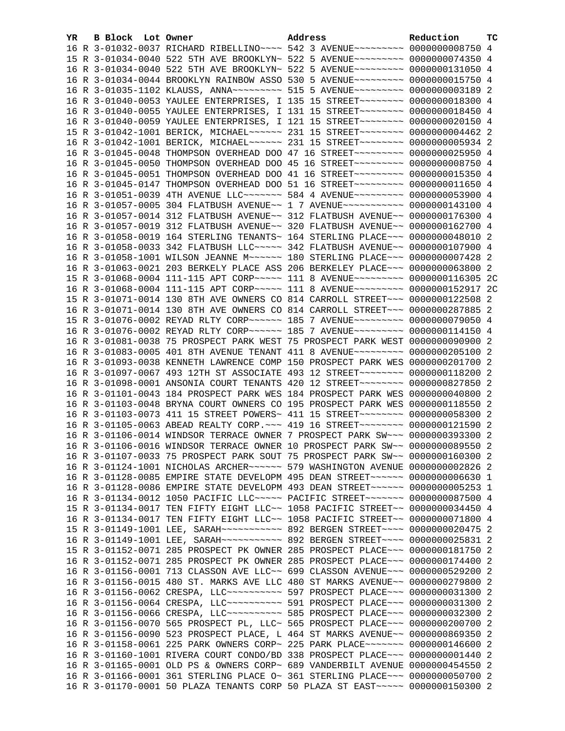| YR | B | Block | Lot | Owner | Address | Reduction | TC |
|---|---|---|---|---|---|---|---|
| 16 | R | 3-01032-0037 | | RICHARD RIBELLINO~~~~ | 542 3 AVENUE~~~~~~~~~ | 0000000008750 | 4 |
| 15 | R | 3-01034-0040 | | 522 5TH AVE BROOKLYN~ | 522 5 AVENUE~~~~~~~~~ | 0000000074350 | 4 |
| 16 | R | 3-01034-0040 | | 522 5TH AVE BROOKLYN~ | 522 5 AVENUE~~~~~~~~~ | 0000000131050 | 4 |
| 16 | R | 3-01034-0044 | | BROOKLYN RAINBOW ASSO | 530 5 AVENUE~~~~~~~~~ | 0000000015750 | 4 |
| 16 | R | 3-01035-1102 | | KLAUSS, ANNA~~~~~~~~~ | 515 5 AVENUE~~~~~~~~~ | 0000000003189 | 2 |
| 16 | R | 3-01040-0053 | | YAULEE ENTERPRISES, I | 135 15 STREET~~~~~~~~ | 0000000018300 | 4 |
| 16 | R | 3-01040-0055 | | YAULEE ENTERPRISES, I | 131 15 STREET~~~~~~~~ | 0000000018450 | 4 |
| 16 | R | 3-01040-0059 | | YAULEE ENTERPRISES, I | 121 15 STREET~~~~~~~~ | 0000000020150 | 4 |
| 15 | R | 3-01042-1001 | | BERICK, MICHAEL~~~~~~ | 231 15 STREET~~~~~~~~ | 0000000004462 | 2 |
| 16 | R | 3-01042-1001 | | BERICK, MICHAEL~~~~~~ | 231 15 STREET~~~~~~~~ | 0000000005934 | 2 |
| 16 | R | 3-01045-0048 | | THOMPSON OVERHEAD DOO | 47 16 STREET~~~~~~~~~ | 0000000025950 | 4 |
| 16 | R | 3-01045-0050 | | THOMPSON OVERHEAD DOO | 45 16 STREET~~~~~~~~~ | 0000000008750 | 4 |
| 16 | R | 3-01045-0051 | | THOMPSON OVERHEAD DOO | 41 16 STREET~~~~~~~~~ | 0000000015350 | 4 |
| 16 | R | 3-01045-0147 | | THOMPSON OVERHEAD DOO | 51 16 STREET~~~~~~~~~ | 0000000011650 | 4 |
| 16 | R | 3-01051-0039 | | 4TH AVENUE LLC~~~~~~~ | 584 4 AVENUE~~~~~~~~~ | 0000000053900 | 4 |
| 16 | R | 3-01057-0005 | | 304 FLATBUSH AVENUE~~ | 1 7 AVENUE~~~~~~~~~~~ | 0000000143100 | 4 |
| 16 | R | 3-01057-0014 | | 312 FLATBUSH AVENUE~~ | 312 FLATBUSH AVENUE~~ | 0000000176300 | 4 |
| 16 | R | 3-01057-0019 | | 312 FLATBUSH AVENUE~~ | 320 FLATBUSH AVENUE~~ | 0000000162700 | 4 |
| 16 | R | 3-01058-0019 | | 164 STERLING TENANTS~ | 164 STERLING PLACE~~~ | 0000000048010 | 2 |
| 16 | R | 3-01058-0033 | | 342 FLATBUSH LLC~~~~~ | 342 FLATBUSH AVENUE~~ | 0000000107900 | 4 |
| 16 | R | 3-01058-1001 | | WILSON JEANNE M~~~~~~ | 180 STERLING PLACE~~~ | 0000000007428 | 2 |
| 16 | R | 3-01063-0021 | | 203 BERKELY PLACE ASS | 206 BERKELEY PLACE~~~ | 0000000063800 | 2 |
| 15 | R | 3-01068-0004 | | 111-115 APT CORP~~~~~ | 111 8 AVENUE~~~~~~~~~ | 0000000116305 | 2C |
| 16 | R | 3-01068-0004 | | 111-115 APT CORP~~~~~ | 111 8 AVENUE~~~~~~~~~ | 0000000152917 | 2C |
| 15 | R | 3-01071-0014 | | 130 8TH AVE OWNERS CO | 814 CARROLL STREET~~~ | 0000000122508 | 2 |
| 16 | R | 3-01071-0014 | | 130 8TH AVE OWNERS CO | 814 CARROLL STREET~~~ | 0000000287885 | 2 |
| 15 | R | 3-01076-0002 | | REYAD RLTY CORP~~~~~~ | 185 7 AVENUE~~~~~~~~~ | 0000000079050 | 4 |
| 16 | R | 3-01076-0002 | | REYAD RLTY CORP~~~~~~ | 185 7 AVENUE~~~~~~~~~ | 0000000114150 | 4 |
| 16 | R | 3-01081-0038 | | 75 PROSPECT PARK WEST | 75 PROSPECT PARK WEST | 0000000090900 | 2 |
| 16 | R | 3-01083-0005 | | 401 8TH AVENUE TENANT | 411 8 AVENUE~~~~~~~~~ | 0000000205100 | 2 |
| 16 | R | 3-01093-0038 | | KENNETH LAWRENCE COMP | 150 PROSPECT PARK WES | 0000000201700 | 2 |
| 16 | R | 3-01097-0067 | | 493 12TH ST ASSOCIATE | 493 12 STREET~~~~~~~~ | 0000000118200 | 2 |
| 16 | R | 3-01098-0001 | | ANSONIA COURT TENANTS | 420 12 STREET~~~~~~~~ | 0000000827850 | 2 |
| 16 | R | 3-01101-0043 | | 184 PROSPECT PARK WES | 184 PROSPECT PARK WES | 0000000040800 | 2 |
| 16 | R | 3-01103-0048 | | BRYNA COURT OWNERS CO | 195 PROSPECT PARK WES | 0000000118550 | 2 |
| 16 | R | 3-01103-0073 | | 411 15 STREET POWERS~ | 411 15 STREET~~~~~~~~ | 0000000058300 | 2 |
| 16 | R | 3-01105-0063 | | ABEAD REALTY CORP.~~~ | 419 16 STREET~~~~~~~~ | 0000000121590 | 2 |
| 16 | R | 3-01106-0014 | | WINDSOR TERRACE OWNER | 7 PROSPECT PARK SW~~~ | 0000000393300 | 2 |
| 16 | R | 3-01106-0016 | | WINDSOR TERRACE OWNER | 10 PROSPECT PARK SW~~ | 0000000089550 | 2 |
| 16 | R | 3-01107-0033 | | 75 PROSPECT PARK SOUT | 75 PROSPECT PARK SW~~ | 0000000160300 | 2 |
| 16 | R | 3-01124-1001 | | NICHOLAS ARCHER~~~~~~ | 579 WASHINGTON AVENUE | 0000000002826 | 2 |
| 16 | R | 3-01128-0085 | | EMPIRE STATE DEVELOPM | 495 DEAN STREET~~~~~~ | 0000000006630 | 1 |
| 16 | R | 3-01128-0086 | | EMPIRE STATE DEVELOPM | 493 DEAN STREET~~~~~~ | 0000000005253 | 1 |
| 16 | R | 3-01134-0012 | | 1050 PACIFIC LLC~~~~~ | PACIFIC STREET~~~~~~~ | 0000000087500 | 4 |
| 15 | R | 3-01134-0017 | | TEN FIFTY EIGHT LLC~~ | 1058 PACIFIC STREET~~ | 0000000034450 | 4 |
| 16 | R | 3-01134-0017 | | TEN FIFTY EIGHT LLC~~ | 1058 PACIFIC STREET~~ | 0000000071800 | 4 |
| 15 | R | 3-01149-1001 | | LEE, SARAH~~~~~~~~~~~ | 892 BERGEN STREET~~~~ | 0000000020475 | 2 |
| 16 | R | 3-01149-1001 | | LEE, SARAH~~~~~~~~~~~ | 892 BERGEN STREET~~~~ | 0000000025831 | 2 |
| 15 | R | 3-01152-0071 | | 285 PROSPECT PK OWNER | 285 PROSPECT PLACE~~~ | 0000000181750 | 2 |
| 16 | R | 3-01152-0071 | | 285 PROSPECT PK OWNER | 285 PROSPECT PLACE~~~ | 0000000174400 | 2 |
| 16 | R | 3-01156-0001 | | 713 CLASSON AVE LLC~~ | 699 CLASSON AVENUE~~~ | 0000000529200 | 2 |
| 16 | R | 3-01156-0015 | | 480 ST. MARKS AVE LLC | 480 ST MARKS AVENUE~~ | 0000000279800 | 2 |
| 16 | R | 3-01156-0062 | | CRESPA, LLC~~~~~~~~~~ | 597 PROSPECT PLACE~~~ | 0000000031300 | 2 |
| 16 | R | 3-01156-0064 | | CRESPA, LLC~~~~~~~~~~ | 591 PROSPECT PLACE~~~ | 0000000031300 | 2 |
| 16 | R | 3-01156-0066 | | CRESPA, LLC~~~~~~~~~~ | 585 PROSPECT PLACE~~~ | 0000000032300 | 2 |
| 16 | R | 3-01156-0070 | | 565 PROSPECT PL, LLC~ | 565 PROSPECT PLACE~~~ | 0000000200700 | 2 |
| 16 | R | 3-01156-0090 | | 523 PROSPECT PLACE, L | 464 ST MARKS AVENUE~~ | 0000000869350 | 2 |
| 16 | R | 3-01158-0061 | | 225 PARK OWNERS CORP~ | 225 PARK PLACE~~~~~~~ | 0000000146600 | 2 |
| 16 | R | 3-01160-1001 | | RIVERA COURT CONDO/BD | 338 PROSPECT PLACE~~~ | 0000000001440 | 2 |
| 16 | R | 3-01165-0001 | | OLD PS & OWNERS CORP~ | 689 VANDERBILT AVENUE | 0000000454550 | 2 |
| 16 | R | 3-01166-0001 | | 361 STERLING PLACE O~ | 361 STERLING PLACE~~~ | 0000000050700 | 2 |
| 16 | R | 3-01170-0001 | | 50 PLAZA TENANTS CORP | 50 PLAZA ST EAST~~~~~ | 0000000150300 | 2 |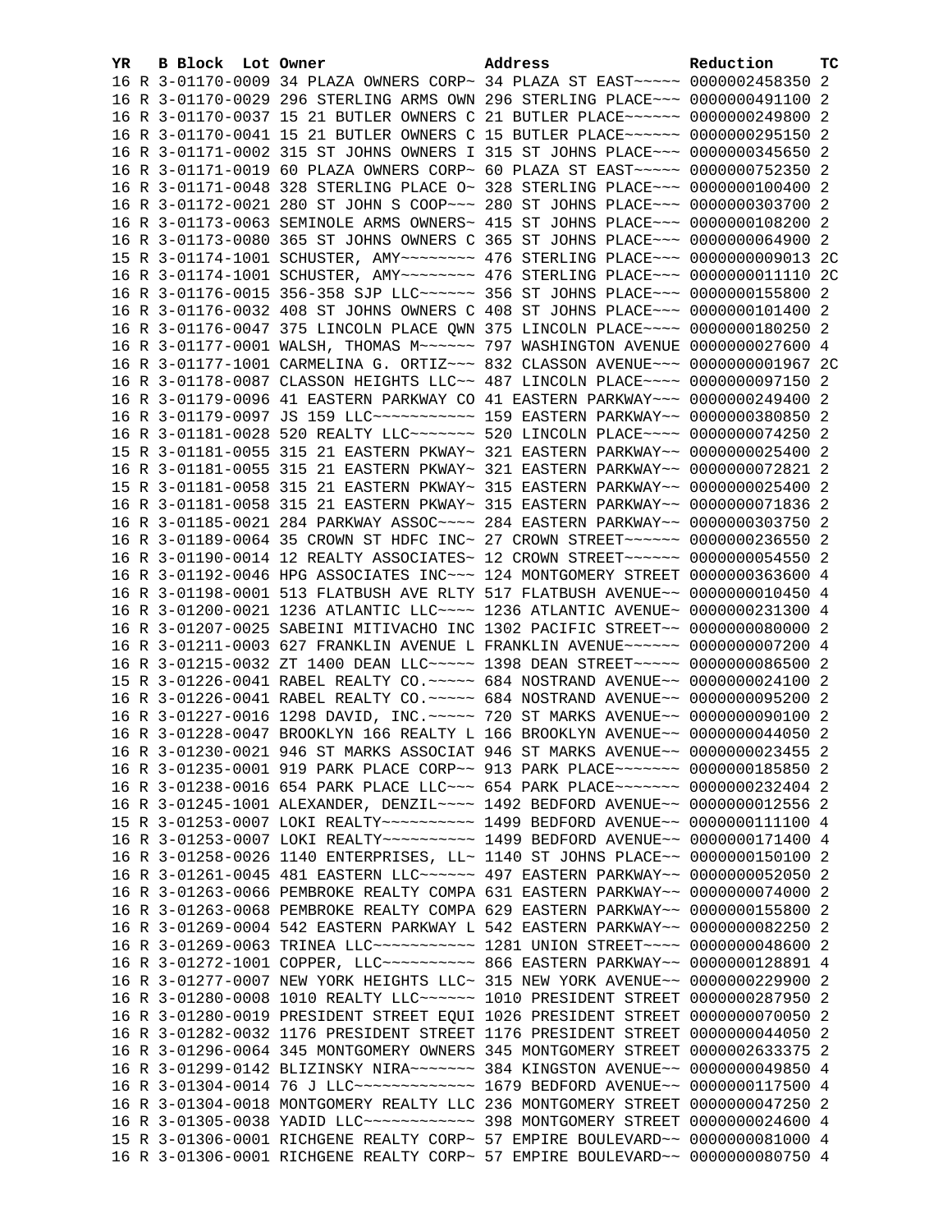| YR | B | Block | Lot | Owner | Address | Reduction | TC |
|---|---|---|---|---|---|---|---|
| 16 | R | 3-01170-0009 | | 34 PLAZA OWNERS CORP~ | 34 PLAZA ST EAST~~~~~ | 0000002458350 | 2 |
| 16 | R | 3-01170-0029 | | 296 STERLING ARMS OWN | 296 STERLING PLACE~~~ | 0000000491100 | 2 |
| 16 | R | 3-01170-0037 | | 15 21 BUTLER OWNERS C | 21 BUTLER PLACE~~~~~~ | 0000000249800 | 2 |
| 16 | R | 3-01170-0041 | | 15 21 BUTLER OWNERS C | 15 BUTLER PLACE~~~~~~ | 0000000295150 | 2 |
| 16 | R | 3-01171-0002 | | 315 ST JOHNS OWNERS I | 315 ST JOHNS PLACE~~~ | 0000000345650 | 2 |
| 16 | R | 3-01171-0019 | | 60 PLAZA OWNERS CORP~ | 60 PLAZA ST EAST~~~~~ | 0000000752350 | 2 |
| 16 | R | 3-01171-0048 | | 328 STERLING PLACE O~ | 328 STERLING PLACE~~~ | 0000000100400 | 2 |
| 16 | R | 3-01172-0021 | | 280 ST JOHN S COOP~~~ | 280 ST JOHNS PLACE~~~ | 0000000303700 | 2 |
| 16 | R | 3-01173-0063 | | SEMINOLE ARMS OWNERS~ | 415 ST JOHNS PLACE~~~ | 0000000108200 | 2 |
| 16 | R | 3-01173-0080 | | 365 ST JOHNS OWNERS C | 365 ST JOHNS PLACE~~~ | 0000000064900 | 2 |
| 15 | R | 3-01174-1001 | | SCHUSTER, AMY~~~~~~~~ | 476 STERLING PLACE~~~ | 0000000009013 | 2C |
| 16 | R | 3-01174-1001 | | SCHUSTER, AMY~~~~~~~~ | 476 STERLING PLACE~~~ | 0000000011110 | 2C |
| 16 | R | 3-01176-0015 | | 356-358 SJP LLC~~~~~~ | 356 ST JOHNS PLACE~~~ | 0000000155800 | 2 |
| 16 | R | 3-01176-0032 | | 408 ST JOHNS OWNERS C | 408 ST JOHNS PLACE~~~ | 0000000101400 | 2 |
| 16 | R | 3-01176-0047 | | 375 LINCOLN PLACE QWN | 375 LINCOLN PLACE~~~~ | 0000000180250 | 2 |
| 16 | R | 3-01177-0001 | | WALSH, THOMAS M~~~~~~ | 797 WASHINGTON AVENUE | 0000000027600 | 4 |
| 16 | R | 3-01177-1001 | | CARMELINA G. ORTIZ~~~ | 832 CLASSON AVENUE~~~ | 0000000001967 | 2C |
| 16 | R | 3-01178-0087 | | CLASSON HEIGHTS LLC~~ | 487 LINCOLN PLACE~~~~ | 0000000097150 | 2 |
| 16 | R | 3-01179-0096 | | 41 EASTERN PARKWAY CO | 41 EASTERN PARKWAY~~~ | 0000000249400 | 2 |
| 16 | R | 3-01179-0097 | | JS 159 LLC~~~~~~~~~~~ | 159 EASTERN PARKWAY~~ | 0000000380850 | 2 |
| 16 | R | 3-01181-0028 | | 520 REALTY LLC~~~~~~~ | 520 LINCOLN PLACE~~~~ | 0000000074250 | 2 |
| 15 | R | 3-01181-0055 | | 315 21 EASTERN PKWAY~ | 321 EASTERN PARKWAY~~ | 0000000025400 | 2 |
| 16 | R | 3-01181-0055 | | 315 21 EASTERN PKWAY~ | 321 EASTERN PARKWAY~~ | 0000000072821 | 2 |
| 15 | R | 3-01181-0058 | | 315 21 EASTERN PKWAY~ | 315 EASTERN PARKWAY~~ | 0000000025400 | 2 |
| 16 | R | 3-01181-0058 | | 315 21 EASTERN PKWAY~ | 315 EASTERN PARKWAY~~ | 0000000071836 | 2 |
| 16 | R | 3-01185-0021 | | 284 PARKWAY ASSOC~~~~ | 284 EASTERN PARKWAY~~ | 0000000303750 | 2 |
| 16 | R | 3-01189-0064 | | 35 CROWN ST HDFC INC~ | 27 CROWN STREET~~~~~~ | 0000000236550 | 2 |
| 16 | R | 3-01190-0014 | | 12 REALTY ASSOCIATES~ | 12 CROWN STREET~~~~~~ | 0000000054550 | 2 |
| 16 | R | 3-01192-0046 | | HPG ASSOCIATES INC~~~ | 124 MONTGOMERY STREET | 0000000363600 | 4 |
| 16 | R | 3-01198-0001 | | 513 FLATBUSH AVE RLTY | 517 FLATBUSH AVENUE~~ | 0000000010450 | 4 |
| 16 | R | 3-01200-0021 | | 1236 ATLANTIC LLC~~~~ | 1236 ATLANTIC AVENUE~ | 0000000231300 | 4 |
| 16 | R | 3-01207-0025 | | SABEINI MITIVACHO INC | 1302 PACIFIC STREET~~ | 0000000080000 | 2 |
| 16 | R | 3-01211-0003 | | 627 FRANKLIN AVENUE L | FRANKLIN AVENUE~~~~~~ | 0000000007200 | 4 |
| 16 | R | 3-01215-0032 | | ZT 1400 DEAN LLC~~~~~ | 1398 DEAN STREET~~~~~ | 0000000086500 | 2 |
| 15 | R | 3-01226-0041 | | RABEL REALTY CO.~~~~~ | 684 NOSTRAND AVENUE~~ | 0000000024100 | 2 |
| 16 | R | 3-01226-0041 | | RABEL REALTY CO.~~~~~ | 684 NOSTRAND AVENUE~~ | 0000000095200 | 2 |
| 16 | R | 3-01227-0016 | | 1298 DAVID, INC.~~~~~ | 720 ST MARKS AVENUE~~ | 0000000090100 | 2 |
| 16 | R | 3-01228-0047 | | BROOKLYN 166 REALTY L | 166 BROOKLYN AVENUE~~ | 0000000044050 | 2 |
| 16 | R | 3-01230-0021 | | 946 ST MARKS ASSOCIAT | 946 ST MARKS AVENUE~~ | 0000000023455 | 2 |
| 16 | R | 3-01235-0001 | | 919 PARK PLACE CORP~~ | 913 PARK PLACE~~~~~~~ | 0000000185850 | 2 |
| 16 | R | 3-01238-0016 | | 654 PARK PLACE LLC~~~ | 654 PARK PLACE~~~~~~~ | 0000000232404 | 2 |
| 16 | R | 3-01245-1001 | | ALEXANDER, DENZIL~~~~ | 1492 BEDFORD AVENUE~~ | 0000000012556 | 2 |
| 15 | R | 3-01253-0007 | | LOKI REALTY~~~~~~~~~~ | 1499 BEDFORD AVENUE~~ | 0000000111100 | 4 |
| 16 | R | 3-01253-0007 | | LOKI REALTY~~~~~~~~~~ | 1499 BEDFORD AVENUE~~ | 0000000171400 | 4 |
| 16 | R | 3-01258-0026 | | 1140 ENTERPRISES, LL~ | 1140 ST JOHNS PLACE~~ | 0000000150100 | 2 |
| 16 | R | 3-01261-0045 | | 481 EASTERN LLC~~~~~~ | 497 EASTERN PARKWAY~~ | 0000000052050 | 2 |
| 16 | R | 3-01263-0066 | | PEMBROKE REALTY COMPA | 631 EASTERN PARKWAY~~ | 0000000074000 | 2 |
| 16 | R | 3-01263-0068 | | PEMBROKE REALTY COMPA | 629 EASTERN PARKWAY~~ | 0000000155800 | 2 |
| 16 | R | 3-01269-0004 | | 542 EASTERN PARKWAY L | 542 EASTERN PARKWAY~~ | 0000000082250 | 2 |
| 16 | R | 3-01269-0063 | | TRINEA LLC~~~~~~~~~~~ | 1281 UNION STREET~~~~ | 0000000048600 | 2 |
| 16 | R | 3-01272-1001 | | COPPER, LLC~~~~~~~~~~ | 866 EASTERN PARKWAY~~ | 0000000128891 | 4 |
| 16 | R | 3-01277-0007 | | NEW YORK HEIGHTS LLC~ | 315 NEW YORK AVENUE~~ | 0000000229900 | 2 |
| 16 | R | 3-01280-0008 | | 1010 REALTY LLC~~~~~~ | 1010 PRESIDENT STREET | 0000000287950 | 2 |
| 16 | R | 3-01280-0019 | | PRESIDENT STREET EQUI | 1026 PRESIDENT STREET | 0000000070050 | 2 |
| 16 | R | 3-01282-0032 | | 1176 PRESIDENT STREET | 1176 PRESIDENT STREET | 0000000044050 | 2 |
| 16 | R | 3-01296-0064 | | 345 MONTGOMERY OWNERS | 345 MONTGOMERY STREET | 0000002633375 | 2 |
| 16 | R | 3-01299-0142 | | BLIZINSKY NIRA~~~~~~~ | 384 KINGSTON AVENUE~~ | 0000000049850 | 4 |
| 16 | R | 3-01304-0014 | | 76 J LLC~~~~~~~~~~~~~ | 1679 BEDFORD AVENUE~~ | 0000000117500 | 4 |
| 16 | R | 3-01304-0018 | | MONTGOMERY REALTY LLC | 236 MONTGOMERY STREET | 0000000047250 | 2 |
| 16 | R | 3-01305-0038 | | YADID LLC~~~~~~~~~~~~ | 398 MONTGOMERY STREET | 0000000024600 | 4 |
| 15 | R | 3-01306-0001 | | RICHGENE REALTY CORP~ | 57 EMPIRE BOULEVARD~~ | 0000000081000 | 4 |
| 16 | R | 3-01306-0001 | | RICHGENE REALTY CORP~ | 57 EMPIRE BOULEVARD~~ | 0000000080750 | 4 |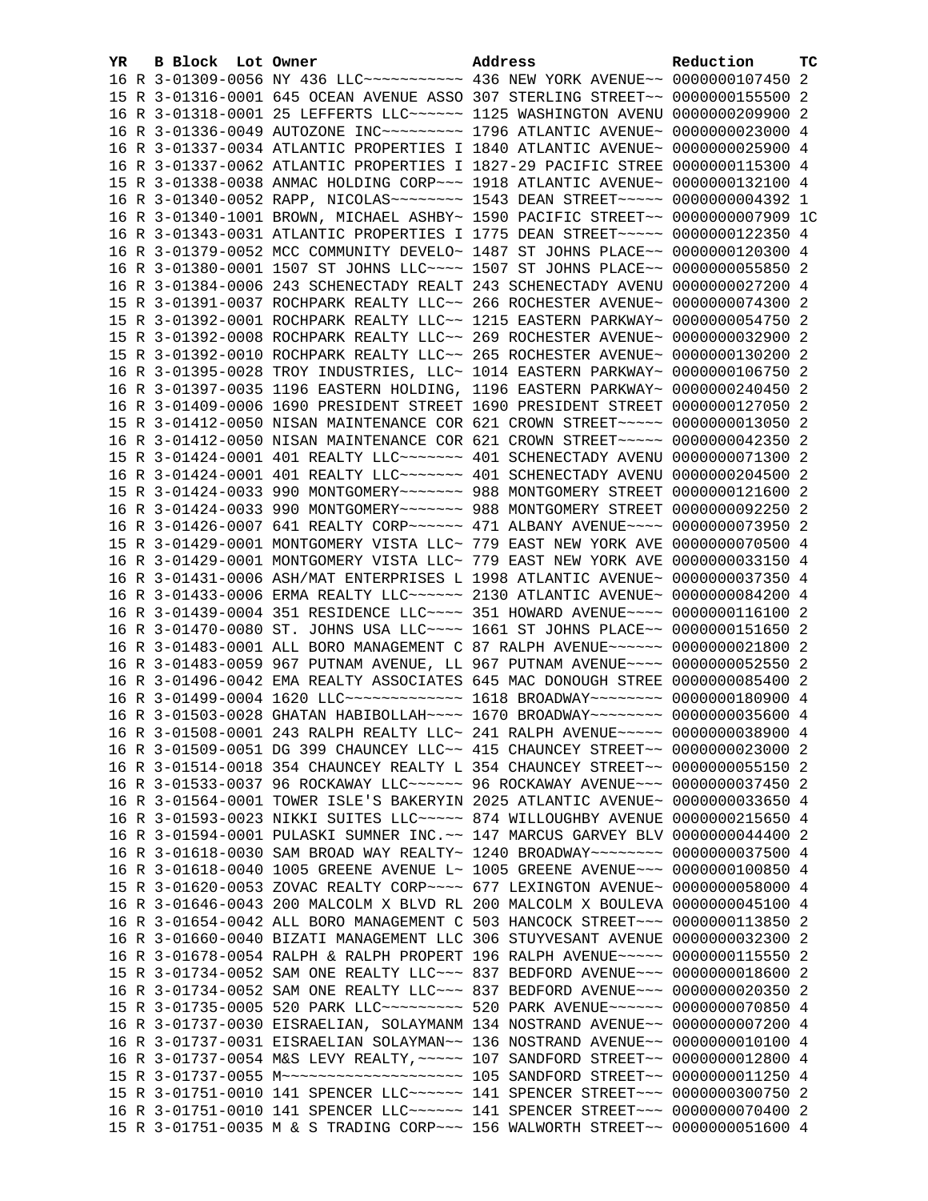| YR | B | Block | Lot | Owner | Address | Reduction | TC |
|---|---|---|---|---|---|---|---|
| 16 | R | 3-01309-0056 | | NY 436 LLC~~~~~~~~~~~ | 436 NEW YORK AVENUE~~ | 0000000107450 | 2 |
| 15 | R | 3-01316-0001 | | 645 OCEAN AVENUE ASSO | 307 STERLING STREET~~ | 0000000155500 | 2 |
| 16 | R | 3-01318-0001 | | 25 LEFFERTS LLC~~~~~~ | 1125 WASHINGTON AVENU | 0000000209900 | 2 |
| 16 | R | 3-01336-0049 | | AUTOZONE INC~~~~~~~~~ | 1796 ATLANTIC AVENUE~ | 0000000023000 | 4 |
| 16 | R | 3-01337-0034 | | ATLANTIC PROPERTIES I | 1840 ATLANTIC AVENUE~ | 0000000025900 | 4 |
| 16 | R | 3-01337-0062 | | ATLANTIC PROPERTIES I | 1827-29 PACIFIC STREE | 0000000115300 | 4 |
| 15 | R | 3-01338-0038 | | ANMAC HOLDING CORP~~~ | 1918 ATLANTIC AVENUE~ | 0000000132100 | 4 |
| 16 | R | 3-01340-0052 | | RAPP, NICOLAS~~~~~~~~ | 1543 DEAN STREET~~~~~ | 0000000004392 | 1 |
| 16 | R | 3-01340-1001 | | BROWN, MICHAEL ASHBY~ | 1590 PACIFIC STREET~~ | 0000000007909 | 1C |
| 16 | R | 3-01343-0031 | | ATLANTIC PROPERTIES I | 1775 DEAN STREET~~~~~ | 0000000122350 | 4 |
| 16 | R | 3-01379-0052 | | MCC COMMUNITY DEVELO~ | 1487 ST JOHNS PLACE~~ | 0000000120300 | 4 |
| 16 | R | 3-01380-0001 | | 1507 ST JOHNS LLC~~~~ | 1507 ST JOHNS PLACE~~ | 0000000055850 | 2 |
| 16 | R | 3-01384-0006 | | 243 SCHENECTADY REALT | 243 SCHENECTADY AVENU | 0000000027200 | 4 |
| 15 | R | 3-01391-0037 | | ROCHPARK REALTY LLC~~ | 266 ROCHESTER AVENUE~ | 0000000074300 | 2 |
| 15 | R | 3-01392-0001 | | ROCHPARK REALTY LLC~~ | 1215 EASTERN PARKWAY~ | 0000000054750 | 2 |
| 15 | R | 3-01392-0008 | | ROCHPARK REALTY LLC~~ | 269 ROCHESTER AVENUE~ | 0000000032900 | 2 |
| 15 | R | 3-01392-0010 | | ROCHPARK REALTY LLC~~ | 265 ROCHESTER AVENUE~ | 0000000130200 | 2 |
| 16 | R | 3-01395-0028 | | TROY INDUSTRIES, LLC~ | 1014 EASTERN PARKWAY~ | 0000000106750 | 2 |
| 16 | R | 3-01397-0035 | | 1196 EASTERN HOLDING, | 1196 EASTERN PARKWAY~ | 0000000240450 | 2 |
| 16 | R | 3-01409-0006 | | 1690 PRESIDENT STREET | 1690 PRESIDENT STREET | 0000000127050 | 2 |
| 15 | R | 3-01412-0050 | | NISAN MAINTENANCE COR | 621 CROWN STREET~~~~~ | 0000000013050 | 2 |
| 16 | R | 3-01412-0050 | | NISAN MAINTENANCE COR | 621 CROWN STREET~~~~~ | 0000000042350 | 2 |
| 15 | R | 3-01424-0001 | | 401 REALTY LLC~~~~~~~ | 401 SCHENECTADY AVENU | 0000000071300 | 2 |
| 16 | R | 3-01424-0001 | | 401 REALTY LLC~~~~~~~ | 401 SCHENECTADY AVENU | 0000000204500 | 2 |
| 15 | R | 3-01424-0033 | | 990 MONTGOMERY~~~~~~~ | 988 MONTGOMERY STREET | 0000000121600 | 2 |
| 16 | R | 3-01424-0033 | | 990 MONTGOMERY~~~~~~~ | 988 MONTGOMERY STREET | 0000000092250 | 2 |
| 16 | R | 3-01426-0007 | | 641 REALTY CORP~~~~~~ | 471 ALBANY AVENUE~~~~ | 0000000073950 | 2 |
| 15 | R | 3-01429-0001 | | MONTGOMERY VISTA LLC~ | 779 EAST NEW YORK AVE | 0000000070500 | 4 |
| 16 | R | 3-01429-0001 | | MONTGOMERY VISTA LLC~ | 779 EAST NEW YORK AVE | 0000000033150 | 4 |
| 16 | R | 3-01431-0006 | | ASH/MAT ENTERPRISES L | 1998 ATLANTIC AVENUE~ | 0000000037350 | 4 |
| 16 | R | 3-01433-0006 | | ERMA REALTY LLC~~~~~~ | 2130 ATLANTIC AVENUE~ | 0000000084200 | 4 |
| 16 | R | 3-01439-0004 | | 351 RESIDENCE LLC~~~~ | 351 HOWARD AVENUE~~~~ | 0000000116100 | 2 |
| 16 | R | 3-01470-0080 | | ST. JOHNS USA LLC~~~~ | 1661 ST JOHNS PLACE~~ | 0000000151650 | 2 |
| 16 | R | 3-01483-0001 | | ALL BORO MANAGEMENT C | 87 RALPH AVENUE~~~~~~ | 0000000021800 | 2 |
| 16 | R | 3-01483-0059 | | 967 PUTNAM AVENUE, LL | 967 PUTNAM AVENUE~~~~ | 0000000052550 | 2 |
| 16 | R | 3-01496-0042 | | EMA REALTY ASSOCIATES | 645 MAC DONOUGH STREE | 0000000085400 | 2 |
| 16 | R | 3-01499-0004 | | 1620 LLC~~~~~~~~~~~~~ | 1618 BROADWAY~~~~~~~~ | 0000000180900 | 4 |
| 16 | R | 3-01503-0028 | | GHATAN HABIBOLLAH~~~~ | 1670 BROADWAY~~~~~~~~ | 0000000035600 | 4 |
| 16 | R | 3-01508-0001 | | 243 RALPH REALTY LLC~ | 241 RALPH AVENUE~~~~~ | 0000000038900 | 4 |
| 16 | R | 3-01509-0051 | | DG 399 CHAUNCEY LLC~~ | 415 CHAUNCEY STREET~~ | 0000000023000 | 2 |
| 16 | R | 3-01514-0018 | | 354 CHAUNCEY REALTY L | 354 CHAUNCEY STREET~~ | 0000000055150 | 2 |
| 16 | R | 3-01533-0037 | | 96 ROCKAWAY LLC~~~~~~ | 96 ROCKAWAY AVENUE~~~ | 0000000037450 | 2 |
| 16 | R | 3-01564-0001 | | TOWER ISLE'S BAKERYIN | 2025 ATLANTIC AVENUE~ | 0000000033650 | 4 |
| 16 | R | 3-01593-0023 | | NIKKI SUITES LLC~~~~~ | 874 WILLOUGHBY AVENUE | 0000000215650 | 4 |
| 16 | R | 3-01594-0001 | | PULASKI SUMNER INC.~~ | 147 MARCUS GARVEY BLV | 0000000044400 | 2 |
| 16 | R | 3-01618-0030 | | SAM BROAD WAY REALTY~ | 1240 BROADWAY~~~~~~~~ | 0000000037500 | 4 |
| 16 | R | 3-01618-0040 | | 1005 GREENE AVENUE L~ | 1005 GREENE AVENUE~~~ | 0000000100850 | 4 |
| 15 | R | 3-01620-0053 | | ZOVAC REALTY CORP~~~~ | 677 LEXINGTON AVENUE~ | 0000000058000 | 4 |
| 16 | R | 3-01646-0043 | | 200 MALCOLM X BLVD RL | 200 MALCOLM X BOULEVA | 0000000045100 | 4 |
| 16 | R | 3-01654-0042 | | ALL BORO MANAGEMENT C | 503 HANCOCK STREET~~~ | 0000000113850 | 2 |
| 16 | R | 3-01660-0040 | | BIZATI MANAGEMENT LLC | 306 STUYVESANT AVENUE | 0000000032300 | 2 |
| 16 | R | 3-01678-0054 | | RALPH & RALPH PROPERT | 196 RALPH AVENUE~~~~~ | 0000000115550 | 2 |
| 15 | R | 3-01734-0052 | | SAM ONE REALTY LLC~~~ | 837 BEDFORD AVENUE~~~ | 0000000018600 | 2 |
| 16 | R | 3-01734-0052 | | SAM ONE REALTY LLC~~~ | 837 BEDFORD AVENUE~~~ | 0000000020350 | 2 |
| 15 | R | 3-01735-0005 | | 520 PARK LLC~~~~~~~~~ | 520 PARK AVENUE~~~~~~ | 0000000070850 | 4 |
| 16 | R | 3-01737-0030 | | EISRAELIAN, SOLAYMANM | 134 NOSTRAND AVENUE~~ | 0000000007200 | 4 |
| 16 | R | 3-01737-0031 | | EISRAELIAN SOLAYMAN~~ | 136 NOSTRAND AVENUE~~ | 0000000010100 | 4 |
| 16 | R | 3-01737-0054 | | M&S LEVY REALTY,~~~~~ | 107 SANDFORD STREET~~ | 0000000012800 | 4 |
| 15 | R | 3-01737-0055 | | M~~~~~~~~~~~~~~~~~~~~ | 105 SANDFORD STREET~~ | 0000000011250 | 4 |
| 15 | R | 3-01751-0010 | | 141 SPENCER LLC~~~~~~ | 141 SPENCER STREET~~~ | 0000000300750 | 2 |
| 16 | R | 3-01751-0010 | | 141 SPENCER LLC~~~~~~ | 141 SPENCER STREET~~~ | 0000000070400 | 2 |
| 15 | R | 3-01751-0035 | | M & S TRADING CORP~~~ | 156 WALWORTH STREET~~ | 0000000051600 | 4 |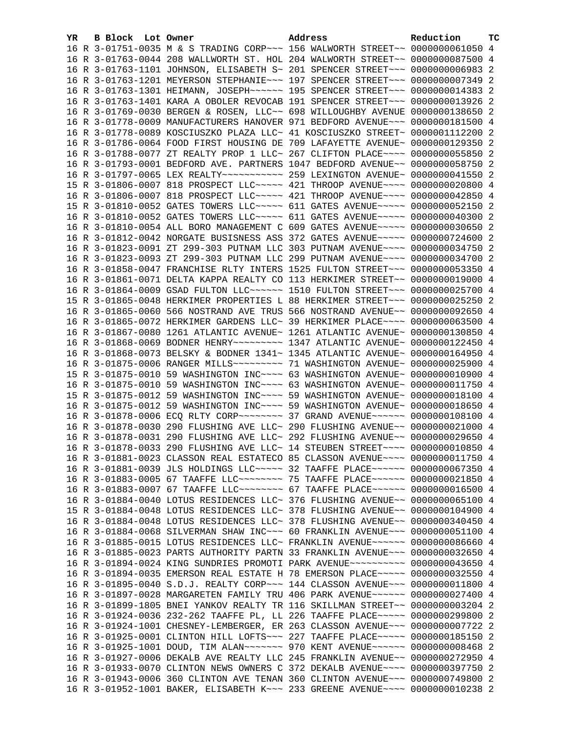| YR | B | Block | Lot | Owner | Address | Reduction | TC |
|---|---|---|---|---|---|---|---|
| 16 | R | 3-01751-0035 | | M & S TRADING CORP~~~ | 156 WALWORTH STREET~~ | 0000000061050 | 4 |
| 16 | R | 3-01763-0044 | | 208 WALLWORTH ST. HOL | 204 WALWORTH STREET~~ | 0000000087500 | 4 |
| 16 | R | 3-01763-1101 | | JOHNSON, ELISABETH S~ | 201 SPENCER STREET~~~ | 0000000006983 | 2 |
| 16 | R | 3-01763-1201 | | MEYERSON STEPHANIE~~~ | 197 SPENCER STREET~~~ | 0000000007349 | 2 |
| 16 | R | 3-01763-1301 | | HEIMANN, JOSEPH~~~~~~ | 195 SPENCER STREET~~~ | 0000000014383 | 2 |
| 16 | R | 3-01763-1401 | | KARA A OBOLER REVOCAB | 191 SPENCER STREET~~~ | 0000000013926 | 2 |
| 16 | R | 3-01769-0030 | | BERGEN & ROSEN, LLC~~ | 698 WILLOUGHBY AVENUE | 0000000138650 | 2 |
| 16 | R | 3-01778-0009 | | MANUFACTURERS HANOVER | 971 BEDFORD AVENUE~~~ | 0000000181500 | 4 |
| 16 | R | 3-01778-0089 | | KOSCIUSZKO PLAZA LLC~ | 41 KOSCIUSZKO STREET~ | 0000001112200 | 2 |
| 16 | R | 3-01786-0064 | | FOOD FIRST HOUSING DE | 709 LAFAYETTE AVENUE~ | 0000000129350 | 2 |
| 16 | R | 3-01788-0077 | | ZT REALTY PROP 1 LLC~ | 267 CLIFTON PLACE~~~~ | 0000000055850 | 2 |
| 16 | R | 3-01793-0001 | | BEDFORD AVE. PARTNERS | 1047 BEDFORD AVENUE~~ | 0000000058750 | 2 |
| 16 | R | 3-01797-0065 | | LEX REALTY~~~~~~~~~~~ | 259 LEXINGTON AVENUE~ | 0000000041550 | 2 |
| 15 | R | 3-01806-0007 | | 818 PROSPECT LLC~~~~~ | 421 THROOP AVENUE~~~~ | 0000000020800 | 4 |
| 16 | R | 3-01806-0007 | | 818 PROSPECT LLC~~~~~ | 421 THROOP AVENUE~~~~ | 0000000042850 | 4 |
| 15 | R | 3-01810-0052 | | GATES TOWERS LLC~~~~~ | 611 GATES AVENUE~~~~~ | 0000000052150 | 2 |
| 16 | R | 3-01810-0052 | | GATES TOWERS LLC~~~~~ | 611 GATES AVENUE~~~~~ | 0000000040300 | 2 |
| 16 | R | 3-01810-0054 | | ALL BORO MANAGEMENT C | 609 GATES AVENUE~~~~~ | 0000000030650 | 2 |
| 16 | R | 3-01812-0042 | | NORGATE BUSISNESS ASS | 372 GATES AVENUE~~~~~ | 0000000724600 | 2 |
| 16 | R | 3-01823-0091 | | ZT 299-303 PUTNAM LLC | 303 PUTNAM AVENUE~~~~ | 0000000034750 | 2 |
| 16 | R | 3-01823-0093 | | ZT 299-303 PUTNAM LLC | 299 PUTNAM AVENUE~~~~ | 0000000034700 | 2 |
| 16 | R | 3-01858-0047 | | FRANCHISE RLTY INTERS | 1525 FULTON STREET~~~ | 0000000053350 | 4 |
| 16 | R | 3-01861-0071 | | DELTA KAPPA REALTY CO | 113 HERKIMER STREET~~ | 0000000019000 | 4 |
| 16 | R | 3-01864-0009 | | GSAD FULTON LLC~~~~~~ | 1510 FULTON STREET~~~ | 0000000025700 | 4 |
| 15 | R | 3-01865-0048 | | HERKIMER PROPERTIES L | 88 HERKIMER STREET~~~ | 0000000025250 | 2 |
| 16 | R | 3-01865-0060 | | 566 NOSTRAND AVE TRUS | 566 NOSTRAND AVENUE~~ | 0000000092650 | 4 |
| 16 | R | 3-01865-0072 | | HERKIMER GARDENS LLC~ | 39 HERKIMER PLACE~~~~ | 0000000063500 | 4 |
| 16 | R | 3-01867-0080 | | 1261 ATLANTIC AVENUE~ | 1261 ATLANTIC AVENUE~ | 0000000130850 | 4 |
| 16 | R | 3-01868-0069 | | BODNER HENRY~~~~~~~~~ | 1347 ATLANTIC AVENUE~ | 0000000122450 | 4 |
| 16 | R | 3-01868-0073 | | BELSKY & BODNER 1341~ | 1345 ATLANTIC AVENUE~ | 0000000164950 | 4 |
| 16 | R | 3-01875-0006 | | RANGER MILLS~~~~~~~~~ | 71 WASHINGTON AVENUE~ | 0000000025900 | 4 |
| 15 | R | 3-01875-0010 | | 59 WASHINGTON INC~~~~ | 63 WASHINGTON AVENUE~ | 0000000010900 | 4 |
| 16 | R | 3-01875-0010 | | 59 WASHINGTON INC~~~~ | 63 WASHINGTON AVENUE~ | 0000000011750 | 4 |
| 15 | R | 3-01875-0012 | | 59 WASHINGTON INC~~~~ | 59 WASHINGTON AVENUE~ | 0000000018100 | 4 |
| 16 | R | 3-01875-0012 | | 59 WASHINGTON INC~~~~ | 59 WASHINGTON AVENUE~ | 0000000018650 | 4 |
| 16 | R | 3-01878-0006 | | ECQ RLTY CORP~~~~~~~~ | 37 GRAND AVENUE~~~~~~ | 0000000108100 | 4 |
| 16 | R | 3-01878-0030 | | 290 FLUSHING AVE LLC~ | 290 FLUSHING AVENUE~~ | 0000000021000 | 4 |
| 16 | R | 3-01878-0031 | | 290 FLUSHING AVE LLC~ | 292 FLUSHING AVENUE~~ | 0000000029650 | 4 |
| 16 | R | 3-01878-0033 | | 290 FLUSHING AVE LLC~ | 14 STEUBEN STREET~~~~ | 0000000010850 | 4 |
| 16 | R | 3-01881-0023 | | CLASSON REAL ESTATECO | 85 CLASSON AVENUE~~~~ | 0000000011750 | 4 |
| 16 | R | 3-01881-0039 | | JLS HOLDINGS LLC~~~~~ | 32 TAAFFE PLACE~~~~~~ | 0000000067350 | 4 |
| 16 | R | 3-01883-0005 | | 67 TAAFFE LLC~~~~~~~~ | 75 TAAFFE PLACE~~~~~~ | 0000000021850 | 4 |
| 16 | R | 3-01883-0007 | | 67 TAAFFE LLC~~~~~~~~ | 67 TAAFFE PLACE~~~~~~ | 0000000016500 | 4 |
| 16 | R | 3-01884-0040 | | LOTUS RESIDENCES LLC~ | 376 FLUSHING AVENUE~~ | 0000000065100 | 4 |
| 15 | R | 3-01884-0048 | | LOTUS RESIDENCES LLC~ | 378 FLUSHING AVENUE~~ | 0000000104900 | 4 |
| 16 | R | 3-01884-0048 | | LOTUS RESIDENCES LLC~ | 378 FLUSHING AVENUE~~ | 0000000340450 | 4 |
| 16 | R | 3-01884-0068 | | SILVERMAN SHAW INC~~~ | 60 FRANKLIN AVENUE~~~ | 0000000051100 | 4 |
| 16 | R | 3-01885-0015 | | LOTUS RESIDENCES LLC~ | FRANKLIN AVENUE~~~~~~ | 0000000086660 | 4 |
| 16 | R | 3-01885-0023 | | PARTS AUTHORITY PARTN | 33 FRANKLIN AVENUE~~~ | 0000000032650 | 4 |
| 16 | R | 3-01894-0024 | | KING SUNDRIES PROMOTI | PARK AVENUE~~~~~~~~~~ | 0000000043650 | 4 |
| 16 | R | 3-01894-0035 | | EMERSON REAL ESTATE H | 78 EMERSON PLACE~~~~~ | 0000000032550 | 4 |
| 16 | R | 3-01895-0040 | | S.D.J. REALTY CORP~~~ | 144 CLASSON AVENUE~~~ | 0000000011800 | 4 |
| 16 | R | 3-01897-0028 | | MARGARETEN FAMILY TRU | 406 PARK AVENUE~~~~~~ | 0000000027400 | 4 |
| 16 | R | 3-01899-1805 | | BNEI YANKOV REALTY TR | 116 SKILLMAN STREET~~ | 0000000003204 | 2 |
| 16 | R | 3-01924-0036 | | 232-262 TAAFFE PL, LL | 226 TAAFFE PLACE~~~~~ | 0000000299800 | 2 |
| 16 | R | 3-01924-1001 | | CHESNEY-LEMBERGER, ER | 263 CLASSON AVENUE~~~ | 0000000007722 | 2 |
| 16 | R | 3-01925-0001 | | CLINTON HILL LOFTS~~~ | 227 TAAFFE PLACE~~~~~ | 0000000185150 | 2 |
| 16 | R | 3-01925-1001 | | DOUD, TIM ALAN~~~~~~~ | 970 KENT AVENUE~~~~~~ | 0000000008468 | 2 |
| 16 | R | 3-01927-0006 | | DEKALB AVE REALTY LLC | 245 FRANKLIN AVENUE~~ | 0000000272950 | 4 |
| 16 | R | 3-01933-0070 | | CLINTON NEWS OWNERS C | 372 DEKALB AVENUE~~~~ | 0000000397750 | 2 |
| 16 | R | 3-01943-0006 | | 360 CLINTON AVE TENAN | 360 CLINTON AVENUE~~~ | 0000000749800 | 2 |
| 16 | R | 3-01952-1001 | | BAKER, ELISABETH K~~~ | 233 GREENE AVENUE~~~~ | 0000000010238 | 2 |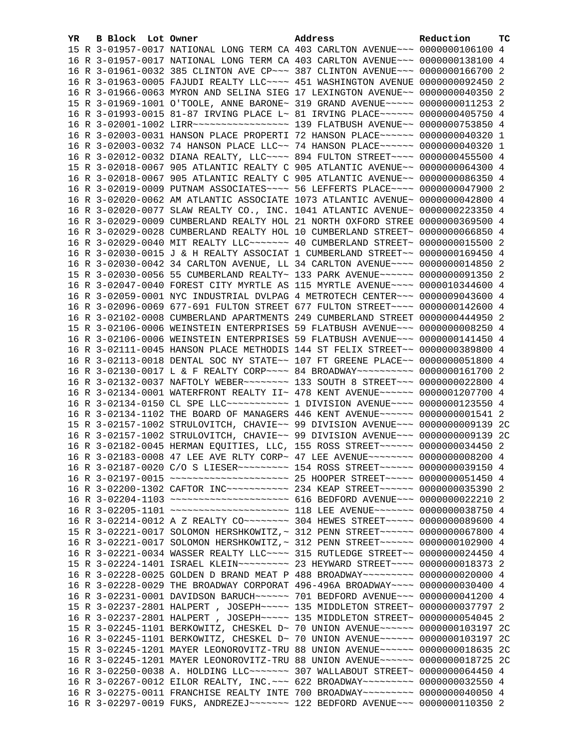| YR | B | Block | Lot | Owner | Address | Reduction | TC |
|---|---|---|---|---|---|---|---|
| 15 | R | 3-01957-0017 | | NATIONAL LONG TERM CA | 403 CARLTON AVENUE~~~ | 0000000106100 | 4 |
| 16 | R | 3-01957-0017 | | NATIONAL LONG TERM CA | 403 CARLTON AVENUE~~~ | 0000000138100 | 4 |
| 16 | R | 3-01961-0032 | | 385 CLINTON AVE CP~~~ | 387 CLINTON AVENUE~~~ | 0000000166700 | 2 |
| 16 | R | 3-01963-0005 | | FAJUDI REALTY LLC~~~~ | 451 WASHINGTON AVENUE | 0000000092450 | 2 |
| 16 | R | 3-01966-0063 | | MYRON AND SELINA SIEG | 17 LEXINGTON AVENUE~~ | 0000000040350 | 2 |
| 15 | R | 3-01969-1001 | | O'TOOLE, ANNE BARONE~ | 319 GRAND AVENUE~~~~~ | 0000000011253 | 2 |
| 16 | R | 3-01993-0015 | | 81-87 IRVING PLACE L~ | 81 IRVING PLACE~~~~~~ | 0000000405750 | 4 |
| 16 | R | 3-02001-1002 | | LIRR~~~~~~~~~~~~~~~~~ | 139 FLATBUSH AVENUE~~ | 0000000753850 | 4 |
| 16 | R | 3-02003-0031 | | HANSON PLACE PROPERTI | 72 HANSON PLACE~~~~~~ | 0000000040320 | 1 |
| 16 | R | 3-02003-0032 | | 74 HANSON PLACE LLC~~ | 74 HANSON PLACE~~~~~~ | 0000000040320 | 1 |
| 16 | R | 3-02012-0032 | | DIANA REALTY, LLC~~~~ | 894 FULTON STREET~~~~ | 0000000455500 | 4 |
| 15 | R | 3-02018-0067 | | 905 ATLANTIC REALTY C | 905 ATLANTIC AVENUE~~ | 0000000064300 | 4 |
| 16 | R | 3-02018-0067 | | 905 ATLANTIC REALTY C | 905 ATLANTIC AVENUE~~ | 0000000086350 | 4 |
| 16 | R | 3-02019-0009 | | PUTNAM ASSOCIATES~~~~ | 56 LEFFERTS PLACE~~~~ | 0000000047900 | 2 |
| 16 | R | 3-02020-0062 | | AM ATLANTIC ASSOCIATE | 1073 ATLANTIC AVENUE~ | 0000000042800 | 4 |
| 16 | R | 3-02020-0077 | | SLAW REALTY CO., INC. | 1041 ATLANTIC AVENUE~ | 0000000223350 | 4 |
| 16 | R | 3-02029-0009 | | CUMBERLAND REALTY HOL | 21 NORTH OXFORD STREE | 0000000369500 | 4 |
| 16 | R | 3-02029-0028 | | CUMBERLAND REALTY HOL | 10 CUMBERLAND STREET~ | 0000000066850 | 4 |
| 16 | R | 3-02029-0040 | | MIT REALTY LLC~~~~~~~ | 40 CUMBERLAND STREET~ | 0000000015500 | 2 |
| 16 | R | 3-02030-0015 | | J & H REALTY ASSOCIAT | 1 CUMBERLAND STREET~~ | 0000000169450 | 4 |
| 16 | R | 3-02030-0042 | | 34 CARLTON AVENUE, LL | 34 CARLTON AVENUE~~~~ | 0000000014850 | 2 |
| 15 | R | 3-02030-0056 | | 55 CUMBERLAND REALTY~ | 133 PARK AVENUE~~~~~~ | 0000000091350 | 2 |
| 16 | R | 3-02047-0040 | | FOREST CITY MYRTLE AS | 115 MYRTLE AVENUE~~~~ | 0000010344600 | 4 |
| 16 | R | 3-02059-0001 | | NYC INDUSTRIAL DVLPAG | 4 METROTECH CENTER~~~ | 0000009043600 | 4 |
| 16 | R | 3-02096-0069 | | 677-691 FULTON STREET | 677 FULTON STREET~~~~ | 0000000142600 | 4 |
| 16 | R | 3-02102-0008 | | CUMBERLAND APARTMENTS | 249 CUMBERLAND STREET | 0000000444950 | 2 |
| 15 | R | 3-02106-0006 | | WEINSTEIN ENTERPRISES | 59 FLATBUSH AVENUE~~~ | 0000000008250 | 4 |
| 16 | R | 3-02106-0006 | | WEINSTEIN ENTERPRISES | 59 FLATBUSH AVENUE~~~ | 0000000141450 | 4 |
| 16 | R | 3-02111-0045 | | HANSON PLACE METHODIS | 144 ST FELIX STREET~~ | 0000000389800 | 4 |
| 16 | R | 3-02113-0018 | | DENTAL SOC NY STATE~~ | 107 FT GREENE PLACE~~ | 0000000051800 | 4 |
| 16 | R | 3-02130-0017 | | L & F REALTY CORP~~~~ | 84 BROADWAY~~~~~~~~~~ | 0000000161700 | 2 |
| 16 | R | 3-02132-0037 | | NAFTOLY WEBER~~~~~~~~ | 133 SOUTH 8 STREET~~~ | 0000000022800 | 4 |
| 16 | R | 3-02134-0001 | | WATERFRONT REALTY II~ | 478 KENT AVENUE~~~~~~ | 0000001207700 | 4 |
| 16 | R | 3-02134-0150 | | CL SPE LLC~~~~~~~~~~~ | 1 DIVISION AVENUE~~~~ | 0000000123550 | 4 |
| 16 | R | 3-02134-1102 | | THE BOARD OF MANAGERS | 446 KENT AVENUE~~~~~~ | 0000000001541 | 2 |
| 15 | R | 3-02157-1002 | | STRULOVITCH, CHAVIE~~ | 99 DIVISION AVENUE~~~ | 0000000009139 | 2C |
| 16 | R | 3-02157-1002 | | STRULOVITCH, CHAVIE~~ | 99 DIVISION AVENUE~~~ | 0000000009139 | 2C |
| 16 | R | 3-02182-0045 | | HERMAN EQUITIES, LLC, | 155 ROSS STREET~~~~~~ | 0000000034450 | 2 |
| 16 | R | 3-02183-0008 | | 47 LEE AVE RLTY CORP~ | 47 LEE AVENUE~~~~~~~~ | 0000000008200 | 4 |
| 16 | R | 3-02187-0020 | | C/O S LIESER~~~~~~~~~ | 154 ROSS STREET~~~~~~ | 0000000039150 | 4 |
| 16 | R | 3-02197-0015 | | ~~~~~~~~~~~~~~~~~~~~~ | 25 HOOPER STREET~~~~~ | 0000000051450 | 4 |
| 16 | R | 3-02200-1302 | | CAFTOR INC~~~~~~~~~~~ | 234 KEAP STREET~~~~~~ | 0000000035390 | 2 |
| 16 | R | 3-02204-1103 | | ~~~~~~~~~~~~~~~~~~~~~ | 616 BEDFORD AVENUE~~~ | 0000000022210 | 2 |
| 16 | R | 3-02205-1101 | | ~~~~~~~~~~~~~~~~~~~~~ | 118 LEE AVENUE~~~~~~~ | 0000000038750 | 4 |
| 16 | R | 3-02214-0012 | | A Z REALTY CO~~~~~~~~ | 304 HEWES STREET~~~~~ | 0000000089600 | 4 |
| 15 | R | 3-02221-0017 | | SOLOMON HERSHKOWITZ,~ | 312 PENN STREET~~~~~~ | 0000000067800 | 4 |
| 16 | R | 3-02221-0017 | | SOLOMON HERSHKOWITZ,~ | 312 PENN STREET~~~~~~ | 0000000102900 | 4 |
| 16 | R | 3-02221-0034 | | WASSER REALTY LLC~~~~ | 315 RUTLEDGE STREET~~ | 0000000024450 | 4 |
| 15 | R | 3-02224-1401 | | ISRAEL KLEIN~~~~~~~~~ | 23 HEYWARD STREET~~~~ | 0000000018373 | 2 |
| 16 | R | 3-02228-0025 | | GOLDEN D BRAND MEAT P | 488 BROADWAY~~~~~~~~~ | 0000000020000 | 4 |
| 16 | R | 3-02228-0029 | | THE BROADWAY CORPORAT | 496-496A BROADWAY~~~~ | 0000000030400 | 4 |
| 16 | R | 3-02231-0001 | | DAVIDSON BARUCH~~~~~~ | 701 BEDFORD AVENUE~~~ | 0000000041200 | 4 |
| 15 | R | 3-02237-2801 | | HALPERT , JOSEPH~~~~~ | 135 MIDDLETON STREET~ | 0000000037797 | 2 |
| 16 | R | 3-02237-2801 | | HALPERT , JOSEPH~~~~~ | 135 MIDDLETON STREET~ | 0000000054045 | 2 |
| 15 | R | 3-02245-1101 | | BERKOWITZ, CHESKEL D~ | 70 UNION AVENUE~~~~~~ | 0000000103197 | 2C |
| 16 | R | 3-02245-1101 | | BERKOWITZ, CHESKEL D~ | 70 UNION AVENUE~~~~~~ | 0000000103197 | 2C |
| 15 | R | 3-02245-1201 | | MAYER LEONOROVITZ-TRU | 88 UNION AVENUE~~~~~~ | 0000000018635 | 2C |
| 16 | R | 3-02245-1201 | | MAYER LEONOROVITZ-TRU | 88 UNION AVENUE~~~~~~ | 0000000018725 | 2C |
| 16 | R | 3-02250-0038 | | A. HOLDING LLC~~~~~~~ | 307 WALLABOUT STREET~ | 0000000064450 | 4 |
| 16 | R | 3-02267-0012 | | EILOR REALTY, INC.~~~ | 622 BROADWAY~~~~~~~~~ | 0000000032550 | 4 |
| 16 | R | 3-02275-0011 | | FRANCHISE REALTY INTE | 700 BROADWAY~~~~~~~~~ | 0000000040050 | 4 |
| 16 | R | 3-02297-0019 | | FUKS, ANDREZEJ~~~~~~~ | 122 BEDFORD AVENUE~~~ | 0000000110350 | 2 |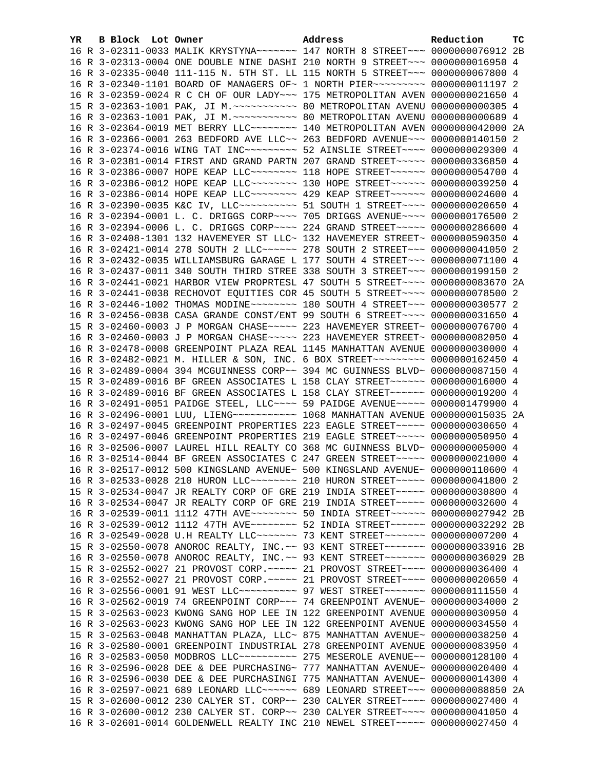| YR | B | Block | Lot | Owner | Address | Reduction | TC |
|---|---|---|---|---|---|---|---|
| 16 | R | 3-02311-0033 | | MALIK KRYSTYNA~~~~~~~ | 147 NORTH 8 STREET~~~ | 0000000076912 | 2B |
| 16 | R | 3-02313-0004 | | ONE DOUBLE NINE DASHI | 210 NORTH 9 STREET~~~ | 0000000016950 | 4 |
| 16 | R | 3-02335-0040 | | 111-115 N. 5TH ST. LL | 115 NORTH 5 STREET~~~ | 0000000067800 | 4 |
| 16 | R | 3-02340-1101 | | BOARD OF MANAGERS OF~ | 1 NORTH PIER~~~~~~~~~ | 0000000011197 | 2 |
| 16 | R | 3-02359-0024 | | R C CH OF OUR LADY~~~ | 175 METROPOLITAN AVEN | 0000000021650 | 4 |
| 15 | R | 3-02363-1001 | | PAK, JI M.~~~~~~~~~~~ | 80 METROPOLITAN AVENU | 0000000000305 | 4 |
| 16 | R | 3-02363-1001 | | PAK, JI M.~~~~~~~~~~~ | 80 METROPOLITAN AVENU | 0000000000689 | 4 |
| 16 | R | 3-02364-0019 | | MET BERRY LLC~~~~~~~~ | 140 METROPOLITAN AVEN | 0000000042000 | 2A |
| 16 | R | 3-02366-0001 | | 263 BEDFORD AVE LLC~~ | 263 BEDFORD AVENUE~~~ | 0000000140150 | 2 |
| 16 | R | 3-02374-0016 | | WING TAT INC~~~~~~~~~ | 52 AINSLIE STREET~~~~ | 0000000029300 | 4 |
| 16 | R | 3-02381-0014 | | FIRST AND GRAND PARTN | 207 GRAND STREET~~~~~ | 0000000336850 | 4 |
| 16 | R | 3-02386-0007 | | HOPE KEAP LLC~~~~~~~~ | 118 HOPE STREET~~~~~~ | 0000000054700 | 4 |
| 16 | R | 3-02386-0012 | | HOPE KEAP LLC~~~~~~~~ | 130 HOPE STREET~~~~~~ | 0000000039250 | 4 |
| 16 | R | 3-02386-0014 | | HOPE KEAP LLC~~~~~~~~ | 429 KEAP STREET~~~~~~ | 0000000024600 | 4 |
| 16 | R | 3-02390-0035 | | K&C IV, LLC~~~~~~~~~~ | 51 SOUTH 1 STREET~~~~ | 0000000020650 | 4 |
| 16 | R | 3-02394-0001 | | L. C. DRIGGS CORP~~~~ | 705 DRIGGS AVENUE~~~~ | 0000000176500 | 2 |
| 16 | R | 3-02394-0006 | | L. C. DRIGGS CORP~~~~ | 224 GRAND STREET~~~~~ | 0000000286600 | 4 |
| 16 | R | 3-02408-1301 | | 132 HAVEMEYER ST LLC~ | 132 HAVEMEYER STREET~ | 0000000590350 | 4 |
| 16 | R | 3-02421-0014 | | 278 SOUTH 2 LLC~~~~~~ | 278 SOUTH 2 STREET~~~ | 0000000041050 | 2 |
| 16 | R | 3-02432-0035 | | WILLIAMSBURG GARAGE L | 177 SOUTH 4 STREET~~~ | 0000000071100 | 4 |
| 16 | R | 3-02437-0011 | | 340 SOUTH THIRD STREE | 338 SOUTH 3 STREET~~~ | 0000000199150 | 2 |
| 16 | R | 3-02441-0021 | | HARBOR VIEW PROPRTESL | 47 SOUTH 5 STREET~~~~ | 0000000083670 | 2A |
| 16 | R | 3-02441-0038 | | RECHOVOT EQUITIES COR | 45 SOUTH 5 STREET~~~~ | 0000000078500 | 2 |
| 16 | R | 3-02446-1002 | | THOMAS MODINE~~~~~~~~ | 180 SOUTH 4 STREET~~~ | 0000000030577 | 2 |
| 16 | R | 3-02456-0038 | | CASA GRANDE CONST/ENT | 99 SOUTH 6 STREET~~~~ | 0000000031650 | 4 |
| 15 | R | 3-02460-0003 | | J P MORGAN CHASE~~~~~ | 223 HAVEMEYER STREET~ | 0000000076700 | 4 |
| 16 | R | 3-02460-0003 | | J P MORGAN CHASE~~~~~ | 223 HAVEMEYER STREET~ | 0000000082050 | 4 |
| 16 | R | 3-02478-0008 | | GREENPOINT PLAZA REAL | 1145 MANHATTAN AVENUE | 0000000030000 | 4 |
| 16 | R | 3-02482-0021 | | M. HILLER & SON, INC. | 6 BOX STREET~~~~~~~~~ | 0000000162450 | 4 |
| 16 | R | 3-02489-0004 | | 394 MCGUINNESS CORP~~ | 394 MC GUINNESS BLVD~ | 0000000087150 | 4 |
| 15 | R | 3-02489-0016 | | BF GREEN ASSOCIATES L | 158 CLAY STREET~~~~~~ | 0000000016000 | 4 |
| 16 | R | 3-02489-0016 | | BF GREEN ASSOCIATES L | 158 CLAY STREET~~~~~~ | 0000000019200 | 4 |
| 16 | R | 3-02491-0051 | | PAIDGE STEEL, LLC~~~~ | 59 PAIDGE AVENUE~~~~~ | 0000001479900 | 4 |
| 16 | R | 3-02496-0001 | | LUU, LIENG~~~~~~~~~~~ | 1068 MANHATTAN AVENUE | 0000000015035 | 2A |
| 16 | R | 3-02497-0045 | | GREENPOINT PROPERTIES | 223 EAGLE STREET~~~~~ | 0000000030650 | 4 |
| 16 | R | 3-02497-0046 | | GREENPOINT PROPERTIES | 219 EAGLE STREET~~~~~ | 0000000050950 | 4 |
| 16 | R | 3-02506-0007 | | LAUREL HILL REALTY CO | 368 MC GUINNESS BLVD~ | 0000000005000 | 4 |
| 16 | R | 3-02514-0044 | | BF GREEN ASSOCIATES C | 247 GREEN STREET~~~~~ | 0000000021000 | 4 |
| 16 | R | 3-02517-0012 | | 500 KINGSLAND AVENUE~ | 500 KINGSLAND AVENUE~ | 0000000110600 | 4 |
| 16 | R | 3-02533-0028 | | 210 HURON LLC~~~~~~~~ | 210 HURON STREET~~~~~ | 0000000041800 | 2 |
| 15 | R | 3-02534-0047 | | JR REALTY CORP OF GRE | 219 INDIA STREET~~~~~ | 0000000030800 | 4 |
| 16 | R | 3-02534-0047 | | JR REALTY CORP OF GRE | 219 INDIA STREET~~~~~ | 0000000032600 | 4 |
| 16 | R | 3-02539-0011 | | 1112 47TH AVE~~~~~~~~ | 50 INDIA STREET~~~~~~ | 0000000027942 | 2B |
| 16 | R | 3-02539-0012 | | 1112 47TH AVE~~~~~~~~ | 52 INDIA STREET~~~~~~ | 0000000032292 | 2B |
| 16 | R | 3-02549-0028 | | U.H REALTY LLC~~~~~~~ | 73 KENT STREET~~~~~~~ | 0000000007200 | 4 |
| 15 | R | 3-02550-0078 | | ANOROC REALTY, INC.~~ | 93 KENT STREET~~~~~~~ | 0000000033916 | 2B |
| 16 | R | 3-02550-0078 | | ANOROC REALTY, INC.~~ | 93 KENT STREET~~~~~~~ | 0000000036029 | 2B |
| 15 | R | 3-02552-0027 | | 21 PROVOST CORP.~~~~~ | 21 PROVOST STREET~~~~ | 0000000036400 | 4 |
| 16 | R | 3-02552-0027 | | 21 PROVOST CORP.~~~~~ | 21 PROVOST STREET~~~~ | 0000000020650 | 4 |
| 16 | R | 3-02556-0001 | | 91 WEST LLC~~~~~~~~~~ | 97 WEST STREET~~~~~~~ | 0000000111550 | 4 |
| 16 | R | 3-02562-0019 | | 74 GREENPOINT CORP~~~ | 74 GREENPOINT AVENUE~ | 0000000034000 | 2 |
| 15 | R | 3-02563-0023 | | KWONG SANG HOP LEE IN | 122 GREENPOINT AVENUE | 0000000030950 | 4 |
| 16 | R | 3-02563-0023 | | KWONG SANG HOP LEE IN | 122 GREENPOINT AVENUE | 0000000034550 | 4 |
| 15 | R | 3-02563-0048 | | MANHATTAN PLAZA, LLC~ | 875 MANHATTAN AVENUE~ | 0000000038250 | 4 |
| 16 | R | 3-02580-0001 | | GREENPOINT INDUSTRIAL | 278 GREENPOINT AVENUE | 0000000083950 | 4 |
| 16 | R | 3-02583-0050 | | MODBROS LLC~~~~~~~~~~ | 275 MESEROLE AVENUE~~ | 0000000128100 | 4 |
| 16 | R | 3-02596-0028 | | DEE & DEE PURCHASING~ | 777 MANHATTAN AVENUE~ | 0000000020400 | 4 |
| 16 | R | 3-02596-0030 | | DEE & DEE PURCHASINGI | 775 MANHATTAN AVENUE~ | 0000000014300 | 4 |
| 16 | R | 3-02597-0021 | | 689 LEONARD LLC~~~~~~ | 689 LEONARD STREET~~~ | 0000000088850 | 2A |
| 15 | R | 3-02600-0012 | | 230 CALYER ST. CORP~~ | 230 CALYER STREET~~~~ | 0000000027400 | 4 |
| 16 | R | 3-02600-0012 | | 230 CALYER ST. CORP~~ | 230 CALYER STREET~~~~ | 0000000041050 | 4 |
| 16 | R | 3-02601-0014 | | GOLDENWELL REALTY INC | 210 NEWEL STREET~~~~~ | 0000000027450 | 4 |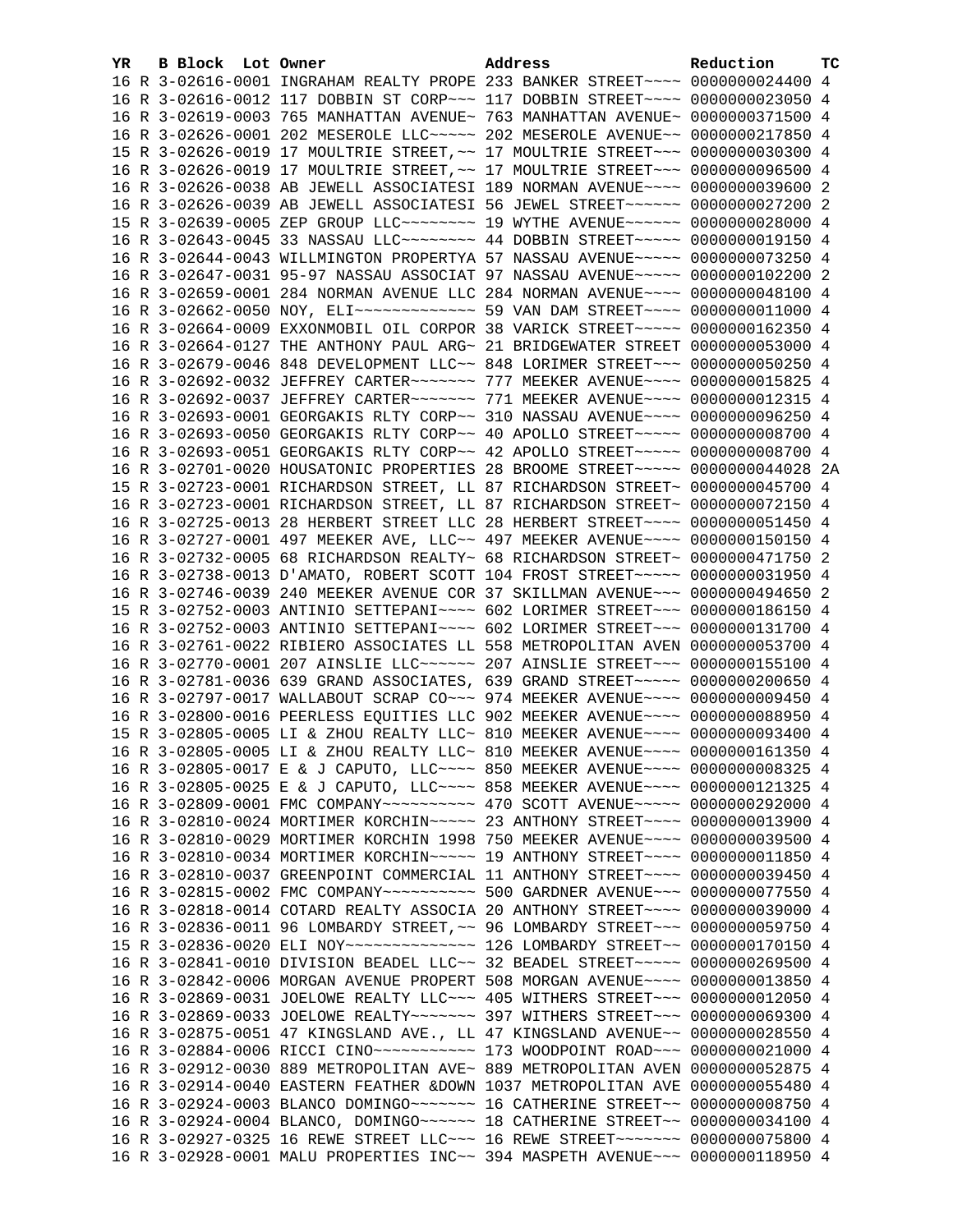| YR | B | Block | Lot | Owner | Address | Reduction | TC |
|---|---|---|---|---|---|---|---|
| 16 | R | 3-02616-0001 | | INGRAHAM REALTY PROPE | 233 BANKER STREET~~~~ | 0000000024400 | 4 |
| 16 | R | 3-02616-0012 | | 117 DOBBIN ST CORP~~~ | 117 DOBBIN STREET~~~~ | 0000000023050 | 4 |
| 16 | R | 3-02619-0003 | | 765 MANHATTAN AVENUE~ | 763 MANHATTAN AVENUE~ | 0000000371500 | 4 |
| 16 | R | 3-02626-0001 | | 202 MESEROLE LLC~~~~~ | 202 MESEROLE AVENUE~~ | 0000000217850 | 4 |
| 15 | R | 3-02626-0019 | | 17 MOULTRIE STREET,~~ | 17 MOULTRIE STREET~~~ | 0000000030300 | 4 |
| 16 | R | 3-02626-0019 | | 17 MOULTRIE STREET,~~ | 17 MOULTRIE STREET~~~ | 0000000096500 | 4 |
| 16 | R | 3-02626-0038 | | AB JEWELL ASSOCIATESI | 189 NORMAN AVENUE~~~~ | 0000000039600 | 2 |
| 16 | R | 3-02626-0039 | | AB JEWELL ASSOCIATESI | 56 JEWEL STREET~~~~~~ | 0000000027200 | 2 |
| 15 | R | 3-02639-0005 | | ZEP GROUP LLC~~~~~~~~ | 19 WYTHE AVENUE~~~~~~ | 0000000028000 | 4 |
| 16 | R | 3-02643-0045 | | 33 NASSAU LLC~~~~~~~~ | 44 DOBBIN STREET~~~~~ | 0000000019150 | 4 |
| 16 | R | 3-02644-0043 | | WILLMINGTON PROPERTYA | 57 NASSAU AVENUE~~~~~ | 0000000073250 | 4 |
| 16 | R | 3-02647-0031 | | 95-97 NASSAU ASSOCIAT | 97 NASSAU AVENUE~~~~~ | 0000000102200 | 2 |
| 16 | R | 3-02659-0001 | | 284 NORMAN AVENUE LLC | 284 NORMAN AVENUE~~~~ | 0000000048100 | 4 |
| 16 | R | 3-02662-0050 | | NOY, ELI~~~~~~~~~~~~~ | 59 VAN DAM STREET~~~~ | 0000000011000 | 4 |
| 16 | R | 3-02664-0009 | | EXXONMOBIL OIL CORPOR | 38 VARICK STREET~~~~~ | 0000000162350 | 4 |
| 16 | R | 3-02664-0127 | | THE ANTHONY PAUL ARG~ | 21 BRIDGEWATER STREET | 0000000053000 | 4 |
| 16 | R | 3-02679-0046 | | 848 DEVELOPMENT LLC~~ | 848 LORIMER STREET~~~ | 0000000050250 | 4 |
| 16 | R | 3-02692-0032 | | JEFFREY CARTER~~~~~~~ | 777 MEEKER AVENUE~~~~ | 0000000015825 | 4 |
| 16 | R | 3-02692-0037 | | JEFFREY CARTER~~~~~~~ | 771 MEEKER AVENUE~~~~ | 0000000012315 | 4 |
| 16 | R | 3-02693-0001 | | GEORGAKIS RLTY CORP~~ | 310 NASSAU AVENUE~~~~ | 0000000096250 | 4 |
| 16 | R | 3-02693-0050 | | GEORGAKIS RLTY CORP~~ | 40 APOLLO STREET~~~~~ | 0000000008700 | 4 |
| 16 | R | 3-02693-0051 | | GEORGAKIS RLTY CORP~~ | 42 APOLLO STREET~~~~~ | 0000000008700 | 4 |
| 16 | R | 3-02701-0020 | | HOUSATONIC PROPERTIES | 28 BROOME STREET~~~~~ | 0000000044028 | 2A |
| 15 | R | 3-02723-0001 | | RICHARDSON STREET, LL | 87 RICHARDSON STREET~ | 0000000045700 | 4 |
| 16 | R | 3-02723-0001 | | RICHARDSON STREET, LL | 87 RICHARDSON STREET~ | 0000000072150 | 4 |
| 16 | R | 3-02725-0013 | | 28 HERBERT STREET LLC | 28 HERBERT STREET~~~~ | 0000000051450 | 4 |
| 16 | R | 3-02727-0001 | | 497 MEEKER AVE, LLC~~ | 497 MEEKER AVENUE~~~~ | 0000000150150 | 4 |
| 16 | R | 3-02732-0005 | | 68 RICHARDSON REALTY~ | 68 RICHARDSON STREET~ | 0000000471750 | 2 |
| 16 | R | 3-02738-0013 | | D'AMATO, ROBERT SCOTT | 104 FROST STREET~~~~~ | 0000000031950 | 4 |
| 16 | R | 3-02746-0039 | | 240 MEEKER AVENUE COR | 37 SKILLMAN AVENUE~~~ | 0000000494650 | 2 |
| 15 | R | 3-02752-0003 | | ANTINIO SETTEPANI~~~~ | 602 LORIMER STREET~~~ | 0000000186150 | 4 |
| 16 | R | 3-02752-0003 | | ANTINIO SETTEPANI~~~~ | 602 LORIMER STREET~~~ | 0000000131700 | 4 |
| 16 | R | 3-02761-0022 | | RIBIERO ASSOCIATES LL | 558 METROPOLITAN AVEN | 0000000053700 | 4 |
| 16 | R | 3-02770-0001 | | 207 AINSLIE LLC~~~~~~ | 207 AINSLIE STREET~~~ | 0000000155100 | 4 |
| 16 | R | 3-02781-0036 | | 639 GRAND ASSOCIATES, | 639 GRAND STREET~~~~~ | 0000000200650 | 4 |
| 16 | R | 3-02797-0017 | | WALLABOUT SCRAP CO~~~ | 974 MEEKER AVENUE~~~~ | 0000000009450 | 4 |
| 16 | R | 3-02800-0016 | | PEERLESS EQUITIES LLC | 902 MEEKER AVENUE~~~~ | 0000000088950 | 4 |
| 15 | R | 3-02805-0005 | | LI & ZHOU REALTY LLC~ | 810 MEEKER AVENUE~~~~ | 0000000093400 | 4 |
| 16 | R | 3-02805-0005 | | LI & ZHOU REALTY LLC~ | 810 MEEKER AVENUE~~~~ | 0000000161350 | 4 |
| 16 | R | 3-02805-0017 | | E & J CAPUTO, LLC~~~~ | 850 MEEKER AVENUE~~~~ | 0000000008325 | 4 |
| 16 | R | 3-02805-0025 | | E & J CAPUTO, LLC~~~~ | 858 MEEKER AVENUE~~~~ | 0000000121325 | 4 |
| 16 | R | 3-02809-0001 | | FMC COMPANY~~~~~~~~~~ | 470 SCOTT AVENUE~~~~~ | 0000000292000 | 4 |
| 16 | R | 3-02810-0024 | | MORTIMER KORCHIN~~~~~ | 23 ANTHONY STREET~~~~ | 0000000013900 | 4 |
| 16 | R | 3-02810-0029 | | MORTIMER KORCHIN 1998 | 750 MEEKER AVENUE~~~~ | 0000000039500 | 4 |
| 16 | R | 3-02810-0034 | | MORTIMER KORCHIN~~~~~ | 19 ANTHONY STREET~~~~ | 0000000011850 | 4 |
| 16 | R | 3-02810-0037 | | GREENPOINT COMMERCIAL | 11 ANTHONY STREET~~~~ | 0000000039450 | 4 |
| 16 | R | 3-02815-0002 | | FMC COMPANY~~~~~~~~~~ | 500 GARDNER AVENUE~~~ | 0000000077550 | 4 |
| 16 | R | 3-02818-0014 | | COTARD REALTY ASSOCIA | 20 ANTHONY STREET~~~~ | 0000000039000 | 4 |
| 16 | R | 3-02836-0011 | | 96 LOMBARDY STREET,~~ | 96 LOMBARDY STREET~~~ | 0000000059750 | 4 |
| 15 | R | 3-02836-0020 | | ELI NOY~~~~~~~~~~~~~~ | 126 LOMBARDY STREET~~ | 0000000170150 | 4 |
| 16 | R | 3-02841-0010 | | DIVISION BEADEL LLC~~ | 32 BEADEL STREET~~~~~ | 0000000269500 | 4 |
| 16 | R | 3-02842-0006 | | MORGAN AVENUE PROPERT | 508 MORGAN AVENUE~~~~ | 0000000013850 | 4 |
| 16 | R | 3-02869-0031 | | JOELOWE REALTY LLC~~~ | 405 WITHERS STREET~~~ | 0000000012050 | 4 |
| 16 | R | 3-02869-0033 | | JOELOWE REALTY~~~~~~~ | 397 WITHERS STREET~~~ | 0000000069300 | 4 |
| 16 | R | 3-02875-0051 | | 47 KINGSLAND AVE., LL | 47 KINGSLAND AVENUE~~ | 0000000028550 | 4 |
| 16 | R | 3-02884-0006 | | RICCI CINO~~~~~~~~~~~ | 173 WOODPOINT ROAD~~~ | 0000000021000 | 4 |
| 16 | R | 3-02912-0030 | | 889 METROPOLITAN AVE~ | 889 METROPOLITAN AVEN | 0000000052875 | 4 |
| 16 | R | 3-02914-0040 | | EASTERN FEATHER &DOWN | 1037 METROPOLITAN AVE | 0000000055480 | 4 |
| 16 | R | 3-02924-0003 | | BLANCO DOMINGO~~~~~~~ | 16 CATHERINE STREET~~ | 0000000008750 | 4 |
| 16 | R | 3-02924-0004 | | BLANCO, DOMINGO~~~~~~ | 18 CATHERINE STREET~~ | 0000000034100 | 4 |
| 16 | R | 3-02927-0325 | | 16 REWE STREET LLC~~~ | 16 REWE STREET~~~~~~~ | 0000000075800 | 4 |
| 16 | R | 3-02928-0001 | | MALU PROPERTIES INC~~ | 394 MASPETH AVENUE~~~ | 0000000118950 | 4 |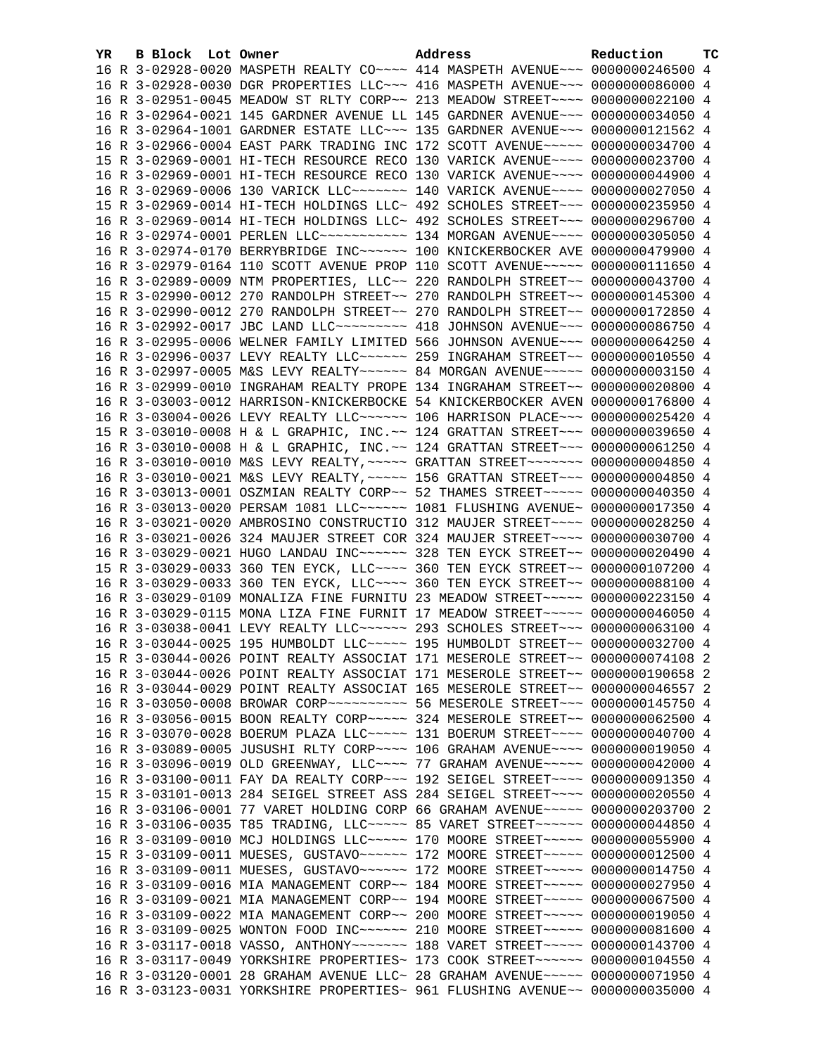| YR | B | Block | Lot | Owner | Address | Reduction | TC |
|---|---|---|---|---|---|---|---|
| 16 | R | 3-02928-0020 | | MASPETH REALTY CO~~~~ | 414 MASPETH AVENUE~~~ | 0000000246500 | 4 |
| 16 | R | 3-02928-0030 | | DGR PROPERTIES LLC~~ | 416 MASPETH AVENUE~~~ | 0000000086000 | 4 |
| 16 | R | 3-02951-0045 | | MEADOW ST RLTY CORP~~ | 213 MEADOW STREET~~~~ | 0000000022100 | 4 |
| 16 | R | 3-02964-0021 | | 145 GARDNER AVENUE LL | 145 GARDNER AVENUE~~~ | 0000000034050 | 4 |
| 16 | R | 3-02964-1001 | | GARDNER ESTATE LLC~~~ | 135 GARDNER AVENUE~~~ | 0000000121562 | 4 |
| 16 | R | 3-02966-0004 | | EAST PARK TRADING INC | 172 SCOTT AVENUE~~~~~ | 0000000034700 | 4 |
| 15 | R | 3-02969-0001 | | HI-TECH RESOURCE RECO | 130 VARICK AVENUE~~~~ | 0000000023700 | 4 |
| 16 | R | 3-02969-0001 | | HI-TECH RESOURCE RECO | 130 VARICK AVENUE~~~~ | 0000000044900 | 4 |
| 16 | R | 3-02969-0006 | | 130 VARICK LLC~~~~~~~ | 140 VARICK AVENUE~~~~ | 0000000027050 | 4 |
| 15 | R | 3-02969-0014 | | HI-TECH HOLDINGS LLC~ | 492 SCHOLES STREET~~~ | 0000000235950 | 4 |
| 16 | R | 3-02969-0014 | | HI-TECH HOLDINGS LLC~ | 492 SCHOLES STREET~~~ | 0000000296700 | 4 |
| 16 | R | 3-02974-0001 | | PERLEN LLC~~~~~~~~~~~ | 134 MORGAN AVENUE~~~~ | 0000000305050 | 4 |
| 16 | R | 3-02974-0170 | | BERRYBRIDGE INC~~~~~~ | 100 KNICKERBOCKER AVE | 0000000479900 | 4 |
| 16 | R | 3-02979-0164 | | 110 SCOTT AVENUE PROP | 110 SCOTT AVENUE~~~~~ | 0000000111650 | 4 |
| 16 | R | 3-02989-0009 | | NTM PROPERTIES, LLC~~ | 220 RANDOLPH STREET~~ | 0000000043700 | 4 |
| 15 | R | 3-02990-0012 | | 270 RANDOLPH STREET~~ | 270 RANDOLPH STREET~~ | 0000000145300 | 4 |
| 16 | R | 3-02990-0012 | | 270 RANDOLPH STREET~~ | 270 RANDOLPH STREET~~ | 0000000172850 | 4 |
| 16 | R | 3-02992-0017 | | JBC LAND LLC~~~~~~~~~ | 418 JOHNSON AVENUE~~~ | 0000000086750 | 4 |
| 16 | R | 3-02995-0006 | | WELNER FAMILY LIMITED | 566 JOHNSON AVENUE~~~ | 0000000064250 | 4 |
| 16 | R | 3-02996-0037 | | LEVY REALTY LLC~~~~~~ | 259 INGRAHAM STREET~~ | 0000000010550 | 4 |
| 16 | R | 3-02997-0005 | | M&S LEVY REALTY~~~~~~ | 84 MORGAN AVENUE~~~~~ | 0000000003150 | 4 |
| 16 | R | 3-02999-0010 | | INGRAHAM REALTY PROPE | 134 INGRAHAM STREET~~ | 0000000020800 | 4 |
| 16 | R | 3-03003-0012 | | HARRISON-KNICKERBOCKE | 54 KNICKERBOCKER AVEN | 0000000176800 | 4 |
| 16 | R | 3-03004-0026 | | LEVY REALTY LLC~~~~~~ | 106 HARRISON PLACE~~~ | 0000000025420 | 4 |
| 15 | R | 3-03010-0008 | | H & L GRAPHIC, INC.~~ | 124 GRATTAN STREET~~~ | 0000000039650 | 4 |
| 16 | R | 3-03010-0008 | | H & L GRAPHIC, INC.~~ | 124 GRATTAN STREET~~~ | 0000000061250 | 4 |
| 16 | R | 3-03010-0010 | | M&S LEVY REALTY,~~~~~ | GRATTAN STREET~~~~~~~ | 0000000004850 | 4 |
| 16 | R | 3-03010-0021 | | M&S LEVY REALTY,~~~~~ | 156 GRATTAN STREET~~~ | 0000000004850 | 4 |
| 16 | R | 3-03013-0001 | | OSZMIAN REALTY CORP~~ | 52 THAMES STREET~~~~~ | 0000000040350 | 4 |
| 16 | R | 3-03013-0020 | | PERSAM 1081 LLC~~~~~~ | 1081 FLUSHING AVENUE~ | 0000000017350 | 4 |
| 16 | R | 3-03021-0020 | | AMBROSINO CONSTRUCTIO | 312 MAUJER STREET~~~~ | 0000000028250 | 4 |
| 16 | R | 3-03021-0026 | | 324 MAUJER STREET COR | 324 MAUJER STREET~~~~ | 0000000030700 | 4 |
| 16 | R | 3-03029-0021 | | HUGO LANDAU INC~~~~~~ | 328 TEN EYCK STREET~~ | 0000000020490 | 4 |
| 15 | R | 3-03029-0033 | | 360 TEN EYCK, LLC~~~~ | 360 TEN EYCK STREET~~ | 0000000107200 | 4 |
| 16 | R | 3-03029-0033 | | 360 TEN EYCK, LLC~~~~ | 360 TEN EYCK STREET~~ | 0000000088100 | 4 |
| 16 | R | 3-03029-0109 | | MONALIZA FINE FURNITU | 23 MEADOW STREET~~~~~ | 0000000223150 | 4 |
| 16 | R | 3-03029-0115 | | MONA LIZA FINE FURNIT | 17 MEADOW STREET~~~~~ | 0000000046050 | 4 |
| 16 | R | 3-03038-0041 | | LEVY REALTY LLC~~~~~~ | 293 SCHOLES STREET~~~ | 0000000063100 | 4 |
| 16 | R | 3-03044-0025 | | 195 HUMBOLDT LLC~~~~~ | 195 HUMBOLDT STREET~~ | 0000000032700 | 4 |
| 15 | R | 3-03044-0026 | | POINT REALTY ASSOCIAT | 171 MESEROLE STREET~~ | 0000000074108 | 2 |
| 16 | R | 3-03044-0026 | | POINT REALTY ASSOCIAT | 171 MESEROLE STREET~~ | 0000000190658 | 2 |
| 16 | R | 3-03044-0029 | | POINT REALTY ASSOCIAT | 165 MESEROLE STREET~~ | 0000000046557 | 2 |
| 16 | R | 3-03050-0008 | | BROWAR CORP~~~~~~~~~~ | 56 MESEROLE STREET~~~ | 0000000145750 | 4 |
| 16 | R | 3-03056-0015 | | BOON REALTY CORP~~~~~ | 324 MESEROLE STREET~~ | 0000000062500 | 4 |
| 16 | R | 3-03070-0028 | | BOERUM PLAZA LLC~~~~~ | 131 BOERUM STREET~~~~ | 0000000040700 | 4 |
| 16 | R | 3-03089-0005 | | JUSUSHI RLTY CORP~~~~ | 106 GRAHAM AVENUE~~~~ | 0000000019050 | 4 |
| 16 | R | 3-03096-0019 | | OLD GREENWAY, LLC~~~~ | 77 GRAHAM AVENUE~~~~~ | 0000000042000 | 4 |
| 16 | R | 3-03100-0011 | | FAY DA REALTY CORP~~~ | 192 SEIGEL STREET~~~~ | 0000000091350 | 4 |
| 15 | R | 3-03101-0013 | | 284 SEIGEL STREET ASS | 284 SEIGEL STREET~~~~ | 0000000020550 | 4 |
| 16 | R | 3-03106-0001 | | 77 VARET HOLDING CORP | 66 GRAHAM AVENUE~~~~~ | 0000000203700 | 2 |
| 16 | R | 3-03106-0035 | | T85 TRADING, LLC~~~~~ | 85 VARET STREET~~~~~~ | 0000000044850 | 4 |
| 16 | R | 3-03109-0010 | | MCJ HOLDINGS LLC~~~~~ | 170 MOORE STREET~~~~~ | 0000000055900 | 4 |
| 15 | R | 3-03109-0011 | | MUESES, GUSTAVO~~~~~~ | 172 MOORE STREET~~~~~ | 0000000012500 | 4 |
| 16 | R | 3-03109-0011 | | MUESES, GUSTAVO~~~~~~ | 172 MOORE STREET~~~~~ | 0000000014750 | 4 |
| 16 | R | 3-03109-0016 | | MIA MANAGEMENT CORP~~ | 184 MOORE STREET~~~~~ | 0000000027950 | 4 |
| 16 | R | 3-03109-0021 | | MIA MANAGEMENT CORP~~ | 194 MOORE STREET~~~~~ | 0000000067500 | 4 |
| 16 | R | 3-03109-0022 | | MIA MANAGEMENT CORP~~ | 200 MOORE STREET~~~~~ | 0000000019050 | 4 |
| 16 | R | 3-03109-0025 | | WONTON FOOD INC~~~~~~ | 210 MOORE STREET~~~~~ | 0000000081600 | 4 |
| 16 | R | 3-03117-0018 | | VASSO, ANTHONY~~~~~~~ | 188 VARET STREET~~~~~ | 0000000143700 | 4 |
| 16 | R | 3-03117-0049 | | YORKSHIRE PROPERTIES~ | 173 COOK STREET~~~~~~ | 0000000104550 | 4 |
| 16 | R | 3-03120-0001 | | 28 GRAHAM AVENUE LLC~ | 28 GRAHAM AVENUE~~~~~ | 0000000071950 | 4 |
| 16 | R | 3-03123-0031 | | YORKSHIRE PROPERTIES~ | 961 FLUSHING AVENUE~~ | 0000000035000 | 4 |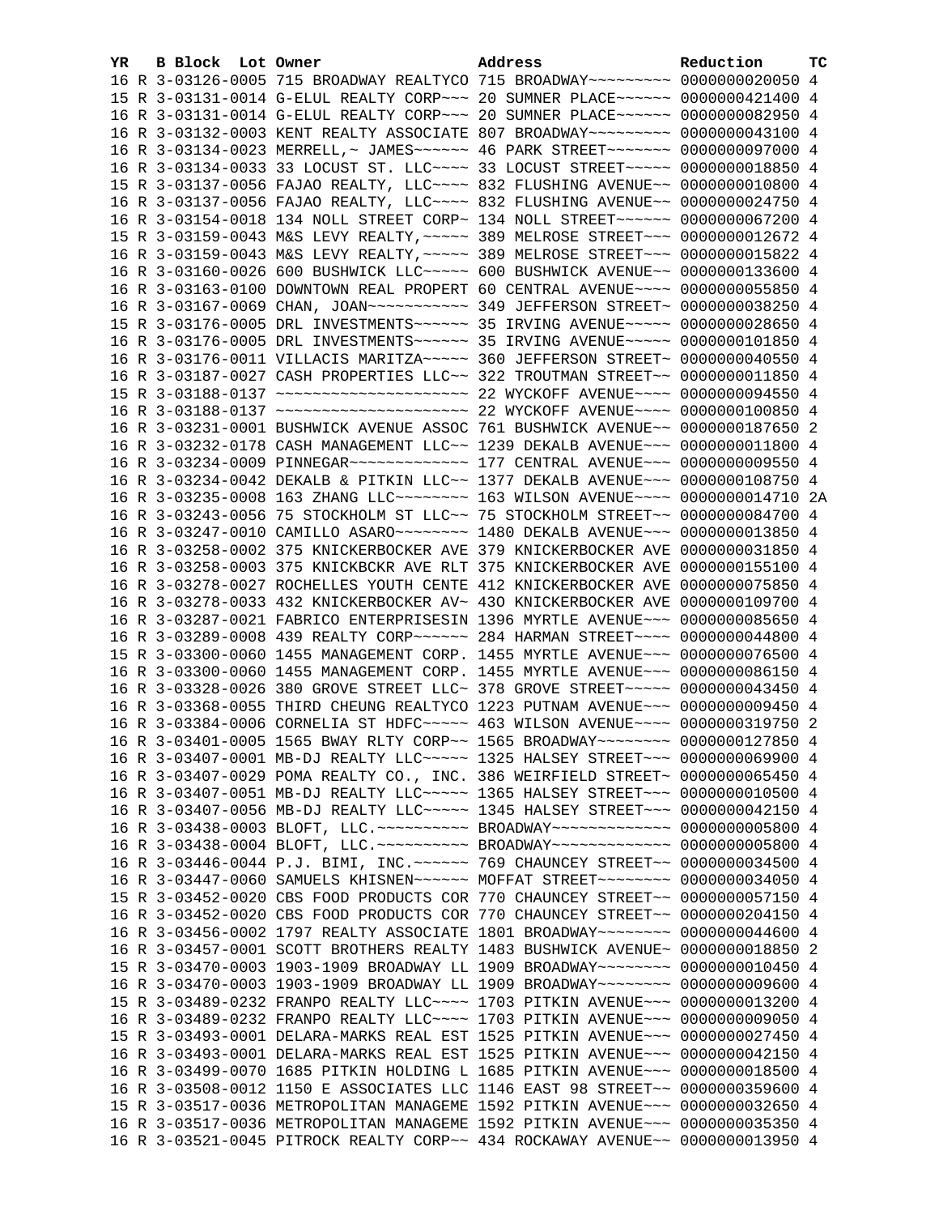| YR | B | Block | Lot | Owner | Address | Reduction | TC |
|---|---|---|---|---|---|---|---|
| 16 | R | 3-03126-0005 | | 715 BROADWAY REALTYCO | 715 BROADWAY~~~~~~~~~ | 0000000020050 | 4 |
| 15 | R | 3-03131-0014 | | G-ELUL REALTY CORP~~~ | 20 SUMNER PLACE~~~~~~ | 0000000421400 | 4 |
| 16 | R | 3-03131-0014 | | G-ELUL REALTY CORP~~~ | 20 SUMNER PLACE~~~~~~ | 0000000082950 | 4 |
| 16 | R | 3-03132-0003 | | KENT REALTY ASSOCIATE | 807 BROADWAY~~~~~~~~~ | 0000000043100 | 4 |
| 16 | R | 3-03134-0023 | | MERRELL,~ JAMES~~~~~~ | 46 PARK STREET~~~~~~~ | 0000000097000 | 4 |
| 16 | R | 3-03134-0033 | | 33 LOCUST ST. LLC~~~~ | 33 LOCUST STREET~~~~~ | 0000000018850 | 4 |
| 15 | R | 3-03137-0056 | | FAJAO REALTY, LLC~~~~ | 832 FLUSHING AVENUE~~ | 0000000010800 | 4 |
| 16 | R | 3-03137-0056 | | FAJAO REALTY, LLC~~~~ | 832 FLUSHING AVENUE~~ | 0000000024750 | 4 |
| 16 | R | 3-03154-0018 | | 134 NOLL STREET CORP~ | 134 NOLL STREET~~~~~~ | 0000000067200 | 4 |
| 15 | R | 3-03159-0043 | | M&S LEVY REALTY,~~~~~ | 389 MELROSE STREET~~~ | 0000000012672 | 4 |
| 16 | R | 3-03159-0043 | | M&S LEVY REALTY,~~~~~ | 389 MELROSE STREET~~~ | 0000000015822 | 4 |
| 16 | R | 3-03160-0026 | | 600 BUSHWICK LLC~~~~~ | 600 BUSHWICK AVENUE~~ | 0000000133600 | 4 |
| 16 | R | 3-03163-0100 | | DOWNTOWN REAL PROPERT | 60 CENTRAL AVENUE~~~~ | 0000000055850 | 4 |
| 16 | R | 3-03167-0069 | | CHAN, JOAN~~~~~~~~~~~ | 349 JEFFERSON STREET~ | 0000000038250 | 4 |
| 15 | R | 3-03176-0005 | | DRL INVESTMENTS~~~~~~ | 35 IRVING AVENUE~~~~~ | 0000000028650 | 4 |
| 16 | R | 3-03176-0005 | | DRL INVESTMENTS~~~~~~ | 35 IRVING AVENUE~~~~~ | 0000000101850 | 4 |
| 16 | R | 3-03176-0011 | | VILLACIS MARITZA~~~~~ | 360 JEFFERSON STREET~ | 0000000040550 | 4 |
| 16 | R | 3-03187-0027 | | CASH PROPERTIES LLC~~ | 322 TROUTMAN STREET~~ | 0000000011850 | 4 |
| 15 | R | 3-03188-0137 | | ~~~~~~~~~~~~~~~~~~~~~ | 22 WYCKOFF AVENUE~~~~ | 0000000094550 | 4 |
| 16 | R | 3-03188-0137 | | ~~~~~~~~~~~~~~~~~~~~~ | 22 WYCKOFF AVENUE~~~~ | 0000000100850 | 4 |
| 16 | R | 3-03231-0001 | | BUSHWICK AVENUE ASSOC | 761 BUSHWICK AVENUE~~ | 0000000187650 | 2 |
| 16 | R | 3-03232-0178 | | CASH MANAGEMENT LLC~~ | 1239 DEKALB AVENUE~~~ | 0000000011800 | 4 |
| 16 | R | 3-03234-0009 | | PINNEGAR~~~~~~~~~~~~~ | 177 CENTRAL AVENUE~~~ | 0000000009550 | 4 |
| 16 | R | 3-03234-0042 | | DEKALB & PITKIN LLC~~ | 1377 DEKALB AVENUE~~~ | 0000000108750 | 4 |
| 16 | R | 3-03235-0008 | | 163 ZHANG LLC~~~~~~~~ | 163 WILSON AVENUE~~~~ | 0000000014710 | 2A |
| 16 | R | 3-03243-0056 | | 75 STOCKHOLM ST LLC~~ | 75 STOCKHOLM STREET~~ | 0000000084700 | 4 |
| 16 | R | 3-03247-0010 | | CAMILLO ASARO~~~~~~~~ | 1480 DEKALB AVENUE~~~ | 0000000013850 | 4 |
| 16 | R | 3-03258-0002 | | 375 KNICKERBOCKER AVE | 379 KNICKERBOCKER AVE | 0000000031850 | 4 |
| 16 | R | 3-03258-0003 | | 375 KNICKBCKR AVE RLT | 375 KNICKERBOCKER AVE | 0000000155100 | 4 |
| 16 | R | 3-03278-0027 | | ROCHELLES YOUTH CENTE | 412 KNICKERBOCKER AVE | 0000000075850 | 4 |
| 16 | R | 3-03278-0033 | | 432 KNICKERBOCKER AV~ | 430 KNICKERBOCKER AVE | 0000000109700 | 4 |
| 16 | R | 3-03287-0021 | | FABRICO ENTERPRISESIN | 1396 MYRTLE AVENUE~~~ | 0000000085650 | 4 |
| 16 | R | 3-03289-0008 | | 439 REALTY CORP~~~~~~ | 284 HARMAN STREET~~~~ | 0000000044800 | 4 |
| 15 | R | 3-03300-0060 | | 1455 MANAGEMENT CORP. | 1455 MYRTLE AVENUE~~~ | 0000000076500 | 4 |
| 16 | R | 3-03300-0060 | | 1455 MANAGEMENT CORP. | 1455 MYRTLE AVENUE~~~ | 0000000086150 | 4 |
| 16 | R | 3-03328-0026 | | 380 GROVE STREET LLC~ | 378 GROVE STREET~~~~~ | 0000000043450 | 4 |
| 16 | R | 3-03368-0055 | | THIRD CHEUNG REALTYCO | 1223 PUTNAM AVENUE~~~ | 0000000009450 | 4 |
| 16 | R | 3-03384-0006 | | CORNELIA ST HDFC~~~~~ | 463 WILSON AVENUE~~~~ | 0000000319750 | 2 |
| 16 | R | 3-03401-0005 | | 1565 BWAY RLTY CORP~~ | 1565 BROADWAY~~~~~~~~ | 0000000127850 | 4 |
| 16 | R | 3-03407-0001 | | MB-DJ REALTY LLC~~~~~ | 1325 HALSEY STREET~~~ | 0000000069900 | 4 |
| 16 | R | 3-03407-0029 | | POMA REALTY CO., INC. | 386 WEIRFIELD STREET~ | 0000000065450 | 4 |
| 16 | R | 3-03407-0051 | | MB-DJ REALTY LLC~~~~~ | 1365 HALSEY STREET~~~ | 0000000010500 | 4 |
| 16 | R | 3-03407-0056 | | MB-DJ REALTY LLC~~~~~ | 1345 HALSEY STREET~~~ | 0000000042150 | 4 |
| 16 | R | 3-03438-0003 | | BLOFT, LLC.~~~~~~~~~~ | BROADWAY~~~~~~~~~~~~~ | 0000000005800 | 4 |
| 16 | R | 3-03438-0004 | | BLOFT, LLC.~~~~~~~~~~ | BROADWAY~~~~~~~~~~~~~ | 0000000005800 | 4 |
| 16 | R | 3-03446-0044 | | P.J. BIMI, INC.~~~~~~ | 769 CHAUNCEY STREET~~ | 0000000034500 | 4 |
| 16 | R | 3-03447-0060 | | SAMUELS KHISNEN~~~~~~ | MOFFAT STREET~~~~~~~~ | 0000000034050 | 4 |
| 15 | R | 3-03452-0020 | | CBS FOOD PRODUCTS COR | 770 CHAUNCEY STREET~~ | 0000000057150 | 4 |
| 16 | R | 3-03452-0020 | | CBS FOOD PRODUCTS COR | 770 CHAUNCEY STREET~~ | 0000000204150 | 4 |
| 16 | R | 3-03456-0002 | | 1797 REALTY ASSOCIATE | 1801 BROADWAY~~~~~~~~ | 0000000044600 | 4 |
| 16 | R | 3-03457-0001 | | SCOTT BROTHERS REALTY | 1483 BUSHWICK AVENUE~ | 0000000018850 | 2 |
| 15 | R | 3-03470-0003 | | 1903-1909 BROADWAY LL | 1909 BROADWAY~~~~~~~~ | 0000000010450 | 4 |
| 16 | R | 3-03470-0003 | | 1903-1909 BROADWAY LL | 1909 BROADWAY~~~~~~~~ | 0000000009600 | 4 |
| 15 | R | 3-03489-0232 | | FRANPO REALTY LLC~~~~ | 1703 PITKIN AVENUE~~~ | 0000000013200 | 4 |
| 16 | R | 3-03489-0232 | | FRANPO REALTY LLC~~~~ | 1703 PITKIN AVENUE~~~ | 0000000009050 | 4 |
| 15 | R | 3-03493-0001 | | DELARA-MARKS REAL EST | 1525 PITKIN AVENUE~~~ | 0000000027450 | 4 |
| 16 | R | 3-03493-0001 | | DELARA-MARKS REAL EST | 1525 PITKIN AVENUE~~~ | 0000000042150 | 4 |
| 16 | R | 3-03499-0070 | | 1685 PITKIN HOLDING L | 1685 PITKIN AVENUE~~~ | 0000000018500 | 4 |
| 16 | R | 3-03508-0012 | | 1150 E ASSOCIATES LLC | 1146 EAST 98 STREET~~ | 0000000359600 | 4 |
| 15 | R | 3-03517-0036 | | METROPOLITAN MANAGEME | 1592 PITKIN AVENUE~~~ | 0000000032650 | 4 |
| 16 | R | 3-03517-0036 | | METROPOLITAN MANAGEME | 1592 PITKIN AVENUE~~~ | 0000000035350 | 4 |
| 16 | R | 3-03521-0045 | | PITROCK REALTY CORP~~ | 434 ROCKAWAY AVENUE~~ | 0000000013950 | 4 |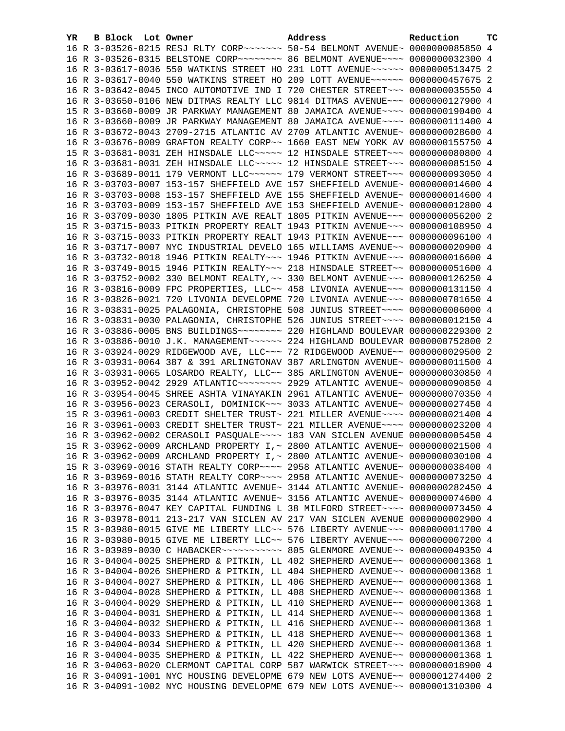| YR | B | Block | Lot | Owner | Address | Reduction | TC |
|---|---|---|---|---|---|---|---|
| 16 | R | 3-03526-0215 | | RESJ RLTY CORP~~~~~~~ | 50-54 BELMONT AVENUE~ | 0000000085850 | 4 |
| 16 | R | 3-03526-0315 | | BELSTONE CORP~~~~~~~~ | 86 BELMONT AVENUE~~~~ | 0000000032300 | 4 |
| 16 | R | 3-03617-0036 | | 550 WATKINS STREET HO | 231 LOTT AVENUE~~~~~~ | 0000000513475 | 2 |
| 16 | R | 3-03617-0040 | | 550 WATKINS STREET HO | 209 LOTT AVENUE~~~~~~ | 0000000457675 | 2 |
| 16 | R | 3-03642-0045 | | INCO AUTOMOTIVE IND I | 720 CHESTER STREET~~~ | 0000000035550 | 4 |
| 16 | R | 3-03650-0106 | | NEW DITMAS REALTY LLC | 9814 DITMAS AVENUE~~~ | 0000000127900 | 4 |
| 15 | R | 3-03660-0009 | | JR PARKWAY MANAGEMENT | 80 JAMAICA AVENUE~~~~ | 0000000190400 | 4 |
| 16 | R | 3-03660-0009 | | JR PARKWAY MANAGEMENT | 80 JAMAICA AVENUE~~~~ | 0000000111400 | 4 |
| 16 | R | 3-03672-0043 | | 2709-2715 ATLANTIC AV | 2709 ATLANTIC AVENUE~ | 0000000028600 | 4 |
| 16 | R | 3-03676-0009 | | GRAFTON REALTY CORP~~ | 1660 EAST NEW YORK AV | 0000000155750 | 4 |
| 15 | R | 3-03681-0031 | | ZEH HINSDALE LLC~~~~~ | 12 HINSDALE STREET~~~ | 0000000080800 | 4 |
| 16 | R | 3-03681-0031 | | ZEH HINSDALE LLC~~~~~ | 12 HINSDALE STREET~~~ | 0000000085150 | 4 |
| 16 | R | 3-03689-0011 | | 179 VERMONT LLC~~~~~~ | 179 VERMONT STREET~~~ | 0000000093050 | 4 |
| 16 | R | 3-03703-0007 | | 153-157 SHEFFIELD AVE | 157 SHEFFIELD AVENUE~ | 0000000014600 | 4 |
| 16 | R | 3-03703-0008 | | 153-157 SHEFFIELD AVE | 155 SHEFFIELD AVENUE~ | 0000000014600 | 4 |
| 16 | R | 3-03703-0009 | | 153-157 SHEFFIELD AVE | 153 SHEFFIELD AVENUE~ | 0000000012800 | 4 |
| 16 | R | 3-03709-0030 | | 1805 PITKIN AVE REALT | 1805 PITKIN AVENUE~~~ | 0000000056200 | 2 |
| 15 | R | 3-03715-0033 | | PITKIN PROPERTY REALT | 1943 PITKIN AVENUE~~~ | 0000000108950 | 4 |
| 16 | R | 3-03715-0033 | | PITKIN PROPERTY REALT | 1943 PITKIN AVENUE~~~ | 0000000096100 | 4 |
| 16 | R | 3-03717-0007 | | NYC INDUSTRIAL DEVELO | 165 WILLIAMS AVENUE~~ | 0000000020900 | 4 |
| 16 | R | 3-03732-0018 | | 1946 PITKIN REALTY~~~ | 1946 PITKIN AVENUE~~~ | 0000000016600 | 4 |
| 16 | R | 3-03749-0015 | | 1946 PITKIN REALTY~~~ | 218 HINSDALE STREET~~ | 0000000051600 | 4 |
| 16 | R | 3-03752-0002 | | 330 BELMONT REALTY,~~ | 330 BELMONT AVENUE~~~ | 0000000126250 | 4 |
| 16 | R | 3-03816-0009 | | FPC PROPERTIES, LLC~~ | 458 LIVONIA AVENUE~~~ | 0000000131150 | 4 |
| 16 | R | 3-03826-0021 | | 720 LIVONIA DEVELOPME | 720 LIVONIA AVENUE~~~ | 0000000701650 | 4 |
| 16 | R | 3-03831-0025 | | PALAGONIA, CHRISTOPHE | 508 JUNIUS STREET~~~~ | 0000000006000 | 4 |
| 16 | R | 3-03831-0030 | | PALAGONIA, CHRISTOPHE | 526 JUNIUS STREET~~~~ | 0000000012150 | 4 |
| 16 | R | 3-03886-0005 | | BNS BUILDINGS~~~~~~~~ | 220 HIGHLAND BOULEVAR | 0000000229300 | 2 |
| 16 | R | 3-03886-0010 | | J.K. MANAGEMENT~~~~~~ | 224 HIGHLAND BOULEVAR | 0000000752800 | 2 |
| 16 | R | 3-03924-0029 | | RIDGEWOOD AVE, LLC~~~ | 72 RIDGEWOOD AVENUE~~ | 0000000029500 | 2 |
| 16 | R | 3-03931-0064 | | 387 & 391 ARLINGTONAV | 387 ARLINGTON AVENUE~ | 0000000011500 | 4 |
| 16 | R | 3-03931-0065 | | LOSARDO REALTY, LLC~~ | 385 ARLINGTON AVENUE~ | 0000000030850 | 4 |
| 16 | R | 3-03952-0042 | | 2929 ATLANTIC~~~~~~~~ | 2929 ATLANTIC AVENUE~ | 0000000090850 | 4 |
| 16 | R | 3-03954-0045 | | SHREE ASHTA VINAYAKIN | 2961 ATLANTIC AVENUE~ | 0000000070350 | 4 |
| 16 | R | 3-03956-0023 | | CERASOLI, DOMINICK~~~ | 3033 ATLANTIC AVENUE~ | 0000000027450 | 4 |
| 15 | R | 3-03961-0003 | | CREDIT SHELTER TRUST~ | 221 MILLER AVENUE~~~~ | 0000000021400 | 4 |
| 16 | R | 3-03961-0003 | | CREDIT SHELTER TRUST~ | 221 MILLER AVENUE~~~~ | 0000000023200 | 4 |
| 16 | R | 3-03962-0002 | | CERASOLI PASQUALE~~~~ | 183 VAN SICLEN AVENUE | 0000000005450 | 4 |
| 15 | R | 3-03962-0009 | | ARCHLAND PROPERTY I,~ | 2800 ATLANTIC AVENUE~ | 0000000021500 | 4 |
| 16 | R | 3-03962-0009 | | ARCHLAND PROPERTY I,~ | 2800 ATLANTIC AVENUE~ | 0000000030100 | 4 |
| 15 | R | 3-03969-0016 | | STATH REALTY CORP~~~~ | 2958 ATLANTIC AVENUE~ | 0000000038400 | 4 |
| 16 | R | 3-03969-0016 | | STATH REALTY CORP~~~~ | 2958 ATLANTIC AVENUE~ | 0000000073250 | 4 |
| 16 | R | 3-03976-0031 | | 3144 ATLANTIC AVENUE~ | 3144 ATLANTIC AVENUE~ | 0000000282450 | 4 |
| 16 | R | 3-03976-0035 | | 3144 ATLANTIC AVENUE~ | 3156 ATLANTIC AVENUE~ | 0000000074600 | 4 |
| 16 | R | 3-03976-0047 | | KEY CAPITAL FUNDING L | 38 MILFORD STREET~~~~ | 0000000073450 | 4 |
| 16 | R | 3-03978-0011 | | 213-217 VAN SICLEN AV | 217 VAN SICLEN AVENUE | 0000000002900 | 4 |
| 15 | R | 3-03980-0015 | | GIVE ME LIBERTY LLC~~ | 576 LIBERTY AVENUE~~~ | 0000000011700 | 4 |
| 16 | R | 3-03980-0015 | | GIVE ME LIBERTY LLC~~ | 576 LIBERTY AVENUE~~~ | 0000000007200 | 4 |
| 16 | R | 3-03989-0030 | | C HABACKER~~~~~~~~~~~ | 805 GLENMORE AVENUE~~ | 0000000049350 | 4 |
| 16 | R | 3-04004-0025 | | SHEPHERD & PITKIN, LL | 402 SHEPHERD AVENUE~~ | 0000000001368 | 1 |
| 16 | R | 3-04004-0026 | | SHEPHERD & PITKIN, LL | 404 SHEPHERD AVENUE~~ | 0000000001368 | 1 |
| 16 | R | 3-04004-0027 | | SHEPHERD & PITKIN, LL | 406 SHEPHERD AVENUE~~ | 0000000001368 | 1 |
| 16 | R | 3-04004-0028 | | SHEPHERD & PITKIN, LL | 408 SHEPHERD AVENUE~~ | 0000000001368 | 1 |
| 16 | R | 3-04004-0029 | | SHEPHERD & PITKIN, LL | 410 SHEPHERD AVENUE~~ | 0000000001368 | 1 |
| 16 | R | 3-04004-0031 | | SHEPHERD & PITKIN, LL | 414 SHEPHERD AVENUE~~ | 0000000001368 | 1 |
| 16 | R | 3-04004-0032 | | SHEPHERD & PITKIN, LL | 416 SHEPHERD AVENUE~~ | 0000000001368 | 1 |
| 16 | R | 3-04004-0033 | | SHEPHERD & PITKIN, LL | 418 SHEPHERD AVENUE~~ | 0000000001368 | 1 |
| 16 | R | 3-04004-0034 | | SHEPHERD & PITKIN, LL | 420 SHEPHERD AVENUE~~ | 0000000001368 | 1 |
| 16 | R | 3-04004-0035 | | SHEPHERD & PITKIN, LL | 422 SHEPHERD AVENUE~~ | 0000000001368 | 1 |
| 16 | R | 3-04063-0020 | | CLERMONT CAPITAL CORP | 587 WARWICK STREET~~~ | 0000000018900 | 4 |
| 16 | R | 3-04091-1001 | | NYC HOUSING DEVELOPME | 679 NEW LOTS AVENUE~~ | 0000001274400 | 2 |
| 16 | R | 3-04091-1002 | | NYC HOUSING DEVELOPME | 679 NEW LOTS AVENUE~~ | 0000001310300 | 4 |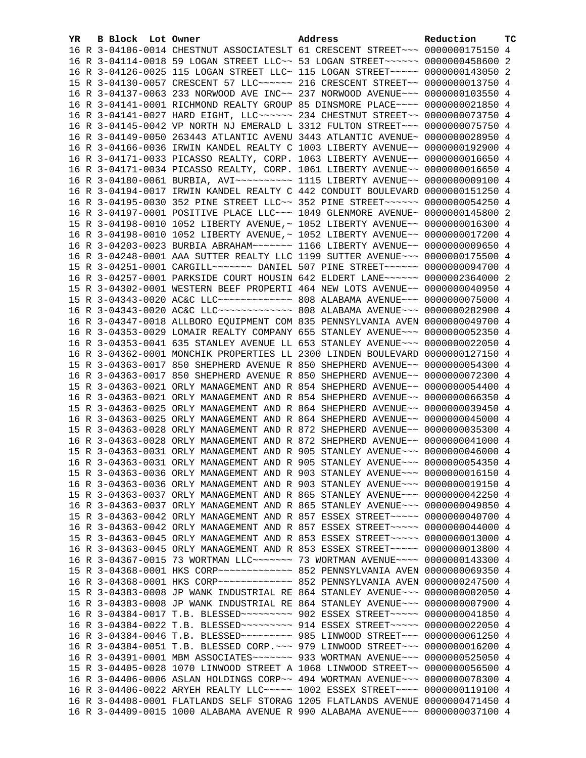| YR | B | Block | Lot | Owner | Address | Reduction | TC |
|---|---|---|---|---|---|---|---|
| 16 | R | 3-04106-0014 | | CHESTNUT ASSOCIATESLT | 61 CRESCENT STREET~~~ | 0000000175150 | 4 |
| 16 | R | 3-04114-0018 | | 59 LOGAN STREET LLC~~ | 53 LOGAN STREET~~~~~~ | 0000000458600 | 2 |
| 16 | R | 3-04126-0025 | | 115 LOGAN STREET LLC~ | 115 LOGAN STREET~~~~~ | 0000000143050 | 2 |
| 15 | R | 3-04130-0057 | | CRESCENT 57 LLC~~~~~~ | 216 CRESCENT STREET~~ | 0000000013750 | 4 |
| 16 | R | 3-04137-0063 | | 233 NORWOOD AVE INC~~ | 237 NORWOOD AVENUE~~~ | 0000000103550 | 4 |
| 16 | R | 3-04141-0001 | | RICHMOND REALTY GROUP | 85 DINSMORE PLACE~~~~ | 0000000021850 | 4 |
| 16 | R | 3-04141-0027 | | HARD EIGHT, LLC~~~~~~ | 234 CHESTNUT STREET~~ | 0000000073750 | 4 |
| 16 | R | 3-04145-0042 | | VP NORTH NJ EMERALD L | 3312 FULTON STREET~~~ | 0000000075750 | 4 |
| 16 | R | 3-04149-0050 | | 263443 ATLANTIC AVENU | 3443 ATLANTIC AVENUE~ | 0000000028950 | 4 |
| 16 | R | 3-04166-0036 | | IRWIN KANDEL REALTY C | 1003 LIBERTY AVENUE~~ | 0000000192900 | 4 |
| 16 | R | 3-04171-0033 | | PICASSO REALTY, CORP. | 1063 LIBERTY AVENUE~~ | 0000000016650 | 4 |
| 16 | R | 3-04171-0034 | | PICASSO REALTY, CORP. | 1061 LIBERTY AVENUE~~ | 0000000016650 | 4 |
| 16 | R | 3-04180-0061 | | BURBIA, AVI~~~~~~~~~~ | 1115 LIBERTY AVENUE~~ | 0000000009100 | 4 |
| 16 | R | 3-04194-0017 | | IRWIN KANDEL REALTY C | 442 CONDUIT BOULEVARD | 0000000151250 | 4 |
| 16 | R | 3-04195-0030 | | 352 PINE STREET LLC~~ | 352 PINE STREET~~~~~~ | 0000000054250 | 4 |
| 16 | R | 3-04197-0001 | | POSITIVE PLACE LLC~~~ | 1049 GLENMORE AVENUE~ | 0000000145800 | 2 |
| 15 | R | 3-04198-0010 | | 1052 LIBERTY AVENUE,~ | 1052 LIBERTY AVENUE~~ | 0000000016300 | 4 |
| 16 | R | 3-04198-0010 | | 1052 LIBERTY AVENUE,~ | 1052 LIBERTY AVENUE~~ | 0000000017200 | 4 |
| 16 | R | 3-04203-0023 | | BURBIA ABRAHAM~~~~~~~ | 1166 LIBERTY AVENUE~~ | 0000000009650 | 4 |
| 16 | R | 3-04248-0001 | | AAA SUTTER REALTY LLC | 1199 SUTTER AVENUE~~~ | 0000000175500 | 4 |
| 15 | R | 3-04251-0001 | | CARGILL~~~~~~~ DANIEL | 507 PINE STREET~~~~~~ | 0000000094700 | 4 |
| 16 | R | 3-04257-0001 | | PARKSIDE COURT HOUSIN | 642 ELDERT LANE~~~~~~ | 0000002364000 | 2 |
| 15 | R | 3-04302-0001 | | WESTERN BEEF PROPERTI | 464 NEW LOTS AVENUE~~ | 0000000040950 | 4 |
| 15 | R | 3-04343-0020 | | AC&C LLC~~~~~~~~~~~~~ | 808 ALABAMA AVENUE~~~ | 0000000075000 | 4 |
| 16 | R | 3-04343-0020 | | AC&C LLC~~~~~~~~~~~~~ | 808 ALABAMA AVENUE~~~ | 0000000282900 | 4 |
| 16 | R | 3-04347-0018 | | ALLBORO EQUIPMENT COM | 835 PENNSYLVANIA AVEN | 0000000049700 | 4 |
| 16 | R | 3-04353-0029 | | LOMAIR REALTY COMPANY | 655 STANLEY AVENUE~~~ | 0000000052350 | 4 |
| 16 | R | 3-04353-0041 | | 635 STANLEY AVENUE LL | 653 STANLEY AVENUE~~~ | 0000000022050 | 4 |
| 16 | R | 3-04362-0001 | | MONCHIK PROPERTIES LL | 2300 LINDEN BOULEVARD | 0000000127150 | 4 |
| 15 | R | 3-04363-0017 | | 850 SHEPHERD AVENUE R | 850 SHEPHERD AVENUE~~ | 0000000054300 | 4 |
| 16 | R | 3-04363-0017 | | 850 SHEPHERD AVENUE R | 850 SHEPHERD AVENUE~~ | 0000000072300 | 4 |
| 15 | R | 3-04363-0021 | | ORLY MANAGEMENT AND R | 854 SHEPHERD AVENUE~~ | 0000000054400 | 4 |
| 16 | R | 3-04363-0021 | | ORLY MANAGEMENT AND R | 854 SHEPHERD AVENUE~~ | 0000000066350 | 4 |
| 15 | R | 3-04363-0025 | | ORLY MANAGEMENT AND R | 864 SHEPHERD AVENUE~~ | 0000000039450 | 4 |
| 16 | R | 3-04363-0025 | | ORLY MANAGEMENT AND R | 864 SHEPHERD AVENUE~~ | 0000000045000 | 4 |
| 15 | R | 3-04363-0028 | | ORLY MANAGEMENT AND R | 872 SHEPHERD AVENUE~~ | 0000000035300 | 4 |
| 16 | R | 3-04363-0028 | | ORLY MANAGEMENT AND R | 872 SHEPHERD AVENUE~~ | 0000000041000 | 4 |
| 15 | R | 3-04363-0031 | | ORLY MANAGEMENT AND R | 905 STANLEY AVENUE~~~ | 0000000046000 | 4 |
| 16 | R | 3-04363-0031 | | ORLY MANAGEMENT AND R | 905 STANLEY AVENUE~~~ | 0000000054350 | 4 |
| 15 | R | 3-04363-0036 | | ORLY MANAGEMENT AND R | 903 STANLEY AVENUE~~~ | 0000000016150 | 4 |
| 16 | R | 3-04363-0036 | | ORLY MANAGEMENT AND R | 903 STANLEY AVENUE~~~ | 0000000019150 | 4 |
| 15 | R | 3-04363-0037 | | ORLY MANAGEMENT AND R | 865 STANLEY AVENUE~~~ | 0000000042250 | 4 |
| 16 | R | 3-04363-0037 | | ORLY MANAGEMENT AND R | 865 STANLEY AVENUE~~~ | 0000000049850 | 4 |
| 15 | R | 3-04363-0042 | | ORLY MANAGEMENT AND R | 857 ESSEX STREET~~~~~ | 0000000040700 | 4 |
| 16 | R | 3-04363-0042 | | ORLY MANAGEMENT AND R | 857 ESSEX STREET~~~~~ | 0000000044000 | 4 |
| 15 | R | 3-04363-0045 | | ORLY MANAGEMENT AND R | 853 ESSEX STREET~~~~~ | 0000000013000 | 4 |
| 16 | R | 3-04363-0045 | | ORLY MANAGEMENT AND R | 853 ESSEX STREET~~~~~ | 0000000013800 | 4 |
| 16 | R | 3-04367-0015 | | 73 WORTMAN LLC~~~~~~~ | 73 WORTMAN AVENUE~~~~ | 0000000143300 | 4 |
| 15 | R | 3-04368-0001 | | HKS CORP~~~~~~~~~~~~~ | 852 PENNSYLVANIA AVEN | 0000000069350 | 4 |
| 16 | R | 3-04368-0001 | | HKS CORP~~~~~~~~~~~~~ | 852 PENNSYLVANIA AVEN | 0000000247500 | 4 |
| 15 | R | 3-04383-0008 | | JP WANK INDUSTRIAL RE | 864 STANLEY AVENUE~~~ | 0000000002050 | 4 |
| 16 | R | 3-04383-0008 | | JP WANK INDUSTRIAL RE | 864 STANLEY AVENUE~~~ | 0000000007900 | 4 |
| 16 | R | 3-04384-0017 | | T.B. BLESSED~~~~~~~~~ | 902 ESSEX STREET~~~~~ | 0000000041850 | 4 |
| 16 | R | 3-04384-0022 | | T.B. BLESSED~~~~~~~~~ | 914 ESSEX STREET~~~~~ | 0000000022050 | 4 |
| 16 | R | 3-04384-0046 | | T.B. BLESSED~~~~~~~~~ | 985 LINWOOD STREET~~~ | 0000000061250 | 4 |
| 16 | R | 3-04384-0051 | | T.B. BLESSED CORP.~~~ | 979 LINWOOD STREET~~~ | 0000000016200 | 4 |
| 16 | R | 3-04391-0001 | | MBM ASSOCIATES~~~~~~~ | 933 WORTMAN AVENUE~~~ | 0000000525050 | 4 |
| 15 | R | 3-04405-0028 | | 1070 LINWOOD STREET A | 1068 LINWOOD STREET~~ | 0000000056500 | 4 |
| 16 | R | 3-04406-0006 | | ASLAN HOLDINGS CORP~~ | 494 WORTMAN AVENUE~~~ | 0000000078300 | 4 |
| 16 | R | 3-04406-0022 | | ARYEH REALTY LLC~~~~~ | 1002 ESSEX STREET~~~~ | 0000000119100 | 4 |
| 16 | R | 3-04408-0001 | | FLATLANDS SELF STORAG | 1205 FLATLANDS AVENUE | 0000000471450 | 4 |
| 16 | R | 3-04409-0015 | | 1000 ALABAMA AVENUE R | 990 ALABAMA AVENUE~~~ | 0000000037100 | 4 |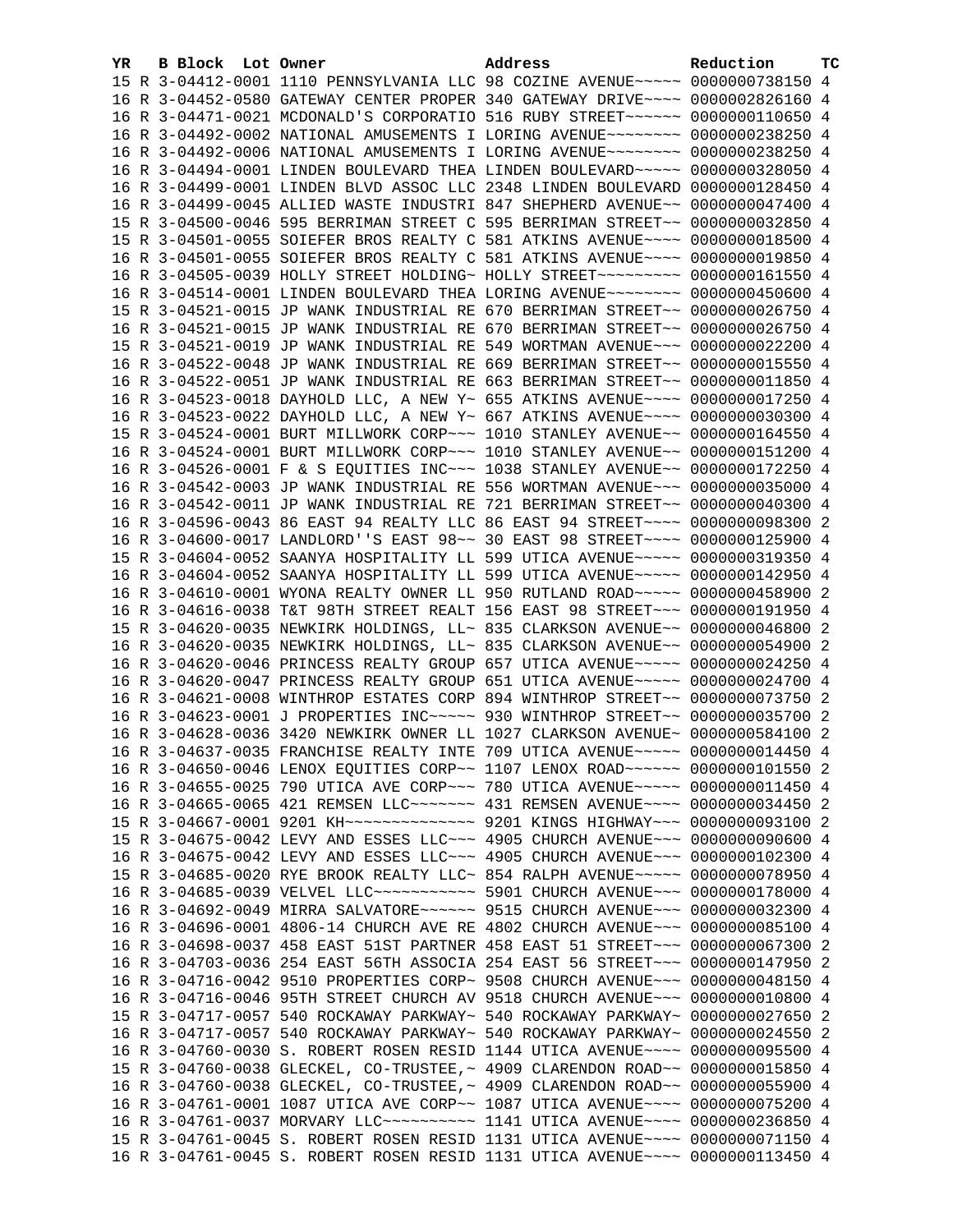| YR | B | Block | Lot | Owner | Address | Reduction | TC |
|---|---|---|---|---|---|---|---|
| 15 | R | 3-04412-0001 | | 1110 PENNSYLVANIA LLC | 98 COZINE AVENUE~~~~~ | 0000000738150 | 4 |
| 16 | R | 3-04452-0580 | | GATEWAY CENTER PROPER | 340 GATEWAY DRIVE~~~~ | 0000002826160 | 4 |
| 16 | R | 3-04471-0021 | | MCDONALD'S CORPORATIO | 516 RUBY STREET~~~~~~ | 0000000110650 | 4 |
| 16 | R | 3-04492-0002 | | NATIONAL AMUSEMENTS I | LORING AVENUE~~~~~~~~ | 0000000238250 | 4 |
| 16 | R | 3-04492-0006 | | NATIONAL AMUSEMENTS I | LORING AVENUE~~~~~~~~ | 0000000238250 | 4 |
| 16 | R | 3-04494-0001 | | LINDEN BOULEVARD THEA | LINDEN BOULEVARD~~~~~ | 0000000328050 | 4 |
| 16 | R | 3-04499-0001 | | LINDEN BLVD ASSOC LLC | 2348 LINDEN BOULEVARD | 0000000128450 | 4 |
| 16 | R | 3-04499-0045 | | ALLIED WASTE INDUSTRI | 847 SHEPHERD AVENUE~~ | 0000000047400 | 4 |
| 15 | R | 3-04500-0046 | | 595 BERRIMAN STREET C | 595 BERRIMAN STREET~~ | 0000000032850 | 4 |
| 15 | R | 3-04501-0055 | | SOIEFER BROS REALTY C | 581 ATKINS AVENUE~~~~ | 0000000018500 | 4 |
| 16 | R | 3-04501-0055 | | SOIEFER BROS REALTY C | 581 ATKINS AVENUE~~~~ | 0000000019850 | 4 |
| 16 | R | 3-04505-0039 | | HOLLY STREET HOLDING~ | HOLLY STREET~~~~~~~~~ | 0000000161550 | 4 |
| 16 | R | 3-04514-0001 | | LINDEN BOULEVARD THEA | LORING AVENUE~~~~~~~~ | 0000000450600 | 4 |
| 15 | R | 3-04521-0015 | | JP WANK INDUSTRIAL RE | 670 BERRIMAN STREET~~ | 0000000026750 | 4 |
| 16 | R | 3-04521-0015 | | JP WANK INDUSTRIAL RE | 670 BERRIMAN STREET~~ | 0000000026750 | 4 |
| 15 | R | 3-04521-0019 | | JP WANK INDUSTRIAL RE | 549 WORTMAN AVENUE~~~ | 0000000022200 | 4 |
| 16 | R | 3-04522-0048 | | JP WANK INDUSTRIAL RE | 669 BERRIMAN STREET~~ | 0000000015550 | 4 |
| 16 | R | 3-04522-0051 | | JP WANK INDUSTRIAL RE | 663 BERRIMAN STREET~~ | 0000000011850 | 4 |
| 16 | R | 3-04523-0018 | | DAYHOLD LLC, A NEW Y~ | 655 ATKINS AVENUE~~~~ | 0000000017250 | 4 |
| 16 | R | 3-04523-0022 | | DAYHOLD LLC, A NEW Y~ | 667 ATKINS AVENUE~~~~ | 0000000030300 | 4 |
| 15 | R | 3-04524-0001 | | BURT MILLWORK CORP~~~ | 1010 STANLEY AVENUE~~ | 0000000164550 | 4 |
| 16 | R | 3-04524-0001 | | BURT MILLWORK CORP~~~ | 1010 STANLEY AVENUE~~ | 0000000151200 | 4 |
| 16 | R | 3-04526-0001 | | F & S EQUITIES INC~~~ | 1038 STANLEY AVENUE~~ | 0000000172250 | 4 |
| 16 | R | 3-04542-0003 | | JP WANK INDUSTRIAL RE | 556 WORTMAN AVENUE~~~ | 0000000035000 | 4 |
| 16 | R | 3-04542-0011 | | JP WANK INDUSTRIAL RE | 721 BERRIMAN STREET~~ | 0000000040300 | 4 |
| 16 | R | 3-04596-0043 | | 86 EAST 94 REALTY LLC | 86 EAST 94 STREET~~~~ | 0000000098300 | 2 |
| 16 | R | 3-04600-0017 | | LANDLORD''S EAST 98~~ | 30 EAST 98 STREET~~~~ | 0000000125900 | 4 |
| 15 | R | 3-04604-0052 | | SAANYA HOSPITALITY LL | 599 UTICA AVENUE~~~~~ | 0000000319350 | 4 |
| 16 | R | 3-04604-0052 | | SAANYA HOSPITALITY LL | 599 UTICA AVENUE~~~~~ | 0000000142950 | 4 |
| 16 | R | 3-04610-0001 | | WYONA REALTY OWNER LL | 950 RUTLAND ROAD~~~~~ | 0000000458900 | 2 |
| 16 | R | 3-04616-0038 | | T&T 98TH STREET REALT | 156 EAST 98 STREET~~~ | 0000000191950 | 4 |
| 15 | R | 3-04620-0035 | | NEWKIRK HOLDINGS, LL~ | 835 CLARKSON AVENUE~~ | 0000000046800 | 2 |
| 16 | R | 3-04620-0035 | | NEWKIRK HOLDINGS, LL~ | 835 CLARKSON AVENUE~~ | 0000000054900 | 2 |
| 16 | R | 3-04620-0046 | | PRINCESS REALTY GROUP | 657 UTICA AVENUE~~~~~ | 0000000024250 | 4 |
| 16 | R | 3-04620-0047 | | PRINCESS REALTY GROUP | 651 UTICA AVENUE~~~~~ | 0000000024700 | 4 |
| 16 | R | 3-04621-0008 | | WINTHROP ESTATES CORP | 894 WINTHROP STREET~~ | 0000000073750 | 2 |
| 16 | R | 3-04623-0001 | | J PROPERTIES INC~~~~~ | 930 WINTHROP STREET~~ | 0000000035700 | 2 |
| 16 | R | 3-04628-0036 | | 3420 NEWKIRK OWNER LL | 1027 CLARKSON AVENUE~ | 0000000584100 | 2 |
| 16 | R | 3-04637-0035 | | FRANCHISE REALTY INTE | 709 UTICA AVENUE~~~~~ | 0000000014450 | 4 |
| 16 | R | 3-04650-0046 | | LENOX EQUITIES CORP~~ | 1107 LENOX ROAD~~~~~~ | 0000000101550 | 2 |
| 16 | R | 3-04655-0025 | | 790 UTICA AVE CORP~~~ | 780 UTICA AVENUE~~~~~ | 0000000011450 | 4 |
| 16 | R | 3-04665-0065 | | 421 REMSEN LLC~~~~~~~ | 431 REMSEN AVENUE~~~~ | 0000000034450 | 2 |
| 15 | R | 3-04667-0001 | | 9201 KH~~~~~~~~~~~~~~ | 9201 KINGS HIGHWAY~~~ | 0000000093100 | 2 |
| 15 | R | 3-04675-0042 | | LEVY AND ESSES LLC~~~ | 4905 CHURCH AVENUE~~~ | 0000000090600 | 4 |
| 16 | R | 3-04675-0042 | | LEVY AND ESSES LLC~~~ | 4905 CHURCH AVENUE~~~ | 0000000102300 | 4 |
| 15 | R | 3-04685-0020 | | RYE BROOK REALTY LLC~ | 854 RALPH AVENUE~~~~~ | 0000000078950 | 4 |
| 16 | R | 3-04685-0039 | | VELVEL LLC~~~~~~~~~~~ | 5901 CHURCH AVENUE~~~ | 0000000178000 | 4 |
| 16 | R | 3-04692-0049 | | MIRRA SALVATORE~~~~~~ | 9515 CHURCH AVENUE~~~ | 0000000032300 | 4 |
| 16 | R | 3-04696-0001 | | 4806-14 CHURCH AVE RE | 4802 CHURCH AVENUE~~~ | 0000000085100 | 4 |
| 16 | R | 3-04698-0037 | | 458 EAST 51ST PARTNER | 458 EAST 51 STREET~~~ | 0000000067300 | 2 |
| 16 | R | 3-04703-0036 | | 254 EAST 56TH ASSOCIA | 254 EAST 56 STREET~~~ | 0000000147950 | 2 |
| 16 | R | 3-04716-0042 | | 9510 PROPERTIES CORP~ | 9508 CHURCH AVENUE~~~ | 0000000048150 | 4 |
| 16 | R | 3-04716-0046 | | 95TH STREET CHURCH AV | 9518 CHURCH AVENUE~~~ | 0000000010800 | 4 |
| 15 | R | 3-04717-0057 | | 540 ROCKAWAY PARKWAY~ | 540 ROCKAWAY PARKWAY~ | 0000000027650 | 2 |
| 16 | R | 3-04717-0057 | | 540 ROCKAWAY PARKWAY~ | 540 ROCKAWAY PARKWAY~ | 0000000024550 | 2 |
| 16 | R | 3-04760-0030 | | S. ROBERT ROSEN RESID | 1144 UTICA AVENUE~~~~ | 0000000095500 | 4 |
| 15 | R | 3-04760-0038 | | GLECKEL, CO-TRUSTEE,~ | 4909 CLARENDON ROAD~~ | 0000000015850 | 4 |
| 16 | R | 3-04760-0038 | | GLECKEL, CO-TRUSTEE,~ | 4909 CLARENDON ROAD~~ | 0000000055900 | 4 |
| 16 | R | 3-04761-0001 | | 1087 UTICA AVE CORP~~ | 1087 UTICA AVENUE~~~~ | 0000000075200 | 4 |
| 16 | R | 3-04761-0037 | | MORVARY LLC~~~~~~~~~~ | 1141 UTICA AVENUE~~~~ | 0000000236850 | 4 |
| 15 | R | 3-04761-0045 | | S. ROBERT ROSEN RESID | 1131 UTICA AVENUE~~~~ | 0000000071150 | 4 |
| 16 | R | 3-04761-0045 | | S. ROBERT ROSEN RESID | 1131 UTICA AVENUE~~~~ | 0000000113450 | 4 |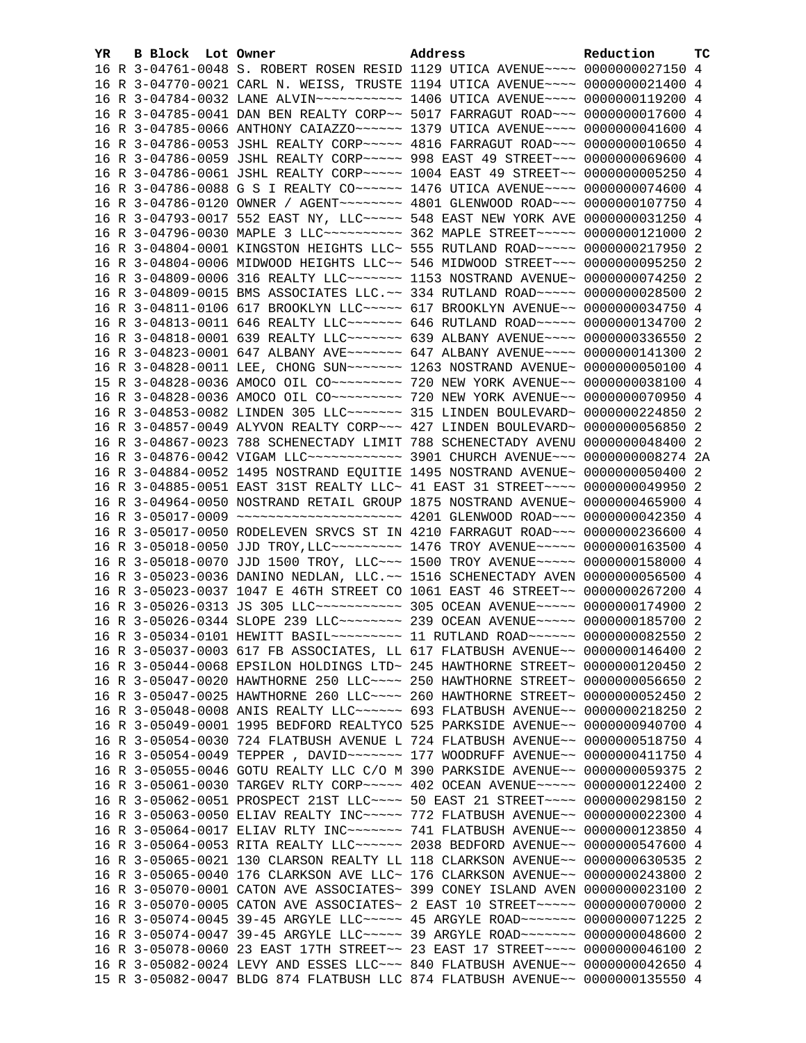| YR | B | Block | Lot | Owner | Address | Reduction | TC |
|---|---|---|---|---|---|---|---|
| 16 | R | 3-04761-0048 | | S. ROBERT ROSEN RESID | 1129 UTICA AVENUE~~~~ | 0000000027150 | 4 |
| 16 | R | 3-04770-0021 | | CARL N. WEISS, TRUSTE | 1194 UTICA AVENUE~~~~ | 0000000021400 | 4 |
| 16 | R | 3-04784-0032 | | LANE ALVIN~~~~~~~~~~~ | 1406 UTICA AVENUE~~~~ | 0000000119200 | 4 |
| 16 | R | 3-04785-0041 | | DAN BEN REALTY CORP~~ | 5017 FARRAGUT ROAD~~~ | 0000000017600 | 4 |
| 16 | R | 3-04785-0066 | | ANTHONY CAIAZZO~~~~~~ | 1379 UTICA AVENUE~~~~ | 0000000041600 | 4 |
| 16 | R | 3-04786-0053 | | JSHL REALTY CORP~~~~~ | 4816 FARRAGUT ROAD~~~ | 0000000010650 | 4 |
| 16 | R | 3-04786-0059 | | JSHL REALTY CORP~~~~~ | 998 EAST 49 STREET~~~ | 0000000069600 | 4 |
| 16 | R | 3-04786-0061 | | JSHL REALTY CORP~~~~~ | 1004 EAST 49 STREET~~ | 0000000005250 | 4 |
| 16 | R | 3-04786-0088 | | G S I REALTY CO~~~~~~ | 1476 UTICA AVENUE~~~~ | 0000000074600 | 4 |
| 16 | R | 3-04786-0120 | | OWNER / AGENT~~~~~~~~ | 4801 GLENWOOD ROAD~~~ | 0000000107750 | 4 |
| 16 | R | 3-04793-0017 | | 552 EAST NY, LLC~~~~~ | 548 EAST NEW YORK AVE | 0000000031250 | 4 |
| 16 | R | 3-04796-0030 | | MAPLE 3 LLC~~~~~~~~~~ | 362 MAPLE STREET~~~~~ | 0000000121000 | 2 |
| 16 | R | 3-04804-0001 | | KINGSTON HEIGHTS LLC~ | 555 RUTLAND ROAD~~~~~ | 0000000217950 | 2 |
| 16 | R | 3-04804-0006 | | MIDWOOD HEIGHTS LLC~~ | 546 MIDWOOD STREET~~~ | 0000000095250 | 2 |
| 16 | R | 3-04809-0006 | | 316 REALTY LLC~~~~~~~ | 1153 NOSTRAND AVENUE~ | 0000000074250 | 2 |
| 16 | R | 3-04809-0015 | | BMS ASSOCIATES LLC.~~ | 334 RUTLAND ROAD~~~~~ | 0000000028500 | 2 |
| 16 | R | 3-04811-0106 | | 617 BROOKLYN LLC~~~~~ | 617 BROOKLYN AVENUE~~ | 0000000034750 | 4 |
| 16 | R | 3-04813-0011 | | 646 REALTY LLC~~~~~~~ | 646 RUTLAND ROAD~~~~~ | 0000000134700 | 2 |
| 16 | R | 3-04818-0001 | | 639 REALTY LLC~~~~~~~ | 639 ALBANY AVENUE~~~~ | 0000000336550 | 2 |
| 16 | R | 3-04823-0001 | | 647 ALBANY AVE~~~~~~~ | 647 ALBANY AVENUE~~~~ | 0000000141300 | 2 |
| 16 | R | 3-04828-0011 | | LEE, CHONG SUN~~~~~~~ | 1263 NOSTRAND AVENUE~ | 0000000050100 | 4 |
| 15 | R | 3-04828-0036 | | AMOCO OIL CO~~~~~~~~~ | 720 NEW YORK AVENUE~~ | 0000000038100 | 4 |
| 16 | R | 3-04828-0036 | | AMOCO OIL CO~~~~~~~~~ | 720 NEW YORK AVENUE~~ | 0000000070950 | 4 |
| 16 | R | 3-04853-0082 | | LINDEN 305 LLC~~~~~~~ | 315 LINDEN BOULEVARD~ | 0000000224850 | 2 |
| 16 | R | 3-04857-0049 | | ALYVON REALTY CORP~~~ | 427 LINDEN BOULEVARD~ | 0000000056850 | 2 |
| 16 | R | 3-04867-0023 | | 788 SCHENECTADY LIMIT | 788 SCHENECTADY AVENU | 0000000048400 | 2 |
| 16 | R | 3-04876-0042 | | VIGAM LLC~~~~~~~~~~~~ | 3901 CHURCH AVENUE~~~ | 0000000008274 | 2A |
| 16 | R | 3-04884-0052 | | 1495 NOSTRAND EQUITIE | 1495 NOSTRAND AVENUE~ | 0000000050400 | 2 |
| 16 | R | 3-04885-0051 | | EAST 31ST REALTY LLC~ | 41 EAST 31 STREET~~~~ | 0000000049950 | 2 |
| 16 | R | 3-04964-0050 | | NOSTRAND RETAIL GROUP | 1875 NOSTRAND AVENUE~ | 0000000465900 | 4 |
| 16 | R | 3-05017-0009 | | ~~~~~~~~~~~~~~~~~~~~~ | 4201 GLENWOOD ROAD~~~ | 0000000042350 | 4 |
| 16 | R | 3-05017-0050 | | RODELEVEN SRVCS ST IN | 4210 FARRAGUT ROAD~~~ | 0000000236600 | 4 |
| 16 | R | 3-05018-0050 | | JJD TROY,LLC~~~~~~~~~ | 1476 TROY AVENUE~~~~~ | 0000000163500 | 4 |
| 16 | R | 3-05018-0070 | | JJD 1500 TROY, LLC~~~ | 1500 TROY AVENUE~~~~~ | 0000000158000 | 4 |
| 16 | R | 3-05023-0036 | | DANINO NEDLAN, LLC.~~ | 1516 SCHENECTADY AVEN | 0000000056500 | 4 |
| 16 | R | 3-05023-0037 | | 1047 E 46TH STREET CO | 1061 EAST 46 STREET~~ | 0000000267200 | 4 |
| 16 | R | 3-05026-0313 | | JS 305 LLC~~~~~~~~~~~ | 305 OCEAN AVENUE~~~~~ | 0000000174900 | 2 |
| 16 | R | 3-05026-0344 | | SLOPE 239 LLC~~~~~~~~ | 239 OCEAN AVENUE~~~~~ | 0000000185700 | 2 |
| 16 | R | 3-05034-0101 | | HEWITT BASIL~~~~~~~~~ | 11 RUTLAND ROAD~~~~~~ | 0000000082550 | 2 |
| 16 | R | 3-05037-0003 | | 617 FB ASSOCIATES, LL | 617 FLATBUSH AVENUE~~ | 0000000146400 | 2 |
| 16 | R | 3-05044-0068 | | EPSILON HOLDINGS LTD~ | 245 HAWTHORNE STREET~ | 0000000120450 | 2 |
| 16 | R | 3-05047-0020 | | HAWTHORNE 250 LLC~~~~ | 250 HAWTHORNE STREET~ | 0000000056650 | 2 |
| 16 | R | 3-05047-0025 | | HAWTHORNE 260 LLC~~~~ | 260 HAWTHORNE STREET~ | 0000000052450 | 2 |
| 16 | R | 3-05048-0008 | | ANIS REALTY LLC~~~~~~ | 693 FLATBUSH AVENUE~~ | 0000000218250 | 2 |
| 16 | R | 3-05049-0001 | | 1995 BEDFORD REALTYCO | 525 PARKSIDE AVENUE~~ | 0000000940700 | 4 |
| 16 | R | 3-05054-0030 | | 724 FLATBUSH AVENUE L | 724 FLATBUSH AVENUE~~ | 0000000518750 | 4 |
| 16 | R | 3-05054-0049 | | TEPPER , DAVID~~~~~~~ | 177 WOODRUFF AVENUE~~ | 0000000411750 | 4 |
| 16 | R | 3-05055-0046 | | GOTU REALTY LLC C/O M | 390 PARKSIDE AVENUE~~ | 0000000059375 | 2 |
| 16 | R | 3-05061-0030 | | TARGEV RLTY CORP~~~~~ | 402 OCEAN AVENUE~~~~~ | 0000000122400 | 2 |
| 16 | R | 3-05062-0051 | | PROSPECT 21ST LLC~~~~ | 50 EAST 21 STREET~~~~ | 0000000298150 | 2 |
| 16 | R | 3-05063-0050 | | ELIAV REALTY INC~~~~~ | 772 FLATBUSH AVENUE~~ | 0000000022300 | 4 |
| 16 | R | 3-05064-0017 | | ELIAV RLTY INC~~~~~~~ | 741 FLATBUSH AVENUE~~ | 0000000123850 | 4 |
| 16 | R | 3-05064-0053 | | RITA REALTY LLC~~~~~~ | 2038 BEDFORD AVENUE~~ | 0000000547600 | 4 |
| 16 | R | 3-05065-0021 | | 130 CLARSON REALTY LL | 118 CLARKSON AVENUE~~ | 0000000630535 | 2 |
| 16 | R | 3-05065-0040 | | 176 CLARKSON AVE LLC~ | 176 CLARKSON AVENUE~~ | 0000000243800 | 2 |
| 16 | R | 3-05070-0001 | | CATON AVE ASSOCIATES~ | 399 CONEY ISLAND AVEN | 0000000023100 | 2 |
| 16 | R | 3-05070-0005 | | CATON AVE ASSOCIATES~ | 2 EAST 10 STREET~~~~~ | 0000000070000 | 2 |
| 16 | R | 3-05074-0045 | | 39-45 ARGYLE LLC~~~~~ | 45 ARGYLE ROAD~~~~~~~ | 0000000071225 | 2 |
| 16 | R | 3-05074-0047 | | 39-45 ARGYLE LLC~~~~~ | 39 ARGYLE ROAD~~~~~~~ | 0000000048600 | 2 |
| 16 | R | 3-05078-0060 | | 23 EAST 17TH STREET~~ | 23 EAST 17 STREET~~~~ | 0000000046100 | 2 |
| 16 | R | 3-05082-0024 | | LEVY AND ESSES LLC~~~ | 840 FLATBUSH AVENUE~~ | 0000000042650 | 4 |
| 15 | R | 3-05082-0047 | | BLDG 874 FLATBUSH LLC | 874 FLATBUSH AVENUE~~ | 0000000135550 | 4 |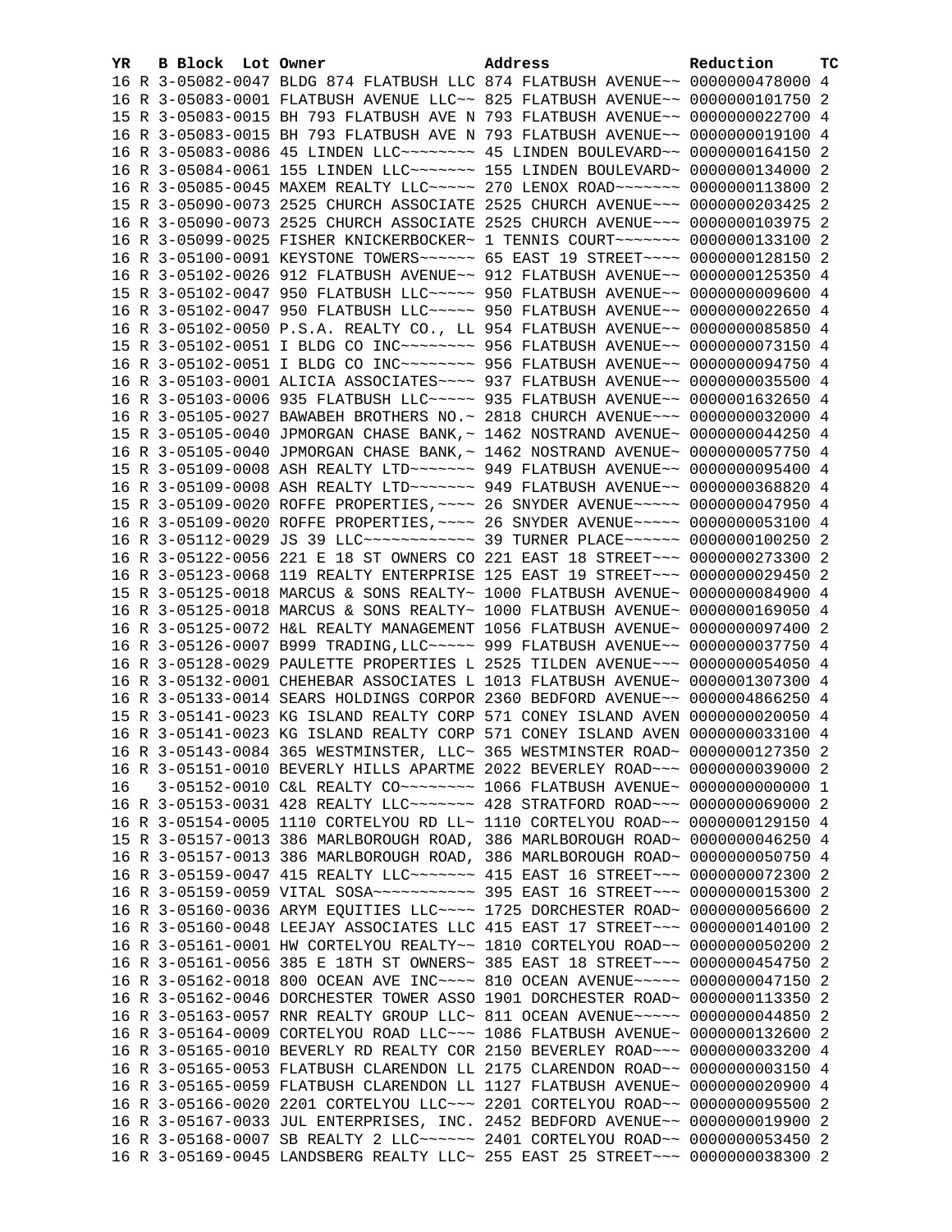| YR | B | Block | Lot | Owner | Address | Reduction | TC |
|---|---|---|---|---|---|---|---|
| 16 | R | 3-05082-0047 | | BLDG 874 FLATBUSH LLC | 874 FLATBUSH AVENUE~~ | 0000000478000 | 4 |
| 16 | R | 3-05083-0001 | | FLATBUSH AVENUE LLC~~ | 825 FLATBUSH AVENUE~~ | 0000000101750 | 2 |
| 15 | R | 3-05083-0015 | | BH 793 FLATBUSH AVE N | 793 FLATBUSH AVENUE~~ | 0000000022700 | 4 |
| 16 | R | 3-05083-0015 | | BH 793 FLATBUSH AVE N | 793 FLATBUSH AVENUE~~ | 0000000019100 | 4 |
| 16 | R | 3-05083-0086 | | 45 LINDEN LLC~~~~~~~~ | 45 LINDEN BOULEVARD~~ | 0000000164150 | 2 |
| 16 | R | 3-05084-0061 | | 155 LINDEN LLC~~~~~~~ | 155 LINDEN BOULEVARD~ | 0000000134000 | 2 |
| 16 | R | 3-05085-0045 | | MAXEM REALTY LLC~~~~~ | 270 LENOX ROAD~~~~~~~ | 0000000113800 | 2 |
| 15 | R | 3-05090-0073 | | 2525 CHURCH ASSOCIATE | 2525 CHURCH AVENUE~~~ | 0000000203425 | 2 |
| 16 | R | 3-05090-0073 | | 2525 CHURCH ASSOCIATE | 2525 CHURCH AVENUE~~~ | 0000000103975 | 2 |
| 16 | R | 3-05099-0025 | | FISHER KNICKERBOCKER~ | 1 TENNIS COURT~~~~~~~ | 0000000133100 | 2 |
| 16 | R | 3-05100-0091 | | KEYSTONE TOWERS~~~~~~ | 65 EAST 19 STREET~~~~ | 0000000128150 | 2 |
| 16 | R | 3-05102-0026 | | 912 FLATBUSH AVENUE~~ | 912 FLATBUSH AVENUE~~ | 0000000125350 | 4 |
| 15 | R | 3-05102-0047 | | 950 FLATBUSH LLC~~~~~ | 950 FLATBUSH AVENUE~~ | 0000000009600 | 4 |
| 16 | R | 3-05102-0047 | | 950 FLATBUSH LLC~~~~~ | 950 FLATBUSH AVENUE~~ | 0000000022650 | 4 |
| 16 | R | 3-05102-0050 | | P.S.A. REALTY CO., LL | 954 FLATBUSH AVENUE~~ | 0000000085850 | 4 |
| 15 | R | 3-05102-0051 | | I BLDG CO INC~~~~~~~~ | 956 FLATBUSH AVENUE~~ | 0000000073150 | 4 |
| 16 | R | 3-05102-0051 | | I BLDG CO INC~~~~~~~~ | 956 FLATBUSH AVENUE~~ | 0000000094750 | 4 |
| 16 | R | 3-05103-0001 | | ALICIA ASSOCIATES~~~~ | 937 FLATBUSH AVENUE~~ | 0000000035500 | 4 |
| 16 | R | 3-05103-0006 | | 935 FLATBUSH LLC~~~~~ | 935 FLATBUSH AVENUE~~ | 0000001632650 | 4 |
| 16 | R | 3-05105-0027 | | BAWABEH BROTHERS NO.~ | 2818 CHURCH AVENUE~~~ | 0000000032000 | 4 |
| 15 | R | 3-05105-0040 | | JPMORGAN CHASE BANK,~ | 1462 NOSTRAND AVENUE~ | 0000000044250 | 4 |
| 16 | R | 3-05105-0040 | | JPMORGAN CHASE BANK,~ | 1462 NOSTRAND AVENUE~ | 0000000057750 | 4 |
| 15 | R | 3-05109-0008 | | ASH REALTY LTD~~~~~~~ | 949 FLATBUSH AVENUE~~ | 0000000095400 | 4 |
| 16 | R | 3-05109-0008 | | ASH REALTY LTD~~~~~~~ | 949 FLATBUSH AVENUE~~ | 0000000368820 | 4 |
| 15 | R | 3-05109-0020 | | ROFFE PROPERTIES,~~~~ | 26 SNYDER AVENUE~~~~~ | 0000000047950 | 4 |
| 16 | R | 3-05109-0020 | | ROFFE PROPERTIES,~~~~ | 26 SNYDER AVENUE~~~~~ | 0000000053100 | 4 |
| 16 | R | 3-05112-0029 | | JS 39 LLC~~~~~~~~~~~~ | 39 TURNER PLACE~~~~~~ | 0000000100250 | 2 |
| 16 | R | 3-05122-0056 | | 221 E 18 ST OWNERS CO | 221 EAST 18 STREET~~~ | 0000000273300 | 2 |
| 16 | R | 3-05123-0068 | | 119 REALTY ENTERPRISE | 125 EAST 19 STREET~~~ | 0000000029450 | 2 |
| 15 | R | 3-05125-0018 | | MARCUS & SONS REALTY~ | 1000 FLATBUSH AVENUE~ | 0000000084900 | 4 |
| 16 | R | 3-05125-0018 | | MARCUS & SONS REALTY~ | 1000 FLATBUSH AVENUE~ | 0000000169050 | 4 |
| 16 | R | 3-05125-0072 | | H&L REALTY MANAGEMENT | 1056 FLATBUSH AVENUE~ | 0000000097400 | 2 |
| 16 | R | 3-05126-0007 | | B999 TRADING,LLC~~~~~ | 999 FLATBUSH AVENUE~~ | 0000000037750 | 4 |
| 16 | R | 3-05128-0029 | | PAULETTE PROPERTIES L | 2525 TILDEN AVENUE~~~ | 0000000054050 | 4 |
| 16 | R | 3-05132-0001 | | CHEHEBAR ASSOCIATES L | 1013 FLATBUSH AVENUE~ | 0000001307300 | 4 |
| 16 | R | 3-05133-0014 | | SEARS HOLDINGS CORPOR | 2360 BEDFORD AVENUE~~ | 0000004866250 | 4 |
| 15 | R | 3-05141-0023 | | KG ISLAND REALTY CORP | 571 CONEY ISLAND AVEN | 0000000020050 | 4 |
| 16 | R | 3-05141-0023 | | KG ISLAND REALTY CORP | 571 CONEY ISLAND AVEN | 0000000033100 | 4 |
| 16 | R | 3-05143-0084 | | 365 WESTMINSTER, LLC~ | 365 WESTMINSTER ROAD~ | 0000000127350 | 2 |
| 16 | R | 3-05151-0010 | | BEVERLY HILLS APARTME | 2022 BEVERLEY ROAD~~~ | 0000000039000 | 2 |
| 16 | | 3-05152-0010 | | C&L REALTY CO~~~~~~~~ | 1066 FLATBUSH AVENUE~ | 0000000000000 | 1 |
| 16 | R | 3-05153-0031 | | 428 REALTY LLC~~~~~~~ | 428 STRATFORD ROAD~~~ | 0000000069000 | 2 |
| 16 | R | 3-05154-0005 | | 1110 CORTELYOU RD LL~ | 1110 CORTELYOU ROAD~~ | 0000000129150 | 4 |
| 15 | R | 3-05157-0013 | | 386 MARLBOROUGH ROAD, | 386 MARLBOROUGH ROAD~ | 0000000046250 | 4 |
| 16 | R | 3-05157-0013 | | 386 MARLBOROUGH ROAD, | 386 MARLBOROUGH ROAD~ | 0000000050750 | 4 |
| 16 | R | 3-05159-0047 | | 415 REALTY LLC~~~~~~~ | 415 EAST 16 STREET~~~ | 0000000072300 | 2 |
| 16 | R | 3-05159-0059 | | VITAL SOSA~~~~~~~~~~~ | 395 EAST 16 STREET~~~ | 0000000015300 | 2 |
| 16 | R | 3-05160-0036 | | ARYM EQUITIES LLC~~~~ | 1725 DORCHESTER ROAD~ | 0000000056600 | 2 |
| 16 | R | 3-05160-0048 | | LEEJAY ASSOCIATES LLC | 415 EAST 17 STREET~~~ | 0000000140100 | 2 |
| 16 | R | 3-05161-0001 | | HW CORTELYOU REALTY~~ | 1810 CORTELYOU ROAD~~ | 0000000050200 | 2 |
| 16 | R | 3-05161-0056 | | 385 E 18TH ST OWNERS~ | 385 EAST 18 STREET~~~ | 0000000454750 | 2 |
| 16 | R | 3-05162-0018 | | 800 OCEAN AVE INC~~~~ | 810 OCEAN AVENUE~~~~~ | 0000000047150 | 2 |
| 16 | R | 3-05162-0046 | | DORCHESTER TOWER ASSO | 1901 DORCHESTER ROAD~ | 0000000113350 | 2 |
| 16 | R | 3-05163-0057 | | RNR REALTY GROUP LLC~ | 811 OCEAN AVENUE~~~~~ | 0000000044850 | 2 |
| 16 | R | 3-05164-0009 | | CORTELYOU ROAD LLC~~~ | 1086 FLATBUSH AVENUE~ | 0000000132600 | 2 |
| 16 | R | 3-05165-0010 | | BEVERLY RD REALTY COR | 2150 BEVERLEY ROAD~~~ | 0000000033200 | 4 |
| 16 | R | 3-05165-0053 | | FLATBUSH CLARENDON LL | 2175 CLARENDON ROAD~~ | 0000000003150 | 4 |
| 16 | R | 3-05165-0059 | | FLATBUSH CLARENDON LL | 1127 FLATBUSH AVENUE~ | 0000000020900 | 4 |
| 16 | R | 3-05166-0020 | | 2201 CORTELYOU LLC~~~ | 2201 CORTELYOU ROAD~~ | 0000000095500 | 2 |
| 16 | R | 3-05167-0033 | | JUL ENTERPRISES, INC. | 2452 BEDFORD AVENUE~~ | 0000000019900 | 2 |
| 16 | R | 3-05168-0007 | | SB REALTY 2 LLC~~~~~~ | 2401 CORTELYOU ROAD~~ | 0000000053450 | 2 |
| 16 | R | 3-05169-0045 | | LANDSBERG REALTY LLC~ | 255 EAST 25 STREET~~~ | 0000000038300 | 2 |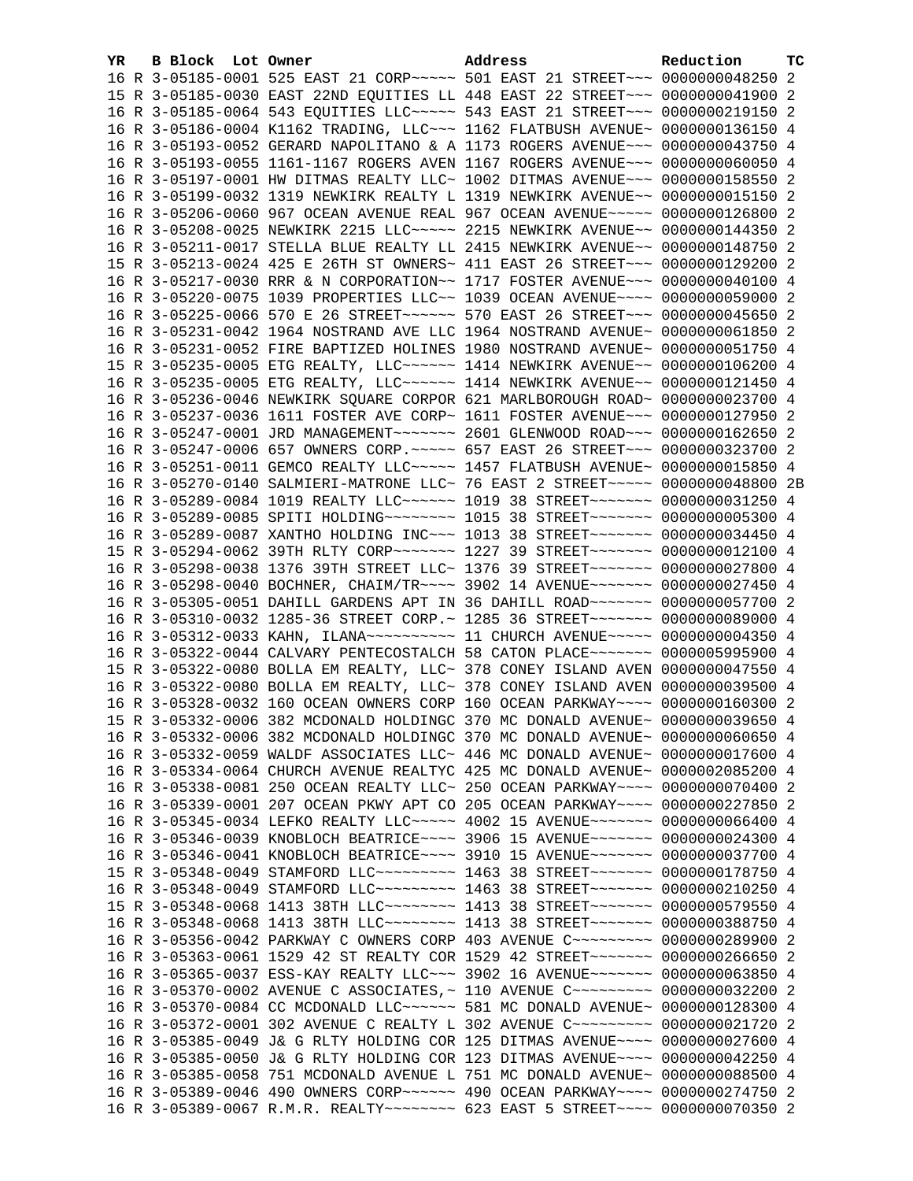| YR | B | Block | Lot | Owner | Address | Reduction | TC |
|---|---|---|---|---|---|---|---|
| 16 | R | 3-05185-0001 | | 525 EAST 21 CORP~~~~~ | 501 EAST 21 STREET~~~ | 0000000048250 | 2 |
| 15 | R | 3-05185-0030 | | EAST 22ND EQUITIES LL | 448 EAST 22 STREET~~~ | 0000000041900 | 2 |
| 16 | R | 3-05185-0064 | | 543 EQUITIES LLC~~~~~ | 543 EAST 21 STREET~~~ | 0000000219150 | 2 |
| 16 | R | 3-05186-0004 | | K1162 TRADING, LLC~~~ | 1162 FLATBUSH AVENUE~ | 0000000136150 | 4 |
| 16 | R | 3-05193-0052 | | GERARD NAPOLITANO & A | 1173 ROGERS AVENUE~~~ | 0000000043750 | 4 |
| 16 | R | 3-05193-0055 | | 1161-1167 ROGERS AVEN | 1167 ROGERS AVENUE~~~ | 0000000060050 | 4 |
| 16 | R | 3-05197-0001 | | HW DITMAS REALTY LLC~ | 1002 DITMAS AVENUE~~~ | 0000000158550 | 2 |
| 16 | R | 3-05199-0032 | | 1319 NEWKIRK REALTY L | 1319 NEWKIRK AVENUE~~ | 0000000015150 | 2 |
| 16 | R | 3-05206-0060 | | 967 OCEAN AVENUE REAL | 967 OCEAN AVENUE~~~~~ | 0000000126800 | 2 |
| 16 | R | 3-05208-0025 | | NEWKIRK 2215 LLC~~~~~ | 2215 NEWKIRK AVENUE~~ | 0000000144350 | 2 |
| 16 | R | 3-05211-0017 | | STELLA BLUE REALTY LL | 2415 NEWKIRK AVENUE~~ | 0000000148750 | 2 |
| 15 | R | 3-05213-0024 | | 425 E 26TH ST OWNERS~ | 411 EAST 26 STREET~~~ | 0000000129200 | 2 |
| 16 | R | 3-05217-0030 | | RRR & N CORPORATION~~ | 1717 FOSTER AVENUE~~~ | 0000000040100 | 4 |
| 16 | R | 3-05220-0075 | | 1039 PROPERTIES LLC~~ | 1039 OCEAN AVENUE~~~~ | 0000000059000 | 2 |
| 16 | R | 3-05225-0066 | | 570 E 26 STREET~~~~~~ | 570 EAST 26 STREET~~~ | 0000000045650 | 2 |
| 16 | R | 3-05231-0042 | | 1964 NOSTRAND AVE LLC | 1964 NOSTRAND AVENUE~ | 0000000061850 | 2 |
| 16 | R | 3-05231-0052 | | FIRE BAPTIZED HOLINES | 1980 NOSTRAND AVENUE~ | 0000000051750 | 4 |
| 15 | R | 3-05235-0005 | | ETG REALTY, LLC~~~~~~ | 1414 NEWKIRK AVENUE~~ | 0000000106200 | 4 |
| 16 | R | 3-05235-0005 | | ETG REALTY, LLC~~~~~~ | 1414 NEWKIRK AVENUE~~ | 0000000121450 | 4 |
| 16 | R | 3-05236-0046 | | NEWKIRK SQUARE CORPOR | 621 MARLBOROUGH ROAD~ | 0000000023700 | 4 |
| 16 | R | 3-05237-0036 | | 1611 FOSTER AVE CORP~ | 1611 FOSTER AVENUE~~~ | 0000000127950 | 2 |
| 16 | R | 3-05247-0001 | | JRD MANAGEMENT~~~~~~~ | 2601 GLENWOOD ROAD~~~ | 0000000162650 | 2 |
| 16 | R | 3-05247-0006 | | 657 OWNERS CORP.~~~~~ | 657 EAST 26 STREET~~~ | 0000000323700 | 2 |
| 16 | R | 3-05251-0011 | | GEMCO REALTY LLC~~~~~ | 1457 FLATBUSH AVENUE~ | 0000000015850 | 4 |
| 16 | R | 3-05270-0140 | | SALMIERI-MATRONE LLC~ | 76 EAST 2 STREET~~~~~ | 0000000048800 | 2B |
| 16 | R | 3-05289-0084 | | 1019 REALTY LLC~~~~~~ | 1019 38 STREET~~~~~~~ | 0000000031250 | 4 |
| 16 | R | 3-05289-0085 | | SPITI HOLDING~~~~~~~~ | 1015 38 STREET~~~~~~~ | 0000000005300 | 4 |
| 16 | R | 3-05289-0087 | | XANTHO HOLDING INC~~~ | 1013 38 STREET~~~~~~~ | 0000000034450 | 4 |
| 15 | R | 3-05294-0062 | | 39TH RLTY CORP~~~~~~~ | 1227 39 STREET~~~~~~~ | 0000000012100 | 4 |
| 16 | R | 3-05298-0038 | | 1376 39TH STREET LLC~ | 1376 39 STREET~~~~~~~ | 0000000027800 | 4 |
| 16 | R | 3-05298-0040 | | BOCHNER, CHAIM/TR~~~~ | 3902 14 AVENUE~~~~~~~ | 0000000027450 | 4 |
| 16 | R | 3-05305-0051 | | DAHILL GARDENS APT IN | 36 DAHILL ROAD~~~~~~~ | 0000000057700 | 2 |
| 16 | R | 3-05310-0032 | | 1285-36 STREET CORP.~ | 1285 36 STREET~~~~~~~ | 0000000089000 | 4 |
| 16 | R | 3-05312-0033 | | KAHN, ILANA~~~~~~~~~~ | 11 CHURCH AVENUE~~~~~ | 0000000004350 | 4 |
| 16 | R | 3-05322-0044 | | CALVARY PENTECOSTALCH | 58 CATON PLACE~~~~~~~ | 0000005995900 | 4 |
| 15 | R | 3-05322-0080 | | BOLLA EM REALTY, LLC~ | 378 CONEY ISLAND AVEN | 0000000047550 | 4 |
| 16 | R | 3-05322-0080 | | BOLLA EM REALTY, LLC~ | 378 CONEY ISLAND AVEN | 0000000039500 | 4 |
| 16 | R | 3-05328-0032 | | 160 OCEAN OWNERS CORP | 160 OCEAN PARKWAY~~~~ | 0000000160300 | 2 |
| 15 | R | 3-05332-0006 | | 382 MCDONALD HOLDINGC | 370 MC DONALD AVENUE~ | 0000000039650 | 4 |
| 16 | R | 3-05332-0006 | | 382 MCDONALD HOLDINGC | 370 MC DONALD AVENUE~ | 0000000060650 | 4 |
| 16 | R | 3-05332-0059 | | WALDF ASSOCIATES LLC~ | 446 MC DONALD AVENUE~ | 0000000017600 | 4 |
| 16 | R | 3-05334-0064 | | CHURCH AVENUE REALTYC | 425 MC DONALD AVENUE~ | 0000002085200 | 4 |
| 16 | R | 3-05338-0081 | | 250 OCEAN REALTY LLC~ | 250 OCEAN PARKWAY~~~~ | 0000000070400 | 2 |
| 16 | R | 3-05339-0001 | | 207 OCEAN PKWY APT CO | 205 OCEAN PARKWAY~~~~ | 0000000227850 | 2 |
| 16 | R | 3-05345-0034 | | LEFKO REALTY LLC~~~~~ | 4002 15 AVENUE~~~~~~~ | 0000000066400 | 4 |
| 16 | R | 3-05346-0039 | | KNOBLOCH BEATRICE~~~~ | 3906 15 AVENUE~~~~~~~ | 0000000024300 | 4 |
| 16 | R | 3-05346-0041 | | KNOBLOCH BEATRICE~~~~ | 3910 15 AVENUE~~~~~~~ | 0000000037700 | 4 |
| 15 | R | 3-05348-0049 | | STAMFORD LLC~~~~~~~~~ | 1463 38 STREET~~~~~~~ | 0000000178750 | 4 |
| 16 | R | 3-05348-0049 | | STAMFORD LLC~~~~~~~~~ | 1463 38 STREET~~~~~~~ | 0000000210250 | 4 |
| 15 | R | 3-05348-0068 | | 1413 38TH LLC~~~~~~~~ | 1413 38 STREET~~~~~~~ | 0000000579550 | 4 |
| 16 | R | 3-05348-0068 | | 1413 38TH LLC~~~~~~~~ | 1413 38 STREET~~~~~~~ | 0000000388750 | 4 |
| 16 | R | 3-05356-0042 | | PARKWAY C OWNERS CORP | 403 AVENUE C~~~~~~~~~ | 0000000289900 | 2 |
| 16 | R | 3-05363-0061 | | 1529 42 ST REALTY COR | 1529 42 STREET~~~~~~~ | 0000000266650 | 2 |
| 16 | R | 3-05365-0037 | | ESS-KAY REALTY LLC~~~ | 3902 16 AVENUE~~~~~~~ | 0000000063850 | 4 |
| 16 | R | 3-05370-0002 | | AVENUE C ASSOCIATES,~ | 110 AVENUE C~~~~~~~~~ | 0000000032200 | 2 |
| 16 | R | 3-05370-0084 | | CC MCDONALD LLC~~~~~~ | 581 MC DONALD AVENUE~ | 0000000128300 | 4 |
| 16 | R | 3-05372-0001 | | 302 AVENUE C REALTY L | 302 AVENUE C~~~~~~~~~ | 0000000021720 | 2 |
| 16 | R | 3-05385-0049 | | J& G RLTY HOLDING COR | 125 DITMAS AVENUE~~~~ | 0000000027600 | 4 |
| 16 | R | 3-05385-0050 | | J& G RLTY HOLDING COR | 123 DITMAS AVENUE~~~~ | 0000000042250 | 4 |
| 16 | R | 3-05385-0058 | | 751 MCDONALD AVENUE L | 751 MC DONALD AVENUE~ | 0000000088500 | 4 |
| 16 | R | 3-05389-0046 | | 490 OWNERS CORP~~~~~~ | 490 OCEAN PARKWAY~~~~ | 0000000274750 | 2 |
| 16 | R | 3-05389-0067 | | R.M.R. REALTY~~~~~~~~ | 623 EAST 5 STREET~~~~ | 0000000070350 | 2 |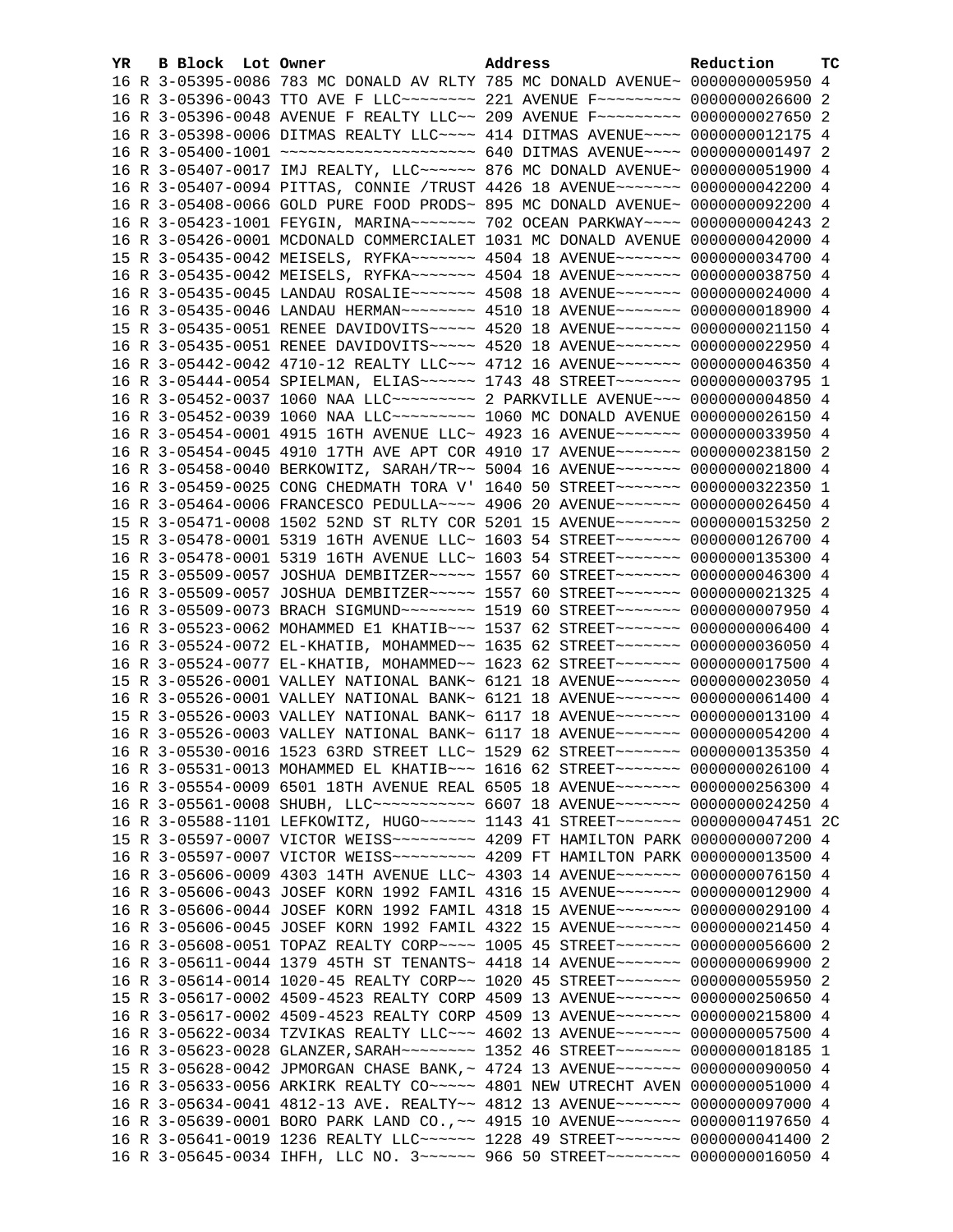| YR | B | Block | Lot | Owner | Address | Reduction | TC |
|---|---|---|---|---|---|---|---|
| 16 | R | 3-05395-0086 | | 783 MC DONALD AV RLTY | 785 MC DONALD AVENUE~ | 0000000005950 | 4 |
| 16 | R | 3-05396-0043 | | TTO AVE F LLC~~~~~~~~ | 221 AVENUE F~~~~~~~~~ | 0000000026600 | 2 |
| 16 | R | 3-05396-0048 | | AVENUE F REALTY LLC~~ | 209 AVENUE F~~~~~~~~~ | 0000000027650 | 2 |
| 16 | R | 3-05398-0006 | | DITMAS REALTY LLC~~~~ | 414 DITMAS AVENUE~~~~ | 0000000012175 | 4 |
| 16 | R | 3-05400-1001 | | ~~~~~~~~~~~~~~~~~~~~~ | 640 DITMAS AVENUE~~~~ | 0000000001497 | 2 |
| 16 | R | 3-05407-0017 | | IMJ REALTY, LLC~~~~~~ | 876 MC DONALD AVENUE~ | 0000000051900 | 4 |
| 16 | R | 3-05407-0094 | | PITTAS, CONNIE /TRUST | 4426 18 AVENUE~~~~~~~ | 0000000042200 | 4 |
| 16 | R | 3-05408-0066 | | GOLD PURE FOOD PRODS~ | 895 MC DONALD AVENUE~ | 0000000092200 | 4 |
| 16 | R | 3-05423-1001 | | FEYGIN, MARINA~~~~~~~ | 702 OCEAN PARKWAY~~~~ | 0000000004243 | 2 |
| 16 | R | 3-05426-0001 | | MCDONALD COMMERCIALET | 1031 MC DONALD AVENUE | 0000000042000 | 4 |
| 15 | R | 3-05435-0042 | | MEISELS, RYFKA~~~~~~~ | 4504 18 AVENUE~~~~~~~ | 0000000034700 | 4 |
| 16 | R | 3-05435-0042 | | MEISELS, RYFKA~~~~~~~ | 4504 18 AVENUE~~~~~~~ | 0000000038750 | 4 |
| 16 | R | 3-05435-0045 | | LANDAU ROSALIE~~~~~~~ | 4508 18 AVENUE~~~~~~~ | 0000000024000 | 4 |
| 16 | R | 3-05435-0046 | | LANDAU HERMAN~~~~~~~~ | 4510 18 AVENUE~~~~~~~ | 0000000018900 | 4 |
| 15 | R | 3-05435-0051 | | RENEE DAVIDOVITS~~~~~ | 4520 18 AVENUE~~~~~~~ | 0000000021150 | 4 |
| 16 | R | 3-05435-0051 | | RENEE DAVIDOVITS~~~~~ | 4520 18 AVENUE~~~~~~~ | 0000000022950 | 4 |
| 16 | R | 3-05442-0042 | | 4710-12 REALTY LLC~~~ | 4712 16 AVENUE~~~~~~~ | 0000000046350 | 4 |
| 16 | R | 3-05444-0054 | | SPIELMAN, ELIAS~~~~~~ | 1743 48 STREET~~~~~~~ | 0000000003795 | 1 |
| 16 | R | 3-05452-0037 | | 1060 NAA LLC~~~~~~~~~ | 2 PARKVILLE AVENUE~~~ | 0000000004850 | 4 |
| 16 | R | 3-05452-0039 | | 1060 NAA LLC~~~~~~~~~ | 1060 MC DONALD AVENUE | 0000000026150 | 4 |
| 16 | R | 3-05454-0001 | | 4915 16TH AVENUE LLC~ | 4923 16 AVENUE~~~~~~~ | 0000000033950 | 4 |
| 16 | R | 3-05454-0045 | | 4910 17TH AVE APT COR | 4910 17 AVENUE~~~~~~~ | 0000000238150 | 2 |
| 16 | R | 3-05458-0040 | | BERKOWITZ, SARAH/TR~~ | 5004 16 AVENUE~~~~~~~ | 0000000021800 | 4 |
| 16 | R | 3-05459-0025 | | CONG CHEDMATH TORA V' | 1640 50 STREET~~~~~~~ | 0000000322350 | 1 |
| 16 | R | 3-05464-0006 | | FRANCESCO PEDULLA~~~~ | 4906 20 AVENUE~~~~~~~ | 0000000026450 | 4 |
| 15 | R | 3-05471-0008 | | 1502 52ND ST RLTY COR | 5201 15 AVENUE~~~~~~~ | 0000000153250 | 2 |
| 15 | R | 3-05478-0001 | | 5319 16TH AVENUE LLC~ | 1603 54 STREET~~~~~~~ | 0000000126700 | 4 |
| 16 | R | 3-05478-0001 | | 5319 16TH AVENUE LLC~ | 1603 54 STREET~~~~~~~ | 0000000135300 | 4 |
| 15 | R | 3-05509-0057 | | JOSHUA DEMBITZER~~~~~ | 1557 60 STREET~~~~~~~ | 0000000046300 | 4 |
| 16 | R | 3-05509-0057 | | JOSHUA DEMBITZER~~~~~ | 1557 60 STREET~~~~~~~ | 0000000021325 | 4 |
| 16 | R | 3-05509-0073 | | BRACH SIGMUND~~~~~~~~ | 1519 60 STREET~~~~~~~ | 0000000007950 | 4 |
| 16 | R | 3-05523-0062 | | MOHAMMED E1 KHATIB~~~ | 1537 62 STREET~~~~~~~ | 0000000006400 | 4 |
| 16 | R | 3-05524-0072 | | EL-KHATIB, MOHAMMED~~ | 1635 62 STREET~~~~~~~ | 0000000036050 | 4 |
| 16 | R | 3-05524-0077 | | EL-KHATIB, MOHAMMED~~ | 1623 62 STREET~~~~~~~ | 0000000017500 | 4 |
| 15 | R | 3-05526-0001 | | VALLEY NATIONAL BANK~ | 6121 18 AVENUE~~~~~~~ | 0000000023050 | 4 |
| 16 | R | 3-05526-0001 | | VALLEY NATIONAL BANK~ | 6121 18 AVENUE~~~~~~~ | 0000000061400 | 4 |
| 15 | R | 3-05526-0003 | | VALLEY NATIONAL BANK~ | 6117 18 AVENUE~~~~~~~ | 0000000013100 | 4 |
| 16 | R | 3-05526-0003 | | VALLEY NATIONAL BANK~ | 6117 18 AVENUE~~~~~~~ | 0000000054200 | 4 |
| 16 | R | 3-05530-0016 | | 1523 63RD STREET LLC~ | 1529 62 STREET~~~~~~~ | 0000000135350 | 4 |
| 16 | R | 3-05531-0013 | | MOHAMMED EL KHATIB~~~ | 1616 62 STREET~~~~~~~ | 0000000026100 | 4 |
| 16 | R | 3-05554-0009 | | 6501 18TH AVENUE REAL | 6505 18 AVENUE~~~~~~~ | 0000000256300 | 4 |
| 16 | R | 3-05561-0008 | | SHUBH, LLC~~~~~~~~~~~ | 6607 18 AVENUE~~~~~~~ | 0000000024250 | 4 |
| 16 | R | 3-05588-1101 | | LEFKOWITZ, HUGO~~~~~~ | 1143 41 STREET~~~~~~~ | 0000000047451 | 2C |
| 15 | R | 3-05597-0007 | | VICTOR WEISS~~~~~~~~~ | 4209 FT HAMILTON PARK | 0000000007200 | 4 |
| 16 | R | 3-05597-0007 | | VICTOR WEISS~~~~~~~~~ | 4209 FT HAMILTON PARK | 0000000013500 | 4 |
| 16 | R | 3-05606-0009 | | 4303 14TH AVENUE LLC~ | 4303 14 AVENUE~~~~~~~ | 0000000076150 | 4 |
| 16 | R | 3-05606-0043 | | JOSEF KORN 1992 FAMIL | 4316 15 AVENUE~~~~~~~ | 0000000012900 | 4 |
| 16 | R | 3-05606-0044 | | JOSEF KORN 1992 FAMIL | 4318 15 AVENUE~~~~~~~ | 0000000029100 | 4 |
| 16 | R | 3-05606-0045 | | JOSEF KORN 1992 FAMIL | 4322 15 AVENUE~~~~~~~ | 0000000021450 | 4 |
| 16 | R | 3-05608-0051 | | TOPAZ REALTY CORP~~~~ | 1005 45 STREET~~~~~~~ | 0000000056600 | 2 |
| 16 | R | 3-05611-0044 | | 1379 45TH ST TENANTS~ | 4418 14 AVENUE~~~~~~~ | 0000000069900 | 2 |
| 16 | R | 3-05614-0014 | | 1020-45 REALTY CORP~~ | 1020 45 STREET~~~~~~~ | 0000000055950 | 2 |
| 15 | R | 3-05617-0002 | | 4509-4523 REALTY CORP | 4509 13 AVENUE~~~~~~~ | 0000000250650 | 4 |
| 16 | R | 3-05617-0002 | | 4509-4523 REALTY CORP | 4509 13 AVENUE~~~~~~~ | 0000000215800 | 4 |
| 16 | R | 3-05622-0034 | | TZVIKAS REALTY LLC~~~ | 4602 13 AVENUE~~~~~~~ | 0000000057500 | 4 |
| 16 | R | 3-05623-0028 | | GLANZER,SARAH~~~~~~~~ | 1352 46 STREET~~~~~~~ | 0000000018185 | 1 |
| 15 | R | 3-05628-0042 | | JPMORGAN CHASE BANK,~ | 4724 13 AVENUE~~~~~~~ | 0000000090050 | 4 |
| 16 | R | 3-05633-0056 | | ARKIRK REALTY CO~~~~~ | 4801 NEW UTRECHT AVEN | 0000000051000 | 4 |
| 16 | R | 3-05634-0041 | | 4812-13 AVE. REALTY~~ | 4812 13 AVENUE~~~~~~~ | 0000000097000 | 4 |
| 16 | R | 3-05639-0001 | | BORO PARK LAND CO.,~~ | 4915 10 AVENUE~~~~~~~ | 0000001197650 | 4 |
| 16 | R | 3-05641-0019 | | 1236 REALTY LLC~~~~~~ | 1228 49 STREET~~~~~~~ | 0000000041400 | 2 |
| 16 | R | 3-05645-0034 | | IHFH, LLC NO. 3~~~~~~ | 966 50 STREET~~~~~~~~ | 0000000016050 | 4 |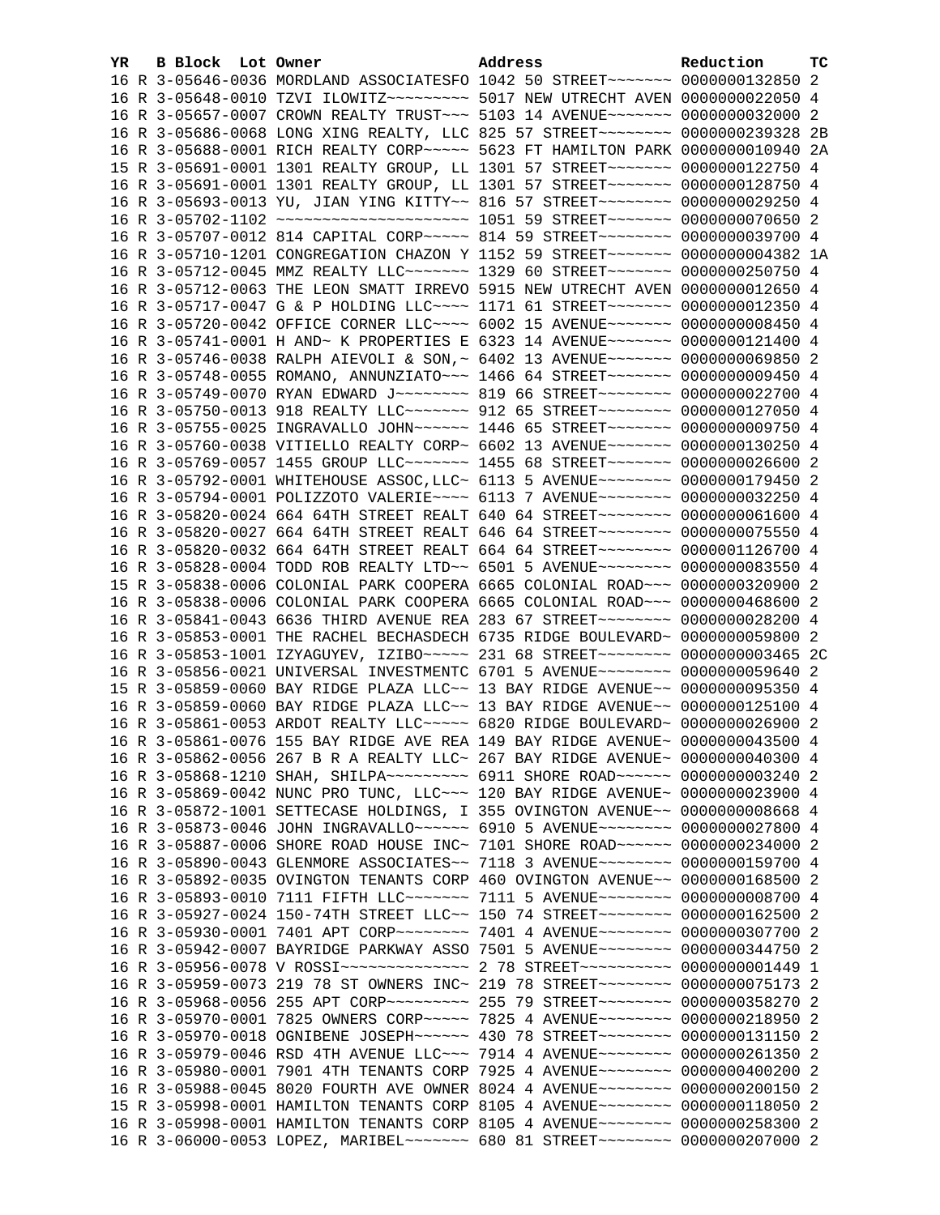| YR | B | Block | Lot | Owner | Address | Reduction | TC |
|---|---|---|---|---|---|---|---|
| 16 | R | 3-05646-0036 | | MORDLAND ASSOCIATESFO | 1042 50 STREET~~~~~~~ | 0000000132850 | 2 |
| 16 | R | 3-05648-0010 | | TZVI ILOWITZ~~~~~~~~~ | 5017 NEW UTRECHT AVEN | 0000000022050 | 4 |
| 16 | R | 3-05657-0007 | | CROWN REALTY TRUST~~~ | 5103 14 AVENUE~~~~~~~ | 0000000032000 | 2 |
| 16 | R | 3-05686-0068 | | LONG XING REALTY, LLC | 825 57 STREET~~~~~~~~ | 0000000239328 | 2B |
| 16 | R | 3-05688-0001 | | RICH REALTY CORP~~~~~ | 5623 FT HAMILTON PARK | 0000000010940 | 2A |
| 15 | R | 3-05691-0001 | | 1301 REALTY GROUP, LL | 1301 57 STREET~~~~~~~ | 0000000122750 | 4 |
| 16 | R | 3-05691-0001 | | 1301 REALTY GROUP, LL | 1301 57 STREET~~~~~~~ | 0000000128750 | 4 |
| 16 | R | 3-05693-0013 | | YU, JIAN YING KITTY~~ | 816 57 STREET~~~~~~~~ | 0000000029250 | 4 |
| 16 | R | 3-05702-1102 | | ~~~~~~~~~~~~~~~~~~~~~ | 1051 59 STREET~~~~~~~ | 0000000070650 | 2 |
| 16 | R | 3-05707-0012 | | 814 CAPITAL CORP~~~~~ | 814 59 STREET~~~~~~~~ | 0000000039700 | 4 |
| 16 | R | 3-05710-1201 | | CONGREGATION CHAZON Y | 1152 59 STREET~~~~~~~ | 0000000004382 | 1A |
| 16 | R | 3-05712-0045 | | MMZ REALTY LLC~~~~~~~ | 1329 60 STREET~~~~~~~ | 0000000250750 | 4 |
| 16 | R | 3-05712-0063 | | THE LEON SMATT IRREVO | 5915 NEW UTRECHT AVEN | 0000000012650 | 4 |
| 16 | R | 3-05717-0047 | | G & P HOLDING LLC~~~~ | 1171 61 STREET~~~~~~~ | 0000000012350 | 4 |
| 16 | R | 3-05720-0042 | | OFFICE CORNER LLC~~~~ | 6002 15 AVENUE~~~~~~~ | 0000000008450 | 4 |
| 16 | R | 3-05741-0001 | | H AND~ K PROPERTIES E | 6323 14 AVENUE~~~~~~~ | 0000000121400 | 4 |
| 16 | R | 3-05746-0038 | | RALPH AIEVOLI & SON,~ | 6402 13 AVENUE~~~~~~~ | 0000000069850 | 2 |
| 16 | R | 3-05748-0055 | | ROMANO, ANNUNZIATO~~~ | 1466 64 STREET~~~~~~~ | 0000000009450 | 4 |
| 16 | R | 3-05749-0070 | | RYAN EDWARD J~~~~~~~~ | 819 66 STREET~~~~~~~~ | 0000000022700 | 4 |
| 16 | R | 3-05750-0013 | | 918 REALTY LLC~~~~~~~ | 912 65 STREET~~~~~~~~ | 0000000127050 | 4 |
| 16 | R | 3-05755-0025 | | INGRAVALLO JOHN~~~~~~ | 1446 65 STREET~~~~~~~ | 0000000009750 | 4 |
| 16 | R | 3-05760-0038 | | VITIELLO REALTY CORP~ | 6602 13 AVENUE~~~~~~~ | 0000000130250 | 4 |
| 16 | R | 3-05769-0057 | | 1455 GROUP LLC~~~~~~~ | 1455 68 STREET~~~~~~~ | 0000000026600 | 2 |
| 16 | R | 3-05792-0001 | | WHITEHOUSE ASSOC,LLC~ | 6113 5 AVENUE~~~~~~~~ | 0000000179450 | 2 |
| 16 | R | 3-05794-0001 | | POLIZZOTO VALERIE~~~~ | 6113 7 AVENUE~~~~~~~~ | 0000000032250 | 4 |
| 16 | R | 3-05820-0024 | | 664 64TH STREET REALT | 640 64 STREET~~~~~~~~ | 0000000061600 | 4 |
| 16 | R | 3-05820-0027 | | 664 64TH STREET REALT | 646 64 STREET~~~~~~~~ | 0000000075550 | 4 |
| 16 | R | 3-05820-0032 | | 664 64TH STREET REALT | 664 64 STREET~~~~~~~~ | 0000001126700 | 4 |
| 16 | R | 3-05828-0004 | | TODD ROB REALTY LTD~~ | 6501 5 AVENUE~~~~~~~~ | 0000000083550 | 4 |
| 15 | R | 3-05838-0006 | | COLONIAL PARK COOPERA | 6665 COLONIAL ROAD~~~ | 0000000320900 | 2 |
| 16 | R | 3-05838-0006 | | COLONIAL PARK COOPERA | 6665 COLONIAL ROAD~~~ | 0000000468600 | 2 |
| 16 | R | 3-05841-0043 | | 6636 THIRD AVENUE REA | 283 67 STREET~~~~~~~~ | 0000000028200 | 4 |
| 16 | R | 3-05853-0001 | | THE RACHEL BECHASDECH | 6735 RIDGE BOULEVARD~ | 0000000059800 | 2 |
| 16 | R | 3-05853-1001 | | IZYAGUYEV, IZIBO~~~~~ | 231 68 STREET~~~~~~~~ | 0000000003465 | 2C |
| 16 | R | 3-05856-0021 | | UNIVERSAL INVESTMENTC | 6701 5 AVENUE~~~~~~~~ | 0000000059640 | 2 |
| 15 | R | 3-05859-0060 | | BAY RIDGE PLAZA LLC~~ | 13 BAY RIDGE AVENUE~~ | 0000000095350 | 4 |
| 16 | R | 3-05859-0060 | | BAY RIDGE PLAZA LLC~~ | 13 BAY RIDGE AVENUE~~ | 0000000125100 | 4 |
| 16 | R | 3-05861-0053 | | ARDOT REALTY LLC~~~~~ | 6820 RIDGE BOULEVARD~ | 0000000026900 | 2 |
| 16 | R | 3-05861-0076 | | 155 BAY RIDGE AVE REA | 149 BAY RIDGE AVENUE~ | 0000000043500 | 4 |
| 16 | R | 3-05862-0056 | | 267 B R A REALTY LLC~ | 267 BAY RIDGE AVENUE~ | 0000000040300 | 4 |
| 16 | R | 3-05868-1210 | | SHAH, SHILPA~~~~~~~~~ | 6911 SHORE ROAD~~~~~~ | 0000000003240 | 2 |
| 16 | R | 3-05869-0042 | | NUNC PRO TUNC, LLC~~~ | 120 BAY RIDGE AVENUE~ | 0000000023900 | 4 |
| 16 | R | 3-05872-1001 | | SETTECASE HOLDINGS, I | 355 OVINGTON AVENUE~~ | 0000000008668 | 4 |
| 16 | R | 3-05873-0046 | | JOHN INGRAVALLO~~~~~~ | 6910 5 AVENUE~~~~~~~~ | 0000000027800 | 4 |
| 16 | R | 3-05887-0006 | | SHORE ROAD HOUSE INC~ | 7101 SHORE ROAD~~~~~~ | 0000000234000 | 2 |
| 16 | R | 3-05890-0043 | | GLENMORE ASSOCIATES~~ | 7118 3 AVENUE~~~~~~~~ | 0000000159700 | 4 |
| 16 | R | 3-05892-0035 | | OVINGTON TENANTS CORP | 460 OVINGTON AVENUE~~ | 0000000168500 | 2 |
| 16 | R | 3-05893-0010 | | 7111 FIFTH LLC~~~~~~~ | 7111 5 AVENUE~~~~~~~~ | 0000000008700 | 4 |
| 16 | R | 3-05927-0024 | | 150-74TH STREET LLC~~ | 150 74 STREET~~~~~~~~ | 0000000162500 | 2 |
| 16 | R | 3-05930-0001 | | 7401 APT CORP~~~~~~~~ | 7401 4 AVENUE~~~~~~~~ | 0000000307700 | 2 |
| 16 | R | 3-05942-0007 | | BAYRIDGE PARKWAY ASSO | 7501 5 AVENUE~~~~~~~~ | 0000000344750 | 2 |
| 16 | R | 3-05956-0078 | | V ROSSI~~~~~~~~~~~~~~ | 2 78 STREET~~~~~~~~~~ | 0000000001449 | 1 |
| 16 | R | 3-05959-0073 | | 219 78 ST OWNERS INC~ | 219 78 STREET~~~~~~~~ | 0000000075173 | 2 |
| 16 | R | 3-05968-0056 | | 255 APT CORP~~~~~~~~~ | 255 79 STREET~~~~~~~~ | 0000000358270 | 2 |
| 16 | R | 3-05970-0001 | | 7825 OWNERS CORP~~~~~ | 7825 4 AVENUE~~~~~~~~ | 0000000218950 | 2 |
| 16 | R | 3-05970-0018 | | OGNIBENE JOSEPH~~~~~~ | 430 78 STREET~~~~~~~~ | 0000000131150 | 2 |
| 16 | R | 3-05979-0046 | | RSD 4TH AVENUE LLC~~~ | 7914 4 AVENUE~~~~~~~~ | 0000000261350 | 2 |
| 16 | R | 3-05980-0001 | | 7901 4TH TENANTS CORP | 7925 4 AVENUE~~~~~~~~ | 0000000400200 | 2 |
| 16 | R | 3-05988-0045 | | 8020 FOURTH AVE OWNER | 8024 4 AVENUE~~~~~~~~ | 0000000200150 | 2 |
| 15 | R | 3-05998-0001 | | HAMILTON TENANTS CORP | 8105 4 AVENUE~~~~~~~~ | 0000000118050 | 2 |
| 16 | R | 3-05998-0001 | | HAMILTON TENANTS CORP | 8105 4 AVENUE~~~~~~~~ | 0000000258300 | 2 |
| 16 | R | 3-06000-0053 | | LOPEZ, MARIBEL~~~~~~~ | 680 81 STREET~~~~~~~~ | 0000000207000 | 2 |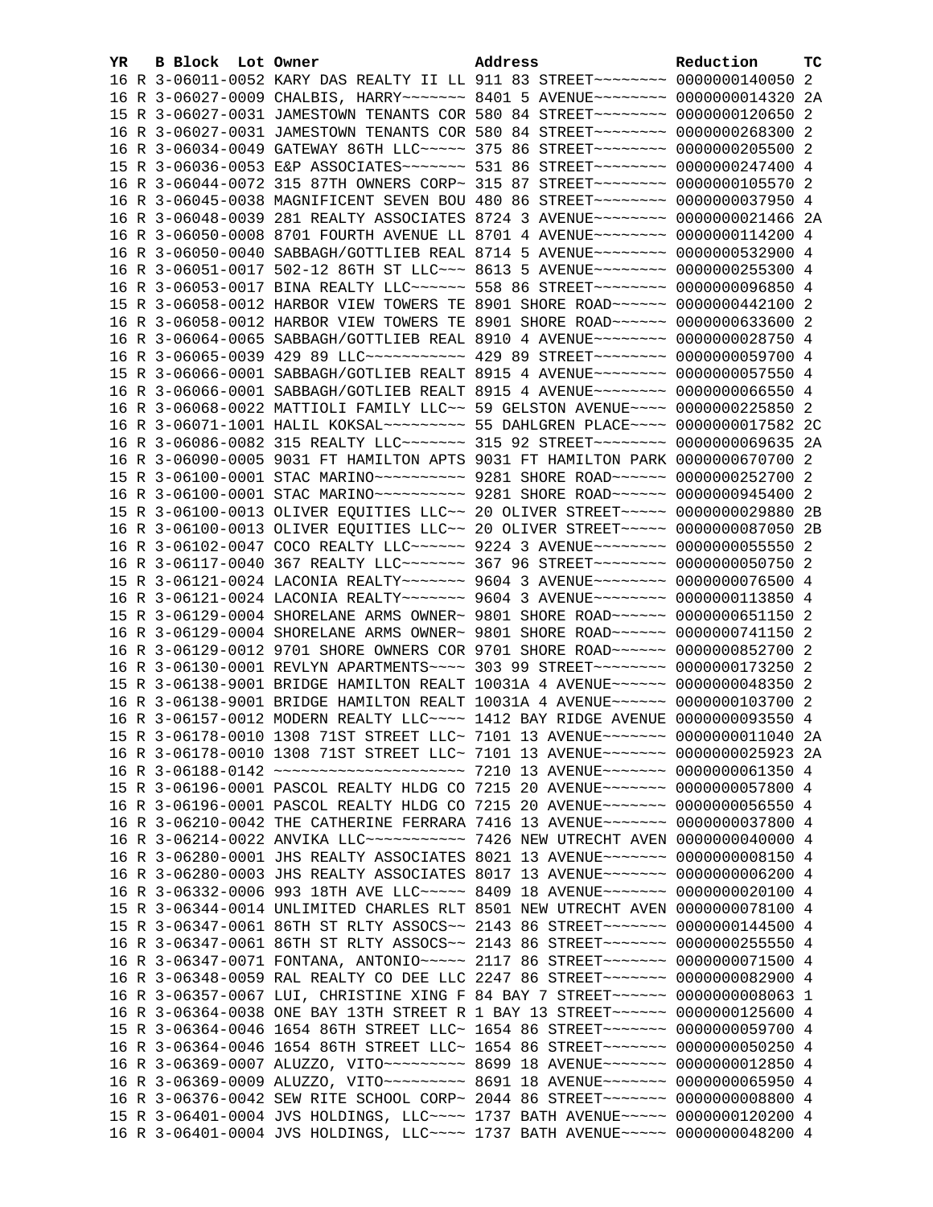| YR | B | Block | Lot | Owner | Address | Reduction | TC |
|---|---|---|---|---|---|---|---|
| 16 | R | 3-06011-0052 | | KARY DAS REALTY II LL | 911 83 STREET~~~~~~~~ | 0000000140050 | 2 |
| 16 | R | 3-06027-0009 | | CHALBIS, HARRY~~~~~~~ | 8401 5 AVENUE~~~~~~~~ | 0000000014320 | 2A |
| 15 | R | 3-06027-0031 | | JAMESTOWN TENANTS COR | 580 84 STREET~~~~~~~~ | 0000000120650 | 2 |
| 16 | R | 3-06027-0031 | | JAMESTOWN TENANTS COR | 580 84 STREET~~~~~~~~ | 0000000268300 | 2 |
| 16 | R | 3-06034-0049 | | GATEWAY 86TH LLC~~~~~ | 375 86 STREET~~~~~~~~ | 0000000205500 | 2 |
| 15 | R | 3-06036-0053 | | E&P ASSOCIATES~~~~~~~ | 531 86 STREET~~~~~~~~ | 0000000247400 | 4 |
| 16 | R | 3-06044-0072 | | 315 87TH OWNERS CORP~ | 315 87 STREET~~~~~~~~ | 0000000105570 | 2 |
| 16 | R | 3-06045-0038 | | MAGNIFICENT SEVEN BOU | 480 86 STREET~~~~~~~~ | 0000000037950 | 4 |
| 16 | R | 3-06048-0039 | | 281 REALTY ASSOCIATES | 8724 3 AVENUE~~~~~~~~ | 0000000021466 | 2A |
| 16 | R | 3-06050-0008 | | 8701 FOURTH AVENUE LL | 8701 4 AVENUE~~~~~~~~ | 0000000114200 | 4 |
| 16 | R | 3-06050-0040 | | SABBAGH/GOTTLIEB REAL | 8714 5 AVENUE~~~~~~~~ | 0000000532900 | 4 |
| 16 | R | 3-06051-0017 | | 502-12 86TH ST LLC~~~ | 8613 5 AVENUE~~~~~~~~ | 0000000255300 | 4 |
| 16 | R | 3-06053-0017 | | BINA REALTY LLC~~~~~~ | 558 86 STREET~~~~~~~~ | 0000000096850 | 4 |
| 15 | R | 3-06058-0012 | | HARBOR VIEW TOWERS TE | 8901 SHORE ROAD~~~~~~ | 0000000442100 | 2 |
| 16 | R | 3-06058-0012 | | HARBOR VIEW TOWERS TE | 8901 SHORE ROAD~~~~~~ | 0000000633600 | 2 |
| 16 | R | 3-06064-0065 | | SABBAGH/GOTTLIEB REAL | 8910 4 AVENUE~~~~~~~~ | 0000000028750 | 4 |
| 16 | R | 3-06065-0039 | | 429 89 LLC~~~~~~~~~~~ | 429 89 STREET~~~~~~~~ | 0000000059700 | 4 |
| 15 | R | 3-06066-0001 | | SABBAGH/GOTLIEB REALT | 8915 4 AVENUE~~~~~~~~ | 0000000057550 | 4 |
| 16 | R | 3-06066-0001 | | SABBAGH/GOTLIEB REALT | 8915 4 AVENUE~~~~~~~~ | 0000000066550 | 4 |
| 16 | R | 3-06068-0022 | | MATTIOLI FAMILY LLC~~ | 59 GELSTON AVENUE~~~~ | 0000000225850 | 2 |
| 16 | R | 3-06071-1001 | | HALIL KOKSAL~~~~~~~~~ | 55 DAHLGREN PLACE~~~~ | 0000000017582 | 2C |
| 16 | R | 3-06086-0082 | | 315 REALTY LLC~~~~~~~ | 315 92 STREET~~~~~~~~ | 0000000069635 | 2A |
| 16 | R | 3-06090-0005 | | 9031 FT HAMILTON APTS | 9031 FT HAMILTON PARK | 0000000670700 | 2 |
| 15 | R | 3-06100-0001 | | STAC MARINO~~~~~~~~~~ | 9281 SHORE ROAD~~~~~~ | 0000000252700 | 2 |
| 16 | R | 3-06100-0001 | | STAC MARINO~~~~~~~~~~ | 9281 SHORE ROAD~~~~~~ | 0000000945400 | 2 |
| 15 | R | 3-06100-0013 | | OLIVER EQUITIES LLC~~ | 20 OLIVER STREET~~~~~ | 0000000029880 | 2B |
| 16 | R | 3-06100-0013 | | OLIVER EQUITIES LLC~~ | 20 OLIVER STREET~~~~~ | 0000000087050 | 2B |
| 16 | R | 3-06102-0047 | | COCO REALTY LLC~~~~~~ | 9224 3 AVENUE~~~~~~~~ | 0000000055550 | 2 |
| 16 | R | 3-06117-0040 | | 367 REALTY LLC~~~~~~~ | 367 96 STREET~~~~~~~~ | 0000000050750 | 2 |
| 15 | R | 3-06121-0024 | | LACONIA REALTY~~~~~~~ | 9604 3 AVENUE~~~~~~~~ | 0000000076500 | 4 |
| 16 | R | 3-06121-0024 | | LACONIA REALTY~~~~~~~ | 9604 3 AVENUE~~~~~~~~ | 0000000113850 | 4 |
| 15 | R | 3-06129-0004 | | SHORELANE ARMS OWNER~ | 9801 SHORE ROAD~~~~~~ | 0000000651150 | 2 |
| 16 | R | 3-06129-0004 | | SHORELANE ARMS OWNER~ | 9801 SHORE ROAD~~~~~~ | 0000000741150 | 2 |
| 16 | R | 3-06129-0012 | | 9701 SHORE OWNERS COR | 9701 SHORE ROAD~~~~~~ | 0000000852700 | 2 |
| 16 | R | 3-06130-0001 | | REVLYN APARTMENTS~~~~ | 303 99 STREET~~~~~~~~ | 0000000173250 | 2 |
| 15 | R | 3-06138-9001 | | BRIDGE HAMILTON REALT | 10031A 4 AVENUE~~~~~~ | 0000000048350 | 2 |
| 16 | R | 3-06138-9001 | | BRIDGE HAMILTON REALT | 10031A 4 AVENUE~~~~~~ | 0000000103700 | 2 |
| 16 | R | 3-06157-0012 | | MODERN REALTY LLC~~~~ | 1412 BAY RIDGE AVENUE | 0000000093550 | 4 |
| 15 | R | 3-06178-0010 | | 1308 71ST STREET LLC~ | 7101 13 AVENUE~~~~~~~ | 0000000011040 | 2A |
| 16 | R | 3-06178-0010 | | 1308 71ST STREET LLC~ | 7101 13 AVENUE~~~~~~~ | 0000000025923 | 2A |
| 16 | R | 3-06188-0142 | | ~~~~~~~~~~~~~~~~~~~~~ | 7210 13 AVENUE~~~~~~~ | 0000000061350 | 4 |
| 15 | R | 3-06196-0001 | | PASCOL REALTY HLDG CO | 7215 20 AVENUE~~~~~~~ | 0000000057800 | 4 |
| 16 | R | 3-06196-0001 | | PASCOL REALTY HLDG CO | 7215 20 AVENUE~~~~~~~ | 0000000056550 | 4 |
| 16 | R | 3-06210-0042 | | THE CATHERINE FERRARA | 7416 13 AVENUE~~~~~~~ | 0000000037800 | 4 |
| 16 | R | 3-06214-0022 | | ANVIKA LLC~~~~~~~~~~~ | 7426 NEW UTRECHT AVEN | 0000000040000 | 4 |
| 16 | R | 3-06280-0001 | | JHS REALTY ASSOCIATES | 8021 13 AVENUE~~~~~~~ | 0000000008150 | 4 |
| 16 | R | 3-06280-0003 | | JHS REALTY ASSOCIATES | 8017 13 AVENUE~~~~~~~ | 0000000006200 | 4 |
| 16 | R | 3-06332-0006 | | 993 18TH AVE LLC~~~~~ | 8409 18 AVENUE~~~~~~~ | 0000000020100 | 4 |
| 15 | R | 3-06344-0014 | | UNLIMITED CHARLES RLT | 8501 NEW UTRECHT AVEN | 0000000078100 | 4 |
| 15 | R | 3-06347-0061 | | 86TH ST RLTY ASSOCS~~ | 2143 86 STREET~~~~~~~ | 0000000144500 | 4 |
| 16 | R | 3-06347-0061 | | 86TH ST RLTY ASSOCS~~ | 2143 86 STREET~~~~~~~ | 0000000255550 | 4 |
| 16 | R | 3-06347-0071 | | FONTANA, ANTONIO~~~~~ | 2117 86 STREET~~~~~~~ | 0000000071500 | 4 |
| 16 | R | 3-06348-0059 | | RAL REALTY CO DEE LLC | 2247 86 STREET~~~~~~~ | 0000000082900 | 4 |
| 16 | R | 3-06357-0067 | | LUI, CHRISTINE XING F | 84 BAY 7 STREET~~~~~~ | 0000000008063 | 1 |
| 16 | R | 3-06364-0038 | | ONE BAY 13TH STREET R | 1 BAY 13 STREET~~~~~~ | 0000000125600 | 4 |
| 15 | R | 3-06364-0046 | | 1654 86TH STREET LLC~ | 1654 86 STREET~~~~~~~ | 0000000059700 | 4 |
| 16 | R | 3-06364-0046 | | 1654 86TH STREET LLC~ | 1654 86 STREET~~~~~~~ | 0000000050250 | 4 |
| 16 | R | 3-06369-0007 | | ALUZZO, VITO~~~~~~~~~ | 8699 18 AVENUE~~~~~~~ | 0000000012850 | 4 |
| 16 | R | 3-06369-0009 | | ALUZZO, VITO~~~~~~~~~ | 8691 18 AVENUE~~~~~~~ | 0000000065950 | 4 |
| 16 | R | 3-06376-0042 | | SEW RITE SCHOOL CORP~ | 2044 86 STREET~~~~~~~ | 0000000008800 | 4 |
| 15 | R | 3-06401-0004 | | JVS HOLDINGS, LLC~~~~ | 1737 BATH AVENUE~~~~~ | 0000000120200 | 4 |
| 16 | R | 3-06401-0004 | | JVS HOLDINGS, LLC~~~~ | 1737 BATH AVENUE~~~~~ | 0000000048200 | 4 |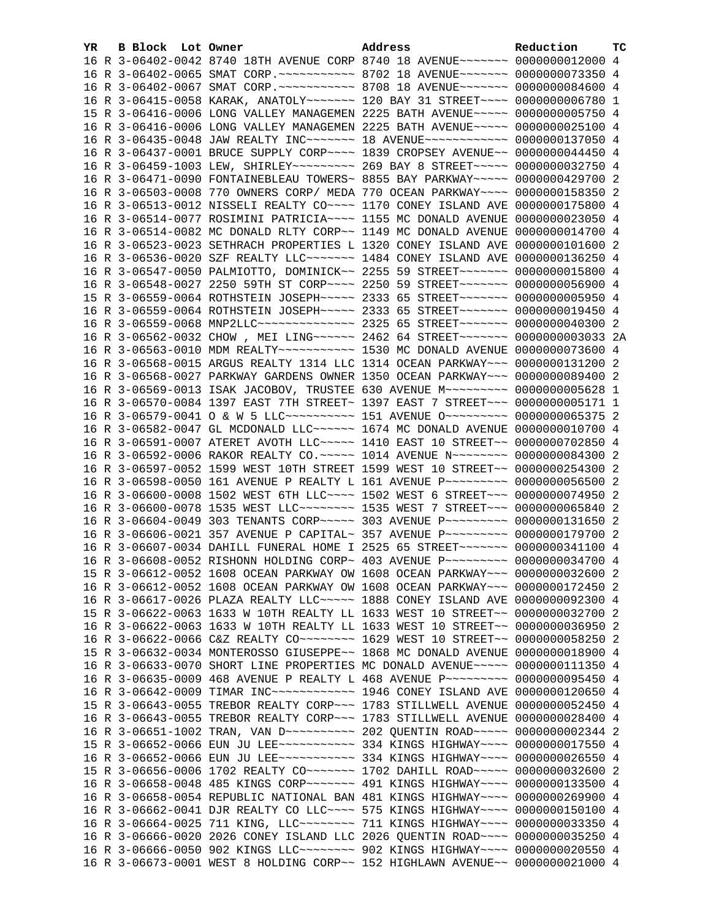| YR | B | Block | Lot | Owner | Address | Reduction | TC |
|---|---|---|---|---|---|---|---|
| 16 | R | 3-06402-0042 | | 8740 18TH AVENUE CORP | 8740 18 AVENUE~~~~~~~ | 0000000012000 | 4 |
| 16 | R | 3-06402-0065 | | SMAT CORP.~~~~~~~~~~~ | 8702 18 AVENUE~~~~~~~ | 0000000073350 | 4 |
| 16 | R | 3-06402-0067 | | SMAT CORP.~~~~~~~~~~~ | 8708 18 AVENUE~~~~~~~ | 0000000084600 | 4 |
| 16 | R | 3-06415-0058 | | KARAK, ANATOLY~~~~~~~ | 120 BAY 31 STREET~~~~ | 0000000006780 | 1 |
| 15 | R | 3-06416-0006 | | LONG VALLEY MANAGEMEN | 2225 BATH AVENUE~~~~~ | 0000000005750 | 4 |
| 16 | R | 3-06416-0006 | | LONG VALLEY MANAGEMEN | 2225 BATH AVENUE~~~~~ | 0000000025100 | 4 |
| 16 | R | 3-06435-0048 | | JAW REALTY INC~~~~~~~ | 18 AVENUE~~~~~~~~~~~~ | 0000000137050 | 4 |
| 16 | R | 3-06437-0001 | | BRUCE SUPPLY CORP~~~~ | 1839 CROPSEY AVENUE~~ | 0000000044450 | 4 |
| 16 | R | 3-06459-1003 | | LEW, SHIRLEY~~~~~~~~~ | 269 BAY 8 STREET~~~~~ | 0000000032750 | 4 |
| 16 | R | 3-06471-0090 | | FONTAINEBLEAU TOWERS~ | 8855 BAY PARKWAY~~~~~ | 0000000429700 | 2 |
| 16 | R | 3-06503-0008 | | 770 OWNERS CORP/ MEDA | 770 OCEAN PARKWAY~~~~ | 0000000158350 | 2 |
| 16 | R | 3-06513-0012 | | NISSELI REALTY CO~~~~ | 1170 CONEY ISLAND AVE | 0000000175800 | 4 |
| 16 | R | 3-06514-0077 | | ROSIMINI PATRICIA~~~~ | 1155 MC DONALD AVENUE | 0000000023050 | 4 |
| 16 | R | 3-06514-0082 | | MC DONALD RLTY CORP~~ | 1149 MC DONALD AVENUE | 0000000014700 | 4 |
| 16 | R | 3-06523-0023 | | SETHRACH PROPERTIES L | 1320 CONEY ISLAND AVE | 0000000101600 | 2 |
| 16 | R | 3-06536-0020 | | SZF REALTY LLC~~~~~~~ | 1484 CONEY ISLAND AVE | 0000000136250 | 4 |
| 16 | R | 3-06547-0050 | | PALMIOTTO, DOMINICK~~ | 2255 59 STREET~~~~~~~ | 0000000015800 | 4 |
| 16 | R | 3-06548-0027 | | 2250 59TH ST CORP~~~~ | 2250 59 STREET~~~~~~~ | 0000000056900 | 4 |
| 15 | R | 3-06559-0064 | | ROTHSTEIN JOSEPH~~~~~ | 2333 65 STREET~~~~~~~ | 0000000005950 | 4 |
| 16 | R | 3-06559-0064 | | ROTHSTEIN JOSEPH~~~~~ | 2333 65 STREET~~~~~~~ | 0000000019450 | 4 |
| 16 | R | 3-06559-0068 | | MNP2LLC~~~~~~~~~~~~~~ | 2325 65 STREET~~~~~~~ | 0000000040300 | 2 |
| 16 | R | 3-06562-0032 | | CHOW , MEI LING~~~~~~ | 2462 64 STREET~~~~~~~ | 0000000003033 | 2A |
| 16 | R | 3-06563-0010 | | MDM REALTY~~~~~~~~~~~ | 1530 MC DONALD AVENUE | 0000000073600 | 4 |
| 16 | R | 3-06568-0015 | | ARGUS REALTY 1314 LLC | 1314 OCEAN PARKWAY~~~ | 0000000131200 | 2 |
| 16 | R | 3-06568-0027 | | PARKWAY GARDENS OWNER | 1350 OCEAN PARKWAY~~~ | 0000000089400 | 2 |
| 16 | R | 3-06569-0013 | | ISAK JACOBOV, TRUSTEE | 630 AVENUE M~~~~~~~~~ | 0000000005628 | 1 |
| 16 | R | 3-06570-0084 | | 1397 EAST 7TH STREET~ | 1397 EAST 7 STREET~~~ | 0000000005171 | 1 |
| 16 | R | 3-06579-0041 | | O & W 5 LLC~~~~~~~~~~ | 151 AVENUE O~~~~~~~~~ | 0000000065375 | 2 |
| 16 | R | 3-06582-0047 | | GL MCDONALD LLC~~~~~~ | 1674 MC DONALD AVENUE | 0000000010700 | 4 |
| 16 | R | 3-06591-0007 | | ATERET AVOTH LLC~~~~~ | 1410 EAST 10 STREET~~ | 0000000702850 | 4 |
| 16 | R | 3-06592-0006 | | RAKOR REALTY CO.~~~~~ | 1014 AVENUE N~~~~~~~~ | 0000000084300 | 2 |
| 16 | R | 3-06597-0052 | | 1599 WEST 10TH STREET | 1599 WEST 10 STREET~~ | 0000000254300 | 2 |
| 16 | R | 3-06598-0050 | | 161 AVENUE P REALTY L | 161 AVENUE P~~~~~~~~~ | 0000000056500 | 2 |
| 16 | R | 3-06600-0008 | | 1502 WEST 6TH LLC~~~~ | 1502 WEST 6 STREET~~~ | 0000000074950 | 2 |
| 16 | R | 3-06600-0078 | | 1535 WEST LLC~~~~~~~~ | 1535 WEST 7 STREET~~~ | 0000000065840 | 2 |
| 16 | R | 3-06604-0049 | | 303 TENANTS CORP~~~~~ | 303 AVENUE P~~~~~~~~~ | 0000000131650 | 2 |
| 16 | R | 3-06606-0021 | | 357 AVENUE P CAPITAL~ | 357 AVENUE P~~~~~~~~~ | 0000000179700 | 2 |
| 16 | R | 3-06607-0034 | | DAHILL FUNERAL HOME I | 2525 65 STREET~~~~~~~ | 0000000341100 | 4 |
| 16 | R | 3-06608-0052 | | RISHONN HOLDING CORP~ | 403 AVENUE P~~~~~~~~~ | 0000000034700 | 4 |
| 15 | R | 3-06612-0052 | | 1608 OCEAN PARKWAY OW | 1608 OCEAN PARKWAY~~~ | 0000000032600 | 2 |
| 16 | R | 3-06612-0052 | | 1608 OCEAN PARKWAY OW | 1608 OCEAN PARKWAY~~~ | 0000000172450 | 2 |
| 16 | R | 3-06617-0026 | | PLAZA REALTY LLC~~~~~ | 1888 CONEY ISLAND AVE | 0000000092300 | 4 |
| 15 | R | 3-06622-0063 | | 1633 W 10TH REALTY LL | 1633 WEST 10 STREET~~ | 0000000032700 | 2 |
| 16 | R | 3-06622-0063 | | 1633 W 10TH REALTY LL | 1633 WEST 10 STREET~~ | 0000000036950 | 2 |
| 16 | R | 3-06622-0066 | | C&Z REALTY CO~~~~~~~~ | 1629 WEST 10 STREET~~ | 0000000058250 | 2 |
| 15 | R | 3-06632-0034 | | MONTEROSSO GIUSEPPE~~ | 1868 MC DONALD AVENUE | 0000000018900 | 4 |
| 16 | R | 3-06633-0070 | | SHORT LINE PROPERTIES | MC DONALD AVENUE~~~~~ | 0000000111350 | 4 |
| 16 | R | 3-06635-0009 | | 468 AVENUE P REALTY L | 468 AVENUE P~~~~~~~~~ | 0000000095450 | 4 |
| 16 | R | 3-06642-0009 | | TIMAR INC~~~~~~~~~~~~ | 1946 CONEY ISLAND AVE | 0000000120650 | 4 |
| 15 | R | 3-06643-0055 | | TREBOR REALTY CORP~~~ | 1783 STILLWELL AVENUE | 0000000052450 | 4 |
| 16 | R | 3-06643-0055 | | TREBOR REALTY CORP~~~ | 1783 STILLWELL AVENUE | 0000000028400 | 4 |
| 16 | R | 3-06651-1002 | | TRAN, VAN D~~~~~~~~~~ | 202 QUENTIN ROAD~~~~~ | 0000000002344 | 2 |
| 15 | R | 3-06652-0066 | | EUN JU LEE~~~~~~~~~~~ | 334 KINGS HIGHWAY~~~~ | 0000000017550 | 4 |
| 16 | R | 3-06652-0066 | | EUN JU LEE~~~~~~~~~~~ | 334 KINGS HIGHWAY~~~~ | 0000000026550 | 4 |
| 15 | R | 3-06656-0006 | | 1702 REALTY CO~~~~~~~ | 1702 DAHILL ROAD~~~~~ | 0000000032600 | 2 |
| 16 | R | 3-06658-0048 | | 485 KINGS CORP~~~~~~~ | 491 KINGS HIGHWAY~~~~ | 0000000133500 | 4 |
| 16 | R | 3-06658-0054 | | REPUBLIC NATIONAL BAN | 481 KINGS HIGHWAY~~~~ | 0000000269900 | 4 |
| 16 | R | 3-06662-0041 | | DJR REALTY CO LLC~~~~ | 575 KINGS HIGHWAY~~~~ | 0000000150100 | 4 |
| 16 | R | 3-06664-0025 | | 711 KING, LLC~~~~~~~~ | 711 KINGS HIGHWAY~~~~ | 0000000033350 | 4 |
| 16 | R | 3-06666-0020 | | 2026 CONEY ISLAND LLC | 2026 QUENTIN ROAD~~~~ | 0000000035250 | 4 |
| 16 | R | 3-06666-0050 | | 902 KINGS LLC~~~~~~~~ | 902 KINGS HIGHWAY~~~~ | 0000000020550 | 4 |
| 16 | R | 3-06673-0001 | | WEST 8 HOLDING CORP~~ | 152 HIGHLAWN AVENUE~~ | 0000000021000 | 4 |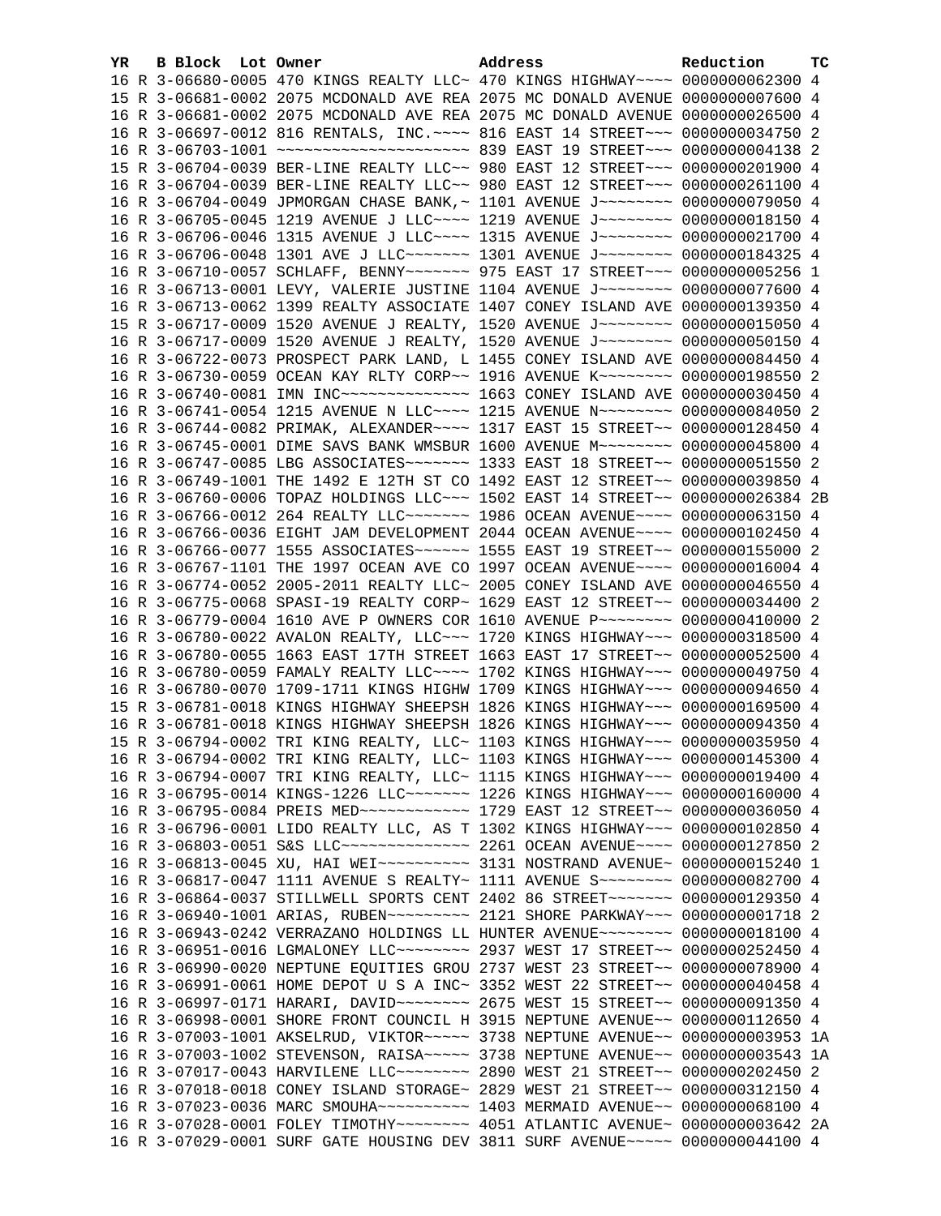| YR | B | Block | Lot | Owner | Address | Reduction | TC |
|---|---|---|---|---|---|---|---|
| 16 | R | 3-06680-0005 | | 470 KINGS REALTY LLC~ | 470 KINGS HIGHWAY~~~~ | 0000000062300 | 4 |
| 15 | R | 3-06681-0002 | | 2075 MCDONALD AVE REA | 2075 MC DONALD AVENUE | 0000000007600 | 4 |
| 16 | R | 3-06681-0002 | | 2075 MCDONALD AVE REA | 2075 MC DONALD AVENUE | 0000000026500 | 4 |
| 16 | R | 3-06697-0012 | | 816 RENTALS, INC.~~~~ | 816 EAST 14 STREET~~~ | 0000000034750 | 2 |
| 16 | R | 3-06703-1001 | | ~~~~~~~~~~~~~~~~~~~~~ | 839 EAST 19 STREET~~~ | 0000000004138 | 2 |
| 15 | R | 3-06704-0039 | | BER-LINE REALTY LLC~~ | 980 EAST 12 STREET~~~ | 0000000201900 | 4 |
| 16 | R | 3-06704-0039 | | BER-LINE REALTY LLC~~ | 980 EAST 12 STREET~~~ | 0000000261100 | 4 |
| 16 | R | 3-06704-0049 | | JPMORGAN CHASE BANK,~ | 1101 AVENUE J~~~~~~~~ | 0000000079050 | 4 |
| 16 | R | 3-06705-0045 | | 1219 AVENUE J LLC~~~~ | 1219 AVENUE J~~~~~~~~ | 0000000018150 | 4 |
| 16 | R | 3-06706-0046 | | 1315 AVENUE J LLC~~~~ | 1315 AVENUE J~~~~~~~~ | 0000000021700 | 4 |
| 16 | R | 3-06706-0048 | | 1301 AVE J LLC~~~~~~~ | 1301 AVENUE J~~~~~~~~ | 0000000184325 | 4 |
| 16 | R | 3-06710-0057 | | SCHLAFF, BENNY~~~~~~~ | 975 EAST 17 STREET~~~ | 0000000005256 | 1 |
| 16 | R | 3-06713-0001 | | LEVY, VALERIE JUSTINE | 1104 AVENUE J~~~~~~~~ | 0000000077600 | 4 |
| 16 | R | 3-06713-0062 | | 1399 REALTY ASSOCIATE | 1407 CONEY ISLAND AVE | 0000000139350 | 4 |
| 15 | R | 3-06717-0009 | | 1520 AVENUE J REALTY, | 1520 AVENUE J~~~~~~~~ | 0000000015050 | 4 |
| 16 | R | 3-06717-0009 | | 1520 AVENUE J REALTY, | 1520 AVENUE J~~~~~~~~ | 0000000050150 | 4 |
| 16 | R | 3-06722-0073 | | PROSPECT PARK LAND, L | 1455 CONEY ISLAND AVE | 0000000084450 | 4 |
| 16 | R | 3-06730-0059 | | OCEAN KAY RLTY CORP~~ | 1916 AVENUE K~~~~~~~~ | 0000000198550 | 2 |
| 16 | R | 3-06740-0081 | | IMN INC~~~~~~~~~~~~~~ | 1663 CONEY ISLAND AVE | 0000000030450 | 4 |
| 16 | R | 3-06741-0054 | | 1215 AVENUE N LLC~~~~ | 1215 AVENUE N~~~~~~~~ | 0000000084050 | 2 |
| 16 | R | 3-06744-0082 | | PRIMAK, ALEXANDER~~~~ | 1317 EAST 15 STREET~~ | 0000000128450 | 4 |
| 16 | R | 3-06745-0001 | | DIME SAVS BANK WMSBUR | 1600 AVENUE M~~~~~~~~ | 0000000045800 | 4 |
| 16 | R | 3-06747-0085 | | LBG ASSOCIATES~~~~~~~ | 1333 EAST 18 STREET~~ | 0000000051550 | 2 |
| 16 | R | 3-06749-1001 | | THE 1492 E 12TH ST CO | 1492 EAST 12 STREET~~ | 0000000039850 | 4 |
| 16 | R | 3-06760-0006 | | TOPAZ HOLDINGS LLC~~~ | 1502 EAST 14 STREET~~ | 0000000026384 | 2B |
| 16 | R | 3-06766-0012 | | 264 REALTY LLC~~~~~~~ | 1986 OCEAN AVENUE~~~~ | 0000000063150 | 4 |
| 16 | R | 3-06766-0036 | | EIGHT JAM DEVELOPMENT | 2044 OCEAN AVENUE~~~~ | 0000000102450 | 4 |
| 16 | R | 3-06766-0077 | | 1555 ASSOCIATES~~~~~~ | 1555 EAST 19 STREET~~ | 0000000155000 | 2 |
| 16 | R | 3-06767-1101 | | THE 1997 OCEAN AVE CO | 1997 OCEAN AVENUE~~~~ | 0000000016004 | 4 |
| 16 | R | 3-06774-0052 | | 2005-2011 REALTY LLC~ | 2005 CONEY ISLAND AVE | 0000000046550 | 4 |
| 16 | R | 3-06775-0068 | | SPASI-19 REALTY CORP~ | 1629 EAST 12 STREET~~ | 0000000034400 | 2 |
| 16 | R | 3-06779-0004 | | 1610 AVE P OWNERS COR | 1610 AVENUE P~~~~~~~~ | 0000000410000 | 2 |
| 16 | R | 3-06780-0022 | | AVALON REALTY, LLC~~~ | 1720 KINGS HIGHWAY~~~ | 0000000318500 | 4 |
| 16 | R | 3-06780-0055 | | 1663 EAST 17TH STREET | 1663 EAST 17 STREET~~ | 0000000052500 | 4 |
| 16 | R | 3-06780-0059 | | FAMALY REALTY LLC~~~~ | 1702 KINGS HIGHWAY~~~ | 0000000049750 | 4 |
| 16 | R | 3-06780-0070 | | 1709-1711 KINGS HIGHW | 1709 KINGS HIGHWAY~~~ | 0000000094650 | 4 |
| 15 | R | 3-06781-0018 | | KINGS HIGHWAY SHEEPSH | 1826 KINGS HIGHWAY~~~ | 0000000169500 | 4 |
| 16 | R | 3-06781-0018 | | KINGS HIGHWAY SHEEPSH | 1826 KINGS HIGHWAY~~~ | 0000000094350 | 4 |
| 15 | R | 3-06794-0002 | | TRI KING REALTY, LLC~ | 1103 KINGS HIGHWAY~~~ | 0000000035950 | 4 |
| 16 | R | 3-06794-0002 | | TRI KING REALTY, LLC~ | 1103 KINGS HIGHWAY~~~ | 0000000145300 | 4 |
| 16 | R | 3-06794-0007 | | TRI KING REALTY, LLC~ | 1115 KINGS HIGHWAY~~~ | 0000000019400 | 4 |
| 16 | R | 3-06795-0014 | | KINGS-1226 LLC~~~~~~~ | 1226 KINGS HIGHWAY~~~ | 0000000160000 | 4 |
| 16 | R | 3-06795-0084 | | PREIS MED~~~~~~~~~~~~ | 1729 EAST 12 STREET~~ | 0000000036050 | 4 |
| 16 | R | 3-06796-0001 | | LIDO REALTY LLC, AS T | 1302 KINGS HIGHWAY~~~ | 0000000102850 | 4 |
| 16 | R | 3-06803-0051 | | S&S LLC~~~~~~~~~~~~~~ | 2261 OCEAN AVENUE~~~~ | 0000000127850 | 2 |
| 16 | R | 3-06813-0045 | | XU, HAI WEI~~~~~~~~~~ | 3131 NOSTRAND AVENUE~ | 0000000015240 | 1 |
| 16 | R | 3-06817-0047 | | 1111 AVENUE S REALTY~ | 1111 AVENUE S~~~~~~~~ | 0000000082700 | 4 |
| 16 | R | 3-06864-0037 | | STILLWELL SPORTS CENT | 2402 86 STREET~~~~~~~ | 0000000129350 | 4 |
| 16 | R | 3-06940-1001 | | ARIAS, RUBEN~~~~~~~~~ | 2121 SHORE PARKWAY~~~ | 0000000001718 | 2 |
| 16 | R | 3-06943-0242 | | VERRAZANO HOLDINGS LL | HUNTER AVENUE~~~~~~~~ | 0000000018100 | 4 |
| 16 | R | 3-06951-0016 | | LGMALONEY LLC~~~~~~~~ | 2937 WEST 17 STREET~~ | 0000000252450 | 4 |
| 16 | R | 3-06990-0020 | | NEPTUNE EQUITIES GROU | 2737 WEST 23 STREET~~ | 0000000078900 | 4 |
| 16 | R | 3-06991-0061 | | HOME DEPOT U S A INC~ | 3352 WEST 22 STREET~~ | 0000000040458 | 4 |
| 16 | R | 3-06997-0171 | | HARARI, DAVID~~~~~~~~ | 2675 WEST 15 STREET~~ | 0000000091350 | 4 |
| 16 | R | 3-06998-0001 | | SHORE FRONT COUNCIL H | 3915 NEPTUNE AVENUE~~ | 0000000112650 | 4 |
| 16 | R | 3-07003-1001 | | AKSELRUD, VIKTOR~~~~~ | 3738 NEPTUNE AVENUE~~ | 0000000003953 | 1A |
| 16 | R | 3-07003-1002 | | STEVENSON, RAISA~~~~~ | 3738 NEPTUNE AVENUE~~ | 0000000003543 | 1A |
| 16 | R | 3-07017-0043 | | HARVILENE LLC~~~~~~~~ | 2890 WEST 21 STREET~~ | 0000000202450 | 2 |
| 16 | R | 3-07018-0018 | | CONEY ISLAND STORAGE~ | 2829 WEST 21 STREET~~ | 0000000312150 | 4 |
| 16 | R | 3-07023-0036 | | MARC SMOUHA~~~~~~~~~~ | 1403 MERMAID AVENUE~~ | 0000000068100 | 4 |
| 16 | R | 3-07028-0001 | | FOLEY TIMOTHY~~~~~~~~ | 4051 ATLANTIC AVENUE~ | 0000000003642 | 2A |
| 16 | R | 3-07029-0001 | | SURF GATE HOUSING DEV | 3811 SURF AVENUE~~~~~ | 0000000044100 | 4 |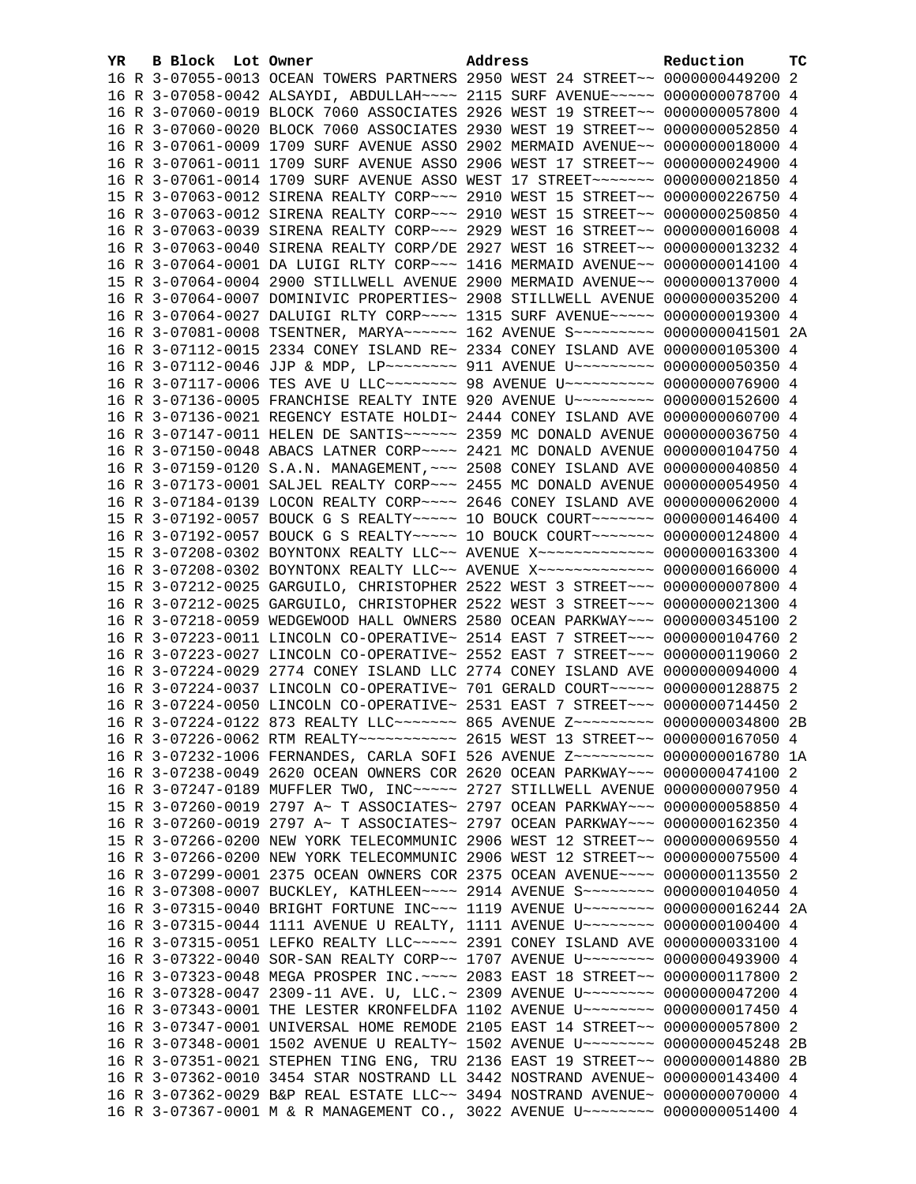| YR | B | Block | Lot | Owner | Address | Reduction | TC |
|---|---|---|---|---|---|---|---|
| 16 | R | 3-07055-0013 | | OCEAN TOWERS PARTNERS | 2950 WEST 24 STREET~~ | 0000000449200 | 2 |
| 16 | R | 3-07058-0042 | | ALSAYDI, ABDULLAH~~~~ | 2115 SURF AVENUE~~~~~ | 0000000078700 | 4 |
| 16 | R | 3-07060-0019 | | BLOCK 7060 ASSOCIATES | 2926 WEST 19 STREET~~ | 0000000057800 | 4 |
| 16 | R | 3-07060-0020 | | BLOCK 7060 ASSOCIATES | 2930 WEST 19 STREET~~ | 0000000052850 | 4 |
| 16 | R | 3-07061-0009 | | 1709 SURF AVENUE ASSO | 2902 MERMAID AVENUE~~ | 0000000018000 | 4 |
| 16 | R | 3-07061-0011 | | 1709 SURF AVENUE ASSO | 2906 WEST 17 STREET~~ | 0000000024900 | 4 |
| 16 | R | 3-07061-0014 | | 1709 SURF AVENUE ASSO | WEST 17 STREET~~~~~~~ | 0000000021850 | 4 |
| 15 | R | 3-07063-0012 | | SIRENA REALTY CORP~~~ | 2910 WEST 15 STREET~~ | 0000000226750 | 4 |
| 16 | R | 3-07063-0012 | | SIRENA REALTY CORP~~~ | 2910 WEST 15 STREET~~ | 0000000250850 | 4 |
| 16 | R | 3-07063-0039 | | SIRENA REALTY CORP~~~ | 2929 WEST 16 STREET~~ | 0000000016008 | 4 |
| 16 | R | 3-07063-0040 | | SIRENA REALTY CORP/DE | 2927 WEST 16 STREET~~ | 0000000013232 | 4 |
| 16 | R | 3-07064-0001 | | DA LUIGI RLTY CORP~~~ | 1416 MERMAID AVENUE~~ | 0000000014100 | 4 |
| 15 | R | 3-07064-0004 | | 2900 STILLWELL AVENUE | 2900 MERMAID AVENUE~~ | 0000000137000 | 4 |
| 16 | R | 3-07064-0007 | | DOMINIVIC PROPERTIES~ | 2908 STILLWELL AVENUE | 0000000035200 | 4 |
| 16 | R | 3-07064-0027 | | DALUIGI RLTY CORP~~~~ | 1315 SURF AVENUE~~~~~ | 0000000019300 | 4 |
| 16 | R | 3-07081-0008 | | TSENTNER, MARYA~~~~~~ | 162 AVENUE S~~~~~~~~~ | 0000000041501 | 2A |
| 16 | R | 3-07112-0015 | | 2334 CONEY ISLAND RE~ | 2334 CONEY ISLAND AVE | 0000000105300 | 4 |
| 16 | R | 3-07112-0046 | | JJP & MDP, LP~~~~~~~~ | 911 AVENUE U~~~~~~~~~ | 0000000050350 | 4 |
| 16 | R | 3-07117-0006 | | TES AVE U LLC~~~~~~~~ | 98 AVENUE U~~~~~~~~~~ | 0000000076900 | 4 |
| 16 | R | 3-07136-0005 | | FRANCHISE REALTY INTE | 920 AVENUE U~~~~~~~~~ | 0000000152600 | 4 |
| 16 | R | 3-07136-0021 | | REGENCY ESTATE HOLDI~ | 2444 CONEY ISLAND AVE | 0000000060700 | 4 |
| 16 | R | 3-07147-0011 | | HELEN DE SANTIS~~~~~~ | 2359 MC DONALD AVENUE | 0000000036750 | 4 |
| 16 | R | 3-07150-0048 | | ABACS LATNER CORP~~~~ | 2421 MC DONALD AVENUE | 0000000104750 | 4 |
| 16 | R | 3-07159-0120 | | S.A.N. MANAGEMENT,~~~ | 2508 CONEY ISLAND AVE | 0000000040850 | 4 |
| 16 | R | 3-07173-0001 | | SALJEL REALTY CORP~~~ | 2455 MC DONALD AVENUE | 0000000054950 | 4 |
| 16 | R | 3-07184-0139 | | LOCON REALTY CORP~~~~ | 2646 CONEY ISLAND AVE | 0000000062000 | 4 |
| 15 | R | 3-07192-0057 | | BOUCK G S REALTY~~~~~ | 1O BOUCK COURT~~~~~~~ | 0000000146400 | 4 |
| 16 | R | 3-07192-0057 | | BOUCK G S REALTY~~~~~ | 1O BOUCK COURT~~~~~~~ | 0000000124800 | 4 |
| 15 | R | 3-07208-0302 | | BOYNTONX REALTY LLC~~ | AVENUE X~~~~~~~~~~~~~ | 0000000163300 | 4 |
| 16 | R | 3-07208-0302 | | BOYNTONX REALTY LLC~~ | AVENUE X~~~~~~~~~~~~~ | 0000000166000 | 4 |
| 15 | R | 3-07212-0025 | | GARGUILO, CHRISTOPHER | 2522 WEST 3 STREET~~~ | 0000000007800 | 4 |
| 16 | R | 3-07212-0025 | | GARGUILO, CHRISTOPHER | 2522 WEST 3 STREET~~~ | 0000000021300 | 4 |
| 16 | R | 3-07218-0059 | | WEDGEWOOD HALL OWNERS | 2580 OCEAN PARKWAY~~~ | 0000000345100 | 2 |
| 16 | R | 3-07223-0011 | | LINCOLN CO-OPERATIVE~ | 2514 EAST 7 STREET~~~ | 0000000104760 | 2 |
| 16 | R | 3-07223-0027 | | LINCOLN CO-OPERATIVE~ | 2552 EAST 7 STREET~~~ | 0000000119060 | 2 |
| 16 | R | 3-07224-0029 | | 2774 CONEY ISLAND LLC | 2774 CONEY ISLAND AVE | 0000000094000 | 4 |
| 16 | R | 3-07224-0037 | | LINCOLN CO-OPERATIVE~ | 701 GERALD COURT~~~~~ | 0000000128875 | 2 |
| 16 | R | 3-07224-0050 | | LINCOLN CO-OPERATIVE~ | 2531 EAST 7 STREET~~~ | 0000000714450 | 2 |
| 16 | R | 3-07224-0122 | | 873 REALTY LLC~~~~~~~ | 865 AVENUE Z~~~~~~~~~ | 0000000034800 | 2B |
| 16 | R | 3-07226-0062 | | RTM REALTY~~~~~~~~~~~ | 2615 WEST 13 STREET~~ | 0000000167050 | 4 |
| 16 | R | 3-07232-1006 | | FERNANDES, CARLA SOFI | 526 AVENUE Z~~~~~~~~~ | 0000000016780 | 1A |
| 16 | R | 3-07238-0049 | | 2620 OCEAN OWNERS COR | 2620 OCEAN PARKWAY~~~ | 0000000474100 | 2 |
| 16 | R | 3-07247-0189 | | MUFFLER TWO, INC~~~~~ | 2727 STILLWELL AVENUE | 0000000007950 | 4 |
| 15 | R | 3-07260-0019 | | 2797 A~ T ASSOCIATES~ | 2797 OCEAN PARKWAY~~~ | 0000000058850 | 4 |
| 16 | R | 3-07260-0019 | | 2797 A~ T ASSOCIATES~ | 2797 OCEAN PARKWAY~~~ | 0000000162350 | 4 |
| 15 | R | 3-07266-0200 | | NEW YORK TELECOMMUNIC | 2906 WEST 12 STREET~~ | 0000000069550 | 4 |
| 16 | R | 3-07266-0200 | | NEW YORK TELECOMMUNIC | 2906 WEST 12 STREET~~ | 0000000075500 | 4 |
| 16 | R | 3-07299-0001 | | 2375 OCEAN OWNERS COR | 2375 OCEAN AVENUE~~~~ | 0000000113550 | 2 |
| 16 | R | 3-07308-0007 | | BUCKLEY, KATHLEEN~~~~ | 2914 AVENUE S~~~~~~~~ | 0000000104050 | 4 |
| 16 | R | 3-07315-0040 | | BRIGHT FORTUNE INC~~~ | 1119 AVENUE U~~~~~~~~ | 0000000016244 | 2A |
| 16 | R | 3-07315-0044 | | 1111 AVENUE U REALTY, | 1111 AVENUE U~~~~~~~~ | 0000000100400 | 4 |
| 16 | R | 3-07315-0051 | | LEFKO REALTY LLC~~~~~ | 2391 CONEY ISLAND AVE | 0000000033100 | 4 |
| 16 | R | 3-07322-0040 | | SOR-SAN REALTY CORP~~ | 1707 AVENUE U~~~~~~~~ | 0000000493900 | 4 |
| 16 | R | 3-07323-0048 | | MEGA PROSPER INC.~~~~ | 2083 EAST 18 STREET~~ | 0000000117800 | 2 |
| 16 | R | 3-07328-0047 | | 2309-11 AVE. U, LLC.~ | 2309 AVENUE U~~~~~~~~ | 0000000047200 | 4 |
| 16 | R | 3-07343-0001 | | THE LESTER KRONFELDFA | 1102 AVENUE U~~~~~~~~ | 0000000017450 | 4 |
| 16 | R | 3-07347-0001 | | UNIVERSAL HOME REMODE | 2105 EAST 14 STREET~~ | 0000000057800 | 2 |
| 16 | R | 3-07348-0001 | | 1502 AVENUE U REALTY~ | 1502 AVENUE U~~~~~~~~ | 0000000045248 | 2B |
| 16 | R | 3-07351-0021 | | STEPHEN TING ENG, TRU | 2136 EAST 19 STREET~~ | 0000000014880 | 2B |
| 16 | R | 3-07362-0010 | | 3454 STAR NOSTRAND LL | 3442 NOSTRAND AVENUE~ | 0000000143400 | 4 |
| 16 | R | 3-07362-0029 | | B&P REAL ESTATE LLC~~ | 3494 NOSTRAND AVENUE~ | 0000000070000 | 4 |
| 16 | R | 3-07367-0001 | | M & R MANAGEMENT CO., | 3022 AVENUE U~~~~~~~~ | 0000000051400 | 4 |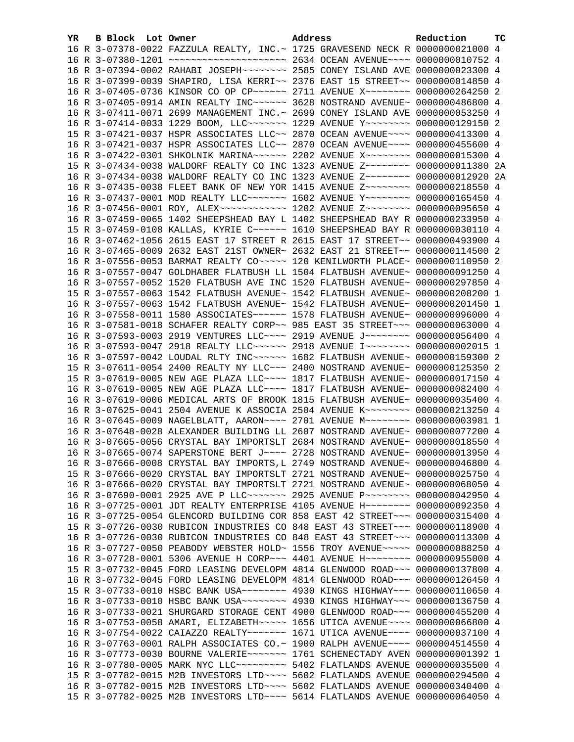| YR | B | Block | Lot | Owner | Address | Reduction | TC |
|---|---|---|---|---|---|---|---|
| 16 | R | 3-07378-0022 | | FAZZULA REALTY, INC.~ | 1725 GRAVESEND NECK R | 0000000021000 | 4 |
| 16 | R | 3-07380-1201 | | ~~~~~~~~~~~~~~~~~~~~~ | 2634 OCEAN AVENUE~~~~ | 0000000010752 | 4 |
| 16 | R | 3-07394-0002 | | RAHABI JOSEPH~~~~~~~~ | 2585 CONEY ISLAND AVE | 0000000023300 | 4 |
| 16 | R | 3-07399-0039 | | SHAPIRO, LISA KERRI~~ | 2376 EAST 15 STREET~~ | 0000000014850 | 4 |
| 16 | R | 3-07405-0736 | | KINSOR CO OP CP~~~~~~ | 2711 AVENUE X~~~~~~~~ | 0000000264250 | 2 |
| 16 | R | 3-07405-0914 | | AMIN REALTY INC~~~~~~ | 3628 NOSTRAND AVENUE~ | 0000000486800 | 4 |
| 16 | R | 3-07411-0071 | | 2699 MANAGEMENT INC.~ | 2699 CONEY ISLAND AVE | 0000000053250 | 4 |
| 16 | R | 3-07414-0033 | | 1229 BOOM, LLC~~~~~~~ | 1229 AVENUE Y~~~~~~~~ | 0000000129150 | 2 |
| 15 | R | 3-07421-0037 | | HSPR ASSOCIATES LLC~~ | 2870 OCEAN AVENUE~~~~ | 0000000413300 | 4 |
| 16 | R | 3-07421-0037 | | HSPR ASSOCIATES LLC~~ | 2870 OCEAN AVENUE~~~~ | 0000000455600 | 4 |
| 16 | R | 3-07422-0301 | | SHKOLNIK MARINA~~~~~~ | 2202 AVENUE X~~~~~~~~ | 0000000015300 | 4 |
| 15 | R | 3-07434-0038 | | WALDORF REALTY CO INC | 1323 AVENUE Z~~~~~~~~ | 0000000011380 | 2A |
| 16 | R | 3-07434-0038 | | WALDORF REALTY CO INC | 1323 AVENUE Z~~~~~~~~ | 0000000012920 | 2A |
| 16 | R | 3-07435-0038 | | FLEET BANK OF NEW YOR | 1415 AVENUE Z~~~~~~~~ | 0000000218550 | 4 |
| 16 | R | 3-07437-0001 | | MOD REALTY LLC~~~~~~~ | 1602 AVENUE Y~~~~~~~~ | 0000000165450 | 4 |
| 16 | R | 3-07456-0001 | | ROY, ALEX~~~~~~~~~~~~ | 1202 AVENUE Z~~~~~~~~ | 0000000095650 | 4 |
| 16 | R | 3-07459-0065 | | 1402 SHEEPSHEAD BAY L | 1402 SHEEPSHEAD BAY R | 0000000233950 | 4 |
| 15 | R | 3-07459-0108 | | KALLAS, KYRIE C~~~~~~ | 1610 SHEEPSHEAD BAY R | 0000000030110 | 4 |
| 16 | R | 3-07462-1056 | | 2615 EAST 17 STREET R | 2615 EAST 17 STREET~~ | 0000000493900 | 4 |
| 16 | R | 3-07465-0009 | | 2632 EAST 21ST OWNER~ | 2632 EAST 21 STREET~~ | 0000000114500 | 2 |
| 16 | R | 3-07556-0053 | | BARMAT REALTY CO~~~~~ | 120 KENILWORTH PLACE~ | 0000000110950 | 2 |
| 16 | R | 3-07557-0047 | | GOLDHABER FLATBUSH LL | 1504 FLATBUSH AVENUE~ | 0000000091250 | 4 |
| 16 | R | 3-07557-0052 | | 1520 FLATBUSH AVE INC | 1520 FLATBUSH AVENUE~ | 0000000297850 | 4 |
| 15 | R | 3-07557-0063 | | 1542 FLATBUSH AVENUE~ | 1542 FLATBUSH AVENUE~ | 0000000208200 | 1 |
| 16 | R | 3-07557-0063 | | 1542 FLATBUSH AVENUE~ | 1542 FLATBUSH AVENUE~ | 0000000201450 | 1 |
| 16 | R | 3-07558-0011 | | 1580 ASSOCIATES~~~~~~ | 1578 FLATBUSH AVENUE~ | 0000000096000 | 4 |
| 16 | R | 3-07581-0018 | | SCHAFER REALTY CORP~~ | 985 EAST 35 STREET~~~ | 0000000063000 | 4 |
| 16 | R | 3-07593-0003 | | 2919 VENTURES LLC~~~~ | 2919 AVENUE J~~~~~~~~ | 0000000056400 | 4 |
| 16 | R | 3-07593-0047 | | 2918 REALTY LLC~~~~~~ | 2918 AVENUE I~~~~~~~~ | 0000000002015 | 1 |
| 16 | R | 3-07597-0042 | | LOUDAL RLTY INC~~~~~~ | 1682 FLATBUSH AVENUE~ | 0000000159300 | 2 |
| 15 | R | 3-07611-0054 | | 2400 REALTY NY LLC~~~ | 2400 NOSTRAND AVENUE~ | 0000000125350 | 2 |
| 15 | R | 3-07619-0005 | | NEW AGE PLAZA LLC~~~~ | 1817 FLATBUSH AVENUE~ | 0000000017150 | 4 |
| 16 | R | 3-07619-0005 | | NEW AGE PLAZA LLC~~~~ | 1817 FLATBUSH AVENUE~ | 0000000082400 | 4 |
| 16 | R | 3-07619-0006 | | MEDICAL ARTS OF BROOK | 1815 FLATBUSH AVENUE~ | 0000000035400 | 4 |
| 16 | R | 3-07625-0041 | | 2504 AVENUE K ASSOCIA | 2504 AVENUE K~~~~~~~~ | 0000000213250 | 4 |
| 16 | R | 3-07645-0009 | | NAGELBLATT, AARON~~~~ | 2701 AVENUE M~~~~~~~~ | 0000000003981 | 1 |
| 16 | R | 3-07648-0028 | | ALEXANDER BUILDING LL | 2607 NOSTRAND AVENUE~ | 0000000077200 | 4 |
| 16 | R | 3-07665-0056 | | CRYSTAL BAY IMPORTSLT | 2684 NOSTRAND AVENUE~ | 0000000018550 | 4 |
| 16 | R | 3-07665-0074 | | SAPERSTONE BERT J~~~~ | 2728 NOSTRAND AVENUE~ | 0000000013950 | 4 |
| 16 | R | 3-07666-0008 | | CRYSTAL BAY IMPORTS,L | 2749 NOSTRAND AVENUE~ | 0000000046800 | 4 |
| 15 | R | 3-07666-0020 | | CRYSTAL BAY IMPORTSLT | 2721 NOSTRAND AVENUE~ | 0000000025750 | 4 |
| 16 | R | 3-07666-0020 | | CRYSTAL BAY IMPORTSLT | 2721 NOSTRAND AVENUE~ | 0000000068050 | 4 |
| 16 | R | 3-07690-0001 | | 2925 AVE P LLC~~~~~~~ | 2925 AVENUE P~~~~~~~~ | 0000000042950 | 4 |
| 16 | R | 3-07725-0001 | | JDT REALTY ENTERPRISE | 4105 AVENUE H~~~~~~~~ | 0000000092350 | 4 |
| 16 | R | 3-07725-0054 | | GLENCORD BUILDING COR | 858 EAST 42 STREET~~~ | 0000000315400 | 4 |
| 15 | R | 3-07726-0030 | | RUBICON INDUSTRIES CO | 848 EAST 43 STREET~~~ | 0000000118900 | 4 |
| 16 | R | 3-07726-0030 | | RUBICON INDUSTRIES CO | 848 EAST 43 STREET~~~ | 0000000113300 | 4 |
| 16 | R | 3-07727-0050 | | PEABODY WEBSTER HOLD~ | 1556 TROY AVENUE~~~~~ | 0000000088250 | 4 |
| 16 | R | 3-07728-0001 | | 5306 AVENUE H CORP~~~ | 4401 AVENUE H~~~~~~~~ | 0000000955000 | 4 |
| 15 | R | 3-07732-0045 | | FORD LEASING DEVELOPM | 4814 GLENWOOD ROAD~~~ | 0000000137800 | 4 |
| 16 | R | 3-07732-0045 | | FORD LEASING DEVELOPM | 4814 GLENWOOD ROAD~~~ | 0000000126450 | 4 |
| 15 | R | 3-07733-0010 | | HSBC BANK USA~~~~~~~~ | 4930 KINGS HIGHWAY~~~ | 0000000110650 | 4 |
| 16 | R | 3-07733-0010 | | HSBC BANK USA~~~~~~~~ | 4930 KINGS HIGHWAY~~~ | 0000000136750 | 4 |
| 16 | R | 3-07733-0021 | | SHURGARD STORAGE CENT | 4900 GLENWOOD ROAD~~~ | 0000000455200 | 4 |
| 16 | R | 3-07753-0058 | | AMARI, ELIZABETH~~~~~ | 1656 UTICA AVENUE~~~~ | 0000000066800 | 4 |
| 16 | R | 3-07754-0022 | | CAIAZZO REALTY~~~~~~~ | 1671 UTICA AVENUE~~~~ | 0000000037100 | 4 |
| 16 | R | 3-07763-0001 | | RALPH ASSOCIATES CO.~ | 1900 RALPH AVENUE~~~~ | 0000004514550 | 4 |
| 16 | R | 3-07773-0030 | | BOURNE VALERIE~~~~~~~ | 1761 SCHENECTADY AVEN | 0000000001392 | 1 |
| 16 | R | 3-07780-0005 | | MARK NYC LLC~~~~~~~~~ | 5402 FLATLANDS AVENUE | 0000000035500 | 4 |
| 15 | R | 3-07782-0015 | | M2B INVESTORS LTD~~~~ | 5602 FLATLANDS AVENUE | 0000000294500 | 4 |
| 16 | R | 3-07782-0015 | | M2B INVESTORS LTD~~~~ | 5602 FLATLANDS AVENUE | 0000000340400 | 4 |
| 15 | R | 3-07782-0025 | | M2B INVESTORS LTD~~~~ | 5614 FLATLANDS AVENUE | 0000000064050 | 4 |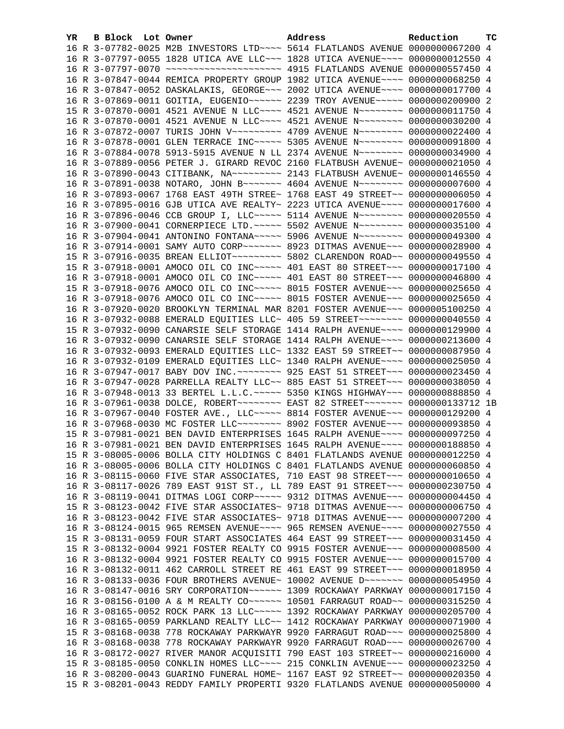| YR | B | Block | Lot | Owner | Address | Reduction | TC |
|---|---|---|---|---|---|---|---|
| 16 | R | 3-07782-0025 | | M2B INVESTORS LTD~~~~ | 5614 FLATLANDS AVENUE | 0000000067200 | 4 |
| 16 | R | 3-07797-0055 | | 1828 UTICA AVE LLC~~~ | 1828 UTICA AVENUE~~~~ | 0000000012550 | 4 |
| 16 | R | 3-07797-0070 | | ~~~~~~~~~~~~~~~~~~~~~ | 4915 FLATLANDS AVENUE | 0000000557450 | 4 |
| 16 | R | 3-07847-0044 | | REMICA PROPERTY GROUP | 1982 UTICA AVENUE~~~~ | 0000000068250 | 4 |
| 16 | R | 3-07847-0052 | | DASKALAKIS, GEORGE~~~ | 2002 UTICA AVENUE~~~~ | 0000000017700 | 4 |
| 16 | R | 3-07869-0011 | | GOITIA, EUGENIO~~~~~~ | 2239 TROY AVENUE~~~~~ | 0000000200900 | 2 |
| 15 | R | 3-07870-0001 | | 4521 AVENUE N LLC~~~~ | 4521 AVENUE N~~~~~~~~ | 0000000011750 | 4 |
| 16 | R | 3-07870-0001 | | 4521 AVENUE N LLC~~~~ | 4521 AVENUE N~~~~~~~~ | 0000000030200 | 4 |
| 16 | R | 3-07872-0007 | | TURIS JOHN V~~~~~~~~~ | 4709 AVENUE N~~~~~~~~ | 0000000022400 | 4 |
| 16 | R | 3-07878-0001 | | GLEN TERRACE INC~~~~~ | 5305 AVENUE N~~~~~~~~ | 0000000091800 | 4 |
| 16 | R | 3-07884-0078 | | 5913-5915 AVENUE N LL | 2374 AVENUE N~~~~~~~~ | 0000000034900 | 4 |
| 16 | R | 3-07889-0056 | | PETER J. GIRARD REVOC | 2160 FLATBUSH AVENUE~ | 0000000021050 | 4 |
| 16 | R | 3-07890-0043 | | CITIBANK, NA~~~~~~~~~ | 2143 FLATBUSH AVENUE~ | 0000000146550 | 4 |
| 16 | R | 3-07891-0038 | | NOTARO, JOHN B~~~~~~~ | 4604 AVENUE N~~~~~~~~ | 0000000007600 | 4 |
| 16 | R | 3-07893-0067 | | 1768 EAST 49TH STREE~ | 1768 EAST 49 STREET~~ | 0000000006050 | 4 |
| 16 | R | 3-07895-0016 | | GJB UTICA AVE REALTY~ | 2223 UTICA AVENUE~~~~ | 0000000017600 | 4 |
| 16 | R | 3-07896-0046 | | CCB GROUP I, LLC~~~~~ | 5114 AVENUE N~~~~~~~~ | 0000000020550 | 4 |
| 16 | R | 3-07900-0041 | | CORNERPIECE LTD.~~~~~ | 5502 AVENUE N~~~~~~~~ | 0000000035100 | 4 |
| 16 | R | 3-07904-0041 | | ANTONINO FONTANA~~~~~ | 5906 AVENUE N~~~~~~~~ | 0000000049300 | 4 |
| 16 | R | 3-07914-0001 | | SAMY AUTO CORP~~~~~~~ | 8923 DITMAS AVENUE~~~ | 0000000028900 | 4 |
| 15 | R | 3-07916-0035 | | BREAN ELLIOT~~~~~~~~~ | 5802 CLARENDON ROAD~~ | 0000000049550 | 4 |
| 15 | R | 3-07918-0001 | | AMOCO OIL CO INC~~~~~ | 401 EAST 80 STREET~~~ | 0000000017100 | 4 |
| 16 | R | 3-07918-0001 | | AMOCO OIL CO INC~~~~~ | 401 EAST 80 STREET~~~ | 0000000046800 | 4 |
| 15 | R | 3-07918-0076 | | AMOCO OIL CO INC~~~~~ | 8015 FOSTER AVENUE~~~ | 0000000025650 | 4 |
| 16 | R | 3-07918-0076 | | AMOCO OIL CO INC~~~~~ | 8015 FOSTER AVENUE~~~ | 0000000025650 | 4 |
| 16 | R | 3-07920-0020 | | BROOKLYN TERMINAL MAR | 8201 FOSTER AVENUE~~~ | 0000005100250 | 4 |
| 16 | R | 3-07932-0088 | | EMERALD EQUITIES LLC~ | 405 59 STREET~~~~~~~~ | 0000000040550 | 4 |
| 15 | R | 3-07932-0090 | | CANARSIE SELF STORAGE | 1414 RALPH AVENUE~~~~ | 0000000129900 | 4 |
| 16 | R | 3-07932-0090 | | CANARSIE SELF STORAGE | 1414 RALPH AVENUE~~~~ | 0000000213600 | 4 |
| 16 | R | 3-07932-0093 | | EMERALD EQUITIES LLC~ | 1332 EAST 59 STREET~~ | 0000000087950 | 4 |
| 16 | R | 3-07932-0109 | | EMERALD EQUITIES LLC~ | 1340 RALPH AVENUE~~~~ | 0000000025050 | 4 |
| 16 | R | 3-07947-0017 | | BABY DOV INC.~~~~~~~~ | 925 EAST 51 STREET~~~ | 0000000023450 | 4 |
| 16 | R | 3-07947-0028 | | PARRELLA REALTY LLC~~ | 885 EAST 51 STREET~~~ | 0000000038050 | 4 |
| 16 | R | 3-07948-0013 | | 33 BERTEL L.L.C.~~~~~ | 5350 KINGS HIGHWAY~~~ | 0000000888850 | 4 |
| 16 | R | 3-07961-0038 | | DOLCE, ROBERT~~~~~~~~ | EAST 82 STREET~~~~~~~ | 0000000133712 | 1B |
| 16 | R | 3-07967-0040 | | FOSTER AVE., LLC~~~~~ | 8814 FOSTER AVENUE~~~ | 0000000129200 | 4 |
| 16 | R | 3-07968-0030 | | MC FOSTER LLC~~~~~~~~ | 8902 FOSTER AVENUE~~~ | 0000000093850 | 4 |
| 15 | R | 3-07981-0021 | | BEN DAVID ENTERPRISES | 1645 RALPH AVENUE~~~~ | 0000000097250 | 4 |
| 16 | R | 3-07981-0021 | | BEN DAVID ENTERPRISES | 1645 RALPH AVENUE~~~~ | 0000000188850 | 4 |
| 15 | R | 3-08005-0006 | | BOLLA CITY HOLDINGS C | 8401 FLATLANDS AVENUE | 0000000012250 | 4 |
| 16 | R | 3-08005-0006 | | BOLLA CITY HOLDINGS C | 8401 FLATLANDS AVENUE | 0000000060850 | 4 |
| 16 | R | 3-08115-0060 | | FIVE STAR ASSOCIATES, | 710 EAST 98 STREET~~~ | 0000000010650 | 4 |
| 16 | R | 3-08117-0026 | | 789 EAST 91ST ST., LL | 789 EAST 91 STREET~~~ | 0000000230750 | 4 |
| 16 | R | 3-08119-0041 | | DITMAS LOGI CORP~~~~~ | 9312 DITMAS AVENUE~~~ | 0000000004450 | 4 |
| 15 | R | 3-08123-0042 | | FIVE STAR ASSOCIATES~ | 9718 DITMAS AVENUE~~~ | 0000000006750 | 4 |
| 16 | R | 3-08123-0042 | | FIVE STAR ASSOCIATES~ | 9718 DITMAS AVENUE~~~ | 0000000007200 | 4 |
| 16 | R | 3-08124-0015 | | 965 REMSEN AVENUE~~~~ | 965 REMSEN AVENUE~~~~ | 0000000027550 | 4 |
| 15 | R | 3-08131-0059 | | FOUR START ASSOCIATES | 464 EAST 99 STREET~~~ | 0000000031450 | 4 |
| 15 | R | 3-08132-0004 | | 9921 FOSTER REALTY CO | 9915 FOSTER AVENUE~~~ | 0000000008500 | 4 |
| 16 | R | 3-08132-0004 | | 9921 FOSTER REALTY CO | 9915 FOSTER AVENUE~~~ | 0000000015700 | 4 |
| 16 | R | 3-08132-0011 | | 462 CARROLL STREET RE | 461 EAST 99 STREET~~~ | 0000000018950 | 4 |
| 16 | R | 3-08133-0036 | | FOUR BROTHERS AVENUE~ | 10002 AVENUE D~~~~~~~ | 0000000054950 | 4 |
| 16 | R | 3-08147-0016 | | SRY CORPORATION~~~~~~ | 1309 ROCKAWAY PARKWAY | 0000000017150 | 4 |
| 16 | R | 3-08156-0100 | | A & M REALTY CO~~~~~~ | 10501 FARRAGUT ROAD~~ | 0000000315250 | 4 |
| 16 | R | 3-08165-0052 | | ROCK PARK 13 LLC~~~~~ | 1392 ROCKAWAY PARKWAY | 0000000205700 | 4 |
| 16 | R | 3-08165-0059 | | PARKLAND REALTY LLC~~ | 1412 ROCKAWAY PARKWAY | 0000000071900 | 4 |
| 15 | R | 3-08168-0038 | | 778 ROCKAWAY PARKWAYR | 9920 FARRAGUT ROAD~~~ | 0000000025800 | 4 |
| 16 | R | 3-08168-0038 | | 778 ROCKAWAY PARKWAYR | 9920 FARRAGUT ROAD~~~ | 0000000026700 | 4 |
| 16 | R | 3-08172-0027 | | RIVER MANOR ACQUISITI | 790 EAST 103 STREET~~ | 0000000216000 | 4 |
| 15 | R | 3-08185-0050 | | CONKLIN HOMES LLC~~~~ | 215 CONKLIN AVENUE~~~ | 0000000023250 | 4 |
| 16 | R | 3-08200-0043 | | GUARINO FUNERAL HOME~ | 1167 EAST 92 STREET~~ | 0000000020350 | 4 |
| 15 | R | 3-08201-0043 | | REDDY FAMILY PROPERTI | 9320 FLATLANDS AVENUE | 0000000050000 | 4 |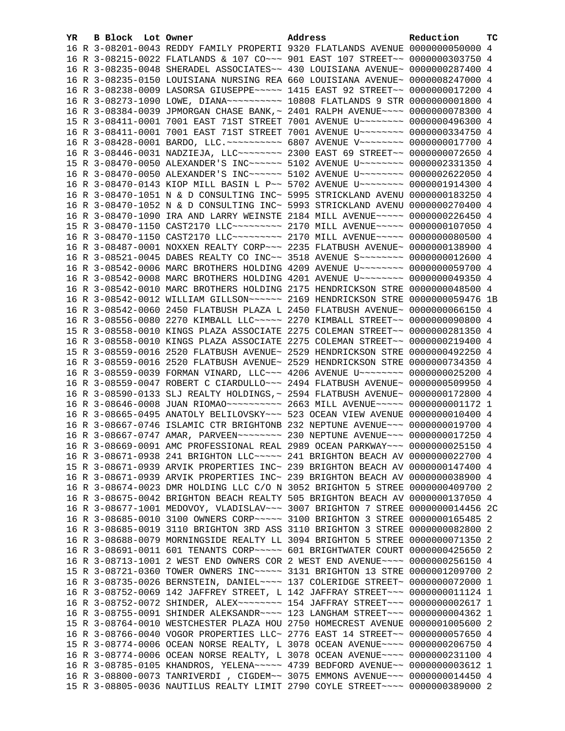| YR | B | Block | Lot | Owner | Address | Reduction | TC |
|---|---|---|---|---|---|---|---|
| 16 | R | 3-08201-0043 | | REDDY FAMILY PROPERTI | 9320 FLATLANDS AVENUE | 0000000050000 | 4 |
| 16 | R | 3-08215-0022 | | FLATLANDS & 107 CO~~~ | 901 EAST 107 STREET~~ | 0000000303750 | 4 |
| 16 | R | 3-08235-0048 | | SHERADEL ASSOCIATES~~ | 430 LOUISIANA AVENUE~ | 0000000287400 | 4 |
| 16 | R | 3-08235-0150 | | LOUISIANA NURSING REA | 660 LOUISIANA AVENUE~ | 0000008247000 | 4 |
| 16 | R | 3-08238-0009 | | LASORSA GIUSEPPE~~~~~ | 1415 EAST 92 STREET~~ | 0000000017200 | 4 |
| 16 | R | 3-08273-1090 | | LOWE, DIANA~~~~~~~~~~ | 10808 FLATLANDS 9 STR | 0000000001800 | 4 |
| 16 | R | 3-08384-0039 | | JPMORGAN CHASE BANK,~ | 2401 RALPH AVENUE~~~~ | 0000000078300 | 4 |
| 15 | R | 3-08411-0001 | | 7001 EAST 71ST STREET | 7001 AVENUE U~~~~~~~~ | 0000000496300 | 4 |
| 16 | R | 3-08411-0001 | | 7001 EAST 71ST STREET | 7001 AVENUE U~~~~~~~~ | 0000000334750 | 4 |
| 16 | R | 3-08428-0001 | | BARDO, LLC.~~~~~~~~~~ | 6807 AVENUE V~~~~~~~~ | 0000000017700 | 4 |
| 16 | R | 3-08446-0031 | | NADZIEJA, LLC~~~~~~~~ | 2300 EAST 69 STREET~~ | 0000000072650 | 4 |
| 15 | R | 3-08470-0050 | | ALEXANDER'S INC~~~~~~ | 5102 AVENUE U~~~~~~~~ | 0000002331350 | 4 |
| 16 | R | 3-08470-0050 | | ALEXANDER'S INC~~~~~~ | 5102 AVENUE U~~~~~~~~ | 0000002622050 | 4 |
| 16 | R | 3-08470-0143 | | KIOP MILL BASIN L P~~ | 5702 AVENUE U~~~~~~~~ | 0000001914300 | 4 |
| 16 | R | 3-08470-1051 | | N & D CONSULTING INC~ | 5995 STRICKLAND AVENU | 0000000183250 | 4 |
| 16 | R | 3-08470-1052 | | N & D CONSULTING INC~ | 5993 STRICKLAND AVENU | 0000000270400 | 4 |
| 16 | R | 3-08470-1090 | | IRA AND LARRY WEINSTE | 2184 MILL AVENUE~~~~~ | 0000000226450 | 4 |
| 15 | R | 3-08470-1150 | | CAST2170 LLC~~~~~~~~~ | 2170 MILL AVENUE~~~~~ | 0000000107050 | 4 |
| 16 | R | 3-08470-1150 | | CAST2170 LLC~~~~~~~~~ | 2170 MILL AVENUE~~~~~ | 0000000080500 | 4 |
| 16 | R | 3-08487-0001 | | NOXXEN REALTY CORP~~~ | 2235 FLATBUSH AVENUE~ | 0000000138900 | 4 |
| 16 | R | 3-08521-0045 | | DABES REALTY CO INC~~ | 3518 AVENUE S~~~~~~~~ | 0000000012600 | 4 |
| 16 | R | 3-08542-0006 | | MARC BROTHERS HOLDING | 4209 AVENUE U~~~~~~~~ | 0000000059700 | 4 |
| 16 | R | 3-08542-0008 | | MARC BROTHERS HOLDING | 4201 AVENUE U~~~~~~~~ | 0000000049350 | 4 |
| 16 | R | 3-08542-0010 | | MARC BROTHERS HOLDING | 2175 HENDRICKSON STRE | 0000000048500 | 4 |
| 16 | R | 3-08542-0012 | | WILLIAM GILLSON~~~~~~ | 2169 HENDRICKSON STRE | 0000000059476 | 1B |
| 16 | R | 3-08542-0060 | | 2450 FLATBUSH PLAZA L | 2450 FLATBUSH AVENUE~ | 0000000066150 | 4 |
| 16 | R | 3-08556-0080 | | 2270 KIMBALL LLC~~~~~ | 2270 KIMBALL STREET~~ | 0000000090800 | 4 |
| 15 | R | 3-08558-0010 | | KINGS PLAZA ASSOCIATE | 2275 COLEMAN STREET~~ | 0000000281350 | 4 |
| 16 | R | 3-08558-0010 | | KINGS PLAZA ASSOCIATE | 2275 COLEMAN STREET~~ | 0000000219400 | 4 |
| 15 | R | 3-08559-0016 | | 2520 FLATBUSH AVENUE~ | 2529 HENDRICKSON STRE | 0000000492250 | 4 |
| 16 | R | 3-08559-0016 | | 2520 FLATBUSH AVENUE~ | 2529 HENDRICKSON STRE | 0000000734350 | 4 |
| 16 | R | 3-08559-0039 | | FORMAN VINARD, LLC~~~ | 4206 AVENUE U~~~~~~~~ | 0000000025200 | 4 |
| 16 | R | 3-08559-0047 | | ROBERT C CIARDULLO~~~ | 2494 FLATBUSH AVENUE~ | 0000000509950 | 4 |
| 16 | R | 3-08590-0133 | | SLJ REALTY HOLDINGS,~ | 2594 FLATBUSH AVENUE~ | 0000000172800 | 4 |
| 16 | R | 3-08646-0008 | | JUAN RIOMAO~~~~~~~~~~ | 2663 MILL AVENUE~~~~~ | 0000000001172 | 1 |
| 16 | R | 3-08665-0495 | | ANATOLY BELILOVSKY~~~ | 523 OCEAN VIEW AVENUE | 0000000010400 | 4 |
| 16 | R | 3-08667-0746 | | ISLAMIC CTR BRIGHTONB | 232 NEPTUNE AVENUE~~~ | 0000000019700 | 4 |
| 16 | R | 3-08667-0747 | | AMAR, PARVEEN~~~~~~~~ | 230 NEPTUNE AVENUE~~~ | 0000000017250 | 4 |
| 16 | R | 3-08669-0091 | | AMC PROFESSIONAL REAL | 2989 OCEAN PARKWAY~~~ | 0000000025150 | 4 |
| 16 | R | 3-08671-0938 | | 241 BRIGHTON LLC~~~~~ | 241 BRIGHTON BEACH AV | 0000000022700 | 4 |
| 15 | R | 3-08671-0939 | | ARVIK PROPERTIES INC~ | 239 BRIGHTON BEACH AV | 0000000147400 | 4 |
| 16 | R | 3-08671-0939 | | ARVIK PROPERTIES INC~ | 239 BRIGHTON BEACH AV | 0000000038900 | 4 |
| 16 | R | 3-08674-0023 | | DMR HOLDING LLC C/O N | 3052 BRIGHTON 5 STREE | 0000000409700 | 2 |
| 16 | R | 3-08675-0042 | | BRIGHTON BEACH REALTY | 505 BRIGHTON BEACH AV | 0000000137050 | 4 |
| 16 | R | 3-08677-1001 | | MEDOVOY, VLADISLAV~~~ | 3007 BRIGHTON 7 STREE | 0000000014456 | 2C |
| 16 | R | 3-08685-0010 | | 3100 OWNERS CORP~~~~~ | 3100 BRIGHTON 3 STREE | 0000000165485 | 2 |
| 16 | R | 3-08685-0019 | | 3110 BRIGHTON 3RD ASS | 3110 BRIGHTON 3 STREE | 0000000082800 | 2 |
| 16 | R | 3-08688-0079 | | MORNINGSIDE REALTY LL | 3094 BRIGHTON 5 STREE | 0000000071350 | 2 |
| 16 | R | 3-08691-0011 | | 601 TENANTS CORP~~~~~ | 601 BRIGHTWATER COURT | 0000000425650 | 2 |
| 16 | R | 3-08713-1001 | | 2 WEST END OWNERS COR | 2 WEST END AVENUE~~~~ | 0000000256150 | 4 |
| 15 | R | 3-08721-0360 | | TOWER OWNERS INC~~~~~ | 3131 BRIGHTON 13 STRE | 0000001209700 | 2 |
| 16 | R | 3-08735-0026 | | BERNSTEIN, DANIEL~~~~ | 137 COLERIDGE STREET~ | 0000000072000 | 1 |
| 16 | R | 3-08752-0069 | | 142 JAFFREY STREET, L | 142 JAFFRAY STREET~~~ | 0000000011124 | 1 |
| 16 | R | 3-08752-0072 | | SHINDER, ALEX~~~~~~~~ | 154 JAFFRAY STREET~~~ | 0000000002617 | 1 |
| 16 | R | 3-08755-0091 | | SHINDER ALEKSANDR~~~~ | 123 LANGHAM STREET~~~ | 0000000004362 | 1 |
| 15 | R | 3-08764-0010 | | WESTCHESTER PLAZA HOU | 2750 HOMECREST AVENUE | 0000001005600 | 2 |
| 16 | R | 3-08766-0040 | | VOGOR PROPERTIES LLC~ | 2776 EAST 14 STREET~~ | 0000000057650 | 4 |
| 15 | R | 3-08774-0006 | | OCEAN NORSE REALTY, L | 3078 OCEAN AVENUE~~~~ | 0000000206750 | 4 |
| 16 | R | 3-08774-0006 | | OCEAN NORSE REALTY, L | 3078 OCEAN AVENUE~~~~ | 0000000231100 | 4 |
| 16 | R | 3-08785-0105 | | KHANDROS, YELENA~~~~~ | 4739 BEDFORD AVENUE~~ | 0000000003612 | 1 |
| 16 | R | 3-08800-0073 | | TANRIVERDI , CIGDEM~~ | 3075 EMMONS AVENUE~~~ | 0000000014450 | 4 |
| 15 | R | 3-08805-0036 | | NAUTILUS REALTY LIMIT | 2790 COYLE STREET~~~~ | 0000000389000 | 2 |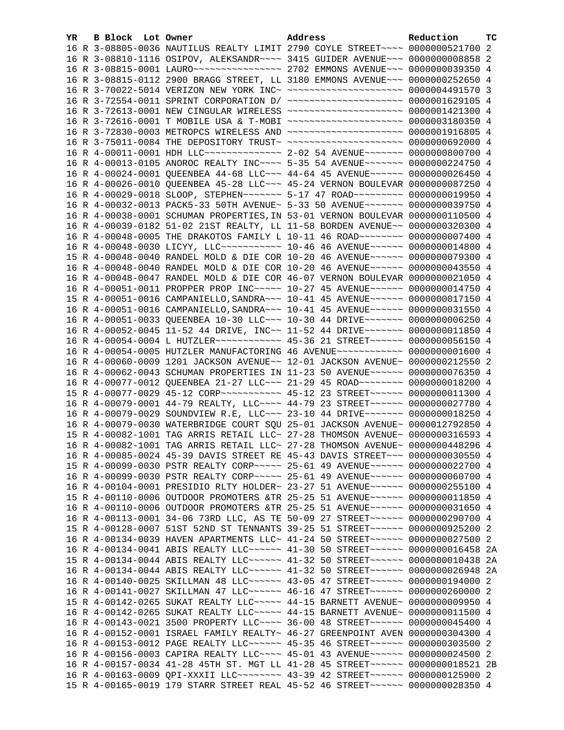| YR | B | Block | Lot | Owner | Address | Reduction | TC |
|---|---|---|---|---|---|---|---|
| 16 | R | 3-08805-0036 | | NAUTILUS REALTY LIMIT | 2790 COYLE STREET~~~~ | 0000000521700 | 2 |
| 16 | R | 3-08810-1116 | | OSIPOV, ALEKSANDR~~~~ | 3415 GUIDER AVENUE~~~ | 0000000008858 | 2 |
| 16 | R | 3-08815-0001 | | LAURO~~~~~~~~~~~~~~~~ | 2702 EMMONS AVENUE~~~ | 0000000039350 | 4 |
| 16 | R | 3-08815-0112 | | 2900 BRAGG STREET, LL | 3180 EMMONS AVENUE~~~ | 0000000252650 | 4 |
| 16 | R | 3-70022-5014 | | VERIZON NEW YORK INC~ | ~~~~~~~~~~~~~~~~~~~~~ | 0000004491570 | 3 |
| 16 | R | 3-72554-0011 | | SPRINT CORPORATION D/ | ~~~~~~~~~~~~~~~~~~~~~ | 0000001629105 | 4 |
| 16 | R | 3-72613-0001 | | NEW CINGULAR WIRELESS | ~~~~~~~~~~~~~~~~~~~~~ | 0000001421300 | 4 |
| 16 | R | 3-72616-0001 | | T MOBILE USA & T-MOBI | ~~~~~~~~~~~~~~~~~~~~~ | 0000003180350 | 4 |
| 16 | R | 3-72830-0003 | | METROPCS WIRELESS AND | ~~~~~~~~~~~~~~~~~~~~~ | 0000001916805 | 4 |
| 16 | R | 3-75011-0084 | | THE DEPOSITORY TRUST~ | ~~~~~~~~~~~~~~~~~~~~~ | 0000000692000 | 4 |
| 16 | R | 4-00011-0001 | | HDH LLC~~~~~~~~~~~~~~ | 2-02 54 AVENUE~~~~~~~ | 0000000800700 | 4 |
| 16 | R | 4-00013-0105 | | ANOROC REALTY INC~~~~ | 5-35 54 AVENUE~~~~~~~ | 0000000224750 | 4 |
| 16 | R | 4-00024-0001 | | QUEENBEA 44-68 LLC~~~ | 44-64 45 AVENUE~~~~~~ | 0000000026450 | 4 |
| 16 | R | 4-00026-0010 | | QUEENBEA 45-28 LLC~~~ | 45-24 VERNON BOULEVAR | 0000000087250 | 4 |
| 16 | R | 4-00029-0018 | | SLOOP, STEPHEN~~~~~~~ | 5-17 47 ROAD~~~~~~~~~ | 0000000019950 | 4 |
| 16 | R | 4-00032-0013 | | PACK5-33 50TH AVENUE~ | 5-33 50 AVENUE~~~~~~~ | 0000000039750 | 4 |
| 16 | R | 4-00038-0001 | | SCHUMAN PROPERTIES,IN | 53-01 VERNON BOULEVAR | 0000000110500 | 4 |
| 16 | R | 4-00039-0182 | | 51-02 21ST REALTY, LL | 11-58 BORDEN AVENUE~~ | 0000000320300 | 4 |
| 16 | R | 4-00048-0005 | | THE DRAKOTOS FAMILY L | 10-11 46 ROAD~~~~~~~~ | 0000000007400 | 4 |
| 16 | R | 4-00048-0030 | | LICYY, LLC~~~~~~~~~~~ | 10-46 46 AVENUE~~~~~~ | 0000000014800 | 4 |
| 15 | R | 4-00048-0040 | | RANDEL MOLD & DIE COR | 10-20 46 AVENUE~~~~~~ | 0000000079300 | 4 |
| 16 | R | 4-00048-0040 | | RANDEL MOLD & DIE COR | 10-20 46 AVENUE~~~~~~ | 0000000043550 | 4 |
| 16 | R | 4-00048-0047 | | RANDEL MOLD & DIE COR | 46-07 VERNON BOULEVAR | 0000000021050 | 4 |
| 16 | R | 4-00051-0011 | | PROPPER PROP INC~~~~~ | 10-27 45 AVENUE~~~~~~ | 0000000014750 | 4 |
| 15 | R | 4-00051-0016 | | CAMPANIELLO,SANDRA~~~ | 10-41 45 AVENUE~~~~~~ | 0000000017150 | 4 |
| 16 | R | 4-00051-0016 | | CAMPANIELLO,SANDRA~~~ | 10-41 45 AVENUE~~~~~~ | 0000000031550 | 4 |
| 16 | R | 4-00051-0033 | | QUEENBEA 10-30 LLC~~~ | 10-30 44 DRIVE~~~~~~~ | 0000000006250 | 4 |
| 16 | R | 4-00052-0045 | | 11-52 44 DRIVE, INC~~ | 11-52 44 DRIVE~~~~~~~ | 0000000011850 | 4 |
| 16 | R | 4-00054-0004 | | L HUTZLER~~~~~~~~~~~~ | 45-36 21 STREET~~~~~~ | 0000000056150 | 4 |
| 16 | R | 4-00054-0005 | | HUTZLER MANUFACTORING | 46 AVENUE~~~~~~~~~~~~ | 0000000001600 | 4 |
| 16 | R | 4-00060-0009 | | 1201 JACKSON AVENUE~~ | 12-01 JACKSON AVENUE~ | 0000000212550 | 2 |
| 16 | R | 4-00062-0043 | | SCHUMAN PROPERTIES IN | 11-23 50 AVENUE~~~~~~ | 0000000076350 | 4 |
| 16 | R | 4-00077-0012 | | QUEENBEA 21-27 LLC~~~ | 21-29 45 ROAD~~~~~~~~ | 0000000018200 | 4 |
| 15 | R | 4-00077-0029 | | 45-12 CORP~~~~~~~~~~~ | 45-12 23 STREET~~~~~~ | 0000000011300 | 4 |
| 16 | R | 4-00079-0001 | | 44-79 REALTY, LLC~~~~ | 44-79 23 STREET~~~~~~ | 0000000027780 | 4 |
| 16 | R | 4-00079-0029 | | SOUNDVIEW R.E, LLC~~~ | 23-10 44 DRIVE~~~~~~~ | 0000000018250 | 4 |
| 16 | R | 4-00079-0030 | | WATERBRIDGE COURT SQU | 25-01 JACKSON AVENUE~ | 0000012792850 | 4 |
| 15 | R | 4-00082-1001 | | TAG ARRIS RETAIL LLC~ | 27-28 THOMSON AVENUE~ | 0000000316593 | 4 |
| 16 | R | 4-00082-1001 | | TAG ARRIS RETAIL LLC~ | 27-28 THOMSON AVENUE~ | 0000000448296 | 4 |
| 16 | R | 4-00085-0024 | | 45-39 DAVIS STREET RE | 45-43 DAVIS STREET~~~ | 0000000030550 | 4 |
| 15 | R | 4-00099-0030 | | PSTR REALTY CORP~~~~~ | 25-61 49 AVENUE~~~~~~ | 0000000022700 | 4 |
| 16 | R | 4-00099-0030 | | PSTR REALTY CORP~~~~~ | 25-61 49 AVENUE~~~~~~ | 0000000060700 | 4 |
| 16 | R | 4-00104-0001 | | PRESIDIO RLTY HOLDER~ | 23-27 51 AVENUE~~~~~~ | 0000000255100 | 4 |
| 15 | R | 4-00110-0006 | | OUTDOOR PROMOTERS &TR | 25-25 51 AVENUE~~~~~~ | 0000000011850 | 4 |
| 16 | R | 4-00110-0006 | | OUTDOOR PROMOTERS &TR | 25-25 51 AVENUE~~~~~~ | 0000000031650 | 4 |
| 16 | R | 4-00113-0001 | | 34-06 73RD LLC, AS TE | 50-09 27 STREET~~~~~~ | 0000000290700 | 4 |
| 15 | R | 4-00128-0007 | | 51ST 52ND ST TENNANTS | 39-25 51 STREET~~~~~~ | 0000000925200 | 2 |
| 16 | R | 4-00134-0039 | | HAVEN APARTMENTS LLC~ | 41-24 50 STREET~~~~~~ | 0000000027500 | 2 |
| 16 | R | 4-00134-0041 | | ABIS REALTY LLC~~~~~~ | 41-30 50 STREET~~~~~~ | 0000000016458 | 2A |
| 15 | R | 4-00134-0044 | | ABIS REALTY LLC~~~~~~ | 41-32 50 STREET~~~~~~ | 0000000010438 | 2A |
| 16 | R | 4-00134-0044 | | ABIS REALTY LLC~~~~~~ | 41-32 50 STREET~~~~~~ | 0000000026948 | 2A |
| 16 | R | 4-00140-0025 | | SKILLMAN 48 LLC~~~~~~ | 43-05 47 STREET~~~~~~ | 0000000194000 | 2 |
| 16 | R | 4-00141-0027 | | SKILLMAN 47 LLC~~~~~~ | 46-16 47 STREET~~~~~~ | 0000000260000 | 2 |
| 15 | R | 4-00142-0265 | | SUKAT REALTY LLC~~~~~ | 44-15 BARNETT AVENUE~ | 0000000009950 | 4 |
| 16 | R | 4-00142-0265 | | SUKAT REALTY LLC~~~~~ | 44-15 BARNETT AVENUE~ | 0000000011500 | 4 |
| 16 | R | 4-00143-0021 | | 3500 PROPERTY LLC~~~~ | 36-00 48 STREET~~~~~~ | 0000000045400 | 4 |
| 16 | R | 4-00152-0001 | | ISRAEL FAMILY REALTY~ | 46-27 GREENPOINT AVEN | 0000000304300 | 4 |
| 16 | R | 4-00153-0012 | | PAGE REALTY LLC~~~~~~ | 45-35 46 STREET~~~~~~ | 0000000303500 | 2 |
| 16 | R | 4-00156-0003 | | CAPIRA REALTY LLC~~~~ | 45-01 43 AVENUE~~~~~~ | 0000000024500 | 2 |
| 16 | R | 4-00157-0034 | | 41-28 45TH ST. MGT LL | 41-28 45 STREET~~~~~~ | 0000000018521 | 2B |
| 16 | R | 4-00163-0009 | | QPI-XXXII LLC~~~~~~~~ | 43-39 42 STREET~~~~~~ | 0000000125900 | 2 |
| 15 | R | 4-00165-0019 | | 179 STARR STREET REAL | 45-52 46 STREET~~~~~~ | 0000000028350 | 4 |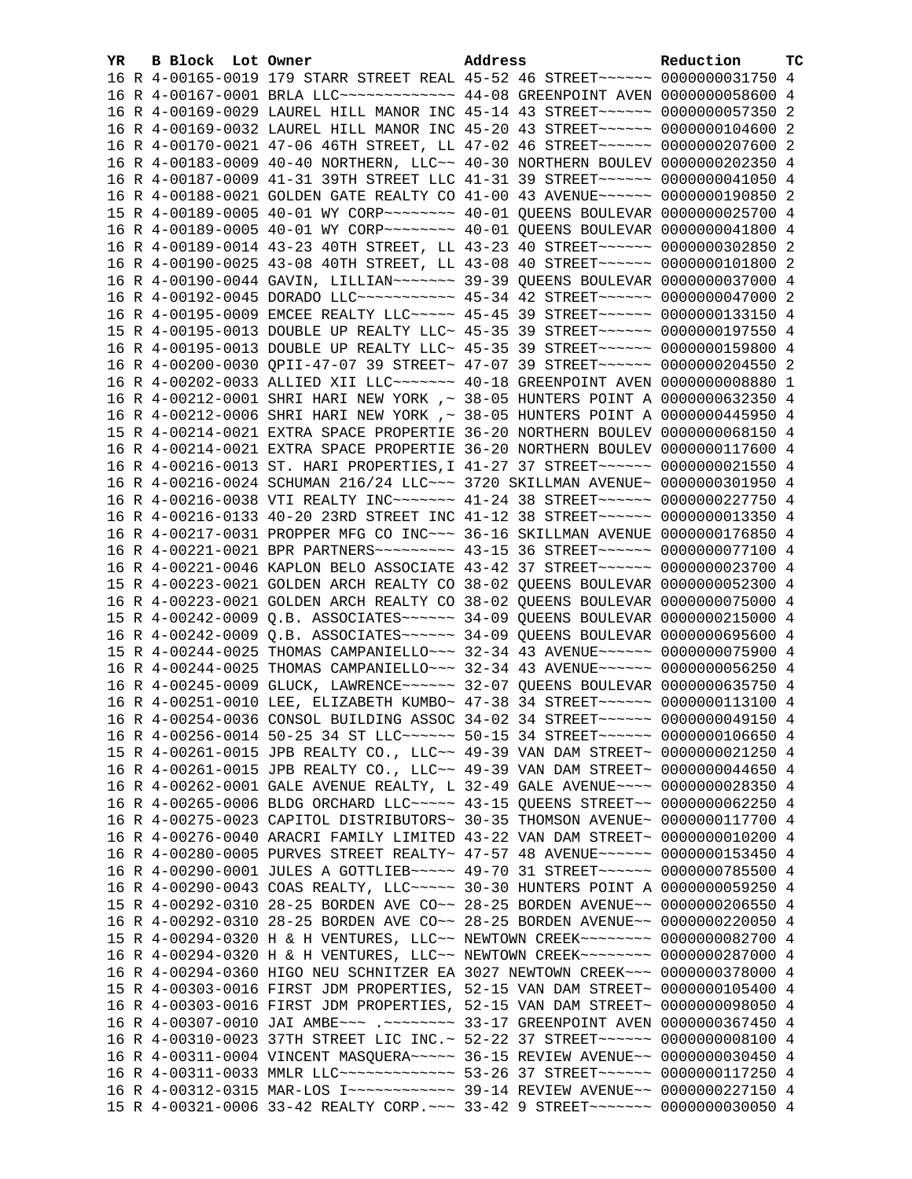| YR | B | Block | Lot | Owner | Address | Reduction | TC |
|---|---|---|---|---|---|---|---|
| 16 | R | 4-00165-0019 | | 179 STARR STREET REAL | 45-52 46 STREET~~~~~~ | 0000000031750 | 4 |
| 16 | R | 4-00167-0001 | | BRLA LLC~~~~~~~~~~~~~ | 44-08 GREENPOINT AVEN | 0000000058600 | 4 |
| 16 | R | 4-00169-0029 | | LAUREL HILL MANOR INC | 45-14 43 STREET~~~~~~ | 0000000057350 | 2 |
| 16 | R | 4-00169-0032 | | LAUREL HILL MANOR INC | 45-20 43 STREET~~~~~~ | 0000000104600 | 2 |
| 16 | R | 4-00170-0021 | | 47-06 46TH STREET, LL | 47-02 46 STREET~~~~~~ | 0000000207600 | 2 |
| 16 | R | 4-00183-0009 | | 40-40 NORTHERN, LLC~~ | 40-30 NORTHERN BOULEV | 0000000202350 | 4 |
| 16 | R | 4-00187-0009 | | 41-31 39TH STREET LLC | 41-31 39 STREET~~~~~~ | 0000000041050 | 4 |
| 16 | R | 4-00188-0021 | | GOLDEN GATE REALTY CO | 41-00 43 AVENUE~~~~~~ | 0000000190850 | 2 |
| 15 | R | 4-00189-0005 | | 40-01 WY CORP~~~~~~~~ | 40-01 QUEENS BOULEVAR | 0000000025700 | 4 |
| 16 | R | 4-00189-0005 | | 40-01 WY CORP~~~~~~~~ | 40-01 QUEENS BOULEVAR | 0000000041800 | 4 |
| 16 | R | 4-00189-0014 | | 43-23 40TH STREET, LL | 43-23 40 STREET~~~~~~ | 0000000302850 | 2 |
| 16 | R | 4-00190-0025 | | 43-08 40TH STREET, LL | 43-08 40 STREET~~~~~~ | 0000000101800 | 2 |
| 16 | R | 4-00190-0044 | | GAVIN, LILLIAN~~~~~~~ | 39-39 QUEENS BOULEVAR | 0000000037000 | 4 |
| 16 | R | 4-00192-0045 | | DORADO LLC~~~~~~~~~~~ | 45-34 42 STREET~~~~~~ | 0000000047000 | 2 |
| 16 | R | 4-00195-0009 | | EMCEE REALTY LLC~~~~~ | 45-45 39 STREET~~~~~~ | 0000000133150 | 4 |
| 15 | R | 4-00195-0013 | | DOUBLE UP REALTY LLC~ | 45-35 39 STREET~~~~~~ | 0000000197550 | 4 |
| 16 | R | 4-00195-0013 | | DOUBLE UP REALTY LLC~ | 45-35 39 STREET~~~~~~ | 0000000159800 | 4 |
| 16 | R | 4-00200-0030 | | QPII-47-07 39 STREET~ | 47-07 39 STREET~~~~~~ | 0000000204550 | 2 |
| 16 | R | 4-00202-0033 | | ALLIED XII LLC~~~~~~~ | 40-18 GREENPOINT AVEN | 0000000008880 | 1 |
| 16 | R | 4-00212-0001 | | SHRI HARI NEW YORK ,~ | 38-05 HUNTERS POINT A | 0000000632350 | 4 |
| 16 | R | 4-00212-0006 | | SHRI HARI NEW YORK ,~ | 38-05 HUNTERS POINT A | 0000000445950 | 4 |
| 15 | R | 4-00214-0021 | | EXTRA SPACE PROPERTIE | 36-20 NORTHERN BOULEV | 0000000068150 | 4 |
| 16 | R | 4-00214-0021 | | EXTRA SPACE PROPERTIE | 36-20 NORTHERN BOULEV | 0000000117600 | 4 |
| 16 | R | 4-00216-0013 | | ST. HARI PROPERTIES,I | 41-27 37 STREET~~~~~~ | 0000000021550 | 4 |
| 16 | R | 4-00216-0024 | | SCHUMAN 216/24 LLC~~~ | 3720 SKILLMAN AVENUE~ | 0000000301950 | 4 |
| 16 | R | 4-00216-0038 | | VTI REALTY INC~~~~~~~ | 41-24 38 STREET~~~~~~ | 0000000227750 | 4 |
| 16 | R | 4-00216-0133 | | 40-20 23RD STREET INC | 41-12 38 STREET~~~~~~ | 0000000013350 | 4 |
| 16 | R | 4-00217-0031 | | PROPPER MFG CO INC~~~ | 36-16 SKILLMAN AVENUE | 0000000176850 | 4 |
| 16 | R | 4-00221-0021 | | BPR PARTNERS~~~~~~~~~ | 43-15 36 STREET~~~~~~ | 0000000077100 | 4 |
| 16 | R | 4-00221-0046 | | KAPLON BELO ASSOCIATE | 43-42 37 STREET~~~~~~ | 0000000023700 | 4 |
| 15 | R | 4-00223-0021 | | GOLDEN ARCH REALTY CO | 38-02 QUEENS BOULEVAR | 0000000052300 | 4 |
| 16 | R | 4-00223-0021 | | GOLDEN ARCH REALTY CO | 38-02 QUEENS BOULEVAR | 0000000075000 | 4 |
| 15 | R | 4-00242-0009 | | Q.B. ASSOCIATES~~~~~~ | 34-09 QUEENS BOULEVAR | 0000000215000 | 4 |
| 16 | R | 4-00242-0009 | | Q.B. ASSOCIATES~~~~~~ | 34-09 QUEENS BOULEVAR | 0000000695600 | 4 |
| 15 | R | 4-00244-0025 | | THOMAS CAMPANIELLO~~~ | 32-34 43 AVENUE~~~~~~ | 0000000075900 | 4 |
| 16 | R | 4-00244-0025 | | THOMAS CAMPANIELLO~~~ | 32-34 43 AVENUE~~~~~~ | 0000000056250 | 4 |
| 16 | R | 4-00245-0009 | | GLUCK, LAWRENCE~~~~~~ | 32-07 QUEENS BOULEVAR | 0000000635750 | 4 |
| 16 | R | 4-00251-0010 | | LEE, ELIZABETH KUMBO~ | 47-38 34 STREET~~~~~~ | 0000000113100 | 4 |
| 16 | R | 4-00254-0036 | | CONSOL BUILDING ASSOC | 34-02 34 STREET~~~~~~ | 0000000049150 | 4 |
| 16 | R | 4-00256-0014 | | 50-25 34 ST LLC~~~~~~ | 50-15 34 STREET~~~~~~ | 0000000106650 | 4 |
| 15 | R | 4-00261-0015 | | JPB REALTY CO., LLC~~ | 49-39 VAN DAM STREET~ | 0000000021250 | 4 |
| 16 | R | 4-00261-0015 | | JPB REALTY CO., LLC~~ | 49-39 VAN DAM STREET~ | 0000000044650 | 4 |
| 16 | R | 4-00262-0001 | | GALE AVENUE REALTY, L | 32-49 GALE AVENUE~~~~ | 0000000028350 | 4 |
| 16 | R | 4-00265-0006 | | BLDG ORCHARD LLC~~~~~ | 43-15 QUEENS STREET~~ | 0000000062250 | 4 |
| 16 | R | 4-00275-0023 | | CAPITOL DISTRIBUTORS~ | 30-35 THOMSON AVENUE~ | 0000000117700 | 4 |
| 16 | R | 4-00276-0040 | | ARACRI FAMILY LIMITED | 43-22 VAN DAM STREET~ | 0000000010200 | 4 |
| 16 | R | 4-00280-0005 | | PURVES STREET REALTY~ | 47-57 48 AVENUE~~~~~~ | 0000000153450 | 4 |
| 16 | R | 4-00290-0001 | | JULES A GOTTLIEB~~~~~ | 49-70 31 STREET~~~~~~ | 0000000785500 | 4 |
| 16 | R | 4-00290-0043 | | COAS REALTY, LLC~~~~~ | 30-30 HUNTERS POINT A | 0000000059250 | 4 |
| 15 | R | 4-00292-0310 | | 28-25 BORDEN AVE CO~~ | 28-25 BORDEN AVENUE~~ | 0000000206550 | 4 |
| 16 | R | 4-00292-0310 | | 28-25 BORDEN AVE CO~~ | 28-25 BORDEN AVENUE~~ | 0000000220050 | 4 |
| 15 | R | 4-00294-0320 | | H & H VENTURES, LLC~~ | NEWTOWN CREEK~~~~~~~~ | 0000000082700 | 4 |
| 16 | R | 4-00294-0320 | | H & H VENTURES, LLC~~ | NEWTOWN CREEK~~~~~~~~ | 0000000287000 | 4 |
| 16 | R | 4-00294-0360 | | HIGO NEU SCHNITZER EA | 3027 NEWTOWN CREEK~~~ | 0000000378000 | 4 |
| 15 | R | 4-00303-0016 | | FIRST JDM PROPERTIES, | 52-15 VAN DAM STREET~ | 0000000105400 | 4 |
| 16 | R | 4-00303-0016 | | FIRST JDM PROPERTIES, | 52-15 VAN DAM STREET~ | 0000000098050 | 4 |
| 16 | R | 4-00307-0010 | | JAI AMBE~~~ .~~~~~~~~ | 33-17 GREENPOINT AVEN | 0000000367450 | 4 |
| 16 | R | 4-00310-0023 | | 37TH STREET LIC INC.~ | 52-22 37 STREET~~~~~~ | 0000000008100 | 4 |
| 16 | R | 4-00311-0004 | | VINCENT MASQUERA~~~~~ | 36-15 REVIEW AVENUE~~ | 0000000030450 | 4 |
| 16 | R | 4-00311-0033 | | MMLR LLC~~~~~~~~~~~~~ | 53-26 37 STREET~~~~~~ | 0000000117250 | 4 |
| 16 | R | 4-00312-0315 | | MAR-LOS I~~~~~~~~~~~~ | 39-14 REVIEW AVENUE~~ | 0000000227150 | 4 |
| 15 | R | 4-00321-0006 | | 33-42 REALTY CORP.~~~ | 33-42 9 STREET~~~~~~~ | 0000000030050 | 4 |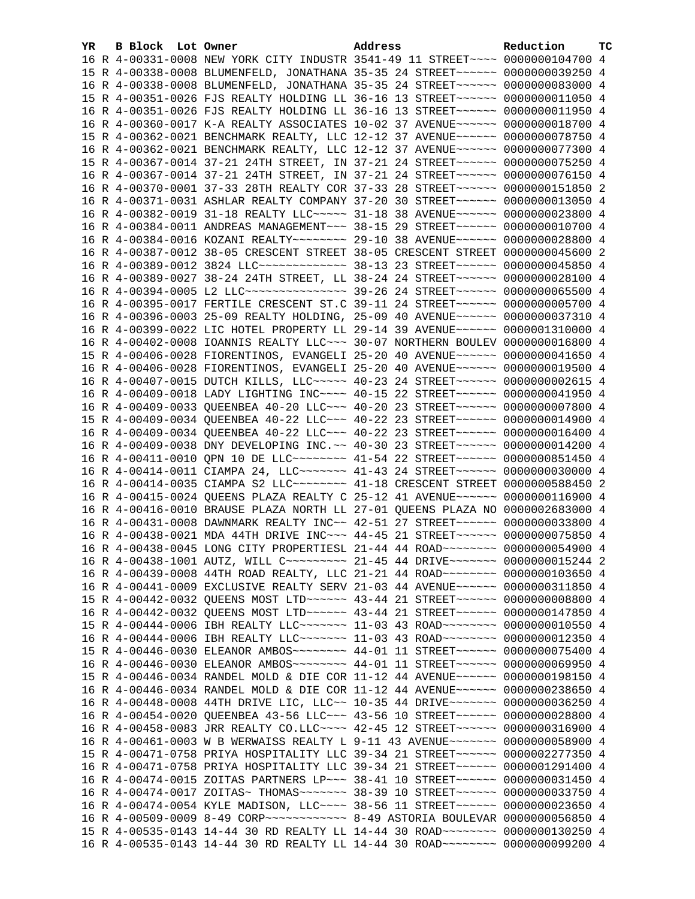| YR | B | Block | Lot | Owner | Address | Reduction | TC |
|---|---|---|---|---|---|---|---|
| 16 | R | 4-00331-0008 | | NEW YORK CITY INDUSTR | 3541-49 11 STREET~~~~ | 0000000104700 | 4 |
| 15 | R | 4-00338-0008 | | BLUMENFELD, JONATHANA | 35-35 24 STREET~~~~~~ | 0000000039250 | 4 |
| 16 | R | 4-00338-0008 | | BLUMENFELD, JONATHANA | 35-35 24 STREET~~~~~~ | 0000000083000 | 4 |
| 15 | R | 4-00351-0026 | | FJS REALTY HOLDING LL | 36-16 13 STREET~~~~~~ | 0000000011050 | 4 |
| 16 | R | 4-00351-0026 | | FJS REALTY HOLDING LL | 36-16 13 STREET~~~~~~ | 0000000011950 | 4 |
| 16 | R | 4-00360-0017 | | K-A REALTY ASSOCIATES | 10-02 37 AVENUE~~~~~~ | 0000000018700 | 4 |
| 15 | R | 4-00362-0021 | | BENCHMARK REALTY, LLC | 12-12 37 AVENUE~~~~~~ | 0000000078750 | 4 |
| 16 | R | 4-00362-0021 | | BENCHMARK REALTY, LLC | 12-12 37 AVENUE~~~~~~ | 0000000077300 | 4 |
| 15 | R | 4-00367-0014 | | 37-21 24TH STREET, IN | 37-21 24 STREET~~~~~~ | 0000000075250 | 4 |
| 16 | R | 4-00367-0014 | | 37-21 24TH STREET, IN | 37-21 24 STREET~~~~~~ | 0000000076150 | 4 |
| 16 | R | 4-00370-0001 | | 37-33 28TH REALTY COR | 37-33 28 STREET~~~~~~ | 0000000151850 | 2 |
| 16 | R | 4-00371-0031 | | ASHLAR REALTY COMPANY | 37-20 30 STREET~~~~~~ | 0000000013050 | 4 |
| 16 | R | 4-00382-0019 | | 31-18 REALTY LLC~~~~~ | 31-18 38 AVENUE~~~~~~ | 0000000023800 | 4 |
| 16 | R | 4-00384-0011 | | ANDREAS MANAGEMENT~~~ | 38-15 29 STREET~~~~~~ | 0000000010700 | 4 |
| 16 | R | 4-00384-0016 | | KOZANI REALTY~~~~~~~~ | 29-10 38 AVENUE~~~~~~ | 0000000028800 | 4 |
| 16 | R | 4-00387-0012 | | 38-05 CRESCENT STREET | 38-05 CRESCENT STREET | 0000000045600 | 2 |
| 16 | R | 4-00389-0012 | | 3824 LLC~~~~~~~~~~~~~ | 38-13 23 STREET~~~~~~ | 0000000045850 | 4 |
| 16 | R | 4-00389-0027 | | 38-24 24TH STREET, LL | 38-24 24 STREET~~~~~~ | 0000000028100 | 4 |
| 16 | R | 4-00394-0005 | | L2 LLC~~~~~~~~~~~~~~~ | 39-26 24 STREET~~~~~~ | 0000000065500 | 4 |
| 16 | R | 4-00395-0017 | | FERTILE CRESCENT ST.C | 39-11 24 STREET~~~~~~ | 0000000005700 | 4 |
| 16 | R | 4-00396-0003 | | 25-09 REALTY HOLDING, | 25-09 40 AVENUE~~~~~~ | 0000000037310 | 4 |
| 16 | R | 4-00399-0022 | | LIC HOTEL PROPERTY LL | 29-14 39 AVENUE~~~~~~ | 0000001310000 | 4 |
| 16 | R | 4-00402-0008 | | IOANNIS REALTY LLC~~~ | 30-07 NORTHERN BOULEV | 0000000016800 | 4 |
| 15 | R | 4-00406-0028 | | FIORENTINOS, EVANGELI | 25-20 40 AVENUE~~~~~~ | 0000000041650 | 4 |
| 16 | R | 4-00406-0028 | | FIORENTINOS, EVANGELI | 25-20 40 AVENUE~~~~~~ | 0000000019500 | 4 |
| 16 | R | 4-00407-0015 | | DUTCH KILLS, LLC~~~~~ | 40-23 24 STREET~~~~~~ | 0000000002615 | 4 |
| 16 | R | 4-00409-0018 | | LADY LIGHTING INC~~~~ | 40-15 22 STREET~~~~~~ | 0000000041950 | 4 |
| 16 | R | 4-00409-0033 | | QUEENBEA 40-20 LLC~~~ | 40-20 23 STREET~~~~~~ | 0000000007800 | 4 |
| 15 | R | 4-00409-0034 | | QUEENBEA 40-22 LLC~~~ | 40-22 23 STREET~~~~~~ | 0000000014900 | 4 |
| 16 | R | 4-00409-0034 | | QUEENBEA 40-22 LLC~~~ | 40-22 23 STREET~~~~~~ | 0000000016400 | 4 |
| 16 | R | 4-00409-0038 | | DNY DEVELOPING INC.~~ | 40-30 23 STREET~~~~~~ | 0000000014200 | 4 |
| 16 | R | 4-00411-0010 | | QPN 10 DE LLC~~~~~~~~ | 41-54 22 STREET~~~~~~ | 0000000851450 | 4 |
| 16 | R | 4-00414-0011 | | CIAMPA 24, LLC~~~~~~~ | 41-43 24 STREET~~~~~~ | 0000000030000 | 4 |
| 16 | R | 4-00414-0035 | | CIAMPA S2 LLC~~~~~~~~ | 41-18 CRESCENT STREET | 0000000588450 | 2 |
| 16 | R | 4-00415-0024 | | QUEENS PLAZA REALTY C | 25-12 41 AVENUE~~~~~~ | 0000000116900 | 4 |
| 16 | R | 4-00416-0010 | | BRAUSE PLAZA NORTH LL | 27-01 QUEENS PLAZA NO | 0000002683000 | 4 |
| 16 | R | 4-00431-0008 | | DAWNMARK REALTY INC~~ | 42-51 27 STREET~~~~~~ | 0000000033800 | 4 |
| 16 | R | 4-00438-0021 | | MDA 44TH DRIVE INC~~~ | 44-45 21 STREET~~~~~~ | 0000000075850 | 4 |
| 16 | R | 4-00438-0045 | | LONG CITY PROPERTIESL | 21-44 44 ROAD~~~~~~~~ | 0000000054900 | 4 |
| 16 | R | 4-00438-1001 | | AUTZ, WILL C~~~~~~~~~ | 21-45 44 DRIVE~~~~~~~ | 0000000015244 | 2 |
| 16 | R | 4-00439-0008 | | 44TH ROAD REALTY, LLC | 21-21 44 ROAD~~~~~~~~ | 0000000103650 | 4 |
| 16 | R | 4-00441-0009 | | EXCLUSIVE REALTY SERV | 21-03 44 AVENUE~~~~~~ | 0000000311850 | 4 |
| 15 | R | 4-00442-0032 | | QUEENS MOST LTD~~~~~~ | 43-44 21 STREET~~~~~~ | 0000000008800 | 4 |
| 16 | R | 4-00442-0032 | | QUEENS MOST LTD~~~~~~ | 43-44 21 STREET~~~~~~ | 0000000147850 | 4 |
| 15 | R | 4-00444-0006 | | IBH REALTY LLC~~~~~~~ | 11-03 43 ROAD~~~~~~~~ | 0000000010550 | 4 |
| 16 | R | 4-00444-0006 | | IBH REALTY LLC~~~~~~~ | 11-03 43 ROAD~~~~~~~~ | 0000000012350 | 4 |
| 15 | R | 4-00446-0030 | | ELEANOR AMBOS~~~~~~~~ | 44-01 11 STREET~~~~~~ | 0000000075400 | 4 |
| 16 | R | 4-00446-0030 | | ELEANOR AMBOS~~~~~~~~ | 44-01 11 STREET~~~~~~ | 0000000069950 | 4 |
| 15 | R | 4-00446-0034 | | RANDEL MOLD & DIE COR | 11-12 44 AVENUE~~~~~~ | 0000000198150 | 4 |
| 16 | R | 4-00446-0034 | | RANDEL MOLD & DIE COR | 11-12 44 AVENUE~~~~~~ | 0000000238650 | 4 |
| 16 | R | 4-00448-0008 | | 44TH DRIVE LIC, LLC~~ | 10-35 44 DRIVE~~~~~~~ | 0000000036250 | 4 |
| 16 | R | 4-00454-0020 | | QUEENBEA 43-56 LLC~~~ | 43-56 10 STREET~~~~~~ | 0000000028800 | 4 |
| 16 | R | 4-00458-0083 | | JRR REALTY CO.LLC~~~~ | 42-45 12 STREET~~~~~~ | 0000000316900 | 4 |
| 16 | R | 4-00461-0003 | | W B WERWAISS REALTY L | 9-11 43 AVENUE~~~~~~~ | 0000000058900 | 4 |
| 15 | R | 4-00471-0758 | | PRIYA HOSPITALITY LLC | 39-34 21 STREET~~~~~~ | 0000002277350 | 4 |
| 16 | R | 4-00471-0758 | | PRIYA HOSPITALITY LLC | 39-34 21 STREET~~~~~~ | 0000001291400 | 4 |
| 16 | R | 4-00474-0015 | | ZOITAS PARTNERS LP~~~ | 38-41 10 STREET~~~~~~ | 0000000031450 | 4 |
| 16 | R | 4-00474-0017 | | ZOITAS~ THOMAS~~~~~~~ | 38-39 10 STREET~~~~~~ | 0000000033750 | 4 |
| 16 | R | 4-00474-0054 | | KYLE MADISON, LLC~~~~ | 38-56 11 STREET~~~~~~ | 0000000023650 | 4 |
| 16 | R | 4-00509-0009 | | 8-49 CORP~~~~~~~~~~~~ | 8-49 ASTORIA BOULEVAR | 0000000056850 | 4 |
| 15 | R | 4-00535-0143 | | 14-44 30 RD REALTY LL | 14-44 30 ROAD~~~~~~~~ | 0000000130250 | 4 |
| 16 | R | 4-00535-0143 | | 14-44 30 RD REALTY LL | 14-44 30 ROAD~~~~~~~~ | 0000000099200 | 4 |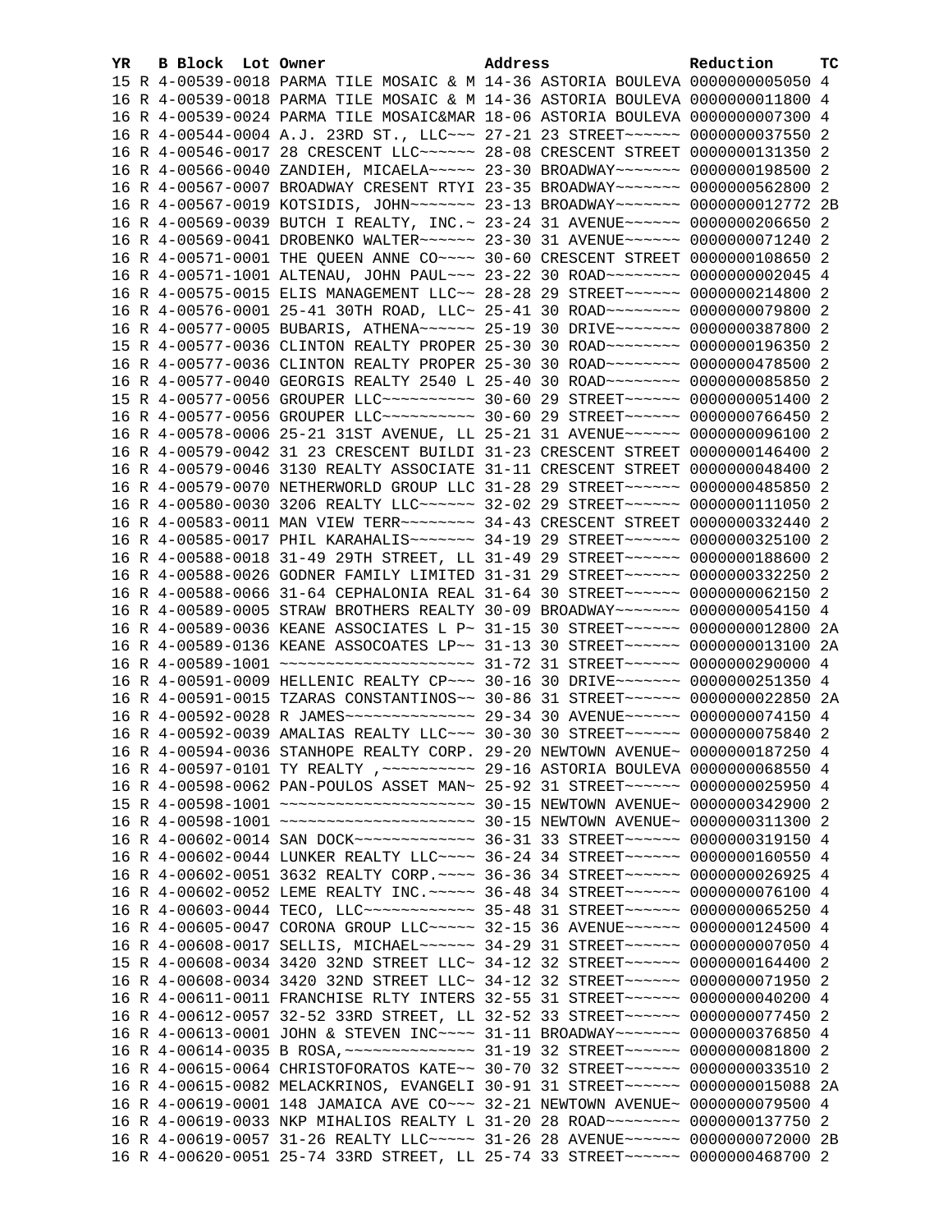| YR | B | Block | Lot | Owner | Address | Reduction | TC |
|---|---|---|---|---|---|---|---|
| 15 | R | 4-00539-0018 | | PARMA TILE MOSAIC & M | 14-36 ASTORIA BOULEVA | 0000000005050 | 4 |
| 16 | R | 4-00539-0018 | | PARMA TILE MOSAIC & M | 14-36 ASTORIA BOULEVA | 0000000011800 | 4 |
| 16 | R | 4-00539-0024 | | PARMA TILE MOSAIC&MAR | 18-06 ASTORIA BOULEVA | 0000000007300 | 4 |
| 16 | R | 4-00544-0004 | | A.J. 23RD ST., LLC~~~ | 27-21 23 STREET~~~~~~ | 0000000037550 | 2 |
| 16 | R | 4-00546-0017 | | 28 CRESCENT LLC~~~~~~ | 28-08 CRESCENT STREET | 0000000131350 | 2 |
| 16 | R | 4-00566-0040 | | ZANDIEH, MICAELA~~~~~ | 23-30 BROADWAY~~~~~~~ | 0000000198500 | 2 |
| 16 | R | 4-00567-0007 | | BROADWAY CRESENT RTYI | 23-35 BROADWAY~~~~~~~ | 0000000562800 | 2 |
| 16 | R | 4-00567-0019 | | KOTSIDIS, JOHN~~~~~~~ | 23-13 BROADWAY~~~~~~~ | 0000000012772 | 2B |
| 16 | R | 4-00569-0039 | | BUTCH I REALTY, INC.~ | 23-24 31 AVENUE~~~~~~ | 0000000206650 | 2 |
| 16 | R | 4-00569-0041 | | DROBENKO WALTER~~~~~~ | 23-30 31 AVENUE~~~~~~ | 0000000071240 | 2 |
| 16 | R | 4-00571-0001 | | THE QUEEN ANNE CO~~~~ | 30-60 CRESCENT STREET | 0000000108650 | 2 |
| 16 | R | 4-00571-1001 | | ALTENAU, JOHN PAUL~~~ | 23-22 30 ROAD~~~~~~~~ | 0000000002045 | 4 |
| 16 | R | 4-00575-0015 | | ELIS MANAGEMENT LLC~~ | 28-28 29 STREET~~~~~~ | 0000000214800 | 2 |
| 16 | R | 4-00576-0001 | | 25-41 30TH ROAD, LLC~ | 25-41 30 ROAD~~~~~~~~ | 0000000079800 | 2 |
| 16 | R | 4-00577-0005 | | BUBARIS, ATHENA~~~~~~ | 25-19 30 DRIVE~~~~~~~ | 0000000387800 | 2 |
| 15 | R | 4-00577-0036 | | CLINTON REALTY PROPER | 25-30 30 ROAD~~~~~~~~ | 0000000196350 | 2 |
| 16 | R | 4-00577-0036 | | CLINTON REALTY PROPER | 25-30 30 ROAD~~~~~~~~ | 0000000478500 | 2 |
| 16 | R | 4-00577-0040 | | GEORGIS REALTY 2540 L | 25-40 30 ROAD~~~~~~~~ | 0000000085850 | 2 |
| 15 | R | 4-00577-0056 | | GROUPER LLC~~~~~~~~~~ | 30-60 29 STREET~~~~~~ | 0000000051400 | 2 |
| 16 | R | 4-00577-0056 | | GROUPER LLC~~~~~~~~~~ | 30-60 29 STREET~~~~~~ | 0000000766450 | 2 |
| 16 | R | 4-00578-0006 | | 25-21 31ST AVENUE, LL | 25-21 31 AVENUE~~~~~~ | 0000000096100 | 2 |
| 16 | R | 4-00579-0042 | | 31 23 CRESCENT BUILDI | 31-23 CRESCENT STREET | 0000000146400 | 2 |
| 16 | R | 4-00579-0046 | | 3130 REALTY ASSOCIATE | 31-11 CRESCENT STREET | 0000000048400 | 2 |
| 16 | R | 4-00579-0070 | | NETHERWORLD GROUP LLC | 31-28 29 STREET~~~~~~ | 0000000485850 | 2 |
| 16 | R | 4-00580-0030 | | 3206 REALTY LLC~~~~~~ | 32-02 29 STREET~~~~~~ | 0000000111050 | 2 |
| 16 | R | 4-00583-0011 | | MAN VIEW TERR~~~~~~~~ | 34-43 CRESCENT STREET | 0000000332440 | 2 |
| 16 | R | 4-00585-0017 | | PHIL KARAHALIS~~~~~~~ | 34-19 29 STREET~~~~~~ | 0000000325100 | 2 |
| 16 | R | 4-00588-0018 | | 31-49 29TH STREET, LL | 31-49 29 STREET~~~~~~ | 0000000188600 | 2 |
| 16 | R | 4-00588-0026 | | GODNER FAMILY LIMITED | 31-31 29 STREET~~~~~~ | 0000000332250 | 2 |
| 16 | R | 4-00588-0066 | | 31-64 CEPHALONIA REAL | 31-64 30 STREET~~~~~~ | 0000000062150 | 2 |
| 16 | R | 4-00589-0005 | | STRAW BROTHERS REALTY | 30-09 BROADWAY~~~~~~~ | 0000000054150 | 4 |
| 16 | R | 4-00589-0036 | | KEANE ASSOCIATES L P~ | 31-15 30 STREET~~~~~~ | 0000000012800 | 2A |
| 16 | R | 4-00589-0136 | | KEANE ASSOCOATES LP~~ | 31-13 30 STREET~~~~~~ | 0000000013100 | 2A |
| 16 | R | 4-00589-1001 | | ~~~~~~~~~~~~~~~~~~~~~ | 31-72 31 STREET~~~~~~ | 0000000290000 | 4 |
| 16 | R | 4-00591-0009 | | HELLENIC REALTY CP~~~ | 30-16 30 DRIVE~~~~~~~ | 0000000251350 | 4 |
| 16 | R | 4-00591-0015 | | TZARAS CONSTANTINOS~~ | 30-86 31 STREET~~~~~~ | 0000000022850 | 2A |
| 16 | R | 4-00592-0028 | | R JAMES~~~~~~~~~~~~~~ | 29-34 30 AVENUE~~~~~~ | 0000000074150 | 4 |
| 16 | R | 4-00592-0039 | | AMALIAS REALTY LLC~~~ | 30-30 30 STREET~~~~~~ | 0000000075840 | 2 |
| 16 | R | 4-00594-0036 | | STANHOPE REALTY CORP. | 29-20 NEWTOWN AVENUE~ | 0000000187250 | 4 |
| 16 | R | 4-00597-0101 | | TY REALTY ,~~~~~~~~~~ | 29-16 ASTORIA BOULEVA | 0000000068550 | 4 |
| 16 | R | 4-00598-0062 | | PAN-POULOS ASSET MAN~ | 25-92 31 STREET~~~~~~ | 0000000025950 | 4 |
| 15 | R | 4-00598-1001 | | ~~~~~~~~~~~~~~~~~~~~~ | 30-15 NEWTOWN AVENUE~ | 0000000342900 | 2 |
| 16 | R | 4-00598-1001 | | ~~~~~~~~~~~~~~~~~~~~~ | 30-15 NEWTOWN AVENUE~ | 0000000311300 | 2 |
| 16 | R | 4-00602-0014 | | SAN DOCK~~~~~~~~~~~~~ | 36-31 33 STREET~~~~~~ | 0000000319150 | 4 |
| 16 | R | 4-00602-0044 | | LUNKER REALTY LLC~~~~ | 36-24 34 STREET~~~~~~ | 0000000160550 | 4 |
| 16 | R | 4-00602-0051 | | 3632 REALTY CORP.~~~~ | 36-36 34 STREET~~~~~~ | 0000000026925 | 4 |
| 16 | R | 4-00602-0052 | | LEME REALTY INC.~~~~~ | 36-48 34 STREET~~~~~~ | 0000000076100 | 4 |
| 16 | R | 4-00603-0044 | | TECO, LLC~~~~~~~~~~~~ | 35-48 31 STREET~~~~~~ | 0000000065250 | 4 |
| 16 | R | 4-00605-0047 | | CORONA GROUP LLC~~~~~ | 32-15 36 AVENUE~~~~~~ | 0000000124500 | 4 |
| 16 | R | 4-00608-0017 | | SELLIS, MICHAEL~~~~~~ | 34-29 31 STREET~~~~~~ | 0000000007050 | 4 |
| 15 | R | 4-00608-0034 | | 3420 32ND STREET LLC~ | 34-12 32 STREET~~~~~~ | 0000000164400 | 2 |
| 16 | R | 4-00608-0034 | | 3420 32ND STREET LLC~ | 34-12 32 STREET~~~~~~ | 0000000071950 | 2 |
| 16 | R | 4-00611-0011 | | FRANCHISE RLTY INTERS | 32-55 31 STREET~~~~~~ | 0000000040200 | 4 |
| 16 | R | 4-00612-0057 | | 32-52 33RD STREET, LL | 32-52 33 STREET~~~~~~ | 0000000077450 | 2 |
| 16 | R | 4-00613-0001 | | JOHN & STEVEN INC~~~~ | 31-11 BROADWAY~~~~~~~ | 0000000376850 | 4 |
| 16 | R | 4-00614-0035 | | B ROSA,~~~~~~~~~~~~~~ | 31-19 32 STREET~~~~~~ | 0000000081800 | 2 |
| 16 | R | 4-00615-0064 | | CHRISTOFORATOS KATE~~ | 30-70 32 STREET~~~~~~ | 0000000033510 | 2 |
| 16 | R | 4-00615-0082 | | MELACKRINOS, EVANGELI | 30-91 31 STREET~~~~~~ | 0000000015088 | 2A |
| 16 | R | 4-00619-0001 | | 148 JAMAICA AVE CO~~~ | 32-21 NEWTOWN AVENUE~ | 0000000079500 | 4 |
| 16 | R | 4-00619-0033 | | NKP MIHALIOS REALTY L | 31-20 28 ROAD~~~~~~~~ | 0000000137750 | 2 |
| 16 | R | 4-00619-0057 | | 31-26 REALTY LLC~~~~~ | 31-26 28 AVENUE~~~~~~ | 0000000072000 | 2B |
| 16 | R | 4-00620-0051 | | 25-74 33RD STREET, LL | 25-74 33 STREET~~~~~~ | 0000000468700 | 2 |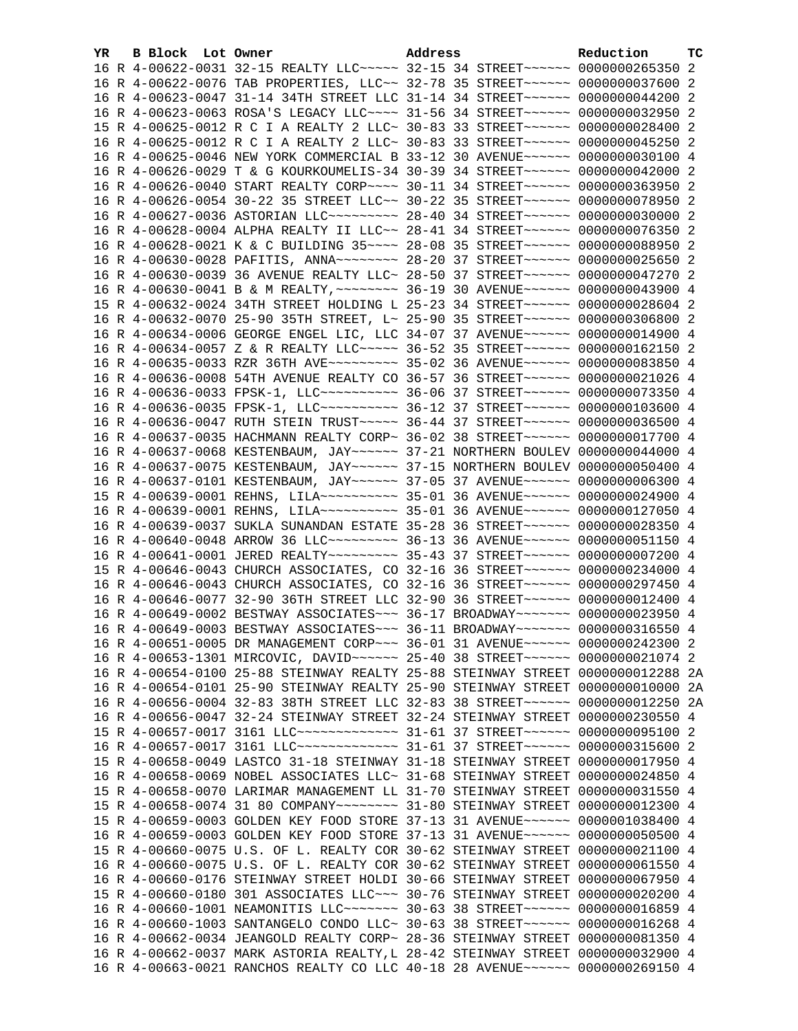| YR | B | Block | Lot | Owner | Address | Reduction | TC |
|---|---|---|---|---|---|---|---|
| 16 | R | 4-00622-0031 | | 32-15 REALTY LLC~~~~~ | 32-15 34 STREET~~~~~~ | 0000000265350 | 2 |
| 16 | R | 4-00622-0076 | | TAB PROPERTIES, LLC~~ | 32-78 35 STREET~~~~~~ | 0000000037600 | 2 |
| 16 | R | 4-00623-0047 | | 31-14 34TH STREET LLC | 31-14 34 STREET~~~~~~ | 0000000044200 | 2 |
| 16 | R | 4-00623-0063 | | ROSA'S LEGACY LLC~~~~ | 31-56 34 STREET~~~~~~ | 0000000032950 | 2 |
| 15 | R | 4-00625-0012 | | R C I A REALTY 2 LLC~ | 30-83 33 STREET~~~~~~ | 0000000028400 | 2 |
| 16 | R | 4-00625-0012 | | R C I A REALTY 2 LLC~ | 30-83 33 STREET~~~~~~ | 0000000045250 | 2 |
| 16 | R | 4-00625-0046 | | NEW YORK COMMERCIAL B | 33-12 30 AVENUE~~~~~~ | 0000000030100 | 4 |
| 16 | R | 4-00626-0029 | | T & G KOURKOUMELIS-34 | 30-39 34 STREET~~~~~~ | 0000000042000 | 2 |
| 16 | R | 4-00626-0040 | | START REALTY CORP~~~~ | 30-11 34 STREET~~~~~~ | 0000000363950 | 2 |
| 16 | R | 4-00626-0054 | | 30-22 35 STREET LLC~~ | 30-22 35 STREET~~~~~~ | 0000000078950 | 2 |
| 16 | R | 4-00627-0036 | | ASTORIAN LLC~~~~~~~~~ | 28-40 34 STREET~~~~~~ | 0000000030000 | 2 |
| 16 | R | 4-00628-0004 | | ALPHA REALTY II LLC~~ | 28-41 34 STREET~~~~~~ | 0000000076350 | 2 |
| 16 | R | 4-00628-0021 | | K & C BUILDING 35~~~~ | 28-08 35 STREET~~~~~~ | 0000000088950 | 2 |
| 16 | R | 4-00630-0028 | | PAFITIS, ANNA~~~~~~~~ | 28-20 37 STREET~~~~~~ | 0000000025650 | 2 |
| 16 | R | 4-00630-0039 | | 36 AVENUE REALTY LLC~ | 28-50 37 STREET~~~~~~ | 0000000047270 | 2 |
| 16 | R | 4-00630-0041 | | B & M REALTY,~~~~~~~~ | 36-19 30 AVENUE~~~~~~ | 0000000043900 | 4 |
| 15 | R | 4-00632-0024 | | 34TH STREET HOLDING L | 25-23 34 STREET~~~~~~ | 0000000028604 | 2 |
| 16 | R | 4-00632-0070 | | 25-90 35TH STREET, L~ | 25-90 35 STREET~~~~~~ | 0000000306800 | 2 |
| 16 | R | 4-00634-0006 | | GEORGE ENGEL LIC, LLC | 34-07 37 AVENUE~~~~~~ | 0000000014900 | 4 |
| 16 | R | 4-00634-0057 | | Z & R REALTY LLC~~~~~ | 36-52 35 STREET~~~~~~ | 0000000162150 | 2 |
| 16 | R | 4-00635-0033 | | RZR 36TH AVE~~~~~~~~~ | 35-02 36 AVENUE~~~~~~ | 0000000083850 | 4 |
| 16 | R | 4-00636-0008 | | 54TH AVENUE REALTY CO | 36-57 36 STREET~~~~~~ | 0000000021026 | 4 |
| 16 | R | 4-00636-0033 | | FPSK-1, LLC~~~~~~~~~~ | 36-06 37 STREET~~~~~~ | 0000000073350 | 4 |
| 16 | R | 4-00636-0035 | | FPSK-1, LLC~~~~~~~~~~ | 36-12 37 STREET~~~~~~ | 0000000103600 | 4 |
| 16 | R | 4-00636-0047 | | RUTH STEIN TRUST~~~~~ | 36-44 37 STREET~~~~~~ | 0000000036500 | 4 |
| 16 | R | 4-00637-0035 | | HACHMANN REALTY CORP~ | 36-02 38 STREET~~~~~~ | 0000000017700 | 4 |
| 16 | R | 4-00637-0068 | | KESTENBAUM, JAY~~~~~~ | 37-21 NORTHERN BOULEV | 0000000044000 | 4 |
| 16 | R | 4-00637-0075 | | KESTENBAUM, JAY~~~~~~ | 37-15 NORTHERN BOULEV | 0000000050400 | 4 |
| 16 | R | 4-00637-0101 | | KESTENBAUM, JAY~~~~~~ | 37-05 37 AVENUE~~~~~~ | 0000000006300 | 4 |
| 15 | R | 4-00639-0001 | | REHNS, LILA~~~~~~~~~~ | 35-01 36 AVENUE~~~~~~ | 0000000024900 | 4 |
| 16 | R | 4-00639-0001 | | REHNS, LILA~~~~~~~~~~ | 35-01 36 AVENUE~~~~~~ | 0000000127050 | 4 |
| 16 | R | 4-00639-0037 | | SUKLA SUNANDAN ESTATE | 35-28 36 STREET~~~~~~ | 0000000028350 | 4 |
| 16 | R | 4-00640-0048 | | ARROW 36 LLC~~~~~~~~~ | 36-13 36 AVENUE~~~~~~ | 0000000051150 | 4 |
| 16 | R | 4-00641-0001 | | JERED REALTY~~~~~~~~~ | 35-43 37 STREET~~~~~~ | 0000000007200 | 4 |
| 15 | R | 4-00646-0043 | | CHURCH ASSOCIATES, CO | 32-16 36 STREET~~~~~~ | 0000000234000 | 4 |
| 16 | R | 4-00646-0043 | | CHURCH ASSOCIATES, CO | 32-16 36 STREET~~~~~~ | 0000000297450 | 4 |
| 16 | R | 4-00646-0077 | | 32-90 36TH STREET LLC | 32-90 36 STREET~~~~~~ | 0000000012400 | 4 |
| 16 | R | 4-00649-0002 | | BESTWAY ASSOCIATES~~~ | 36-17 BROADWAY~~~~~~~ | 0000000023950 | 4 |
| 16 | R | 4-00649-0003 | | BESTWAY ASSOCIATES~~~ | 36-11 BROADWAY~~~~~~~ | 0000000316550 | 4 |
| 16 | R | 4-00651-0005 | | DR MANAGEMENT CORP~~~ | 36-01 31 AVENUE~~~~~~ | 0000000242300 | 2 |
| 16 | R | 4-00653-1301 | | MIRCOVIC, DAVID~~~~~~ | 25-40 38 STREET~~~~~~ | 0000000021074 | 2 |
| 16 | R | 4-00654-0100 | | 25-88 STEINWAY REALTY | 25-88 STEINWAY STREET | 0000000012288 | 2A |
| 16 | R | 4-00654-0101 | | 25-90 STEINWAY REALTY | 25-90 STEINWAY STREET | 0000000010000 | 2A |
| 16 | R | 4-00656-0004 | | 32-83 38TH STREET LLC | 32-83 38 STREET~~~~~~ | 0000000012250 | 2A |
| 16 | R | 4-00656-0047 | | 32-24 STEINWAY STREET | 32-24 STEINWAY STREET | 0000000230550 | 4 |
| 15 | R | 4-00657-0017 | | 3161 LLC~~~~~~~~~~~~~ | 31-61 37 STREET~~~~~~ | 0000000095100 | 2 |
| 16 | R | 4-00657-0017 | | 3161 LLC~~~~~~~~~~~~~ | 31-61 37 STREET~~~~~~ | 0000000315600 | 2 |
| 15 | R | 4-00658-0049 | | LASTCO 31-18 STEINWAY | 31-18 STEINWAY STREET | 0000000017950 | 4 |
| 16 | R | 4-00658-0069 | | NOBEL ASSOCIATES LLC~ | 31-68 STEINWAY STREET | 0000000024850 | 4 |
| 15 | R | 4-00658-0070 | | LARIMAR MANAGEMENT LL | 31-70 STEINWAY STREET | 0000000031550 | 4 |
| 15 | R | 4-00658-0074 | | 31 80 COMPANY~~~~~~~~ | 31-80 STEINWAY STREET | 0000000012300 | 4 |
| 15 | R | 4-00659-0003 | | GOLDEN KEY FOOD STORE | 37-13 31 AVENUE~~~~~~ | 0000001038400 | 4 |
| 16 | R | 4-00659-0003 | | GOLDEN KEY FOOD STORE | 37-13 31 AVENUE~~~~~~ | 0000000050500 | 4 |
| 15 | R | 4-00660-0075 | | U.S. OF L. REALTY COR | 30-62 STEINWAY STREET | 0000000021100 | 4 |
| 16 | R | 4-00660-0075 | | U.S. OF L. REALTY COR | 30-62 STEINWAY STREET | 0000000061550 | 4 |
| 16 | R | 4-00660-0176 | | STEINWAY STREET HOLDI | 30-66 STEINWAY STREET | 0000000067950 | 4 |
| 15 | R | 4-00660-0180 | | 301 ASSOCIATES LLC~~~ | 30-76 STEINWAY STREET | 0000000020200 | 4 |
| 16 | R | 4-00660-1001 | | NEAMONITIS LLC~~~~~~~ | 30-63 38 STREET~~~~~~ | 0000000016859 | 4 |
| 16 | R | 4-00660-1003 | | SANTANGELO CONDO LLC~ | 30-63 38 STREET~~~~~~ | 0000000016268 | 4 |
| 16 | R | 4-00662-0034 | | JEANGOLD REALTY CORP~ | 28-36 STEINWAY STREET | 0000000081350 | 4 |
| 16 | R | 4-00662-0037 | | MARK ASTORIA REALTY,L | 28-42 STEINWAY STREET | 0000000032900 | 4 |
| 16 | R | 4-00663-0021 | | RANCHOS REALTY CO LLC | 40-18 28 AVENUE~~~~~~ | 0000000269150 | 4 |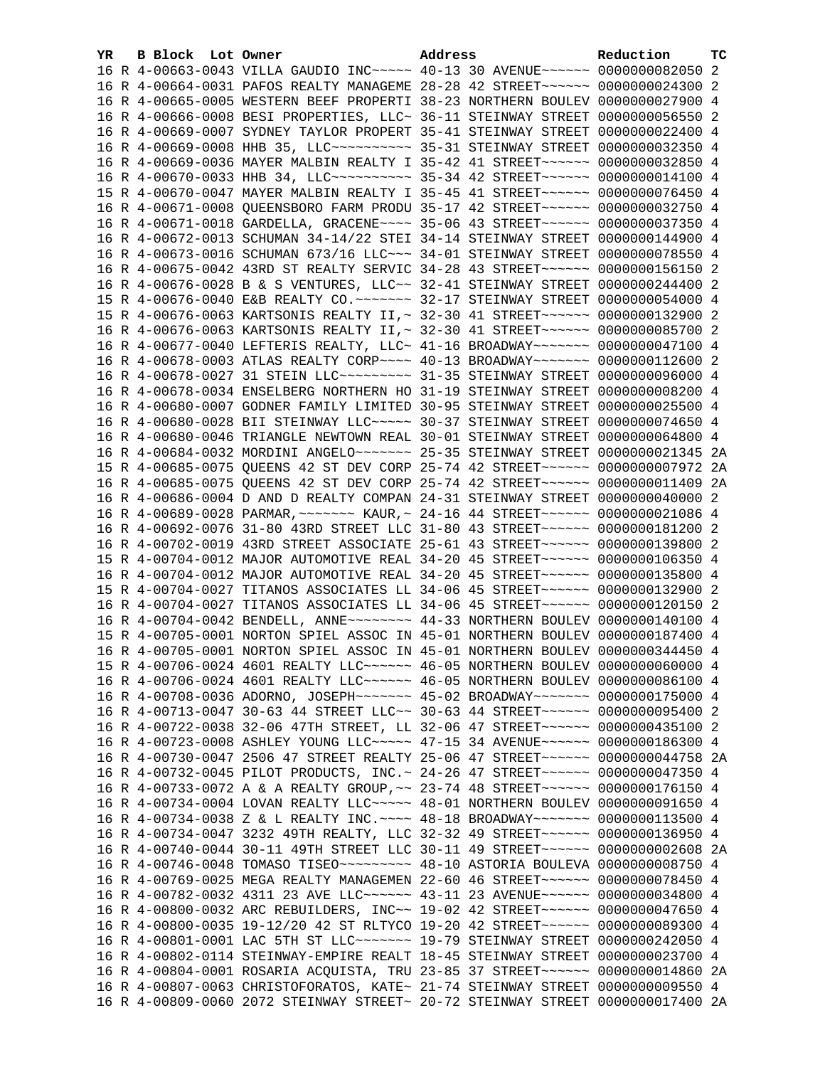| YR | B | Block | Lot | Owner | Address | Reduction | TC |
|---|---|---|---|---|---|---|---|
| 16 | R | 4-00663-0043 | | VILLA GAUDIO INC~~~~~ | 40-13 30 AVENUE~~~~~~ | 0000000082050 | 2 |
| 16 | R | 4-00664-0031 | | PAFOS REALTY MANAGEME | 28-28 42 STREET~~~~~~ | 0000000024300 | 2 |
| 16 | R | 4-00665-0005 | | WESTERN BEEF PROPERTI | 38-23 NORTHERN BOULEV | 0000000027900 | 4 |
| 16 | R | 4-00666-0008 | | BESI PROPERTIES, LLC~ | 36-11 STEINWAY STREET | 0000000056550 | 2 |
| 16 | R | 4-00669-0007 | | SYDNEY TAYLOR PROPERT | 35-41 STEINWAY STREET | 0000000022400 | 4 |
| 16 | R | 4-00669-0008 | | HHB 35, LLC~~~~~~~~~~ | 35-31 STEINWAY STREET | 0000000032350 | 4 |
| 16 | R | 4-00669-0036 | | MAYER MALBIN REALTY I | 35-42 41 STREET~~~~~~ | 0000000032850 | 4 |
| 16 | R | 4-00670-0033 | | HHB 34, LLC~~~~~~~~~~ | 35-34 42 STREET~~~~~~ | 0000000014100 | 4 |
| 15 | R | 4-00670-0047 | | MAYER MALBIN REALTY I | 35-45 41 STREET~~~~~~ | 0000000076450 | 4 |
| 16 | R | 4-00671-0008 | | QUEENSBORO FARM PRODU | 35-17 42 STREET~~~~~~ | 0000000032750 | 4 |
| 16 | R | 4-00671-0018 | | GARDELLA, GRACENE~~~~ | 35-06 43 STREET~~~~~~ | 0000000037350 | 4 |
| 16 | R | 4-00672-0013 | | SCHUMAN 34-14/22 STEI | 34-14 STEINWAY STREET | 0000000144900 | 4 |
| 16 | R | 4-00673-0016 | | SCHUMAN 673/16 LLC~~~ | 34-01 STEINWAY STREET | 0000000078550 | 4 |
| 16 | R | 4-00675-0042 | | 43RD ST REALTY SERVIC | 34-28 43 STREET~~~~~~ | 0000000156150 | 2 |
| 16 | R | 4-00676-0028 | | B & S VENTURES, LLC~~ | 32-41 STEINWAY STREET | 0000000244400 | 2 |
| 15 | R | 4-00676-0040 | | E&B REALTY CO.~~~~~~~ | 32-17 STEINWAY STREET | 0000000054000 | 4 |
| 15 | R | 4-00676-0063 | | KARTSONIS REALTY II,~ | 32-30 41 STREET~~~~~~ | 0000000132900 | 2 |
| 16 | R | 4-00676-0063 | | KARTSONIS REALTY II,~ | 32-30 41 STREET~~~~~~ | 0000000085700 | 2 |
| 16 | R | 4-00677-0040 | | LEFTERIS REALTY, LLC~ | 41-16 BROADWAY~~~~~~~ | 0000000047100 | 4 |
| 16 | R | 4-00678-0003 | | ATLAS REALTY CORP~~~~ | 40-13 BROADWAY~~~~~~~ | 0000000112600 | 2 |
| 16 | R | 4-00678-0027 | | 31 STEIN LLC~~~~~~~~~ | 31-35 STEINWAY STREET | 0000000096000 | 4 |
| 16 | R | 4-00678-0034 | | ENSELBERG NORTHERN HO | 31-19 STEINWAY STREET | 0000000008200 | 4 |
| 16 | R | 4-00680-0007 | | GODNER FAMILY LIMITED | 30-95 STEINWAY STREET | 0000000025500 | 4 |
| 16 | R | 4-00680-0028 | | BII STEINWAY LLC~~~~~ | 30-37 STEINWAY STREET | 0000000074650 | 4 |
| 16 | R | 4-00680-0046 | | TRIANGLE NEWTOWN REAL | 30-01 STEINWAY STREET | 0000000064800 | 4 |
| 16 | R | 4-00684-0032 | | MORDINI ANGELO~~~~~~~ | 25-35 STEINWAY STREET | 0000000021345 | 2A |
| 15 | R | 4-00685-0075 | | QUEENS 42 ST DEV CORP | 25-74 42 STREET~~~~~~ | 0000000007972 | 2A |
| 16 | R | 4-00685-0075 | | QUEENS 42 ST DEV CORP | 25-74 42 STREET~~~~~~ | 0000000011409 | 2A |
| 16 | R | 4-00686-0004 | | D AND D REALTY COMPAN | 24-31 STEINWAY STREET | 0000000040000 | 2 |
| 16 | R | 4-00689-0028 | | PARMAR,~~~~~~~ KAUR,~ | 24-16 44 STREET~~~~~~ | 0000000021086 | 4 |
| 16 | R | 4-00692-0076 | | 31-80 43RD STREET LLC | 31-80 43 STREET~~~~~~ | 0000000181200 | 2 |
| 16 | R | 4-00702-0019 | | 43RD STREET ASSOCIATE | 25-61 43 STREET~~~~~~ | 0000000139800 | 2 |
| 15 | R | 4-00704-0012 | | MAJOR AUTOMOTIVE REAL | 34-20 45 STREET~~~~~~ | 0000000106350 | 4 |
| 16 | R | 4-00704-0012 | | MAJOR AUTOMOTIVE REAL | 34-20 45 STREET~~~~~~ | 0000000135800 | 4 |
| 15 | R | 4-00704-0027 | | TITANOS ASSOCIATES LL | 34-06 45 STREET~~~~~~ | 0000000132900 | 2 |
| 16 | R | 4-00704-0027 | | TITANOS ASSOCIATES LL | 34-06 45 STREET~~~~~~ | 0000000120150 | 2 |
| 16 | R | 4-00704-0042 | | BENDELL, ANNE~~~~~~~~ | 44-33 NORTHERN BOULEV | 0000000140100 | 4 |
| 15 | R | 4-00705-0001 | | NORTON SPIEL ASSOC IN | 45-01 NORTHERN BOULEV | 0000000187400 | 4 |
| 16 | R | 4-00705-0001 | | NORTON SPIEL ASSOC IN | 45-01 NORTHERN BOULEV | 0000000344450 | 4 |
| 15 | R | 4-00706-0024 | | 4601 REALTY LLC~~~~~~ | 46-05 NORTHERN BOULEV | 0000000060000 | 4 |
| 16 | R | 4-00706-0024 | | 4601 REALTY LLC~~~~~~ | 46-05 NORTHERN BOULEV | 0000000086100 | 4 |
| 16 | R | 4-00708-0036 | | ADORNO, JOSEPH~~~~~~~ | 45-02 BROADWAY~~~~~~~ | 0000000175000 | 4 |
| 16 | R | 4-00713-0047 | | 30-63 44 STREET LLC~~ | 30-63 44 STREET~~~~~~ | 0000000095400 | 2 |
| 16 | R | 4-00722-0038 | | 32-06 47TH STREET, LL | 32-06 47 STREET~~~~~~ | 0000000435100 | 2 |
| 16 | R | 4-00723-0008 | | ASHLEY YOUNG LLC~~~~~ | 47-15 34 AVENUE~~~~~~ | 0000000186300 | 4 |
| 16 | R | 4-00730-0047 | | 2506 47 STREET REALTY | 25-06 47 STREET~~~~~~ | 0000000044758 | 2A |
| 16 | R | 4-00732-0045 | | PILOT PRODUCTS, INC.~ | 24-26 47 STREET~~~~~~ | 0000000047350 | 4 |
| 16 | R | 4-00733-0072 | | A & A REALTY GROUP,~~ | 23-74 48 STREET~~~~~~ | 0000000176150 | 4 |
| 16 | R | 4-00734-0004 | | LOVAN REALTY LLC~~~~~ | 48-01 NORTHERN BOULEV | 0000000091650 | 4 |
| 16 | R | 4-00734-0038 | | Z & L REALTY INC.~~~~ | 48-18 BROADWAY~~~~~~~ | 0000000113500 | 4 |
| 16 | R | 4-00734-0047 | | 3232 49TH REALTY, LLC | 32-32 49 STREET~~~~~~ | 0000000136950 | 4 |
| 16 | R | 4-00740-0044 | | 30-11 49TH STREET LLC | 30-11 49 STREET~~~~~~ | 0000000002608 | 2A |
| 16 | R | 4-00746-0048 | | TOMASO TISEO~~~~~~~~~ | 48-10 ASTORIA BOULEVA | 0000000008750 | 4 |
| 16 | R | 4-00769-0025 | | MEGA REALTY MANAGEMEN | 22-60 46 STREET~~~~~~ | 0000000078450 | 4 |
| 16 | R | 4-00782-0032 | | 4311 23 AVE LLC~~~~~~ | 43-11 23 AVENUE~~~~~~ | 0000000034800 | 4 |
| 16 | R | 4-00800-0032 | | ARC REBUILDERS, INC~~ | 19-02 42 STREET~~~~~~ | 0000000047650 | 4 |
| 16 | R | 4-00800-0035 | | 19-12/20 42 ST RLTYCO | 19-20 42 STREET~~~~~~ | 0000000089300 | 4 |
| 16 | R | 4-00801-0001 | | LAC 5TH ST LLC~~~~~~~ | 19-79 STEINWAY STREET | 0000000242050 | 4 |
| 16 | R | 4-00802-0114 | | STEINWAY-EMPIRE REALT | 18-45 STEINWAY STREET | 0000000023700 | 4 |
| 16 | R | 4-00804-0001 | | ROSARIA ACQUISTA, TRU | 23-85 37 STREET~~~~~~ | 0000000014860 | 2A |
| 16 | R | 4-00807-0063 | | CHRISTOFORATOS, KATE~ | 21-74 STEINWAY STREET | 0000000009550 | 4 |
| 16 | R | 4-00809-0060 | | 2072 STEINWAY STREET~ | 20-72 STEINWAY STREET | 0000000017400 | 2A |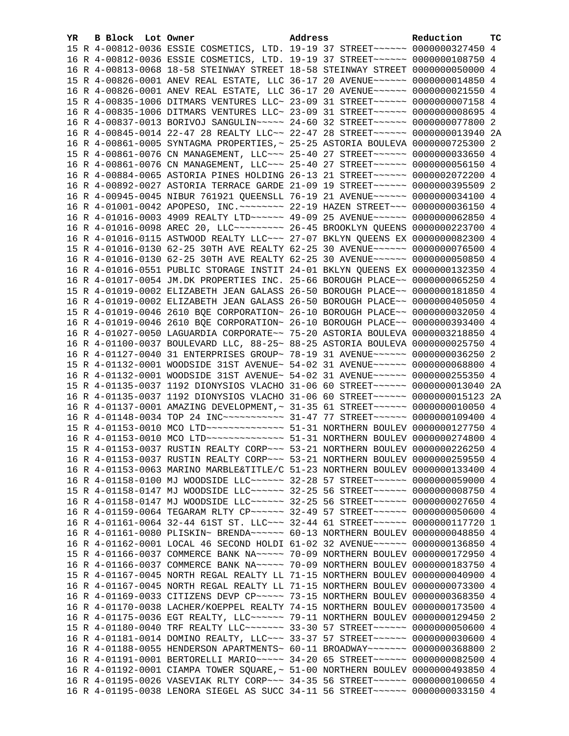| YR | B | Block | Lot | Owner | Address | Reduction | TC |
|---|---|---|---|---|---|---|---|
| 15 | R | 4-00812-0036 | | ESSIE COSMETICS, LTD. | 19-19 37 STREET~~~~~~ | 0000000327450 | 4 |
| 16 | R | 4-00812-0036 | | ESSIE COSMETICS, LTD. | 19-19 37 STREET~~~~~~ | 0000000108750 | 4 |
| 16 | R | 4-00813-0068 | | 18-58 STEINWAY STREET | 18-58 STEINWAY STREET | 0000000050000 | 4 |
| 15 | R | 4-00826-0001 | | ANEV REAL ESTATE, LLC | 36-17 20 AVENUE~~~~~~ | 0000000014850 | 4 |
| 16 | R | 4-00826-0001 | | ANEV REAL ESTATE, LLC | 36-17 20 AVENUE~~~~~~ | 0000000021550 | 4 |
| 15 | R | 4-00835-1006 | | DITMARS VENTURES LLC~ | 23-09 31 STREET~~~~~~ | 0000000007158 | 4 |
| 16 | R | 4-00835-1006 | | DITMARS VENTURES LLC~ | 23-09 31 STREET~~~~~~ | 0000000008695 | 4 |
| 16 | R | 4-00837-0013 | | BORIVOJ SANGULIN~~~~~ | 24-60 32 STREET~~~~~~ | 0000000077800 | 2 |
| 16 | R | 4-00845-0014 | | 22-47 28 REALTY LLC~~ | 22-47 28 STREET~~~~~~ | 0000000013940 | 2A |
| 16 | R | 4-00861-0005 | | SYNTAGMA PROPERTIES,~ | 25-25 ASTORIA BOULEVA | 0000000725300 | 2 |
| 15 | R | 4-00861-0076 | | CN MANAGEMENT, LLC~~~ | 25-40 27 STREET~~~~~~ | 0000000033650 | 4 |
| 16 | R | 4-00861-0076 | | CN MANAGEMENT, LLC~~~ | 25-40 27 STREET~~~~~~ | 0000000056150 | 4 |
| 16 | R | 4-00884-0065 | | ASTORIA PINES HOLDING | 26-13 21 STREET~~~~~~ | 0000002072200 | 4 |
| 16 | R | 4-00892-0027 | | ASTORIA TERRACE GARDE | 21-09 19 STREET~~~~~~ | 0000000395509 | 2 |
| 16 | R | 4-00945-0045 | | NIBUR 761921 QUEENSLL | 76-19 21 AVENUE~~~~~~ | 0000000034100 | 4 |
| 16 | R | 4-01001-0042 | | APOPESO, INC.~~~~~~~~ | 22-19 HAZEN STREET~~~ | 0000000036150 | 4 |
| 16 | R | 4-01016-0003 | | 4909 REALTY LTD~~~~~~ | 49-09 25 AVENUE~~~~~~ | 0000000062850 | 4 |
| 16 | R | 4-01016-0098 | | AREC 20, LLC~~~~~~~~~ | 26-45 BROOKLYN QUEENS | 0000000223700 | 4 |
| 16 | R | 4-01016-0115 | | ASTWOOD REALTY LLC~~~ | 27-07 BKLYN QUEENS EX | 0000000082300 | 4 |
| 15 | R | 4-01016-0130 | | 62-25 30TH AVE REALTY | 62-25 30 AVENUE~~~~~~ | 0000000076500 | 4 |
| 16 | R | 4-01016-0130 | | 62-25 30TH AVE REALTY | 62-25 30 AVENUE~~~~~~ | 0000000050850 | 4 |
| 16 | R | 4-01016-0551 | | PUBLIC STORAGE INSTIT | 24-01 BKLYN QUEENS EX | 0000000132350 | 4 |
| 16 | R | 4-01017-0054 | | JM.DK PROPERTIES INC. | 25-66 BOROUGH PLACE~~ | 0000000065250 | 4 |
| 15 | R | 4-01019-0002 | | ELIZABETH JEAN GALASS | 26-50 BOROUGH PLACE~~ | 0000000181850 | 4 |
| 16 | R | 4-01019-0002 | | ELIZABETH JEAN GALASS | 26-50 BOROUGH PLACE~~ | 0000000405050 | 4 |
| 15 | R | 4-01019-0046 | | 2610 BQE CORPORATION~ | 26-10 BOROUGH PLACE~~ | 0000000032050 | 4 |
| 16 | R | 4-01019-0046 | | 2610 BQE CORPORATION~ | 26-10 BOROUGH PLACE~~ | 0000000393400 | 4 |
| 16 | R | 4-01027-0050 | | LAGUARDIA CORPORATE~~ | 75-20 ASTORIA BOULEVA | 0000003218850 | 4 |
| 16 | R | 4-01100-0037 | | BOULEVARD LLC, 88-25~ | 88-25 ASTORIA BOULEVA | 0000000025750 | 4 |
| 16 | R | 4-01127-0040 | | 31 ENTERPRISES GROUP~ | 78-19 31 AVENUE~~~~~~ | 0000000036250 | 2 |
| 15 | R | 4-01132-0001 | | WOODSIDE 31ST AVENUE~ | 54-02 31 AVENUE~~~~~~ | 0000000068800 | 4 |
| 16 | R | 4-01132-0001 | | WOODSIDE 31ST AVENUE~ | 54-02 31 AVENUE~~~~~~ | 0000000255350 | 4 |
| 15 | R | 4-01135-0037 | | 1192 DIONYSIOS VLACHO | 31-06 60 STREET~~~~~~ | 0000000013040 | 2A |
| 16 | R | 4-01135-0037 | | 1192 DIONYSIOS VLACHO | 31-06 60 STREET~~~~~~ | 0000000015123 | 2A |
| 16 | R | 4-01137-0001 | | AMAZING DEVELOPMENT,~ | 31-35 61 STREET~~~~~~ | 0000000010050 | 4 |
| 16 | R | 4-01148-0034 | | TOP 24 INC~~~~~~~~~~~ | 31-47 77 STREET~~~~~~ | 0000000109400 | 4 |
| 15 | R | 4-01153-0010 | | MCO LTD~~~~~~~~~~~~~~ | 51-31 NORTHERN BOULEV | 0000000127750 | 4 |
| 16 | R | 4-01153-0010 | | MCO LTD~~~~~~~~~~~~~~ | 51-31 NORTHERN BOULEV | 0000000274800 | 4 |
| 15 | R | 4-01153-0037 | | RUSTIN REALTY CORP~~~ | 53-21 NORTHERN BOULEV | 0000000226250 | 4 |
| 16 | R | 4-01153-0037 | | RUSTIN REALTY CORP~~~ | 53-21 NORTHERN BOULEV | 0000000259550 | 4 |
| 16 | R | 4-01153-0063 | | MARINO MARBLE&TITLE/C | 51-23 NORTHERN BOULEV | 0000000133400 | 4 |
| 16 | R | 4-01158-0100 | | MJ WOODSIDE LLC~~~~~~ | 32-28 57 STREET~~~~~~ | 0000000059000 | 4 |
| 15 | R | 4-01158-0147 | | MJ WOODSIDE LLC~~~~~~ | 32-25 56 STREET~~~~~~ | 0000000008750 | 4 |
| 16 | R | 4-01158-0147 | | MJ WOODSIDE LLC~~~~~~ | 32-25 56 STREET~~~~~~ | 0000000027650 | 4 |
| 16 | R | 4-01159-0064 | | TEGARAM RLTY CP~~~~~~ | 32-49 57 STREET~~~~~~ | 0000000050600 | 4 |
| 16 | R | 4-01161-0064 | | 32-44 61ST ST. LLC~~~ | 32-44 61 STREET~~~~~~ | 0000000117720 | 1 |
| 16 | R | 4-01161-0080 | | PLISKIN~ BRENDA~~~~~~ | 60-13 NORTHERN BOULEV | 0000000048850 | 4 |
| 16 | R | 4-01162-0001 | | LOCAL 46 SECOND HOLDI | 61-02 32 AVENUE~~~~~~ | 0000000136850 | 4 |
| 15 | R | 4-01166-0037 | | COMMERCE BANK NA~~~~~ | 70-09 NORTHERN BOULEV | 0000000172950 | 4 |
| 16 | R | 4-01166-0037 | | COMMERCE BANK NA~~~~~ | 70-09 NORTHERN BOULEV | 0000000183750 | 4 |
| 15 | R | 4-01167-0045 | | NORTH REGAL REALTY LL | 71-15 NORTHERN BOULEV | 0000000040900 | 4 |
| 16 | R | 4-01167-0045 | | NORTH REGAL REALTY LL | 71-15 NORTHERN BOULEV | 0000000073300 | 4 |
| 16 | R | 4-01169-0033 | | CITIZENS DEVP CP~~~~~ | 73-15 NORTHERN BOULEV | 0000000368350 | 4 |
| 16 | R | 4-01170-0038 | | LACHER/KOEPPEL REALTY | 74-15 NORTHERN BOULEV | 0000000173500 | 4 |
| 16 | R | 4-01175-0036 | | EGT REALTY, LLC~~~~~~ | 79-11 NORTHERN BOULEV | 0000000129450 | 2 |
| 15 | R | 4-01180-0040 | | TRF REALTY LLC~~~~~~~ | 33-30 57 STREET~~~~~~ | 0000000050600 | 4 |
| 16 | R | 4-01181-0014 | | DOMINO REALTY, LLC~~~ | 33-37 57 STREET~~~~~~ | 0000000030600 | 4 |
| 16 | R | 4-01188-0055 | | HENDERSON APARTMENTS~ | 60-11 BROADWAY~~~~~~~ | 0000000368800 | 2 |
| 16 | R | 4-01191-0001 | | BERTORELLI MARIO~~~~~ | 34-20 65 STREET~~~~~~ | 0000000082500 | 4 |
| 16 | R | 4-01192-0001 | | CIAMPA TOWER SQUARE,~ | 51-00 NORTHERN BOULEV | 0000000493850 | 4 |
| 16 | R | 4-01195-0026 | | VASEVIAK RLTY CORP~~~ | 34-35 56 STREET~~~~~~ | 0000000100650 | 4 |
| 16 | R | 4-01195-0038 | | LENORA SIEGEL AS SUCC | 34-11 56 STREET~~~~~~ | 0000000033150 | 4 |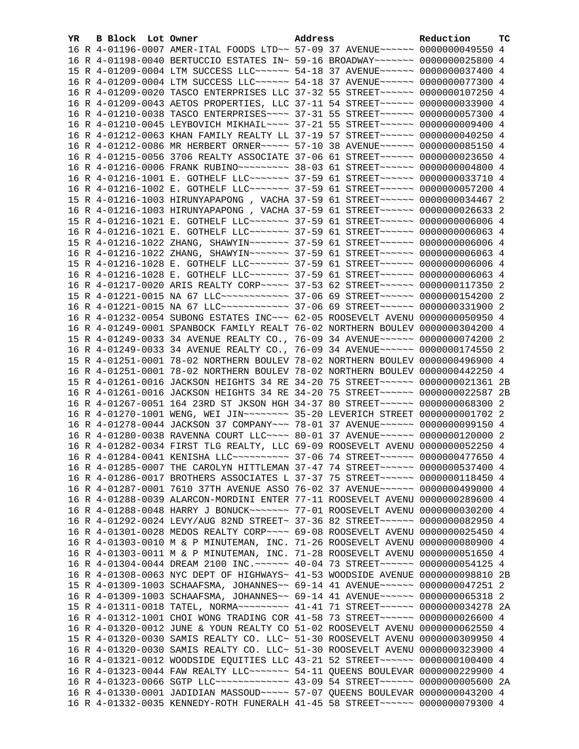| YR | B | Block | Lot | Owner | Address | Reduction | TC |
|---|---|---|---|---|---|---|---|
| 16 | R | 4-01196-0007 | | AMER-ITAL FOODS LTD~~ | 57-09 37 AVENUE~~~~~~ | 0000000049550 | 4 |
| 16 | R | 4-01198-0040 | | BERTUCCIO ESTATES IN~ | 59-16 BROADWAY~~~~~~~ | 0000000025800 | 4 |
| 15 | R | 4-01209-0004 | | LTM SUCCESS LLC~~~~~~ | 54-18 37 AVENUE~~~~~~ | 0000000037400 | 4 |
| 16 | R | 4-01209-0004 | | LTM SUCCESS LLC~~~~~~ | 54-18 37 AVENUE~~~~~~ | 0000000077300 | 4 |
| 16 | R | 4-01209-0020 | | TASCO ENTERPRISES LLC | 37-32 55 STREET~~~~~~ | 0000000107250 | 4 |
| 16 | R | 4-01209-0043 | | AETOS PROPERTIES, LLC | 37-11 54 STREET~~~~~~ | 0000000033900 | 4 |
| 16 | R | 4-01210-0038 | | TASCO ENTERPRISES~~~~ | 37-31 55 STREET~~~~~~ | 0000000057300 | 4 |
| 16 | R | 4-01210-0045 | | LEYBOVICH MIKHAIL~~~~ | 37-21 55 STREET~~~~~~ | 0000000009400 | 4 |
| 16 | R | 4-01212-0063 | | KHAN FAMILY REALTY LL | 37-19 57 STREET~~~~~~ | 0000000040250 | 4 |
| 16 | R | 4-01212-0086 | | MR HERBERT ORNER~~~~~ | 57-10 38 AVENUE~~~~~~ | 0000000085150 | 4 |
| 16 | R | 4-01215-0056 | | 3706 REALTY ASSOCIATE | 37-06 61 STREET~~~~~~ | 0000000023650 | 4 |
| 16 | R | 4-01216-0006 | | FRANK RUBINO~~~~~~~~~ | 38-03 61 STREET~~~~~~ | 0000000004800 | 4 |
| 16 | R | 4-01216-1001 | | E. GOTHELF LLC~~~~~~~ | 37-59 61 STREET~~~~~~ | 0000000033710 | 4 |
| 16 | R | 4-01216-1002 | | E. GOTHELF LLC~~~~~~~ | 37-59 61 STREET~~~~~~ | 0000000057200 | 4 |
| 15 | R | 4-01216-1003 | | HIRUNYAPAPONG , VACHA | 37-59 61 STREET~~~~~~ | 0000000034467 | 2 |
| 16 | R | 4-01216-1003 | | HIRUNYAPAPONG , VACHA | 37-59 61 STREET~~~~~~ | 0000000026633 | 2 |
| 15 | R | 4-01216-1021 | | E. GOTHELF LLC~~~~~~~ | 37-59 61 STREET~~~~~~ | 0000000006006 | 4 |
| 16 | R | 4-01216-1021 | | E. GOTHELF LLC~~~~~~~ | 37-59 61 STREET~~~~~~ | 0000000006063 | 4 |
| 15 | R | 4-01216-1022 | | ZHANG, SHAWYIN~~~~~~~ | 37-59 61 STREET~~~~~~ | 0000000006006 | 4 |
| 16 | R | 4-01216-1022 | | ZHANG, SHAWYIN~~~~~~~ | 37-59 61 STREET~~~~~~ | 0000000006063 | 4 |
| 15 | R | 4-01216-1028 | | E. GOTHELF LLC~~~~~~~ | 37-59 61 STREET~~~~~~ | 0000000006006 | 4 |
| 16 | R | 4-01216-1028 | | E. GOTHELF LLC~~~~~~~ | 37-59 61 STREET~~~~~~ | 0000000006063 | 4 |
| 16 | R | 4-01217-0020 | | ARIS REALTY CORP~~~~~ | 37-53 62 STREET~~~~~~ | 0000000117350 | 2 |
| 15 | R | 4-01221-0015 | | NA 67 LLC~~~~~~~~~~~~ | 37-06 69 STREET~~~~~~ | 0000000154200 | 2 |
| 16 | R | 4-01221-0015 | | NA 67 LLC~~~~~~~~~~~~ | 37-06 69 STREET~~~~~~ | 0000000331900 | 2 |
| 16 | R | 4-01232-0054 | | SUBONG ESTATES INC~~~ | 62-05 ROOSEVELT AVENU | 0000000050950 | 4 |
| 16 | R | 4-01249-0001 | | SPANBOCK FAMILY REALT | 76-02 NORTHERN BOULEV | 0000000304200 | 4 |
| 15 | R | 4-01249-0033 | | 34 AVENUE REALTY CO., | 76-09 34 AVENUE~~~~~~ | 0000000074200 | 2 |
| 16 | R | 4-01249-0033 | | 34 AVENUE REALTY CO., | 76-09 34 AVENUE~~~~~~ | 0000000174550 | 2 |
| 15 | R | 4-01251-0001 | | 78-02 NORTHERN BOULEV | 78-02 NORTHERN BOULEV | 0000000496900 | 4 |
| 16 | R | 4-01251-0001 | | 78-02 NORTHERN BOULEV | 78-02 NORTHERN BOULEV | 0000000442250 | 4 |
| 15 | R | 4-01261-0016 | | JACKSON HEIGHTS 34 RE | 34-20 75 STREET~~~~~~ | 0000000021361 | 2B |
| 16 | R | 4-01261-0016 | | JACKSON HEIGHTS 34 RE | 34-20 75 STREET~~~~~~ | 0000000022587 | 2B |
| 16 | R | 4-01267-0051 | | 164 23RD ST JKSON HGH | 34-37 80 STREET~~~~~~ | 0000000068300 | 2 |
| 16 | R | 4-01270-1001 | | WENG, WEI JIN~~~~~~~~ | 35-20 LEVERICH STREET | 0000000001702 | 2 |
| 16 | R | 4-01278-0044 | | JACKSON 37 COMPANY~~~ | 78-01 37 AVENUE~~~~~~ | 0000000099150 | 4 |
| 16 | R | 4-01280-0038 | | RAVENNA COURT LLC~~~~ | 80-01 37 AVENUE~~~~~~ | 0000000120000 | 2 |
| 16 | R | 4-01282-0034 | | FIRST TLG REALTY, LLC | 69-09 ROOSEVELT AVENU | 0000000052250 | 4 |
| 16 | R | 4-01284-0041 | | KENISHA LLC~~~~~~~~~~ | 37-06 74 STREET~~~~~~ | 0000000477650 | 4 |
| 16 | R | 4-01285-0007 | | THE CAROLYN HITTLEMAN | 37-47 74 STREET~~~~~~ | 0000000537400 | 4 |
| 16 | R | 4-01286-0017 | | BROTHERS ASSOCIATES L | 37-37 75 STREET~~~~~~ | 0000000118450 | 4 |
| 16 | R | 4-01287-0001 | | 7610 37TH AVENUE ASSO | 76-02 37 AVENUE~~~~~~ | 0000000499000 | 4 |
| 16 | R | 4-01288-0039 | | ALARCON-MORDINI ENTER | 77-11 ROOSEVELT AVENU | 0000000289600 | 4 |
| 16 | R | 4-01288-0048 | | HARRY J BONUCK~~~~~~~ | 77-01 ROOSEVELT AVENU | 0000000030200 | 4 |
| 16 | R | 4-01292-0024 | | LEVY/AUG 82ND STREET~ | 37-36 82 STREET~~~~~~ | 0000000082950 | 4 |
| 16 | R | 4-01301-0028 | | MEDOS REALTY CORP~~~~ | 69-08 ROOSEVELT AVENU | 0000000025450 | 4 |
| 16 | R | 4-01303-0010 | | M & P MINUTEMAN, INC. | 71-26 ROOSEVELT AVENU | 0000000080900 | 4 |
| 16 | R | 4-01303-0011 | | M & P MINUTEMAN, INC. | 71-28 ROOSEVELT AVENU | 0000000051650 | 4 |
| 16 | R | 4-01304-0044 | | DREAM 2100 INC.~~~~~~ | 40-04 73 STREET~~~~~~ | 0000000054125 | 4 |
| 16 | R | 4-01308-0063 | | NYC DEPT OF HIGHWAYS~ | 41-53 WOODSIDE AVENUE | 0000000098810 | 2B |
| 15 | R | 4-01309-1003 | | SCHAAFSMA, JOHANNES~~ | 69-14 41 AVENUE~~~~~~ | 0000000047251 | 2 |
| 16 | R | 4-01309-1003 | | SCHAAFSMA, JOHANNES~~ | 69-14 41 AVENUE~~~~~~ | 0000000065318 | 2 |
| 15 | R | 4-01311-0018 | | TATEL, NORMA~~~~~~~~~ | 41-41 71 STREET~~~~~~ | 0000000034278 | 2A |
| 16 | R | 4-01312-1001 | | CHOI WONG TRADING COR | 41-58 73 STREET~~~~~~ | 0000000026600 | 4 |
| 16 | R | 4-01320-0012 | | JUNE & YOUN REALTY CO | 51-02 ROOSEVELT AVENU | 0000000062550 | 4 |
| 15 | R | 4-01320-0030 | | SAMIS REALTY CO. LLC~ | 51-30 ROOSEVELT AVENU | 0000000309950 | 4 |
| 16 | R | 4-01320-0030 | | SAMIS REALTY CO. LLC~ | 51-30 ROOSEVELT AVENU | 0000000323900 | 4 |
| 16 | R | 4-01321-0012 | | WOODSIDE EQUITIES LLC | 43-21 52 STREET~~~~~~ | 0000000100400 | 4 |
| 16 | R | 4-01323-0044 | | FAW REALTY LLC~~~~~~~ | 54-11 QUEENS BOULEVAR | 0000000229900 | 4 |
| 16 | R | 4-01323-0066 | | SGTP LLC~~~~~~~~~~~~~ | 43-09 54 STREET~~~~~~ | 0000000005600 | 2A |
| 16 | R | 4-01330-0001 | | JADIDIAN MASSOUD~~~~~ | 57-07 QUEENS BOULEVAR | 0000000043200 | 4 |
| 16 | R | 4-01332-0035 | | KENNEDY-ROTH FUNERALH | 41-45 58 STREET~~~~~~ | 0000000079300 | 4 |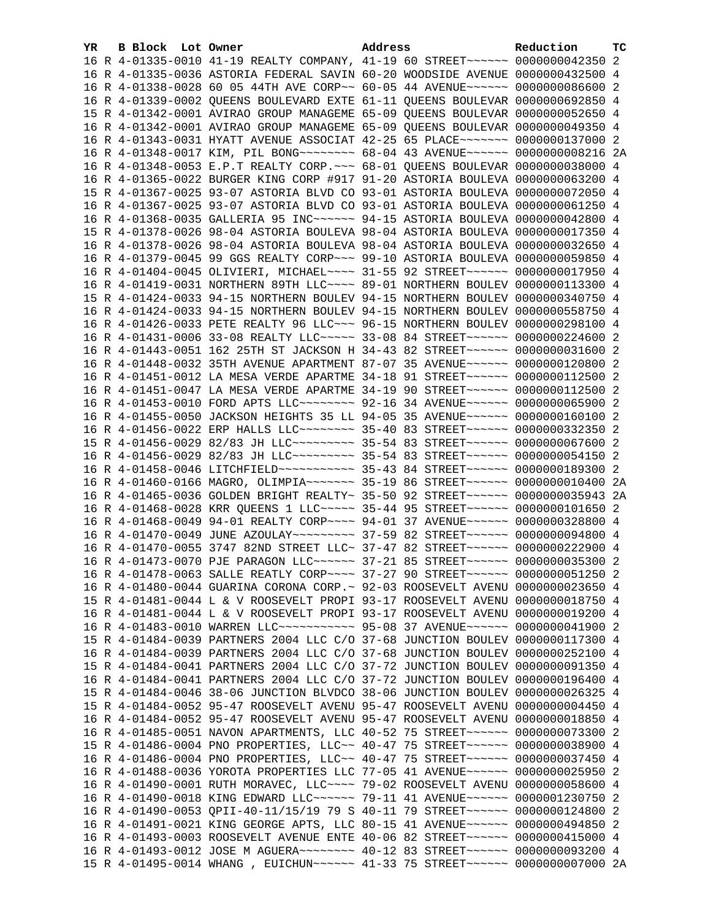| YR | B | Block | Lot | Owner | Address | Reduction | TC |
|---|---|---|---|---|---|---|---|
| 16 | R | 4-01335-0010 | | 41-19 REALTY COMPANY, | 41-19 60 STREET~~~~~~ | 0000000042350 | 2 |
| 16 | R | 4-01335-0036 | | ASTORIA FEDERAL SAVIN | 60-20 WOODSIDE AVENUE | 0000000432500 | 4 |
| 16 | R | 4-01338-0028 | | 60 05 44TH AVE CORP~~ | 60-05 44 AVENUE~~~~~~ | 0000000086600 | 2 |
| 16 | R | 4-01339-0002 | | QUEENS BOULEVARD EXTE | 61-11 QUEENS BOULEVAR | 0000000692850 | 4 |
| 15 | R | 4-01342-0001 | | AVIRAO GROUP MANAGEME | 65-09 QUEENS BOULEVAR | 0000000052650 | 4 |
| 16 | R | 4-01342-0001 | | AVIRAO GROUP MANAGEME | 65-09 QUEENS BOULEVAR | 0000000049350 | 4 |
| 16 | R | 4-01343-0031 | | HYATT AVENUE ASSOCIAT | 42-25 65 PLACE~~~~~~~ | 0000000137000 | 2 |
| 16 | R | 4-01348-0017 | | KIM, PIL BONG~~~~~~~~ | 68-04 43 AVENUE~~~~~~ | 0000000008216 | 2A |
| 16 | R | 4-01348-0053 | | E.P.T REALTY CORP.~~~ | 68-01 QUEENS BOULEVAR | 0000000038000 | 4 |
| 16 | R | 4-01365-0022 | | BURGER KING CORP #917 | 91-20 ASTORIA BOULEVA | 0000000063200 | 4 |
| 15 | R | 4-01367-0025 | | 93-07 ASTORIA BLVD CO | 93-01 ASTORIA BOULEVA | 0000000072050 | 4 |
| 16 | R | 4-01367-0025 | | 93-07 ASTORIA BLVD CO | 93-01 ASTORIA BOULEVA | 0000000061250 | 4 |
| 16 | R | 4-01368-0035 | | GALLERIA 95 INC~~~~~~ | 94-15 ASTORIA BOULEVA | 0000000042800 | 4 |
| 15 | R | 4-01378-0026 | | 98-04 ASTORIA BOULEVA | 98-04 ASTORIA BOULEVA | 0000000017350 | 4 |
| 16 | R | 4-01378-0026 | | 98-04 ASTORIA BOULEVA | 98-04 ASTORIA BOULEVA | 0000000032650 | 4 |
| 16 | R | 4-01379-0045 | | 99 GGS REALTY CORP~~~ | 99-10 ASTORIA BOULEVA | 0000000059850 | 4 |
| 16 | R | 4-01404-0045 | | OLIVIERI, MICHAEL~~~~ | 31-55 92 STREET~~~~~~ | 0000000017950 | 4 |
| 16 | R | 4-01419-0031 | | NORTHERN 89TH LLC~~~~ | 89-01 NORTHERN BOULEV | 0000000113300 | 4 |
| 15 | R | 4-01424-0033 | | 94-15 NORTHERN BOULEV | 94-15 NORTHERN BOULEV | 0000000340750 | 4 |
| 16 | R | 4-01424-0033 | | 94-15 NORTHERN BOULEV | 94-15 NORTHERN BOULEV | 0000000558750 | 4 |
| 16 | R | 4-01426-0033 | | PETE REALTY 96 LLC~~~ | 96-15 NORTHERN BOULEV | 0000000298100 | 4 |
| 16 | R | 4-01431-0006 | | 33-08 REALTY LLC~~~~~ | 33-08 84 STREET~~~~~~ | 0000000224600 | 2 |
| 16 | R | 4-01443-0051 | | 162 25TH ST JACKSON H | 34-43 82 STREET~~~~~~ | 0000000031600 | 2 |
| 16 | R | 4-01448-0032 | | 35TH AVENUE APARTMENT | 87-07 35 AVENUE~~~~~~ | 0000000120800 | 2 |
| 16 | R | 4-01451-0012 | | LA MESA VERDE APARTME | 34-18 91 STREET~~~~~~ | 0000000112500 | 2 |
| 16 | R | 4-01451-0047 | | LA MESA VERDE APARTME | 34-19 90 STREET~~~~~~ | 0000000112500 | 2 |
| 16 | R | 4-01453-0010 | | FORD APTS LLC~~~~~~~~ | 92-16 34 AVENUE~~~~~~ | 0000000065900 | 2 |
| 16 | R | 4-01455-0050 | | JACKSON HEIGHTS 35 LL | 94-05 35 AVENUE~~~~~~ | 0000000160100 | 2 |
| 16 | R | 4-01456-0022 | | ERP HALLS LLC~~~~~~~~ | 35-40 83 STREET~~~~~~ | 0000000332350 | 2 |
| 15 | R | 4-01456-0029 | | 82/83 JH LLC~~~~~~~~~ | 35-54 83 STREET~~~~~~ | 0000000067600 | 2 |
| 16 | R | 4-01456-0029 | | 82/83 JH LLC~~~~~~~~~ | 35-54 83 STREET~~~~~~ | 0000000054150 | 2 |
| 16 | R | 4-01458-0046 | | LITCHFIELD~~~~~~~~~~~ | 35-43 84 STREET~~~~~~ | 0000000189300 | 2 |
| 16 | R | 4-01460-0166 | | MAGRO, OLIMPIA~~~~~~~ | 35-19 86 STREET~~~~~~ | 0000000010400 | 2A |
| 16 | R | 4-01465-0036 | | GOLDEN BRIGHT REALTY~ | 35-50 92 STREET~~~~~~ | 0000000035943 | 2A |
| 16 | R | 4-01468-0028 | | KRR QUEENS 1 LLC~~~~~ | 35-44 95 STREET~~~~~~ | 0000000101650 | 2 |
| 16 | R | 4-01468-0049 | | 94-01 REALTY CORP~~~~ | 94-01 37 AVENUE~~~~~~ | 0000000328800 | 4 |
| 16 | R | 4-01470-0049 | | JUNE AZOULAY~~~~~~~~~ | 37-59 82 STREET~~~~~~ | 0000000094800 | 4 |
| 16 | R | 4-01470-0055 | | 3747 82ND STREET LLC~ | 37-47 82 STREET~~~~~~ | 0000000222900 | 4 |
| 16 | R | 4-01473-0070 | | PJE PARAGON LLC~~~~~~ | 37-21 85 STREET~~~~~~ | 0000000035300 | 2 |
| 16 | R | 4-01478-0063 | | SALLE REATLY CORP~~~~ | 37-27 90 STREET~~~~~~ | 0000000051250 | 2 |
| 16 | R | 4-01480-0044 | | GUARINA CORONA CORP.~ | 92-03 ROOSEVELT AVENU | 0000000023650 | 4 |
| 15 | R | 4-01481-0044 | | L & V ROOSEVELT PROPI | 93-17 ROOSEVELT AVENU | 0000000018750 | 4 |
| 16 | R | 4-01481-0044 | | L & V ROOSEVELT PROPI | 93-17 ROOSEVELT AVENU | 0000000019200 | 4 |
| 16 | R | 4-01483-0010 | | WARREN LLC~~~~~~~~~~~ | 95-08 37 AVENUE~~~~~~ | 0000000041900 | 2 |
| 15 | R | 4-01484-0039 | | PARTNERS 2004 LLC C/O | 37-68 JUNCTION BOULEV | 0000000117300 | 4 |
| 16 | R | 4-01484-0039 | | PARTNERS 2004 LLC C/O | 37-68 JUNCTION BOULEV | 0000000252100 | 4 |
| 15 | R | 4-01484-0041 | | PARTNERS 2004 LLC C/O | 37-72 JUNCTION BOULEV | 0000000091350 | 4 |
| 16 | R | 4-01484-0041 | | PARTNERS 2004 LLC C/O | 37-72 JUNCTION BOULEV | 0000000196400 | 4 |
| 15 | R | 4-01484-0046 | | 38-06 JUNCTION BLVDCO | 38-06 JUNCTION BOULEV | 0000000026325 | 4 |
| 15 | R | 4-01484-0052 | | 95-47 ROOSEVELT AVENU | 95-47 ROOSEVELT AVENU | 0000000004450 | 4 |
| 16 | R | 4-01484-0052 | | 95-47 ROOSEVELT AVENU | 95-47 ROOSEVELT AVENU | 0000000018850 | 4 |
| 16 | R | 4-01485-0051 | | NAVON APARTMENTS, LLC | 40-52 75 STREET~~~~~~ | 0000000073300 | 2 |
| 15 | R | 4-01486-0004 | | PNO PROPERTIES, LLC~~ | 40-47 75 STREET~~~~~~ | 0000000038900 | 4 |
| 16 | R | 4-01486-0004 | | PNO PROPERTIES, LLC~~ | 40-47 75 STREET~~~~~~ | 0000000037450 | 4 |
| 16 | R | 4-01488-0036 | | YOROTA PROPERTIES LLC | 77-05 41 AVENUE~~~~~~ | 0000000025950 | 2 |
| 16 | R | 4-01490-0001 | | RUTH MORAVEC, LLC~~~~ | 79-02 ROOSEVELT AVENU | 0000000058600 | 4 |
| 16 | R | 4-01490-0018 | | KING EDWARD LLC~~~~~~ | 79-11 41 AVENUE~~~~~~ | 0000001230750 | 2 |
| 16 | R | 4-01490-0053 | | QPII-40-11/15/19 79 S | 40-11 79 STREET~~~~~~ | 0000000124800 | 2 |
| 16 | R | 4-01491-0021 | | KING GEORGE APTS, LLC | 80-15 41 AVENUE~~~~~~ | 0000000494850 | 2 |
| 16 | R | 4-01493-0003 | | ROOSEVELT AVENUE ENTE | 40-06 82 STREET~~~~~~ | 0000000415000 | 4 |
| 16 | R | 4-01493-0012 | | JOSE M AGUERA~~~~~~~~ | 40-12 83 STREET~~~~~~ | 0000000093200 | 4 |
| 15 | R | 4-01495-0014 | | WHANG , EUICHUN~~~~~~ | 41-33 75 STREET~~~~~~ | 0000000007000 | 2A |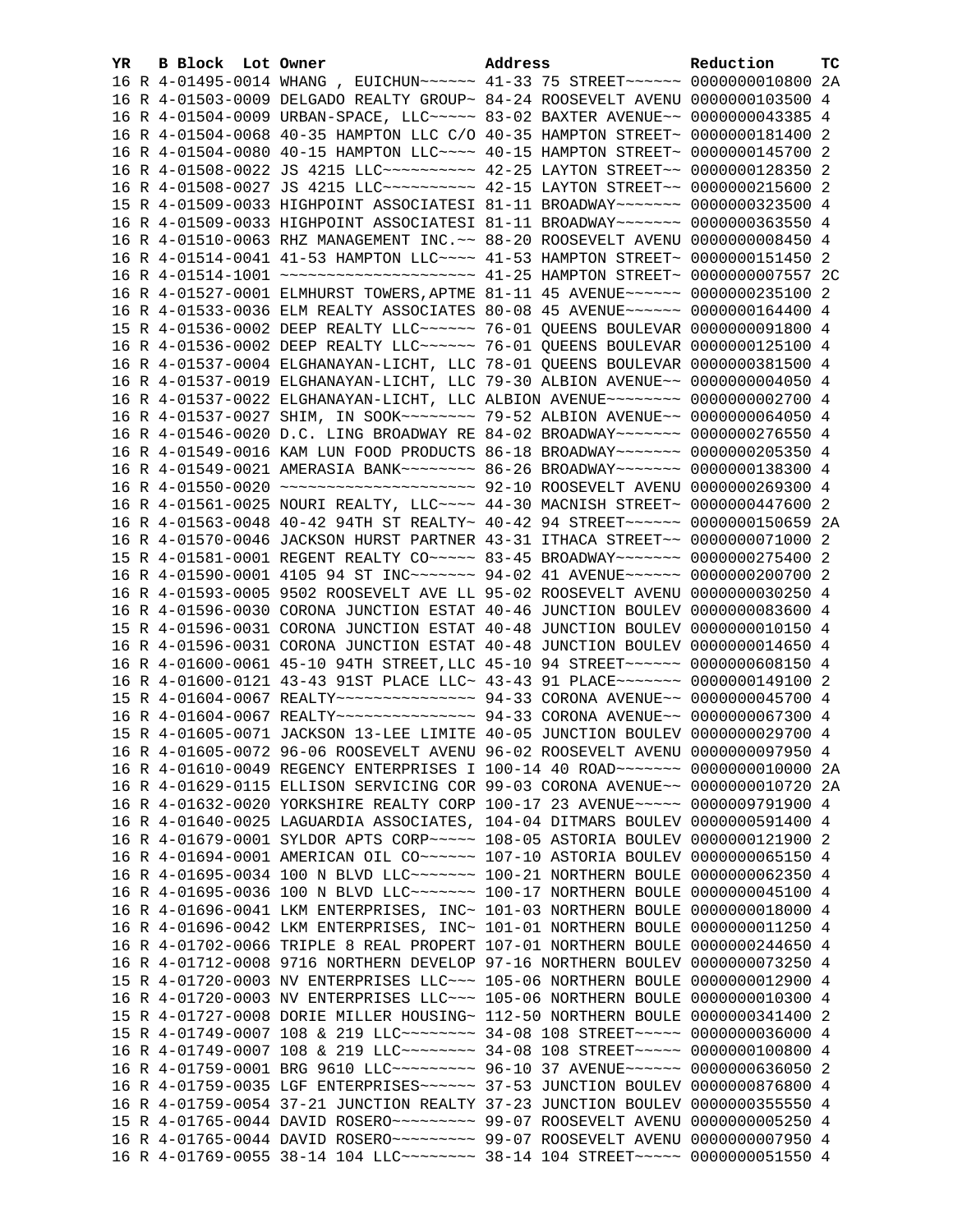| YR | B | Block | Lot | Owner | Address | Reduction | TC |
|---|---|---|---|---|---|---|---|
| 16 | R | 4-01495-0014 | | WHANG , EUICHUN~~~~~~ | 41-33 75 STREET~~~~~~ | 0000000010800 | 2A |
| 16 | R | 4-01503-0009 | | DELGADO REALTY GROUP~ | 84-24 ROOSEVELT AVENU | 0000000103500 | 4 |
| 16 | R | 4-01504-0009 | | URBAN-SPACE, LLC~~~~~ | 83-02 BAXTER AVENUE~~ | 0000000043385 | 4 |
| 16 | R | 4-01504-0068 | | 40-35 HAMPTON LLC C/O | 40-35 HAMPTON STREET~ | 0000000181400 | 2 |
| 16 | R | 4-01504-0080 | | 40-15 HAMPTON LLC~~~~ | 40-15 HAMPTON STREET~ | 0000000145700 | 2 |
| 16 | R | 4-01508-0022 | | JS 4215 LLC~~~~~~~~~~ | 42-25 LAYTON STREET~~ | 0000000128350 | 2 |
| 16 | R | 4-01508-0027 | | JS 4215 LLC~~~~~~~~~~ | 42-15 LAYTON STREET~~ | 0000000215600 | 2 |
| 15 | R | 4-01509-0033 | | HIGHPOINT ASSOCIATESI | 81-11 BROADWAY~~~~~~~ | 0000000323500 | 4 |
| 16 | R | 4-01509-0033 | | HIGHPOINT ASSOCIATESI | 81-11 BROADWAY~~~~~~~ | 0000000363550 | 4 |
| 16 | R | 4-01510-0063 | | RHZ MANAGEMENT INC.~~ | 88-20 ROOSEVELT AVENU | 0000000008450 | 4 |
| 16 | R | 4-01514-0041 | | 41-53 HAMPTON LLC~~~~ | 41-53 HAMPTON STREET~ | 0000000151450 | 2 |
| 16 | R | 4-01514-1001 | | ~~~~~~~~~~~~~~~~~~~~~ | 41-25 HAMPTON STREET~ | 0000000007557 | 2C |
| 16 | R | 4-01527-0001 | | ELMHURST TOWERS,APTME | 81-11 45 AVENUE~~~~~~ | 0000000235100 | 2 |
| 16 | R | 4-01533-0036 | | ELM REALTY ASSOCIATES | 80-08 45 AVENUE~~~~~~ | 0000000164400 | 4 |
| 15 | R | 4-01536-0002 | | DEEP REALTY LLC~~~~~~ | 76-01 QUEENS BOULEVAR | 0000000091800 | 4 |
| 16 | R | 4-01536-0002 | | DEEP REALTY LLC~~~~~~ | 76-01 QUEENS BOULEVAR | 0000000125100 | 4 |
| 16 | R | 4-01537-0004 | | ELGHANAYAN-LICHT, LLC | 78-01 QUEENS BOULEVAR | 0000000381500 | 4 |
| 16 | R | 4-01537-0019 | | ELGHANAYAN-LICHT, LLC | 79-30 ALBION AVENUE~~ | 0000000004050 | 4 |
| 16 | R | 4-01537-0022 | | ELGHANAYAN-LICHT, LLC | ALBION AVENUE~~~~~~~~ | 0000000002700 | 4 |
| 16 | R | 4-01537-0027 | | SHIM, IN SOOK~~~~~~~~ | 79-52 ALBION AVENUE~~ | 0000000064050 | 4 |
| 16 | R | 4-01546-0020 | | D.C. LING BROADWAY RE | 84-02 BROADWAY~~~~~~~ | 0000000276550 | 4 |
| 16 | R | 4-01549-0016 | | KAM LUN FOOD PRODUCTS | 86-18 BROADWAY~~~~~~~ | 0000000205350 | 4 |
| 16 | R | 4-01549-0021 | | AMERASIA BANK~~~~~~~~ | 86-26 BROADWAY~~~~~~~ | 0000000138300 | 4 |
| 16 | R | 4-01550-0020 | | ~~~~~~~~~~~~~~~~~~~~~ | 92-10 ROOSEVELT AVENU | 0000000269300 | 4 |
| 16 | R | 4-01561-0025 | | NOURI REALTY, LLC~~~~ | 44-30 MACNISH STREET~ | 0000000447600 | 2 |
| 16 | R | 4-01563-0048 | | 40-42 94TH ST REALTY~ | 40-42 94 STREET~~~~~~ | 0000000150659 | 2A |
| 16 | R | 4-01570-0046 | | JACKSON HURST PARTNER | 43-31 ITHACA STREET~~ | 0000000071000 | 2 |
| 15 | R | 4-01581-0001 | | REGENT REALTY CO~~~~~ | 83-45 BROADWAY~~~~~~~ | 0000000275400 | 2 |
| 16 | R | 4-01590-0001 | | 4105 94 ST INC~~~~~~~ | 94-02 41 AVENUE~~~~~~ | 0000000200700 | 2 |
| 16 | R | 4-01593-0005 | | 9502 ROOSEVELT AVE LL | 95-02 ROOSEVELT AVENU | 0000000030250 | 4 |
| 16 | R | 4-01596-0030 | | CORONA JUNCTION ESTAT | 40-46 JUNCTION BOULEV | 0000000083600 | 4 |
| 15 | R | 4-01596-0031 | | CORONA JUNCTION ESTAT | 40-48 JUNCTION BOULEV | 0000000010150 | 4 |
| 16 | R | 4-01596-0031 | | CORONA JUNCTION ESTAT | 40-48 JUNCTION BOULEV | 0000000014650 | 4 |
| 16 | R | 4-01600-0061 | | 45-10 94TH STREET,LLC | 45-10 94 STREET~~~~~~ | 0000000608150 | 4 |
| 16 | R | 4-01600-0121 | | 43-43 91ST PLACE LLC~ | 43-43 91 PLACE~~~~~~~ | 0000000149100 | 2 |
| 15 | R | 4-01604-0067 | | REALTY~~~~~~~~~~~~~~~ | 94-33 CORONA AVENUE~~ | 0000000045700 | 4 |
| 16 | R | 4-01604-0067 | | REALTY~~~~~~~~~~~~~~~ | 94-33 CORONA AVENUE~~ | 0000000067300 | 4 |
| 15 | R | 4-01605-0071 | | JACKSON 13-LEE LIMITE | 40-05 JUNCTION BOULEV | 0000000029700 | 4 |
| 16 | R | 4-01605-0072 | | 96-06 ROOSEVELT AVENU | 96-02 ROOSEVELT AVENU | 0000000097950 | 4 |
| 16 | R | 4-01610-0049 | | REGENCY ENTERPRISES I | 100-14 40 ROAD~~~~~~~ | 0000000010000 | 2A |
| 16 | R | 4-01629-0115 | | ELLISON SERVICING COR | 99-03 CORONA AVENUE~~ | 0000000010720 | 2A |
| 16 | R | 4-01632-0020 | | YORKSHIRE REALTY CORP | 100-17 23 AVENUE~~~~~ | 0000009791900 | 4 |
| 16 | R | 4-01640-0025 | | LAGUARDIA ASSOCIATES, | 104-04 DITMARS BOULEV | 0000000591400 | 4 |
| 16 | R | 4-01679-0001 | | SYLDOR APTS CORP~~~~~ | 108-05 ASTORIA BOULEV | 0000000121900 | 2 |
| 16 | R | 4-01694-0001 | | AMERICAN OIL CO~~~~~~ | 107-10 ASTORIA BOULEV | 0000000065150 | 4 |
| 16 | R | 4-01695-0034 | | 100 N BLVD LLC~~~~~~~ | 100-21 NORTHERN BOULE | 0000000062350 | 4 |
| 16 | R | 4-01695-0036 | | 100 N BLVD LLC~~~~~~~ | 100-17 NORTHERN BOULE | 0000000045100 | 4 |
| 16 | R | 4-01696-0041 | | LKM ENTERPRISES, INC~ | 101-03 NORTHERN BOULE | 0000000018000 | 4 |
| 16 | R | 4-01696-0042 | | LKM ENTERPRISES, INC~ | 101-01 NORTHERN BOULE | 0000000011250 | 4 |
| 16 | R | 4-01702-0066 | | TRIPLE 8 REAL PROPERT | 107-01 NORTHERN BOULE | 0000000244650 | 4 |
| 16 | R | 4-01712-0008 | | 9716 NORTHERN DEVELOP | 97-16 NORTHERN BOULEV | 0000000073250 | 4 |
| 15 | R | 4-01720-0003 | | NV ENTERPRISES LLC~~~ | 105-06 NORTHERN BOULE | 0000000012900 | 4 |
| 16 | R | 4-01720-0003 | | NV ENTERPRISES LLC~~~ | 105-06 NORTHERN BOULE | 0000000010300 | 4 |
| 15 | R | 4-01727-0008 | | DORIE MILLER HOUSING~ | 112-50 NORTHERN BOULE | 0000000341400 | 2 |
| 15 | R | 4-01749-0007 | | 108 & 219 LLC~~~~~~~~ | 34-08 108 STREET~~~~~ | 0000000036000 | 4 |
| 16 | R | 4-01749-0007 | | 108 & 219 LLC~~~~~~~~ | 34-08 108 STREET~~~~~ | 0000000100800 | 4 |
| 16 | R | 4-01759-0001 | | BRG 9610 LLC~~~~~~~~~ | 96-10 37 AVENUE~~~~~~ | 0000000636050 | 2 |
| 16 | R | 4-01759-0035 | | LGF ENTERPRISES~~~~~~ | 37-53 JUNCTION BOULEV | 0000000876800 | 4 |
| 16 | R | 4-01759-0054 | | 37-21 JUNCTION REALTY | 37-23 JUNCTION BOULEV | 0000000355550 | 4 |
| 15 | R | 4-01765-0044 | | DAVID ROSERO~~~~~~~~~ | 99-07 ROOSEVELT AVENU | 0000000005250 | 4 |
| 16 | R | 4-01765-0044 | | DAVID ROSERO~~~~~~~~~ | 99-07 ROOSEVELT AVENU | 0000000007950 | 4 |
| 16 | R | 4-01769-0055 | | 38-14 104 LLC~~~~~~~~ | 38-14 104 STREET~~~~~ | 0000000051550 | 4 |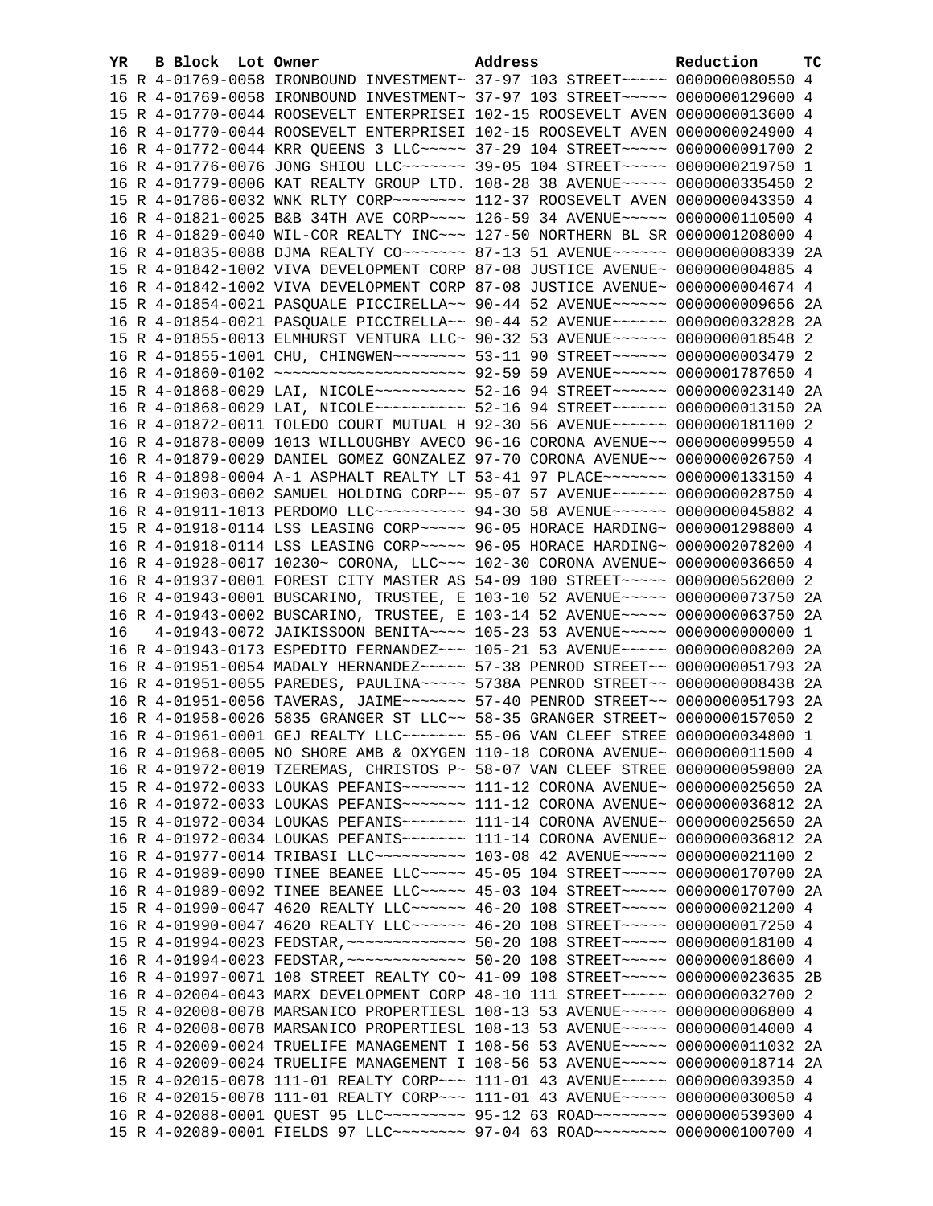| YR | B | Block | Lot | Owner | Address | Reduction | TC |
|---|---|---|---|---|---|---|---|
| 15 | R | 4-01769-0058 | | IRONBOUND INVESTMENT~ | 37-97 103 STREET~~~~~ | 0000000080550 | 4 |
| 16 | R | 4-01769-0058 | | IRONBOUND INVESTMENT~ | 37-97 103 STREET~~~~~ | 0000000129600 | 4 |
| 15 | R | 4-01770-0044 | | ROOSEVELT ENTERPRISEI | 102-15 ROOSEVELT AVEN | 0000000013600 | 4 |
| 16 | R | 4-01770-0044 | | ROOSEVELT ENTERPRISEI | 102-15 ROOSEVELT AVEN | 0000000024900 | 4 |
| 16 | R | 4-01772-0044 | | KRR QUEENS 3 LLC~~~~~ | 37-29 104 STREET~~~~~ | 0000000091700 | 2 |
| 16 | R | 4-01776-0076 | | JONG SHIOU LLC~~~~~~~ | 39-05 104 STREET~~~~~ | 0000000219750 | 1 |
| 16 | R | 4-01779-0006 | | KAT REALTY GROUP LTD. | 108-28 38 AVENUE~~~~~ | 0000000335450 | 2 |
| 15 | R | 4-01786-0032 | | WNK RLTY CORP~~~~~~~~ | 112-37 ROOSEVELT AVEN | 0000000043350 | 4 |
| 16 | R | 4-01821-0025 | | B&B 34TH AVE CORP~~~~ | 126-59 34 AVENUE~~~~~ | 0000000110500 | 4 |
| 16 | R | 4-01829-0040 | | WIL-COR REALTY INC~~~ | 127-50 NORTHERN BL SR | 0000001208000 | 4 |
| 16 | R | 4-01835-0088 | | DJMA REALTY CO~~~~~~~ | 87-13 51 AVENUE~~~~~~ | 0000000008339 | 2A |
| 15 | R | 4-01842-1002 | | VIVA DEVELOPMENT CORP | 87-08 JUSTICE AVENUE~ | 0000000004885 | 4 |
| 16 | R | 4-01842-1002 | | VIVA DEVELOPMENT CORP | 87-08 JUSTICE AVENUE~ | 0000000004674 | 4 |
| 15 | R | 4-01854-0021 | | PASQUALE PICCIRELLA~~ | 90-44 52 AVENUE~~~~~~ | 0000000009656 | 2A |
| 16 | R | 4-01854-0021 | | PASQUALE PICCIRELLA~~ | 90-44 52 AVENUE~~~~~~ | 0000000032828 | 2A |
| 15 | R | 4-01855-0013 | | ELMHURST VENTURA LLC~ | 90-32 53 AVENUE~~~~~~ | 0000000018548 | 2 |
| 16 | R | 4-01855-1001 | | CHU, CHINGWEN~~~~~~~~ | 53-11 90 STREET~~~~~~ | 0000000003479 | 2 |
| 16 | R | 4-01860-0102 | | ~~~~~~~~~~~~~~~~~~~~~ | 92-59 59 AVENUE~~~~~~ | 0000001787650 | 4 |
| 15 | R | 4-01868-0029 | | LAI, NICOLE~~~~~~~~~~ | 52-16 94 STREET~~~~~~ | 0000000023140 | 2A |
| 16 | R | 4-01868-0029 | | LAI, NICOLE~~~~~~~~~~ | 52-16 94 STREET~~~~~~ | 0000000013150 | 2A |
| 16 | R | 4-01872-0011 | | TOLEDO COURT MUTUAL H | 92-30 56 AVENUE~~~~~~ | 0000000181100 | 2 |
| 16 | R | 4-01878-0009 | | 1013 WILLOUGHBY AVECO | 96-16 CORONA AVENUE~~ | 0000000099550 | 4 |
| 16 | R | 4-01879-0029 | | DANIEL GOMEZ GONZALEZ | 97-70 CORONA AVENUE~~ | 0000000026750 | 4 |
| 16 | R | 4-01898-0004 | | A-1 ASPHALT REALTY LT | 53-41 97 PLACE~~~~~~~ | 0000000133150 | 4 |
| 16 | R | 4-01903-0002 | | SAMUEL HOLDING CORP~~ | 95-07 57 AVENUE~~~~~~ | 0000000028750 | 4 |
| 16 | R | 4-01911-1013 | | PERDOMO LLC~~~~~~~~~~ | 94-30 58 AVENUE~~~~~~ | 0000000045882 | 4 |
| 15 | R | 4-01918-0114 | | LSS LEASING CORP~~~~~ | 96-05 HORACE HARDING~ | 0000001298800 | 4 |
| 16 | R | 4-01918-0114 | | LSS LEASING CORP~~~~~ | 96-05 HORACE HARDING~ | 0000002078200 | 4 |
| 16 | R | 4-01928-0017 | | 10230~ CORONA, LLC~~~ | 102-30 CORONA AVENUE~ | 0000000036650 | 4 |
| 16 | R | 4-01937-0001 | | FOREST CITY MASTER AS | 54-09 100 STREET~~~~~ | 0000000562000 | 2 |
| 16 | R | 4-01943-0001 | | BUSCARINO, TRUSTEE, E | 103-10 52 AVENUE~~~~~ | 0000000073750 | 2A |
| 16 | R | 4-01943-0002 | | BUSCARINO, TRUSTEE, E | 103-14 52 AVENUE~~~~~ | 0000000063750 | 2A |
| 16 | | 4-01943-0072 | | JAIKISSOON BENITA~~~~ | 105-23 53 AVENUE~~~~~ | 0000000000000 | 1 |
| 16 | R | 4-01943-0173 | | ESPEDITO FERNANDEZ~~~ | 105-21 53 AVENUE~~~~~ | 0000000008200 | 2A |
| 16 | R | 4-01951-0054 | | MADALY HERNANDEZ~~~~~ | 57-38 PENROD STREET~~ | 0000000051793 | 2A |
| 16 | R | 4-01951-0055 | | PAREDES, PAULINA~~~~~ | 5738A PENROD STREET~~ | 0000000008438 | 2A |
| 16 | R | 4-01951-0056 | | TAVERAS, JAIME~~~~~~~ | 57-40 PENROD STREET~~ | 0000000051793 | 2A |
| 16 | R | 4-01958-0026 | | 5835 GRANGER ST LLC~~ | 58-35 GRANGER STREET~ | 0000000157050 | 2 |
| 16 | R | 4-01961-0001 | | GEJ REALTY LLC~~~~~~~ | 55-06 VAN CLEEF STREE | 0000000034800 | 1 |
| 16 | R | 4-01968-0005 | | NO SHORE AMB & OXYGEN | 110-18 CORONA AVENUE~ | 0000000011500 | 4 |
| 16 | R | 4-01972-0019 | | TZEREMAS, CHRISTOS P~ | 58-07 VAN CLEEF STREE | 0000000059800 | 2A |
| 15 | R | 4-01972-0033 | | LOUKAS PEFANIS~~~~~~~ | 111-12 CORONA AVENUE~ | 0000000025650 | 2A |
| 16 | R | 4-01972-0033 | | LOUKAS PEFANIS~~~~~~~ | 111-12 CORONA AVENUE~ | 0000000036812 | 2A |
| 15 | R | 4-01972-0034 | | LOUKAS PEFANIS~~~~~~~ | 111-14 CORONA AVENUE~ | 0000000025650 | 2A |
| 16 | R | 4-01972-0034 | | LOUKAS PEFANIS~~~~~~~ | 111-14 CORONA AVENUE~ | 0000000036812 | 2A |
| 16 | R | 4-01977-0014 | | TRIBASI LLC~~~~~~~~~~ | 103-08 42 AVENUE~~~~~ | 0000000021100 | 2 |
| 16 | R | 4-01989-0090 | | TINEE BEANEE LLC~~~~~ | 45-05 104 STREET~~~~~ | 0000000170700 | 2A |
| 16 | R | 4-01989-0092 | | TINEE BEANEE LLC~~~~~ | 45-03 104 STREET~~~~~ | 0000000170700 | 2A |
| 15 | R | 4-01990-0047 | | 4620 REALTY LLC~~~~~~ | 46-20 108 STREET~~~~~ | 0000000021200 | 4 |
| 16 | R | 4-01990-0047 | | 4620 REALTY LLC~~~~~~ | 46-20 108 STREET~~~~~ | 0000000017250 | 4 |
| 15 | R | 4-01994-0023 | | FEDSTAR,~~~~~~~~~~~~~ | 50-20 108 STREET~~~~~ | 0000000018100 | 4 |
| 16 | R | 4-01994-0023 | | FEDSTAR,~~~~~~~~~~~~~ | 50-20 108 STREET~~~~~ | 0000000018600 | 4 |
| 16 | R | 4-01997-0071 | | 108 STREET REALTY CO~ | 41-09 108 STREET~~~~~ | 0000000023635 | 2B |
| 16 | R | 4-02004-0043 | | MARX DEVELOPMENT CORP | 48-10 111 STREET~~~~~ | 0000000032700 | 2 |
| 15 | R | 4-02008-0078 | | MARSANICO PROPERTIESL | 108-13 53 AVENUE~~~~~ | 0000000006800 | 4 |
| 16 | R | 4-02008-0078 | | MARSANICO PROPERTIESL | 108-13 53 AVENUE~~~~~ | 0000000014000 | 4 |
| 15 | R | 4-02009-0024 | | TRUELIFE MANAGEMENT I | 108-56 53 AVENUE~~~~~ | 0000000011032 | 2A |
| 16 | R | 4-02009-0024 | | TRUELIFE MANAGEMENT I | 108-56 53 AVENUE~~~~~ | 0000000018714 | 2A |
| 15 | R | 4-02015-0078 | | 111-01 REALTY CORP~~~ | 111-01 43 AVENUE~~~~~ | 0000000039350 | 4 |
| 16 | R | 4-02015-0078 | | 111-01 REALTY CORP~~~ | 111-01 43 AVENUE~~~~~ | 0000000030050 | 4 |
| 16 | R | 4-02088-0001 | | QUEST 95 LLC~~~~~~~~~ | 95-12 63 ROAD~~~~~~~~ | 0000000539300 | 4 |
| 15 | R | 4-02089-0001 | | FIELDS 97 LLC~~~~~~~~ | 97-04 63 ROAD~~~~~~~~ | 0000000100700 | 4 |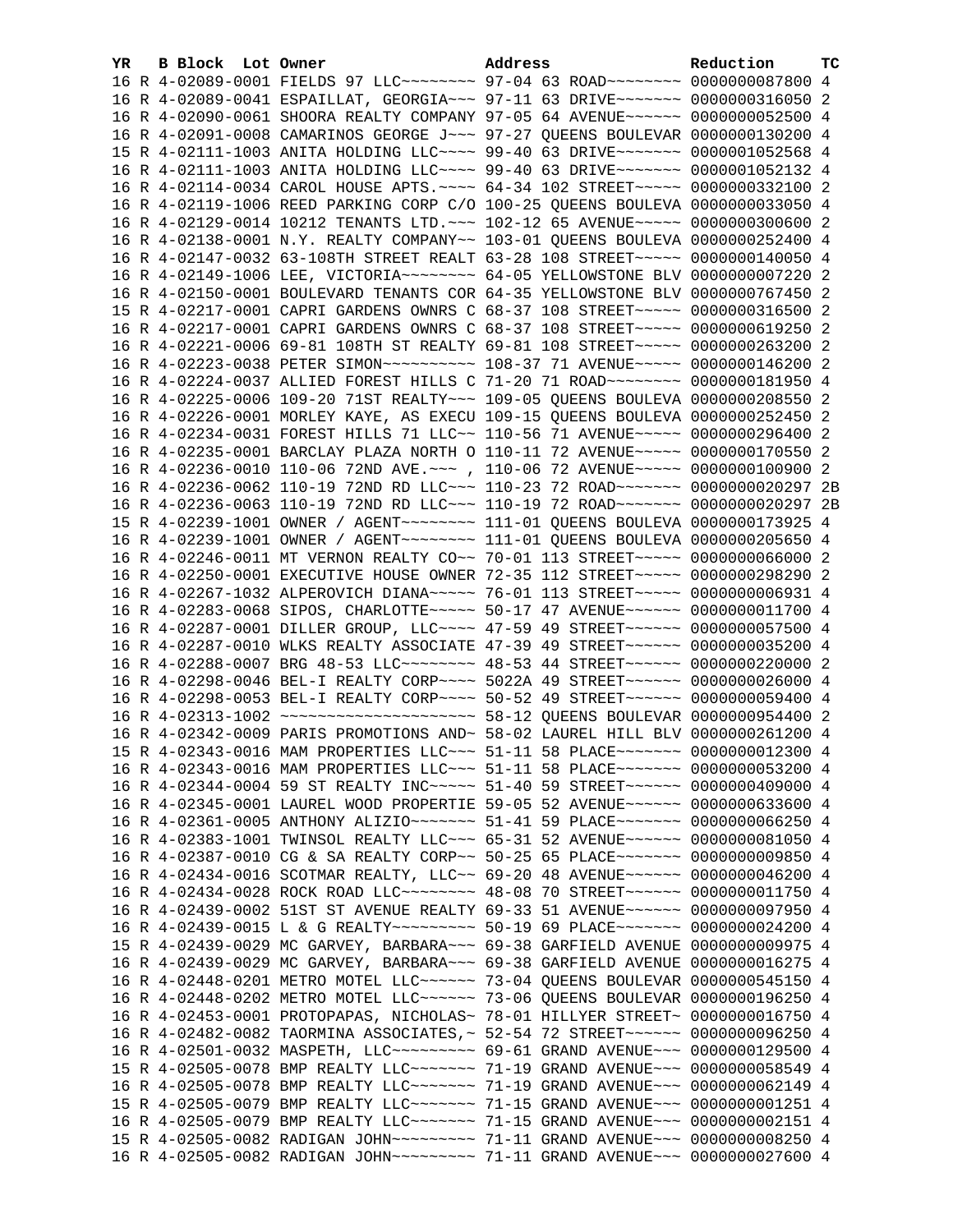| YR | B | Block | Lot | Owner | Address | Reduction | TC |
|---|---|---|---|---|---|---|---|
| 16 | R | 4-02089-0001 | | FIELDS 97 LLC~~~~~~~~ | 97-04 63 ROAD~~~~~~~~ | 0000000087800 | 4 |
| 16 | R | 4-02089-0041 | | ESPAILLAT, GEORGIA~~~ | 97-11 63 DRIVE~~~~~~~ | 0000000316050 | 2 |
| 16 | R | 4-02090-0061 | | SHOORA REALTY COMPANY | 97-05 64 AVENUE~~~~~~ | 0000000052500 | 4 |
| 16 | R | 4-02091-0008 | | CAMARINOS GEORGE J~~~ | 97-27 QUEENS BOULEVAR | 0000000130200 | 4 |
| 15 | R | 4-02111-1003 | | ANITA HOLDING LLC~~~~ | 99-40 63 DRIVE~~~~~~~ | 0000001052568 | 4 |
| 16 | R | 4-02111-1003 | | ANITA HOLDING LLC~~~~ | 99-40 63 DRIVE~~~~~~~ | 0000001052132 | 4 |
| 16 | R | 4-02114-0034 | | CAROL HOUSE APTS.~~~~ | 64-34 102 STREET~~~~~ | 0000000332100 | 2 |
| 16 | R | 4-02119-1006 | | REED PARKING CORP C/O | 100-25 QUEENS BOULEVA | 0000000033050 | 4 |
| 16 | R | 4-02129-0014 | | 10212 TENANTS LTD.~~~ | 102-12 65 AVENUE~~~~~ | 0000000300600 | 2 |
| 16 | R | 4-02138-0001 | | N.Y. REALTY COMPANY~~ | 103-01 QUEENS BOULEVA | 0000000252400 | 4 |
| 16 | R | 4-02147-0032 | | 63-108TH STREET REALT | 63-28 108 STREET~~~~~ | 0000000140050 | 4 |
| 16 | R | 4-02149-1006 | | LEE, VICTORIA~~~~~~~~ | 64-05 YELLOWSTONE BLV | 0000000007220 | 2 |
| 16 | R | 4-02150-0001 | | BOULEVARD TENANTS COR | 64-35 YELLOWSTONE BLV | 0000000767450 | 2 |
| 15 | R | 4-02217-0001 | | CAPRI GARDENS OWNRS C | 68-37 108 STREET~~~~~ | 0000000316500 | 2 |
| 16 | R | 4-02217-0001 | | CAPRI GARDENS OWNRS C | 68-37 108 STREET~~~~~ | 0000000619250 | 2 |
| 16 | R | 4-02221-0006 | | 69-81 108TH ST REALTY | 69-81 108 STREET~~~~~ | 0000000263200 | 2 |
| 16 | R | 4-02223-0038 | | PETER SIMON~~~~~~~~~~ | 108-37 71 AVENUE~~~~~ | 0000000146200 | 2 |
| 16 | R | 4-02224-0037 | | ALLIED FOREST HILLS C | 71-20 71 ROAD~~~~~~~~ | 0000000181950 | 4 |
| 16 | R | 4-02225-0006 | | 109-20 71ST REALTY~~~ | 109-05 QUEENS BOULEVA | 0000000208550 | 2 |
| 16 | R | 4-02226-0001 | | MORLEY KAYE, AS EXECU | 109-15 QUEENS BOULEVA | 0000000252450 | 2 |
| 16 | R | 4-02234-0031 | | FOREST HILLS 71 LLC~~ | 110-56 71 AVENUE~~~~~ | 0000000296400 | 2 |
| 16 | R | 4-02235-0001 | | BARCLAY PLAZA NORTH O | 110-11 72 AVENUE~~~~~ | 0000000170550 | 2 |
| 16 | R | 4-02236-0010 | | 110-06 72ND AVE.~~~ , | 110-06 72 AVENUE~~~~~ | 0000000100900 | 2 |
| 16 | R | 4-02236-0062 | | 110-19 72ND RD LLC~~~ | 110-23 72 ROAD~~~~~~~ | 0000000020297 | 2B |
| 16 | R | 4-02236-0063 | | 110-19 72ND RD LLC~~~ | 110-19 72 ROAD~~~~~~~ | 0000000020297 | 2B |
| 15 | R | 4-02239-1001 | | OWNER / AGENT~~~~~~~~ | 111-01 QUEENS BOULEVA | 0000000173925 | 4 |
| 16 | R | 4-02239-1001 | | OWNER / AGENT~~~~~~~~ | 111-01 QUEENS BOULEVA | 0000000205650 | 4 |
| 16 | R | 4-02246-0011 | | MT VERNON REALTY CO~~ | 70-01 113 STREET~~~~~ | 0000000066000 | 2 |
| 16 | R | 4-02250-0001 | | EXECUTIVE HOUSE OWNER | 72-35 112 STREET~~~~~ | 0000000298290 | 2 |
| 16 | R | 4-02267-1032 | | ALPEROVICH DIANA~~~~~ | 76-01 113 STREET~~~~~ | 0000000006931 | 4 |
| 16 | R | 4-02283-0068 | | SIPOS, CHARLOTTE~~~~~ | 50-17 47 AVENUE~~~~~~ | 0000000011700 | 4 |
| 16 | R | 4-02287-0001 | | DILLER GROUP, LLC~~~~ | 47-59 49 STREET~~~~~~ | 0000000057500 | 4 |
| 16 | R | 4-02287-0010 | | WLKS REALTY ASSOCIATE | 47-39 49 STREET~~~~~~ | 0000000035200 | 4 |
| 16 | R | 4-02288-0007 | | BRG 48-53 LLC~~~~~~~~ | 48-53 44 STREET~~~~~~ | 0000000220000 | 2 |
| 16 | R | 4-02298-0046 | | BEL-I REALTY CORP~~~~ | 5022A 49 STREET~~~~~~ | 0000000026000 | 4 |
| 16 | R | 4-02298-0053 | | BEL-I REALTY CORP~~~~ | 50-52 49 STREET~~~~~~ | 0000000059400 | 4 |
| 16 | R | 4-02313-1002 | | ~~~~~~~~~~~~~~~~~~~~~ | 58-12 QUEENS BOULEVAR | 0000000954400 | 2 |
| 16 | R | 4-02342-0009 | | PARIS PROMOTIONS AND~ | 58-02 LAUREL HILL BLV | 0000000261200 | 4 |
| 15 | R | 4-02343-0016 | | MAM PROPERTIES LLC~~~ | 51-11 58 PLACE~~~~~~~ | 0000000012300 | 4 |
| 16 | R | 4-02343-0016 | | MAM PROPERTIES LLC~~~ | 51-11 58 PLACE~~~~~~~ | 0000000053200 | 4 |
| 16 | R | 4-02344-0004 | | 59 ST REALTY INC~~~~~ | 51-40 59 STREET~~~~~~ | 0000000409000 | 4 |
| 16 | R | 4-02345-0001 | | LAUREL WOOD PROPERTIE | 59-05 52 AVENUE~~~~~~ | 0000000633600 | 4 |
| 16 | R | 4-02361-0005 | | ANTHONY ALIZIO~~~~~~~ | 51-41 59 PLACE~~~~~~~ | 0000000066250 | 4 |
| 16 | R | 4-02383-1001 | | TWINSOL REALTY LLC~~~ | 65-31 52 AVENUE~~~~~~ | 0000000081050 | 4 |
| 16 | R | 4-02387-0010 | | CG & SA REALTY CORP~~ | 50-25 65 PLACE~~~~~~~ | 0000000009850 | 4 |
| 16 | R | 4-02434-0016 | | SCOTMAR REALTY, LLC~~ | 69-20 48 AVENUE~~~~~~ | 0000000046200 | 4 |
| 16 | R | 4-02434-0028 | | ROCK ROAD LLC~~~~~~~~ | 48-08 70 STREET~~~~~~ | 0000000011750 | 4 |
| 16 | R | 4-02439-0002 | | 51ST ST AVENUE REALTY | 69-33 51 AVENUE~~~~~~ | 0000000097950 | 4 |
| 16 | R | 4-02439-0015 | | L & G REALTY~~~~~~~~~ | 50-19 69 PLACE~~~~~~~ | 0000000024200 | 4 |
| 15 | R | 4-02439-0029 | | MC GARVEY, BARBARA~~~ | 69-38 GARFIELD AVENUE | 0000000009975 | 4 |
| 16 | R | 4-02439-0029 | | MC GARVEY, BARBARA~~~ | 69-38 GARFIELD AVENUE | 0000000016275 | 4 |
| 16 | R | 4-02448-0201 | | METRO MOTEL LLC~~~~~~ | 73-04 QUEENS BOULEVAR | 0000000545150 | 4 |
| 16 | R | 4-02448-0202 | | METRO MOTEL LLC~~~~~~ | 73-06 QUEENS BOULEVAR | 0000000196250 | 4 |
| 16 | R | 4-02453-0001 | | PROTOPAPAS, NICHOLAS~ | 78-01 HILLYER STREET~ | 0000000016750 | 4 |
| 16 | R | 4-02482-0082 | | TAORMINA ASSOCIATES,~ | 52-54 72 STREET~~~~~~ | 0000000096250 | 4 |
| 16 | R | 4-02501-0032 | | MASPETH, LLC~~~~~~~~~ | 69-61 GRAND AVENUE~~~ | 0000000129500 | 4 |
| 15 | R | 4-02505-0078 | | BMP REALTY LLC~~~~~~~ | 71-19 GRAND AVENUE~~~ | 0000000058549 | 4 |
| 16 | R | 4-02505-0078 | | BMP REALTY LLC~~~~~~~ | 71-19 GRAND AVENUE~~~ | 0000000062149 | 4 |
| 15 | R | 4-02505-0079 | | BMP REALTY LLC~~~~~~~ | 71-15 GRAND AVENUE~~~ | 0000000001251 | 4 |
| 16 | R | 4-02505-0079 | | BMP REALTY LLC~~~~~~~ | 71-15 GRAND AVENUE~~~ | 0000000002151 | 4 |
| 15 | R | 4-02505-0082 | | RADIGAN JOHN~~~~~~~~~ | 71-11 GRAND AVENUE~~~ | 0000000008250 | 4 |
| 16 | R | 4-02505-0082 | | RADIGAN JOHN~~~~~~~~~ | 71-11 GRAND AVENUE~~~ | 0000000027600 | 4 |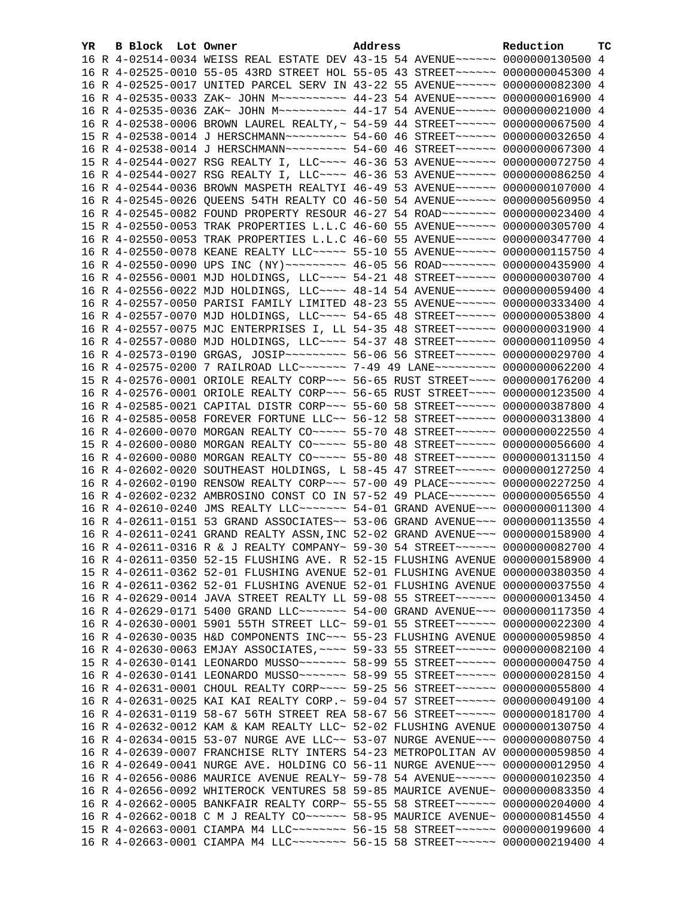| YR | B | Block | Lot | Owner | Address | Reduction | TC |
|---|---|---|---|---|---|---|---|
| 16 | R | 4-02514-0034 | | WEISS REAL ESTATE DEV | 43-15 54 AVENUE~~~~~~ | 0000000130500 | 4 |
| 16 | R | 4-02525-0010 | | 55-05 43RD STREET HOL | 55-05 43 STREET~~~~~~ | 0000000045300 | 4 |
| 16 | R | 4-02525-0017 | | UNITED PARCEL SERV IN | 43-22 55 AVENUE~~~~~~ | 0000000082300 | 4 |
| 16 | R | 4-02535-0033 | | ZAK~ JOHN M~~~~~~~~~~ | 44-23 54 AVENUE~~~~~~ | 0000000016900 | 4 |
| 16 | R | 4-02535-0036 | | ZAK~ JOHN M~~~~~~~~~~ | 44-17 54 AVENUE~~~~~~ | 0000000021000 | 4 |
| 16 | R | 4-02538-0006 | | BROWN LAUREL REALTY,~ | 54-59 44 STREET~~~~~~ | 0000000067500 | 4 |
| 15 | R | 4-02538-0014 | | J HERSCHMANN~~~~~~~~~ | 54-60 46 STREET~~~~~~ | 0000000032650 | 4 |
| 16 | R | 4-02538-0014 | | J HERSCHMANN~~~~~~~~~ | 54-60 46 STREET~~~~~~ | 0000000067300 | 4 |
| 15 | R | 4-02544-0027 | | RSG REALTY I, LLC~~~~ | 46-36 53 AVENUE~~~~~~ | 0000000072750 | 4 |
| 16 | R | 4-02544-0027 | | RSG REALTY I, LLC~~~~ | 46-36 53 AVENUE~~~~~~ | 0000000086250 | 4 |
| 16 | R | 4-02544-0036 | | BROWN MASPETH REALTYI | 46-49 53 AVENUE~~~~~~ | 0000000107000 | 4 |
| 16 | R | 4-02545-0026 | | QUEENS 54TH REALTY CO | 46-50 54 AVENUE~~~~~~ | 0000000560950 | 4 |
| 16 | R | 4-02545-0082 | | FOUND PROPERTY RESOUR | 46-27 54 ROAD~~~~~~~~ | 0000000023400 | 4 |
| 15 | R | 4-02550-0053 | | TRAK PROPERTIES L.L.C | 46-60 55 AVENUE~~~~~~ | 0000000305700 | 4 |
| 16 | R | 4-02550-0053 | | TRAK PROPERTIES L.L.C | 46-60 55 AVENUE~~~~~~ | 0000000347700 | 4 |
| 16 | R | 4-02550-0078 | | KEANE REALTY LLC~~~~~ | 55-10 55 AVENUE~~~~~~ | 0000000115750 | 4 |
| 16 | R | 4-02550-0090 | | UPS INC (NY)~~~~~~~~~ | 46-05 56 ROAD~~~~~~~~ | 0000000435900 | 4 |
| 16 | R | 4-02556-0001 | | MJD HOLDINGS, LLC~~~~ | 54-21 48 STREET~~~~~~ | 0000000030700 | 4 |
| 16 | R | 4-02556-0022 | | MJD HOLDINGS, LLC~~~~ | 48-14 54 AVENUE~~~~~~ | 0000000059400 | 4 |
| 16 | R | 4-02557-0050 | | PARISI FAMILY LIMITED | 48-23 55 AVENUE~~~~~~ | 0000000333400 | 4 |
| 16 | R | 4-02557-0070 | | MJD HOLDINGS, LLC~~~~ | 54-65 48 STREET~~~~~~ | 0000000053800 | 4 |
| 16 | R | 4-02557-0075 | | MJC ENTERPRISES I, LL | 54-35 48 STREET~~~~~~ | 0000000031900 | 4 |
| 16 | R | 4-02557-0080 | | MJD HOLDINGS, LLC~~~~ | 54-37 48 STREET~~~~~~ | 0000000110950 | 4 |
| 16 | R | 4-02573-0190 | | GRGAS, JOSIP~~~~~~~~~ | 56-06 56 STREET~~~~~~ | 0000000029700 | 4 |
| 16 | R | 4-02575-0200 | | 7 RAILROAD LLC~~~~~~~ | 7-49 49 LANE~~~~~~~~~ | 0000000062200 | 4 |
| 15 | R | 4-02576-0001 | | ORIOLE REALTY CORP~~~ | 56-65 RUST STREET~~~~ | 0000000176200 | 4 |
| 16 | R | 4-02576-0001 | | ORIOLE REALTY CORP~~~ | 56-65 RUST STREET~~~~ | 0000000123500 | 4 |
| 16 | R | 4-02585-0021 | | CAPITAL DISTR CORP~~~ | 55-60 58 STREET~~~~~~ | 0000000387800 | 4 |
| 16 | R | 4-02585-0058 | | FOREVER FORTUNE LLC~~ | 56-12 58 STREET~~~~~~ | 0000000313800 | 4 |
| 16 | R | 4-02600-0070 | | MORGAN REALTY CO~~~~~ | 55-70 48 STREET~~~~~~ | 0000000022550 | 4 |
| 15 | R | 4-02600-0080 | | MORGAN REALTY CO~~~~~ | 55-80 48 STREET~~~~~~ | 0000000056600 | 4 |
| 16 | R | 4-02600-0080 | | MORGAN REALTY CO~~~~~ | 55-80 48 STREET~~~~~~ | 0000000131150 | 4 |
| 16 | R | 4-02602-0020 | | SOUTHEAST HOLDINGS, L | 58-45 47 STREET~~~~~~ | 0000000127250 | 4 |
| 16 | R | 4-02602-0190 | | RENSOW REALTY CORP~~~ | 57-00 49 PLACE~~~~~~~ | 0000000227250 | 4 |
| 16 | R | 4-02602-0232 | | AMBROSINO CONST CO IN | 57-52 49 PLACE~~~~~~~ | 0000000056550 | 4 |
| 16 | R | 4-02610-0240 | | JMS REALTY LLC~~~~~~~ | 54-01 GRAND AVENUE~~~ | 0000000011300 | 4 |
| 16 | R | 4-02611-0151 | | 53 GRAND ASSOCIATES~~ | 53-06 GRAND AVENUE~~~ | 0000000113550 | 4 |
| 16 | R | 4-02611-0241 | | GRAND REALTY ASSN,INC | 52-02 GRAND AVENUE~~~ | 0000000158900 | 4 |
| 16 | R | 4-02611-0316 | | R & J REALTY COMPANY~ | 59-30 54 STREET~~~~~~ | 0000000082700 | 4 |
| 16 | R | 4-02611-0350 | | 52-15 FLUSHING AVE. R | 52-15 FLUSHING AVENUE | 0000000158900 | 4 |
| 15 | R | 4-02611-0362 | | 52-01 FLUSHING AVENUE | 52-01 FLUSHING AVENUE | 0000000380350 | 4 |
| 16 | R | 4-02611-0362 | | 52-01 FLUSHING AVENUE | 52-01 FLUSHING AVENUE | 0000000037550 | 4 |
| 16 | R | 4-02629-0014 | | JAVA STREET REALTY LL | 59-08 55 STREET~~~~~~ | 0000000013450 | 4 |
| 16 | R | 4-02629-0171 | | 5400 GRAND LLC~~~~~~~ | 54-00 GRAND AVENUE~~~ | 0000000117350 | 4 |
| 16 | R | 4-02630-0001 | | 5901 55TH STREET LLC~ | 59-01 55 STREET~~~~~~ | 0000000022300 | 4 |
| 16 | R | 4-02630-0035 | | H&D COMPONENTS INC~~~ | 55-23 FLUSHING AVENUE | 0000000059850 | 4 |
| 16 | R | 4-02630-0063 | | EMJAY ASSOCIATES,~~~~ | 59-33 55 STREET~~~~~~ | 0000000082100 | 4 |
| 15 | R | 4-02630-0141 | | LEONARDO MUSSO~~~~~~~ | 58-99 55 STREET~~~~~~ | 0000000004750 | 4 |
| 16 | R | 4-02630-0141 | | LEONARDO MUSSO~~~~~~~ | 58-99 55 STREET~~~~~~ | 0000000028150 | 4 |
| 16 | R | 4-02631-0001 | | CHOUL REALTY CORP~~~~ | 59-25 56 STREET~~~~~~ | 0000000055800 | 4 |
| 16 | R | 4-02631-0025 | | KAI KAI REALTY CORP.~ | 59-04 57 STREET~~~~~~ | 0000000049100 | 4 |
| 16 | R | 4-02631-0119 | | 58-67 56TH STREET REA | 58-67 56 STREET~~~~~~ | 0000000181700 | 4 |
| 16 | R | 4-02632-0012 | | KAM & KAM REALTY LLC~ | 52-02 FLUSHING AVENUE | 0000000130750 | 4 |
| 16 | R | 4-02634-0015 | | 53-07 NURGE AVE LLC~~ | 53-07 NURGE AVENUE~~~ | 0000000080750 | 4 |
| 16 | R | 4-02639-0007 | | FRANCHISE RLTY INTERS | 54-23 METROPOLITAN AV | 0000000059850 | 4 |
| 16 | R | 4-02649-0041 | | NURGE AVE. HOLDING CO | 56-11 NURGE AVENUE~~~ | 0000000012950 | 4 |
| 16 | R | 4-02656-0086 | | MAURICE AVENUE REALY~ | 59-78 54 AVENUE~~~~~~ | 0000000102350 | 4 |
| 16 | R | 4-02656-0092 | | WHITEROCK VENTURES 58 | 59-85 MAURICE AVENUE~ | 0000000083350 | 4 |
| 16 | R | 4-02662-0005 | | BANKFAIR REALTY CORP~ | 55-55 58 STREET~~~~~~ | 0000000204000 | 4 |
| 16 | R | 4-02662-0018 | | C M J REALTY CO~~~~~~ | 58-95 MAURICE AVENUE~ | 0000000814550 | 4 |
| 15 | R | 4-02663-0001 | | CIAMPA M4 LLC~~~~~~~~ | 56-15 58 STREET~~~~~~ | 0000000199600 | 4 |
| 16 | R | 4-02663-0001 | | CIAMPA M4 LLC~~~~~~~~ | 56-15 58 STREET~~~~~~ | 0000000219400 | 4 |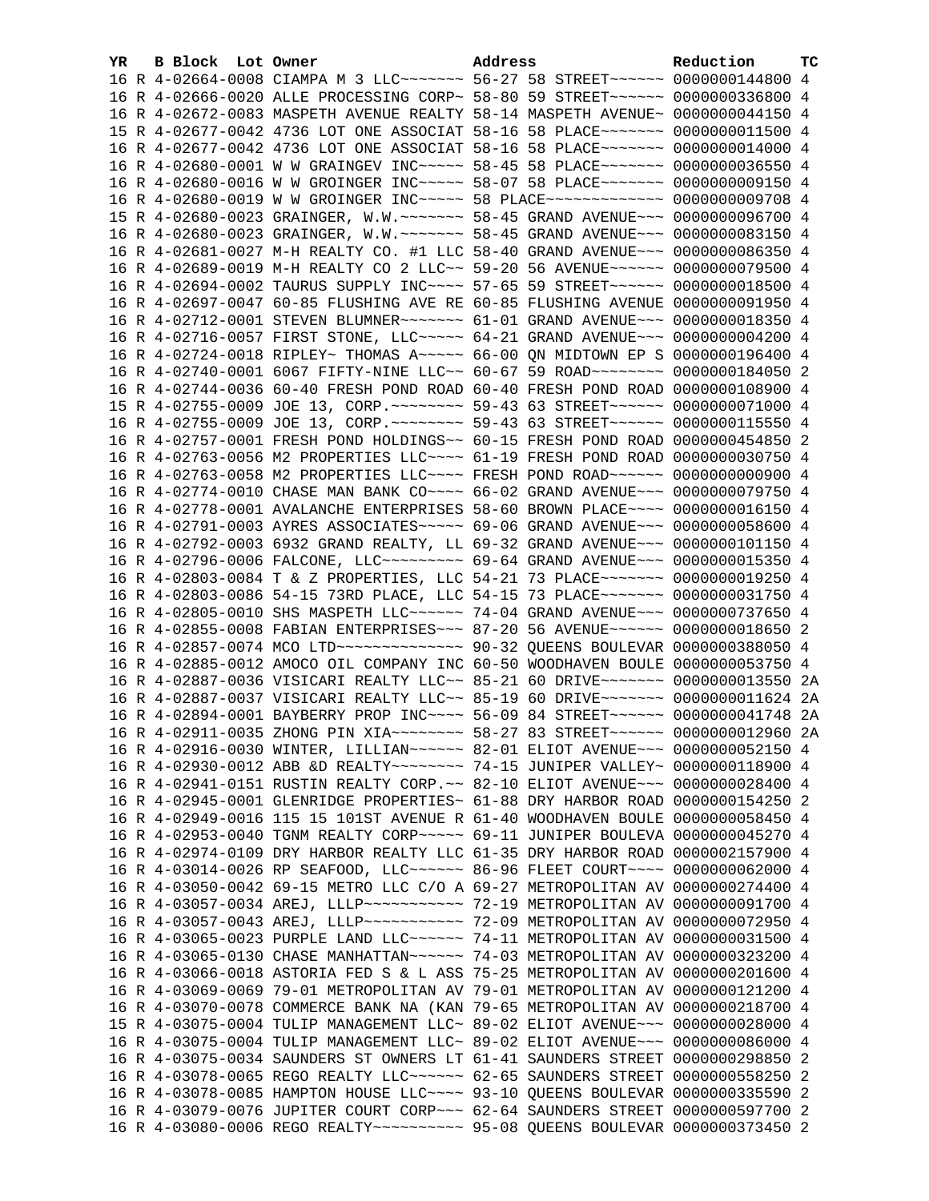| YR | B | Block | Lot | Owner | Address | Reduction | TC |
|---|---|---|---|---|---|---|---|
| 16 | R | 4-02664-0008 | | CIAMPA M 3 LLC~~~~~~~ | 56-27 58 STREET~~~~~~ | 0000000144800 | 4 |
| 16 | R | 4-02666-0020 | | ALLE PROCESSING CORP~ | 58-80 59 STREET~~~~~~ | 0000000336800 | 4 |
| 16 | R | 4-02672-0083 | | MASPETH AVENUE REALTY | 58-14 MASPETH AVENUE~ | 0000000044150 | 4 |
| 15 | R | 4-02677-0042 | | 4736 LOT ONE ASSOCIAT | 58-16 58 PLACE~~~~~~~ | 0000000011500 | 4 |
| 16 | R | 4-02677-0042 | | 4736 LOT ONE ASSOCIAT | 58-16 58 PLACE~~~~~~~ | 0000000014000 | 4 |
| 16 | R | 4-02680-0001 | | W W GRAINGEV INC~~~~~ | 58-45 58 PLACE~~~~~~~ | 0000000036550 | 4 |
| 16 | R | 4-02680-0016 | | W W GROINGER INC~~~~~ | 58-07 58 PLACE~~~~~~~ | 0000000009150 | 4 |
| 16 | R | 4-02680-0019 | | W W GROINGER INC~~~~~ | 58 PLACE~~~~~~~~~~~~~ | 0000000009708 | 4 |
| 15 | R | 4-02680-0023 | | GRAINGER, W.W.~~~~~~~ | 58-45 GRAND AVENUE~~~ | 0000000096700 | 4 |
| 16 | R | 4-02680-0023 | | GRAINGER, W.W.~~~~~~~ | 58-45 GRAND AVENUE~~~ | 0000000083150 | 4 |
| 16 | R | 4-02681-0027 | | M-H REALTY CO. #1 LLC | 58-40 GRAND AVENUE~~~ | 0000000086350 | 4 |
| 16 | R | 4-02689-0019 | | M-H REALTY CO 2 LLC~~ | 59-20 56 AVENUE~~~~~~ | 0000000079500 | 4 |
| 16 | R | 4-02694-0002 | | TAURUS SUPPLY INC~~~~ | 57-65 59 STREET~~~~~~ | 0000000018500 | 4 |
| 16 | R | 4-02697-0047 | | 60-85 FLUSHING AVE RE | 60-85 FLUSHING AVENUE | 0000000091950 | 4 |
| 16 | R | 4-02712-0001 | | STEVEN BLUMNER~~~~~~~ | 61-01 GRAND AVENUE~~~ | 0000000018350 | 4 |
| 16 | R | 4-02716-0057 | | FIRST STONE, LLC~~~~~ | 64-21 GRAND AVENUE~~~ | 0000000004200 | 4 |
| 16 | R | 4-02724-0018 | | RIPLEY~ THOMAS A~~~~~ | 66-00 QN MIDTOWN EP S | 0000000196400 | 4 |
| 16 | R | 4-02740-0001 | | 6067 FIFTY-NINE LLC~~ | 60-67 59 ROAD~~~~~~~~ | 0000000184050 | 2 |
| 16 | R | 4-02744-0036 | | 60-40 FRESH POND ROAD | 60-40 FRESH POND ROAD | 0000000108900 | 4 |
| 15 | R | 4-02755-0009 | | JOE 13, CORP.~~~~~~~~ | 59-43 63 STREET~~~~~~ | 0000000071000 | 4 |
| 16 | R | 4-02755-0009 | | JOE 13, CORP.~~~~~~~~ | 59-43 63 STREET~~~~~~ | 0000000115550 | 4 |
| 16 | R | 4-02757-0001 | | FRESH POND HOLDINGS~~ | 60-15 FRESH POND ROAD | 0000000454850 | 2 |
| 16 | R | 4-02763-0056 | | M2 PROPERTIES LLC~~~~ | 61-19 FRESH POND ROAD | 0000000030750 | 4 |
| 16 | R | 4-02763-0058 | | M2 PROPERTIES LLC~~~~ | FRESH POND ROAD~~~~~~ | 0000000000900 | 4 |
| 16 | R | 4-02774-0010 | | CHASE MAN BANK CO~~~~ | 66-02 GRAND AVENUE~~~ | 0000000079750 | 4 |
| 16 | R | 4-02778-0001 | | AVALANCHE ENTERPRISES | 58-60 BROWN PLACE~~~~ | 0000000016150 | 4 |
| 16 | R | 4-02791-0003 | | AYRES ASSOCIATES~~~~~ | 69-06 GRAND AVENUE~~~ | 0000000058600 | 4 |
| 16 | R | 4-02792-0003 | | 6932 GRAND REALTY, LL | 69-32 GRAND AVENUE~~~ | 0000000101150 | 4 |
| 16 | R | 4-02796-0006 | | FALCONE, LLC~~~~~~~~~ | 69-64 GRAND AVENUE~~~ | 0000000015350 | 4 |
| 16 | R | 4-02803-0084 | | T & Z PROPERTIES, LLC | 54-21 73 PLACE~~~~~~~ | 0000000019250 | 4 |
| 16 | R | 4-02803-0086 | | 54-15 73RD PLACE, LLC | 54-15 73 PLACE~~~~~~~ | 0000000031750 | 4 |
| 16 | R | 4-02805-0010 | | SHS MASPETH LLC~~~~~~ | 74-04 GRAND AVENUE~~~ | 0000000737650 | 4 |
| 16 | R | 4-02855-0008 | | FABIAN ENTERPRISES~~~ | 87-20 56 AVENUE~~~~~~ | 0000000018650 | 2 |
| 16 | R | 4-02857-0074 | | MCO LTD~~~~~~~~~~~~~~ | 90-32 QUEENS BOULEVAR | 0000000388050 | 4 |
| 16 | R | 4-02885-0012 | | AMOCO OIL COMPANY INC | 60-50 WOODHAVEN BOULE | 0000000053750 | 4 |
| 16 | R | 4-02887-0036 | | VISICARI REALTY LLC~~ | 85-21 60 DRIVE~~~~~~~ | 0000000013550 | 2A |
| 16 | R | 4-02887-0037 | | VISICARI REALTY LLC~~ | 85-19 60 DRIVE~~~~~~~ | 0000000011624 | 2A |
| 16 | R | 4-02894-0001 | | BAYBERRY PROP INC~~~~ | 56-09 84 STREET~~~~~~ | 0000000041748 | 2A |
| 16 | R | 4-02911-0035 | | ZHONG PIN XIA~~~~~~~~ | 58-27 83 STREET~~~~~~ | 0000000012960 | 2A |
| 16 | R | 4-02916-0030 | | WINTER, LILLIAN~~~~~~ | 82-01 ELIOT AVENUE~~~ | 0000000052150 | 4 |
| 16 | R | 4-02930-0012 | | ABB &D REALTY~~~~~~~~ | 74-15 JUNIPER VALLEY~ | 0000000118900 | 4 |
| 16 | R | 4-02941-0151 | | RUSTIN REALTY CORP.~~ | 82-10 ELIOT AVENUE~~~ | 0000000028400 | 4 |
| 16 | R | 4-02945-0001 | | GLENRIDGE PROPERTIES~ | 61-88 DRY HARBOR ROAD | 0000000154250 | 2 |
| 16 | R | 4-02949-0016 | | 115 15 101ST AVENUE R | 61-40 WOODHAVEN BOULE | 0000000058450 | 4 |
| 16 | R | 4-02953-0040 | | TGNM REALTY CORP~~~~~ | 69-11 JUNIPER BOULEVA | 0000000045270 | 4 |
| 16 | R | 4-02974-0109 | | DRY HARBOR REALTY LLC | 61-35 DRY HARBOR ROAD | 0000002157900 | 4 |
| 16 | R | 4-03014-0026 | | RP SEAFOOD, LLC~~~~~~ | 86-96 FLEET COURT~~~~ | 0000000062000 | 4 |
| 16 | R | 4-03050-0042 | | 69-15 METRO LLC C/O A | 69-27 METROPOLITAN AV | 0000000274400 | 4 |
| 16 | R | 4-03057-0034 | | AREJ, LLLP~~~~~~~~~~~ | 72-19 METROPOLITAN AV | 0000000091700 | 4 |
| 16 | R | 4-03057-0043 | | AREJ, LLLP~~~~~~~~~~~ | 72-09 METROPOLITAN AV | 0000000072950 | 4 |
| 16 | R | 4-03065-0023 | | PURPLE LAND LLC~~~~~~ | 74-11 METROPOLITAN AV | 0000000031500 | 4 |
| 16 | R | 4-03065-0130 | | CHASE MANHATTAN~~~~~~ | 74-03 METROPOLITAN AV | 0000000323200 | 4 |
| 16 | R | 4-03066-0018 | | ASTORIA FED S & L ASS | 75-25 METROPOLITAN AV | 0000000201600 | 4 |
| 16 | R | 4-03069-0069 | | 79-01 METROPOLITAN AV | 79-01 METROPOLITAN AV | 0000000121200 | 4 |
| 16 | R | 4-03070-0078 | | COMMERCE BANK NA (KAN | 79-65 METROPOLITAN AV | 0000000218700 | 4 |
| 15 | R | 4-03075-0004 | | TULIP MANAGEMENT LLC~ | 89-02 ELIOT AVENUE~~~ | 0000000028000 | 4 |
| 16 | R | 4-03075-0004 | | TULIP MANAGEMENT LLC~ | 89-02 ELIOT AVENUE~~~ | 0000000086000 | 4 |
| 16 | R | 4-03075-0034 | | SAUNDERS ST OWNERS LT | 61-41 SAUNDERS STREET | 0000000298850 | 2 |
| 16 | R | 4-03078-0065 | | REGO REALTY LLC~~~~~~ | 62-65 SAUNDERS STREET | 0000000558250 | 2 |
| 16 | R | 4-03078-0085 | | HAMPTON HOUSE LLC~~~~ | 93-10 QUEENS BOULEVAR | 0000000335590 | 2 |
| 16 | R | 4-03079-0076 | | JUPITER COURT CORP~~~ | 62-64 SAUNDERS STREET | 0000000597700 | 2 |
| 16 | R | 4-03080-0006 | | REGO REALTY~~~~~~~~~~ | 95-08 QUEENS BOULEVAR | 0000000373450 | 2 |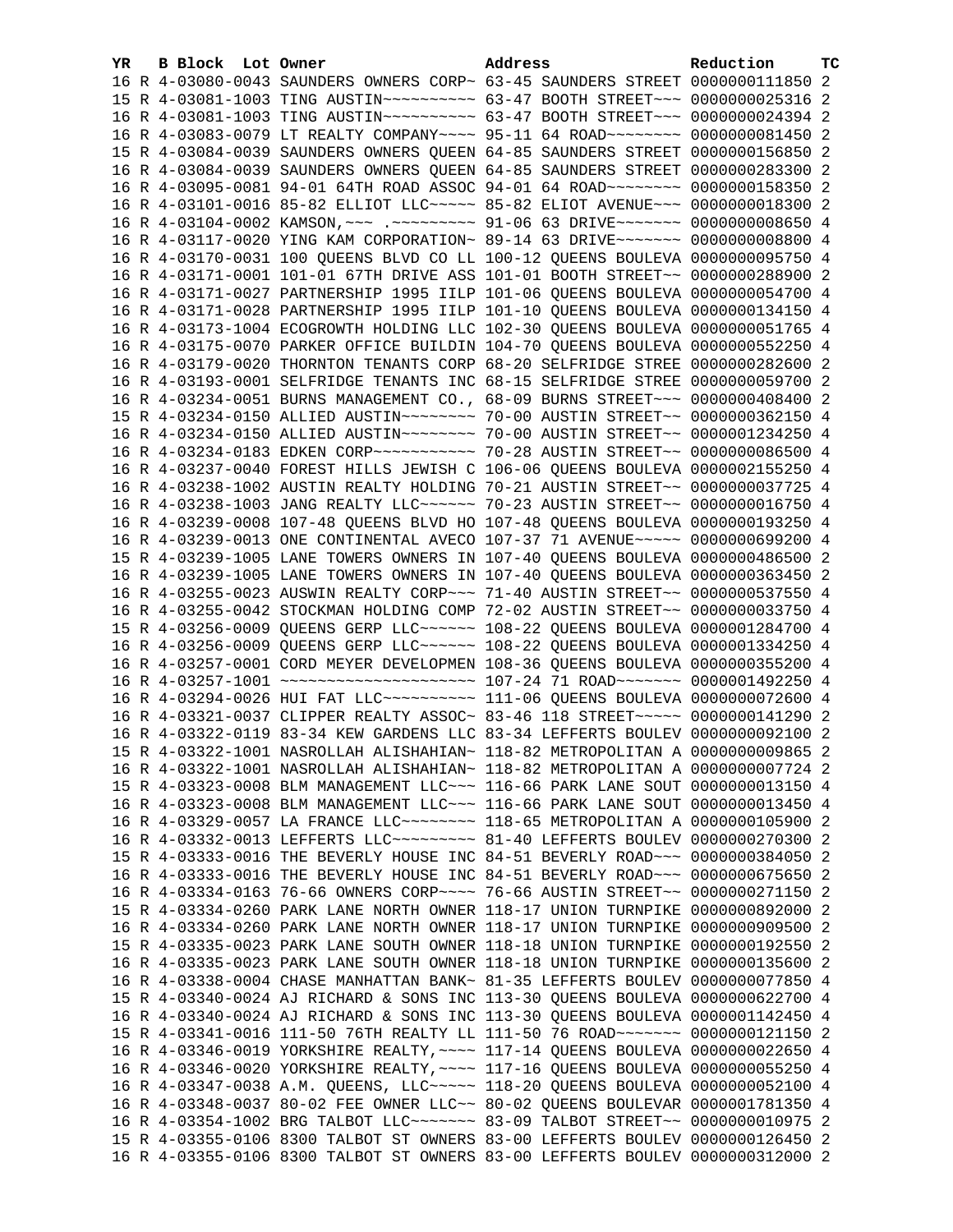| YR | B | Block | Lot | Owner | Address | Reduction | TC |
|---|---|---|---|---|---|---|---|
| 16 | R | 4-03080-0043 | | SAUNDERS OWNERS CORP~ | 63-45 SAUNDERS STREET | 0000000111850 | 2 |
| 15 | R | 4-03081-1003 | | TING AUSTIN~~~~~~~~~~ | 63-47 BOOTH STREET~~~ | 0000000025316 | 2 |
| 16 | R | 4-03081-1003 | | TING AUSTIN~~~~~~~~~~ | 63-47 BOOTH STREET~~~ | 0000000024394 | 2 |
| 16 | R | 4-03083-0079 | | LT REALTY COMPANY~~~~ | 95-11 64 ROAD~~~~~~~~ | 0000000081450 | 2 |
| 15 | R | 4-03084-0039 | | SAUNDERS OWNERS QUEEN | 64-85 SAUNDERS STREET | 0000000156850 | 2 |
| 16 | R | 4-03084-0039 | | SAUNDERS OWNERS QUEEN | 64-85 SAUNDERS STREET | 0000000283300 | 2 |
| 16 | R | 4-03095-0081 | | 94-01 64TH ROAD ASSOC | 94-01 64 ROAD~~~~~~~~ | 0000000158350 | 2 |
| 16 | R | 4-03101-0016 | | 85-82 ELLIOT LLC~~~~~ | 85-82 ELIOT AVENUE~~~ | 0000000018300 | 2 |
| 16 | R | 4-03104-0002 | | KAMSON,~~~ .~~~~~~~~~ | 91-06 63 DRIVE~~~~~~~ | 0000000008650 | 4 |
| 16 | R | 4-03117-0020 | | YING KAM CORPORATION~ | 89-14 63 DRIVE~~~~~~~ | 0000000008800 | 4 |
| 16 | R | 4-03170-0031 | | 100 QUEENS BLVD CO LL | 100-12 QUEENS BOULEVA | 0000000095750 | 4 |
| 16 | R | 4-03171-0001 | | 101-01 67TH DRIVE ASS | 101-01 BOOTH STREET~~ | 0000000288900 | 2 |
| 16 | R | 4-03171-0027 | | PARTNERSHIP 1995 IILP | 101-06 QUEENS BOULEVA | 0000000054700 | 4 |
| 16 | R | 4-03171-0028 | | PARTNERSHIP 1995 IILP | 101-10 QUEENS BOULEVA | 0000000134150 | 4 |
| 16 | R | 4-03173-1004 | | ECOGROWTH HOLDING LLC | 102-30 QUEENS BOULEVA | 0000000051765 | 4 |
| 16 | R | 4-03175-0070 | | PARKER OFFICE BUILDIN | 104-70 QUEENS BOULEVA | 0000000552250 | 4 |
| 16 | R | 4-03179-0020 | | THORNTON TENANTS CORP | 68-20 SELFRIDGE STREE | 0000000282600 | 2 |
| 16 | R | 4-03193-0001 | | SELFRIDGE TENANTS INC | 68-15 SELFRIDGE STREE | 0000000059700 | 2 |
| 16 | R | 4-03234-0051 | | BURNS MANAGEMENT CO., | 68-09 BURNS STREET~~~ | 0000000408400 | 2 |
| 15 | R | 4-03234-0150 | | ALLIED AUSTIN~~~~~~~~ | 70-00 AUSTIN STREET~~ | 0000000362150 | 4 |
| 16 | R | 4-03234-0150 | | ALLIED AUSTIN~~~~~~~~ | 70-00 AUSTIN STREET~~ | 0000001234250 | 4 |
| 16 | R | 4-03234-0183 | | EDKEN CORP~~~~~~~~~~~ | 70-28 AUSTIN STREET~~ | 0000000086500 | 4 |
| 16 | R | 4-03237-0040 | | FOREST HILLS JEWISH C | 106-06 QUEENS BOULEVA | 0000002155250 | 4 |
| 16 | R | 4-03238-1002 | | AUSTIN REALTY HOLDING | 70-21 AUSTIN STREET~~ | 0000000037725 | 4 |
| 16 | R | 4-03238-1003 | | JANG REALTY LLC~~~~~~ | 70-23 AUSTIN STREET~~ | 0000000016750 | 4 |
| 16 | R | 4-03239-0008 | | 107-48 QUEENS BLVD HO | 107-48 QUEENS BOULEVA | 0000000193250 | 4 |
| 16 | R | 4-03239-0013 | | ONE CONTINENTAL AVECO | 107-37 71 AVENUE~~~~~ | 0000000699200 | 4 |
| 15 | R | 4-03239-1005 | | LANE TOWERS OWNERS IN | 107-40 QUEENS BOULEVA | 0000000486500 | 2 |
| 16 | R | 4-03239-1005 | | LANE TOWERS OWNERS IN | 107-40 QUEENS BOULEVA | 0000000363450 | 2 |
| 16 | R | 4-03255-0023 | | AUSWIN REALTY CORP~~~ | 71-40 AUSTIN STREET~~ | 0000000537550 | 4 |
| 16 | R | 4-03255-0042 | | STOCKMAN HOLDING COMP | 72-02 AUSTIN STREET~~ | 0000000033750 | 4 |
| 15 | R | 4-03256-0009 | | QUEENS GERP LLC~~~~~~ | 108-22 QUEENS BOULEVA | 0000001284700 | 4 |
| 16 | R | 4-03256-0009 | | QUEENS GERP LLC~~~~~~ | 108-22 QUEENS BOULEVA | 0000001334250 | 4 |
| 16 | R | 4-03257-0001 | | CORD MEYER DEVELOPMEN | 108-36 QUEENS BOULEVA | 0000000355200 | 4 |
| 16 | R | 4-03257-1001 | | ~~~~~~~~~~~~~~~~~~~~~ | 107-24 71 ROAD~~~~~~~ | 0000001492250 | 4 |
| 16 | R | 4-03294-0026 | | HUI FAT LLC~~~~~~~~~~ | 111-06 QUEENS BOULEVA | 0000000072600 | 4 |
| 16 | R | 4-03321-0037 | | CLIPPER REALTY ASSOC~ | 83-46 118 STREET~~~~~ | 0000000141290 | 2 |
| 16 | R | 4-03322-0119 | | 83-34 KEW GARDENS LLC | 83-34 LEFFERTS BOULEV | 0000000092100 | 2 |
| 15 | R | 4-03322-1001 | | NASROLLAH ALISHAHIAN~ | 118-82 METROPOLITAN A | 0000000009865 | 2 |
| 16 | R | 4-03322-1001 | | NASROLLAH ALISHAHIAN~ | 118-82 METROPOLITAN A | 0000000007724 | 2 |
| 15 | R | 4-03323-0008 | | BLM MANAGEMENT LLC~~~ | 116-66 PARK LANE SOUT | 0000000013150 | 4 |
| 16 | R | 4-03323-0008 | | BLM MANAGEMENT LLC~~~ | 116-66 PARK LANE SOUT | 0000000013450 | 4 |
| 16 | R | 4-03329-0057 | | LA FRANCE LLC~~~~~~~~ | 118-65 METROPOLITAN A | 0000000105900 | 2 |
| 16 | R | 4-03332-0013 | | LEFFERTS LLC~~~~~~~~~ | 81-40 LEFFERTS BOULEV | 0000000270300 | 2 |
| 15 | R | 4-03333-0016 | | THE BEVERLY HOUSE INC | 84-51 BEVERLY ROAD~~~ | 0000000384050 | 2 |
| 16 | R | 4-03333-0016 | | THE BEVERLY HOUSE INC | 84-51 BEVERLY ROAD~~~ | 0000000675650 | 2 |
| 16 | R | 4-03334-0163 | | 76-66 OWNERS CORP~~~~ | 76-66 AUSTIN STREET~~ | 0000000271150 | 2 |
| 15 | R | 4-03334-0260 | | PARK LANE NORTH OWNER | 118-17 UNION TURNPIKE | 0000000892000 | 2 |
| 16 | R | 4-03334-0260 | | PARK LANE NORTH OWNER | 118-17 UNION TURNPIKE | 0000000909500 | 2 |
| 15 | R | 4-03335-0023 | | PARK LANE SOUTH OWNER | 118-18 UNION TURNPIKE | 0000000192550 | 2 |
| 16 | R | 4-03335-0023 | | PARK LANE SOUTH OWNER | 118-18 UNION TURNPIKE | 0000000135600 | 2 |
| 16 | R | 4-03338-0004 | | CHASE MANHATTAN BANK~ | 81-35 LEFFERTS BOULEV | 0000000077850 | 4 |
| 15 | R | 4-03340-0024 | | AJ RICHARD & SONS INC | 113-30 QUEENS BOULEVA | 0000000622700 | 4 |
| 16 | R | 4-03340-0024 | | AJ RICHARD & SONS INC | 113-30 QUEENS BOULEVA | 0000001142450 | 4 |
| 15 | R | 4-03341-0016 | | 111-50 76TH REALTY LL | 111-50 76 ROAD~~~~~~~ | 0000000121150 | 2 |
| 16 | R | 4-03346-0019 | | YORKSHIRE REALTY,~~~~ | 117-14 QUEENS BOULEVA | 0000000022650 | 4 |
| 16 | R | 4-03346-0020 | | YORKSHIRE REALTY,~~~~ | 117-16 QUEENS BOULEVA | 0000000055250 | 4 |
| 16 | R | 4-03347-0038 | | A.M. QUEENS, LLC~~~~~ | 118-20 QUEENS BOULEVA | 0000000052100 | 4 |
| 16 | R | 4-03348-0037 | | 80-02 FEE OWNER LLC~~ | 80-02 QUEENS BOULEVAR | 0000001781350 | 4 |
| 16 | R | 4-03354-1002 | | BRG TALBOT LLC~~~~~~~ | 83-09 TALBOT STREET~~ | 0000000010975 | 2 |
| 15 | R | 4-03355-0106 | | 8300 TALBOT ST OWNERS | 83-00 LEFFERTS BOULEV | 0000000126450 | 2 |
| 16 | R | 4-03355-0106 | | 8300 TALBOT ST OWNERS | 83-00 LEFFERTS BOULEV | 0000000312000 | 2 |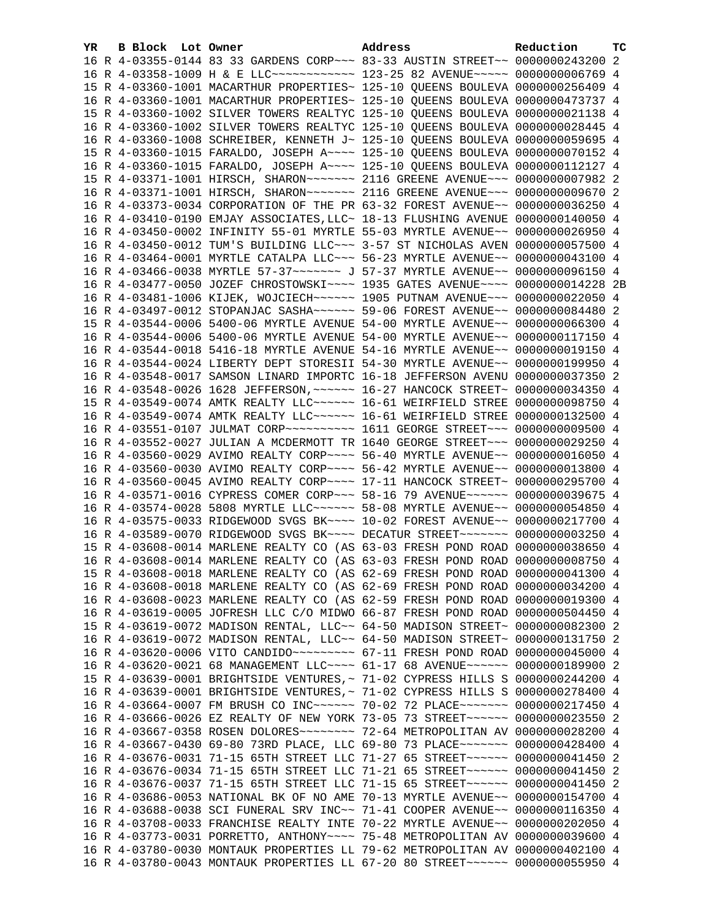| YR | B | Block | Lot | Owner | Address | Reduction | TC |
|---|---|---|---|---|---|---|---|
| 16 | R | 4-03355-0144 | | 83 33 GARDENS CORP~~~ | 83-33 AUSTIN STREET~~ | 0000000243200 | 2 |
| 16 | R | 4-03358-1009 | | H & E LLC~~~~~~~~~~~~ | 123-25 82 AVENUE~~~~~ | 0000000006769 | 4 |
| 15 | R | 4-03360-1001 | | MACARTHUR PROPERTIES~ | 125-10 QUEENS BOULEVA | 0000000256409 | 4 |
| 16 | R | 4-03360-1001 | | MACARTHUR PROPERTIES~ | 125-10 QUEENS BOULEVA | 0000000473737 | 4 |
| 15 | R | 4-03360-1002 | | SILVER TOWERS REALTYC | 125-10 QUEENS BOULEVA | 0000000021138 | 4 |
| 16 | R | 4-03360-1002 | | SILVER TOWERS REALTYC | 125-10 QUEENS BOULEVA | 0000000028445 | 4 |
| 16 | R | 4-03360-1008 | | SCHREIBER, KENNETH J~ | 125-10 QUEENS BOULEVA | 0000000059695 | 4 |
| 15 | R | 4-03360-1015 | | FARALDO, JOSEPH A~~~~ | 125-10 QUEENS BOULEVA | 0000000070152 | 4 |
| 16 | R | 4-03360-1015 | | FARALDO, JOSEPH A~~~~ | 125-10 QUEENS BOULEVA | 0000000112127 | 4 |
| 15 | R | 4-03371-1001 | | HIRSCH, SHARON~~~~~~~ | 2116 GREENE AVENUE~~~ | 0000000007982 | 2 |
| 16 | R | 4-03371-1001 | | HIRSCH, SHARON~~~~~~~ | 2116 GREENE AVENUE~~~ | 0000000009670 | 2 |
| 16 | R | 4-03373-0034 | | CORPORATION OF THE PR | 63-32 FOREST AVENUE~~ | 0000000036250 | 4 |
| 16 | R | 4-03410-0190 | | EMJAY ASSOCIATES,LLC~ | 18-13 FLUSHING AVENUE | 0000000140050 | 4 |
| 16 | R | 4-03450-0002 | | INFINITY 55-01 MYRTLE | 55-03 MYRTLE AVENUE~~ | 0000000026950 | 4 |
| 16 | R | 4-03450-0012 | | TUM'S BUILDING LLC~~~ | 3-57 ST NICHOLAS AVEN | 0000000057500 | 4 |
| 16 | R | 4-03464-0001 | | MYRTLE CATALPA LLC~~~ | 56-23 MYRTLE AVENUE~~ | 0000000043100 | 4 |
| 16 | R | 4-03466-0038 | | MYRTLE 57-37~~~~~~~ J | 57-37 MYRTLE AVENUE~~ | 0000000096150 | 4 |
| 16 | R | 4-03477-0050 | | JOZEF CHROSTOWSKI~~~~ | 1935 GATES AVENUE~~~~ | 0000000014228 | 2B |
| 16 | R | 4-03481-1006 | | KIJEK, WOJCIECH~~~~~~ | 1905 PUTNAM AVENUE~~~ | 0000000022050 | 4 |
| 16 | R | 4-03497-0012 | | STOPANJAC SASHA~~~~~~ | 59-06 FOREST AVENUE~~ | 0000000084480 | 2 |
| 15 | R | 4-03544-0006 | | 5400-06 MYRTLE AVENUE | 54-00 MYRTLE AVENUE~~ | 0000000066300 | 4 |
| 16 | R | 4-03544-0006 | | 5400-06 MYRTLE AVENUE | 54-00 MYRTLE AVENUE~~ | 0000000117150 | 4 |
| 16 | R | 4-03544-0018 | | 5416-18 MYRTLE AVENUE | 54-16 MYRTLE AVENUE~~ | 0000000019150 | 4 |
| 16 | R | 4-03544-0024 | | LIBERTY DEPT STORESII | 54-30 MYRTLE AVENUE~~ | 0000000199950 | 4 |
| 16 | R | 4-03548-0017 | | SAMSON LINARD IMPORTC | 16-18 JEFFERSON AVENU | 0000000037350 | 2 |
| 16 | R | 4-03548-0026 | | 1628 JEFFERSON,~~~~~~ | 16-27 HANCOCK STREET~ | 0000000034350 | 4 |
| 15 | R | 4-03549-0074 | | AMTK REALTY LLC~~~~~~ | 16-61 WEIRFIELD STREE | 0000000098750 | 4 |
| 16 | R | 4-03549-0074 | | AMTK REALTY LLC~~~~~~ | 16-61 WEIRFIELD STREE | 0000000132500 | 4 |
| 16 | R | 4-03551-0107 | | JULMAT CORP~~~~~~~~~~ | 1611 GEORGE STREET~~~ | 0000000009500 | 4 |
| 16 | R | 4-03552-0027 | | JULIAN A MCDERMOTT TR | 1640 GEORGE STREET~~~ | 0000000029250 | 4 |
| 16 | R | 4-03560-0029 | | AVIMO REALTY CORP~~~~ | 56-40 MYRTLE AVENUE~~ | 0000000016050 | 4 |
| 16 | R | 4-03560-0030 | | AVIMO REALTY CORP~~~~ | 56-42 MYRTLE AVENUE~~ | 0000000013800 | 4 |
| 16 | R | 4-03560-0045 | | AVIMO REALTY CORP~~~~ | 17-11 HANCOCK STREET~ | 0000000295700 | 4 |
| 16 | R | 4-03571-0016 | | CYPRESS COMER CORP~~~ | 58-16 79 AVENUE~~~~~~ | 0000000039675 | 4 |
| 16 | R | 4-03574-0028 | | 5808 MYRTLE LLC~~~~~~ | 58-08 MYRTLE AVENUE~~ | 0000000054850 | 4 |
| 16 | R | 4-03575-0033 | | RIDGEWOOD SVGS BK~~~~ | 10-02 FOREST AVENUE~~ | 0000000217700 | 4 |
| 16 | R | 4-03589-0070 | | RIDGEWOOD SVGS BK~~~~ | DECATUR STREET~~~~~~~ | 0000000003250 | 4 |
| 15 | R | 4-03608-0014 | | MARLENE REALTY CO (AS | 63-03 FRESH POND ROAD | 0000000038650 | 4 |
| 16 | R | 4-03608-0014 | | MARLENE REALTY CO (AS | 63-03 FRESH POND ROAD | 0000000008750 | 4 |
| 15 | R | 4-03608-0018 | | MARLENE REALTY CO (AS | 62-69 FRESH POND ROAD | 0000000041300 | 4 |
| 16 | R | 4-03608-0018 | | MARLENE REALTY CO (AS | 62-69 FRESH POND ROAD | 0000000034200 | 4 |
| 16 | R | 4-03608-0023 | | MARLENE REALTY CO (AS | 62-59 FRESH POND ROAD | 0000000019300 | 4 |
| 16 | R | 4-03619-0005 | | JOFRESH LLC C/O MIDWO | 66-87 FRESH POND ROAD | 0000000504450 | 4 |
| 15 | R | 4-03619-0072 | | MADISON RENTAL, LLC~~ | 64-50 MADISON STREET~ | 0000000082300 | 2 |
| 16 | R | 4-03619-0072 | | MADISON RENTAL, LLC~~ | 64-50 MADISON STREET~ | 0000000131750 | 2 |
| 16 | R | 4-03620-0006 | | VITO CANDIDO~~~~~~~~~ | 67-11 FRESH POND ROAD | 0000000045000 | 4 |
| 16 | R | 4-03620-0021 | | 68 MANAGEMENT LLC~~~~ | 61-17 68 AVENUE~~~~~~ | 0000000189900 | 2 |
| 15 | R | 4-03639-0001 | | BRIGHTSIDE VENTURES,~ | 71-02 CYPRESS HILLS S | 0000000244200 | 4 |
| 16 | R | 4-03639-0001 | | BRIGHTSIDE VENTURES,~ | 71-02 CYPRESS HILLS S | 0000000278400 | 4 |
| 16 | R | 4-03664-0007 | | FM BRUSH CO INC~~~~~~ | 70-02 72 PLACE~~~~~~~ | 0000000217450 | 4 |
| 16 | R | 4-03666-0026 | | EZ REALTY OF NEW YORK | 73-05 73 STREET~~~~~~ | 0000000023550 | 2 |
| 16 | R | 4-03667-0358 | | ROSEN DOLORES~~~~~~~~ | 72-64 METROPOLITAN AV | 0000000028200 | 4 |
| 16 | R | 4-03667-0430 | | 69-80 73RD PLACE, LLC | 69-80 73 PLACE~~~~~~~ | 0000000428400 | 4 |
| 16 | R | 4-03676-0031 | | 71-15 65TH STREET LLC | 71-27 65 STREET~~~~~~ | 0000000041450 | 2 |
| 16 | R | 4-03676-0034 | | 71-15 65TH STREET LLC | 71-21 65 STREET~~~~~~ | 0000000041450 | 2 |
| 16 | R | 4-03676-0037 | | 71-15 65TH STREET LLC | 71-15 65 STREET~~~~~~ | 0000000041450 | 2 |
| 16 | R | 4-03686-0053 | | NATIONAL BK OF NO AME | 70-13 MYRTLE AVENUE~~ | 0000000154700 | 4 |
| 16 | R | 4-03688-0038 | | SCI FUNERAL SRV INC~~ | 71-41 COOPER AVENUE~~ | 0000000116350 | 4 |
| 16 | R | 4-03708-0033 | | FRANCHISE REALTY INTE | 70-22 MYRTLE AVENUE~~ | 0000000202050 | 4 |
| 16 | R | 4-03773-0031 | | PORRETTO, ANTHONY~~~~ | 75-48 METROPOLITAN AV | 0000000039600 | 4 |
| 16 | R | 4-03780-0030 | | MONTAUK PROPERTIES LL | 79-62 METROPOLITAN AV | 0000000402100 | 4 |
| 16 | R | 4-03780-0043 | | MONTAUK PROPERTIES LL | 67-20 80 STREET~~~~~~ | 0000000055950 | 4 |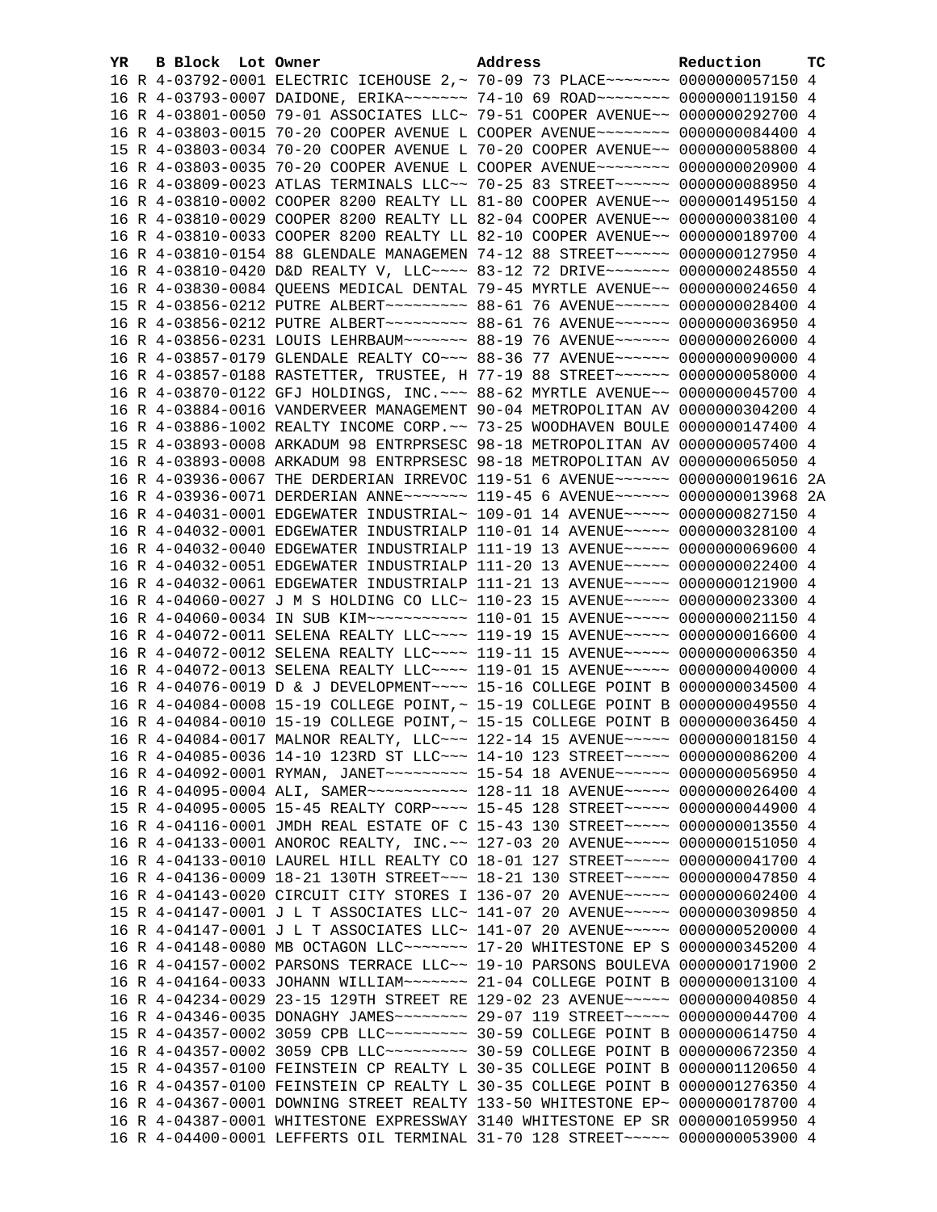| YR | B | Block | Lot | Owner | Address | Reduction | TC |
|---|---|---|---|---|---|---|---|
| 16 | R | 4-03792-0001 | | ELECTRIC ICEHOUSE 2,~ | 70-09 73 PLACE~~~~~~~ | 0000000057150 | 4 |
| 16 | R | 4-03793-0007 | | DAIDONE, ERIKA~~~~~~~ | 74-10 69 ROAD~~~~~~~~ | 0000000119150 | 4 |
| 16 | R | 4-03801-0050 | | 79-01 ASSOCIATES LLC~ | 79-51 COOPER AVENUE~~ | 0000000292700 | 4 |
| 16 | R | 4-03803-0015 | | 70-20 COOPER AVENUE L | COOPER AVENUE~~~~~~~~ | 0000000084400 | 4 |
| 15 | R | 4-03803-0034 | | 70-20 COOPER AVENUE L | 70-20 COOPER AVENUE~~ | 0000000058800 | 4 |
| 16 | R | 4-03803-0035 | | 70-20 COOPER AVENUE L | COOPER AVENUE~~~~~~~~ | 0000000020900 | 4 |
| 16 | R | 4-03809-0023 | | ATLAS TERMINALS LLC~~ | 70-25 83 STREET~~~~~~ | 0000000088950 | 4 |
| 16 | R | 4-03810-0002 | | COOPER 8200 REALTY LL | 81-80 COOPER AVENUE~~ | 0000001495150 | 4 |
| 16 | R | 4-03810-0029 | | COOPER 8200 REALTY LL | 82-04 COOPER AVENUE~~ | 0000000038100 | 4 |
| 16 | R | 4-03810-0033 | | COOPER 8200 REALTY LL | 82-10 COOPER AVENUE~~ | 0000000189700 | 4 |
| 16 | R | 4-03810-0154 | | 88 GLENDALE MANAGEMEN | 74-12 88 STREET~~~~~~ | 0000000127950 | 4 |
| 16 | R | 4-03810-0420 | | D&D REALTY V, LLC~~~~ | 83-12 72 DRIVE~~~~~~~ | 0000000248550 | 4 |
| 16 | R | 4-03830-0084 | | QUEENS MEDICAL DENTAL | 79-45 MYRTLE AVENUE~~ | 0000000024650 | 4 |
| 15 | R | 4-03856-0212 | | PUTRE ALBERT~~~~~~~~~ | 88-61 76 AVENUE~~~~~~ | 0000000028400 | 4 |
| 16 | R | 4-03856-0212 | | PUTRE ALBERT~~~~~~~~~ | 88-61 76 AVENUE~~~~~~ | 0000000036950 | 4 |
| 16 | R | 4-03856-0231 | | LOUIS LEHRBAUM~~~~~~~ | 88-19 76 AVENUE~~~~~~ | 0000000026000 | 4 |
| 16 | R | 4-03857-0179 | | GLENDALE REALTY CO~~~ | 88-36 77 AVENUE~~~~~~ | 0000000090000 | 4 |
| 16 | R | 4-03857-0188 | | RASTETTER, TRUSTEE, H | 77-19 88 STREET~~~~~~ | 0000000058000 | 4 |
| 16 | R | 4-03870-0122 | | GFJ HOLDINGS, INC.~~~ | 88-62 MYRTLE AVENUE~~ | 0000000045700 | 4 |
| 16 | R | 4-03884-0016 | | VANDERVEER MANAGEMENT | 90-04 METROPOLITAN AV | 0000000304200 | 4 |
| 16 | R | 4-03886-1002 | | REALTY INCOME CORP.~~ | 73-25 WOODHAVEN BOULE | 0000000147400 | 4 |
| 15 | R | 4-03893-0008 | | ARKADUM 98 ENTRPRSESC | 98-18 METROPOLITAN AV | 0000000057400 | 4 |
| 16 | R | 4-03893-0008 | | ARKADUM 98 ENTRPRSESC | 98-18 METROPOLITAN AV | 0000000065050 | 4 |
| 16 | R | 4-03936-0067 | | THE DERDERIAN IRREVOC | 119-51 6 AVENUE~~~~~~ | 0000000019616 | 2A |
| 16 | R | 4-03936-0071 | | DERDERIAN ANNE~~~~~~~ | 119-45 6 AVENUE~~~~~~ | 0000000013968 | 2A |
| 16 | R | 4-04031-0001 | | EDGEWATER INDUSTRIAL~ | 109-01 14 AVENUE~~~~~ | 0000000827150 | 4 |
| 16 | R | 4-04032-0001 | | EDGEWATER INDUSTRIALP | 110-01 14 AVENUE~~~~~ | 0000000328100 | 4 |
| 16 | R | 4-04032-0040 | | EDGEWATER INDUSTRIALP | 111-19 13 AVENUE~~~~~ | 0000000069600 | 4 |
| 16 | R | 4-04032-0051 | | EDGEWATER INDUSTRIALP | 111-20 13 AVENUE~~~~~ | 0000000022400 | 4 |
| 16 | R | 4-04032-0061 | | EDGEWATER INDUSTRIALP | 111-21 13 AVENUE~~~~~ | 0000000121900 | 4 |
| 16 | R | 4-04060-0027 | | J M S HOLDING CO LLC~ | 110-23 15 AVENUE~~~~~ | 0000000023300 | 4 |
| 16 | R | 4-04060-0034 | | IN SUB KIM~~~~~~~~~~~ | 110-01 15 AVENUE~~~~~ | 0000000021150 | 4 |
| 16 | R | 4-04072-0011 | | SELENA REALTY LLC~~~~ | 119-19 15 AVENUE~~~~~ | 0000000016600 | 4 |
| 16 | R | 4-04072-0012 | | SELENA REALTY LLC~~~~ | 119-11 15 AVENUE~~~~~ | 0000000006350 | 4 |
| 16 | R | 4-04072-0013 | | SELENA REALTY LLC~~~~ | 119-01 15 AVENUE~~~~~ | 0000000040000 | 4 |
| 16 | R | 4-04076-0019 | | D & J DEVELOPMENT~~~~ | 15-16 COLLEGE POINT B | 0000000034500 | 4 |
| 16 | R | 4-04084-0008 | | 15-19 COLLEGE POINT,~ | 15-19 COLLEGE POINT B | 0000000049550 | 4 |
| 16 | R | 4-04084-0010 | | 15-19 COLLEGE POINT,~ | 15-15 COLLEGE POINT B | 0000000036450 | 4 |
| 16 | R | 4-04084-0017 | | MALNOR REALTY, LLC~~~ | 122-14 15 AVENUE~~~~~ | 0000000018150 | 4 |
| 16 | R | 4-04085-0036 | | 14-10 123RD ST LLC~~~ | 14-10 123 STREET~~~~~ | 0000000086200 | 4 |
| 16 | R | 4-04092-0001 | | RYMAN, JANET~~~~~~~~~ | 15-54 18 AVENUE~~~~~~ | 0000000056950 | 4 |
| 16 | R | 4-04095-0004 | | ALI, SAMER~~~~~~~~~~~ | 128-11 18 AVENUE~~~~~ | 0000000026400 | 4 |
| 15 | R | 4-04095-0005 | | 15-45 REALTY CORP~~~~ | 15-45 128 STREET~~~~~ | 0000000044900 | 4 |
| 16 | R | 4-04116-0001 | | JMDH REAL ESTATE OF C | 15-43 130 STREET~~~~~ | 0000000013550 | 4 |
| 16 | R | 4-04133-0001 | | ANOROC REALTY, INC.~~ | 127-03 20 AVENUE~~~~~ | 0000000151050 | 4 |
| 16 | R | 4-04133-0010 | | LAUREL HILL REALTY CO | 18-01 127 STREET~~~~~ | 0000000041700 | 4 |
| 16 | R | 4-04136-0009 | | 18-21 130TH STREET~~~ | 18-21 130 STREET~~~~~ | 0000000047850 | 4 |
| 16 | R | 4-04143-0020 | | CIRCUIT CITY STORES I | 136-07 20 AVENUE~~~~~ | 0000000602400 | 4 |
| 15 | R | 4-04147-0001 | | J L T ASSOCIATES LLC~ | 141-07 20 AVENUE~~~~~ | 0000000309850 | 4 |
| 16 | R | 4-04147-0001 | | J L T ASSOCIATES LLC~ | 141-07 20 AVENUE~~~~~ | 0000000520000 | 4 |
| 16 | R | 4-04148-0080 | | MB OCTAGON LLC~~~~~~~ | 17-20 WHITESTONE EP S | 0000000345200 | 4 |
| 16 | R | 4-04157-0002 | | PARSONS TERRACE LLC~~ | 19-10 PARSONS BOULEVA | 0000000171900 | 2 |
| 16 | R | 4-04164-0033 | | JOHANN WILLIAM~~~~~~~ | 21-04 COLLEGE POINT B | 0000000013100 | 4 |
| 16 | R | 4-04234-0029 | | 23-15 129TH STREET RE | 129-02 23 AVENUE~~~~~ | 0000000040850 | 4 |
| 16 | R | 4-04346-0035 | | DONAGHY JAMES~~~~~~~~ | 29-07 119 STREET~~~~~ | 0000000044700 | 4 |
| 15 | R | 4-04357-0002 | | 3059 CPB LLC~~~~~~~~~ | 30-59 COLLEGE POINT B | 0000000614750 | 4 |
| 16 | R | 4-04357-0002 | | 3059 CPB LLC~~~~~~~~~ | 30-59 COLLEGE POINT B | 0000000672350 | 4 |
| 15 | R | 4-04357-0100 | | FEINSTEIN CP REALTY L | 30-35 COLLEGE POINT B | 0000001120650 | 4 |
| 16 | R | 4-04357-0100 | | FEINSTEIN CP REALTY L | 30-35 COLLEGE POINT B | 0000001276350 | 4 |
| 16 | R | 4-04367-0001 | | DOWNING STREET REALTY | 133-50 WHITESTONE EP~ | 0000000178700 | 4 |
| 16 | R | 4-04387-0001 | | WHITESTONE EXPRESSWAY | 3140 WHITESTONE EP SR | 0000001059950 | 4 |
| 16 | R | 4-04400-0001 | | LEFFERTS OIL TERMINAL | 31-70 128 STREET~~~~~ | 0000000053900 | 4 |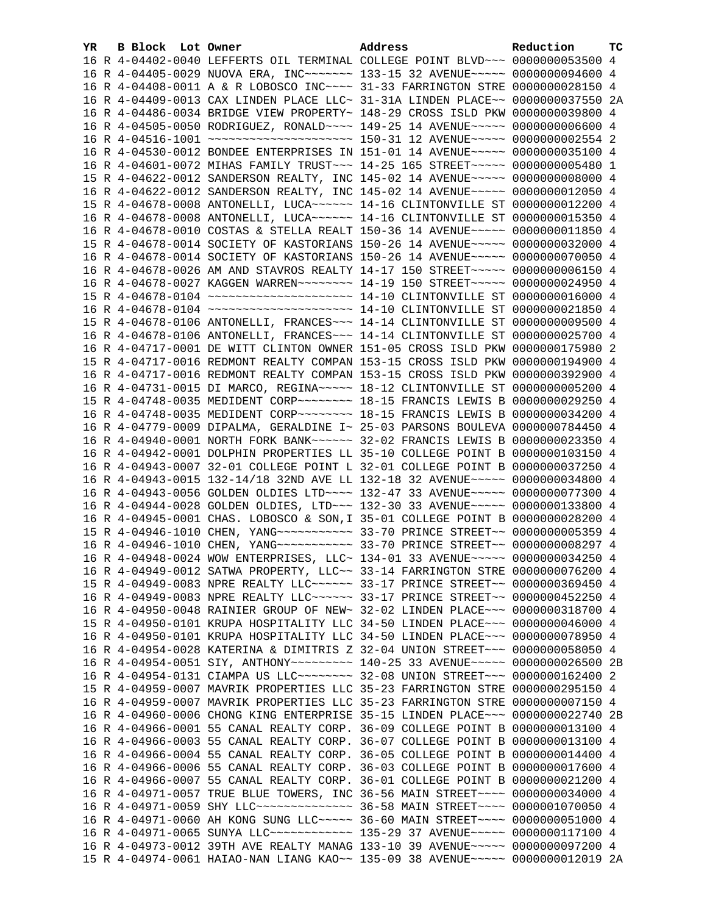| YR | B | Block | Lot | Owner | Address | Reduction | TC |
|---|---|---|---|---|---|---|---|
| 16 | R | 4-04402-0040 | | LEFFERTS OIL TERMINAL | COLLEGE POINT BLVD~~~ | 0000000053500 | 4 |
| 16 | R | 4-04405-0029 | | NUOVA ERA, INC~~~~~~~ | 133-15 32 AVENUE~~~~~ | 0000000094600 | 4 |
| 16 | R | 4-04408-0011 | | A & R LOBOSCO INC~~~~ | 31-33 FARRINGTON STRE | 0000000028150 | 4 |
| 16 | R | 4-04409-0013 | | CAX LINDEN PLACE LLC~ | 31-31A LINDEN PLACE~~ | 0000000037550 | 2A |
| 16 | R | 4-04486-0034 | | BRIDGE VIEW PROPERTY~ | 148-29 CROSS ISLD PKW | 0000000039800 | 4 |
| 16 | R | 4-04505-0050 | | RODRIGUEZ, RONALD~~~~ | 149-25 14 AVENUE~~~~~ | 0000000006600 | 4 |
| 16 | R | 4-04516-1001 | | ~~~~~~~~~~~~~~~~~~~~~ | 150-31 12 AVENUE~~~~~ | 0000000002554 | 2 |
| 16 | R | 4-04530-0012 | | BONDEE ENTERPRISES IN | 151-01 14 AVENUE~~~~~ | 0000000035100 | 4 |
| 16 | R | 4-04601-0072 | | MIHAS FAMILY TRUST~~~ | 14-25 165 STREET~~~~~ | 0000000005480 | 1 |
| 15 | R | 4-04622-0012 | | SANDERSON REALTY, INC | 145-02 14 AVENUE~~~~~ | 0000000008000 | 4 |
| 16 | R | 4-04622-0012 | | SANDERSON REALTY, INC | 145-02 14 AVENUE~~~~~ | 0000000012050 | 4 |
| 15 | R | 4-04678-0008 | | ANTONELLI, LUCA~~~~~~ | 14-16 CLINTONVILLE ST | 0000000012200 | 4 |
| 16 | R | 4-04678-0008 | | ANTONELLI, LUCA~~~~~~ | 14-16 CLINTONVILLE ST | 0000000015350 | 4 |
| 16 | R | 4-04678-0010 | | COSTAS & STELLA REALT | 150-36 14 AVENUE~~~~~ | 0000000011850 | 4 |
| 15 | R | 4-04678-0014 | | SOCIETY OF KASTORIANS | 150-26 14 AVENUE~~~~~ | 0000000032000 | 4 |
| 16 | R | 4-04678-0014 | | SOCIETY OF KASTORIANS | 150-26 14 AVENUE~~~~~ | 0000000070050 | 4 |
| 16 | R | 4-04678-0026 | | AM AND STAVROS REALTY | 14-17 150 STREET~~~~~ | 0000000006150 | 4 |
| 16 | R | 4-04678-0027 | | KAGGEN WARREN~~~~~~~~ | 14-19 150 STREET~~~~~ | 0000000024950 | 4 |
| 15 | R | 4-04678-0104 | | ~~~~~~~~~~~~~~~~~~~~~ | 14-10 CLINTONVILLE ST | 0000000016000 | 4 |
| 16 | R | 4-04678-0104 | | ~~~~~~~~~~~~~~~~~~~~~ | 14-10 CLINTONVILLE ST | 0000000021850 | 4 |
| 15 | R | 4-04678-0106 | | ANTONELLI, FRANCES~~~ | 14-14 CLINTONVILLE ST | 0000000009500 | 4 |
| 16 | R | 4-04678-0106 | | ANTONELLI, FRANCES~~~ | 14-14 CLINTONVILLE ST | 0000000025700 | 4 |
| 16 | R | 4-04717-0001 | | DE WITT CLINTON OWNER | 151-05 CROSS ISLD PKW | 0000000175980 | 2 |
| 15 | R | 4-04717-0016 | | REDMONT REALTY COMPAN | 153-15 CROSS ISLD PKW | 0000000194900 | 4 |
| 16 | R | 4-04717-0016 | | REDMONT REALTY COMPAN | 153-15 CROSS ISLD PKW | 0000000392900 | 4 |
| 16 | R | 4-04731-0015 | | DI MARCO, REGINA~~~~~ | 18-12 CLINTONVILLE ST | 0000000005200 | 4 |
| 15 | R | 4-04748-0035 | | MEDIDENT CORP~~~~~~~~ | 18-15 FRANCIS LEWIS B | 0000000029250 | 4 |
| 16 | R | 4-04748-0035 | | MEDIDENT CORP~~~~~~~~ | 18-15 FRANCIS LEWIS B | 0000000034200 | 4 |
| 16 | R | 4-04779-0009 | | DIPALMA, GERALDINE I~ | 25-03 PARSONS BOULEVA | 0000000784450 | 4 |
| 16 | R | 4-04940-0001 | | NORTH FORK BANK~~~~~~ | 32-02 FRANCIS LEWIS B | 0000000023350 | 4 |
| 16 | R | 4-04942-0001 | | DOLPHIN PROPERTIES LL | 35-10 COLLEGE POINT B | 0000000103150 | 4 |
| 16 | R | 4-04943-0007 | | 32-01 COLLEGE POINT L | 32-01 COLLEGE POINT B | 0000000037250 | 4 |
| 16 | R | 4-04943-0015 | | 132-14/18 32ND AVE LL | 132-18 32 AVENUE~~~~~ | 0000000034800 | 4 |
| 16 | R | 4-04943-0056 | | GOLDEN OLDIES LTD~~~~ | 132-47 33 AVENUE~~~~~ | 0000000077300 | 4 |
| 16 | R | 4-04944-0028 | | GOLDEN OLDIES, LTD~~~ | 132-30 33 AVENUE~~~~~ | 0000000133800 | 4 |
| 16 | R | 4-04945-0001 | | CHAS. LOBOSCO & SON,I | 35-01 COLLEGE POINT B | 0000000028200 | 4 |
| 15 | R | 4-04946-1010 | | CHEN, YANG~~~~~~~~~~~ | 33-70 PRINCE STREET~~ | 0000000005359 | 4 |
| 16 | R | 4-04946-1010 | | CHEN, YANG~~~~~~~~~~~ | 33-70 PRINCE STREET~~ | 0000000008297 | 4 |
| 16 | R | 4-04948-0024 | | WOW ENTERPRISES, LLC~ | 134-01 33 AVENUE~~~~~ | 0000000034250 | 4 |
| 16 | R | 4-04949-0012 | | SATWA PROPERTY, LLC~~ | 33-14 FARRINGTON STRE | 0000000076200 | 4 |
| 15 | R | 4-04949-0083 | | NPRE REALTY LLC~~~~~~ | 33-17 PRINCE STREET~~ | 0000000369450 | 4 |
| 16 | R | 4-04949-0083 | | NPRE REALTY LLC~~~~~~ | 33-17 PRINCE STREET~~ | 0000000452250 | 4 |
| 16 | R | 4-04950-0048 | | RAINIER GROUP OF NEW~ | 32-02 LINDEN PLACE~~~ | 0000000318700 | 4 |
| 15 | R | 4-04950-0101 | | KRUPA HOSPITALITY LLC | 34-50 LINDEN PLACE~~~ | 0000000046000 | 4 |
| 16 | R | 4-04950-0101 | | KRUPA HOSPITALITY LLC | 34-50 LINDEN PLACE~~~ | 0000000078950 | 4 |
| 16 | R | 4-04954-0028 | | KATERINA & DIMITRIS Z | 32-04 UNION STREET~~~ | 0000000058050 | 4 |
| 16 | R | 4-04954-0051 | | SIY, ANTHONY~~~~~~~~~ | 140-25 33 AVENUE~~~~~ | 0000000026500 | 2B |
| 16 | R | 4-04954-0131 | | CIAMPA US LLC~~~~~~~~ | 32-08 UNION STREET~~~ | 0000000162400 | 2 |
| 15 | R | 4-04959-0007 | | MAVRIK PROPERTIES LLC | 35-23 FARRINGTON STRE | 0000000295150 | 4 |
| 16 | R | 4-04959-0007 | | MAVRIK PROPERTIES LLC | 35-23 FARRINGTON STRE | 0000000007150 | 4 |
| 16 | R | 4-04960-0006 | | CHONG KING ENTERPRISE | 35-15 LINDEN PLACE~~~ | 0000000022740 | 2B |
| 16 | R | 4-04966-0001 | | 55 CANAL REALTY CORP. | 36-09 COLLEGE POINT B | 0000000013100 | 4 |
| 16 | R | 4-04966-0003 | | 55 CANAL REALTY CORP. | 36-07 COLLEGE POINT B | 0000000013100 | 4 |
| 16 | R | 4-04966-0004 | | 55 CANAL REALTY CORP. | 36-05 COLLEGE POINT B | 0000000014400 | 4 |
| 16 | R | 4-04966-0006 | | 55 CANAL REALTY CORP. | 36-03 COLLEGE POINT B | 0000000017600 | 4 |
| 16 | R | 4-04966-0007 | | 55 CANAL REALTY CORP. | 36-01 COLLEGE POINT B | 0000000021200 | 4 |
| 16 | R | 4-04971-0057 | | TRUE BLUE TOWERS, INC | 36-56 MAIN STREET~~~~ | 0000000034000 | 4 |
| 16 | R | 4-04971-0059 | | SHY LLC~~~~~~~~~~~~~~ | 36-58 MAIN STREET~~~~ | 0000001070050 | 4 |
| 16 | R | 4-04971-0060 | | AH KONG SUNG LLC~~~~~ | 36-60 MAIN STREET~~~~ | 0000000051000 | 4 |
| 16 | R | 4-04971-0065 | | SUNYA LLC~~~~~~~~~~~~ | 135-29 37 AVENUE~~~~~ | 0000000117100 | 4 |
| 16 | R | 4-04973-0012 | | 39TH AVE REALTY MANAG | 133-10 39 AVENUE~~~~~ | 0000000097200 | 4 |
| 15 | R | 4-04974-0061 | | HAIAO-NAN LIANG KAO~~ | 135-09 38 AVENUE~~~~~ | 0000000012019 | 2A |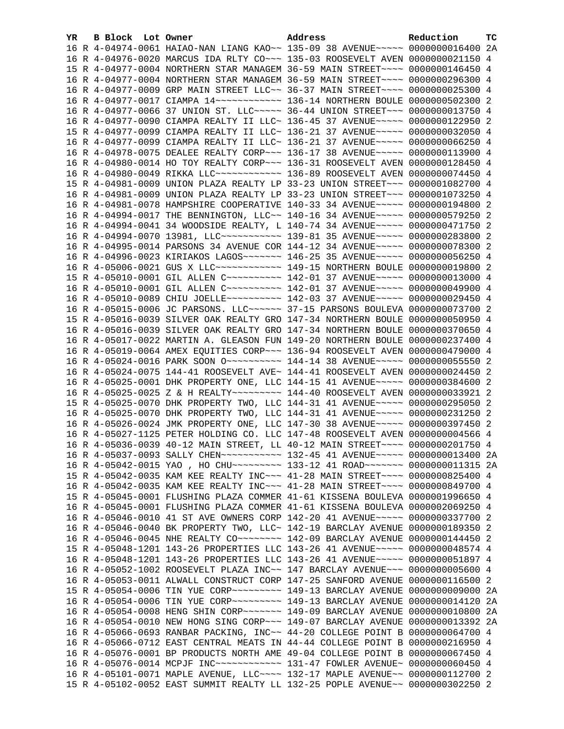| YR | B | Block | Lot | Owner | Address | Reduction | TC |
|---|---|---|---|---|---|---|---|
| 16 | R | 4-04974-0061 | | HAIAO-NAN LIANG KAO~~ | 135-09 38 AVENUE~~~~~ | 0000000016400 | 2A |
| 16 | R | 4-04976-0020 | | MARCUS IDA RLTY CO~~~ | 135-03 ROOSEVELT AVEN | 0000000021150 | 4 |
| 15 | R | 4-04977-0004 | | NORTHERN STAR MANAGEM | 36-59 MAIN STREET~~~~ | 0000000146450 | 4 |
| 16 | R | 4-04977-0004 | | NORTHERN STAR MANAGEM | 36-59 MAIN STREET~~~~ | 0000000296300 | 4 |
| 16 | R | 4-04977-0009 | | GRP MAIN STREET LLC~~ | 36-37 MAIN STREET~~~~ | 0000000025300 | 4 |
| 16 | R | 4-04977-0017 | | CIAMPA 14~~~~~~~~~~~~ | 136-14 NORTHERN BOULE | 0000000502300 | 2 |
| 16 | R | 4-04977-0066 | | 37 UNION ST. LLC~~~~~ | 36-44 UNION STREET~~~ | 0000000013750 | 4 |
| 16 | R | 4-04977-0090 | | CIAMPA REALTY II LLC~ | 136-45 37 AVENUE~~~~~ | 0000000122950 | 2 |
| 15 | R | 4-04977-0099 | | CIAMPA REALTY II LLC~ | 136-21 37 AVENUE~~~~~ | 0000000032050 | 4 |
| 16 | R | 4-04977-0099 | | CIAMPA REALTY II LLC~ | 136-21 37 AVENUE~~~~~ | 0000000066250 | 4 |
| 16 | R | 4-04978-0075 | | DEALEE REALTY CORP~~~ | 136-17 38 AVENUE~~~~~ | 0000000113900 | 4 |
| 16 | R | 4-04980-0014 | | HO TOY REALTY CORP~~~ | 136-31 ROOSEVELT AVEN | 0000000128450 | 4 |
| 16 | R | 4-04980-0049 | | RIKKA LLC~~~~~~~~~~~~ | 136-89 ROOSEVELT AVEN | 0000000074450 | 4 |
| 15 | R | 4-04981-0009 | | UNION PLAZA REALTY LP | 33-23 UNION STREET~~~ | 0000001082700 | 4 |
| 16 | R | 4-04981-0009 | | UNION PLAZA REALTY LP | 33-23 UNION STREET~~~ | 0000001073250 | 4 |
| 16 | R | 4-04981-0078 | | HAMPSHIRE COOPERATIVE | 140-33 34 AVENUE~~~~~ | 0000000194800 | 2 |
| 16 | R | 4-04994-0017 | | THE BENNINGTON, LLC~~ | 140-16 34 AVENUE~~~~~ | 0000000579250 | 2 |
| 16 | R | 4-04994-0041 | | 34 WOODSIDE REALTY, L | 140-74 34 AVENUE~~~~~ | 0000000471750 | 2 |
| 16 | R | 4-04994-0070 | | 13981, LLC~~~~~~~~~~~ | 139-81 35 AVENUE~~~~~ | 0000000283800 | 2 |
| 16 | R | 4-04995-0014 | | PARSONS 34 AVENUE COR | 144-12 34 AVENUE~~~~~ | 0000000078300 | 2 |
| 16 | R | 4-04996-0023 | | KIRIAKOS LAGOS~~~~~~~ | 146-25 35 AVENUE~~~~~ | 0000000056250 | 4 |
| 16 | R | 4-05006-0021 | | GUS X LLC~~~~~~~~~~~~ | 149-15 NORTHERN BOULE | 0000000019800 | 2 |
| 15 | R | 4-05010-0001 | | GIL ALLEN C~~~~~~~~~~ | 142-01 37 AVENUE~~~~~ | 0000000013000 | 4 |
| 16 | R | 4-05010-0001 | | GIL ALLEN C~~~~~~~~~~ | 142-01 37 AVENUE~~~~~ | 0000000049900 | 4 |
| 16 | R | 4-05010-0089 | | CHIU JOELLE~~~~~~~~~~ | 142-03 37 AVENUE~~~~~ | 0000000029450 | 4 |
| 16 | R | 4-05015-0006 | | JC PARSONS. LLC~~~~~~ | 37-15 PARSONS BOULEVA | 0000000073700 | 2 |
| 15 | R | 4-05016-0039 | | SILVER OAK REALTY GRO | 147-34 NORTHERN BOULE | 0000000050950 | 4 |
| 16 | R | 4-05016-0039 | | SILVER OAK REALTY GRO | 147-34 NORTHERN BOULE | 0000000370650 | 4 |
| 16 | R | 4-05017-0022 | | MARTIN A. GLEASON FUN | 149-20 NORTHERN BOULE | 0000000237400 | 4 |
| 16 | R | 4-05019-0064 | | AMEX EQUITIES CORP~~~ | 136-94 ROOSEVELT AVEN | 0000000479000 | 4 |
| 16 | R | 4-05024-0016 | | PARK SOON O~~~~~~~~~~ | 144-14 38 AVENUE~~~~~ | 0000000055550 | 2 |
| 16 | R | 4-05024-0075 | | 144-41 ROOSEVELT AVE~ | 144-41 ROOSEVELT AVEN | 0000000024450 | 2 |
| 16 | R | 4-05025-0001 | | DHK PROPERTY ONE, LLC | 144-15 41 AVENUE~~~~~ | 0000000384600 | 2 |
| 16 | R | 4-05025-0025 | | Z & H REALTY~~~~~~~~~ | 144-40 ROOSEVELT AVEN | 0000000033921 | 2 |
| 15 | R | 4-05025-0070 | | DHK PROPERTY TWO, LLC | 144-31 41 AVENUE~~~~~ | 0000000295050 | 2 |
| 16 | R | 4-05025-0070 | | DHK PROPERTY TWO, LLC | 144-31 41 AVENUE~~~~~ | 0000000231250 | 2 |
| 16 | R | 4-05026-0024 | | JMK PROPERTY ONE, LLC | 147-30 38 AVENUE~~~~~ | 0000000397450 | 2 |
| 16 | R | 4-05027-1125 | | PETER HOLDING CO. LLC | 147-48 ROOSEVELT AVEN | 0000000004566 | 4 |
| 16 | R | 4-05036-0039 | | 40-12 MAIN STREET, LL | 40-12 MAIN STREET~~~~ | 0000000201750 | 4 |
| 16 | R | 4-05037-0093 | | SALLY CHEN~~~~~~~~~~~ | 132-45 41 AVENUE~~~~~ | 0000000013400 | 2A |
| 16 | R | 4-05042-0015 | | YAO , HO CHU~~~~~~~~~ | 133-12 41 ROAD~~~~~~~ | 0000000011315 | 2A |
| 15 | R | 4-05042-0035 | | KAM KEE REALTY INC~~~ | 41-28 MAIN STREET~~~~ | 0000000825400 | 4 |
| 16 | R | 4-05042-0035 | | KAM KEE REALTY INC~~~ | 41-28 MAIN STREET~~~~ | 0000000849700 | 4 |
| 15 | R | 4-05045-0001 | | FLUSHING PLAZA COMMER | 41-61 KISSENA BOULEVA | 0000001996650 | 4 |
| 16 | R | 4-05045-0001 | | FLUSHING PLAZA COMMER | 41-61 KISSENA BOULEVA | 0000002069250 | 4 |
| 16 | R | 4-05046-0010 | | 41 ST AVE OWNERS CORP | 142-20 41 AVENUE~~~~~ | 0000000337700 | 2 |
| 16 | R | 4-05046-0040 | | BK PROPERTY TWO, LLC~ | 142-19 BARCLAY AVENUE | 0000000189350 | 2 |
| 16 | R | 4-05046-0045 | | NHE REALTY CO~~~~~~~~ | 142-09 BARCLAY AVENUE | 0000000144450 | 2 |
| 15 | R | 4-05048-1201 | | 143-26 PROPERTIES LLC | 143-26 41 AVENUE~~~~~ | 0000000048574 | 4 |
| 16 | R | 4-05048-1201 | | 143-26 PROPERTIES LLC | 143-26 41 AVENUE~~~~~ | 0000000051897 | 4 |
| 16 | R | 4-05052-1002 | | ROOSEVELT PLAZA INC~~ | 147 BARCLAY AVENUE~~~ | 0000000005600 | 4 |
| 16 | R | 4-05053-0011 | | ALWALL CONSTRUCT CORP | 147-25 SANFORD AVENUE | 0000000116500 | 2 |
| 15 | R | 4-05054-0006 | | TIN YUE CORP~~~~~~~~~ | 149-13 BARCLAY AVENUE | 0000000009000 | 2A |
| 16 | R | 4-05054-0006 | | TIN YUE CORP~~~~~~~~~ | 149-13 BARCLAY AVENUE | 0000000014120 | 2A |
| 16 | R | 4-05054-0008 | | HENG SHIN CORP~~~~~~~ | 149-09 BARCLAY AVENUE | 0000000010800 | 2A |
| 16 | R | 4-05054-0010 | | NEW HONG SING CORP~~~ | 149-07 BARCLAY AVENUE | 0000000013392 | 2A |
| 16 | R | 4-05066-0693 | | RANBAR PACKING, INC~~ | 44-20 COLLEGE POINT B | 0000000064700 | 4 |
| 16 | R | 4-05066-0712 | | EAST CENTRAL MEATS IN | 44-44 COLLEGE POINT B | 0000000216950 | 4 |
| 16 | R | 4-05076-0001 | | BP PRODUCTS NORTH AME | 49-04 COLLEGE POINT B | 0000000067450 | 4 |
| 16 | R | 4-05076-0014 | | MCPJF INC~~~~~~~~~~~~ | 131-47 FOWLER AVENUE~ | 0000000060450 | 4 |
| 16 | R | 4-05101-0071 | | MAPLE AVENUE, LLC~~~~ | 132-17 MAPLE AVENUE~~ | 0000000112700 | 2 |
| 15 | R | 4-05102-0052 | | EAST SUMMIT REALTY LL | 132-25 POPLE AVENUE~~ | 0000000302250 | 2 |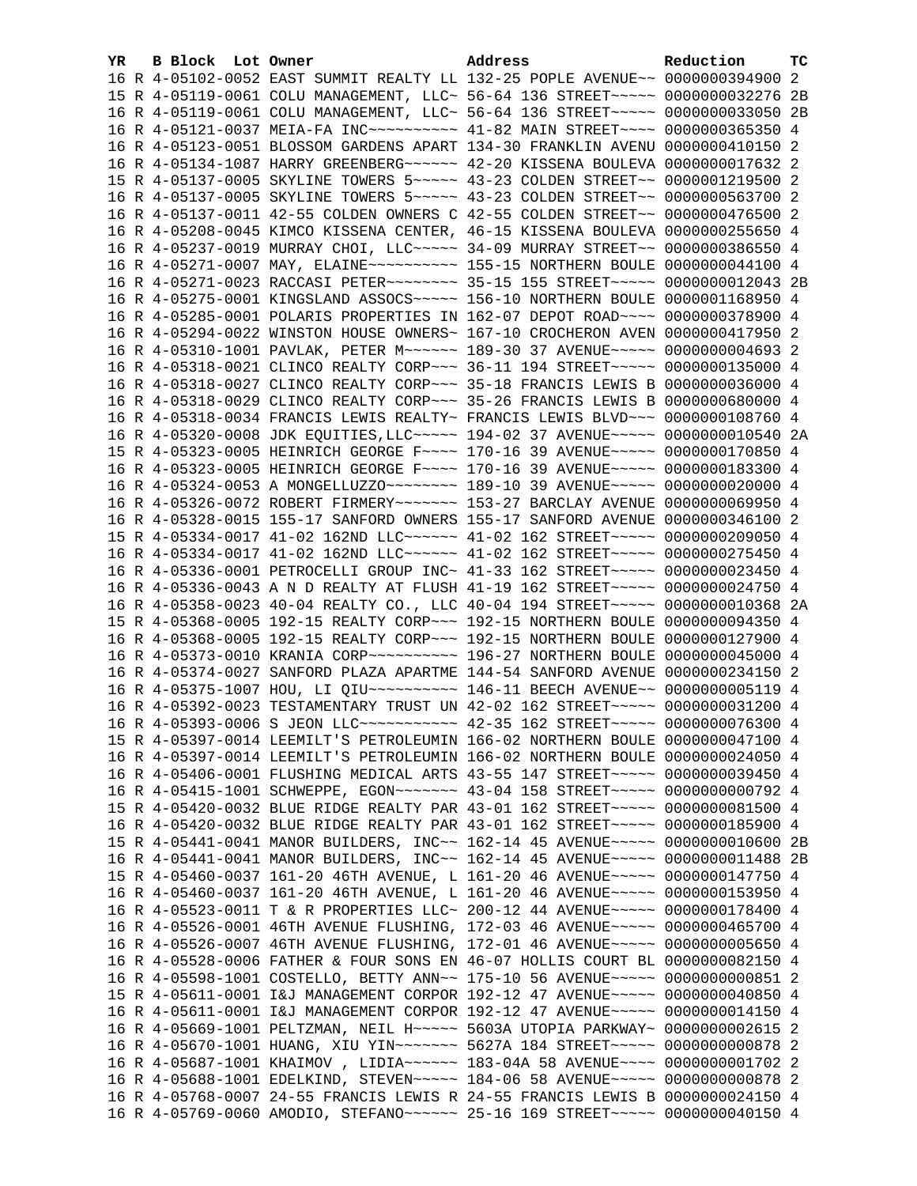| YR | B | Block | Lot | Owner | Address | Reduction | TC |
|---|---|---|---|---|---|---|---|
| 16 | R | 4-05102-0052 | | EAST SUMMIT REALTY LL | 132-25 POPLE AVENUE~~ | 0000000394900 | 2 |
| 15 | R | 4-05119-0061 | | COLU MANAGEMENT, LLC~ | 56-64 136 STREET~~~~~ | 0000000032276 | 2B |
| 16 | R | 4-05119-0061 | | COLU MANAGEMENT, LLC~ | 56-64 136 STREET~~~~~ | 0000000033050 | 2B |
| 16 | R | 4-05121-0037 | | MEIA-FA INC~~~~~~~~~~ | 41-82 MAIN STREET~~~~ | 0000000365350 | 4 |
| 16 | R | 4-05123-0051 | | BLOSSOM GARDENS APART | 134-30 FRANKLIN AVENU | 0000000410150 | 2 |
| 16 | R | 4-05134-1087 | | HARRY GREENBERG~~~~~~ | 42-20 KISSENA BOULEVA | 0000000017632 | 2 |
| 15 | R | 4-05137-0005 | | SKYLINE TOWERS 5~~~~~ | 43-23 COLDEN STREET~~ | 0000001219500 | 2 |
| 16 | R | 4-05137-0005 | | SKYLINE TOWERS 5~~~~~ | 43-23 COLDEN STREET~~ | 0000000563700 | 2 |
| 16 | R | 4-05137-0011 | | 42-55 COLDEN OWNERS C | 42-55 COLDEN STREET~~ | 0000000476500 | 2 |
| 16 | R | 4-05208-0045 | | KIMCO KISSENA CENTER, | 46-15 KISSENA BOULEVA | 0000000255650 | 4 |
| 16 | R | 4-05237-0019 | | MURRAY CHOI, LLC~~~~~ | 34-09 MURRAY STREET~~ | 0000000386550 | 4 |
| 16 | R | 4-05271-0007 | | MAY, ELAINE~~~~~~~~~~ | 155-15 NORTHERN BOULE | 0000000044100 | 4 |
| 16 | R | 4-05271-0023 | | RACCASI PETER~~~~~~~~ | 35-15 155 STREET~~~~~ | 0000000012043 | 2B |
| 16 | R | 4-05275-0001 | | KINGSLAND ASSOCS~~~~~ | 156-10 NORTHERN BOULE | 0000001168950 | 4 |
| 16 | R | 4-05285-0001 | | POLARIS PROPERTIES IN | 162-07 DEPOT ROAD~~~~ | 0000000378900 | 4 |
| 16 | R | 4-05294-0022 | | WINSTON HOUSE OWNERS~ | 167-10 CROCHERON AVEN | 0000000417950 | 2 |
| 16 | R | 4-05310-1001 | | PAVLAK, PETER M~~~~~~ | 189-30 37 AVENUE~~~~~ | 0000000004693 | 2 |
| 16 | R | 4-05318-0021 | | CLINCO REALTY CORP~~~ | 36-11 194 STREET~~~~~ | 0000000135000 | 4 |
| 16 | R | 4-05318-0027 | | CLINCO REALTY CORP~~~ | 35-18 FRANCIS LEWIS B | 0000000036000 | 4 |
| 16 | R | 4-05318-0029 | | CLINCO REALTY CORP~~~ | 35-26 FRANCIS LEWIS B | 0000000680000 | 4 |
| 16 | R | 4-05318-0034 | | FRANCIS LEWIS REALTY~ | FRANCIS LEWIS BLVD~~~ | 0000000108760 | 4 |
| 16 | R | 4-05320-0008 | | JDK EQUITIES,LLC~~~~~ | 194-02 37 AVENUE~~~~~ | 0000000010540 | 2A |
| 15 | R | 4-05323-0005 | | HEINRICH GEORGE F~~~~ | 170-16 39 AVENUE~~~~~ | 0000000170850 | 4 |
| 16 | R | 4-05323-0005 | | HEINRICH GEORGE F~~~~ | 170-16 39 AVENUE~~~~~ | 0000000183300 | 4 |
| 16 | R | 4-05324-0053 | | A MONGELLUZZO~~~~~~~~ | 189-10 39 AVENUE~~~~~ | 0000000020000 | 4 |
| 16 | R | 4-05326-0072 | | ROBERT FIRMERY~~~~~~~ | 153-27 BARCLAY AVENUE | 0000000069950 | 4 |
| 16 | R | 4-05328-0015 | | 155-17 SANFORD OWNERS | 155-17 SANFORD AVENUE | 0000000346100 | 2 |
| 15 | R | 4-05334-0017 | | 41-02 162ND LLC~~~~~~ | 41-02 162 STREET~~~~~ | 0000000209050 | 4 |
| 16 | R | 4-05334-0017 | | 41-02 162ND LLC~~~~~~ | 41-02 162 STREET~~~~~ | 0000000275450 | 4 |
| 16 | R | 4-05336-0001 | | PETROCELLI GROUP INC~ | 41-33 162 STREET~~~~~ | 0000000023450 | 4 |
| 16 | R | 4-05336-0043 | | A N D REALTY AT FLUSH | 41-19 162 STREET~~~~~ | 0000000024750 | 4 |
| 16 | R | 4-05358-0023 | | 40-04 REALTY CO., LLC | 40-04 194 STREET~~~~~ | 0000000010368 | 2A |
| 15 | R | 4-05368-0005 | | 192-15 REALTY CORP~~~ | 192-15 NORTHERN BOULE | 0000000094350 | 4 |
| 16 | R | 4-05368-0005 | | 192-15 REALTY CORP~~~ | 192-15 NORTHERN BOULE | 0000000127900 | 4 |
| 16 | R | 4-05373-0010 | | KRANIA CORP~~~~~~~~~~ | 196-27 NORTHERN BOULE | 0000000045000 | 4 |
| 16 | R | 4-05374-0027 | | SANFORD PLAZA APARTME | 144-54 SANFORD AVENUE | 0000000234150 | 2 |
| 16 | R | 4-05375-1007 | | HOU, LI QIU~~~~~~~~~~ | 146-11 BEECH AVENUE~~ | 0000000005119 | 4 |
| 16 | R | 4-05392-0023 | | TESTAMENTARY TRUST UN | 42-02 162 STREET~~~~~ | 0000000031200 | 4 |
| 16 | R | 4-05393-0006 | | S JEON LLC~~~~~~~~~~~ | 42-35 162 STREET~~~~~ | 0000000076300 | 4 |
| 15 | R | 4-05397-0014 | | LEEMILT'S PETROLEUMIN | 166-02 NORTHERN BOULE | 0000000047100 | 4 |
| 16 | R | 4-05397-0014 | | LEEMILT'S PETROLEUMIN | 166-02 NORTHERN BOULE | 0000000024050 | 4 |
| 16 | R | 4-05406-0001 | | FLUSHING MEDICAL ARTS | 43-55 147 STREET~~~~~ | 0000000039450 | 4 |
| 16 | R | 4-05415-1001 | | SCHWEPPE, EGON~~~~~~~ | 43-04 158 STREET~~~~~ | 0000000000792 | 4 |
| 15 | R | 4-05420-0032 | | BLUE RIDGE REALTY PAR | 43-01 162 STREET~~~~~ | 0000000081500 | 4 |
| 16 | R | 4-05420-0032 | | BLUE RIDGE REALTY PAR | 43-01 162 STREET~~~~~ | 0000000185900 | 4 |
| 15 | R | 4-05441-0041 | | MANOR BUILDERS, INC~~ | 162-14 45 AVENUE~~~~~ | 0000000010600 | 2B |
| 16 | R | 4-05441-0041 | | MANOR BUILDERS, INC~~ | 162-14 45 AVENUE~~~~~ | 0000000011488 | 2B |
| 15 | R | 4-05460-0037 | | 161-20 46TH AVENUE, L | 161-20 46 AVENUE~~~~~ | 0000000147750 | 4 |
| 16 | R | 4-05460-0037 | | 161-20 46TH AVENUE, L | 161-20 46 AVENUE~~~~~ | 0000000153950 | 4 |
| 16 | R | 4-05523-0011 | | T & R PROPERTIES LLC~ | 200-12 44 AVENUE~~~~~ | 0000000178400 | 4 |
| 16 | R | 4-05526-0001 | | 46TH AVENUE FLUSHING, | 172-03 46 AVENUE~~~~~ | 0000000465700 | 4 |
| 16 | R | 4-05526-0007 | | 46TH AVENUE FLUSHING, | 172-01 46 AVENUE~~~~~ | 0000000005650 | 4 |
| 16 | R | 4-05528-0006 | | FATHER & FOUR SONS EN | 46-07 HOLLIS COURT BL | 0000000082150 | 4 |
| 16 | R | 4-05598-1001 | | COSTELLO, BETTY ANN~~ | 175-10 56 AVENUE~~~~~ | 0000000000851 | 2 |
| 15 | R | 4-05611-0001 | | I&J MANAGEMENT CORPOR | 192-12 47 AVENUE~~~~~ | 0000000040850 | 4 |
| 16 | R | 4-05611-0001 | | I&J MANAGEMENT CORPOR | 192-12 47 AVENUE~~~~~ | 0000000014150 | 4 |
| 16 | R | 4-05669-1001 | | PELTZMAN, NEIL H~~~~~ | 5603A UTOPIA PARKWAY~ | 0000000002615 | 2 |
| 16 | R | 4-05670-1001 | | HUANG, XIU YIN~~~~~~~ | 5627A 184 STREET~~~~~ | 0000000000878 | 2 |
| 16 | R | 4-05687-1001 | | KHAIMOV , LIDIA~~~~~~ | 183-04A 58 AVENUE~~~~ | 0000000001702 | 2 |
| 16 | R | 4-05688-1001 | | EDELKIND, STEVEN~~~~~ | 184-06 58 AVENUE~~~~~ | 0000000000878 | 2 |
| 16 | R | 4-05768-0007 | | 24-55 FRANCIS LEWIS R | 24-55 FRANCIS LEWIS B | 0000000024150 | 4 |
| 16 | R | 4-05769-0060 | | AMODIO, STEFANO~~~~~~ | 25-16 169 STREET~~~~~ | 0000000040150 | 4 |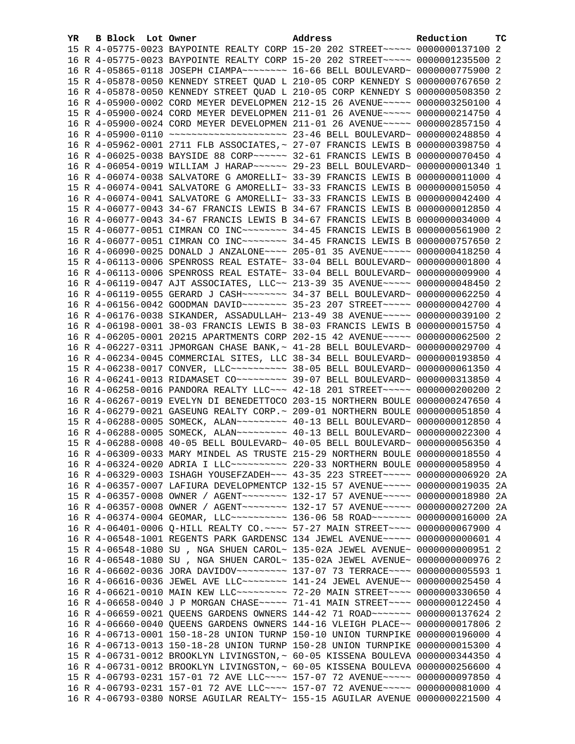| YR | B | Block | Lot | Owner | Address | Reduction | TC |
|---|---|---|---|---|---|---|---|
| 15 | R | 4-05775-0023 | | BAYPOINTE REALTY CORP | 15-20 202 STREET~~~~~ | 0000000137100 | 2 |
| 16 | R | 4-05775-0023 | | BAYPOINTE REALTY CORP | 15-20 202 STREET~~~~~ | 0000001235500 | 2 |
| 16 | R | 4-05865-0118 | | JOSEPH CIAMPA~~~~~~~~ | 16-66 BELL BOULEVARD~ | 0000000775900 | 2 |
| 15 | R | 4-05878-0050 | | KENNEDY STREET QUAD L | 210-05 CORP KENNEDY S | 0000000767650 | 2 |
| 16 | R | 4-05878-0050 | | KENNEDY STREET QUAD L | 210-05 CORP KENNEDY S | 0000000508350 | 2 |
| 16 | R | 4-05900-0002 | | CORD MEYER DEVELOPMEN | 212-15 26 AVENUE~~~~~ | 0000003250100 | 4 |
| 15 | R | 4-05900-0024 | | CORD MEYER DEVELOPMEN | 211-01 26 AVENUE~~~~~ | 0000000214750 | 4 |
| 16 | R | 4-05900-0024 | | CORD MEYER DEVELOPMEN | 211-01 26 AVENUE~~~~~ | 0000002857150 | 4 |
| 16 | R | 4-05900-0110 | | ~~~~~~~~~~~~~~~~~~~~~ | 23-46 BELL BOULEVARD~ | 0000000248850 | 4 |
| 16 | R | 4-05962-0001 | | 2711 FLB ASSOCIATES,~ | 27-07 FRANCIS LEWIS B | 0000000398750 | 4 |
| 16 | R | 4-06025-0038 | | BAYSIDE 88 CORP~~~~~~ | 32-61 FRANCIS LEWIS B | 0000000070450 | 4 |
| 16 | R | 4-06054-0019 | | WILLIAM J HARAP~~~~~~ | 29-23 BELL BOULEVARD~ | 0000000001340 | 1 |
| 16 | R | 4-06074-0038 | | SALVATORE G AMORELLI~ | 33-39 FRANCIS LEWIS B | 0000000011000 | 4 |
| 15 | R | 4-06074-0041 | | SALVATORE G AMORELLI~ | 33-33 FRANCIS LEWIS B | 0000000015050 | 4 |
| 16 | R | 4-06074-0041 | | SALVATORE G AMORELLI~ | 33-33 FRANCIS LEWIS B | 0000000042400 | 4 |
| 15 | R | 4-06077-0043 | | 34-67 FRANCIS LEWIS B | 34-67 FRANCIS LEWIS B | 0000000012850 | 4 |
| 16 | R | 4-06077-0043 | | 34-67 FRANCIS LEWIS B | 34-67 FRANCIS LEWIS B | 0000000034000 | 4 |
| 15 | R | 4-06077-0051 | | CIMRAN CO INC~~~~~~~~ | 34-45 FRANCIS LEWIS B | 0000000561900 | 2 |
| 16 | R | 4-06077-0051 | | CIMRAN CO INC~~~~~~~~ | 34-45 FRANCIS LEWIS B | 0000000757650 | 2 |
| 16 | R | 4-06090-0025 | | DONALD J ANZALONE~~~~ | 205-01 35 AVENUE~~~~~ | 0000000418250 | 4 |
| 15 | R | 4-06113-0006 | | SPENROSS REAL ESTATE~ | 33-04 BELL BOULEVARD~ | 0000000001800 | 4 |
| 16 | R | 4-06113-0006 | | SPENROSS REAL ESTATE~ | 33-04 BELL BOULEVARD~ | 0000000009900 | 4 |
| 16 | R | 4-06119-0047 | | AJT ASSOCIATES, LLC~~ | 213-39 35 AVENUE~~~~~ | 0000000048450 | 2 |
| 16 | R | 4-06119-0055 | | GERARD J CASH~~~~~~~~ | 34-37 BELL BOULEVARD~ | 0000000062250 | 4 |
| 16 | R | 4-06156-0042 | | GOODMAN DAVID~~~~~~~~ | 35-23 207 STREET~~~~~ | 0000000042700 | 4 |
| 16 | R | 4-06176-0038 | | SIKANDER, ASSADULLAH~ | 213-49 38 AVENUE~~~~~ | 0000000039100 | 2 |
| 16 | R | 4-06198-0001 | | 38-03 FRANCIS LEWIS B | 38-03 FRANCIS LEWIS B | 0000000015750 | 4 |
| 16 | R | 4-06205-0001 | | 20215 APARTMENTS CORP | 202-15 42 AVENUE~~~~~ | 0000000062500 | 2 |
| 16 | R | 4-06227-0311 | | JPMORGAN CHASE BANK,~ | 41-28 BELL BOULEVARD~ | 0000000029700 | 4 |
| 16 | R | 4-06234-0045 | | COMMERCIAL SITES, LLC | 38-34 BELL BOULEVARD~ | 0000000193850 | 4 |
| 15 | R | 4-06238-0017 | | CONVER, LLC~~~~~~~~~~ | 38-05 BELL BOULEVARD~ | 0000000061350 | 4 |
| 16 | R | 4-06241-0013 | | RIDAMASET CO~~~~~~~~~ | 39-07 BELL BOULEVARD~ | 0000000313850 | 4 |
| 16 | R | 4-06258-0016 | | PANDORA REALTY LLC~~~ | 42-18 201 STREET~~~~~ | 0000000200200 | 2 |
| 16 | R | 4-06267-0019 | | EVELYN DI BENEDETTOCO | 203-15 NORTHERN BOULE | 0000000247650 | 4 |
| 16 | R | 4-06279-0021 | | GASEUNG REALTY CORP.~ | 209-01 NORTHERN BOULE | 0000000051850 | 4 |
| 15 | R | 4-06288-0005 | | SOMECK, ALAN~~~~~~~~~ | 40-13 BELL BOULEVARD~ | 0000000012850 | 4 |
| 16 | R | 4-06288-0005 | | SOMECK, ALAN~~~~~~~~~ | 40-13 BELL BOULEVARD~ | 0000000022300 | 4 |
| 15 | R | 4-06288-0008 | | 40-05 BELL BOULEVARD~ | 40-05 BELL BOULEVARD~ | 0000000056350 | 4 |
| 16 | R | 4-06309-0033 | | MARY MINDEL AS TRUSTE | 215-29 NORTHERN BOULE | 0000000018550 | 4 |
| 16 | R | 4-06324-0020 | | ADRIA I LLC~~~~~~~~~~ | 220-33 NORTHERN BOULE | 0000000058950 | 4 |
| 16 | R | 4-06329-0003 | | ISHAGH YOUSEFZADEH~~~ | 43-35 223 STREET~~~~~ | 0000000006920 | 2A |
| 16 | R | 4-06357-0007 | | LAFIURA DEVELOPMENTCP | 132-15 57 AVENUE~~~~~ | 0000000019035 | 2A |
| 15 | R | 4-06357-0008 | | OWNER / AGENT~~~~~~~~ | 132-17 57 AVENUE~~~~~ | 0000000018980 | 2A |
| 16 | R | 4-06357-0008 | | OWNER / AGENT~~~~~~~~ | 132-17 57 AVENUE~~~~~ | 0000000027200 | 2A |
| 16 | R | 4-06374-0004 | | GEOMAR, LLC~~~~~~~~~~ | 136-06 58 ROAD~~~~~~~ | 0000000016000 | 2A |
| 16 | R | 4-06401-0006 | | Q-HILL REALTY CO.~~~~ | 57-27 MAIN STREET~~~~ | 0000000067900 | 4 |
| 16 | R | 4-06548-1001 | | REGENTS PARK GARDENSC | 134 JEWEL AVENUE~~~~~ | 0000000000601 | 4 |
| 15 | R | 4-06548-1080 | | SU , NGA SHUEN CAROL~ | 135-02A JEWEL AVENUE~ | 0000000000951 | 2 |
| 16 | R | 4-06548-1080 | | SU , NGA SHUEN CAROL~ | 135-02A JEWEL AVENUE~ | 0000000000976 | 2 |
| 16 | R | 4-06602-0036 | | JORA DAVIDOV~~~~~~~~~ | 137-07 73 TERRACE~~~~ | 0000000005593 | 1 |
| 16 | R | 4-06616-0036 | | JEWEL AVE LLC~~~~~~~~ | 141-24 JEWEL AVENUE~~ | 0000000025450 | 4 |
| 16 | R | 4-06621-0010 | | MAIN KEW LLC~~~~~~~~~ | 72-20 MAIN STREET~~~~ | 0000000330650 | 4 |
| 16 | R | 4-06658-0040 | | J P MORGAN CHASE~~~~~ | 71-41 MAIN STREET~~~~ | 0000000122450 | 4 |
| 16 | R | 4-06659-0021 | | QUEENS GARDENS OWNERS | 144-42 71 ROAD~~~~~~~ | 0000000137624 | 2 |
| 16 | R | 4-06660-0040 | | QUEENS GARDENS OWNERS | 144-16 VLEIGH PLACE~~ | 0000000017806 | 2 |
| 16 | R | 4-06713-0001 | | 150-18-28 UNION TURNP | 150-10 UNION TURNPIKE | 0000000196000 | 4 |
| 16 | R | 4-06713-0013 | | 150-18-28 UNION TURNP | 150-28 UNION TURNPIKE | 0000000015300 | 4 |
| 15 | R | 4-06731-0012 | | BROOKLYN LIVINGSTON,~ | 60-05 KISSENA BOULEVA | 0000000344350 | 4 |
| 16 | R | 4-06731-0012 | | BROOKLYN LIVINGSTON,~ | 60-05 KISSENA BOULEVA | 0000000256600 | 4 |
| 15 | R | 4-06793-0231 | | 157-01 72 AVE LLC~~~~ | 157-07 72 AVENUE~~~~~ | 0000000097850 | 4 |
| 16 | R | 4-06793-0231 | | 157-01 72 AVE LLC~~~~ | 157-07 72 AVENUE~~~~~ | 0000000081000 | 4 |
| 16 | R | 4-06793-0380 | | NORSE AGUILAR REALTY~ | 155-15 AGUILAR AVENUE | 0000000221500 | 4 |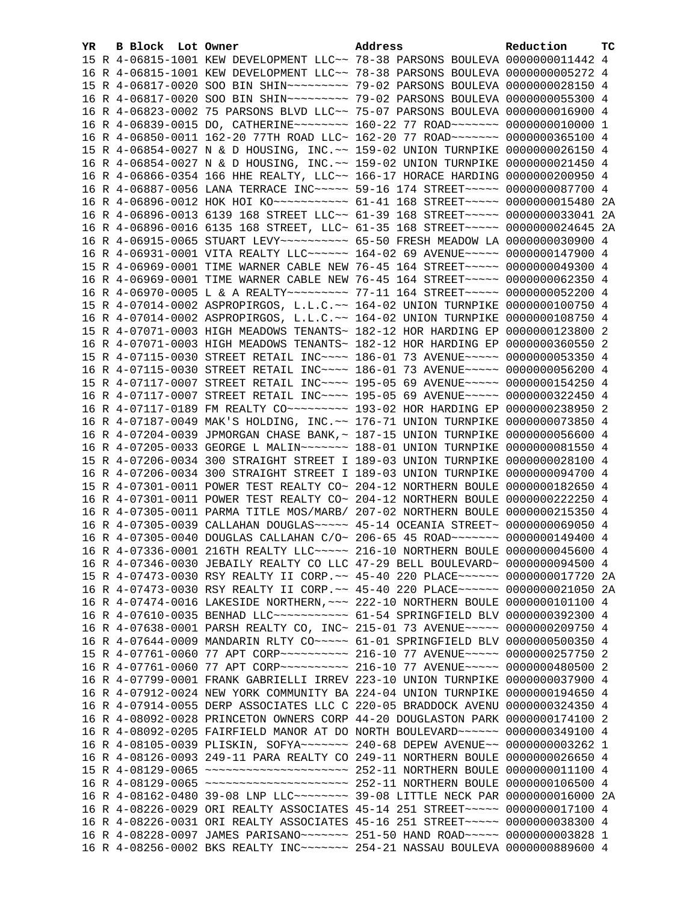| YR | B | Block | Lot | Owner | Address | Reduction | TC |
|---|---|---|---|---|---|---|---|
| 15 | R | 4-06815-1001 | | KEW DEVELOPMENT LLC~~ | 78-38 PARSONS BOULEVA | 0000000011442 | 4 |
| 16 | R | 4-06815-1001 | | KEW DEVELOPMENT LLC~~ | 78-38 PARSONS BOULEVA | 0000000005272 | 4 |
| 15 | R | 4-06817-0020 | | SOO BIN SHIN~~~~~~~~~ | 79-02 PARSONS BOULEVA | 0000000028150 | 4 |
| 16 | R | 4-06817-0020 | | SOO BIN SHIN~~~~~~~~~ | 79-02 PARSONS BOULEVA | 0000000055300 | 4 |
| 16 | R | 4-06823-0002 | | 75 PARSONS BLVD LLC~~ | 75-07 PARSONS BOULEVA | 0000000016900 | 4 |
| 16 | R | 4-06839-0015 | | DO, CATHERINE~~~~~~~~ | 160-22 77 ROAD~~~~~~~ | 0000000010000 | 1 |
| 16 | R | 4-06850-0011 | | 162-20 77TH ROAD LLC~ | 162-20 77 ROAD~~~~~~~ | 0000000365100 | 4 |
| 15 | R | 4-06854-0027 | | N & D HOUSING, INC.~~ | 159-02 UNION TURNPIKE | 0000000026150 | 4 |
| 16 | R | 4-06854-0027 | | N & D HOUSING, INC.~~ | 159-02 UNION TURNPIKE | 0000000021450 | 4 |
| 16 | R | 4-06866-0354 | | 166 HHE REALTY, LLC~~ | 166-17 HORACE HARDING | 0000000200950 | 4 |
| 16 | R | 4-06887-0056 | | LANA TERRACE INC~~~~~ | 59-16 174 STREET~~~~~ | 0000000087700 | 4 |
| 16 | R | 4-06896-0012 | | HOK HOI KO~~~~~~~~~~~ | 61-41 168 STREET~~~~~ | 0000000015480 | 2A |
| 16 | R | 4-06896-0013 | | 6139 168 STREET LLC~~ | 61-39 168 STREET~~~~~ | 0000000033041 | 2A |
| 16 | R | 4-06896-0016 | | 6135 168 STREET, LLC~ | 61-35 168 STREET~~~~~ | 0000000024645 | 2A |
| 16 | R | 4-06915-0065 | | STUART LEVY~~~~~~~~~~ | 65-50 FRESH MEADOW LA | 0000000030900 | 4 |
| 16 | R | 4-06931-0001 | | VITA REALTY LLC~~~~~~ | 164-02 69 AVENUE~~~~~ | 0000000147900 | 4 |
| 15 | R | 4-06969-0001 | | TIME WARNER CABLE NEW | 76-45 164 STREET~~~~~ | 0000000049300 | 4 |
| 16 | R | 4-06969-0001 | | TIME WARNER CABLE NEW | 76-45 164 STREET~~~~~ | 0000000062350 | 4 |
| 16 | R | 4-06970-0005 | | L & A REALTY~~~~~~~~~ | 77-11 164 STREET~~~~~ | 0000000052200 | 4 |
| 15 | R | 4-07014-0002 | | ASPROPIRGOS, L.L.C.~~ | 164-02 UNION TURNPIKE | 0000000100750 | 4 |
| 16 | R | 4-07014-0002 | | ASPROPIRGOS, L.L.C.~~ | 164-02 UNION TURNPIKE | 0000000108750 | 4 |
| 15 | R | 4-07071-0003 | | HIGH MEADOWS TENANTS~ | 182-12 HOR HARDING EP | 0000000123800 | 2 |
| 16 | R | 4-07071-0003 | | HIGH MEADOWS TENANTS~ | 182-12 HOR HARDING EP | 0000000360550 | 2 |
| 15 | R | 4-07115-0030 | | STREET RETAIL INC~~~~ | 186-01 73 AVENUE~~~~~ | 0000000053350 | 4 |
| 16 | R | 4-07115-0030 | | STREET RETAIL INC~~~~ | 186-01 73 AVENUE~~~~~ | 0000000056200 | 4 |
| 15 | R | 4-07117-0007 | | STREET RETAIL INC~~~~ | 195-05 69 AVENUE~~~~~ | 0000000154250 | 4 |
| 16 | R | 4-07117-0007 | | STREET RETAIL INC~~~~ | 195-05 69 AVENUE~~~~~ | 0000000322450 | 4 |
| 16 | R | 4-07117-0189 | | FM REALTY CO~~~~~~~~~ | 193-02 HOR HARDING EP | 0000000238950 | 2 |
| 16 | R | 4-07187-0049 | | MAK'S HOLDING, INC.~~ | 176-71 UNION TURNPIKE | 0000000073850 | 4 |
| 16 | R | 4-07204-0039 | | JPMORGAN CHASE BANK,~ | 187-15 UNION TURNPIKE | 0000000056600 | 4 |
| 16 | R | 4-07205-0033 | | GEORGE L MALIN~~~~~~~ | 188-01 UNION TURNPIKE | 0000000081550 | 4 |
| 15 | R | 4-07206-0034 | | 300 STRAIGHT STREET I | 189-03 UNION TURNPIKE | 0000000028100 | 4 |
| 16 | R | 4-07206-0034 | | 300 STRAIGHT STREET I | 189-03 UNION TURNPIKE | 0000000094700 | 4 |
| 15 | R | 4-07301-0011 | | POWER TEST REALTY CO~ | 204-12 NORTHERN BOULE | 0000000182650 | 4 |
| 16 | R | 4-07301-0011 | | POWER TEST REALTY CO~ | 204-12 NORTHERN BOULE | 0000000222250 | 4 |
| 16 | R | 4-07305-0011 | | PARMA TITLE MOS/MARB/ | 207-02 NORTHERN BOULE | 0000000215350 | 4 |
| 16 | R | 4-07305-0039 | | CALLAHAN DOUGLAS~~~~~ | 45-14 OCEANIA STREET~ | 0000000069050 | 4 |
| 16 | R | 4-07305-0040 | | DOUGLAS CALLAHAN C/O~ | 206-65 45 ROAD~~~~~~~ | 0000000149400 | 4 |
| 16 | R | 4-07336-0001 | | 216TH REALTY LLC~~~~~ | 216-10 NORTHERN BOULE | 0000000045600 | 4 |
| 16 | R | 4-07346-0030 | | JEBAILY REALTY CO LLC | 47-29 BELL BOULEVARD~ | 0000000094500 | 4 |
| 15 | R | 4-07473-0030 | | RSY REALTY II CORP.~~ | 45-40 220 PLACE~~~~~~ | 0000000017720 | 2A |
| 16 | R | 4-07473-0030 | | RSY REALTY II CORP.~~ | 45-40 220 PLACE~~~~~~ | 0000000021050 | 2A |
| 16 | R | 4-07474-0016 | | LAKESIDE NORTHERN,~~~ | 222-10 NORTHERN BOULE | 0000000101100 | 4 |
| 16 | R | 4-07610-0035 | | BENHAD LLC~~~~~~~~~~~ | 61-54 SPRINGFIELD BLV | 0000000392300 | 4 |
| 16 | R | 4-07638-0001 | | PARSH REALTY CO, INC~ | 215-01 73 AVENUE~~~~~ | 0000000209750 | 4 |
| 16 | R | 4-07644-0009 | | MANDARIN RLTY CO~~~~~ | 61-01 SPRINGFIELD BLV | 0000000500350 | 4 |
| 15 | R | 4-07761-0060 | | 77 APT CORP~~~~~~~~~~ | 216-10 77 AVENUE~~~~~ | 0000000257750 | 2 |
| 16 | R | 4-07761-0060 | | 77 APT CORP~~~~~~~~~~ | 216-10 77 AVENUE~~~~~ | 0000000480500 | 2 |
| 16 | R | 4-07799-0001 | | FRANK GABRIELLI IRREV | 223-10 UNION TURNPIKE | 0000000037900 | 4 |
| 16 | R | 4-07912-0024 | | NEW YORK COMMUNITY BA | 224-04 UNION TURNPIKE | 0000000194650 | 4 |
| 16 | R | 4-07914-0055 | | DERP ASSOCIATES LLC C | 220-05 BRADDOCK AVENU | 0000000324350 | 4 |
| 16 | R | 4-08092-0028 | | PRINCETON OWNERS CORP | 44-20 DOUGLASTON PARK | 0000000174100 | 2 |
| 16 | R | 4-08092-0205 | | FAIRFIELD MANOR AT DO | NORTH BOULEVARD~~~~~~ | 0000000349100 | 4 |
| 16 | R | 4-08105-0039 | | PLISKIN, SOFYA~~~~~~~ | 240-68 DEPEW AVENUE~~ | 0000000003262 | 1 |
| 16 | R | 4-08126-0093 | | 249-11 PARA REALTY CO | 249-11 NORTHERN BOULE | 0000000026650 | 4 |
| 15 | R | 4-08129-0065 | | ~~~~~~~~~~~~~~~~~~~~~ | 252-11 NORTHERN BOULE | 0000000011100 | 4 |
| 16 | R | 4-08129-0065 | | ~~~~~~~~~~~~~~~~~~~~~ | 252-11 NORTHERN BOULE | 0000000106500 | 4 |
| 16 | R | 4-08162-0480 | | 39-08 LNP LLC~~~~~~~~ | 39-08 LITTLE NECK PAR | 0000000016000 | 2A |
| 16 | R | 4-08226-0029 | | ORI REALTY ASSOCIATES | 45-14 251 STREET~~~~~ | 0000000017100 | 4 |
| 16 | R | 4-08226-0031 | | ORI REALTY ASSOCIATES | 45-16 251 STREET~~~~~ | 0000000038300 | 4 |
| 16 | R | 4-08228-0097 | | JAMES PARISANO~~~~~~~ | 251-50 HAND ROAD~~~~~ | 0000000003828 | 1 |
| 16 | R | 4-08256-0002 | | BKS REALTY INC~~~~~~~ | 254-21 NASSAU BOULEVA | 0000000889600 | 4 |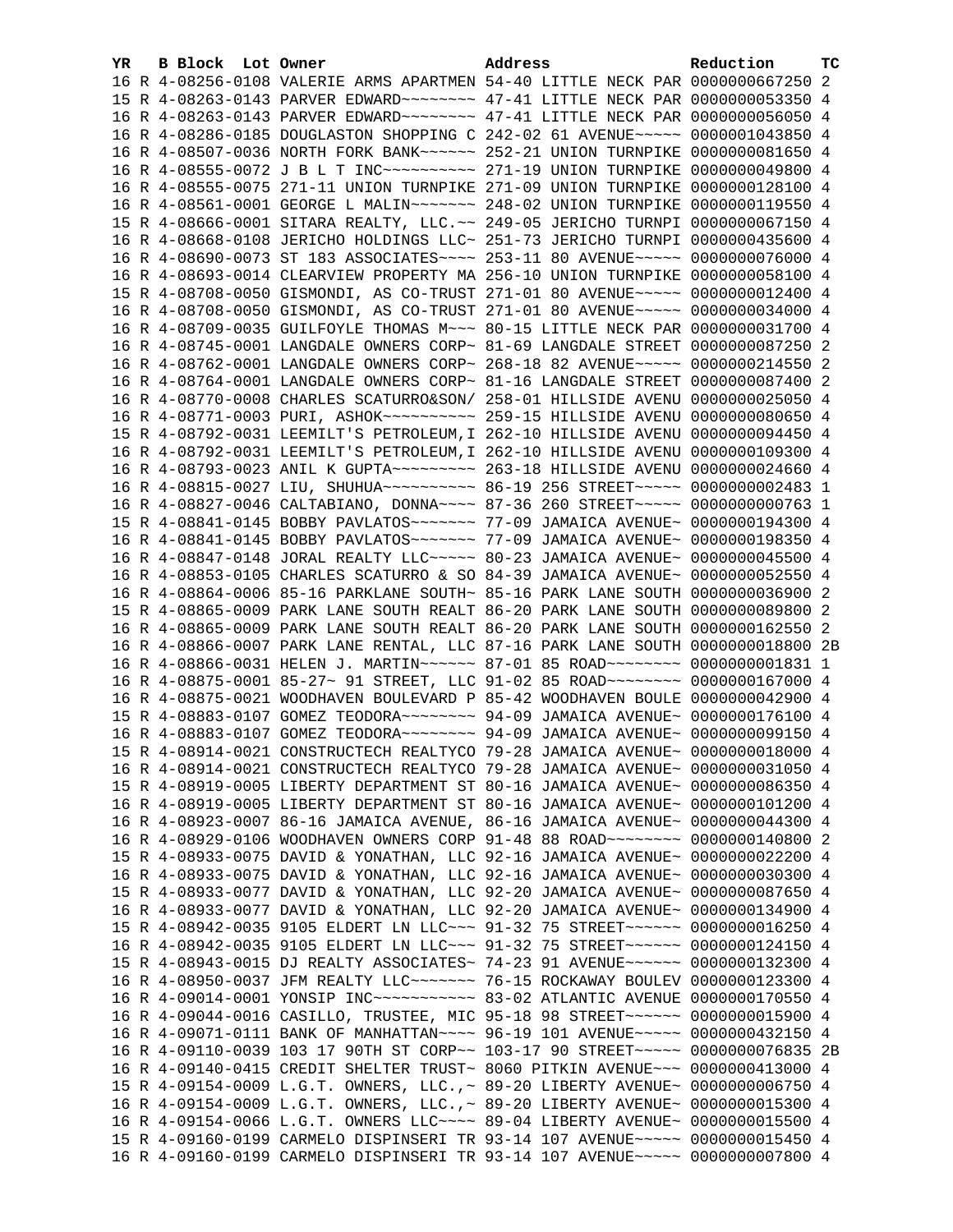| YR | B | Block | Lot | Owner | Address | Reduction | TC |
|---|---|---|---|---|---|---|---|
| 16 | R | 4-08256-0108 | | VALERIE ARMS APARTMEN | 54-40 LITTLE NECK PAR | 0000000667250 | 2 |
| 15 | R | 4-08263-0143 | | PARVER EDWARD~~~~~~~~ | 47-41 LITTLE NECK PAR | 0000000053350 | 4 |
| 16 | R | 4-08263-0143 | | PARVER EDWARD~~~~~~~~ | 47-41 LITTLE NECK PAR | 0000000056050 | 4 |
| 16 | R | 4-08286-0185 | | DOUGLASTON SHOPPING C | 242-02 61 AVENUE~~~~~ | 0000001043850 | 4 |
| 16 | R | 4-08507-0036 | | NORTH FORK BANK~~~~~~ | 252-21 UNION TURNPIKE | 0000000081650 | 4 |
| 16 | R | 4-08555-0072 | | J B L T INC~~~~~~~~~~ | 271-19 UNION TURNPIKE | 0000000049800 | 4 |
| 16 | R | 4-08555-0075 | | 271-11 UNION TURNPIKE | 271-09 UNION TURNPIKE | 0000000128100 | 4 |
| 16 | R | 4-08561-0001 | | GEORGE L MALIN~~~~~~~ | 248-02 UNION TURNPIKE | 0000000119550 | 4 |
| 15 | R | 4-08666-0001 | | SITARA REALTY, LLC.~~ | 249-05 JERICHO TURNPI | 0000000067150 | 4 |
| 16 | R | 4-08668-0108 | | JERICHO HOLDINGS LLC~ | 251-73 JERICHO TURNPI | 0000000435600 | 4 |
| 16 | R | 4-08690-0073 | | ST 183 ASSOCIATES~~~~ | 253-11 80 AVENUE~~~~~ | 0000000076000 | 4 |
| 16 | R | 4-08693-0014 | | CLEARVIEW PROPERTY MA | 256-10 UNION TURNPIKE | 0000000058100 | 4 |
| 15 | R | 4-08708-0050 | | GISMONDI, AS CO-TRUST | 271-01 80 AVENUE~~~~~ | 0000000012400 | 4 |
| 16 | R | 4-08708-0050 | | GISMONDI, AS CO-TRUST | 271-01 80 AVENUE~~~~~ | 0000000034000 | 4 |
| 16 | R | 4-08709-0035 | | GUILFOYLE THOMAS M~~~ | 80-15 LITTLE NECK PAR | 0000000031700 | 4 |
| 16 | R | 4-08745-0001 | | LANGDALE OWNERS CORP~ | 81-69 LANGDALE STREET | 0000000087250 | 2 |
| 16 | R | 4-08762-0001 | | LANGDALE OWNERS CORP~ | 268-18 82 AVENUE~~~~~ | 0000000214550 | 2 |
| 16 | R | 4-08764-0001 | | LANGDALE OWNERS CORP~ | 81-16 LANGDALE STREET | 0000000087400 | 2 |
| 16 | R | 4-08770-0008 | | CHARLES SCATURRO&SON/ | 258-01 HILLSIDE AVENU | 0000000025050 | 4 |
| 16 | R | 4-08771-0003 | | PURI, ASHOK~~~~~~~~~~ | 259-15 HILLSIDE AVENU | 0000000080650 | 4 |
| 15 | R | 4-08792-0031 | | LEEMILT'S PETROLEUM,I | 262-10 HILLSIDE AVENU | 0000000094450 | 4 |
| 16 | R | 4-08792-0031 | | LEEMILT'S PETROLEUM,I | 262-10 HILLSIDE AVENU | 0000000109300 | 4 |
| 16 | R | 4-08793-0023 | | ANIL K GUPTA~~~~~~~~~ | 263-18 HILLSIDE AVENU | 0000000024660 | 4 |
| 16 | R | 4-08815-0027 | | LIU, SHUHUA~~~~~~~~~~ | 86-19 256 STREET~~~~~ | 0000000002483 | 1 |
| 16 | R | 4-08827-0046 | | CALTABIANO, DONNA~~~~ | 87-36 260 STREET~~~~~ | 0000000000763 | 1 |
| 15 | R | 4-08841-0145 | | BOBBY PAVLATOS~~~~~~~ | 77-09 JAMAICA AVENUE~ | 0000000194300 | 4 |
| 16 | R | 4-08841-0145 | | BOBBY PAVLATOS~~~~~~~ | 77-09 JAMAICA AVENUE~ | 0000000198350 | 4 |
| 16 | R | 4-08847-0148 | | JORAL REALTY LLC~~~~~ | 80-23 JAMAICA AVENUE~ | 0000000045500 | 4 |
| 16 | R | 4-08853-0105 | | CHARLES SCATURRO & SO | 84-39 JAMAICA AVENUE~ | 0000000052550 | 4 |
| 16 | R | 4-08864-0006 | | 85-16 PARKLANE SOUTH~ | 85-16 PARK LANE SOUTH | 0000000036900 | 2 |
| 15 | R | 4-08865-0009 | | PARK LANE SOUTH REALT | 86-20 PARK LANE SOUTH | 0000000089800 | 2 |
| 16 | R | 4-08865-0009 | | PARK LANE SOUTH REALT | 86-20 PARK LANE SOUTH | 0000000162550 | 2 |
| 16 | R | 4-08866-0007 | | PARK LANE RENTAL, LLC | 87-16 PARK LANE SOUTH | 0000000018800 | 2B |
| 16 | R | 4-08866-0031 | | HELEN J. MARTIN~~~~~~ | 87-01 85 ROAD~~~~~~~~ | 0000000001831 | 1 |
| 16 | R | 4-08875-0001 | | 85-27~ 91 STREET, LLC | 91-02 85 ROAD~~~~~~~~ | 0000000167000 | 4 |
| 16 | R | 4-08875-0021 | | WOODHAVEN BOULEVARD P | 85-42 WOODHAVEN BOULE | 0000000042900 | 4 |
| 15 | R | 4-08883-0107 | | GOMEZ TEODORA~~~~~~~~ | 94-09 JAMAICA AVENUE~ | 0000000176100 | 4 |
| 16 | R | 4-08883-0107 | | GOMEZ TEODORA~~~~~~~~ | 94-09 JAMAICA AVENUE~ | 0000000099150 | 4 |
| 15 | R | 4-08914-0021 | | CONSTRUCTECH REALTYCO | 79-28 JAMAICA AVENUE~ | 0000000018000 | 4 |
| 16 | R | 4-08914-0021 | | CONSTRUCTECH REALTYCO | 79-28 JAMAICA AVENUE~ | 0000000031050 | 4 |
| 15 | R | 4-08919-0005 | | LIBERTY DEPARTMENT ST | 80-16 JAMAICA AVENUE~ | 0000000086350 | 4 |
| 16 | R | 4-08919-0005 | | LIBERTY DEPARTMENT ST | 80-16 JAMAICA AVENUE~ | 0000000101200 | 4 |
| 16 | R | 4-08923-0007 | | 86-16 JAMAICA AVENUE, | 86-16 JAMAICA AVENUE~ | 0000000044300 | 4 |
| 16 | R | 4-08929-0106 | | WOODHAVEN OWNERS CORP | 91-48 88 ROAD~~~~~~~~ | 0000000140800 | 2 |
| 15 | R | 4-08933-0075 | | DAVID & YONATHAN, LLC | 92-16 JAMAICA AVENUE~ | 0000000022200 | 4 |
| 16 | R | 4-08933-0075 | | DAVID & YONATHAN, LLC | 92-16 JAMAICA AVENUE~ | 0000000030300 | 4 |
| 15 | R | 4-08933-0077 | | DAVID & YONATHAN, LLC | 92-20 JAMAICA AVENUE~ | 0000000087650 | 4 |
| 16 | R | 4-08933-0077 | | DAVID & YONATHAN, LLC | 92-20 JAMAICA AVENUE~ | 0000000134900 | 4 |
| 15 | R | 4-08942-0035 | | 9105 ELDERT LN LLC~~~ | 91-32 75 STREET~~~~~~ | 0000000016250 | 4 |
| 16 | R | 4-08942-0035 | | 9105 ELDERT LN LLC~~~ | 91-32 75 STREET~~~~~~ | 0000000124150 | 4 |
| 15 | R | 4-08943-0015 | | DJ REALTY ASSOCIATES~ | 74-23 91 AVENUE~~~~~~ | 0000000132300 | 4 |
| 16 | R | 4-08950-0037 | | JFM REALTY LLC~~~~~~~ | 76-15 ROCKAWAY BOULEV | 0000000123300 | 4 |
| 16 | R | 4-09014-0001 | | YONSIP INC~~~~~~~~~~~ | 83-02 ATLANTIC AVENUE | 0000000170550 | 4 |
| 16 | R | 4-09044-0016 | | CASILLO, TRUSTEE, MIC | 95-18 98 STREET~~~~~~ | 0000000015900 | 4 |
| 16 | R | 4-09071-0111 | | BANK OF MANHATTAN~~~~ | 96-19 101 AVENUE~~~~~ | 0000000432150 | 4 |
| 16 | R | 4-09110-0039 | | 103 17 90TH ST CORP~~ | 103-17 90 STREET~~~~~ | 0000000076835 | 2B |
| 16 | R | 4-09140-0415 | | CREDIT SHELTER TRUST~ | 8060 PITKIN AVENUE~~~ | 0000000413000 | 4 |
| 15 | R | 4-09154-0009 | | L.G.T. OWNERS, LLC.,~ | 89-20 LIBERTY AVENUE~ | 0000000006750 | 4 |
| 16 | R | 4-09154-0009 | | L.G.T. OWNERS, LLC.,~ | 89-20 LIBERTY AVENUE~ | 0000000015300 | 4 |
| 16 | R | 4-09154-0066 | | L.G.T. OWNERS LLC~~~~ | 89-04 LIBERTY AVENUE~ | 0000000015500 | 4 |
| 15 | R | 4-09160-0199 | | CARMELO DISPINSERI TR | 93-14 107 AVENUE~~~~~ | 0000000015450 | 4 |
| 16 | R | 4-09160-0199 | | CARMELO DISPINSERI TR | 93-14 107 AVENUE~~~~~ | 0000000007800 | 4 |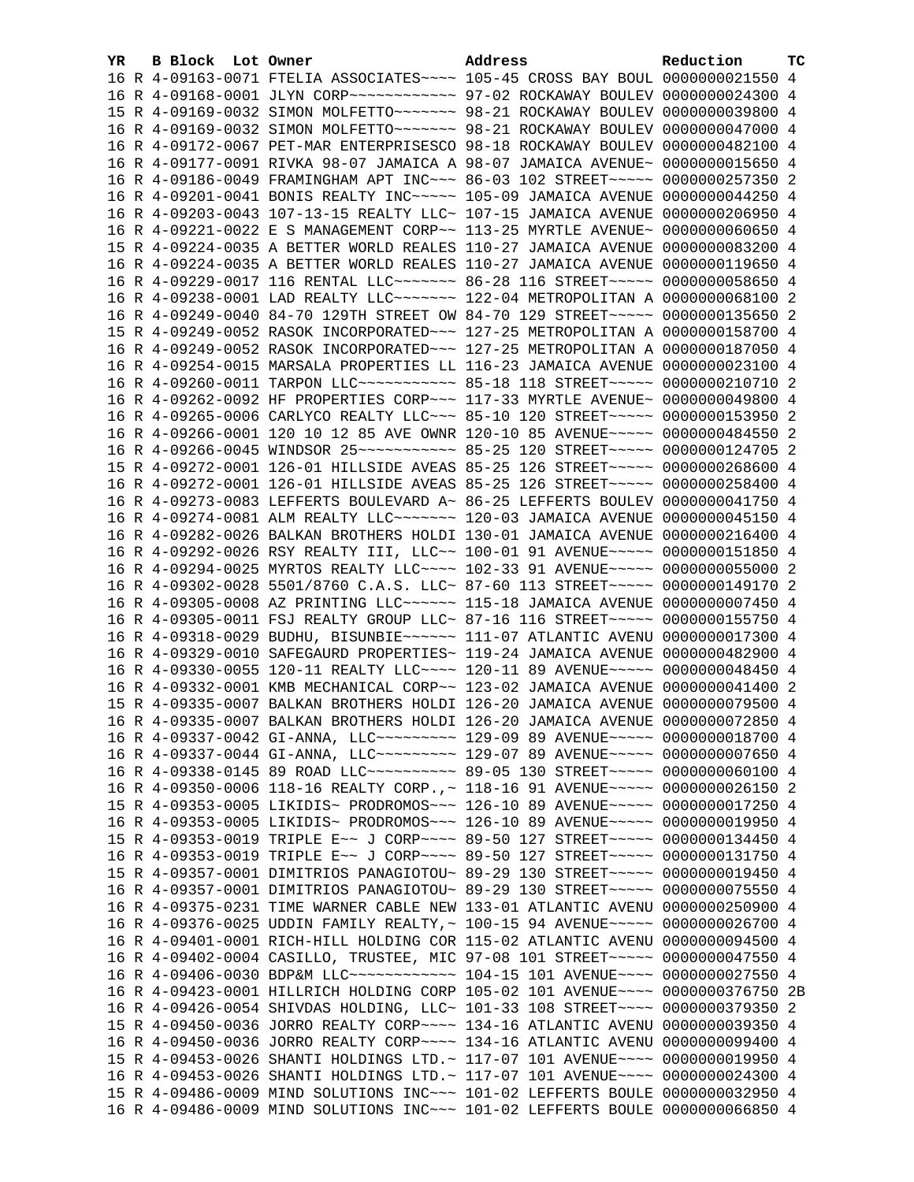| YR | B | Block | Lot | Owner | Address | Reduction | TC |
|---|---|---|---|---|---|---|---|
| 16 | R | 4-09163-0071 | | FTELIA ASSOCIATES~~~~ | 105-45 CROSS BAY BOUL | 0000000021550 | 4 |
| 16 | R | 4-09168-0001 | | JLYN CORP~~~~~~~~~~~~ | 97-02 ROCKAWAY BOULEV | 0000000024300 | 4 |
| 15 | R | 4-09169-0032 | | SIMON MOLFETTO~~~~~~~ | 98-21 ROCKAWAY BOULEV | 0000000039800 | 4 |
| 16 | R | 4-09169-0032 | | SIMON MOLFETTO~~~~~~~ | 98-21 ROCKAWAY BOULEV | 0000000047000 | 4 |
| 16 | R | 4-09172-0067 | | PET-MAR ENTERPRISESCO | 98-18 ROCKAWAY BOULEV | 0000000482100 | 4 |
| 16 | R | 4-09177-0091 | | RIVKA 98-07 JAMAICA A | 98-07 JAMAICA AVENUE~ | 0000000015650 | 4 |
| 16 | R | 4-09186-0049 | | FRAMINGHAM APT INC~~~ | 86-03 102 STREET~~~~~ | 0000000257350 | 2 |
| 16 | R | 4-09201-0041 | | BONIS REALTY INC~~~~~ | 105-09 JAMAICA AVENUE | 0000000044250 | 4 |
| 16 | R | 4-09203-0043 | | 107-13-15 REALTY LLC~ | 107-15 JAMAICA AVENUE | 0000000206950 | 4 |
| 16 | R | 4-09221-0022 | | E S MANAGEMENT CORP~~ | 113-25 MYRTLE AVENUE~ | 0000000060650 | 4 |
| 15 | R | 4-09224-0035 | | A BETTER WORLD REALES | 110-27 JAMAICA AVENUE | 0000000083200 | 4 |
| 16 | R | 4-09224-0035 | | A BETTER WORLD REALES | 110-27 JAMAICA AVENUE | 0000000119650 | 4 |
| 16 | R | 4-09229-0017 | | 116 RENTAL LLC~~~~~~~ | 86-28 116 STREET~~~~~ | 0000000058650 | 4 |
| 16 | R | 4-09238-0001 | | LAD REALTY LLC~~~~~~~ | 122-04 METROPOLITAN A | 0000000068100 | 2 |
| 16 | R | 4-09249-0040 | | 84-70 129TH STREET OW | 84-70 129 STREET~~~~~ | 0000000135650 | 2 |
| 15 | R | 4-09249-0052 | | RASOK INCORPORATED~~~ | 127-25 METROPOLITAN A | 0000000158700 | 4 |
| 16 | R | 4-09249-0052 | | RASOK INCORPORATED~~~ | 127-25 METROPOLITAN A | 0000000187050 | 4 |
| 16 | R | 4-09254-0015 | | MARSALA PROPERTIES LL | 116-23 JAMAICA AVENUE | 0000000023100 | 4 |
| 16 | R | 4-09260-0011 | | TARPON LLC~~~~~~~~~~~ | 85-18 118 STREET~~~~~ | 0000000210710 | 2 |
| 16 | R | 4-09262-0092 | | HF PROPERTIES CORP~~~ | 117-33 MYRTLE AVENUE~ | 0000000049800 | 4 |
| 16 | R | 4-09265-0006 | | CARLYCO REALTY LLC~~~ | 85-10 120 STREET~~~~~ | 0000000153950 | 2 |
| 16 | R | 4-09266-0001 | | 120 10 12 85 AVE OWNR | 120-10 85 AVENUE~~~~~ | 0000000484550 | 2 |
| 16 | R | 4-09266-0045 | | WINDSOR 25~~~~~~~~~~~ | 85-25 120 STREET~~~~~ | 0000000124705 | 2 |
| 15 | R | 4-09272-0001 | | 126-01 HILLSIDE AVEAS | 85-25 126 STREET~~~~~ | 0000000268600 | 4 |
| 16 | R | 4-09272-0001 | | 126-01 HILLSIDE AVEAS | 85-25 126 STREET~~~~~ | 0000000258400 | 4 |
| 16 | R | 4-09273-0083 | | LEFFERTS BOULEVARD A~ | 86-25 LEFFERTS BOULEV | 0000000041750 | 4 |
| 16 | R | 4-09274-0081 | | ALM REALTY LLC~~~~~~~ | 120-03 JAMAICA AVENUE | 0000000045150 | 4 |
| 16 | R | 4-09282-0026 | | BALKAN BROTHERS HOLDI | 130-01 JAMAICA AVENUE | 0000000216400 | 4 |
| 16 | R | 4-09292-0026 | | RSY REALTY III, LLC~~ | 100-01 91 AVENUE~~~~~ | 0000000151850 | 4 |
| 16 | R | 4-09294-0025 | | MYRTOS REALTY LLC~~~~ | 102-33 91 AVENUE~~~~~ | 0000000055000 | 2 |
| 16 | R | 4-09302-0028 | | 5501/8760 C.A.S. LLC~ | 87-60 113 STREET~~~~~ | 0000000149170 | 2 |
| 16 | R | 4-09305-0008 | | AZ PRINTING LLC~~~~~~ | 115-18 JAMAICA AVENUE | 0000000007450 | 4 |
| 16 | R | 4-09305-0011 | | FSJ REALTY GROUP LLC~ | 87-16 116 STREET~~~~~ | 0000000155750 | 4 |
| 16 | R | 4-09318-0029 | | BUDHU, BISUNBIE~~~~~~ | 111-07 ATLANTIC AVENU | 0000000017300 | 4 |
| 16 | R | 4-09329-0010 | | SAFEGAURD PROPERTIES~ | 119-24 JAMAICA AVENUE | 0000000482900 | 4 |
| 16 | R | 4-09330-0055 | | 120-11 REALTY LLC~~~~ | 120-11 89 AVENUE~~~~~ | 0000000048450 | 4 |
| 16 | R | 4-09332-0001 | | KMB MECHANICAL CORP~~ | 123-02 JAMAICA AVENUE | 0000000041400 | 2 |
| 15 | R | 4-09335-0007 | | BALKAN BROTHERS HOLDI | 126-20 JAMAICA AVENUE | 0000000079500 | 4 |
| 16 | R | 4-09335-0007 | | BALKAN BROTHERS HOLDI | 126-20 JAMAICA AVENUE | 0000000072850 | 4 |
| 16 | R | 4-09337-0042 | | GI-ANNA, LLC~~~~~~~~~ | 129-09 89 AVENUE~~~~~ | 0000000018700 | 4 |
| 16 | R | 4-09337-0044 | | GI-ANNA, LLC~~~~~~~~~ | 129-07 89 AVENUE~~~~~ | 0000000007650 | 4 |
| 16 | R | 4-09338-0145 | | 89 ROAD LLC~~~~~~~~~~ | 89-05 130 STREET~~~~~ | 0000000060100 | 4 |
| 16 | R | 4-09350-0006 | | 118-16 REALTY CORP.,~ | 118-16 91 AVENUE~~~~~ | 0000000026150 | 2 |
| 15 | R | 4-09353-0005 | | LIKIDIS~ PRODROMOS~~~ | 126-10 89 AVENUE~~~~~ | 0000000017250 | 4 |
| 16 | R | 4-09353-0005 | | LIKIDIS~ PRODROMOS~~~ | 126-10 89 AVENUE~~~~~ | 0000000019950 | 4 |
| 15 | R | 4-09353-0019 | | TRIPLE E~~ J CORP~~~~ | 89-50 127 STREET~~~~~ | 0000000134450 | 4 |
| 16 | R | 4-09353-0019 | | TRIPLE E~~ J CORP~~~~ | 89-50 127 STREET~~~~~ | 0000000131750 | 4 |
| 15 | R | 4-09357-0001 | | DIMITRIOS PANAGIOTOU~ | 89-29 130 STREET~~~~~ | 0000000019450 | 4 |
| 16 | R | 4-09357-0001 | | DIMITRIOS PANAGIOTOU~ | 89-29 130 STREET~~~~~ | 0000000075550 | 4 |
| 16 | R | 4-09375-0231 | | TIME WARNER CABLE NEW | 133-01 ATLANTIC AVENU | 0000000250900 | 4 |
| 16 | R | 4-09376-0025 | | UDDIN FAMILY REALTY,~ | 100-15 94 AVENUE~~~~~ | 0000000026700 | 4 |
| 16 | R | 4-09401-0001 | | RICH-HILL HOLDING COR | 115-02 ATLANTIC AVENU | 0000000094500 | 4 |
| 16 | R | 4-09402-0004 | | CASILLO, TRUSTEE, MIC | 97-08 101 STREET~~~~~ | 0000000047550 | 4 |
| 16 | R | 4-09406-0030 | | BDP&M LLC~~~~~~~~~~~~ | 104-15 101 AVENUE~~~~ | 0000000027550 | 4 |
| 16 | R | 4-09423-0001 | | HILLRICH HOLDING CORP | 105-02 101 AVENUE~~~~ | 0000000376750 | 2B |
| 16 | R | 4-09426-0054 | | SHIVDAS HOLDING, LLC~ | 101-33 108 STREET~~~~ | 0000000379350 | 2 |
| 15 | R | 4-09450-0036 | | JORRO REALTY CORP~~~~ | 134-16 ATLANTIC AVENU | 0000000039350 | 4 |
| 16 | R | 4-09450-0036 | | JORRO REALTY CORP~~~~ | 134-16 ATLANTIC AVENU | 0000000099400 | 4 |
| 15 | R | 4-09453-0026 | | SHANTI HOLDINGS LTD.~ | 117-07 101 AVENUE~~~~ | 0000000019950 | 4 |
| 16 | R | 4-09453-0026 | | SHANTI HOLDINGS LTD.~ | 117-07 101 AVENUE~~~~ | 0000000024300 | 4 |
| 15 | R | 4-09486-0009 | | MIND SOLUTIONS INC~~~ | 101-02 LEFFERTS BOULE | 0000000032950 | 4 |
| 16 | R | 4-09486-0009 | | MIND SOLUTIONS INC~~~ | 101-02 LEFFERTS BOULE | 0000000066850 | 4 |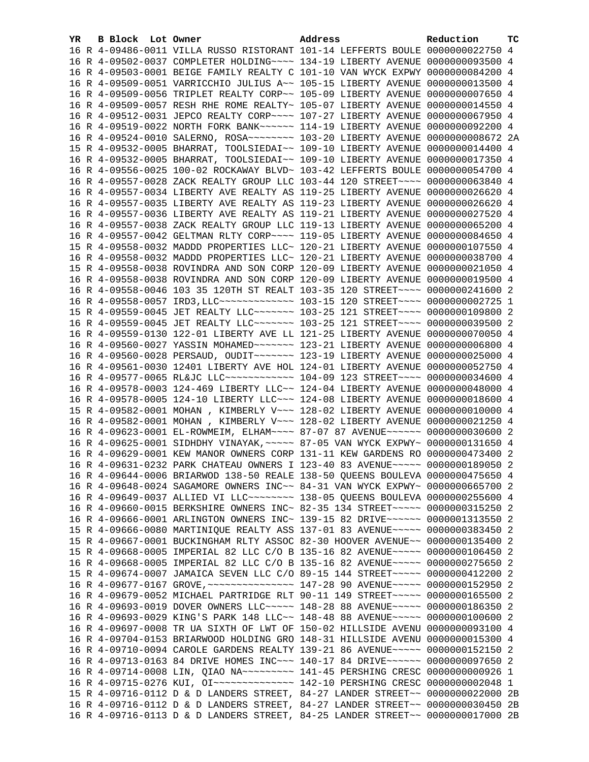| YR | B | Block | Lot | Owner | Address | Reduction | TC |
|---|---|---|---|---|---|---|---|
| 16 | R | 4-09486-0011 | | VILLA RUSSO RISTORANT | 101-14 LEFFERTS BOULE | 0000000022750 | 4 |
| 16 | R | 4-09502-0037 | | COMPLETER HOLDING~~~~ | 134-19 LIBERTY AVENUE | 0000000093500 | 4 |
| 16 | R | 4-09503-0001 | | BEIGE FAMILY REALTY C | 101-10 VAN WYCK EXPWY | 0000000084200 | 4 |
| 16 | R | 4-09509-0051 | | VARRICCHIO JULIUS A~~ | 105-15 LIBERTY AVENUE | 0000000013500 | 4 |
| 16 | R | 4-09509-0056 | | TRIPLET REALTY CORP~~ | 105-09 LIBERTY AVENUE | 0000000007650 | 4 |
| 16 | R | 4-09509-0057 | | RESH RHE ROME REALTY~ | 105-07 LIBERTY AVENUE | 0000000014550 | 4 |
| 16 | R | 4-09512-0031 | | JEPCO REALTY CORP~~~~ | 107-27 LIBERTY AVENUE | 0000000067950 | 4 |
| 16 | R | 4-09519-0022 | | NORTH FORK BANK~~~~~~ | 114-19 LIBERTY AVENUE | 0000000092200 | 4 |
| 16 | R | 4-09524-0010 | | SALERNO, ROSA~~~~~~~~ | 103-20 LIBERTY AVENUE | 0000000008672 | 2A |
| 15 | R | 4-09532-0005 | | BHARRAT, TOOLSIEDAI~~ | 109-10 LIBERTY AVENUE | 0000000014400 | 4 |
| 16 | R | 4-09532-0005 | | BHARRAT, TOOLSIEDAI~~ | 109-10 LIBERTY AVENUE | 0000000017350 | 4 |
| 16 | R | 4-09556-0025 | | 100-02 ROCKAWAY BLVD~ | 103-42 LEFFERTS BOULE | 0000000054700 | 4 |
| 16 | R | 4-09557-0028 | | ZACK REALTY GROUP LLC | 103-44 120 STREET~~~~ | 0000000063840 | 4 |
| 16 | R | 4-09557-0034 | | LIBERTY AVE REALTY AS | 119-25 LIBERTY AVENUE | 0000000026620 | 4 |
| 16 | R | 4-09557-0035 | | LIBERTY AVE REALTY AS | 119-23 LIBERTY AVENUE | 0000000026620 | 4 |
| 16 | R | 4-09557-0036 | | LIBERTY AVE REALTY AS | 119-21 LIBERTY AVENUE | 0000000027520 | 4 |
| 16 | R | 4-09557-0038 | | ZACK REALTY GROUP LLC | 119-13 LIBERTY AVENUE | 0000000065200 | 4 |
| 16 | R | 4-09557-0042 | | GELTMAN RLTY CORP~~~~ | 119-05 LIBERTY AVENUE | 0000000084650 | 4 |
| 15 | R | 4-09558-0032 | | MADDD PROPERTIES LLC~ | 120-21 LIBERTY AVENUE | 0000000107550 | 4 |
| 16 | R | 4-09558-0032 | | MADDD PROPERTIES LLC~ | 120-21 LIBERTY AVENUE | 0000000038700 | 4 |
| 15 | R | 4-09558-0038 | | ROVINDRA AND SON CORP | 120-09 LIBERTY AVENUE | 0000000021050 | 4 |
| 16 | R | 4-09558-0038 | | ROVINDRA AND SON CORP | 120-09 LIBERTY AVENUE | 0000000019500 | 4 |
| 16 | R | 4-09558-0046 | | 103 35 120TH ST REALT | 103-35 120 STREET~~~~ | 0000000241600 | 2 |
| 16 | R | 4-09558-0057 | | IRD3,LLC~~~~~~~~~~~~~ | 103-15 120 STREET~~~~ | 0000000002725 | 1 |
| 15 | R | 4-09559-0045 | | JET REALTY LLC~~~~~~~ | 103-25 121 STREET~~~~ | 0000000109800 | 2 |
| 16 | R | 4-09559-0045 | | JET REALTY LLC~~~~~~~ | 103-25 121 STREET~~~~ | 0000000039500 | 2 |
| 16 | R | 4-09559-0130 | | 122-01 LIBERTY AVE LL | 121-25 LIBERTY AVENUE | 0000000070050 | 4 |
| 16 | R | 4-09560-0027 | | YASSIN MOHAMED~~~~~~~ | 123-21 LIBERTY AVENUE | 0000000006800 | 4 |
| 16 | R | 4-09560-0028 | | PERSAUD, OUDIT~~~~~~~ | 123-19 LIBERTY AVENUE | 0000000025000 | 4 |
| 16 | R | 4-09561-0030 | | 12401 LIBERTY AVE HOL | 124-01 LIBERTY AVENUE | 0000000052750 | 4 |
| 16 | R | 4-09577-0065 | | RL&JC LLC~~~~~~~~~~~~ | 104-09 123 STREET~~~~ | 0000000034600 | 4 |
| 16 | R | 4-09578-0003 | | 124-469 LIBERTY LLC~~ | 124-04 LIBERTY AVENUE | 0000000048000 | 4 |
| 16 | R | 4-09578-0005 | | 124-10 LIBERTY LLC~~~ | 124-08 LIBERTY AVENUE | 0000000018600 | 4 |
| 15 | R | 4-09582-0001 | | MOHAN , KIMBERLY V~~~ | 128-02 LIBERTY AVENUE | 0000000010000 | 4 |
| 16 | R | 4-09582-0001 | | MOHAN , KIMBERLY V~~~ | 128-02 LIBERTY AVENUE | 0000000021250 | 4 |
| 16 | R | 4-09623-0001 | | EL-ROWMEIM, ELHAM~~~~ | 87-07 87 AVENUE~~~~~~ | 0000000030600 | 2 |
| 16 | R | 4-09625-0001 | | SIDHDHY VINAYAK,~~~~~ | 87-05 VAN WYCK EXPWY~ | 0000000131650 | 4 |
| 16 | R | 4-09629-0001 | | KEW MANOR OWNERS CORP | 131-11 KEW GARDENS RO | 0000000473400 | 2 |
| 16 | R | 4-09631-0232 | | PARK CHATEAU OWNERS I | 123-40 83 AVENUE~~~~~ | 0000000189050 | 2 |
| 16 | R | 4-09644-0006 | | BRIARWOD 138-50 REALE | 138-50 QUEENS BOULEVA | 0000000475650 | 4 |
| 16 | R | 4-09648-0024 | | SAGAMORE OWNERS INC~~ | 84-31 VAN WYCK EXPWY~ | 0000000665700 | 2 |
| 16 | R | 4-09649-0037 | | ALLIED VI LLC~~~~~~~~ | 138-05 QUEENS BOULEVA | 0000000255600 | 4 |
| 16 | R | 4-09660-0015 | | BERKSHIRE OWNERS INC~ | 82-35 134 STREET~~~~~ | 0000000315250 | 2 |
| 16 | R | 4-09666-0001 | | ARLINGTON OWNERS INC~ | 139-15 82 DRIVE~~~~~~ | 0000001313550 | 2 |
| 16 | R | 4-09666-0080 | | MARTINIQUE REALTY ASS | 137-01 83 AVENUE~~~~~ | 0000000383450 | 2 |
| 15 | R | 4-09667-0001 | | BUCKINGHAM RLTY ASSOC | 82-30 HOOVER AVENUE~~ | 0000000135400 | 2 |
| 15 | R | 4-09668-0005 | | IMPERIAL 82 LLC C/O B | 135-16 82 AVENUE~~~~~ | 0000000106450 | 2 |
| 16 | R | 4-09668-0005 | | IMPERIAL 82 LLC C/O B | 135-16 82 AVENUE~~~~~ | 0000000275650 | 2 |
| 15 | R | 4-09674-0007 | | JAMAICA SEVEN LLC C/O | 89-15 144 STREET~~~~~ | 0000000412200 | 2 |
| 16 | R | 4-09677-0167 | | GROVE,~~~~~~~~~~~~~~~ | 147-28 90 AVENUE~~~~~ | 0000000152950 | 2 |
| 16 | R | 4-09679-0052 | | MICHAEL PARTRIDGE RLT | 90-11 149 STREET~~~~~ | 0000000165500 | 2 |
| 16 | R | 4-09693-0019 | | DOVER OWNERS LLC~~~~~ | 148-28 88 AVENUE~~~~~ | 0000000186350 | 2 |
| 16 | R | 4-09693-0029 | | KING'S PARK 148 LLC~~ | 148-48 88 AVENUE~~~~~ | 0000000100600 | 2 |
| 16 | R | 4-09697-0008 | | TR UA SIXTH OF LWT OF | 150-02 HILLSIDE AVENU | 0000000093100 | 4 |
| 16 | R | 4-09704-0153 | | BRIARWOOD HOLDING GRO | 148-31 HILLSIDE AVENU | 0000000015300 | 4 |
| 16 | R | 4-09710-0094 | | CAROLE GARDENS REALTY | 139-21 86 AVENUE~~~~~ | 0000000152150 | 2 |
| 16 | R | 4-09713-0163 | | 84 DRIVE HOMES INC~~~ | 140-17 84 DRIVE~~~~~~ | 0000000097650 | 2 |
| 16 | R | 4-09714-0008 | | LIN, QIAO NA~~~~~~~~~ | 141-45 PERSHING CRESC | 0000000000926 | 1 |
| 16 | R | 4-09715-0276 | | KUI, OI~~~~~~~~~~~~~~ | 142-10 PERSHING CRESC | 0000000002048 | 1 |
| 15 | R | 4-09716-0112 | | D & D LANDERS STREET, | 84-27 LANDER STREET~~ | 0000000022000 | 2B |
| 16 | R | 4-09716-0112 | | D & D LANDERS STREET, | 84-27 LANDER STREET~~ | 0000000030450 | 2B |
| 16 | R | 4-09716-0113 | | D & D LANDERS STREET, | 84-25 LANDER STREET~~ | 0000000017000 | 2B |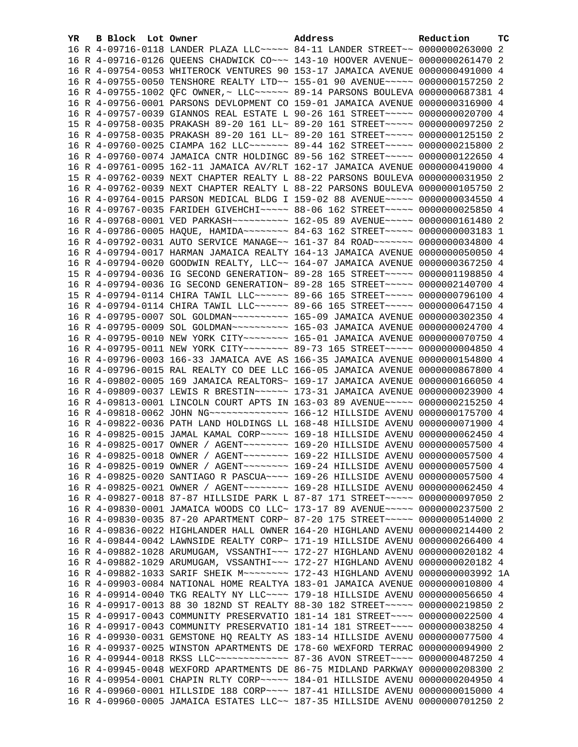| YR | B | Block | Lot | Owner | Address | Reduction | TC |
|---|---|---|---|---|---|---|---|
| 16 | R | 4-09716-0118 | | LANDER PLAZA LLC~~~~~ | 84-11 LANDER STREET~~ | 0000000263000 | 2 |
| 16 | R | 4-09716-0126 | | QUEENS CHADWICK CO~~~ | 143-10 HOOVER AVENUE~ | 0000000261470 | 2 |
| 16 | R | 4-09754-0053 | | WHITEROCK VENTURES 90 | 153-17 JAMAICA AVENUE | 0000000491000 | 4 |
| 16 | R | 4-09755-0050 | | TENSHORE REALTY LTD~~ | 155-01 90 AVENUE~~~~~ | 0000000157250 | 2 |
| 16 | R | 4-09755-1002 | | QFC OWNER,~ LLC~~~~~~ | 89-14 PARSONS BOULEVA | 0000000687381 | 4 |
| 16 | R | 4-09756-0001 | | PARSONS DEVLOPMENT CO | 159-01 JAMAICA AVENUE | 0000000316900 | 4 |
| 16 | R | 4-09757-0039 | | GIANNOS REAL ESTATE L | 90-26 161 STREET~~~~~ | 0000000020700 | 4 |
| 15 | R | 4-09758-0035 | | PRAKASH 89-20 161 LL~ | 89-20 161 STREET~~~~~ | 0000000097250 | 2 |
| 16 | R | 4-09758-0035 | | PRAKASH 89-20 161 LL~ | 89-20 161 STREET~~~~~ | 0000000125150 | 2 |
| 16 | R | 4-09760-0025 | | CIAMPA 162 LLC~~~~~~~ | 89-44 162 STREET~~~~~ | 0000000215800 | 2 |
| 16 | R | 4-09760-0074 | | JAMAICA CNTR HOLDINGC | 89-56 162 STREET~~~~~ | 0000000122650 | 4 |
| 16 | R | 4-09761-0095 | | 162-11 JAMAICA AV/RLT | 162-17 JAMAICA AVENUE | 0000000419000 | 4 |
| 15 | R | 4-09762-0039 | | NEXT CHAPTER REALTY L | 88-22 PARSONS BOULEVA | 0000000031950 | 2 |
| 16 | R | 4-09762-0039 | | NEXT CHAPTER REALTY L | 88-22 PARSONS BOULEVA | 0000000105750 | 2 |
| 16 | R | 4-09764-0015 | | PARSON MEDICAL BLDG I | 159-02 88 AVENUE~~~~~ | 0000000034550 | 4 |
| 16 | R | 4-09767-0035 | | FARIDEH GIVEHCHI~~~~~ | 88-06 162 STREET~~~~~ | 0000000025850 | 4 |
| 16 | R | 4-09768-0001 | | VED PARKASH~~~~~~~~~~ | 162-05 89 AVENUE~~~~~ | 0000000161480 | 2 |
| 16 | R | 4-09786-0005 | | HAQUE, HAMIDA~~~~~~~~ | 84-63 162 STREET~~~~~ | 0000000003183 | 1 |
| 16 | R | 4-09792-0031 | | AUTO SERVICE MANAGE~~ | 161-37 84 ROAD~~~~~~~ | 0000000034800 | 4 |
| 16 | R | 4-09794-0017 | | HARMAN JAMAICA REALTY | 164-13 JAMAICA AVENUE | 0000000050050 | 4 |
| 16 | R | 4-09794-0020 | | GOODWIN REALTY, LLC~~ | 164-07 JAMAICA AVENUE | 0000000367250 | 4 |
| 15 | R | 4-09794-0036 | | IG SECOND GENERATION~ | 89-28 165 STREET~~~~~ | 0000001198850 | 4 |
| 16 | R | 4-09794-0036 | | IG SECOND GENERATION~ | 89-28 165 STREET~~~~~ | 0000002140700 | 4 |
| 15 | R | 4-09794-0114 | | CHIRA TAWIL LLC~~~~~~ | 89-66 165 STREET~~~~~ | 0000000796100 | 4 |
| 16 | R | 4-09794-0114 | | CHIRA TAWIL LLC~~~~~~ | 89-66 165 STREET~~~~~ | 0000000647150 | 4 |
| 16 | R | 4-09795-0007 | | SOL GOLDMAN~~~~~~~~~~ | 165-09 JAMAICA AVENUE | 0000000302350 | 4 |
| 16 | R | 4-09795-0009 | | SOL GOLDMAN~~~~~~~~~~ | 165-03 JAMAICA AVENUE | 0000000024700 | 4 |
| 16 | R | 4-09795-0010 | | NEW YORK CITY~~~~~~~~ | 165-01 JAMAICA AVENUE | 0000000070750 | 4 |
| 16 | R | 4-09795-0011 | | NEW YORK CITY~~~~~~~~ | 89-73 165 STREET~~~~~ | 0000000004850 | 4 |
| 16 | R | 4-09796-0003 | | 166-33 JAMAICA AVE AS | 166-35 JAMAICA AVENUE | 0000000154800 | 4 |
| 16 | R | 4-09796-0015 | | RAL REALTY CO DEE LLC | 166-05 JAMAICA AVENUE | 0000000867800 | 4 |
| 16 | R | 4-09802-0005 | | 169 JAMAICA REALTORS~ | 169-17 JAMAICA AVENUE | 0000000166050 | 4 |
| 16 | R | 4-09809-0037 | | LEWIS R BRESTIN~~~~~~ | 173-31 JAMAICA AVENUE | 0000000023900 | 4 |
| 16 | R | 4-09813-0001 | | LINCOLN COURT APTS IN | 163-03 89 AVENUE~~~~~ | 0000000215250 | 4 |
| 16 | R | 4-09818-0062 | | JOHN NG~~~~~~~~~~~~~~ | 166-12 HILLSIDE AVENU | 0000000175700 | 4 |
| 16 | R | 4-09822-0036 | | PATH LAND HOLDINGS LL | 168-48 HILLSIDE AVENU | 0000000071900 | 4 |
| 16 | R | 4-09825-0015 | | JAMAL KAMAL CORP~~~~~ | 169-18 HILLSIDE AVENU | 0000000062450 | 4 |
| 16 | R | 4-09825-0017 | | OWNER / AGENT~~~~~~~~ | 169-20 HILLSIDE AVENU | 0000000057500 | 4 |
| 16 | R | 4-09825-0018 | | OWNER / AGENT~~~~~~~~ | 169-22 HILLSIDE AVENU | 0000000057500 | 4 |
| 16 | R | 4-09825-0019 | | OWNER / AGENT~~~~~~~~ | 169-24 HILLSIDE AVENU | 0000000057500 | 4 |
| 16 | R | 4-09825-0020 | | SANTIAGO R PASCUA~~~~ | 169-26 HILLSIDE AVENU | 0000000057500 | 4 |
| 16 | R | 4-09825-0021 | | OWNER / AGENT~~~~~~~~ | 169-28 HILLSIDE AVENU | 0000000062450 | 4 |
| 16 | R | 4-09827-0018 | | 87-87 HILLSIDE PARK L | 87-87 171 STREET~~~~~ | 0000000097050 | 2 |
| 16 | R | 4-09830-0001 | | JAMAICA WOODS CO LLC~ | 173-17 89 AVENUE~~~~~ | 0000000237500 | 2 |
| 16 | R | 4-09830-0035 | | 87-20 APARTMENT CORP~ | 87-20 175 STREET~~~~~ | 0000000514000 | 2 |
| 16 | R | 4-09836-0022 | | HIGHLANDER HALL OWNER | 164-20 HIGHLAND AVENU | 0000000214400 | 2 |
| 16 | R | 4-09844-0042 | | LAWNSIDE REALTY CORP~ | 171-19 HILLSIDE AVENU | 0000000266400 | 4 |
| 16 | R | 4-09882-1028 | | ARUMUGAM, VSSANTHI~~~ | 172-27 HIGHLAND AVENU | 0000000020182 | 4 |
| 16 | R | 4-09882-1029 | | ARUMUGAM, VSSANTHI~~~ | 172-27 HIGHLAND AVENU | 0000000020182 | 4 |
| 16 | R | 4-09882-1033 | | SARIF SHEIK M~~~~~~~~ | 172-43 HIGHLAND AVENU | 0000000003992 | 1A |
| 16 | R | 4-09903-0084 | | NATIONAL HOME REALTYA | 183-01 JAMAICA AVENUE | 0000000010800 | 4 |
| 16 | R | 4-09914-0040 | | TKG REALTY NY LLC~~~~ | 179-18 HILLSIDE AVENU | 0000000056650 | 4 |
| 16 | R | 4-09917-0013 | | 88 30 182ND ST REALTY | 88-30 182 STREET~~~~~ | 0000000219850 | 2 |
| 15 | R | 4-09917-0043 | | COMMUNITY PRESERVATIO | 181-14 181 STREET~~~~ | 0000000022500 | 4 |
| 16 | R | 4-09917-0043 | | COMMUNITY PRESERVATIO | 181-14 181 STREET~~~~ | 0000000038250 | 4 |
| 16 | R | 4-09930-0031 | | GEMSTONE HQ REALTY AS | 183-14 HILLSIDE AVENU | 0000000077500 | 4 |
| 16 | R | 4-09937-0025 | | WINSTON APARTMENTS DE | 178-60 WEXFORD TERRAC | 0000000094900 | 2 |
| 16 | R | 4-09944-0018 | | RKSS LLC~~~~~~~~~~~~~ | 87-36 AVON STREET~~~~ | 0000000487250 | 4 |
| 16 | R | 4-09945-0048 | | WEXFORD APARTMENTS DE | 86-75 MIDLAND PARKWAY | 0000000208300 | 2 |
| 16 | R | 4-09954-0001 | | CHAPIN RLTY CORP~~~~~ | 184-01 HILLSIDE AVENU | 0000000204950 | 4 |
| 16 | R | 4-09960-0001 | | HILLSIDE 188 CORP~~~~ | 187-41 HILLSIDE AVENU | 0000000015000 | 4 |
| 16 | R | 4-09960-0005 | | JAMAICA ESTATES LLC~~ | 187-35 HILLSIDE AVENU | 0000000701250 | 2 |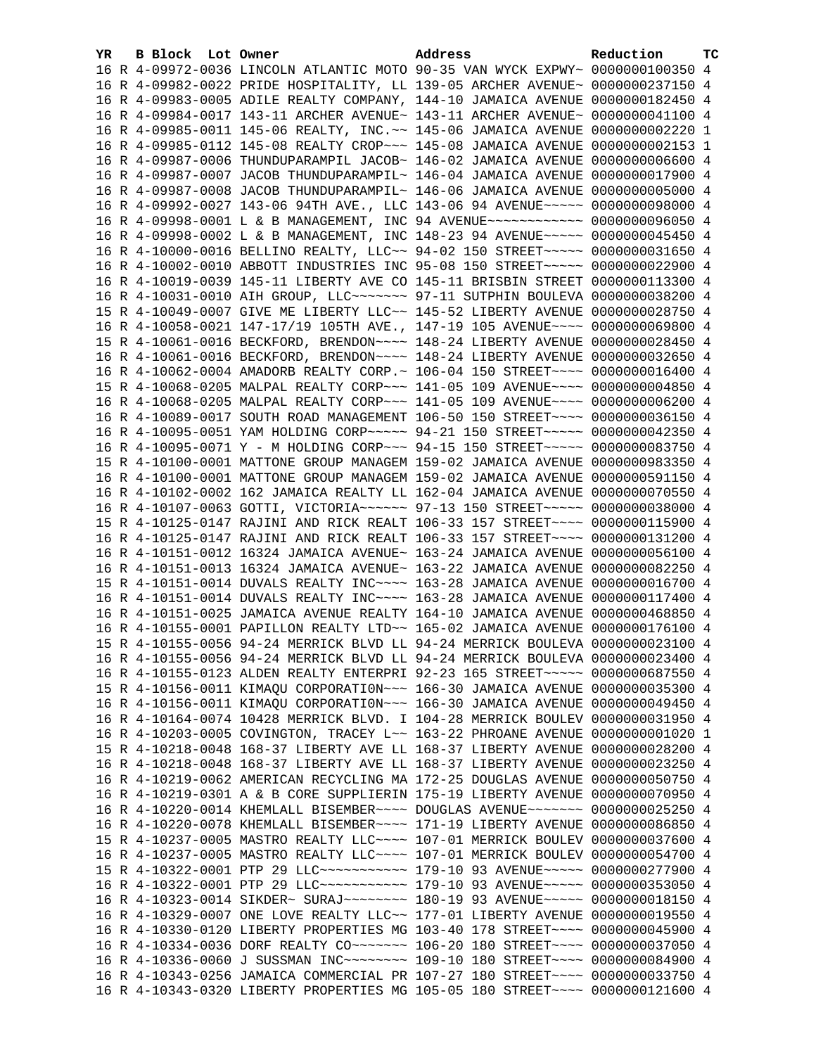| YR | B | Block | Lot | Owner | Address | Reduction | TC |
|---|---|---|---|---|---|---|---|
| 16 | R | 4-09972-0036 | | LINCOLN ATLANTIC MOTO | 90-35 VAN WYCK EXPWY~ | 0000000100350 | 4 |
| 16 | R | 4-09982-0022 | | PRIDE HOSPITALITY, LL | 139-05 ARCHER AVENUE~ | 0000000237150 | 4 |
| 16 | R | 4-09983-0005 | | ADILE REALTY COMPANY, | 144-10 JAMAICA AVENUE | 0000000182450 | 4 |
| 16 | R | 4-09984-0017 | | 143-11 ARCHER AVENUE~ | 143-11 ARCHER AVENUE~ | 0000000041100 | 4 |
| 16 | R | 4-09985-0011 | | 145-06 REALTY, INC.~~ | 145-06 JAMAICA AVENUE | 0000000002220 | 1 |
| 16 | R | 4-09985-0112 | | 145-08 REALTY CROP~~~ | 145-08 JAMAICA AVENUE | 0000000002153 | 1 |
| 16 | R | 4-09987-0006 | | THUNDUPARAMPIL JACOB~ | 146-02 JAMAICA AVENUE | 0000000006600 | 4 |
| 16 | R | 4-09987-0007 | | JACOB THUNDUPARAMPIL~ | 146-04 JAMAICA AVENUE | 0000000017900 | 4 |
| 16 | R | 4-09987-0008 | | JACOB THUNDUPARAMPIL~ | 146-06 JAMAICA AVENUE | 0000000005000 | 4 |
| 16 | R | 4-09992-0027 | | 143-06 94TH AVE., LLC | 143-06 94 AVENUE~~~~~ | 0000000098000 | 4 |
| 16 | R | 4-09998-0001 | | L & B MANAGEMENT, INC | 94 AVENUE~~~~~~~~~~~~ | 0000000096050 | 4 |
| 16 | R | 4-09998-0002 | | L & B MANAGEMENT, INC | 148-23 94 AVENUE~~~~~ | 0000000045450 | 4 |
| 16 | R | 4-10000-0016 | | BELLINO REALTY, LLC~~ | 94-02 150 STREET~~~~~ | 0000000031650 | 4 |
| 16 | R | 4-10002-0010 | | ABBOTT INDUSTRIES INC | 95-08 150 STREET~~~~~ | 0000000022900 | 4 |
| 16 | R | 4-10019-0039 | | 145-11 LIBERTY AVE CO | 145-11 BRISBIN STREET | 0000000113300 | 4 |
| 16 | R | 4-10031-0010 | | AIH GROUP, LLC~~~~~~~ | 97-11 SUTPHIN BOULEVA | 0000000038200 | 4 |
| 15 | R | 4-10049-0007 | | GIVE ME LIBERTY LLC~~ | 145-52 LIBERTY AVENUE | 0000000028750 | 4 |
| 16 | R | 4-10058-0021 | | 147-17/19 105TH AVE., | 147-19 105 AVENUE~~~~ | 0000000069800 | 4 |
| 15 | R | 4-10061-0016 | | BECKFORD, BRENDON~~~~ | 148-24 LIBERTY AVENUE | 0000000028450 | 4 |
| 16 | R | 4-10061-0016 | | BECKFORD, BRENDON~~~~ | 148-24 LIBERTY AVENUE | 0000000032650 | 4 |
| 16 | R | 4-10062-0004 | | AMADORB REALTY CORP.~ | 106-04 150 STREET~~~~ | 0000000016400 | 4 |
| 15 | R | 4-10068-0205 | | MALPAL REALTY CORP~~~ | 141-05 109 AVENUE~~~~ | 0000000004850 | 4 |
| 16 | R | 4-10068-0205 | | MALPAL REALTY CORP~~~ | 141-05 109 AVENUE~~~~ | 0000000006200 | 4 |
| 16 | R | 4-10089-0017 | | SOUTH ROAD MANAGEMENT | 106-50 150 STREET~~~~ | 0000000036150 | 4 |
| 16 | R | 4-10095-0051 | | YAM HOLDING CORP~~~~~ | 94-21 150 STREET~~~~~ | 0000000042350 | 4 |
| 16 | R | 4-10095-0071 | | Y - M HOLDING CORP~~~ | 94-15 150 STREET~~~~~ | 0000000083750 | 4 |
| 15 | R | 4-10100-0001 | | MATTONE GROUP MANAGEM | 159-02 JAMAICA AVENUE | 0000000983350 | 4 |
| 16 | R | 4-10100-0001 | | MATTONE GROUP MANAGEM | 159-02 JAMAICA AVENUE | 0000000591150 | 4 |
| 16 | R | 4-10102-0002 | | 162 JAMAICA REALTY LL | 162-04 JAMAICA AVENUE | 0000000070550 | 4 |
| 16 | R | 4-10107-0063 | | GOTTI, VICTORIA~~~~~~ | 97-13 150 STREET~~~~~ | 0000000038000 | 4 |
| 15 | R | 4-10125-0147 | | RAJINI AND RICK REALT | 106-33 157 STREET~~~~ | 0000000115900 | 4 |
| 16 | R | 4-10125-0147 | | RAJINI AND RICK REALT | 106-33 157 STREET~~~~ | 0000000131200 | 4 |
| 16 | R | 4-10151-0012 | | 16324 JAMAICA AVENUE~ | 163-24 JAMAICA AVENUE | 0000000056100 | 4 |
| 16 | R | 4-10151-0013 | | 16324 JAMAICA AVENUE~ | 163-22 JAMAICA AVENUE | 0000000082250 | 4 |
| 15 | R | 4-10151-0014 | | DUVALS REALTY INC~~~~ | 163-28 JAMAICA AVENUE | 0000000016700 | 4 |
| 16 | R | 4-10151-0014 | | DUVALS REALTY INC~~~~ | 163-28 JAMAICA AVENUE | 0000000117400 | 4 |
| 16 | R | 4-10151-0025 | | JAMAICA AVENUE REALTY | 164-10 JAMAICA AVENUE | 0000000468850 | 4 |
| 16 | R | 4-10155-0001 | | PAPILLON REALTY LTD~~ | 165-02 JAMAICA AVENUE | 0000000176100 | 4 |
| 15 | R | 4-10155-0056 | | 94-24 MERRICK BLVD LL | 94-24 MERRICK BOULEVA | 0000000023100 | 4 |
| 16 | R | 4-10155-0056 | | 94-24 MERRICK BLVD LL | 94-24 MERRICK BOULEVA | 0000000023400 | 4 |
| 16 | R | 4-10155-0123 | | ALDEN REALTY ENTERPRI | 92-23 165 STREET~~~~~ | 0000000687550 | 4 |
| 15 | R | 4-10156-0011 | | KIMAQU CORPORATI0N~~~ | 166-30 JAMAICA AVENUE | 0000000035300 | 4 |
| 16 | R | 4-10156-0011 | | KIMAQU CORPORATI0N~~~ | 166-30 JAMAICA AVENUE | 0000000049450 | 4 |
| 16 | R | 4-10164-0074 | | 10428 MERRICK BLVD. I | 104-28 MERRICK BOULEV | 0000000031950 | 4 |
| 16 | R | 4-10203-0005 | | COVINGTON, TRACEY L~~ | 163-22 PHROANE AVENUE | 0000000001020 | 1 |
| 15 | R | 4-10218-0048 | | 168-37 LIBERTY AVE LL | 168-37 LIBERTY AVENUE | 0000000028200 | 4 |
| 16 | R | 4-10218-0048 | | 168-37 LIBERTY AVE LL | 168-37 LIBERTY AVENUE | 0000000023250 | 4 |
| 16 | R | 4-10219-0062 | | AMERICAN RECYCLING MA | 172-25 DOUGLAS AVENUE | 0000000050750 | 4 |
| 16 | R | 4-10219-0301 | | A & B CORE SUPPLIERIN | 175-19 LIBERTY AVENUE | 0000000070950 | 4 |
| 16 | R | 4-10220-0014 | | KHEMLALL BISEMBER~~~~ | DOUGLAS AVENUE~~~~~~~ | 0000000025250 | 4 |
| 16 | R | 4-10220-0078 | | KHEMLALL BISEMBER~~~~ | 171-19 LIBERTY AVENUE | 0000000086850 | 4 |
| 15 | R | 4-10237-0005 | | MASTRO REALTY LLC~~~~ | 107-01 MERRICK BOULEV | 0000000037600 | 4 |
| 16 | R | 4-10237-0005 | | MASTRO REALTY LLC~~~~ | 107-01 MERRICK BOULEV | 0000000054700 | 4 |
| 15 | R | 4-10322-0001 | | PTP 29 LLC~~~~~~~~~~~ | 179-10 93 AVENUE~~~~~ | 0000000277900 | 4 |
| 16 | R | 4-10322-0001 | | PTP 29 LLC~~~~~~~~~~~ | 179-10 93 AVENUE~~~~~ | 0000000353050 | 4 |
| 16 | R | 4-10323-0014 | | SIKDER~ SURAJ~~~~~~~~ | 180-19 93 AVENUE~~~~~ | 0000000018150 | 4 |
| 16 | R | 4-10329-0007 | | ONE LOVE REALTY LLC~~ | 177-01 LIBERTY AVENUE | 0000000019550 | 4 |
| 16 | R | 4-10330-0120 | | LIBERTY PROPERTIES MG | 103-40 178 STREET~~~~ | 0000000045900 | 4 |
| 16 | R | 4-10334-0036 | | DORF REALTY CO~~~~~~~ | 106-20 180 STREET~~~~ | 0000000037050 | 4 |
| 16 | R | 4-10336-0060 | | J SUSSMAN INC~~~~~~~~ | 109-10 180 STREET~~~~ | 0000000084900 | 4 |
| 16 | R | 4-10343-0256 | | JAMAICA COMMERCIAL PR | 107-27 180 STREET~~~~ | 0000000033750 | 4 |
| 16 | R | 4-10343-0320 | | LIBERTY PROPERTIES MG | 105-05 180 STREET~~~~ | 0000000121600 | 4 |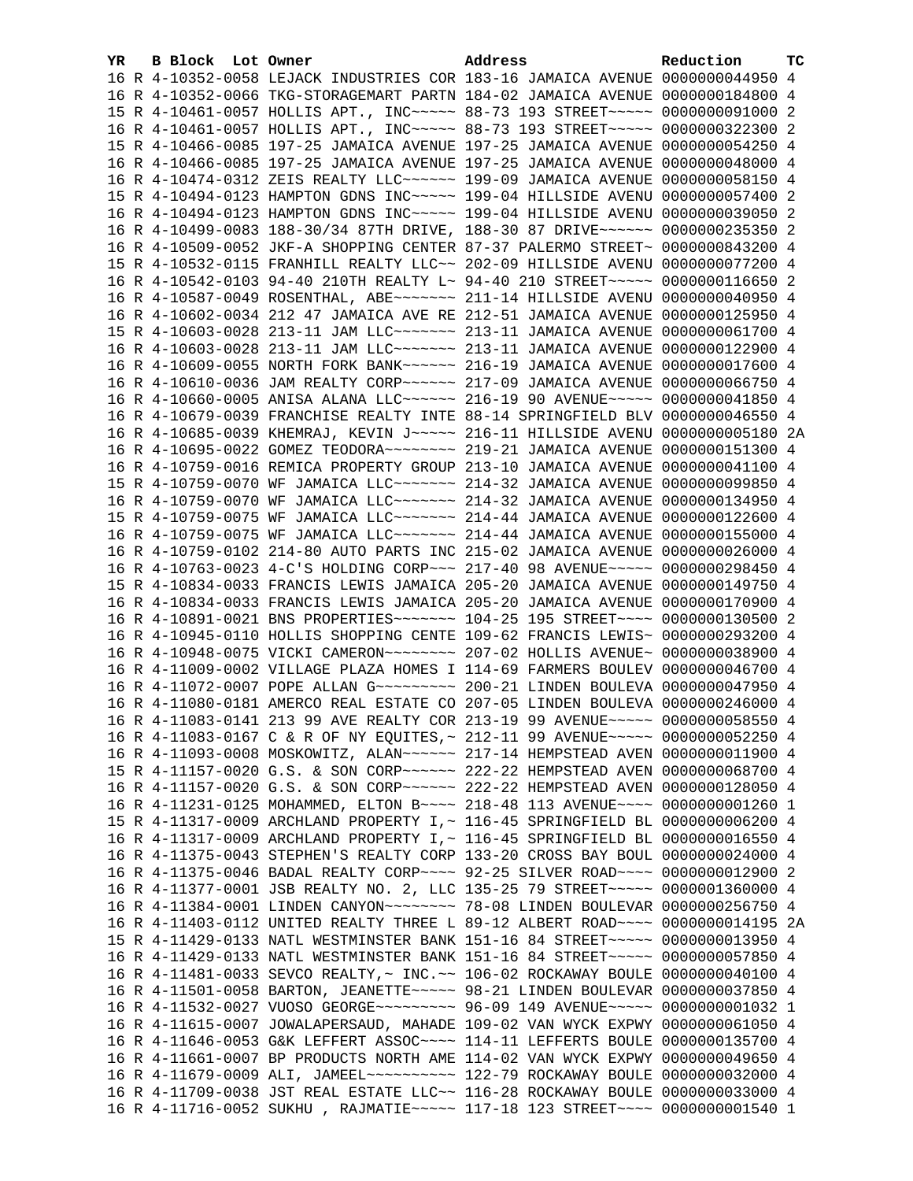| YR | B | Block | Lot | Owner | Address | Reduction | TC |
|---|---|---|---|---|---|---|---|
| 16 | R | 4-10352-0058 | | LEJACK INDUSTRIES COR | 183-16 JAMAICA AVENUE | 0000000044950 | 4 |
| 16 | R | 4-10352-0066 | | TKG-STORAGEMART PARTN | 184-02 JAMAICA AVENUE | 0000000184800 | 4 |
| 15 | R | 4-10461-0057 | | HOLLIS APT., INC~~~~~ | 88-73 193 STREET~~~~~ | 0000000091000 | 2 |
| 16 | R | 4-10461-0057 | | HOLLIS APT., INC~~~~~ | 88-73 193 STREET~~~~~ | 0000000322300 | 2 |
| 15 | R | 4-10466-0085 | | 197-25 JAMAICA AVENUE | 197-25 JAMAICA AVENUE | 0000000054250 | 4 |
| 16 | R | 4-10466-0085 | | 197-25 JAMAICA AVENUE | 197-25 JAMAICA AVENUE | 0000000048000 | 4 |
| 16 | R | 4-10474-0312 | | ZEIS REALTY LLC~~~~~~ | 199-09 JAMAICA AVENUE | 0000000058150 | 4 |
| 15 | R | 4-10494-0123 | | HAMPTON GDNS INC~~~~~ | 199-04 HILLSIDE AVENU | 0000000057400 | 2 |
| 16 | R | 4-10494-0123 | | HAMPTON GDNS INC~~~~~ | 199-04 HILLSIDE AVENU | 0000000039050 | 2 |
| 16 | R | 4-10499-0083 | | 188-30/34 87TH DRIVE, | 188-30 87 DRIVE~~~~~~ | 0000000235350 | 2 |
| 16 | R | 4-10509-0052 | | JKF-A SHOPPING CENTER | 87-37 PALERMO STREET~ | 0000000843200 | 4 |
| 15 | R | 4-10532-0115 | | FRANHILL REALTY LLC~~ | 202-09 HILLSIDE AVENU | 0000000077200 | 4 |
| 16 | R | 4-10542-0103 | | 94-40 210TH REALTY L~ | 94-40 210 STREET~~~~~ | 0000000116650 | 2 |
| 16 | R | 4-10587-0049 | | ROSENTHAL, ABE~~~~~~~ | 211-14 HILLSIDE AVENU | 0000000040950 | 4 |
| 16 | R | 4-10602-0034 | | 212 47 JAMAICA AVE RE | 212-51 JAMAICA AVENUE | 0000000125950 | 4 |
| 15 | R | 4-10603-0028 | | 213-11 JAM LLC~~~~~~~ | 213-11 JAMAICA AVENUE | 0000000061700 | 4 |
| 16 | R | 4-10603-0028 | | 213-11 JAM LLC~~~~~~~ | 213-11 JAMAICA AVENUE | 0000000122900 | 4 |
| 16 | R | 4-10609-0055 | | NORTH FORK BANK~~~~~~ | 216-19 JAMAICA AVENUE | 0000000017600 | 4 |
| 16 | R | 4-10610-0036 | | JAM REALTY CORP~~~~~~ | 217-09 JAMAICA AVENUE | 0000000066750 | 4 |
| 16 | R | 4-10660-0005 | | ANISA ALANA LLC~~~~~~ | 216-19 90 AVENUE~~~~~ | 0000000041850 | 4 |
| 16 | R | 4-10679-0039 | | FRANCHISE REALTY INTE | 88-14 SPRINGFIELD BLV | 0000000046550 | 4 |
| 16 | R | 4-10685-0039 | | KHEMRAJ, KEVIN J~~~~~ | 216-11 HILLSIDE AVENU | 0000000005180 | 2A |
| 16 | R | 4-10695-0022 | | GOMEZ TEODORA~~~~~~~~ | 219-21 JAMAICA AVENUE | 0000000151300 | 4 |
| 16 | R | 4-10759-0016 | | REMICA PROPERTY GROUP | 213-10 JAMAICA AVENUE | 0000000041100 | 4 |
| 15 | R | 4-10759-0070 | | WF JAMAICA LLC~~~~~~~ | 214-32 JAMAICA AVENUE | 0000000099850 | 4 |
| 16 | R | 4-10759-0070 | | WF JAMAICA LLC~~~~~~~ | 214-32 JAMAICA AVENUE | 0000000134950 | 4 |
| 15 | R | 4-10759-0075 | | WF JAMAICA LLC~~~~~~~ | 214-44 JAMAICA AVENUE | 0000000122600 | 4 |
| 16 | R | 4-10759-0075 | | WF JAMAICA LLC~~~~~~~ | 214-44 JAMAICA AVENUE | 0000000155000 | 4 |
| 16 | R | 4-10759-0102 | | 214-80 AUTO PARTS INC | 215-02 JAMAICA AVENUE | 0000000026000 | 4 |
| 16 | R | 4-10763-0023 | | 4-C'S HOLDING CORP~~~ | 217-40 98 AVENUE~~~~~ | 0000000298450 | 4 |
| 15 | R | 4-10834-0033 | | FRANCIS LEWIS JAMAICA | 205-20 JAMAICA AVENUE | 0000000149750 | 4 |
| 16 | R | 4-10834-0033 | | FRANCIS LEWIS JAMAICA | 205-20 JAMAICA AVENUE | 0000000170900 | 4 |
| 16 | R | 4-10891-0021 | | BNS PROPERTIES~~~~~~~ | 104-25 195 STREET~~~~ | 0000000130500 | 2 |
| 16 | R | 4-10945-0110 | | HOLLIS SHOPPING CENTE | 109-62 FRANCIS LEWIS~ | 0000000293200 | 4 |
| 16 | R | 4-10948-0075 | | VICKI CAMERON~~~~~~~~ | 207-02 HOLLIS AVENUE~ | 0000000038900 | 4 |
| 16 | R | 4-11009-0002 | | VILLAGE PLAZA HOMES I | 114-69 FARMERS BOULEV | 0000000046700 | 4 |
| 16 | R | 4-11072-0007 | | POPE ALLAN G~~~~~~~~~ | 200-21 LINDEN BOULEVA | 0000000047950 | 4 |
| 16 | R | 4-11080-0181 | | AMERCO REAL ESTATE CO | 207-05 LINDEN BOULEVA | 0000000246000 | 4 |
| 16 | R | 4-11083-0141 | | 213 99 AVE REALTY COR | 213-19 99 AVENUE~~~~~ | 0000000058550 | 4 |
| 16 | R | 4-11083-0167 | | C & R OF NY EQUITES,~ | 212-11 99 AVENUE~~~~~ | 0000000052250 | 4 |
| 16 | R | 4-11093-0008 | | MOSKOWITZ, ALAN~~~~~~ | 217-14 HEMPSTEAD AVEN | 0000000011900 | 4 |
| 15 | R | 4-11157-0020 | | G.S. & SON CORP~~~~~~ | 222-22 HEMPSTEAD AVEN | 0000000068700 | 4 |
| 16 | R | 4-11157-0020 | | G.S. & SON CORP~~~~~~ | 222-22 HEMPSTEAD AVEN | 0000000128050 | 4 |
| 16 | R | 4-11231-0125 | | MOHAMMED, ELTON B~~~~ | 218-48 113 AVENUE~~~~ | 0000000001260 | 1 |
| 15 | R | 4-11317-0009 | | ARCHLAND PROPERTY I,~ | 116-45 SPRINGFIELD BL | 0000000006200 | 4 |
| 16 | R | 4-11317-0009 | | ARCHLAND PROPERTY I,~ | 116-45 SPRINGFIELD BL | 0000000016550 | 4 |
| 16 | R | 4-11375-0043 | | STEPHEN'S REALTY CORP | 133-20 CROSS BAY BOUL | 0000000024000 | 4 |
| 16 | R | 4-11375-0046 | | BADAL REALTY CORP~~~~ | 92-25 SILVER ROAD~~~~ | 0000000012900 | 2 |
| 16 | R | 4-11377-0001 | | JSB REALTY NO. 2, LLC | 135-25 79 STREET~~~~~ | 0000001360000 | 4 |
| 16 | R | 4-11384-0001 | | LINDEN CANYON~~~~~~~~ | 78-08 LINDEN BOULEVAR | 0000000256750 | 4 |
| 16 | R | 4-11403-0112 | | UNITED REALTY THREE L | 89-12 ALBERT ROAD~~~~ | 0000000014195 | 2A |
| 15 | R | 4-11429-0133 | | NATL WESTMINSTER BANK | 151-16 84 STREET~~~~~ | 0000000013950 | 4 |
| 16 | R | 4-11429-0133 | | NATL WESTMINSTER BANK | 151-16 84 STREET~~~~~ | 0000000057850 | 4 |
| 16 | R | 4-11481-0033 | | SEVCO REALTY,~ INC.~~ | 106-02 ROCKAWAY BOULE | 0000000040100 | 4 |
| 16 | R | 4-11501-0058 | | BARTON, JEANETTE~~~~~ | 98-21 LINDEN BOULEVAR | 0000000037850 | 4 |
| 16 | R | 4-11532-0027 | | VUOSO GEORGE~~~~~~~~~ | 96-09 149 AVENUE~~~~~ | 0000000001032 | 1 |
| 16 | R | 4-11615-0007 | | JOWALAPERSAUD, MAHADE | 109-02 VAN WYCK EXPWY | 0000000061050 | 4 |
| 16 | R | 4-11646-0053 | | G&K LEFFERT ASSOC~~~~ | 114-11 LEFFERTS BOULE | 0000000135700 | 4 |
| 16 | R | 4-11661-0007 | | BP PRODUCTS NORTH AME | 114-02 VAN WYCK EXPWY | 0000000049650 | 4 |
| 16 | R | 4-11679-0009 | | ALI, JAMEEL~~~~~~~~~~ | 122-79 ROCKAWAY BOULE | 0000000032000 | 4 |
| 16 | R | 4-11709-0038 | | JST REAL ESTATE LLC~~ | 116-28 ROCKAWAY BOULE | 0000000033000 | 4 |
| 16 | R | 4-11716-0052 | | SUKHU , RAJMATIE~~~~~ | 117-18 123 STREET~~~~ | 0000000001540 | 1 |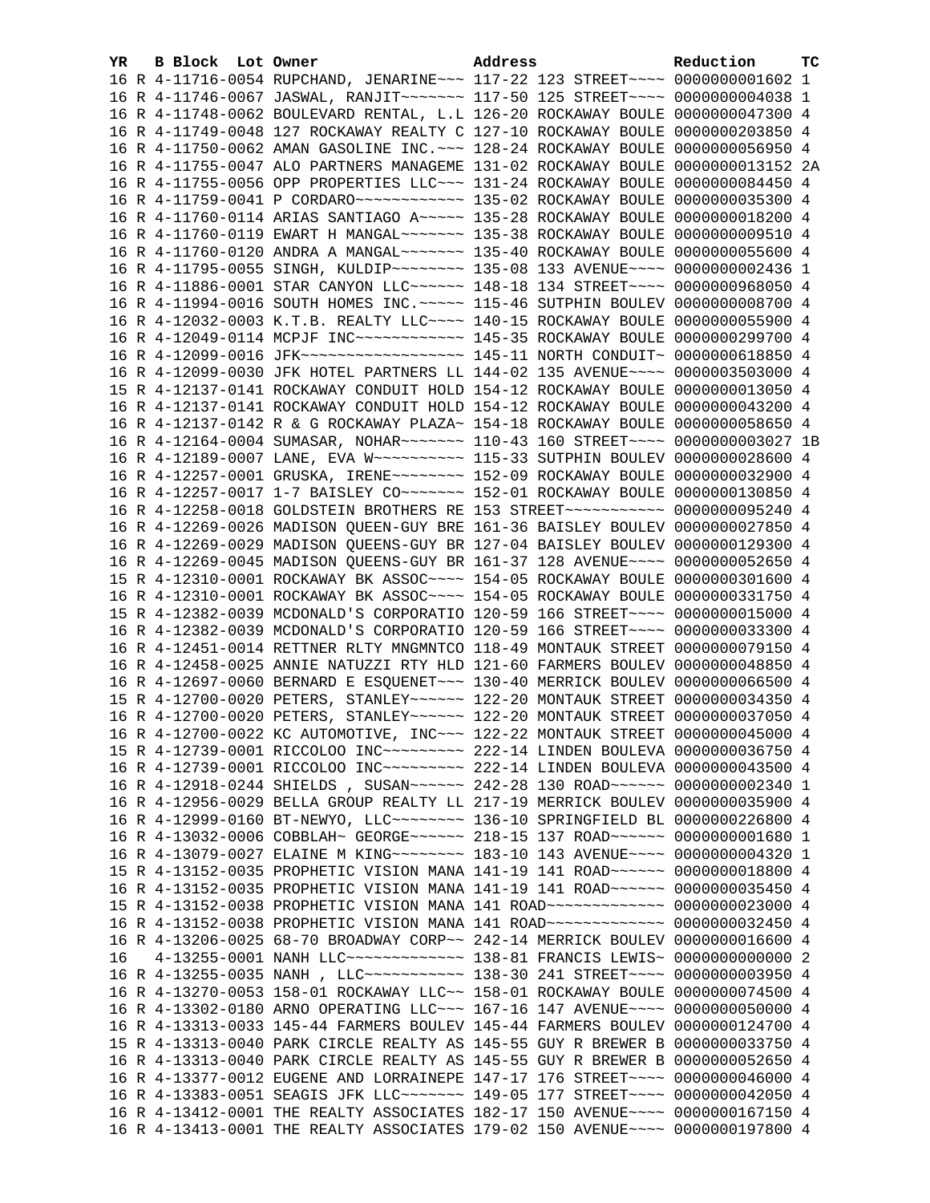| YR | B | Block | Lot | Owner | Address | Reduction | TC |
|---|---|---|---|---|---|---|---|
| 16 | R | 4-11716-0054 | | RUPCHAND, JENARINE~~~ | 117-22 123 STREET~~~~ | 0000000001602 | 1 |
| 16 | R | 4-11746-0067 | | JASWAL, RANJIT~~~~~~~ | 117-50 125 STREET~~~~ | 0000000004038 | 1 |
| 16 | R | 4-11748-0062 | | BOULEVARD RENTAL, L.L | 126-20 ROCKAWAY BOULE | 0000000047300 | 4 |
| 16 | R | 4-11749-0048 | | 127 ROCKAWAY REALTY C | 127-10 ROCKAWAY BOULE | 0000000203850 | 4 |
| 16 | R | 4-11750-0062 | | AMAN GASOLINE INC.~~~ | 128-24 ROCKAWAY BOULE | 0000000056950 | 4 |
| 16 | R | 4-11755-0047 | | ALO PARTNERS MANAGEME | 131-02 ROCKAWAY BOULE | 0000000013152 | 2A |
| 16 | R | 4-11755-0056 | | OPP PROPERTIES LLC~~~ | 131-24 ROCKAWAY BOULE | 0000000084450 | 4 |
| 16 | R | 4-11759-0041 | | P CORDARO~~~~~~~~~~~~ | 135-02 ROCKAWAY BOULE | 0000000035300 | 4 |
| 16 | R | 4-11760-0114 | | ARIAS SANTIAGO A~~~~~ | 135-28 ROCKAWAY BOULE | 0000000018200 | 4 |
| 16 | R | 4-11760-0119 | | EWART H MANGAL~~~~~~~ | 135-38 ROCKAWAY BOULE | 0000000009510 | 4 |
| 16 | R | 4-11760-0120 | | ANDRA A MANGAL~~~~~~~ | 135-40 ROCKAWAY BOULE | 0000000055600 | 4 |
| 16 | R | 4-11795-0055 | | SINGH, KULDIP~~~~~~~~ | 135-08 133 AVENUE~~~~ | 0000000002436 | 1 |
| 16 | R | 4-11886-0001 | | STAR CANYON LLC~~~~~~ | 148-18 134 STREET~~~~ | 0000000968050 | 4 |
| 16 | R | 4-11994-0016 | | SOUTH HOMES INC.~~~~~ | 115-46 SUTPHIN BOULEV | 0000000008700 | 4 |
| 16 | R | 4-12032-0003 | | K.T.B. REALTY LLC~~~~ | 140-15 ROCKAWAY BOULE | 0000000055900 | 4 |
| 16 | R | 4-12049-0114 | | MCPJF INC~~~~~~~~~~~~ | 145-35 ROCKAWAY BOULE | 0000000299700 | 4 |
| 16 | R | 4-12099-0016 | | JFK~~~~~~~~~~~~~~~~~~ | 145-11 NORTH CONDUIT~ | 0000000618850 | 4 |
| 16 | R | 4-12099-0030 | | JFK HOTEL PARTNERS LL | 144-02 135 AVENUE~~~~ | 0000003503000 | 4 |
| 15 | R | 4-12137-0141 | | ROCKAWAY CONDUIT HOLD | 154-12 ROCKAWAY BOULE | 0000000013050 | 4 |
| 16 | R | 4-12137-0141 | | ROCKAWAY CONDUIT HOLD | 154-12 ROCKAWAY BOULE | 0000000043200 | 4 |
| 16 | R | 4-12137-0142 | | R & G ROCKAWAY PLAZA~ | 154-18 ROCKAWAY BOULE | 0000000058650 | 4 |
| 16 | R | 4-12164-0004 | | SUMASAR, NOHAR~~~~~~~ | 110-43 160 STREET~~~~ | 0000000003027 | 1B |
| 16 | R | 4-12189-0007 | | LANE, EVA W~~~~~~~~~~ | 115-33 SUTPHIN BOULEV | 0000000028600 | 4 |
| 16 | R | 4-12257-0001 | | GRUSKA, IRENE~~~~~~~~ | 152-09 ROCKAWAY BOULE | 0000000032900 | 4 |
| 16 | R | 4-12257-0017 | | 1-7 BAISLEY CO~~~~~~~ | 152-01 ROCKAWAY BOULE | 0000000130850 | 4 |
| 16 | R | 4-12258-0018 | | GOLDSTEIN BROTHERS RE | 153 STREET~~~~~~~~~~~ | 0000000095240 | 4 |
| 16 | R | 4-12269-0026 | | MADISON QUEEN-GUY BRE | 161-36 BAISLEY BOULEV | 0000000027850 | 4 |
| 16 | R | 4-12269-0029 | | MADISON QUEENS-GUY BR | 127-04 BAISLEY BOULEV | 0000000129300 | 4 |
| 16 | R | 4-12269-0045 | | MADISON QUEENS-GUY BR | 161-37 128 AVENUE~~~~ | 0000000052650 | 4 |
| 15 | R | 4-12310-0001 | | ROCKAWAY BK ASSOC~~~~ | 154-05 ROCKAWAY BOULE | 0000000301600 | 4 |
| 16 | R | 4-12310-0001 | | ROCKAWAY BK ASSOC~~~~ | 154-05 ROCKAWAY BOULE | 0000000331750 | 4 |
| 15 | R | 4-12382-0039 | | MCDONALD'S CORPORATIO | 120-59 166 STREET~~~~ | 0000000015000 | 4 |
| 16 | R | 4-12382-0039 | | MCDONALD'S CORPORATIO | 120-59 166 STREET~~~~ | 0000000033300 | 4 |
| 16 | R | 4-12451-0014 | | RETTNER RLTY MNGMNTCO | 118-49 MONTAUK STREET | 0000000079150 | 4 |
| 16 | R | 4-12458-0025 | | ANNIE NATUZZI RTY HLD | 121-60 FARMERS BOULEV | 0000000048850 | 4 |
| 16 | R | 4-12697-0060 | | BERNARD E ESQUENET~~~ | 130-40 MERRICK BOULEV | 0000000066500 | 4 |
| 15 | R | 4-12700-0020 | | PETERS, STANLEY~~~~~~ | 122-20 MONTAUK STREET | 0000000034350 | 4 |
| 16 | R | 4-12700-0020 | | PETERS, STANLEY~~~~~~ | 122-20 MONTAUK STREET | 0000000037050 | 4 |
| 16 | R | 4-12700-0022 | | KC AUTOMOTIVE, INC~~~ | 122-22 MONTAUK STREET | 0000000045000 | 4 |
| 15 | R | 4-12739-0001 | | RICCOLOO INC~~~~~~~~~ | 222-14 LINDEN BOULEVA | 0000000036750 | 4 |
| 16 | R | 4-12739-0001 | | RICCOLOO INC~~~~~~~~~ | 222-14 LINDEN BOULEVA | 0000000043500 | 4 |
| 16 | R | 4-12918-0244 | | SHIELDS , SUSAN~~~~~~ | 242-28 130 ROAD~~~~~~ | 0000000002340 | 1 |
| 16 | R | 4-12956-0029 | | BELLA GROUP REALTY LL | 217-19 MERRICK BOULEV | 0000000035900 | 4 |
| 16 | R | 4-12999-0160 | | BT-NEWYO, LLC~~~~~~~~ | 136-10 SPRINGFIELD BL | 0000000226800 | 4 |
| 16 | R | 4-13032-0006 | | COBBLAH~ GEORGE~~~~~~ | 218-15 137 ROAD~~~~~~ | 0000000001680 | 1 |
| 16 | R | 4-13079-0027 | | ELAINE M KING~~~~~~~~ | 183-10 143 AVENUE~~~~ | 0000000004320 | 1 |
| 15 | R | 4-13152-0035 | | PROPHETIC VISION MANA | 141-19 141 ROAD~~~~~~ | 0000000018800 | 4 |
| 16 | R | 4-13152-0035 | | PROPHETIC VISION MANA | 141-19 141 ROAD~~~~~~ | 0000000035450 | 4 |
| 15 | R | 4-13152-0038 | | PROPHETIC VISION MANA | 141 ROAD~~~~~~~~~~~~~ | 0000000023000 | 4 |
| 16 | R | 4-13152-0038 | | PROPHETIC VISION MANA | 141 ROAD~~~~~~~~~~~~~ | 0000000032450 | 4 |
| 16 | R | 4-13206-0025 | | 68-70 BROADWAY CORP~~ | 242-14 MERRICK BOULEV | 0000000016600 | 4 |
| 16 | | 4-13255-0001 | | NANH LLC~~~~~~~~~~~~~ | 138-81 FRANCIS LEWIS~ | 0000000000000 | 2 |
| 16 | R | 4-13255-0035 | | NANH , LLC~~~~~~~~~~~ | 138-30 241 STREET~~~~ | 0000000003950 | 4 |
| 16 | R | 4-13270-0053 | | 158-01 ROCKAWAY LLC~~ | 158-01 ROCKAWAY BOULE | 0000000074500 | 4 |
| 16 | R | 4-13302-0180 | | ARNO OPERATING LLC~~~ | 167-16 147 AVENUE~~~~ | 0000000050000 | 4 |
| 16 | R | 4-13313-0033 | | 145-44 FARMERS BOULEV | 145-44 FARMERS BOULEV | 0000000124700 | 4 |
| 15 | R | 4-13313-0040 | | PARK CIRCLE REALTY AS | 145-55 GUY R BREWER B | 0000000033750 | 4 |
| 16 | R | 4-13313-0040 | | PARK CIRCLE REALTY AS | 145-55 GUY R BREWER B | 0000000052650 | 4 |
| 16 | R | 4-13377-0012 | | EUGENE AND LORRAINEPE | 147-17 176 STREET~~~~ | 0000000046000 | 4 |
| 16 | R | 4-13383-0051 | | SEAGIS JFK LLC~~~~~~~ | 149-05 177 STREET~~~~ | 0000000042050 | 4 |
| 16 | R | 4-13412-0001 | | THE REALTY ASSOCIATES | 182-17 150 AVENUE~~~~ | 0000000167150 | 4 |
| 16 | R | 4-13413-0001 | | THE REALTY ASSOCIATES | 179-02 150 AVENUE~~~~ | 0000000197800 | 4 |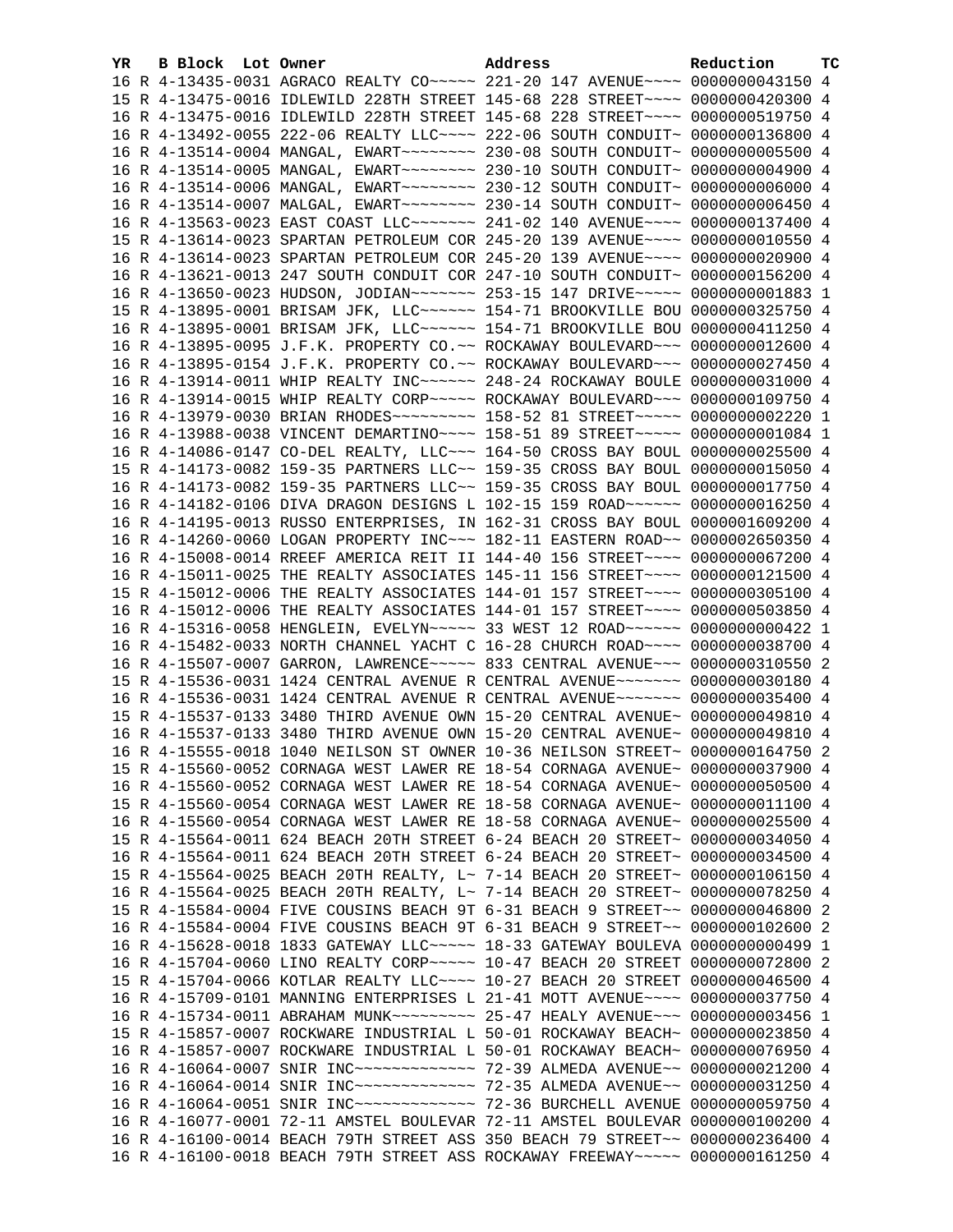| YR | B | Block | Lot | Owner | Address | Reduction | TC |
|---|---|---|---|---|---|---|---|
| 16 | R | 4-13435-0031 | | AGRACO REALTY CO~~~~~ | 221-20 147 AVENUE~~~~ | 0000000043150 | 4 |
| 15 | R | 4-13475-0016 | | IDLEWILD 228TH STREET | 145-68 228 STREET~~~~ | 0000000420300 | 4 |
| 16 | R | 4-13475-0016 | | IDLEWILD 228TH STREET | 145-68 228 STREET~~~~ | 0000000519750 | 4 |
| 16 | R | 4-13492-0055 | | 222-06 REALTY LLC~~~~ | 222-06 SOUTH CONDUIT~ | 0000000136800 | 4 |
| 16 | R | 4-13514-0004 | | MANGAL, EWART~~~~~~~~ | 230-08 SOUTH CONDUIT~ | 0000000005500 | 4 |
| 16 | R | 4-13514-0005 | | MANGAL, EWART~~~~~~~~ | 230-10 SOUTH CONDUIT~ | 0000000004900 | 4 |
| 16 | R | 4-13514-0006 | | MANGAL, EWART~~~~~~~~ | 230-12 SOUTH CONDUIT~ | 0000000006000 | 4 |
| 16 | R | 4-13514-0007 | | MALGAL, EWART~~~~~~~~ | 230-14 SOUTH CONDUIT~ | 0000000006450 | 4 |
| 16 | R | 4-13563-0023 | | EAST COAST LLC~~~~~~~ | 241-02 140 AVENUE~~~~ | 0000000137400 | 4 |
| 15 | R | 4-13614-0023 | | SPARTAN PETROLEUM COR | 245-20 139 AVENUE~~~~ | 0000000010550 | 4 |
| 16 | R | 4-13614-0023 | | SPARTAN PETROLEUM COR | 245-20 139 AVENUE~~~~ | 0000000020950 | 4 |
| 16 | R | 4-13621-0013 | | 247 SOUTH CONDUIT COR | 247-10 SOUTH CONDUIT~ | 0000000156200 | 4 |
| 16 | R | 4-13650-0023 | | HUDSON, JODIAN~~~~~~~ | 253-15 147 DRIVE~~~~~ | 0000000001883 | 1 |
| 15 | R | 4-13895-0001 | | BRISAM JFK, LLC~~~~~~ | 154-71 BROOKVILLE BOU | 0000000325750 | 4 |
| 16 | R | 4-13895-0001 | | BRISAM JFK, LLC~~~~~~ | 154-71 BROOKVILLE BOU | 0000000411250 | 4 |
| 16 | R | 4-13895-0095 | | J.F.K. PROPERTY CO.~~ | ROCKAWAY BOULEVARD~~~ | 0000000012600 | 4 |
| 16 | R | 4-13895-0154 | | J.F.K. PROPERTY CO.~~ | ROCKAWAY BOULEVARD~~~ | 0000000027450 | 4 |
| 16 | R | 4-13914-0011 | | WHIP REALTY INC~~~~~~ | 248-24 ROCKAWAY BOULE | 0000000031000 | 4 |
| 16 | R | 4-13914-0015 | | WHIP REALTY CORP~~~~~ | ROCKAWAY BOULEVARD~~~ | 0000000109750 | 4 |
| 16 | R | 4-13979-0030 | | BRIAN RHODES~~~~~~~~~ | 158-52 81 STREET~~~~~ | 0000000002220 | 1 |
| 16 | R | 4-13988-0038 | | VINCENT DEMARTINO~~~~ | 158-51 89 STREET~~~~~ | 0000000001084 | 1 |
| 16 | R | 4-14086-0147 | | CO-DEL REALTY, LLC~~~ | 164-50 CROSS BAY BOUL | 0000000025500 | 4 |
| 15 | R | 4-14173-0082 | | 159-35 PARTNERS LLC~~ | 159-35 CROSS BAY BOUL | 0000000015050 | 4 |
| 16 | R | 4-14173-0082 | | 159-35 PARTNERS LLC~~ | 159-35 CROSS BAY BOUL | 0000000017750 | 4 |
| 16 | R | 4-14182-0106 | | DIVA DRAGON DESIGNS L | 102-15 159 ROAD~~~~~~ | 0000000016250 | 4 |
| 16 | R | 4-14195-0013 | | RUSSO ENTERPRISES, IN | 162-31 CROSS BAY BOUL | 0000001609200 | 4 |
| 16 | R | 4-14260-0060 | | LOGAN PROPERTY INC~~~ | 182-11 EASTERN ROAD~~ | 0000002650350 | 4 |
| 16 | R | 4-15008-0014 | | RREEF AMERICA REIT II | 144-40 156 STREET~~~~ | 0000000067200 | 4 |
| 16 | R | 4-15011-0025 | | THE REALTY ASSOCIATES | 145-11 156 STREET~~~~ | 0000000121500 | 4 |
| 15 | R | 4-15012-0006 | | THE REALTY ASSOCIATES | 144-01 157 STREET~~~~ | 0000000305100 | 4 |
| 16 | R | 4-15012-0006 | | THE REALTY ASSOCIATES | 144-01 157 STREET~~~~ | 0000000503850 | 4 |
| 16 | R | 4-15316-0058 | | HENGLEIN, EVELYN~~~~~ | 33 WEST 12 ROAD~~~~~~ | 0000000000422 | 1 |
| 16 | R | 4-15482-0033 | | NORTH CHANNEL YACHT C | 16-28 CHURCH ROAD~~~~ | 0000000038700 | 4 |
| 16 | R | 4-15507-0007 | | GARRON, LAWRENCE~~~~~ | 833 CENTRAL AVENUE~~~ | 0000000310550 | 2 |
| 15 | R | 4-15536-0031 | | 1424 CENTRAL AVENUE R | CENTRAL AVENUE~~~~~~~ | 0000000030180 | 4 |
| 16 | R | 4-15536-0031 | | 1424 CENTRAL AVENUE R | CENTRAL AVENUE~~~~~~~ | 0000000035400 | 4 |
| 15 | R | 4-15537-0133 | | 3480 THIRD AVENUE OWN | 15-20 CENTRAL AVENUE~ | 0000000049810 | 4 |
| 16 | R | 4-15537-0133 | | 3480 THIRD AVENUE OWN | 15-20 CENTRAL AVENUE~ | 0000000049810 | 4 |
| 16 | R | 4-15555-0018 | | 1040 NEILSON ST OWNER | 10-36 NEILSON STREET~ | 0000000164750 | 2 |
| 15 | R | 4-15560-0052 | | CORNAGA WEST LAWER RE | 18-54 CORNAGA AVENUE~ | 0000000037900 | 4 |
| 16 | R | 4-15560-0052 | | CORNAGA WEST LAWER RE | 18-54 CORNAGA AVENUE~ | 0000000050500 | 4 |
| 15 | R | 4-15560-0054 | | CORNAGA WEST LAWER RE | 18-58 CORNAGA AVENUE~ | 0000000011100 | 4 |
| 16 | R | 4-15560-0054 | | CORNAGA WEST LAWER RE | 18-58 CORNAGA AVENUE~ | 0000000025500 | 4 |
| 15 | R | 4-15564-0011 | | 624 BEACH 20TH STREET | 6-24 BEACH 20 STREET~ | 0000000034050 | 4 |
| 16 | R | 4-15564-0011 | | 624 BEACH 20TH STREET | 6-24 BEACH 20 STREET~ | 0000000034500 | 4 |
| 15 | R | 4-15564-0025 | | BEACH 20TH REALTY, L~ | 7-14 BEACH 20 STREET~ | 0000000106150 | 4 |
| 16 | R | 4-15564-0025 | | BEACH 20TH REALTY, L~ | 7-14 BEACH 20 STREET~ | 0000000078250 | 4 |
| 15 | R | 4-15584-0004 | | FIVE COUSINS BEACH 9T | 6-31 BEACH 9 STREET~~ | 0000000046800 | 2 |
| 16 | R | 4-15584-0004 | | FIVE COUSINS BEACH 9T | 6-31 BEACH 9 STREET~~ | 0000000102600 | 2 |
| 16 | R | 4-15628-0018 | | 1833 GATEWAY LLC~~~~~ | 18-33 GATEWAY BOULEVA | 0000000000499 | 1 |
| 16 | R | 4-15704-0060 | | LINO REALTY CORP~~~~~ | 10-47 BEACH 20 STREET | 0000000072800 | 2 |
| 15 | R | 4-15704-0066 | | KOTLAR REALTY LLC~~~~ | 10-27 BEACH 20 STREET | 0000000046500 | 4 |
| 16 | R | 4-15709-0101 | | MANNING ENTERPRISES L | 21-41 MOTT AVENUE~~~~ | 0000000037750 | 4 |
| 16 | R | 4-15734-0011 | | ABRAHAM MUNK~~~~~~~~~ | 25-47 HEALY AVENUE~~~ | 0000000003456 | 1 |
| 15 | R | 4-15857-0007 | | ROCKWARE INDUSTRIAL L | 50-01 ROCKAWAY BEACH~ | 0000000023850 | 4 |
| 16 | R | 4-15857-0007 | | ROCKWARE INDUSTRIAL L | 50-01 ROCKAWAY BEACH~ | 0000000076950 | 4 |
| 16 | R | 4-16064-0007 | | SNIR INC~~~~~~~~~~~~~ | 72-39 ALMEDA AVENUE~~ | 0000000021200 | 4 |
| 16 | R | 4-16064-0014 | | SNIR INC~~~~~~~~~~~~~ | 72-35 ALMEDA AVENUE~~ | 0000000031250 | 4 |
| 16 | R | 4-16064-0051 | | SNIR INC~~~~~~~~~~~~~ | 72-36 BURCHELL AVENUE | 0000000059750 | 4 |
| 16 | R | 4-16077-0001 | | 72-11 AMSTEL BOULEVAR | 72-11 AMSTEL BOULEVAR | 0000000100200 | 4 |
| 16 | R | 4-16100-0014 | | BEACH 79TH STREET ASS | 350 BEACH 79 STREET~~ | 0000000236400 | 4 |
| 16 | R | 4-16100-0018 | | BEACH 79TH STREET ASS | ROCKAWAY FREEWAY~~~~~ | 0000000161250 | 4 |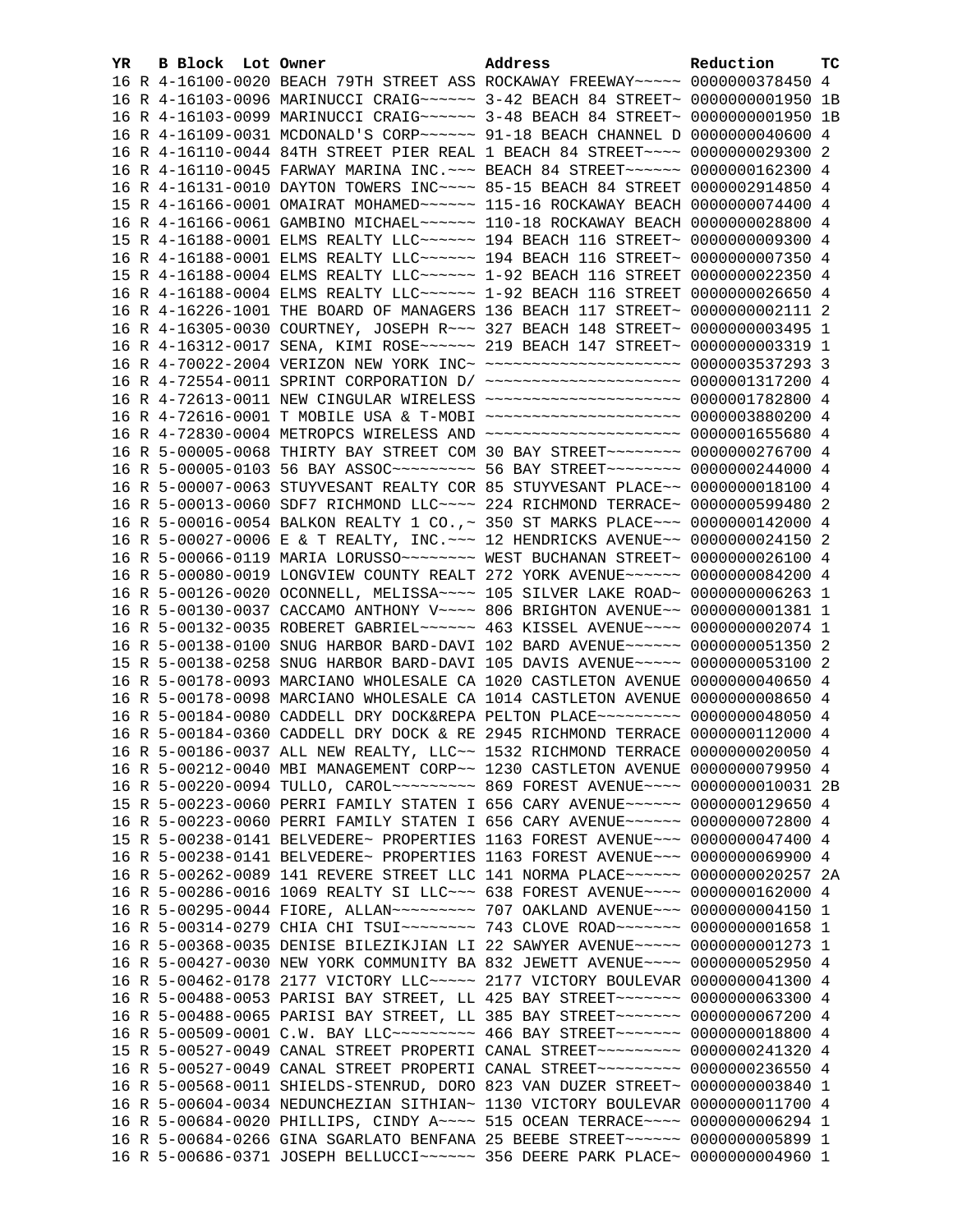| YR | B | Block | Lot | Owner | Address | Reduction | TC |
|---|---|---|---|---|---|---|---|
| 16 | R | 4-16100-0020 | | BEACH 79TH STREET ASS | ROCKAWAY FREEWAY~~~~~ | 0000000378450 | 4 |
| 16 | R | 4-16103-0096 | | MARINUCCI CRAIG~~~~~~ | 3-42 BEACH 84 STREET~ | 0000000001950 | 1B |
| 16 | R | 4-16103-0099 | | MARINUCCI CRAIG~~~~~~ | 3-48 BEACH 84 STREET~ | 0000000001950 | 1B |
| 16 | R | 4-16109-0031 | | MCDONALD'S CORP~~~~~~ | 91-18 BEACH CHANNEL D | 0000000040600 | 4 |
| 16 | R | 4-16110-0044 | | 84TH STREET PIER REAL | 1 BEACH 84 STREET~~~~ | 0000000029300 | 2 |
| 16 | R | 4-16110-0045 | | FARWAY MARINA INC.~~~ | BEACH 84 STREET~~~~~~ | 0000000162300 | 4 |
| 16 | R | 4-16131-0010 | | DAYTON TOWERS INC~~~~ | 85-15 BEACH 84 STREET | 0000002914850 | 4 |
| 15 | R | 4-16166-0001 | | OMAIRAT MOHAMED~~~~~~ | 115-16 ROCKAWAY BEACH | 0000000074400 | 4 |
| 16 | R | 4-16166-0061 | | GAMBINO MICHAEL~~~~~~ | 110-18 ROCKAWAY BEACH | 0000000028800 | 4 |
| 15 | R | 4-16188-0001 | | ELMS REALTY LLC~~~~~~ | 194 BEACH 116 STREET~ | 0000000009300 | 4 |
| 16 | R | 4-16188-0001 | | ELMS REALTY LLC~~~~~~ | 194 BEACH 116 STREET~ | 0000000007350 | 4 |
| 15 | R | 4-16188-0004 | | ELMS REALTY LLC~~~~~~ | 1-92 BEACH 116 STREET | 0000000022350 | 4 |
| 16 | R | 4-16188-0004 | | ELMS REALTY LLC~~~~~~ | 1-92 BEACH 116 STREET | 0000000026650 | 4 |
| 16 | R | 4-16226-1001 | | THE BOARD OF MANAGERS | 136 BEACH 117 STREET~ | 0000000002111 | 2 |
| 16 | R | 4-16305-0030 | | COURTNEY, JOSEPH R~~~ | 327 BEACH 148 STREET~ | 0000000003495 | 1 |
| 16 | R | 4-16312-0017 | | SENA, KIMI ROSE~~~~~~ | 219 BEACH 147 STREET~ | 0000000003319 | 1 |
| 16 | R | 4-70022-2004 | | VERIZON NEW YORK INC~ | ~~~~~~~~~~~~~~~~~~~~~ | 0000003537293 | 3 |
| 16 | R | 4-72554-0011 | | SPRINT CORPORATION D/ | ~~~~~~~~~~~~~~~~~~~~~ | 0000001317200 | 4 |
| 16 | R | 4-72613-0011 | | NEW CINGULAR WIRELESS | ~~~~~~~~~~~~~~~~~~~~~ | 0000001782800 | 4 |
| 16 | R | 4-72616-0001 | | T MOBILE USA & T-MOBI | ~~~~~~~~~~~~~~~~~~~~~ | 0000003880200 | 4 |
| 16 | R | 4-72830-0004 | | METROPCS WIRELESS AND | ~~~~~~~~~~~~~~~~~~~~~ | 0000001655680 | 4 |
| 16 | R | 5-00005-0068 | | THIRTY BAY STREET COM | 30 BAY STREET~~~~~~~~ | 0000000276700 | 4 |
| 16 | R | 5-00005-0103 | | 56 BAY ASSOC~~~~~~~~~ | 56 BAY STREET~~~~~~~~ | 0000000244000 | 4 |
| 16 | R | 5-00007-0063 | | STUYVESANT REALTY COR | 85 STUYVESANT PLACE~~ | 0000000018100 | 4 |
| 16 | R | 5-00013-0060 | | SDF7 RICHMOND LLC~~~~ | 224 RICHMOND TERRACE~ | 0000000599480 | 2 |
| 16 | R | 5-00016-0054 | | BALKON REALTY 1 CO.,~ | 350 ST MARKS PLACE~~~ | 0000000142000 | 4 |
| 16 | R | 5-00027-0006 | | E & T REALTY, INC.~~~ | 12 HENDRICKS AVENUE~~ | 0000000024150 | 2 |
| 16 | R | 5-00066-0119 | | MARIA LORUSSO~~~~~~~~ | WEST BUCHANAN STREET~ | 0000000026100 | 4 |
| 16 | R | 5-00080-0019 | | LONGVIEW COUNTY REALT | 272 YORK AVENUE~~~~~~ | 0000000084200 | 4 |
| 16 | R | 5-00126-0020 | | OCONNELL, MELISSA~~~~ | 105 SILVER LAKE ROAD~ | 0000000006263 | 1 |
| 16 | R | 5-00130-0037 | | CACCAMO ANTHONY V~~~~ | 806 BRIGHTON AVENUE~~ | 0000000001381 | 1 |
| 16 | R | 5-00132-0035 | | ROBERET GABRIEL~~~~~~ | 463 KISSEL AVENUE~~~~ | 0000000002074 | 1 |
| 16 | R | 5-00138-0100 | | SNUG HARBOR BARD-DAVI | 102 BARD AVENUE~~~~~~ | 0000000051350 | 2 |
| 15 | R | 5-00138-0258 | | SNUG HARBOR BARD-DAVI | 105 DAVIS AVENUE~~~~~ | 0000000053100 | 2 |
| 16 | R | 5-00178-0093 | | MARCIANO WHOLESALE CA | 1020 CASTLETON AVENUE | 0000000040650 | 4 |
| 16 | R | 5-00178-0098 | | MARCIANO WHOLESALE CA | 1014 CASTLETON AVENUE | 0000000008650 | 4 |
| 16 | R | 5-00184-0080 | | CADDELL DRY DOCK&REPA | PELTON PLACE~~~~~~~~~ | 0000000048050 | 4 |
| 16 | R | 5-00184-0360 | | CADDELL DRY DOCK & RE | 2945 RICHMOND TERRACE | 0000000112000 | 4 |
| 16 | R | 5-00186-0037 | | ALL NEW REALTY, LLC~~ | 1532 RICHMOND TERRACE | 0000000020050 | 4 |
| 16 | R | 5-00212-0040 | | MBI MANAGEMENT CORP~~ | 1230 CASTLETON AVENUE | 0000000079950 | 4 |
| 16 | R | 5-00220-0094 | | TULLO, CAROL~~~~~~~~~ | 869 FOREST AVENUE~~~~ | 0000000010031 | 2B |
| 15 | R | 5-00223-0060 | | PERRI FAMILY STATEN I | 656 CARY AVENUE~~~~~~ | 0000000129650 | 4 |
| 16 | R | 5-00223-0060 | | PERRI FAMILY STATEN I | 656 CARY AVENUE~~~~~~ | 0000000072800 | 4 |
| 15 | R | 5-00238-0141 | | BELVEDERE~ PROPERTIES | 1163 FOREST AVENUE~~~ | 0000000047400 | 4 |
| 16 | R | 5-00238-0141 | | BELVEDERE~ PROPERTIES | 1163 FOREST AVENUE~~~ | 0000000069900 | 4 |
| 16 | R | 5-00262-0089 | | 141 REVERE STREET LLC | 141 NORMA PLACE~~~~~~ | 0000000020257 | 2A |
| 16 | R | 5-00286-0016 | | 1069 REALTY SI LLC~~~ | 638 FOREST AVENUE~~~~ | 0000000162000 | 4 |
| 16 | R | 5-00295-0044 | | FIORE, ALLAN~~~~~~~~~ | 707 OAKLAND AVENUE~~~ | 0000000004150 | 1 |
| 16 | R | 5-00314-0279 | | CHIA CHI TSUI~~~~~~~~ | 743 CLOVE ROAD~~~~~~~ | 0000000001658 | 1 |
| 16 | R | 5-00368-0035 | | DENISE BILEZIKJIAN LI | 22 SAWYER AVENUE~~~~~ | 0000000001273 | 1 |
| 16 | R | 5-00427-0030 | | NEW YORK COMMUNITY BA | 832 JEWETT AVENUE~~~~ | 0000000052950 | 4 |
| 16 | R | 5-00462-0178 | | 2177 VICTORY LLC~~~~~ | 2177 VICTORY BOULEVAR | 0000000041300 | 4 |
| 16 | R | 5-00488-0053 | | PARISI BAY STREET, LL | 425 BAY STREET~~~~~~~ | 0000000063300 | 4 |
| 16 | R | 5-00488-0065 | | PARISI BAY STREET, LL | 385 BAY STREET~~~~~~~ | 0000000067200 | 4 |
| 16 | R | 5-00509-0001 | | C.W. BAY LLC~~~~~~~~~ | 466 BAY STREET~~~~~~~ | 0000000018800 | 4 |
| 15 | R | 5-00527-0049 | | CANAL STREET PROPERTI | CANAL STREET~~~~~~~~~ | 0000000241320 | 4 |
| 16 | R | 5-00527-0049 | | CANAL STREET PROPERTI | CANAL STREET~~~~~~~~~ | 0000000236550 | 4 |
| 16 | R | 5-00568-0011 | | SHIELDS-STENRUD, DORO | 823 VAN DUZER STREET~ | 0000000003840 | 1 |
| 16 | R | 5-00604-0034 | | NEDUNCHEZIAN SITHIAN~ | 1130 VICTORY BOULEVAR | 0000000011700 | 4 |
| 16 | R | 5-00684-0020 | | PHILLIPS, CINDY A~~~~ | 515 OCEAN TERRACE~~~~ | 0000000006294 | 1 |
| 16 | R | 5-00684-0266 | | GINA SGARLATO BENFANA | 25 BEEBE STREET~~~~~~ | 0000000005899 | 1 |
| 16 | R | 5-00686-0371 | | JOSEPH BELLUCCI~~~~~~ | 356 DEERE PARK PLACE~ | 0000000004960 | 1 |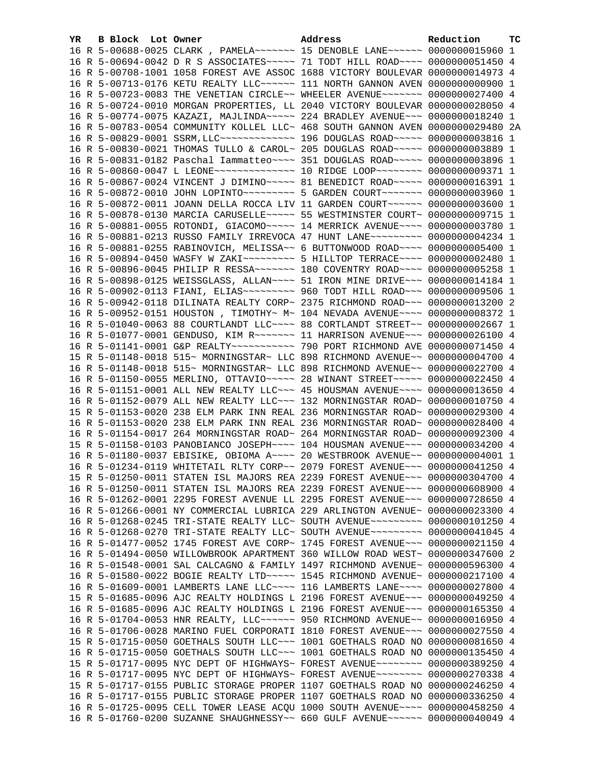| YR | B | Block | Lot | Owner | Address | Reduction | TC |
|---|---|---|---|---|---|---|---|
| 16 | R | 5-00688-0025 | | CLARK , PAMELA~~~~~~~ | 15 DENOBLE LANE~~~~~~ | 0000000015960 | 1 |
| 16 | R | 5-00694-0042 | | D R S ASSOCIATES~~~~~ | 71 TODT HILL ROAD~~~~ | 0000000051450 | 4 |
| 16 | R | 5-00708-1001 | | 1058 FOREST AVE ASSOC | 1688 VICTORY BOULEVAR | 0000000014973 | 4 |
| 16 | R | 5-00713-0176 | | KETU REALTY LLC~~~~~~ | 111 NORTH GANNON AVEN | 0000000000900 | 1 |
| 16 | R | 5-00723-0083 | | THE VENETIAN CIRCLE~~ | WHEELER AVENUE~~~~~~~ | 0000000027400 | 4 |
| 16 | R | 5-00724-0010 | | MORGAN PROPERTIES, LL | 2040 VICTORY BOULEVAR | 0000000028050 | 4 |
| 16 | R | 5-00774-0075 | | KAZAZI, MAJLINDA~~~~~ | 224 BRADLEY AVENUE~~~ | 0000000018240 | 1 |
| 16 | R | 5-00783-0054 | | COMMUNITY KOLLEL LLC~ | 468 SOUTH GANNON AVEN | 0000000029480 | 2A |
| 16 | R | 5-00829-0001 | | SSRM,LLC~~~~~~~~~~~~~ | 196 DOUGLAS ROAD~~~~~ | 0000000003816 | 1 |
| 16 | R | 5-00830-0021 | | THOMAS TULLO & CAROL~ | 205 DOUGLAS ROAD~~~~~ | 0000000003889 | 1 |
| 16 | R | 5-00831-0182 | | Paschal Iammatteo~~~~ | 351 DOUGLAS ROAD~~~~~ | 0000000003896 | 1 |
| 16 | R | 5-00860-0047 | | L LEONE~~~~~~~~~~~~~~ | 10 RIDGE LOOP~~~~~~~~ | 0000000009371 | 1 |
| 16 | R | 5-00867-0024 | | VINCENT J DIMINO~~~~~ | 81 BENEDICT ROAD~~~~~ | 0000000016391 | 1 |
| 16 | R | 5-00872-0010 | | JOHN LOPINTO~~~~~~~~~ | 5 GARDEN COURT~~~~~~~ | 0000000003960 | 1 |
| 16 | R | 5-00872-0011 | | JOANN DELLA ROCCA LIV | 11 GARDEN COURT~~~~~~ | 0000000003600 | 1 |
| 16 | R | 5-00878-0130 | | MARCIA CARUSELLE~~~~~ | 55 WESTMINSTER COURT~ | 0000000009715 | 1 |
| 16 | R | 5-00881-0055 | | ROTONDI, GIACOMO~~~~~ | 14 MERRICK AVENUE~~~~ | 0000000003780 | 1 |
| 16 | R | 5-00881-0213 | | RUSSO FAMILY IRREVOCA | 47 HUNT LANE~~~~~~~~~ | 0000000004234 | 1 |
| 16 | R | 5-00881-0255 | | RABINOVICH, MELISSA~~ | 6 BUTTONWOOD ROAD~~~~ | 0000000005400 | 1 |
| 16 | R | 5-00894-0450 | | WASFY W ZAKI~~~~~~~~~ | 5 HILLTOP TERRACE~~~~ | 0000000002480 | 1 |
| 16 | R | 5-00896-0045 | | PHILIP R RESSA~~~~~~~ | 180 COVENTRY ROAD~~~~ | 0000000005258 | 1 |
| 16 | R | 5-00898-0125 | | WEISSGLASS, ALLAN~~~~ | 51 IRON MINE DRIVE~~~ | 0000000014184 | 1 |
| 16 | R | 5-00902-0113 | | FIANI, ELIAS~~~~~~~~~ | 960 TODT HILL ROAD~~~ | 0000000009506 | 1 |
| 16 | R | 5-00942-0118 | | DILINATA REALTY CORP~ | 2375 RICHMOND ROAD~~~ | 0000000013200 | 2 |
| 16 | R | 5-00952-0151 | | HOUSTON , TIMOTHY~ M~ | 104 NEVADA AVENUE~~~~ | 0000000008372 | 1 |
| 16 | R | 5-01040-0063 | | 88 COURTLANDT LLC~~~~ | 88 CORTLANDT STREET~~ | 0000000002667 | 1 |
| 16 | R | 5-01077-0001 | | GENDUSO, KIM R~~~~~~~ | 11 HARRISON AVENUE~~~ | 0000000026100 | 4 |
| 16 | R | 5-01141-0001 | | G&P REALTY~~~~~~~~~~~ | 790 PORT RICHMOND AVE | 0000000071450 | 4 |
| 15 | R | 5-01148-0018 | | 515~ MORNINGSTAR~ LLC | 898 RICHMOND AVENUE~~ | 0000000004700 | 4 |
| 16 | R | 5-01148-0018 | | 515~ MORNINGSTAR~ LLC | 898 RICHMOND AVENUE~~ | 0000000022700 | 4 |
| 16 | R | 5-01150-0055 | | MERLINO, OTTAVIO~~~~~ | 28 WINANT STREET~~~~~ | 0000000022450 | 4 |
| 16 | R | 5-01151-0001 | | ALL NEW REALTY LLC~~~ | 45 HOUSMAN AVENUE~~~~ | 0000000013650 | 4 |
| 16 | R | 5-01152-0079 | | ALL NEW REALTY LLC~~~ | 132 MORNINGSTAR ROAD~ | 0000000010750 | 4 |
| 15 | R | 5-01153-0020 | | 238 ELM PARK INN REAL | 236 MORNINGSTAR ROAD~ | 0000000029300 | 4 |
| 16 | R | 5-01153-0020 | | 238 ELM PARK INN REAL | 236 MORNINGSTAR ROAD~ | 0000000028400 | 4 |
| 16 | R | 5-01154-0017 | | 264 MORNINGSTAR ROAD~ | 264 MORNINGSTAR ROAD~ | 0000000092300 | 4 |
| 15 | R | 5-01158-0103 | | PANOBIANCO JOSEPH~~~~ | 104 HOUSMAN AVENUE~~~ | 0000000034200 | 4 |
| 16 | R | 5-01180-0037 | | EBISIKE, OBIOMA A~~~~ | 20 WESTBROOK AVENUE~~ | 0000000004001 | 1 |
| 16 | R | 5-01234-0119 | | WHITETAIL RLTY CORP~~ | 2079 FOREST AVENUE~~~ | 0000000041250 | 4 |
| 15 | R | 5-01250-0011 | | STATEN ISL MAJORS REA | 2239 FOREST AVENUE~~~ | 0000000304700 | 4 |
| 16 | R | 5-01250-0011 | | STATEN ISL MAJORS REA | 2239 FOREST AVENUE~~~ | 0000000608900 | 4 |
| 16 | R | 5-01262-0001 | | 2295 FOREST AVENUE LL | 2295 FOREST AVENUE~~~ | 0000000728650 | 4 |
| 16 | R | 5-01266-0001 | | NY COMMERCIAL LUBRICA | 229 ARLINGTON AVENUE~ | 0000000023300 | 4 |
| 16 | R | 5-01268-0245 | | TRI-STATE REALTY LLC~ | SOUTH AVENUE~~~~~~~~~ | 0000000101250 | 4 |
| 16 | R | 5-01268-0270 | | TRI-STATE REALTY LLC~ | SOUTH AVENUE~~~~~~~~~ | 0000000041045 | 4 |
| 16 | R | 5-01477-0052 | | 1745 FOREST AVE CORP~ | 1745 FOREST AVENUE~~~ | 0000000021150 | 4 |
| 16 | R | 5-01494-0050 | | WILLOWBROOK APARTMENT | 360 WILLOW ROAD WEST~ | 0000000347600 | 2 |
| 16 | R | 5-01548-0001 | | SAL CALCAGNO & FAMILY | 1497 RICHMOND AVENUE~ | 0000000596300 | 4 |
| 16 | R | 5-01580-0022 | | BOGIE REALTY LTD~~~~~ | 1545 RICHMOND AVENUE~ | 0000000217100 | 4 |
| 16 | R | 5-01609-0001 | | LAMBERTS LANE LLC~~~~ | 116 LAMBERTS LANE~~~~ | 0000000027800 | 4 |
| 15 | R | 5-01685-0096 | | AJC REALTY HOLDINGS L | 2196 FOREST AVENUE~~~ | 0000000049250 | 4 |
| 16 | R | 5-01685-0096 | | AJC REALTY HOLDINGS L | 2196 FOREST AVENUE~~~ | 0000000165350 | 4 |
| 16 | R | 5-01704-0053 | | HNR REALTY, LLC~~~~~~ | 950 RICHMOND AVENUE~~ | 0000000016950 | 4 |
| 16 | R | 5-01706-0028 | | MARINO FUEL CORPORATI | 1810 FOREST AVENUE~~~ | 0000000027550 | 4 |
| 15 | R | 5-01715-0050 | | GOETHALS SOUTH LLC~~~ | 1001 GOETHALS ROAD NO | 0000000081650 | 4 |
| 16 | R | 5-01715-0050 | | GOETHALS SOUTH LLC~~~ | 1001 GOETHALS ROAD NO | 0000000135450 | 4 |
| 15 | R | 5-01717-0095 | | NYC DEPT OF HIGHWAYS~ | FOREST AVENUE~~~~~~~~ | 0000000389250 | 4 |
| 16 | R | 5-01717-0095 | | NYC DEPT OF HIGHWAYS~ | FOREST AVENUE~~~~~~~~ | 0000000270338 | 4 |
| 15 | R | 5-01717-0155 | | PUBLIC STORAGE PROPER | 1107 GOETHALS ROAD NO | 0000000246250 | 4 |
| 16 | R | 5-01717-0155 | | PUBLIC STORAGE PROPER | 1107 GOETHALS ROAD NO | 0000000336250 | 4 |
| 16 | R | 5-01725-0095 | | CELL TOWER LEASE ACQU | 1000 SOUTH AVENUE~~~~ | 0000000458250 | 4 |
| 16 | R | 5-01760-0200 | | SUZANNE SHAUGHNESSY~~ | 660 GULF AVENUE~~~~~~ | 0000000040049 | 4 |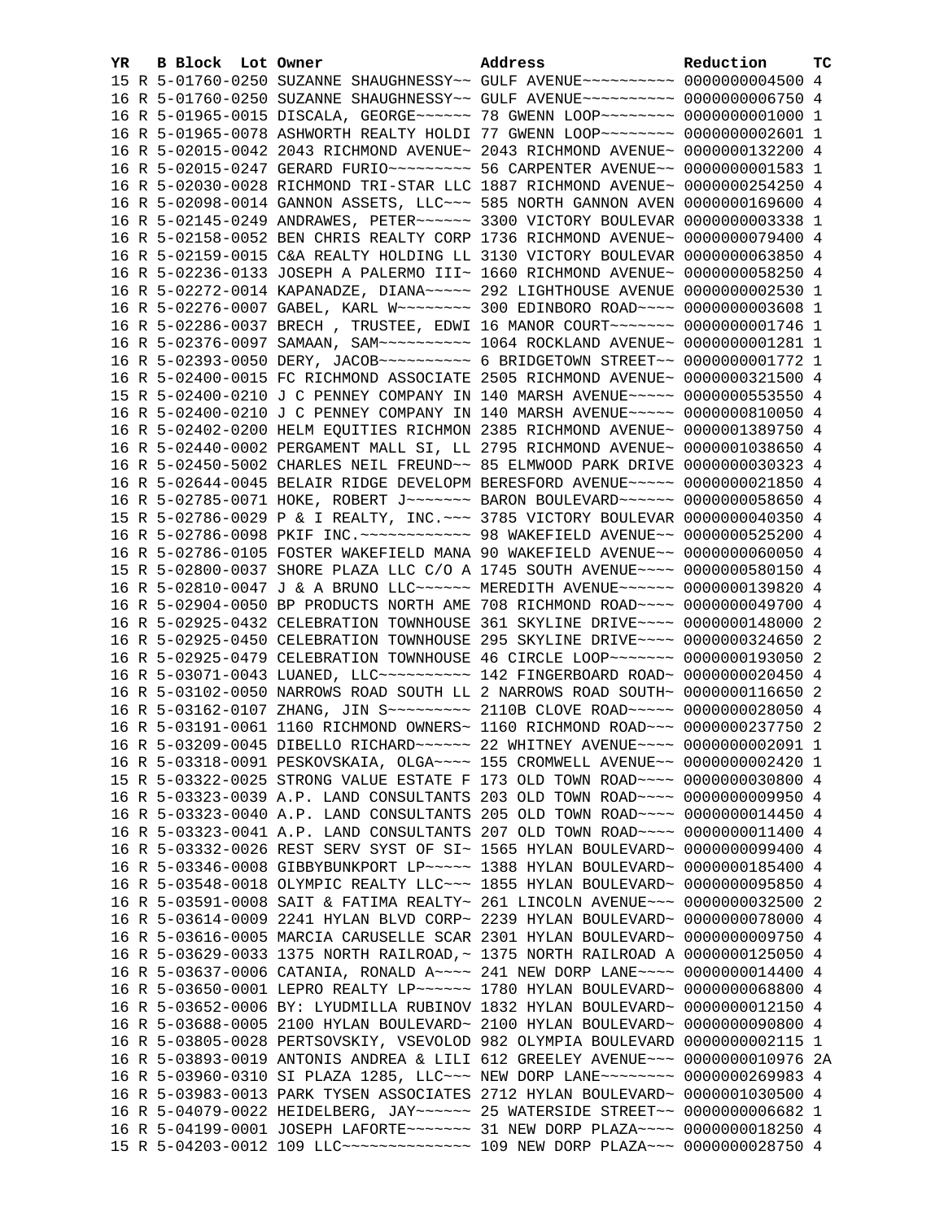| YR | B | Block | Lot | Owner | Address | Reduction | TC |
|---|---|---|---|---|---|---|---|
| 15 | R | 5-01760-0250 | | SUZANNE SHAUGHNESSY~~ | GULF AVENUE~~~~~~~~~~ | 0000000004500 | 4 |
| 16 | R | 5-01760-0250 | | SUZANNE SHAUGHNESSY~~ | GULF AVENUE~~~~~~~~~~ | 0000000006750 | 4 |
| 16 | R | 5-01965-0015 | | DISCALA, GEORGE~~~~~~ | 78 GWENN LOOP~~~~~~~~ | 0000000001000 | 1 |
| 16 | R | 5-01965-0078 | | ASHWORTH REALTY HOLDI | 77 GWENN LOOP~~~~~~~~ | 0000000002601 | 1 |
| 16 | R | 5-02015-0042 | | 2043 RICHMOND AVENUE~ | 2043 RICHMOND AVENUE~ | 0000000132200 | 4 |
| 16 | R | 5-02015-0247 | | GERARD FURIO~~~~~~~~~ | 56 CARPENTER AVENUE~~ | 0000000001583 | 1 |
| 16 | R | 5-02030-0028 | | RICHMOND TRI-STAR LLC | 1887 RICHMOND AVENUE~ | 0000000254250 | 4 |
| 16 | R | 5-02098-0014 | | GANNON ASSETS, LLC~~~ | 585 NORTH GANNON AVEN | 0000000169600 | 4 |
| 16 | R | 5-02145-0249 | | ANDRAWES, PETER~~~~~~ | 3300 VICTORY BOULEVAR | 0000000003338 | 1 |
| 16 | R | 5-02158-0052 | | BEN CHRIS REALTY CORP | 1736 RICHMOND AVENUE~ | 0000000079400 | 4 |
| 16 | R | 5-02159-0015 | | C&A REALTY HOLDING LL | 3130 VICTORY BOULEVAR | 0000000063850 | 4 |
| 16 | R | 5-02236-0133 | | JOSEPH A PALERMO III~ | 1660 RICHMOND AVENUE~ | 0000000058250 | 4 |
| 16 | R | 5-02272-0014 | | KAPANADZE, DIANA~~~~~ | 292 LIGHTHOUSE AVENUE | 0000000002530 | 1 |
| 16 | R | 5-02276-0007 | | GABEL, KARL W~~~~~~~~ | 300 EDINBORO ROAD~~~~ | 0000000003608 | 1 |
| 16 | R | 5-02286-0037 | | BRECH , TRUSTEE, EDWI | 16 MANOR COURT~~~~~~~ | 0000000001746 | 1 |
| 16 | R | 5-02376-0097 | | SAMAAN, SAM~~~~~~~~~~ | 1064 ROCKLAND AVENUE~ | 0000000001281 | 1 |
| 16 | R | 5-02393-0050 | | DERY, JACOB~~~~~~~~~~ | 6 BRIDGETOWN STREET~~ | 0000000001772 | 1 |
| 16 | R | 5-02400-0015 | | FC RICHMOND ASSOCIATE | 2505 RICHMOND AVENUE~ | 0000000321500 | 4 |
| 15 | R | 5-02400-0210 | | J C PENNEY COMPANY IN | 140 MARSH AVENUE~~~~~ | 0000000553550 | 4 |
| 16 | R | 5-02400-0210 | | J C PENNEY COMPANY IN | 140 MARSH AVENUE~~~~~ | 0000000810050 | 4 |
| 16 | R | 5-02402-0200 | | HELM EQUITIES RICHMON | 2385 RICHMOND AVENUE~ | 0000001389750 | 4 |
| 16 | R | 5-02440-0002 | | PERGAMENT MALL SI, LL | 2795 RICHMOND AVENUE~ | 0000001038650 | 4 |
| 16 | R | 5-02450-5002 | | CHARLES NEIL FREUND~~ | 85 ELMWOOD PARK DRIVE | 0000000030323 | 4 |
| 16 | R | 5-02644-0045 | | BELAIR RIDGE DEVELOPM | BERESFORD AVENUE~~~~~ | 0000000021850 | 4 |
| 16 | R | 5-02785-0071 | | HOKE, ROBERT J~~~~~~~ | BARON BOULEVARD~~~~~~ | 0000000058650 | 4 |
| 15 | R | 5-02786-0029 | | P & I REALTY, INC.~~~ | 3785 VICTORY BOULEVAR | 0000000040350 | 4 |
| 16 | R | 5-02786-0098 | | PKIF INC.~~~~~~~~~~~~ | 98 WAKEFIELD AVENUE~~ | 0000000525200 | 4 |
| 16 | R | 5-02786-0105 | | FOSTER WAKEFIELD MANA | 90 WAKEFIELD AVENUE~~ | 0000000060050 | 4 |
| 15 | R | 5-02800-0037 | | SHORE PLAZA LLC C/O A | 1745 SOUTH AVENUE~~~~ | 0000000580150 | 4 |
| 16 | R | 5-02810-0047 | | J & A BRUNO LLC~~~~~~ | MEREDITH AVENUE~~~~~~ | 0000000139820 | 4 |
| 16 | R | 5-02904-0050 | | BP PRODUCTS NORTH AME | 708 RICHMOND ROAD~~~~ | 0000000049700 | 4 |
| 16 | R | 5-02925-0432 | | CELEBRATION TOWNHOUSE | 361 SKYLINE DRIVE~~~~ | 0000000148000 | 2 |
| 16 | R | 5-02925-0450 | | CELEBRATION TOWNHOUSE | 295 SKYLINE DRIVE~~~~ | 0000000324650 | 2 |
| 16 | R | 5-02925-0479 | | CELEBRATION TOWNHOUSE | 46 CIRCLE LOOP~~~~~~~ | 0000000193050 | 2 |
| 16 | R | 5-03071-0043 | | LUANED, LLC~~~~~~~~~~ | 142 FINGERBOARD ROAD~ | 0000000020450 | 4 |
| 16 | R | 5-03102-0050 | | NARROWS ROAD SOUTH LL | 2 NARROWS ROAD SOUTH~ | 0000000116650 | 2 |
| 16 | R | 5-03162-0107 | | ZHANG, JIN S~~~~~~~~~ | 2110B CLOVE ROAD~~~~~ | 0000000028050 | 4 |
| 16 | R | 5-03191-0061 | | 1160 RICHMOND OWNERS~ | 1160 RICHMOND ROAD~~~ | 0000000237750 | 2 |
| 16 | R | 5-03209-0045 | | DIBELLO RICHARD~~~~~~ | 22 WHITNEY AVENUE~~~~ | 0000000002091 | 1 |
| 16 | R | 5-03318-0091 | | PESKOVSKAIA, OLGA~~~~ | 155 CROMWELL AVENUE~~ | 0000000002420 | 1 |
| 15 | R | 5-03322-0025 | | STRONG VALUE ESTATE F | 173 OLD TOWN ROAD~~~~ | 0000000030800 | 4 |
| 16 | R | 5-03323-0039 | | A.P. LAND CONSULTANTS | 203 OLD TOWN ROAD~~~~ | 0000000009950 | 4 |
| 16 | R | 5-03323-0040 | | A.P. LAND CONSULTANTS | 205 OLD TOWN ROAD~~~~ | 0000000014450 | 4 |
| 16 | R | 5-03323-0041 | | A.P. LAND CONSULTANTS | 207 OLD TOWN ROAD~~~~ | 0000000011400 | 4 |
| 16 | R | 5-03332-0026 | | REST SERV SYST OF SI~ | 1565 HYLAN BOULEVARD~ | 0000000099400 | 4 |
| 16 | R | 5-03346-0008 | | GIBBYBUNKPORT LP~~~~~ | 1388 HYLAN BOULEVARD~ | 0000000185400 | 4 |
| 16 | R | 5-03548-0018 | | OLYMPIC REALTY LLC~~~ | 1855 HYLAN BOULEVARD~ | 0000000095850 | 4 |
| 16 | R | 5-03591-0008 | | SAIT & FATIMA REALTY~ | 261 LINCOLN AVENUE~~~ | 0000000032500 | 2 |
| 16 | R | 5-03614-0009 | | 2241 HYLAN BLVD CORP~ | 2239 HYLAN BOULEVARD~ | 0000000078000 | 4 |
| 16 | R | 5-03616-0005 | | MARCIA CARUSELLE SCAR | 2301 HYLAN BOULEVARD~ | 0000000009750 | 4 |
| 16 | R | 5-03629-0033 | | 1375 NORTH RAILROAD,~ | 1375 NORTH RAILROAD A | 0000000125050 | 4 |
| 16 | R | 5-03637-0006 | | CATANIA, RONALD A~~~~ | 241 NEW DORP LANE~~~~ | 0000000014400 | 4 |
| 16 | R | 5-03650-0001 | | LEPRO REALTY LP~~~~~~ | 1780 HYLAN BOULEVARD~ | 0000000068800 | 4 |
| 16 | R | 5-03652-0006 | | BY: LYUDMILLA RUBINOV | 1832 HYLAN BOULEVARD~ | 0000000012150 | 4 |
| 16 | R | 5-03688-0005 | | 2100 HYLAN BOULEVARD~ | 2100 HYLAN BOULEVARD~ | 0000000090800 | 4 |
| 16 | R | 5-03805-0028 | | PERTSOVSKIY, VSEVOLOD | 982 OLYMPIA BOULEVARD | 0000000002115 | 1 |
| 16 | R | 5-03893-0019 | | ANTONIS ANDREA & LILI | 612 GREELEY AVENUE~~~ | 0000000010976 | 2A |
| 16 | R | 5-03960-0310 | | SI PLAZA 1285, LLC~~~ | NEW DORP LANE~~~~~~~~ | 0000000269983 | 4 |
| 16 | R | 5-03983-0013 | | PARK TYSEN ASSOCIATES | 2712 HYLAN BOULEVARD~ | 0000001030500 | 4 |
| 16 | R | 5-04079-0022 | | HEIDELBERG, JAY~~~~~~ | 25 WATERSIDE STREET~~ | 0000000006682 | 1 |
| 16 | R | 5-04199-0001 | | JOSEPH LAFORTE~~~~~~~ | 31 NEW DORP PLAZA~~~~ | 0000000018250 | 4 |
| 15 | R | 5-04203-0012 | | 109 LLC~~~~~~~~~~~~~~ | 109 NEW DORP PLAZA~~~ | 0000000028750 | 4 |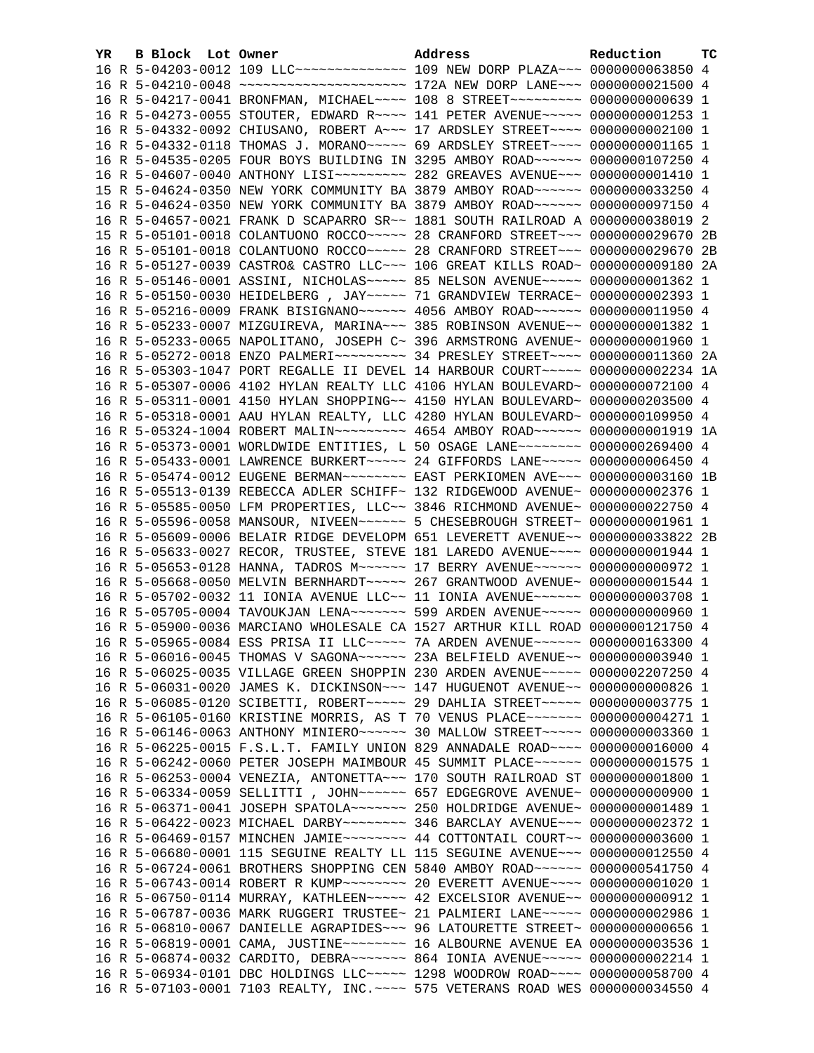| YR | B | Block | Lot | Owner | Address | Reduction | TC |
|---|---|---|---|---|---|---|---|
| 16 | R | 5-04203-0012 | | 109 LLC~~~~~~~~~~~~~~ | 109 NEW DORP PLAZA~~~ | 0000000063850 | 4 |
| 16 | R | 5-04210-0048 | | ~~~~~~~~~~~~~~~~~~~~~ | 172A NEW DORP LANE~~~ | 0000000021500 | 4 |
| 16 | R | 5-04217-0041 | | BRONFMAN, MICHAEL~~~~ | 108 8 STREET~~~~~~~~~ | 0000000000639 | 1 |
| 16 | R | 5-04273-0055 | | STOUTER, EDWARD R~~~~ | 141 PETER AVENUE~~~~~ | 0000000001253 | 1 |
| 16 | R | 5-04332-0092 | | CHIUSANO, ROBERT A~~~ | 17 ARDSLEY STREET~~~~ | 0000000002100 | 1 |
| 16 | R | 5-04332-0118 | | THOMAS J. MORANO~~~~~ | 69 ARDSLEY STREET~~~~ | 0000000001165 | 1 |
| 16 | R | 5-04535-0205 | | FOUR BOYS BUILDING IN | 3295 AMBOY ROAD~~~~~~ | 0000000107250 | 4 |
| 16 | R | 5-04607-0040 | | ANTHONY LISI~~~~~~~~~ | 282 GREAVES AVENUE~~~ | 0000000001410 | 1 |
| 15 | R | 5-04624-0350 | | NEW YORK COMMUNITY BA | 3879 AMBOY ROAD~~~~~~ | 0000000033250 | 4 |
| 16 | R | 5-04624-0350 | | NEW YORK COMMUNITY BA | 3879 AMBOY ROAD~~~~~~ | 0000000097150 | 4 |
| 16 | R | 5-04657-0021 | | FRANK D SCAPARRO SR~~ | 1881 SOUTH RAILROAD A | 0000000038019 | 2 |
| 15 | R | 5-05101-0018 | | COLANTUONO ROCCO~~~~~ | 28 CRANFORD STREET~~~ | 0000000029670 | 2B |
| 16 | R | 5-05101-0018 | | COLANTUONO ROCCO~~~~~ | 28 CRANFORD STREET~~~ | 0000000029670 | 2B |
| 16 | R | 5-05127-0039 | | CASTRO& CASTRO LLC~~~ | 106 GREAT KILLS ROAD~ | 0000000009180 | 2A |
| 16 | R | 5-05146-0001 | | ASSINI, NICHOLAS~~~~~ | 85 NELSON AVENUE~~~~~ | 0000000001362 | 1 |
| 16 | R | 5-05150-0030 | | HEIDELBERG , JAY~~~~~ | 71 GRANDVIEW TERRACE~ | 0000000002393 | 1 |
| 16 | R | 5-05216-0009 | | FRANK BISIGNANO~~~~~~ | 4056 AMBOY ROAD~~~~~~ | 0000000011950 | 4 |
| 16 | R | 5-05233-0007 | | MIZGUIREVA, MARINA~~~ | 385 ROBINSON AVENUE~~ | 0000000001382 | 1 |
| 16 | R | 5-05233-0065 | | NAPOLITANO, JOSEPH C~ | 396 ARMSTRONG AVENUE~ | 0000000001960 | 1 |
| 16 | R | 5-05272-0018 | | ENZO PALMERI~~~~~~~~~ | 34 PRESLEY STREET~~~~ | 0000000011360 | 2A |
| 16 | R | 5-05303-1047 | | PORT REGALLE II DEVEL | 14 HARBOUR COURT~~~~~ | 0000000002234 | 1A |
| 16 | R | 5-05307-0006 | | 4102 HYLAN REALTY LLC | 4106 HYLAN BOULEVARD~ | 0000000072100 | 4 |
| 16 | R | 5-05311-0001 | | 4150 HYLAN SHOPPING~~ | 4150 HYLAN BOULEVARD~ | 0000000203500 | 4 |
| 16 | R | 5-05318-0001 | | AAU HYLAN REALTY, LLC | 4280 HYLAN BOULEVARD~ | 0000000109950 | 4 |
| 16 | R | 5-05324-1004 | | ROBERT MALIN~~~~~~~~~ | 4654 AMBOY ROAD~~~~~~ | 0000000001919 | 1A |
| 16 | R | 5-05373-0001 | | WORLDWIDE ENTITIES, L | 50 OSAGE LANE~~~~~~~~ | 0000000269400 | 4 |
| 16 | R | 5-05433-0001 | | LAWRENCE BURKERT~~~~~ | 24 GIFFORDS LANE~~~~~ | 0000000006450 | 4 |
| 16 | R | 5-05474-0012 | | EUGENE BERMAN~~~~~~~~ | EAST PERKIOMEN AVE~~~ | 0000000003160 | 1B |
| 16 | R | 5-05513-0139 | | REBECCA ADLER SCHIFF~ | 132 RIDGEWOOD AVENUE~ | 0000000002376 | 1 |
| 16 | R | 5-05585-0050 | | LFM PROPERTIES, LLC~~ | 3846 RICHMOND AVENUE~ | 0000000022750 | 4 |
| 16 | R | 5-05596-0058 | | MANSOUR, NIVEEN~~~~~~ | 5 CHESEBROUGH STREET~ | 0000000001961 | 1 |
| 16 | R | 5-05609-0006 | | BELAIR RIDGE DEVELOPM | 651 LEVERETT AVENUE~~ | 0000000033822 | 2B |
| 16 | R | 5-05633-0027 | | RECOR, TRUSTEE, STEVE | 181 LAREDO AVENUE~~~~ | 0000000001944 | 1 |
| 16 | R | 5-05653-0128 | | HANNA, TADROS M~~~~~~ | 17 BERRY AVENUE~~~~~~ | 0000000000972 | 1 |
| 16 | R | 5-05668-0050 | | MELVIN BERNHARDT~~~~~ | 267 GRANTWOOD AVENUE~ | 0000000001544 | 1 |
| 16 | R | 5-05702-0032 | | 11 IONIA AVENUE LLC~~ | 11 IONIA AVENUE~~~~~~ | 0000000003708 | 1 |
| 16 | R | 5-05705-0004 | | TAVOUKJAN LENA~~~~~~~ | 599 ARDEN AVENUE~~~~~ | 0000000000960 | 1 |
| 16 | R | 5-05900-0036 | | MARCIANO WHOLESALE CA | 1527 ARTHUR KILL ROAD | 0000000121750 | 4 |
| 16 | R | 5-05965-0084 | | ESS PRISA II LLC~~~~~ | 7A ARDEN AVENUE~~~~~~ | 0000000163300 | 4 |
| 16 | R | 5-06016-0045 | | THOMAS V SAGONA~~~~~~ | 23A BELFIELD AVENUE~~ | 0000000003940 | 1 |
| 16 | R | 5-06025-0035 | | VILLAGE GREEN SHOPPIN | 230 ARDEN AVENUE~~~~~ | 0000000207250 | 4 |
| 16 | R | 5-06031-0020 | | JAMES K. DICKINSON~~~ | 147 HUGUENOT AVENUE~~ | 0000000000826 | 1 |
| 16 | R | 5-06085-0120 | | SCIBETTI, ROBERT~~~~~ | 29 DAHLIA STREET~~~~~ | 0000000003775 | 1 |
| 16 | R | 5-06105-0160 | | KRISTINE MORRIS, AS T | 70 VENUS PLACE~~~~~~~ | 0000000004271 | 1 |
| 16 | R | 5-06146-0063 | | ANTHONY MINIERO~~~~~~ | 30 MALLOW STREET~~~~~ | 0000000003360 | 1 |
| 16 | R | 5-06225-0015 | | F.S.L.T. FAMILY UNION | 829 ANNADALE ROAD~~~~ | 0000000016000 | 4 |
| 16 | R | 5-06242-0060 | | PETER JOSEPH MAIMBOUR | 45 SUMMIT PLACE~~~~~~ | 0000000001575 | 1 |
| 16 | R | 5-06253-0004 | | VENEZIA, ANTONETTA~~~ | 170 SOUTH RAILROAD ST | 0000000001800 | 1 |
| 16 | R | 5-06334-0059 | | SELLITTI , JOHN~~~~~~ | 657 EDGEGROVE AVENUE~ | 0000000000900 | 1 |
| 16 | R | 5-06371-0041 | | JOSEPH SPATOLA~~~~~~~ | 250 HOLDRIDGE AVENUE~ | 0000000001489 | 1 |
| 16 | R | 5-06422-0023 | | MICHAEL DARBY~~~~~~~~ | 346 BARCLAY AVENUE~~~ | 0000000002372 | 1 |
| 16 | R | 5-06469-0157 | | MINCHEN JAMIE~~~~~~~~ | 44 COTTONTAIL COURT~~ | 0000000003600 | 1 |
| 16 | R | 5-06680-0001 | | 115 SEGUINE REALTY LL | 115 SEGUINE AVENUE~~~ | 0000000012550 | 4 |
| 16 | R | 5-06724-0061 | | BROTHERS SHOPPING CEN | 5840 AMBOY ROAD~~~~~~ | 0000000541750 | 4 |
| 16 | R | 5-06743-0014 | | ROBERT R KUMP~~~~~~~~ | 20 EVERETT AVENUE~~~~ | 0000000001020 | 1 |
| 16 | R | 5-06750-0114 | | MURRAY, KATHLEEN~~~~~ | 42 EXCELSIOR AVENUE~~ | 0000000000912 | 1 |
| 16 | R | 5-06787-0036 | | MARK RUGGERI TRUSTEE~ | 21 PALMIERI LANE~~~~~ | 0000000002986 | 1 |
| 16 | R | 5-06810-0067 | | DANIELLE AGRAPIDES~~~ | 96 LATOURETTE STREET~ | 0000000000656 | 1 |
| 16 | R | 5-06819-0001 | | CAMA, JUSTINE~~~~~~~~ | 16 ALBOURNE AVENUE EA | 0000000003536 | 1 |
| 16 | R | 5-06874-0032 | | CARDITO, DEBRA~~~~~~~ | 864 IONIA AVENUE~~~~~ | 0000000002214 | 1 |
| 16 | R | 5-06934-0101 | | DBC HOLDINGS LLC~~~~~ | 1298 WOODROW ROAD~~~~ | 0000000058700 | 4 |
| 16 | R | 5-07103-0001 | | 7103 REALTY, INC.~~~~ | 575 VETERANS ROAD WES | 0000000034550 | 4 |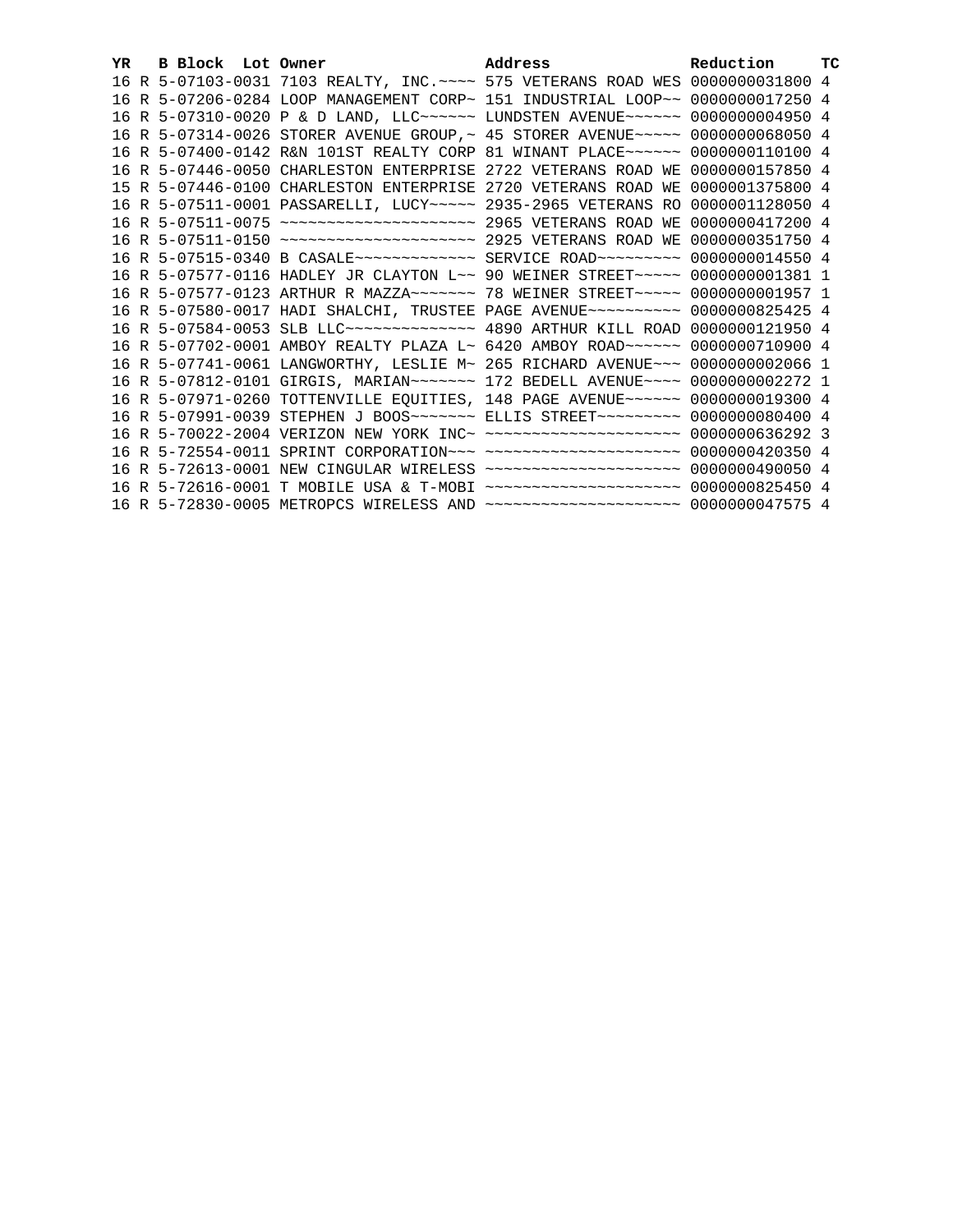| YR | B | Block | Lot | Owner | Address | Reduction | TC |
|---|---|---|---|---|---|---|---|
| 16 | R | 5-07103-0031 | | 7103 REALTY, INC.~~~~ | 575 VETERANS ROAD WES | 0000000031800 | 4 |
| 16 | R | 5-07206-0284 | | LOOP MANAGEMENT CORP~ | 151 INDUSTRIAL LOOP~~ | 0000000017250 | 4 |
| 16 | R | 5-07310-0020 | | P & D LAND, LLC~~~~~~ | LUNDSTEN AVENUE~~~~~~ | 0000000004950 | 4 |
| 16 | R | 5-07314-0026 | | STORER AVENUE GROUP,~ | 45 STORER AVENUE~~~~~ | 0000000068050 | 4 |
| 16 | R | 5-07400-0142 | | R&N 101ST REALTY CORP | 81 WINANT PLACE~~~~~~ | 0000000110100 | 4 |
| 16 | R | 5-07446-0050 | | CHARLESTON ENTERPRISE | 2722 VETERANS ROAD WE | 0000000157850 | 4 |
| 15 | R | 5-07446-0100 | | CHARLESTON ENTERPRISE | 2720 VETERANS ROAD WE | 0000001375800 | 4 |
| 16 | R | 5-07511-0001 | | PASSARELLI, LUCY~~~~~ | 2935-2965 VETERANS RO | 0000001128050 | 4 |
| 16 | R | 5-07511-0075 | | ~~~~~~~~~~~~~~~~~~~~~ | 2965 VETERANS ROAD WE | 0000000417200 | 4 |
| 16 | R | 5-07511-0150 | | ~~~~~~~~~~~~~~~~~~~~~ | 2925 VETERANS ROAD WE | 0000000351750 | 4 |
| 16 | R | 5-07515-0340 | | B CASALE~~~~~~~~~~~~~ | SERVICE ROAD~~~~~~~~~ | 0000000014550 | 4 |
| 16 | R | 5-07577-0116 | | HADLEY JR CLAYTON L~~ | 90 WEINER STREET~~~~~ | 0000000001381 | 1 |
| 16 | R | 5-07577-0123 | | ARTHUR R MAZZA~~~~~~~ | 78 WEINER STREET~~~~~ | 0000000001957 | 1 |
| 16 | R | 5-07580-0017 | | HADI SHALCHI, TRUSTEE | PAGE AVENUE~~~~~~~~~~ | 0000000825425 | 4 |
| 16 | R | 5-07584-0053 | | SLB LLC~~~~~~~~~~~~~~ | 4890 ARTHUR KILL ROAD | 0000000121950 | 4 |
| 16 | R | 5-07702-0001 | | AMBOY REALTY PLAZA L~ | 6420 AMBOY ROAD~~~~~~ | 0000000710900 | 4 |
| 16 | R | 5-07741-0061 | | LANGWORTHY, LESLIE M~ | 265 RICHARD AVENUE~~~ | 0000000002066 | 1 |
| 16 | R | 5-07812-0101 | | GIRGIS, MARIAN~~~~~~~ | 172 BEDELL AVENUE~~~~ | 0000000002272 | 1 |
| 16 | R | 5-07971-0260 | | TOTTENVILLE EQUITIES, | 148 PAGE AVENUE~~~~~~ | 0000000019300 | 4 |
| 16 | R | 5-07991-0039 | | STEPHEN J BOOS~~~~~~~ | ELLIS STREET~~~~~~~~~ | 0000000080400 | 4 |
| 16 | R | 5-70022-2004 | | VERIZON NEW YORK INC~ | ~~~~~~~~~~~~~~~~~~~~~ | 0000000636292 | 3 |
| 16 | R | 5-72554-0011 | | SPRINT CORPORATION~~~ | ~~~~~~~~~~~~~~~~~~~~~ | 0000000420350 | 4 |
| 16 | R | 5-72613-0001 | | NEW CINGULAR WIRELESS | ~~~~~~~~~~~~~~~~~~~~~ | 0000000490050 | 4 |
| 16 | R | 5-72616-0001 | | T MOBILE USA & T-MOBI | ~~~~~~~~~~~~~~~~~~~~~ | 0000000825450 | 4 |
| 16 | R | 5-72830-0005 | | METROPCS WIRELESS AND | ~~~~~~~~~~~~~~~~~~~~~ | 0000000047575 | 4 |